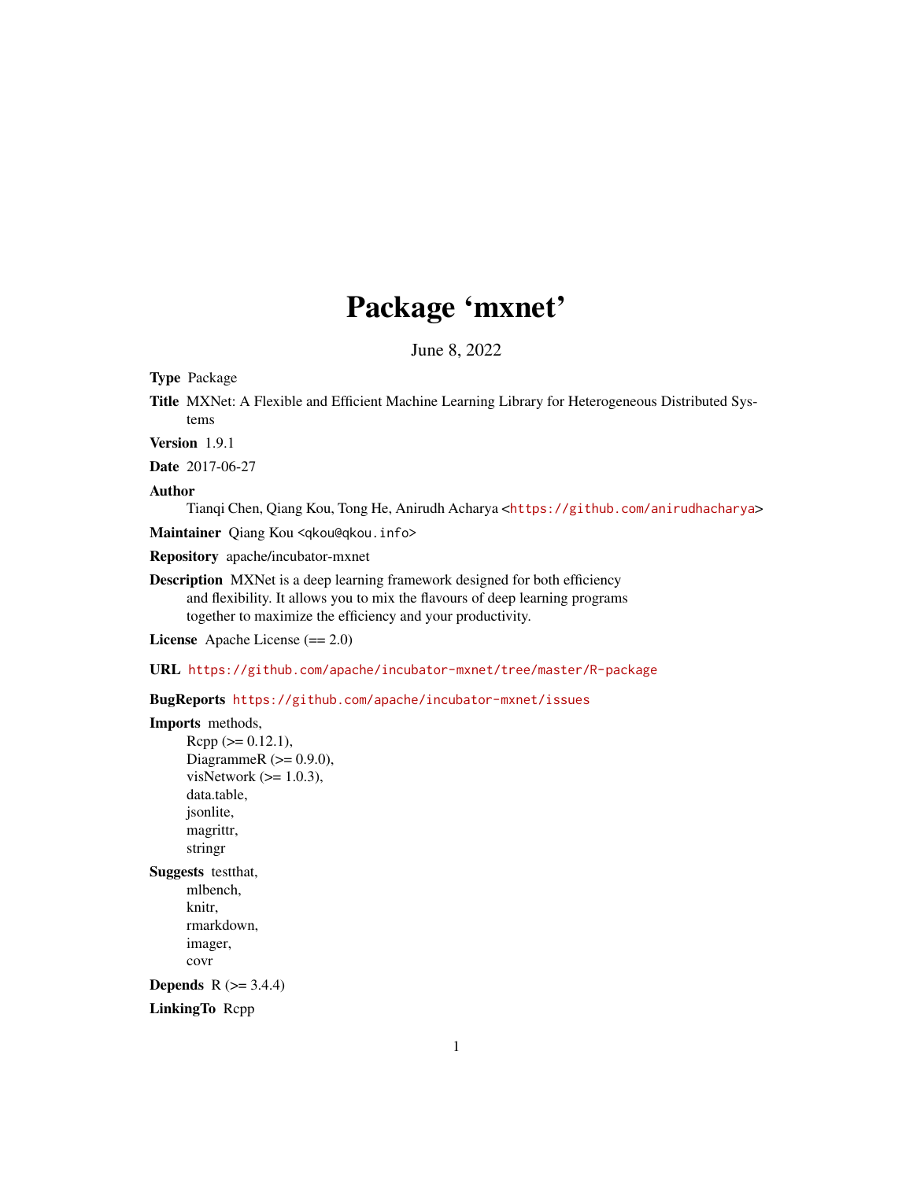# Package 'mxnet'

June 8, 2022

**Type** Package

**Title** MXNet: A Flexible and Efficient Machine Learning Library for Heterogeneous Distributed Systems

**Version** 1.9.1

**Date** 2017-06-27

**Author**
Tianqi Chen, Qiang Kou, Tong He, Anirudh Acharya <https://github.com/anirudhacharya>

**Maintainer** Qiang Kou <qkou@qkou.info>

**Repository** apache/incubator-mxnet

**Description** MXNet is a deep learning framework designed for both efficiency and flexibility. It allows you to mix the flavours of deep learning programs together to maximize the efficiency and your productivity.

**License** Apache License (== 2.0)

**URL** https://github.com/apache/incubator-mxnet/tree/master/R-package

**BugReports** https://github.com/apache/incubator-mxnet/issues

**Imports** methods,
Rcpp (>= 0.12.1),
DiagrammeR (>= 0.9.0),
visNetwork (>= 1.0.3),
data.table,
jsonlite,
magrittr,
stringr

**Suggests** testthat,
mlbench,
knitr,
rmarkdown,
imager,
covr

**Depends** R (>= 3.4.4)

**LinkingTo** Rcpp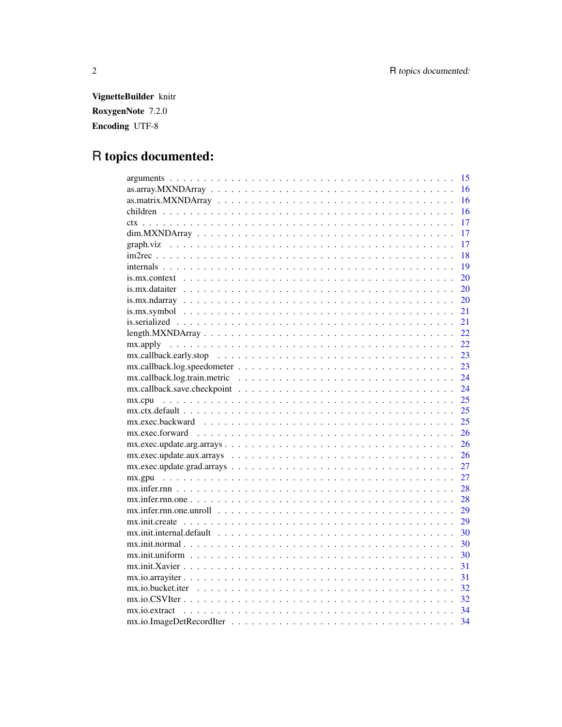**VignetteBuilder** knitr

**RoxygenNote** 7.2.0

**Encoding** UTF-8

# R topics documented:

arguments . . . . . . . . . . . . . . . . . . . . . . . . . . . . . . . . . . . . . . . 15
as.array.MXNDArray . . . . . . . . . . . . . . . . . . . . . . . . . . . . . . . . . . 16
as.matrix.MXNDArray . . . . . . . . . . . . . . . . . . . . . . . . . . . . . . . . . 16
children . . . . . . . . . . . . . . . . . . . . . . . . . . . . . . . . . . . . . . . . 16
ctx . . . . . . . . . . . . . . . . . . . . . . . . . . . . . . . . . . . . . . . . . . 17
dim.MXNDArray . . . . . . . . . . . . . . . . . . . . . . . . . . . . . . . . . . . . 17
graph.viz . . . . . . . . . . . . . . . . . . . . . . . . . . . . . . . . . . . . . . . 17
im2rec . . . . . . . . . . . . . . . . . . . . . . . . . . . . . . . . . . . . . . . . 18
internals . . . . . . . . . . . . . . . . . . . . . . . . . . . . . . . . . . . . . . . 19
is.mx.context . . . . . . . . . . . . . . . . . . . . . . . . . . . . . . . . . . . . . 20
is.mx.dataiter . . . . . . . . . . . . . . . . . . . . . . . . . . . . . . . . . . . . . 20
is.mx.ndarray . . . . . . . . . . . . . . . . . . . . . . . . . . . . . . . . . . . . . 20
is.mx.symbol . . . . . . . . . . . . . . . . . . . . . . . . . . . . . . . . . . . . . 21
is.serialized . . . . . . . . . . . . . . . . . . . . . . . . . . . . . . . . . . . . . 21
length.MXNDArray . . . . . . . . . . . . . . . . . . . . . . . . . . . . . . . . . . . 22
mx.apply . . . . . . . . . . . . . . . . . . . . . . . . . . . . . . . . . . . . . . . 22
mx.callback.early.stop . . . . . . . . . . . . . . . . . . . . . . . . . . . . . . . . 23
mx.callback.log.speedometer . . . . . . . . . . . . . . . . . . . . . . . . . . . . . 23
mx.callback.log.train.metric . . . . . . . . . . . . . . . . . . . . . . . . . . . . . 24
mx.callback.save.checkpoint . . . . . . . . . . . . . . . . . . . . . . . . . . . . . 24
mx.cpu . . . . . . . . . . . . . . . . . . . . . . . . . . . . . . . . . . . . . . . . 25
mx.ctx.default . . . . . . . . . . . . . . . . . . . . . . . . . . . . . . . . . . . . 25
mx.exec.backward . . . . . . . . . . . . . . . . . . . . . . . . . . . . . . . . . . . 25
mx.exec.forward . . . . . . . . . . . . . . . . . . . . . . . . . . . . . . . . . . . . 26
mx.exec.update.arg.arrays . . . . . . . . . . . . . . . . . . . . . . . . . . . . . . 26
mx.exec.update.aux.arrays . . . . . . . . . . . . . . . . . . . . . . . . . . . . . . 26
mx.exec.update.grad.arrays . . . . . . . . . . . . . . . . . . . . . . . . . . . . . 27
mx.gpu . . . . . . . . . . . . . . . . . . . . . . . . . . . . . . . . . . . . . . . . 27
mx.infer.rnn . . . . . . . . . . . . . . . . . . . . . . . . . . . . . . . . . . . . . 28
mx.infer.rnn.one . . . . . . . . . . . . . . . . . . . . . . . . . . . . . . . . . . . 28
mx.infer.rnn.one.unroll . . . . . . . . . . . . . . . . . . . . . . . . . . . . . . . 29
mx.init.create . . . . . . . . . . . . . . . . . . . . . . . . . . . . . . . . . . . . 29
mx.init.internal.default . . . . . . . . . . . . . . . . . . . . . . . . . . . . . . . 30
mx.init.normal . . . . . . . . . . . . . . . . . . . . . . . . . . . . . . . . . . . . 30
mx.init.uniform . . . . . . . . . . . . . . . . . . . . . . . . . . . . . . . . . . . . 30
mx.init.Xavier . . . . . . . . . . . . . . . . . . . . . . . . . . . . . . . . . . . . 31
mx.io.arrayiter . . . . . . . . . . . . . . . . . . . . . . . . . . . . . . . . . . . . 31
mx.io.bucket.iter . . . . . . . . . . . . . . . . . . . . . . . . . . . . . . . . . . . 32
mx.io.CSVIter . . . . . . . . . . . . . . . . . . . . . . . . . . . . . . . . . . . . . 32
mx.io.extract . . . . . . . . . . . . . . . . . . . . . . . . . . . . . . . . . . . . . 34
mx.io.ImageDetRecordIter . . . . . . . . . . . . . . . . . . . . . . . . . . . . . . . 34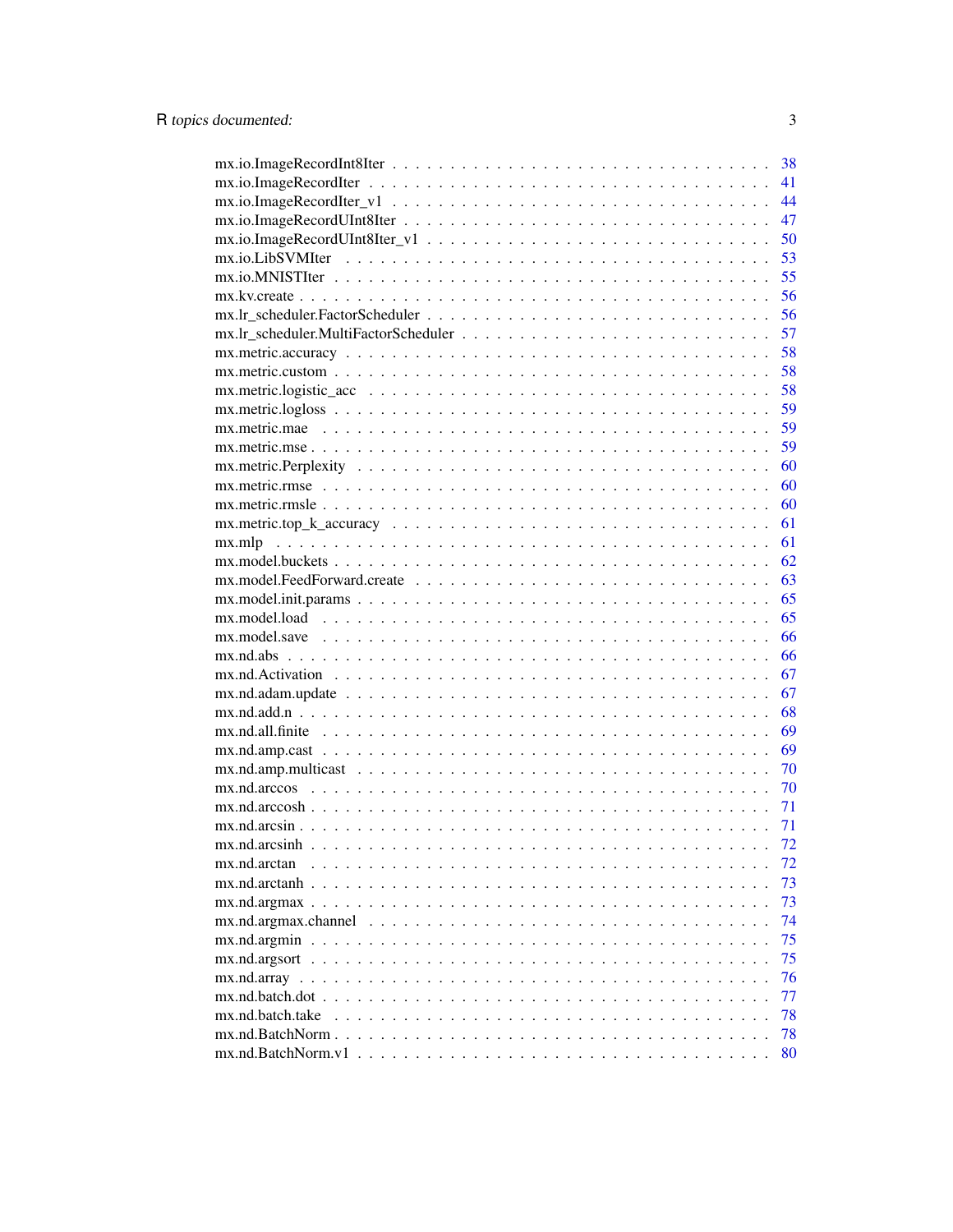mx.io.ImageRecordInt8Iter . . . . . . . . . . . . . . . . . . . . . . . . . . . . . . . 38
mx.io.ImageRecordIter . . . . . . . . . . . . . . . . . . . . . . . . . . . . . . . . . 41
mx.io.ImageRecordIter_v1 . . . . . . . . . . . . . . . . . . . . . . . . . . . . . . . . 44
mx.io.ImageRecordUInt8Iter . . . . . . . . . . . . . . . . . . . . . . . . . . . . . . . 47
mx.io.ImageRecordUInt8Iter_v1 . . . . . . . . . . . . . . . . . . . . . . . . . . . . . 50
mx.io.LibSVMIter . . . . . . . . . . . . . . . . . . . . . . . . . . . . . . . . . . . . 53
mx.io.MNISTIter . . . . . . . . . . . . . . . . . . . . . . . . . . . . . . . . . . . . . 55
mx.kv.create . . . . . . . . . . . . . . . . . . . . . . . . . . . . . . . . . . . . . . . 56
mx.lr_scheduler.FactorScheduler . . . . . . . . . . . . . . . . . . . . . . . . . . . . . 56
mx.lr_scheduler.MultiFactorScheduler . . . . . . . . . . . . . . . . . . . . . . . . . . 57
mx.metric.accuracy . . . . . . . . . . . . . . . . . . . . . . . . . . . . . . . . . . . . 58
mx.metric.custom . . . . . . . . . . . . . . . . . . . . . . . . . . . . . . . . . . . . . 58
mx.metric.logistic_acc . . . . . . . . . . . . . . . . . . . . . . . . . . . . . . . . . . 58
mx.metric.logloss . . . . . . . . . . . . . . . . . . . . . . . . . . . . . . . . . . . . . 59
mx.metric.mae . . . . . . . . . . . . . . . . . . . . . . . . . . . . . . . . . . . . . . . 59
mx.metric.mse . . . . . . . . . . . . . . . . . . . . . . . . . . . . . . . . . . . . . . . 59
mx.metric.Perplexity . . . . . . . . . . . . . . . . . . . . . . . . . . . . . . . . . . . 60
mx.metric.rmse . . . . . . . . . . . . . . . . . . . . . . . . . . . . . . . . . . . . . . 60
mx.metric.rmsle . . . . . . . . . . . . . . . . . . . . . . . . . . . . . . . . . . . . . . 60
mx.metric.top_k_accuracy . . . . . . . . . . . . . . . . . . . . . . . . . . . . . . . . . 61
mx.mlp . . . . . . . . . . . . . . . . . . . . . . . . . . . . . . . . . . . . . . . . . . . 61
mx.model.buckets . . . . . . . . . . . . . . . . . . . . . . . . . . . . . . . . . . . . . 62
mx.model.FeedForward.create . . . . . . . . . . . . . . . . . . . . . . . . . . . . . . . 63
mx.model.init.params . . . . . . . . . . . . . . . . . . . . . . . . . . . . . . . . . . . 65
mx.model.load . . . . . . . . . . . . . . . . . . . . . . . . . . . . . . . . . . . . . . . 65
mx.model.save . . . . . . . . . . . . . . . . . . . . . . . . . . . . . . . . . . . . . . . 66
mx.nd.abs . . . . . . . . . . . . . . . . . . . . . . . . . . . . . . . . . . . . . . . . . 66
mx.nd.Activation . . . . . . . . . . . . . . . . . . . . . . . . . . . . . . . . . . . . . 67
mx.nd.adam.update . . . . . . . . . . . . . . . . . . . . . . . . . . . . . . . . . . . . . 67
mx.nd.add.n . . . . . . . . . . . . . . . . . . . . . . . . . . . . . . . . . . . . . . . . 68
mx.nd.all.finite . . . . . . . . . . . . . . . . . . . . . . . . . . . . . . . . . . . . . . 69
mx.nd.amp.cast . . . . . . . . . . . . . . . . . . . . . . . . . . . . . . . . . . . . . . 69
mx.nd.amp.multicast . . . . . . . . . . . . . . . . . . . . . . . . . . . . . . . . . . . . 70
mx.nd.arccos . . . . . . . . . . . . . . . . . . . . . . . . . . . . . . . . . . . . . . . 70
mx.nd.arccosh . . . . . . . . . . . . . . . . . . . . . . . . . . . . . . . . . . . . . . . 71
mx.nd.arcsin . . . . . . . . . . . . . . . . . . . . . . . . . . . . . . . . . . . . . . . . 71
mx.nd.arcsinh . . . . . . . . . . . . . . . . . . . . . . . . . . . . . . . . . . . . . . . 72
mx.nd.arctan . . . . . . . . . . . . . . . . . . . . . . . . . . . . . . . . . . . . . . . . 72
mx.nd.arctanh . . . . . . . . . . . . . . . . . . . . . . . . . . . . . . . . . . . . . . . 73
mx.nd.argmax . . . . . . . . . . . . . . . . . . . . . . . . . . . . . . . . . . . . . . . 73
mx.nd.argmax.channel . . . . . . . . . . . . . . . . . . . . . . . . . . . . . . . . . . . 74
mx.nd.argmin . . . . . . . . . . . . . . . . . . . . . . . . . . . . . . . . . . . . . . . 75
mx.nd.argsort . . . . . . . . . . . . . . . . . . . . . . . . . . . . . . . . . . . . . . . 75
mx.nd.array . . . . . . . . . . . . . . . . . . . . . . . . . . . . . . . . . . . . . . . . 76
mx.nd.batch.dot . . . . . . . . . . . . . . . . . . . . . . . . . . . . . . . . . . . . . . 77
mx.nd.batch.take . . . . . . . . . . . . . . . . . . . . . . . . . . . . . . . . . . . . . 78
mx.nd.BatchNorm . . . . . . . . . . . . . . . . . . . . . . . . . . . . . . . . . . . . . . 78
mx.nd.BatchNorm.v1 . . . . . . . . . . . . . . . . . . . . . . . . . . . . . . . . . . . . 80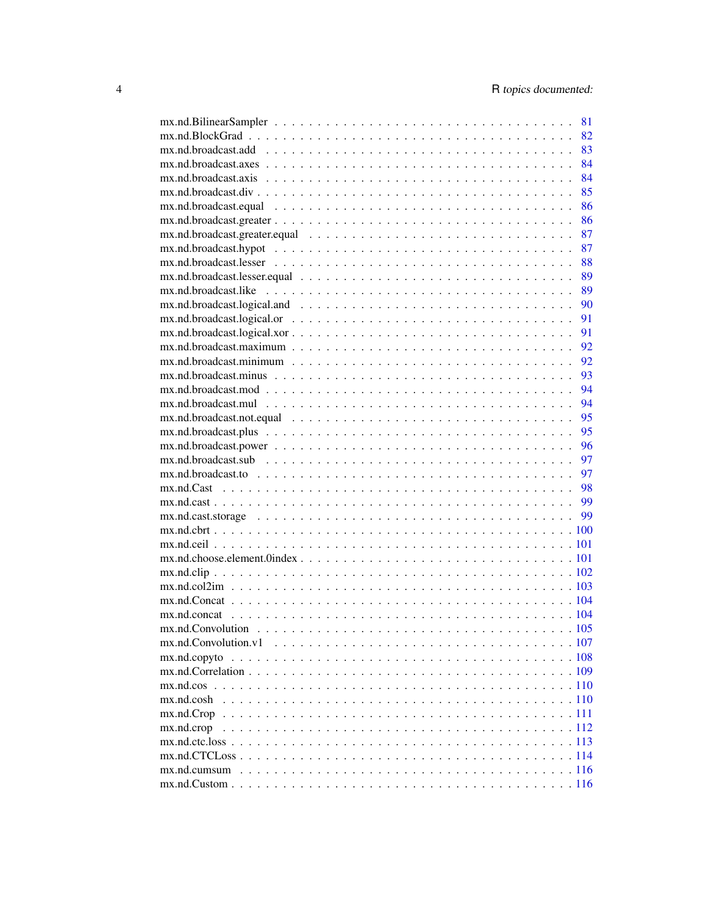mx.nd.BilinearSampler . . . . . . . . . . . . . . . . . . . . . . . . . . . . . . . . . . 81
mx.nd.BlockGrad . . . . . . . . . . . . . . . . . . . . . . . . . . . . . . . . . . . . . 82
mx.nd.broadcast.add . . . . . . . . . . . . . . . . . . . . . . . . . . . . . . . . . . . 83
mx.nd.broadcast.axes . . . . . . . . . . . . . . . . . . . . . . . . . . . . . . . . . . 84
mx.nd.broadcast.axis . . . . . . . . . . . . . . . . . . . . . . . . . . . . . . . . . . 84
mx.nd.broadcast.div . . . . . . . . . . . . . . . . . . . . . . . . . . . . . . . . . . . 85
mx.nd.broadcast.equal . . . . . . . . . . . . . . . . . . . . . . . . . . . . . . . . . 86
mx.nd.broadcast.greater . . . . . . . . . . . . . . . . . . . . . . . . . . . . . . . . 86
mx.nd.broadcast.greater.equal . . . . . . . . . . . . . . . . . . . . . . . . . . . . . 87
mx.nd.broadcast.hypot . . . . . . . . . . . . . . . . . . . . . . . . . . . . . . . . . 87
mx.nd.broadcast.lesser . . . . . . . . . . . . . . . . . . . . . . . . . . . . . . . . . 88
mx.nd.broadcast.lesser.equal . . . . . . . . . . . . . . . . . . . . . . . . . . . . . . 89
mx.nd.broadcast.like . . . . . . . . . . . . . . . . . . . . . . . . . . . . . . . . . . 89
mx.nd.broadcast.logical.and . . . . . . . . . . . . . . . . . . . . . . . . . . . . . . 90
mx.nd.broadcast.logical.or . . . . . . . . . . . . . . . . . . . . . . . . . . . . . . . 91
mx.nd.broadcast.logical.xor . . . . . . . . . . . . . . . . . . . . . . . . . . . . . . 91
mx.nd.broadcast.maximum . . . . . . . . . . . . . . . . . . . . . . . . . . . . . . . 92
mx.nd.broadcast.minimum . . . . . . . . . . . . . . . . . . . . . . . . . . . . . . . 92
mx.nd.broadcast.minus . . . . . . . . . . . . . . . . . . . . . . . . . . . . . . . . . 93
mx.nd.broadcast.mod . . . . . . . . . . . . . . . . . . . . . . . . . . . . . . . . . . 94
mx.nd.broadcast.mul . . . . . . . . . . . . . . . . . . . . . . . . . . . . . . . . . . 94
mx.nd.broadcast.not.equal . . . . . . . . . . . . . . . . . . . . . . . . . . . . . . . 95
mx.nd.broadcast.plus . . . . . . . . . . . . . . . . . . . . . . . . . . . . . . . . . . 95
mx.nd.broadcast.power . . . . . . . . . . . . . . . . . . . . . . . . . . . . . . . . . 96
mx.nd.broadcast.sub . . . . . . . . . . . . . . . . . . . . . . . . . . . . . . . . . . 97
mx.nd.broadcast.to . . . . . . . . . . . . . . . . . . . . . . . . . . . . . . . . . . . 97
mx.nd.Cast . . . . . . . . . . . . . . . . . . . . . . . . . . . . . . . . . . . . . . . 98
mx.nd.cast . . . . . . . . . . . . . . . . . . . . . . . . . . . . . . . . . . . . . . . 99
mx.nd.cast.storage . . . . . . . . . . . . . . . . . . . . . . . . . . . . . . . . . . . 99
mx.nd.cbrt . . . . . . . . . . . . . . . . . . . . . . . . . . . . . . . . . . . . . . . 100
mx.nd.ceil . . . . . . . . . . . . . . . . . . . . . . . . . . . . . . . . . . . . . . . 101
mx.nd.choose.element.0index . . . . . . . . . . . . . . . . . . . . . . . . . . . . . . 101
mx.nd.clip . . . . . . . . . . . . . . . . . . . . . . . . . . . . . . . . . . . . . . . 102
mx.nd.col2im . . . . . . . . . . . . . . . . . . . . . . . . . . . . . . . . . . . . . . 103
mx.nd.Concat . . . . . . . . . . . . . . . . . . . . . . . . . . . . . . . . . . . . . . 104
mx.nd.concat . . . . . . . . . . . . . . . . . . . . . . . . . . . . . . . . . . . . . . 104
mx.nd.Convolution . . . . . . . . . . . . . . . . . . . . . . . . . . . . . . . . . . . 105
mx.nd.Convolution.v1 . . . . . . . . . . . . . . . . . . . . . . . . . . . . . . . . . . 107
mx.nd.copyto . . . . . . . . . . . . . . . . . . . . . . . . . . . . . . . . . . . . . . 108
mx.nd.Correlation . . . . . . . . . . . . . . . . . . . . . . . . . . . . . . . . . . . . 109
mx.nd.cos . . . . . . . . . . . . . . . . . . . . . . . . . . . . . . . . . . . . . . . . 110
mx.nd.cosh . . . . . . . . . . . . . . . . . . . . . . . . . . . . . . . . . . . . . . . 110
mx.nd.Crop . . . . . . . . . . . . . . . . . . . . . . . . . . . . . . . . . . . . . . . 111
mx.nd.crop . . . . . . . . . . . . . . . . . . . . . . . . . . . . . . . . . . . . . . . 112
mx.nd.ctc.loss . . . . . . . . . . . . . . . . . . . . . . . . . . . . . . . . . . . . . 113
mx.nd.CTCLoss . . . . . . . . . . . . . . . . . . . . . . . . . . . . . . . . . . . . . 114
mx.nd.cumsum . . . . . . . . . . . . . . . . . . . . . . . . . . . . . . . . . . . . . 116
mx.nd.Custom . . . . . . . . . . . . . . . . . . . . . . . . . . . . . . . . . . . . . . 116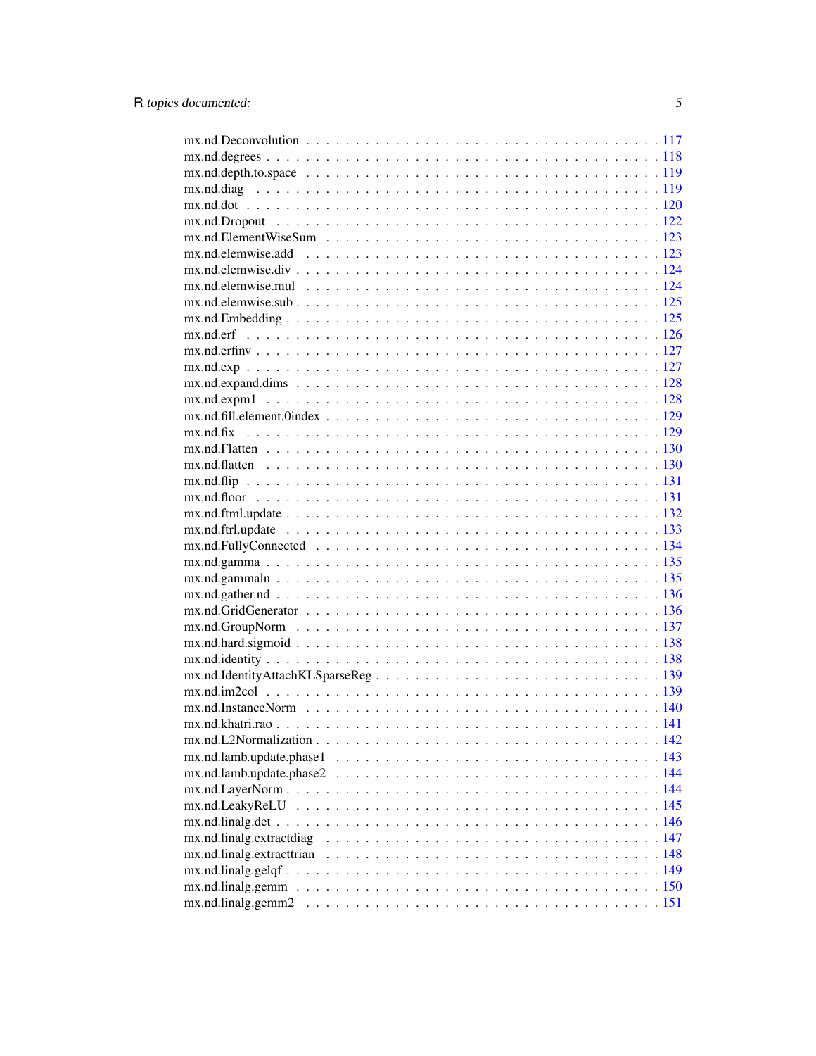mx.nd.Deconvolution . . . . . . . . . . . . . . . . . . . . . . . . . . . . . . . . 117
mx.nd.degrees . . . . . . . . . . . . . . . . . . . . . . . . . . . . . . . . . . . 118
mx.nd.depth.to.space . . . . . . . . . . . . . . . . . . . . . . . . . . . . . . . . 119
mx.nd.diag . . . . . . . . . . . . . . . . . . . . . . . . . . . . . . . . . . . . . 119
mx.nd.dot . . . . . . . . . . . . . . . . . . . . . . . . . . . . . . . . . . . . . 120
mx.nd.Dropout . . . . . . . . . . . . . . . . . . . . . . . . . . . . . . . . . . . 122
mx.nd.ElementWiseSum . . . . . . . . . . . . . . . . . . . . . . . . . . . . . . . 123
mx.nd.elemwise.add . . . . . . . . . . . . . . . . . . . . . . . . . . . . . . . . 123
mx.nd.elemwise.div . . . . . . . . . . . . . . . . . . . . . . . . . . . . . . . . 124
mx.nd.elemwise.mul . . . . . . . . . . . . . . . . . . . . . . . . . . . . . . . . 124
mx.nd.elemwise.sub . . . . . . . . . . . . . . . . . . . . . . . . . . . . . . . . 125
mx.nd.Embedding . . . . . . . . . . . . . . . . . . . . . . . . . . . . . . . . . . 125
mx.nd.erf . . . . . . . . . . . . . . . . . . . . . . . . . . . . . . . . . . . . . 126
mx.nd.erfinv . . . . . . . . . . . . . . . . . . . . . . . . . . . . . . . . . . . . 127
mx.nd.exp . . . . . . . . . . . . . . . . . . . . . . . . . . . . . . . . . . . . . 127
mx.nd.expand.dims . . . . . . . . . . . . . . . . . . . . . . . . . . . . . . . . . 128
mx.nd.expm1 . . . . . . . . . . . . . . . . . . . . . . . . . . . . . . . . . . . . 128
mx.nd.fill.element.0index . . . . . . . . . . . . . . . . . . . . . . . . . . . . . 129
mx.nd.fix . . . . . . . . . . . . . . . . . . . . . . . . . . . . . . . . . . . . . 129
mx.nd.Flatten . . . . . . . . . . . . . . . . . . . . . . . . . . . . . . . . . . . 130
mx.nd.flatten . . . . . . . . . . . . . . . . . . . . . . . . . . . . . . . . . . . 130
mx.nd.flip . . . . . . . . . . . . . . . . . . . . . . . . . . . . . . . . . . . . . 131
mx.nd.floor . . . . . . . . . . . . . . . . . . . . . . . . . . . . . . . . . . . . 131
mx.nd.ftml.update . . . . . . . . . . . . . . . . . . . . . . . . . . . . . . . . . 132
mx.nd.ftrl.update . . . . . . . . . . . . . . . . . . . . . . . . . . . . . . . . . 133
mx.nd.FullyConnected . . . . . . . . . . . . . . . . . . . . . . . . . . . . . . . 134
mx.nd.gamma . . . . . . . . . . . . . . . . . . . . . . . . . . . . . . . . . . . . 135
mx.nd.gammaln . . . . . . . . . . . . . . . . . . . . . . . . . . . . . . . . . . . 135
mx.nd.gather.nd . . . . . . . . . . . . . . . . . . . . . . . . . . . . . . . . . . 136
mx.nd.GridGenerator . . . . . . . . . . . . . . . . . . . . . . . . . . . . . . . . 136
mx.nd.GroupNorm . . . . . . . . . . . . . . . . . . . . . . . . . . . . . . . . . . 137
mx.nd.hard.sigmoid . . . . . . . . . . . . . . . . . . . . . . . . . . . . . . . . 138
mx.nd.identity . . . . . . . . . . . . . . . . . . . . . . . . . . . . . . . . . . . 138
mx.nd.IdentityAttachKLSparseReg . . . . . . . . . . . . . . . . . . . . . . . . . . 139
mx.nd.im2col . . . . . . . . . . . . . . . . . . . . . . . . . . . . . . . . . . . . 139
mx.nd.InstanceNorm . . . . . . . . . . . . . . . . . . . . . . . . . . . . . . . . 140
mx.nd.khatri.rao . . . . . . . . . . . . . . . . . . . . . . . . . . . . . . . . . . 141
mx.nd.L2Normalization . . . . . . . . . . . . . . . . . . . . . . . . . . . . . . . 142
mx.nd.lamb.update.phase1 . . . . . . . . . . . . . . . . . . . . . . . . . . . . . 143
mx.nd.lamb.update.phase2 . . . . . . . . . . . . . . . . . . . . . . . . . . . . . 144
mx.nd.LayerNorm . . . . . . . . . . . . . . . . . . . . . . . . . . . . . . . . . . 144
mx.nd.LeakyReLU . . . . . . . . . . . . . . . . . . . . . . . . . . . . . . . . . . 145
mx.nd.linalg.det . . . . . . . . . . . . . . . . . . . . . . . . . . . . . . . . . . 146
mx.nd.linalg.extractdiag . . . . . . . . . . . . . . . . . . . . . . . . . . . . . 147
mx.nd.linalg.extracttrian . . . . . . . . . . . . . . . . . . . . . . . . . . . . . 148
mx.nd.linalg.gelqf . . . . . . . . . . . . . . . . . . . . . . . . . . . . . . . . . 149
mx.nd.linalg.gemm . . . . . . . . . . . . . . . . . . . . . . . . . . . . . . . . . 150
mx.nd.linalg.gemm2 . . . . . . . . . . . . . . . . . . . . . . . . . . . . . . . . 151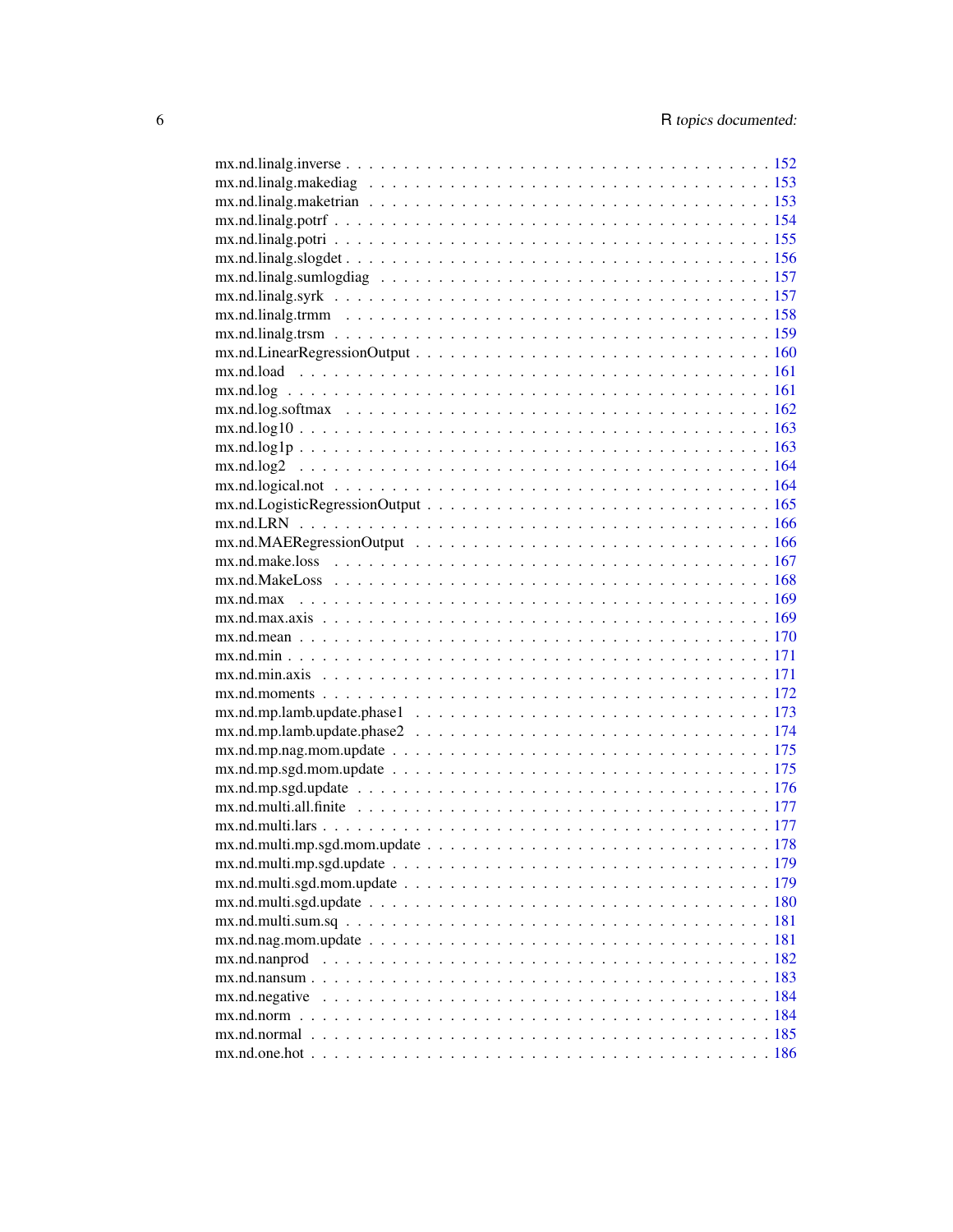mx.nd.linalg.inverse . . . . . . . . . . . . . . . . . . . . . . . . . . . . . . . . . . 152
mx.nd.linalg.makediag . . . . . . . . . . . . . . . . . . . . . . . . . . . . . . . . . 153
mx.nd.linalg.maketrian . . . . . . . . . . . . . . . . . . . . . . . . . . . . . . . . . 153
mx.nd.linalg.potrf . . . . . . . . . . . . . . . . . . . . . . . . . . . . . . . . . . . 154
mx.nd.linalg.potri . . . . . . . . . . . . . . . . . . . . . . . . . . . . . . . . . . . 155
mx.nd.linalg.slogdet . . . . . . . . . . . . . . . . . . . . . . . . . . . . . . . . . . 156
mx.nd.linalg.sumlogdiag . . . . . . . . . . . . . . . . . . . . . . . . . . . . . . . . 157
mx.nd.linalg.syrk . . . . . . . . . . . . . . . . . . . . . . . . . . . . . . . . . . . . 157
mx.nd.linalg.trmm . . . . . . . . . . . . . . . . . . . . . . . . . . . . . . . . . . . 158
mx.nd.linalg.trsm . . . . . . . . . . . . . . . . . . . . . . . . . . . . . . . . . . . . 159
mx.nd.LinearRegressionOutput . . . . . . . . . . . . . . . . . . . . . . . . . . . . . 160
mx.nd.load . . . . . . . . . . . . . . . . . . . . . . . . . . . . . . . . . . . . . . . 161
mx.nd.log . . . . . . . . . . . . . . . . . . . . . . . . . . . . . . . . . . . . . . . . 161
mx.nd.log.softmax . . . . . . . . . . . . . . . . . . . . . . . . . . . . . . . . . . . 162
mx.nd.log10 . . . . . . . . . . . . . . . . . . . . . . . . . . . . . . . . . . . . . . 163
mx.nd.log1p . . . . . . . . . . . . . . . . . . . . . . . . . . . . . . . . . . . . . . 163
mx.nd.log2 . . . . . . . . . . . . . . . . . . . . . . . . . . . . . . . . . . . . . . . 164
mx.nd.logical.not . . . . . . . . . . . . . . . . . . . . . . . . . . . . . . . . . . . 164
mx.nd.LogisticRegressionOutput . . . . . . . . . . . . . . . . . . . . . . . . . . . . 165
mx.nd.LRN . . . . . . . . . . . . . . . . . . . . . . . . . . . . . . . . . . . . . . . 166
mx.nd.MAERegressionOutput . . . . . . . . . . . . . . . . . . . . . . . . . . . . . . 166
mx.nd.make.loss . . . . . . . . . . . . . . . . . . . . . . . . . . . . . . . . . . . . 167
mx.nd.MakeLoss . . . . . . . . . . . . . . . . . . . . . . . . . . . . . . . . . . . . 168
mx.nd.max . . . . . . . . . . . . . . . . . . . . . . . . . . . . . . . . . . . . . . . 169
mx.nd.max.axis . . . . . . . . . . . . . . . . . . . . . . . . . . . . . . . . . . . . . 169
mx.nd.mean . . . . . . . . . . . . . . . . . . . . . . . . . . . . . . . . . . . . . . . 170
mx.nd.min . . . . . . . . . . . . . . . . . . . . . . . . . . . . . . . . . . . . . . . . 171
mx.nd.min.axis . . . . . . . . . . . . . . . . . . . . . . . . . . . . . . . . . . . . . 171
mx.nd.moments . . . . . . . . . . . . . . . . . . . . . . . . . . . . . . . . . . . . . 172
mx.nd.mp.lamb.update.phase1 . . . . . . . . . . . . . . . . . . . . . . . . . . . . . 173
mx.nd.mp.lamb.update.phase2 . . . . . . . . . . . . . . . . . . . . . . . . . . . . . 174
mx.nd.mp.nag.mom.update . . . . . . . . . . . . . . . . . . . . . . . . . . . . . . . 175
mx.nd.mp.sgd.mom.update . . . . . . . . . . . . . . . . . . . . . . . . . . . . . . . 175
mx.nd.mp.sgd.update . . . . . . . . . . . . . . . . . . . . . . . . . . . . . . . . . . 176
mx.nd.multi.all.finite . . . . . . . . . . . . . . . . . . . . . . . . . . . . . . . . . 177
mx.nd.multi.lars . . . . . . . . . . . . . . . . . . . . . . . . . . . . . . . . . . . . 177
mx.nd.multi.mp.sgd.mom.update . . . . . . . . . . . . . . . . . . . . . . . . . . . . 178
mx.nd.multi.mp.sgd.update . . . . . . . . . . . . . . . . . . . . . . . . . . . . . . 179
mx.nd.multi.sgd.mom.update . . . . . . . . . . . . . . . . . . . . . . . . . . . . . . 179
mx.nd.multi.sgd.update . . . . . . . . . . . . . . . . . . . . . . . . . . . . . . . . 180
mx.nd.multi.sum.sq . . . . . . . . . . . . . . . . . . . . . . . . . . . . . . . . . . 181
mx.nd.nag.mom.update . . . . . . . . . . . . . . . . . . . . . . . . . . . . . . . . . 181
mx.nd.nanprod . . . . . . . . . . . . . . . . . . . . . . . . . . . . . . . . . . . . . 182
mx.nd.nansum . . . . . . . . . . . . . . . . . . . . . . . . . . . . . . . . . . . . . . 183
mx.nd.negative . . . . . . . . . . . . . . . . . . . . . . . . . . . . . . . . . . . . . 184
mx.nd.norm . . . . . . . . . . . . . . . . . . . . . . . . . . . . . . . . . . . . . . . 184
mx.nd.normal . . . . . . . . . . . . . . . . . . . . . . . . . . . . . . . . . . . . . . 185
mx.nd.one.hot . . . . . . . . . . . . . . . . . . . . . . . . . . . . . . . . . . . . . . 186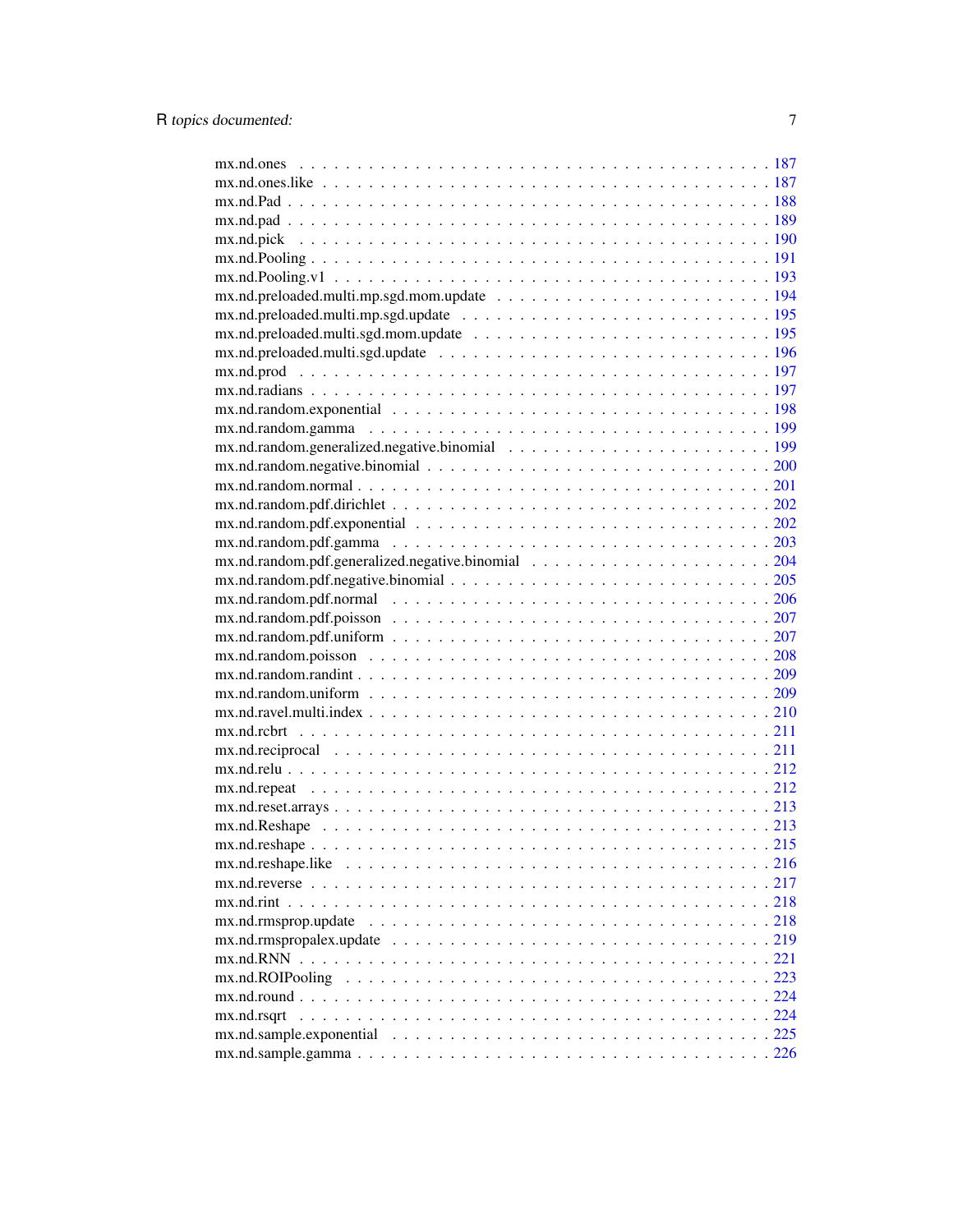mx.nd.ones . . . . . . . . . . . . . . . . . . . . . . . . . . . . . . . . . . . . . . . . 187
mx.nd.ones.like . . . . . . . . . . . . . . . . . . . . . . . . . . . . . . . . . . . . . 187
mx.nd.Pad . . . . . . . . . . . . . . . . . . . . . . . . . . . . . . . . . . . . . . . . 188
mx.nd.pad . . . . . . . . . . . . . . . . . . . . . . . . . . . . . . . . . . . . . . . . 189
mx.nd.pick . . . . . . . . . . . . . . . . . . . . . . . . . . . . . . . . . . . . . . . . 190
mx.nd.Pooling . . . . . . . . . . . . . . . . . . . . . . . . . . . . . . . . . . . . . . 191
mx.nd.Pooling.v1 . . . . . . . . . . . . . . . . . . . . . . . . . . . . . . . . . . . . 193
mx.nd.preloaded.multi.mp.sgd.mom.update . . . . . . . . . . . . . . . . . . . . . . . 194
mx.nd.preloaded.multi.mp.sgd.update . . . . . . . . . . . . . . . . . . . . . . . . . 195
mx.nd.preloaded.multi.sgd.mom.update . . . . . . . . . . . . . . . . . . . . . . . . . 195
mx.nd.preloaded.multi.sgd.update . . . . . . . . . . . . . . . . . . . . . . . . . . . 196
mx.nd.prod . . . . . . . . . . . . . . . . . . . . . . . . . . . . . . . . . . . . . . . . 197
mx.nd.radians . . . . . . . . . . . . . . . . . . . . . . . . . . . . . . . . . . . . . . 197
mx.nd.random.exponential . . . . . . . . . . . . . . . . . . . . . . . . . . . . . . . . 198
mx.nd.random.gamma . . . . . . . . . . . . . . . . . . . . . . . . . . . . . . . . . . . 199
mx.nd.random.generalized.negative.binomial . . . . . . . . . . . . . . . . . . . . . . 199
mx.nd.random.negative.binomial . . . . . . . . . . . . . . . . . . . . . . . . . . . . 200
mx.nd.random.normal . . . . . . . . . . . . . . . . . . . . . . . . . . . . . . . . . . . 201
mx.nd.random.pdf.dirichlet . . . . . . . . . . . . . . . . . . . . . . . . . . . . . . . 202
mx.nd.random.pdf.exponential . . . . . . . . . . . . . . . . . . . . . . . . . . . . . 202
mx.nd.random.pdf.gamma . . . . . . . . . . . . . . . . . . . . . . . . . . . . . . . . . 203
mx.nd.random.pdf.generalized.negative.binomial . . . . . . . . . . . . . . . . . . . . 204
mx.nd.random.pdf.negative.binomial . . . . . . . . . . . . . . . . . . . . . . . . . . 205
mx.nd.random.pdf.normal . . . . . . . . . . . . . . . . . . . . . . . . . . . . . . . . 206
mx.nd.random.pdf.poisson . . . . . . . . . . . . . . . . . . . . . . . . . . . . . . . . 207
mx.nd.random.pdf.uniform . . . . . . . . . . . . . . . . . . . . . . . . . . . . . . . . 207
mx.nd.random.poisson . . . . . . . . . . . . . . . . . . . . . . . . . . . . . . . . . . 208
mx.nd.random.randint . . . . . . . . . . . . . . . . . . . . . . . . . . . . . . . . . . 209
mx.nd.random.uniform . . . . . . . . . . . . . . . . . . . . . . . . . . . . . . . . . . 209
mx.nd.ravel.multi.index . . . . . . . . . . . . . . . . . . . . . . . . . . . . . . . . . 210
mx.nd.rcbrt . . . . . . . . . . . . . . . . . . . . . . . . . . . . . . . . . . . . . . . 211
mx.nd.reciprocal . . . . . . . . . . . . . . . . . . . . . . . . . . . . . . . . . . . . . 211
mx.nd.relu . . . . . . . . . . . . . . . . . . . . . . . . . . . . . . . . . . . . . . . . 212
mx.nd.repeat . . . . . . . . . . . . . . . . . . . . . . . . . . . . . . . . . . . . . . . 212
mx.nd.reset.arrays . . . . . . . . . . . . . . . . . . . . . . . . . . . . . . . . . . . 213
mx.nd.Reshape . . . . . . . . . . . . . . . . . . . . . . . . . . . . . . . . . . . . . . 213
mx.nd.reshape . . . . . . . . . . . . . . . . . . . . . . . . . . . . . . . . . . . . . . 215
mx.nd.reshape.like . . . . . . . . . . . . . . . . . . . . . . . . . . . . . . . . . . . 216
mx.nd.reverse . . . . . . . . . . . . . . . . . . . . . . . . . . . . . . . . . . . . . . 217
mx.nd.rint . . . . . . . . . . . . . . . . . . . . . . . . . . . . . . . . . . . . . . . . 218
mx.nd.rmsprop.update . . . . . . . . . . . . . . . . . . . . . . . . . . . . . . . . . . 218
mx.nd.rmspropalex.update . . . . . . . . . . . . . . . . . . . . . . . . . . . . . . . . 219
mx.nd.RNN . . . . . . . . . . . . . . . . . . . . . . . . . . . . . . . . . . . . . . . . 221
mx.nd.ROIPooling . . . . . . . . . . . . . . . . . . . . . . . . . . . . . . . . . . . . 223
mx.nd.round . . . . . . . . . . . . . . . . . . . . . . . . . . . . . . . . . . . . . . . 224
mx.nd.rsqrt . . . . . . . . . . . . . . . . . . . . . . . . . . . . . . . . . . . . . . . 224
mx.nd.sample.exponential . . . . . . . . . . . . . . . . . . . . . . . . . . . . . . . . 225
mx.nd.sample.gamma . . . . . . . . . . . . . . . . . . . . . . . . . . . . . . . . . . . 226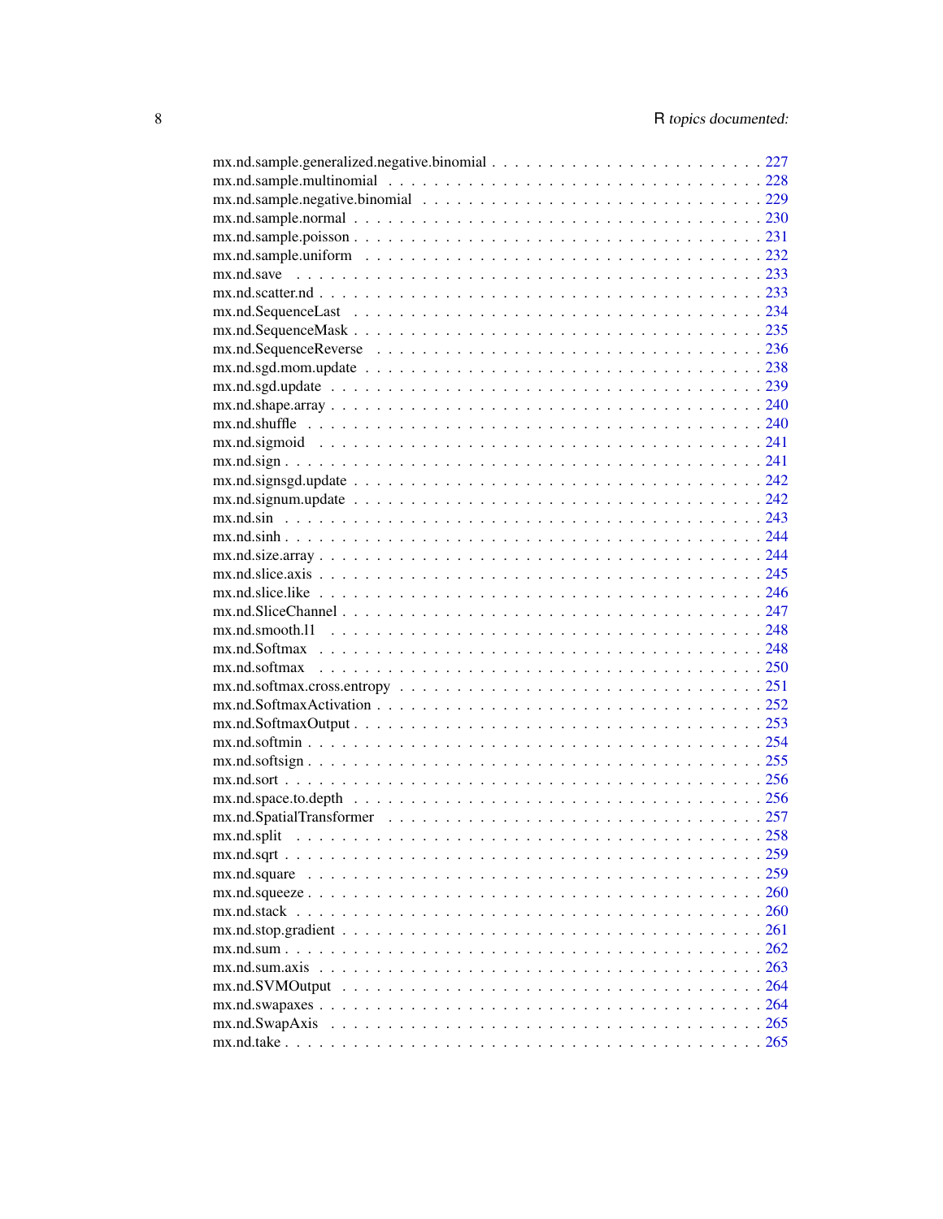mx.nd.sample.generalized.negative.binomial . . . . . . . . . . . . . . . . . . . . . . . . 227
mx.nd.sample.multinomial . . . . . . . . . . . . . . . . . . . . . . . . . . . . . . . . . 228
mx.nd.sample.negative.binomial . . . . . . . . . . . . . . . . . . . . . . . . . . . . . . 229
mx.nd.sample.normal . . . . . . . . . . . . . . . . . . . . . . . . . . . . . . . . . . . . 230
mx.nd.sample.poisson . . . . . . . . . . . . . . . . . . . . . . . . . . . . . . . . . . . . 231
mx.nd.sample.uniform . . . . . . . . . . . . . . . . . . . . . . . . . . . . . . . . . . . . 232
mx.nd.save . . . . . . . . . . . . . . . . . . . . . . . . . . . . . . . . . . . . . . . . . 233
mx.nd.scatter.nd . . . . . . . . . . . . . . . . . . . . . . . . . . . . . . . . . . . . . . 233
mx.nd.SequenceLast . . . . . . . . . . . . . . . . . . . . . . . . . . . . . . . . . . . . . 234
mx.nd.SequenceMask . . . . . . . . . . . . . . . . . . . . . . . . . . . . . . . . . . . . . 235
mx.nd.SequenceReverse . . . . . . . . . . . . . . . . . . . . . . . . . . . . . . . . . . . 236
mx.nd.sgd.mom.update . . . . . . . . . . . . . . . . . . . . . . . . . . . . . . . . . . . . 238
mx.nd.sgd.update . . . . . . . . . . . . . . . . . . . . . . . . . . . . . . . . . . . . . . 239
mx.nd.shape.array . . . . . . . . . . . . . . . . . . . . . . . . . . . . . . . . . . . . . . 240
mx.nd.shuffle . . . . . . . . . . . . . . . . . . . . . . . . . . . . . . . . . . . . . . . . 240
mx.nd.sigmoid . . . . . . . . . . . . . . . . . . . . . . . . . . . . . . . . . . . . . . . . 241
mx.nd.sign . . . . . . . . . . . . . . . . . . . . . . . . . . . . . . . . . . . . . . . . . 241
mx.nd.signsgd.update . . . . . . . . . . . . . . . . . . . . . . . . . . . . . . . . . . . . 242
mx.nd.signum.update . . . . . . . . . . . . . . . . . . . . . . . . . . . . . . . . . . . . . 242
mx.nd.sin . . . . . . . . . . . . . . . . . . . . . . . . . . . . . . . . . . . . . . . . . . 243
mx.nd.sinh . . . . . . . . . . . . . . . . . . . . . . . . . . . . . . . . . . . . . . . . . 244
mx.nd.size.array . . . . . . . . . . . . . . . . . . . . . . . . . . . . . . . . . . . . . . 244
mx.nd.slice.axis . . . . . . . . . . . . . . . . . . . . . . . . . . . . . . . . . . . . . . 245
mx.nd.slice.like . . . . . . . . . . . . . . . . . . . . . . . . . . . . . . . . . . . . . . 246
mx.nd.SliceChannel . . . . . . . . . . . . . . . . . . . . . . . . . . . . . . . . . . . . . 247
mx.nd.smooth.l1 . . . . . . . . . . . . . . . . . . . . . . . . . . . . . . . . . . . . . . 248
mx.nd.Softmax . . . . . . . . . . . . . . . . . . . . . . . . . . . . . . . . . . . . . . . 248
mx.nd.softmax . . . . . . . . . . . . . . . . . . . . . . . . . . . . . . . . . . . . . . . 250
mx.nd.softmax.cross.entropy . . . . . . . . . . . . . . . . . . . . . . . . . . . . . . . . 251
mx.nd.SoftmaxActivation . . . . . . . . . . . . . . . . . . . . . . . . . . . . . . . . . . 252
mx.nd.SoftmaxOutput . . . . . . . . . . . . . . . . . . . . . . . . . . . . . . . . . . . . 253
mx.nd.softmin . . . . . . . . . . . . . . . . . . . . . . . . . . . . . . . . . . . . . . . 254
mx.nd.softsign . . . . . . . . . . . . . . . . . . . . . . . . . . . . . . . . . . . . . . . 255
mx.nd.sort . . . . . . . . . . . . . . . . . . . . . . . . . . . . . . . . . . . . . . . . . 256
mx.nd.space.to.depth . . . . . . . . . . . . . . . . . . . . . . . . . . . . . . . . . . . . 256
mx.nd.SpatialTransformer . . . . . . . . . . . . . . . . . . . . . . . . . . . . . . . . . 257
mx.nd.split . . . . . . . . . . . . . . . . . . . . . . . . . . . . . . . . . . . . . . . . 258
mx.nd.sqrt . . . . . . . . . . . . . . . . . . . . . . . . . . . . . . . . . . . . . . . . . 259
mx.nd.square . . . . . . . . . . . . . . . . . . . . . . . . . . . . . . . . . . . . . . . . 259
mx.nd.squeeze . . . . . . . . . . . . . . . . . . . . . . . . . . . . . . . . . . . . . . . 260
mx.nd.stack . . . . . . . . . . . . . . . . . . . . . . . . . . . . . . . . . . . . . . . . 260
mx.nd.stop.gradient . . . . . . . . . . . . . . . . . . . . . . . . . . . . . . . . . . . . 261
mx.nd.sum . . . . . . . . . . . . . . . . . . . . . . . . . . . . . . . . . . . . . . . . . 262
mx.nd.sum.axis . . . . . . . . . . . . . . . . . . . . . . . . . . . . . . . . . . . . . . . 263
mx.nd.SVMOutput . . . . . . . . . . . . . . . . . . . . . . . . . . . . . . . . . . . . . . 264
mx.nd.swapaxes . . . . . . . . . . . . . . . . . . . . . . . . . . . . . . . . . . . . . . . 264
mx.nd.SwapAxis . . . . . . . . . . . . . . . . . . . . . . . . . . . . . . . . . . . . . . . 265
mx.nd.take . . . . . . . . . . . . . . . . . . . . . . . . . . . . . . . . . . . . . . . . . 265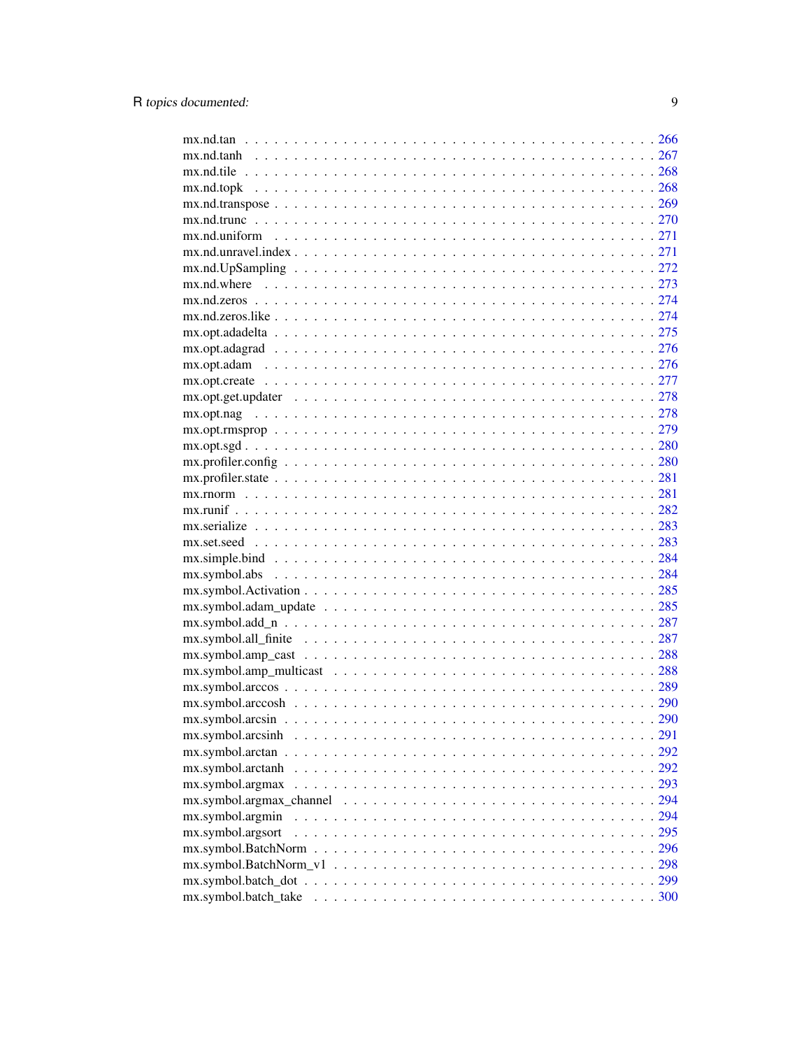mx.nd.tan . . . . . . . . . . . . . . . . . . . . . . . . . . . . . . . . . . . . . . . . 266
mx.nd.tanh . . . . . . . . . . . . . . . . . . . . . . . . . . . . . . . . . . . . . . . 267
mx.nd.tile . . . . . . . . . . . . . . . . . . . . . . . . . . . . . . . . . . . . . . . . 268
mx.nd.topk . . . . . . . . . . . . . . . . . . . . . . . . . . . . . . . . . . . . . . . 268
mx.nd.transpose . . . . . . . . . . . . . . . . . . . . . . . . . . . . . . . . . . . . 269
mx.nd.trunc . . . . . . . . . . . . . . . . . . . . . . . . . . . . . . . . . . . . . . . 270
mx.nd.uniform . . . . . . . . . . . . . . . . . . . . . . . . . . . . . . . . . . . . . 271
mx.nd.unravel.index . . . . . . . . . . . . . . . . . . . . . . . . . . . . . . . . . . 271
mx.nd.UpSampling . . . . . . . . . . . . . . . . . . . . . . . . . . . . . . . . . . . 272
mx.nd.where . . . . . . . . . . . . . . . . . . . . . . . . . . . . . . . . . . . . . . 273
mx.nd.zeros . . . . . . . . . . . . . . . . . . . . . . . . . . . . . . . . . . . . . . 274
mx.nd.zeros.like . . . . . . . . . . . . . . . . . . . . . . . . . . . . . . . . . . . . 274
mx.opt.adadelta . . . . . . . . . . . . . . . . . . . . . . . . . . . . . . . . . . . . 275
mx.opt.adagrad . . . . . . . . . . . . . . . . . . . . . . . . . . . . . . . . . . . . 276
mx.opt.adam . . . . . . . . . . . . . . . . . . . . . . . . . . . . . . . . . . . . . . 276
mx.opt.create . . . . . . . . . . . . . . . . . . . . . . . . . . . . . . . . . . . . . 277
mx.opt.get.updater . . . . . . . . . . . . . . . . . . . . . . . . . . . . . . . . . . 278
mx.opt.nag . . . . . . . . . . . . . . . . . . . . . . . . . . . . . . . . . . . . . . . 278
mx.opt.rmsprop . . . . . . . . . . . . . . . . . . . . . . . . . . . . . . . . . . . . 279
mx.opt.sgd . . . . . . . . . . . . . . . . . . . . . . . . . . . . . . . . . . . . . . . 280
mx.profiler.config . . . . . . . . . . . . . . . . . . . . . . . . . . . . . . . . . . . 280
mx.profiler.state . . . . . . . . . . . . . . . . . . . . . . . . . . . . . . . . . . . . 281
mx.rnorm . . . . . . . . . . . . . . . . . . . . . . . . . . . . . . . . . . . . . . . . 281
mx.runif . . . . . . . . . . . . . . . . . . . . . . . . . . . . . . . . . . . . . . . . . 282
mx.serialize . . . . . . . . . . . . . . . . . . . . . . . . . . . . . . . . . . . . . . 283
mx.set.seed . . . . . . . . . . . . . . . . . . . . . . . . . . . . . . . . . . . . . . . 283
mx.simple.bind . . . . . . . . . . . . . . . . . . . . . . . . . . . . . . . . . . . . . 284
mx.symbol.abs . . . . . . . . . . . . . . . . . . . . . . . . . . . . . . . . . . . . . 284
mx.symbol.Activation . . . . . . . . . . . . . . . . . . . . . . . . . . . . . . . . . 285
mx.symbol.adam_update . . . . . . . . . . . . . . . . . . . . . . . . . . . . . . . 285
mx.symbol.add_n . . . . . . . . . . . . . . . . . . . . . . . . . . . . . . . . . . . . 287
mx.symbol.all_finite . . . . . . . . . . . . . . . . . . . . . . . . . . . . . . . . . . 287
mx.symbol.amp_cast . . . . . . . . . . . . . . . . . . . . . . . . . . . . . . . . . 288
mx.symbol.amp_multicast . . . . . . . . . . . . . . . . . . . . . . . . . . . . . . 288
mx.symbol.arccos . . . . . . . . . . . . . . . . . . . . . . . . . . . . . . . . . . . 289
mx.symbol.arccosh . . . . . . . . . . . . . . . . . . . . . . . . . . . . . . . . . . 290
mx.symbol.arcsin . . . . . . . . . . . . . . . . . . . . . . . . . . . . . . . . . . . 290
mx.symbol.arcsinh . . . . . . . . . . . . . . . . . . . . . . . . . . . . . . . . . . 291
mx.symbol.arctan . . . . . . . . . . . . . . . . . . . . . . . . . . . . . . . . . . . 292
mx.symbol.arctanh . . . . . . . . . . . . . . . . . . . . . . . . . . . . . . . . . . 292
mx.symbol.argmax . . . . . . . . . . . . . . . . . . . . . . . . . . . . . . . . . . 293
mx.symbol.argmax_channel . . . . . . . . . . . . . . . . . . . . . . . . . . . . . 294
mx.symbol.argmin . . . . . . . . . . . . . . . . . . . . . . . . . . . . . . . . . . . 294
mx.symbol.argsort . . . . . . . . . . . . . . . . . . . . . . . . . . . . . . . . . . . 295
mx.symbol.BatchNorm . . . . . . . . . . . . . . . . . . . . . . . . . . . . . . . . 296
mx.symbol.BatchNorm_v1 . . . . . . . . . . . . . . . . . . . . . . . . . . . . . . 298
mx.symbol.batch_dot . . . . . . . . . . . . . . . . . . . . . . . . . . . . . . . . . 299
mx.symbol.batch_take . . . . . . . . . . . . . . . . . . . . . . . . . . . . . . . . 300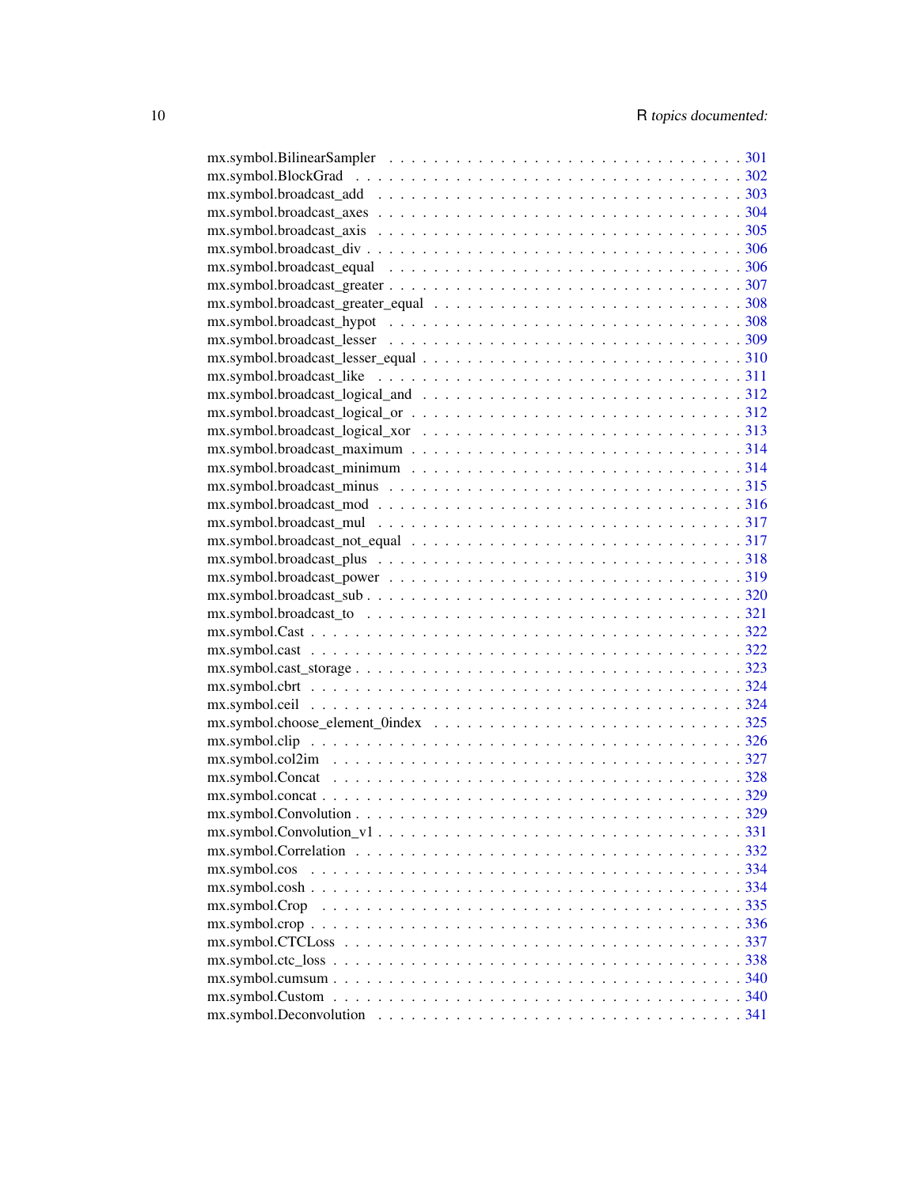mx.symbol.BilinearSampler . . . . . . . . . . . . . . . . . . . . . . . . . . . . . . . 301
mx.symbol.BlockGrad . . . . . . . . . . . . . . . . . . . . . . . . . . . . . . . . . . 302
mx.symbol.broadcast_add . . . . . . . . . . . . . . . . . . . . . . . . . . . . . . . . 303
mx.symbol.broadcast_axes . . . . . . . . . . . . . . . . . . . . . . . . . . . . . . . . 304
mx.symbol.broadcast_axis . . . . . . . . . . . . . . . . . . . . . . . . . . . . . . . . 305
mx.symbol.broadcast_div . . . . . . . . . . . . . . . . . . . . . . . . . . . . . . . . . 306
mx.symbol.broadcast_equal . . . . . . . . . . . . . . . . . . . . . . . . . . . . . . . 306
mx.symbol.broadcast_greater . . . . . . . . . . . . . . . . . . . . . . . . . . . . . . 307
mx.symbol.broadcast_greater_equal . . . . . . . . . . . . . . . . . . . . . . . . . . . 308
mx.symbol.broadcast_hypot . . . . . . . . . . . . . . . . . . . . . . . . . . . . . . . 308
mx.symbol.broadcast_lesser . . . . . . . . . . . . . . . . . . . . . . . . . . . . . . . 309
mx.symbol.broadcast_lesser_equal . . . . . . . . . . . . . . . . . . . . . . . . . . . . 310
mx.symbol.broadcast_like . . . . . . . . . . . . . . . . . . . . . . . . . . . . . . . . 311
mx.symbol.broadcast_logical_and . . . . . . . . . . . . . . . . . . . . . . . . . . . . 312
mx.symbol.broadcast_logical_or . . . . . . . . . . . . . . . . . . . . . . . . . . . . . 312
mx.symbol.broadcast_logical_xor . . . . . . . . . . . . . . . . . . . . . . . . . . . . 313
mx.symbol.broadcast_maximum . . . . . . . . . . . . . . . . . . . . . . . . . . . . . . 314
mx.symbol.broadcast_minimum . . . . . . . . . . . . . . . . . . . . . . . . . . . . . . 314
mx.symbol.broadcast_minus . . . . . . . . . . . . . . . . . . . . . . . . . . . . . . . 315
mx.symbol.broadcast_mod . . . . . . . . . . . . . . . . . . . . . . . . . . . . . . . . 316
mx.symbol.broadcast_mul . . . . . . . . . . . . . . . . . . . . . . . . . . . . . . . . 317
mx.symbol.broadcast_not_equal . . . . . . . . . . . . . . . . . . . . . . . . . . . . . 317
mx.symbol.broadcast_plus . . . . . . . . . . . . . . . . . . . . . . . . . . . . . . . . 318
mx.symbol.broadcast_power . . . . . . . . . . . . . . . . . . . . . . . . . . . . . . . 319
mx.symbol.broadcast_sub . . . . . . . . . . . . . . . . . . . . . . . . . . . . . . . . . 320
mx.symbol.broadcast_to . . . . . . . . . . . . . . . . . . . . . . . . . . . . . . . . . 321
mx.symbol.Cast . . . . . . . . . . . . . . . . . . . . . . . . . . . . . . . . . . . . . 322
mx.symbol.cast . . . . . . . . . . . . . . . . . . . . . . . . . . . . . . . . . . . . . 322
mx.symbol.cast_storage . . . . . . . . . . . . . . . . . . . . . . . . . . . . . . . . . 323
mx.symbol.cbrt . . . . . . . . . . . . . . . . . . . . . . . . . . . . . . . . . . . . . 324
mx.symbol.ceil . . . . . . . . . . . . . . . . . . . . . . . . . . . . . . . . . . . . . 324
mx.symbol.choose_element_0index . . . . . . . . . . . . . . . . . . . . . . . . . . . . 325
mx.symbol.clip . . . . . . . . . . . . . . . . . . . . . . . . . . . . . . . . . . . . . 326
mx.symbol.col2im . . . . . . . . . . . . . . . . . . . . . . . . . . . . . . . . . . . . 327
mx.symbol.Concat . . . . . . . . . . . . . . . . . . . . . . . . . . . . . . . . . . . . 328
mx.symbol.concat . . . . . . . . . . . . . . . . . . . . . . . . . . . . . . . . . . . . 329
mx.symbol.Convolution . . . . . . . . . . . . . . . . . . . . . . . . . . . . . . . . . . 329
mx.symbol.Convolution_v1 . . . . . . . . . . . . . . . . . . . . . . . . . . . . . . . . 331
mx.symbol.Correlation . . . . . . . . . . . . . . . . . . . . . . . . . . . . . . . . . . 332
mx.symbol.cos . . . . . . . . . . . . . . . . . . . . . . . . . . . . . . . . . . . . . . 334
mx.symbol.cosh . . . . . . . . . . . . . . . . . . . . . . . . . . . . . . . . . . . . . 334
mx.symbol.Crop . . . . . . . . . . . . . . . . . . . . . . . . . . . . . . . . . . . . . 335
mx.symbol.crop . . . . . . . . . . . . . . . . . . . . . . . . . . . . . . . . . . . . . 336
mx.symbol.CTCLoss . . . . . . . . . . . . . . . . . . . . . . . . . . . . . . . . . . . . 337
mx.symbol.ctc_loss . . . . . . . . . . . . . . . . . . . . . . . . . . . . . . . . . . . 338
mx.symbol.cumsum . . . . . . . . . . . . . . . . . . . . . . . . . . . . . . . . . . . . 340
mx.symbol.Custom . . . . . . . . . . . . . . . . . . . . . . . . . . . . . . . . . . . . 340
mx.symbol.Deconvolution . . . . . . . . . . . . . . . . . . . . . . . . . . . . . . . . . 341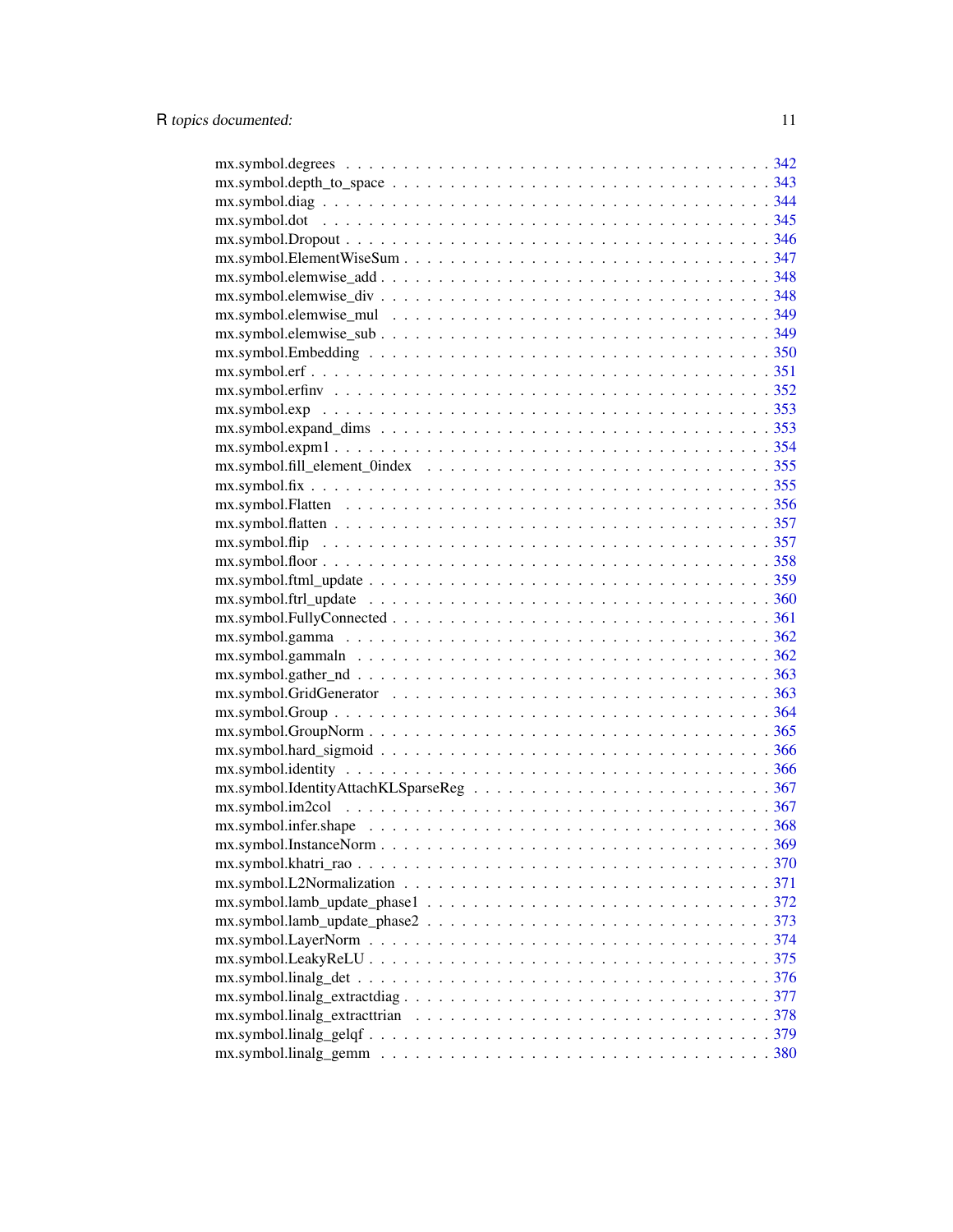mx.symbol.degrees . . . . . . . . . . . . . . . . . . . . . . . . . . . . . . . . . . . 342
mx.symbol.depth_to_space . . . . . . . . . . . . . . . . . . . . . . . . . . . . . . . 343
mx.symbol.diag . . . . . . . . . . . . . . . . . . . . . . . . . . . . . . . . . . . . . 344
mx.symbol.dot . . . . . . . . . . . . . . . . . . . . . . . . . . . . . . . . . . . . . 345
mx.symbol.Dropout . . . . . . . . . . . . . . . . . . . . . . . . . . . . . . . . . . . 346
mx.symbol.ElementWiseSum . . . . . . . . . . . . . . . . . . . . . . . . . . . . . . . 347
mx.symbol.elemwise_add . . . . . . . . . . . . . . . . . . . . . . . . . . . . . . . . 348
mx.symbol.elemwise_div . . . . . . . . . . . . . . . . . . . . . . . . . . . . . . . . 348
mx.symbol.elemwise_mul . . . . . . . . . . . . . . . . . . . . . . . . . . . . . . . . 349
mx.symbol.elemwise_sub . . . . . . . . . . . . . . . . . . . . . . . . . . . . . . . . 349
mx.symbol.Embedding . . . . . . . . . . . . . . . . . . . . . . . . . . . . . . . . . . 350
mx.symbol.erf . . . . . . . . . . . . . . . . . . . . . . . . . . . . . . . . . . . . . 351
mx.symbol.erfinv . . . . . . . . . . . . . . . . . . . . . . . . . . . . . . . . . . . 352
mx.symbol.exp . . . . . . . . . . . . . . . . . . . . . . . . . . . . . . . . . . . . . 353
mx.symbol.expand_dims . . . . . . . . . . . . . . . . . . . . . . . . . . . . . . . . . 353
mx.symbol.expm1 . . . . . . . . . . . . . . . . . . . . . . . . . . . . . . . . . . . . 354
mx.symbol.fill_element_0index . . . . . . . . . . . . . . . . . . . . . . . . . . . . . 355
mx.symbol.fix . . . . . . . . . . . . . . . . . . . . . . . . . . . . . . . . . . . . . 355
mx.symbol.Flatten . . . . . . . . . . . . . . . . . . . . . . . . . . . . . . . . . . . 356
mx.symbol.flatten . . . . . . . . . . . . . . . . . . . . . . . . . . . . . . . . . . . 357
mx.symbol.flip . . . . . . . . . . . . . . . . . . . . . . . . . . . . . . . . . . . . . 357
mx.symbol.floor . . . . . . . . . . . . . . . . . . . . . . . . . . . . . . . . . . . . 358
mx.symbol.ftml_update . . . . . . . . . . . . . . . . . . . . . . . . . . . . . . . . . 359
mx.symbol.ftrl_update . . . . . . . . . . . . . . . . . . . . . . . . . . . . . . . . . 360
mx.symbol.FullyConnected . . . . . . . . . . . . . . . . . . . . . . . . . . . . . . . 361
mx.symbol.gamma . . . . . . . . . . . . . . . . . . . . . . . . . . . . . . . . . . . . 362
mx.symbol.gammaln . . . . . . . . . . . . . . . . . . . . . . . . . . . . . . . . . . . 362
mx.symbol.gather_nd . . . . . . . . . . . . . . . . . . . . . . . . . . . . . . . . . . 363
mx.symbol.GridGenerator . . . . . . . . . . . . . . . . . . . . . . . . . . . . . . . . 363
mx.symbol.Group . . . . . . . . . . . . . . . . . . . . . . . . . . . . . . . . . . . . 364
mx.symbol.GroupNorm . . . . . . . . . . . . . . . . . . . . . . . . . . . . . . . . . . 365
mx.symbol.hard_sigmoid . . . . . . . . . . . . . . . . . . . . . . . . . . . . . . . . 366
mx.symbol.identity . . . . . . . . . . . . . . . . . . . . . . . . . . . . . . . . . . . 366
mx.symbol.IdentityAttachKLSparseReg . . . . . . . . . . . . . . . . . . . . . . . . . . 367
mx.symbol.im2col . . . . . . . . . . . . . . . . . . . . . . . . . . . . . . . . . . . . 367
mx.symbol.infer.shape . . . . . . . . . . . . . . . . . . . . . . . . . . . . . . . . . 368
mx.symbol.InstanceNorm . . . . . . . . . . . . . . . . . . . . . . . . . . . . . . . . 369
mx.symbol.khatri_rao . . . . . . . . . . . . . . . . . . . . . . . . . . . . . . . . . . 370
mx.symbol.L2Normalization . . . . . . . . . . . . . . . . . . . . . . . . . . . . . . . 371
mx.symbol.lamb_update_phase1 . . . . . . . . . . . . . . . . . . . . . . . . . . . . . 372
mx.symbol.lamb_update_phase2 . . . . . . . . . . . . . . . . . . . . . . . . . . . . . 373
mx.symbol.LayerNorm . . . . . . . . . . . . . . . . . . . . . . . . . . . . . . . . . . 374
mx.symbol.LeakyReLU . . . . . . . . . . . . . . . . . . . . . . . . . . . . . . . . . . 375
mx.symbol.linalg_det . . . . . . . . . . . . . . . . . . . . . . . . . . . . . . . . . . 376
mx.symbol.linalg_extractdiag . . . . . . . . . . . . . . . . . . . . . . . . . . . . . . 377
mx.symbol.linalg_extracttrian . . . . . . . . . . . . . . . . . . . . . . . . . . . . . 378
mx.symbol.linalg_gelqf . . . . . . . . . . . . . . . . . . . . . . . . . . . . . . . . . 379
mx.symbol.linalg_gemm . . . . . . . . . . . . . . . . . . . . . . . . . . . . . . . . . 380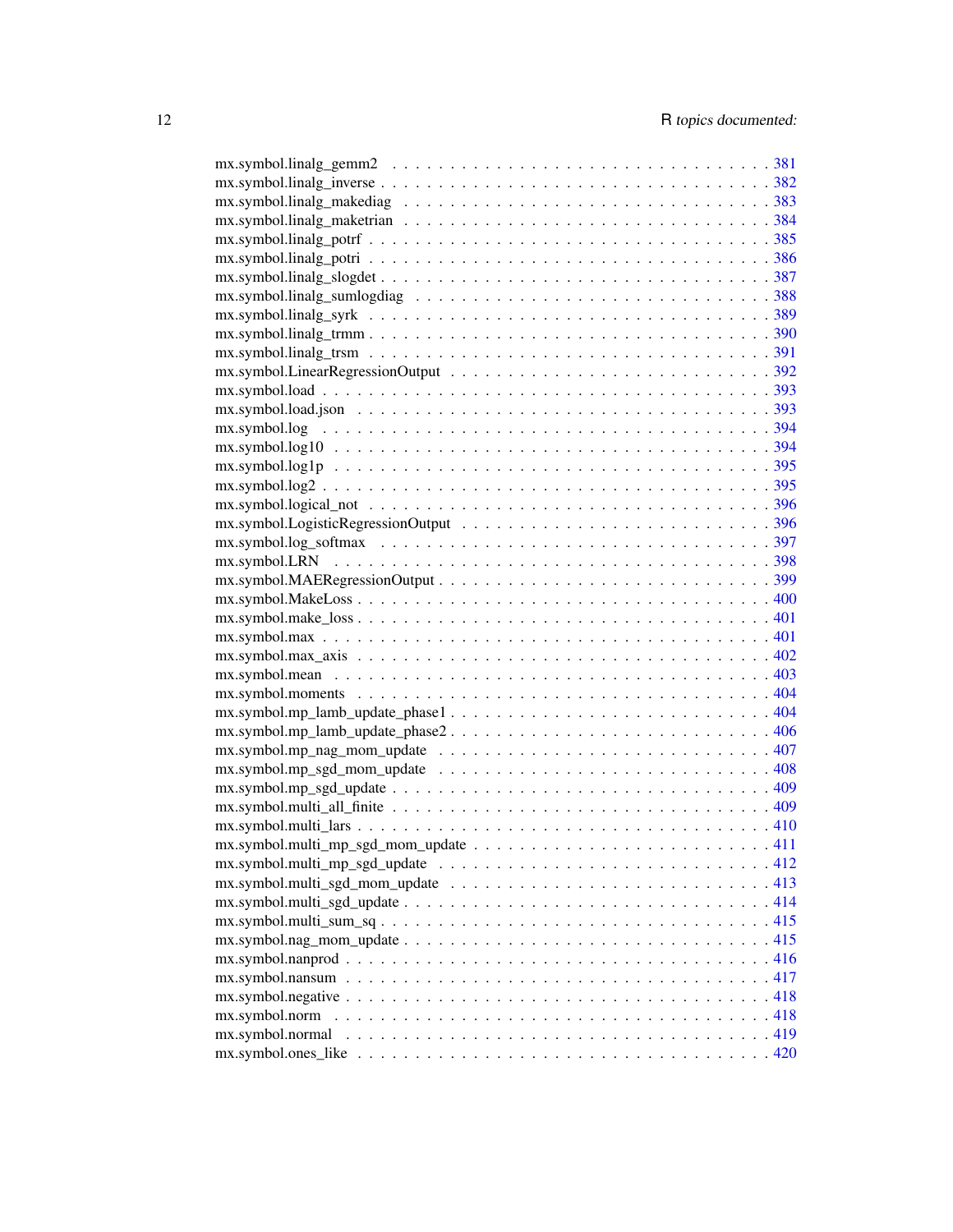mx.symbol.linalg_gemm2 . . . . . . . . . . . . . . . . . . . . . . . . . . . . . . 381
mx.symbol.linalg_inverse . . . . . . . . . . . . . . . . . . . . . . . . . . . . . . 382
mx.symbol.linalg_makediag . . . . . . . . . . . . . . . . . . . . . . . . . . . . . 383
mx.symbol.linalg_maketrian . . . . . . . . . . . . . . . . . . . . . . . . . . . . . 384
mx.symbol.linalg_potrf . . . . . . . . . . . . . . . . . . . . . . . . . . . . . . . 385
mx.symbol.linalg_potri . . . . . . . . . . . . . . . . . . . . . . . . . . . . . . . 386
mx.symbol.linalg_slogdet . . . . . . . . . . . . . . . . . . . . . . . . . . . . . . 387
mx.symbol.linalg_sumlogdiag . . . . . . . . . . . . . . . . . . . . . . . . . . . . 388
mx.symbol.linalg_syrk . . . . . . . . . . . . . . . . . . . . . . . . . . . . . . . 389
mx.symbol.linalg_trmm . . . . . . . . . . . . . . . . . . . . . . . . . . . . . . . 390
mx.symbol.linalg_trsm . . . . . . . . . . . . . . . . . . . . . . . . . . . . . . . 391
mx.symbol.LinearRegressionOutput . . . . . . . . . . . . . . . . . . . . . . . . . 392
mx.symbol.load . . . . . . . . . . . . . . . . . . . . . . . . . . . . . . . . . . 393
mx.symbol.load.json . . . . . . . . . . . . . . . . . . . . . . . . . . . . . . . 393
mx.symbol.log . . . . . . . . . . . . . . . . . . . . . . . . . . . . . . . . . . . 394
mx.symbol.log10 . . . . . . . . . . . . . . . . . . . . . . . . . . . . . . . . . 394
mx.symbol.log1p . . . . . . . . . . . . . . . . . . . . . . . . . . . . . . . . . 395
mx.symbol.log2 . . . . . . . . . . . . . . . . . . . . . . . . . . . . . . . . . . 395
mx.symbol.logical_not . . . . . . . . . . . . . . . . . . . . . . . . . . . . . . 396
mx.symbol.LogisticRegressionOutput . . . . . . . . . . . . . . . . . . . . . . . . 396
mx.symbol.log_softmax . . . . . . . . . . . . . . . . . . . . . . . . . . . . . . 397
mx.symbol.LRN . . . . . . . . . . . . . . . . . . . . . . . . . . . . . . . . . . 398
mx.symbol.MAERegressionOutput . . . . . . . . . . . . . . . . . . . . . . . . . . 399
mx.symbol.MakeLoss . . . . . . . . . . . . . . . . . . . . . . . . . . . . . . . . 400
mx.symbol.make_loss . . . . . . . . . . . . . . . . . . . . . . . . . . . . . . . 401
mx.symbol.max . . . . . . . . . . . . . . . . . . . . . . . . . . . . . . . . . . 401
mx.symbol.max_axis . . . . . . . . . . . . . . . . . . . . . . . . . . . . . . . . 402
mx.symbol.mean . . . . . . . . . . . . . . . . . . . . . . . . . . . . . . . . . . 403
mx.symbol.moments . . . . . . . . . . . . . . . . . . . . . . . . . . . . . . . . 404
mx.symbol.mp_lamb_update_phase1 . . . . . . . . . . . . . . . . . . . . . . . . . 404
mx.symbol.mp_lamb_update_phase2 . . . . . . . . . . . . . . . . . . . . . . . . . 406
mx.symbol.mp_nag_mom_update . . . . . . . . . . . . . . . . . . . . . . . . . . . 407
mx.symbol.mp_sgd_mom_update . . . . . . . . . . . . . . . . . . . . . . . . . . . 408
mx.symbol.mp_sgd_update . . . . . . . . . . . . . . . . . . . . . . . . . . . . . 409
mx.symbol.multi_all_finite . . . . . . . . . . . . . . . . . . . . . . . . . . . . 409
mx.symbol.multi_lars . . . . . . . . . . . . . . . . . . . . . . . . . . . . . . . 410
mx.symbol.multi_mp_sgd_mom_update . . . . . . . . . . . . . . . . . . . . . . . . 411
mx.symbol.multi_mp_sgd_update . . . . . . . . . . . . . . . . . . . . . . . . . . 412
mx.symbol.multi_sgd_mom_update . . . . . . . . . . . . . . . . . . . . . . . . . . 413
mx.symbol.multi_sgd_update . . . . . . . . . . . . . . . . . . . . . . . . . . . . 414
mx.symbol.multi_sum_sq . . . . . . . . . . . . . . . . . . . . . . . . . . . . . . 415
mx.symbol.nag_mom_update . . . . . . . . . . . . . . . . . . . . . . . . . . . . . 415
mx.symbol.nanprod . . . . . . . . . . . . . . . . . . . . . . . . . . . . . . . . 416
mx.symbol.nansum . . . . . . . . . . . . . . . . . . . . . . . . . . . . . . . . . 417
mx.symbol.negative . . . . . . . . . . . . . . . . . . . . . . . . . . . . . . . . 418
mx.symbol.norm . . . . . . . . . . . . . . . . . . . . . . . . . . . . . . . . . . 418
mx.symbol.normal . . . . . . . . . . . . . . . . . . . . . . . . . . . . . . . . . 419
mx.symbol.ones_like . . . . . . . . . . . . . . . . . . . . . . . . . . . . . . . 420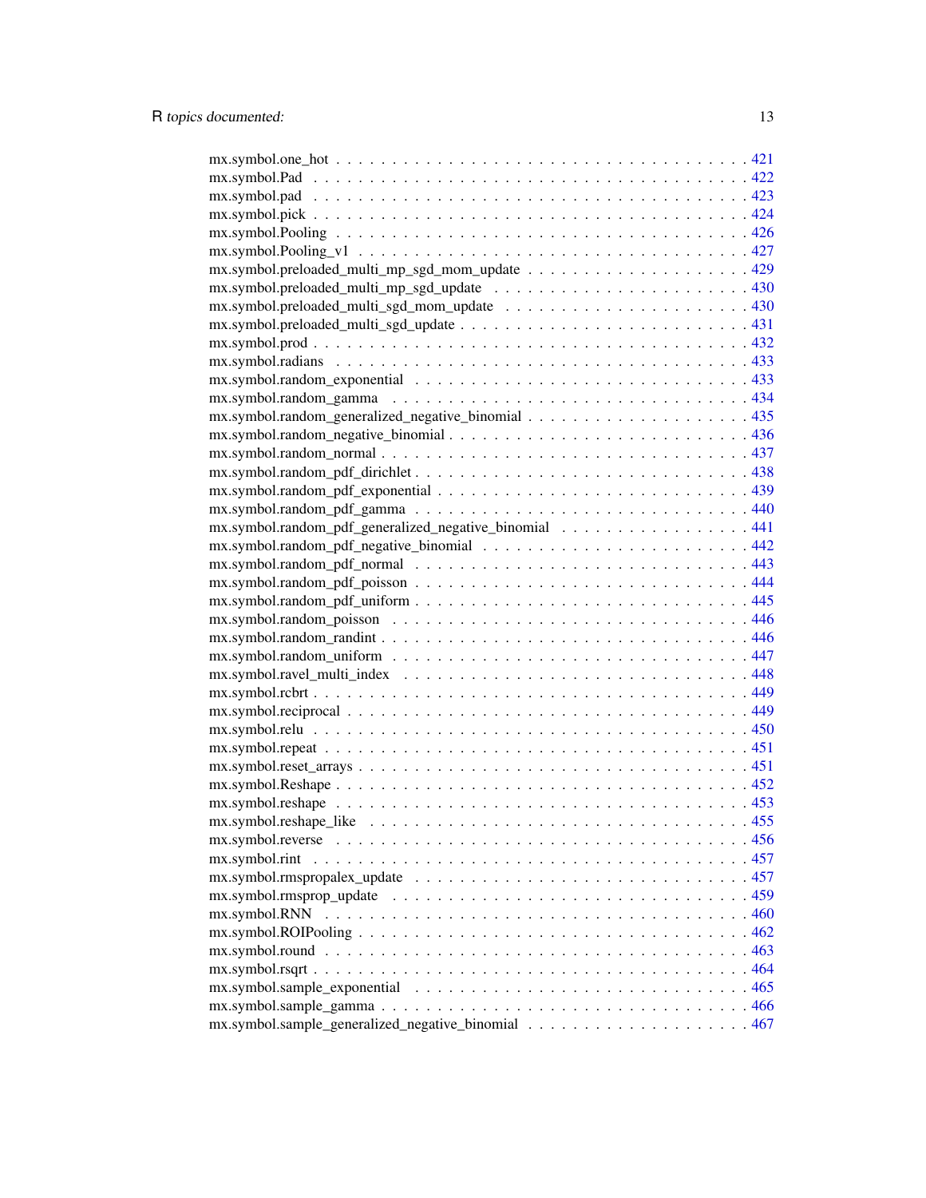mx.symbol.one_hot . . . . . . . . . . . . . . . . . . . . . . . . . . . . . . . . . . . . 421
mx.symbol.Pad . . . . . . . . . . . . . . . . . . . . . . . . . . . . . . . . . . . . . 422
mx.symbol.pad . . . . . . . . . . . . . . . . . . . . . . . . . . . . . . . . . . . . . 423
mx.symbol.pick . . . . . . . . . . . . . . . . . . . . . . . . . . . . . . . . . . . . . 424
mx.symbol.Pooling . . . . . . . . . . . . . . . . . . . . . . . . . . . . . . . . . . . . 426
mx.symbol.Pooling_v1 . . . . . . . . . . . . . . . . . . . . . . . . . . . . . . . . . . 427
mx.symbol.preloaded_multi_mp_sgd_mom_update . . . . . . . . . . . . . . . . . . . . 429
mx.symbol.preloaded_multi_mp_sgd_update . . . . . . . . . . . . . . . . . . . . . . 430
mx.symbol.preloaded_multi_sgd_mom_update . . . . . . . . . . . . . . . . . . . . . . 430
mx.symbol.preloaded_multi_sgd_update . . . . . . . . . . . . . . . . . . . . . . . . . 431
mx.symbol.prod . . . . . . . . . . . . . . . . . . . . . . . . . . . . . . . . . . . . . 432
mx.symbol.radians . . . . . . . . . . . . . . . . . . . . . . . . . . . . . . . . . . . . 433
mx.symbol.random_exponential . . . . . . . . . . . . . . . . . . . . . . . . . . . . . 433
mx.symbol.random_gamma . . . . . . . . . . . . . . . . . . . . . . . . . . . . . . . . 434
mx.symbol.random_generalized_negative_binomial . . . . . . . . . . . . . . . . . . . 435
mx.symbol.random_negative_binomial . . . . . . . . . . . . . . . . . . . . . . . . . . 436
mx.symbol.random_normal . . . . . . . . . . . . . . . . . . . . . . . . . . . . . . . . 437
mx.symbol.random_pdf_dirichlet . . . . . . . . . . . . . . . . . . . . . . . . . . . . 438
mx.symbol.random_pdf_exponential . . . . . . . . . . . . . . . . . . . . . . . . . . . 439
mx.symbol.random_pdf_gamma . . . . . . . . . . . . . . . . . . . . . . . . . . . . . . 440
mx.symbol.random_pdf_generalized_negative_binomial . . . . . . . . . . . . . . . . . 441
mx.symbol.random_pdf_negative_binomial . . . . . . . . . . . . . . . . . . . . . . . 442
mx.symbol.random_pdf_normal . . . . . . . . . . . . . . . . . . . . . . . . . . . . . . 443
mx.symbol.random_pdf_poisson . . . . . . . . . . . . . . . . . . . . . . . . . . . . . 444
mx.symbol.random_pdf_uniform . . . . . . . . . . . . . . . . . . . . . . . . . . . . . 445
mx.symbol.random_poisson . . . . . . . . . . . . . . . . . . . . . . . . . . . . . . . . 446
mx.symbol.random_randint . . . . . . . . . . . . . . . . . . . . . . . . . . . . . . . . 446
mx.symbol.random_uniform . . . . . . . . . . . . . . . . . . . . . . . . . . . . . . . . 447
mx.symbol.ravel_multi_index . . . . . . . . . . . . . . . . . . . . . . . . . . . . . . 448
mx.symbol.rcbrt . . . . . . . . . . . . . . . . . . . . . . . . . . . . . . . . . . . . . 449
mx.symbol.reciprocal . . . . . . . . . . . . . . . . . . . . . . . . . . . . . . . . . . . 449
mx.symbol.relu . . . . . . . . . . . . . . . . . . . . . . . . . . . . . . . . . . . . . . 450
mx.symbol.repeat . . . . . . . . . . . . . . . . . . . . . . . . . . . . . . . . . . . . . 451
mx.symbol.reset_arrays . . . . . . . . . . . . . . . . . . . . . . . . . . . . . . . . . 451
mx.symbol.Reshape . . . . . . . . . . . . . . . . . . . . . . . . . . . . . . . . . . . . 452
mx.symbol.reshape . . . . . . . . . . . . . . . . . . . . . . . . . . . . . . . . . . . . 453
mx.symbol.reshape_like . . . . . . . . . . . . . . . . . . . . . . . . . . . . . . . . . 455
mx.symbol.reverse . . . . . . . . . . . . . . . . . . . . . . . . . . . . . . . . . . . . 456
mx.symbol.rint . . . . . . . . . . . . . . . . . . . . . . . . . . . . . . . . . . . . . . 457
mx.symbol.rmspropalex_update . . . . . . . . . . . . . . . . . . . . . . . . . . . . . 457
mx.symbol.rmsprop_update . . . . . . . . . . . . . . . . . . . . . . . . . . . . . . . . 459
mx.symbol.RNN . . . . . . . . . . . . . . . . . . . . . . . . . . . . . . . . . . . . . . 460
mx.symbol.ROIPooling . . . . . . . . . . . . . . . . . . . . . . . . . . . . . . . . . . 462
mx.symbol.round . . . . . . . . . . . . . . . . . . . . . . . . . . . . . . . . . . . . . 463
mx.symbol.rsqrt . . . . . . . . . . . . . . . . . . . . . . . . . . . . . . . . . . . . . 464
mx.symbol.sample_exponential . . . . . . . . . . . . . . . . . . . . . . . . . . . . . 465
mx.symbol.sample_gamma . . . . . . . . . . . . . . . . . . . . . . . . . . . . . . . . 466
mx.symbol.sample_generalized_negative_binomial . . . . . . . . . . . . . . . . . . . 467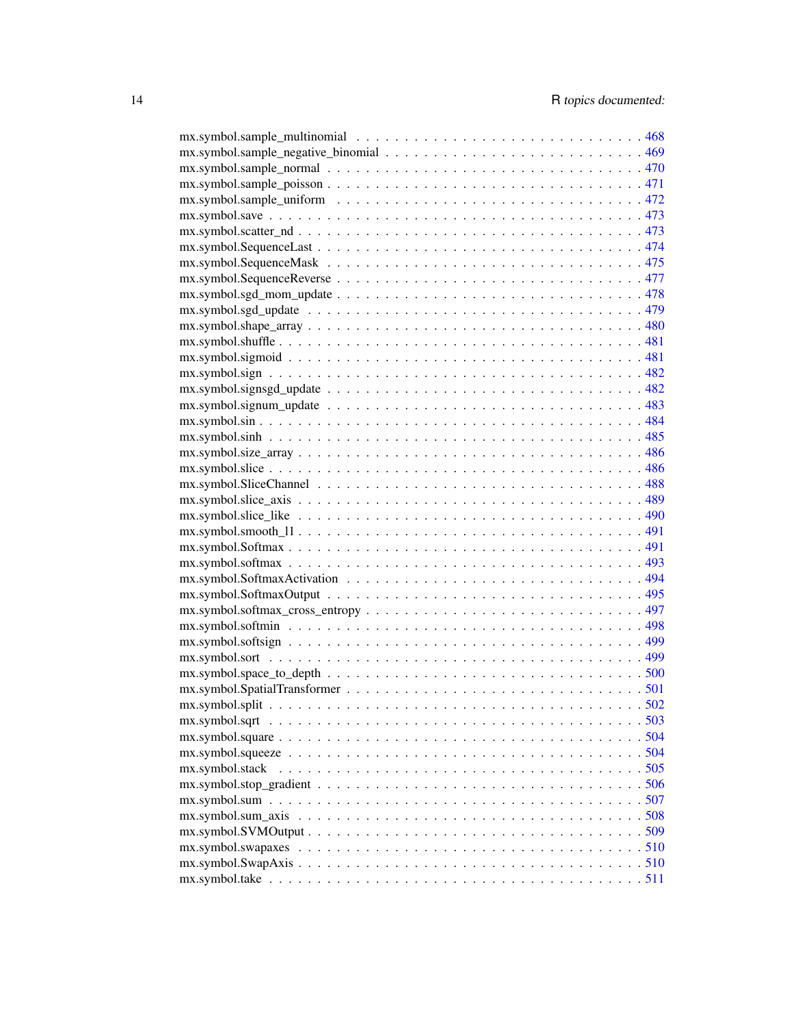mx.symbol.sample_multinomial . . . . . . . . . . . . . . . . . . . . . . . . . . . . . 468
mx.symbol.sample_negative_binomial . . . . . . . . . . . . . . . . . . . . . . . . . . 469
mx.symbol.sample_normal . . . . . . . . . . . . . . . . . . . . . . . . . . . . . . . 470
mx.symbol.sample_poisson . . . . . . . . . . . . . . . . . . . . . . . . . . . . . . . 471
mx.symbol.sample_uniform . . . . . . . . . . . . . . . . . . . . . . . . . . . . . . 472
mx.symbol.save . . . . . . . . . . . . . . . . . . . . . . . . . . . . . . . . . . . 473
mx.symbol.scatter_nd . . . . . . . . . . . . . . . . . . . . . . . . . . . . . . . . 473
mx.symbol.SequenceLast . . . . . . . . . . . . . . . . . . . . . . . . . . . . . . . 474
mx.symbol.SequenceMask . . . . . . . . . . . . . . . . . . . . . . . . . . . . . . . 475
mx.symbol.SequenceReverse . . . . . . . . . . . . . . . . . . . . . . . . . . . . . 477
mx.symbol.sgd_mom_update . . . . . . . . . . . . . . . . . . . . . . . . . . . . . . 478
mx.symbol.sgd_update . . . . . . . . . . . . . . . . . . . . . . . . . . . . . . . . 479
mx.symbol.shape_array . . . . . . . . . . . . . . . . . . . . . . . . . . . . . . . 480
mx.symbol.shuffle . . . . . . . . . . . . . . . . . . . . . . . . . . . . . . . . . . 481
mx.symbol.sigmoid . . . . . . . . . . . . . . . . . . . . . . . . . . . . . . . . . 481
mx.symbol.sign . . . . . . . . . . . . . . . . . . . . . . . . . . . . . . . . . . . 482
mx.symbol.signsgd_update . . . . . . . . . . . . . . . . . . . . . . . . . . . . . . 482
mx.symbol.signum_update . . . . . . . . . . . . . . . . . . . . . . . . . . . . . . 483
mx.symbol.sin . . . . . . . . . . . . . . . . . . . . . . . . . . . . . . . . . . . . 484
mx.symbol.sinh . . . . . . . . . . . . . . . . . . . . . . . . . . . . . . . . . . . 485
mx.symbol.size_array . . . . . . . . . . . . . . . . . . . . . . . . . . . . . . . . 486
mx.symbol.slice . . . . . . . . . . . . . . . . . . . . . . . . . . . . . . . . . . . 486
mx.symbol.SliceChannel . . . . . . . . . . . . . . . . . . . . . . . . . . . . . . . 488
mx.symbol.slice_axis . . . . . . . . . . . . . . . . . . . . . . . . . . . . . . . . 489
mx.symbol.slice_like . . . . . . . . . . . . . . . . . . . . . . . . . . . . . . . . 490
mx.symbol.smooth_l1 . . . . . . . . . . . . . . . . . . . . . . . . . . . . . . . . 491
mx.symbol.Softmax . . . . . . . . . . . . . . . . . . . . . . . . . . . . . . . . . 491
mx.symbol.softmax . . . . . . . . . . . . . . . . . . . . . . . . . . . . . . . . . 493
mx.symbol.SoftmaxActivation . . . . . . . . . . . . . . . . . . . . . . . . . . . . 494
mx.symbol.SoftmaxOutput . . . . . . . . . . . . . . . . . . . . . . . . . . . . . . 495
mx.symbol.softmax_cross_entropy . . . . . . . . . . . . . . . . . . . . . . . . . . 497
mx.symbol.softmin . . . . . . . . . . . . . . . . . . . . . . . . . . . . . . . . . 498
mx.symbol.softsign . . . . . . . . . . . . . . . . . . . . . . . . . . . . . . . . . 499
mx.symbol.sort . . . . . . . . . . . . . . . . . . . . . . . . . . . . . . . . . . . 499
mx.symbol.space_to_depth . . . . . . . . . . . . . . . . . . . . . . . . . . . . . . 500
mx.symbol.SpatialTransformer . . . . . . . . . . . . . . . . . . . . . . . . . . . . 501
mx.symbol.split . . . . . . . . . . . . . . . . . . . . . . . . . . . . . . . . . . . 502
mx.symbol.sqrt . . . . . . . . . . . . . . . . . . . . . . . . . . . . . . . . . . . 503
mx.symbol.square . . . . . . . . . . . . . . . . . . . . . . . . . . . . . . . . . . 504
mx.symbol.squeeze . . . . . . . . . . . . . . . . . . . . . . . . . . . . . . . . . 504
mx.symbol.stack . . . . . . . . . . . . . . . . . . . . . . . . . . . . . . . . . . 505
mx.symbol.stop_gradient . . . . . . . . . . . . . . . . . . . . . . . . . . . . . . 506
mx.symbol.sum . . . . . . . . . . . . . . . . . . . . . . . . . . . . . . . . . . . 507
mx.symbol.sum_axis . . . . . . . . . . . . . . . . . . . . . . . . . . . . . . . . 508
mx.symbol.SVMOutput . . . . . . . . . . . . . . . . . . . . . . . . . . . . . . . . 509
mx.symbol.swapaxes . . . . . . . . . . . . . . . . . . . . . . . . . . . . . . . . 510
mx.symbol.SwapAxis . . . . . . . . . . . . . . . . . . . . . . . . . . . . . . . . 510
mx.symbol.take . . . . . . . . . . . . . . . . . . . . . . . . . . . . . . . . . . . 511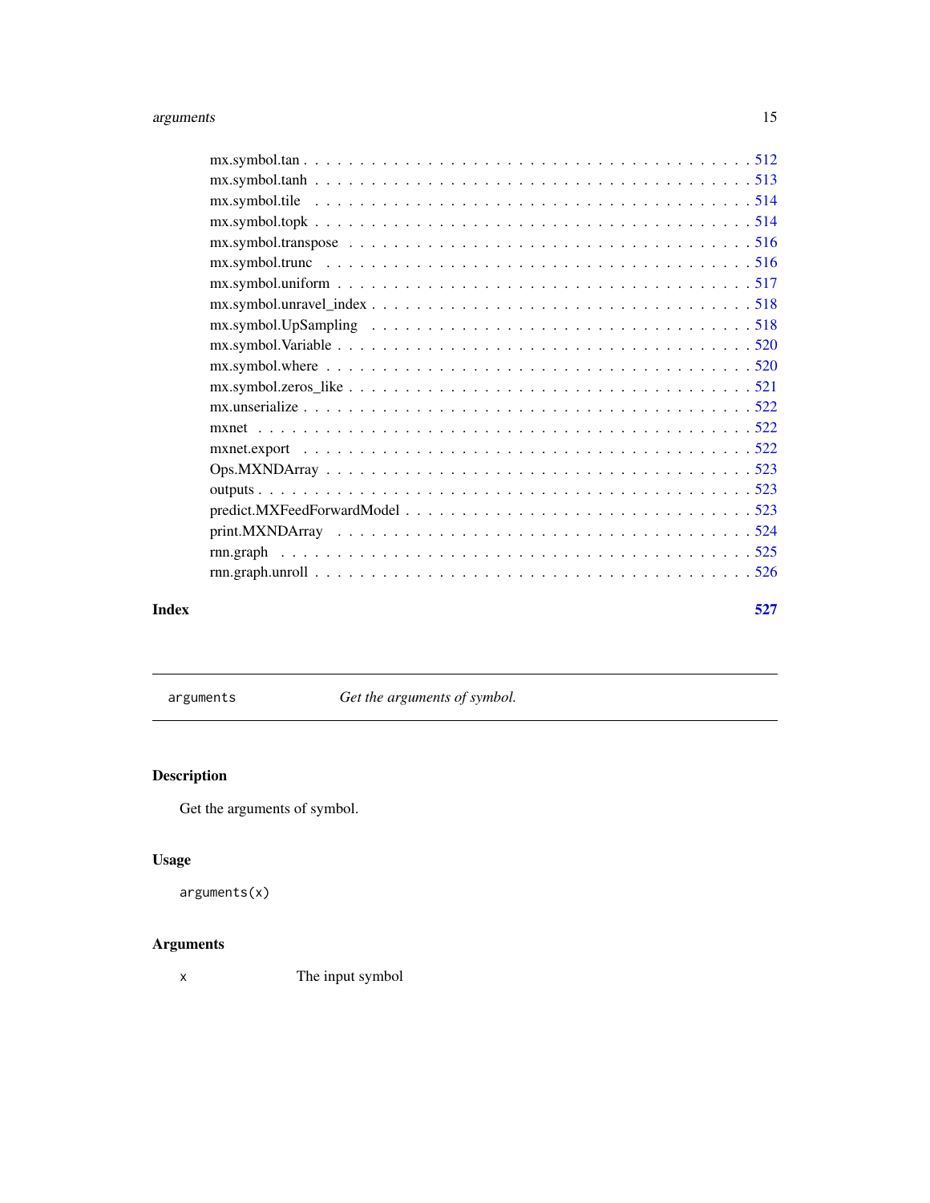mx.symbol.tan . . . . . . . . . . . . . . . . . . . . . . . . . . . . . . . . . . . 512
mx.symbol.tanh . . . . . . . . . . . . . . . . . . . . . . . . . . . . . . . . . . . 513
mx.symbol.tile . . . . . . . . . . . . . . . . . . . . . . . . . . . . . . . . . . . 514
mx.symbol.topk . . . . . . . . . . . . . . . . . . . . . . . . . . . . . . . . . . . 514
mx.symbol.transpose . . . . . . . . . . . . . . . . . . . . . . . . . . . . . . . . 516
mx.symbol.trunc . . . . . . . . . . . . . . . . . . . . . . . . . . . . . . . . . . 516
mx.symbol.uniform . . . . . . . . . . . . . . . . . . . . . . . . . . . . . . . . . 517
mx.symbol.unravel_index . . . . . . . . . . . . . . . . . . . . . . . . . . . . . . 518
mx.symbol.UpSampling . . . . . . . . . . . . . . . . . . . . . . . . . . . . . . . 518
mx.symbol.Variable . . . . . . . . . . . . . . . . . . . . . . . . . . . . . . . . . 520
mx.symbol.where . . . . . . . . . . . . . . . . . . . . . . . . . . . . . . . . . . 520
mx.symbol.zeros_like . . . . . . . . . . . . . . . . . . . . . . . . . . . . . . . . 521
mx.unserialize . . . . . . . . . . . . . . . . . . . . . . . . . . . . . . . . . . . 522
mxnet . . . . . . . . . . . . . . . . . . . . . . . . . . . . . . . . . . . . . . . 522
mxnet.export . . . . . . . . . . . . . . . . . . . . . . . . . . . . . . . . . . . . 522
Ops.MXNDArray . . . . . . . . . . . . . . . . . . . . . . . . . . . . . . . . . . . 523
outputs . . . . . . . . . . . . . . . . . . . . . . . . . . . . . . . . . . . . . . 523
predict.MXFeedForwardModel . . . . . . . . . . . . . . . . . . . . . . . . . . . . . 523
print.MXNDArray . . . . . . . . . . . . . . . . . . . . . . . . . . . . . . . . . . 524
rnn.graph . . . . . . . . . . . . . . . . . . . . . . . . . . . . . . . . . . . . . 525
rnn.graph.unroll . . . . . . . . . . . . . . . . . . . . . . . . . . . . . . . . . . 526

**Index** **527**

---

`arguments` *Get the arguments of symbol.*

---

## Description

Get the arguments of symbol.

## Usage

```
arguments(x)
```

## Arguments

`x` The input symbol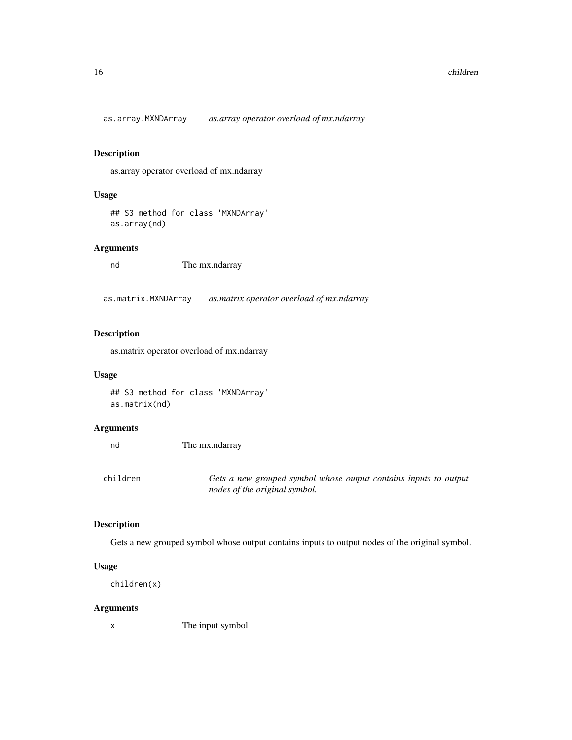## as.array.MXNDArray *as.array operator overload of mx.ndarray*

### Description

as.array operator overload of mx.ndarray

### Usage

```
## S3 method for class 'MXNDArray'
as.array(nd)
```

### Arguments

| | |
|---|---|
| nd | The mx.ndarray |

## as.matrix.MXNDArray *as.matrix operator overload of mx.ndarray*

### Description

as.matrix operator overload of mx.ndarray

### Usage

```
## S3 method for class 'MXNDArray'
as.matrix(nd)
```

### Arguments

| | |
|---|---|
| nd | The mx.ndarray |

## children *Gets a new grouped symbol whose output contains inputs to output nodes of the original symbol.*

### Description

Gets a new grouped symbol whose output contains inputs to output nodes of the original symbol.

### Usage

```
children(x)
```

### Arguments

| | |
|---|---|
| x | The input symbol |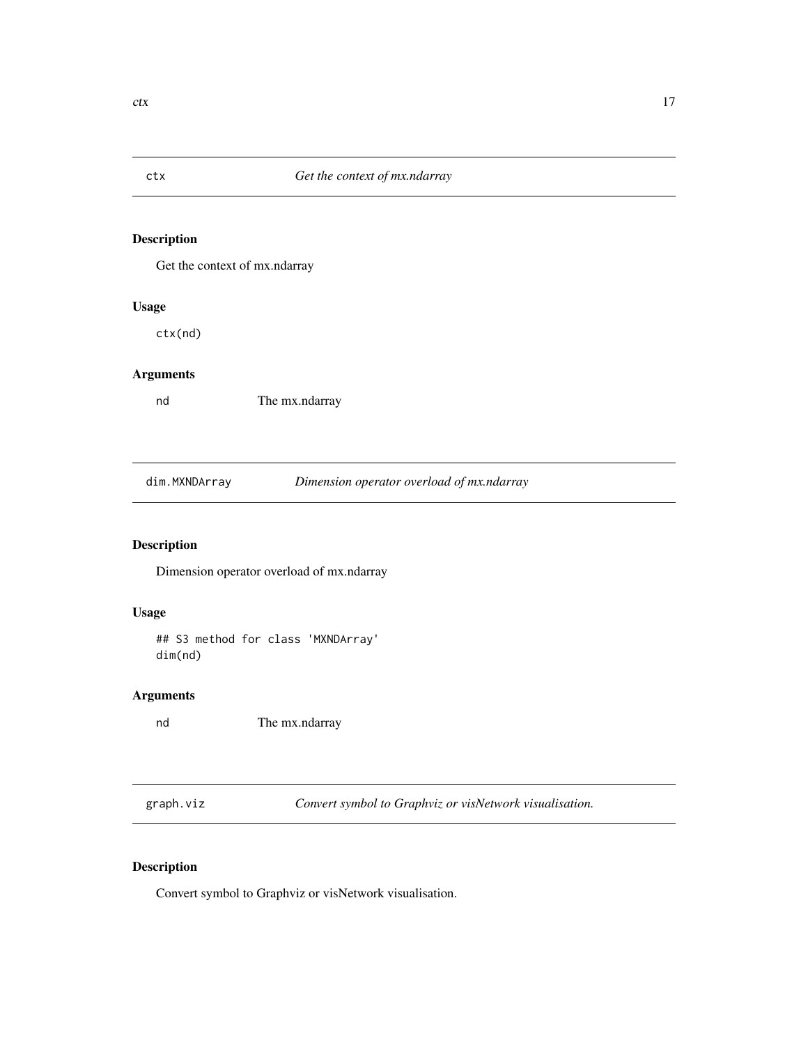## ctx — *Get the context of mx.ndarray*

### Description

Get the context of mx.ndarray

### Usage

```
ctx(nd)
```

### Arguments

| | |
|---|---|
| `nd` | The mx.ndarray |

## dim.MXNDArray — *Dimension operator overload of mx.ndarray*

### Description

Dimension operator overload of mx.ndarray

### Usage

```
## S3 method for class 'MXNDArray'
dim(nd)
```

### Arguments

| | |
|---|---|
| `nd` | The mx.ndarray |

## graph.viz — *Convert symbol to Graphviz or visNetwork visualisation.*

### Description

Convert symbol to Graphviz or visNetwork visualisation.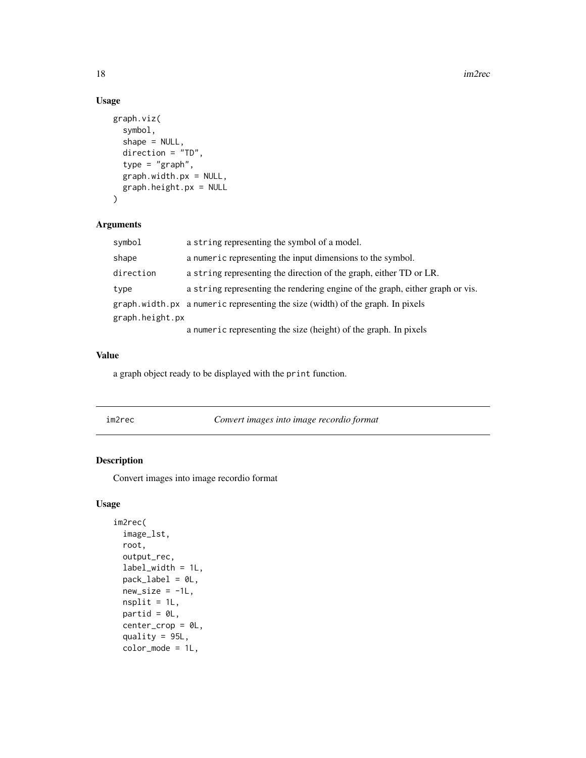### Usage

```
graph.viz(
  symbol,
  shape = NULL,
  direction = "TD",
  type = "graph",
  graph.width.px = NULL,
  graph.height.px = NULL
)
```

### Arguments

| | |
|---|---|
| symbol | a string representing the symbol of a model. |
| shape | a numeric representing the input dimensions to the symbol. |
| direction | a string representing the direction of the graph, either TD or LR. |
| type | a string representing the rendering engine of the graph, either graph or vis. |
| graph.width.px | a numeric representing the size (width) of the graph. In pixels |
| graph.height.px | a numeric representing the size (height) of the graph. In pixels |

### Value

a graph object ready to be displayed with the print function.

---

## im2rec *Convert images into image recordio format*

---

### Description

Convert images into image recordio format

### Usage

```
im2rec(
  image_lst,
  root,
  output_rec,
  label_width = 1L,
  pack_label = 0L,
  new_size = -1L,
  nsplit = 1L,
  partid = 0L,
  center_crop = 0L,
  quality = 95L,
  color_mode = 1L,
```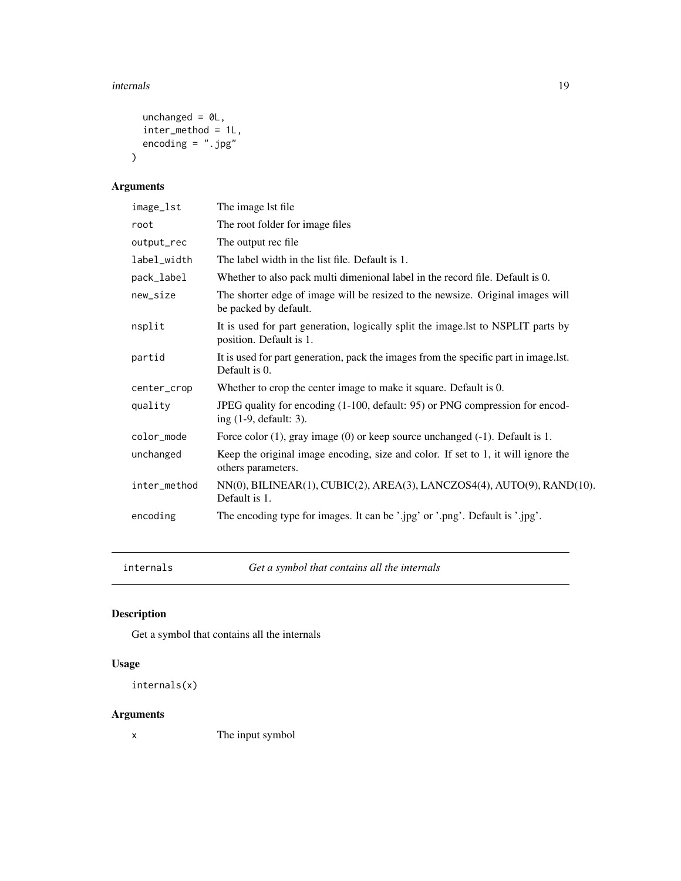```
  unchanged = 0L,
  inter_method = 1L,
  encoding = ".jpg"
)
```

### Arguments

| | |
|---|---|
| image_lst | The image lst file |
| root | The root folder for image files |
| output_rec | The output rec file |
| label_width | The label width in the list file. Default is 1. |
| pack_label | Whether to also pack multi dimenional label in the record file. Default is 0. |
| new_size | The shorter edge of image will be resized to the newsize. Original images will be packed by default. |
| nsplit | It is used for part generation, logically split the image.lst to NSPLIT parts by position. Default is 1. |
| partid | It is used for part generation, pack the images from the specific part in image.lst. Default is 0. |
| center_crop | Whether to crop the center image to make it square. Default is 0. |
| quality | JPEG quality for encoding (1-100, default: 95) or PNG compression for encoding (1-9, default: 3). |
| color_mode | Force color (1), gray image (0) or keep source unchanged (-1). Default is 1. |
| unchanged | Keep the original image encoding, size and color. If set to 1, it will ignore the others parameters. |
| inter_method | NN(0), BILINEAR(1), CUBIC(2), AREA(3), LANCZOS4(4), AUTO(9), RAND(10). Default is 1. |
| encoding | The encoding type for images. It can be '.jpg' or '.png'. Default is '.jpg'. |

---

## internals — *Get a symbol that contains all the internals*

### Description

Get a symbol that contains all the internals

### Usage

```
internals(x)
```

### Arguments

| | |
|---|---|
| x | The input symbol |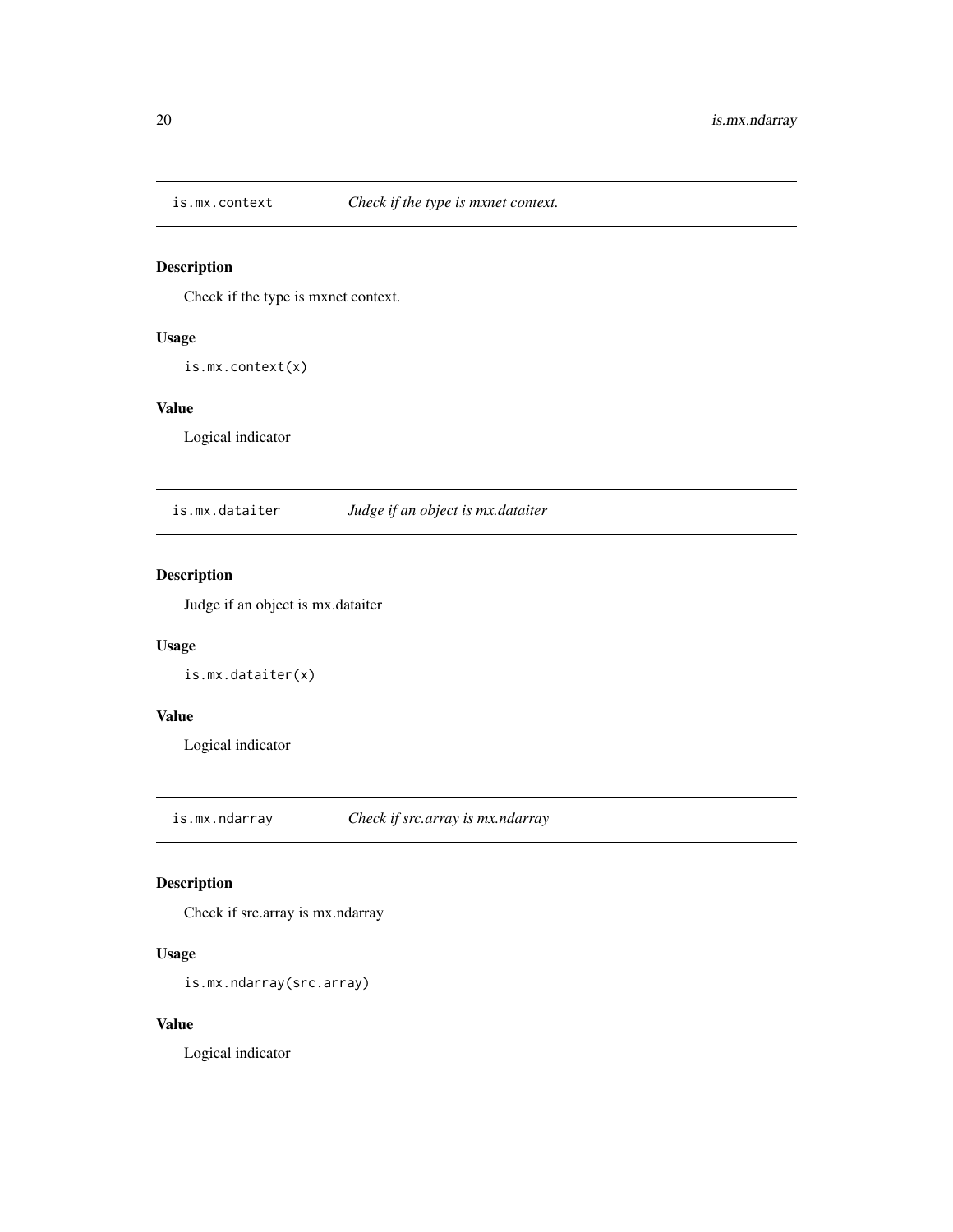## is.mx.context — *Check if the type is mxnet context.*

### Description

Check if the type is mxnet context.

### Usage

```
is.mx.context(x)
```

### Value

Logical indicator

## is.mx.dataiter — *Judge if an object is mx.dataiter*

### Description

Judge if an object is mx.dataiter

### Usage

```
is.mx.dataiter(x)
```

### Value

Logical indicator

## is.mx.ndarray — *Check if src.array is mx.ndarray*

### Description

Check if src.array is mx.ndarray

### Usage

```
is.mx.ndarray(src.array)
```

### Value

Logical indicator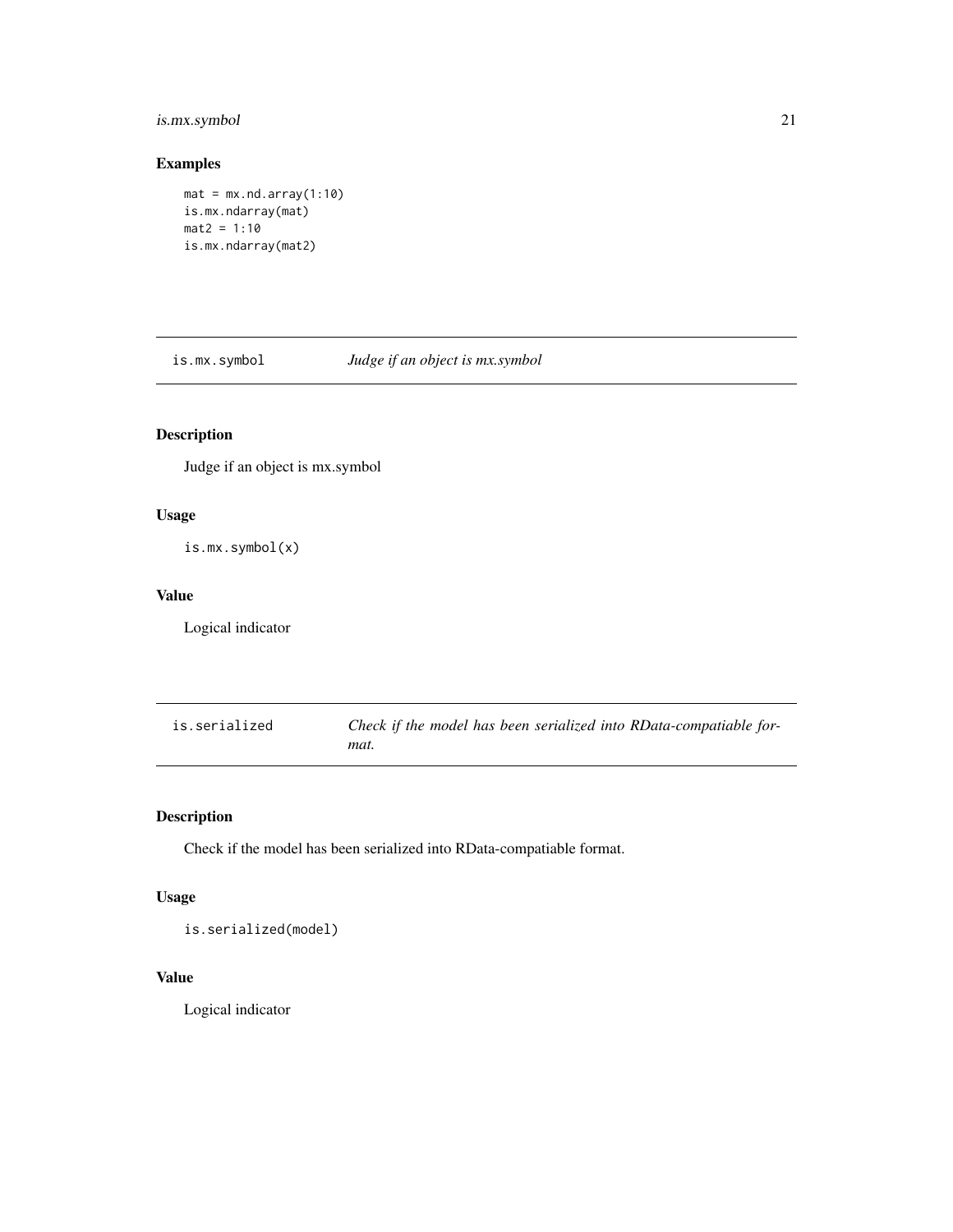## Examples

```
mat = mx.nd.array(1:10)
is.mx.ndarray(mat)
mat2 = 1:10
is.mx.ndarray(mat2)
```

---

# is.mx.symbol — *Judge if an object is mx.symbol*

### Description

Judge if an object is mx.symbol

### Usage

```
is.mx.symbol(x)
```

### Value

Logical indicator

---

# is.serialized — *Check if the model has been serialized into RData-compatiable format.*

### Description

Check if the model has been serialized into RData-compatiable format.

### Usage

```
is.serialized(model)
```

### Value

Logical indicator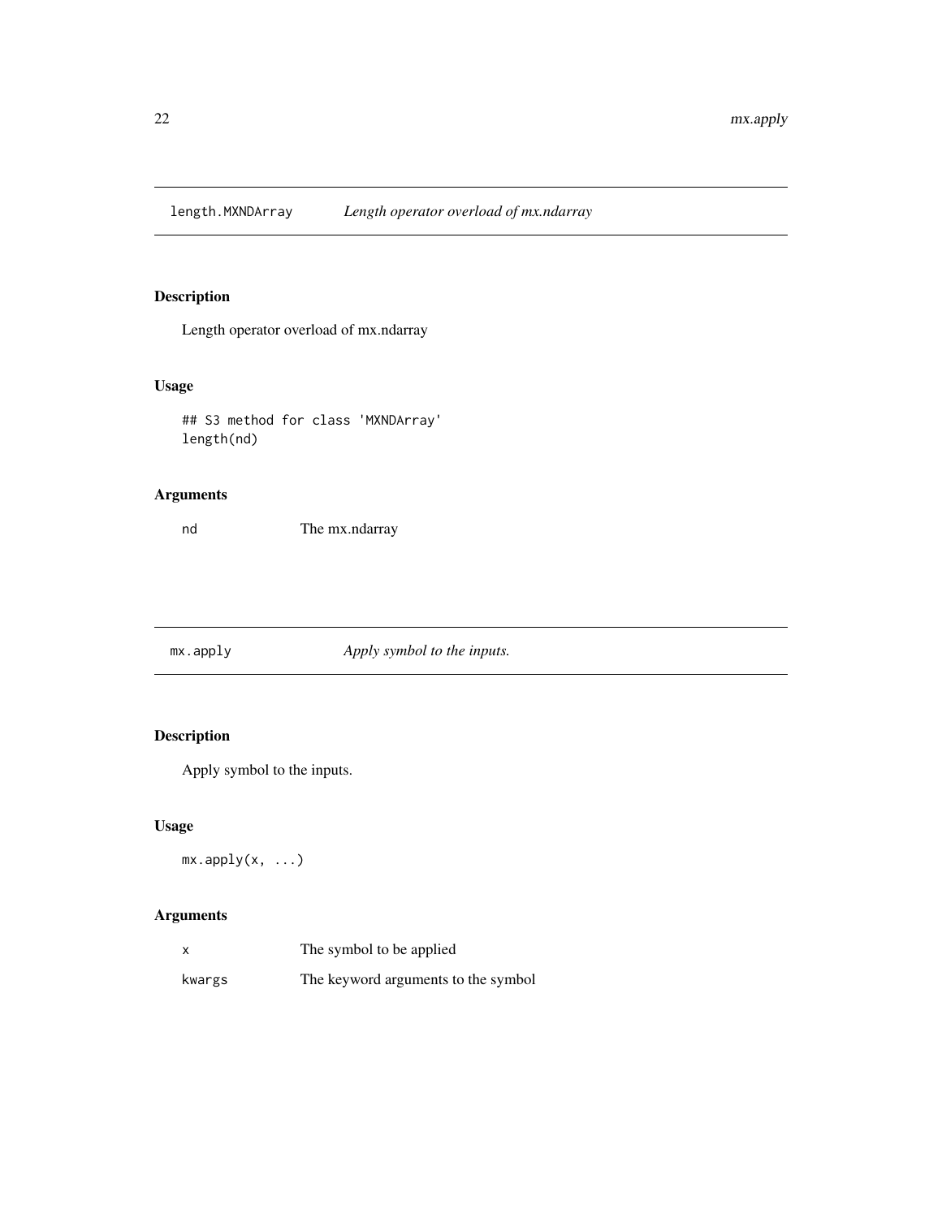## length.MXNDArray *Length operator overload of mx.ndarray*

### Description

Length operator overload of mx.ndarray

### Usage

```
## S3 method for class 'MXNDArray'
length(nd)
```

### Arguments

| | |
|---|---|
| nd | The mx.ndarray |

## mx.apply *Apply symbol to the inputs.*

### Description

Apply symbol to the inputs.

### Usage

```
mx.apply(x, ...)
```

### Arguments

| | |
|---|---|
| x | The symbol to be applied |
| kwargs | The keyword arguments to the symbol |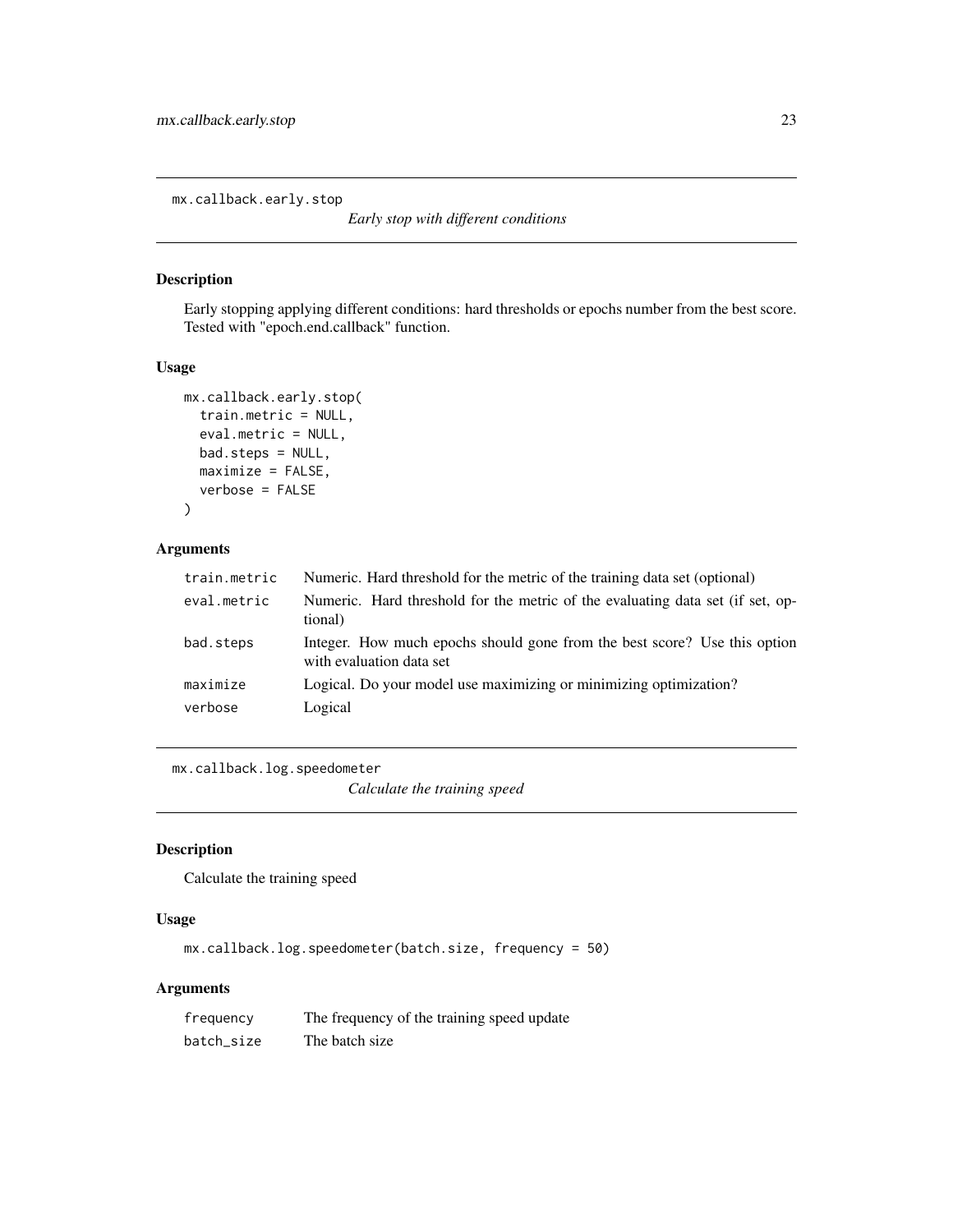## mx.callback.early.stop

*Early stop with different conditions*

### Description

Early stopping applying different conditions: hard thresholds or epochs number from the best score. Tested with "epoch.end.callback" function.

### Usage

```
mx.callback.early.stop(
  train.metric = NULL,
  eval.metric = NULL,
  bad.steps = NULL,
  maximize = FALSE,
  verbose = FALSE
)
```

### Arguments

| | |
|---|---|
| `train.metric` | Numeric. Hard threshold for the metric of the training data set (optional) |
| `eval.metric` | Numeric. Hard threshold for the metric of the evaluating data set (if set, optional) |
| `bad.steps` | Integer. How much epochs should gone from the best score? Use this option with evaluation data set |
| `maximize` | Logical. Do your model use maximizing or minimizing optimization? |
| `verbose` | Logical |

## mx.callback.log.speedometer

*Calculate the training speed*

### Description

Calculate the training speed

### Usage

```
mx.callback.log.speedometer(batch.size, frequency = 50)
```

### Arguments

| | |
|---|---|
| `frequency` | The frequency of the training speed update |
| `batch_size` | The batch size |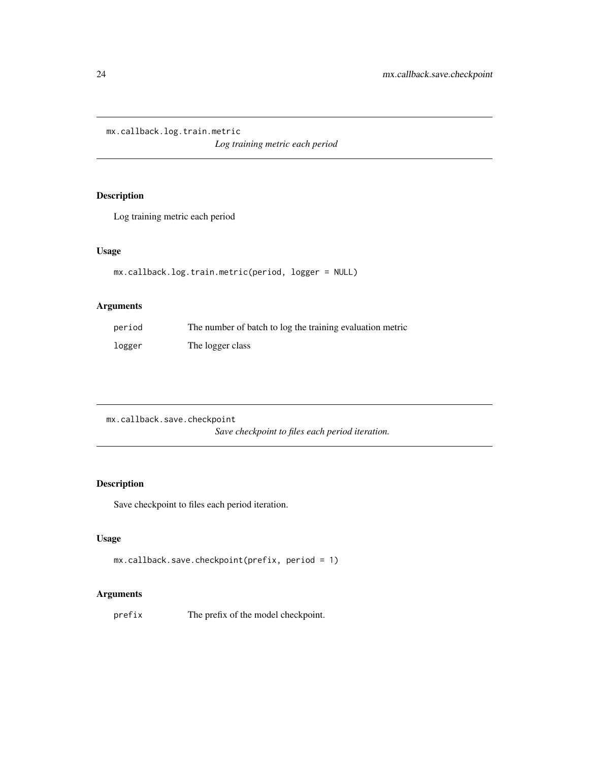## mx.callback.log.train.metric

*Log training metric each period*

### Description

Log training metric each period

### Usage

```
mx.callback.log.train.metric(period, logger = NULL)
```

### Arguments

| | |
|---|---|
| `period` | The number of batch to log the training evaluation metric |
| `logger` | The logger class |

## mx.callback.save.checkpoint

*Save checkpoint to files each period iteration.*

### Description

Save checkpoint to files each period iteration.

### Usage

```
mx.callback.save.checkpoint(prefix, period = 1)
```

### Arguments

| | |
|---|---|
| `prefix` | The prefix of the model checkpoint. |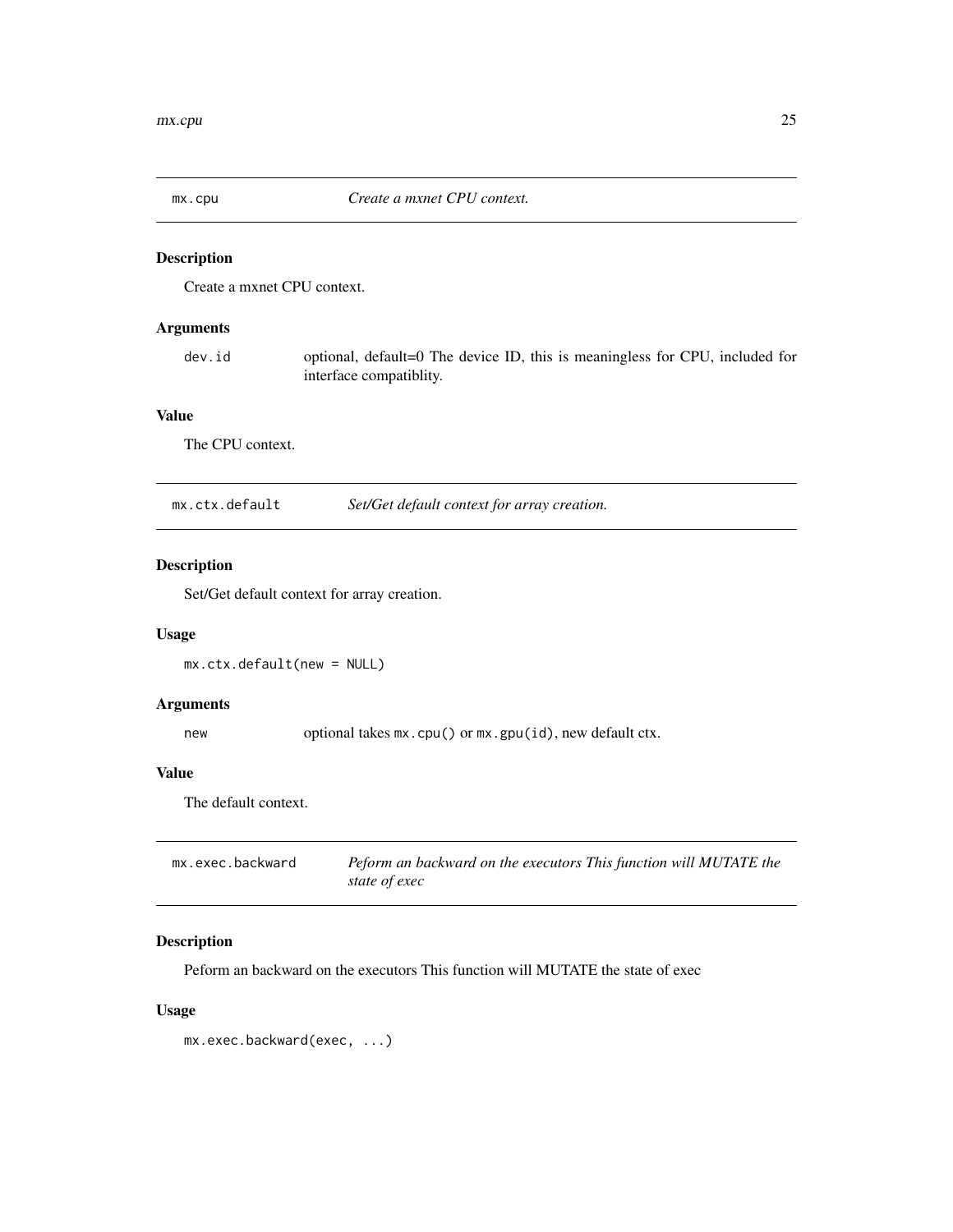## mx.cpu — *Create a mxnet CPU context.*

### Description

Create a mxnet CPU context.

### Arguments

| | |
|---|---|
| `dev.id` | optional, default=0 The device ID, this is meaningless for CPU, included for interface compatiblity. |

### Value

The CPU context.

## mx.ctx.default — *Set/Get default context for array creation.*

### Description

Set/Get default context for array creation.

### Usage

```
mx.ctx.default(new = NULL)
```

### Arguments

| | |
|---|---|
| `new` | optional takes `mx.cpu()` or `mx.gpu(id)`, new default ctx. |

### Value

The default context.

## mx.exec.backward — *Peform an backward on the executors This function will MUTATE the state of exec*

### Description

Peform an backward on the executors This function will MUTATE the state of exec

### Usage

```
mx.exec.backward(exec, ...)
```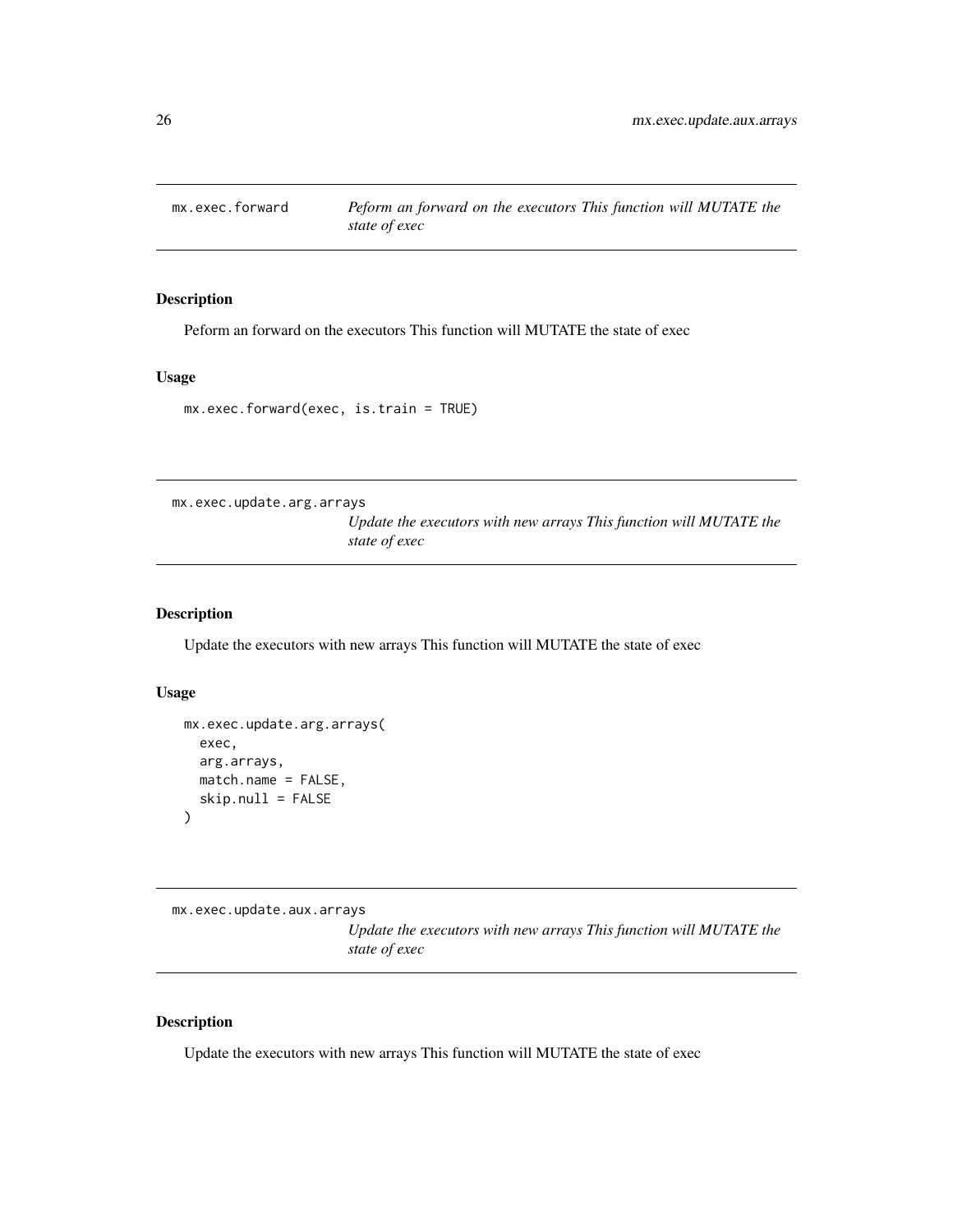## mx.exec.forward — *Peform an forward on the executors This function will MUTATE the state of exec*

### Description

Peform an forward on the executors This function will MUTATE the state of exec

### Usage

```
mx.exec.forward(exec, is.train = TRUE)
```

## mx.exec.update.arg.arrays — *Update the executors with new arrays This function will MUTATE the state of exec*

### Description

Update the executors with new arrays This function will MUTATE the state of exec

### Usage

```
mx.exec.update.arg.arrays(
  exec,
  arg.arrays,
  match.name = FALSE,
  skip.null = FALSE
)
```

## mx.exec.update.aux.arrays — *Update the executors with new arrays This function will MUTATE the state of exec*

### Description

Update the executors with new arrays This function will MUTATE the state of exec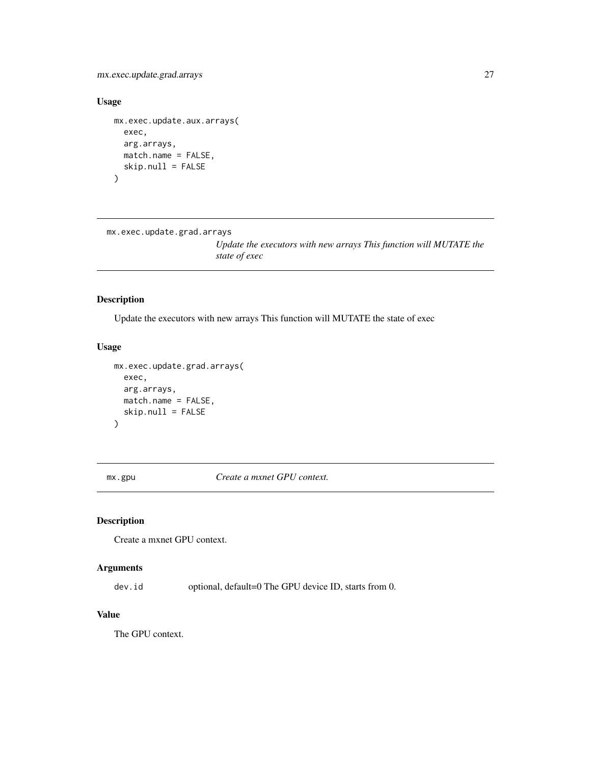### Usage

```
mx.exec.update.aux.arrays(
  exec,
  arg.arrays,
  match.name = FALSE,
  skip.null = FALSE
)
```

---

## mx.exec.update.grad.arrays

*Update the executors with new arrays This function will MUTATE the state of exec*

---

### Description

Update the executors with new arrays This function will MUTATE the state of exec

### Usage

```
mx.exec.update.grad.arrays(
  exec,
  arg.arrays,
  match.name = FALSE,
  skip.null = FALSE
)
```

---

## mx.gpu

*Create a mxnet GPU context.*

---

### Description

Create a mxnet GPU context.

### Arguments

| | |
|---|---|
| `dev.id` | optional, default=0 The GPU device ID, starts from 0. |

### Value

The GPU context.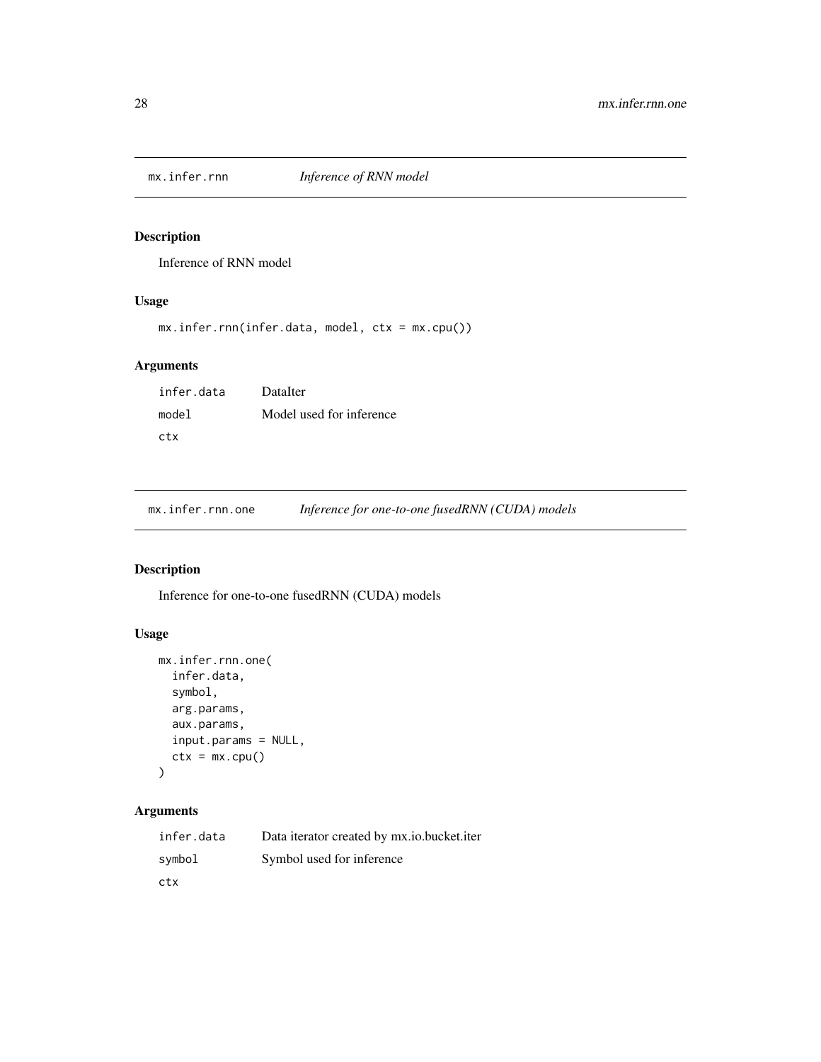## mx.infer.rnn *Inference of RNN model*

### Description

Inference of RNN model

### Usage

```
mx.infer.rnn(infer.data, model, ctx = mx.cpu())
```

### Arguments

| | |
|---|---|
| infer.data | DataIter |
| model | Model used for inference |
| ctx | |

## mx.infer.rnn.one *Inference for one-to-one fusedRNN (CUDA) models*

### Description

Inference for one-to-one fusedRNN (CUDA) models

### Usage

```
mx.infer.rnn.one(
  infer.data,
  symbol,
  arg.params,
  aux.params,
  input.params = NULL,
  ctx = mx.cpu()
)
```

### Arguments

| | |
|---|---|
| infer.data | Data iterator created by mx.io.bucket.iter |
| symbol | Symbol used for inference |
| ctx | |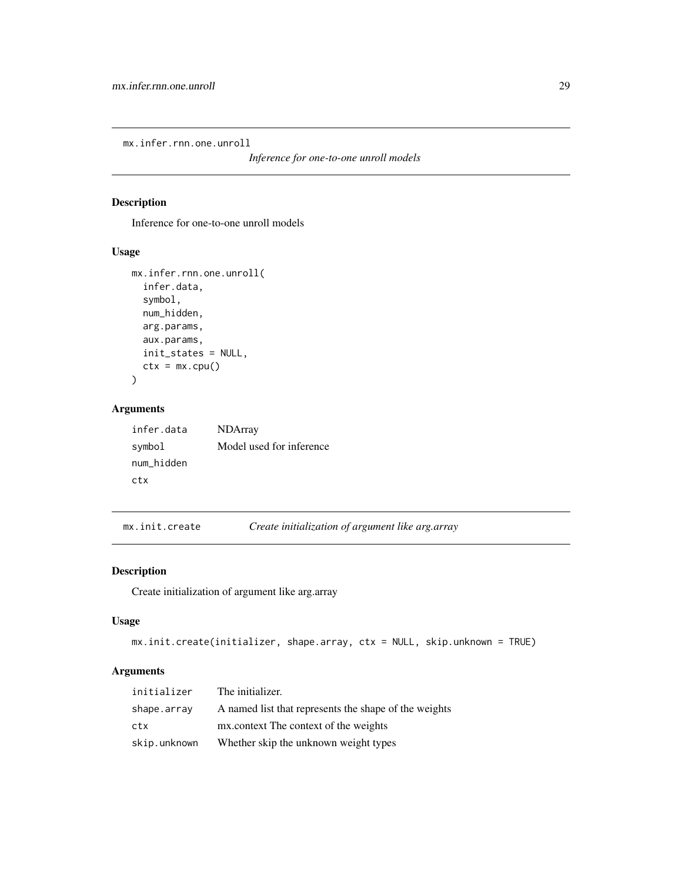## mx.infer.rnn.one.unroll

*Inference for one-to-one unroll models*

### Description

Inference for one-to-one unroll models

### Usage

```
mx.infer.rnn.one.unroll(
  infer.data,
  symbol,
  num_hidden,
  arg.params,
  aux.params,
  init_states = NULL,
  ctx = mx.cpu()
)
```

### Arguments

| | |
|---|---|
| infer.data | NDArray |
| symbol | Model used for inference |
| num_hidden | |
| ctx | |

## mx.init.create

*Create initialization of argument like arg.array*

### Description

Create initialization of argument like arg.array

### Usage

```
mx.init.create(initializer, shape.array, ctx = NULL, skip.unknown = TRUE)
```

### Arguments

| | |
|---|---|
| initializer | The initializer. |
| shape.array | A named list that represents the shape of the weights |
| ctx | mx.context The context of the weights |
| skip.unknown | Whether skip the unknown weight types |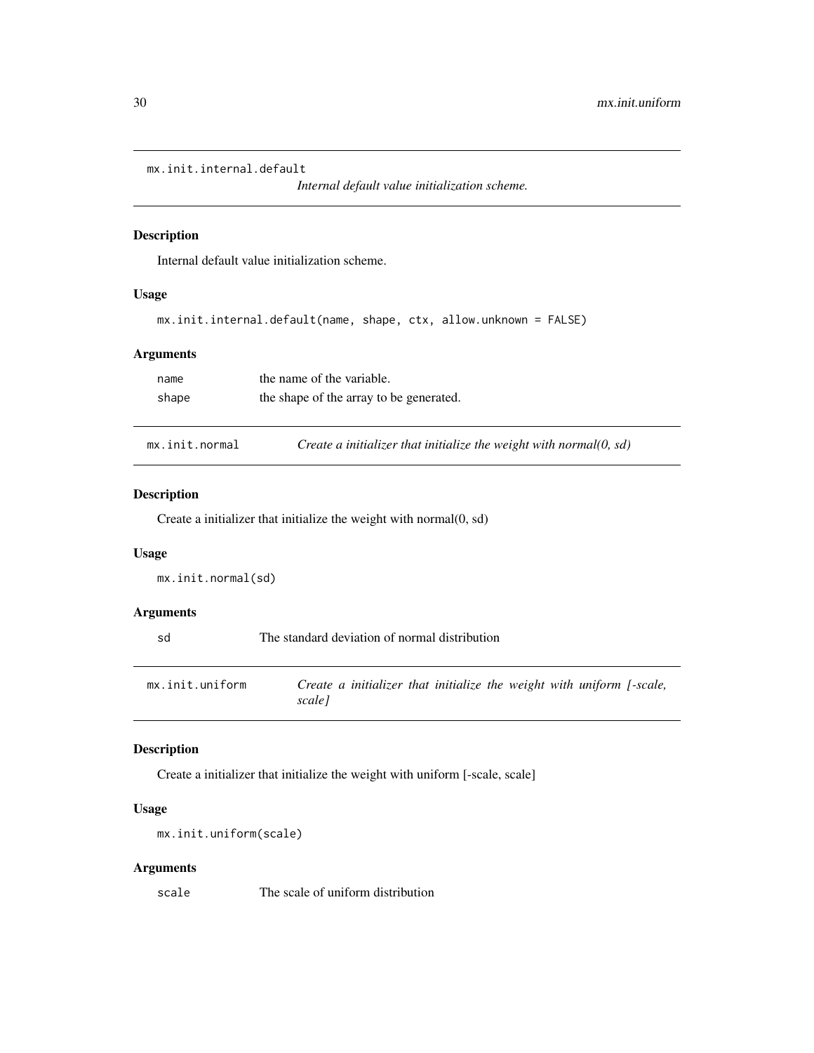## mx.init.internal.default

*Internal default value initialization scheme.*

### Description

Internal default value initialization scheme.

### Usage

```
mx.init.internal.default(name, shape, ctx, allow.unknown = FALSE)
```

### Arguments

| | |
|---|---|
| `name` | the name of the variable. |
| `shape` | the shape of the array to be generated. |

## mx.init.normal

*Create a initializer that initialize the weight with normal(0, sd)*

### Description

Create a initializer that initialize the weight with normal(0, sd)

### Usage

```
mx.init.normal(sd)
```

### Arguments

| | |
|---|---|
| `sd` | The standard deviation of normal distribution |

## mx.init.uniform

*Create a initializer that initialize the weight with uniform [-scale, scale]*

### Description

Create a initializer that initialize the weight with uniform [-scale, scale]

### Usage

```
mx.init.uniform(scale)
```

### Arguments

| | |
|---|---|
| `scale` | The scale of uniform distribution |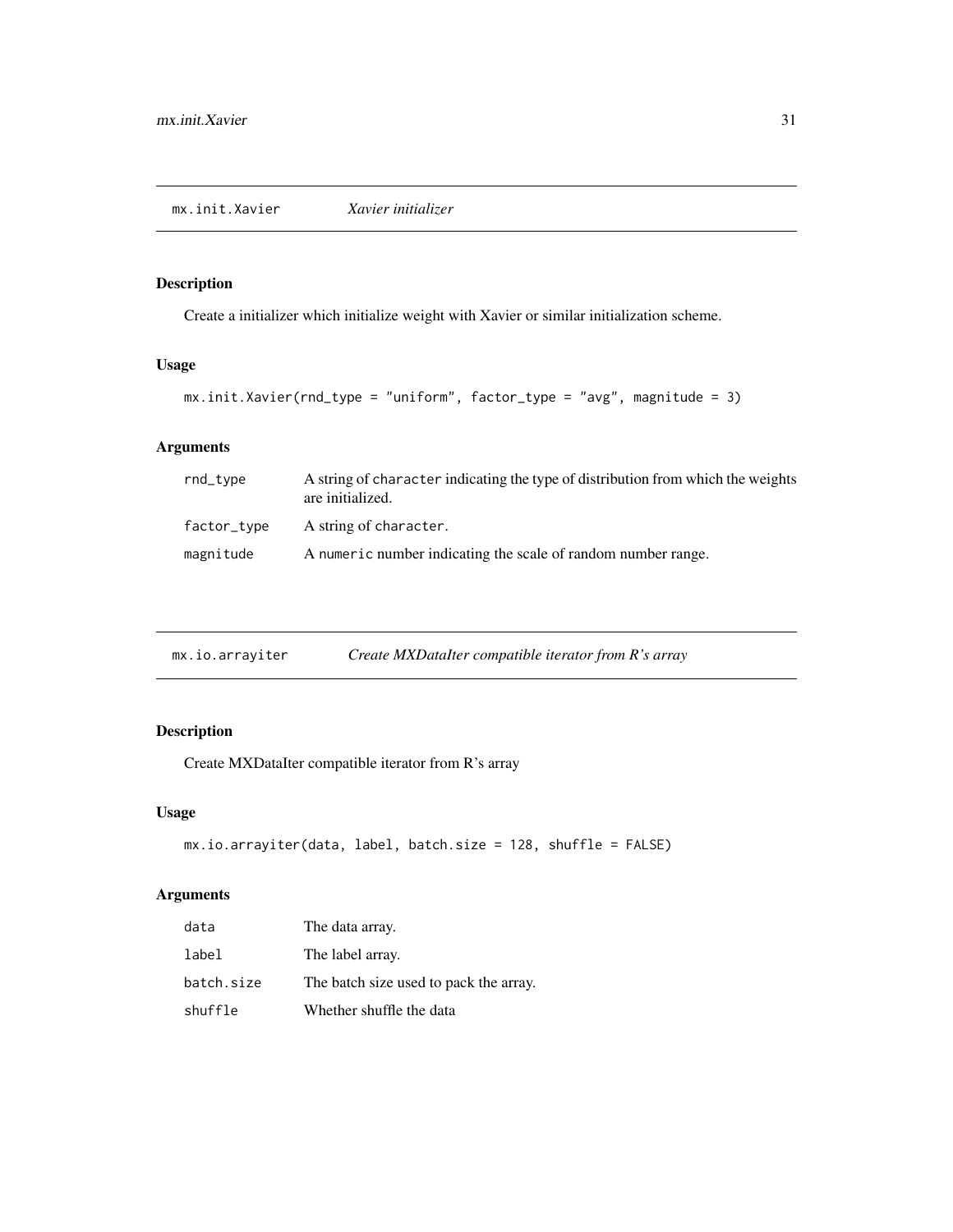## mx.init.Xavier — *Xavier initializer*

### Description

Create a initializer which initialize weight with Xavier or similar initialization scheme.

### Usage

```
mx.init.Xavier(rnd_type = "uniform", factor_type = "avg", magnitude = 3)
```

### Arguments

| | |
|---|---|
| `rnd_type` | A string of `character` indicating the type of distribution from which the weights are initialized. |
| `factor_type` | A string of `character`. |
| `magnitude` | A `numeric` number indicating the scale of random number range. |

## mx.io.arrayiter — *Create MXDataIter compatible iterator from R's array*

### Description

Create MXDataIter compatible iterator from R's array

### Usage

```
mx.io.arrayiter(data, label, batch.size = 128, shuffle = FALSE)
```

### Arguments

| | |
|---|---|
| `data` | The data array. |
| `label` | The label array. |
| `batch.size` | The batch size used to pack the array. |
| `shuffle` | Whether shuffle the data |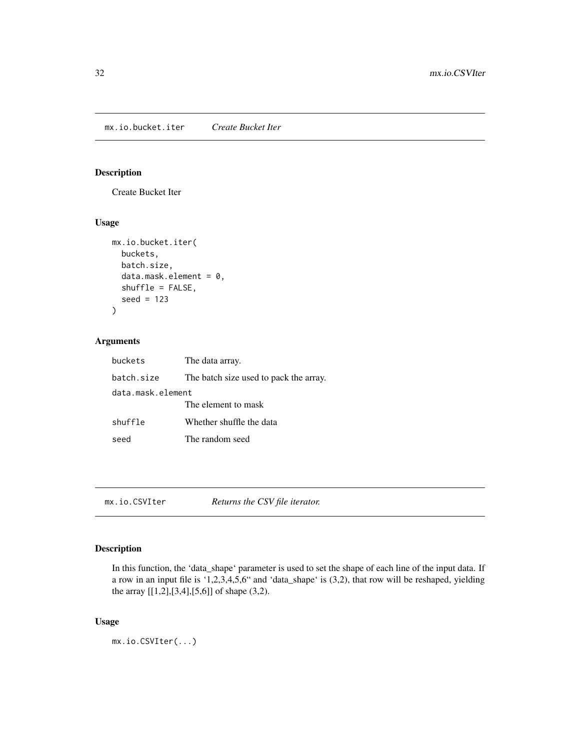## mx.io.bucket.iter *Create Bucket Iter*

### Description

Create Bucket Iter

### Usage

```
mx.io.bucket.iter(
  buckets,
  batch.size,
  data.mask.element = 0,
  shuffle = FALSE,
  seed = 123
)
```

### Arguments

| | |
|---|---|
| buckets | The data array. |
| batch.size | The batch size used to pack the array. |
| data.mask.element | The element to mask |
| shuffle | Whether shuffle the data |
| seed | The random seed |

## mx.io.CSVIter *Returns the CSV file iterator.*

### Description

In this function, the 'data_shape' parameter is used to set the shape of each line of the input data. If a row in an input file is '1,2,3,4,5,6" and 'data_shape' is (3,2), that row will be reshaped, yielding the array [[1,2],[3,4],[5,6]] of shape (3,2).

### Usage

```
mx.io.CSVIter(...)
```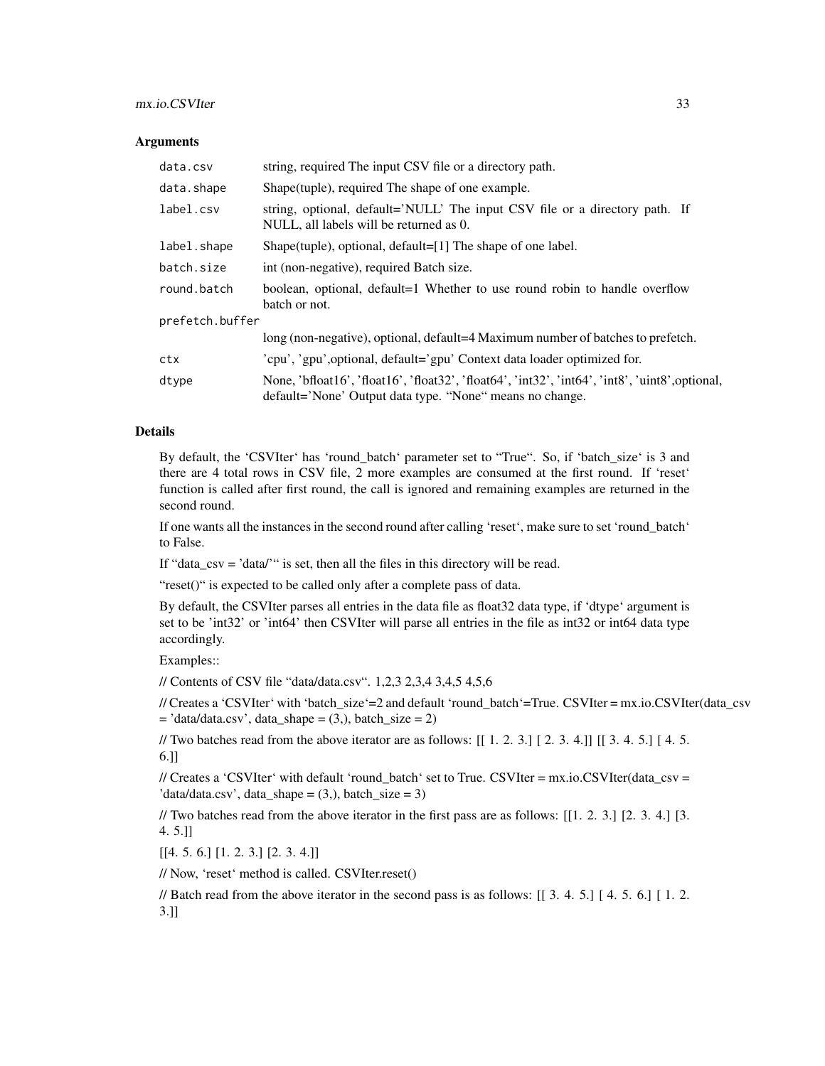### Arguments

| | |
|---|---|
| `data.csv` | string, required The input CSV file or a directory path. |
| `data.shape` | Shape(tuple), required The shape of one example. |
| `label.csv` | string, optional, default='NULL' The input CSV file or a directory path. If NULL, all labels will be returned as 0. |
| `label.shape` | Shape(tuple), optional, default=[1] The shape of one label. |
| `batch.size` | int (non-negative), required Batch size. |
| `round.batch` | boolean, optional, default=1 Whether to use round robin to handle overflow batch or not. |
| `prefetch.buffer` | long (non-negative), optional, default=4 Maximum number of batches to prefetch. |
| `ctx` | 'cpu', 'gpu',optional, default='gpu' Context data loader optimized for. |
| `dtype` | None, 'bfloat16', 'float16', 'float32', 'float64', 'int32', 'int64', 'int8', 'uint8',optional, default='None' Output data type. "None" means no change. |

### Details

By default, the 'CSVIter' has 'round_batch' parameter set to "True". So, if 'batch_size' is 3 and there are 4 total rows in CSV file, 2 more examples are consumed at the first round. If 'reset' function is called after first round, the call is ignored and remaining examples are returned in the second round.

If one wants all the instances in the second round after calling 'reset', make sure to set 'round_batch' to False.

If "data_csv = 'data/'" is set, then all the files in this directory will be read.

"reset()" is expected to be called only after a complete pass of data.

By default, the CSVIter parses all entries in the data file as float32 data type, if 'dtype' argument is set to be 'int32' or 'int64' then CSVIter will parse all entries in the file as int32 or int64 data type accordingly.

Examples::

// Contents of CSV file "data/data.csv". 1,2,3 2,3,4 3,4,5 4,5,6

// Creates a 'CSVIter' with 'batch_size'=2 and default 'round_batch'=True. CSVIter = mx.io.CSVIter(data_csv = 'data/data.csv', data_shape = (3,), batch_size = 2)

// Two batches read from the above iterator are as follows: [[ 1. 2. 3.] [ 2. 3. 4.]] [[ 3. 4. 5.] [ 4. 5. 6.]]

// Creates a 'CSVIter' with default 'round_batch' set to True. CSVIter = mx.io.CSVIter(data_csv = 'data/data.csv', data_shape = (3,), batch_size = 3)

// Two batches read from the above iterator in the first pass are as follows: [[1. 2. 3.] [2. 3. 4.] [3. 4. 5.]]

[[4. 5. 6.] [1. 2. 3.] [2. 3. 4.]]

// Now, 'reset' method is called. CSVIter.reset()

// Batch read from the above iterator in the second pass is as follows: [[ 3. 4. 5.] [ 4. 5. 6.] [ 1. 2. 3.]]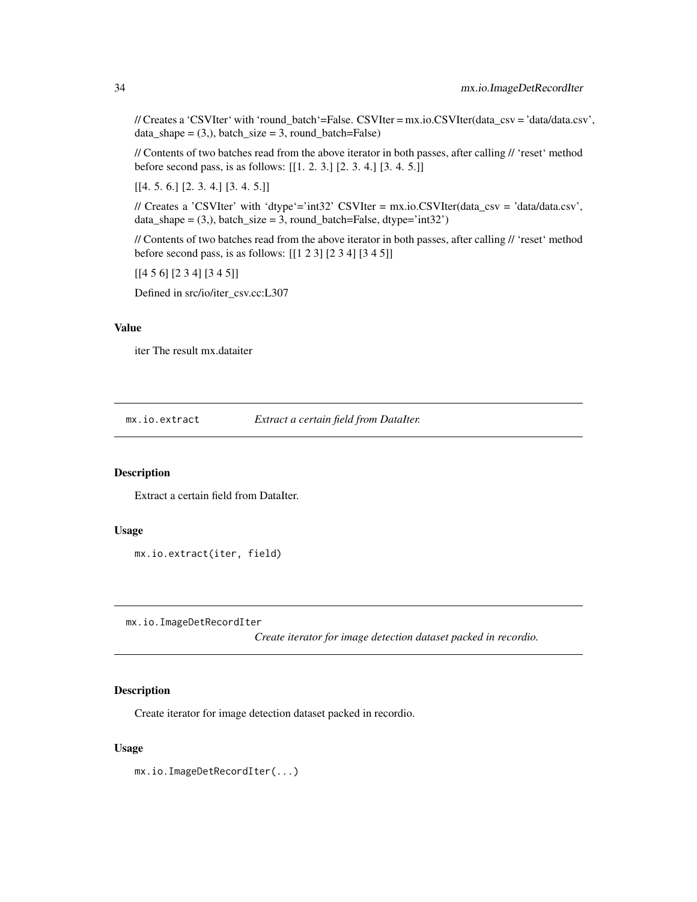// Creates a 'CSVIter' with 'round_batch'=False. CSVIter = mx.io.CSVIter(data_csv = 'data/data.csv', data_shape = (3,), batch_size = 3, round_batch=False)

// Contents of two batches read from the above iterator in both passes, after calling // 'reset' method before second pass, is as follows: [[1. 2. 3.] [2. 3. 4.] [3. 4. 5.]]

[[4. 5. 6.] [2. 3. 4.] [3. 4. 5.]]

// Creates a 'CSVIter' with 'dtype'='int32' CSVIter = mx.io.CSVIter(data_csv = 'data/data.csv', data_shape = (3,), batch_size = 3, round_batch=False, dtype='int32')

// Contents of two batches read from the above iterator in both passes, after calling // 'reset' method before second pass, is as follows: [[1 2 3] [2 3 4] [3 4 5]]

[[4 5 6] [2 3 4] [3 4 5]]

Defined in src/io/iter_csv.cc:L307

### Value

iter The result mx.dataiter

---

## mx.io.extract — *Extract a certain field from DataIter.*

### Description

Extract a certain field from DataIter.

### Usage

```
mx.io.extract(iter, field)
```

---

## mx.io.ImageDetRecordIter — *Create iterator for image detection dataset packed in recordio.*

### Description

Create iterator for image detection dataset packed in recordio.

### Usage

```
mx.io.ImageDetRecordIter(...)
```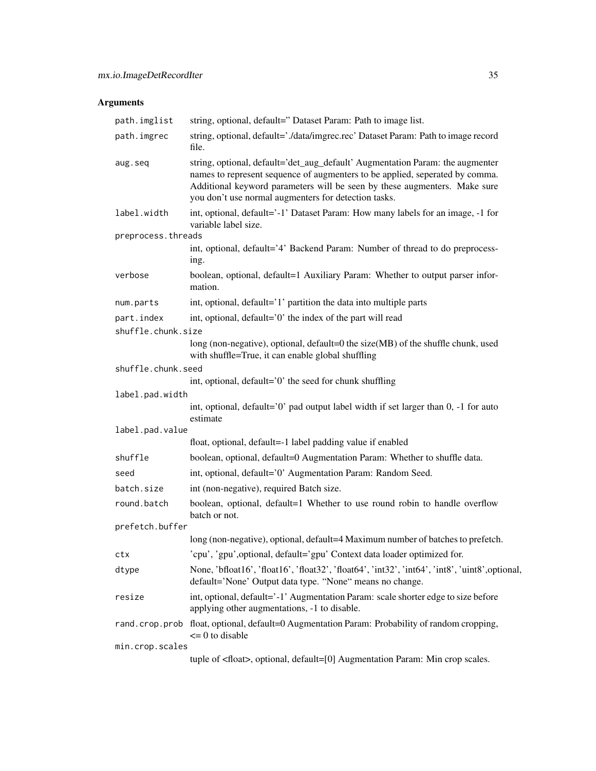## Arguments

| | |
|---|---|
| path.imglist | string, optional, default='' Dataset Param: Path to image list. |
| path.imgrec | string, optional, default='./data/imgrec.rec' Dataset Param: Path to image record file. |
| aug.seq | string, optional, default='det_aug_default' Augmentation Param: the augmenter names to represent sequence of augmenters to be applied, seperated by comma. Additional keyword parameters will be seen by these augmenters. Make sure you don't use normal augmenters for detection tasks. |
| label.width | int, optional, default='-1' Dataset Param: How many labels for an image, -1 for variable label size. |
| preprocess.threads | int, optional, default='4' Backend Param: Number of thread to do preprocessing. |
| verbose | boolean, optional, default=1 Auxiliary Param: Whether to output parser information. |
| num.parts | int, optional, default='1' partition the data into multiple parts |
| part.index | int, optional, default='0' the index of the part will read |
| shuffle.chunk.size | long (non-negative), optional, default=0 the size(MB) of the shuffle chunk, used with shuffle=True, it can enable global shuffling |
| shuffle.chunk.seed | int, optional, default='0' the seed for chunk shuffling |
| label.pad.width | int, optional, default='0' pad output label width if set larger than 0, -1 for auto estimate |
| label.pad.value | float, optional, default=-1 label padding value if enabled |
| shuffle | boolean, optional, default=0 Augmentation Param: Whether to shuffle data. |
| seed | int, optional, default='0' Augmentation Param: Random Seed. |
| batch.size | int (non-negative), required Batch size. |
| round.batch | boolean, optional, default=1 Whether to use round robin to handle overflow batch or not. |
| prefetch.buffer | long (non-negative), optional, default=4 Maximum number of batches to prefetch. |
| ctx | 'cpu', 'gpu',optional, default='gpu' Context data loader optimized for. |
| dtype | None, 'bfloat16', 'float16', 'float32', 'float64', 'int32', 'int64', 'int8', 'uint8',optional, default='None' Output data type. "None" means no change. |
| resize | int, optional, default='-1' Augmentation Param: scale shorter edge to size before applying other augmentations, -1 to disable. |
| rand.crop.prob | float, optional, default=0 Augmentation Param: Probability of random cropping, <= 0 to disable |
| min.crop.scales | tuple of <float>, optional, default=[0] Augmentation Param: Min crop scales. |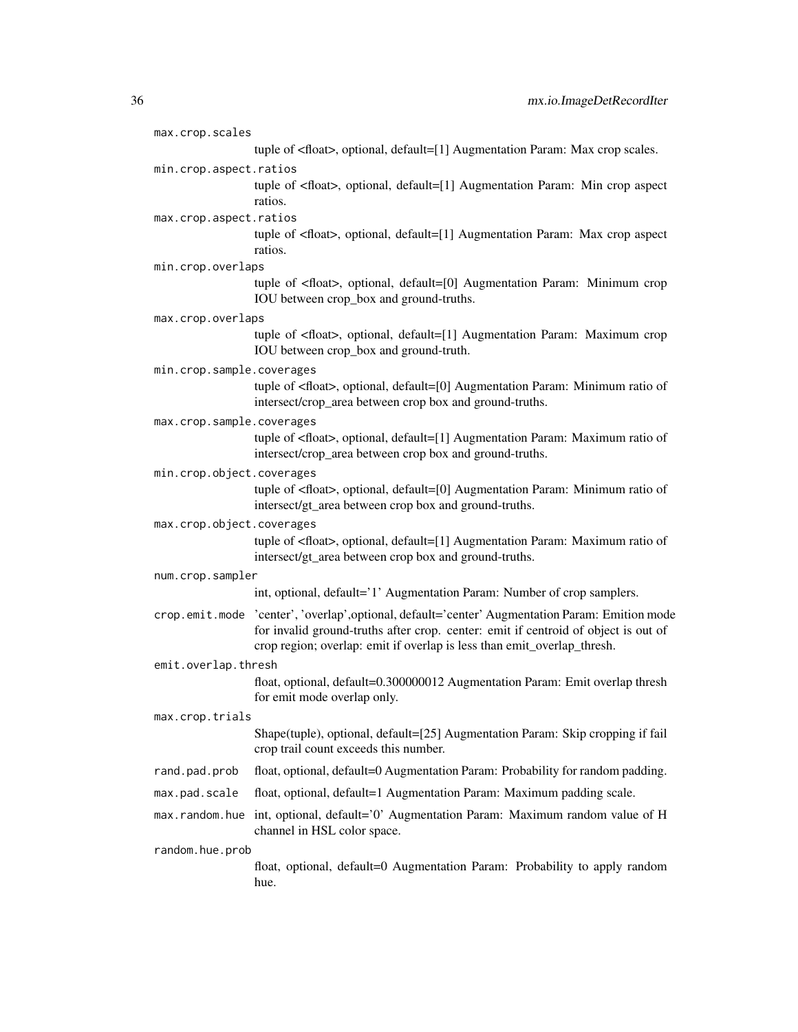`max.crop.scales`
: tuple of <float>, optional, default=[1] Augmentation Param: Max crop scales.

`min.crop.aspect.ratios`
: tuple of <float>, optional, default=[1] Augmentation Param: Min crop aspect ratios.

`max.crop.aspect.ratios`
: tuple of <float>, optional, default=[1] Augmentation Param: Max crop aspect ratios.

`min.crop.overlaps`
: tuple of <float>, optional, default=[0] Augmentation Param: Minimum crop IOU between crop_box and ground-truths.

`max.crop.overlaps`
: tuple of <float>, optional, default=[1] Augmentation Param: Maximum crop IOU between crop_box and ground-truth.

`min.crop.sample.coverages`
: tuple of <float>, optional, default=[0] Augmentation Param: Minimum ratio of intersect/crop_area between crop box and ground-truths.

`max.crop.sample.coverages`
: tuple of <float>, optional, default=[1] Augmentation Param: Maximum ratio of intersect/crop_area between crop box and ground-truths.

`min.crop.object.coverages`
: tuple of <float>, optional, default=[0] Augmentation Param: Minimum ratio of intersect/gt_area between crop box and ground-truths.

`max.crop.object.coverages`
: tuple of <float>, optional, default=[1] Augmentation Param: Maximum ratio of intersect/gt_area between crop box and ground-truths.

`num.crop.sampler`
: int, optional, default='1' Augmentation Param: Number of crop samplers.

`crop.emit.mode`
: 'center', 'overlap',optional, default='center' Augmentation Param: Emition mode for invalid ground-truths after crop. center: emit if centroid of object is out of crop region; overlap: emit if overlap is less than emit_overlap_thresh.

`emit.overlap.thresh`
: float, optional, default=0.300000012 Augmentation Param: Emit overlap thresh for emit mode overlap only.

`max.crop.trials`
: Shape(tuple), optional, default=[25] Augmentation Param: Skip cropping if fail crop trail count exceeds this number.

`rand.pad.prob`
: float, optional, default=0 Augmentation Param: Probability for random padding.

`max.pad.scale`
: float, optional, default=1 Augmentation Param: Maximum padding scale.

`max.random.hue`
: int, optional, default='0' Augmentation Param: Maximum random value of H channel in HSL color space.

`random.hue.prob`
: float, optional, default=0 Augmentation Param: Probability to apply random hue.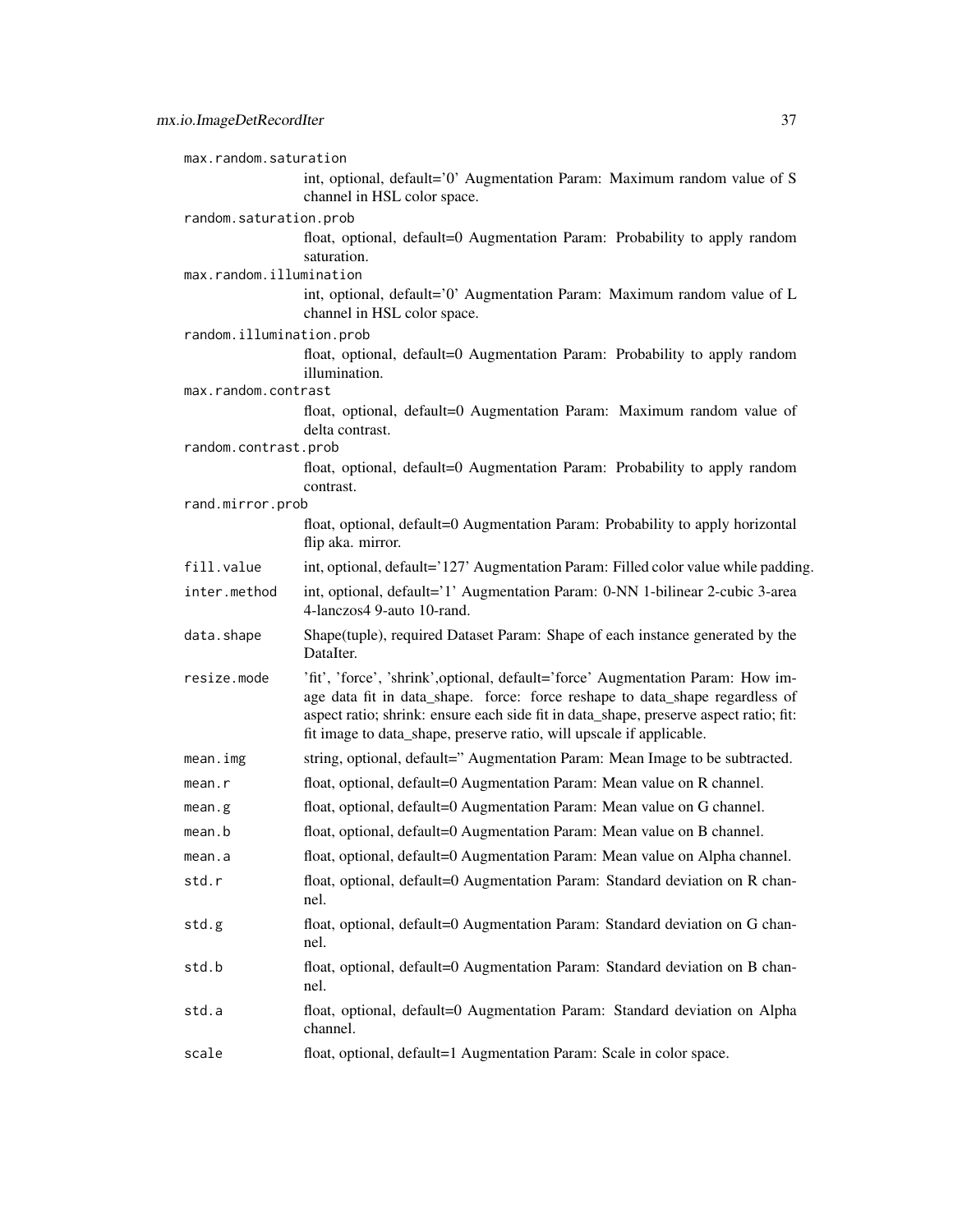max.random.saturation
: int, optional, default='0' Augmentation Param: Maximum random value of S channel in HSL color space.

random.saturation.prob
: float, optional, default=0 Augmentation Param: Probability to apply random saturation.

max.random.illumination
: int, optional, default='0' Augmentation Param: Maximum random value of L channel in HSL color space.

random.illumination.prob
: float, optional, default=0 Augmentation Param: Probability to apply random illumination.

max.random.contrast
: float, optional, default=0 Augmentation Param: Maximum random value of delta contrast.

random.contrast.prob
: float, optional, default=0 Augmentation Param: Probability to apply random contrast.

rand.mirror.prob
: float, optional, default=0 Augmentation Param: Probability to apply horizontal flip aka. mirror.

fill.value
: int, optional, default='127' Augmentation Param: Filled color value while padding.

inter.method
: int, optional, default='1' Augmentation Param: 0-NN 1-bilinear 2-cubic 3-area 4-lanczos4 9-auto 10-rand.

data.shape
: Shape(tuple), required Dataset Param: Shape of each instance generated by the DataIter.

resize.mode
: 'fit', 'force', 'shrink',optional, default='force' Augmentation Param: How image data fit in data_shape. force: force reshape to data_shape regardless of aspect ratio; shrink: ensure each side fit in data_shape, preserve aspect ratio; fit: fit image to data_shape, preserve ratio, will upscale if applicable.

mean.img
: string, optional, default='' Augmentation Param: Mean Image to be subtracted.

mean.r
: float, optional, default=0 Augmentation Param: Mean value on R channel.

mean.g
: float, optional, default=0 Augmentation Param: Mean value on G channel.

mean.b
: float, optional, default=0 Augmentation Param: Mean value on B channel.

mean.a
: float, optional, default=0 Augmentation Param: Mean value on Alpha channel.

std.r
: float, optional, default=0 Augmentation Param: Standard deviation on R channel.

std.g
: float, optional, default=0 Augmentation Param: Standard deviation on G channel.

std.b
: float, optional, default=0 Augmentation Param: Standard deviation on B channel.

std.a
: float, optional, default=0 Augmentation Param: Standard deviation on Alpha channel.

scale
: float, optional, default=1 Augmentation Param: Scale in color space.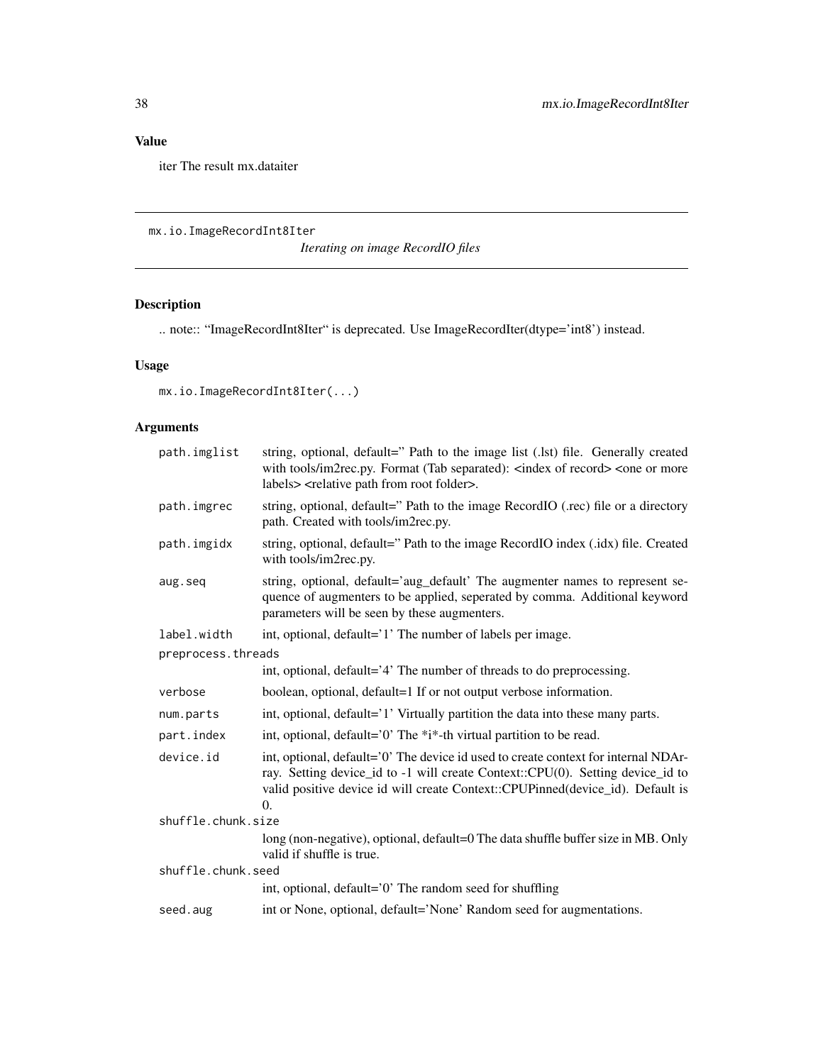## Value

iter The result mx.dataiter

---

`mx.io.ImageRecordInt8Iter`

*Iterating on image RecordIO files*

---

## Description

.. note:: "ImageRecordInt8Iter" is deprecated. Use ImageRecordIter(dtype='int8') instead.

## Usage

```
mx.io.ImageRecordInt8Iter(...)
```

## Arguments

| | |
|---|---|
| `path.imglist` | string, optional, default='' Path to the image list (.lst) file. Generally created with tools/im2rec.py. Format (Tab separated): <index of record> <one or more labels> <relative path from root folder>. |
| `path.imgrec` | string, optional, default='' Path to the image RecordIO (.rec) file or a directory path. Created with tools/im2rec.py. |
| `path.imgidx` | string, optional, default='' Path to the image RecordIO index (.idx) file. Created with tools/im2rec.py. |
| `aug.seq` | string, optional, default='aug_default' The augmenter names to represent sequence of augmenters to be applied, seperated by comma. Additional keyword parameters will be seen by these augmenters. |
| `label.width` | int, optional, default='1' The number of labels per image. |
| `preprocess.threads` | int, optional, default='4' The number of threads to do preprocessing. |
| `verbose` | boolean, optional, default=1 If or not output verbose information. |
| `num.parts` | int, optional, default='1' Virtually partition the data into these many parts. |
| `part.index` | int, optional, default='0' The *i*-th virtual partition to be read. |
| `device.id` | int, optional, default='0' The device id used to create context for internal NDArray. Setting device_id to -1 will create Context::CPU(0). Setting device_id to valid positive device id will create Context::CPUPinned(device_id). Default is 0. |
| `shuffle.chunk.size` | long (non-negative), optional, default=0 The data shuffle buffer size in MB. Only valid if shuffle is true. |
| `shuffle.chunk.seed` | int, optional, default='0' The random seed for shuffling |
| `seed.aug` | int or None, optional, default='None' Random seed for augmentations. |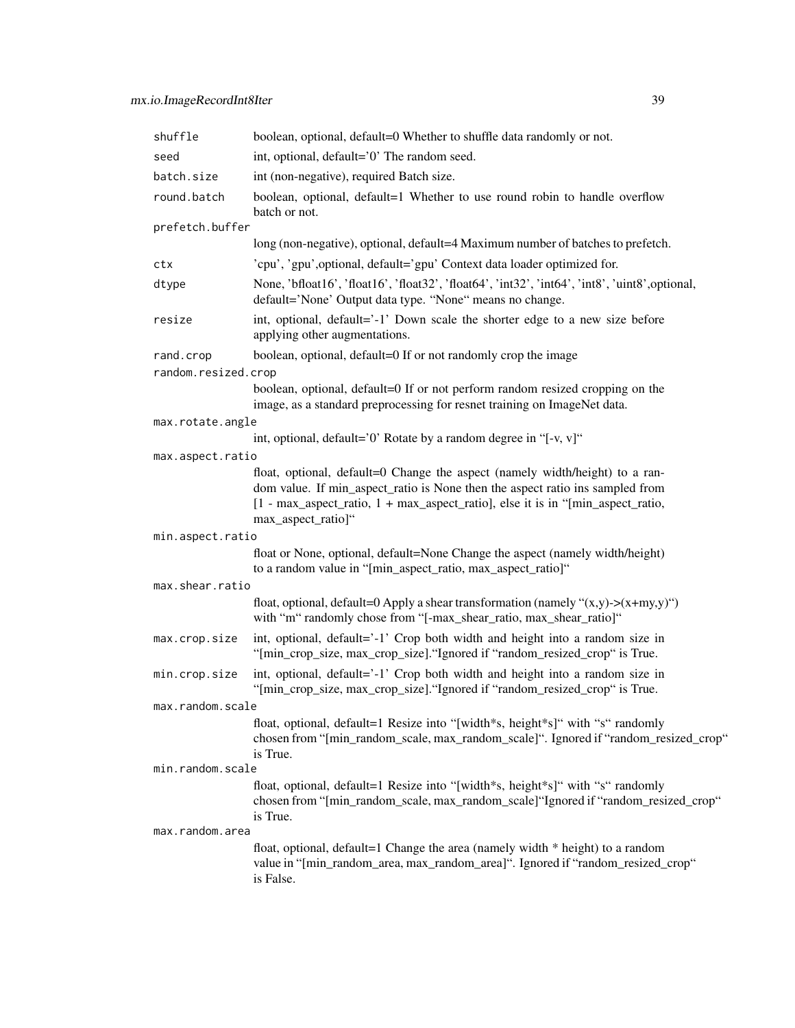| | |
|---|---|
| `shuffle` | boolean, optional, default=0 Whether to shuffle data randomly or not. |
| `seed` | int, optional, default='0' The random seed. |
| `batch.size` | int (non-negative), required Batch size. |
| `round.batch` | boolean, optional, default=1 Whether to use round robin to handle overflow batch or not. |
| `prefetch.buffer` | long (non-negative), optional, default=4 Maximum number of batches to prefetch. |
| `ctx` | 'cpu', 'gpu',optional, default='gpu' Context data loader optimized for. |
| `dtype` | None, 'bfloat16', 'float16', 'float32', 'float64', 'int32', 'int64', 'int8', 'uint8',optional, default='None' Output data type. "None" means no change. |
| `resize` | int, optional, default='-1' Down scale the shorter edge to a new size before applying other augmentations. |
| `rand.crop` | boolean, optional, default=0 If or not randomly crop the image |
| `random.resized.crop` | boolean, optional, default=0 If or not perform random resized cropping on the image, as a standard preprocessing for resnet training on ImageNet data. |
| `max.rotate.angle` | int, optional, default='0' Rotate by a random degree in "[-v, v]" |
| `max.aspect.ratio` | float, optional, default=0 Change the aspect (namely width/height) to a random value. If min_aspect_ratio is None then the aspect ratio ins sampled from [1 - max_aspect_ratio, 1 + max_aspect_ratio], else it is in "[min_aspect_ratio, max_aspect_ratio]" |
| `min.aspect.ratio` | float or None, optional, default=None Change the aspect (namely width/height) to a random value in "[min_aspect_ratio, max_aspect_ratio]" |
| `max.shear.ratio` | float, optional, default=0 Apply a shear transformation (namely "(x,y)->(x+my,y)") with "m" randomly chose from "[-max_shear_ratio, max_shear_ratio]" |
| `max.crop.size` | int, optional, default='-1' Crop both width and height into a random size in "[min_crop_size, max_crop_size]."Ignored if "random_resized_crop" is True. |
| `min.crop.size` | int, optional, default='-1' Crop both width and height into a random size in "[min_crop_size, max_crop_size]."Ignored if "random_resized_crop" is True. |
| `max.random.scale` | float, optional, default=1 Resize into "[width*s, height*s]" with "s" randomly chosen from "[min_random_scale, max_random_scale]". Ignored if "random_resized_crop" is True. |
| `min.random.scale` | float, optional, default=1 Resize into "[width*s, height*s]" with "s" randomly chosen from "[min_random_scale, max_random_scale]"Ignored if "random_resized_crop" is True. |
| `max.random.area` | float, optional, default=1 Change the area (namely width * height) to a random value in "[min_random_area, max_random_area]". Ignored if "random_resized_crop" is False. |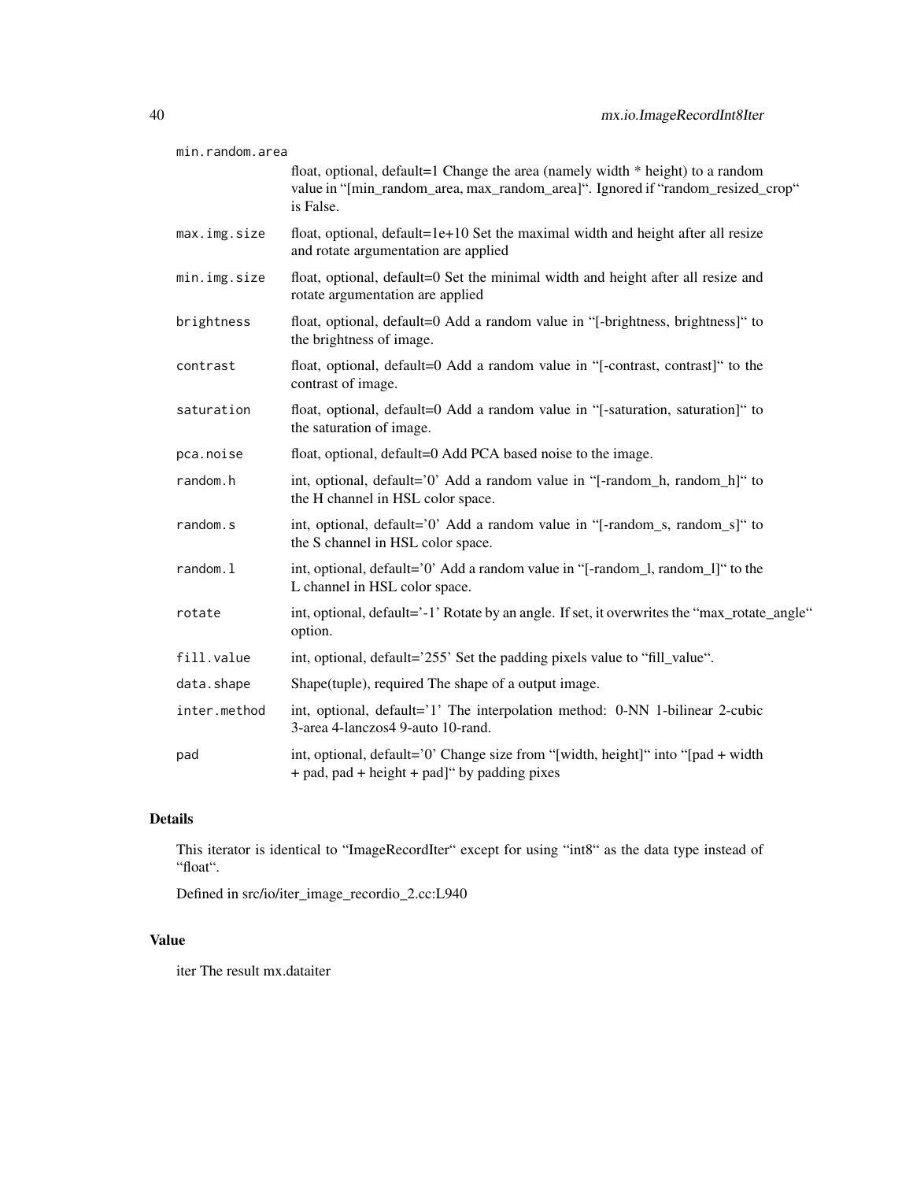| | |
|---|---|
| min.random.area | float, optional, default=1 Change the area (namely width * height) to a random value in "[min_random_area, max_random_area]". Ignored if "random_resized_crop" is False. |
| max.img.size | float, optional, default=1e+10 Set the maximal width and height after all resize and rotate argumentation are applied |
| min.img.size | float, optional, default=0 Set the minimal width and height after all resize and rotate argumentation are applied |
| brightness | float, optional, default=0 Add a random value in "[-brightness, brightness]" to the brightness of image. |
| contrast | float, optional, default=0 Add a random value in "[-contrast, contrast]" to the contrast of image. |
| saturation | float, optional, default=0 Add a random value in "[-saturation, saturation]" to the saturation of image. |
| pca.noise | float, optional, default=0 Add PCA based noise to the image. |
| random.h | int, optional, default='0' Add a random value in "[-random_h, random_h]" to the H channel in HSL color space. |
| random.s | int, optional, default='0' Add a random value in "[-random_s, random_s]" to the S channel in HSL color space. |
| random.l | int, optional, default='0' Add a random value in "[-random_l, random_l]" to the L channel in HSL color space. |
| rotate | int, optional, default='-1' Rotate by an angle. If set, it overwrites the "max_rotate_angle" option. |
| fill.value | int, optional, default='255' Set the padding pixels value to "fill_value". |
| data.shape | Shape(tuple), required The shape of a output image. |
| inter.method | int, optional, default='1' The interpolation method: 0-NN 1-bilinear 2-cubic 3-area 4-lanczos4 9-auto 10-rand. |
| pad | int, optional, default='0' Change size from "[width, height]" into "[pad + width + pad, pad + height + pad]" by padding pixes |

## Details

This iterator is identical to "ImageRecordIter" except for using "int8" as the data type instead of "float".

Defined in src/io/iter_image_recordio_2.cc:L940

## Value

iter The result mx.dataiter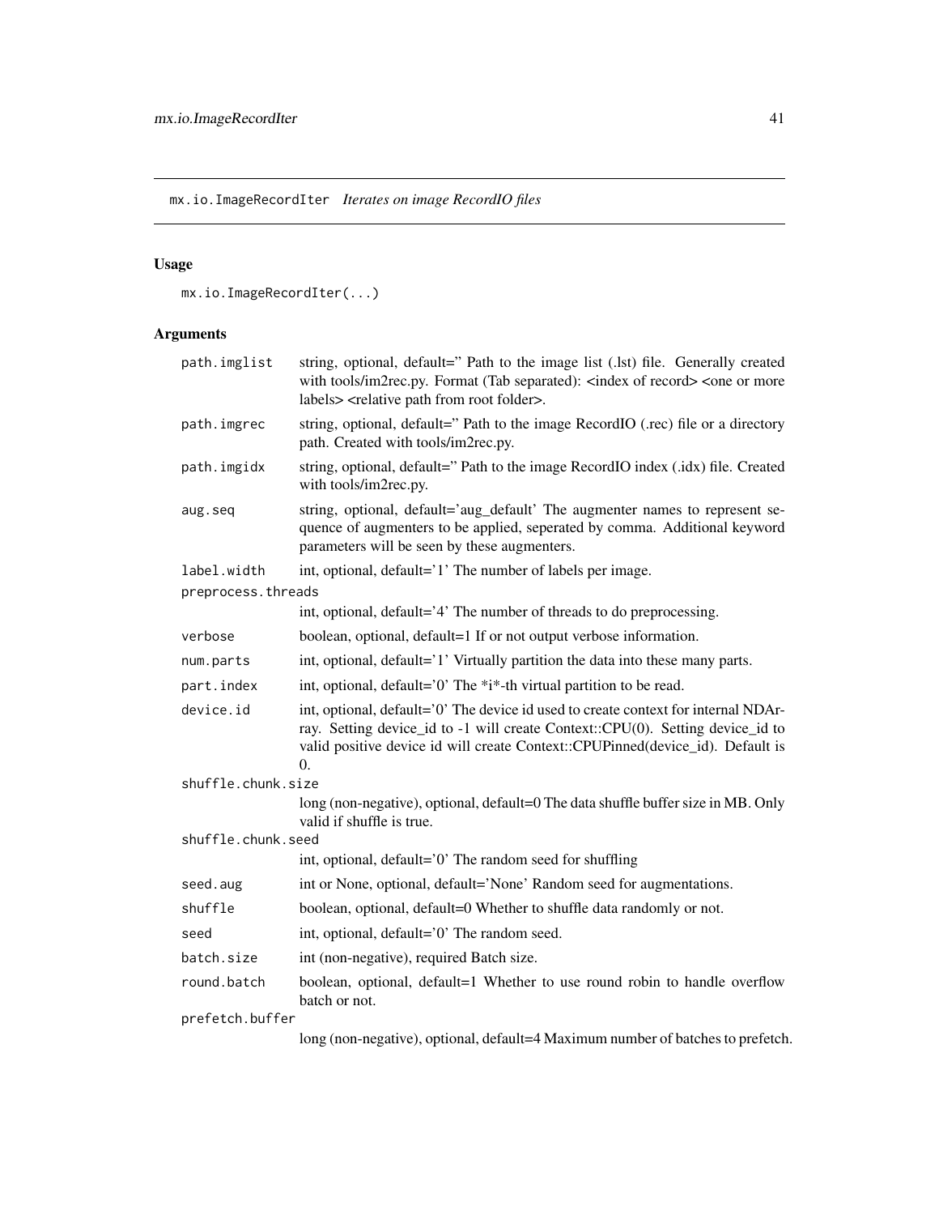## mx.io.ImageRecordIter *Iterates on image RecordIO files*

### Usage

```
mx.io.ImageRecordIter(...)
```

### Arguments

| | |
|---|---|
| path.imglist | string, optional, default='' Path to the image list (.lst) file. Generally created with tools/im2rec.py. Format (Tab separated): <index of record> <one or more labels> <relative path from root folder>. |
| path.imgrec | string, optional, default='' Path to the image RecordIO (.rec) file or a directory path. Created with tools/im2rec.py. |
| path.imgidx | string, optional, default='' Path to the image RecordIO index (.idx) file. Created with tools/im2rec.py. |
| aug.seq | string, optional, default='aug_default' The augmenter names to represent sequence of augmenters to be applied, seperated by comma. Additional keyword parameters will be seen by these augmenters. |
| label.width | int, optional, default='1' The number of labels per image. |
| preprocess.threads | int, optional, default='4' The number of threads to do preprocessing. |
| verbose | boolean, optional, default=1 If or not output verbose information. |
| num.parts | int, optional, default='1' Virtually partition the data into these many parts. |
| part.index | int, optional, default='0' The *i*-th virtual partition to be read. |
| device.id | int, optional, default='0' The device id used to create context for internal NDArray. Setting device_id to -1 will create Context::CPU(0). Setting device_id to valid positive device id will create Context::CPUPinned(device_id). Default is 0. |
| shuffle.chunk.size | long (non-negative), optional, default=0 The data shuffle buffer size in MB. Only valid if shuffle is true. |
| shuffle.chunk.seed | int, optional, default='0' The random seed for shuffling |
| seed.aug | int or None, optional, default='None' Random seed for augmentations. |
| shuffle | boolean, optional, default=0 Whether to shuffle data randomly or not. |
| seed | int, optional, default='0' The random seed. |
| batch.size | int (non-negative), required Batch size. |
| round.batch | boolean, optional, default=1 Whether to use round robin to handle overflow batch or not. |
| prefetch.buffer | long (non-negative), optional, default=4 Maximum number of batches to prefetch. |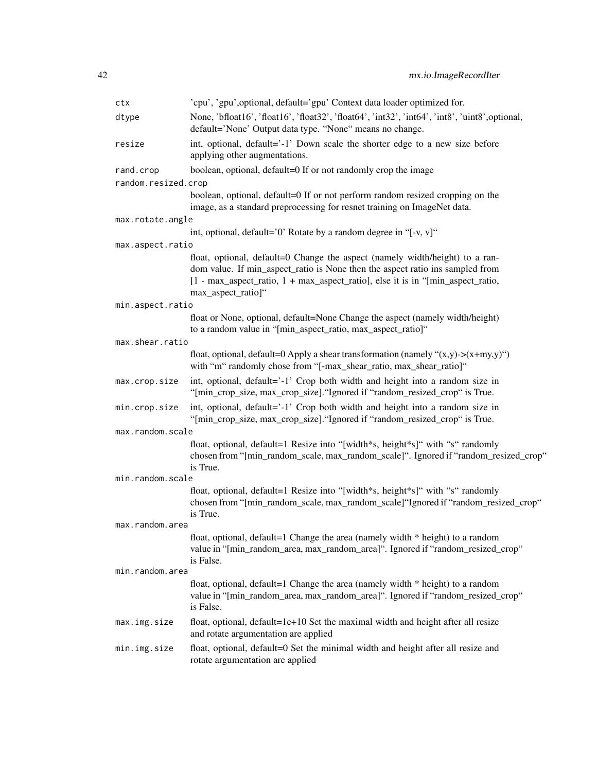| | |
|---|---|
| `ctx` | 'cpu', 'gpu',optional, default='gpu' Context data loader optimized for. |
| `dtype` | None, 'bfloat16', 'float16', 'float32', 'float64', 'int32', 'int64', 'int8', 'uint8',optional, default='None' Output data type. "None" means no change. |
| `resize` | int, optional, default='-1' Down scale the shorter edge to a new size before applying other augmentations. |
| `rand.crop` | boolean, optional, default=0 If or not randomly crop the image |
| `random.resized.crop` | boolean, optional, default=0 If or not perform random resized cropping on the image, as a standard preprocessing for resnet training on ImageNet data. |
| `max.rotate.angle` | int, optional, default='0' Rotate by a random degree in "[-v, v]" |
| `max.aspect.ratio` | float, optional, default=0 Change the aspect (namely width/height) to a random value. If min_aspect_ratio is None then the aspect ratio ins sampled from [1 - max_aspect_ratio, 1 + max_aspect_ratio], else it is in "[min_aspect_ratio, max_aspect_ratio]" |
| `min.aspect.ratio` | float or None, optional, default=None Change the aspect (namely width/height) to a random value in "[min_aspect_ratio, max_aspect_ratio]" |
| `max.shear.ratio` | float, optional, default=0 Apply a shear transformation (namely "(x,y)->(x+my,y)") with "m" randomly chose from "[-max_shear_ratio, max_shear_ratio]" |
| `max.crop.size` | int, optional, default='-1' Crop both width and height into a random size in "[min_crop_size, max_crop_size]."Ignored if "random_resized_crop" is True. |
| `min.crop.size` | int, optional, default='-1' Crop both width and height into a random size in "[min_crop_size, max_crop_size]."Ignored if "random_resized_crop" is True. |
| `max.random.scale` | float, optional, default=1 Resize into "[width*s, height*s]" with "s" randomly chosen from "[min_random_scale, max_random_scale]". Ignored if "random_resized_crop" is True. |
| `min.random.scale` | float, optional, default=1 Resize into "[width*s, height*s]" with "s" randomly chosen from "[min_random_scale, max_random_scale]"Ignored if "random_resized_crop" is True. |
| `max.random.area` | float, optional, default=1 Change the area (namely width * height) to a random value in "[min_random_area, max_random_area]". Ignored if "random_resized_crop" is False. |
| `min.random.area` | float, optional, default=1 Change the area (namely width * height) to a random value in "[min_random_area, max_random_area]". Ignored if "random_resized_crop" is False. |
| `max.img.size` | float, optional, default=1e+10 Set the maximal width and height after all resize and rotate argumentation are applied |
| `min.img.size` | float, optional, default=0 Set the minimal width and height after all resize and rotate argumentation are applied |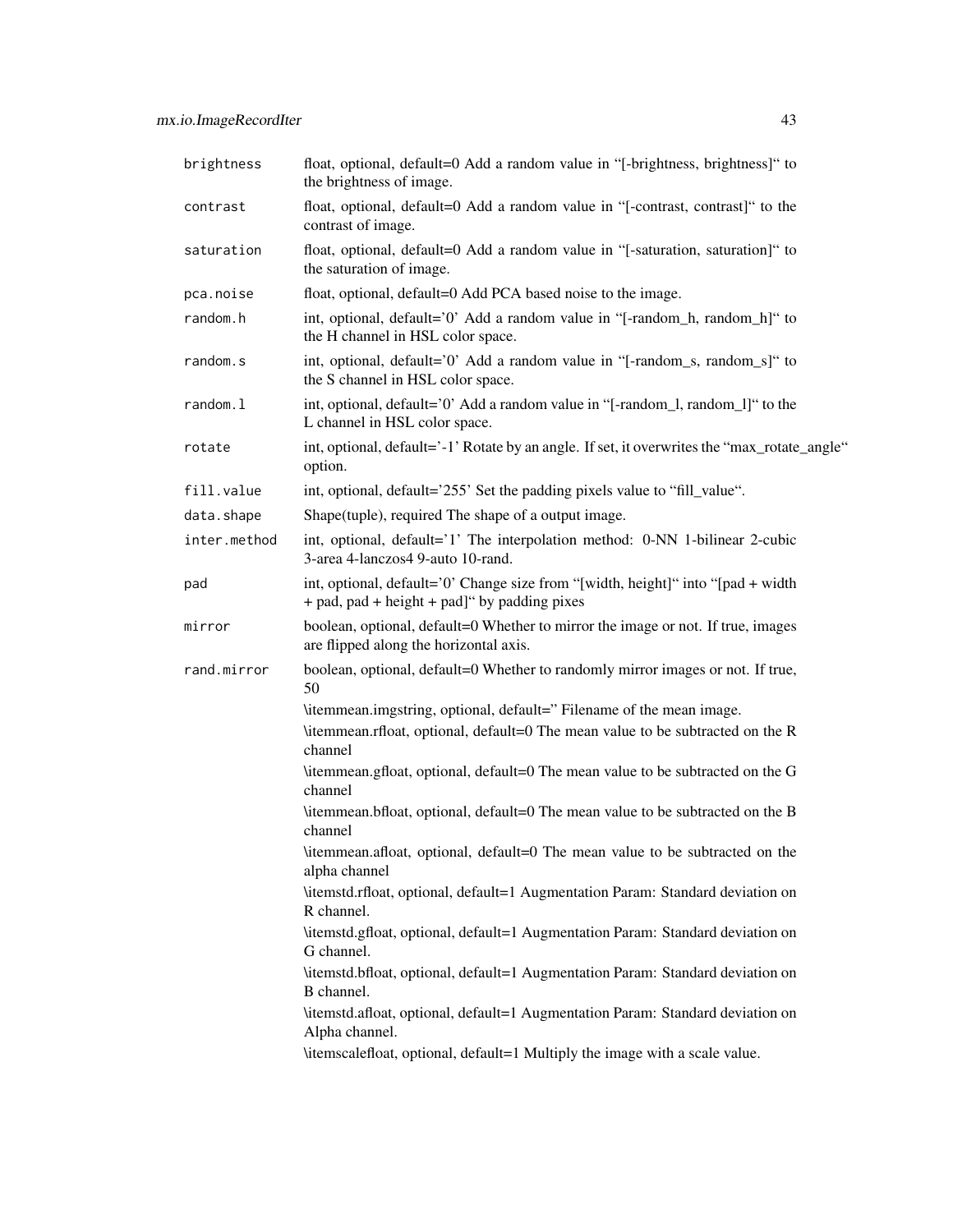| | |
|---|---|
| brightness | float, optional, default=0 Add a random value in "[-brightness, brightness]" to the brightness of image. |
| contrast | float, optional, default=0 Add a random value in "[-contrast, contrast]" to the contrast of image. |
| saturation | float, optional, default=0 Add a random value in "[-saturation, saturation]" to the saturation of image. |
| pca.noise | float, optional, default=0 Add PCA based noise to the image. |
| random.h | int, optional, default='0' Add a random value in "[-random_h, random_h]" to the H channel in HSL color space. |
| random.s | int, optional, default='0' Add a random value in "[-random_s, random_s]" to the S channel in HSL color space. |
| random.l | int, optional, default='0' Add a random value in "[-random_l, random_l]" to the L channel in HSL color space. |
| rotate | int, optional, default='-1' Rotate by an angle. If set, it overwrites the "max_rotate_angle" option. |
| fill.value | int, optional, default='255' Set the padding pixels value to "fill_value". |
| data.shape | Shape(tuple), required The shape of a output image. |
| inter.method | int, optional, default='1' The interpolation method: 0-NN 1-bilinear 2-cubic 3-area 4-lanczos4 9-auto 10-rand. |
| pad | int, optional, default='0' Change size from "[width, height]" into "[pad + width + pad, pad + height + pad]" by padding pixes |
| mirror | boolean, optional, default=0 Whether to mirror the image or not. If true, images are flipped along the horizontal axis. |
| rand.mirror | boolean, optional, default=0 Whether to randomly mirror images or not. If true, 50 |

\itemmean.imgstring, optional, default=" Filename of the mean image.

\itemmean.rfloat, optional, default=0 The mean value to be subtracted on the R channel

\itemmean.gfloat, optional, default=0 The mean value to be subtracted on the G channel

\itemmean.bfloat, optional, default=0 The mean value to be subtracted on the B channel

\itemmean.afloat, optional, default=0 The mean value to be subtracted on the alpha channel

\itemstd.rfloat, optional, default=1 Augmentation Param: Standard deviation on R channel.

\itemstd.gfloat, optional, default=1 Augmentation Param: Standard deviation on G channel.

\itemstd.bfloat, optional, default=1 Augmentation Param: Standard deviation on B channel.

\itemstd.afloat, optional, default=1 Augmentation Param: Standard deviation on Alpha channel.

\itemscalefloat, optional, default=1 Multiply the image with a scale value.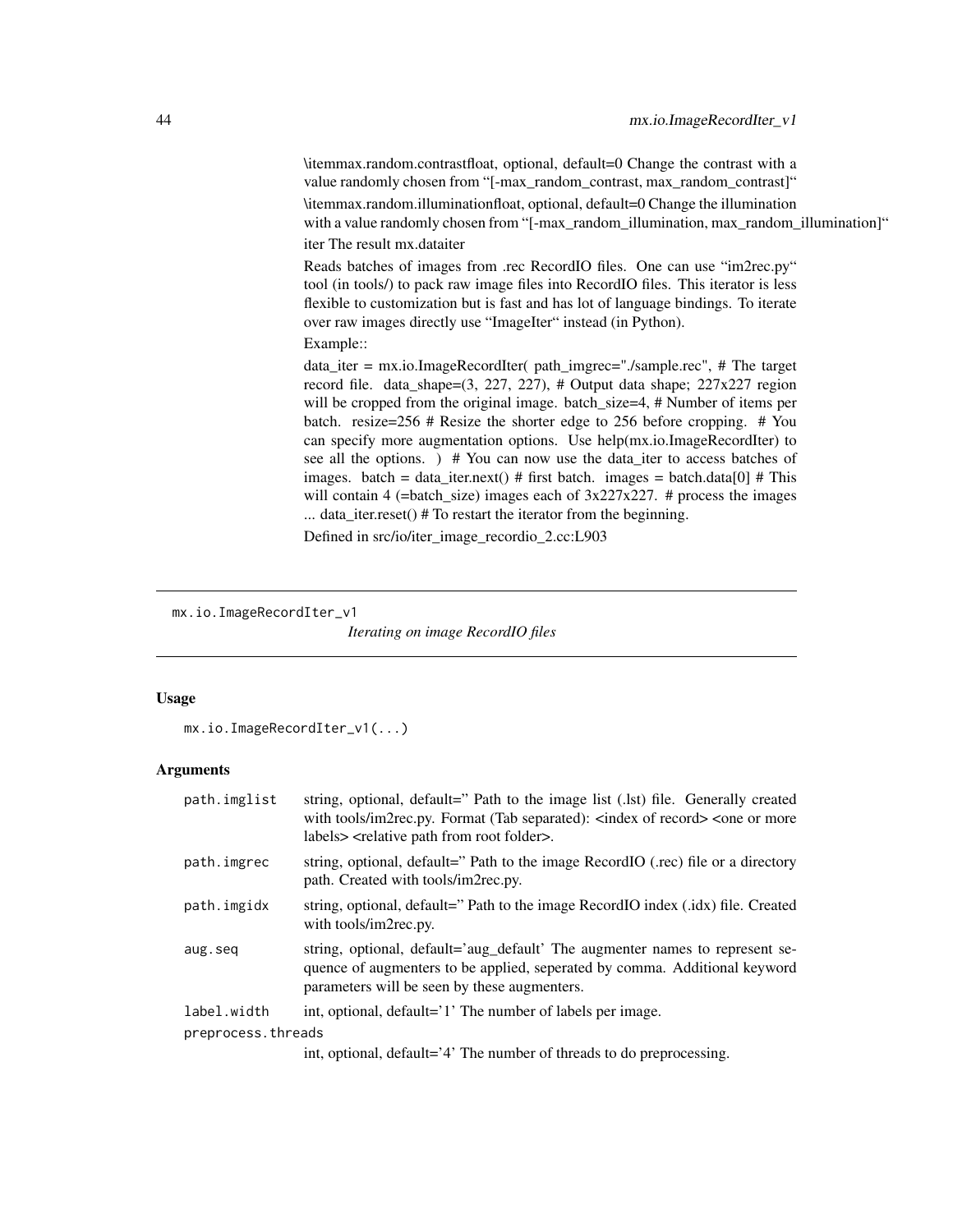\itemmax.random.contrastfloat, optional, default=0 Change the contrast with a value randomly chosen from "[-max_random_contrast, max_random_contrast]"

\itemmax.random.illuminationfloat, optional, default=0 Change the illumination with a value randomly chosen from "[-max_random_illumination, max_random_illumination]"

iter The result mx.dataiter

Reads batches of images from .rec RecordIO files. One can use "im2rec.py" tool (in tools/) to pack raw image files into RecordIO files. This iterator is less flexible to customization but is fast and has lot of language bindings. To iterate over raw images directly use "ImageIter" instead (in Python).

Example::

data_iter = mx.io.ImageRecordIter( path_imgrec="./sample.rec", # The target record file. data_shape=(3, 227, 227), # Output data shape; 227x227 region will be cropped from the original image. batch_size=4, # Number of items per batch. resize=256 # Resize the shorter edge to 256 before cropping. # You can specify more augmentation options. Use help(mx.io.ImageRecordIter) to see all the options. ) # You can now use the data_iter to access batches of images. batch = data_iter.next() # first batch. images = batch.data[0] # This will contain 4 (=batch_size) images each of 3x227x227. # process the images ... data_iter.reset() # To restart the iterator from the beginning.

Defined in src/io/iter_image_recordio_2.cc:L903

---

## mx.io.ImageRecordIter_v1 *Iterating on image RecordIO files*

### Usage

```
mx.io.ImageRecordIter_v1(...)
```

### Arguments

| | |
|---|---|
| path.imglist | string, optional, default='' Path to the image list (.lst) file. Generally created with tools/im2rec.py. Format (Tab separated): <index of record> <one or more labels> <relative path from root folder>. |
| path.imgrec | string, optional, default='' Path to the image RecordIO (.rec) file or a directory path. Created with tools/im2rec.py. |
| path.imgidx | string, optional, default='' Path to the image RecordIO index (.idx) file. Created with tools/im2rec.py. |
| aug.seq | string, optional, default='aug_default' The augmenter names to represent sequence of augmenters to be applied, seperated by comma. Additional keyword parameters will be seen by these augmenters. |
| label.width | int, optional, default='1' The number of labels per image. |
| preprocess.threads | int, optional, default='4' The number of threads to do preprocessing. |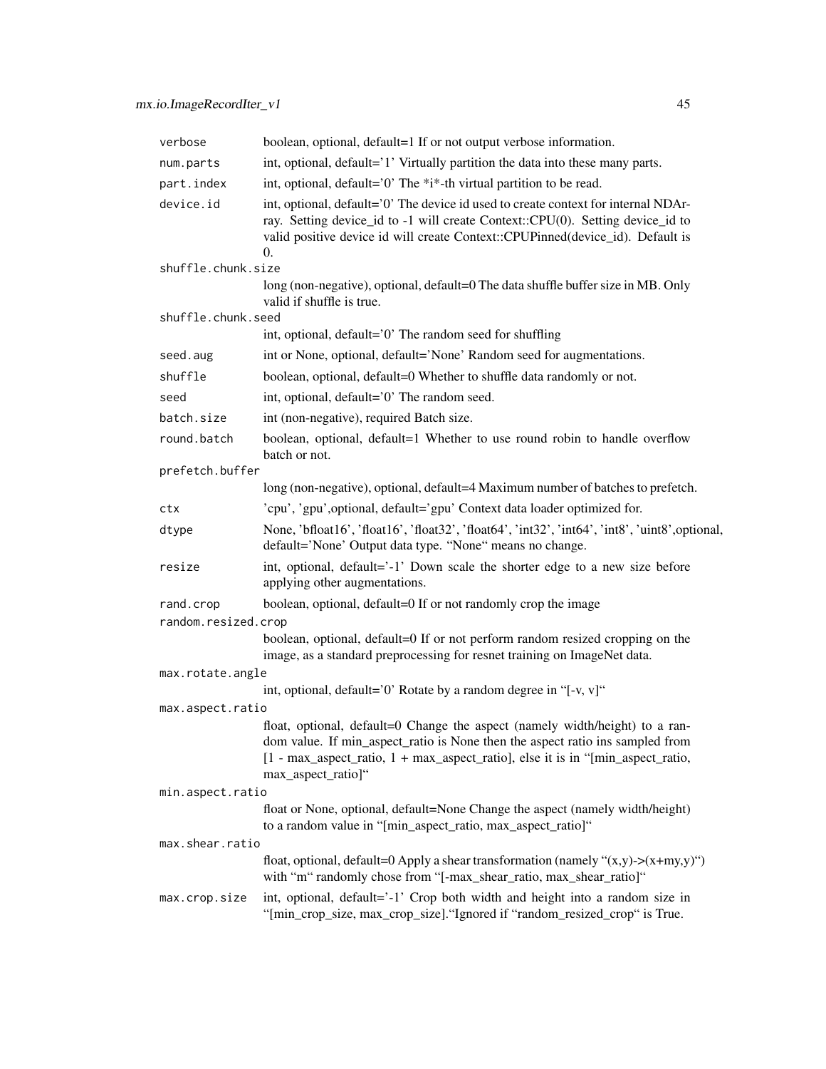| | |
|---|---|
| verbose | boolean, optional, default=1 If or not output verbose information. |
| num.parts | int, optional, default='1' Virtually partition the data into these many parts. |
| part.index | int, optional, default='0' The *i*-th virtual partition to be read. |
| device.id | int, optional, default='0' The device id used to create context for internal NDArray. Setting device_id to -1 will create Context::CPU(0). Setting device_id to valid positive device id will create Context::CPUPinned(device_id). Default is 0. |
| shuffle.chunk.size | long (non-negative), optional, default=0 The data shuffle buffer size in MB. Only valid if shuffle is true. |
| shuffle.chunk.seed | int, optional, default='0' The random seed for shuffling |
| seed.aug | int or None, optional, default='None' Random seed for augmentations. |
| shuffle | boolean, optional, default=0 Whether to shuffle data randomly or not. |
| seed | int, optional, default='0' The random seed. |
| batch.size | int (non-negative), required Batch size. |
| round.batch | boolean, optional, default=1 Whether to use round robin to handle overflow batch or not. |
| prefetch.buffer | long (non-negative), optional, default=4 Maximum number of batches to prefetch. |
| ctx | 'cpu', 'gpu',optional, default='gpu' Context data loader optimized for. |
| dtype | None, 'bfloat16', 'float16', 'float32', 'float64', 'int32', 'int64', 'int8', 'uint8',optional, default='None' Output data type. "None" means no change. |
| resize | int, optional, default='-1' Down scale the shorter edge to a new size before applying other augmentations. |
| rand.crop | boolean, optional, default=0 If or not randomly crop the image |
| random.resized.crop | boolean, optional, default=0 If or not perform random resized cropping on the image, as a standard preprocessing for resnet training on ImageNet data. |
| max.rotate.angle | int, optional, default='0' Rotate by a random degree in "[-v, v]" |
| max.aspect.ratio | float, optional, default=0 Change the aspect (namely width/height) to a random value. If min_aspect_ratio is None then the aspect ratio ins sampled from [1 - max_aspect_ratio, 1 + max_aspect_ratio], else it is in "[min_aspect_ratio, max_aspect_ratio]" |
| min.aspect.ratio | float or None, optional, default=None Change the aspect (namely width/height) to a random value in "[min_aspect_ratio, max_aspect_ratio]" |
| max.shear.ratio | float, optional, default=0 Apply a shear transformation (namely "(x,y)->(x+my,y)") with "m" randomly chose from "[-max_shear_ratio, max_shear_ratio]" |
| max.crop.size | int, optional, default='-1' Crop both width and height into a random size in "[min_crop_size, max_crop_size]."Ignored if "random_resized_crop" is True. |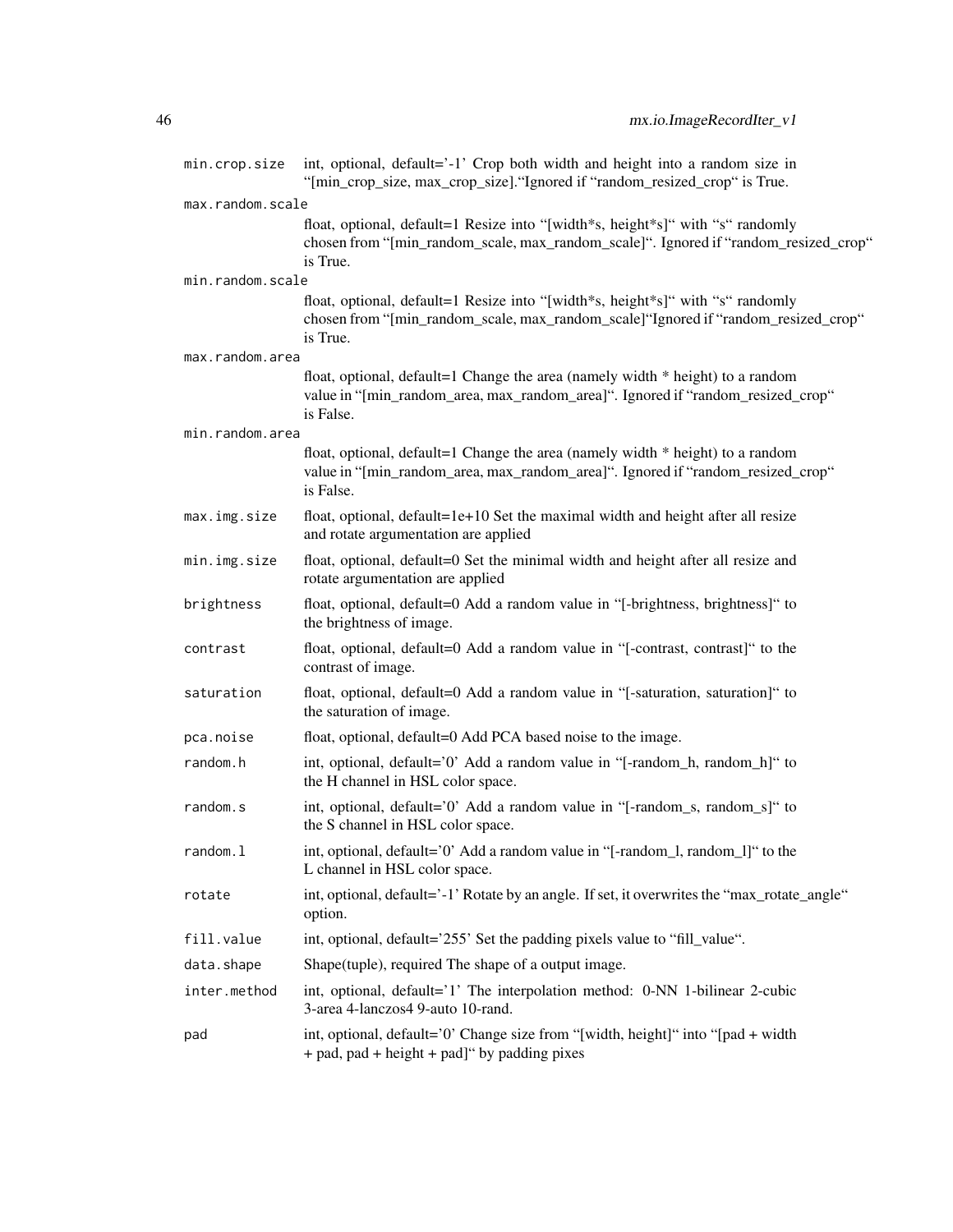| | |
|---|---|
| min.crop.size | int, optional, default='-1' Crop both width and height into a random size in "[min_crop_size, max_crop_size]."Ignored if "random_resized_crop" is True. |
| max.random.scale | float, optional, default=1 Resize into "[width*s, height*s]" with "s" randomly chosen from "[min_random_scale, max_random_scale]". Ignored if "random_resized_crop" is True. |
| min.random.scale | float, optional, default=1 Resize into "[width*s, height*s]" with "s" randomly chosen from "[min_random_scale, max_random_scale]"Ignored if "random_resized_crop" is True. |
| max.random.area | float, optional, default=1 Change the area (namely width * height) to a random value in "[min_random_area, max_random_area]". Ignored if "random_resized_crop" is False. |
| min.random.area | float, optional, default=1 Change the area (namely width * height) to a random value in "[min_random_area, max_random_area]". Ignored if "random_resized_crop" is False. |
| max.img.size | float, optional, default=1e+10 Set the maximal width and height after all resize and rotate argumentation are applied |
| min.img.size | float, optional, default=0 Set the minimal width and height after all resize and rotate argumentation are applied |
| brightness | float, optional, default=0 Add a random value in "[-brightness, brightness]" to the brightness of image. |
| contrast | float, optional, default=0 Add a random value in "[-contrast, contrast]" to the contrast of image. |
| saturation | float, optional, default=0 Add a random value in "[-saturation, saturation]" to the saturation of image. |
| pca.noise | float, optional, default=0 Add PCA based noise to the image. |
| random.h | int, optional, default='0' Add a random value in "[-random_h, random_h]" to the H channel in HSL color space. |
| random.s | int, optional, default='0' Add a random value in "[-random_s, random_s]" to the S channel in HSL color space. |
| random.l | int, optional, default='0' Add a random value in "[-random_l, random_l]" to the L channel in HSL color space. |
| rotate | int, optional, default='-1' Rotate by an angle. If set, it overwrites the "max_rotate_angle" option. |
| fill.value | int, optional, default='255' Set the padding pixels value to "fill_value". |
| data.shape | Shape(tuple), required The shape of a output image. |
| inter.method | int, optional, default='1' The interpolation method: 0-NN 1-bilinear 2-cubic 3-area 4-lanczos4 9-auto 10-rand. |
| pad | int, optional, default='0' Change size from "[width, height]" into "[pad + width + pad, pad + height + pad]" by padding pixes |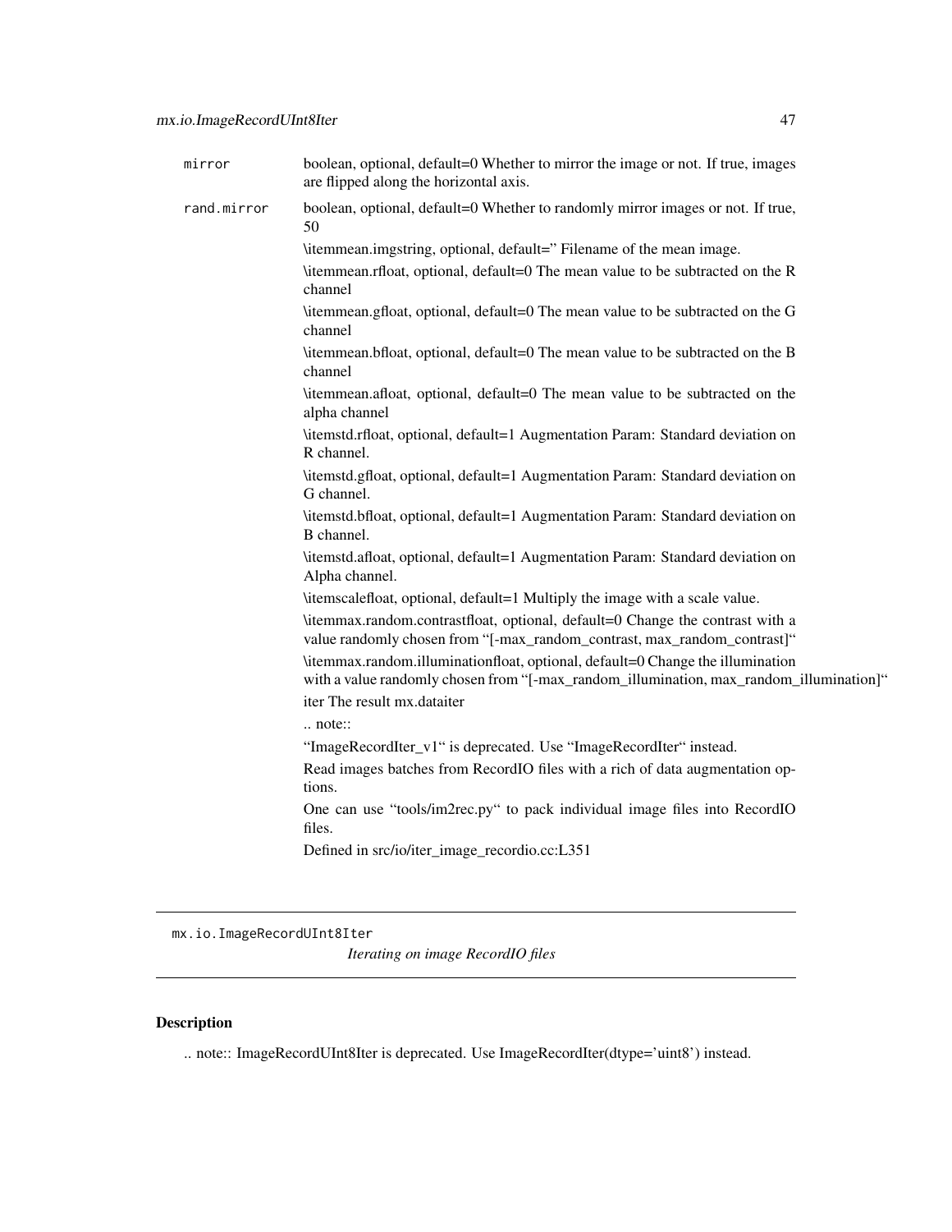| | |
|---|---|
| mirror | boolean, optional, default=0 Whether to mirror the image or not. If true, images are flipped along the horizontal axis. |
| rand.mirror | boolean, optional, default=0 Whether to randomly mirror images or not. If true, 50 |

\itemmean.imgstring, optional, default=" Filename of the mean image.

\itemmean.rfloat, optional, default=0 The mean value to be subtracted on the R channel

\itemmean.gfloat, optional, default=0 The mean value to be subtracted on the G channel

\itemmean.bfloat, optional, default=0 The mean value to be subtracted on the B channel

\itemmean.afloat, optional, default=0 The mean value to be subtracted on the alpha channel

\itemstd.rfloat, optional, default=1 Augmentation Param: Standard deviation on R channel.

\itemstd.gfloat, optional, default=1 Augmentation Param: Standard deviation on G channel.

\itemstd.bfloat, optional, default=1 Augmentation Param: Standard deviation on B channel.

\itemstd.afloat, optional, default=1 Augmentation Param: Standard deviation on Alpha channel.

\itemscalefloat, optional, default=1 Multiply the image with a scale value.

\itemmax.random.contrastfloat, optional, default=0 Change the contrast with a value randomly chosen from "[-max_random_contrast, max_random_contrast]"

\itemmax.random.illuminationfloat, optional, default=0 Change the illumination with a value randomly chosen from "[-max_random_illumination, max_random_illumination]"

iter The result mx.dataiter

.. note::

"ImageRecordIter_v1" is deprecated. Use "ImageRecordIter" instead.

Read images batches from RecordIO files with a rich of data augmentation options.

One can use "tools/im2rec.py" to pack individual image files into RecordIO files.

Defined in src/io/iter_image_recordio.cc:L351

---

mx.io.ImageRecordUInt8Iter
*Iterating on image RecordIO files*

---

## Description

.. note:: ImageRecordUInt8Iter is deprecated. Use ImageRecordIter(dtype='uint8') instead.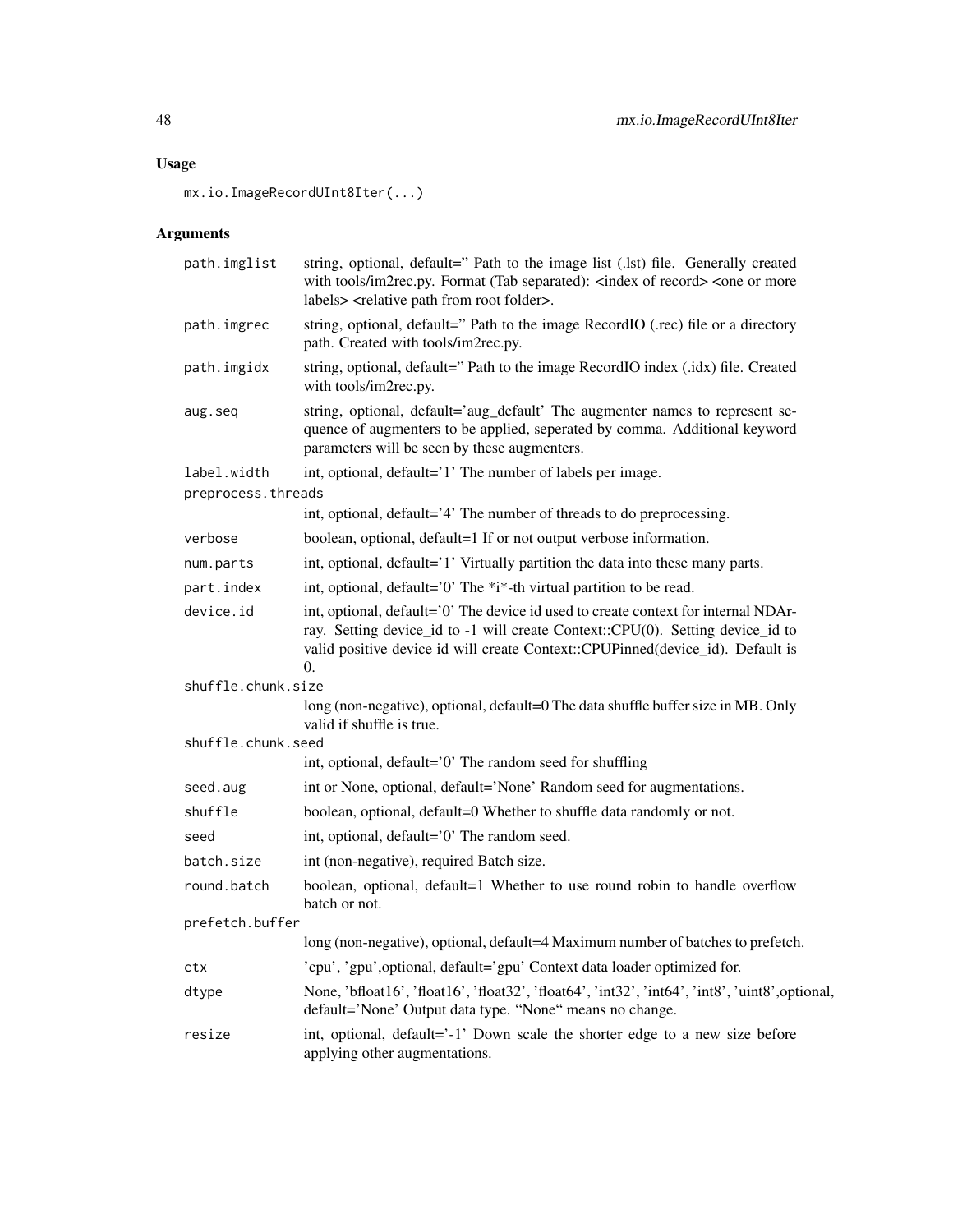## Usage

```
mx.io.ImageRecordUInt8Iter(...)
```

## Arguments

| | |
|---|---|
| `path.imglist` | string, optional, default='' Path to the image list (.lst) file. Generally created with tools/im2rec.py. Format (Tab separated): <index of record> <one or more labels> <relative path from root folder>. |
| `path.imgrec` | string, optional, default='' Path to the image RecordIO (.rec) file or a directory path. Created with tools/im2rec.py. |
| `path.imgidx` | string, optional, default='' Path to the image RecordIO index (.idx) file. Created with tools/im2rec.py. |
| `aug.seq` | string, optional, default='aug_default' The augmenter names to represent sequence of augmenters to be applied, seperated by comma. Additional keyword parameters will be seen by these augmenters. |
| `label.width` | int, optional, default='1' The number of labels per image. |
| `preprocess.threads` | int, optional, default='4' The number of threads to do preprocessing. |
| `verbose` | boolean, optional, default=1 If or not output verbose information. |
| `num.parts` | int, optional, default='1' Virtually partition the data into these many parts. |
| `part.index` | int, optional, default='0' The *i*-th virtual partition to be read. |
| `device.id` | int, optional, default='0' The device id used to create context for internal NDArray. Setting device_id to -1 will create Context::CPU(0). Setting device_id to valid positive device id will create Context::CPUPinned(device_id). Default is 0. |
| `shuffle.chunk.size` | long (non-negative), optional, default=0 The data shuffle buffer size in MB. Only valid if shuffle is true. |
| `shuffle.chunk.seed` | int, optional, default='0' The random seed for shuffling |
| `seed.aug` | int or None, optional, default='None' Random seed for augmentations. |
| `shuffle` | boolean, optional, default=0 Whether to shuffle data randomly or not. |
| `seed` | int, optional, default='0' The random seed. |
| `batch.size` | int (non-negative), required Batch size. |
| `round.batch` | boolean, optional, default=1 Whether to use round robin to handle overflow batch or not. |
| `prefetch.buffer` | long (non-negative), optional, default=4 Maximum number of batches to prefetch. |
| `ctx` | 'cpu', 'gpu',optional, default='gpu' Context data loader optimized for. |
| `dtype` | None, 'bfloat16', 'float16', 'float32', 'float64', 'int32', 'int64', 'int8', 'uint8',optional, default='None' Output data type. "None" means no change. |
| `resize` | int, optional, default='-1' Down scale the shorter edge to a new size before applying other augmentations. |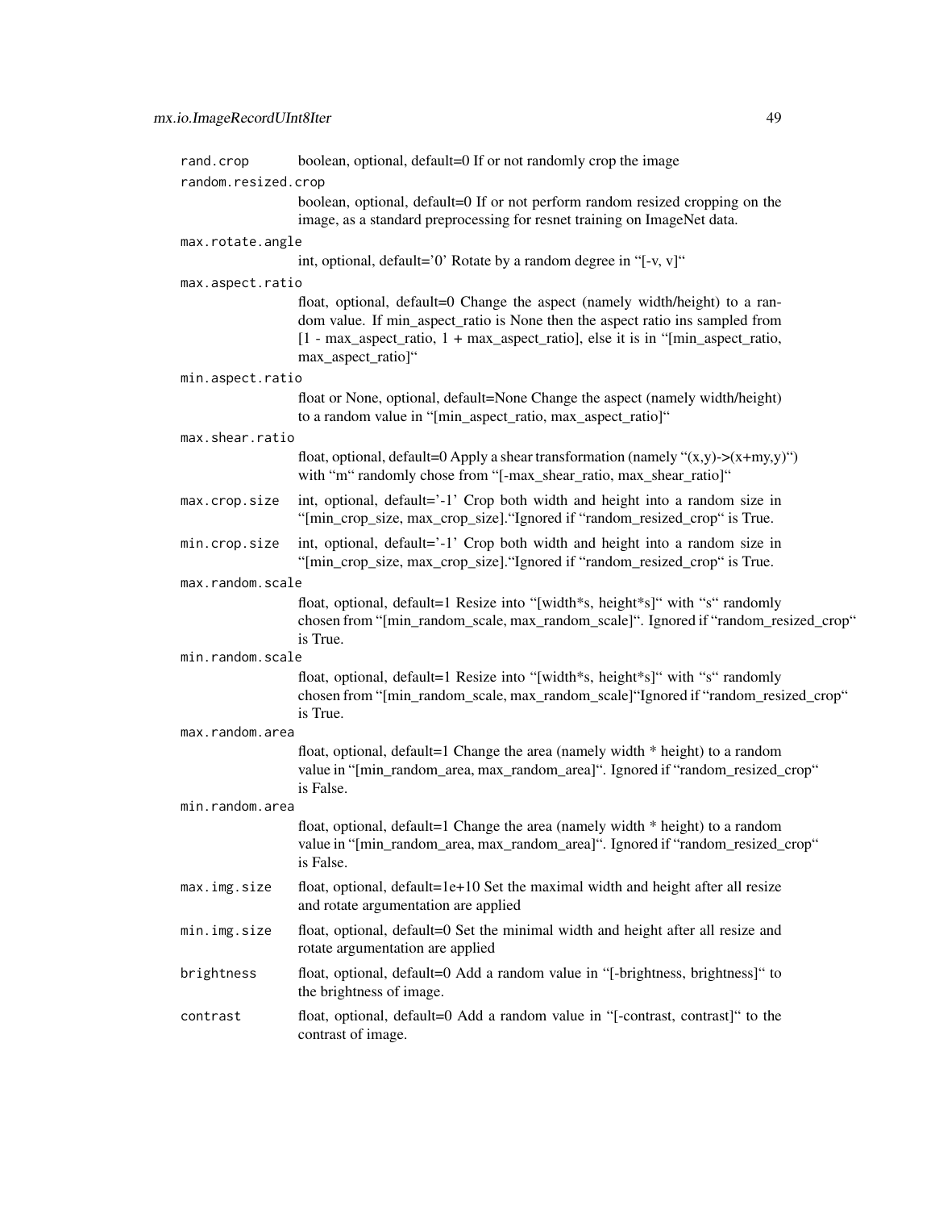rand.crop
: boolean, optional, default=0 If or not randomly crop the image

random.resized.crop
: boolean, optional, default=0 If or not perform random resized cropping on the image, as a standard preprocessing for resnet training on ImageNet data.

max.rotate.angle
: int, optional, default='0' Rotate by a random degree in "[-v, v]"

max.aspect.ratio
: float, optional, default=0 Change the aspect (namely width/height) to a random value. If min_aspect_ratio is None then the aspect ratio ins sampled from [1 - max_aspect_ratio, 1 + max_aspect_ratio], else it is in "[min_aspect_ratio, max_aspect_ratio]"

min.aspect.ratio
: float or None, optional, default=None Change the aspect (namely width/height) to a random value in "[min_aspect_ratio, max_aspect_ratio]"

max.shear.ratio
: float, optional, default=0 Apply a shear transformation (namely "(x,y)->(x+my,y)") with "m" randomly chose from "[-max_shear_ratio, max_shear_ratio]"

max.crop.size
: int, optional, default='-1' Crop both width and height into a random size in "[min_crop_size, max_crop_size]."Ignored if "random_resized_crop" is True.

min.crop.size
: int, optional, default='-1' Crop both width and height into a random size in "[min_crop_size, max_crop_size]."Ignored if "random_resized_crop" is True.

max.random.scale
: float, optional, default=1 Resize into "[width*s, height*s]" with "s" randomly chosen from "[min_random_scale, max_random_scale]". Ignored if "random_resized_crop" is True.

min.random.scale
: float, optional, default=1 Resize into "[width*s, height*s]" with "s" randomly chosen from "[min_random_scale, max_random_scale]"Ignored if "random_resized_crop" is True.

max.random.area
: float, optional, default=1 Change the area (namely width * height) to a random value in "[min_random_area, max_random_area]". Ignored if "random_resized_crop" is False.

min.random.area
: float, optional, default=1 Change the area (namely width * height) to a random value in "[min_random_area, max_random_area]". Ignored if "random_resized_crop" is False.

max.img.size
: float, optional, default=1e+10 Set the maximal width and height after all resize and rotate argumentation are applied

min.img.size
: float, optional, default=0 Set the minimal width and height after all resize and rotate argumentation are applied

brightness
: float, optional, default=0 Add a random value in "[-brightness, brightness]" to the brightness of image.

contrast
: float, optional, default=0 Add a random value in "[-contrast, contrast]" to the contrast of image.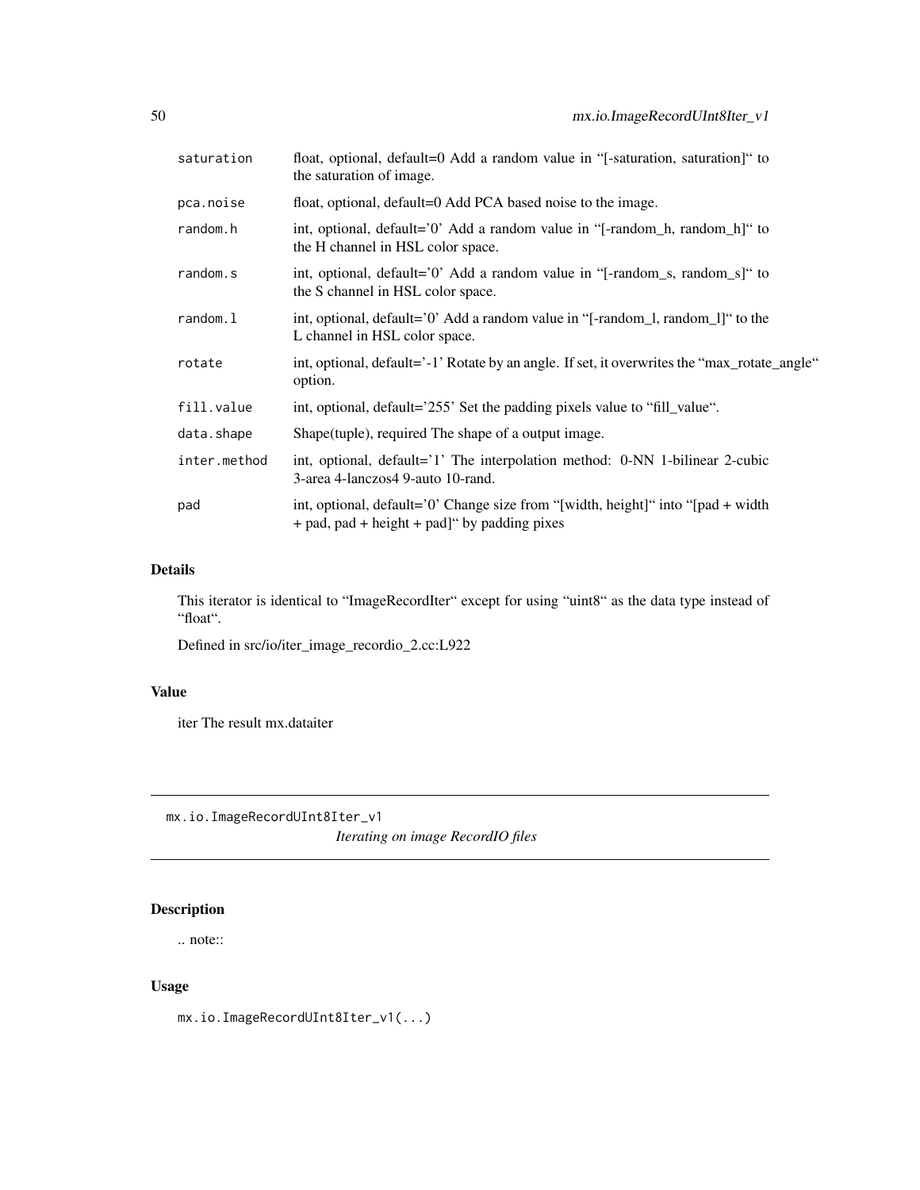| | |
|---|---|
| saturation | float, optional, default=0 Add a random value in "[-saturation, saturation]" to the saturation of image. |
| pca.noise | float, optional, default=0 Add PCA based noise to the image. |
| random.h | int, optional, default='0' Add a random value in "[-random_h, random_h]" to the H channel in HSL color space. |
| random.s | int, optional, default='0' Add a random value in "[-random_s, random_s]" to the S channel in HSL color space. |
| random.l | int, optional, default='0' Add a random value in "[-random_l, random_l]" to the L channel in HSL color space. |
| rotate | int, optional, default='-1' Rotate by an angle. If set, it overwrites the "max_rotate_angle" option. |
| fill.value | int, optional, default='255' Set the padding pixels value to "fill_value". |
| data.shape | Shape(tuple), required The shape of a output image. |
| inter.method | int, optional, default='1' The interpolation method: 0-NN 1-bilinear 2-cubic 3-area 4-lanczos4 9-auto 10-rand. |
| pad | int, optional, default='0' Change size from "[width, height]" into "[pad + width + pad, pad + height + pad]" by padding pixes |

### Details

This iterator is identical to "ImageRecordIter" except for using "uint8" as the data type instead of "float".

Defined in src/io/iter_image_recordio_2.cc:L922

### Value

iter The result mx.dataiter

---

## mx.io.ImageRecordUInt8Iter_v1 — *Iterating on image RecordIO files*

---

### Description

.. note::

### Usage

```
mx.io.ImageRecordUInt8Iter_v1(...)
```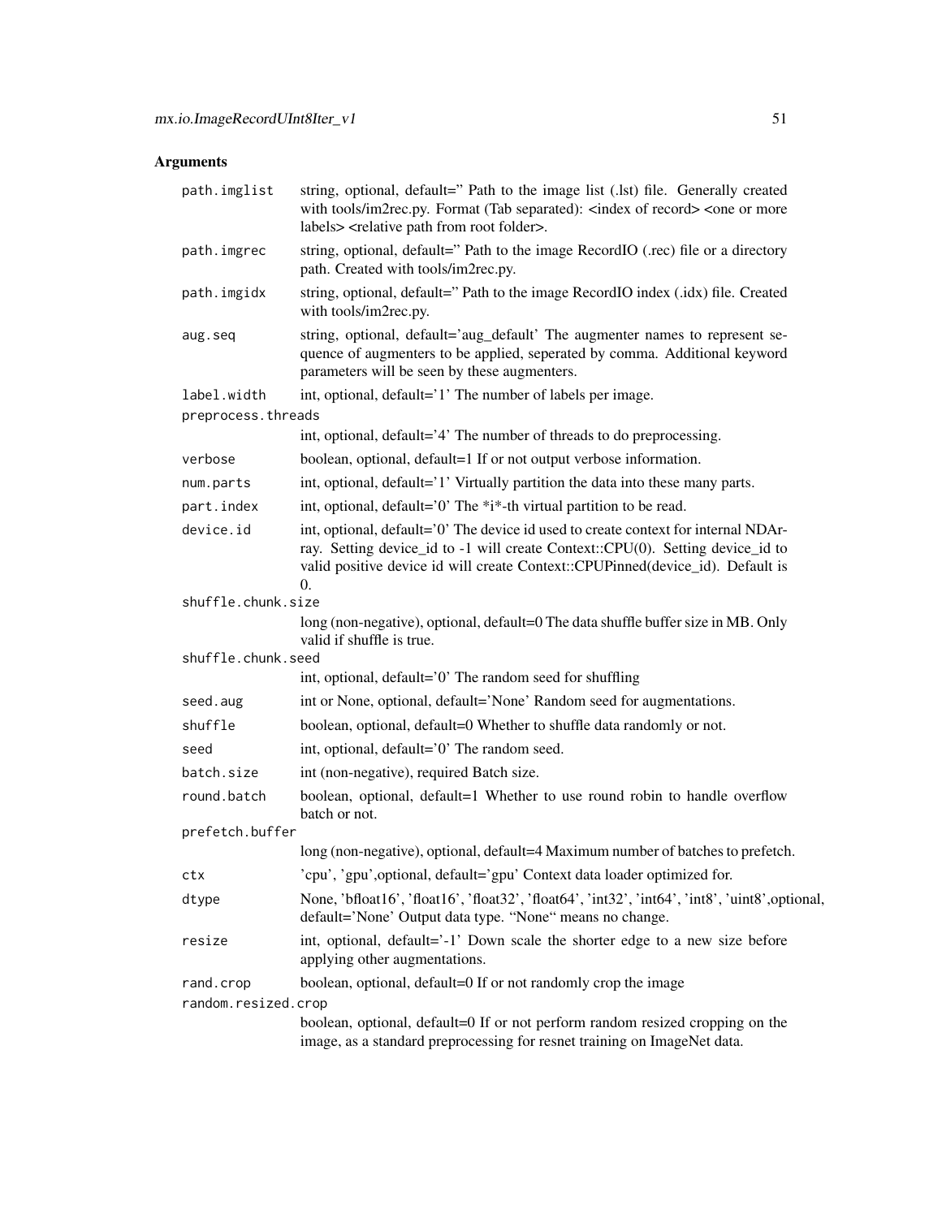## Arguments

| | |
|---|---|
| `path.imglist` | string, optional, default=" Path to the image list (.lst) file. Generally created with tools/im2rec.py. Format (Tab separated): <index of record> <one or more labels> <relative path from root folder>. |
| `path.imgrec` | string, optional, default=" Path to the image RecordIO (.rec) file or a directory path. Created with tools/im2rec.py. |
| `path.imgidx` | string, optional, default=" Path to the image RecordIO index (.idx) file. Created with tools/im2rec.py. |
| `aug.seq` | string, optional, default='aug_default' The augmenter names to represent sequence of augmenters to be applied, seperated by comma. Additional keyword parameters will be seen by these augmenters. |
| `label.width` | int, optional, default='1' The number of labels per image. |
| `preprocess.threads` | int, optional, default='4' The number of threads to do preprocessing. |
| `verbose` | boolean, optional, default=1 If or not output verbose information. |
| `num.parts` | int, optional, default='1' Virtually partition the data into these many parts. |
| `part.index` | int, optional, default='0' The *i*-th virtual partition to be read. |
| `device.id` | int, optional, default='0' The device id used to create context for internal NDArray. Setting device_id to -1 will create Context::CPU(0). Setting device_id to valid positive device id will create Context::CPUPinned(device_id). Default is 0. |
| `shuffle.chunk.size` | long (non-negative), optional, default=0 The data shuffle buffer size in MB. Only valid if shuffle is true. |
| `shuffle.chunk.seed` | int, optional, default='0' The random seed for shuffling |
| `seed.aug` | int or None, optional, default='None' Random seed for augmentations. |
| `shuffle` | boolean, optional, default=0 Whether to shuffle data randomly or not. |
| `seed` | int, optional, default='0' The random seed. |
| `batch.size` | int (non-negative), required Batch size. |
| `round.batch` | boolean, optional, default=1 Whether to use round robin to handle overflow batch or not. |
| `prefetch.buffer` | long (non-negative), optional, default=4 Maximum number of batches to prefetch. |
| `ctx` | 'cpu', 'gpu',optional, default='gpu' Context data loader optimized for. |
| `dtype` | None, 'bfloat16', 'float16', 'float32', 'float64', 'int32', 'int64', 'int8', 'uint8',optional, default='None' Output data type. "None" means no change. |
| `resize` | int, optional, default='-1' Down scale the shorter edge to a new size before applying other augmentations. |
| `rand.crop` | boolean, optional, default=0 If or not randomly crop the image |
| `random.resized.crop` | boolean, optional, default=0 If or not perform random resized cropping on the image, as a standard preprocessing for resnet training on ImageNet data. |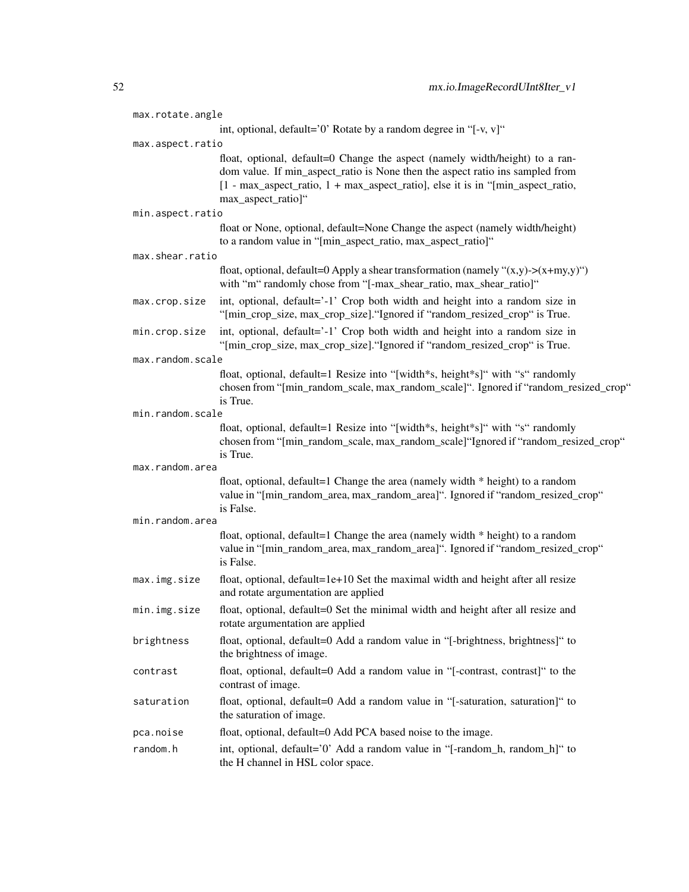max.rotate.angle
: int, optional, default='0' Rotate by a random degree in "[-v, v]"

max.aspect.ratio
: float, optional, default=0 Change the aspect (namely width/height) to a random value. If min_aspect_ratio is None then the aspect ratio ins sampled from [1 - max_aspect_ratio, 1 + max_aspect_ratio], else it is in "[min_aspect_ratio, max_aspect_ratio]"

min.aspect.ratio
: float or None, optional, default=None Change the aspect (namely width/height) to a random value in "[min_aspect_ratio, max_aspect_ratio]"

max.shear.ratio
: float, optional, default=0 Apply a shear transformation (namely "(x,y)->(x+my,y)") with "m" randomly chose from "[-max_shear_ratio, max_shear_ratio]"

max.crop.size
: int, optional, default='-1' Crop both width and height into a random size in "[min_crop_size, max_crop_size]."Ignored if "random_resized_crop" is True.

min.crop.size
: int, optional, default='-1' Crop both width and height into a random size in "[min_crop_size, max_crop_size]."Ignored if "random_resized_crop" is True.

max.random.scale
: float, optional, default=1 Resize into "[width*s, height*s]" with "s" randomly chosen from "[min_random_scale, max_random_scale]". Ignored if "random_resized_crop" is True.

min.random.scale
: float, optional, default=1 Resize into "[width*s, height*s]" with "s" randomly chosen from "[min_random_scale, max_random_scale]"Ignored if "random_resized_crop" is True.

max.random.area
: float, optional, default=1 Change the area (namely width * height) to a random value in "[min_random_area, max_random_area]". Ignored if "random_resized_crop" is False.

min.random.area
: float, optional, default=1 Change the area (namely width * height) to a random value in "[min_random_area, max_random_area]". Ignored if "random_resized_crop" is False.

max.img.size
: float, optional, default=1e+10 Set the maximal width and height after all resize and rotate argumentation are applied

min.img.size
: float, optional, default=0 Set the minimal width and height after all resize and rotate argumentation are applied

brightness
: float, optional, default=0 Add a random value in "[-brightness, brightness]" to the brightness of image.

contrast
: float, optional, default=0 Add a random value in "[-contrast, contrast]" to the contrast of image.

saturation
: float, optional, default=0 Add a random value in "[-saturation, saturation]" to the saturation of image.

pca.noise
: float, optional, default=0 Add PCA based noise to the image.

random.h
: int, optional, default='0' Add a random value in "[-random_h, random_h]" to the H channel in HSL color space.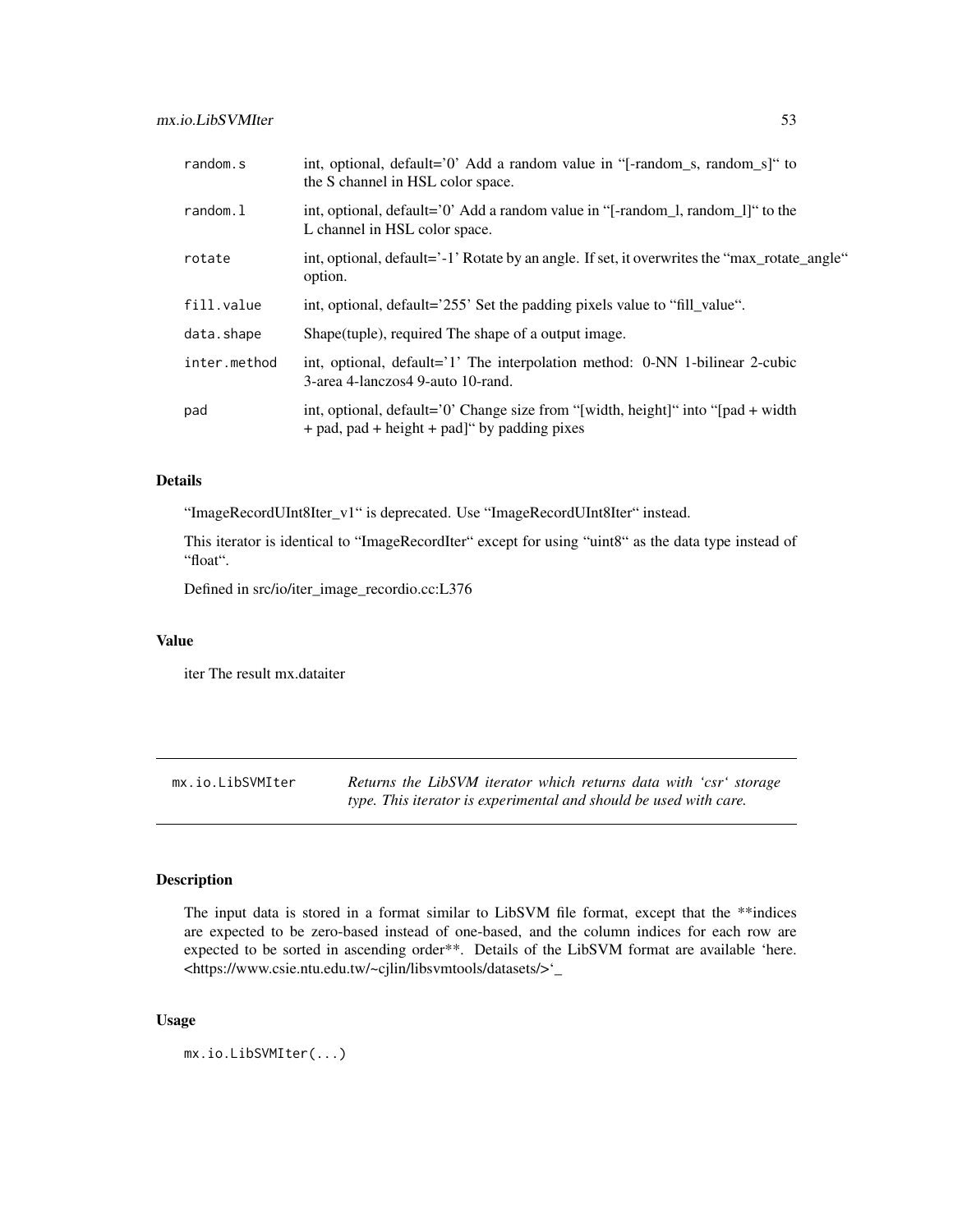| | |
|---|---|
| random.s | int, optional, default='0' Add a random value in "[-random_s, random_s]" to the S channel in HSL color space. |
| random.l | int, optional, default='0' Add a random value in "[-random_l, random_l]" to the L channel in HSL color space. |
| rotate | int, optional, default='-1' Rotate by an angle. If set, it overwrites the "max_rotate_angle" option. |
| fill.value | int, optional, default='255' Set the padding pixels value to "fill_value". |
| data.shape | Shape(tuple), required The shape of a output image. |
| inter.method | int, optional, default='1' The interpolation method: 0-NN 1-bilinear 2-cubic 3-area 4-lanczos4 9-auto 10-rand. |
| pad | int, optional, default='0' Change size from "[width, height]" into "[pad + width + pad, pad + height + pad]" by padding pixes |

### Details

"ImageRecordUInt8Iter_v1" is deprecated. Use "ImageRecordUInt8Iter" instead.

This iterator is identical to "ImageRecordIter" except for using "uint8" as the data type instead of "float".

Defined in src/io/iter_image_recordio.cc:L376

### Value

iter The result mx.dataiter

---

## mx.io.LibSVMIter

*Returns the LibSVM iterator which returns data with 'csr' storage type. This iterator is experimental and should be used with care.*

---

### Description

The input data is stored in a format similar to LibSVM file format, except that the **indices are expected to be zero-based instead of one-based, and the column indices for each row are expected to be sorted in ascending order**. Details of the LibSVM format are available 'here. <https://www.csie.ntu.edu.tw/~cjlin/libsvmtools/datasets/>'_

### Usage

```
mx.io.LibSVMIter(...)
```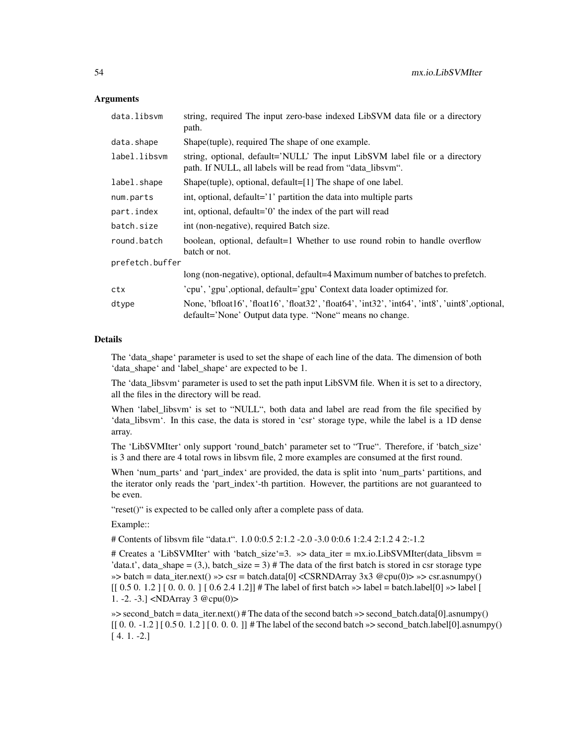### Arguments

| | |
|---|---|
| data.libsvm | string, required The input zero-base indexed LibSVM data file or a directory path. |
| data.shape | Shape(tuple), required The shape of one example. |
| label.libsvm | string, optional, default='NULL' The input LibSVM label file or a directory path. If NULL, all labels will be read from "data_libsvm". |
| label.shape | Shape(tuple), optional, default=[1] The shape of one label. |
| num.parts | int, optional, default='1' partition the data into multiple parts |
| part.index | int, optional, default='0' the index of the part will read |
| batch.size | int (non-negative), required Batch size. |
| round.batch | boolean, optional, default=1 Whether to use round robin to handle overflow batch or not. |
| prefetch.buffer | long (non-negative), optional, default=4 Maximum number of batches to prefetch. |
| ctx | 'cpu', 'gpu',optional, default='gpu' Context data loader optimized for. |
| dtype | None, 'bfloat16', 'float16', 'float32', 'float64', 'int32', 'int64', 'int8', 'uint8',optional, default='None' Output data type. "None" means no change. |

### Details

The 'data_shape' parameter is used to set the shape of each line of the data. The dimension of both 'data_shape' and 'label_shape' are expected to be 1.

The 'data_libsvm' parameter is used to set the path input LibSVM file. When it is set to a directory, all the files in the directory will be read.

When 'label_libsvm' is set to "NULL", both data and label are read from the file specified by 'data_libsvm'. In this case, the data is stored in 'csr' storage type, while the label is a 1D dense array.

The 'LibSVMIter' only support 'round_batch' parameter set to "True". Therefore, if 'batch_size' is 3 and there are 4 total rows in libsvm file, 2 more examples are consumed at the first round.

When 'num_parts' and 'part_index' are provided, the data is split into 'num_parts' partitions, and the iterator only reads the 'part_index'-th partition. However, the partitions are not guaranteed to be even.

"reset()" is expected to be called only after a complete pass of data.

Example::

# Contents of libsvm file "data.t". 1.0 0:0.5 2:1.2 -2.0 -3.0 0:0.6 1:2.4 2:1.2 4 2:-1.2

# Creates a 'LibSVMIter' with 'batch_size'=3. »> data_iter = mx.io.LibSVMIter(data_libsvm = 'data.t', data_shape = (3,), batch_size = 3) # The data of the first batch is stored in csr storage type »> batch = data_iter.next() »> csr = batch.data[0] <CSRNDArray 3x3 @cpu(0)> »> csr.asnumpy() [[ 0.5 0. 1.2 ] [ 0. 0. 0. ] [ 0.6 2.4 1.2]] # The label of first batch »> label = batch.label[0] »> label [ 1. -2. -3.] <NDArray 3 @cpu(0)>

»> second_batch = data_iter.next() # The data of the second batch »> second_batch.data[0].asnumpy() [[ 0. 0. -1.2 ] [ 0.5 0. 1.2 ] [ 0. 0. 0. ]] # The label of the second batch »> second_batch.label[0].asnumpy() [ 4. 1. -2.]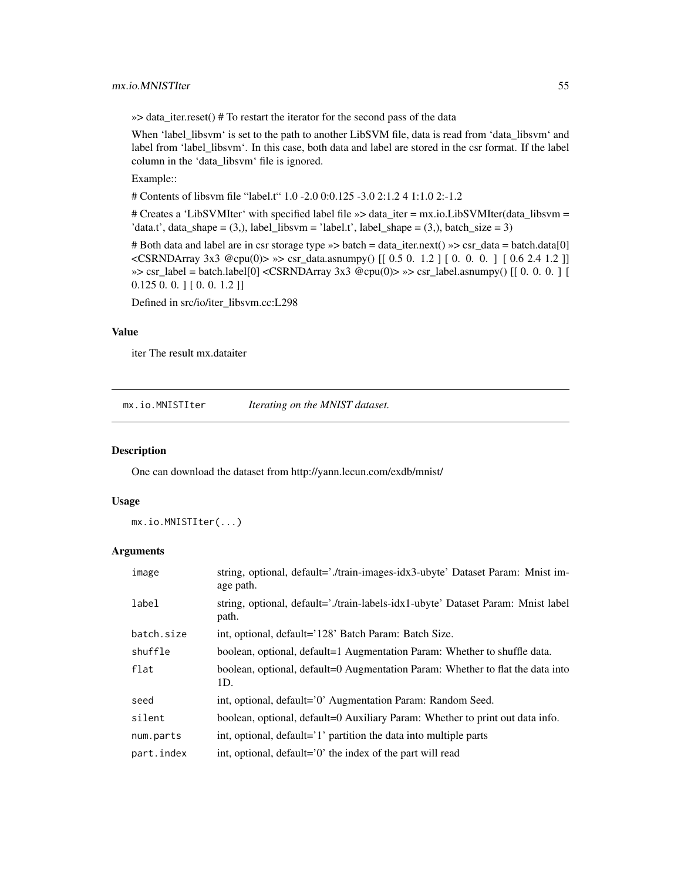»> data_iter.reset() # To restart the iterator for the second pass of the data

When 'label_libsvm' is set to the path to another LibSVM file, data is read from 'data_libsvm' and label from 'label_libsvm'. In this case, both data and label are stored in the csr format. If the label column in the 'data_libsvm' file is ignored.

Example::

# Contents of libsvm file "label.t" 1.0 -2.0 0:0.125 -3.0 2:1.2 4 1:1.0 2:-1.2

# Creates a 'LibSVMIter' with specified label file »> data_iter = mx.io.LibSVMIter(data_libsvm = 'data.t', data_shape = (3,), label_libsvm = 'label.t', label_shape = (3,), batch_size = 3)

# Both data and label are in csr storage type »> batch = data_iter.next() »> csr_data = batch.data[0] <CSRNDArray 3x3 @cpu(0)> »> csr_data.asnumpy() [[ 0.5 0. 1.2 ] [ 0. 0. 0. ] [ 0.6 2.4 1.2 ]] »> csr_label = batch.label[0] <CSRNDArray 3x3 @cpu(0)> »> csr_label.asnumpy() [[ 0. 0. 0. ] [ 0.125 0. 0. ] [ 0. 0. 1.2 ]]

Defined in src/io/iter_libsvm.cc:L298

### Value

iter The result mx.dataiter

---

## mx.io.MNISTIter — *Iterating on the MNIST dataset.*

### Description

One can download the dataset from http://yann.lecun.com/exdb/mnist/

### Usage

```
mx.io.MNISTIter(...)
```

### Arguments

| | |
|---|---|
| `image` | string, optional, default='./train-images-idx3-ubyte' Dataset Param: Mnist image path. |
| `label` | string, optional, default='./train-labels-idx1-ubyte' Dataset Param: Mnist label path. |
| `batch.size` | int, optional, default='128' Batch Param: Batch Size. |
| `shuffle` | boolean, optional, default=1 Augmentation Param: Whether to shuffle data. |
| `flat` | boolean, optional, default=0 Augmentation Param: Whether to flat the data into 1D. |
| `seed` | int, optional, default='0' Augmentation Param: Random Seed. |
| `silent` | boolean, optional, default=0 Auxiliary Param: Whether to print out data info. |
| `num.parts` | int, optional, default='1' partition the data into multiple parts |
| `part.index` | int, optional, default='0' the index of the part will read |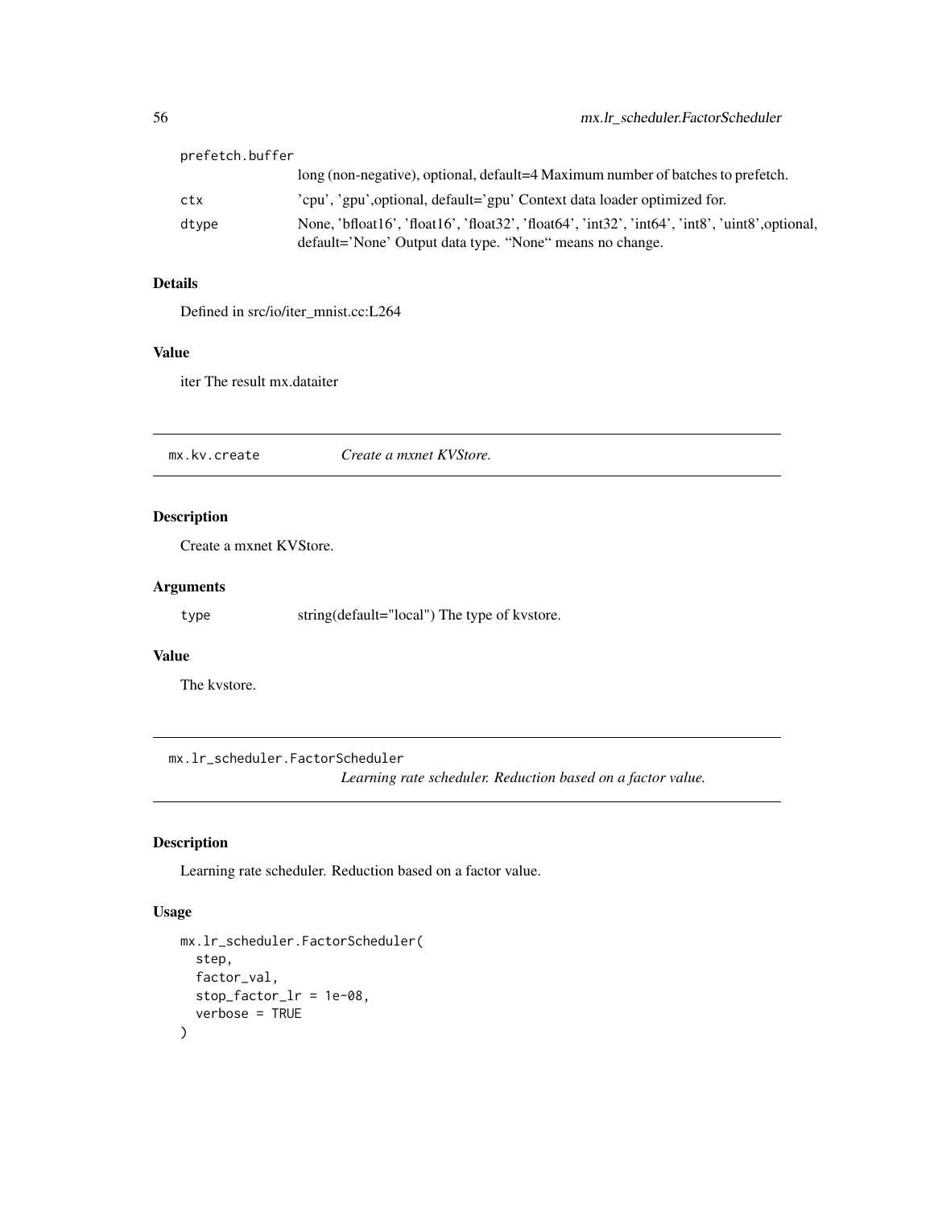| | |
|---|---|
| prefetch.buffer | long (non-negative), optional, default=4 Maximum number of batches to prefetch. |
| ctx | 'cpu', 'gpu',optional, default='gpu' Context data loader optimized for. |
| dtype | None, 'bfloat16', 'float16', 'float32', 'float64', 'int32', 'int64', 'int8', 'uint8',optional, default='None' Output data type. "None" means no change. |

### Details

Defined in src/io/iter_mnist.cc:L264

### Value

iter The result mx.dataiter

## mx.kv.create *Create a mxnet KVStore.*

### Description

Create a mxnet KVStore.

### Arguments

| | |
|---|---|
| type | string(default="local") The type of kvstore. |

### Value

The kvstore.

## mx.lr_scheduler.FactorScheduler *Learning rate scheduler. Reduction based on a factor value.*

### Description

Learning rate scheduler. Reduction based on a factor value.

### Usage

```
mx.lr_scheduler.FactorScheduler(
  step,
  factor_val,
  stop_factor_lr = 1e-08,
  verbose = TRUE
)
```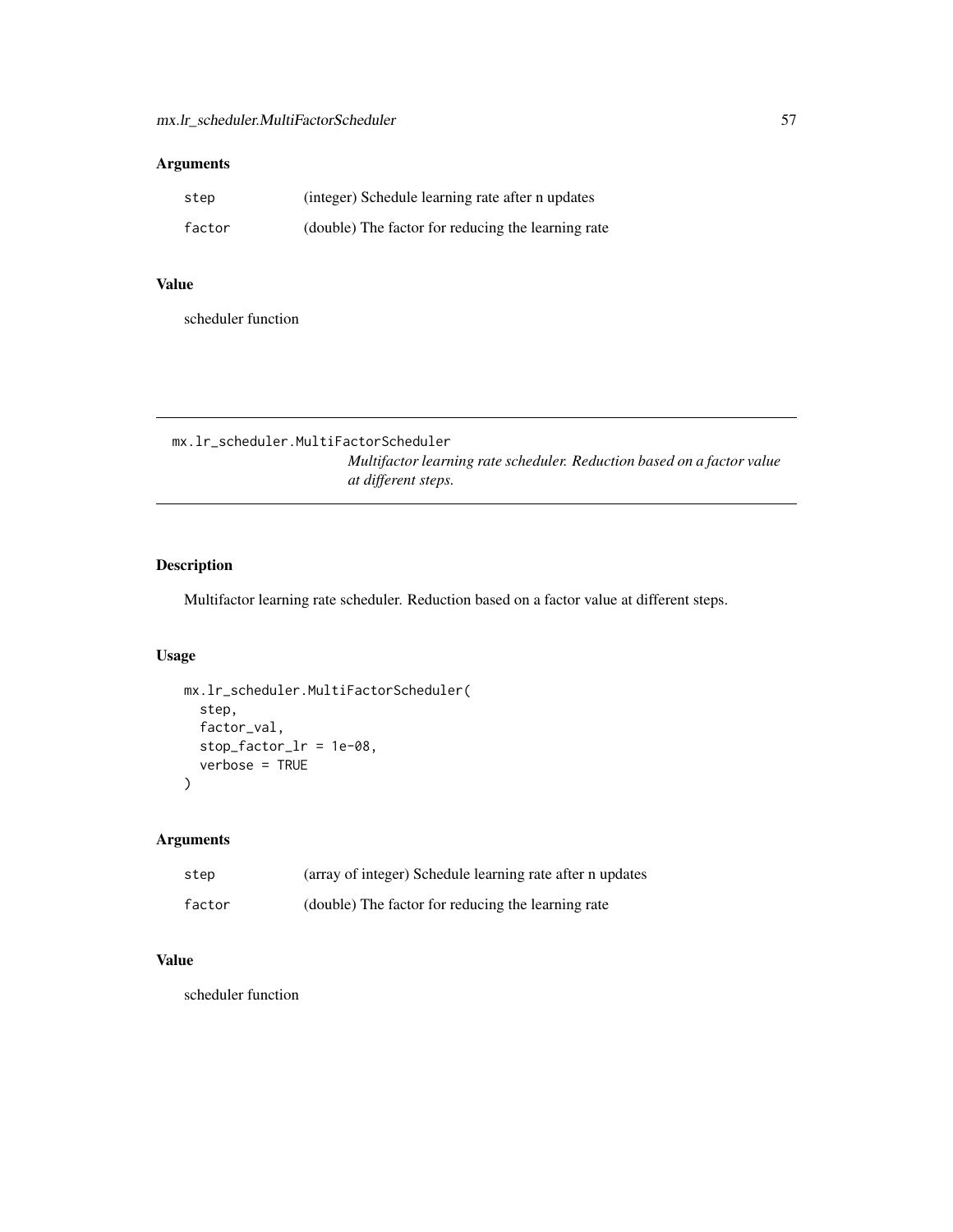### Arguments

| | |
|---|---|
| `step` | (integer) Schedule learning rate after n updates |
| `factor` | (double) The factor for reducing the learning rate |

### Value

scheduler function

---

## mx.lr_scheduler.MultiFactorScheduler

*Multifactor learning rate scheduler. Reduction based on a factor value at different steps.*

---

### Description

Multifactor learning rate scheduler. Reduction based on a factor value at different steps.

### Usage

```
mx.lr_scheduler.MultiFactorScheduler(
  step,
  factor_val,
  stop_factor_lr = 1e-08,
  verbose = TRUE
)
```

### Arguments

| | |
|---|---|
| `step` | (array of integer) Schedule learning rate after n updates |
| `factor` | (double) The factor for reducing the learning rate |

### Value

scheduler function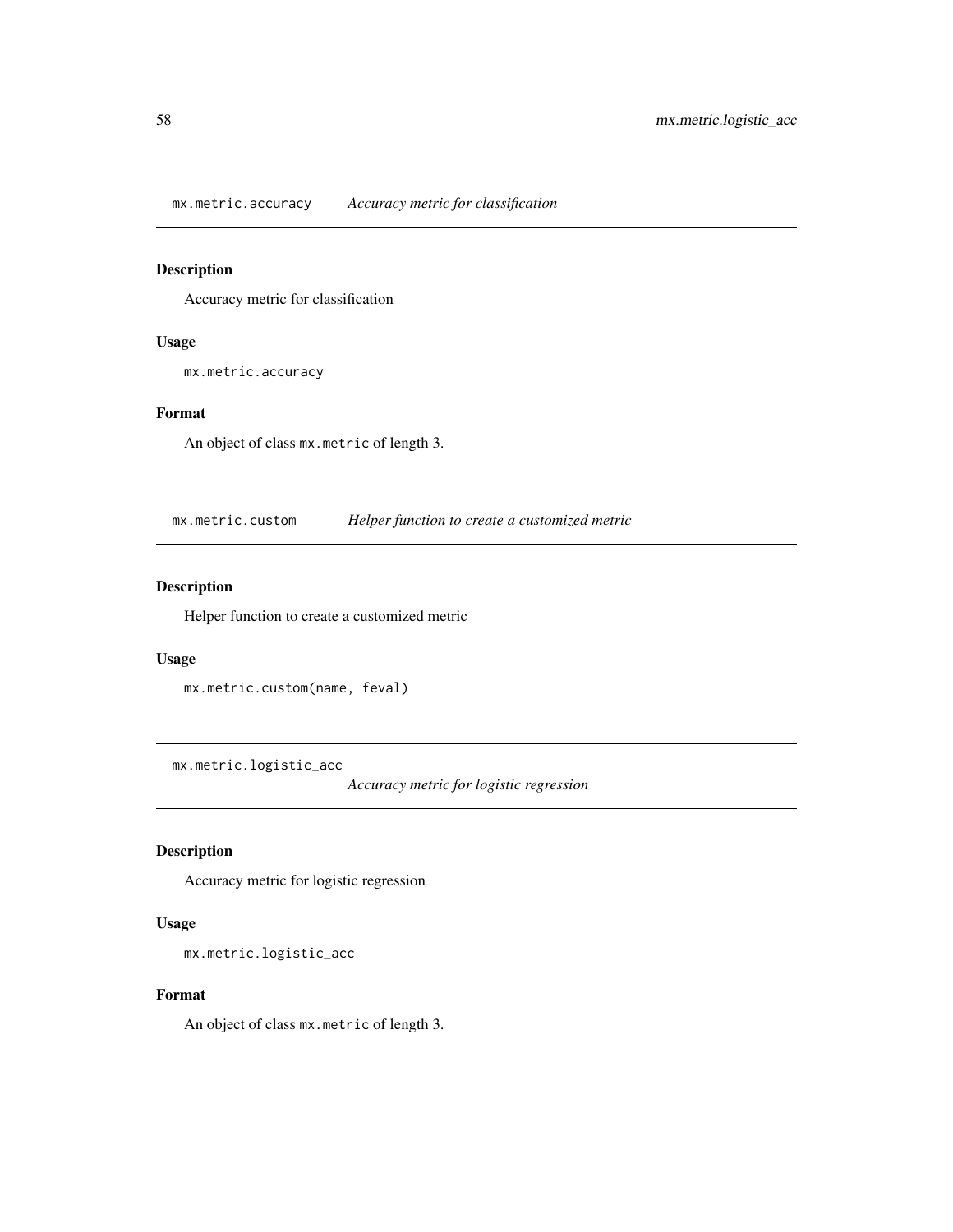## mx.metric.accuracy *Accuracy metric for classification*

### Description

Accuracy metric for classification

### Usage

```
mx.metric.accuracy
```

### Format

An object of class `mx.metric` of length 3.

## mx.metric.custom *Helper function to create a customized metric*

### Description

Helper function to create a customized metric

### Usage

```
mx.metric.custom(name, feval)
```

## mx.metric.logistic_acc *Accuracy metric for logistic regression*

### Description

Accuracy metric for logistic regression

### Usage

```
mx.metric.logistic_acc
```

### Format

An object of class `mx.metric` of length 3.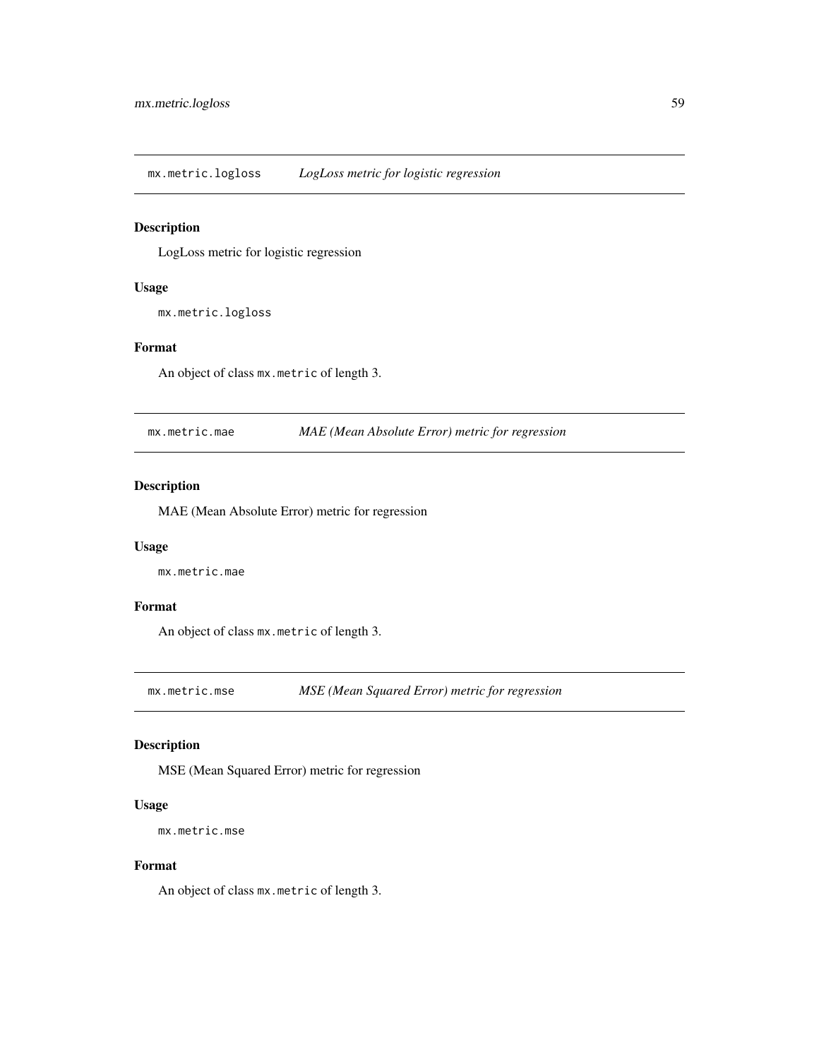## mx.metric.logloss *LogLoss metric for logistic regression*

### Description

LogLoss metric for logistic regression

### Usage

```
mx.metric.logloss
```

### Format

An object of class `mx.metric` of length 3.

## mx.metric.mae *MAE (Mean Absolute Error) metric for regression*

### Description

MAE (Mean Absolute Error) metric for regression

### Usage

```
mx.metric.mae
```

### Format

An object of class `mx.metric` of length 3.

## mx.metric.mse *MSE (Mean Squared Error) metric for regression*

### Description

MSE (Mean Squared Error) metric for regression

### Usage

```
mx.metric.mse
```

### Format

An object of class `mx.metric` of length 3.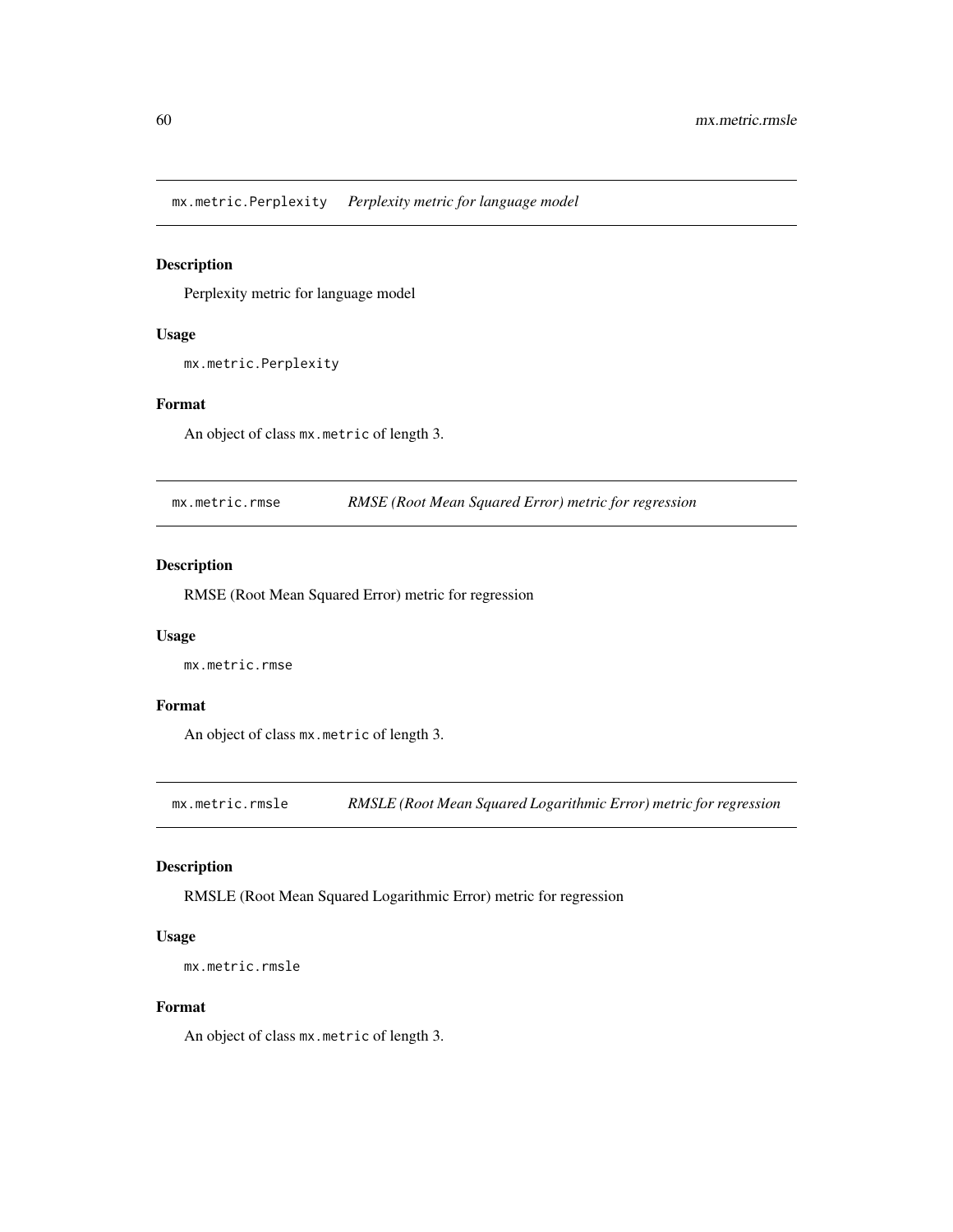## `mx.metric.Perplexity` *Perplexity metric for language model*

### Description

Perplexity metric for language model

### Usage

```
mx.metric.Perplexity
```

### Format

An object of class `mx.metric` of length 3.

## `mx.metric.rmse` *RMSE (Root Mean Squared Error) metric for regression*

### Description

RMSE (Root Mean Squared Error) metric for regression

### Usage

```
mx.metric.rmse
```

### Format

An object of class `mx.metric` of length 3.

## `mx.metric.rmsle` *RMSLE (Root Mean Squared Logarithmic Error) metric for regression*

### Description

RMSLE (Root Mean Squared Logarithmic Error) metric for regression

### Usage

```
mx.metric.rmsle
```

### Format

An object of class `mx.metric` of length 3.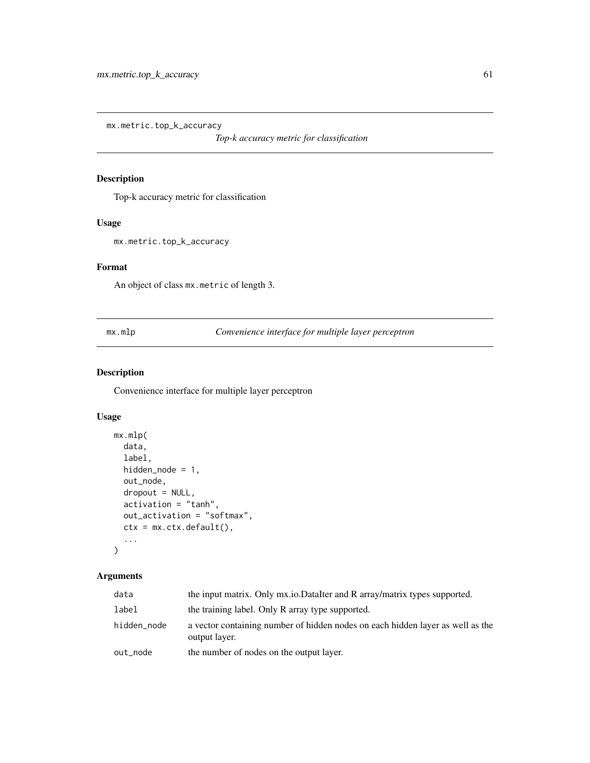## mx.metric.top_k_accuracy

*Top-k accuracy metric for classification*

### Description

Top-k accuracy metric for classification

### Usage

```
mx.metric.top_k_accuracy
```

### Format

An object of class `mx.metric` of length 3.

## mx.mlp

*Convenience interface for multiple layer perceptron*

### Description

Convenience interface for multiple layer perceptron

### Usage

```
mx.mlp(
  data,
  label,
  hidden_node = 1,
  out_node,
  dropout = NULL,
  activation = "tanh",
  out_activation = "softmax",
  ctx = mx.ctx.default(),
  ...
)
```

### Arguments

| | |
|---|---|
| `data` | the input matrix. Only mx.io.DataIter and R array/matrix types supported. |
| `label` | the training label. Only R array type supported. |
| `hidden_node` | a vector containing number of hidden nodes on each hidden layer as well as the output layer. |
| `out_node` | the number of nodes on the output layer. |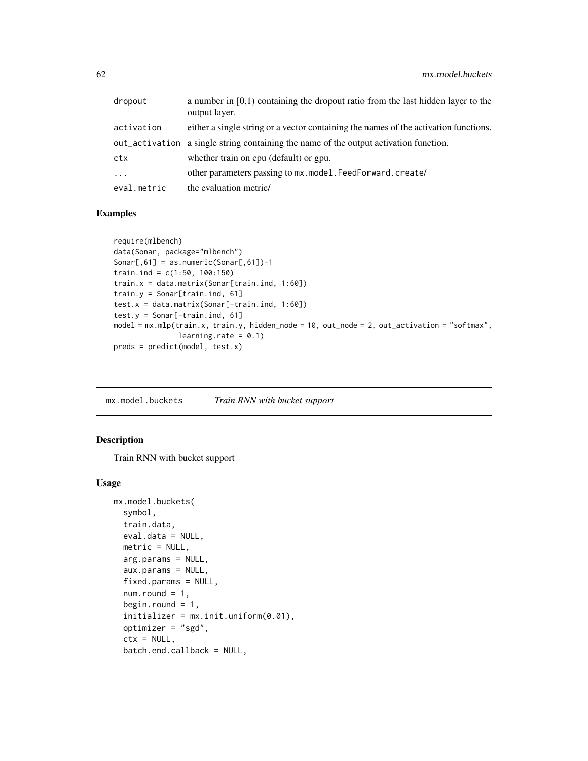| | |
|---|---|
| dropout | a number in [0,1) containing the dropout ratio from the last hidden layer to the output layer. |
| activation | either a single string or a vector containing the names of the activation functions. |
| out_activation | a single string containing the name of the output activation function. |
| ctx | whether train on cpu (default) or gpu. |
| ... | other parameters passing to mx.model.FeedForward.create/ |
| eval.metric | the evaluation metric/ |

### Examples

```
require(mlbench)
data(Sonar, package="mlbench")
Sonar[,61] = as.numeric(Sonar[,61])-1
train.ind = c(1:50, 100:150)
train.x = data.matrix(Sonar[train.ind, 1:60])
train.y = Sonar[train.ind, 61]
test.x = data.matrix(Sonar[-train.ind, 1:60])
test.y = Sonar[-train.ind, 61]
model = mx.mlp(train.x, train.y, hidden_node = 10, out_node = 2, out_activation = "softmax",
               learning.rate = 0.1)
preds = predict(model, test.x)
```

## mx.model.buckets *Train RNN with bucket support*

### Description

Train RNN with bucket support

### Usage

```
mx.model.buckets(
  symbol,
  train.data,
  eval.data = NULL,
  metric = NULL,
  arg.params = NULL,
  aux.params = NULL,
  fixed.params = NULL,
  num.round = 1,
  begin.round = 1,
  initializer = mx.init.uniform(0.01),
  optimizer = "sgd",
  ctx = NULL,
  batch.end.callback = NULL,
```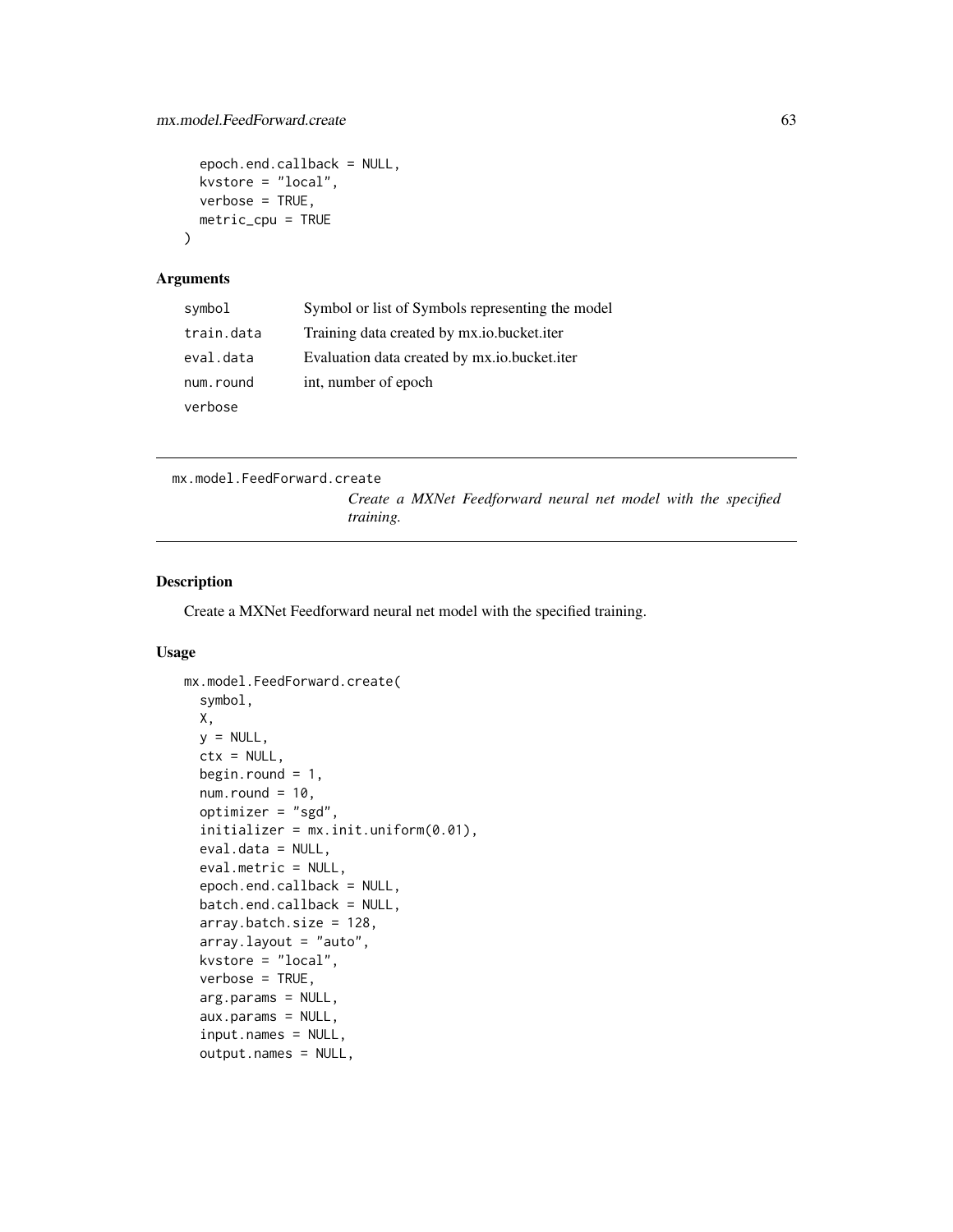```
  epoch.end.callback = NULL,
  kvstore = "local",
  verbose = TRUE,
  metric_cpu = TRUE
)
```

### Arguments

| | |
|---|---|
| symbol | Symbol or list of Symbols representing the model |
| train.data | Training data created by mx.io.bucket.iter |
| eval.data | Evaluation data created by mx.io.bucket.iter |
| num.round | int, number of epoch |
| verbose | |

---

## mx.model.FeedForward.create

*Create a MXNet Feedforward neural net model with the specified training.*

---

### Description

Create a MXNet Feedforward neural net model with the specified training.

### Usage

```
mx.model.FeedForward.create(
  symbol,
  X,
  y = NULL,
  ctx = NULL,
  begin.round = 1,
  num.round = 10,
  optimizer = "sgd",
  initializer = mx.init.uniform(0.01),
  eval.data = NULL,
  eval.metric = NULL,
  epoch.end.callback = NULL,
  batch.end.callback = NULL,
  array.batch.size = 128,
  array.layout = "auto",
  kvstore = "local",
  verbose = TRUE,
  arg.params = NULL,
  aux.params = NULL,
  input.names = NULL,
  output.names = NULL,
```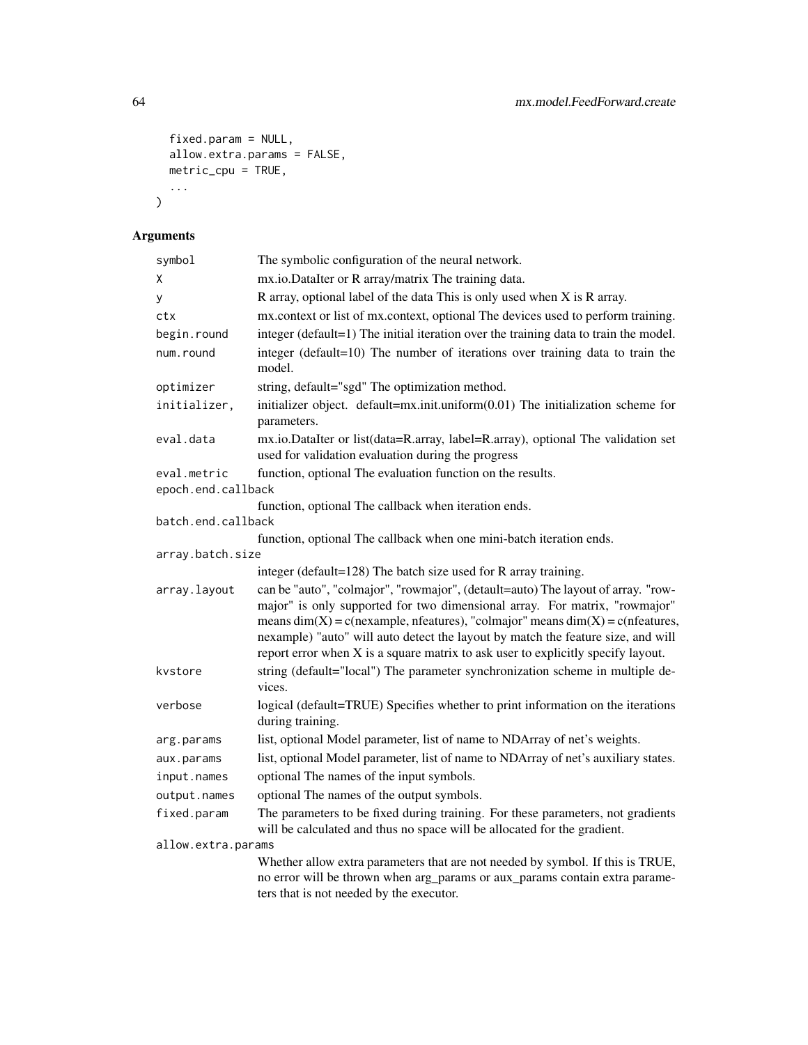```
  fixed.param = NULL,
  allow.extra.params = FALSE,
  metric_cpu = TRUE,
  ...
)
```

## Arguments

| | |
|---|---|
| symbol | The symbolic configuration of the neural network. |
| X | mx.io.DataIter or R array/matrix The training data. |
| y | R array, optional label of the data This is only used when X is R array. |
| ctx | mx.context or list of mx.context, optional The devices used to perform training. |
| begin.round | integer (default=1) The initial iteration over the training data to train the model. |
| num.round | integer (default=10) The number of iterations over training data to train the model. |
| optimizer | string, default="sgd" The optimization method. |
| initializer, | initializer object. default=mx.init.uniform(0.01) The initialization scheme for parameters. |
| eval.data | mx.io.DataIter or list(data=R.array, label=R.array), optional The validation set used for validation evaluation during the progress |
| eval.metric | function, optional The evaluation function on the results. |
| epoch.end.callback | function, optional The callback when iteration ends. |
| batch.end.callback | function, optional The callback when one mini-batch iteration ends. |
| array.batch.size | integer (default=128) The batch size used for R array training. |
| array.layout | can be "auto", "colmajor", "rowmajor", (detault=auto) The layout of array. "rowmajor" is only supported for two dimensional array. For matrix, "rowmajor" means dim(X) = c(nexample, nfeatures), "colmajor" means dim(X) = c(nfeatures, nexample) "auto" will auto detect the layout by match the feature size, and will report error when X is a square matrix to ask user to explicitly specify layout. |
| kvstore | string (default="local") The parameter synchronization scheme in multiple devices. |
| verbose | logical (default=TRUE) Specifies whether to print information on the iterations during training. |
| arg.params | list, optional Model parameter, list of name to NDArray of net's weights. |
| aux.params | list, optional Model parameter, list of name to NDArray of net's auxiliary states. |
| input.names | optional The names of the input symbols. |
| output.names | optional The names of the output symbols. |
| fixed.param | The parameters to be fixed during training. For these parameters, not gradients will be calculated and thus no space will be allocated for the gradient. |
| allow.extra.params | Whether allow extra parameters that are not needed by symbol. If this is TRUE, no error will be thrown when arg_params or aux_params contain extra parameters that is not needed by the executor. |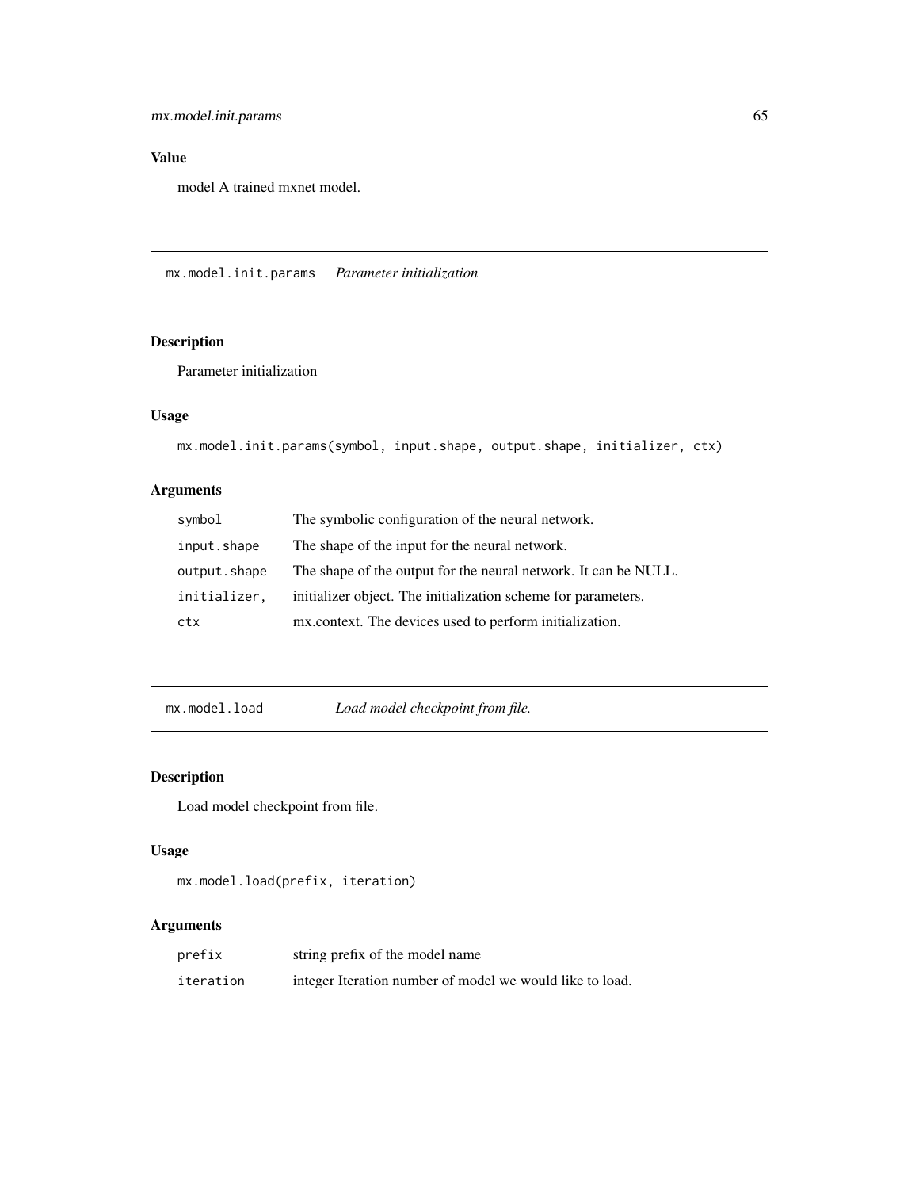### Value

model A trained mxnet model.

## mx.model.init.params *Parameter initialization*

### Description

Parameter initialization

### Usage

```
mx.model.init.params(symbol, input.shape, output.shape, initializer, ctx)
```

### Arguments

| | |
|---|---|
| symbol | The symbolic configuration of the neural network. |
| input.shape | The shape of the input for the neural network. |
| output.shape | The shape of the output for the neural network. It can be NULL. |
| initializer, | initializer object. The initialization scheme for parameters. |
| ctx | mx.context. The devices used to perform initialization. |

## mx.model.load *Load model checkpoint from file.*

### Description

Load model checkpoint from file.

### Usage

```
mx.model.load(prefix, iteration)
```

### Arguments

| | |
|---|---|
| prefix | string prefix of the model name |
| iteration | integer Iteration number of model we would like to load. |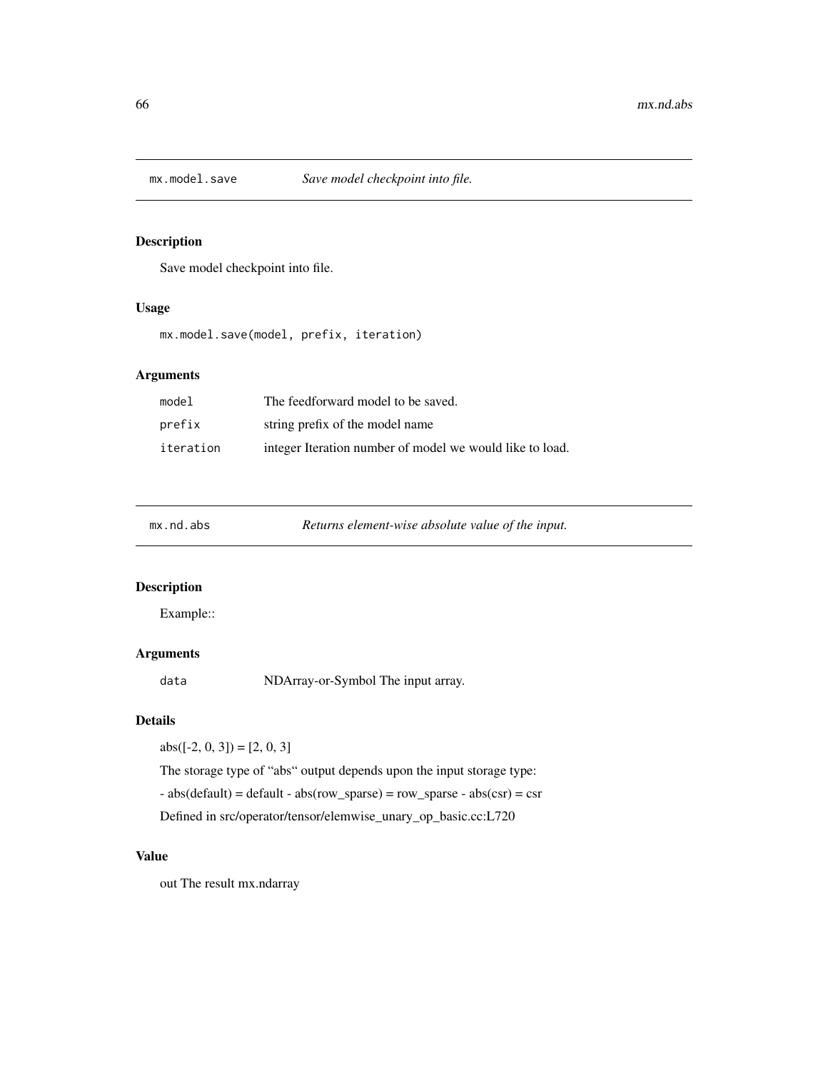## `mx.model.save` — *Save model checkpoint into file.*

### Description

Save model checkpoint into file.

### Usage

```
mx.model.save(model, prefix, iteration)
```

### Arguments

| | |
|---|---|
| `model` | The feedforward model to be saved. |
| `prefix` | string prefix of the model name |
| `iteration` | integer Iteration number of model we would like to load. |

## `mx.nd.abs` — *Returns element-wise absolute value of the input.*

### Description

Example::

### Arguments

| | |
|---|---|
| `data` | NDArray-or-Symbol The input array. |

### Details

abs([-2, 0, 3]) = [2, 0, 3]

The storage type of “abs“ output depends upon the input storage type:

- abs(default) = default - abs(row_sparse) = row_sparse - abs(csr) = csr

Defined in src/operator/tensor/elemwise_unary_op_basic.cc:L720

### Value

out The result mx.ndarray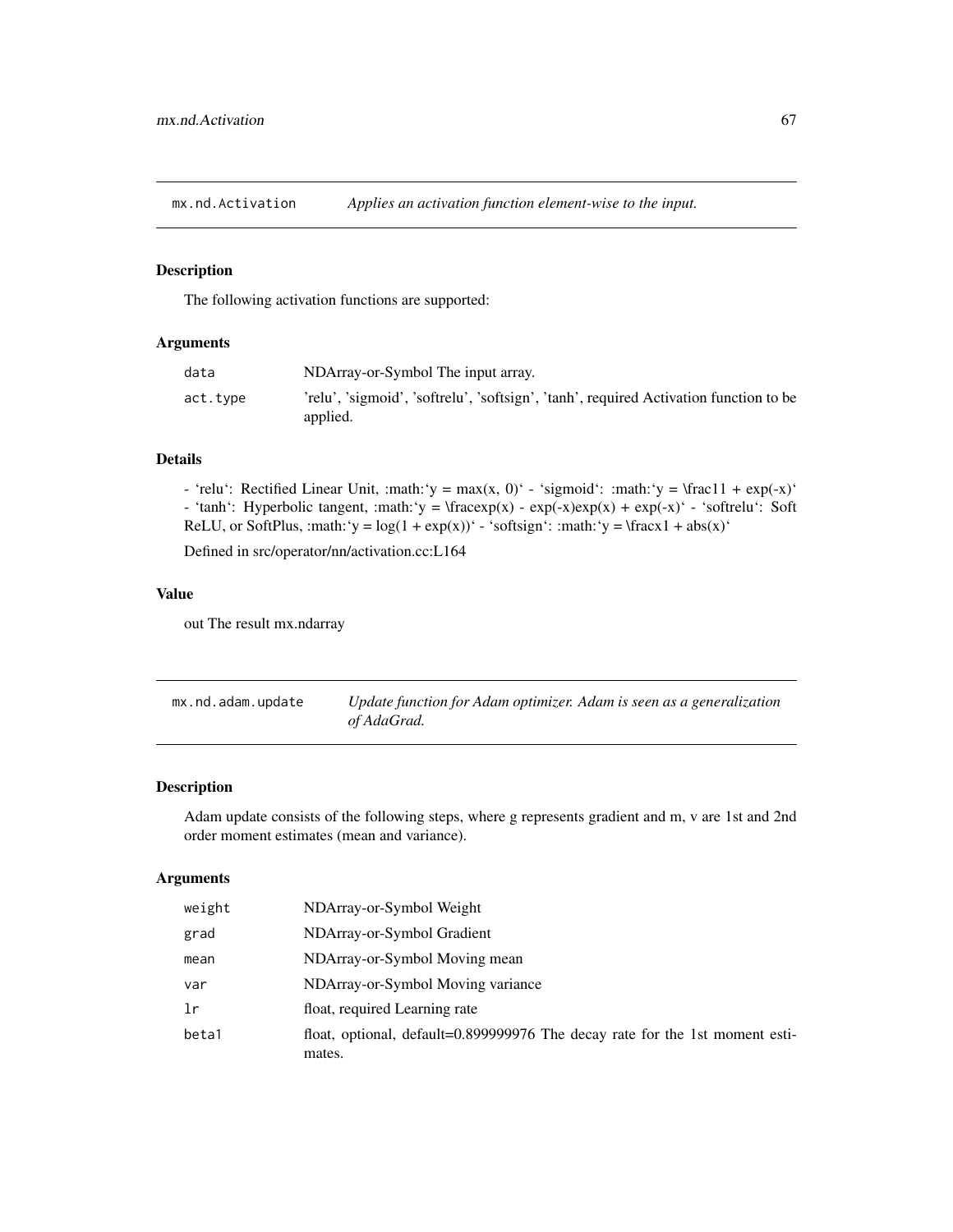## mx.nd.Activation *Applies an activation function element-wise to the input.*

### Description

The following activation functions are supported:

### Arguments

| | |
|---|---|
| data | NDArray-or-Symbol The input array. |
| act.type | 'relu', 'sigmoid', 'softrelu', 'softsign', 'tanh', required Activation function to be applied. |

### Details

- 'relu': Rectified Linear Unit, :math:'y = max(x, 0)' - 'sigmoid': :math:'y = \frac11 + exp(-x)' - 'tanh': Hyperbolic tangent, :math:'y = \fracexp(x) - exp(-x)exp(x) + exp(-x)' - 'softrelu': Soft ReLU, or SoftPlus, :math:'y = log(1 + exp(x))' - 'softsign': :math:'y = \fracx1 + abs(x)'

Defined in src/operator/nn/activation.cc:L164

### Value

out The result mx.ndarray

## mx.nd.adam.update *Update function for Adam optimizer. Adam is seen as a generalization of AdaGrad.*

### Description

Adam update consists of the following steps, where g represents gradient and m, v are 1st and 2nd order moment estimates (mean and variance).

### Arguments

| | |
|---|---|
| weight | NDArray-or-Symbol Weight |
| grad | NDArray-or-Symbol Gradient |
| mean | NDArray-or-Symbol Moving mean |
| var | NDArray-or-Symbol Moving variance |
| lr | float, required Learning rate |
| beta1 | float, optional, default=0.899999976 The decay rate for the 1st moment estimates. |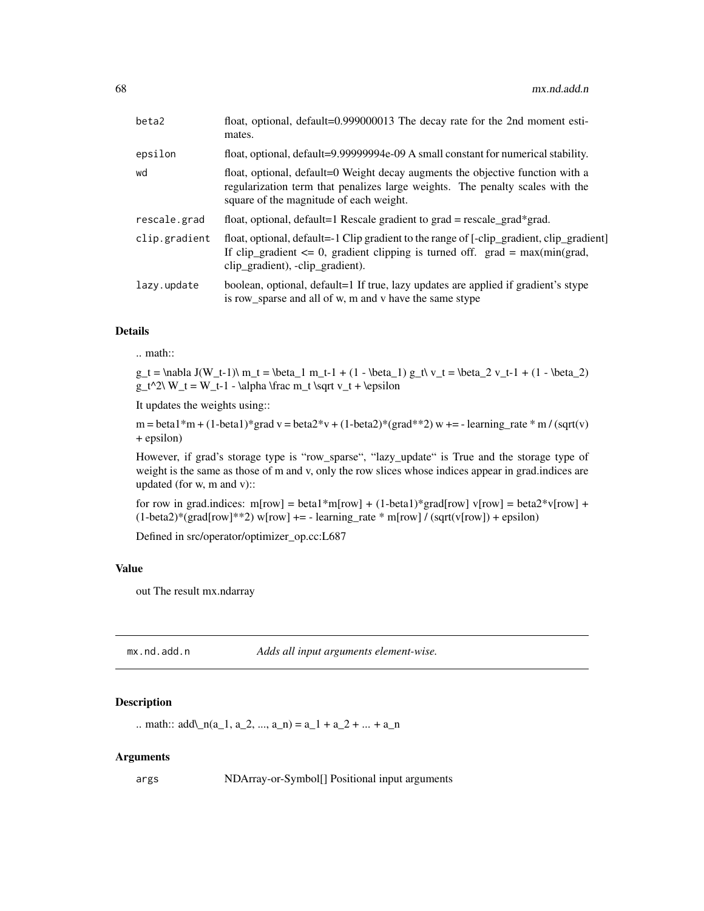| | |
|---|---|
| beta2 | float, optional, default=0.999000013 The decay rate for the 2nd moment estimates. |
| epsilon | float, optional, default=9.99999994e-09 A small constant for numerical stability. |
| wd | float, optional, default=0 Weight decay augments the objective function with a regularization term that penalizes large weights. The penalty scales with the square of the magnitude of each weight. |
| rescale.grad | float, optional, default=1 Rescale gradient to grad = rescale_grad*grad. |
| clip.gradient | float, optional, default=-1 Clip gradient to the range of [-clip_gradient, clip_gradient] If clip_gradient <= 0, gradient clipping is turned off. grad = max(min(grad, clip_gradient), -clip_gradient). |
| lazy.update | boolean, optional, default=1 If true, lazy updates are applied if gradient's stype is row_sparse and all of w, m and v have the same stype |

### Details

.. math::

g_t = \nabla J(W_t-1)\ m_t = \beta_1 m_t-1 + (1 - \beta_1) g_t\ v_t = \beta_2 v_t-1 + (1 - \beta_2) g_t^2\ W_t = W_t-1 - \alpha \frac m_t \sqrt v_t + \epsilon

It updates the weights using::

m = beta1*m + (1-beta1)*grad v = beta2*v + (1-beta2)*(grad**2) w += - learning_rate * m / (sqrt(v) + epsilon)

However, if grad's storage type is "row_sparse", "lazy_update" is True and the storage type of weight is the same as those of m and v, only the row slices whose indices appear in grad.indices are updated (for w, m and v)::

for row in grad.indices: m[row] = beta1*m[row] + (1-beta1)*grad[row] v[row] = beta2*v[row] + (1-beta2)*(grad[row]**2) w[row] += - learning_rate * m[row] / (sqrt(v[row]) + epsilon)

Defined in src/operator/optimizer_op.cc:L687

### Value

out The result mx.ndarray

## mx.nd.add.n — *Adds all input arguments element-wise.*

### Description

.. math:: add\_n(a_1, a_2, ..., a_n) = a_1 + a_2 + ... + a_n

### Arguments

| | |
|---|---|
| args | NDArray-or-Symbol[] Positional input arguments |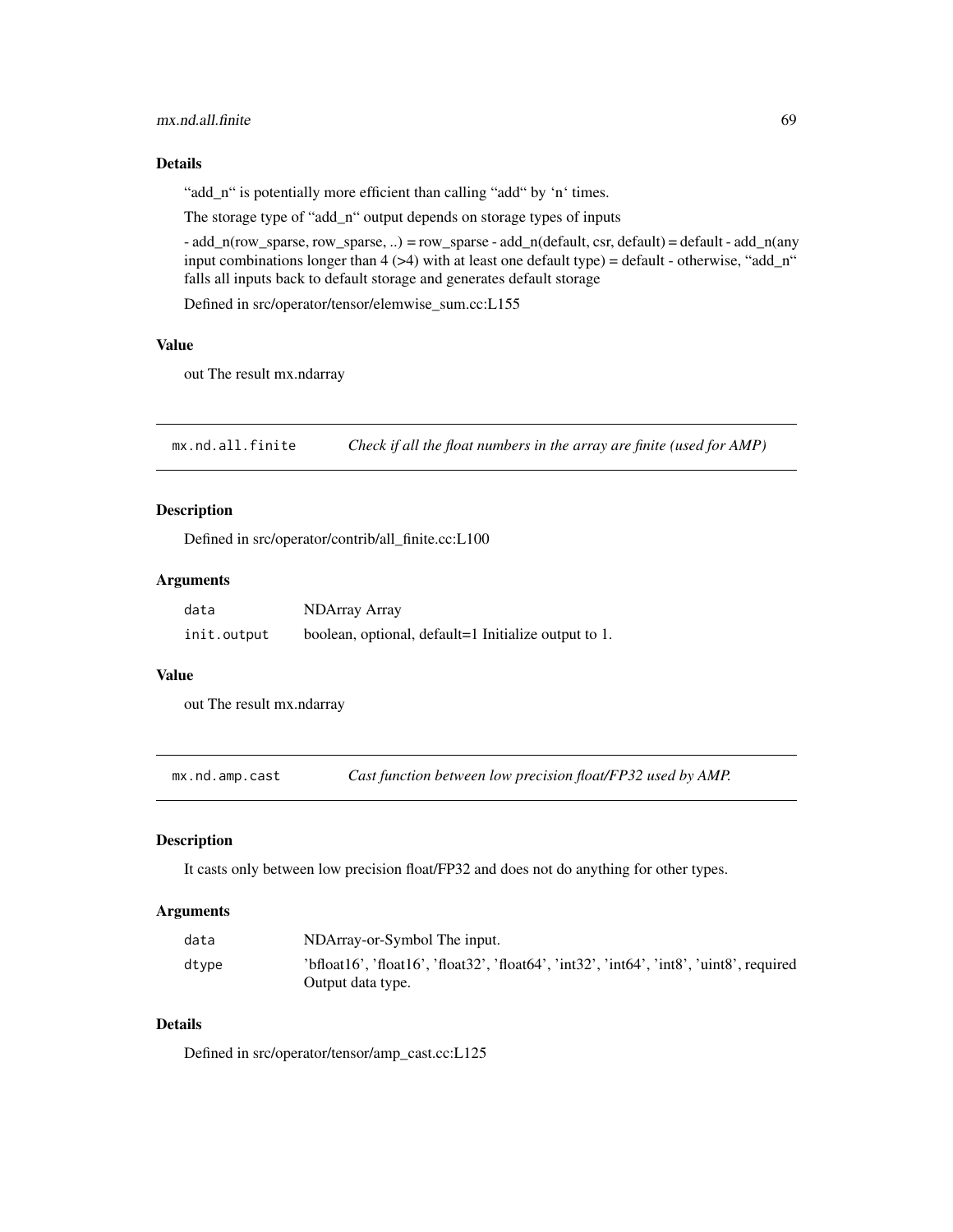## Details

“add_n“ is potentially more efficient than calling “add“ by ‘n‘ times.

The storage type of “add_n“ output depends on storage types of inputs

- add_n(row_sparse, row_sparse, ..) = row_sparse - add_n(default, csr, default) = default - add_n(any input combinations longer than 4 (>4) with at least one default type) = default - otherwise, “add_n“ falls all inputs back to default storage and generates default storage

Defined in src/operator/tensor/elemwise_sum.cc:L155

## Value

out The result mx.ndarray

---

`mx.nd.all.finite` *Check if all the float numbers in the array are finite (used for AMP)*

---

## Description

Defined in src/operator/contrib/all_finite.cc:L100

## Arguments

| | |
|---|---|
| `data` | NDArray Array |
| `init.output` | boolean, optional, default=1 Initialize output to 1. |

## Value

out The result mx.ndarray

---

`mx.nd.amp.cast` *Cast function between low precision float/FP32 used by AMP.*

---

## Description

It casts only between low precision float/FP32 and does not do anything for other types.

## Arguments

| | |
|---|---|
| `data` | NDArray-or-Symbol The input. |
| `dtype` | 'bfloat16', 'float16', 'float32', 'float64', 'int32', 'int64', 'int8', 'uint8', required Output data type. |

## Details

Defined in src/operator/tensor/amp_cast.cc:L125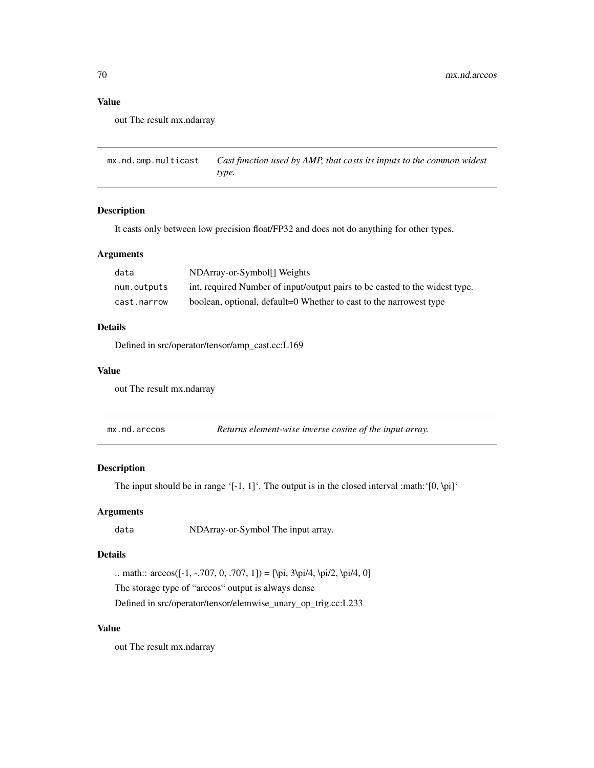### Value

out The result mx.ndarray

## mx.nd.amp.multicast — *Cast function used by AMP, that casts its inputs to the common widest type.*

### Description

It casts only between low precision float/FP32 and does not do anything for other types.

### Arguments

| | |
|---|---|
| `data` | NDArray-or-Symbol[] Weights |
| `num.outputs` | int, required Number of input/output pairs to be casted to the widest type. |
| `cast.narrow` | boolean, optional, default=0 Whether to cast to the narrowest type |

### Details

Defined in src/operator/tensor/amp_cast.cc:L169

### Value

out The result mx.ndarray

## mx.nd.arccos — *Returns element-wise inverse cosine of the input array.*

### Description

The input should be in range '[-1, 1]'. The output is in the closed interval :math:'[0, \pi]'

### Arguments

| | |
|---|---|
| `data` | NDArray-or-Symbol The input array. |

### Details

.. math:: arccos([-1, -.707, 0, .707, 1]) = [\pi, 3\pi/4, \pi/2, \pi/4, 0]

The storage type of "arccos" output is always dense

Defined in src/operator/tensor/elemwise_unary_op_trig.cc:L233

### Value

out The result mx.ndarray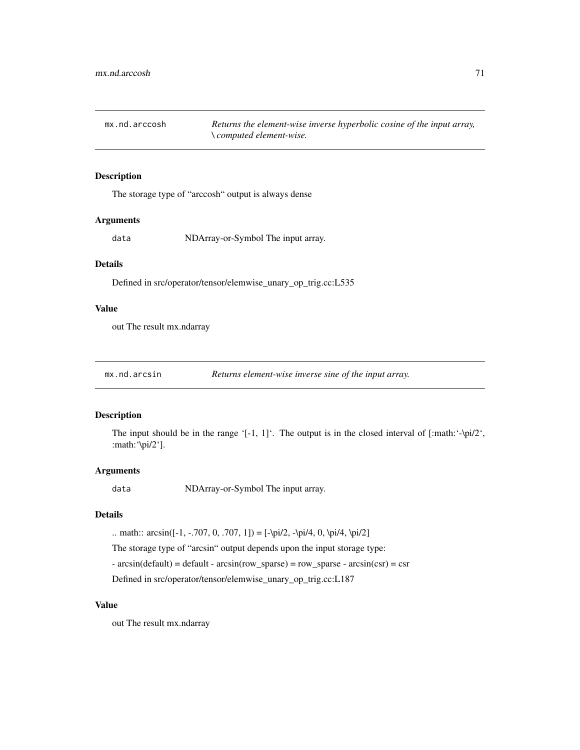## mx.nd.arccosh

*Returns the element-wise inverse hyperbolic cosine of the input array, \ computed element-wise.*

### Description

The storage type of "arccosh" output is always dense

### Arguments

data NDArray-or-Symbol The input array.

### Details

Defined in src/operator/tensor/elemwise_unary_op_trig.cc:L535

### Value

out The result mx.ndarray

## mx.nd.arcsin

*Returns element-wise inverse sine of the input array.*

### Description

The input should be in the range '[-1, 1]'. The output is in the closed interval of [:math:'-\pi/2', :math:'\pi/2'].

### Arguments

data NDArray-or-Symbol The input array.

### Details

.. math:: arcsin([-1, -.707, 0, .707, 1]) = [-\pi/2, -\pi/4, 0, \pi/4, \pi/2]

The storage type of "arcsin" output depends upon the input storage type:

- arcsin(default) = default - arcsin(row_sparse) = row_sparse - arcsin(csr) = csr

Defined in src/operator/tensor/elemwise_unary_op_trig.cc:L187

### Value

out The result mx.ndarray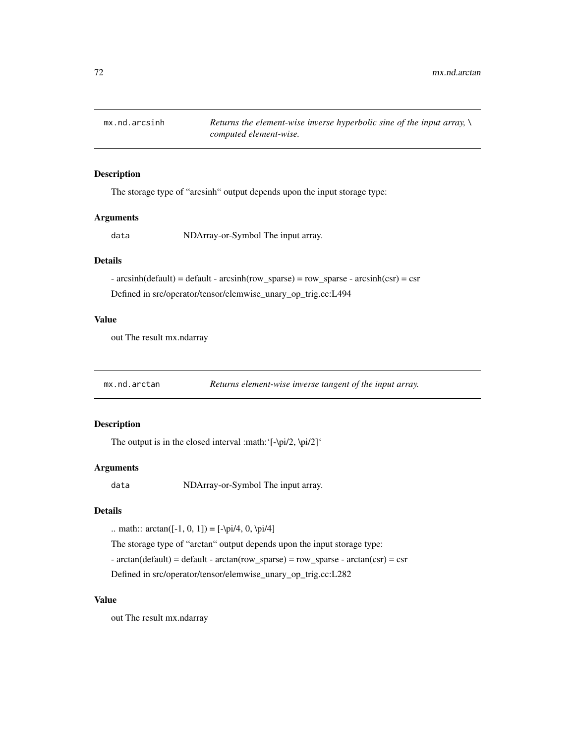## mx.nd.arcsinh

*Returns the element-wise inverse hyperbolic sine of the input array, \ computed element-wise.*

### Description

The storage type of "arcsinh" output depends upon the input storage type:

### Arguments

`data` NDArray-or-Symbol The input array.

### Details

- arcsinh(default) = default - arcsinh(row_sparse) = row_sparse - arcsinh(csr) = csr

Defined in src/operator/tensor/elemwise_unary_op_trig.cc:L494

### Value

out The result mx.ndarray

## mx.nd.arctan

*Returns element-wise inverse tangent of the input array.*

### Description

The output is in the closed interval :math:'[-\pi/2, \pi/2]'

### Arguments

`data` NDArray-or-Symbol The input array.

### Details

.. math:: arctan([-1, 0, 1]) = [-\pi/4, 0, \pi/4]

The storage type of "arctan" output depends upon the input storage type:

- arctan(default) = default - arctan(row_sparse) = row_sparse - arctan(csr) = csr

Defined in src/operator/tensor/elemwise_unary_op_trig.cc:L282

### Value

out The result mx.ndarray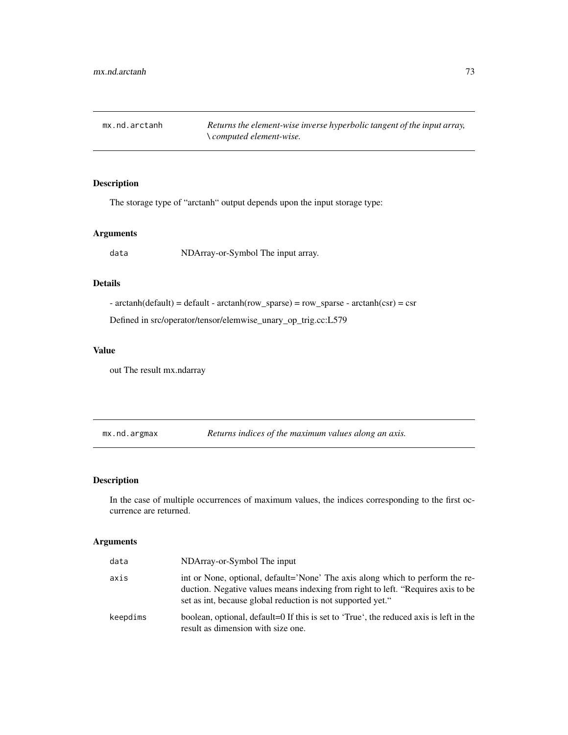## mx.nd.arctanh

*Returns the element-wise inverse hyperbolic tangent of the input array, \ computed element-wise.*

### Description

The storage type of "arctanh" output depends upon the input storage type:

### Arguments

| | |
|---|---|
| data | NDArray-or-Symbol The input array. |

### Details

- arctanh(default) = default - arctanh(row_sparse) = row_sparse - arctanh(csr) = csr

Defined in src/operator/tensor/elemwise_unary_op_trig.cc:L579

### Value

out The result mx.ndarray

## mx.nd.argmax

*Returns indices of the maximum values along an axis.*

### Description

In the case of multiple occurrences of maximum values, the indices corresponding to the first occurrence are returned.

### Arguments

| | |
|---|---|
| data | NDArray-or-Symbol The input |
| axis | int or None, optional, default='None' The axis along which to perform the reduction. Negative values means indexing from right to left. "Requires axis to be set as int, because global reduction is not supported yet." |
| keepdims | boolean, optional, default=0 If this is set to 'True', the reduced axis is left in the result as dimension with size one. |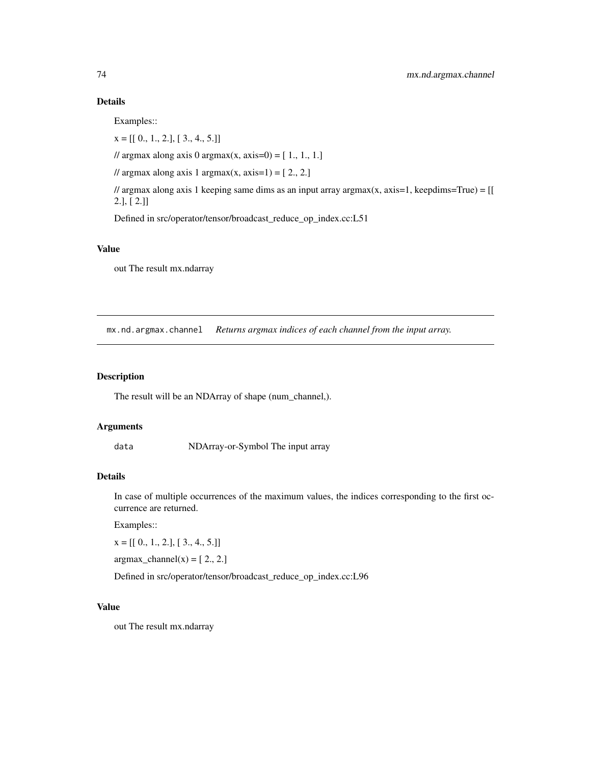## Details

Examples::

x = [[ 0., 1., 2.], [ 3., 4., 5.]]

// argmax along axis 0 argmax(x, axis=0) = [ 1., 1., 1.]

// argmax along axis 1 argmax(x, axis=1) = [ 2., 2.]

// argmax along axis 1 keeping same dims as an input array argmax(x, axis=1, keepdims=True) = [[ 2.], [ 2.]]

Defined in src/operator/tensor/broadcast_reduce_op_index.cc:L51

## Value

out The result mx.ndarray

---

# mx.nd.argmax.channel *Returns argmax indices of each channel from the input array.*

---

## Description

The result will be an NDArray of shape (num_channel,).

## Arguments

| | |
|---|---|
| `data` | NDArray-or-Symbol The input array |

## Details

In case of multiple occurrences of the maximum values, the indices corresponding to the first occurrence are returned.

Examples::

x = [[ 0., 1., 2.], [ 3., 4., 5.]]

argmax_channel(x) = [ 2., 2.]

Defined in src/operator/tensor/broadcast_reduce_op_index.cc:L96

## Value

out The result mx.ndarray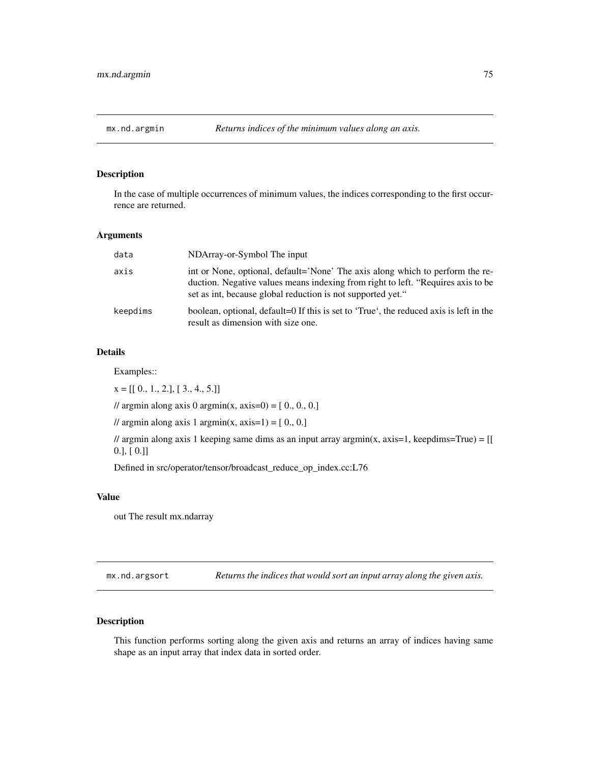## mx.nd.argmin

*Returns indices of the minimum values along an axis.*

### Description

In the case of multiple occurrences of minimum values, the indices corresponding to the first occurrence are returned.

### Arguments

| | |
|---|---|
| `data` | NDArray-or-Symbol The input |
| `axis` | int or None, optional, default='None' The axis along which to perform the reduction. Negative values means indexing from right to left. "Requires axis to be set as int, because global reduction is not supported yet." |
| `keepdims` | boolean, optional, default=0 If this is set to 'True', the reduced axis is left in the result as dimension with size one. |

### Details

Examples::

x = [[ 0., 1., 2.], [ 3., 4., 5.]]

// argmin along axis 0 argmin(x, axis=0) = [ 0., 0., 0.]

// argmin along axis 1 argmin(x, axis=1) = [ 0., 0.]

// argmin along axis 1 keeping same dims as an input array argmin(x, axis=1, keepdims=True) = [[ 0.], [ 0.]]

Defined in src/operator/tensor/broadcast_reduce_op_index.cc:L76

### Value

out The result mx.ndarray

## mx.nd.argsort

*Returns the indices that would sort an input array along the given axis.*

### Description

This function performs sorting along the given axis and returns an array of indices having same shape as an input array that index data in sorted order.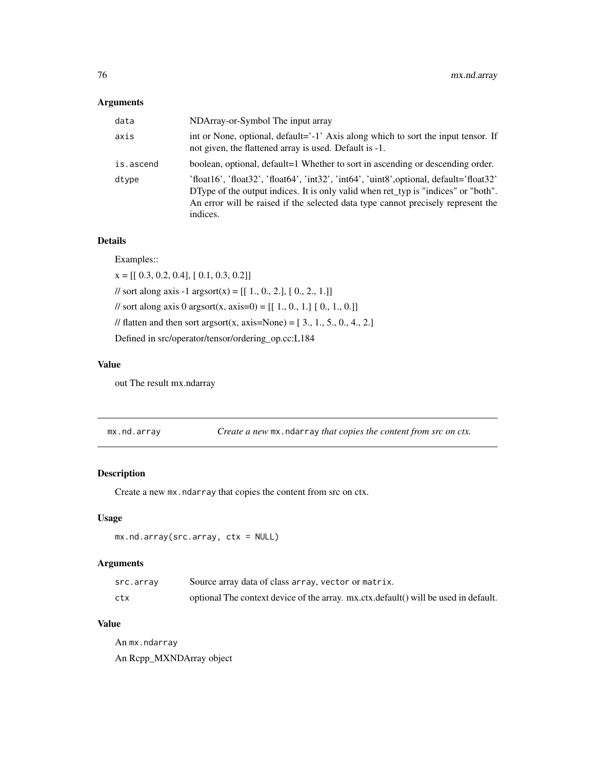## Arguments

| | |
|---|---|
| data | NDArray-or-Symbol The input array |
| axis | int or None, optional, default='-1' Axis along which to sort the input tensor. If not given, the flattened array is used. Default is -1. |
| is.ascend | boolean, optional, default=1 Whether to sort in ascending or descending order. |
| dtype | 'float16', 'float32', 'float64', 'int32', 'int64', 'uint8',optional, default='float32' DType of the output indices. It is only valid when ret_typ is "indices" or "both". An error will be raised if the selected data type cannot precisely represent the indices. |

## Details

Examples::

x = [[ 0.3, 0.2, 0.4], [ 0.1, 0.3, 0.2]]

// sort along axis -1 argsort(x) = [[ 1., 0., 2.], [ 0., 2., 1.]]

// sort along axis 0 argsort(x, axis=0) = [[ 1., 0., 1.] [ 0., 1., 0.]]

// flatten and then sort argsort(x, axis=None) = [ 3., 1., 5., 0., 4., 2.]

Defined in src/operator/tensor/ordering_op.cc:L184

## Value

out The result mx.ndarray

---

# mx.nd.array — *Create a new `mx.ndarray` that copies the content from src on ctx.*

## Description

Create a new `mx.ndarray` that copies the content from src on ctx.

## Usage

```
mx.nd.array(src.array, ctx = NULL)
```

## Arguments

| | |
|---|---|
| src.array | Source array data of class `array`, `vector` or `matrix`. |
| ctx | optional The context device of the array. mx.ctx.default() will be used in default. |

## Value

An `mx.ndarray`

An Rcpp_MXNDArray object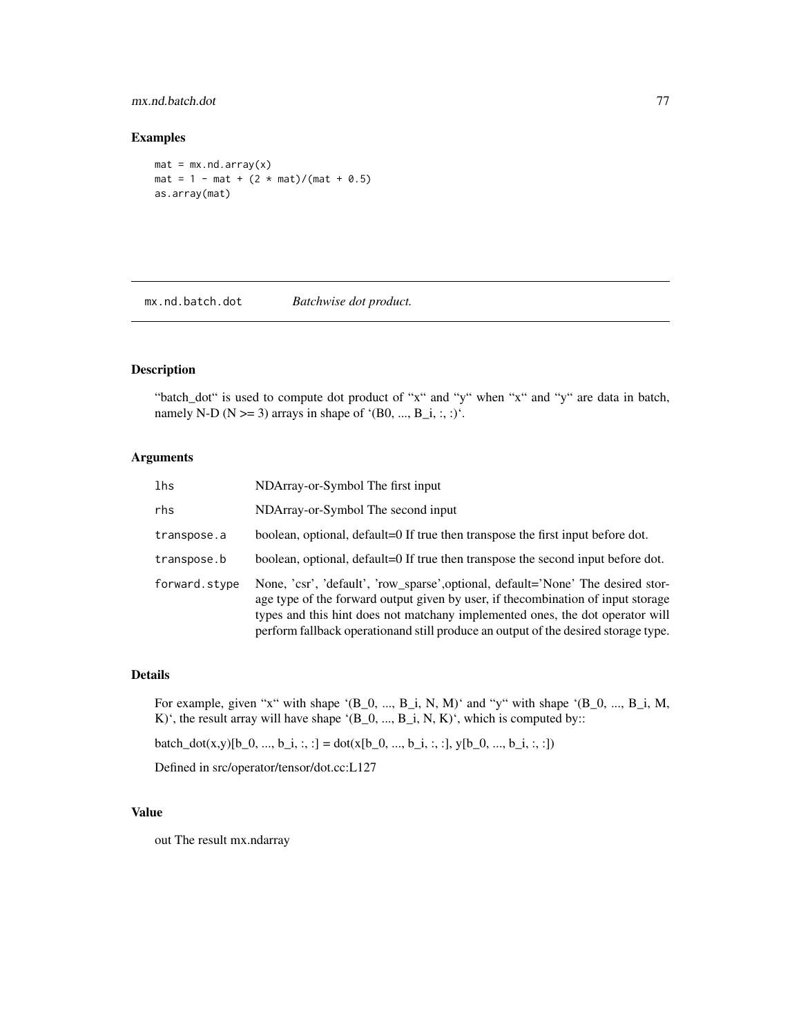## Examples

```
mat = mx.nd.array(x)
mat = 1 - mat + (2 * mat)/(mat + 0.5)
as.array(mat)
```

---

# mx.nd.batch.dot    *Batchwise dot product.*

---

## Description

"batch_dot" is used to compute dot product of "x" and "y" when "x" and "y" are data in batch, namely N-D (N >= 3) arrays in shape of '(B0, ..., B_i, :, :)'.

## Arguments

| | |
|---|---|
| `lhs` | NDArray-or-Symbol The first input |
| `rhs` | NDArray-or-Symbol The second input |
| `transpose.a` | boolean, optional, default=0 If true then transpose the first input before dot. |
| `transpose.b` | boolean, optional, default=0 If true then transpose the second input before dot. |
| `forward.stype` | None, 'csr', 'default', 'row_sparse',optional, default='None' The desired storage type of the forward output given by user, if thecombination of input storage types and this hint does not matchany implemented ones, the dot operator will perform fallback operationand still produce an output of the desired storage type. |

## Details

For example, given "x" with shape '(B_0, ..., B_i, N, M)' and "y" with shape '(B_0, ..., B_i, M, K)', the result array will have shape '(B_0, ..., B_i, N, K)', which is computed by::

batch_dot(x,y)[b_0, ..., b_i, :, :] = dot(x[b_0, ..., b_i, :, :], y[b_0, ..., b_i, :, :])

Defined in src/operator/tensor/dot.cc:L127

## Value

out The result mx.ndarray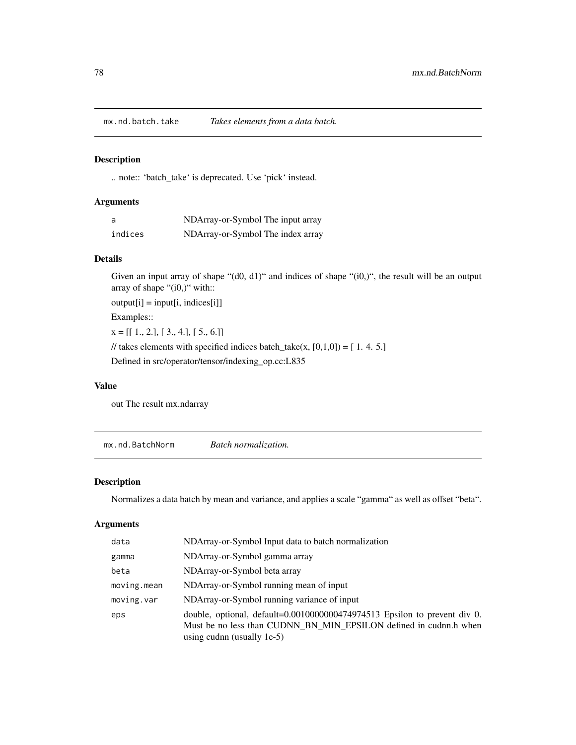## mx.nd.batch.take    *Takes elements from a data batch.*

### Description

.. note:: 'batch_take' is deprecated. Use 'pick' instead.

### Arguments

| | |
|---|---|
| `a` | NDArray-or-Symbol The input array |
| `indices` | NDArray-or-Symbol The index array |

### Details

Given an input array of shape "(d0, d1)" and indices of shape "(i0,)", the result will be an output array of shape "(i0,)" with::

output[i] = input[i, indices[i]]

Examples::

x = [[ 1., 2.], [ 3., 4.], [ 5., 6.]]

// takes elements with specified indices batch_take(x, [0,1,0]) = [ 1. 4. 5.]

Defined in src/operator/tensor/indexing_op.cc:L835

### Value

out The result mx.ndarray

## mx.nd.BatchNorm    *Batch normalization.*

### Description

Normalizes a data batch by mean and variance, and applies a scale "gamma" as well as offset "beta".

### Arguments

| | |
|---|---|
| `data` | NDArray-or-Symbol Input data to batch normalization |
| `gamma` | NDArray-or-Symbol gamma array |
| `beta` | NDArray-or-Symbol beta array |
| `moving.mean` | NDArray-or-Symbol running mean of input |
| `moving.var` | NDArray-or-Symbol running variance of input |
| `eps` | double, optional, default=0.0010000000474974513 Epsilon to prevent div 0. Must be no less than CUDNN_BN_MIN_EPSILON defined in cudnn.h when using cudnn (usually 1e-5) |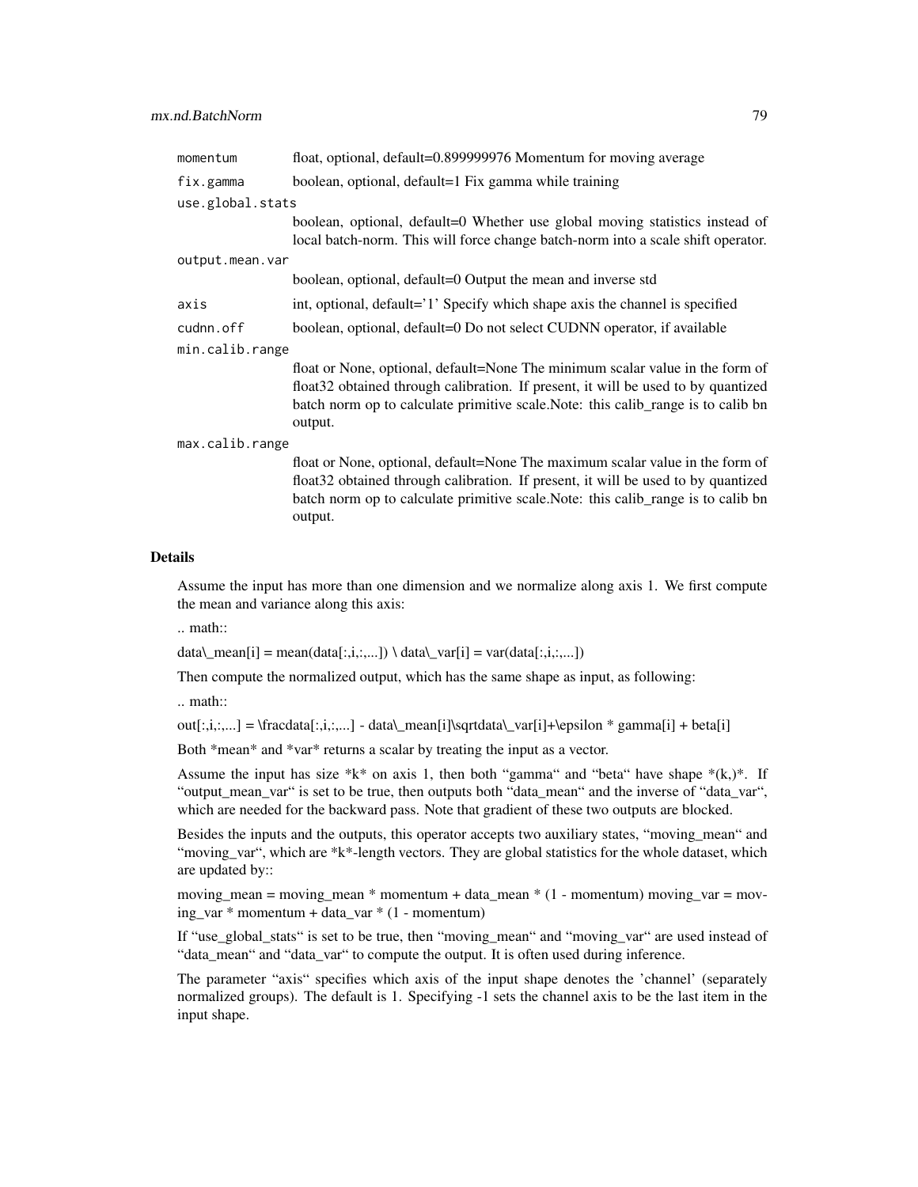| | |
|---|---|
| momentum | float, optional, default=0.899999976 Momentum for moving average |
| fix.gamma | boolean, optional, default=1 Fix gamma while training |
| use.global.stats | boolean, optional, default=0 Whether use global moving statistics instead of local batch-norm. This will force change batch-norm into a scale shift operator. |
| output.mean.var | boolean, optional, default=0 Output the mean and inverse std |
| axis | int, optional, default='1' Specify which shape axis the channel is specified |
| cudnn.off | boolean, optional, default=0 Do not select CUDNN operator, if available |
| min.calib.range | float or None, optional, default=None The minimum scalar value in the form of float32 obtained through calibration. If present, it will be used to by quantized batch norm op to calculate primitive scale.Note: this calib_range is to calib bn output. |
| max.calib.range | float or None, optional, default=None The maximum scalar value in the form of float32 obtained through calibration. If present, it will be used to by quantized batch norm op to calculate primitive scale.Note: this calib_range is to calib bn output. |

## Details

Assume the input has more than one dimension and we normalize along axis 1. We first compute the mean and variance along this axis:

.. math::

data\_mean[i] = mean(data[:,i,:,...]) \ data\_var[i] = var(data[:,i,:,...])

Then compute the normalized output, which has the same shape as input, as following:

.. math::

out[:,i,:,...] = \fracdata[:,i,:,...] - data\_mean[i]\sqrtdata\_var[i]+\epsilon * gamma[i] + beta[i]

Both *mean* and *var* returns a scalar by treating the input as a vector.

Assume the input has size *k* on axis 1, then both "gamma" and "beta" have shape *(k,)*. If "output_mean_var" is set to be true, then outputs both "data_mean" and the inverse of "data_var", which are needed for the backward pass. Note that gradient of these two outputs are blocked.

Besides the inputs and the outputs, this operator accepts two auxiliary states, "moving_mean" and "moving_var", which are *k*-length vectors. They are global statistics for the whole dataset, which are updated by::

moving_mean = moving_mean * momentum + data_mean * (1 - momentum) moving_var = moving_var * momentum + data_var * (1 - momentum)

If "use_global_stats" is set to be true, then "moving_mean" and "moving_var" are used instead of "data_mean" and "data_var" to compute the output. It is often used during inference.

The parameter "axis" specifies which axis of the input shape denotes the 'channel' (separately normalized groups). The default is 1. Specifying -1 sets the channel axis to be the last item in the input shape.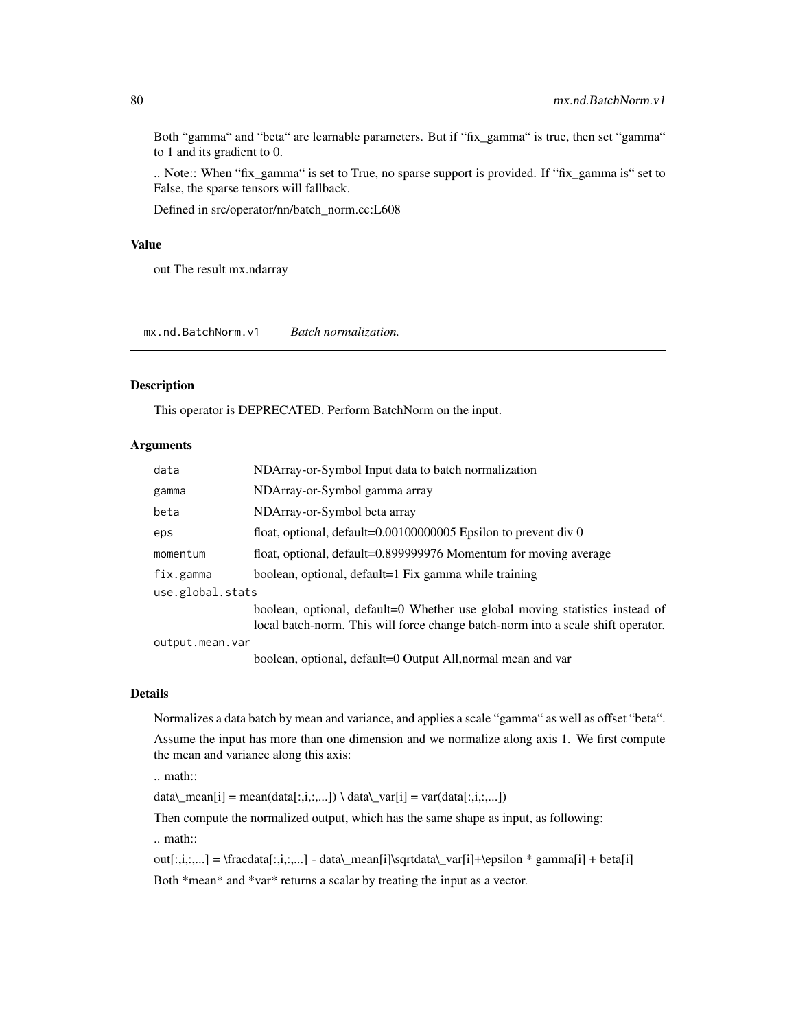Both “gamma“ and “beta“ are learnable parameters. But if “fix_gamma“ is true, then set “gamma“ to 1 and its gradient to 0.

.. Note:: When “fix_gamma“ is set to True, no sparse support is provided. If “fix_gamma is“ set to False, the sparse tensors will fallback.

Defined in src/operator/nn/batch_norm.cc:L608

### Value

out The result mx.ndarray

---

## mx.nd.BatchNorm.v1 *Batch normalization.*

---

### Description

This operator is DEPRECATED. Perform BatchNorm on the input.

### Arguments

| | |
|---|---|
| `data` | NDArray-or-Symbol Input data to batch normalization |
| `gamma` | NDArray-or-Symbol gamma array |
| `beta` | NDArray-or-Symbol beta array |
| `eps` | float, optional, default=0.00100000005 Epsilon to prevent div 0 |
| `momentum` | float, optional, default=0.899999976 Momentum for moving average |
| `fix.gamma` | boolean, optional, default=1 Fix gamma while training |
| `use.global.stats` | boolean, optional, default=0 Whether use global moving statistics instead of local batch-norm. This will force change batch-norm into a scale shift operator. |
| `output.mean.var` | boolean, optional, default=0 Output All,normal mean and var |

### Details

Normalizes a data batch by mean and variance, and applies a scale “gamma“ as well as offset “beta“.

Assume the input has more than one dimension and we normalize along axis 1. We first compute the mean and variance along this axis:

.. math::

data\_mean[i] = mean(data[:,i,:,...]) \ data\_var[i] = var(data[:,i,:,...])

Then compute the normalized output, which has the same shape as input, as following:

.. math::

out[:,i,:,...] = \fracdata[:,i,:,...] - data\_mean[i]\sqrtdata\_var[i]+\epsilon * gamma[i] + beta[i]

Both *mean* and *var* returns a scalar by treating the input as a vector.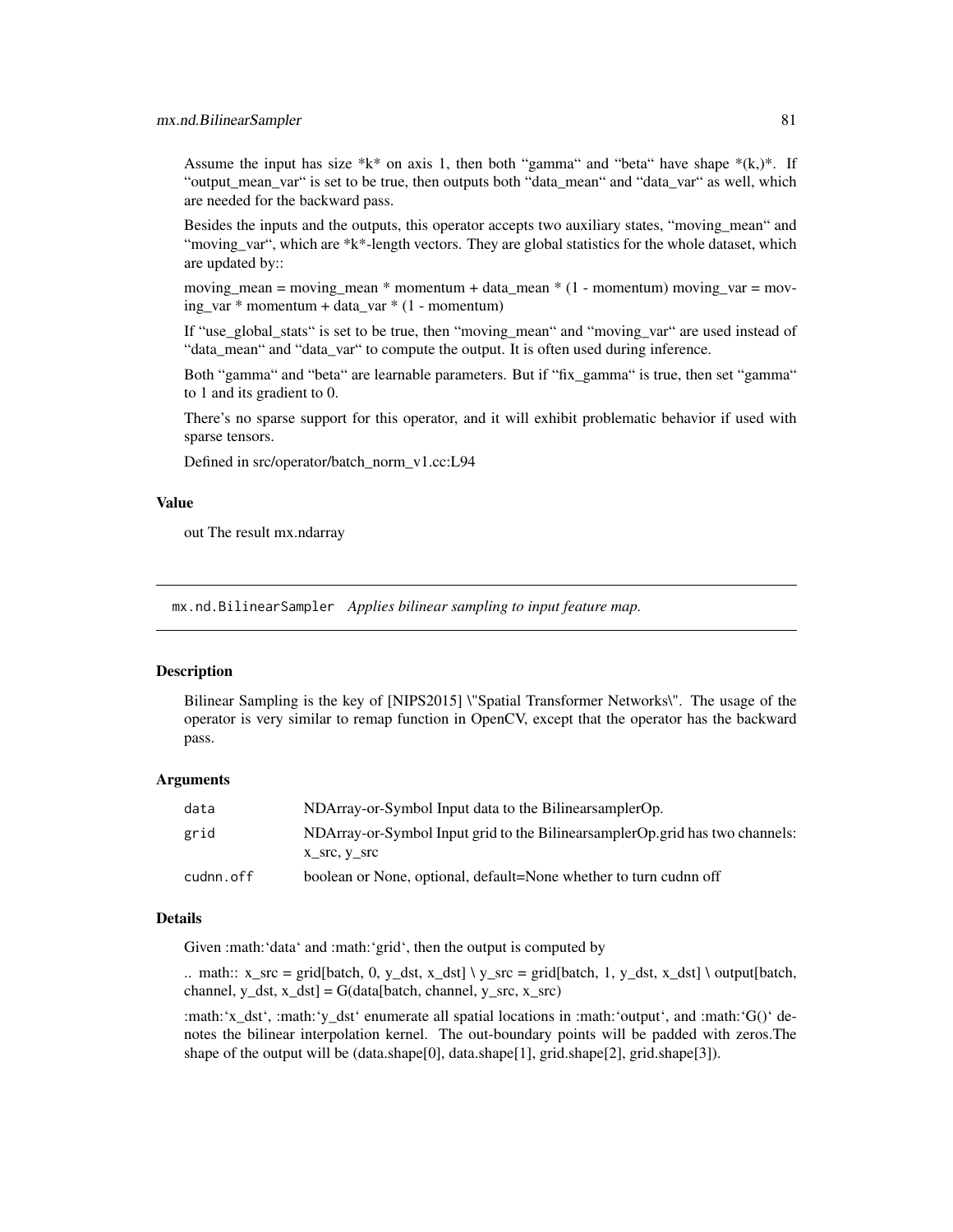Assume the input has size *k* on axis 1, then both "gamma" and "beta" have shape *(k,)*. If "output_mean_var" is set to be true, then outputs both "data_mean" and "data_var" as well, which are needed for the backward pass.

Besides the inputs and the outputs, this operator accepts two auxiliary states, "moving_mean" and "moving_var", which are *k*-length vectors. They are global statistics for the whole dataset, which are updated by::

moving_mean = moving_mean * momentum + data_mean * (1 - momentum) moving_var = moving_var * momentum + data_var * (1 - momentum)

If "use_global_stats" is set to be true, then "moving_mean" and "moving_var" are used instead of "data_mean" and "data_var" to compute the output. It is often used during inference.

Both "gamma" and "beta" are learnable parameters. But if "fix_gamma" is true, then set "gamma" to 1 and its gradient to 0.

There's no sparse support for this operator, and it will exhibit problematic behavior if used with sparse tensors.

Defined in src/operator/batch_norm_v1.cc:L94

### Value

out The result mx.ndarray

---

## mx.nd.BilinearSampler *Applies bilinear sampling to input feature map.*

### Description

Bilinear Sampling is the key of [NIPS2015] \"Spatial Transformer Networks\". The usage of the operator is very similar to remap function in OpenCV, except that the operator has the backward pass.

### Arguments

| | |
|---|---|
| `data` | NDArray-or-Symbol Input data to the BilinearsamplerOp. |
| `grid` | NDArray-or-Symbol Input grid to the BilinearsamplerOp.grid has two channels: x_src, y_src |
| `cudnn.off` | boolean or None, optional, default=None whether to turn cudnn off |

### Details

Given :math:'data' and :math:'grid', then the output is computed by

.. math:: x_src = grid[batch, 0, y_dst, x_dst] \ y_src = grid[batch, 1, y_dst, x_dst] \ output[batch, channel, y_dst, x_dst] = G(data[batch, channel, y_src, x_src)

:math:'x_dst', :math:'y_dst' enumerate all spatial locations in :math:'output', and :math:'G()' denotes the bilinear interpolation kernel. The out-boundary points will be padded with zeros.The shape of the output will be (data.shape[0], data.shape[1], grid.shape[2], grid.shape[3]).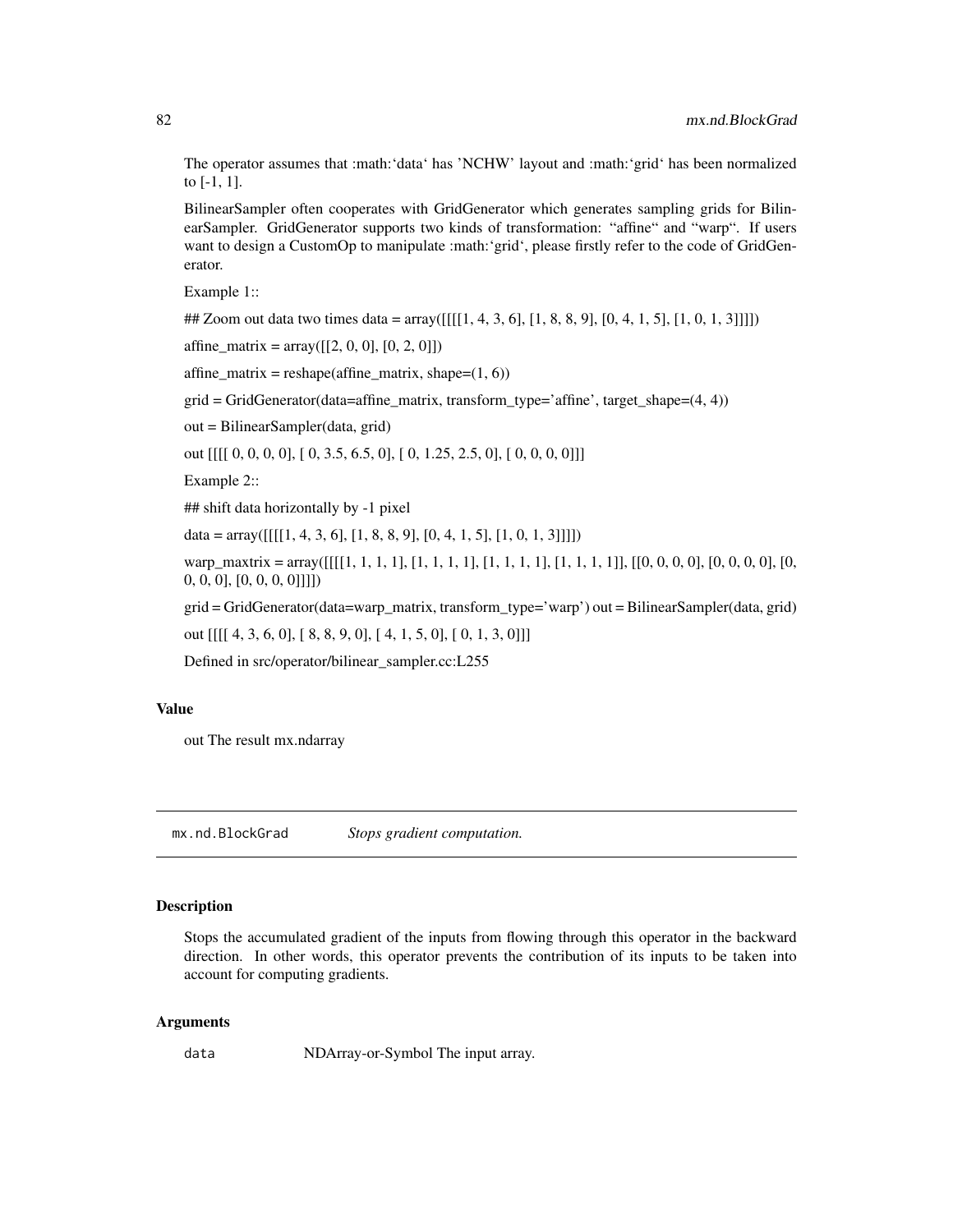The operator assumes that :math:'data' has 'NCHW' layout and :math:'grid' has been normalized to [-1, 1].

BilinearSampler often cooperates with GridGenerator which generates sampling grids for BilinearSampler. GridGenerator supports two kinds of transformation: "affine" and "warp". If users want to design a CustomOp to manipulate :math:'grid', please firstly refer to the code of GridGenerator.

Example 1::

## Zoom out data two times data = array([[[[1, 4, 3, 6], [1, 8, 8, 9], [0, 4, 1, 5], [1, 0, 1, 3]]]])

affine_matrix = array([[2, 0, 0], [0, 2, 0]])

affine_matrix = reshape(affine_matrix, shape=(1, 6))

grid = GridGenerator(data=affine_matrix, transform_type='affine', target_shape=(4, 4))

out = BilinearSampler(data, grid)

out [[[[ 0, 0, 0, 0], [ 0, 3.5, 6.5, 0], [ 0, 1.25, 2.5, 0], [ 0, 0, 0, 0]]]

Example 2::

## shift data horizontally by -1 pixel

data = array([[[[1, 4, 3, 6], [1, 8, 8, 9], [0, 4, 1, 5], [1, 0, 1, 3]]]])

warp_maxtrix = array([[[[1, 1, 1, 1], [1, 1, 1, 1], [1, 1, 1, 1], [1, 1, 1, 1]], [[0, 0, 0, 0], [0, 0, 0, 0], [0, 0, 0, 0], [0, 0, 0, 0]]]])

grid = GridGenerator(data=warp_matrix, transform_type='warp') out = BilinearSampler(data, grid)

out [[[[ 4, 3, 6, 0], [ 8, 8, 9, 0], [ 4, 1, 5, 0], [ 0, 1, 3, 0]]]

Defined in src/operator/bilinear_sampler.cc:L255

### Value

out The result mx.ndarray

---

## mx.nd.BlockGrad *Stops gradient computation.*

---

### Description

Stops the accumulated gradient of the inputs from flowing through this operator in the backward direction. In other words, this operator prevents the contribution of its inputs to be taken into account for computing gradients.

### Arguments

| | |
|---|---|
| data | NDArray-or-Symbol The input array. |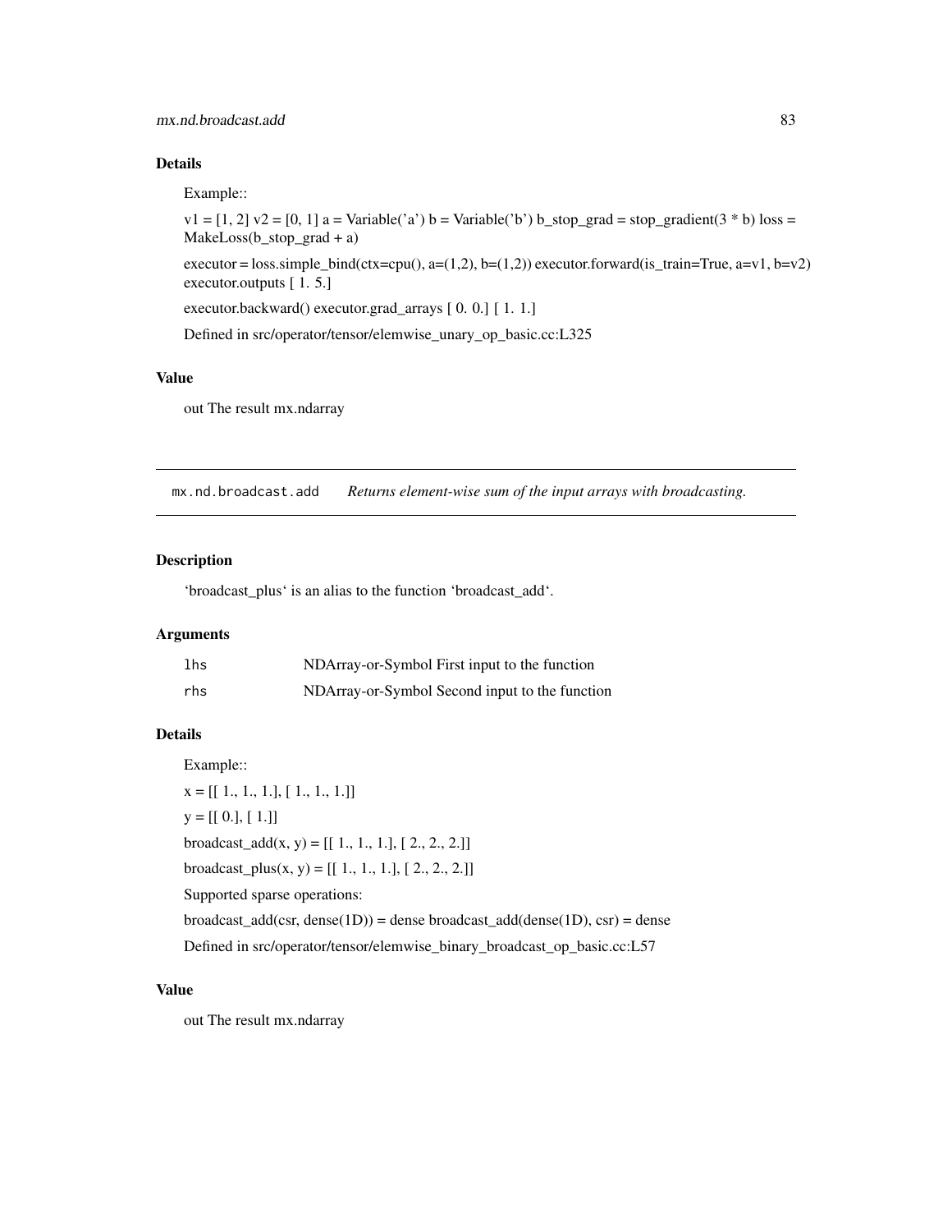### Details

Example::

v1 = [1, 2] v2 = [0, 1] a = Variable('a') b = Variable('b') b_stop_grad = stop_gradient(3 * b) loss = MakeLoss(b_stop_grad + a)

executor = loss.simple_bind(ctx=cpu(), a=(1,2), b=(1,2)) executor.forward(is_train=True, a=v1, b=v2) executor.outputs [ 1. 5.]

executor.backward() executor.grad_arrays [ 0. 0.] [ 1. 1.]

Defined in src/operator/tensor/elemwise_unary_op_basic.cc:L325

### Value

out The result mx.ndarray

---

## mx.nd.broadcast.add *Returns element-wise sum of the input arrays with broadcasting.*

---

### Description

'broadcast_plus' is an alias to the function 'broadcast_add'.

### Arguments

| | |
|---|---|
| lhs | NDArray-or-Symbol First input to the function |
| rhs | NDArray-or-Symbol Second input to the function |

### Details

Example::

x = [[ 1., 1., 1.], [ 1., 1., 1.]]

y = [[ 0.], [ 1.]]

broadcast_add(x, y) = [[ 1., 1., 1.], [ 2., 2., 2.]]

broadcast_plus(x, y) = [[ 1., 1., 1.], [ 2., 2., 2.]]

Supported sparse operations:

broadcast_add(csr, dense(1D)) = dense broadcast_add(dense(1D), csr) = dense

Defined in src/operator/tensor/elemwise_binary_broadcast_op_basic.cc:L57

### Value

out The result mx.ndarray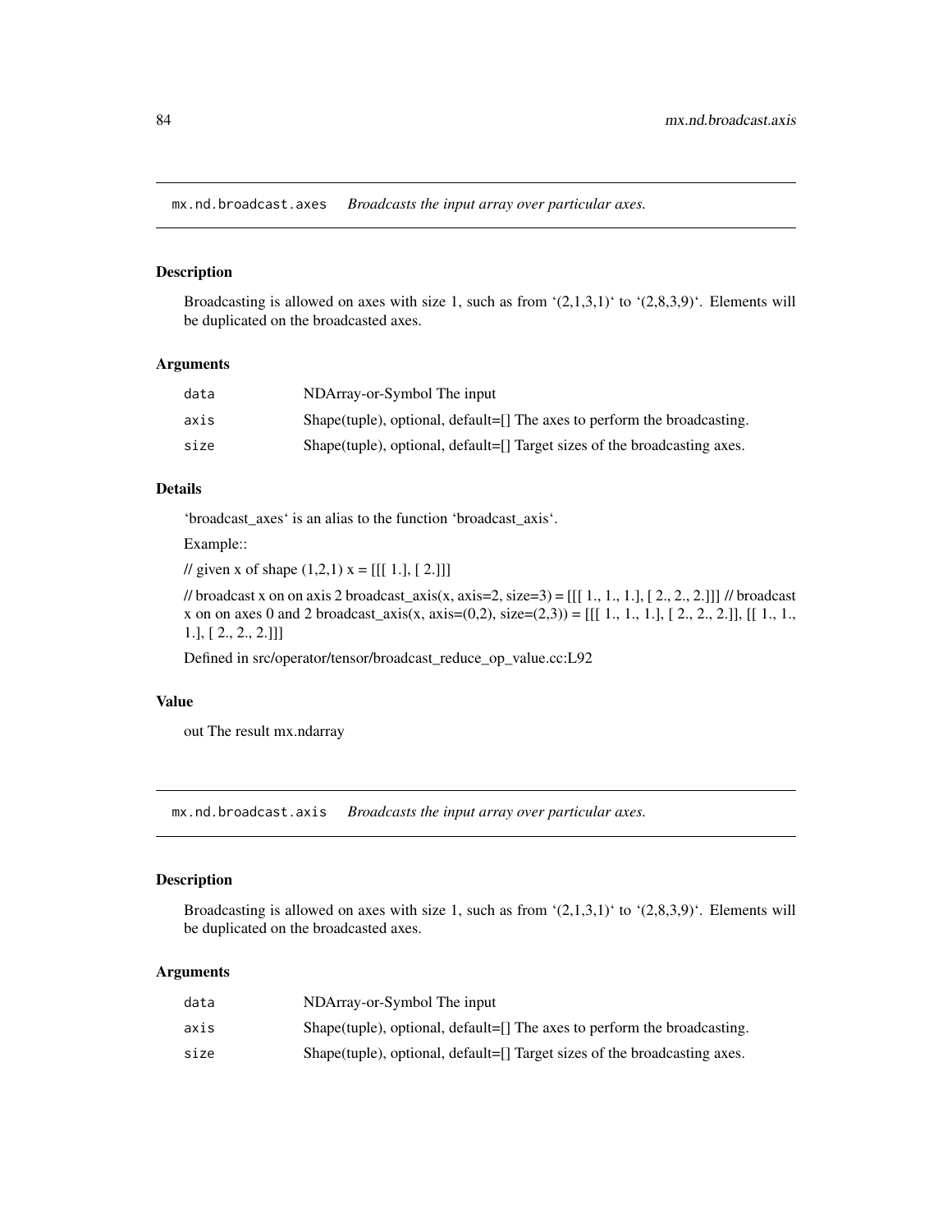## mx.nd.broadcast.axes *Broadcasts the input array over particular axes.*

### Description

Broadcasting is allowed on axes with size 1, such as from '(2,1,3,1)' to '(2,8,3,9)'. Elements will be duplicated on the broadcasted axes.

### Arguments

| | |
|---|---|
| data | NDArray-or-Symbol The input |
| axis | Shape(tuple), optional, default=[] The axes to perform the broadcasting. |
| size | Shape(tuple), optional, default=[] Target sizes of the broadcasting axes. |

### Details

'broadcast_axes' is an alias to the function 'broadcast_axis'.

Example::

// given x of shape (1,2,1) x = [[[ 1.], [ 2.]]]

// broadcast x on on axis 2 broadcast_axis(x, axis=2, size=3) = [[[ 1., 1., 1.], [ 2., 2., 2.]]] // broadcast x on on axes 0 and 2 broadcast_axis(x, axis=(0,2), size=(2,3)) = [[[ 1., 1., 1.], [ 2., 2., 2.]], [[ 1., 1., 1.], [ 2., 2., 2.]]]

Defined in src/operator/tensor/broadcast_reduce_op_value.cc:L92

### Value

out The result mx.ndarray

## mx.nd.broadcast.axis *Broadcasts the input array over particular axes.*

### Description

Broadcasting is allowed on axes with size 1, such as from '(2,1,3,1)' to '(2,8,3,9)'. Elements will be duplicated on the broadcasted axes.

### Arguments

| | |
|---|---|
| data | NDArray-or-Symbol The input |
| axis | Shape(tuple), optional, default=[] The axes to perform the broadcasting. |
| size | Shape(tuple), optional, default=[] Target sizes of the broadcasting axes. |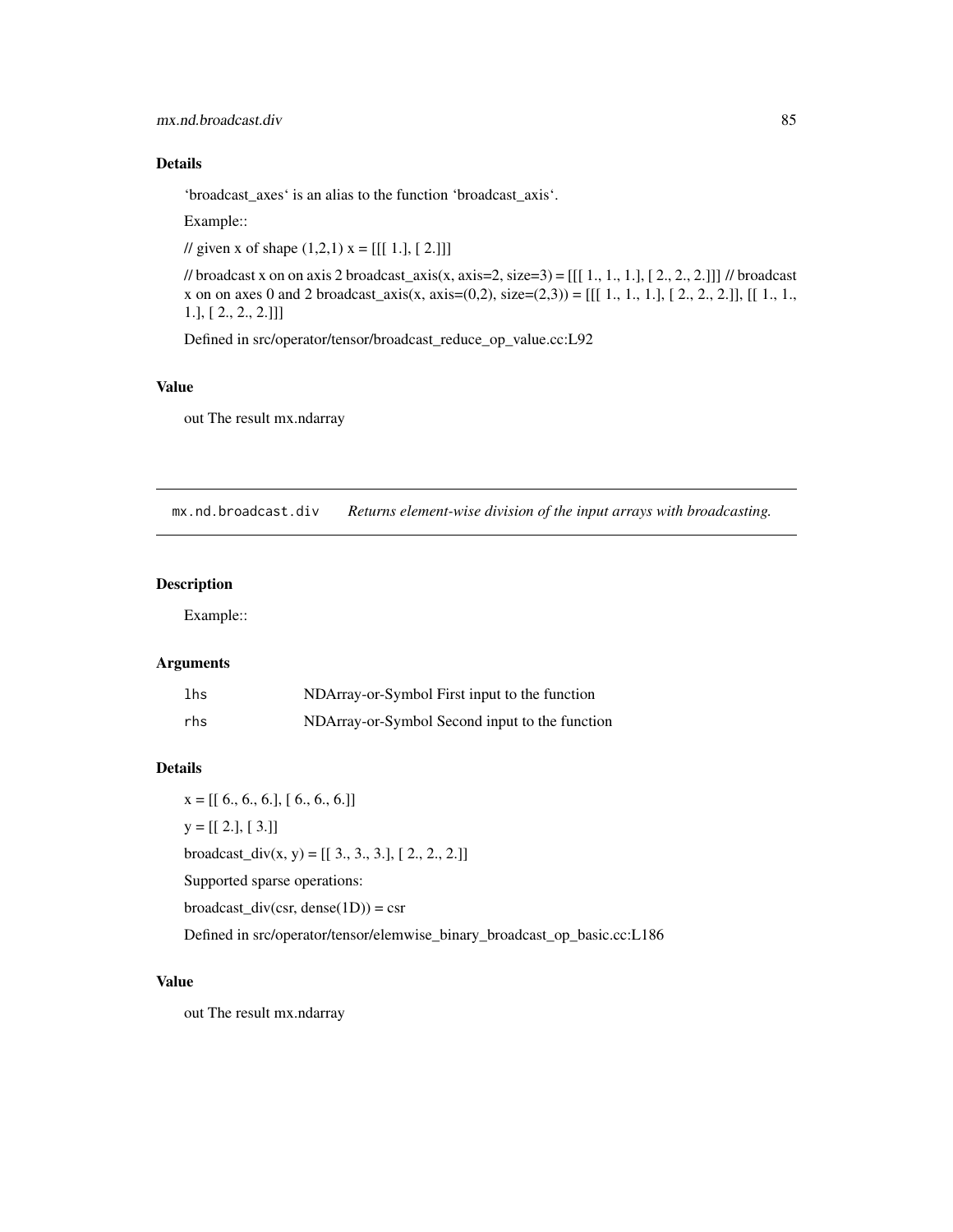## Details

'broadcast_axes' is an alias to the function 'broadcast_axis'.

Example::

// given x of shape (1,2,1) x = [[[ 1.], [ 2.]]]

// broadcast x on on axis 2 broadcast_axis(x, axis=2, size=3) = [[[ 1., 1., 1.], [ 2., 2., 2.]]] // broadcast x on on axes 0 and 2 broadcast_axis(x, axis=(0,2), size=(2,3)) = [[[ 1., 1., 1.], [ 2., 2., 2.]], [[ 1., 1., 1.], [ 2., 2., 2.]]]

Defined in src/operator/tensor/broadcast_reduce_op_value.cc:L92

## Value

out The result mx.ndarray

---

# mx.nd.broadcast.div — *Returns element-wise division of the input arrays with broadcasting.*

## Description

Example::

## Arguments

| | |
|---|---|
| lhs | NDArray-or-Symbol First input to the function |
| rhs | NDArray-or-Symbol Second input to the function |

## Details

x = [[ 6., 6., 6.], [ 6., 6., 6.]]

y = [[ 2.], [ 3.]]

broadcast_div(x, y) = [[ 3., 3., 3.], [ 2., 2., 2.]]

Supported sparse operations:

broadcast_div(csr, dense(1D)) = csr

Defined in src/operator/tensor/elemwise_binary_broadcast_op_basic.cc:L186

## Value

out The result mx.ndarray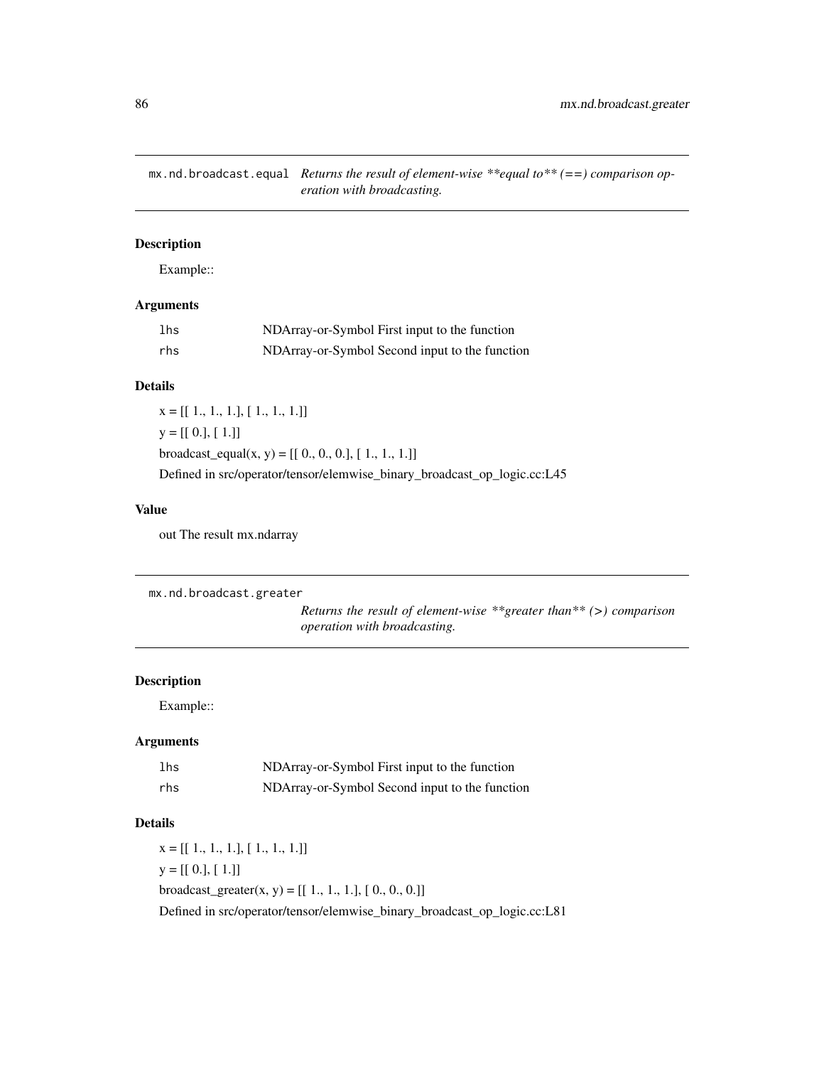## mx.nd.broadcast.equal

*Returns the result of element-wise **equal to** (==) comparison operation with broadcasting.*

### Description

Example::

### Arguments

| | |
|---|---|
| `lhs` | NDArray-or-Symbol First input to the function |
| `rhs` | NDArray-or-Symbol Second input to the function |

### Details

x = [[ 1., 1., 1.], [ 1., 1., 1.]]

y = [[ 0.], [ 1.]]

broadcast_equal(x, y) = [[ 0., 0., 0.], [ 1., 1., 1.]]

Defined in src/operator/tensor/elemwise_binary_broadcast_op_logic.cc:L45

### Value

out The result mx.ndarray

## mx.nd.broadcast.greater

*Returns the result of element-wise **greater than** (>) comparison operation with broadcasting.*

### Description

Example::

### Arguments

| | |
|---|---|
| `lhs` | NDArray-or-Symbol First input to the function |
| `rhs` | NDArray-or-Symbol Second input to the function |

### Details

x = [[ 1., 1., 1.], [ 1., 1., 1.]]

y = [[ 0.], [ 1.]]

broadcast_greater(x, y) = [[ 1., 1., 1.], [ 0., 0., 0.]]

Defined in src/operator/tensor/elemwise_binary_broadcast_op_logic.cc:L81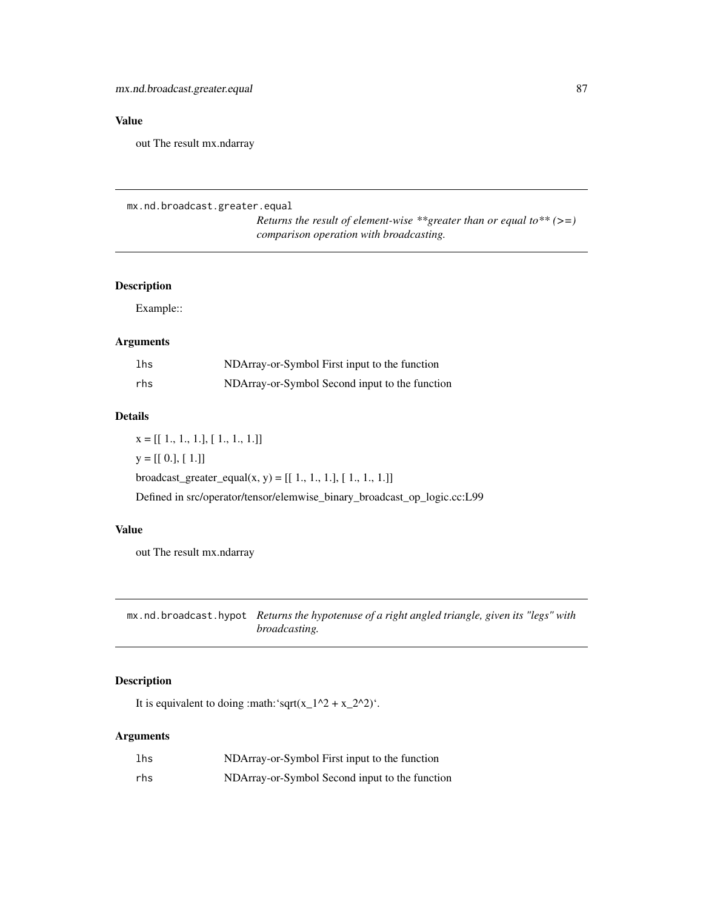## Value

out The result mx.ndarray

---

## mx.nd.broadcast.greater.equal

*Returns the result of element-wise **greater than or equal to** (>=) comparison operation with broadcasting.*

### Description

Example::

### Arguments

| | |
|---|---|
| lhs | NDArray-or-Symbol First input to the function |
| rhs | NDArray-or-Symbol Second input to the function |

### Details

x = [[ 1., 1., 1.], [ 1., 1., 1.]]

y = [[ 0.], [ 1.]]

broadcast_greater_equal(x, y) = [[ 1., 1., 1.], [ 1., 1., 1.]]

Defined in src/operator/tensor/elemwise_binary_broadcast_op_logic.cc:L99

### Value

out The result mx.ndarray

---

## mx.nd.broadcast.hypot

*Returns the hypotenuse of a right angled triangle, given its "legs" with broadcasting.*

### Description

It is equivalent to doing :math:‘sqrt(x_1^2 + x_2^2)‘.

### Arguments

| | |
|---|---|
| lhs | NDArray-or-Symbol First input to the function |
| rhs | NDArray-or-Symbol Second input to the function |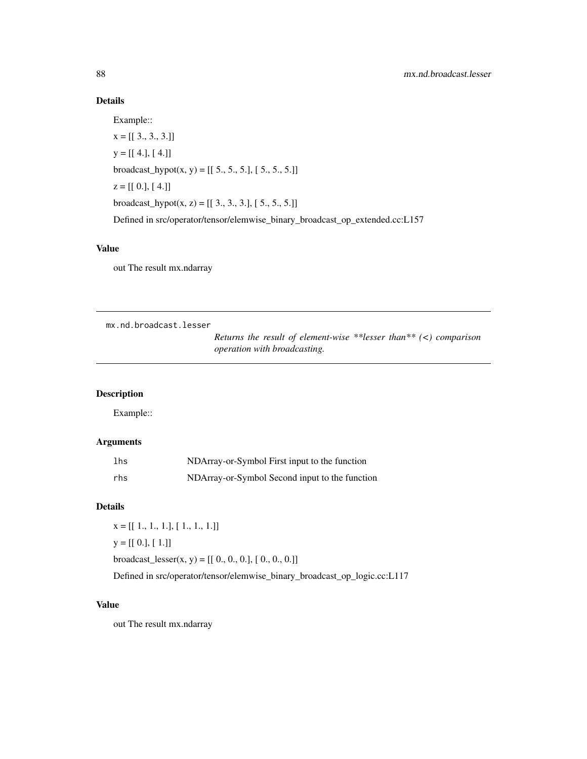### Details

Example::

x = [[ 3., 3., 3.]]

y = [[ 4.], [ 4.]]

broadcast_hypot(x, y) = [[ 5., 5., 5.], [ 5., 5., 5.]]

z = [[ 0.], [ 4.]]

broadcast_hypot(x, z) = [[ 3., 3., 3.], [ 5., 5., 5.]]

Defined in src/operator/tensor/elemwise_binary_broadcast_op_extended.cc:L157

### Value

out The result mx.ndarray

---

## mx.nd.broadcast.lesser

*Returns the result of element-wise **lesser than** (<) comparison operation with broadcasting.*

---

### Description

Example::

### Arguments

| | |
|---|---|
| `lhs` | NDArray-or-Symbol First input to the function |
| `rhs` | NDArray-or-Symbol Second input to the function |

### Details

x = [[ 1., 1., 1.], [ 1., 1., 1.]]

y = [[ 0.], [ 1.]]

broadcast_lesser(x, y) = [[ 0., 0., 0.], [ 0., 0., 0.]]

Defined in src/operator/tensor/elemwise_binary_broadcast_op_logic.cc:L117

### Value

out The result mx.ndarray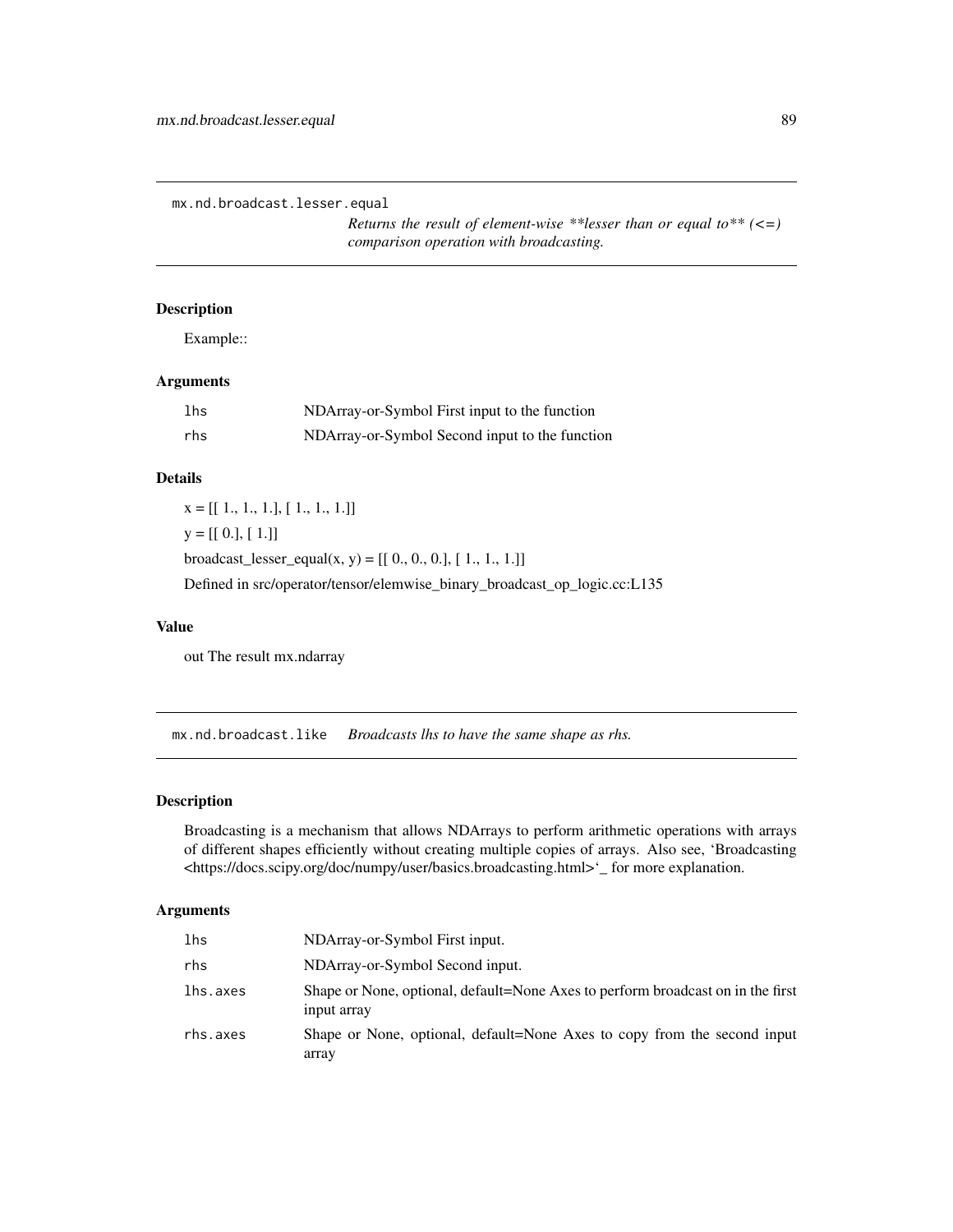## mx.nd.broadcast.lesser.equal

*Returns the result of element-wise **lesser than or equal to** (<=) comparison operation with broadcasting.*

### Description

Example::

### Arguments

| | |
|---|---|
| lhs | NDArray-or-Symbol First input to the function |
| rhs | NDArray-or-Symbol Second input to the function |

### Details

x = [[ 1., 1., 1.], [ 1., 1., 1.]]

y = [[ 0.], [ 1.]]

broadcast_lesser_equal(x, y) = [[ 0., 0., 0.], [ 1., 1., 1.]]

Defined in src/operator/tensor/elemwise_binary_broadcast_op_logic.cc:L135

### Value

out The result mx.ndarray

## mx.nd.broadcast.like

*Broadcasts lhs to have the same shape as rhs.*

### Description

Broadcasting is a mechanism that allows NDArrays to perform arithmetic operations with arrays of different shapes efficiently without creating multiple copies of arrays. Also see, 'Broadcasting <https://docs.scipy.org/doc/numpy/user/basics.broadcasting.html>'_ for more explanation.

### Arguments

| | |
|---|---|
| lhs | NDArray-or-Symbol First input. |
| rhs | NDArray-or-Symbol Second input. |
| lhs.axes | Shape or None, optional, default=None Axes to perform broadcast on in the first input array |
| rhs.axes | Shape or None, optional, default=None Axes to copy from the second input array |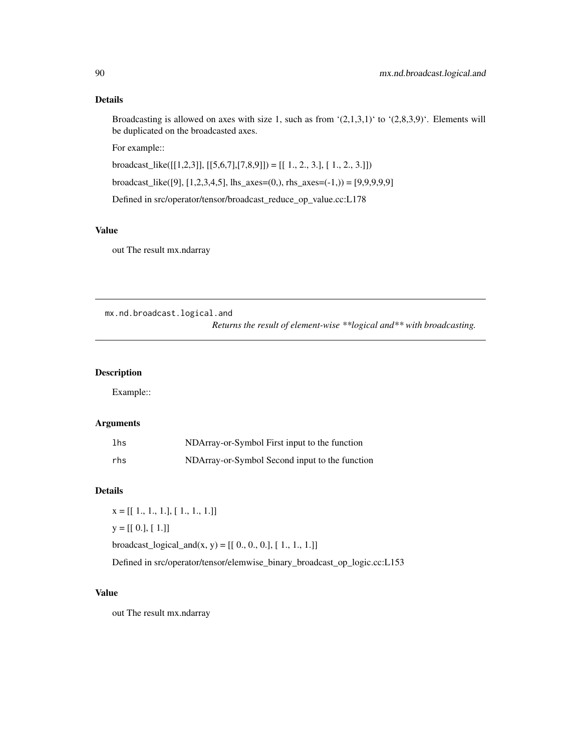### Details

Broadcasting is allowed on axes with size 1, such as from ‘(2,1,3,1)‘ to ‘(2,8,3,9)‘. Elements will be duplicated on the broadcasted axes.

For example::

broadcast_like([[1,2,3]], [[5,6,7],[7,8,9]]) = [[ 1., 2., 3.], [ 1., 2., 3.]])

broadcast_like([9], [1,2,3,4,5], lhs_axes=(0,), rhs_axes=(-1,)) = [9,9,9,9,9]

Defined in src/operator/tensor/broadcast_reduce_op_value.cc:L178

### Value

out The result mx.ndarray

---

## mx.nd.broadcast.logical.and

*Returns the result of element-wise **logical and** with broadcasting.*

---

### Description

Example::

### Arguments

| | |
|---|---|
| lhs | NDArray-or-Symbol First input to the function |
| rhs | NDArray-or-Symbol Second input to the function |

### Details

x = [[ 1., 1., 1.], [ 1., 1., 1.]]

y = [[ 0.], [ 1.]]

broadcast_logical_and(x, y) = [[ 0., 0., 0.], [ 1., 1., 1.]]

Defined in src/operator/tensor/elemwise_binary_broadcast_op_logic.cc:L153

### Value

out The result mx.ndarray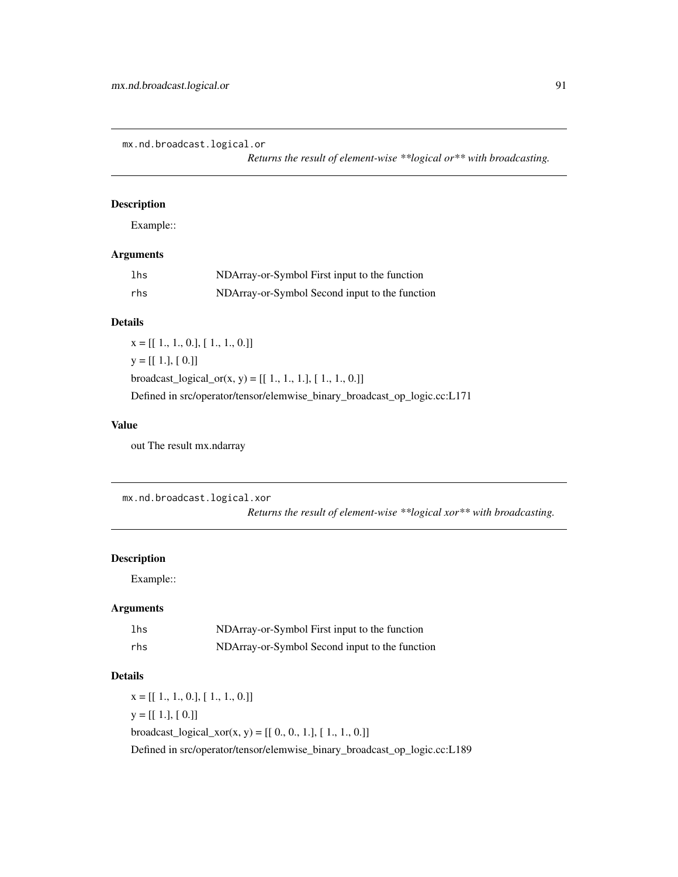## mx.nd.broadcast.logical.or

*Returns the result of element-wise **logical or** with broadcasting.*

### Description

Example::

### Arguments

| | |
|---|---|
| `lhs` | NDArray-or-Symbol First input to the function |
| `rhs` | NDArray-or-Symbol Second input to the function |

### Details

x = [[ 1., 1., 0.], [ 1., 1., 0.]]

y = [[ 1.], [ 0.]]

broadcast_logical_or(x, y) = [[ 1., 1., 1.], [ 1., 1., 0.]]

Defined in src/operator/tensor/elemwise_binary_broadcast_op_logic.cc:L171

### Value

out The result mx.ndarray

## mx.nd.broadcast.logical.xor

*Returns the result of element-wise **logical xor** with broadcasting.*

### Description

Example::

### Arguments

| | |
|---|---|
| `lhs` | NDArray-or-Symbol First input to the function |
| `rhs` | NDArray-or-Symbol Second input to the function |

### Details

x = [[ 1., 1., 0.], [ 1., 1., 0.]]

y = [[ 1.], [ 0.]]

broadcast_logical_xor(x, y) = [[ 0., 0., 1.], [ 1., 1., 0.]]

Defined in src/operator/tensor/elemwise_binary_broadcast_op_logic.cc:L189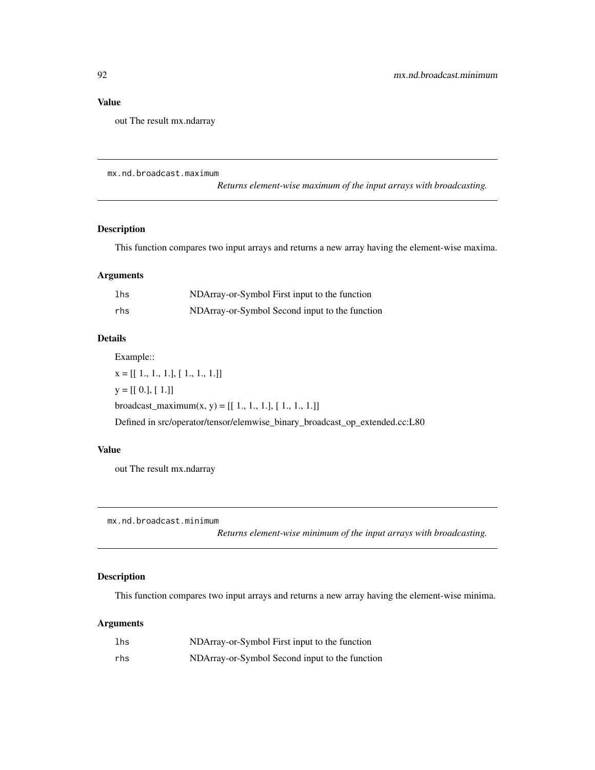## Value

out The result mx.ndarray

---

`mx.nd.broadcast.maximum`

*Returns element-wise maximum of the input arrays with broadcasting.*

---

### Description

This function compares two input arrays and returns a new array having the element-wise maxima.

### Arguments

| | |
|---|---|
| `lhs` | NDArray-or-Symbol First input to the function |
| `rhs` | NDArray-or-Symbol Second input to the function |

### Details

Example::

x = [[ 1., 1., 1.], [ 1., 1., 1.]]

y = [[ 0.], [ 1.]]

broadcast_maximum(x, y) = [[ 1., 1., 1.], [ 1., 1., 1.]]

Defined in src/operator/tensor/elemwise_binary_broadcast_op_extended.cc:L80

### Value

out The result mx.ndarray

---

`mx.nd.broadcast.minimum`

*Returns element-wise minimum of the input arrays with broadcasting.*

---

### Description

This function compares two input arrays and returns a new array having the element-wise minima.

### Arguments

| | |
|---|---|
| `lhs` | NDArray-or-Symbol First input to the function |
| `rhs` | NDArray-or-Symbol Second input to the function |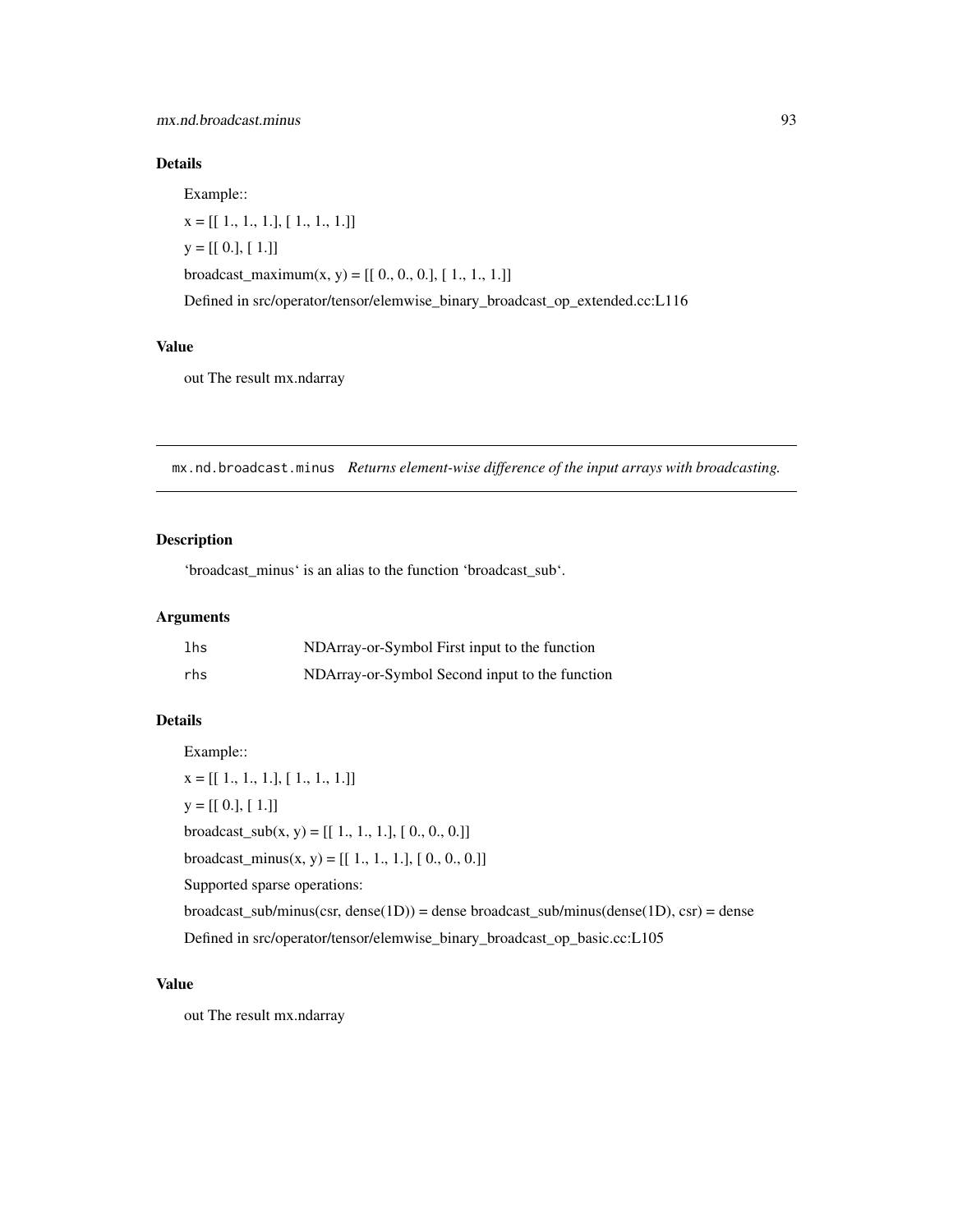## Details

Example::

x = [[ 1., 1., 1.], [ 1., 1., 1.]]

y = [[ 0.], [ 1.]]

broadcast_maximum(x, y) = [[ 0., 0., 0.], [ 1., 1., 1.]]

Defined in src/operator/tensor/elemwise_binary_broadcast_op_extended.cc:L116

## Value

out The result mx.ndarray

---

# mx.nd.broadcast.minus *Returns element-wise difference of the input arrays with broadcasting.*

---

## Description

'broadcast_minus' is an alias to the function 'broadcast_sub'.

## Arguments

| | |
|---|---|
| `lhs` | NDArray-or-Symbol First input to the function |
| `rhs` | NDArray-or-Symbol Second input to the function |

## Details

Example::

x = [[ 1., 1., 1.], [ 1., 1., 1.]]

y = [[ 0.], [ 1.]]

broadcast_sub(x, y) = [[ 1., 1., 1.], [ 0., 0., 0.]]

broadcast_minus(x, y) = [[ 1., 1., 1.], [ 0., 0., 0.]]

Supported sparse operations:

broadcast_sub/minus(csr, dense(1D)) = dense broadcast_sub/minus(dense(1D), csr) = dense

Defined in src/operator/tensor/elemwise_binary_broadcast_op_basic.cc:L105

## Value

out The result mx.ndarray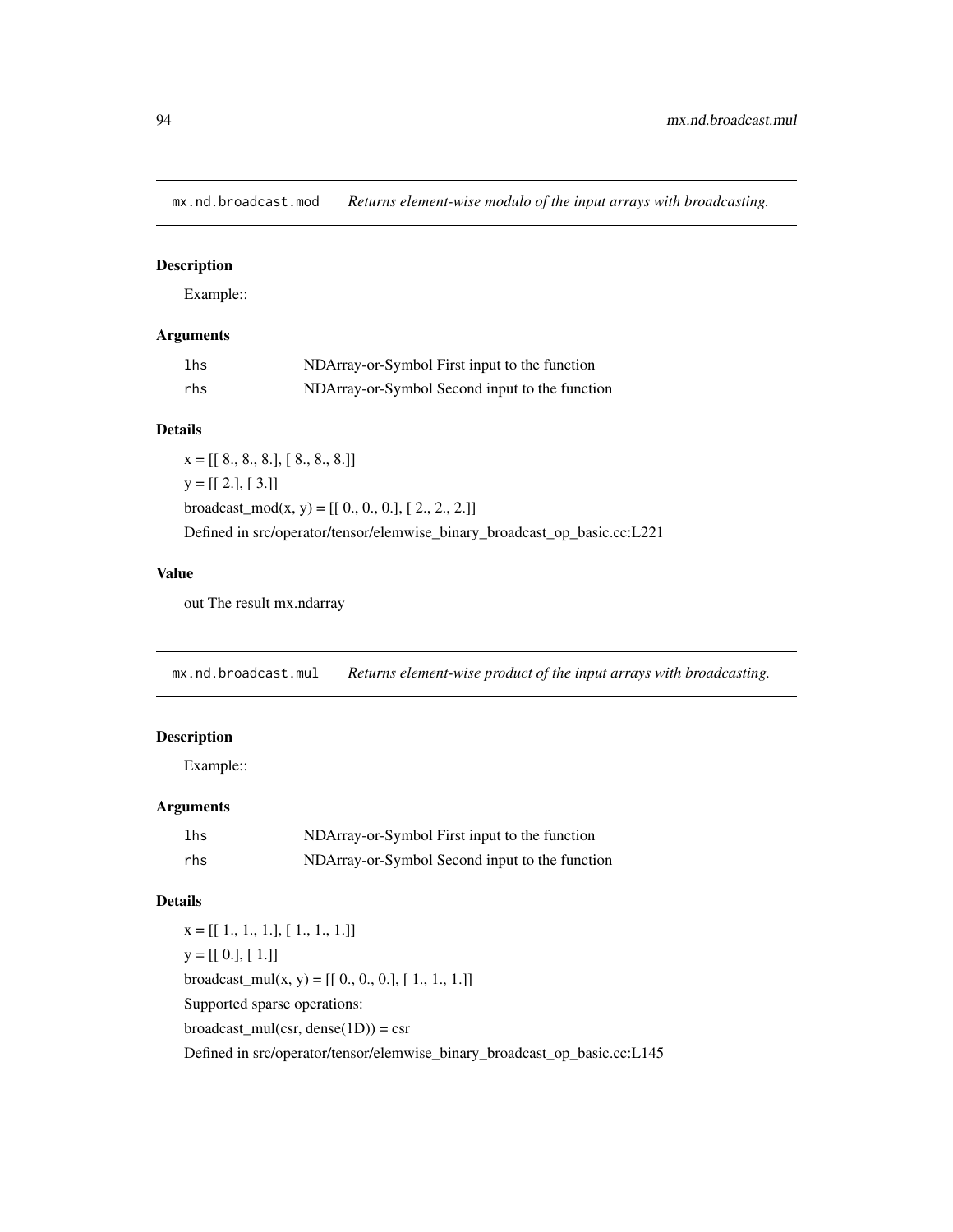## mx.nd.broadcast.mod *Returns element-wise modulo of the input arrays with broadcasting.*

### Description

Example::

### Arguments

| | |
|---|---|
| lhs | NDArray-or-Symbol First input to the function |
| rhs | NDArray-or-Symbol Second input to the function |

### Details

x = [[ 8., 8., 8.], [ 8., 8., 8.]]

y = [[ 2.], [ 3.]]

broadcast_mod(x, y) = [[ 0., 0., 0.], [ 2., 2., 2.]]

Defined in src/operator/tensor/elemwise_binary_broadcast_op_basic.cc:L221

### Value

out The result mx.ndarray

## mx.nd.broadcast.mul *Returns element-wise product of the input arrays with broadcasting.*

### Description

Example::

### Arguments

| | |
|---|---|
| lhs | NDArray-or-Symbol First input to the function |
| rhs | NDArray-or-Symbol Second input to the function |

### Details

x = [[ 1., 1., 1.], [ 1., 1., 1.]]

y = [[ 0.], [ 1.]]

broadcast_mul(x, y) = [[ 0., 0., 0.], [ 1., 1., 1.]]

Supported sparse operations:

broadcast_mul(csr, dense(1D)) = csr

Defined in src/operator/tensor/elemwise_binary_broadcast_op_basic.cc:L145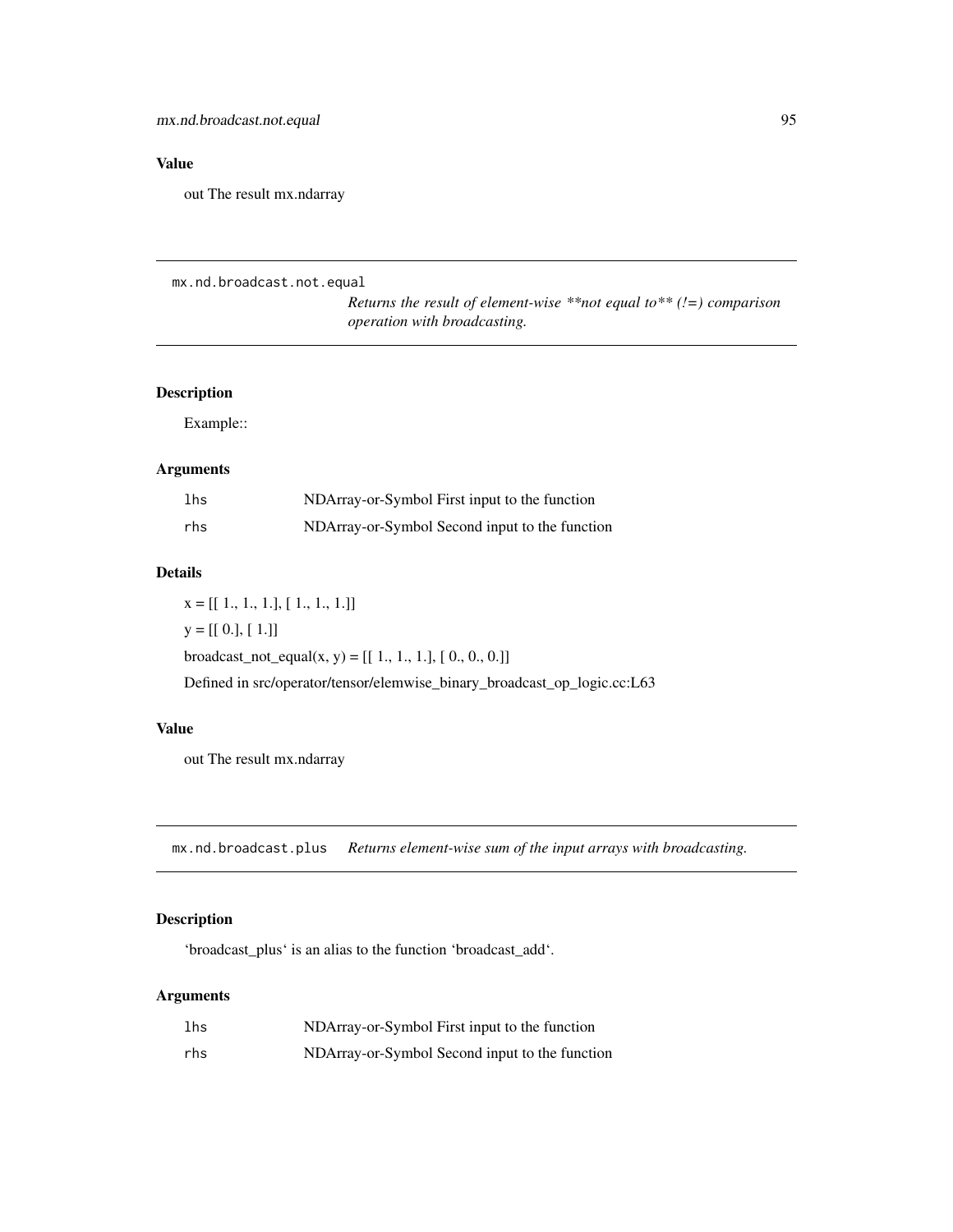## Value

out The result mx.ndarray

---

## mx.nd.broadcast.not.equal

*Returns the result of element-wise **not equal to** (!=) comparison operation with broadcasting.*

### Description

Example::

### Arguments

| | |
|---|---|
| lhs | NDArray-or-Symbol First input to the function |
| rhs | NDArray-or-Symbol Second input to the function |

### Details

x = [[ 1., 1., 1.], [ 1., 1., 1.]]

y = [[ 0.], [ 1.]]

broadcast_not_equal(x, y) = [[ 1., 1., 1.], [ 0., 0., 0.]]

Defined in src/operator/tensor/elemwise_binary_broadcast_op_logic.cc:L63

### Value

out The result mx.ndarray

---

## mx.nd.broadcast.plus

*Returns element-wise sum of the input arrays with broadcasting.*

### Description

'broadcast_plus' is an alias to the function 'broadcast_add'.

### Arguments

| | |
|---|---|
| lhs | NDArray-or-Symbol First input to the function |
| rhs | NDArray-or-Symbol Second input to the function |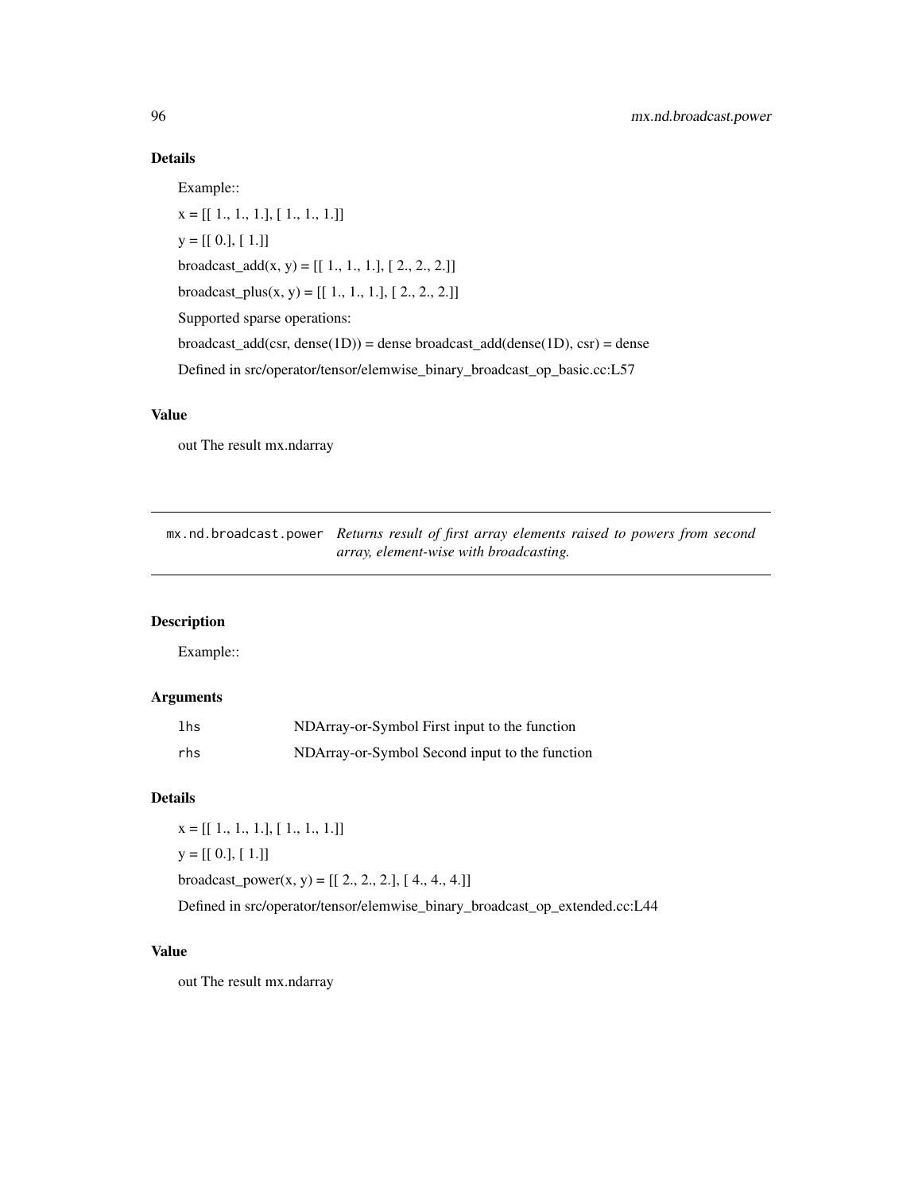## Details

Example::

x = [[ 1., 1., 1.], [ 1., 1., 1.]]

y = [[ 0.], [ 1.]]

broadcast_add(x, y) = [[ 1., 1., 1.], [ 2., 2., 2.]]

broadcast_plus(x, y) = [[ 1., 1., 1.], [ 2., 2., 2.]]

Supported sparse operations:

broadcast_add(csr, dense(1D)) = dense broadcast_add(dense(1D), csr) = dense

Defined in src/operator/tensor/elemwise_binary_broadcast_op_basic.cc:L57

## Value

out The result mx.ndarray

---

# mx.nd.broadcast.power

*Returns result of first array elements raised to powers from second array, element-wise with broadcasting.*

## Description

Example::

## Arguments

| | |
|---|---|
| `lhs` | NDArray-or-Symbol First input to the function |
| `rhs` | NDArray-or-Symbol Second input to the function |

## Details

x = [[ 1., 1., 1.], [ 1., 1., 1.]]

y = [[ 0.], [ 1.]]

broadcast_power(x, y) = [[ 2., 2., 2.], [ 4., 4., 4.]]

Defined in src/operator/tensor/elemwise_binary_broadcast_op_extended.cc:L44

## Value

out The result mx.ndarray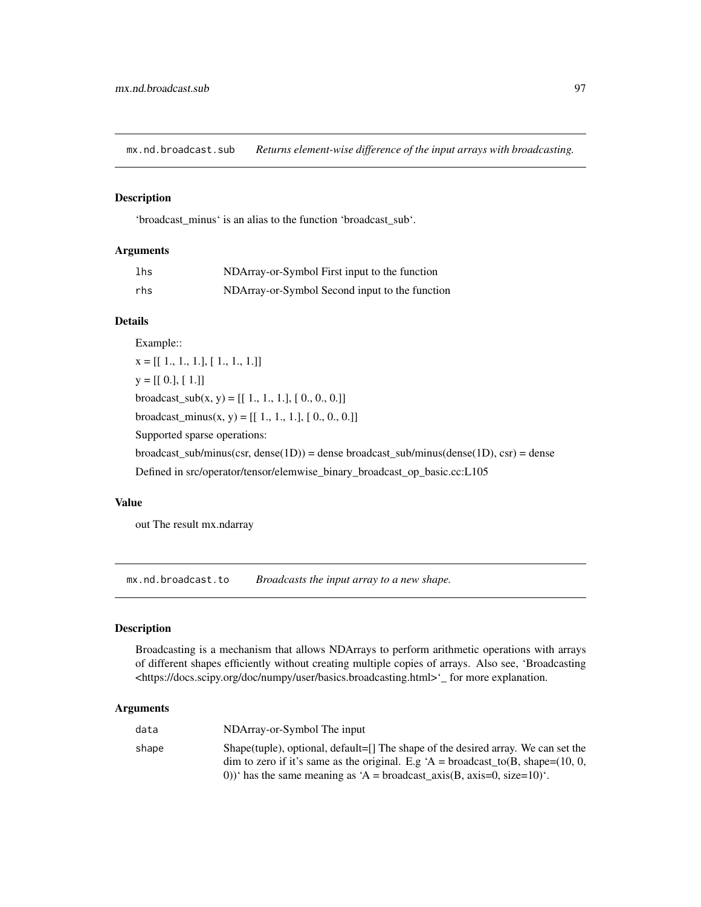## mx.nd.broadcast.sub *Returns element-wise difference of the input arrays with broadcasting.*

### Description

'broadcast_minus' is an alias to the function 'broadcast_sub'.

### Arguments

| | |
|---|---|
| `lhs` | NDArray-or-Symbol First input to the function |
| `rhs` | NDArray-or-Symbol Second input to the function |

### Details

Example::

x = [[ 1., 1., 1.], [ 1., 1., 1.]]

y = [[ 0.], [ 1.]]

broadcast_sub(x, y) = [[ 1., 1., 1.], [ 0., 0., 0.]]

broadcast_minus(x, y) = [[ 1., 1., 1.], [ 0., 0., 0.]]

Supported sparse operations:

broadcast_sub/minus(csr, dense(1D)) = dense broadcast_sub/minus(dense(1D), csr) = dense

Defined in src/operator/tensor/elemwise_binary_broadcast_op_basic.cc:L105

### Value

out The result mx.ndarray

## mx.nd.broadcast.to *Broadcasts the input array to a new shape.*

### Description

Broadcasting is a mechanism that allows NDArrays to perform arithmetic operations with arrays of different shapes efficiently without creating multiple copies of arrays. Also see, 'Broadcasting <https://docs.scipy.org/doc/numpy/user/basics.broadcasting.html>'_ for more explanation.

### Arguments

| | |
|---|---|
| `data` | NDArray-or-Symbol The input |
| `shape` | Shape(tuple), optional, default=[] The shape of the desired array. We can set the dim to zero if it's same as the original. E.g 'A = broadcast_to(B, shape=(10, 0, 0))' has the same meaning as 'A = broadcast_axis(B, axis=0, size=10)'. |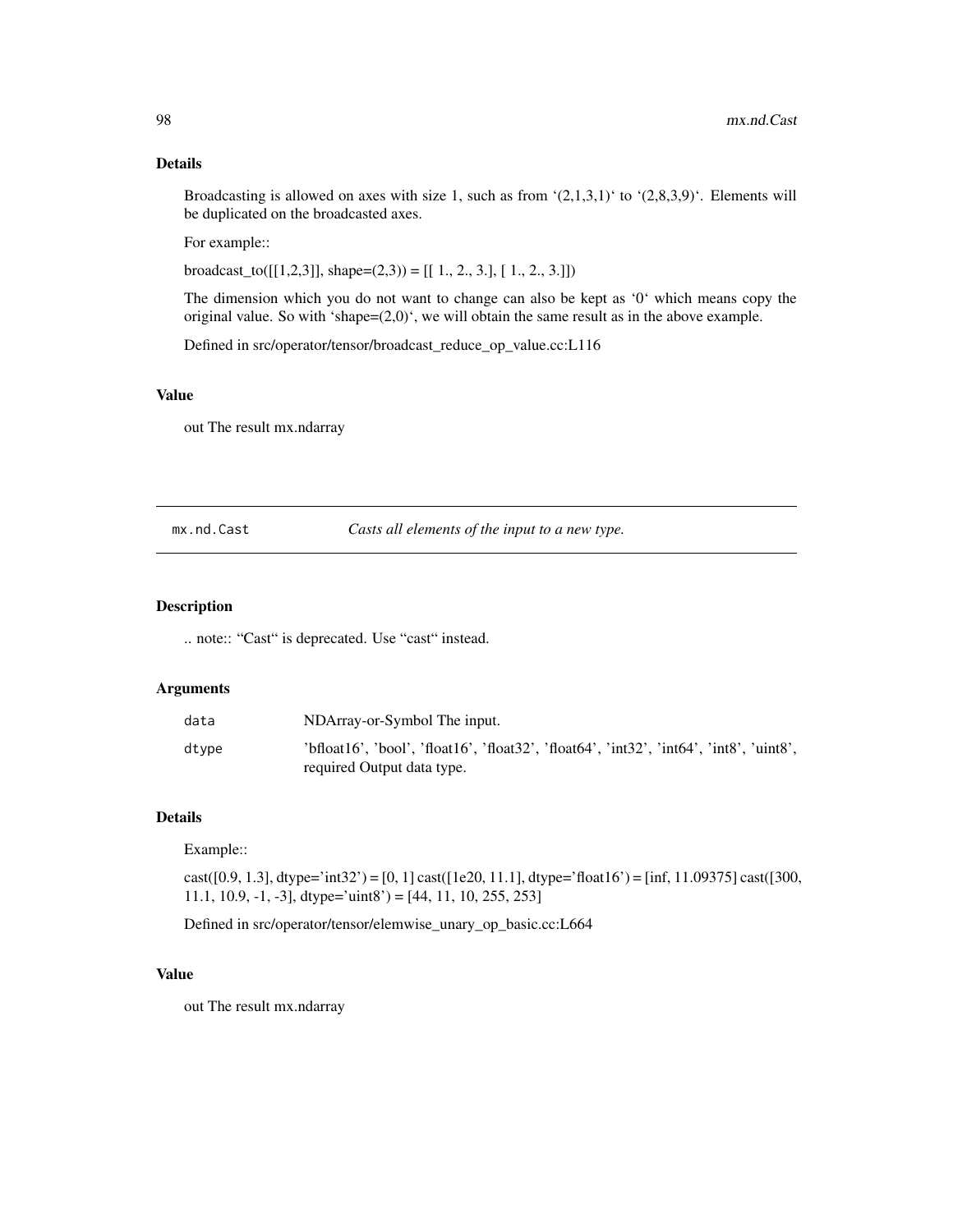### Details

Broadcasting is allowed on axes with size 1, such as from '(2,1,3,1)' to '(2,8,3,9)'. Elements will be duplicated on the broadcasted axes.

For example::

broadcast_to([[1,2,3]], shape=(2,3)) = [[ 1., 2., 3.], [ 1., 2., 3.]])

The dimension which you do not want to change can also be kept as '0' which means copy the original value. So with 'shape=(2,0)', we will obtain the same result as in the above example.

Defined in src/operator/tensor/broadcast_reduce_op_value.cc:L116

### Value

out The result mx.ndarray

---

## mx.nd.Cast *Casts all elements of the input to a new type.*

---

### Description

.. note:: "Cast" is deprecated. Use "cast" instead.

### Arguments

| | |
|---|---|
| data | NDArray-or-Symbol The input. |
| dtype | 'bfloat16', 'bool', 'float16', 'float32', 'float64', 'int32', 'int64', 'int8', 'uint8', required Output data type. |

### Details

Example::

cast([0.9, 1.3], dtype='int32') = [0, 1] cast([1e20, 11.1], dtype='float16') = [inf, 11.09375] cast([300, 11.1, 10.9, -1, -3], dtype='uint8') = [44, 11, 10, 255, 253]

Defined in src/operator/tensor/elemwise_unary_op_basic.cc:L664

### Value

out The result mx.ndarray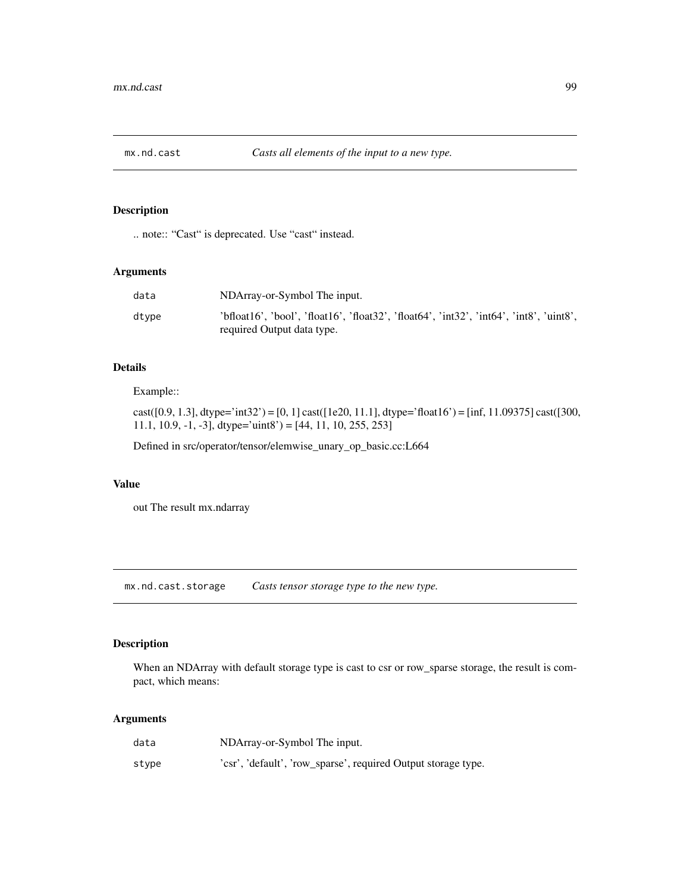## mx.nd.cast

*Casts all elements of the input to a new type.*

### Description

.. note:: "Cast" is deprecated. Use "cast" instead.

### Arguments

| | |
|---|---|
| `data` | NDArray-or-Symbol The input. |
| `dtype` | 'bfloat16', 'bool', 'float16', 'float32', 'float64', 'int32', 'int64', 'int8', 'uint8', required Output data type. |

### Details

Example::

cast([0.9, 1.3], dtype='int32') = [0, 1] cast([1e20, 11.1], dtype='float16') = [inf, 11.09375] cast([300, 11.1, 10.9, -1, -3], dtype='uint8') = [44, 11, 10, 255, 253]

Defined in src/operator/tensor/elemwise_unary_op_basic.cc:L664

### Value

out The result mx.ndarray

## mx.nd.cast.storage

*Casts tensor storage type to the new type.*

### Description

When an NDArray with default storage type is cast to csr or row_sparse storage, the result is compact, which means:

### Arguments

| | |
|---|---|
| `data` | NDArray-or-Symbol The input. |
| `stype` | 'csr', 'default', 'row_sparse', required Output storage type. |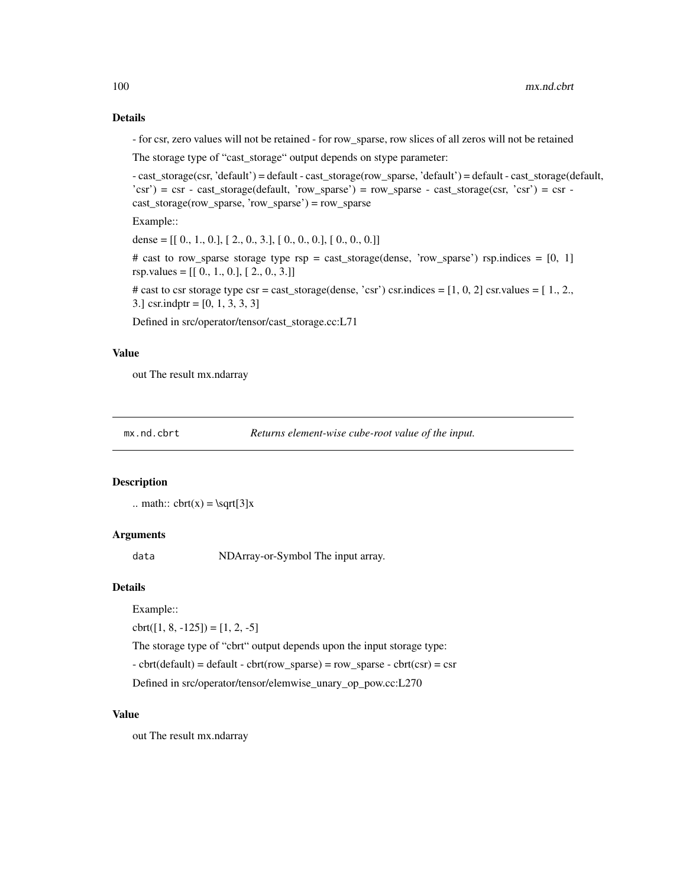### Details

- for csr, zero values will not be retained - for row_sparse, row slices of all zeros will not be retained

The storage type of "cast_storage" output depends on stype parameter:

- cast_storage(csr, 'default') = default - cast_storage(row_sparse, 'default') = default - cast_storage(default, 'csr') = csr - cast_storage(default, 'row_sparse') = row_sparse - cast_storage(csr, 'csr') = csr - cast_storage(row_sparse, 'row_sparse') = row_sparse

Example::

dense = [[ 0., 1., 0.], [ 2., 0., 3.], [ 0., 0., 0.], [ 0., 0., 0.]]

# cast to row_sparse storage type rsp = cast_storage(dense, 'row_sparse') rsp.indices = [0, 1] rsp.values = [[ 0., 1., 0.], [ 2., 0., 3.]]

# cast to csr storage type csr = cast_storage(dense, 'csr') csr.indices = [1, 0, 2] csr.values = [ 1., 2., 3.] csr.indptr = [0, 1, 3, 3, 3]

Defined in src/operator/tensor/cast_storage.cc:L71

### Value

out The result mx.ndarray

---

## mx.nd.cbrt — *Returns element-wise cube-root value of the input.*

### Description

.. math:: cbrt(x) = \sqrt[3]x

### Arguments

| | |
|---|---|
| data | NDArray-or-Symbol The input array. |

### Details

Example::

cbrt([1, 8, -125]) = [1, 2, -5]

The storage type of "cbrt" output depends upon the input storage type:

- cbrt(default) = default - cbrt(row_sparse) = row_sparse - cbrt(csr) = csr

Defined in src/operator/tensor/elemwise_unary_op_pow.cc:L270

### Value

out The result mx.ndarray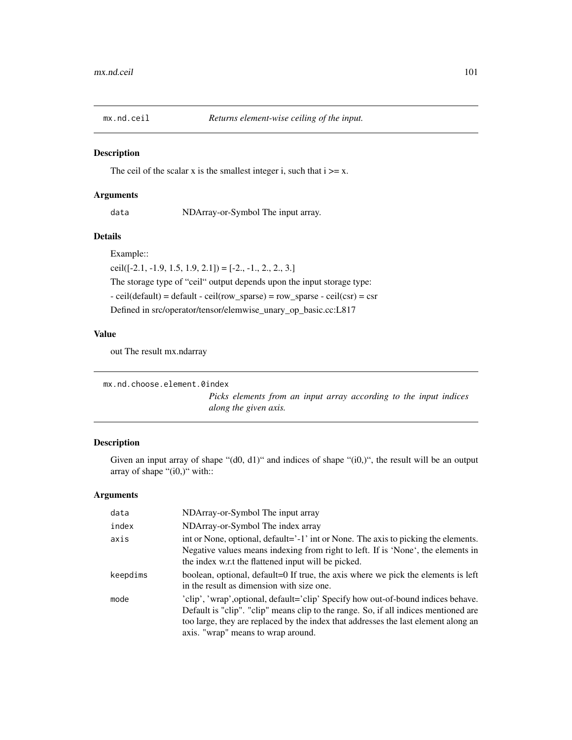## mx.nd.ceil — *Returns element-wise ceiling of the input.*

### Description

The ceil of the scalar x is the smallest integer i, such that i >= x.

### Arguments

| | |
|---|---|
| `data` | NDArray-or-Symbol The input array. |

### Details

Example::

ceil([-2.1, -1.9, 1.5, 1.9, 2.1]) = [-2., -1., 2., 2., 3.]

The storage type of "ceil" output depends upon the input storage type:

- ceil(default) = default - ceil(row_sparse) = row_sparse - ceil(csr) = csr

Defined in src/operator/tensor/elemwise_unary_op_basic.cc:L817

### Value

out The result mx.ndarray

## mx.nd.choose.element.0index — *Picks elements from an input array according to the input indices along the given axis.*

### Description

Given an input array of shape "(d0, d1)" and indices of shape "(i0,)", the result will be an output array of shape "(i0,)" with::

### Arguments

| | |
|---|---|
| `data` | NDArray-or-Symbol The input array |
| `index` | NDArray-or-Symbol The index array |
| `axis` | int or None, optional, default='-1' int or None. The axis to picking the elements. Negative values means indexing from right to left. If is 'None', the elements in the index w.r.t the flattened input will be picked. |
| `keepdims` | boolean, optional, default=0 If true, the axis where we pick the elements is left in the result as dimension with size one. |
| `mode` | 'clip', 'wrap',optional, default='clip' Specify how out-of-bound indices behave. Default is "clip". "clip" means clip to the range. So, if all indices mentioned are too large, they are replaced by the index that addresses the last element along an axis. "wrap" means to wrap around. |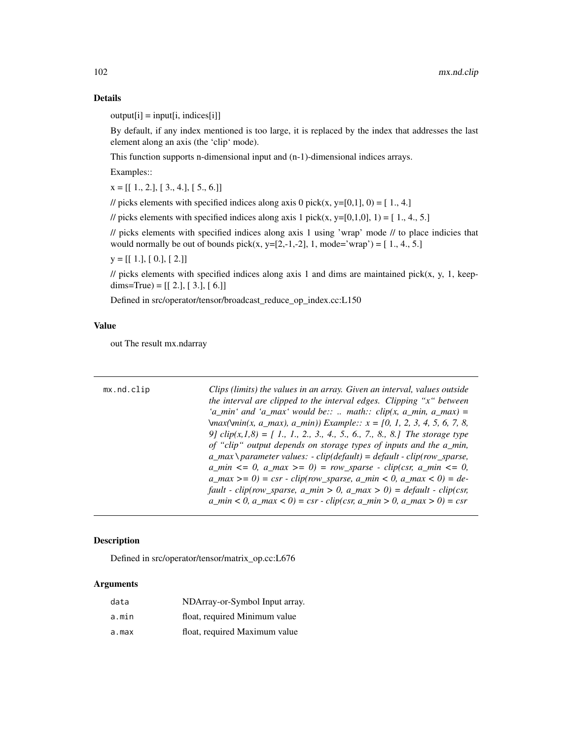### Details

output[i] = input[i, indices[i]]

By default, if any index mentioned is too large, it is replaced by the index that addresses the last element along an axis (the 'clip' mode).

This function supports n-dimensional input and (n-1)-dimensional indices arrays.

Examples::

x = [[ 1., 2.], [ 3., 4.], [ 5., 6.]]

// picks elements with specified indices along axis 0 pick(x, y=[0,1], 0) = [ 1., 4.]

// picks elements with specified indices along axis 1 pick(x, y=[0,1,0], 1) = [ 1., 4., 5.]

// picks elements with specified indices along axis 1 using 'wrap' mode // to place indicies that would normally be out of bounds pick(x, y=[2,-1,-2], 1, mode='wrap') = [ 1., 4., 5.]

y = [[ 1.], [ 0.], [ 2.]]

// picks elements with specified indices along axis 1 and dims are maintained pick(x, y, 1, keepdims=True) = [[ 2.], [ 3.], [ 6.]]

Defined in src/operator/tensor/broadcast_reduce_op_index.cc:L150

### Value

out The result mx.ndarray

---

`mx.nd.clip` *Clips (limits) the values in an array. Given an interval, values outside the interval are clipped to the interval edges. Clipping "x" between 'a_min' and 'a_max' would be:: .. math:: clip(x, a_min, a_max) = \max(\min(x, a_max), a_min)) Example:: x = [0, 1, 2, 3, 4, 5, 6, 7, 8, 9] clip(x,1,8) = [ 1., 1., 2., 3., 4., 5., 6., 7., 8., 8.] The storage type of "clip" output depends on storage types of inputs and the a_min, a_max \ parameter values: - clip(default) = default - clip(row_sparse, a_min <= 0, a_max >= 0) = row_sparse - clip(csr, a_min <= 0, a_max >= 0) = csr - clip(row_sparse, a_min < 0, a_max < 0) = default - clip(row_sparse, a_min > 0, a_max > 0) = default - clip(csr, a_min < 0, a_max < 0) = csr - clip(csr, a_min > 0, a_max > 0) = csr*

---

### Description

Defined in src/operator/tensor/matrix_op.cc:L676

### Arguments

| | |
|---|---|
| `data` | NDArray-or-Symbol Input array. |
| `a.min` | float, required Minimum value |
| `a.max` | float, required Maximum value |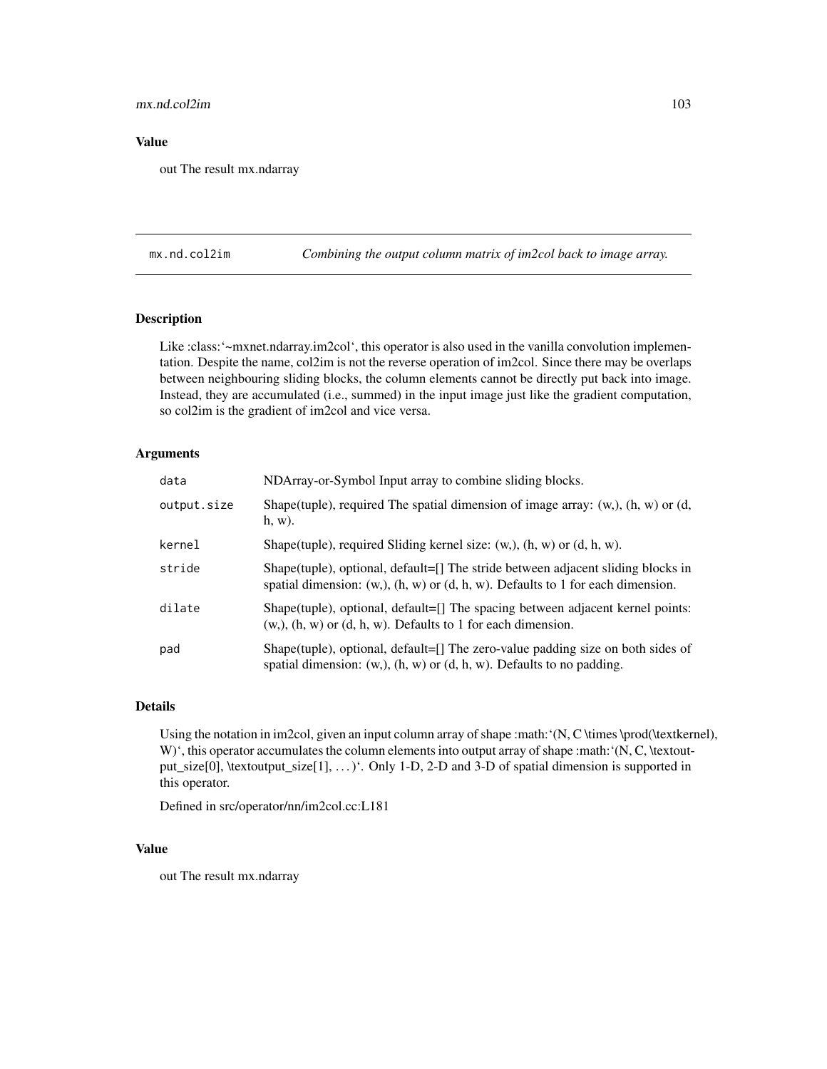## Value

out The result mx.ndarray

---

`mx.nd.col2im` *Combining the output column matrix of im2col back to image array.*

---

### Description

Like :class:'~mxnet.ndarray.im2col', this operator is also used in the vanilla convolution implementation. Despite the name, col2im is not the reverse operation of im2col. Since there may be overlaps between neighbouring sliding blocks, the column elements cannot be directly put back into image. Instead, they are accumulated (i.e., summed) in the input image just like the gradient computation, so col2im is the gradient of im2col and vice versa.

### Arguments

| | |
|---|---|
| `data` | NDArray-or-Symbol Input array to combine sliding blocks. |
| `output.size` | Shape(tuple), required The spatial dimension of image array: (w,), (h, w) or (d, h, w). |
| `kernel` | Shape(tuple), required Sliding kernel size: (w,), (h, w) or (d, h, w). |
| `stride` | Shape(tuple), optional, default=[] The stride between adjacent sliding blocks in spatial dimension: (w,), (h, w) or (d, h, w). Defaults to 1 for each dimension. |
| `dilate` | Shape(tuple), optional, default=[] The spacing between adjacent kernel points: (w,), (h, w) or (d, h, w). Defaults to 1 for each dimension. |
| `pad` | Shape(tuple), optional, default=[] The zero-value padding size on both sides of spatial dimension: (w,), (h, w) or (d, h, w). Defaults to no padding. |

### Details

Using the notation in im2col, given an input column array of shape :math:'(N, C \times \prod(\textkernel), W)', this operator accumulates the column elements into output array of shape :math:'(N, C, \textoutput_size[0], \textoutput_size[1], ...)'. Only 1-D, 2-D and 3-D of spatial dimension is supported in this operator.

Defined in src/operator/nn/im2col.cc:L181

### Value

out The result mx.ndarray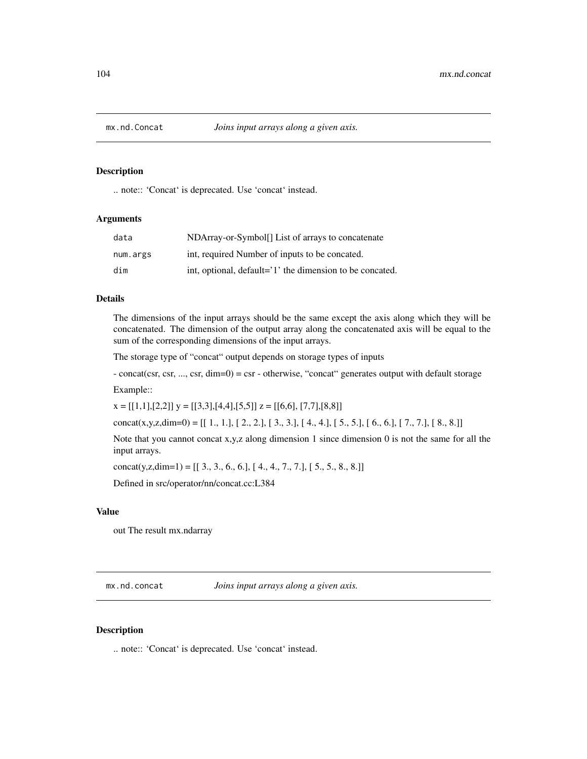## mx.nd.Concat — *Joins input arrays along a given axis.*

### Description

.. note:: 'Concat' is deprecated. Use 'concat' instead.

### Arguments

| | |
|---|---|
| data | NDArray-or-Symbol[] List of arrays to concatenate |
| num.args | int, required Number of inputs to be concated. |
| dim | int, optional, default='1' the dimension to be concated. |

### Details

The dimensions of the input arrays should be the same except the axis along which they will be concatenated. The dimension of the output array along the concatenated axis will be equal to the sum of the corresponding dimensions of the input arrays.

The storage type of "concat" output depends on storage types of inputs

- concat(csr, csr, ..., csr, dim=0) = csr - otherwise, "concat" generates output with default storage

Example::

x = [[1,1],[2,2]] y = [[3,3],[4,4],[5,5]] z = [[6,6], [7,7],[8,8]]

concat(x,y,z,dim=0) = [[ 1., 1.], [ 2., 2.], [ 3., 3.], [ 4., 4.], [ 5., 5.], [ 6., 6.], [ 7., 7.], [ 8., 8.]]

Note that you cannot concat x,y,z along dimension 1 since dimension 0 is not the same for all the input arrays.

concat(y,z,dim=1) = [[ 3., 3., 6., 6.], [ 4., 4., 7., 7.], [ 5., 5., 8., 8.]]

Defined in src/operator/nn/concat.cc:L384

### Value

out The result mx.ndarray

## mx.nd.concat — *Joins input arrays along a given axis.*

### Description

.. note:: 'Concat' is deprecated. Use 'concat' instead.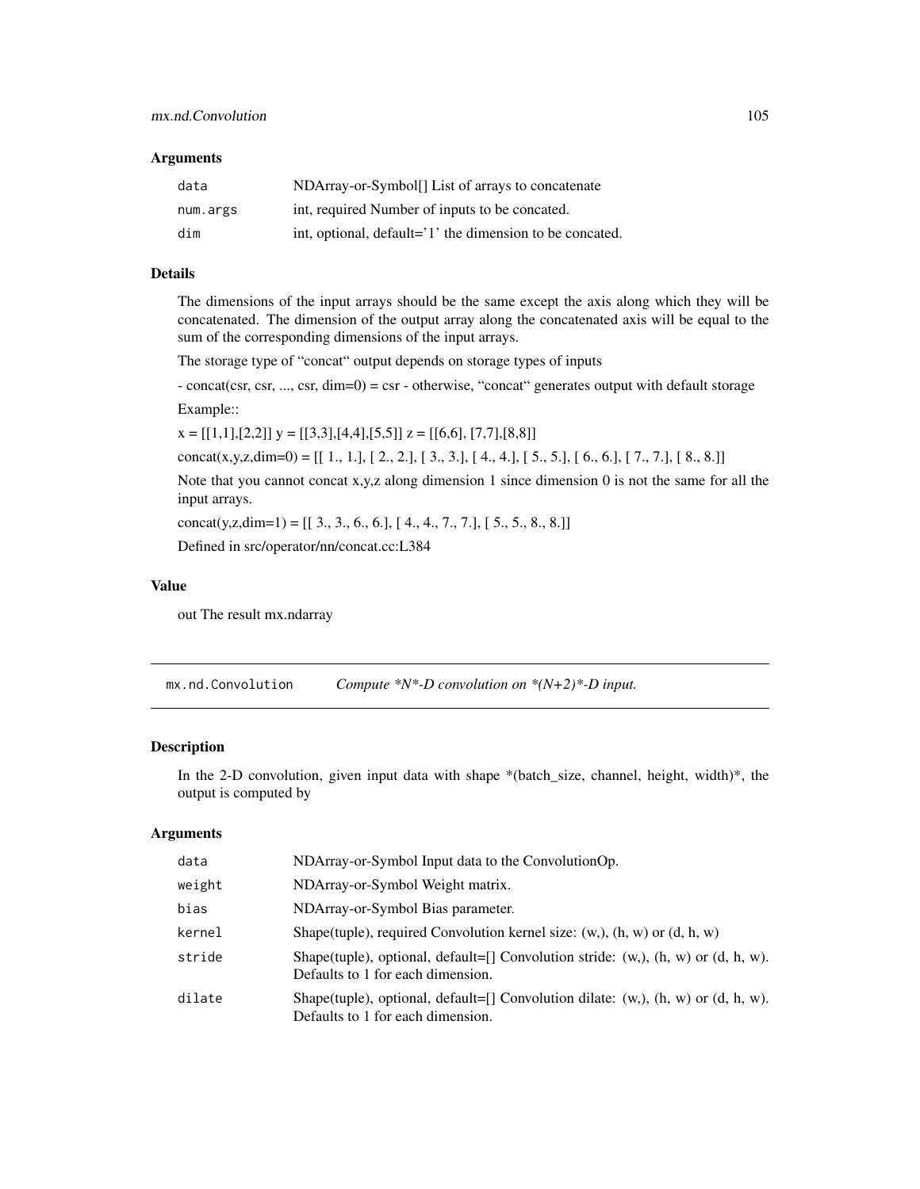### Arguments

| | |
|---|---|
| data | NDArray-or-Symbol[] List of arrays to concatenate |
| num.args | int, required Number of inputs to be concated. |
| dim | int, optional, default='1' the dimension to be concated. |

### Details

The dimensions of the input arrays should be the same except the axis along which they will be concatenated. The dimension of the output array along the concatenated axis will be equal to the sum of the corresponding dimensions of the input arrays.

The storage type of "concat" output depends on storage types of inputs

- concat(csr, csr, ..., csr, dim=0) = csr - otherwise, "concat" generates output with default storage

Example::

x = [[1,1],[2,2]] y = [[3,3],[4,4],[5,5]] z = [[6,6], [7,7],[8,8]]

concat(x,y,z,dim=0) = [[ 1., 1.], [ 2., 2.], [ 3., 3.], [ 4., 4.], [ 5., 5.], [ 6., 6.], [ 7., 7.], [ 8., 8.]]

Note that you cannot concat x,y,z along dimension 1 since dimension 0 is not the same for all the input arrays.

concat(y,z,dim=1) = [[ 3., 3., 6., 6.], [ 4., 4., 7., 7.], [ 5., 5., 8., 8.]]

Defined in src/operator/nn/concat.cc:L384

### Value

out The result mx.ndarray

---

## mx.nd.Convolution *Compute *N*-D convolution on *(N+2)*-D input.*

### Description

In the 2-D convolution, given input data with shape *(batch_size, channel, height, width)*, the output is computed by

### Arguments

| | |
|---|---|
| data | NDArray-or-Symbol Input data to the ConvolutionOp. |
| weight | NDArray-or-Symbol Weight matrix. |
| bias | NDArray-or-Symbol Bias parameter. |
| kernel | Shape(tuple), required Convolution kernel size: (w,), (h, w) or (d, h, w) |
| stride | Shape(tuple), optional, default=[] Convolution stride: (w,), (h, w) or (d, h, w). Defaults to 1 for each dimension. |
| dilate | Shape(tuple), optional, default=[] Convolution dilate: (w,), (h, w) or (d, h, w). Defaults to 1 for each dimension. |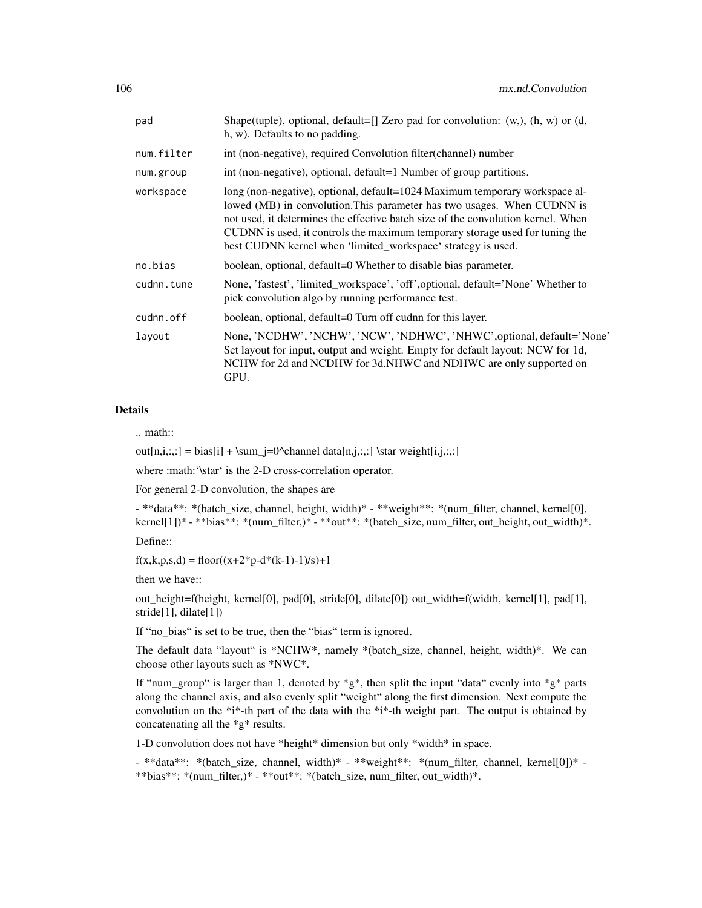| | |
|---|---|
| pad | Shape(tuple), optional, default=[] Zero pad for convolution: (w,), (h, w) or (d, h, w). Defaults to no padding. |
| num.filter | int (non-negative), required Convolution filter(channel) number |
| num.group | int (non-negative), optional, default=1 Number of group partitions. |
| workspace | long (non-negative), optional, default=1024 Maximum temporary workspace allowed (MB) in convolution.This parameter has two usages. When CUDNN is not used, it determines the effective batch size of the convolution kernel. When CUDNN is used, it controls the maximum temporary storage used for tuning the best CUDNN kernel when 'limited_workspace' strategy is used. |
| no.bias | boolean, optional, default=0 Whether to disable bias parameter. |
| cudnn.tune | None, 'fastest', 'limited_workspace', 'off',optional, default='None' Whether to pick convolution algo by running performance test. |
| cudnn.off | boolean, optional, default=0 Turn off cudnn for this layer. |
| layout | None, 'NCDHW', 'NCHW', 'NCW', 'NDHWC', 'NHWC',optional, default='None' Set layout for input, output and weight. Empty for default layout: NCW for 1d, NCHW for 2d and NCDHW for 3d.NHWC and NDHWC are only supported on GPU. |

## Details

.. math::

out[n,i,:,:] = bias[i] + \sum_j=0^channel data[n,j,:,:] \star weight[i,j,:,:]

where :math:'\star' is the 2-D cross-correlation operator.

For general 2-D convolution, the shapes are

- **data**: *(batch_size, channel, height, width)* - **weight**: *(num_filter, channel, kernel[0], kernel[1])* - **bias**: *(num_filter,)* - **out**: *(batch_size, num_filter, out_height, out_width)*.

Define::

f(x,k,p,s,d) = floor((x+2*p-d*(k-1)-1)/s)+1

then we have::

out_height=f(height, kernel[0], pad[0], stride[0], dilate[0]) out_width=f(width, kernel[1], pad[1], stride[1], dilate[1])

If "no_bias" is set to be true, then the "bias" term is ignored.

The default data "layout" is *NCHW*, namely *(batch_size, channel, height, width)*. We can choose other layouts such as *NWC*.

If "num_group" is larger than 1, denoted by *g*, then split the input "data" evenly into *g* parts along the channel axis, and also evenly split "weight" along the first dimension. Next compute the convolution on the *i*-th part of the data with the *i*-th weight part. The output is obtained by concatenating all the *g* results.

1-D convolution does not have *height* dimension but only *width* in space.

- **data**: *(batch_size, channel, width)* - **weight**: *(num_filter, channel, kernel[0])* - **bias**: *(num_filter,)* - **out**: *(batch_size, num_filter, out_width)*.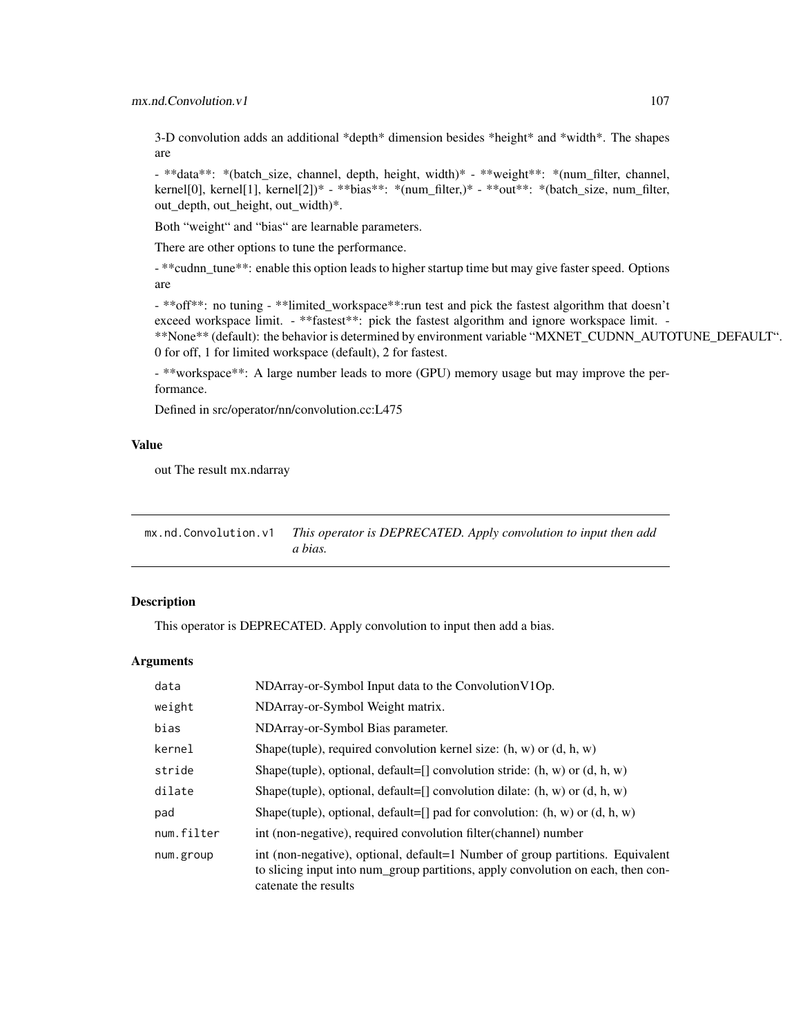3-D convolution adds an additional *depth* dimension besides *height* and *width*. The shapes are

- **data**: *(batch_size, channel, depth, height, width)* - **weight**: *(num_filter, channel, kernel[0], kernel[1], kernel[2])* - **bias**: *(num_filter,)* - **out**: *(batch_size, num_filter, out_depth, out_height, out_width)*.

Both "weight" and "bias" are learnable parameters.

There are other options to tune the performance.

- **cudnn_tune**: enable this option leads to higher startup time but may give faster speed. Options are

- **off**: no tuning - **limited_workspace**:run test and pick the fastest algorithm that doesn't exceed workspace limit. - **fastest**: pick the fastest algorithm and ignore workspace limit. - **None** (default): the behavior is determined by environment variable "MXNET_CUDNN_AUTOTUNE_DEFAULT". 0 for off, 1 for limited workspace (default), 2 for fastest.

- **workspace**: A large number leads to more (GPU) memory usage but may improve the performance.

Defined in src/operator/nn/convolution.cc:L475

### Value

out The result mx.ndarray

## mx.nd.Convolution.v1 — *This operator is DEPRECATED. Apply convolution to input then add a bias.*

### Description

This operator is DEPRECATED. Apply convolution to input then add a bias.

### Arguments

| | |
|---|---|
| data | NDArray-or-Symbol Input data to the ConvolutionV1Op. |
| weight | NDArray-or-Symbol Weight matrix. |
| bias | NDArray-or-Symbol Bias parameter. |
| kernel | Shape(tuple), required convolution kernel size: (h, w) or (d, h, w) |
| stride | Shape(tuple), optional, default=[] convolution stride: (h, w) or (d, h, w) |
| dilate | Shape(tuple), optional, default=[] convolution dilate: (h, w) or (d, h, w) |
| pad | Shape(tuple), optional, default=[] pad for convolution: (h, w) or (d, h, w) |
| num.filter | int (non-negative), required convolution filter(channel) number |
| num.group | int (non-negative), optional, default=1 Number of group partitions. Equivalent to slicing input into num_group partitions, apply convolution on each, then concatenate the results |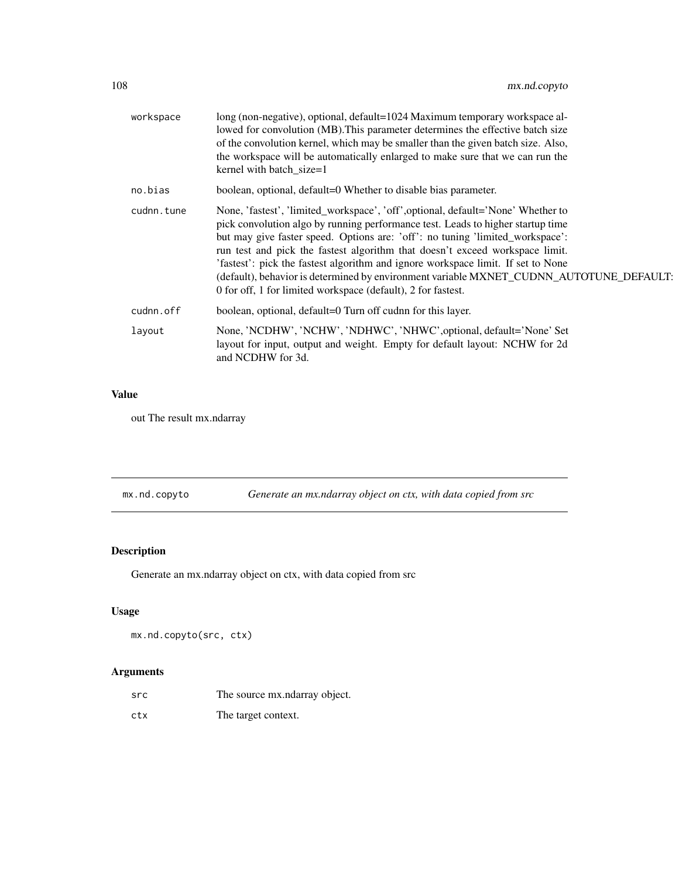| | |
|---|---|
| workspace | long (non-negative), optional, default=1024 Maximum temporary workspace allowed for convolution (MB).This parameter determines the effective batch size of the convolution kernel, which may be smaller than the given batch size. Also, the workspace will be automatically enlarged to make sure that we can run the kernel with batch_size=1 |
| no.bias | boolean, optional, default=0 Whether to disable bias parameter. |
| cudnn.tune | None, 'fastest', 'limited_workspace', 'off',optional, default='None' Whether to pick convolution algo by running performance test. Leads to higher startup time but may give faster speed. Options are: 'off': no tuning 'limited_workspace': run test and pick the fastest algorithm that doesn't exceed workspace limit. 'fastest': pick the fastest algorithm and ignore workspace limit. If set to None (default), behavior is determined by environment variable MXNET_CUDNN_AUTOTUNE_DEFAULT: 0 for off, 1 for limited workspace (default), 2 for fastest. |
| cudnn.off | boolean, optional, default=0 Turn off cudnn for this layer. |
| layout | None, 'NCDHW', 'NCHW', 'NDHWC', 'NHWC',optional, default='None' Set layout for input, output and weight. Empty for default layout: NCHW for 2d and NCDHW for 3d. |

### Value

out The result mx.ndarray

---

## mx.nd.copyto *Generate an mx.ndarray object on ctx, with data copied from src*

---

### Description

Generate an mx.ndarray object on ctx, with data copied from src

### Usage

```
mx.nd.copyto(src, ctx)
```

### Arguments

| | |
|---|---|
| src | The source mx.ndarray object. |
| ctx | The target context. |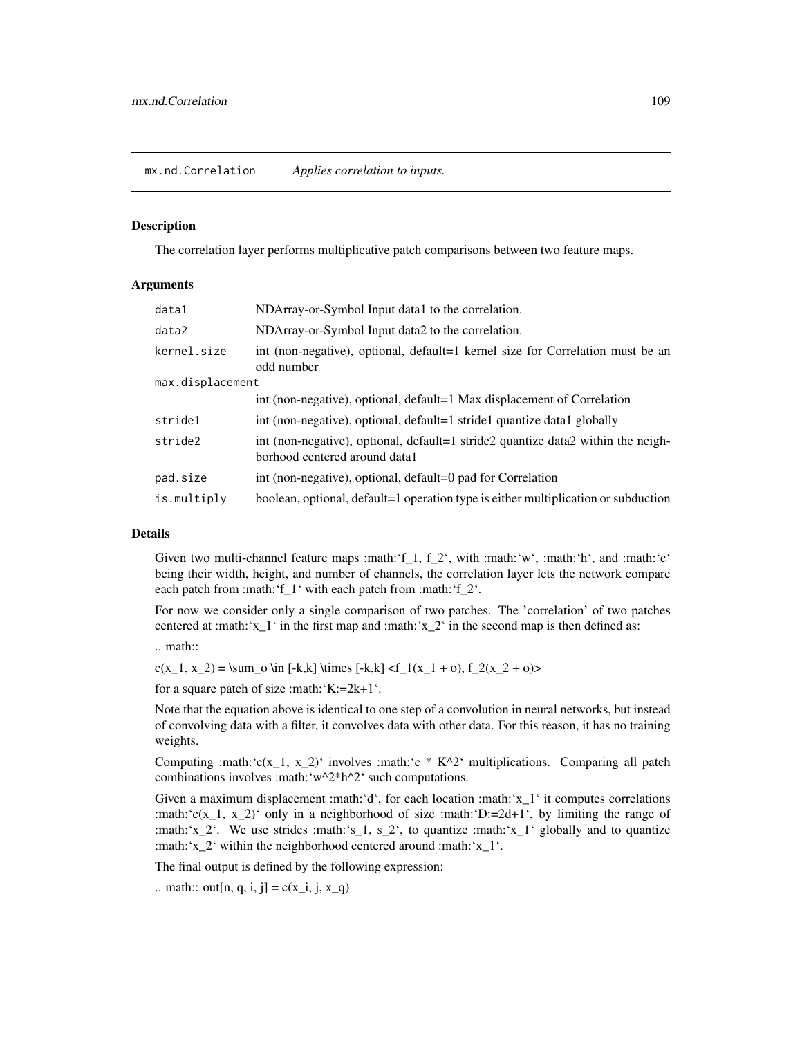## mx.nd.Correlation *Applies correlation to inputs.*

### Description

The correlation layer performs multiplicative patch comparisons between two feature maps.

### Arguments

| | |
|---|---|
| data1 | NDArray-or-Symbol Input data1 to the correlation. |
| data2 | NDArray-or-Symbol Input data2 to the correlation. |
| kernel.size | int (non-negative), optional, default=1 kernel size for Correlation must be an odd number |
| max.displacement | int (non-negative), optional, default=1 Max displacement of Correlation |
| stride1 | int (non-negative), optional, default=1 stride1 quantize data1 globally |
| stride2 | int (non-negative), optional, default=1 stride2 quantize data2 within the neighborhood centered around data1 |
| pad.size | int (non-negative), optional, default=0 pad for Correlation |
| is.multiply | boolean, optional, default=1 operation type is either multiplication or subduction |

### Details

Given two multi-channel feature maps :math:'f_1, f_2', with :math:'w', :math:'h', and :math:'c' being their width, height, and number of channels, the correlation layer lets the network compare each patch from :math:'f_1' with each patch from :math:'f_2'.

For now we consider only a single comparison of two patches. The 'correlation' of two patches centered at :math:'x_1' in the first map and :math:'x_2' in the second map is then defined as:

.. math::

c(x_1, x_2) = \sum_o \in [-k,k] \times [-k,k] <f_1(x_1 + o), f_2(x_2 + o)>

for a square patch of size :math:'K:=2k+1'.

Note that the equation above is identical to one step of a convolution in neural networks, but instead of convolving data with a filter, it convolves data with other data. For this reason, it has no training weights.

Computing :math:'c(x_1, x_2)' involves :math:'c * K^2' multiplications. Comparing all patch combinations involves :math:'w^2*h^2' such computations.

Given a maximum displacement :math:'d', for each location :math:'x_1' it computes correlations :math:'c(x_1, x_2)' only in a neighborhood of size :math:'D:=2d+1', by limiting the range of :math:'x_2'. We use strides :math:'s_1, s_2', to quantize :math:'x_1' globally and to quantize :math:'x_2' within the neighborhood centered around :math:'x_1'.

The final output is defined by the following expression:

.. math:: out[n, q, i, j] = c(x_i, j, x_q)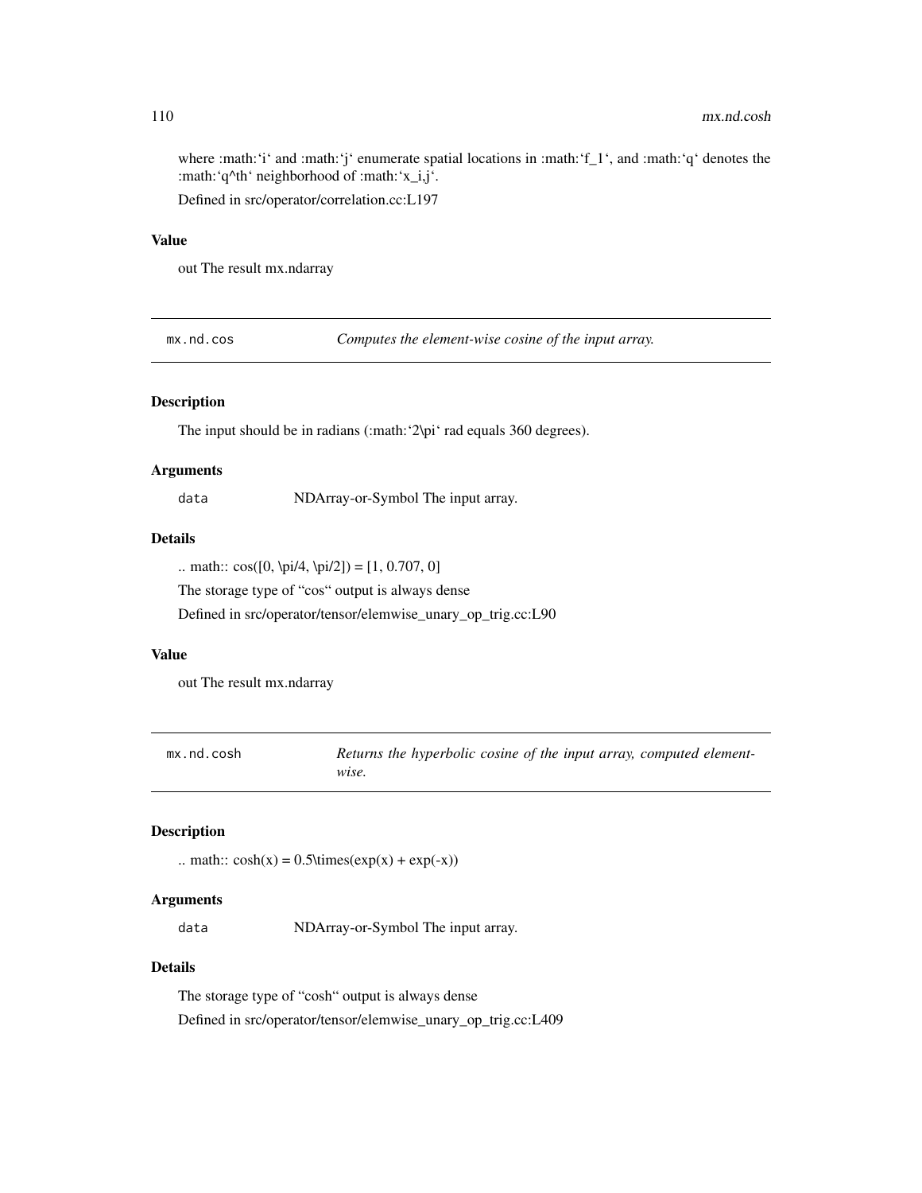where :math:‘i‘ and :math:‘j‘ enumerate spatial locations in :math:‘f_1‘, and :math:‘q‘ denotes the :math:‘q^th‘ neighborhood of :math:‘x_i,j‘.

Defined in src/operator/correlation.cc:L197

### Value

out The result mx.ndarray

---

## mx.nd.cos — *Computes the element-wise cosine of the input array.*

---

### Description

The input should be in radians (:math:‘2\pi‘ rad equals 360 degrees).

### Arguments

`data` NDArray-or-Symbol The input array.

### Details

.. math:: cos([0, \pi/4, \pi/2]) = [1, 0.707, 0]

The storage type of “cos“ output is always dense

Defined in src/operator/tensor/elemwise_unary_op_trig.cc:L90

### Value

out The result mx.ndarray

---

## mx.nd.cosh — *Returns the hyperbolic cosine of the input array, computed element-wise.*

---

### Description

.. math:: cosh(x) = 0.5\times(exp(x) + exp(-x))

### Arguments

`data` NDArray-or-Symbol The input array.

### Details

The storage type of “cosh“ output is always dense

Defined in src/operator/tensor/elemwise_unary_op_trig.cc:L409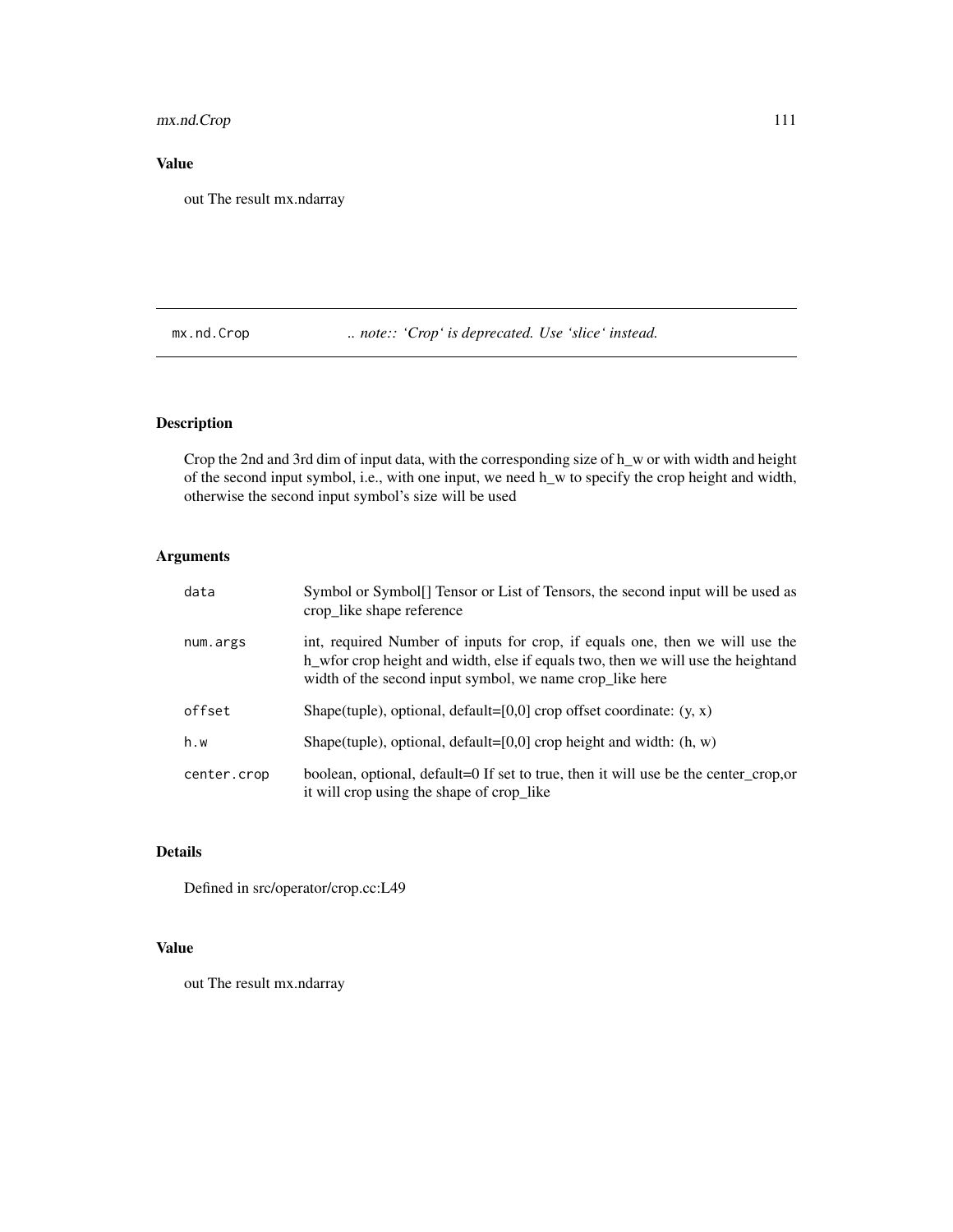## Value

out The result mx.ndarray

---

## mx.nd.Crop — *.. note:: 'Crop' is deprecated. Use 'slice' instead.*

### Description

Crop the 2nd and 3rd dim of input data, with the corresponding size of h_w or with width and height of the second input symbol, i.e., with one input, we need h_w to specify the crop height and width, otherwise the second input symbol's size will be used

### Arguments

| Argument | Description |
|---|---|
| `data` | Symbol or Symbol[] Tensor or List of Tensors, the second input will be used as crop_like shape reference |
| `num.args` | int, required Number of inputs for crop, if equals one, then we will use the h_wfor crop height and width, else if equals two, then we will use the heightand width of the second input symbol, we name crop_like here |
| `offset` | Shape(tuple), optional, default=[0,0] crop offset coordinate: (y, x) |
| `h.w` | Shape(tuple), optional, default=[0,0] crop height and width: (h, w) |
| `center.crop` | boolean, optional, default=0 If set to true, then it will use be the center_crop,or it will crop using the shape of crop_like |

### Details

Defined in src/operator/crop.cc:L49

### Value

out The result mx.ndarray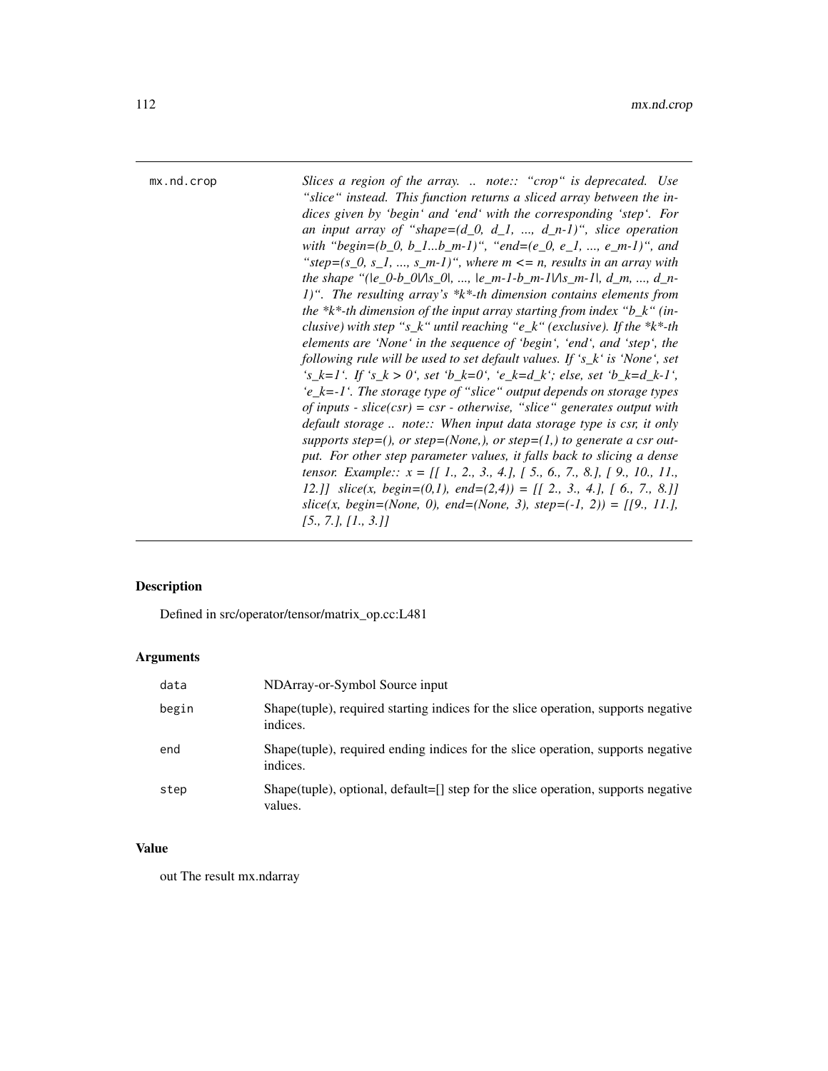**mx.nd.crop** *Slices a region of the array. .. note:: "crop" is deprecated. Use "slice" instead. This function returns a sliced array between the indices given by 'begin' and 'end' with the corresponding 'step'. For an input array of "shape=(d_0, d_1, ..., d_n-1)", slice operation with "begin=(b_0, b_1...b_m-1)", "end=(e_0, e_1, ..., e_m-1)", and "step=(s_0, s_1, ..., s_m-1)", where m <= n, results in an array with the shape "(|e_0-b_0|/|s_0|, ..., |e_m-1-b_m-1|/|s_m-1|, d_m, ..., d_n-1)". The resulting array's *k*-th dimension contains elements from the *k*-th dimension of the input array starting from index "b_k" (inclusive) with step "s_k" until reaching "e_k" (exclusive). If the *k*-th elements are 'None' in the sequence of 'begin', 'end', and 'step', the following rule will be used to set default values. If 's_k' is 'None', set 's_k=1'. If 's_k > 0', set 'b_k=0', 'e_k=d_k'; else, set 'b_k=d_k-1', 'e_k=-1'. The storage type of "slice" output depends on storage types of inputs - slice(csr) = csr - otherwise, "slice" generates output with default storage .. note:: When input data storage type is csr, it only supports step=(), or step=(None,), or step=(1,) to generate a csr output. For other step parameter values, it falls back to slicing a dense tensor. Example:: x = [[ 1., 2., 3., 4.], [ 5., 6., 7., 8.], [ 9., 10., 11., 12.]] slice(x, begin=(0,1), end=(2,4)) = [[ 2., 3., 4.], [ 6., 7., 8.]] slice(x, begin=(None, 0), end=(None, 3), step=(-1, 2)) = [[9., 11.], [5., 7.], [1., 3.]]*

## Description

Defined in src/operator/tensor/matrix_op.cc:L481

## Arguments

| | |
|---|---|
| data | NDArray-or-Symbol Source input |
| begin | Shape(tuple), required starting indices for the slice operation, supports negative indices. |
| end | Shape(tuple), required ending indices for the slice operation, supports negative indices. |
| step | Shape(tuple), optional, default=[] step for the slice operation, supports negative values. |

## Value

out The result mx.ndarray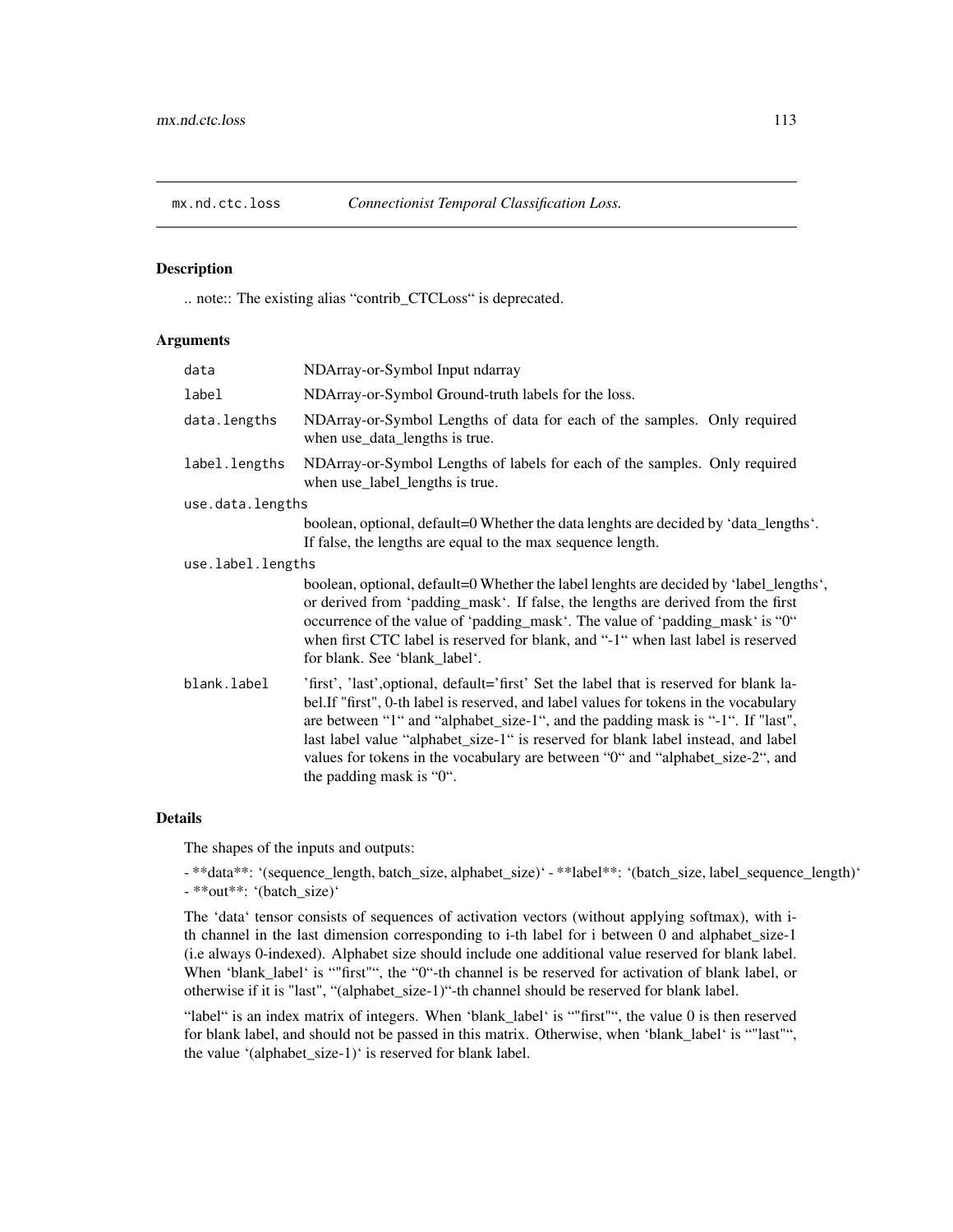## mx.nd.ctc.loss *Connectionist Temporal Classification Loss.*

### Description

.. note:: The existing alias "contrib_CTCLoss" is deprecated.

### Arguments

| | |
|---|---|
| `data` | NDArray-or-Symbol Input ndarray |
| `label` | NDArray-or-Symbol Ground-truth labels for the loss. |
| `data.lengths` | NDArray-or-Symbol Lengths of data for each of the samples. Only required when use_data_lengths is true. |
| `label.lengths` | NDArray-or-Symbol Lengths of labels for each of the samples. Only required when use_label_lengths is true. |
| `use.data.lengths` | boolean, optional, default=0 Whether the data lenghts are decided by 'data_lengths'. If false, the lengths are equal to the max sequence length. |
| `use.label.lengths` | boolean, optional, default=0 Whether the label lenghts are decided by 'label_lengths', or derived from 'padding_mask'. If false, the lengths are derived from the first occurrence of the value of 'padding_mask'. The value of 'padding_mask' is "0" when first CTC label is reserved for blank, and "-1" when last label is reserved for blank. See 'blank_label'. |
| `blank.label` | 'first', 'last',optional, default='first' Set the label that is reserved for blank label.If "first", 0-th label is reserved, and label values for tokens in the vocabulary are between "1" and "alphabet_size-1", and the padding mask is "-1". If "last", last label value "alphabet_size-1" is reserved for blank label instead, and label values for tokens in the vocabulary are between "0" and "alphabet_size-2", and the padding mask is "0". |

### Details

The shapes of the inputs and outputs:

- **data**: '(sequence_length, batch_size, alphabet_size)' - **label**: '(batch_size, label_sequence_length)' - **out**: '(batch_size)'

The 'data' tensor consists of sequences of activation vectors (without applying softmax), with i-th channel in the last dimension corresponding to i-th label for i between 0 and alphabet_size-1 (i.e always 0-indexed). Alphabet size should include one additional value reserved for blank label. When 'blank_label' is ""first"", the "0"-th channel is be reserved for activation of blank label, or otherwise if it is "last", "(alphabet_size-1)"-th channel should be reserved for blank label.

"label" is an index matrix of integers. When 'blank_label' is ""first"", the value 0 is then reserved for blank label, and should not be passed in this matrix. Otherwise, when 'blank_label' is ""last"", the value '(alphabet_size-1)' is reserved for blank label.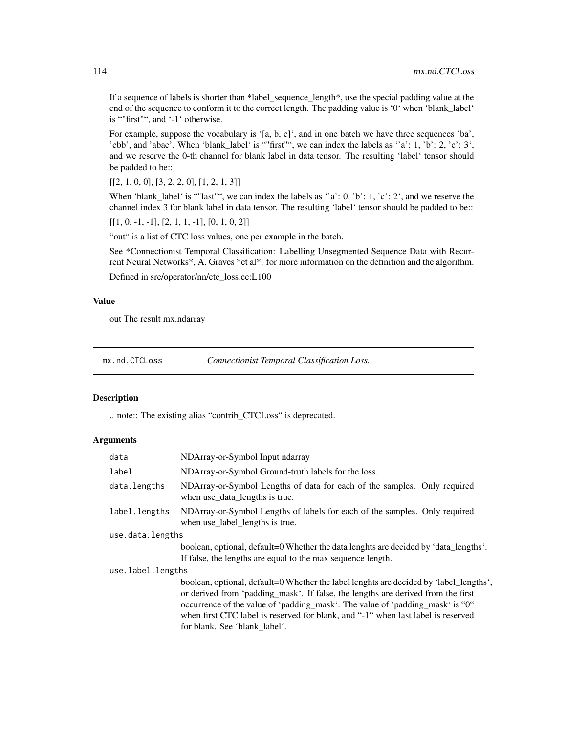If a sequence of labels is shorter than *label_sequence_length*, use the special padding value at the end of the sequence to conform it to the correct length. The padding value is '0' when 'blank_label' is ""first"", and '-1' otherwise.

For example, suppose the vocabulary is '[a, b, c]', and in one batch we have three sequences 'ba', 'cbb', and 'abac'. When 'blank_label' is ""first"", we can index the labels as ''a': 1, 'b': 2, 'c': 3', and we reserve the 0-th channel for blank label in data tensor. The resulting 'label' tensor should be padded to be::

[[2, 1, 0, 0], [3, 2, 2, 0], [1, 2, 1, 3]]

When 'blank_label' is ""last"", we can index the labels as ''a': 0, 'b': 1, 'c': 2', and we reserve the channel index 3 for blank label in data tensor. The resulting 'label' tensor should be padded to be::

[[1, 0, -1, -1], [2, 1, 1, -1], [0, 1, 0, 2]]

"out" is a list of CTC loss values, one per example in the batch.

See *Connectionist Temporal Classification: Labelling Unsegmented Sequence Data with Recurrent Neural Networks*, A. Graves *et al*. for more information on the definition and the algorithm.

Defined in src/operator/nn/ctc_loss.cc:L100

### Value

out The result mx.ndarray

---

## mx.nd.CTCLoss — *Connectionist Temporal Classification Loss.*

### Description

.. note:: The existing alias "contrib_CTCLoss" is deprecated.

### Arguments

| | |
|---|---|
| `data` | NDArray-or-Symbol Input ndarray |
| `label` | NDArray-or-Symbol Ground-truth labels for the loss. |
| `data.lengths` | NDArray-or-Symbol Lengths of data for each of the samples. Only required when use_data_lengths is true. |
| `label.lengths` | NDArray-or-Symbol Lengths of labels for each of the samples. Only required when use_label_lengths is true. |
| `use.data.lengths` | boolean, optional, default=0 Whether the data lenghts are decided by 'data_lengths'. If false, the lengths are equal to the max sequence length. |
| `use.label.lengths` | boolean, optional, default=0 Whether the label lenghts are decided by 'label_lengths', or derived from 'padding_mask'. If false, the lengths are derived from the first occurrence of the value of 'padding_mask'. The value of 'padding_mask' is "0" when first CTC label is reserved for blank, and "-1" when last label is reserved for blank. See 'blank_label'. |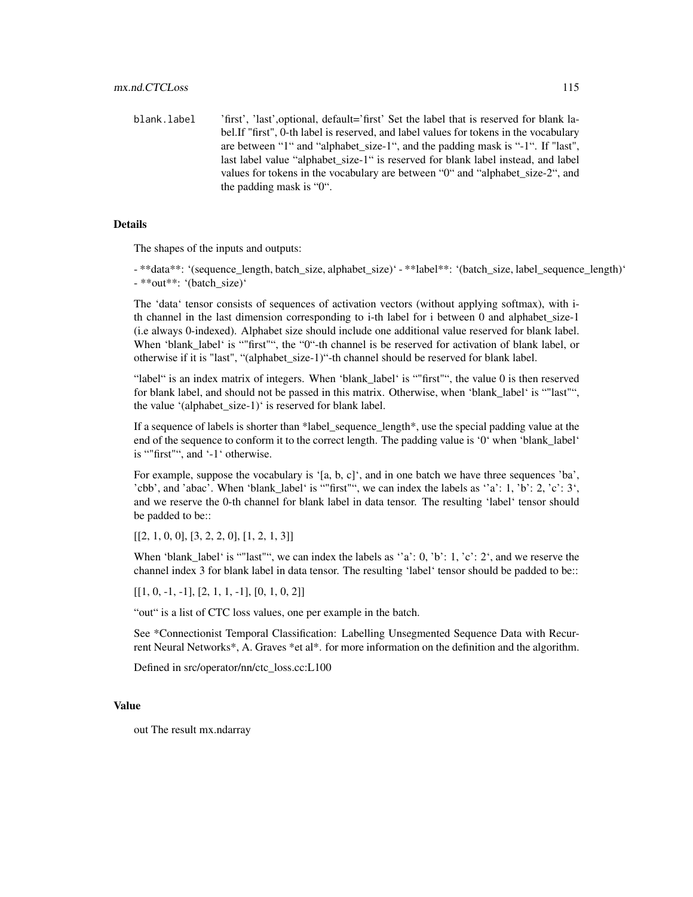blank.label 'first', 'last',optional, default='first' Set the label that is reserved for blank label.If "first", 0-th label is reserved, and label values for tokens in the vocabulary are between “1“ and “alphabet_size-1“, and the padding mask is “-1“. If "last", last label value “alphabet_size-1“ is reserved for blank label instead, and label values for tokens in the vocabulary are between “0“ and “alphabet_size-2“, and the padding mask is “0“.

### Details

The shapes of the inputs and outputs:

- **data**: '(sequence_length, batch_size, alphabet_size)' - **label**: '(batch_size, label_sequence_length)' - **out**: '(batch_size)'

The 'data' tensor consists of sequences of activation vectors (without applying softmax), with i-th channel in the last dimension corresponding to i-th label for i between 0 and alphabet_size-1 (i.e always 0-indexed). Alphabet size should include one additional value reserved for blank label. When 'blank_label' is “"first"“, the “0“-th channel is be reserved for activation of blank label, or otherwise if it is "last", “(alphabet_size-1)“-th channel should be reserved for blank label.

“label“ is an index matrix of integers. When 'blank_label' is “"first"“, the value 0 is then reserved for blank label, and should not be passed in this matrix. Otherwise, when 'blank_label' is “"last"“, the value '(alphabet_size-1)' is reserved for blank label.

If a sequence of labels is shorter than *label_sequence_length*, use the special padding value at the end of the sequence to conform it to the correct length. The padding value is '0' when 'blank_label' is “"first"“, and '-1' otherwise.

For example, suppose the vocabulary is '[a, b, c]', and in one batch we have three sequences 'ba', 'cbb', and 'abac'. When 'blank_label' is “"first"“, we can index the labels as '{'a': 1, 'b': 2, 'c': 3}', and we reserve the 0-th channel for blank label in data tensor. The resulting 'label' tensor should be padded to be::

[[2, 1, 0, 0], [3, 2, 2, 0], [1, 2, 1, 3]]

When 'blank_label' is “"last"“, we can index the labels as '{'a': 0, 'b': 1, 'c': 2}', and we reserve the channel index 3 for blank label in data tensor. The resulting 'label' tensor should be padded to be::

[[1, 0, -1, -1], [2, 1, 1, -1], [0, 1, 0, 2]]

“out“ is a list of CTC loss values, one per example in the batch.

See *Connectionist Temporal Classification: Labelling Unsegmented Sequence Data with Recurrent Neural Networks*, A. Graves *et al*. for more information on the definition and the algorithm.

Defined in src/operator/nn/ctc_loss.cc:L100

### Value

out The result mx.ndarray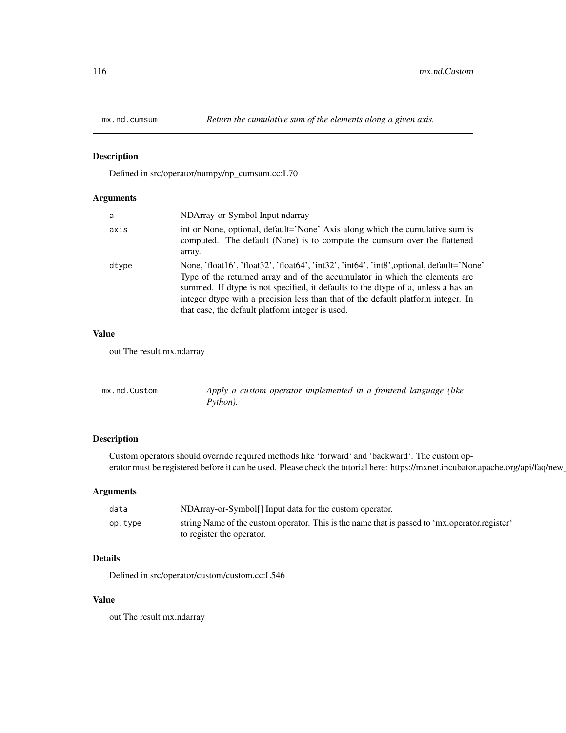## mx.nd.cumsum

*Return the cumulative sum of the elements along a given axis.*

### Description

Defined in src/operator/numpy/np_cumsum.cc:L70

### Arguments

| | |
|---|---|
| a | NDArray-or-Symbol Input ndarray |
| axis | int or None, optional, default='None' Axis along which the cumulative sum is computed. The default (None) is to compute the cumsum over the flattened array. |
| dtype | None, 'float16', 'float32', 'float64', 'int32', 'int64', 'int8',optional, default='None' Type of the returned array and of the accumulator in which the elements are summed. If dtype is not specified, it defaults to the dtype of a, unless a has an integer dtype with a precision less than that of the default platform integer. In that case, the default platform integer is used. |

### Value

out The result mx.ndarray

## mx.nd.Custom

*Apply a custom operator implemented in a frontend language (like Python).*

### Description

Custom operators should override required methods like 'forward' and 'backward'. The custom operator must be registered before it can be used. Please check the tutorial here: https://mxnet.incubator.apache.org/api/faq/new_

### Arguments

| | |
|---|---|
| data | NDArray-or-Symbol[] Input data for the custom operator. |
| op.type | string Name of the custom operator. This is the name that is passed to 'mx.operator.register' to register the operator. |

### Details

Defined in src/operator/custom/custom.cc:L546

### Value

out The result mx.ndarray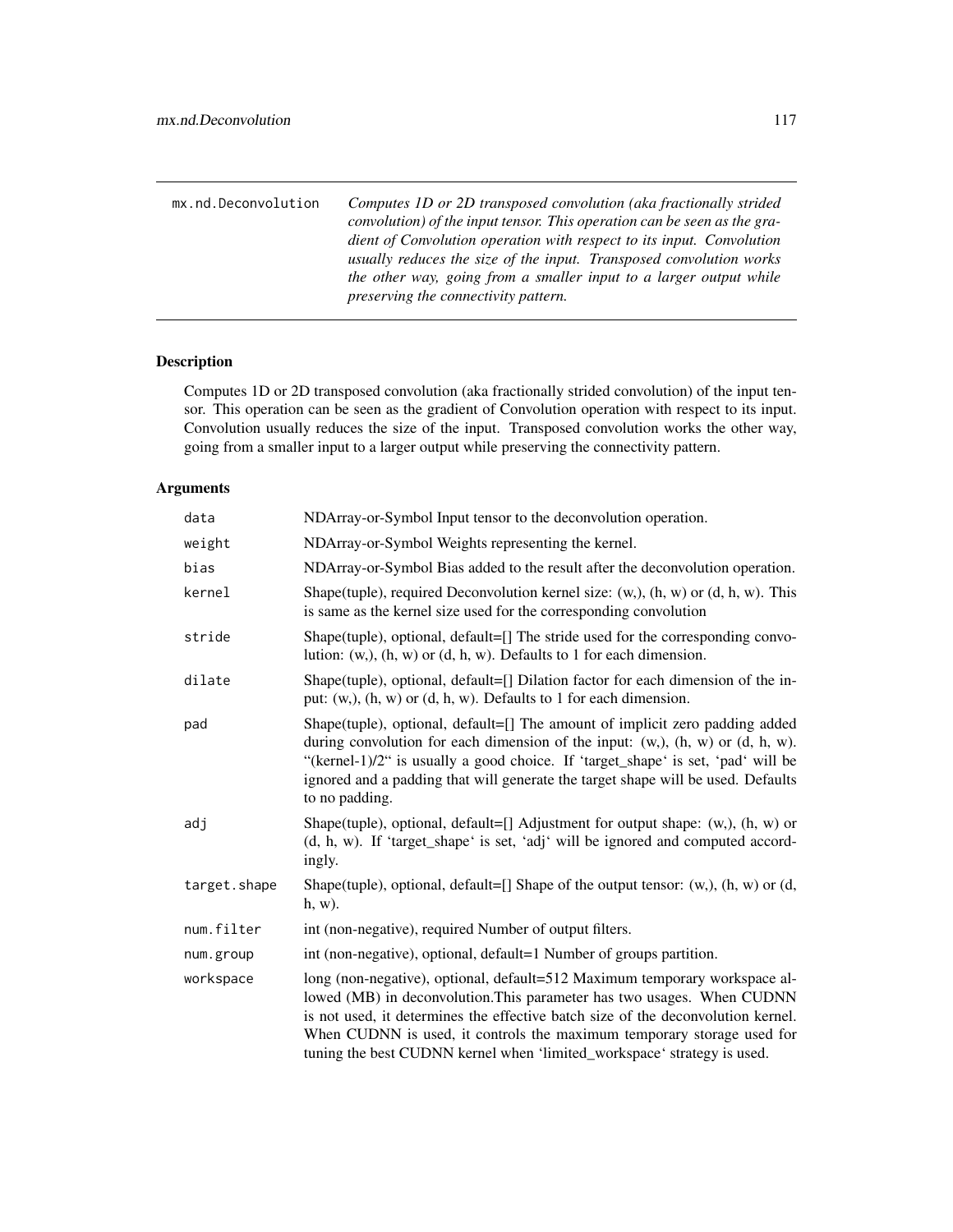mx.nd.Deconvolution — *Computes 1D or 2D transposed convolution (aka fractionally strided convolution) of the input tensor. This operation can be seen as the gradient of Convolution operation with respect to its input. Convolution usually reduces the size of the input. Transposed convolution works the other way, going from a smaller input to a larger output while preserving the connectivity pattern.*

## Description

Computes 1D or 2D transposed convolution (aka fractionally strided convolution) of the input tensor. This operation can be seen as the gradient of Convolution operation with respect to its input. Convolution usually reduces the size of the input. Transposed convolution works the other way, going from a smaller input to a larger output while preserving the connectivity pattern.

## Arguments

| | |
|---|---|
| `data` | NDArray-or-Symbol Input tensor to the deconvolution operation. |
| `weight` | NDArray-or-Symbol Weights representing the kernel. |
| `bias` | NDArray-or-Symbol Bias added to the result after the deconvolution operation. |
| `kernel` | Shape(tuple), required Deconvolution kernel size: (w,), (h, w) or (d, h, w). This is same as the kernel size used for the corresponding convolution |
| `stride` | Shape(tuple), optional, default=[] The stride used for the corresponding convolution: (w,), (h, w) or (d, h, w). Defaults to 1 for each dimension. |
| `dilate` | Shape(tuple), optional, default=[] Dilation factor for each dimension of the input: (w,), (h, w) or (d, h, w). Defaults to 1 for each dimension. |
| `pad` | Shape(tuple), optional, default=[] The amount of implicit zero padding added during convolution for each dimension of the input: (w,), (h, w) or (d, h, w). "(kernel-1)/2" is usually a good choice. If 'target_shape' is set, 'pad' will be ignored and a padding that will generate the target shape will be used. Defaults to no padding. |
| `adj` | Shape(tuple), optional, default=[] Adjustment for output shape: (w,), (h, w) or (d, h, w). If 'target_shape' is set, 'adj' will be ignored and computed accordingly. |
| `target.shape` | Shape(tuple), optional, default=[] Shape of the output tensor: (w,), (h, w) or (d, h, w). |
| `num.filter` | int (non-negative), required Number of output filters. |
| `num.group` | int (non-negative), optional, default=1 Number of groups partition. |
| `workspace` | long (non-negative), optional, default=512 Maximum temporary workspace allowed (MB) in deconvolution.This parameter has two usages. When CUDNN is not used, it determines the effective batch size of the deconvolution kernel. When CUDNN is used, it controls the maximum temporary storage used for tuning the best CUDNN kernel when 'limited_workspace' strategy is used. |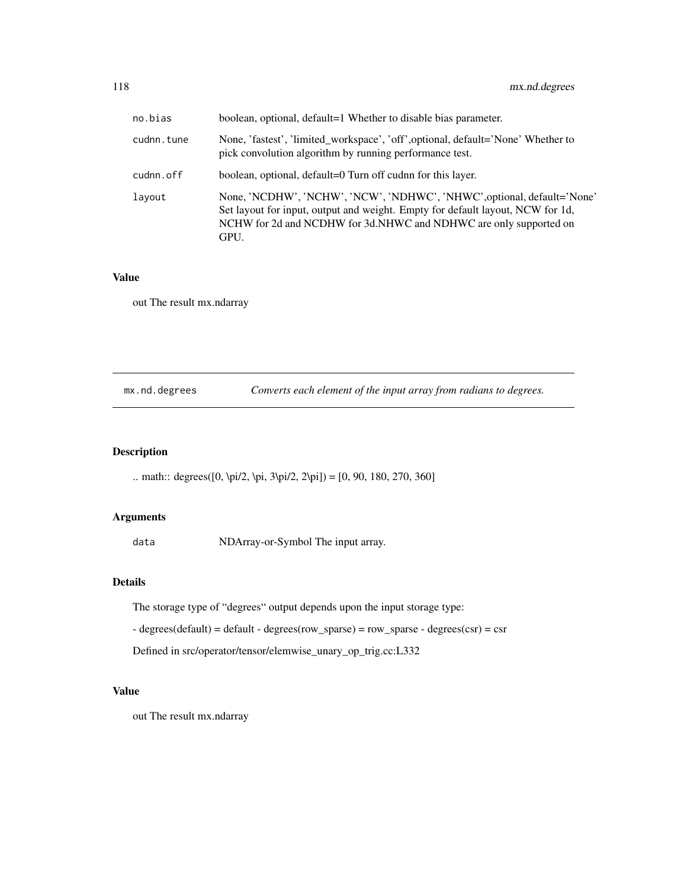| | |
|---|---|
| no.bias | boolean, optional, default=1 Whether to disable bias parameter. |
| cudnn.tune | None, 'fastest', 'limited_workspace', 'off',optional, default='None' Whether to pick convolution algorithm by running performance test. |
| cudnn.off | boolean, optional, default=0 Turn off cudnn for this layer. |
| layout | None, 'NCDHW', 'NCHW', 'NCW', 'NDHWC', 'NHWC',optional, default='None' Set layout for input, output and weight. Empty for default layout, NCW for 1d, NCHW for 2d and NCDHW for 3d.NHWC and NDHWC are only supported on GPU. |

## Value

out The result mx.ndarray

---

`mx.nd.degrees` *Converts each element of the input array from radians to degrees.*

---

## Description

.. math:: degrees([0, \pi/2, \pi, 3\pi/2, 2\pi]) = [0, 90, 180, 270, 360]

## Arguments

| | |
|---|---|
| data | NDArray-or-Symbol The input array. |

## Details

The storage type of "degrees" output depends upon the input storage type:

- degrees(default) = default - degrees(row_sparse) = row_sparse - degrees(csr) = csr

Defined in src/operator/tensor/elemwise_unary_op_trig.cc:L332

## Value

out The result mx.ndarray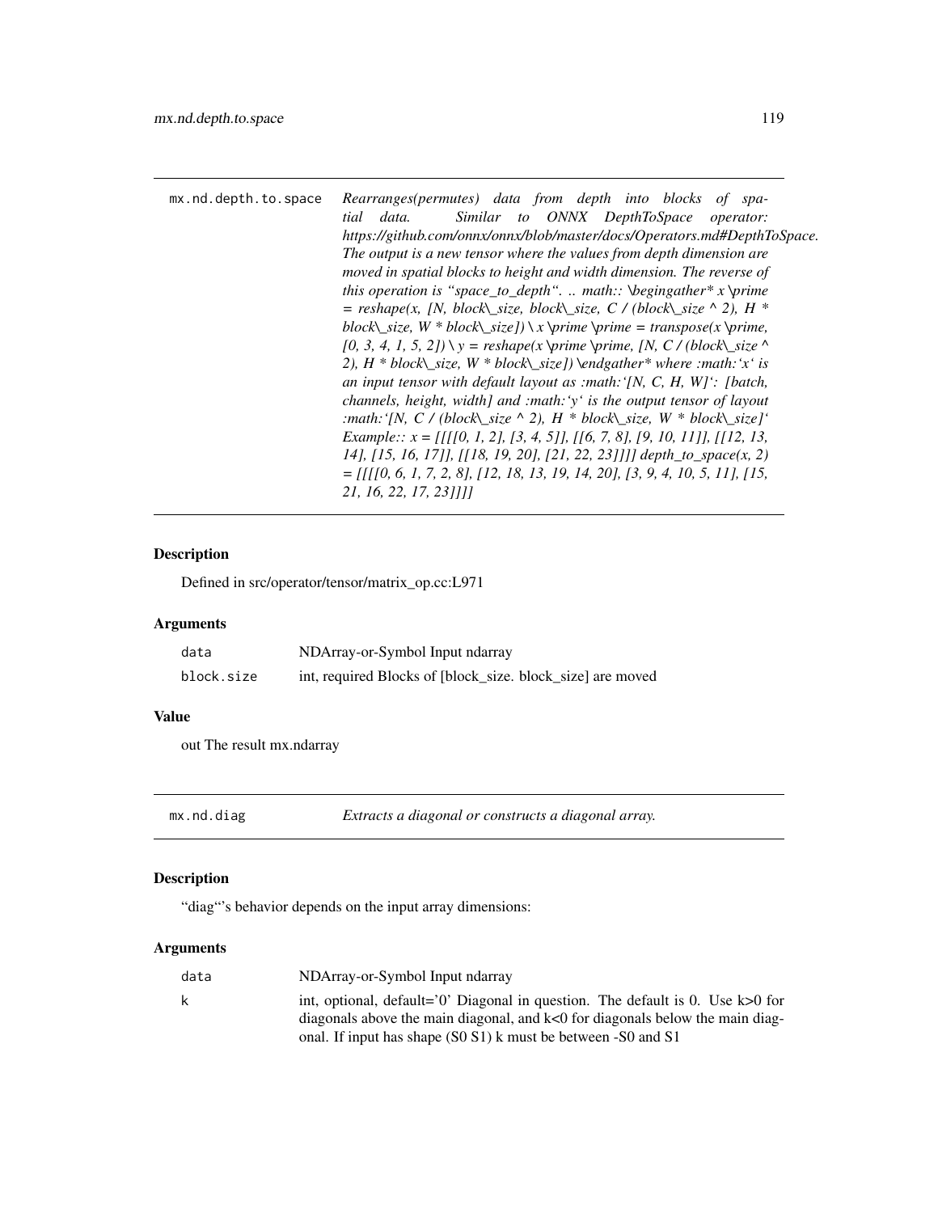| mx.nd.depth.to.space | *Rearranges(permutes) data from depth into blocks of spatial data. Similar to ONNX DepthToSpace operator: https://github.com/onnx/onnx/blob/master/docs/Operators.md#DepthToSpace. The output is a new tensor where the values from depth dimension are moved in spatial blocks to height and width dimension. The reverse of this operation is "space_to_depth". .. math:: \begingather* x \prime = reshape(x, [N, block\_size, block\_size, C / (block\_size ^ 2), H * block\_size, W * block\_size]) \ x \prime \prime = transpose(x \prime, [0, 3, 4, 1, 5, 2]) \ y = reshape(x \prime \prime, [N, C / (block\_size ^ 2), H * block\_size, W * block\_size]) \endgather* where :math:'x' is an input tensor with default layout as :math:'[N, C, H, W]': [batch, channels, height, width] and :math:'y' is the output tensor of layout :math:'[N, C / (block\_size ^ 2), H * block\_size, W * block\_size]' Example:: x = [[[[0, 1, 2], [3, 4, 5]], [[6, 7, 8], [9, 10, 11]], [[12, 13, 14], [15, 16, 17]], [[18, 19, 20], [21, 22, 23]]]] depth_to_space(x, 2) = [[[[0, 6, 1, 7, 2, 8], [12, 18, 13, 19, 14, 20], [3, 9, 4, 10, 5, 11], [15, 21, 16, 22, 17, 23]]]]* |
|---|---|

## Description

Defined in src/operator/tensor/matrix_op.cc:L971

## Arguments

| | |
|---|---|
| data | NDArray-or-Symbol Input ndarray |
| block.size | int, required Blocks of [block_size. block_size] are moved |

## Value

out The result mx.ndarray

| mx.nd.diag | *Extracts a diagonal or constructs a diagonal array.* |
|---|---|

## Description

"diag"'s behavior depends on the input array dimensions:

## Arguments

| | |
|---|---|
| data | NDArray-or-Symbol Input ndarray |
| k | int, optional, default='0' Diagonal in question. The default is 0. Use k>0 for diagonals above the main diagonal, and k<0 for diagonals below the main diagonal. If input has shape (S0 S1) k must be between -S0 and S1 |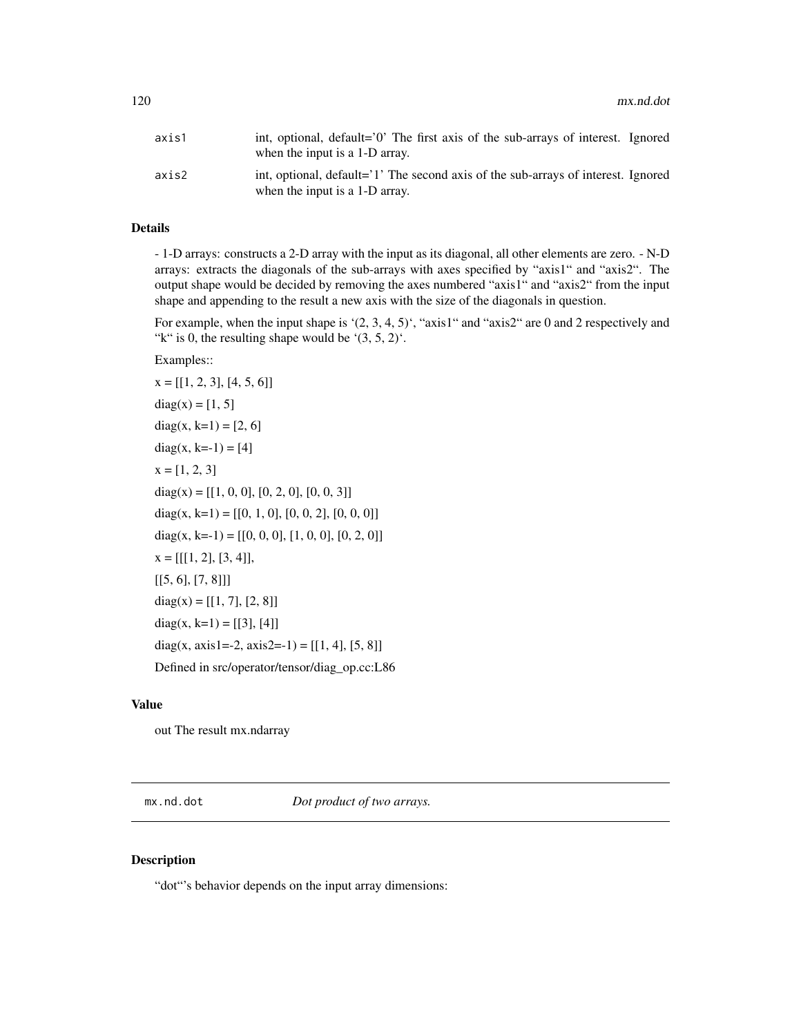| | |
|---|---|
| axis1 | int, optional, default='0' The first axis of the sub-arrays of interest. Ignored when the input is a 1-D array. |
| axis2 | int, optional, default='1' The second axis of the sub-arrays of interest. Ignored when the input is a 1-D array. |

### Details

- 1-D arrays: constructs a 2-D array with the input as its diagonal, all other elements are zero. - N-D arrays: extracts the diagonals of the sub-arrays with axes specified by "axis1" and "axis2". The output shape would be decided by removing the axes numbered "axis1" and "axis2" from the input shape and appending to the result a new axis with the size of the diagonals in question.

For example, when the input shape is '(2, 3, 4, 5)', "axis1" and "axis2" are 0 and 2 respectively and "k" is 0, the resulting shape would be '(3, 5, 2)'.

Examples::

x = [[1, 2, 3], [4, 5, 6]]

diag(x) = [1, 5]

diag(x, k=1) = [2, 6]

diag(x, k=-1) = [4]

x = [1, 2, 3]

diag(x) = [[1, 0, 0], [0, 2, 0], [0, 0, 3]]

diag(x, k=1) = [[0, 1, 0], [0, 0, 2], [0, 0, 0]]

diag(x, k=-1) = [[0, 0, 0], [1, 0, 0], [0, 2, 0]]

x = [[[1, 2], [3, 4]],

[[5, 6], [7, 8]]]

diag(x) = [[1, 7], [2, 8]]

diag(x, k=1) = [[3], [4]]

diag(x, axis1=-2, axis2=-1) = [[1, 4], [5, 8]]

Defined in src/operator/tensor/diag_op.cc:L86

### Value

out The result mx.ndarray

---

## mx.nd.dot *Dot product of two arrays.*

### Description

"dot"'s behavior depends on the input array dimensions: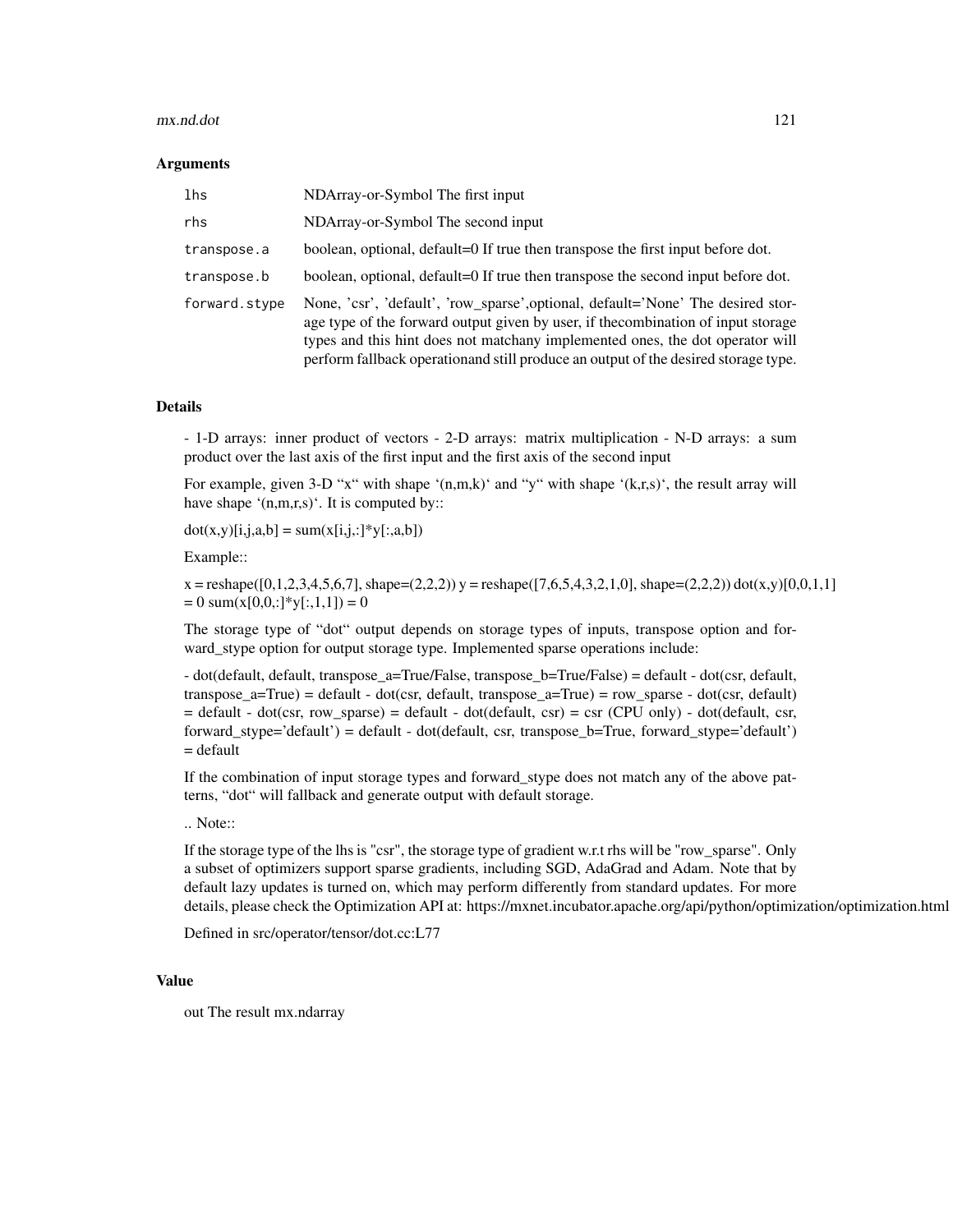### Arguments

| | |
|---|---|
| `lhs` | NDArray-or-Symbol The first input |
| `rhs` | NDArray-or-Symbol The second input |
| `transpose.a` | boolean, optional, default=0 If true then transpose the first input before dot. |
| `transpose.b` | boolean, optional, default=0 If true then transpose the second input before dot. |
| `forward.stype` | None, 'csr', 'default', 'row_sparse',optional, default='None' The desired storage type of the forward output given by user, if thecombination of input storage types and this hint does not matchany implemented ones, the dot operator will perform fallback operationand still produce an output of the desired storage type. |

### Details

- 1-D arrays: inner product of vectors - 2-D arrays: matrix multiplication - N-D arrays: a sum product over the last axis of the first input and the first axis of the second input

For example, given 3-D "x" with shape '(n,m,k)' and "y" with shape '(k,r,s)', the result array will have shape '(n,m,r,s)'. It is computed by::

dot(x,y)[i,j,a,b] = sum(x[i,j,:]*y[:,a,b])

Example::

x = reshape([0,1,2,3,4,5,6,7], shape=(2,2,2)) y = reshape([7,6,5,4,3,2,1,0], shape=(2,2,2)) dot(x,y)[0,0,1,1] = 0 sum(x[0,0,:]*y[:,1,1]) = 0

The storage type of "dot" output depends on storage types of inputs, transpose option and forward_stype option for output storage type. Implemented sparse operations include:

- dot(default, default, transpose_a=True/False, transpose_b=True/False) = default - dot(csr, default, transpose_a=True) = default - dot(csr, default, transpose_a=True) = row_sparse - dot(csr, default) = default - dot(csr, row_sparse) = default - dot(default, csr) = csr (CPU only) - dot(default, csr, forward_stype='default') = default - dot(default, csr, transpose_b=True, forward_stype='default') = default

If the combination of input storage types and forward_stype does not match any of the above patterns, "dot" will fallback and generate output with default storage.

.. Note::

If the storage type of the lhs is "csr", the storage type of gradient w.r.t rhs will be "row_sparse". Only a subset of optimizers support sparse gradients, including SGD, AdaGrad and Adam. Note that by default lazy updates is turned on, which may perform differently from standard updates. For more details, please check the Optimization API at: https://mxnet.incubator.apache.org/api/python/optimization/optimization.html

Defined in src/operator/tensor/dot.cc:L77

### Value

out The result mx.ndarray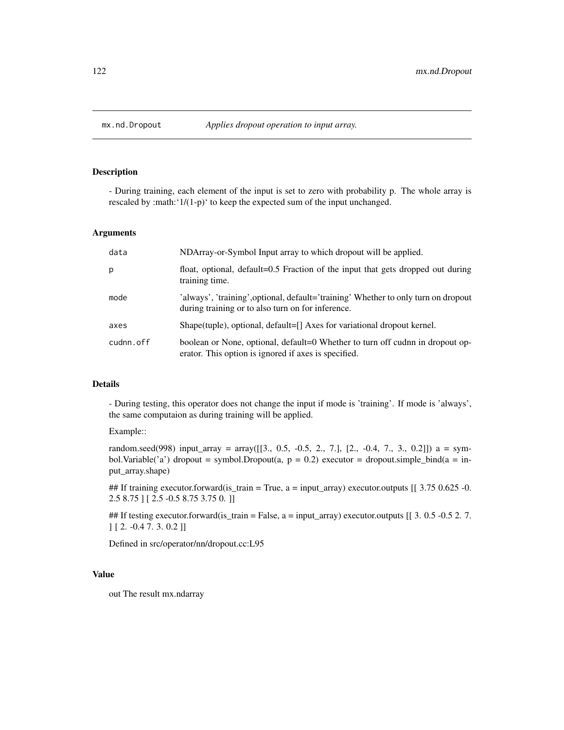mx.nd.Dropout *Applies dropout operation to input array.*

## Description

- During training, each element of the input is set to zero with probability p. The whole array is rescaled by :math:'1/(1-p)' to keep the expected sum of the input unchanged.

## Arguments

| | |
|---|---|
| data | NDArray-or-Symbol Input array to which dropout will be applied. |
| p | float, optional, default=0.5 Fraction of the input that gets dropped out during training time. |
| mode | 'always', 'training',optional, default='training' Whether to only turn on dropout during training or to also turn on for inference. |
| axes | Shape(tuple), optional, default=[] Axes for variational dropout kernel. |
| cudnn.off | boolean or None, optional, default=0 Whether to turn off cudnn in dropout operator. This option is ignored if axes is specified. |

## Details

- During testing, this operator does not change the input if mode is 'training'. If mode is 'always', the same computaion as during training will be applied.

Example::

random.seed(998) input_array = array([[3., 0.5, -0.5, 2., 7.], [2., -0.4, 7., 3., 0.2]]) a = symbol.Variable('a') dropout = symbol.Dropout(a, p = 0.2) executor = dropout.simple_bind(a = input_array.shape)

## If training executor.forward(is_train = True, a = input_array) executor.outputs [[ 3.75 0.625 -0. 2.5 8.75 ] [ 2.5 -0.5 8.75 3.75 0. ]]

## If testing executor.forward(is_train = False, a = input_array) executor.outputs [[ 3. 0.5 -0.5 2. 7. ] [ 2. -0.4 7. 3. 0.2 ]]

Defined in src/operator/nn/dropout.cc:L95

## Value

out The result mx.ndarray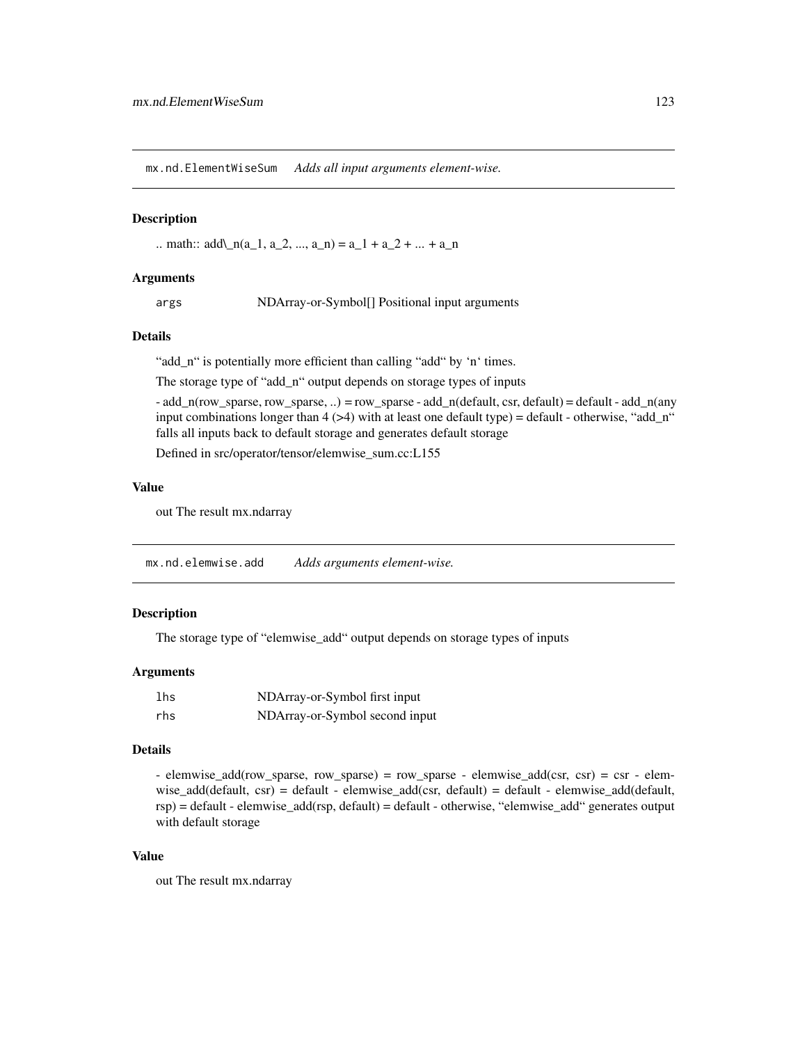## mx.nd.ElementWiseSum    *Adds all input arguments element-wise.*

### Description

.. math:: add\_n(a_1, a_2, ..., a_n) = a_1 + a_2 + ... + a_n

### Arguments

| | |
|---|---|
| `args` | NDArray-or-Symbol[] Positional input arguments |

### Details

"add_n" is potentially more efficient than calling "add" by 'n' times.

The storage type of "add_n" output depends on storage types of inputs

- add_n(row_sparse, row_sparse, ..) = row_sparse - add_n(default, csr, default) = default - add_n(any input combinations longer than 4 (>4) with at least one default type) = default - otherwise, "add_n" falls all inputs back to default storage and generates default storage

Defined in src/operator/tensor/elemwise_sum.cc:L155

### Value

out The result mx.ndarray

## mx.nd.elemwise.add    *Adds arguments element-wise.*

### Description

The storage type of "elemwise_add" output depends on storage types of inputs

### Arguments

| | |
|---|---|
| `lhs` | NDArray-or-Symbol first input |
| `rhs` | NDArray-or-Symbol second input |

### Details

- elemwise_add(row_sparse, row_sparse) = row_sparse - elemwise_add(csr, csr) = csr - elemwise_add(default, csr) = default - elemwise_add(csr, default) = default - elemwise_add(default, rsp) = default - elemwise_add(rsp, default) = default - otherwise, "elemwise_add" generates output with default storage

### Value

out The result mx.ndarray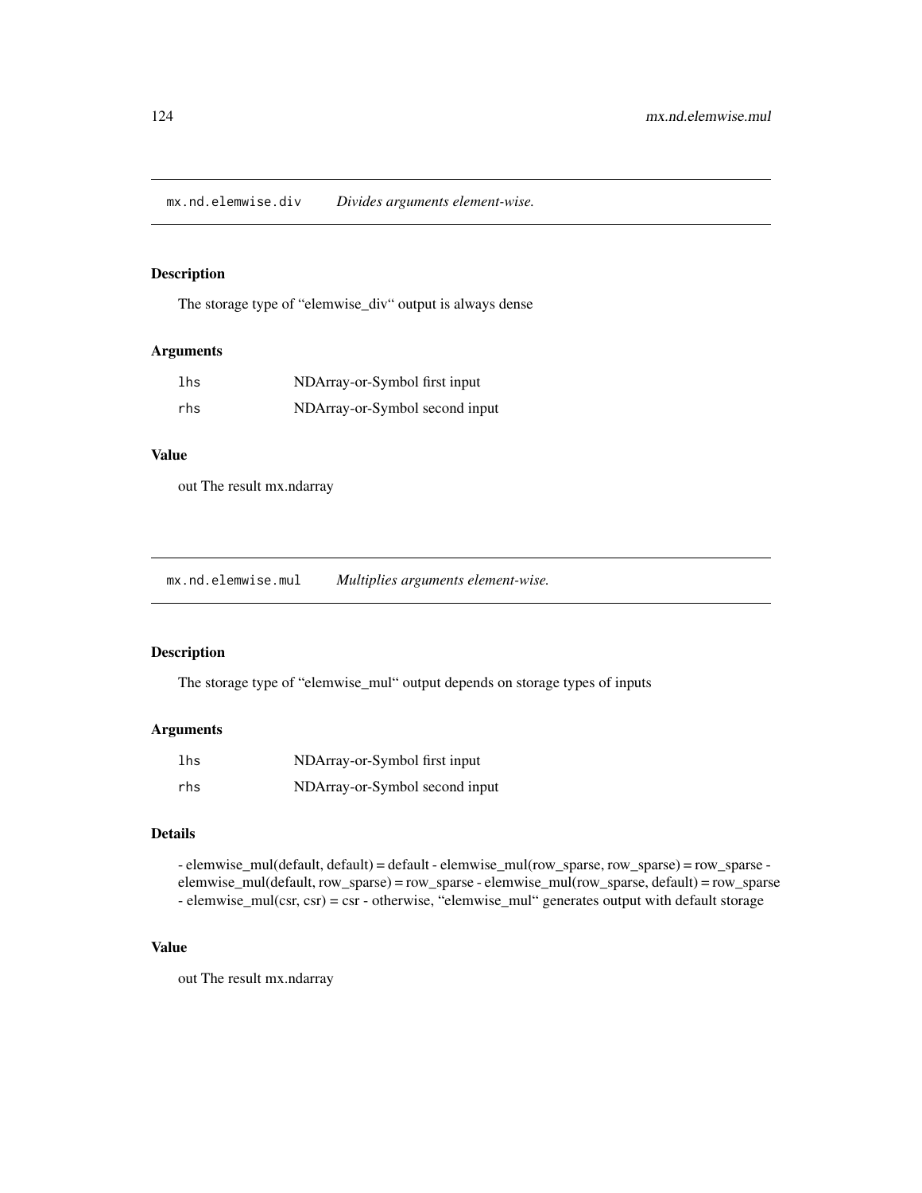## `mx.nd.elemwise.div` *Divides arguments element-wise.*

### Description

The storage type of “elemwise_div“ output is always dense

### Arguments

| | |
|---|---|
| `lhs` | NDArray-or-Symbol first input |
| `rhs` | NDArray-or-Symbol second input |

### Value

out The result mx.ndarray

## `mx.nd.elemwise.mul` *Multiplies arguments element-wise.*

### Description

The storage type of “elemwise_mul“ output depends on storage types of inputs

### Arguments

| | |
|---|---|
| `lhs` | NDArray-or-Symbol first input |
| `rhs` | NDArray-or-Symbol second input |

### Details

- elemwise_mul(default, default) = default - elemwise_mul(row_sparse, row_sparse) = row_sparse - elemwise_mul(default, row_sparse) = row_sparse - elemwise_mul(row_sparse, default) = row_sparse - elemwise_mul(csr, csr) = csr - otherwise, “elemwise_mul“ generates output with default storage

### Value

out The result mx.ndarray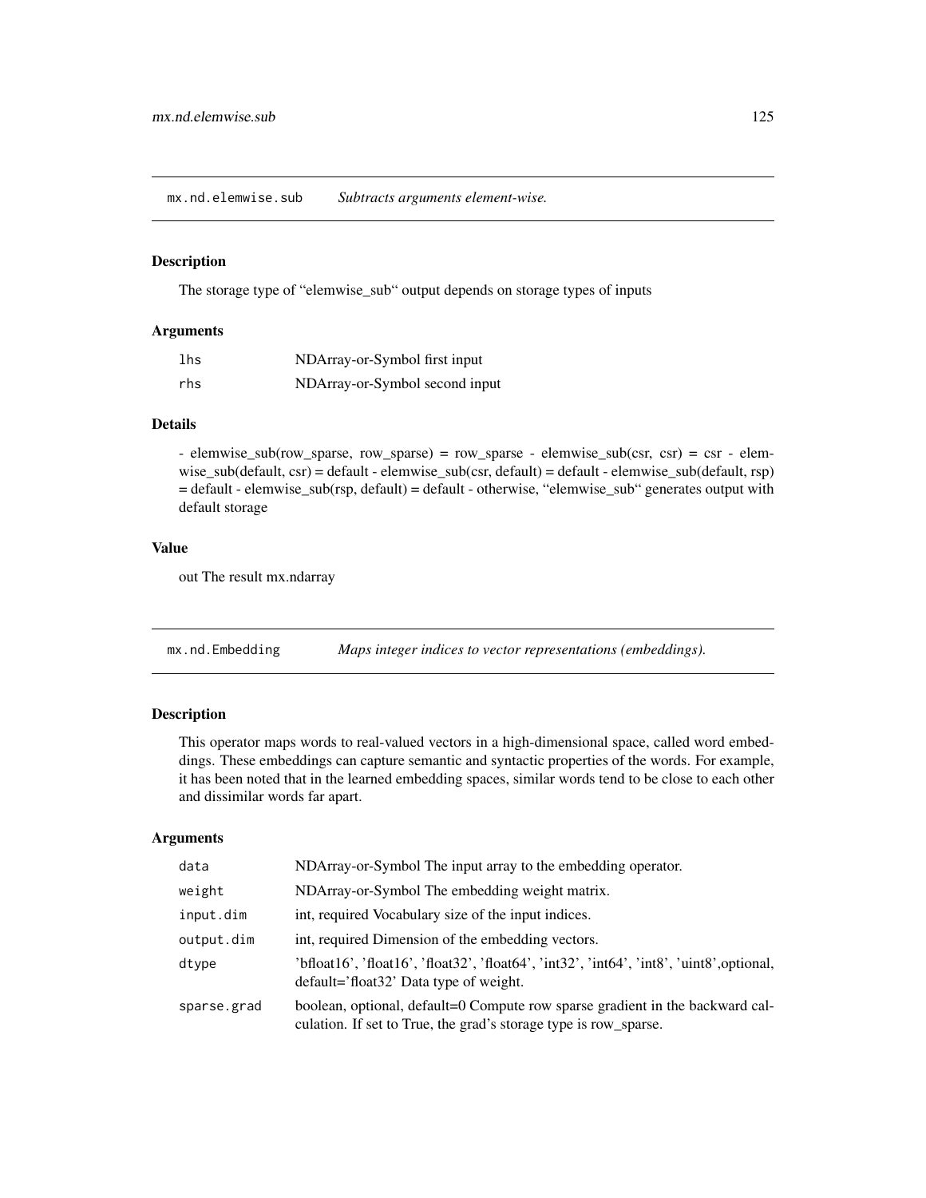## mx.nd.elemwise.sub    *Subtracts arguments element-wise.*

### Description

The storage type of "elemwise_sub" output depends on storage types of inputs

### Arguments

| | |
|---|---|
| lhs | NDArray-or-Symbol first input |
| rhs | NDArray-or-Symbol second input |

### Details

- elemwise_sub(row_sparse, row_sparse) = row_sparse - elemwise_sub(csr, csr) = csr - elemwise_sub(default, csr) = default - elemwise_sub(csr, default) = default - elemwise_sub(default, rsp) = default - elemwise_sub(rsp, default) = default - otherwise, "elemwise_sub" generates output with default storage

### Value

out The result mx.ndarray

## mx.nd.Embedding    *Maps integer indices to vector representations (embeddings).*

### Description

This operator maps words to real-valued vectors in a high-dimensional space, called word embeddings. These embeddings can capture semantic and syntactic properties of the words. For example, it has been noted that in the learned embedding spaces, similar words tend to be close to each other and dissimilar words far apart.

### Arguments

| | |
|---|---|
| data | NDArray-or-Symbol The input array to the embedding operator. |
| weight | NDArray-or-Symbol The embedding weight matrix. |
| input.dim | int, required Vocabulary size of the input indices. |
| output.dim | int, required Dimension of the embedding vectors. |
| dtype | 'bfloat16', 'float16', 'float32', 'float64', 'int32', 'int64', 'int8', 'uint8',optional, default='float32' Data type of weight. |
| sparse.grad | boolean, optional, default=0 Compute row sparse gradient in the backward calculation. If set to True, the grad's storage type is row_sparse. |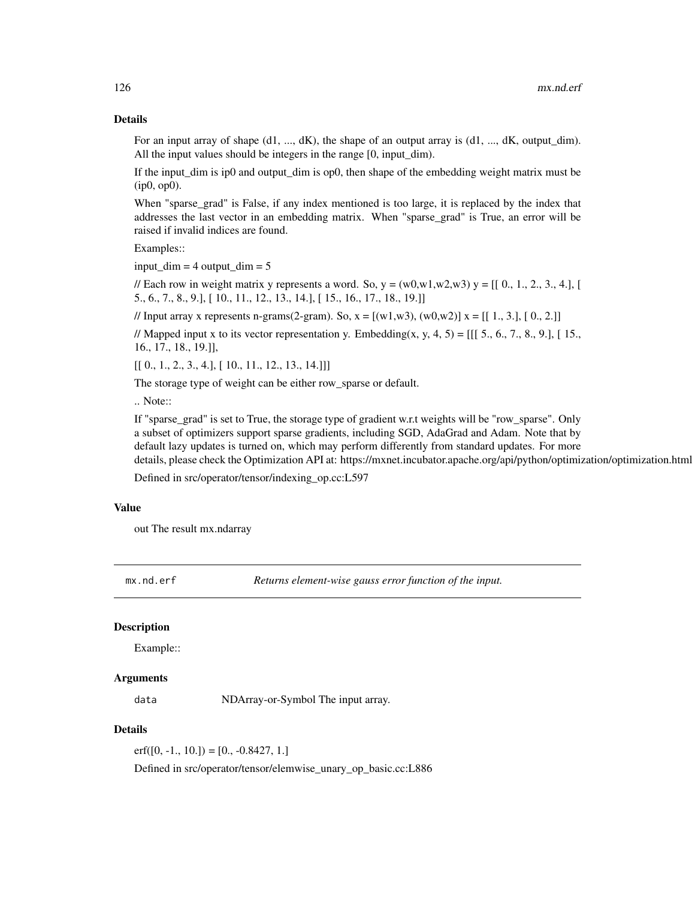### Details

For an input array of shape (d1, ..., dK), the shape of an output array is (d1, ..., dK, output_dim). All the input values should be integers in the range [0, input_dim).

If the input_dim is ip0 and output_dim is op0, then shape of the embedding weight matrix must be (ip0, op0).

When "sparse_grad" is False, if any index mentioned is too large, it is replaced by the index that addresses the last vector in an embedding matrix. When "sparse_grad" is True, an error will be raised if invalid indices are found.

Examples::

input_dim = 4 output_dim = 5

// Each row in weight matrix y represents a word. So, y = (w0,w1,w2,w3) y = [[ 0., 1., 2., 3., 4.], [ 5., 6., 7., 8., 9.], [ 10., 11., 12., 13., 14.], [ 15., 16., 17., 18., 19.]]

// Input array x represents n-grams(2-gram). So, x = [(w1,w3), (w0,w2)] x = [[ 1., 3.], [ 0., 2.]]

// Mapped input x to its vector representation y. Embedding(x, y, 4, 5) = [[[ 5., 6., 7., 8., 9.], [ 15., 16., 17., 18., 19.]],

[[ 0., 1., 2., 3., 4.], [ 10., 11., 12., 13., 14.]]]

The storage type of weight can be either row_sparse or default.

.. Note::

If "sparse_grad" is set to True, the storage type of gradient w.r.t weights will be "row_sparse". Only a subset of optimizers support sparse gradients, including SGD, AdaGrad and Adam. Note that by default lazy updates is turned on, which may perform differently from standard updates. For more details, please check the Optimization API at: https://mxnet.incubator.apache.org/api/python/optimization/optimization.html

Defined in src/operator/tensor/indexing_op.cc:L597

### Value

out The result mx.ndarray

---

## mx.nd.erf — *Returns element-wise gauss error function of the input.*

### Description

Example::

### Arguments

| | |
|---|---|
| `data` | NDArray-or-Symbol The input array. |

### Details

erf([0, -1., 10.]) = [0., -0.8427, 1.]

Defined in src/operator/tensor/elemwise_unary_op_basic.cc:L886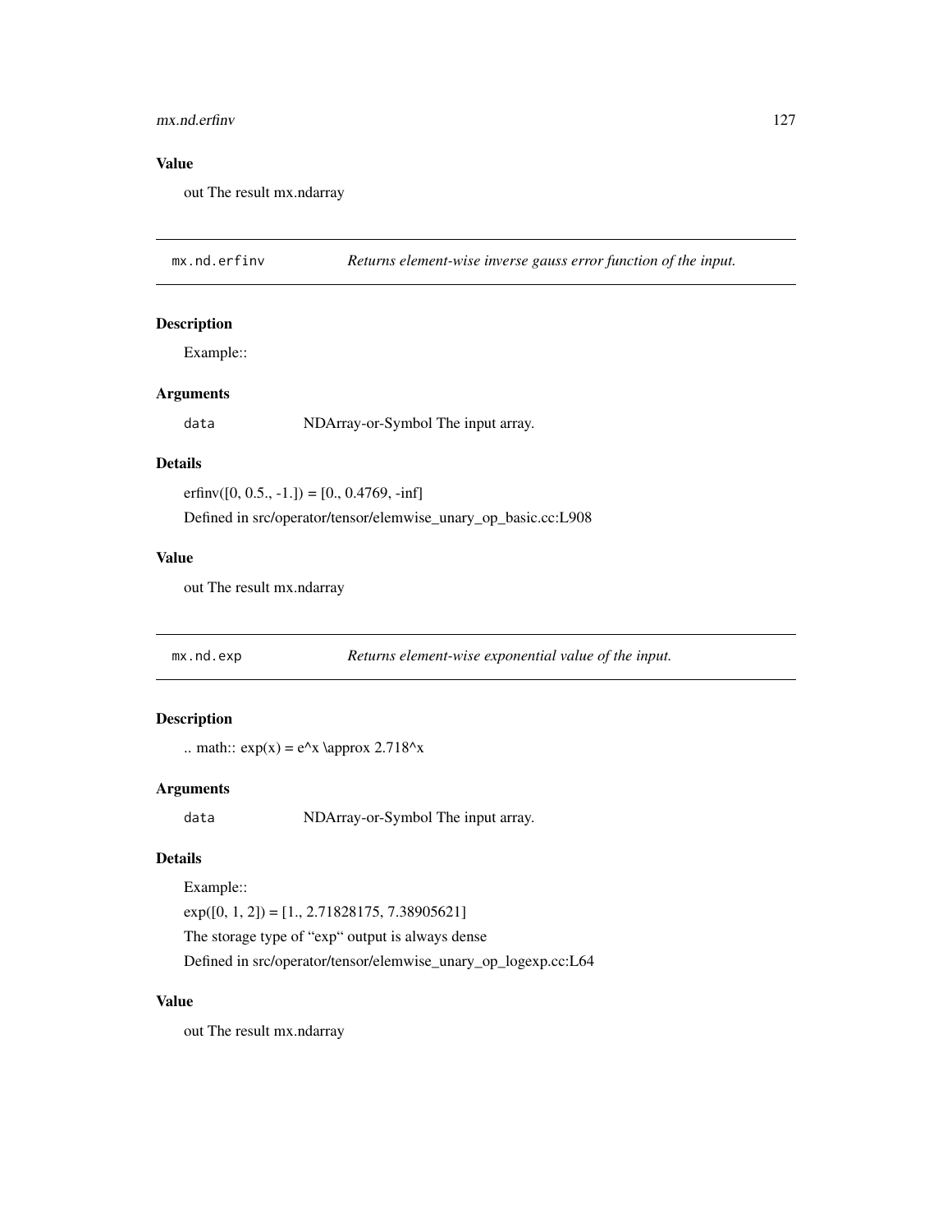### Value

out The result mx.ndarray

---

`mx.nd.erfinv` *Returns element-wise inverse gauss error function of the input.*

---

### Description

Example::

### Arguments

| | |
|---|---|
| `data` | NDArray-or-Symbol The input array. |

### Details

erfinv([0, 0.5., -1.]) = [0., 0.4769, -inf]

Defined in src/operator/tensor/elemwise_unary_op_basic.cc:L908

### Value

out The result mx.ndarray

---

`mx.nd.exp` *Returns element-wise exponential value of the input.*

---

### Description

.. math:: exp(x) = e^x \approx 2.718^x

### Arguments

| | |
|---|---|
| `data` | NDArray-or-Symbol The input array. |

### Details

Example::

exp([0, 1, 2]) = [1., 2.71828175, 7.38905621]

The storage type of "exp" output is always dense

Defined in src/operator/tensor/elemwise_unary_op_logexp.cc:L64

### Value

out The result mx.ndarray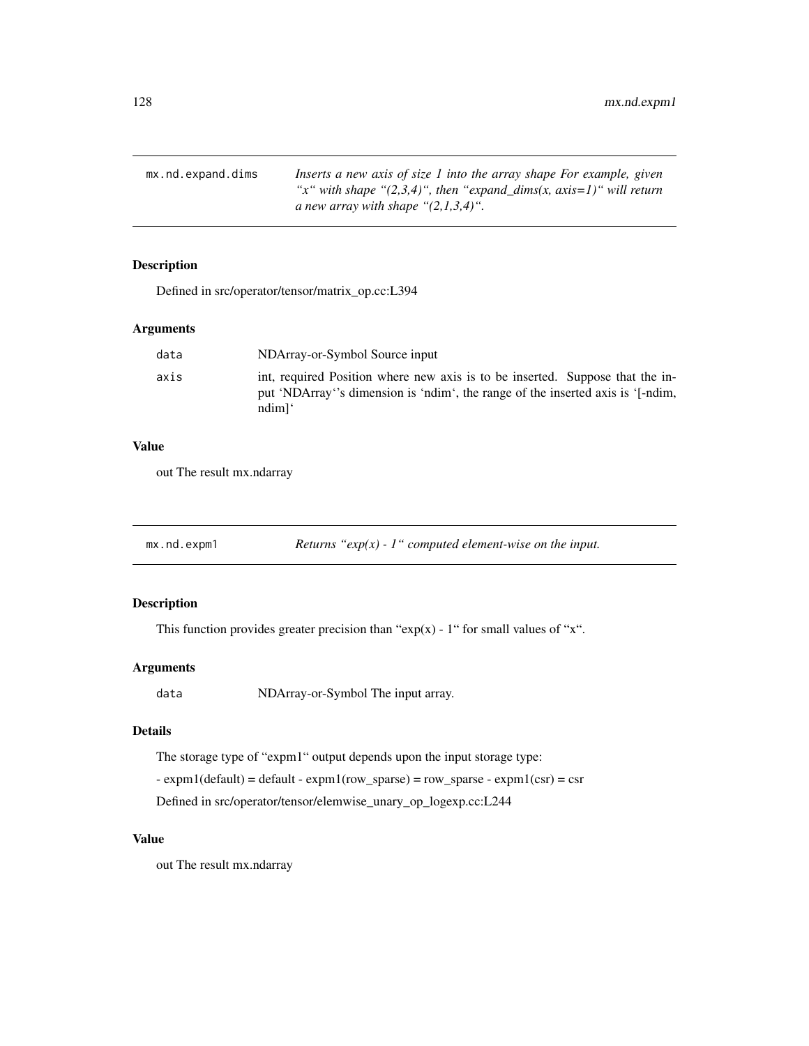## mx.nd.expand.dims

*Inserts a new axis of size 1 into the array shape For example, given "x" with shape "(2,3,4)", then "expand_dims(x, axis=1)" will return a new array with shape "(2,1,3,4)".*

### Description

Defined in src/operator/tensor/matrix_op.cc:L394

### Arguments

| | |
|---|---|
| `data` | NDArray-or-Symbol Source input |
| `axis` | int, required Position where new axis is to be inserted. Suppose that the input 'NDArray''s dimension is 'ndim', the range of the inserted axis is '[-ndim, ndim]' |

### Value

out The result mx.ndarray

## mx.nd.expm1

*Returns "exp(x) - 1" computed element-wise on the input.*

### Description

This function provides greater precision than "exp(x) - 1" for small values of "x".

### Arguments

| | |
|---|---|
| `data` | NDArray-or-Symbol The input array. |

### Details

The storage type of "expm1" output depends upon the input storage type:

- expm1(default) = default - expm1(row_sparse) = row_sparse - expm1(csr) = csr

Defined in src/operator/tensor/elemwise_unary_op_logexp.cc:L244

### Value

out The result mx.ndarray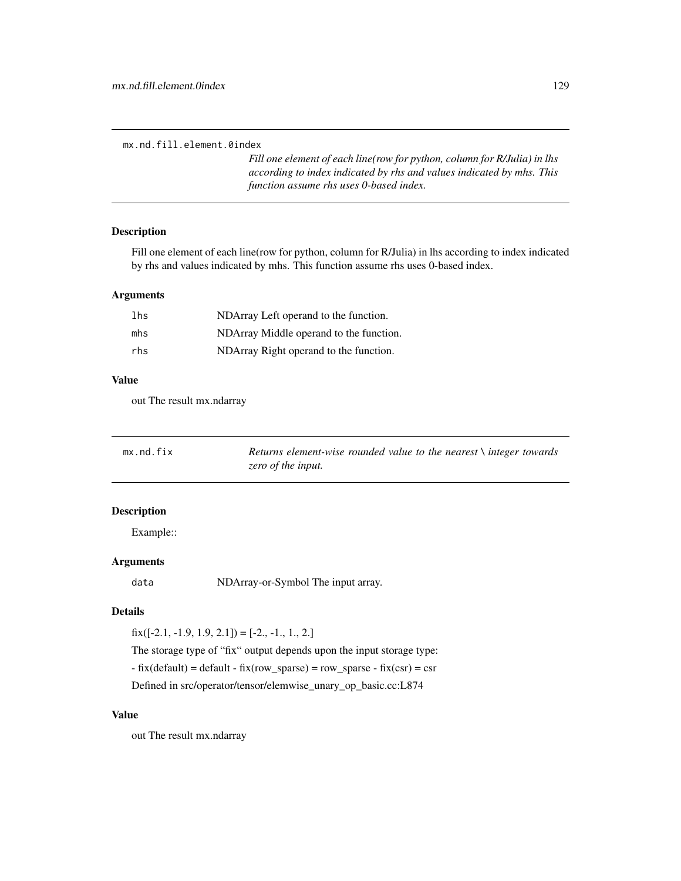## mx.nd.fill.element.0index

*Fill one element of each line(row for python, column for R/Julia) in lhs according to index indicated by rhs and values indicated by mhs. This function assume rhs uses 0-based index.*

### Description

Fill one element of each line(row for python, column for R/Julia) in lhs according to index indicated by rhs and values indicated by mhs. This function assume rhs uses 0-based index.

### Arguments

| | |
|---|---|
| `lhs` | NDArray Left operand to the function. |
| `mhs` | NDArray Middle operand to the function. |
| `rhs` | NDArray Right operand to the function. |

### Value

out The result mx.ndarray

## mx.nd.fix

*Returns element-wise rounded value to the nearest \ integer towards zero of the input.*

### Description

Example::

### Arguments

| | |
|---|---|
| `data` | NDArray-or-Symbol The input array. |

### Details

fix([-2.1, -1.9, 1.9, 2.1]) = [-2., -1., 1., 2.]

The storage type of "fix" output depends upon the input storage type:

- fix(default) = default - fix(row_sparse) = row_sparse - fix(csr) = csr

Defined in src/operator/tensor/elemwise_unary_op_basic.cc:L874

### Value

out The result mx.ndarray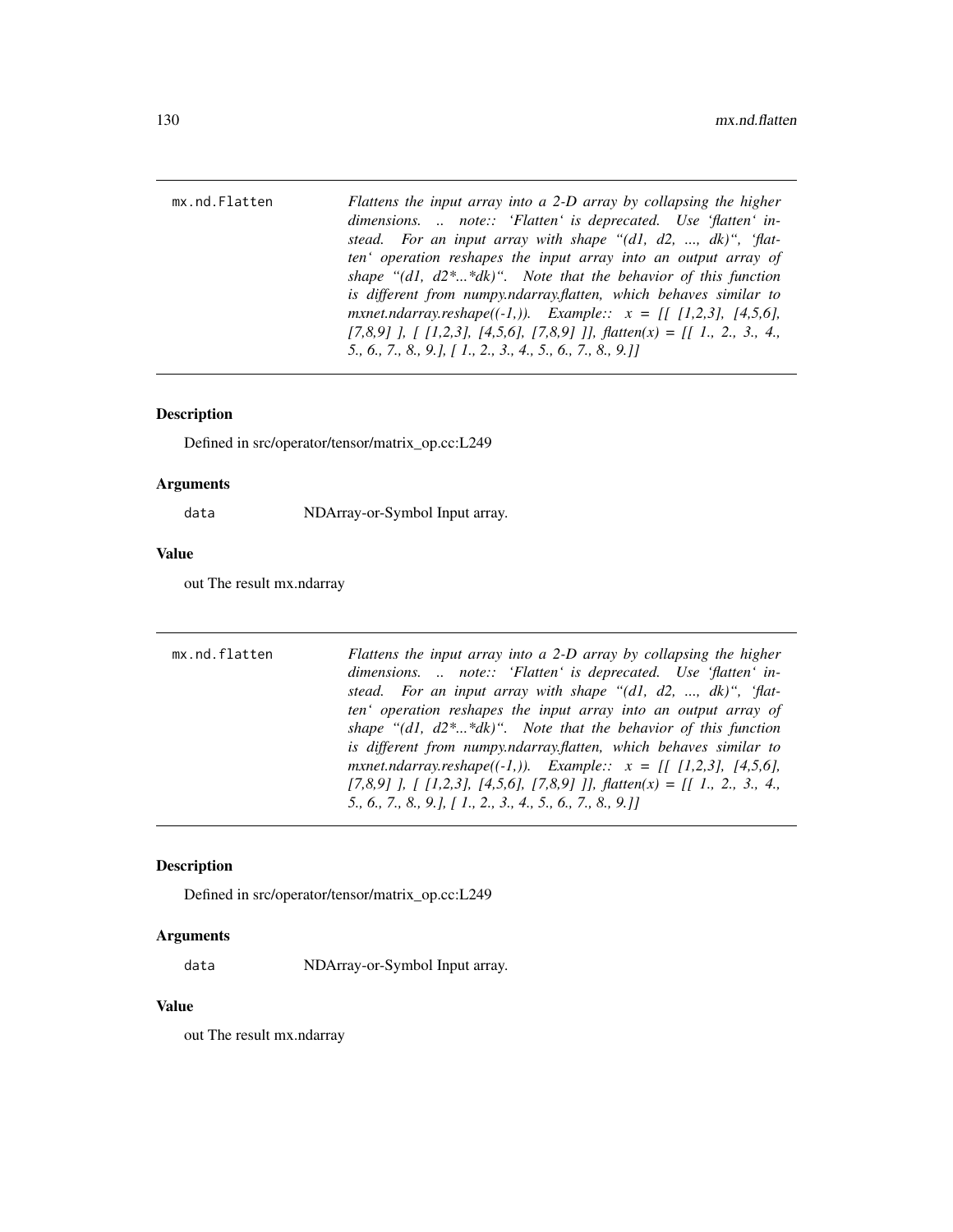## mx.nd.Flatten

*Flattens the input array into a 2-D array by collapsing the higher dimensions. .. note:: 'Flatten' is deprecated. Use 'flatten' instead. For an input array with shape "(d1, d2, ..., dk)", 'flatten' operation reshapes the input array into an output array of shape "(d1, d2*...*dk)". Note that the behavior of this function is different from numpy.ndarray.flatten, which behaves similar to mxnet.ndarray.reshape((-1,)). Example:: x = [[ [1,2,3], [4,5,6], [7,8,9] ], [ [1,2,3], [4,5,6], [7,8,9] ]], flatten(x) = [[ 1., 2., 3., 4., 5., 6., 7., 8., 9.], [ 1., 2., 3., 4., 5., 6., 7., 8., 9.]]*

### Description

Defined in src/operator/tensor/matrix_op.cc:L249

### Arguments

| | |
|---|---|
| `data` | NDArray-or-Symbol Input array. |

### Value

out The result mx.ndarray

## mx.nd.flatten

*Flattens the input array into a 2-D array by collapsing the higher dimensions. .. note:: 'Flatten' is deprecated. Use 'flatten' instead. For an input array with shape "(d1, d2, ..., dk)", 'flatten' operation reshapes the input array into an output array of shape "(d1, d2*...*dk)". Note that the behavior of this function is different from numpy.ndarray.flatten, which behaves similar to mxnet.ndarray.reshape((-1,)). Example:: x = [[ [1,2,3], [4,5,6], [7,8,9] ], [ [1,2,3], [4,5,6], [7,8,9] ]], flatten(x) = [[ 1., 2., 3., 4., 5., 6., 7., 8., 9.], [ 1., 2., 3., 4., 5., 6., 7., 8., 9.]]*

### Description

Defined in src/operator/tensor/matrix_op.cc:L249

### Arguments

| | |
|---|---|
| `data` | NDArray-or-Symbol Input array. |

### Value

out The result mx.ndarray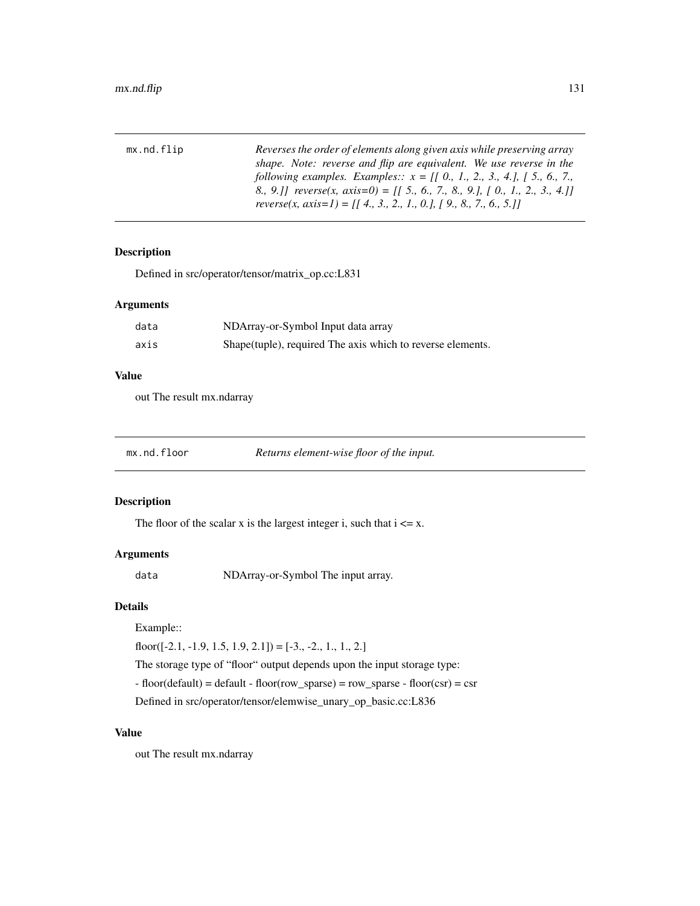## mx.nd.flip

*Reverses the order of elements along given axis while preserving array shape. Note: reverse and flip are equivalent. We use reverse in the following examples. Examples:: x = [[ 0., 1., 2., 3., 4.], [ 5., 6., 7., 8., 9.]] reverse(x, axis=0) = [[ 5., 6., 7., 8., 9.], [ 0., 1., 2., 3., 4.]] reverse(x, axis=1) = [[ 4., 3., 2., 1., 0.], [ 9., 8., 7., 6., 5.]]*

### Description

Defined in src/operator/tensor/matrix_op.cc:L831

### Arguments

| | |
|---|---|
| `data` | NDArray-or-Symbol Input data array |
| `axis` | Shape(tuple), required The axis which to reverse elements. |

### Value

out The result mx.ndarray

## mx.nd.floor

*Returns element-wise floor of the input.*

### Description

The floor of the scalar x is the largest integer i, such that i <= x.

### Arguments

| | |
|---|---|
| `data` | NDArray-or-Symbol The input array. |

### Details

Example::

floor([-2.1, -1.9, 1.5, 1.9, 2.1]) = [-3., -2., 1., 1., 2.]

The storage type of "floor" output depends upon the input storage type:

- floor(default) = default - floor(row_sparse) = row_sparse - floor(csr) = csr

Defined in src/operator/tensor/elemwise_unary_op_basic.cc:L836

### Value

out The result mx.ndarray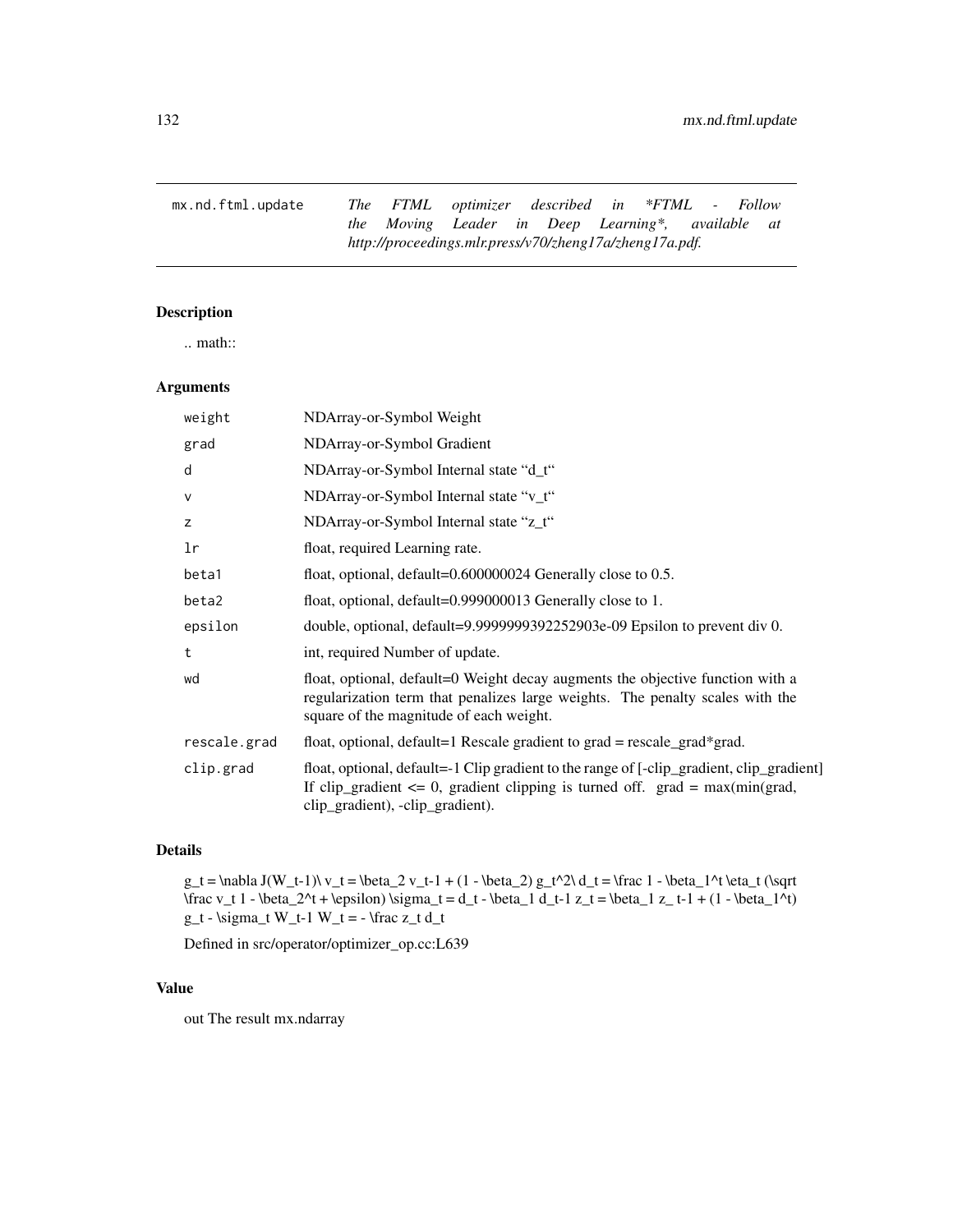## mx.nd.ftml.update

*The FTML optimizer described in *FTML - Follow the Moving Leader in Deep Learning*, available at http://proceedings.mlr.press/v70/zheng17a/zheng17a.pdf.*

### Description

.. math::

### Arguments

| | |
|---|---|
| weight | NDArray-or-Symbol Weight |
| grad | NDArray-or-Symbol Gradient |
| d | NDArray-or-Symbol Internal state "d_t" |
| v | NDArray-or-Symbol Internal state "v_t" |
| z | NDArray-or-Symbol Internal state "z_t" |
| lr | float, required Learning rate. |
| beta1 | float, optional, default=0.600000024 Generally close to 0.5. |
| beta2 | float, optional, default=0.999000013 Generally close to 1. |
| epsilon | double, optional, default=9.9999999392252903e-09 Epsilon to prevent div 0. |
| t | int, required Number of update. |
| wd | float, optional, default=0 Weight decay augments the objective function with a regularization term that penalizes large weights. The penalty scales with the square of the magnitude of each weight. |
| rescale.grad | float, optional, default=1 Rescale gradient to grad = rescale_grad*grad. |
| clip.grad | float, optional, default=-1 Clip gradient to the range of [-clip_gradient, clip_gradient] If clip_gradient <= 0, gradient clipping is turned off. grad = max(min(grad, clip_gradient), -clip_gradient). |

### Details

g_t = \nabla J(W_t-1)\ v_t = \beta_2 v_t-1 + (1 - \beta_2) g_t^2\ d_t = \frac 1 - \beta_1^t \eta_t (\sqrt \frac v_t 1 - \beta_2^t + \epsilon) \sigma_t = d_t - \beta_1 d_t-1 z_t = \beta_1 z_ t-1 + (1 - \beta_1^t) g_t - \sigma_t W_t-1 W_t = - \frac z_t d_t

Defined in src/operator/optimizer_op.cc:L639

### Value

out The result mx.ndarray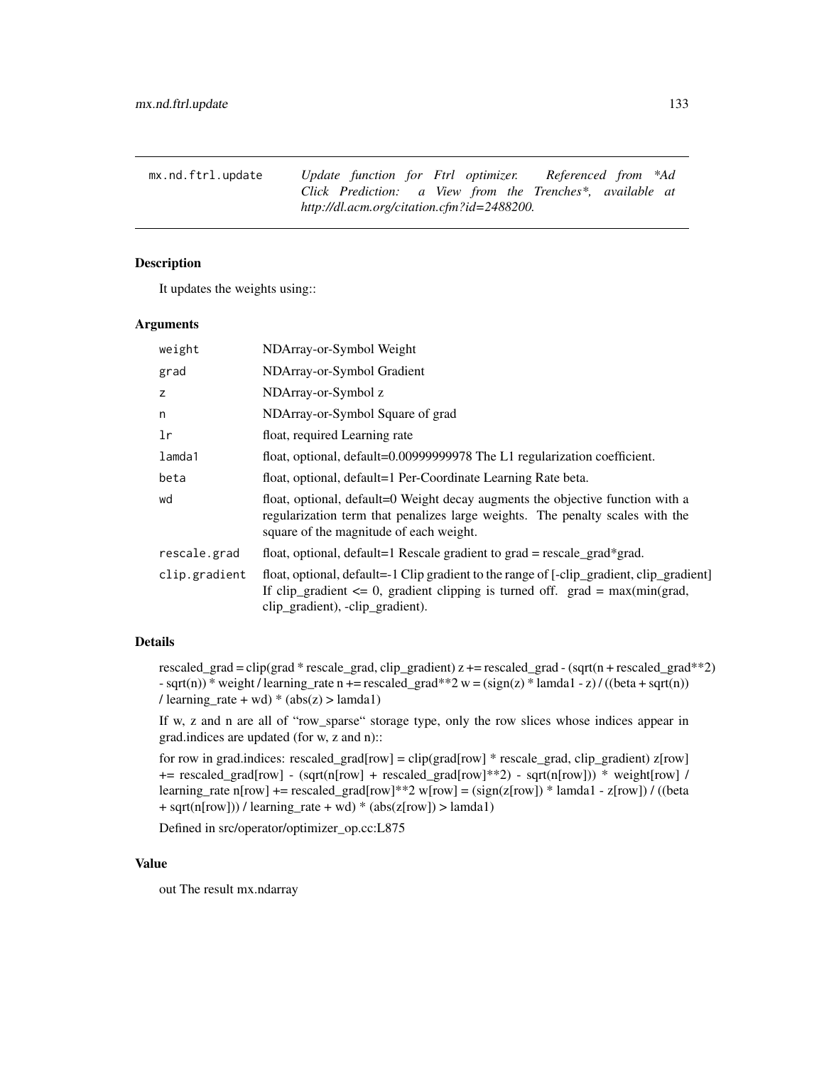## mx.nd.ftrl.update

*Update function for Ftrl optimizer. Referenced from *Ad Click Prediction: a View from the Trenches*, available at http://dl.acm.org/citation.cfm?id=2488200.*

### Description

It updates the weights using::

### Arguments

| | |
|---|---|
| `weight` | NDArray-or-Symbol Weight |
| `grad` | NDArray-or-Symbol Gradient |
| `z` | NDArray-or-Symbol z |
| `n` | NDArray-or-Symbol Square of grad |
| `lr` | float, required Learning rate |
| `lamda1` | float, optional, default=0.00999999978 The L1 regularization coefficient. |
| `beta` | float, optional, default=1 Per-Coordinate Learning Rate beta. |
| `wd` | float, optional, default=0 Weight decay augments the objective function with a regularization term that penalizes large weights. The penalty scales with the square of the magnitude of each weight. |
| `rescale.grad` | float, optional, default=1 Rescale gradient to grad = rescale_grad*grad. |
| `clip.gradient` | float, optional, default=-1 Clip gradient to the range of [-clip_gradient, clip_gradient] If clip_gradient <= 0, gradient clipping is turned off. grad = max(min(grad, clip_gradient), -clip_gradient). |

### Details

rescaled_grad = clip(grad * rescale_grad, clip_gradient) z += rescaled_grad - (sqrt(n + rescaled_grad**2) - sqrt(n)) * weight / learning_rate n += rescaled_grad**2 w = (sign(z) * lamda1 - z) / ((beta + sqrt(n)) / learning_rate + wd) * (abs(z) > lamda1)

If w, z and n are all of "row_sparse" storage type, only the row slices whose indices appear in grad.indices are updated (for w, z and n)::

for row in grad.indices: rescaled_grad[row] = clip(grad[row] * rescale_grad, clip_gradient) z[row] += rescaled_grad[row] - (sqrt(n[row] + rescaled_grad[row]**2) - sqrt(n[row])) * weight[row] / learning_rate n[row] += rescaled_grad[row]**2 w[row] = (sign(z[row]) * lamda1 - z[row]) / ((beta + sqrt(n[row])) / learning_rate + wd) * (abs(z[row]) > lamda1)

Defined in src/operator/optimizer_op.cc:L875

### Value

out The result mx.ndarray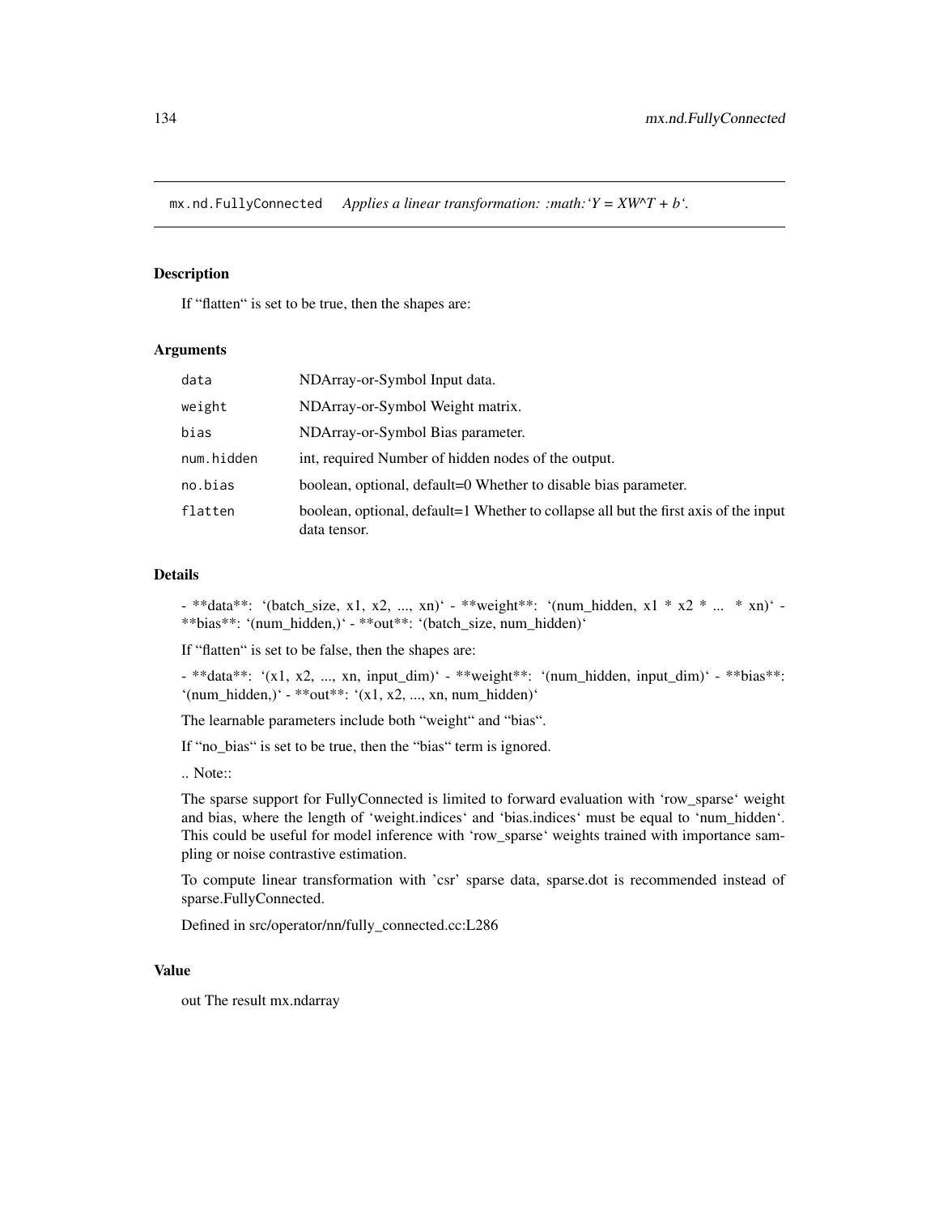## mx.nd.FullyConnected *Applies a linear transformation: :math:'Y = XW^T + b'.*

### Description

If "flatten" is set to be true, then the shapes are:

### Arguments

| | |
|---|---|
| data | NDArray-or-Symbol Input data. |
| weight | NDArray-or-Symbol Weight matrix. |
| bias | NDArray-or-Symbol Bias parameter. |
| num.hidden | int, required Number of hidden nodes of the output. |
| no.bias | boolean, optional, default=0 Whether to disable bias parameter. |
| flatten | boolean, optional, default=1 Whether to collapse all but the first axis of the input data tensor. |

### Details

- **data**: '(batch_size, x1, x2, ..., xn)' - **weight**: '(num_hidden, x1 * x2 * ... * xn)' - **bias**: '(num_hidden,)' - **out**: '(batch_size, num_hidden)'

If "flatten" is set to be false, then the shapes are:

- **data**: '(x1, x2, ..., xn, input_dim)' - **weight**: '(num_hidden, input_dim)' - **bias**: '(num_hidden,)' - **out**: '(x1, x2, ..., xn, num_hidden)'

The learnable parameters include both "weight" and "bias".

If "no_bias" is set to be true, then the "bias" term is ignored.

.. Note::

The sparse support for FullyConnected is limited to forward evaluation with 'row_sparse' weight and bias, where the length of 'weight.indices' and 'bias.indices' must be equal to 'num_hidden'. This could be useful for model inference with 'row_sparse' weights trained with importance sampling or noise contrastive estimation.

To compute linear transformation with 'csr' sparse data, sparse.dot is recommended instead of sparse.FullyConnected.

Defined in src/operator/nn/fully_connected.cc:L286

### Value

out The result mx.ndarray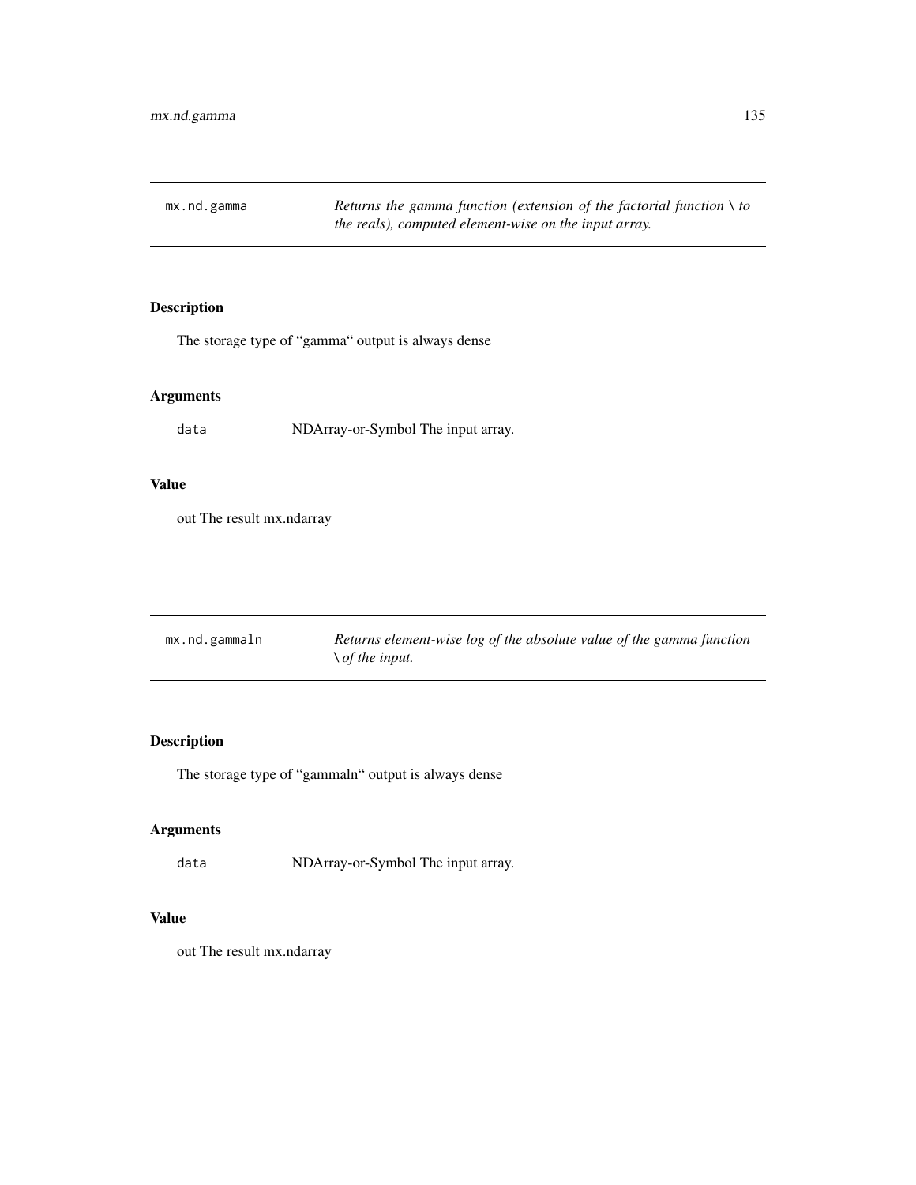## mx.nd.gamma

*Returns the gamma function (extension of the factorial function \ to the reals), computed element-wise on the input array.*

### Description

The storage type of “gamma“ output is always dense

### Arguments

data NDArray-or-Symbol The input array.

### Value

out The result mx.ndarray

## mx.nd.gammaln

*Returns element-wise log of the absolute value of the gamma function \ of the input.*

### Description

The storage type of “gammaln“ output is always dense

### Arguments

data NDArray-or-Symbol The input array.

### Value

out The result mx.ndarray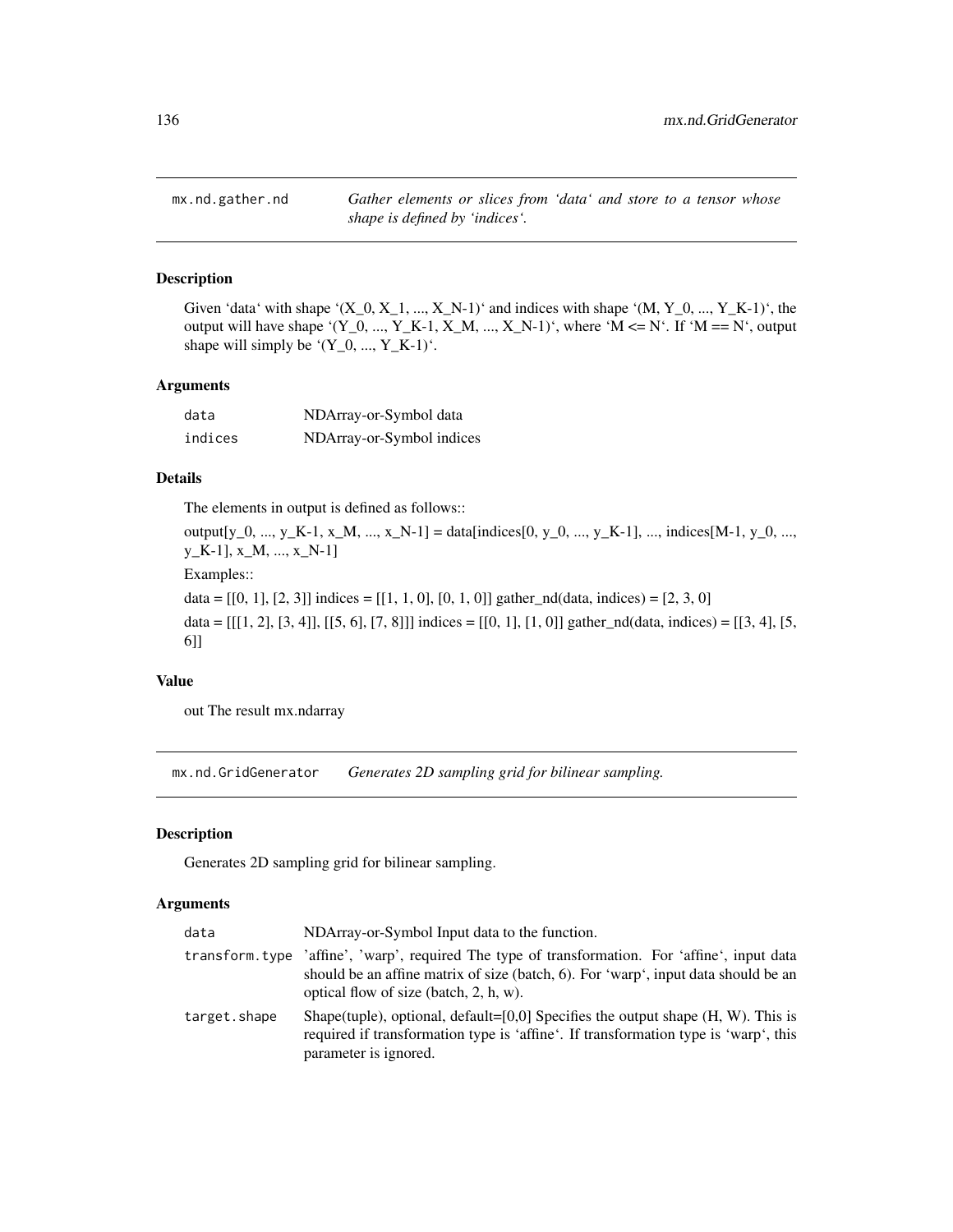## mx.nd.gather.nd

*Gather elements or slices from 'data' and store to a tensor whose shape is defined by 'indices'.*

### Description

Given 'data' with shape '(X_0, X_1, ..., X_N-1)' and indices with shape '(M, Y_0, ..., Y_K-1)', the output will have shape '(Y_0, ..., Y_K-1, X_M, ..., X_N-1)', where 'M <= N'. If 'M == N', output shape will simply be '(Y_0, ..., Y_K-1)'.

### Arguments

| | |
|---|---|
| `data` | NDArray-or-Symbol data |
| `indices` | NDArray-or-Symbol indices |

### Details

The elements in output is defined as follows::

output[y_0, ..., y_K-1, x_M, ..., x_N-1] = data[indices[0, y_0, ..., y_K-1], ..., indices[M-1, y_0, ..., y_K-1], x_M, ..., x_N-1]

Examples::

data = [[0, 1], [2, 3]] indices = [[1, 1, 0], [0, 1, 0]] gather_nd(data, indices) = [2, 3, 0]

data = [[[1, 2], [3, 4]], [[5, 6], [7, 8]]] indices = [[0, 1], [1, 0]] gather_nd(data, indices) = [[3, 4], [5, 6]]

### Value

out The result mx.ndarray

## mx.nd.GridGenerator

*Generates 2D sampling grid for bilinear sampling.*

### Description

Generates 2D sampling grid for bilinear sampling.

### Arguments

| | |
|---|---|
| `data` | NDArray-or-Symbol Input data to the function. |
| `transform.type` | 'affine', 'warp', required The type of transformation. For 'affine', input data should be an affine matrix of size (batch, 6). For 'warp', input data should be an optical flow of size (batch, 2, h, w). |
| `target.shape` | Shape(tuple), optional, default=[0,0] Specifies the output shape (H, W). This is required if transformation type is 'affine'. If transformation type is 'warp', this parameter is ignored. |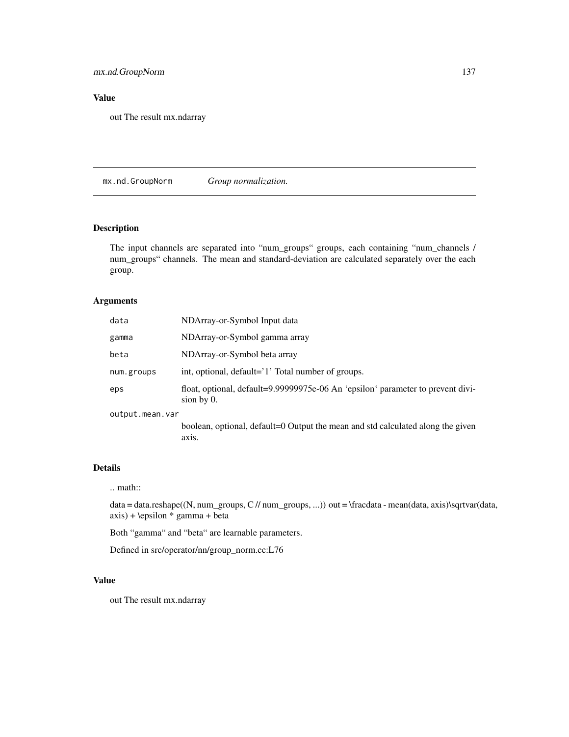## Value

out The result mx.ndarray

---

`mx.nd.GroupNorm` *Group normalization.*

---

### Description

The input channels are separated into "num_groups" groups, each containing "num_channels / num_groups" channels. The mean and standard-deviation are calculated separately over the each group.

### Arguments

| | |
|---|---|
| `data` | NDArray-or-Symbol Input data |
| `gamma` | NDArray-or-Symbol gamma array |
| `beta` | NDArray-or-Symbol beta array |
| `num.groups` | int, optional, default='1' Total number of groups. |
| `eps` | float, optional, default=9.99999975e-06 An 'epsilon' parameter to prevent division by 0. |
| `output.mean.var` | boolean, optional, default=0 Output the mean and std calculated along the given axis. |

### Details

.. math::

data = data.reshape((N, num_groups, C // num_groups, ...)) out = \fracdata - mean(data, axis)\sqrtvar(data, axis) + \epsilon * gamma + beta

Both "gamma" and "beta" are learnable parameters.

Defined in src/operator/nn/group_norm.cc:L76

### Value

out The result mx.ndarray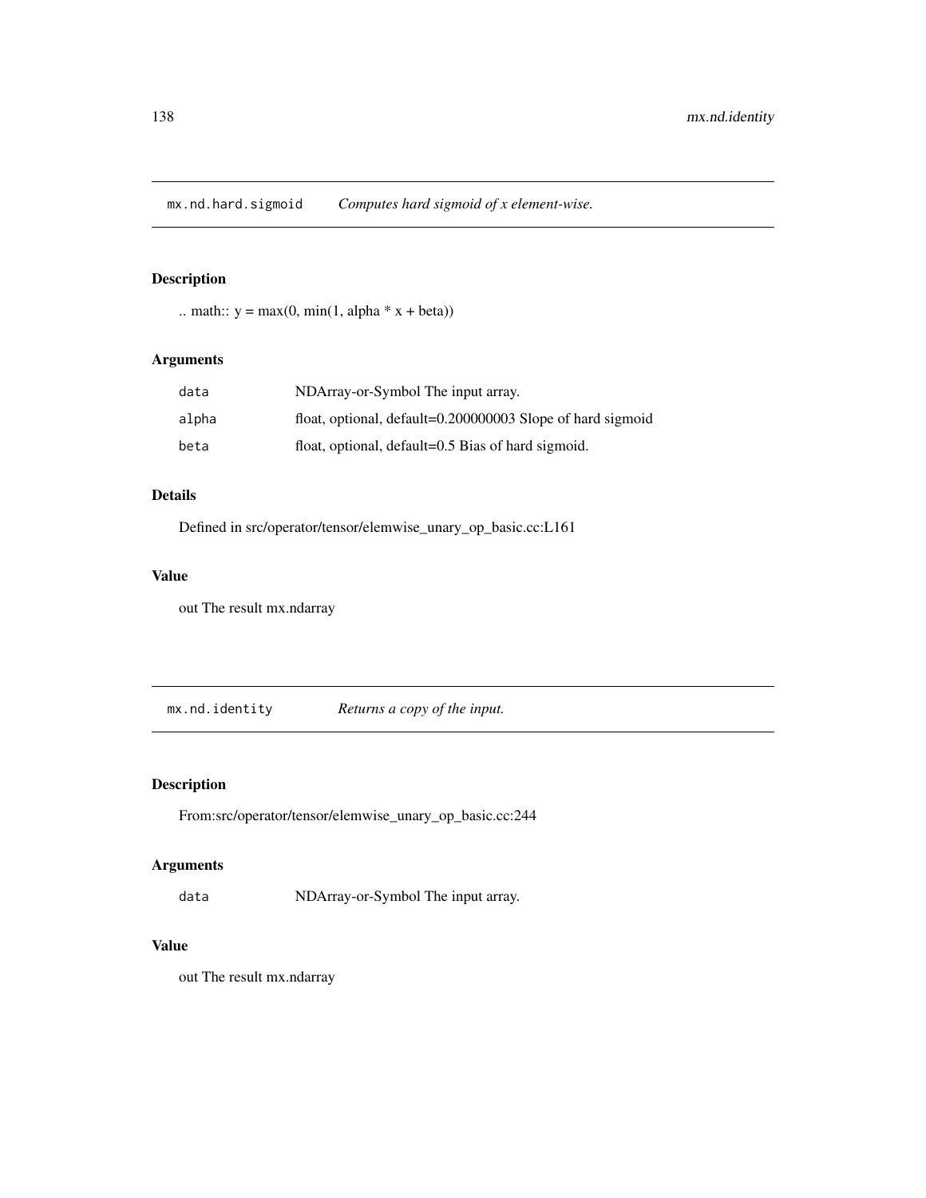## mx.nd.hard.sigmoid *Computes hard sigmoid of x element-wise.*

### Description

.. math:: y = max(0, min(1, alpha * x + beta))

### Arguments

| | |
|---|---|
| `data` | NDArray-or-Symbol The input array. |
| `alpha` | float, optional, default=0.200000003 Slope of hard sigmoid |
| `beta` | float, optional, default=0.5 Bias of hard sigmoid. |

### Details

Defined in src/operator/tensor/elemwise_unary_op_basic.cc:L161

### Value

out The result mx.ndarray

## mx.nd.identity *Returns a copy of the input.*

### Description

From:src/operator/tensor/elemwise_unary_op_basic.cc:244

### Arguments

| | |
|---|---|
| `data` | NDArray-or-Symbol The input array. |

### Value

out The result mx.ndarray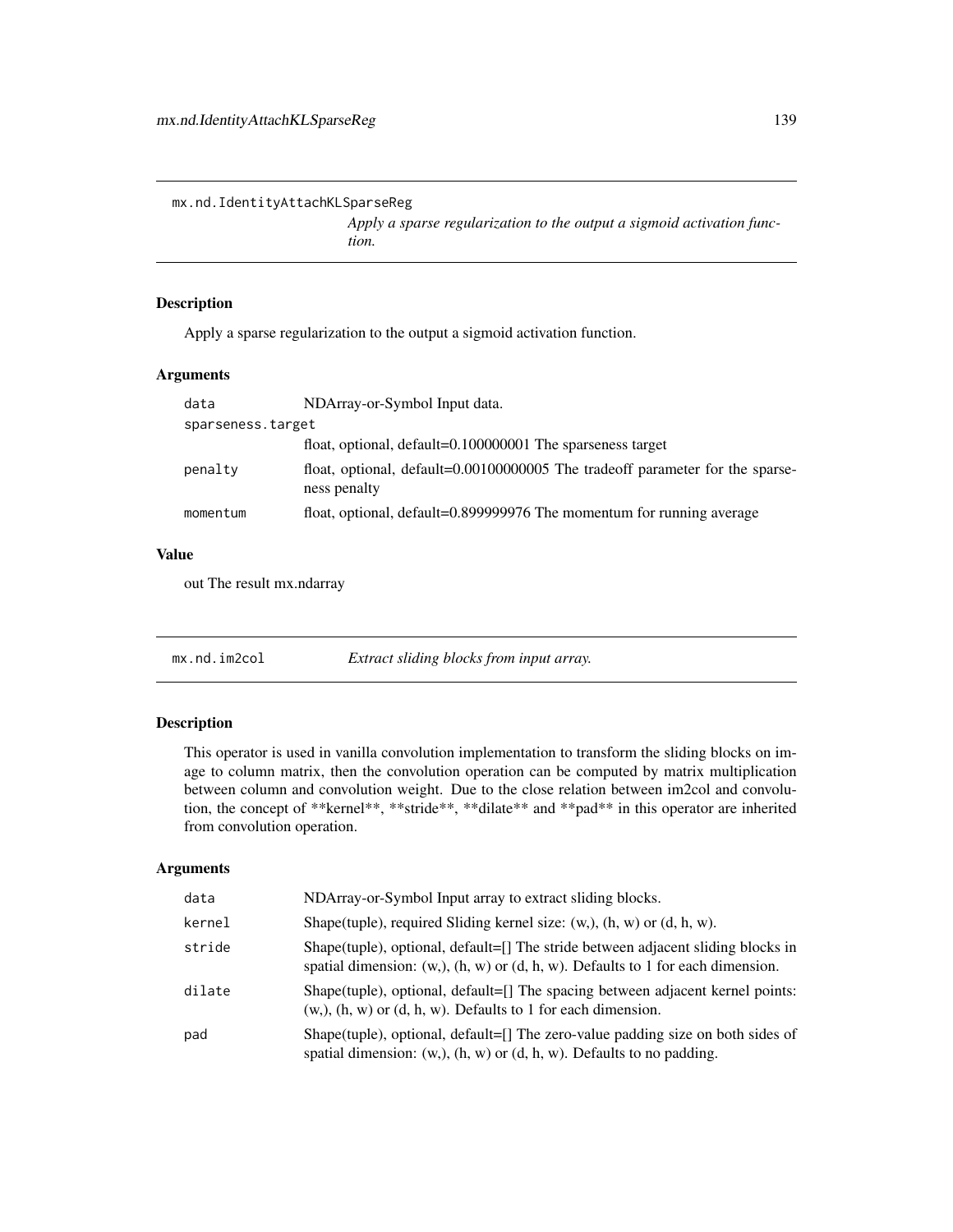## mx.nd.IdentityAttachKLSparseReg

*Apply a sparse regularization to the output a sigmoid activation function.*

### Description

Apply a sparse regularization to the output a sigmoid activation function.

### Arguments

| | |
|---|---|
| `data` | NDArray-or-Symbol Input data. |
| `sparseness.target` | float, optional, default=0.100000001 The sparseness target |
| `penalty` | float, optional, default=0.00100000005 The tradeoff parameter for the sparseness penalty |
| `momentum` | float, optional, default=0.899999976 The momentum for running average |

### Value

out The result mx.ndarray

## mx.nd.im2col

*Extract sliding blocks from input array.*

### Description

This operator is used in vanilla convolution implementation to transform the sliding blocks on image to column matrix, then the convolution operation can be computed by matrix multiplication between column and convolution weight. Due to the close relation between im2col and convolution, the concept of **kernel**, **stride**, **dilate** and **pad** in this operator are inherited from convolution operation.

### Arguments

| | |
|---|---|
| `data` | NDArray-or-Symbol Input array to extract sliding blocks. |
| `kernel` | Shape(tuple), required Sliding kernel size: (w,), (h, w) or (d, h, w). |
| `stride` | Shape(tuple), optional, default=[] The stride between adjacent sliding blocks in spatial dimension: (w,), (h, w) or (d, h, w). Defaults to 1 for each dimension. |
| `dilate` | Shape(tuple), optional, default=[] The spacing between adjacent kernel points: (w,), (h, w) or (d, h, w). Defaults to 1 for each dimension. |
| `pad` | Shape(tuple), optional, default=[] The zero-value padding size on both sides of spatial dimension: (w,), (h, w) or (d, h, w). Defaults to no padding. |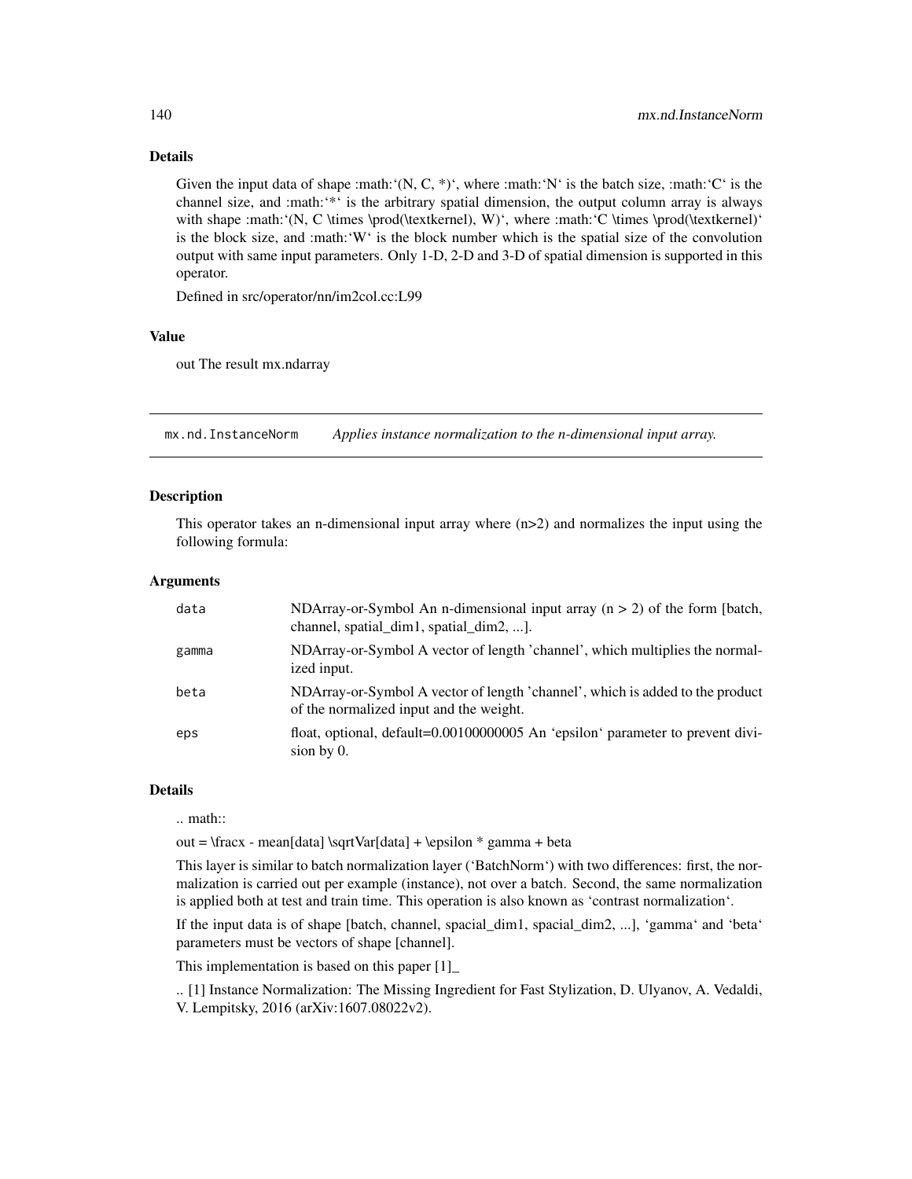## Details

Given the input data of shape :math:'(N, C, *)', where :math:'N' is the batch size, :math:'C' is the channel size, and :math:'*' is the arbitrary spatial dimension, the output column array is always with shape :math:'(N, C \times \prod(\textkernel), W)', where :math:'C \times \prod(\textkernel)' is the block size, and :math:'W' is the block number which is the spatial size of the convolution output with same input parameters. Only 1-D, 2-D and 3-D of spatial dimension is supported in this operator.

Defined in src/operator/nn/im2col.cc:L99

## Value

out The result mx.ndarray

---

`mx.nd.InstanceNorm` *Applies instance normalization to the n-dimensional input array.*

---

## Description

This operator takes an n-dimensional input array where (n>2) and normalizes the input using the following formula:

## Arguments

| | |
|---|---|
| `data` | NDArray-or-Symbol An n-dimensional input array (n > 2) of the form [batch, channel, spatial_dim1, spatial_dim2, ...]. |
| `gamma` | NDArray-or-Symbol A vector of length 'channel', which multiplies the normalized input. |
| `beta` | NDArray-or-Symbol A vector of length 'channel', which is added to the product of the normalized input and the weight. |
| `eps` | float, optional, default=0.00100000005 An 'epsilon' parameter to prevent division by 0. |

## Details

.. math::

out = \fracx - mean[data] \sqrtVar[data] + \epsilon * gamma + beta

This layer is similar to batch normalization layer ('BatchNorm') with two differences: first, the normalization is carried out per example (instance), not over a batch. Second, the same normalization is applied both at test and train time. This operation is also known as 'contrast normalization'.

If the input data is of shape [batch, channel, spacial_dim1, spacial_dim2, ...], 'gamma' and 'beta' parameters must be vectors of shape [channel].

This implementation is based on this paper [1]_

.. [1] Instance Normalization: The Missing Ingredient for Fast Stylization, D. Ulyanov, A. Vedaldi, V. Lempitsky, 2016 (arXiv:1607.08022v2).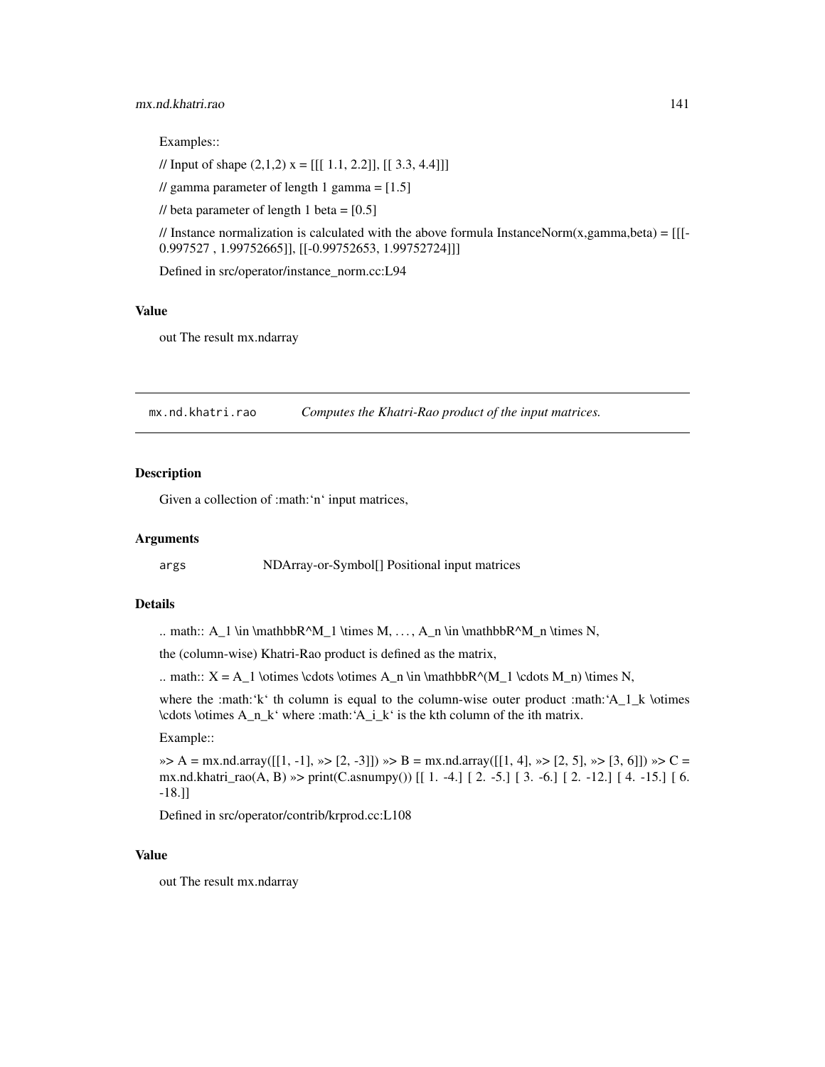Examples::

// Input of shape (2,1,2) x = [[[ 1.1, 2.2]], [[ 3.3, 4.4]]]

// gamma parameter of length 1 gamma = [1.5]

// beta parameter of length 1 beta = [0.5]

// Instance normalization is calculated with the above formula InstanceNorm(x,gamma,beta) = [[[-0.997527 , 1.99752665]], [[-0.99752653, 1.99752724]]]

Defined in src/operator/instance_norm.cc:L94

### Value

out The result mx.ndarray

---

## mx.nd.khatri.rao — *Computes the Khatri-Rao product of the input matrices.*

### Description

Given a collection of :math:‘n‘ input matrices,

### Arguments

args — NDArray-or-Symbol[] Positional input matrices

### Details

.. math:: A_1 \in \mathbbR^M_1 \times M, . . . , A_n \in \mathbbR^M_n \times N,

the (column-wise) Khatri-Rao product is defined as the matrix,

.. math:: X = A_1 \otimes \cdots \otimes A_n \in \mathbbR^(M_1 \cdots M_n) \times N,

where the :math:‘k‘ th column is equal to the column-wise outer product :math:‘A_1_k \otimes \cdots \otimes A_n_k‘ where :math:‘A_i_k‘ is the kth column of the ith matrix.

Example::

»> A = mx.nd.array([[1, -1], »> [2, -3]]) »> B = mx.nd.array([[1, 4], »> [2, 5], »> [3, 6]]) »> C = mx.nd.khatri_rao(A, B) »> print(C.asnumpy()) [[ 1. -4.] [ 2. -5.] [ 3. -6.] [ 2. -12.] [ 4. -15.] [ 6. -18.]]

Defined in src/operator/contrib/krprod.cc:L108

### Value

out The result mx.ndarray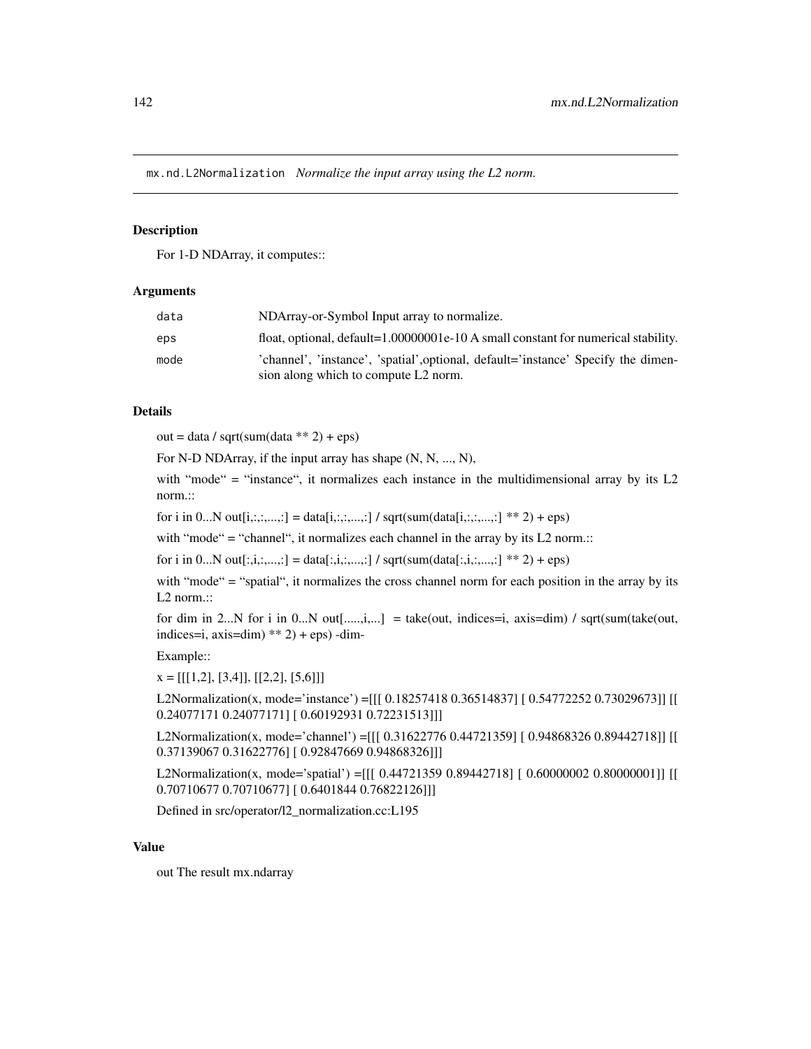`mx.nd.L2Normalization` *Normalize the input array using the L2 norm.*

## Description

For 1-D NDArray, it computes::

## Arguments

| | |
|---|---|
| `data` | NDArray-or-Symbol Input array to normalize. |
| `eps` | float, optional, default=1.00000001e-10 A small constant for numerical stability. |
| `mode` | 'channel', 'instance', 'spatial',optional, default='instance' Specify the dimension along which to compute L2 norm. |

## Details

out = data / sqrt(sum(data ** 2) + eps)

For N-D NDArray, if the input array has shape (N, N, ..., N),

with "mode" = "instance", it normalizes each instance in the multidimensional array by its L2 norm.::

for i in 0...N out[i,:,:,...,:] = data[i,:,:,...,:] / sqrt(sum(data[i,:,:,...,:] ** 2) + eps)

with "mode" = "channel", it normalizes each channel in the array by its L2 norm.::

for i in 0...N out[:,i,:,...,:] = data[:,i,:,...,:] / sqrt(sum(data[:,i,:,...,:] ** 2) + eps)

with "mode" = "spatial", it normalizes the cross channel norm for each position in the array by its L2 norm.::

for dim in 2...N for i in 0...N out[.....,i,...] = take(out, indices=i, axis=dim) / sqrt(sum(take(out, indices=i, axis=dim) ** 2) + eps) -dim-

Example::

x = [[[1,2], [3,4]], [[2,2], [5,6]]]

L2Normalization(x, mode='instance') =[[[ 0.18257418 0.36514837] [ 0.54772252 0.73029673]] [[ 0.24077171 0.24077171] [ 0.60192931 0.72231513]]]

L2Normalization(x, mode='channel') =[[[ 0.31622776 0.44721359] [ 0.94868326 0.89442718]] [[ 0.37139067 0.31622776] [ 0.92847669 0.94868326]]]

L2Normalization(x, mode='spatial') =[[[ 0.44721359 0.89442718] [ 0.60000002 0.80000001]] [[ 0.70710677 0.70710677] [ 0.6401844 0.76822126]]]

Defined in src/operator/l2_normalization.cc:L195

## Value

out The result mx.ndarray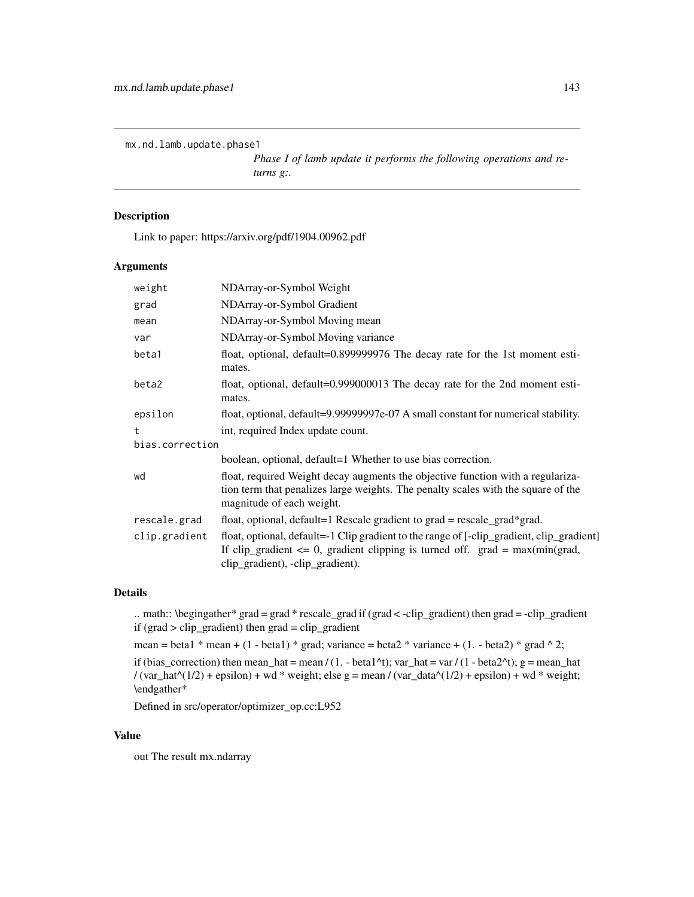`mx.nd.lamb.update.phase1`

*Phase I of lamb update it performs the following operations and returns g:.*

## Description

Link to paper: https://arxiv.org/pdf/1904.00962.pdf

## Arguments

| | |
|---|---|
| `weight` | NDArray-or-Symbol Weight |
| `grad` | NDArray-or-Symbol Gradient |
| `mean` | NDArray-or-Symbol Moving mean |
| `var` | NDArray-or-Symbol Moving variance |
| `beta1` | float, optional, default=0.899999976 The decay rate for the 1st moment estimates. |
| `beta2` | float, optional, default=0.999000013 The decay rate for the 2nd moment estimates. |
| `epsilon` | float, optional, default=9.99999997e-07 A small constant for numerical stability. |
| `t` | int, required Index update count. |
| `bias.correction` | boolean, optional, default=1 Whether to use bias correction. |
| `wd` | float, required Weight decay augments the objective function with a regularization term that penalizes large weights. The penalty scales with the square of the magnitude of each weight. |
| `rescale.grad` | float, optional, default=1 Rescale gradient to grad = rescale_grad*grad. |
| `clip.gradient` | float, optional, default=-1 Clip gradient to the range of [-clip_gradient, clip_gradient] If clip_gradient <= 0, gradient clipping is turned off. grad = max(min(grad, clip_gradient), -clip_gradient). |

## Details

.. math:: \begingather* grad = grad * rescale_grad if (grad < -clip_gradient) then grad = -clip_gradient if (grad > clip_gradient) then grad = clip_gradient

mean = beta1 * mean + (1 - beta1) * grad; variance = beta2 * variance + (1. - beta2) * grad ^ 2;

if (bias_correction) then mean_hat = mean / (1. - beta1^t); var_hat = var / (1 - beta2^t); g = mean_hat / (var_hat^(1/2) + epsilon) + wd * weight; else g = mean / (var_data^(1/2) + epsilon) + wd * weight; \endgather*

Defined in src/operator/optimizer_op.cc:L952

## Value

out The result mx.ndarray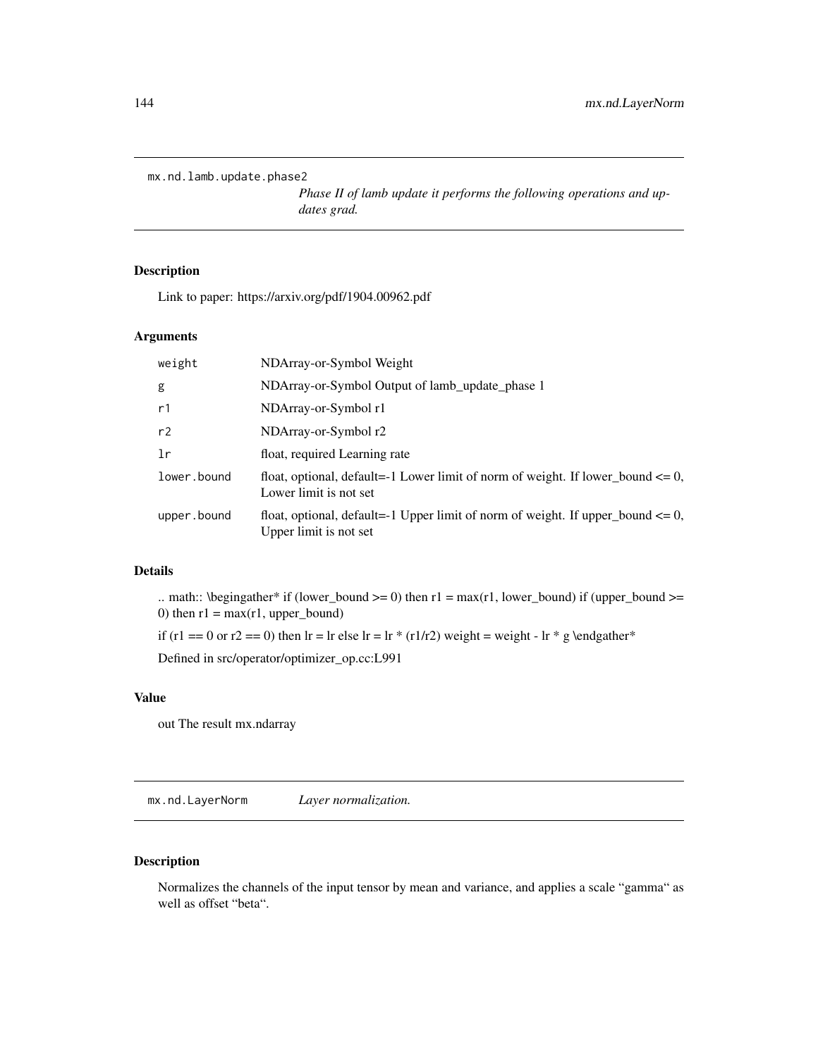## mx.nd.lamb.update.phase2

*Phase II of lamb update it performs the following operations and updates grad.*

### Description

Link to paper: https://arxiv.org/pdf/1904.00962.pdf

### Arguments

| | |
|---|---|
| weight | NDArray-or-Symbol Weight |
| g | NDArray-or-Symbol Output of lamb_update_phase 1 |
| r1 | NDArray-or-Symbol r1 |
| r2 | NDArray-or-Symbol r2 |
| lr | float, required Learning rate |
| lower.bound | float, optional, default=-1 Lower limit of norm of weight. If lower_bound <= 0, Lower limit is not set |
| upper.bound | float, optional, default=-1 Upper limit of norm of weight. If upper_bound <= 0, Upper limit is not set |

### Details

.. math:: \begingather* if (lower_bound >= 0) then r1 = max(r1, lower_bound) if (upper_bound >= 0) then r1 = max(r1, upper_bound)

if (r1 == 0 or r2 == 0) then lr = lr else lr = lr * (r1/r2) weight = weight - lr * g \endgather*

Defined in src/operator/optimizer_op.cc:L991

### Value

out The result mx.ndarray

## mx.nd.LayerNorm

*Layer normalization.*

### Description

Normalizes the channels of the input tensor by mean and variance, and applies a scale "gamma" as well as offset "beta".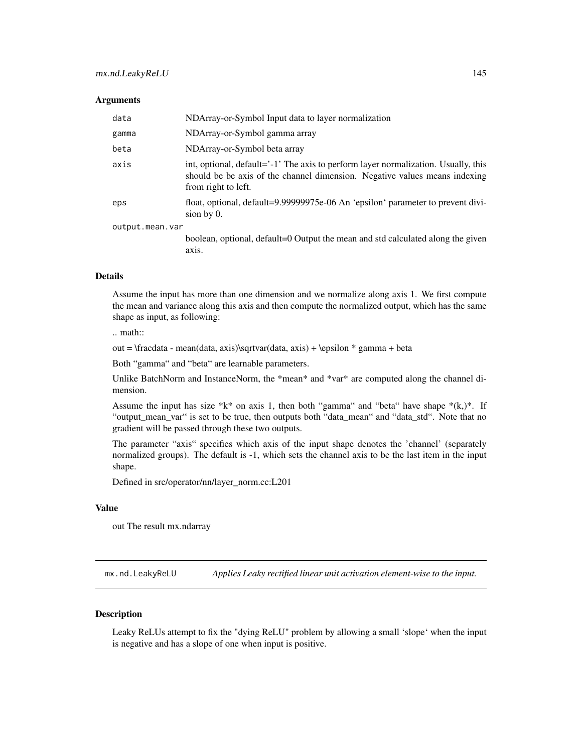## Arguments

| | |
|---|---|
| `data` | NDArray-or-Symbol Input data to layer normalization |
| `gamma` | NDArray-or-Symbol gamma array |
| `beta` | NDArray-or-Symbol beta array |
| `axis` | int, optional, default='-1' The axis to perform layer normalization. Usually, this should be be axis of the channel dimension. Negative values means indexing from right to left. |
| `eps` | float, optional, default=9.99999975e-06 An 'epsilon' parameter to prevent division by 0. |
| `output.mean.var` | boolean, optional, default=0 Output the mean and std calculated along the given axis. |

## Details

Assume the input has more than one dimension and we normalize along axis 1. We first compute the mean and variance along this axis and then compute the normalized output, which has the same shape as input, as following:

.. math::

out = \fracdata - mean(data, axis)\sqrtvar(data, axis) + \epsilon * gamma + beta

Both "gamma" and "beta" are learnable parameters.

Unlike BatchNorm and InstanceNorm, the *mean* and *var* are computed along the channel dimension.

Assume the input has size *k* on axis 1, then both "gamma" and "beta" have shape *(k,)*. If "output_mean_var" is set to be true, then outputs both "data_mean" and "data_std". Note that no gradient will be passed through these two outputs.

The parameter "axis" specifies which axis of the input shape denotes the 'channel' (separately normalized groups). The default is -1, which sets the channel axis to be the last item in the input shape.

Defined in src/operator/nn/layer_norm.cc:L201

## Value

out The result mx.ndarray

---

# mx.nd.LeakyReLU *Applies Leaky rectified linear unit activation element-wise to the input.*

## Description

Leaky ReLUs attempt to fix the "dying ReLU" problem by allowing a small 'slope' when the input is negative and has a slope of one when input is positive.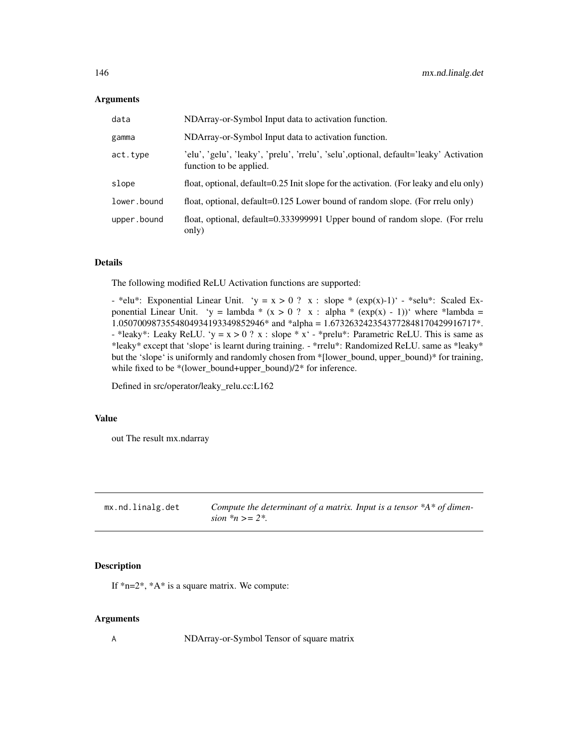## Arguments

| | |
|---|---|
| `data` | NDArray-or-Symbol Input data to activation function. |
| `gamma` | NDArray-or-Symbol Input data to activation function. |
| `act.type` | 'elu', 'gelu', 'leaky', 'prelu', 'rrelu', 'selu',optional, default='leaky' Activation function to be applied. |
| `slope` | float, optional, default=0.25 Init slope for the activation. (For leaky and elu only) |
| `lower.bound` | float, optional, default=0.125 Lower bound of random slope. (For rrelu only) |
| `upper.bound` | float, optional, default=0.333999991 Upper bound of random slope. (For rrelu only) |

## Details

The following modified ReLU Activation functions are supported:

- *elu*: Exponential Linear Unit. `y = x > 0 ? x : slope * (exp(x)-1)` - *selu*: Scaled Exponential Linear Unit. `y = lambda * (x > 0 ? x : alpha * (exp(x) - 1))` where *lambda = 1.0507009873554804934193349852946* and *alpha = 1.6732632423543772848170429916717*. - *leaky*: Leaky ReLU. `y = x > 0 ? x : slope * x` - *prelu*: Parametric ReLU. This is same as *leaky* except that `slope` is learnt during training. - *rrelu*: Randomized ReLU. same as *leaky* but the `slope` is uniformly and randomly chosen from *[lower_bound, upper_bound)* for training, while fixed to be *(lower_bound+upper_bound)/2* for inference.

Defined in src/operator/leaky_relu.cc:L162

## Value

out The result mx.ndarray

---

# mx.nd.linalg.det — *Compute the determinant of a matrix. Input is a tensor *A* of dimension *n >= 2*.*

## Description

If *n=2*, *A* is a square matrix. We compute:

## Arguments

| | |
|---|---|
| `A` | NDArray-or-Symbol Tensor of square matrix |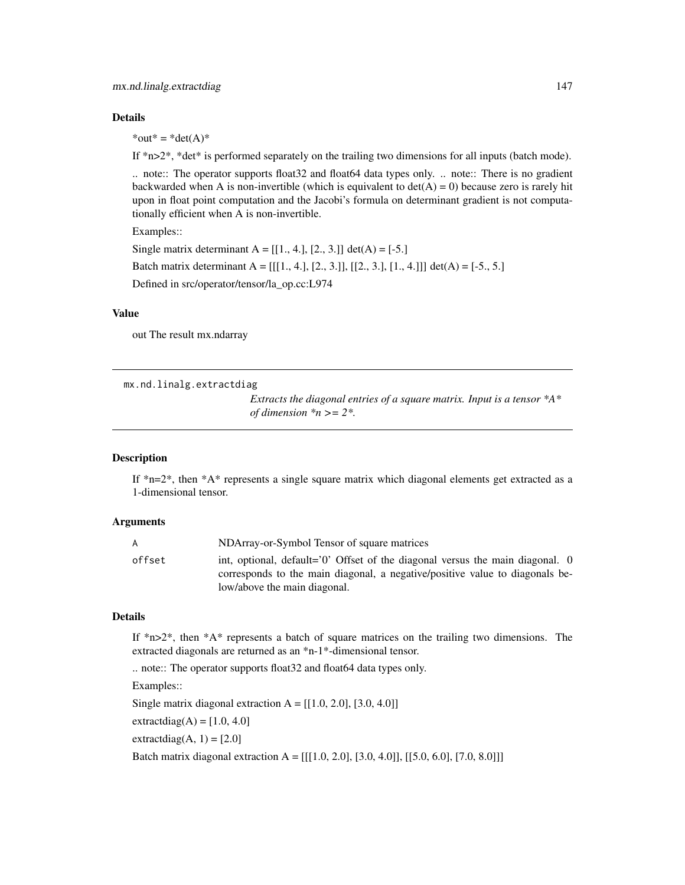## Details

*out* = *det(A)*

If *n>2*, *det* is performed separately on the trailing two dimensions for all inputs (batch mode).

.. note:: The operator supports float32 and float64 data types only. .. note:: There is no gradient backwarded when A is non-invertible (which is equivalent to det(A) = 0) because zero is rarely hit upon in float point computation and the Jacobi's formula on determinant gradient is not computationally efficient when A is non-invertible.

Examples::

Single matrix determinant A = [[1., 4.], [2., 3.]] det(A) = [-5.]

Batch matrix determinant A = [[[1., 4.], [2., 3.]], [[2., 3.], [1., 4.]]] det(A) = [-5., 5.]

Defined in src/operator/tensor/la_op.cc:L974

## Value

out The result mx.ndarray

---

# mx.nd.linalg.extractdiag

*Extracts the diagonal entries of a square matrix. Input is a tensor *A* of dimension *n >= 2*.*

## Description

If *n=2*, then *A* represents a single square matrix which diagonal elements get extracted as a 1-dimensional tensor.

## Arguments

| | |
|---|---|
| `A` | NDArray-or-Symbol Tensor of square matrices |
| `offset` | int, optional, default='0' Offset of the diagonal versus the main diagonal. 0 corresponds to the main diagonal, a negative/positive value to diagonals below/above the main diagonal. |

## Details

If *n>2*, then *A* represents a batch of square matrices on the trailing two dimensions. The extracted diagonals are returned as an *n-1*-dimensional tensor.

.. note:: The operator supports float32 and float64 data types only.

Examples::

Single matrix diagonal extraction A = [[1.0, 2.0], [3.0, 4.0]]

extractdiag(A) = [1.0, 4.0]

extractdiag(A, 1) = [2.0]

Batch matrix diagonal extraction A = [[[1.0, 2.0], [3.0, 4.0]], [[5.0, 6.0], [7.0, 8.0]]]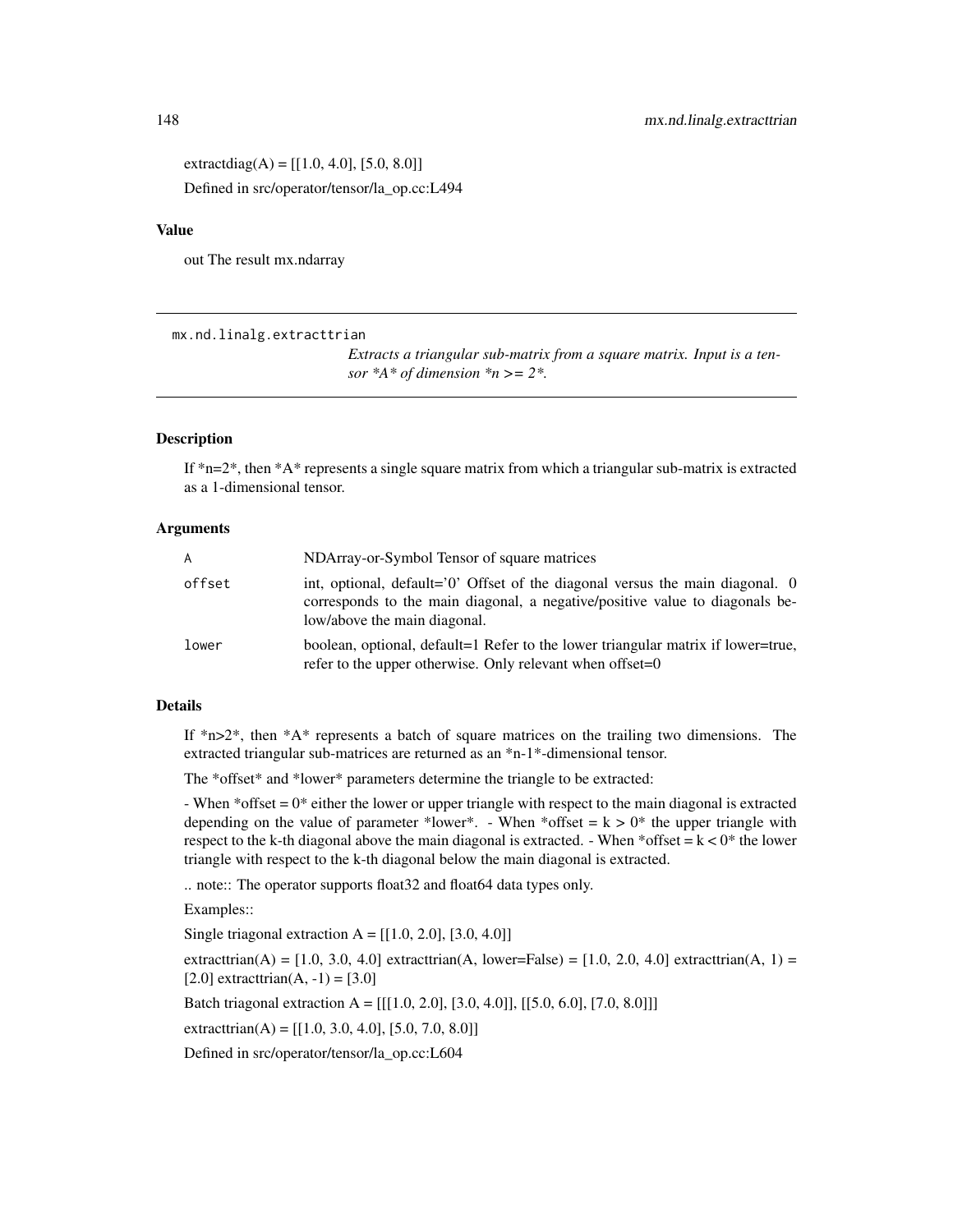extractdiag(A) = [[1.0, 4.0], [5.0, 8.0]]

Defined in src/operator/tensor/la_op.cc:L494

### Value

out The result mx.ndarray

---

## mx.nd.linalg.extracttrian

*Extracts a triangular sub-matrix from a square matrix. Input is a tensor *A* of dimension *n >= 2*.*

### Description

If *n=2*, then *A* represents a single square matrix from which a triangular sub-matrix is extracted as a 1-dimensional tensor.

### Arguments

| | |
|---|---|
| `A` | NDArray-or-Symbol Tensor of square matrices |
| `offset` | int, optional, default='0' Offset of the diagonal versus the main diagonal. 0 corresponds to the main diagonal, a negative/positive value to diagonals below/above the main diagonal. |
| `lower` | boolean, optional, default=1 Refer to the lower triangular matrix if lower=true, refer to the upper otherwise. Only relevant when offset=0 |

### Details

If *n>2*, then *A* represents a batch of square matrices on the trailing two dimensions. The extracted triangular sub-matrices are returned as an *n-1*-dimensional tensor.

The *offset* and *lower* parameters determine the triangle to be extracted:

- When *offset = 0* either the lower or upper triangle with respect to the main diagonal is extracted depending on the value of parameter *lower*. - When *offset = k > 0* the upper triangle with respect to the k-th diagonal above the main diagonal is extracted. - When *offset = k < 0* the lower triangle with respect to the k-th diagonal below the main diagonal is extracted.

.. note:: The operator supports float32 and float64 data types only.

Examples::

Single triagonal extraction A = [[1.0, 2.0], [3.0, 4.0]]

extracttrian(A) = [1.0, 3.0, 4.0] extracttrian(A, lower=False) = [1.0, 2.0, 4.0] extracttrian(A, 1) = [2.0] extracttrian(A, -1) = [3.0]

Batch triagonal extraction A = [[[1.0, 2.0], [3.0, 4.0]], [[5.0, 6.0], [7.0, 8.0]]]

extracttrian(A) = [[1.0, 3.0, 4.0], [5.0, 7.0, 8.0]]

Defined in src/operator/tensor/la_op.cc:L604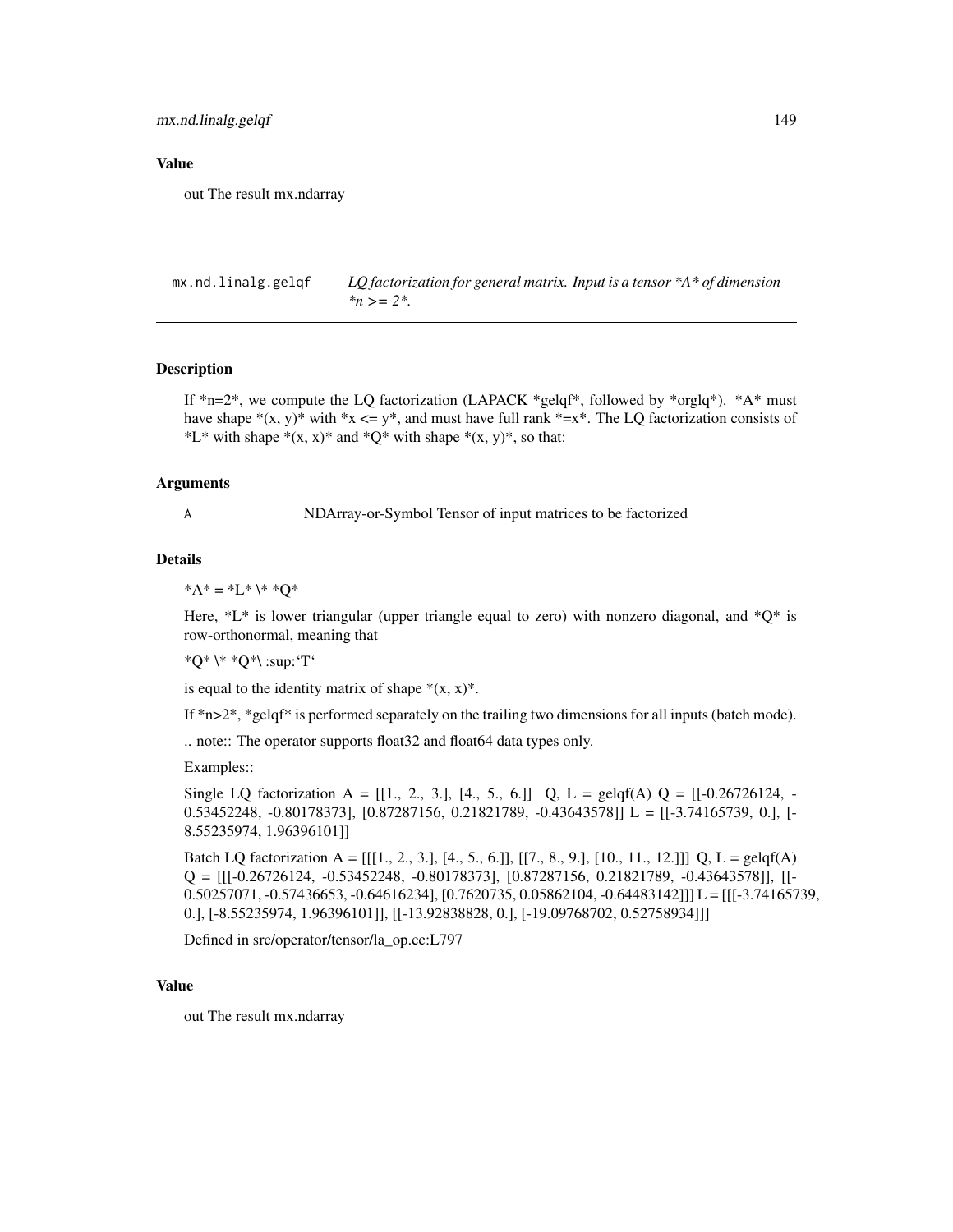## Value

out The result mx.ndarray

---

mx.nd.linalg.gelqf — *LQ factorization for general matrix. Input is a tensor *A* of dimension *n >= 2*.*

---

### Description

If *n=2*, we compute the LQ factorization (LAPACK *gelqf*, followed by *orglq*). *A* must have shape *(x, y)* with *x <= y*, and must have full rank *=x*. The LQ factorization consists of *L* with shape *(x, x)* and *Q* with shape *(x, y)*, so that:

### Arguments

A — NDArray-or-Symbol Tensor of input matrices to be factorized

### Details

*A* = *L* \* *Q*

Here, *L* is lower triangular (upper triangle equal to zero) with nonzero diagonal, and *Q* is row-orthonormal, meaning that

*Q* \* *Q*\ :sup:'T'

is equal to the identity matrix of shape *(x, x)*.

If *n>2*, *gelqf* is performed separately on the trailing two dimensions for all inputs (batch mode).

.. note:: The operator supports float32 and float64 data types only.

Examples::

Single LQ factorization A = [[1., 2., 3.], [4., 5., 6.]] Q, L = gelqf(A) Q = [[-0.26726124, -0.53452248, -0.80178373], [0.87287156, 0.21821789, -0.43643578]] L = [[-3.74165739, 0.], [-8.55235974, 1.96396101]]

Batch LQ factorization A = [[[1., 2., 3.], [4., 5., 6.]], [[7., 8., 9.], [10., 11., 12.]]] Q, L = gelqf(A) Q = [[[-0.26726124, -0.53452248, -0.80178373], [0.87287156, 0.21821789, -0.43643578]], [[-0.50257071, -0.57436653, -0.64616234], [0.7620735, 0.05862104, -0.64483142]]] L = [[[-3.74165739, 0.], [-8.55235974, 1.96396101]], [[-13.92838828, 0.], [-19.09768702, 0.52758934]]]

Defined in src/operator/tensor/la_op.cc:L797

### Value

out The result mx.ndarray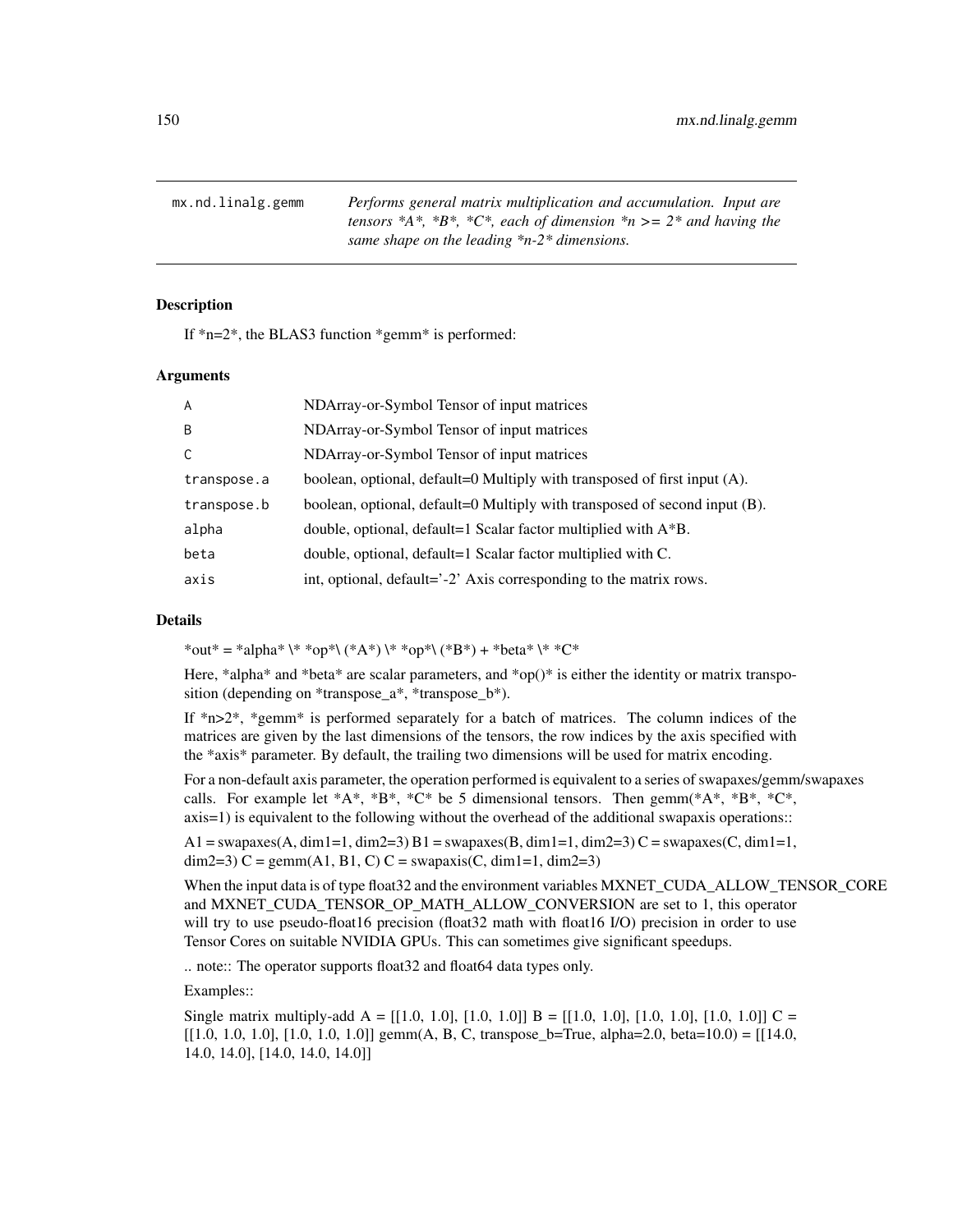## mx.nd.linalg.gemm

*Performs general matrix multiplication and accumulation. Input are tensors *A*, *B*, *C*, each of dimension *n >= 2* and having the same shape on the leading *n-2* dimensions.*

### Description

If *n=2*, the BLAS3 function *gemm* is performed:

### Arguments

| | |
|---|---|
| A | NDArray-or-Symbol Tensor of input matrices |
| B | NDArray-or-Symbol Tensor of input matrices |
| C | NDArray-or-Symbol Tensor of input matrices |
| transpose.a | boolean, optional, default=0 Multiply with transposed of first input (A). |
| transpose.b | boolean, optional, default=0 Multiply with transposed of second input (B). |
| alpha | double, optional, default=1 Scalar factor multiplied with A*B. |
| beta | double, optional, default=1 Scalar factor multiplied with C. |
| axis | int, optional, default='-2' Axis corresponding to the matrix rows. |

### Details

*out* = *alpha* \* *op*\ (*A*) \* *op*\ (*B*) + *beta* \* *C*

Here, *alpha* and *beta* are scalar parameters, and *op()* is either the identity or matrix transposition (depending on *transpose_a*, *transpose_b*).

If *n>2*, *gemm* is performed separately for a batch of matrices. The column indices of the matrices are given by the last dimensions of the tensors, the row indices by the axis specified with the *axis* parameter. By default, the trailing two dimensions will be used for matrix encoding.

For a non-default axis parameter, the operation performed is equivalent to a series of swapaxes/gemm/swapaxes calls. For example let *A*, *B*, *C* be 5 dimensional tensors. Then gemm(*A*, *B*, *C*, axis=1) is equivalent to the following without the overhead of the additional swapaxis operations::

A1 = swapaxes(A, dim1=1, dim2=3) B1 = swapaxes(B, dim1=1, dim2=3) C = swapaxes(C, dim1=1, dim2=3) C = gemm(A1, B1, C) C = swapaxis(C, dim1=1, dim2=3)

When the input data is of type float32 and the environment variables MXNET_CUDA_ALLOW_TENSOR_CORE and MXNET_CUDA_TENSOR_OP_MATH_ALLOW_CONVERSION are set to 1, this operator will try to use pseudo-float16 precision (float32 math with float16 I/O) precision in order to use Tensor Cores on suitable NVIDIA GPUs. This can sometimes give significant speedups.

.. note:: The operator supports float32 and float64 data types only.

Examples::

Single matrix multiply-add A = [[1.0, 1.0], [1.0, 1.0]] B = [[1.0, 1.0], [1.0, 1.0], [1.0, 1.0]] C = [[1.0, 1.0, 1.0], [1.0, 1.0, 1.0]] gemm(A, B, C, transpose_b=True, alpha=2.0, beta=10.0) = [[14.0, 14.0, 14.0], [14.0, 14.0, 14.0]]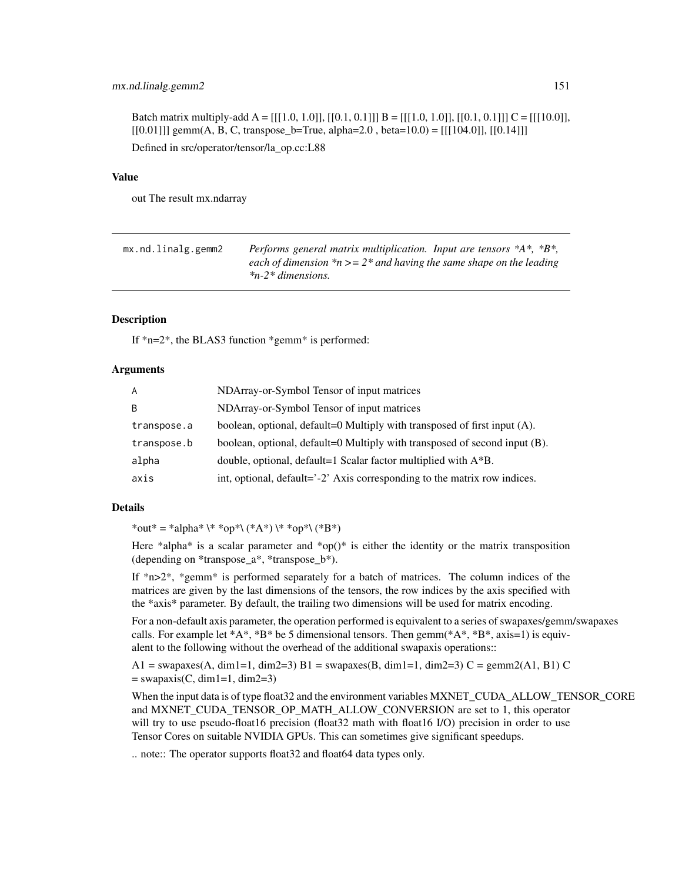Batch matrix multiply-add A = [[[1.0, 1.0]], [[0.1, 0.1]]] B = [[[1.0, 1.0]], [[0.1, 0.1]]] C = [[[10.0]], [[0.01]]] gemm(A, B, C, transpose_b=True, alpha=2.0 , beta=10.0) = [[[104.0]], [[0.14]]]

Defined in src/operator/tensor/la_op.cc:L88

### Value

out The result mx.ndarray

---

## mx.nd.linalg.gemm2

*Performs general matrix multiplication. Input are tensors \*A\*, \*B\*, each of dimension \*n >= 2\* and having the same shape on the leading \*n-2\* dimensions.*

---

### Description

If *n=2*, the BLAS3 function *gemm* is performed:

### Arguments

| | |
|---|---|
| A | NDArray-or-Symbol Tensor of input matrices |
| B | NDArray-or-Symbol Tensor of input matrices |
| transpose.a | boolean, optional, default=0 Multiply with transposed of first input (A). |
| transpose.b | boolean, optional, default=0 Multiply with transposed of second input (B). |
| alpha | double, optional, default=1 Scalar factor multiplied with A*B. |
| axis | int, optional, default='-2' Axis corresponding to the matrix row indices. |

### Details

*out* = *alpha* \* *op*\ (*A*) \* *op*\ (*B*)

Here *alpha* is a scalar parameter and *op()* is either the identity or the matrix transposition (depending on *transpose_a*, *transpose_b*).

If *n>2*, *gemm* is performed separately for a batch of matrices. The column indices of the matrices are given by the last dimensions of the tensors, the row indices by the axis specified with the *axis* parameter. By default, the trailing two dimensions will be used for matrix encoding.

For a non-default axis parameter, the operation performed is equivalent to a series of swapaxes/gemm/swapaxes calls. For example let *A*, *B* be 5 dimensional tensors. Then gemm(*A*, *B*, axis=1) is equivalent to the following without the overhead of the additional swapaxis operations::

A1 = swapaxes(A, dim1=1, dim2=3) B1 = swapaxes(B, dim1=1, dim2=3) C = gemm2(A1, B1) C = swapaxis(C, dim1=1, dim2=3)

When the input data is of type float32 and the environment variables MXNET_CUDA_ALLOW_TENSOR_CORE and MXNET_CUDA_TENSOR_OP_MATH_ALLOW_CONVERSION are set to 1, this operator will try to use pseudo-float16 precision (float32 math with float16 I/O) precision in order to use Tensor Cores on suitable NVIDIA GPUs. This can sometimes give significant speedups.

.. note:: The operator supports float32 and float64 data types only.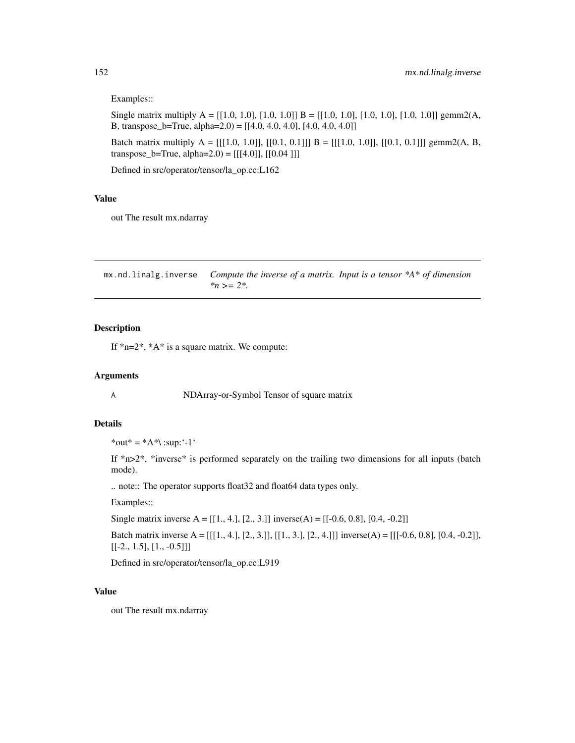Examples::

Single matrix multiply A = [[1.0, 1.0], [1.0, 1.0]] B = [[1.0, 1.0], [1.0, 1.0], [1.0, 1.0]] gemm2(A, B, transpose_b=True, alpha=2.0) = [[4.0, 4.0, 4.0], [4.0, 4.0, 4.0]]

Batch matrix multiply A = [[[1.0, 1.0]], [[0.1, 0.1]]] B = [[[1.0, 1.0]], [[0.1, 0.1]]] gemm2(A, B, transpose_b=True, alpha=2.0) = [[[4.0]], [[0.04 ]]]

Defined in src/operator/tensor/la_op.cc:L162

### Value

out The result mx.ndarray

---

## mx.nd.linalg.inverse — *Compute the inverse of a matrix. Input is a tensor *A* of dimension *n >= 2*.*

---

### Description

If *n=2*, *A* is a square matrix. We compute:

### Arguments

| | |
|---|---|
| A | NDArray-or-Symbol Tensor of square matrix |

### Details

*out* = *A*\ :sup:'-1'

If *n>2*, *inverse* is performed separately on the trailing two dimensions for all inputs (batch mode).

.. note:: The operator supports float32 and float64 data types only.

Examples::

Single matrix inverse A = [[1., 4.], [2., 3.]] inverse(A) = [[-0.6, 0.8], [0.4, -0.2]]

Batch matrix inverse A = [[[1., 4.], [2., 3.]], [[1., 3.], [2., 4.]]] inverse(A) = [[[-0.6, 0.8], [0.4, -0.2]], [[-2., 1.5], [1., -0.5]]]

Defined in src/operator/tensor/la_op.cc:L919

### Value

out The result mx.ndarray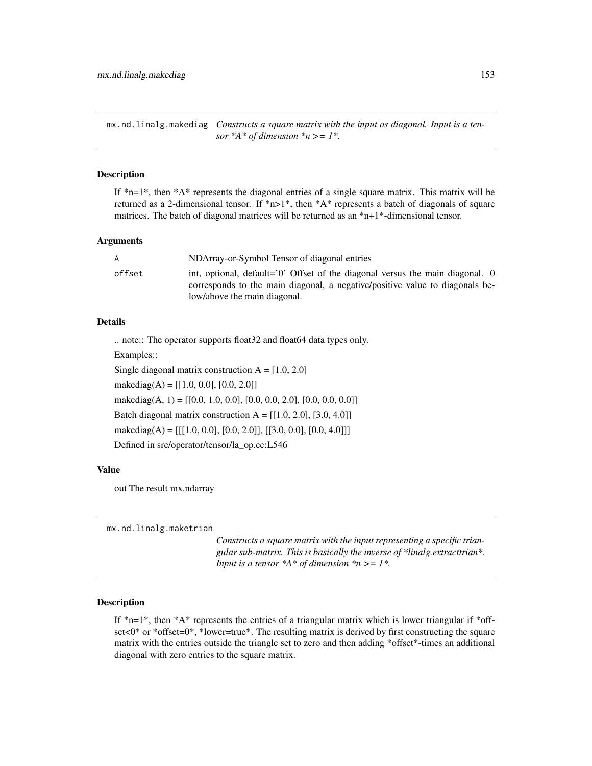## mx.nd.linalg.makediag

*Constructs a square matrix with the input as diagonal. Input is a tensor *A* of dimension *n >= 1*.*

### Description

If *n=1*, then *A* represents the diagonal entries of a single square matrix. This matrix will be returned as a 2-dimensional tensor. If *n>1*, then *A* represents a batch of diagonals of square matrices. The batch of diagonal matrices will be returned as an *n+1*-dimensional tensor.

### Arguments

| | |
|---|---|
| `A` | NDArray-or-Symbol Tensor of diagonal entries |
| `offset` | int, optional, default='0' Offset of the diagonal versus the main diagonal. 0 corresponds to the main diagonal, a negative/positive value to diagonals below/above the main diagonal. |

### Details

.. note:: The operator supports float32 and float64 data types only.

Examples::

Single diagonal matrix construction A = [1.0, 2.0]

makediag(A) = [[1.0, 0.0], [0.0, 2.0]]

makediag(A, 1) = [[0.0, 1.0, 0.0], [0.0, 0.0, 2.0], [0.0, 0.0, 0.0]]

Batch diagonal matrix construction A = [[1.0, 2.0], [3.0, 4.0]]

makediag(A) = [[[1.0, 0.0], [0.0, 2.0]], [[3.0, 0.0], [0.0, 4.0]]]

Defined in src/operator/tensor/la_op.cc:L546

### Value

out The result mx.ndarray

## mx.nd.linalg.maketrian

*Constructs a square matrix with the input representing a specific triangular sub-matrix. This is basically the inverse of *linalg.extracttrian*. Input is a tensor *A* of dimension *n >= 1*.*

### Description

If *n=1*, then *A* represents the entries of a triangular matrix which is lower triangular if *offset<0* or *offset=0*, *lower=true*. The resulting matrix is derived by first constructing the square matrix with the entries outside the triangle set to zero and then adding *offset*-times an additional diagonal with zero entries to the square matrix.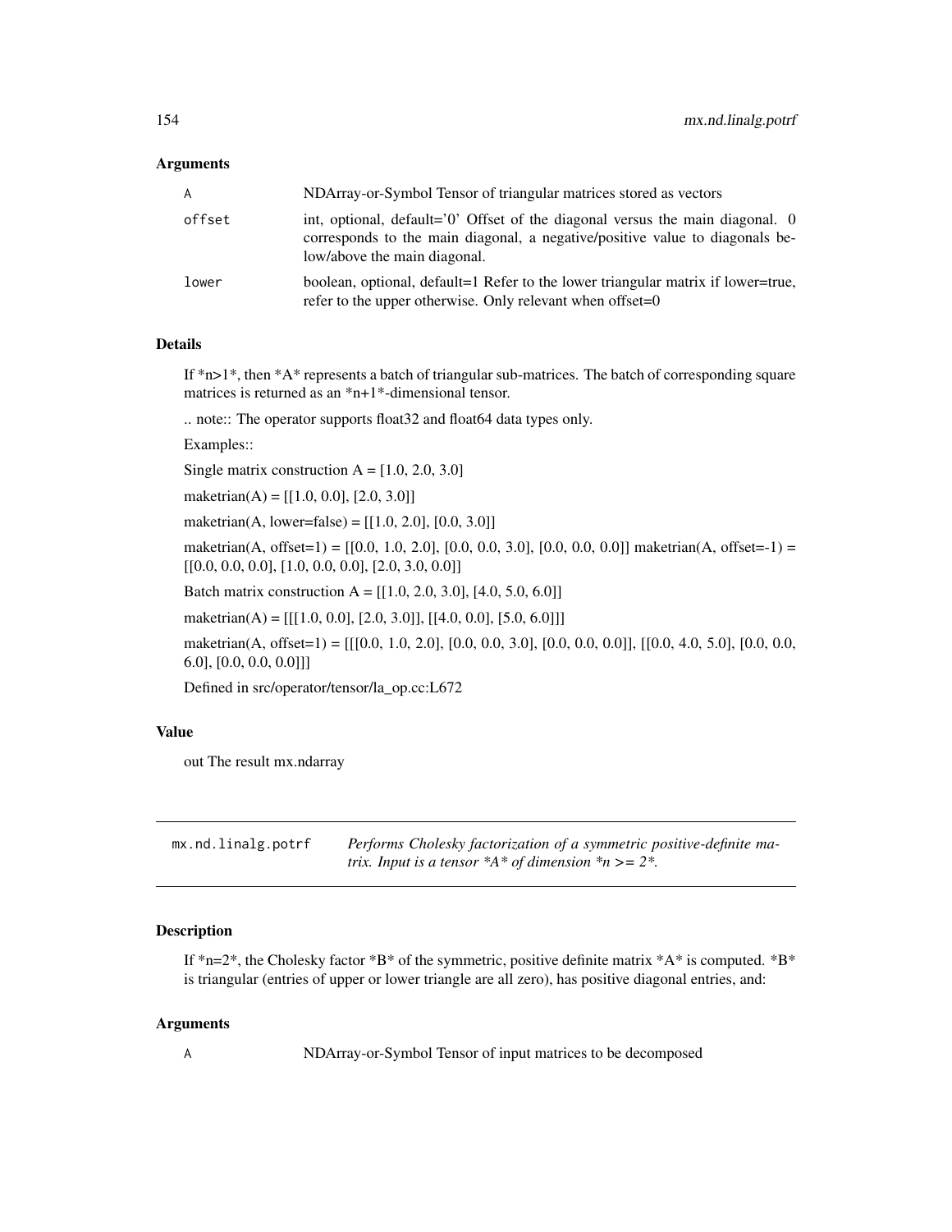## Arguments

| | |
|---|---|
| A | NDArray-or-Symbol Tensor of triangular matrices stored as vectors |
| offset | int, optional, default='0' Offset of the diagonal versus the main diagonal. 0 corresponds to the main diagonal, a negative/positive value to diagonals below/above the main diagonal. |
| lower | boolean, optional, default=1 Refer to the lower triangular matrix if lower=true, refer to the upper otherwise. Only relevant when offset=0 |

## Details

If *n>1*, then *A* represents a batch of triangular sub-matrices. The batch of corresponding square matrices is returned as an *n+1*-dimensional tensor.

.. note:: The operator supports float32 and float64 data types only.

Examples::

Single matrix construction A = [1.0, 2.0, 3.0]

maketrian(A) = [[1.0, 0.0], [2.0, 3.0]]

maketrian(A, lower=false) = [[1.0, 2.0], [0.0, 3.0]]

maketrian(A, offset=1) = [[0.0, 1.0, 2.0], [0.0, 0.0, 3.0], [0.0, 0.0, 0.0]] maketrian(A, offset=-1) = [[0.0, 0.0, 0.0], [1.0, 0.0, 0.0], [2.0, 3.0, 0.0]]

Batch matrix construction A = [[1.0, 2.0, 3.0], [4.0, 5.0, 6.0]]

maketrian(A) = [[[1.0, 0.0], [2.0, 3.0]], [[4.0, 0.0], [5.0, 6.0]]]

maketrian(A, offset=1) = [[[0.0, 1.0, 2.0], [0.0, 0.0, 3.0], [0.0, 0.0, 0.0]], [[0.0, 4.0, 5.0], [0.0, 0.0, 6.0], [0.0, 0.0, 0.0]]]

Defined in src/operator/tensor/la_op.cc:L672

## Value

out The result mx.ndarray

---

# mx.nd.linalg.potrf

*Performs Cholesky factorization of a symmetric positive-definite matrix. Input is a tensor \*A\* of dimension \*n >= 2\*.*

---

## Description

If *n=2*, the Cholesky factor *B* of the symmetric, positive definite matrix *A* is computed. *B* is triangular (entries of upper or lower triangle are all zero), has positive diagonal entries, and:

## Arguments

| | |
|---|---|
| A | NDArray-or-Symbol Tensor of input matrices to be decomposed |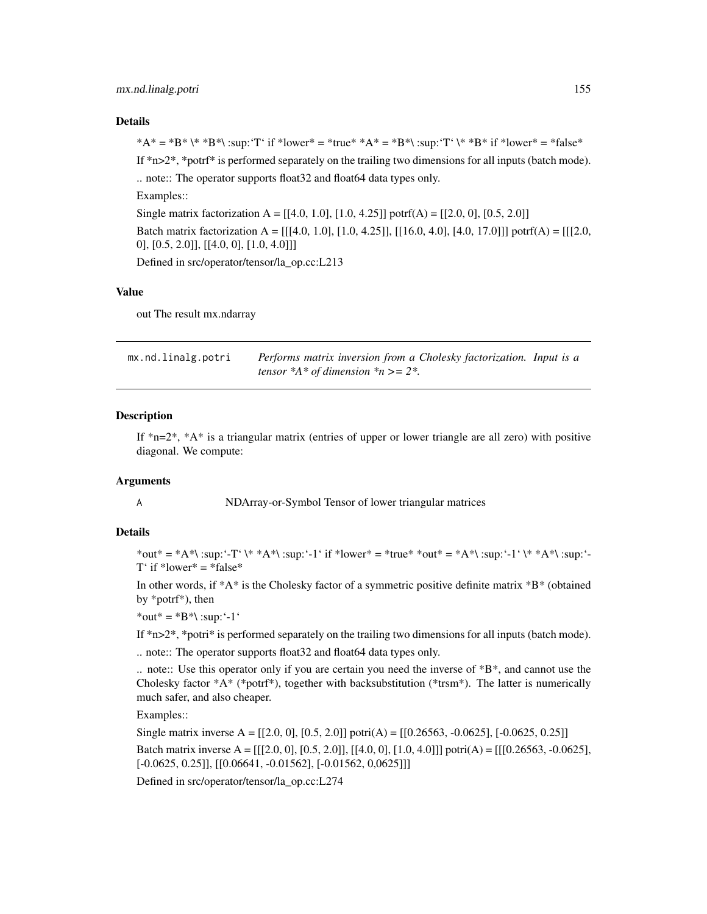### Details

*A* = *B* \* *B*\ :sup:`T` if *lower* = *true* *A* = *B*\ :sup:`T` \* *B* if *lower* = *false*

If *n>2*, *potrf* is performed separately on the trailing two dimensions for all inputs (batch mode).

.. note:: The operator supports float32 and float64 data types only.

Examples::

Single matrix factorization A = [[4.0, 1.0], [1.0, 4.25]] potrf(A) = [[2.0, 0], [0.5, 2.0]]

Batch matrix factorization A = [[[4.0, 1.0], [1.0, 4.25]], [[16.0, 4.0], [4.0, 17.0]]] potrf(A) = [[[2.0, 0], [0.5, 2.0]], [[4.0, 0], [1.0, 4.0]]]

Defined in src/operator/tensor/la_op.cc:L213

### Value

out The result mx.ndarray

---

## mx.nd.linalg.potri

*Performs matrix inversion from a Cholesky factorization. Input is a tensor *A* of dimension *n >= 2*.*

---

### Description

If *n=2*, *A* is a triangular matrix (entries of upper or lower triangle are all zero) with positive diagonal. We compute:

### Arguments

`A` NDArray-or-Symbol Tensor of lower triangular matrices

### Details

*out* = *A*\ :sup:`-T` \* *A*\ :sup:`-1` if *lower* = *true* *out* = *A*\ :sup:`-1` \* *A*\ :sup:`-T` if *lower* = *false*

In other words, if *A* is the Cholesky factor of a symmetric positive definite matrix *B* (obtained by *potrf*), then

*out* = *B*\ :sup:`-1`

If *n>2*, *potri* is performed separately on the trailing two dimensions for all inputs (batch mode).

.. note:: The operator supports float32 and float64 data types only.

.. note:: Use this operator only if you are certain you need the inverse of *B*, and cannot use the Cholesky factor *A* (*potrf*), together with backsubstitution (*trsm*). The latter is numerically much safer, and also cheaper.

Examples::

Single matrix inverse A = [[2.0, 0], [0.5, 2.0]] potri(A) = [[0.26563, -0.0625], [-0.0625, 0.25]]

Batch matrix inverse A = [[[2.0, 0], [0.5, 2.0]], [[4.0, 0], [1.0, 4.0]]] potri(A) = [[[0.26563, -0.0625], [-0.0625, 0.25]], [[0.06641, -0.01562], [-0.01562, 0,0625]]]

Defined in src/operator/tensor/la_op.cc:L274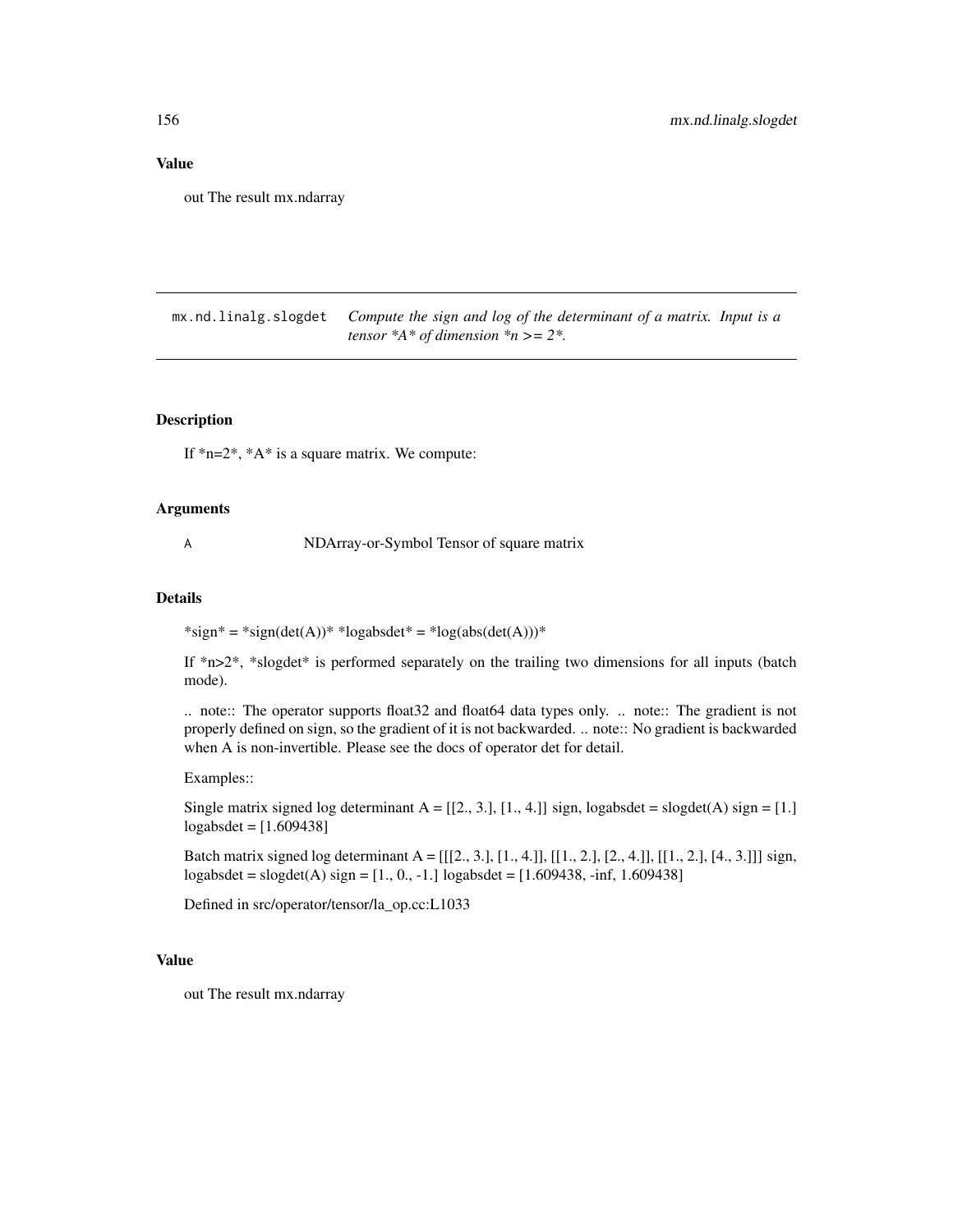## Value

out The result mx.ndarray

---

**mx.nd.linalg.slogdet** *Compute the sign and log of the determinant of a matrix. Input is a tensor *A* of dimension *n >= 2*.*

---

### Description

If *n=2*, *A* is a square matrix. We compute:

### Arguments

| | |
|---|---|
| A | NDArray-or-Symbol Tensor of square matrix |

### Details

*sign* = *sign(det(A))* *logabsdet* = *log(abs(det(A)))*

If *n>2*, *slogdet* is performed separately on the trailing two dimensions for all inputs (batch mode).

.. note:: The operator supports float32 and float64 data types only. .. note:: The gradient is not properly defined on sign, so the gradient of it is not backwarded. .. note:: No gradient is backwarded when A is non-invertible. Please see the docs of operator det for detail.

Examples::

Single matrix signed log determinant A = [[2., 3.], [1., 4.]] sign, logabsdet = slogdet(A) sign = [1.] logabsdet = [1.609438]

Batch matrix signed log determinant A = [[[2., 3.], [1., 4.]], [[1., 2.], [2., 4.]], [[1., 2.], [4., 3.]]] sign, logabsdet = slogdet(A) sign = [1., 0., -1.] logabsdet = [1.609438, -inf, 1.609438]

Defined in src/operator/tensor/la_op.cc:L1033

### Value

out The result mx.ndarray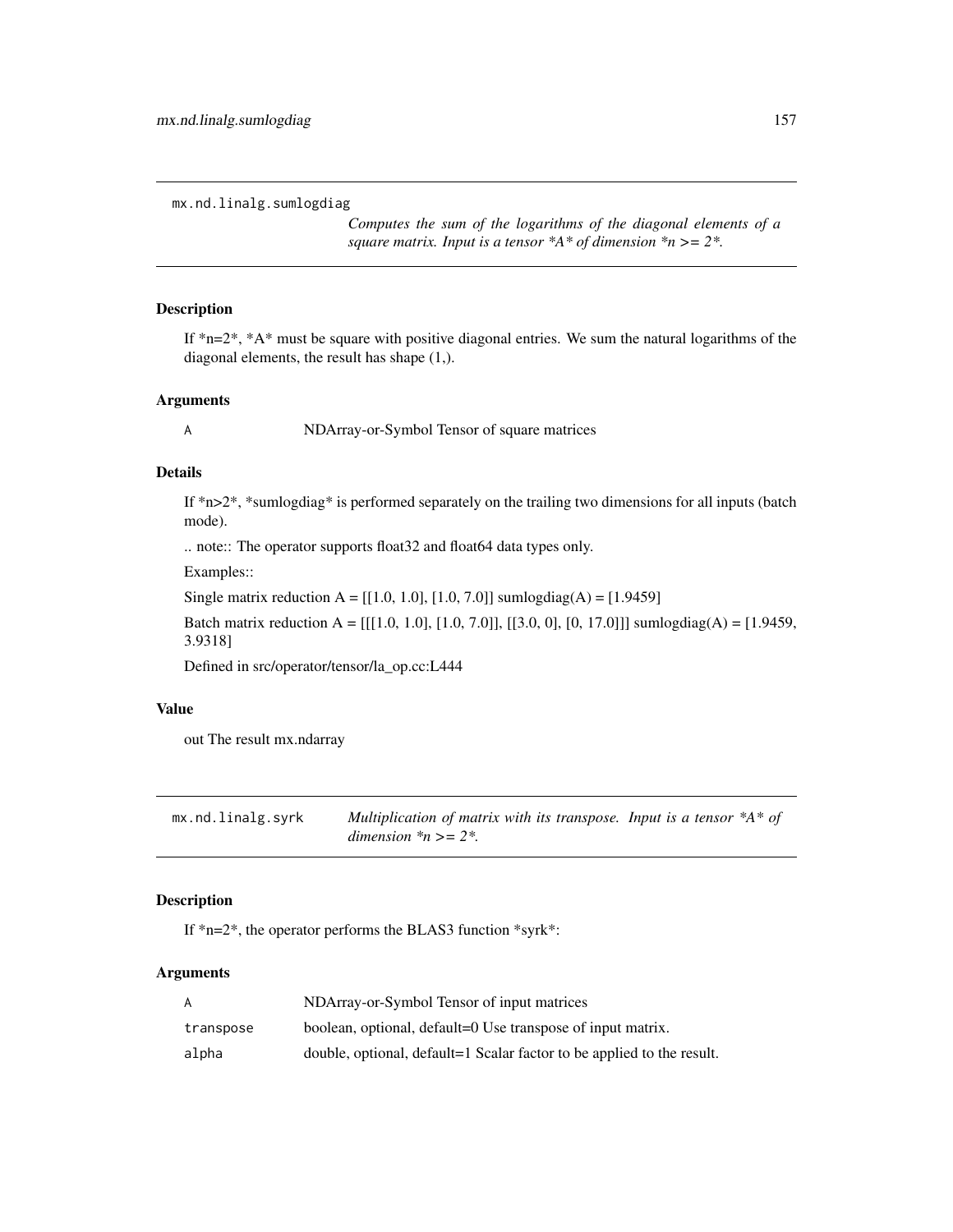## mx.nd.linalg.sumlogdiag

*Computes the sum of the logarithms of the diagonal elements of a square matrix. Input is a tensor *A* of dimension *n >= 2*.*

### Description

If *n=2*, *A* must be square with positive diagonal entries. We sum the natural logarithms of the diagonal elements, the result has shape (1,).

### Arguments

| | |
|---|---|
| `A` | NDArray-or-Symbol Tensor of square matrices |

### Details

If *n>2*, *sumlogdiag* is performed separately on the trailing two dimensions for all inputs (batch mode).

.. note:: The operator supports float32 and float64 data types only.

Examples::

Single matrix reduction A = [[1.0, 1.0], [1.0, 7.0]] sumlogdiag(A) = [1.9459]

Batch matrix reduction A = [[[1.0, 1.0], [1.0, 7.0]], [[3.0, 0], [0, 17.0]]] sumlogdiag(A) = [1.9459, 3.9318]

Defined in src/operator/tensor/la_op.cc:L444

### Value

out The result mx.ndarray

## mx.nd.linalg.syrk

*Multiplication of matrix with its transpose. Input is a tensor *A* of dimension *n >= 2*.*

### Description

If *n=2*, the operator performs the BLAS3 function *syrk*:

### Arguments

| | |
|---|---|
| `A` | NDArray-or-Symbol Tensor of input matrices |
| `transpose` | boolean, optional, default=0 Use transpose of input matrix. |
| `alpha` | double, optional, default=1 Scalar factor to be applied to the result. |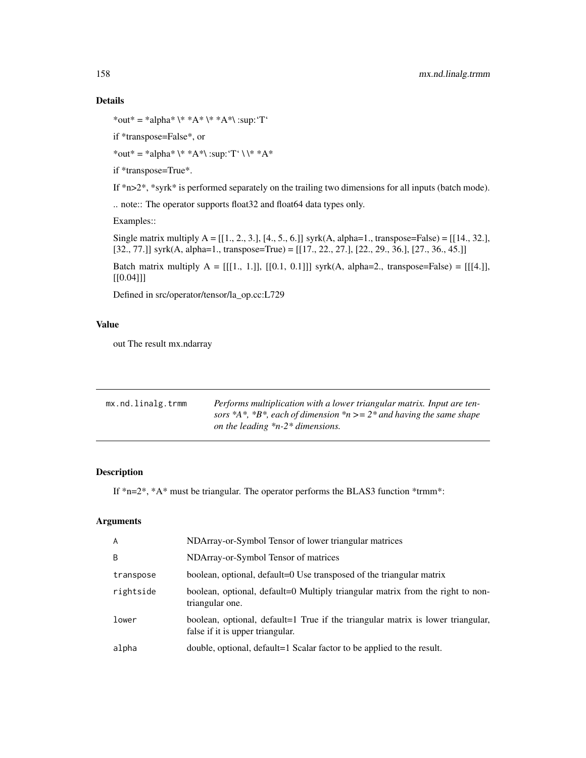## Details

*out* = *alpha* \* *A* \* *A*\ :sup:`T`

if *transpose=False*, or

*out* = *alpha* \* *A*\ :sup:`T` \ \* *A*

if *transpose=True*.

If *n>2*, *syrk* is performed separately on the trailing two dimensions for all inputs (batch mode).

.. note:: The operator supports float32 and float64 data types only.

Examples::

Single matrix multiply A = [[1., 2., 3.], [4., 5., 6.]] syrk(A, alpha=1., transpose=False) = [[14., 32.], [32., 77.]] syrk(A, alpha=1., transpose=True) = [[17., 22., 27.], [22., 29., 36.], [27., 36., 45.]]

Batch matrix multiply A = [[[1., 1.]], [[0.1, 0.1]]] syrk(A, alpha=2., transpose=False) = [[[4.]], [[0.04]]]

Defined in src/operator/tensor/la_op.cc:L729

## Value

out The result mx.ndarray

---

| mx.nd.linalg.trmm | *Performs multiplication with a lower triangular matrix. Input are tensors *A*, *B*, each of dimension *n >= 2* and having the same shape on the leading *n-2* dimensions.* |
|---|---|

## Description

If *n=2*, *A* must be triangular. The operator performs the BLAS3 function *trmm*:

## Arguments

| | |
|---|---|
| A | NDArray-or-Symbol Tensor of lower triangular matrices |
| B | NDArray-or-Symbol Tensor of matrices |
| transpose | boolean, optional, default=0 Use transposed of the triangular matrix |
| rightside | boolean, optional, default=0 Multiply triangular matrix from the right to non-triangular one. |
| lower | boolean, optional, default=1 True if the triangular matrix is lower triangular, false if it is upper triangular. |
| alpha | double, optional, default=1 Scalar factor to be applied to the result. |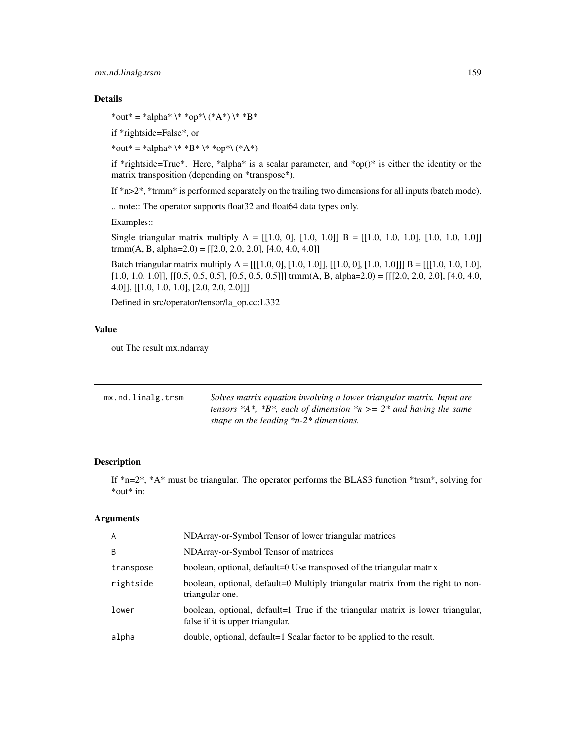### Details

*out* = *alpha* \* *op*\ (*A*) \* *B*

if *rightside=False*, or

*out* = *alpha* \* *B* \* *op*\ (*A*)

if *rightside=True*. Here, *alpha* is a scalar parameter, and *op()* is either the identity or the matrix transposition (depending on *transpose*).

If *n>2*, *trmm* is performed separately on the trailing two dimensions for all inputs (batch mode).

.. note:: The operator supports float32 and float64 data types only.

Examples::

Single triangular matrix multiply A = [[1.0, 0], [1.0, 1.0]] B = [[1.0, 1.0, 1.0], [1.0, 1.0, 1.0]] trmm(A, B, alpha=2.0) = [[2.0, 2.0, 2.0], [4.0, 4.0, 4.0]]

Batch triangular matrix multiply A = [[[1.0, 0], [1.0, 1.0]], [[1.0, 0], [1.0, 1.0]]] B = [[[1.0, 1.0, 1.0], [1.0, 1.0, 1.0]], [[0.5, 0.5, 0.5], [0.5, 0.5, 0.5]]] trmm(A, B, alpha=2.0) = [[[2.0, 2.0, 2.0], [4.0, 4.0, 4.0]], [[1.0, 1.0, 1.0], [2.0, 2.0, 2.0]]]

Defined in src/operator/tensor/la_op.cc:L332

### Value

out The result mx.ndarray

---

## mx.nd.linalg.trsm

*Solves matrix equation involving a lower triangular matrix. Input are tensors *A*, *B*, each of dimension *n >= 2* and having the same shape on the leading *n-2* dimensions.*

---

### Description

If *n=2*, *A* must be triangular. The operator performs the BLAS3 function *trsm*, solving for *out* in:

### Arguments

| | |
|---|---|
| `A` | NDArray-or-Symbol Tensor of lower triangular matrices |
| `B` | NDArray-or-Symbol Tensor of matrices |
| `transpose` | boolean, optional, default=0 Use transposed of the triangular matrix |
| `rightside` | boolean, optional, default=0 Multiply triangular matrix from the right to non-triangular one. |
| `lower` | boolean, optional, default=1 True if the triangular matrix is lower triangular, false if it is upper triangular. |
| `alpha` | double, optional, default=1 Scalar factor to be applied to the result. |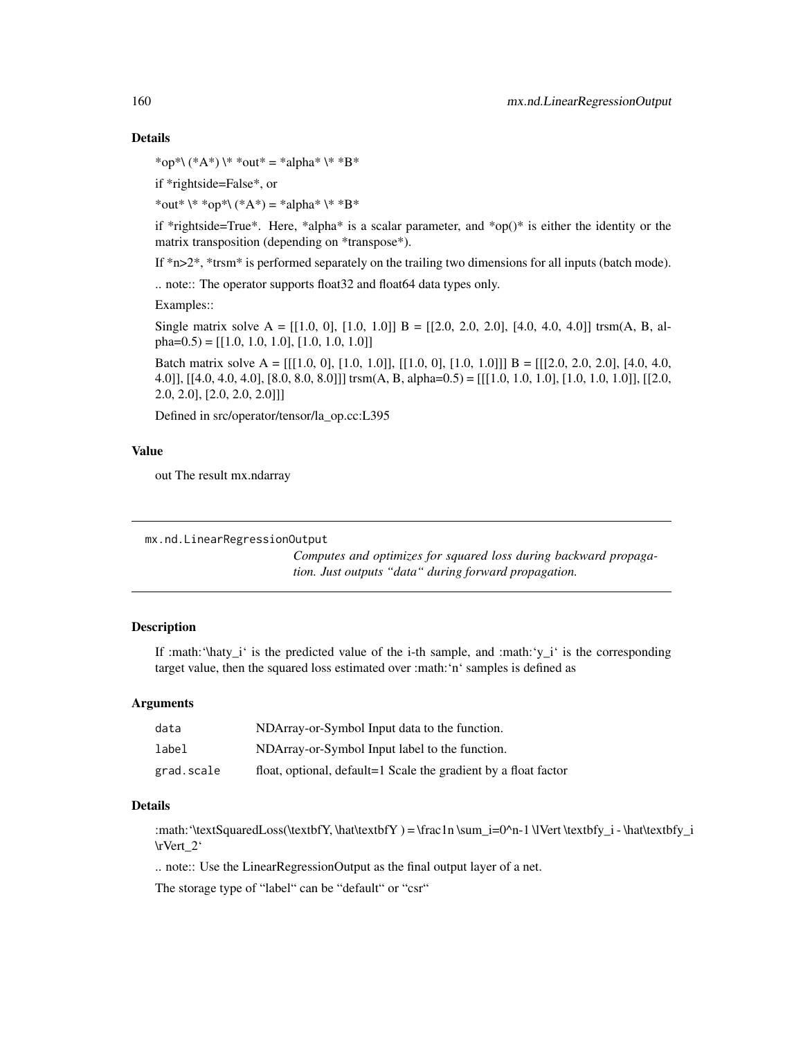## Details

*op*\ (*A*) \* *out* = *alpha* \* *B*

if *rightside=False*, or

*out* \* *op*\ (*A*) = *alpha* \* *B*

if *rightside=True*. Here, *alpha* is a scalar parameter, and *op()* is either the identity or the matrix transposition (depending on *transpose*).

If *n>2*, *trsm* is performed separately on the trailing two dimensions for all inputs (batch mode).

.. note:: The operator supports float32 and float64 data types only.

Examples::

Single matrix solve A = [[1.0, 0], [1.0, 1.0]] B = [[2.0, 2.0, 2.0], [4.0, 4.0, 4.0]] trsm(A, B, alpha=0.5) = [[1.0, 1.0, 1.0], [1.0, 1.0, 1.0]]

Batch matrix solve A = [[[1.0, 0], [1.0, 1.0]], [[1.0, 0], [1.0, 1.0]]] B = [[[2.0, 2.0, 2.0], [4.0, 4.0, 4.0]], [[4.0, 4.0, 4.0], [8.0, 8.0, 8.0]]] trsm(A, B, alpha=0.5) = [[[1.0, 1.0, 1.0], [1.0, 1.0, 1.0]], [[2.0, 2.0, 2.0], [2.0, 2.0, 2.0]]]

Defined in src/operator/tensor/la_op.cc:L395

## Value

out The result mx.ndarray

---

mx.nd.LinearRegressionOutput

*Computes and optimizes for squared loss during backward propagation. Just outputs "data" during forward propagation.*

---

## Description

If :math:'\haty_i' is the predicted value of the i-th sample, and :math:'y_i' is the corresponding target value, then the squared loss estimated over :math:'n' samples is defined as

## Arguments

| | |
|---|---|
| data | NDArray-or-Symbol Input data to the function. |
| label | NDArray-or-Symbol Input label to the function. |
| grad.scale | float, optional, default=1 Scale the gradient by a float factor |

## Details

:math:'\textSquaredLoss(\textbfY, \hat\textbfY ) = \frac1n \sum_i=0^n-1 \lVert \textbfy_i - \hat\textbfy_i \rVert_2'

.. note:: Use the LinearRegressionOutput as the final output layer of a net.

The storage type of "label" can be "default" or "csr"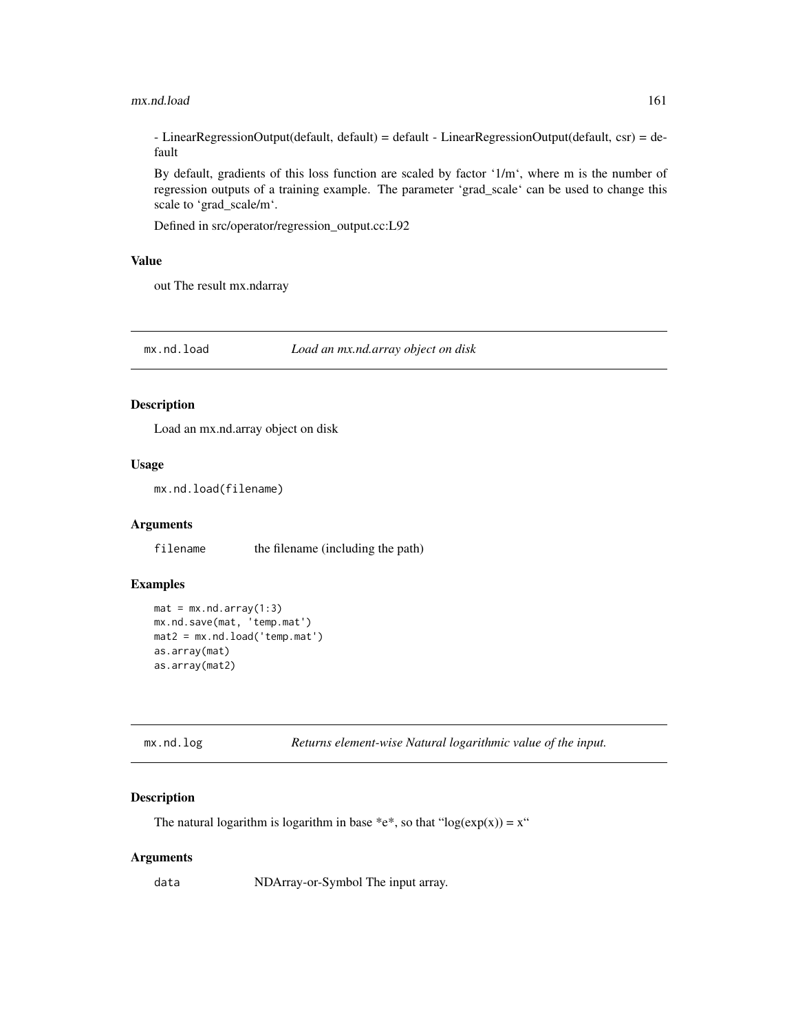- LinearRegressionOutput(default, default) = default - LinearRegressionOutput(default, csr) = default

By default, gradients of this loss function are scaled by factor '1/m', where m is the number of regression outputs of a training example. The parameter 'grad_scale' can be used to change this scale to 'grad_scale/m'.

Defined in src/operator/regression_output.cc:L92

### Value

out The result mx.ndarray

## mx.nd.load — *Load an mx.nd.array object on disk*

### Description

Load an mx.nd.array object on disk

### Usage

```
mx.nd.load(filename)
```

### Arguments

| | |
|---|---|
| filename | the filename (including the path) |

### Examples

```
mat = mx.nd.array(1:3)
mx.nd.save(mat, 'temp.mat')
mat2 = mx.nd.load('temp.mat')
as.array(mat)
as.array(mat2)
```

## mx.nd.log — *Returns element-wise Natural logarithmic value of the input.*

### Description

The natural logarithm is logarithm in base *e*, so that "log(exp(x)) = x"

### Arguments

| | |
|---|---|
| data | NDArray-or-Symbol The input array. |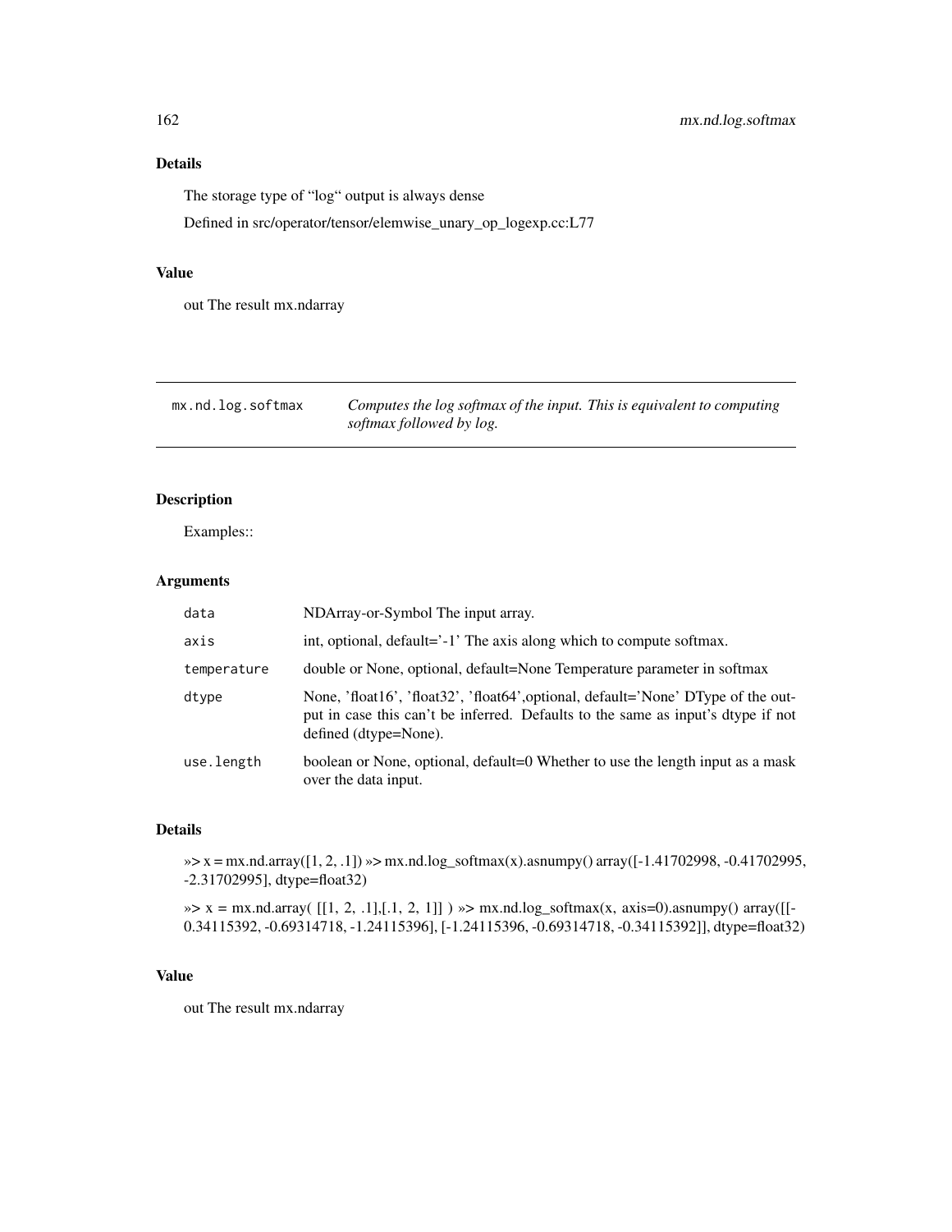## Details

The storage type of "log" output is always dense

Defined in src/operator/tensor/elemwise_unary_op_logexp.cc:L77

## Value

out The result mx.ndarray

---

`mx.nd.log.softmax` *Computes the log softmax of the input. This is equivalent to computing softmax followed by log.*

---

## Description

Examples::

## Arguments

| | |
|---|---|
| `data` | NDArray-or-Symbol The input array. |
| `axis` | int, optional, default='-1' The axis along which to compute softmax. |
| `temperature` | double or None, optional, default=None Temperature parameter in softmax |
| `dtype` | None, 'float16', 'float32', 'float64',optional, default='None' DType of the output in case this can't be inferred. Defaults to the same as input's dtype if not defined (dtype=None). |
| `use.length` | boolean or None, optional, default=0 Whether to use the length input as a mask over the data input. |

## Details

»> x = mx.nd.array([1, 2, .1]) »> mx.nd.log_softmax(x).asnumpy() array([-1.41702998, -0.41702995, -2.31702995], dtype=float32)

»> x = mx.nd.array( [[1, 2, .1],[.1, 2, 1]] ) »> mx.nd.log_softmax(x, axis=0).asnumpy() array([[-0.34115392, -0.69314718, -1.24115396], [-1.24115396, -0.69314718, -0.34115392]], dtype=float32)

## Value

out The result mx.ndarray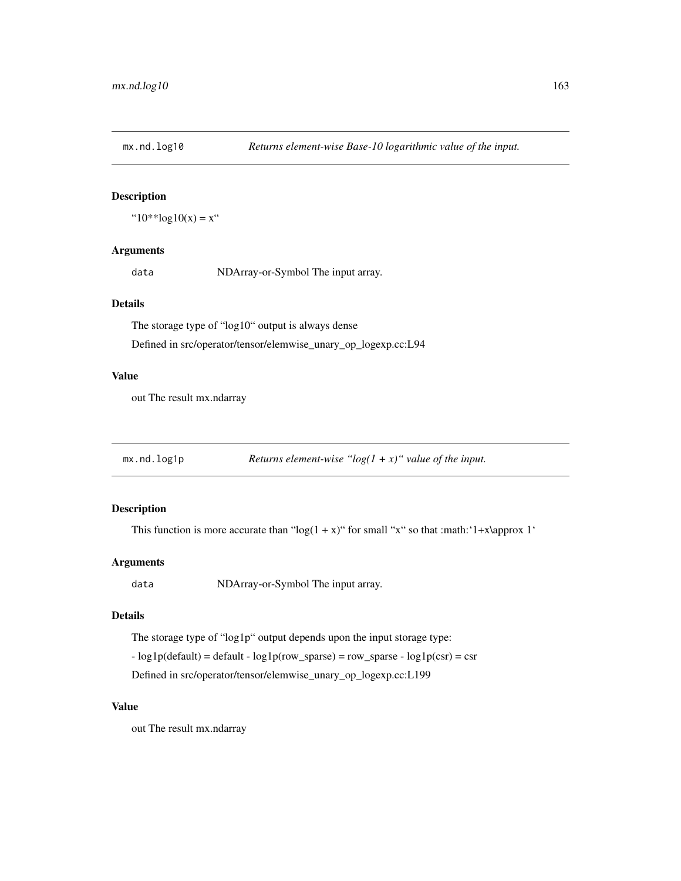## mx.nd.log10 *Returns element-wise Base-10 logarithmic value of the input.*

### Description

"10**log10(x) = x"

### Arguments

`data` NDArray-or-Symbol The input array.

### Details

The storage type of "log10" output is always dense

Defined in src/operator/tensor/elemwise_unary_op_logexp.cc:L94

### Value

out The result mx.ndarray

## mx.nd.log1p *Returns element-wise "log(1 + x)" value of the input.*

### Description

This function is more accurate than "log(1 + x)" for small "x" so that :math:'1+x\approx 1'

### Arguments

`data` NDArray-or-Symbol The input array.

### Details

The storage type of "log1p" output depends upon the input storage type:

- log1p(default) = default - log1p(row_sparse) = row_sparse - log1p(csr) = csr

Defined in src/operator/tensor/elemwise_unary_op_logexp.cc:L199

### Value

out The result mx.ndarray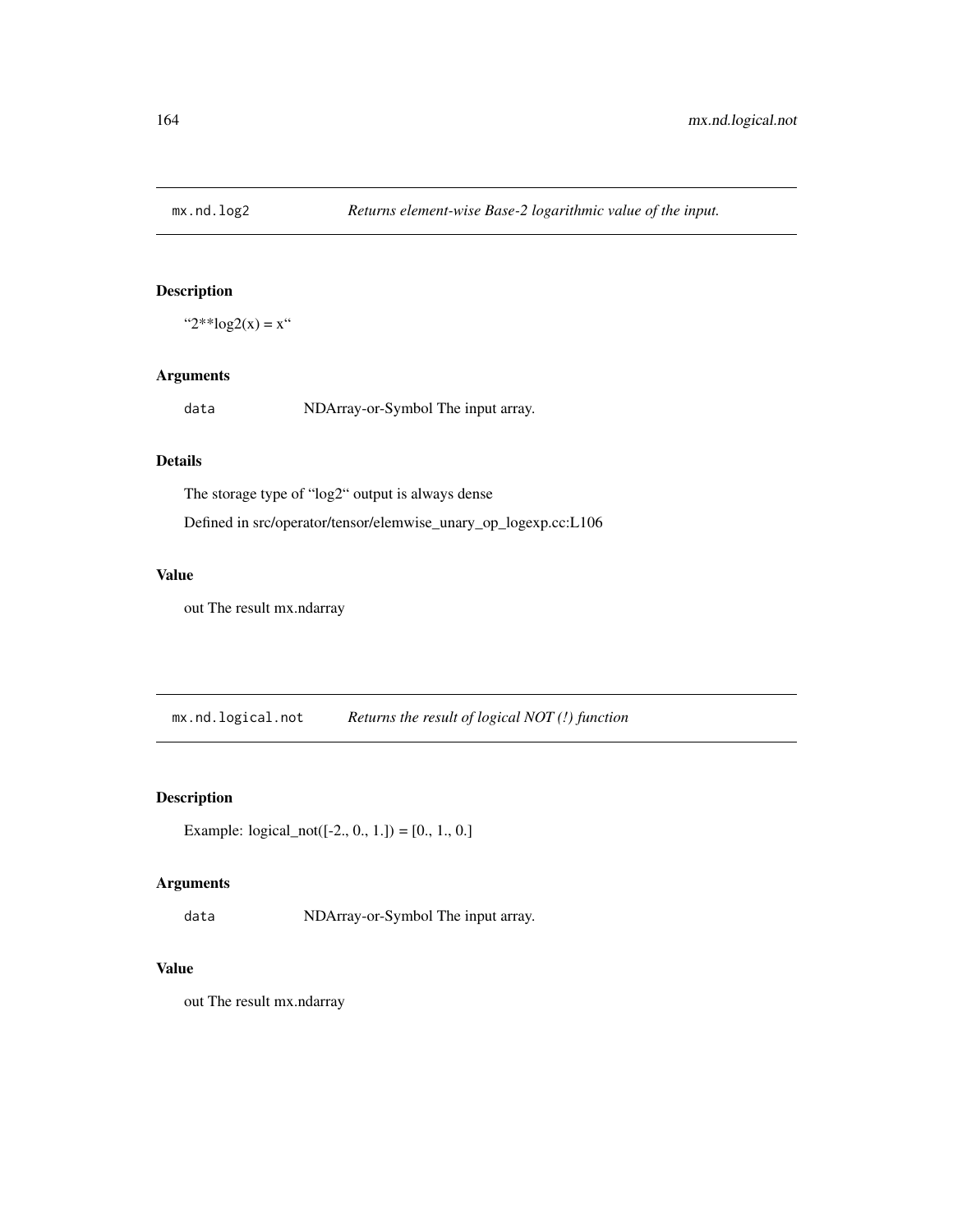## mx.nd.log2 — *Returns element-wise Base-2 logarithmic value of the input.*

### Description

"2**log2(x) = x"

### Arguments

`data` NDArray-or-Symbol The input array.

### Details

The storage type of "log2" output is always dense

Defined in src/operator/tensor/elemwise_unary_op_logexp.cc:L106

### Value

out The result mx.ndarray

## mx.nd.logical.not — *Returns the result of logical NOT (!) function*

### Description

Example: logical_not([-2., 0., 1.]) = [0., 1., 0.]

### Arguments

`data` NDArray-or-Symbol The input array.

### Value

out The result mx.ndarray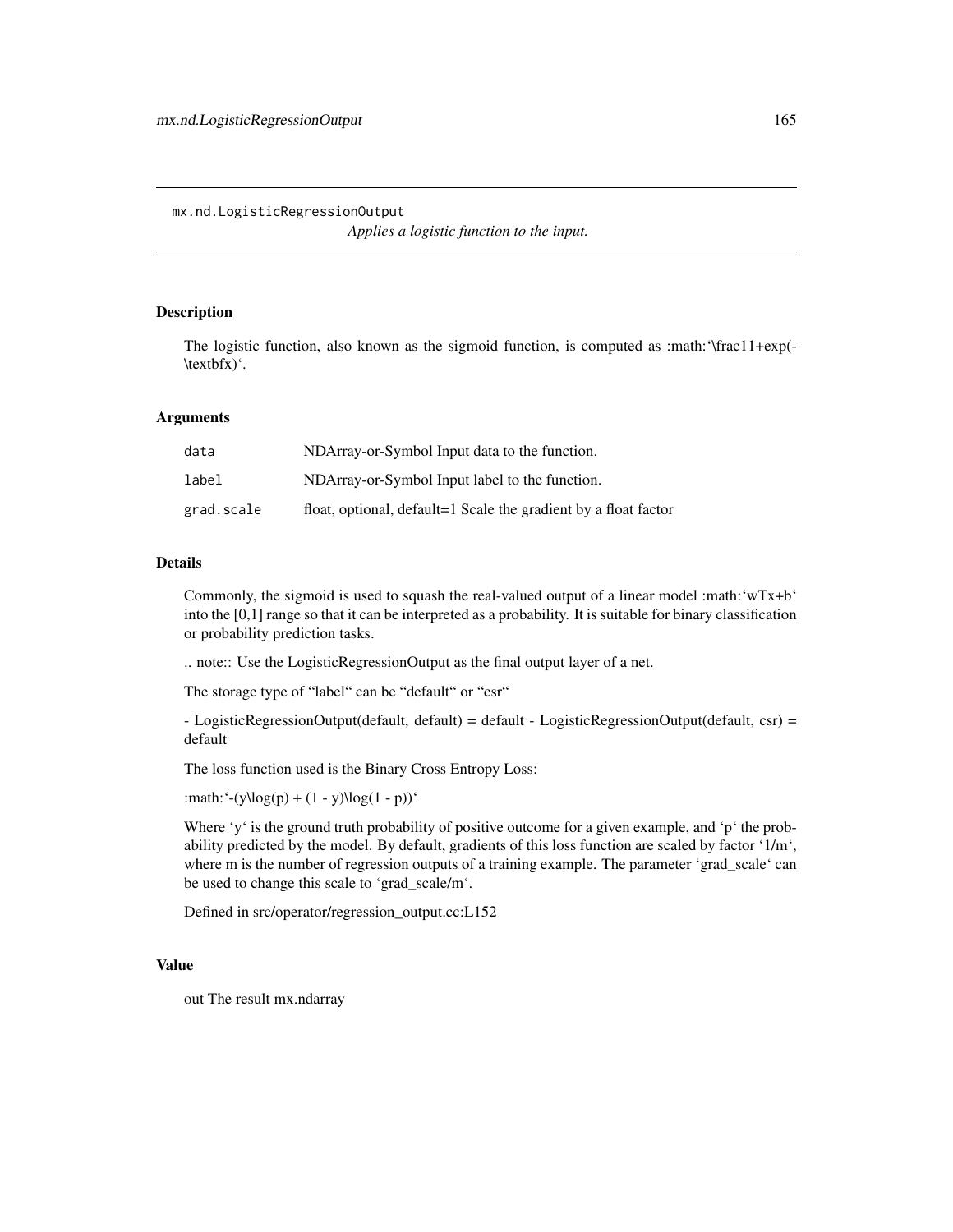## mx.nd.LogisticRegressionOutput

*Applies a logistic function to the input.*

### Description

The logistic function, also known as the sigmoid function, is computed as :math:`\frac11+exp(-\textbfx)`.

### Arguments

| | |
|---|---|
| `data` | NDArray-or-Symbol Input data to the function. |
| `label` | NDArray-or-Symbol Input label to the function. |
| `grad.scale` | float, optional, default=1 Scale the gradient by a float factor |

### Details

Commonly, the sigmoid is used to squash the real-valued output of a linear model :math:`wTx+b` into the [0,1] range so that it can be interpreted as a probability. It is suitable for binary classification or probability prediction tasks.

.. note:: Use the LogisticRegressionOutput as the final output layer of a net.

The storage type of "label" can be "default" or "csr"

- LogisticRegressionOutput(default, default) = default - LogisticRegressionOutput(default, csr) = default

The loss function used is the Binary Cross Entropy Loss:

:math:`-(y\log(p) + (1 - y)\log(1 - p))`

Where 'y' is the ground truth probability of positive outcome for a given example, and 'p' the probability predicted by the model. By default, gradients of this loss function are scaled by factor '1/m', where m is the number of regression outputs of a training example. The parameter 'grad_scale' can be used to change this scale to 'grad_scale/m'.

Defined in src/operator/regression_output.cc:L152

### Value

out The result mx.ndarray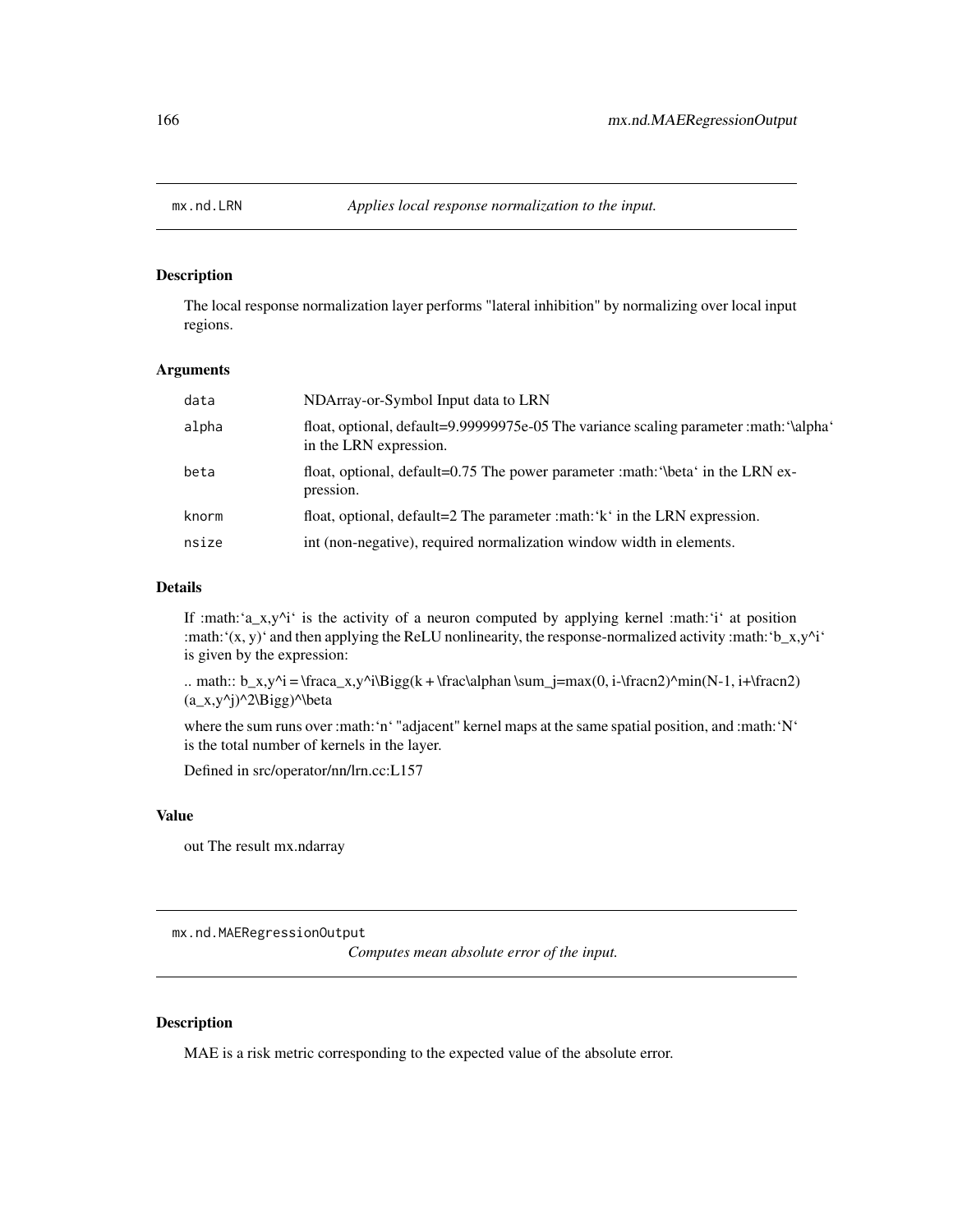## mx.nd.LRN

*Applies local response normalization to the input.*

### Description

The local response normalization layer performs "lateral inhibition" by normalizing over local input regions.

### Arguments

| | |
|---|---|
| data | NDArray-or-Symbol Input data to LRN |
| alpha | float, optional, default=9.99999975e-05 The variance scaling parameter :math:'\alpha' in the LRN expression. |
| beta | float, optional, default=0.75 The power parameter :math:'\beta' in the LRN expression. |
| knorm | float, optional, default=2 The parameter :math:'k' in the LRN expression. |
| nsize | int (non-negative), required normalization window width in elements. |

### Details

If :math:'a_x,y^i' is the activity of a neuron computed by applying kernel :math:'i' at position :math:'(x, y)' and then applying the ReLU nonlinearity, the response-normalized activity :math:'b_x,y^i' is given by the expression:

.. math:: b_x,y^i = \fraca_x,y^i\Bigg(k + \frac\alphan \sum_j=max(0, i-\fracn2)^min(N-1, i+\fracn2) (a_x,y^j)^2\Bigg)^\beta

where the sum runs over :math:'n' "adjacent" kernel maps at the same spatial position, and :math:'N' is the total number of kernels in the layer.

Defined in src/operator/nn/lrn.cc:L157

### Value

out The result mx.ndarray

## mx.nd.MAERegressionOutput

*Computes mean absolute error of the input.*

### Description

MAE is a risk metric corresponding to the expected value of the absolute error.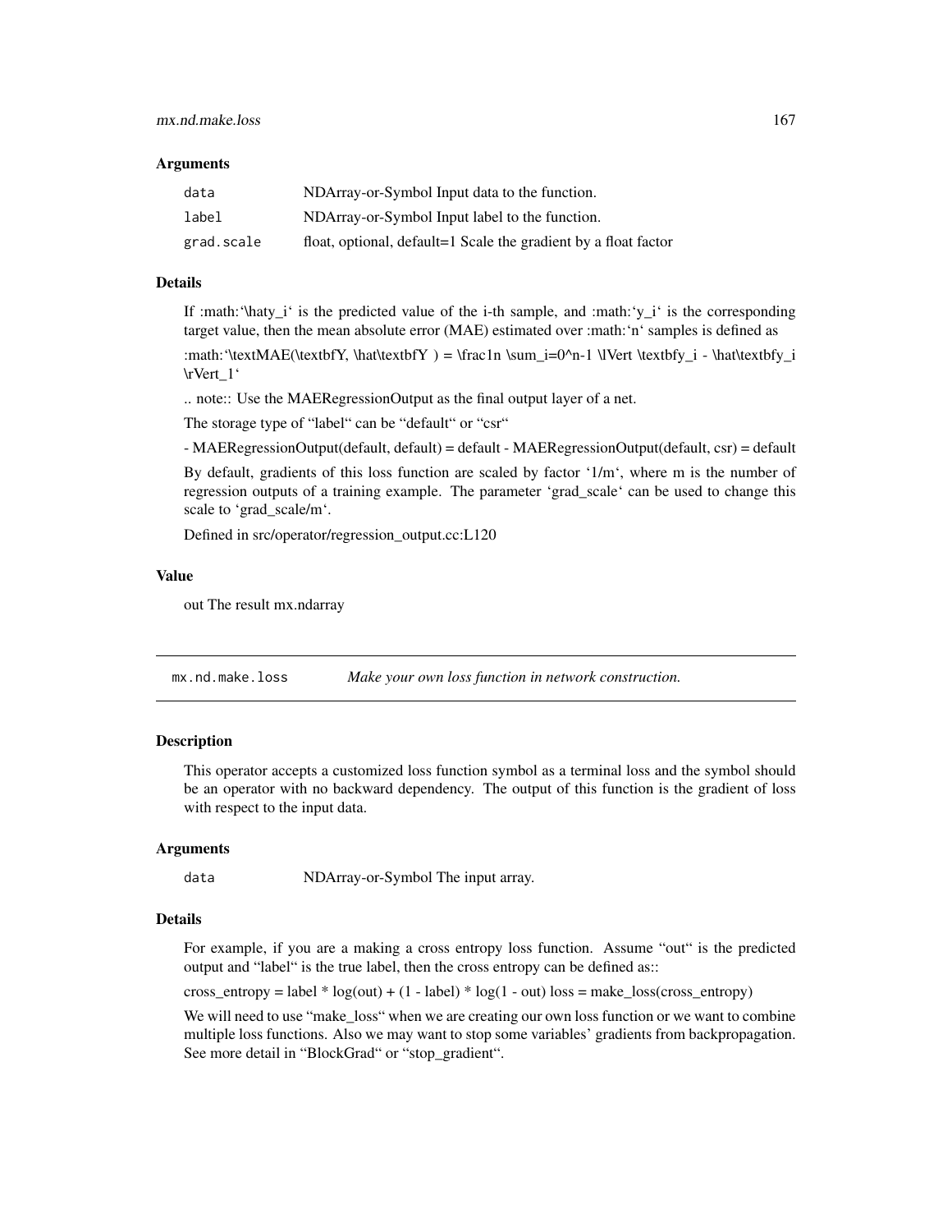## Arguments

| | |
|---|---|
| `data` | NDArray-or-Symbol Input data to the function. |
| `label` | NDArray-or-Symbol Input label to the function. |
| `grad.scale` | float, optional, default=1 Scale the gradient by a float factor |

## Details

If :math:'\haty_i' is the predicted value of the i-th sample, and :math:'y_i' is the corresponding target value, then the mean absolute error (MAE) estimated over :math:'n' samples is defined as

:math:'\textMAE(\textbfY, \hat\textbfY ) = \frac1n \sum_i=0^n-1 \lVert \textbfy_i - \hat\textbfy_i \rVert_1'

.. note:: Use the MAERegressionOutput as the final output layer of a net.

The storage type of "label" can be "default" or "csr"

- MAERegressionOutput(default, default) = default - MAERegressionOutput(default, csr) = default

By default, gradients of this loss function are scaled by factor '1/m', where m is the number of regression outputs of a training example. The parameter 'grad_scale' can be used to change this scale to 'grad_scale/m'.

Defined in src/operator/regression_output.cc:L120

## Value

out The result mx.ndarray

---

# `mx.nd.make.loss` *Make your own loss function in network construction.*

---

## Description

This operator accepts a customized loss function symbol as a terminal loss and the symbol should be an operator with no backward dependency. The output of this function is the gradient of loss with respect to the input data.

## Arguments

| | |
|---|---|
| `data` | NDArray-or-Symbol The input array. |

## Details

For example, if you are a making a cross entropy loss function. Assume "out" is the predicted output and "label" is the true label, then the cross entropy can be defined as::

cross_entropy = label * log(out) + (1 - label) * log(1 - out) loss = make_loss(cross_entropy)

We will need to use "make_loss" when we are creating our own loss function or we want to combine multiple loss functions. Also we may want to stop some variables' gradients from backpropagation. See more detail in "BlockGrad" or "stop_gradient".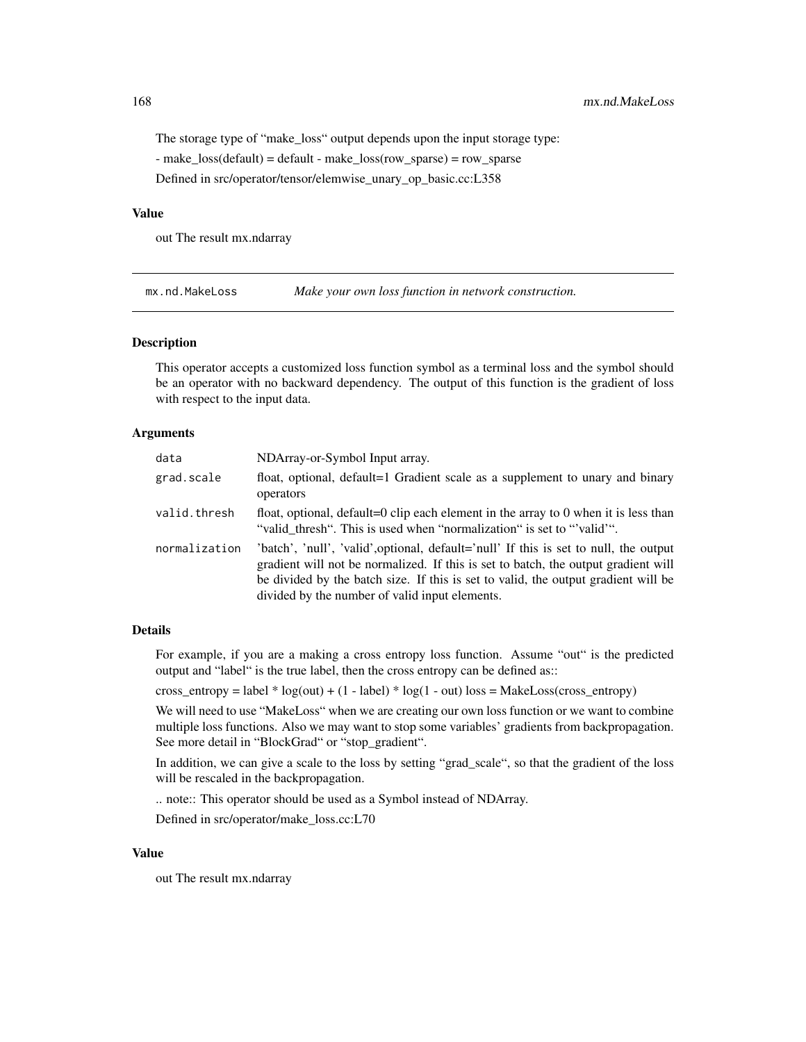The storage type of "make_loss" output depends upon the input storage type:

- make_loss(default) = default - make_loss(row_sparse) = row_sparse

Defined in src/operator/tensor/elemwise_unary_op_basic.cc:L358

### Value

out The result mx.ndarray

---

## mx.nd.MakeLoss — *Make your own loss function in network construction.*

### Description

This operator accepts a customized loss function symbol as a terminal loss and the symbol should be an operator with no backward dependency. The output of this function is the gradient of loss with respect to the input data.

### Arguments

| | |
|---|---|
| `data` | NDArray-or-Symbol Input array. |
| `grad.scale` | float, optional, default=1 Gradient scale as a supplement to unary and binary operators |
| `valid.thresh` | float, optional, default=0 clip each element in the array to 0 when it is less than "valid_thresh". This is used when "normalization" is set to "'valid'". |
| `normalization` | 'batch', 'null', 'valid',optional, default='null' If this is set to null, the output gradient will not be normalized. If this is set to batch, the output gradient will be divided by the batch size. If this is set to valid, the output gradient will be divided by the number of valid input elements. |

### Details

For example, if you are a making a cross entropy loss function. Assume "out" is the predicted output and "label" is the true label, then the cross entropy can be defined as::

cross_entropy = label * log(out) + (1 - label) * log(1 - out) loss = MakeLoss(cross_entropy)

We will need to use "MakeLoss" when we are creating our own loss function or we want to combine multiple loss functions. Also we may want to stop some variables' gradients from backpropagation. See more detail in "BlockGrad" or "stop_gradient".

In addition, we can give a scale to the loss by setting "grad_scale", so that the gradient of the loss will be rescaled in the backpropagation.

.. note:: This operator should be used as a Symbol instead of NDArray.

Defined in src/operator/make_loss.cc:L70

### Value

out The result mx.ndarray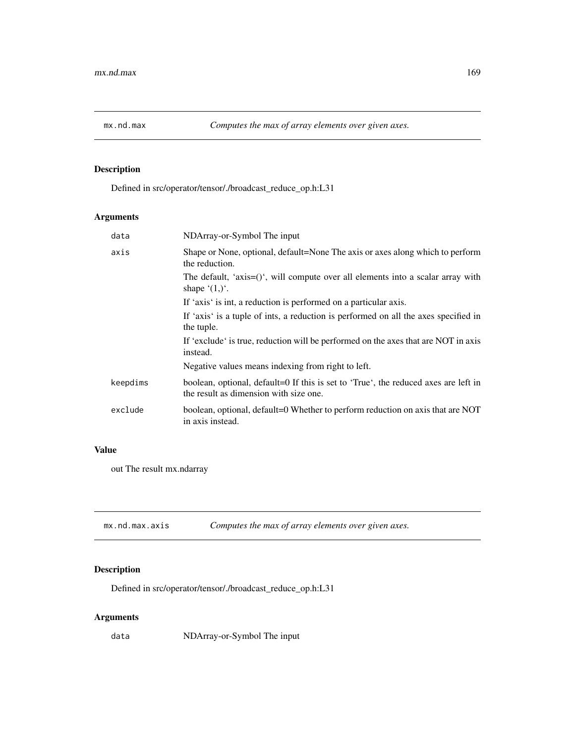## mx.nd.max

*Computes the max of array elements over given axes.*

### Description

Defined in src/operator/tensor/./broadcast_reduce_op.h:L31

### Arguments

| | |
|---|---|
| `data` | NDArray-or-Symbol The input |
| `axis` | Shape or None, optional, default=None The axis or axes along which to perform the reduction.<br>The default, 'axis=()', will compute over all elements into a scalar array with shape '(1,)'.<br>If 'axis' is int, a reduction is performed on a particular axis.<br>If 'axis' is a tuple of ints, a reduction is performed on all the axes specified in the tuple.<br>If 'exclude' is true, reduction will be performed on the axes that are NOT in axis instead.<br>Negative values means indexing from right to left. |
| `keepdims` | boolean, optional, default=0 If this is set to 'True', the reduced axes are left in the result as dimension with size one. |
| `exclude` | boolean, optional, default=0 Whether to perform reduction on axis that are NOT in axis instead. |

### Value

out The result mx.ndarray

## mx.nd.max.axis

*Computes the max of array elements over given axes.*

### Description

Defined in src/operator/tensor/./broadcast_reduce_op.h:L31

### Arguments

| | |
|---|---|
| `data` | NDArray-or-Symbol The input |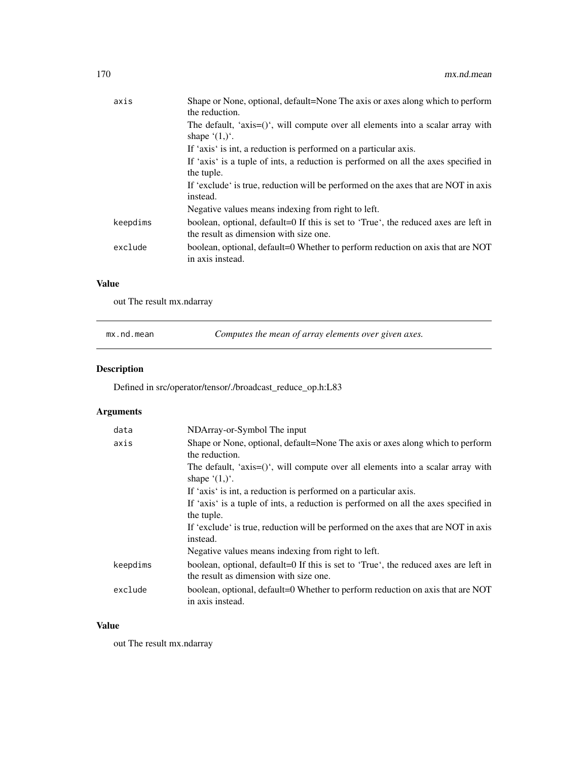| | |
|---|---|
| axis | Shape or None, optional, default=None The axis or axes along which to perform the reduction.<br>The default, 'axis=()', will compute over all elements into a scalar array with shape '(1,)'.<br>If 'axis' is int, a reduction is performed on a particular axis.<br>If 'axis' is a tuple of ints, a reduction is performed on all the axes specified in the tuple.<br>If 'exclude' is true, reduction will be performed on the axes that are NOT in axis instead.<br>Negative values means indexing from right to left. |
| keepdims | boolean, optional, default=0 If this is set to 'True', the reduced axes are left in the result as dimension with size one. |
| exclude | boolean, optional, default=0 Whether to perform reduction on axis that are NOT in axis instead. |

## Value

out The result mx.ndarray

---

mx.nd.mean *Computes the mean of array elements over given axes.*

---

## Description

Defined in src/operator/tensor/./broadcast_reduce_op.h:L83

## Arguments

| | |
|---|---|
| data | NDArray-or-Symbol The input |
| axis | Shape or None, optional, default=None The axis or axes along which to perform the reduction.<br>The default, 'axis=()', will compute over all elements into a scalar array with shape '(1,)'.<br>If 'axis' is int, a reduction is performed on a particular axis.<br>If 'axis' is a tuple of ints, a reduction is performed on all the axes specified in the tuple.<br>If 'exclude' is true, reduction will be performed on the axes that are NOT in axis instead.<br>Negative values means indexing from right to left. |
| keepdims | boolean, optional, default=0 If this is set to 'True', the reduced axes are left in the result as dimension with size one. |
| exclude | boolean, optional, default=0 Whether to perform reduction on axis that are NOT in axis instead. |

## Value

out The result mx.ndarray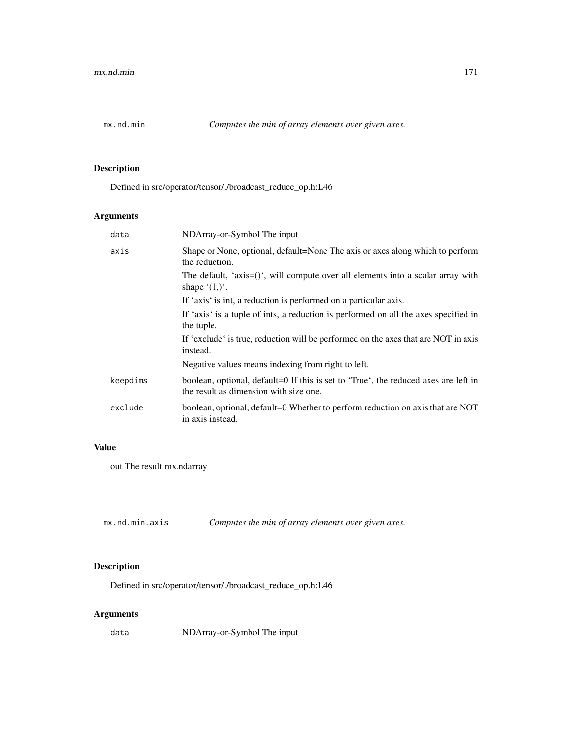## mx.nd.min *Computes the min of array elements over given axes.*

### Description

Defined in src/operator/tensor/./broadcast_reduce_op.h:L46

### Arguments

| | |
|---|---|
| `data` | NDArray-or-Symbol The input |
| `axis` | Shape or None, optional, default=None The axis or axes along which to perform the reduction.<br>The default, 'axis=()', will compute over all elements into a scalar array with shape '(1,)'.<br>If 'axis' is int, a reduction is performed on a particular axis.<br>If 'axis' is a tuple of ints, a reduction is performed on all the axes specified in the tuple.<br>If 'exclude' is true, reduction will be performed on the axes that are NOT in axis instead.<br>Negative values means indexing from right to left. |
| `keepdims` | boolean, optional, default=0 If this is set to 'True', the reduced axes are left in the result as dimension with size one. |
| `exclude` | boolean, optional, default=0 Whether to perform reduction on axis that are NOT in axis instead. |

### Value

out The result mx.ndarray

## mx.nd.min.axis *Computes the min of array elements over given axes.*

### Description

Defined in src/operator/tensor/./broadcast_reduce_op.h:L46

### Arguments

| | |
|---|---|
| `data` | NDArray-or-Symbol The input |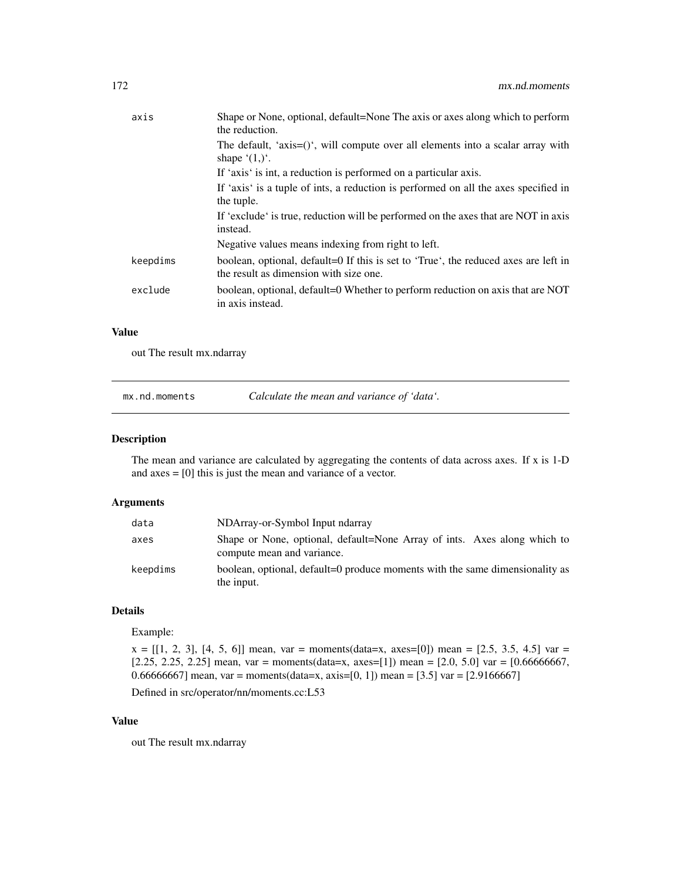| | |
|---|---|
| axis | Shape or None, optional, default=None The axis or axes along which to perform the reduction. |
| | The default, 'axis=()', will compute over all elements into a scalar array with shape '(1,)'. |
| | If 'axis' is int, a reduction is performed on a particular axis. |
| | If 'axis' is a tuple of ints, a reduction is performed on all the axes specified in the tuple. |
| | If 'exclude' is true, reduction will be performed on the axes that are NOT in axis instead. |
| | Negative values means indexing from right to left. |
| keepdims | boolean, optional, default=0 If this is set to 'True', the reduced axes are left in the result as dimension with size one. |
| exclude | boolean, optional, default=0 Whether to perform reduction on axis that are NOT in axis instead. |

### Value

out The result mx.ndarray

---

## mx.nd.moments *Calculate the mean and variance of 'data'.*

---

### Description

The mean and variance are calculated by aggregating the contents of data across axes. If x is 1-D and axes = [0] this is just the mean and variance of a vector.

### Arguments

| | |
|---|---|
| data | NDArray-or-Symbol Input ndarray |
| axes | Shape or None, optional, default=None Array of ints. Axes along which to compute mean and variance. |
| keepdims | boolean, optional, default=0 produce moments with the same dimensionality as the input. |

### Details

Example:

x = [[1, 2, 3], [4, 5, 6]] mean, var = moments(data=x, axes=[0]) mean = [2.5, 3.5, 4.5] var = [2.25, 2.25, 2.25] mean, var = moments(data=x, axes=[1]) mean = [2.0, 5.0] var = [0.66666667, 0.66666667] mean, var = moments(data=x, axis=[0, 1]) mean = [3.5] var = [2.9166667]

Defined in src/operator/nn/moments.cc:L53

### Value

out The result mx.ndarray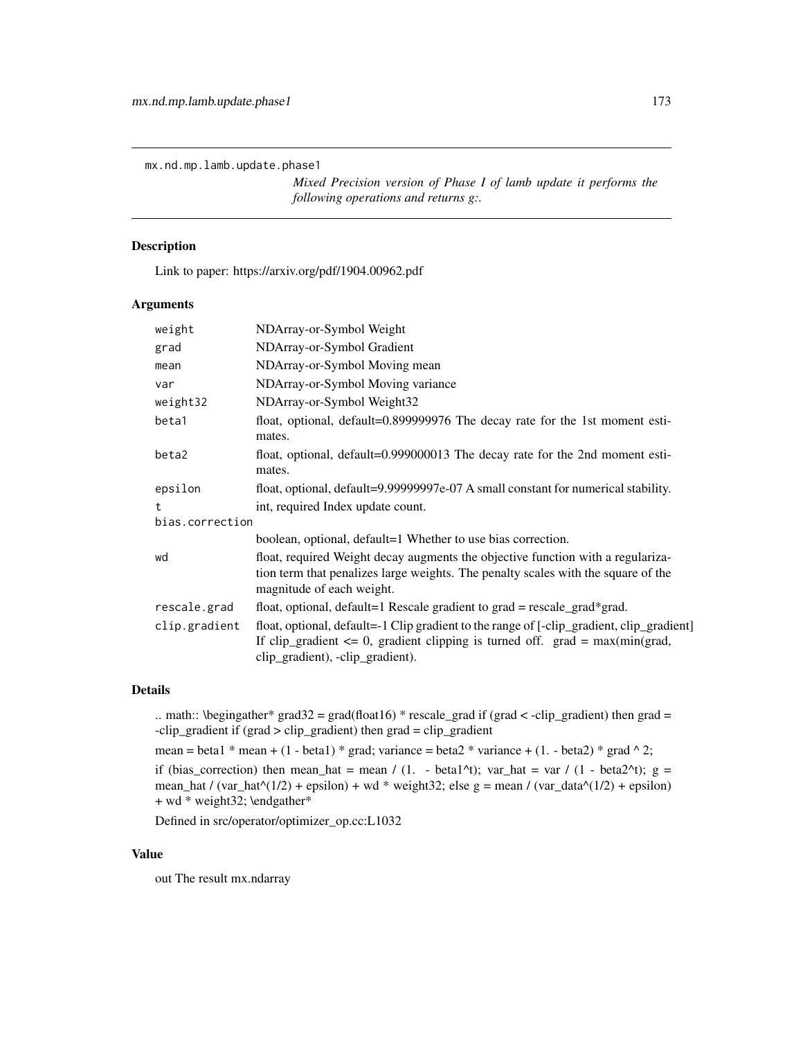`mx.nd.mp.lamb.update.phase1`

*Mixed Precision version of Phase I of lamb update it performs the following operations and returns g:.*

## Description

Link to paper: https://arxiv.org/pdf/1904.00962.pdf

## Arguments

| | |
|---|---|
| `weight` | NDArray-or-Symbol Weight |
| `grad` | NDArray-or-Symbol Gradient |
| `mean` | NDArray-or-Symbol Moving mean |
| `var` | NDArray-or-Symbol Moving variance |
| `weight32` | NDArray-or-Symbol Weight32 |
| `beta1` | float, optional, default=0.899999976 The decay rate for the 1st moment estimates. |
| `beta2` | float, optional, default=0.999000013 The decay rate for the 2nd moment estimates. |
| `epsilon` | float, optional, default=9.99999997e-07 A small constant for numerical stability. |
| `t` | int, required Index update count. |
| `bias.correction` | boolean, optional, default=1 Whether to use bias correction. |
| `wd` | float, required Weight decay augments the objective function with a regularization term that penalizes large weights. The penalty scales with the square of the magnitude of each weight. |
| `rescale.grad` | float, optional, default=1 Rescale gradient to grad = rescale_grad*grad. |
| `clip.gradient` | float, optional, default=-1 Clip gradient to the range of [-clip_gradient, clip_gradient] If clip_gradient <= 0, gradient clipping is turned off. grad = max(min(grad, clip_gradient), -clip_gradient). |

## Details

.. math:: \begingather* grad32 = grad(float16) * rescale_grad if (grad < -clip_gradient) then grad = -clip_gradient if (grad > clip_gradient) then grad = clip_gradient

mean = beta1 * mean + (1 - beta1) * grad; variance = beta2 * variance + (1. - beta2) * grad ^ 2;

if (bias_correction) then mean_hat = mean / (1. - beta1^t); var_hat = var / (1 - beta2^t); g = mean_hat / (var_hat^(1/2) + epsilon) + wd * weight32; else g = mean / (var_data^(1/2) + epsilon) + wd * weight32; \endgather*

Defined in src/operator/optimizer_op.cc:L1032

## Value

out The result mx.ndarray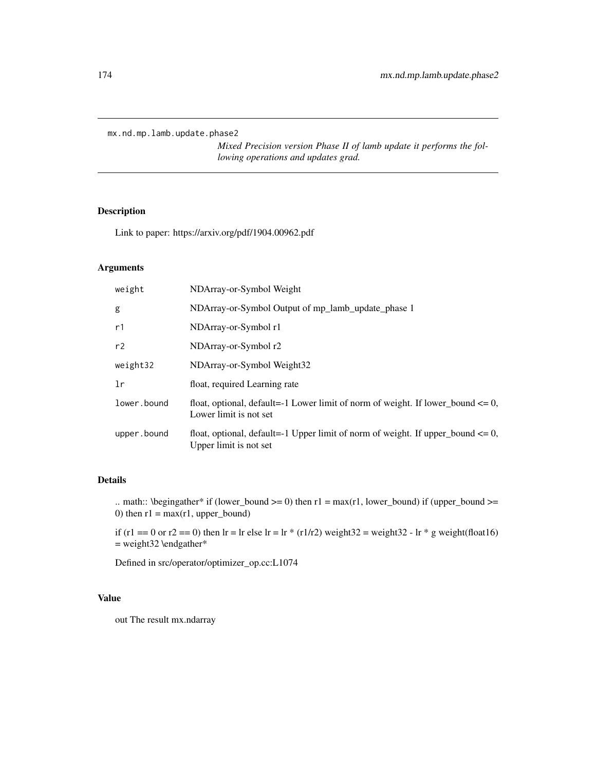`mx.nd.mp.lamb.update.phase2`

*Mixed Precision version Phase II of lamb update it performs the following operations and updates grad.*

## Description

Link to paper: https://arxiv.org/pdf/1904.00962.pdf

## Arguments

| | |
|---|---|
| `weight` | NDArray-or-Symbol Weight |
| `g` | NDArray-or-Symbol Output of mp_lamb_update_phase 1 |
| `r1` | NDArray-or-Symbol r1 |
| `r2` | NDArray-or-Symbol r2 |
| `weight32` | NDArray-or-Symbol Weight32 |
| `lr` | float, required Learning rate |
| `lower.bound` | float, optional, default=-1 Lower limit of norm of weight. If lower_bound <= 0, Lower limit is not set |
| `upper.bound` | float, optional, default=-1 Upper limit of norm of weight. If upper_bound <= 0, Upper limit is not set |

## Details

.. math:: \begingather* if (lower_bound >= 0) then r1 = max(r1, lower_bound) if (upper_bound >= 0) then r1 = max(r1, upper_bound)

if (r1 == 0 or r2 == 0) then lr = lr else lr = lr * (r1/r2) weight32 = weight32 - lr * g weight(float16) = weight32 \endgather*

Defined in src/operator/optimizer_op.cc:L1074

## Value

out The result mx.ndarray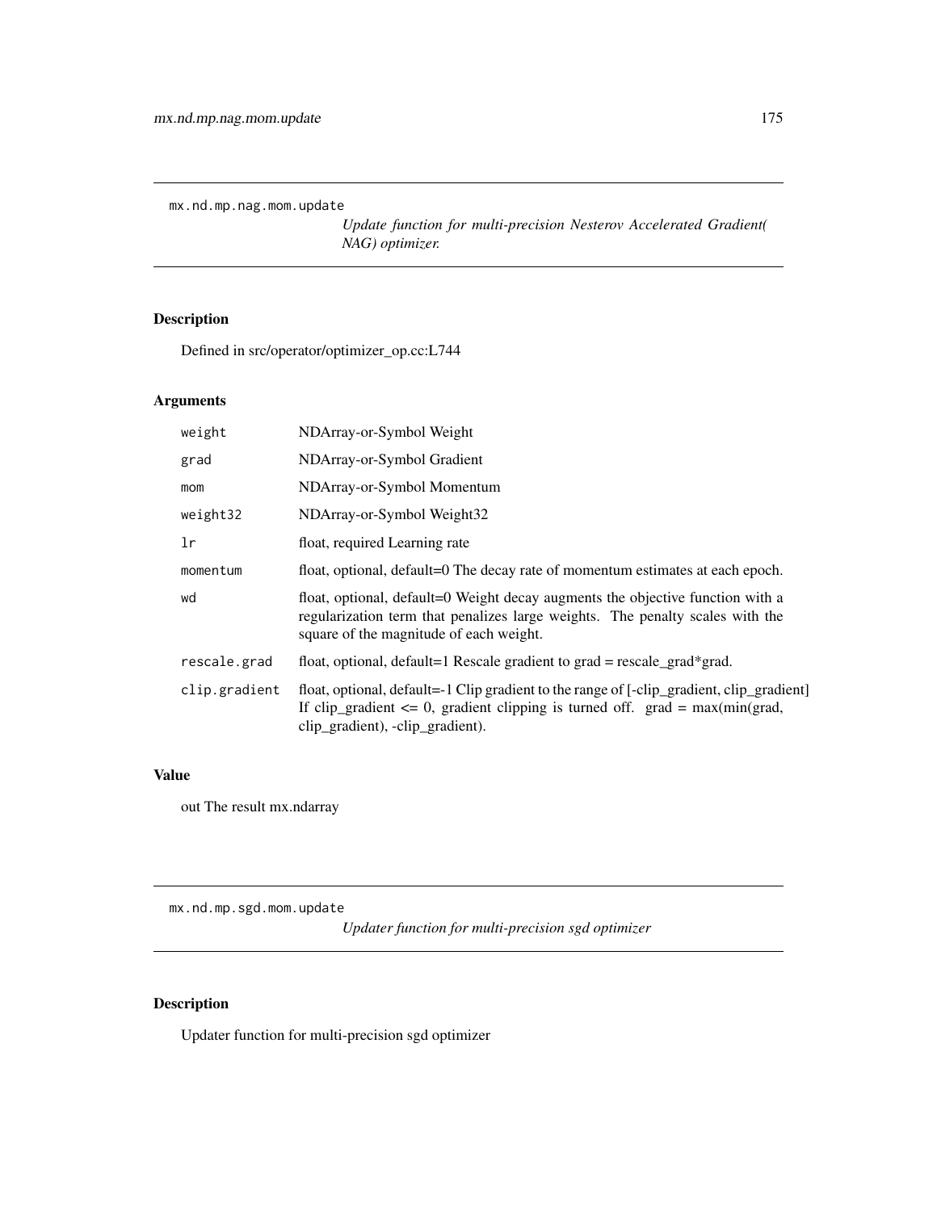## mx.nd.mp.nag.mom.update

*Update function for multi-precision Nesterov Accelerated Gradient( NAG) optimizer.*

### Description

Defined in src/operator/optimizer_op.cc:L744

### Arguments

| | |
|---|---|
| `weight` | NDArray-or-Symbol Weight |
| `grad` | NDArray-or-Symbol Gradient |
| `mom` | NDArray-or-Symbol Momentum |
| `weight32` | NDArray-or-Symbol Weight32 |
| `lr` | float, required Learning rate |
| `momentum` | float, optional, default=0 The decay rate of momentum estimates at each epoch. |
| `wd` | float, optional, default=0 Weight decay augments the objective function with a regularization term that penalizes large weights. The penalty scales with the square of the magnitude of each weight. |
| `rescale.grad` | float, optional, default=1 Rescale gradient to grad = rescale_grad*grad. |
| `clip.gradient` | float, optional, default=-1 Clip gradient to the range of [-clip_gradient, clip_gradient] If clip_gradient <= 0, gradient clipping is turned off. grad = max(min(grad, clip_gradient), -clip_gradient). |

### Value

out The result mx.ndarray

## mx.nd.mp.sgd.mom.update

*Updater function for multi-precision sgd optimizer*

### Description

Updater function for multi-precision sgd optimizer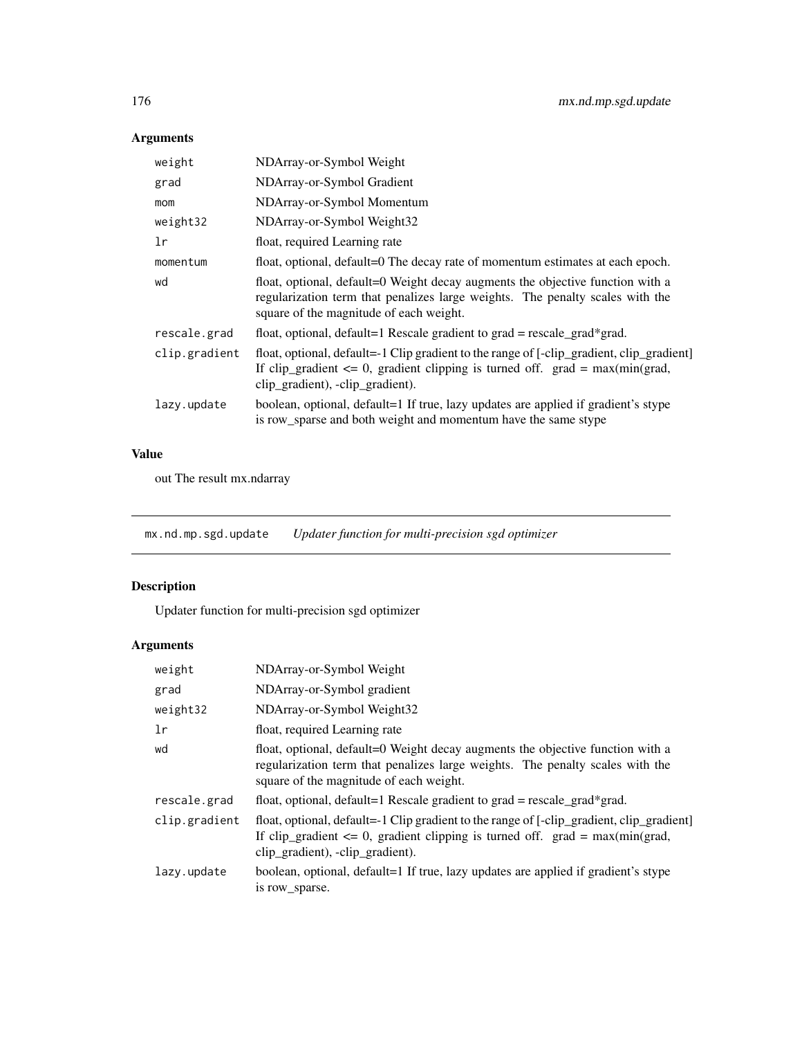## Arguments

| | |
|---|---|
| `weight` | NDArray-or-Symbol Weight |
| `grad` | NDArray-or-Symbol Gradient |
| `mom` | NDArray-or-Symbol Momentum |
| `weight32` | NDArray-or-Symbol Weight32 |
| `lr` | float, required Learning rate |
| `momentum` | float, optional, default=0 The decay rate of momentum estimates at each epoch. |
| `wd` | float, optional, default=0 Weight decay augments the objective function with a regularization term that penalizes large weights. The penalty scales with the square of the magnitude of each weight. |
| `rescale.grad` | float, optional, default=1 Rescale gradient to grad = rescale_grad*grad. |
| `clip.gradient` | float, optional, default=-1 Clip gradient to the range of [-clip_gradient, clip_gradient] If clip_gradient <= 0, gradient clipping is turned off. grad = max(min(grad, clip_gradient), -clip_gradient). |
| `lazy.update` | boolean, optional, default=1 If true, lazy updates are applied if gradient's stype is row_sparse and both weight and momentum have the same stype |

## Value

out The result mx.ndarray

---

# `mx.nd.mp.sgd.update` *Updater function for multi-precision sgd optimizer*

## Description

Updater function for multi-precision sgd optimizer

## Arguments

| | |
|---|---|
| `weight` | NDArray-or-Symbol Weight |
| `grad` | NDArray-or-Symbol gradient |
| `weight32` | NDArray-or-Symbol Weight32 |
| `lr` | float, required Learning rate |
| `wd` | float, optional, default=0 Weight decay augments the objective function with a regularization term that penalizes large weights. The penalty scales with the square of the magnitude of each weight. |
| `rescale.grad` | float, optional, default=1 Rescale gradient to grad = rescale_grad*grad. |
| `clip.gradient` | float, optional, default=-1 Clip gradient to the range of [-clip_gradient, clip_gradient] If clip_gradient <= 0, gradient clipping is turned off. grad = max(min(grad, clip_gradient), -clip_gradient). |
| `lazy.update` | boolean, optional, default=1 If true, lazy updates are applied if gradient's stype is row_sparse. |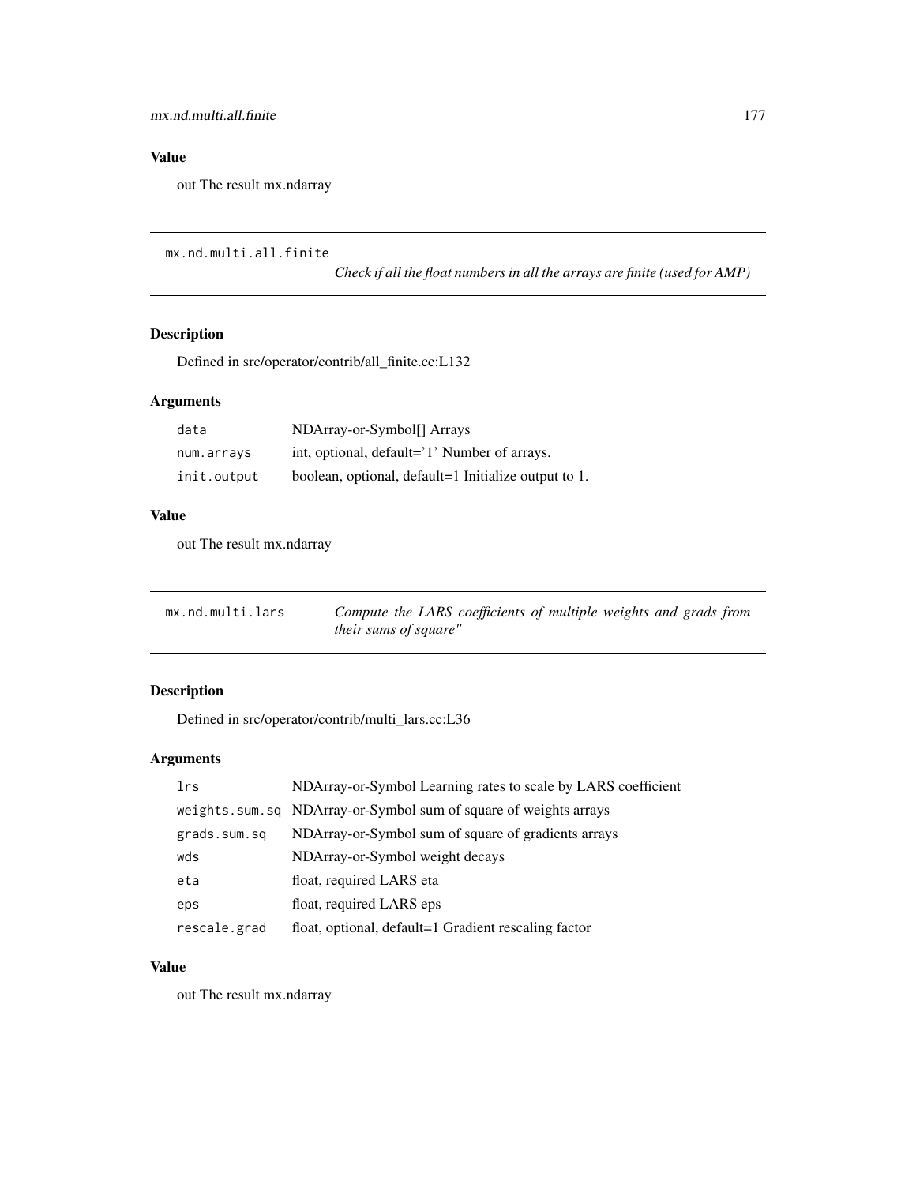## Value

out The result mx.ndarray

---

## mx.nd.multi.all.finite

*Check if all the float numbers in all the arrays are finite (used for AMP)*

### Description

Defined in src/operator/contrib/all_finite.cc:L132

### Arguments

| | |
|---|---|
| `data` | NDArray-or-Symbol[] Arrays |
| `num.arrays` | int, optional, default='1' Number of arrays. |
| `init.output` | boolean, optional, default=1 Initialize output to 1. |

### Value

out The result mx.ndarray

---

## mx.nd.multi.lars

*Compute the LARS coefficients of multiple weights and grads from their sums of square"*

### Description

Defined in src/operator/contrib/multi_lars.cc:L36

### Arguments

| | |
|---|---|
| `lrs` | NDArray-or-Symbol Learning rates to scale by LARS coefficient |
| `weights.sum.sq` | NDArray-or-Symbol sum of square of weights arrays |
| `grads.sum.sq` | NDArray-or-Symbol sum of square of gradients arrays |
| `wds` | NDArray-or-Symbol weight decays |
| `eta` | float, required LARS eta |
| `eps` | float, required LARS eps |
| `rescale.grad` | float, optional, default=1 Gradient rescaling factor |

### Value

out The result mx.ndarray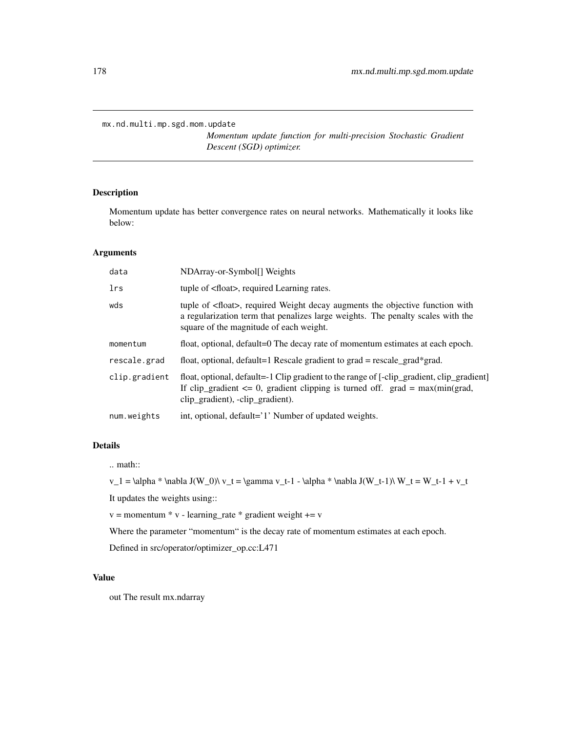`mx.nd.multi.mp.sgd.mom.update`

*Momentum update function for multi-precision Stochastic Gradient Descent (SGD) optimizer.*

## Description

Momentum update has better convergence rates on neural networks. Mathematically it looks like below:

## Arguments

| | |
|---|---|
| `data` | NDArray-or-Symbol[] Weights |
| `lrs` | tuple of <float>, required Learning rates. |
| `wds` | tuple of <float>, required Weight decay augments the objective function with a regularization term that penalizes large weights. The penalty scales with the square of the magnitude of each weight. |
| `momentum` | float, optional, default=0 The decay rate of momentum estimates at each epoch. |
| `rescale.grad` | float, optional, default=1 Rescale gradient to grad = rescale_grad*grad. |
| `clip.gradient` | float, optional, default=-1 Clip gradient to the range of [-clip_gradient, clip_gradient] If clip_gradient <= 0, gradient clipping is turned off. grad = max(min(grad, clip_gradient), -clip_gradient). |
| `num.weights` | int, optional, default='1' Number of updated weights. |

## Details

.. math::

v_1 = \alpha * \nabla J(W_0)\ v_t = \gamma v_t-1 - \alpha * \nabla J(W_t-1)\ W_t = W_t-1 + v_t

It updates the weights using::

v = momentum * v - learning_rate * gradient weight += v

Where the parameter "momentum" is the decay rate of momentum estimates at each epoch.

Defined in src/operator/optimizer_op.cc:L471

## Value

out The result mx.ndarray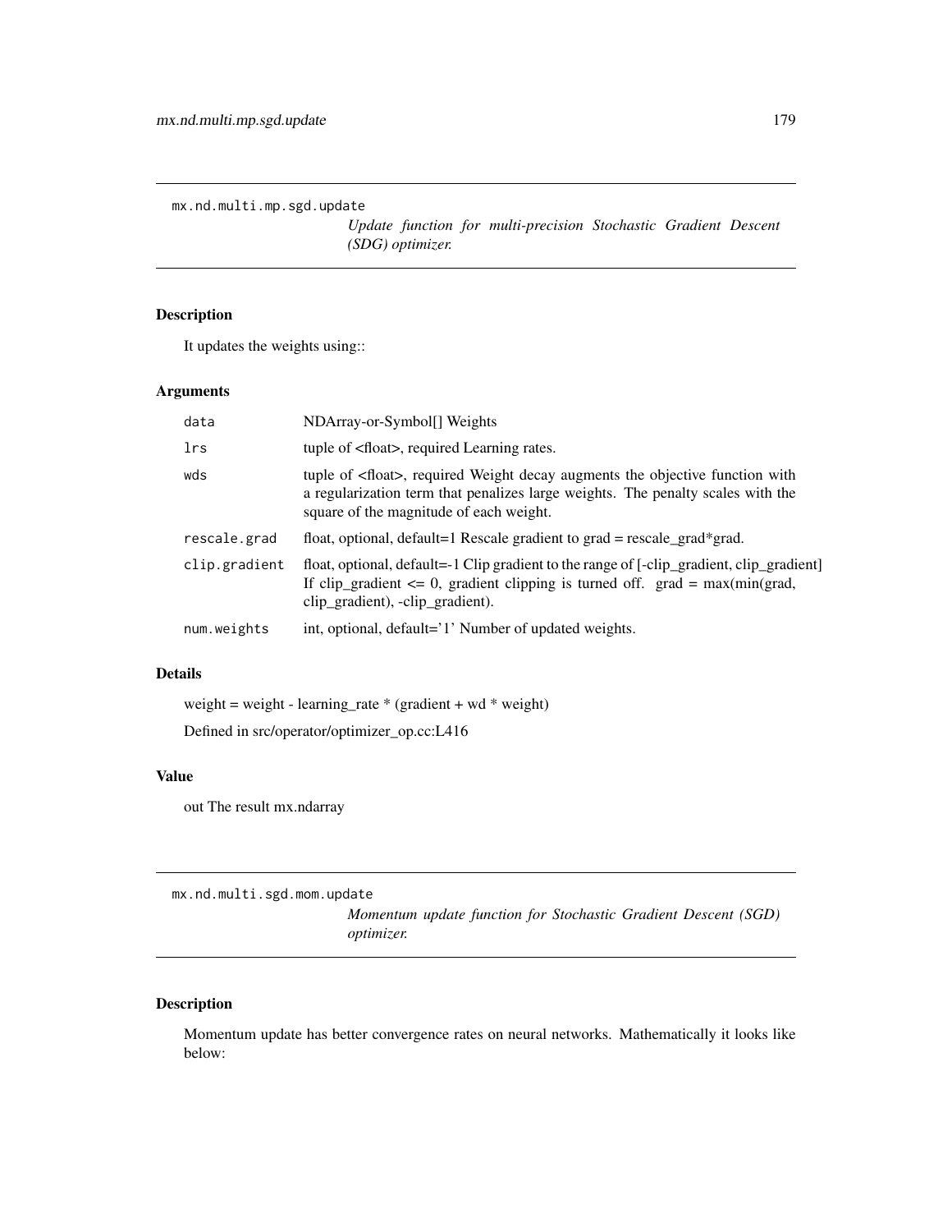## mx.nd.multi.mp.sgd.update

*Update function for multi-precision Stochastic Gradient Descent (SDG) optimizer.*

### Description

It updates the weights using::

### Arguments

| | |
|---|---|
| `data` | NDArray-or-Symbol[] Weights |
| `lrs` | tuple of <float>, required Learning rates. |
| `wds` | tuple of <float>, required Weight decay augments the objective function with a regularization term that penalizes large weights. The penalty scales with the square of the magnitude of each weight. |
| `rescale.grad` | float, optional, default=1 Rescale gradient to grad = rescale_grad*grad. |
| `clip.gradient` | float, optional, default=-1 Clip gradient to the range of [-clip_gradient, clip_gradient] If clip_gradient <= 0, gradient clipping is turned off. grad = max(min(grad, clip_gradient), -clip_gradient). |
| `num.weights` | int, optional, default='1' Number of updated weights. |

### Details

weight = weight - learning_rate * (gradient + wd * weight)

Defined in src/operator/optimizer_op.cc:L416

### Value

out The result mx.ndarray

## mx.nd.multi.sgd.mom.update

*Momentum update function for Stochastic Gradient Descent (SGD) optimizer.*

### Description

Momentum update has better convergence rates on neural networks. Mathematically it looks like below: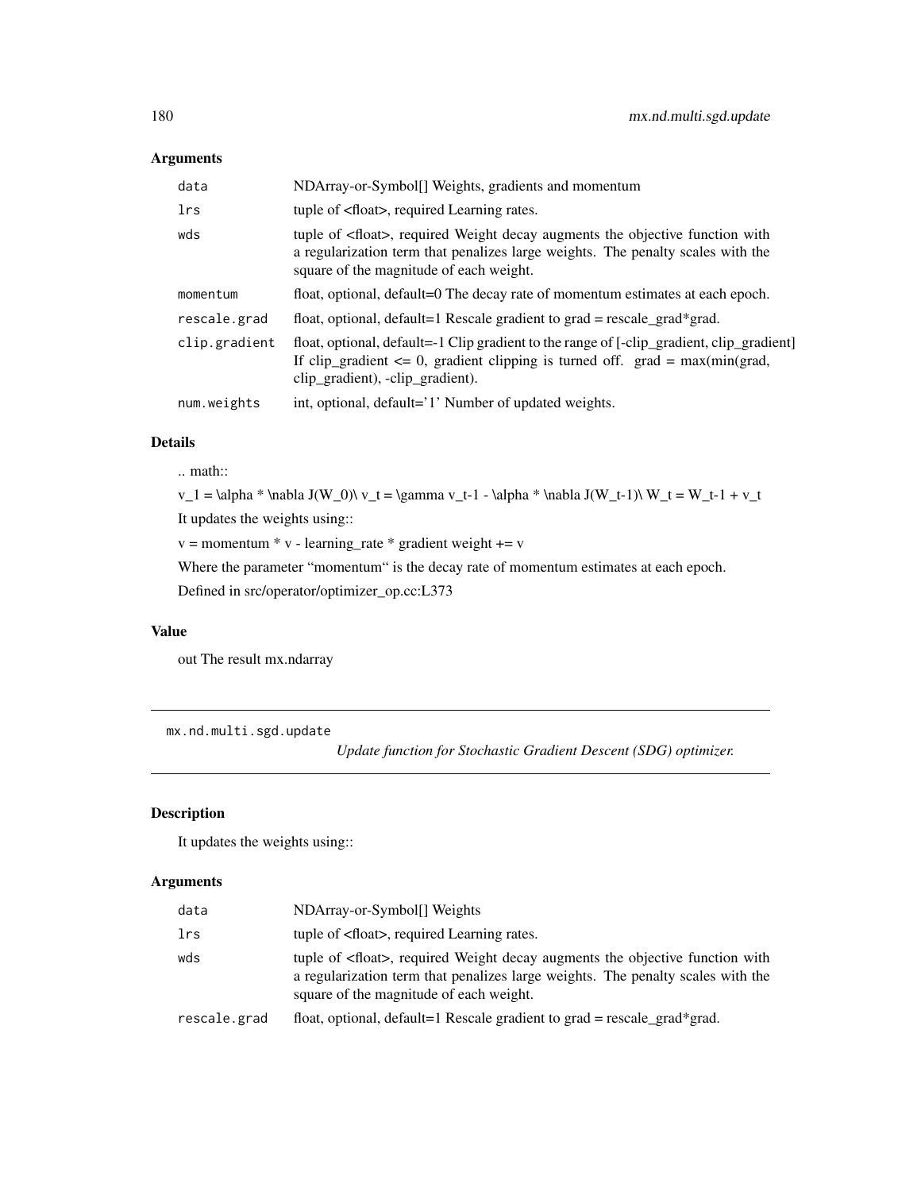## Arguments

| | |
|---|---|
| data | NDArray-or-Symbol[] Weights, gradients and momentum |
| lrs | tuple of <float>, required Learning rates. |
| wds | tuple of <float>, required Weight decay augments the objective function with a regularization term that penalizes large weights. The penalty scales with the square of the magnitude of each weight. |
| momentum | float, optional, default=0 The decay rate of momentum estimates at each epoch. |
| rescale.grad | float, optional, default=1 Rescale gradient to grad = rescale_grad*grad. |
| clip.gradient | float, optional, default=-1 Clip gradient to the range of [-clip_gradient, clip_gradient] If clip_gradient <= 0, gradient clipping is turned off. grad = max(min(grad, clip_gradient), -clip_gradient). |
| num.weights | int, optional, default='1' Number of updated weights. |

## Details

.. math::

v_1 = \alpha * \nabla J(W_0)\ v_t = \gamma v_t-1 - \alpha * \nabla J(W_t-1)\ W_t = W_t-1 + v_t

It updates the weights using::

v = momentum * v - learning_rate * gradient weight += v

Where the parameter "momentum" is the decay rate of momentum estimates at each epoch.

Defined in src/operator/optimizer_op.cc:L373

## Value

out The result mx.ndarray

---

# mx.nd.multi.sgd.update

*Update function for Stochastic Gradient Descent (SDG) optimizer.*

---

## Description

It updates the weights using::

## Arguments

| | |
|---|---|
| data | NDArray-or-Symbol[] Weights |
| lrs | tuple of <float>, required Learning rates. |
| wds | tuple of <float>, required Weight decay augments the objective function with a regularization term that penalizes large weights. The penalty scales with the square of the magnitude of each weight. |
| rescale.grad | float, optional, default=1 Rescale gradient to grad = rescale_grad*grad. |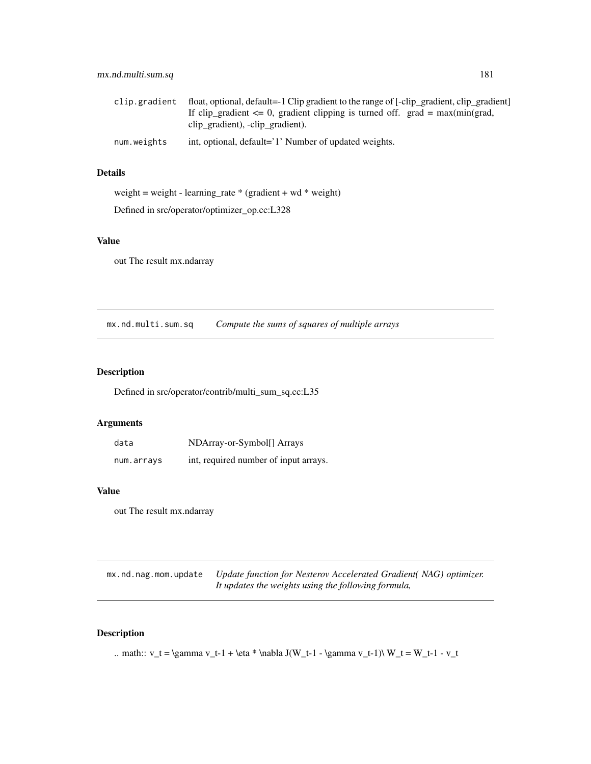| | |
|---|---|
| clip.gradient | float, optional, default=-1 Clip gradient to the range of [-clip_gradient, clip_gradient] If clip_gradient <= 0, gradient clipping is turned off. grad = max(min(grad, clip_gradient), -clip_gradient). |
| num.weights | int, optional, default='1' Number of updated weights. |

### Details

weight = weight - learning_rate * (gradient + wd * weight)

Defined in src/operator/optimizer_op.cc:L328

### Value

out The result mx.ndarray

---

## mx.nd.multi.sum.sq — *Compute the sums of squares of multiple arrays*

### Description

Defined in src/operator/contrib/multi_sum_sq.cc:L35

### Arguments

| | |
|---|---|
| data | NDArray-or-Symbol[] Arrays |
| num.arrays | int, required number of input arrays. |

### Value

out The result mx.ndarray

---

## mx.nd.nag.mom.update — *Update function for Nesterov Accelerated Gradient( NAG) optimizer. It updates the weights using the following formula,*

### Description

.. math:: v_t = \gamma v_t-1 + \eta * \nabla J(W_t-1 - \gamma v_t-1)\ W_t = W_t-1 - v_t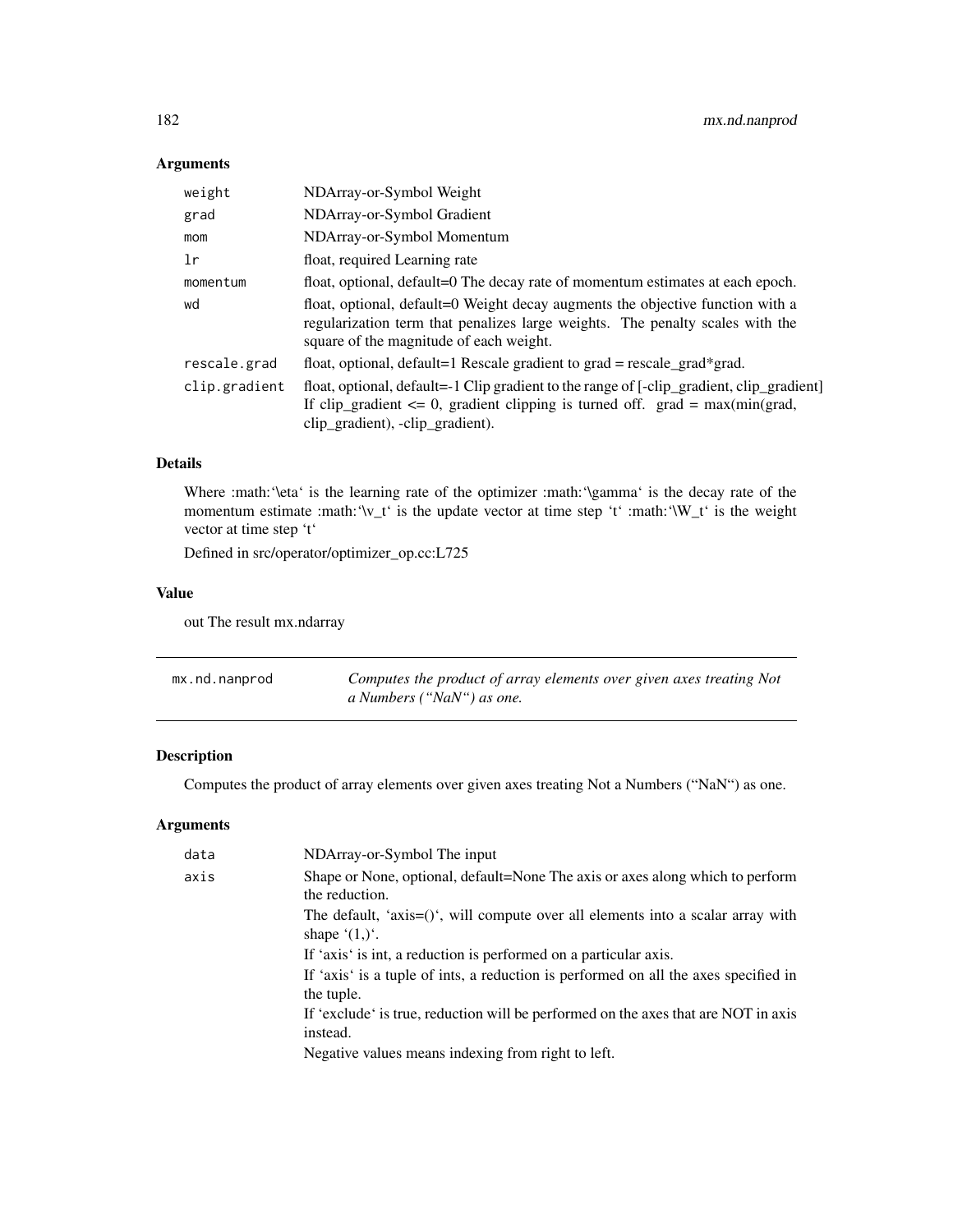## Arguments

| | |
|---|---|
| weight | NDArray-or-Symbol Weight |
| grad | NDArray-or-Symbol Gradient |
| mom | NDArray-or-Symbol Momentum |
| lr | float, required Learning rate |
| momentum | float, optional, default=0 The decay rate of momentum estimates at each epoch. |
| wd | float, optional, default=0 Weight decay augments the objective function with a regularization term that penalizes large weights. The penalty scales with the square of the magnitude of each weight. |
| rescale.grad | float, optional, default=1 Rescale gradient to grad = rescale_grad*grad. |
| clip.gradient | float, optional, default=-1 Clip gradient to the range of [-clip_gradient, clip_gradient] If clip_gradient <= 0, gradient clipping is turned off. grad = max(min(grad, clip_gradient), -clip_gradient). |

## Details

Where :math:'\eta' is the learning rate of the optimizer :math:'\gamma' is the decay rate of the momentum estimate :math:'\v_t' is the update vector at time step 't' :math:'\W_t' is the weight vector at time step 't'

Defined in src/operator/optimizer_op.cc:L725

## Value

out The result mx.ndarray

---

# mx.nd.nanprod

*Computes the product of array elements over given axes treating Not a Numbers ("NaN") as one.*

## Description

Computes the product of array elements over given axes treating Not a Numbers ("NaN") as one.

## Arguments

| | |
|---|---|
| data | NDArray-or-Symbol The input |
| axis | Shape or None, optional, default=None The axis or axes along which to perform the reduction.<br>The default, 'axis=()', will compute over all elements into a scalar array with shape '(1,)'.<br>If 'axis' is int, a reduction is performed on a particular axis.<br>If 'axis' is a tuple of ints, a reduction is performed on all the axes specified in the tuple.<br>If 'exclude' is true, reduction will be performed on the axes that are NOT in axis instead.<br>Negative values means indexing from right to left. |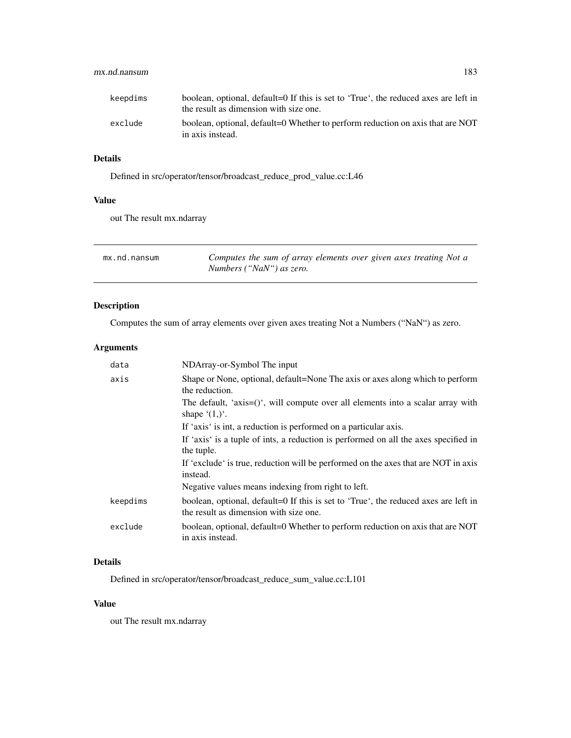| | |
|---|---|
| keepdims | boolean, optional, default=0 If this is set to 'True', the reduced axes are left in the result as dimension with size one. |
| exclude | boolean, optional, default=0 Whether to perform reduction on axis that are NOT in axis instead. |

### Details

Defined in src/operator/tensor/broadcast_reduce_prod_value.cc:L46

### Value

out The result mx.ndarray

---

## mx.nd.nansum    *Computes the sum of array elements over given axes treating Not a Numbers ("NaN") as zero.*

---

### Description

Computes the sum of array elements over given axes treating Not a Numbers ("NaN") as zero.

### Arguments

| | |
|---|---|
| data | NDArray-or-Symbol The input |
| axis | Shape or None, optional, default=None The axis or axes along which to perform the reduction.<br>The default, 'axis=()', will compute over all elements into a scalar array with shape '(1,)'.<br>If 'axis' is int, a reduction is performed on a particular axis.<br>If 'axis' is a tuple of ints, a reduction is performed on all the axes specified in the tuple.<br>If 'exclude' is true, reduction will be performed on the axes that are NOT in axis instead.<br>Negative values means indexing from right to left. |
| keepdims | boolean, optional, default=0 If this is set to 'True', the reduced axes are left in the result as dimension with size one. |
| exclude | boolean, optional, default=0 Whether to perform reduction on axis that are NOT in axis instead. |

### Details

Defined in src/operator/tensor/broadcast_reduce_sum_value.cc:L101

### Value

out The result mx.ndarray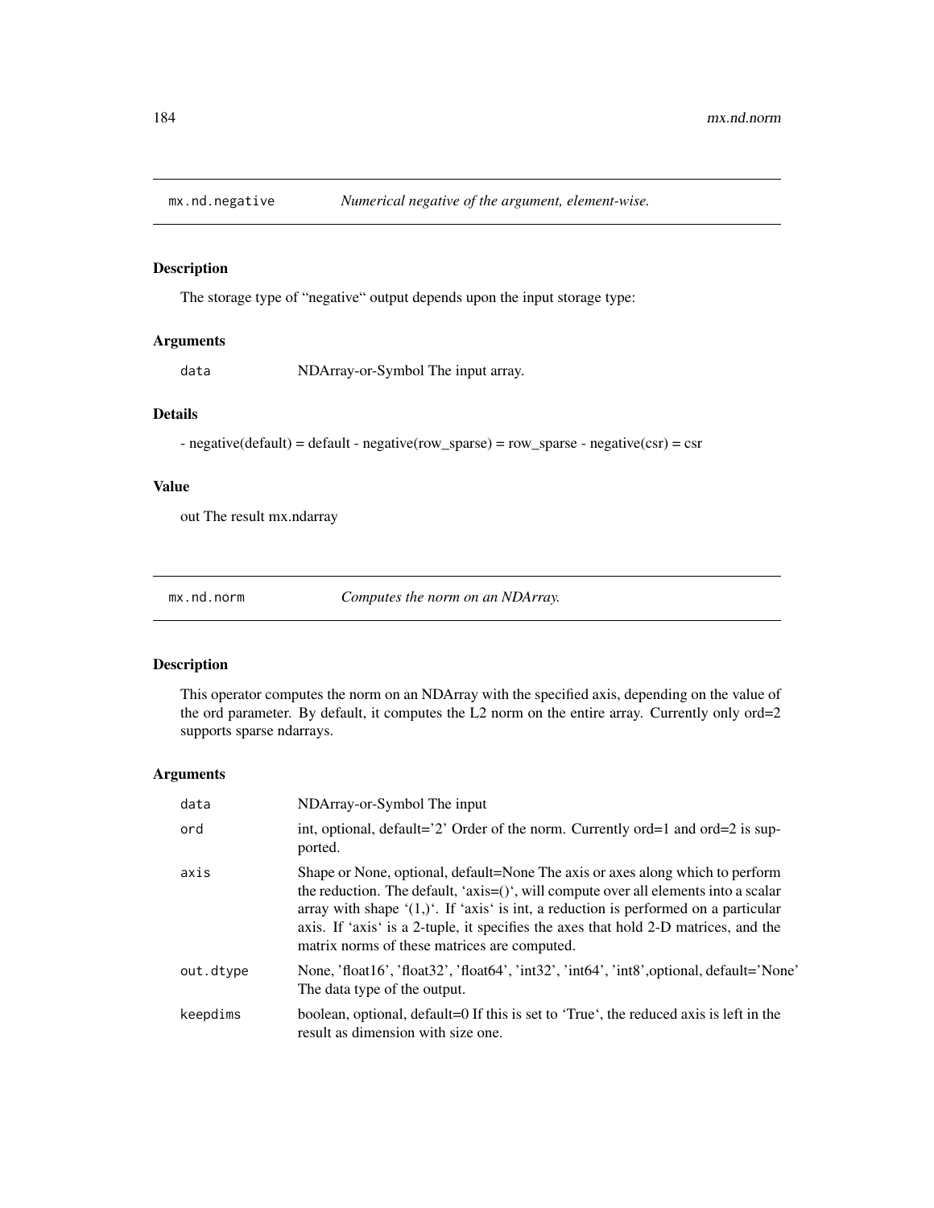## mx.nd.negative *Numerical negative of the argument, element-wise.*

### Description

The storage type of "negative" output depends upon the input storage type:

### Arguments

| | |
|---|---|
| data | NDArray-or-Symbol The input array. |

### Details

- negative(default) = default - negative(row_sparse) = row_sparse - negative(csr) = csr

### Value

out The result mx.ndarray

## mx.nd.norm *Computes the norm on an NDArray.*

### Description

This operator computes the norm on an NDArray with the specified axis, depending on the value of the ord parameter. By default, it computes the L2 norm on the entire array. Currently only ord=2 supports sparse ndarrays.

### Arguments

| | |
|---|---|
| data | NDArray-or-Symbol The input |
| ord | int, optional, default='2' Order of the norm. Currently ord=1 and ord=2 is supported. |
| axis | Shape or None, optional, default=None The axis or axes along which to perform the reduction. The default, 'axis=()', will compute over all elements into a scalar array with shape '(1,)'. If 'axis' is int, a reduction is performed on a particular axis. If 'axis' is a 2-tuple, it specifies the axes that hold 2-D matrices, and the matrix norms of these matrices are computed. |
| out.dtype | None, 'float16', 'float32', 'float64', 'int32', 'int64', 'int8',optional, default='None' The data type of the output. |
| keepdims | boolean, optional, default=0 If this is set to 'True', the reduced axis is left in the result as dimension with size one. |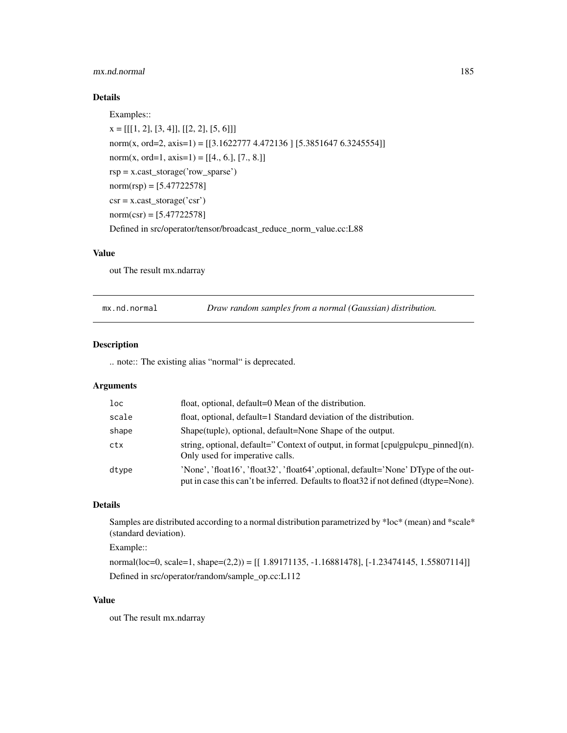### Details

Examples::

x = [[[1, 2], [3, 4]], [[2, 2], [5, 6]]]

norm(x, ord=2, axis=1) = [[3.1622777 4.472136 ] [5.3851647 6.3245554]]

norm(x, ord=1, axis=1) = [[4., 6.], [7., 8.]]

rsp = x.cast_storage('row_sparse')

norm(rsp) = [5.47722578]

csr = x.cast_storage('csr')

norm(csr) = [5.47722578]

Defined in src/operator/tensor/broadcast_reduce_norm_value.cc:L88

### Value

out The result mx.ndarray

---

## mx.nd.normal — *Draw random samples from a normal (Gaussian) distribution.*

### Description

.. note:: The existing alias "normal" is deprecated.

### Arguments

| | |
|---|---|
| loc | float, optional, default=0 Mean of the distribution. |
| scale | float, optional, default=1 Standard deviation of the distribution. |
| shape | Shape(tuple), optional, default=None Shape of the output. |
| ctx | string, optional, default='' Context of output, in format [cpu\|gpu\|cpu_pinned](n). Only used for imperative calls. |
| dtype | 'None', 'float16', 'float32', 'float64',optional, default='None' DType of the output in case this can't be inferred. Defaults to float32 if not defined (dtype=None). |

### Details

Samples are distributed according to a normal distribution parametrized by *loc* (mean) and *scale* (standard deviation).

Example::

normal(loc=0, scale=1, shape=(2,2)) = [[ 1.89171135, -1.16881478], [-1.23474145, 1.55807114]]

Defined in src/operator/random/sample_op.cc:L112

### Value

out The result mx.ndarray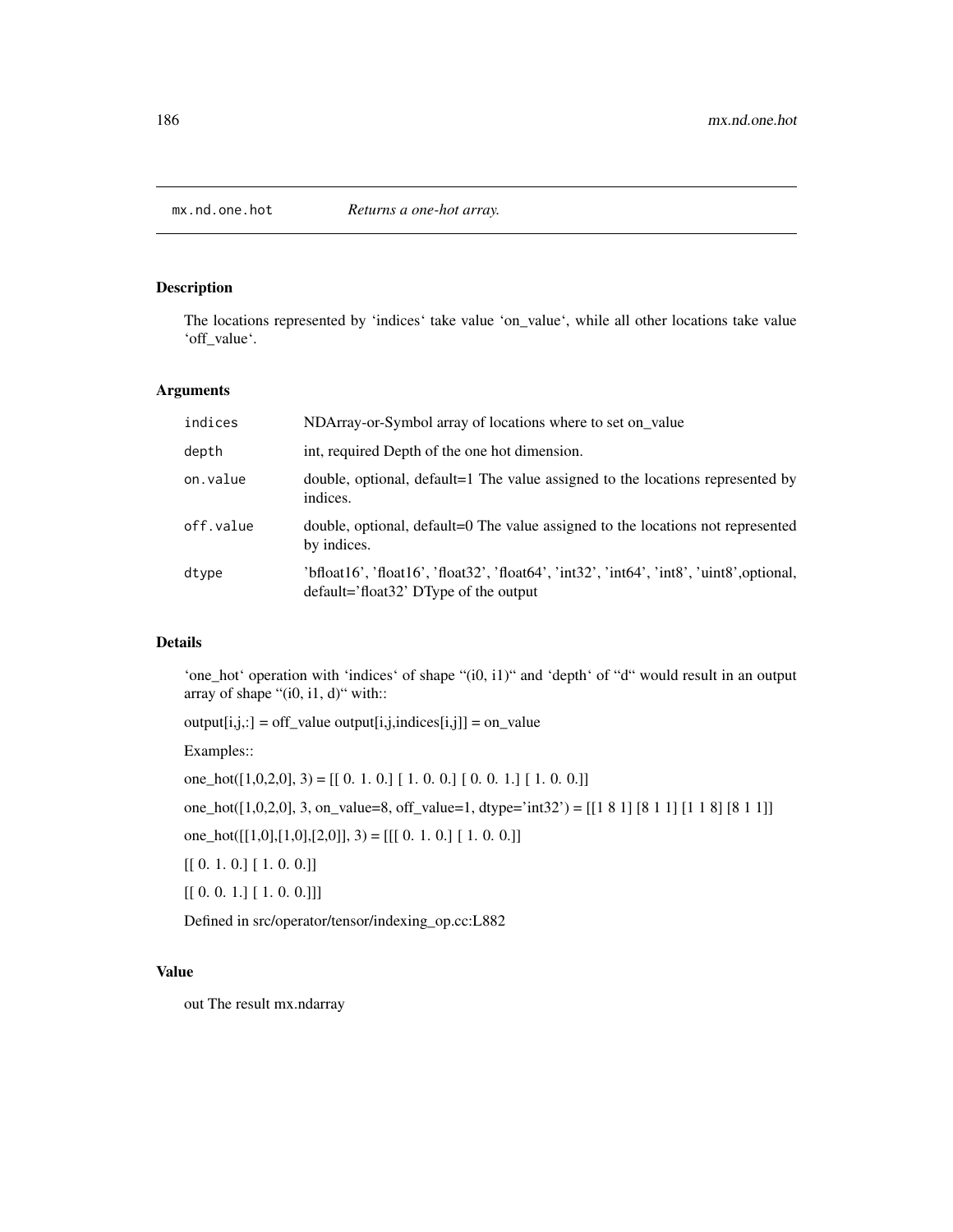## mx.nd.one.hot *Returns a one-hot array.*

### Description

The locations represented by 'indices' take value 'on_value', while all other locations take value 'off_value'.

### Arguments

| | |
|---|---|
| indices | NDArray-or-Symbol array of locations where to set on_value |
| depth | int, required Depth of the one hot dimension. |
| on.value | double, optional, default=1 The value assigned to the locations represented by indices. |
| off.value | double, optional, default=0 The value assigned to the locations not represented by indices. |
| dtype | 'bfloat16', 'float16', 'float32', 'float64', 'int32', 'int64', 'int8', 'uint8',optional, default='float32' DType of the output |

### Details

'one_hot' operation with 'indices' of shape "(i0, i1)" and 'depth' of "d" would result in an output array of shape "(i0, i1, d)" with::

output[i,j,:] = off_value output[i,j,indices[i,j]] = on_value

Examples::

one_hot([1,0,2,0], 3) = [[ 0. 1. 0.] [ 1. 0. 0.] [ 0. 0. 1.] [ 1. 0. 0.]]

one_hot([1,0,2,0], 3, on_value=8, off_value=1, dtype='int32') = [[1 8 1] [8 1 1] [1 1 8] [8 1 1]]

one_hot([[1,0],[1,0],[2,0]], 3) = [[[ 0. 1. 0.] [ 1. 0. 0.]]

[[ 0. 1. 0.] [ 1. 0. 0.]]

[[ 0. 0. 1.] [ 1. 0. 0.]]]

Defined in src/operator/tensor/indexing_op.cc:L882

### Value

out The result mx.ndarray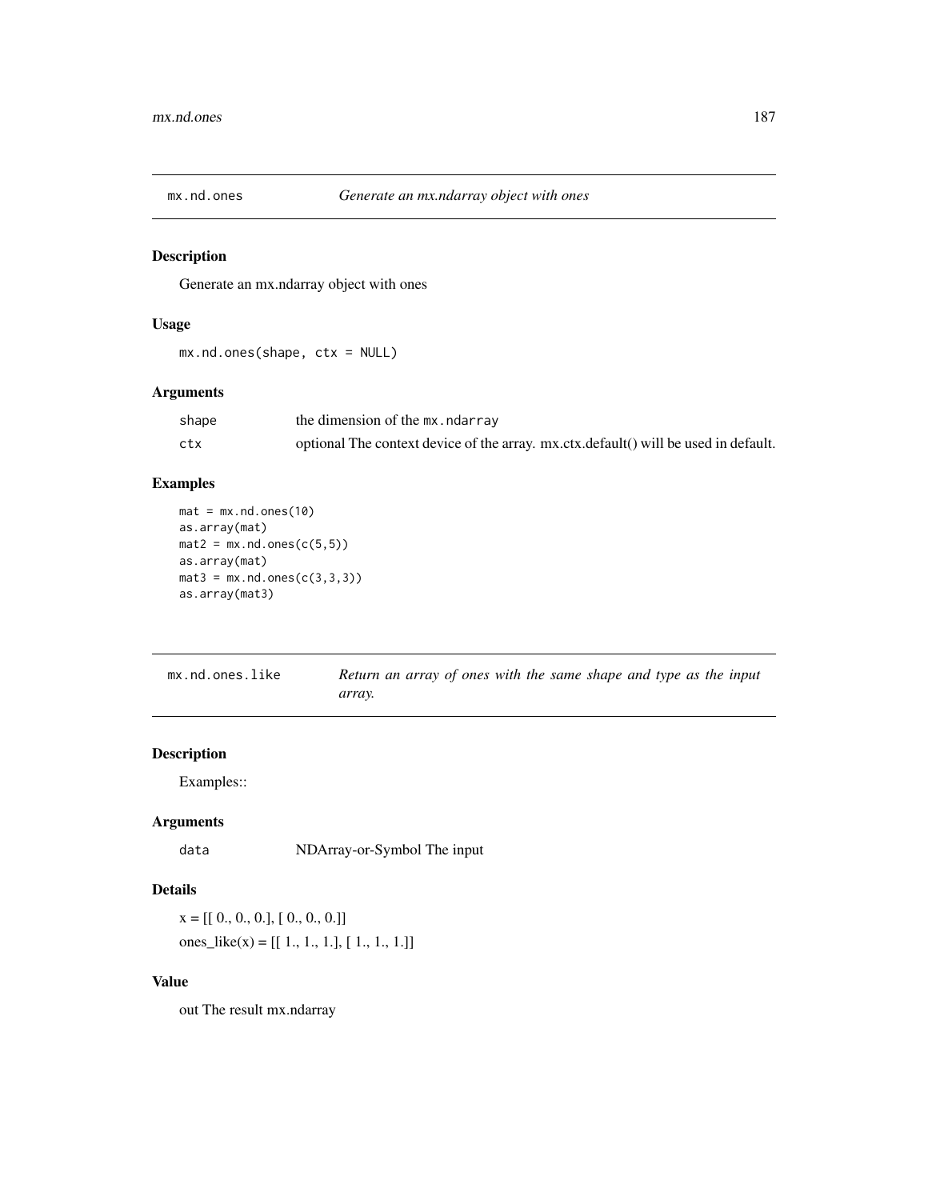## mx.nd.ones *Generate an mx.ndarray object with ones*

### Description

Generate an mx.ndarray object with ones

### Usage

```
mx.nd.ones(shape, ctx = NULL)
```

### Arguments

| | |
|---|---|
| shape | the dimension of the mx.ndarray |
| ctx | optional The context device of the array. mx.ctx.default() will be used in default. |

### Examples

```
mat = mx.nd.ones(10)
as.array(mat)
mat2 = mx.nd.ones(c(5,5))
as.array(mat)
mat3 = mx.nd.ones(c(3,3,3))
as.array(mat3)
```

## mx.nd.ones.like *Return an array of ones with the same shape and type as the input array.*

### Description

Examples::

### Arguments

| | |
|---|---|
| data | NDArray-or-Symbol The input |

### Details

x = [[ 0., 0., 0.], [ 0., 0., 0.]]

ones_like(x) = [[ 1., 1., 1.], [ 1., 1., 1.]]

### Value

out The result mx.ndarray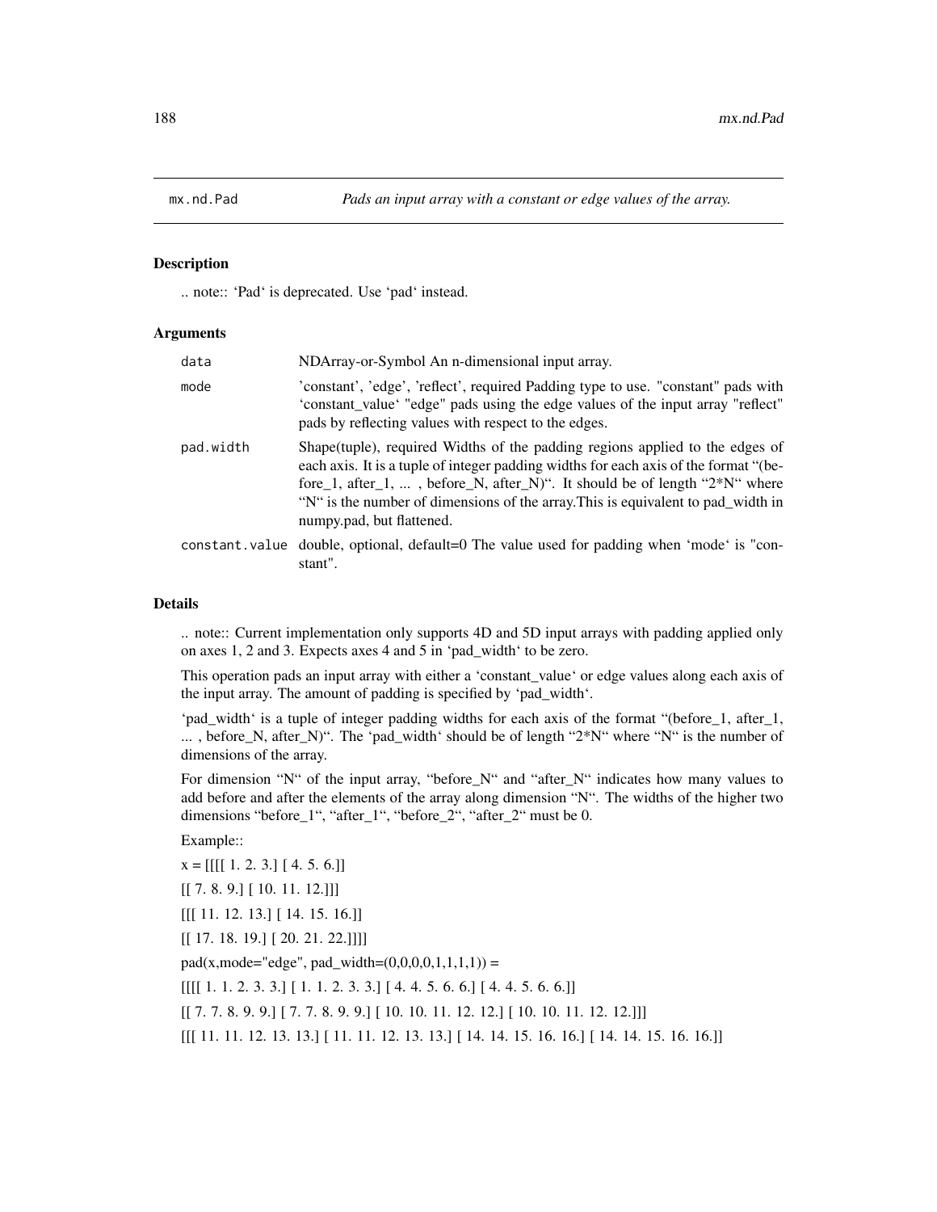## mx.nd.Pad

*Pads an input array with a constant or edge values of the array.*

### Description

.. note:: 'Pad' is deprecated. Use 'pad' instead.

### Arguments

| | |
|---|---|
| `data` | NDArray-or-Symbol An n-dimensional input array. |
| `mode` | 'constant', 'edge', 'reflect', required Padding type to use. "constant" pads with 'constant_value' "edge" pads using the edge values of the input array "reflect" pads by reflecting values with respect to the edges. |
| `pad.width` | Shape(tuple), required Widths of the padding regions applied to the edges of each axis. It is a tuple of integer padding widths for each axis of the format "(before_1, after_1, ... , before_N, after_N)". It should be of length "2*N" where "N" is the number of dimensions of the array.This is equivalent to pad_width in numpy.pad, but flattened. |
| `constant.value` | double, optional, default=0 The value used for padding when 'mode' is "constant". |

### Details

.. note:: Current implementation only supports 4D and 5D input arrays with padding applied only on axes 1, 2 and 3. Expects axes 4 and 5 in 'pad_width' to be zero.

This operation pads an input array with either a 'constant_value' or edge values along each axis of the input array. The amount of padding is specified by 'pad_width'.

'pad_width' is a tuple of integer padding widths for each axis of the format "(before_1, after_1, ... , before_N, after_N)". The 'pad_width' should be of length "2*N" where "N" is the number of dimensions of the array.

For dimension "N" of the input array, "before_N" and "after_N" indicates how many values to add before and after the elements of the array along dimension "N". The widths of the higher two dimensions "before_1", "after_1", "before_2", "after_2" must be 0.

Example::

x = [[[[ 1. 2. 3.] [ 4. 5. 6.]]

[[ 7. 8. 9.] [ 10. 11. 12.]]]

[[[ 11. 12. 13.] [ 14. 15. 16.]]

[[ 17. 18. 19.] [ 20. 21. 22.]]]]

pad(x,mode="edge", pad_width=(0,0,0,0,1,1,1,1)) =

[[[[ 1. 1. 2. 3. 3.] [ 1. 1. 2. 3. 3.] [ 4. 4. 5. 6. 6.] [ 4. 4. 5. 6. 6.]]

[[ 7. 7. 8. 9. 9.] [ 7. 7. 8. 9. 9.] [ 10. 10. 11. 12. 12.] [ 10. 10. 11. 12. 12.]]]

[[[ 11. 11. 12. 13. 13.] [ 11. 11. 12. 13. 13.] [ 14. 14. 15. 16. 16.] [ 14. 14. 15. 16. 16.]]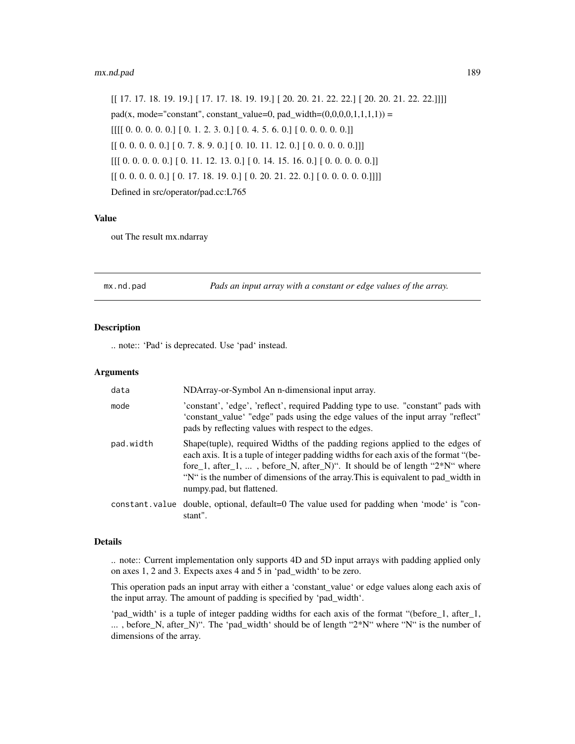[[ 17. 17. 18. 19. 19.] [ 17. 17. 18. 19. 19.] [ 20. 20. 21. 22. 22.] [ 20. 20. 21. 22. 22.]]]]

pad(x, mode="constant", constant_value=0, pad_width=(0,0,0,0,1,1,1,1)) =

[[[[ 0. 0. 0. 0. 0.] [ 0. 1. 2. 3. 0.] [ 0. 4. 5. 6. 0.] [ 0. 0. 0. 0. 0.]]

[[ 0. 0. 0. 0. 0.] [ 0. 7. 8. 9. 0.] [ 0. 10. 11. 12. 0.] [ 0. 0. 0. 0. 0.]]]

[[[ 0. 0. 0. 0. 0.] [ 0. 11. 12. 13. 0.] [ 0. 14. 15. 16. 0.] [ 0. 0. 0. 0. 0.]]

[[ 0. 0. 0. 0. 0.] [ 0. 17. 18. 19. 0.] [ 0. 20. 21. 22. 0.] [ 0. 0. 0. 0. 0.]]]]

Defined in src/operator/pad.cc:L765

### Value

out The result mx.ndarray

---

## mx.nd.pad — *Pads an input array with a constant or edge values of the array.*

### Description

.. note:: 'Pad' is deprecated. Use 'pad' instead.

### Arguments

| | |
|---|---|
| `data` | NDArray-or-Symbol An n-dimensional input array. |
| `mode` | 'constant', 'edge', 'reflect', required Padding type to use. "constant" pads with 'constant_value' "edge" pads using the edge values of the input array "reflect" pads by reflecting values with respect to the edges. |
| `pad.width` | Shape(tuple), required Widths of the padding regions applied to the edges of each axis. It is a tuple of integer padding widths for each axis of the format "(before_1, after_1, ... , before_N, after_N)". It should be of length "2*N" where "N" is the number of dimensions of the array.This is equivalent to pad_width in numpy.pad, but flattened. |
| `constant.value` | double, optional, default=0 The value used for padding when 'mode' is "constant". |

### Details

.. note:: Current implementation only supports 4D and 5D input arrays with padding applied only on axes 1, 2 and 3. Expects axes 4 and 5 in 'pad_width' to be zero.

This operation pads an input array with either a 'constant_value' or edge values along each axis of the input array. The amount of padding is specified by 'pad_width'.

'pad_width' is a tuple of integer padding widths for each axis of the format "(before_1, after_1, ... , before_N, after_N)". The 'pad_width' should be of length "2*N" where "N" is the number of dimensions of the array.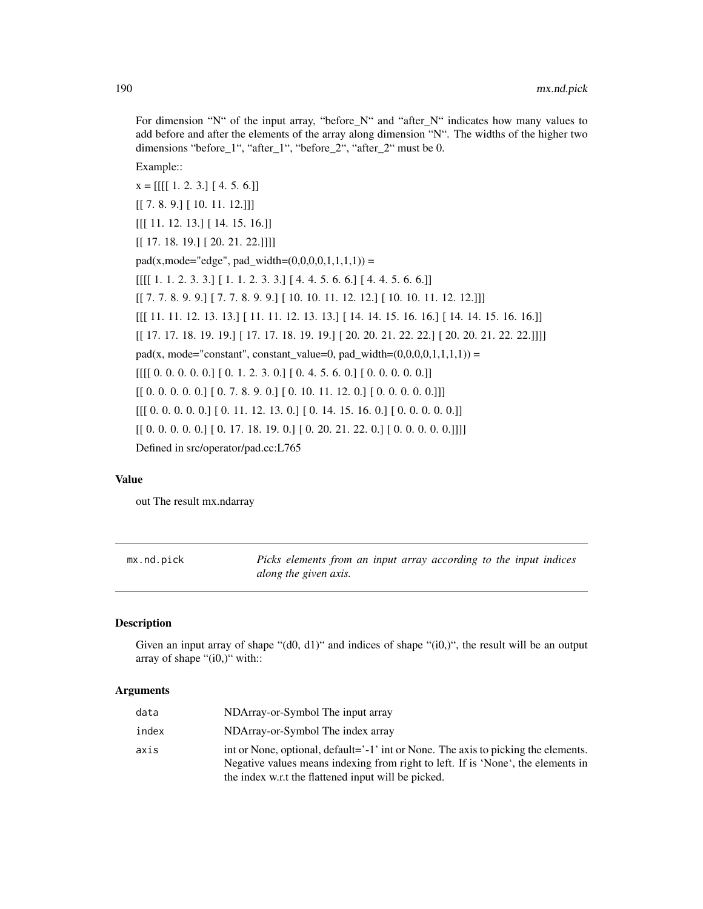For dimension "N" of the input array, "before_N" and "after_N" indicates how many values to add before and after the elements of the array along dimension "N". The widths of the higher two dimensions "before_1", "after_1", "before_2", "after_2" must be 0.

Example::

x = [[[[ 1. 2. 3.] [ 4. 5. 6.]]

[[ 7. 8. 9.] [ 10. 11. 12.]]]

[[[ 11. 12. 13.] [ 14. 15. 16.]]

[[ 17. 18. 19.] [ 20. 21. 22.]]]]

pad(x,mode="edge", pad_width=(0,0,0,0,1,1,1,1)) =

[[[[ 1. 1. 2. 3. 3.] [ 1. 1. 2. 3. 3.] [ 4. 4. 5. 6. 6.] [ 4. 4. 5. 6. 6.]]

[[ 7. 7. 8. 9. 9.] [ 7. 7. 8. 9. 9.] [ 10. 10. 11. 12. 12.] [ 10. 10. 11. 12. 12.]]]

[[[ 11. 11. 12. 13. 13.] [ 11. 11. 12. 13. 13.] [ 14. 14. 15. 16. 16.] [ 14. 14. 15. 16. 16.]]

[[ 17. 17. 18. 19. 19.] [ 17. 17. 18. 19. 19.] [ 20. 20. 21. 22. 22.] [ 20. 20. 21. 22. 22.]]]]

pad(x, mode="constant", constant_value=0, pad_width=(0,0,0,0,1,1,1,1)) =

[[[[ 0. 0. 0. 0. 0.] [ 0. 1. 2. 3. 0.] [ 0. 4. 5. 6. 0.] [ 0. 0. 0. 0. 0.]]

[[ 0. 0. 0. 0. 0.] [ 0. 7. 8. 9. 0.] [ 0. 10. 11. 12. 0.] [ 0. 0. 0. 0. 0.]]]

[[[ 0. 0. 0. 0. 0.] [ 0. 11. 12. 13. 0.] [ 0. 14. 15. 16. 0.] [ 0. 0. 0. 0. 0.]]

[[ 0. 0. 0. 0. 0.] [ 0. 17. 18. 19. 0.] [ 0. 20. 21. 22. 0.] [ 0. 0. 0. 0. 0.]]]]

Defined in src/operator/pad.cc:L765

### Value

out The result mx.ndarray

---

## mx.nd.pick

*Picks elements from an input array according to the input indices along the given axis.*

### Description

Given an input array of shape "(d0, d1)" and indices of shape "(i0,)", the result will be an output array of shape "(i0,)" with::

### Arguments

| | |
|---|---|
| data | NDArray-or-Symbol The input array |
| index | NDArray-or-Symbol The index array |
| axis | int or None, optional, default='-1' int or None. The axis to picking the elements. Negative values means indexing from right to left. If is 'None', the elements in the index w.r.t the flattened input will be picked. |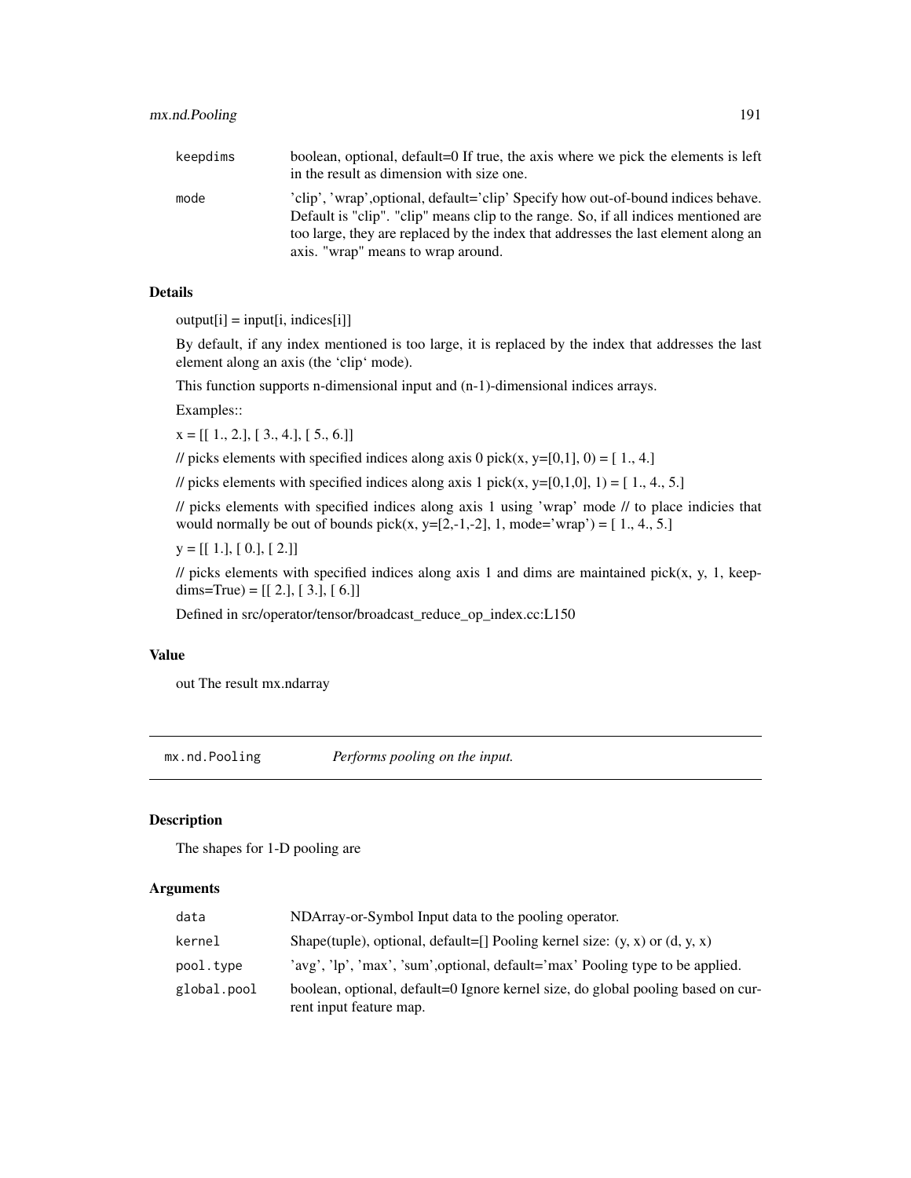| | |
|---|---|
| keepdims | boolean, optional, default=0 If true, the axis where we pick the elements is left in the result as dimension with size one. |
| mode | 'clip', 'wrap',optional, default='clip' Specify how out-of-bound indices behave. Default is "clip". "clip" means clip to the range. So, if all indices mentioned are too large, they are replaced by the index that addresses the last element along an axis. "wrap" means to wrap around. |

### Details

output[i] = input[i, indices[i]]

By default, if any index mentioned is too large, it is replaced by the index that addresses the last element along an axis (the 'clip' mode).

This function supports n-dimensional input and (n-1)-dimensional indices arrays.

Examples::

x = [[ 1., 2.], [ 3., 4.], [ 5., 6.]]

// picks elements with specified indices along axis 0 pick(x, y=[0,1], 0) = [ 1., 4.]

// picks elements with specified indices along axis 1 pick(x, y=[0,1,0], 1) = [ 1., 4., 5.]

// picks elements with specified indices along axis 1 using 'wrap' mode // to place indicies that would normally be out of bounds pick(x, y=[2,-1,-2], 1, mode='wrap') = [ 1., 4., 5.]

y = [[ 1.], [ 0.], [ 2.]]

// picks elements with specified indices along axis 1 and dims are maintained pick(x, y, 1, keepdims=True) = [[ 2.], [ 3.], [ 6.]]

Defined in src/operator/tensor/broadcast_reduce_op_index.cc:L150

### Value

out The result mx.ndarray

---

## mx.nd.Pooling *Performs pooling on the input.*

### Description

The shapes for 1-D pooling are

### Arguments

| | |
|---|---|
| data | NDArray-or-Symbol Input data to the pooling operator. |
| kernel | Shape(tuple), optional, default=[] Pooling kernel size: (y, x) or (d, y, x) |
| pool.type | 'avg', 'lp', 'max', 'sum',optional, default='max' Pooling type to be applied. |
| global.pool | boolean, optional, default=0 Ignore kernel size, do global pooling based on current input feature map. |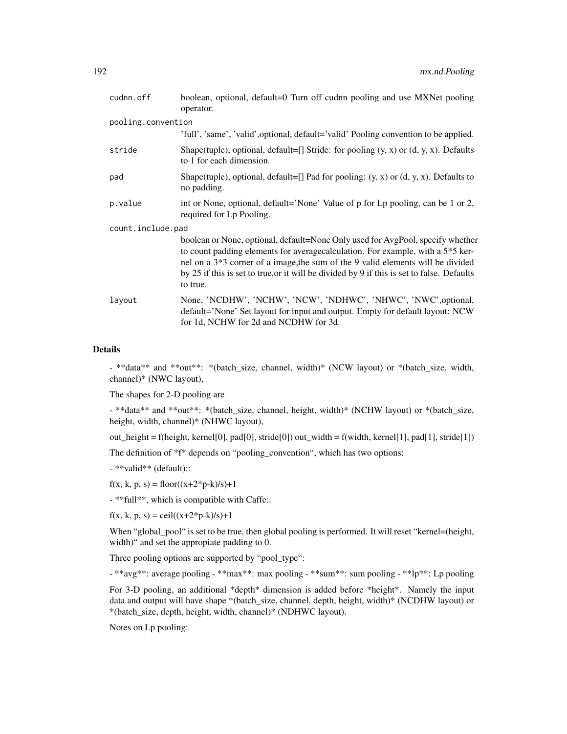| | |
|---|---|
| cudnn.off | boolean, optional, default=0 Turn off cudnn pooling and use MXNet pooling operator. |
| pooling.convention | 'full', 'same', 'valid',optional, default='valid' Pooling convention to be applied. |
| stride | Shape(tuple), optional, default=[] Stride: for pooling (y, x) or (d, y, x). Defaults to 1 for each dimension. |
| pad | Shape(tuple), optional, default=[] Pad for pooling: (y, x) or (d, y, x). Defaults to no padding. |
| p.value | int or None, optional, default='None' Value of p for Lp pooling, can be 1 or 2, required for Lp Pooling. |
| count.include.pad | boolean or None, optional, default=None Only used for AvgPool, specify whether to count padding elements for averagecalculation. For example, with a 5*5 kernel on a 3*3 corner of a image,the sum of the 9 valid elements will be divided by 25 if this is set to true,or it will be divided by 9 if this is set to false. Defaults to true. |
| layout | None, 'NCDHW', 'NCHW', 'NCW', 'NDHWC', 'NHWC', 'NWC',optional, default='None' Set layout for input and output. Empty for default layout: NCW for 1d, NCHW for 2d and NCDHW for 3d. |

## Details

- **data** and **out**: *(batch_size, channel, width)* (NCW layout) or *(batch_size, width, channel)* (NWC layout),

The shapes for 2-D pooling are

- **data** and **out**: *(batch_size, channel, height, width)* (NCHW layout) or *(batch_size, height, width, channel)* (NHWC layout),

out_height = f(height, kernel[0], pad[0], stride[0]) out_width = f(width, kernel[1], pad[1], stride[1])

The definition of *f* depends on "pooling_convention", which has two options:

- **valid** (default)::

f(x, k, p, s) = floor((x+2*p-k)/s)+1

- **full**, which is compatible with Caffe::

f(x, k, p, s) = ceil((x+2*p-k)/s)+1

When "global_pool" is set to be true, then global pooling is performed. It will reset "kernel=(height, width)" and set the appropiate padding to 0.

Three pooling options are supported by "pool_type":

- **avg**: average pooling - **max**: max pooling - **sum**: sum pooling - **lp**: Lp pooling

For 3-D pooling, an additional *depth* dimension is added before *height*. Namely the input data and output will have shape *(batch_size, channel, depth, height, width)* (NCDHW layout) or *(batch_size, depth, height, width, channel)* (NDHWC layout).

Notes on Lp pooling: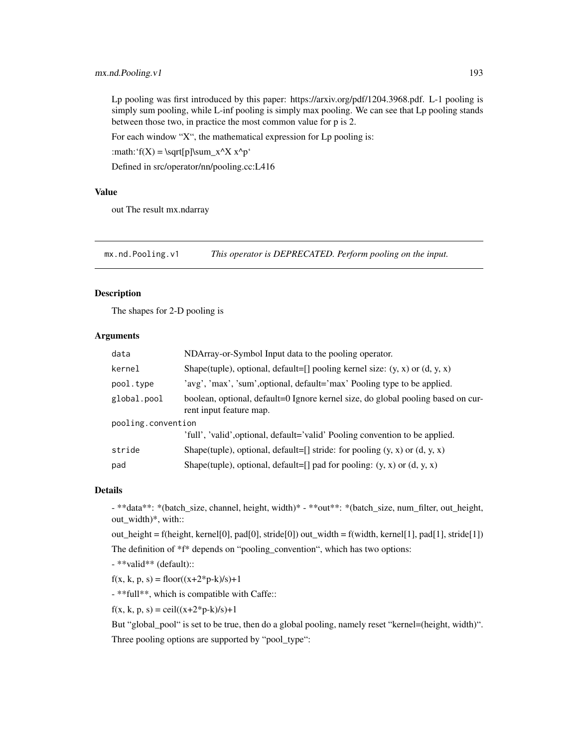Lp pooling was first introduced by this paper: https://arxiv.org/pdf/1204.3968.pdf. L-1 pooling is simply sum pooling, while L-inf pooling is simply max pooling. We can see that Lp pooling stands between those two, in practice the most common value for p is 2.

For each window "X", the mathematical expression for Lp pooling is:

:math:'f(X) = \sqrt[p]\sum_x^X x^p'

Defined in src/operator/nn/pooling.cc:L416

### Value

out The result mx.ndarray

---

## mx.nd.Pooling.v1 — *This operator is DEPRECATED. Perform pooling on the input.*

### Description

The shapes for 2-D pooling is

### Arguments

| | |
|---|---|
| `data` | NDArray-or-Symbol Input data to the pooling operator. |
| `kernel` | Shape(tuple), optional, default=[] pooling kernel size: (y, x) or (d, y, x) |
| `pool.type` | 'avg', 'max', 'sum',optional, default='max' Pooling type to be applied. |
| `global.pool` | boolean, optional, default=0 Ignore kernel size, do global pooling based on current input feature map. |
| `pooling.convention` | 'full', 'valid',optional, default='valid' Pooling convention to be applied. |
| `stride` | Shape(tuple), optional, default=[] stride: for pooling (y, x) or (d, y, x) |
| `pad` | Shape(tuple), optional, default=[] pad for pooling: (y, x) or (d, y, x) |

### Details

- **data**: *(batch_size, channel, height, width)* - **out**: *(batch_size, num_filter, out_height, out_width)*, with::

out_height = f(height, kernel[0], pad[0], stride[0]) out_width = f(width, kernel[1], pad[1], stride[1])

The definition of *f* depends on "pooling_convention", which has two options:

- **valid** (default)::

f(x, k, p, s) = floor((x+2*p-k)/s)+1

- **full**, which is compatible with Caffe::

f(x, k, p, s) = ceil((x+2*p-k)/s)+1

But "global_pool" is set to be true, then do a global pooling, namely reset "kernel=(height, width)".

Three pooling options are supported by "pool_type":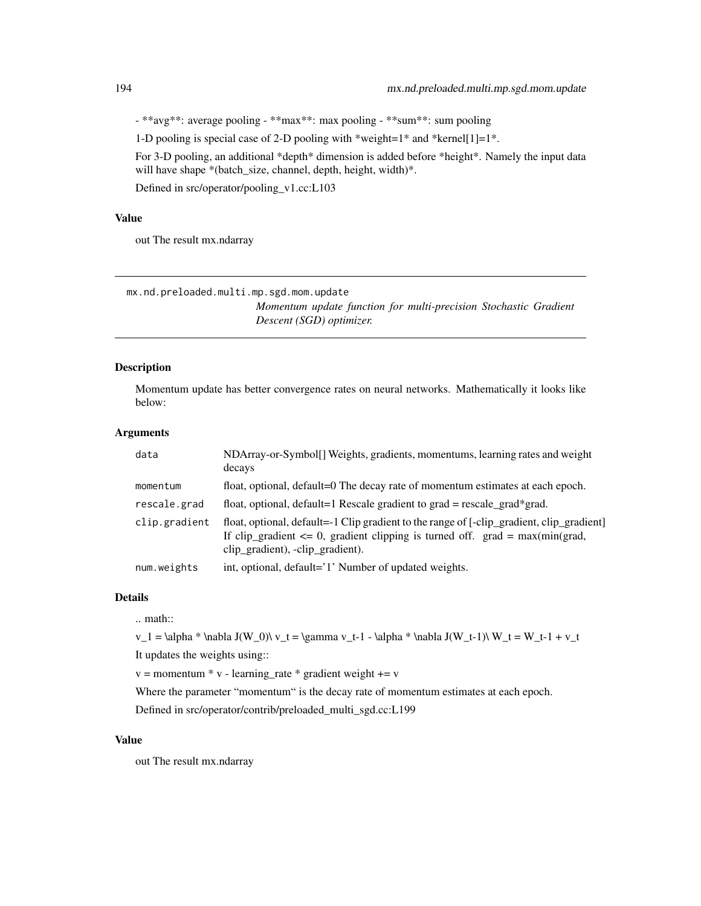- **avg**: average pooling - **max**: max pooling - **sum**: sum pooling

1-D pooling is special case of 2-D pooling with *weight=1* and *kernel[1]=1*.

For 3-D pooling, an additional *depth* dimension is added before *height*. Namely the input data will have shape *(batch_size, channel, depth, height, width)*.

Defined in src/operator/pooling_v1.cc:L103

### Value

out The result mx.ndarray

---

## mx.nd.preloaded.multi.mp.sgd.mom.update

*Momentum update function for multi-precision Stochastic Gradient Descent (SGD) optimizer.*

---

### Description

Momentum update has better convergence rates on neural networks. Mathematically it looks like below:

### Arguments

| | |
|---|---|
| `data` | NDArray-or-Symbol[] Weights, gradients, momentums, learning rates and weight decays |
| `momentum` | float, optional, default=0 The decay rate of momentum estimates at each epoch. |
| `rescale.grad` | float, optional, default=1 Rescale gradient to grad = rescale_grad*grad. |
| `clip.gradient` | float, optional, default=-1 Clip gradient to the range of [-clip_gradient, clip_gradient] If clip_gradient <= 0, gradient clipping is turned off. grad = max(min(grad, clip_gradient), -clip_gradient). |
| `num.weights` | int, optional, default='1' Number of updated weights. |

### Details

.. math::

v_1 = \alpha * \nabla J(W_0)\ v_t = \gamma v_t-1 - \alpha * \nabla J(W_t-1)\ W_t = W_t-1 + v_t

It updates the weights using::

v = momentum * v - learning_rate * gradient weight += v

Where the parameter "momentum" is the decay rate of momentum estimates at each epoch.

Defined in src/operator/contrib/preloaded_multi_sgd.cc:L199

### Value

out The result mx.ndarray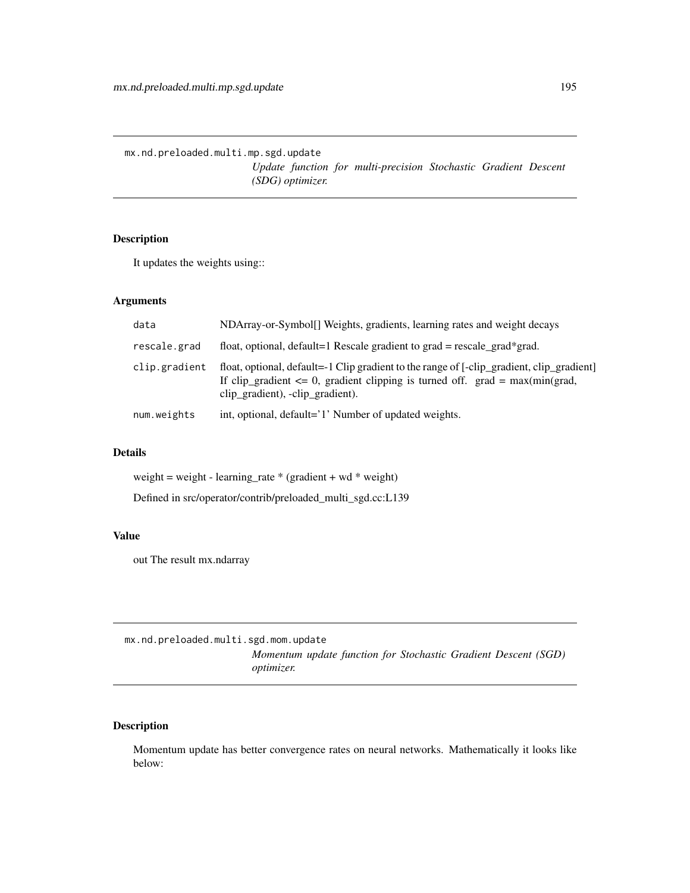## mx.nd.preloaded.multi.mp.sgd.update

*Update function for multi-precision Stochastic Gradient Descent (SDG) optimizer.*

### Description

It updates the weights using::

### Arguments

| | |
|---|---|
| `data` | NDArray-or-Symbol[] Weights, gradients, learning rates and weight decays |
| `rescale.grad` | float, optional, default=1 Rescale gradient to grad = rescale_grad*grad. |
| `clip.gradient` | float, optional, default=-1 Clip gradient to the range of [-clip_gradient, clip_gradient] If clip_gradient <= 0, gradient clipping is turned off. grad = max(min(grad, clip_gradient), -clip_gradient). |
| `num.weights` | int, optional, default='1' Number of updated weights. |

### Details

weight = weight - learning_rate * (gradient + wd * weight)

Defined in src/operator/contrib/preloaded_multi_sgd.cc:L139

### Value

out The result mx.ndarray

## mx.nd.preloaded.multi.sgd.mom.update

*Momentum update function for Stochastic Gradient Descent (SGD) optimizer.*

### Description

Momentum update has better convergence rates on neural networks. Mathematically it looks like below: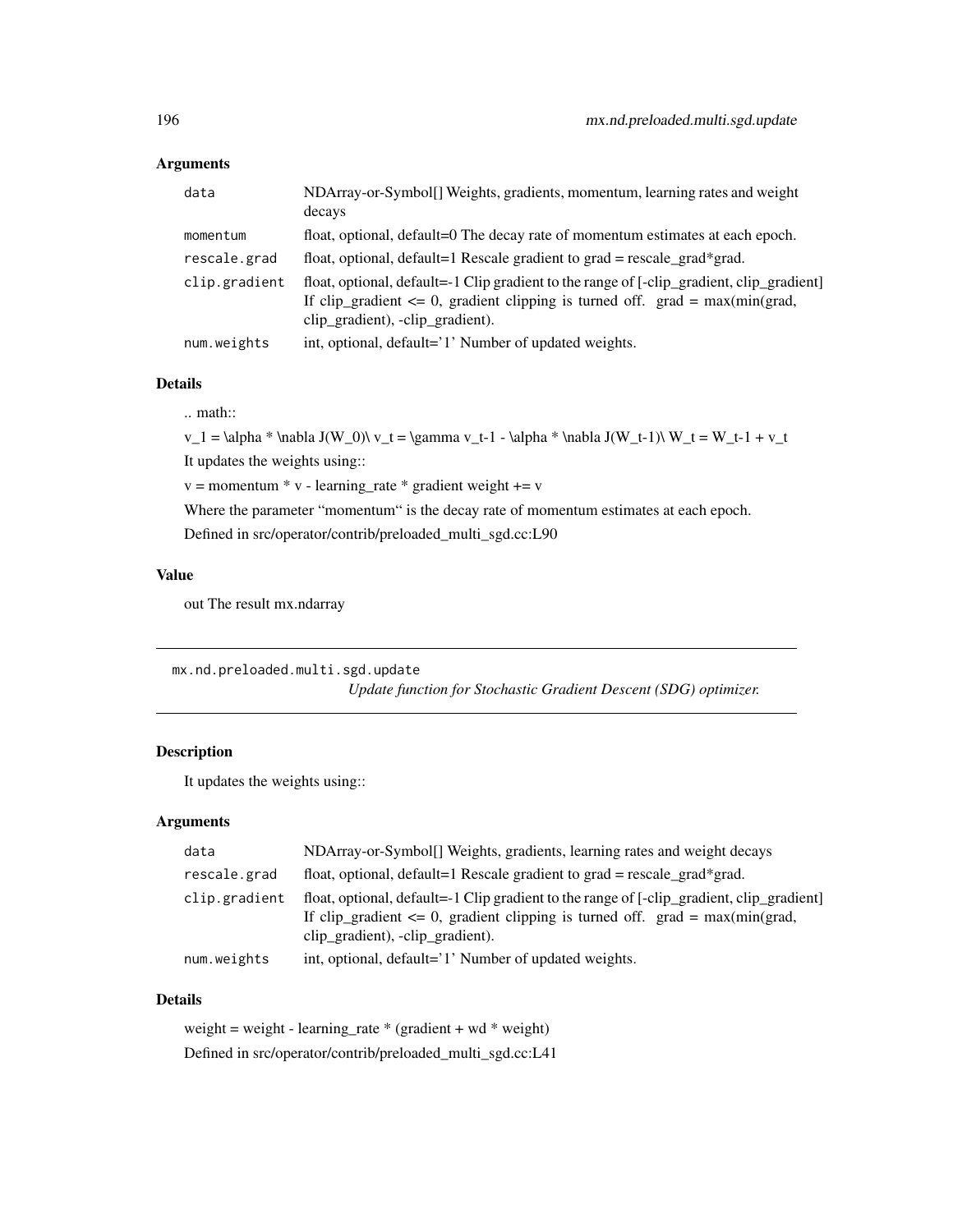## Arguments

| | |
|---|---|
| data | NDArray-or-Symbol[] Weights, gradients, momentum, learning rates and weight decays |
| momentum | float, optional, default=0 The decay rate of momentum estimates at each epoch. |
| rescale.grad | float, optional, default=1 Rescale gradient to grad = rescale_grad*grad. |
| clip.gradient | float, optional, default=-1 Clip gradient to the range of [-clip_gradient, clip_gradient] If clip_gradient <= 0, gradient clipping is turned off. grad = max(min(grad, clip_gradient), -clip_gradient). |
| num.weights | int, optional, default='1' Number of updated weights. |

## Details

.. math::

v_1 = \alpha * \nabla J(W_0)\ v_t = \gamma v_t-1 - \alpha * \nabla J(W_t-1)\ W_t = W_t-1 + v_t

It updates the weights using::

v = momentum * v - learning_rate * gradient weight += v

Where the parameter "momentum" is the decay rate of momentum estimates at each epoch.

Defined in src/operator/contrib/preloaded_multi_sgd.cc:L90

## Value

out The result mx.ndarray

---

`mx.nd.preloaded.multi.sgd.update`

*Update function for Stochastic Gradient Descent (SDG) optimizer.*

---

## Description

It updates the weights using::

## Arguments

| | |
|---|---|
| data | NDArray-or-Symbol[] Weights, gradients, learning rates and weight decays |
| rescale.grad | float, optional, default=1 Rescale gradient to grad = rescale_grad*grad. |
| clip.gradient | float, optional, default=-1 Clip gradient to the range of [-clip_gradient, clip_gradient] If clip_gradient <= 0, gradient clipping is turned off. grad = max(min(grad, clip_gradient), -clip_gradient). |
| num.weights | int, optional, default='1' Number of updated weights. |

## Details

weight = weight - learning_rate * (gradient + wd * weight)

Defined in src/operator/contrib/preloaded_multi_sgd.cc:L41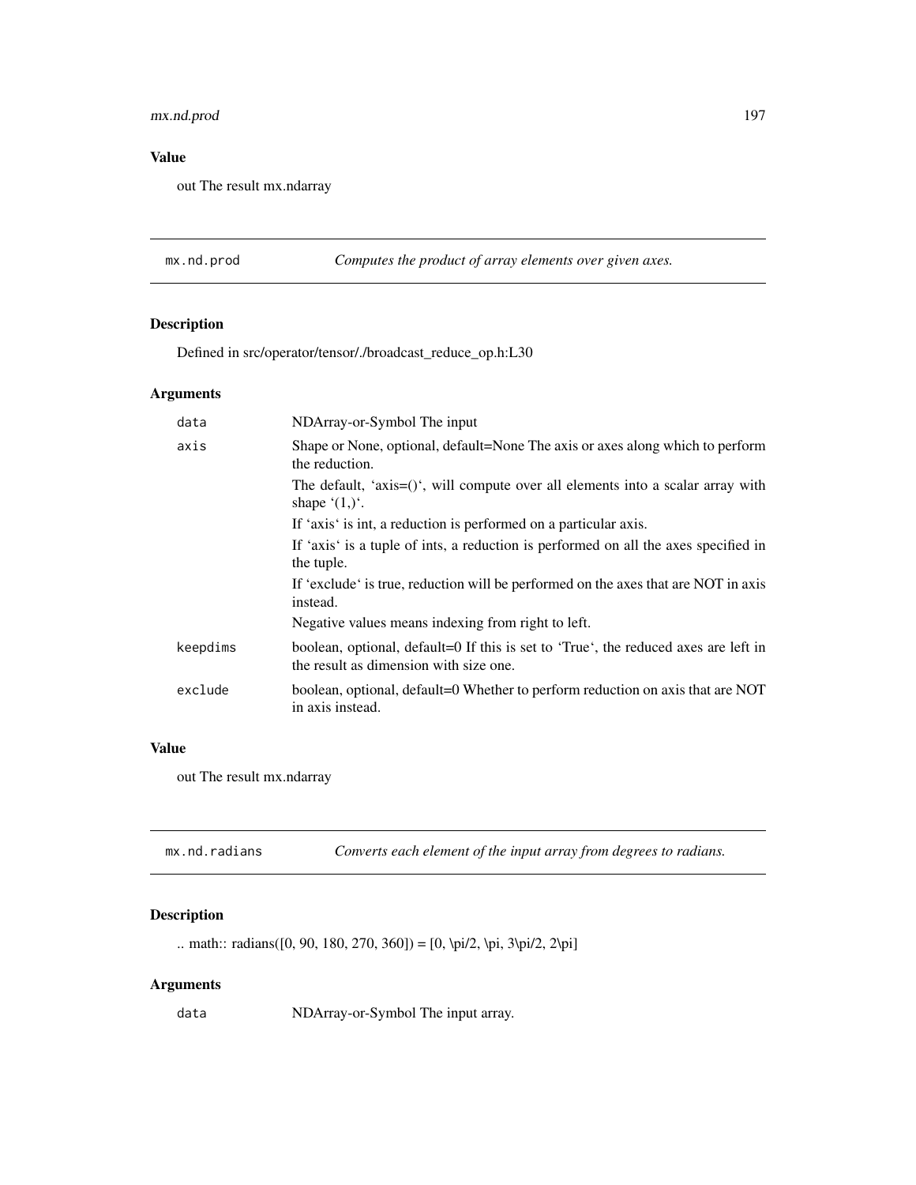## Value

out The result mx.ndarray

---

`mx.nd.prod` *Computes the product of array elements over given axes.*

---

### Description

Defined in src/operator/tensor/./broadcast_reduce_op.h:L30

### Arguments

| | |
|---|---|
| `data` | NDArray-or-Symbol The input |
| `axis` | Shape or None, optional, default=None The axis or axes along which to perform the reduction.<br>The default, 'axis=()', will compute over all elements into a scalar array with shape '(1,)'.<br>If 'axis' is int, a reduction is performed on a particular axis.<br>If 'axis' is a tuple of ints, a reduction is performed on all the axes specified in the tuple.<br>If 'exclude' is true, reduction will be performed on the axes that are NOT in axis instead.<br>Negative values means indexing from right to left. |
| `keepdims` | boolean, optional, default=0 If this is set to 'True', the reduced axes are left in the result as dimension with size one. |
| `exclude` | boolean, optional, default=0 Whether to perform reduction on axis that are NOT in axis instead. |

### Value

out The result mx.ndarray

---

`mx.nd.radians` *Converts each element of the input array from degrees to radians.*

---

### Description

.. math:: radians([0, 90, 180, 270, 360]) = [0, \pi/2, \pi, 3\pi/2, 2\pi]

### Arguments

| | |
|---|---|
| `data` | NDArray-or-Symbol The input array. |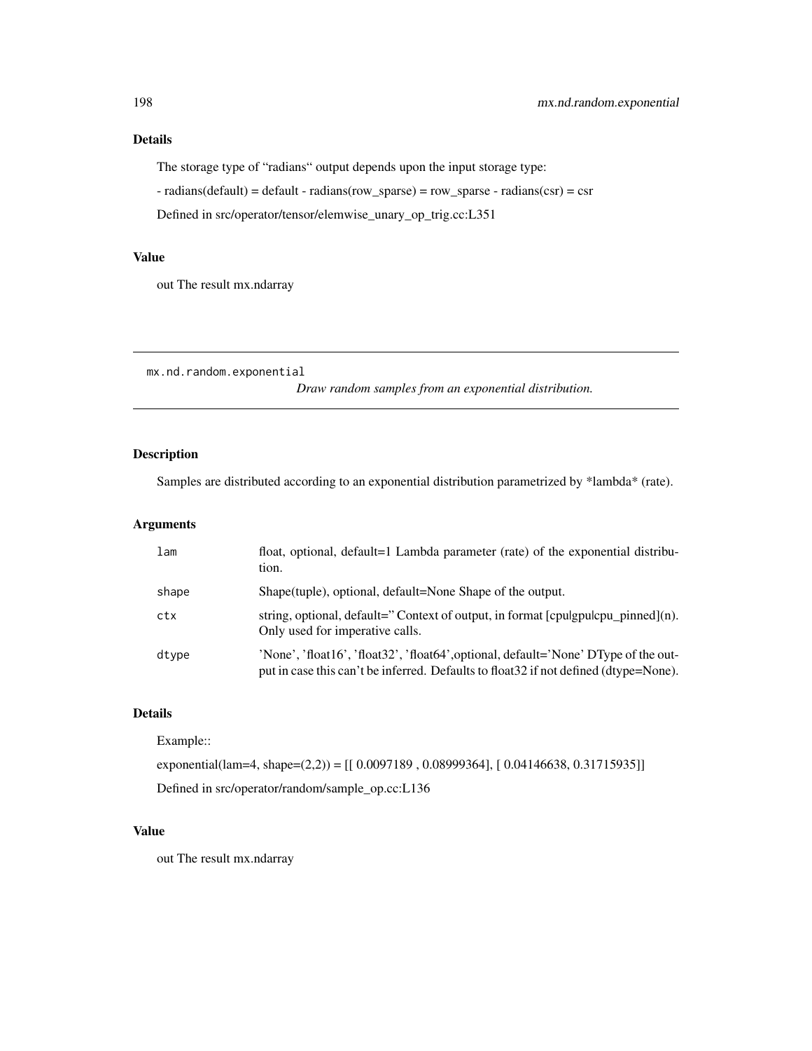## Details

The storage type of "radians" output depends upon the input storage type:

- radians(default) = default - radians(row_sparse) = row_sparse - radians(csr) = csr

Defined in src/operator/tensor/elemwise_unary_op_trig.cc:L351

## Value

out The result mx.ndarray

---

# mx.nd.random.exponential

*Draw random samples from an exponential distribution.*

---

## Description

Samples are distributed according to an exponential distribution parametrized by *lambda* (rate).

## Arguments

| | |
|---|---|
| `lam` | float, optional, default=1 Lambda parameter (rate) of the exponential distribution. |
| `shape` | Shape(tuple), optional, default=None Shape of the output. |
| `ctx` | string, optional, default='' Context of output, in format [cpu\|gpu\|cpu_pinned](n). Only used for imperative calls. |
| `dtype` | 'None', 'float16', 'float32', 'float64',optional, default='None' DType of the output in case this can't be inferred. Defaults to float32 if not defined (dtype=None). |

## Details

Example::

exponential(lam=4, shape=(2,2)) = [[ 0.0097189 , 0.08999364], [ 0.04146638, 0.31715935]]

Defined in src/operator/random/sample_op.cc:L136

## Value

out The result mx.ndarray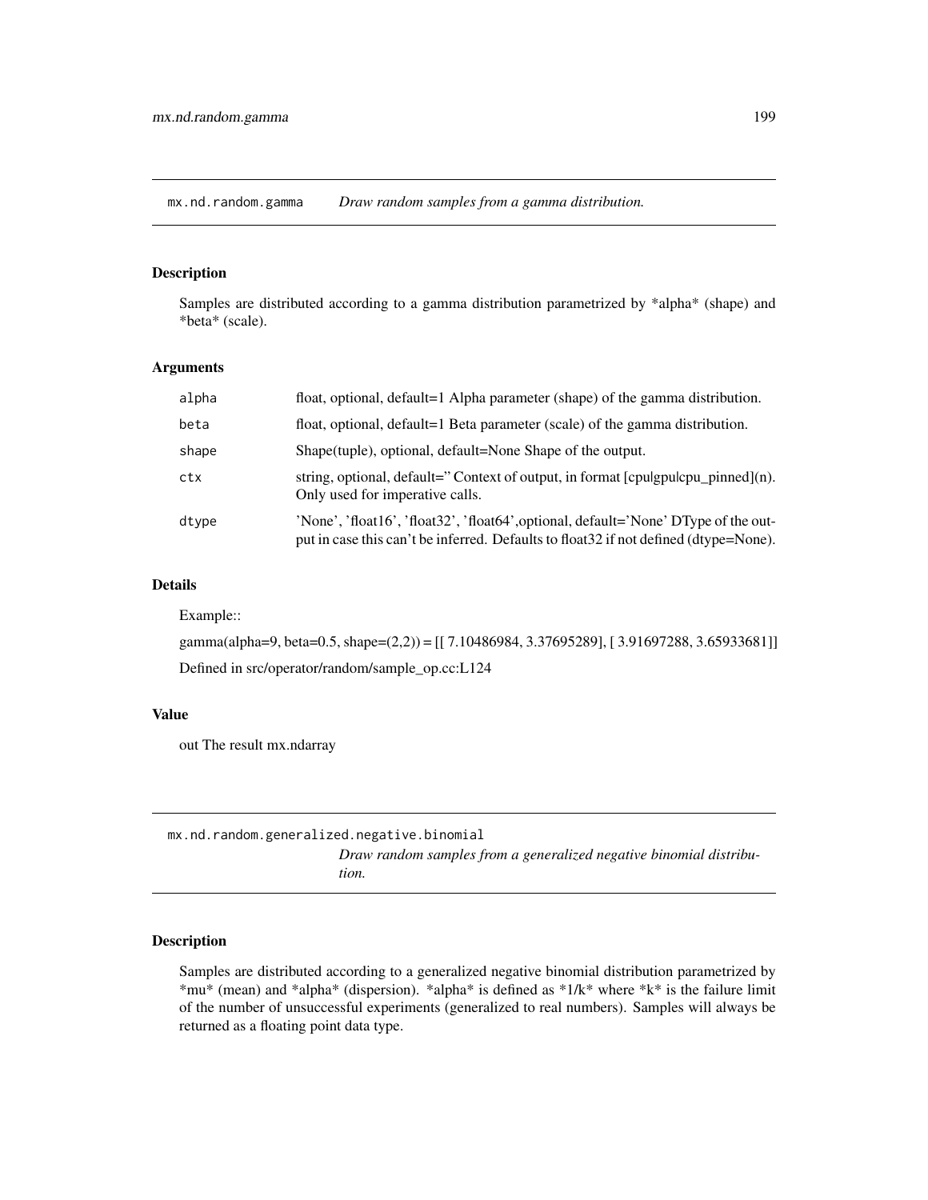## mx.nd.random.gamma — *Draw random samples from a gamma distribution.*

### Description

Samples are distributed according to a gamma distribution parametrized by *alpha* (shape) and *beta* (scale).

### Arguments

| | |
|---|---|
| alpha | float, optional, default=1 Alpha parameter (shape) of the gamma distribution. |
| beta | float, optional, default=1 Beta parameter (scale) of the gamma distribution. |
| shape | Shape(tuple), optional, default=None Shape of the output. |
| ctx | string, optional, default='' Context of output, in format [cpu\|gpu\|cpu_pinned](n). Only used for imperative calls. |
| dtype | 'None', 'float16', 'float32', 'float64',optional, default='None' DType of the output in case this can't be inferred. Defaults to float32 if not defined (dtype=None). |

### Details

Example::

gamma(alpha=9, beta=0.5, shape=(2,2)) = [[ 7.10486984, 3.37695289], [ 3.91697288, 3.65933681]]

Defined in src/operator/random/sample_op.cc:L124

### Value

out The result mx.ndarray

## mx.nd.random.generalized.negative.binomial — *Draw random samples from a generalized negative binomial distribution.*

### Description

Samples are distributed according to a generalized negative binomial distribution parametrized by *mu* (mean) and *alpha* (dispersion). *alpha* is defined as *1/k* where *k* is the failure limit of the number of unsuccessful experiments (generalized to real numbers). Samples will always be returned as a floating point data type.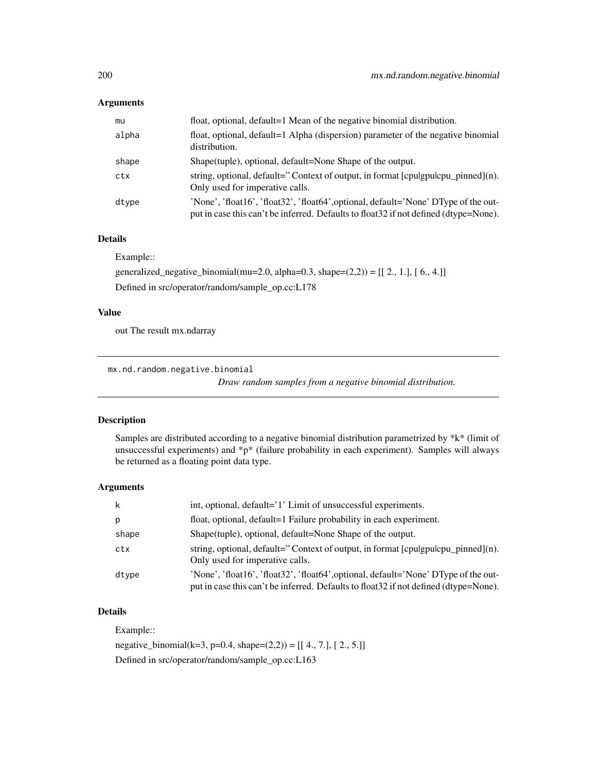## Arguments

| | |
|---|---|
| mu | float, optional, default=1 Mean of the negative binomial distribution. |
| alpha | float, optional, default=1 Alpha (dispersion) parameter of the negative binomial distribution. |
| shape | Shape(tuple), optional, default=None Shape of the output. |
| ctx | string, optional, default='' Context of output, in format [cpu|gpu|cpu_pinned](n). Only used for imperative calls. |
| dtype | 'None', 'float16', 'float32', 'float64',optional, default='None' DType of the output in case this can't be inferred. Defaults to float32 if not defined (dtype=None). |

## Details

Example::

generalized_negative_binomial(mu=2.0, alpha=0.3, shape=(2,2)) = [[ 2., 1.], [ 6., 4.]]

Defined in src/operator/random/sample_op.cc:L178

## Value

out The result mx.ndarray

---

# mx.nd.random.negative.binomial

*Draw random samples from a negative binomial distribution.*

## Description

Samples are distributed according to a negative binomial distribution parametrized by *k* (limit of unsuccessful experiments) and *p* (failure probability in each experiment). Samples will always be returned as a floating point data type.

## Arguments

| | |
|---|---|
| k | int, optional, default='1' Limit of unsuccessful experiments. |
| p | float, optional, default=1 Failure probability in each experiment. |
| shape | Shape(tuple), optional, default=None Shape of the output. |
| ctx | string, optional, default='' Context of output, in format [cpu|gpu|cpu_pinned](n). Only used for imperative calls. |
| dtype | 'None', 'float16', 'float32', 'float64',optional, default='None' DType of the output in case this can't be inferred. Defaults to float32 if not defined (dtype=None). |

## Details

Example::

negative_binomial(k=3, p=0.4, shape=(2,2)) = [[ 4., 7.], [ 2., 5.]]

Defined in src/operator/random/sample_op.cc:L163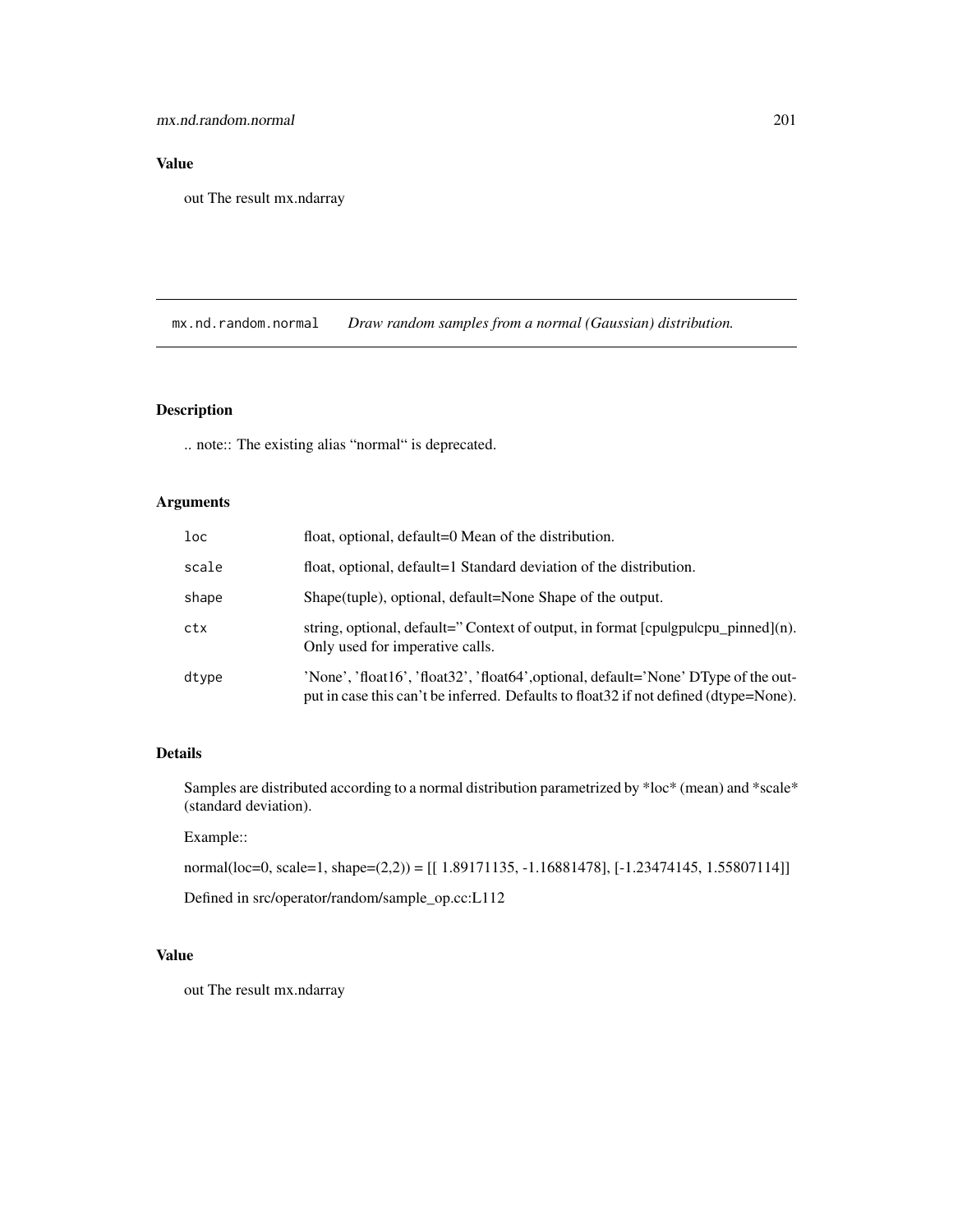## Value

out The result mx.ndarray

---

`mx.nd.random.normal` *Draw random samples from a normal (Gaussian) distribution.*

---

## Description

.. note:: The existing alias "normal" is deprecated.

## Arguments

| | |
|---|---|
| `loc` | float, optional, default=0 Mean of the distribution. |
| `scale` | float, optional, default=1 Standard deviation of the distribution. |
| `shape` | Shape(tuple), optional, default=None Shape of the output. |
| `ctx` | string, optional, default='' Context of output, in format [cpu\|gpu\|cpu_pinned](n). Only used for imperative calls. |
| `dtype` | 'None', 'float16', 'float32', 'float64',optional, default='None' DType of the output in case this can't be inferred. Defaults to float32 if not defined (dtype=None). |

## Details

Samples are distributed according to a normal distribution parametrized by *loc* (mean) and *scale* (standard deviation).

Example::

normal(loc=0, scale=1, shape=(2,2)) = [[ 1.89171135, -1.16881478], [-1.23474145, 1.55807114]]

Defined in src/operator/random/sample_op.cc:L112

## Value

out The result mx.ndarray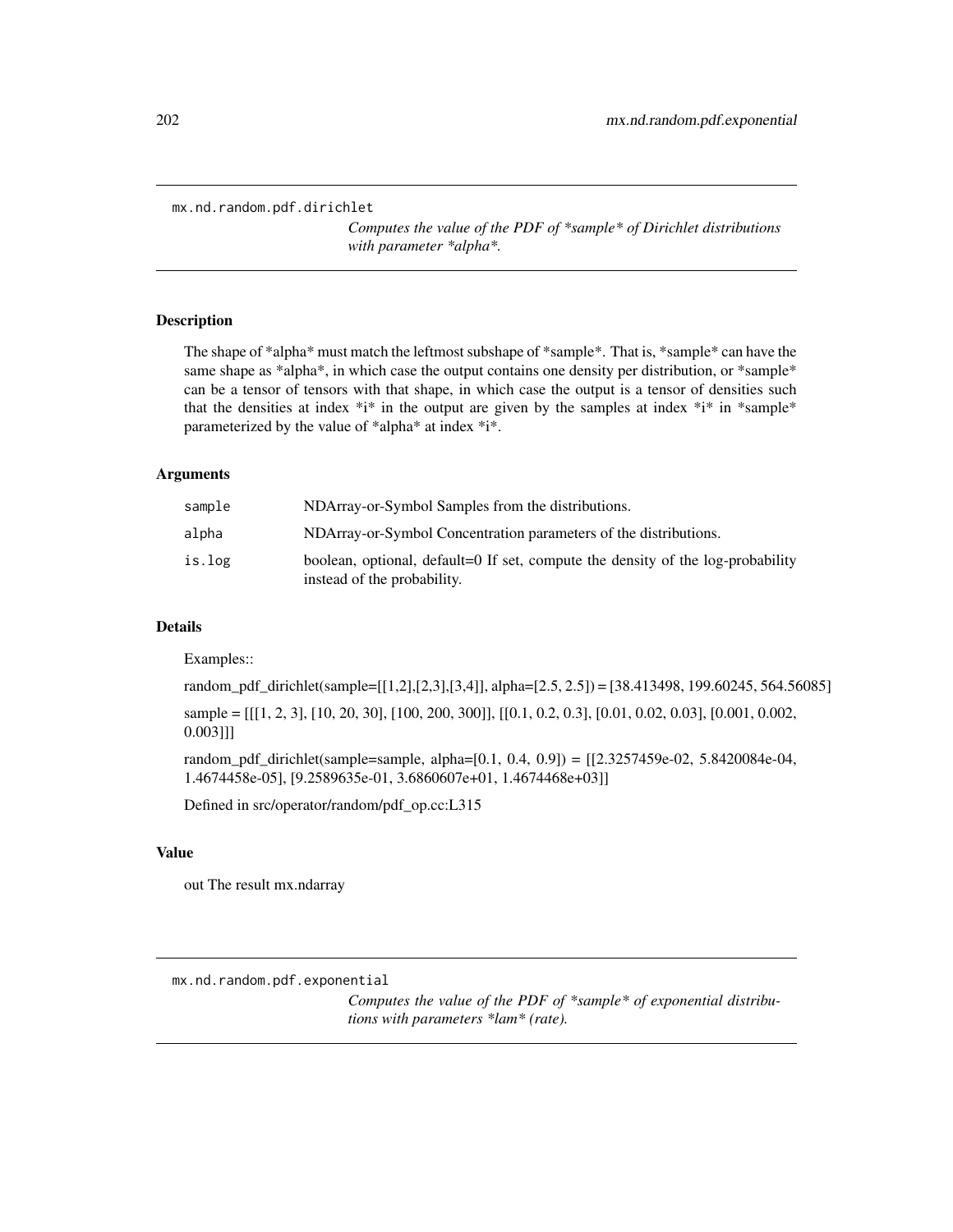## mx.nd.random.pdf.dirichlet

*Computes the value of the PDF of *sample* of Dirichlet distributions with parameter *alpha*.*

### Description

The shape of *alpha* must match the leftmost subshape of *sample*. That is, *sample* can have the same shape as *alpha*, in which case the output contains one density per distribution, or *sample* can be a tensor of tensors with that shape, in which case the output is a tensor of densities such that the densities at index *i* in the output are given by the samples at index *i* in *sample* parameterized by the value of *alpha* at index *i*.

### Arguments

| | |
|---|---|
| `sample` | NDArray-or-Symbol Samples from the distributions. |
| `alpha` | NDArray-or-Symbol Concentration parameters of the distributions. |
| `is.log` | boolean, optional, default=0 If set, compute the density of the log-probability instead of the probability. |

### Details

Examples::

random_pdf_dirichlet(sample=[[1,2],[2,3],[3,4]], alpha=[2.5, 2.5]) = [38.413498, 199.60245, 564.56085]

sample = [[[1, 2, 3], [10, 20, 30], [100, 200, 300]], [[0.1, 0.2, 0.3], [0.01, 0.02, 0.03], [0.001, 0.002, 0.003]]]

random_pdf_dirichlet(sample=sample, alpha=[0.1, 0.4, 0.9]) = [[2.3257459e-02, 5.8420084e-04, 1.4674458e-05], [9.2589635e-01, 3.6860607e+01, 1.4674468e+03]]

Defined in src/operator/random/pdf_op.cc:L315

### Value

out The result mx.ndarray

## mx.nd.random.pdf.exponential

*Computes the value of the PDF of *sample* of exponential distributions with parameters *lam* (rate).*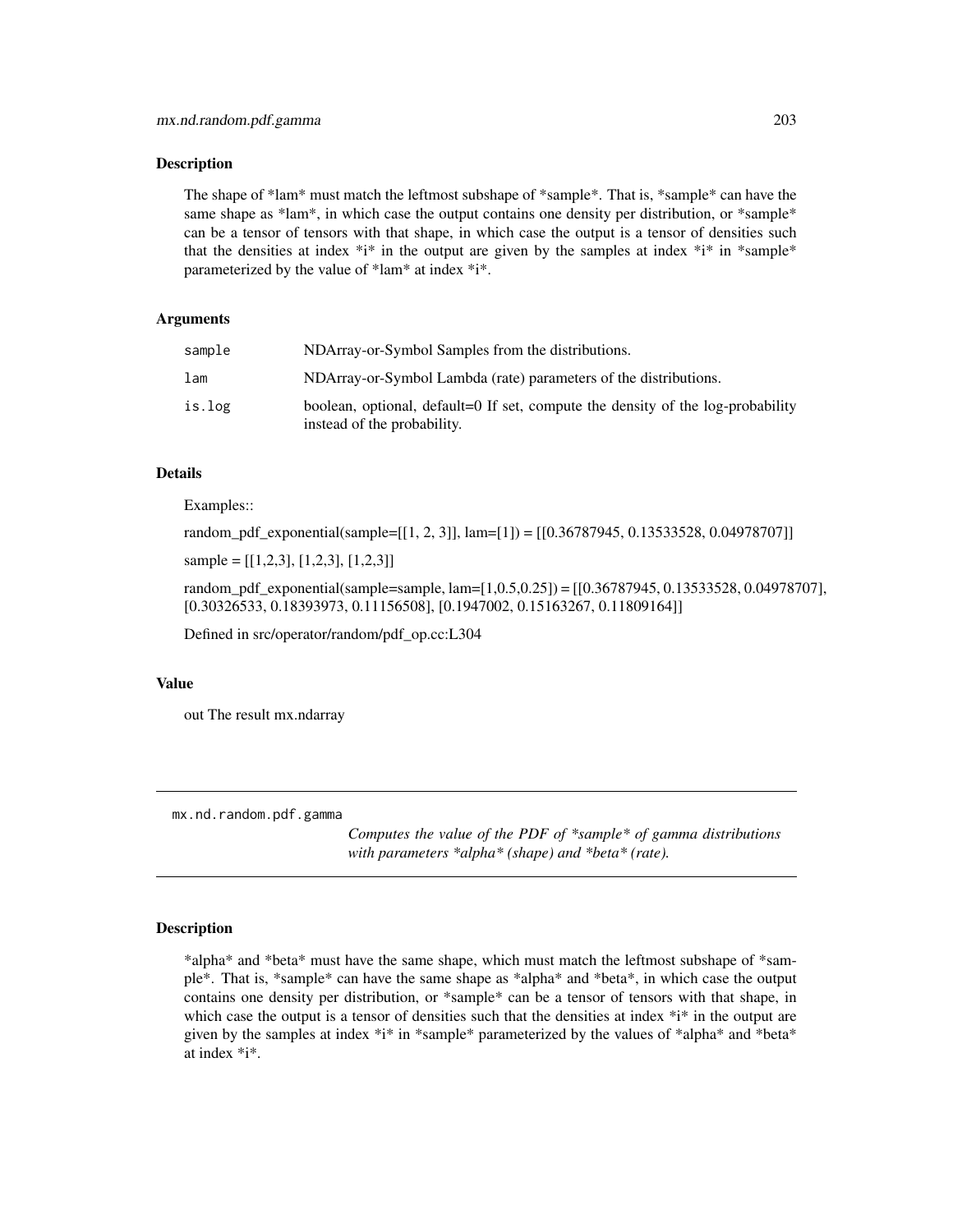### Description

The shape of *lam* must match the leftmost subshape of *sample*. That is, *sample* can have the same shape as *lam*, in which case the output contains one density per distribution, or *sample* can be a tensor of tensors with that shape, in which case the output is a tensor of densities such that the densities at index *i* in the output are given by the samples at index *i* in *sample* parameterized by the value of *lam* at index *i*.

### Arguments

| | |
|---|---|
| `sample` | NDArray-or-Symbol Samples from the distributions. |
| `lam` | NDArray-or-Symbol Lambda (rate) parameters of the distributions. |
| `is.log` | boolean, optional, default=0 If set, compute the density of the log-probability instead of the probability. |

### Details

Examples::

random_pdf_exponential(sample=[[1, 2, 3]], lam=[1]) = [[0.36787945, 0.13533528, 0.04978707]]

sample = [[1,2,3], [1,2,3], [1,2,3]]

random_pdf_exponential(sample=sample, lam=[1,0.5,0.25]) = [[0.36787945, 0.13533528, 0.04978707], [0.30326533, 0.18393973, 0.11156508], [0.1947002, 0.15163267, 0.11809164]]

Defined in src/operator/random/pdf_op.cc:L304

### Value

out The result mx.ndarray

---

## mx.nd.random.pdf.gamma

*Computes the value of the PDF of *sample* of gamma distributions with parameters *alpha* (shape) and *beta* (rate).*

---

### Description

*alpha* and *beta* must have the same shape, which must match the leftmost subshape of *sample*. That is, *sample* can have the same shape as *alpha* and *beta*, in which case the output contains one density per distribution, or *sample* can be a tensor of tensors with that shape, in which case the output is a tensor of densities such that the densities at index *i* in the output are given by the samples at index *i* in *sample* parameterized by the values of *alpha* and *beta* at index *i*.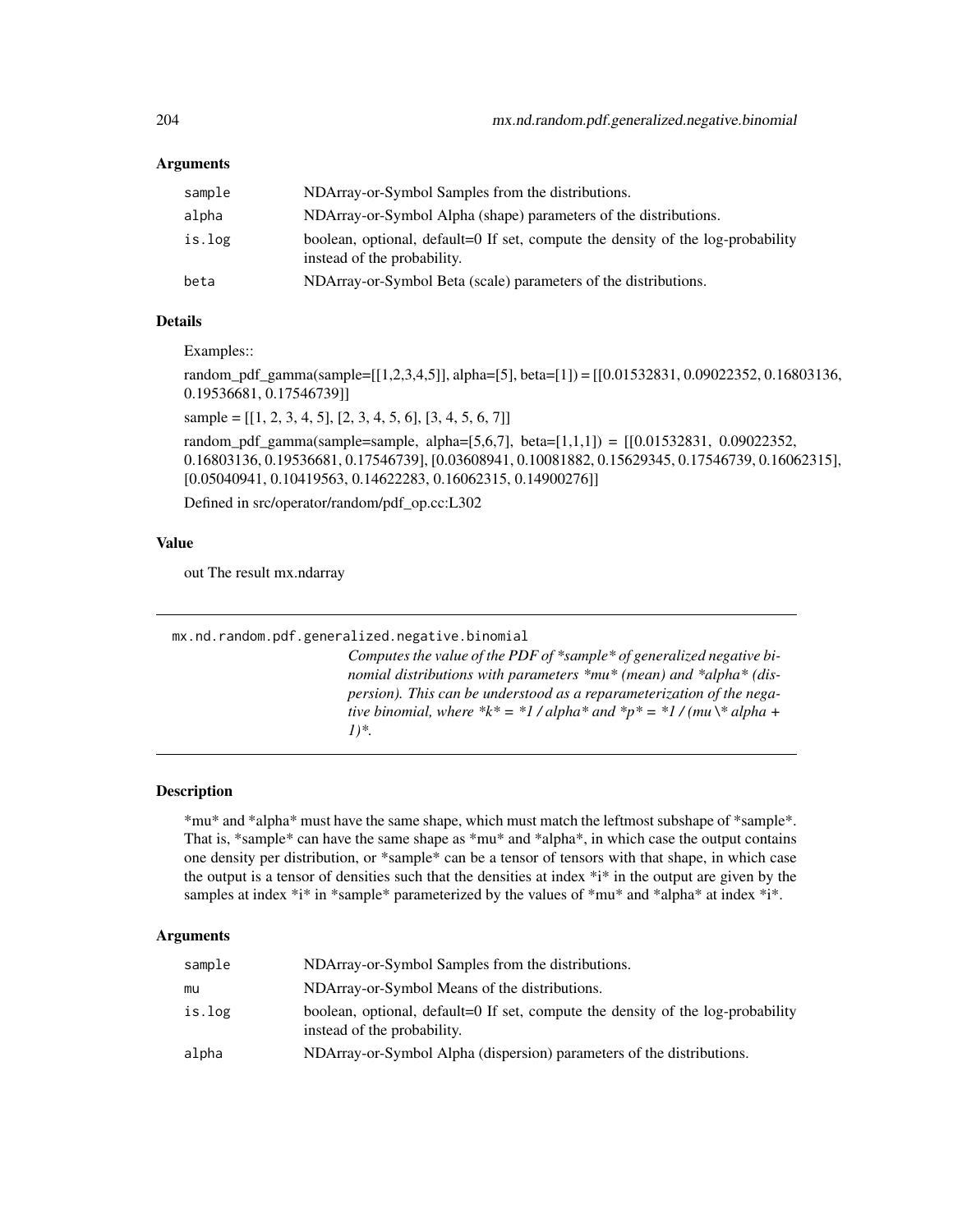### Arguments

| | |
|---|---|
| `sample` | NDArray-or-Symbol Samples from the distributions. |
| `alpha` | NDArray-or-Symbol Alpha (shape) parameters of the distributions. |
| `is.log` | boolean, optional, default=0 If set, compute the density of the log-probability instead of the probability. |
| `beta` | NDArray-or-Symbol Beta (scale) parameters of the distributions. |

### Details

Examples::

random_pdf_gamma(sample=[[1,2,3,4,5]], alpha=[5], beta=[1]) = [[0.01532831, 0.09022352, 0.16803136, 0.19536681, 0.17546739]]

sample = [[1, 2, 3, 4, 5], [2, 3, 4, 5, 6], [3, 4, 5, 6, 7]]

random_pdf_gamma(sample=sample, alpha=[5,6,7], beta=[1,1,1]) = [[0.01532831, 0.09022352, 0.16803136, 0.19536681, 0.17546739], [0.03608941, 0.10081882, 0.15629345, 0.17546739, 0.16062315], [0.05040941, 0.10419563, 0.14622283, 0.16062315, 0.14900276]]

Defined in src/operator/random/pdf_op.cc:L302

### Value

out The result mx.ndarray

---

`mx.nd.random.pdf.generalized.negative.binomial`

*Computes the value of the PDF of *sample* of generalized negative binomial distributions with parameters *mu* (mean) and *alpha* (dispersion). This can be understood as a reparameterization of the negative binomial, where *k* = *1 / alpha* and *p* = *1 / (mu \* alpha + 1)*.*

---

### Description

*mu* and *alpha* must have the same shape, which must match the leftmost subshape of *sample*. That is, *sample* can have the same shape as *mu* and *alpha*, in which case the output contains one density per distribution, or *sample* can be a tensor of tensors with that shape, in which case the output is a tensor of densities such that the densities at index *i* in the output are given by the samples at index *i* in *sample* parameterized by the values of *mu* and *alpha* at index *i*.

### Arguments

| | |
|---|---|
| `sample` | NDArray-or-Symbol Samples from the distributions. |
| `mu` | NDArray-or-Symbol Means of the distributions. |
| `is.log` | boolean, optional, default=0 If set, compute the density of the log-probability instead of the probability. |
| `alpha` | NDArray-or-Symbol Alpha (dispersion) parameters of the distributions. |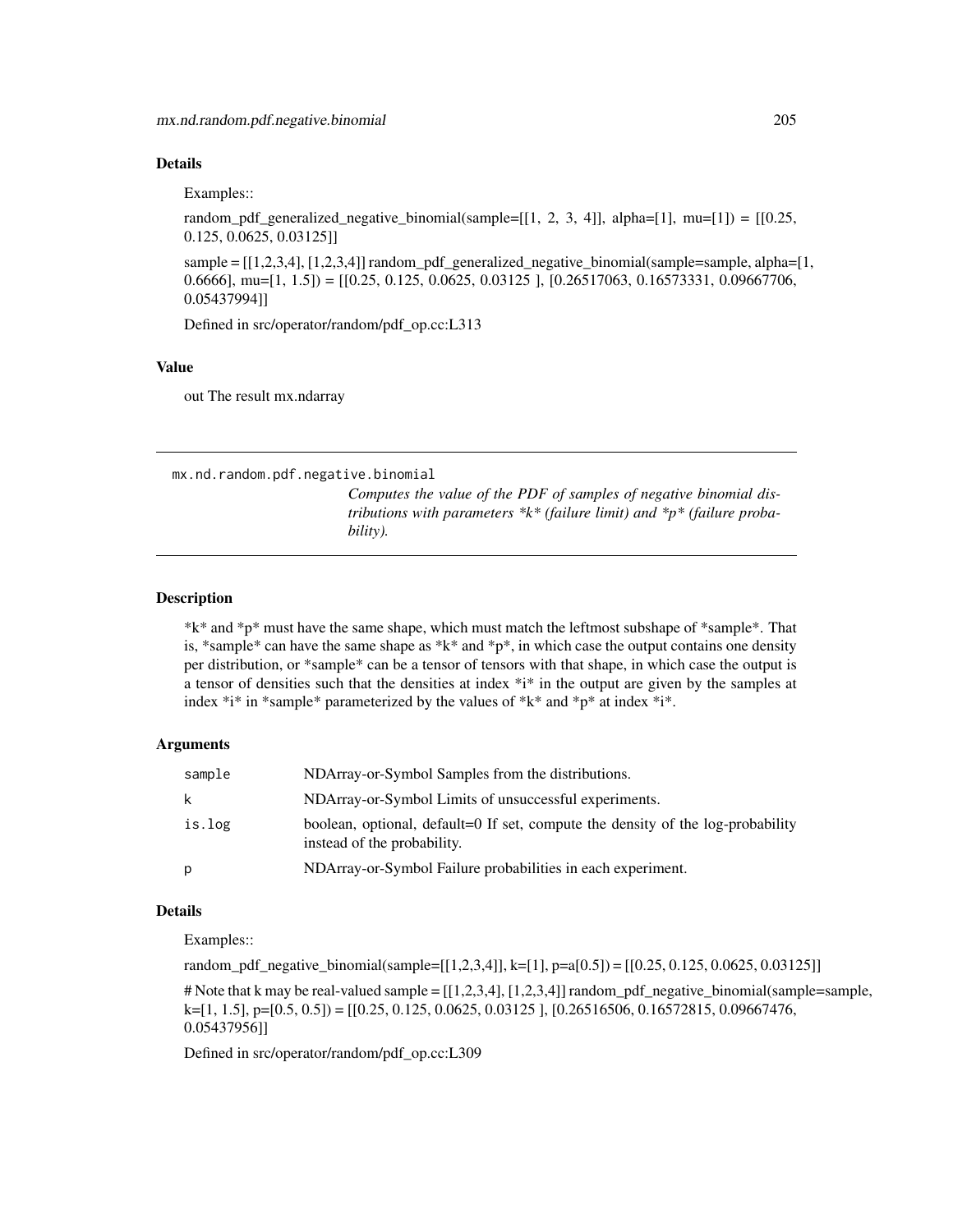### Details

Examples::

random_pdf_generalized_negative_binomial(sample=[[1, 2, 3, 4]], alpha=[1], mu=[1]) = [[0.25, 0.125, 0.0625, 0.03125]]

sample = [[1,2,3,4], [1,2,3,4]] random_pdf_generalized_negative_binomial(sample=sample, alpha=[1, 0.6666], mu=[1, 1.5]) = [[0.25, 0.125, 0.0625, 0.03125 ], [0.26517063, 0.16573331, 0.09667706, 0.05437994]]

Defined in src/operator/random/pdf_op.cc:L313

### Value

out The result mx.ndarray

---

## mx.nd.random.pdf.negative.binomial

*Computes the value of the PDF of samples of negative binomial distributions with parameters *k* (failure limit) and *p* (failure probability).*

---

### Description

*k* and *p* must have the same shape, which must match the leftmost subshape of *sample*. That is, *sample* can have the same shape as *k* and *p*, in which case the output contains one density per distribution, or *sample* can be a tensor of tensors with that shape, in which case the output is a tensor of densities such that the densities at index *i* in the output are given by the samples at index *i* in *sample* parameterized by the values of *k* and *p* at index *i*.

### Arguments

| | |
|---|---|
| `sample` | NDArray-or-Symbol Samples from the distributions. |
| `k` | NDArray-or-Symbol Limits of unsuccessful experiments. |
| `is.log` | boolean, optional, default=0 If set, compute the density of the log-probability instead of the probability. |
| `p` | NDArray-or-Symbol Failure probabilities in each experiment. |

### Details

Examples::

random_pdf_negative_binomial(sample=[[1,2,3,4]], k=[1], p=a[0.5]) = [[0.25, 0.125, 0.0625, 0.03125]]

# Note that k may be real-valued sample = [[1,2,3,4], [1,2,3,4]] random_pdf_negative_binomial(sample=sample, k=[1, 1.5], p=[0.5, 0.5]) = [[0.25, 0.125, 0.0625, 0.03125 ], [0.26516506, 0.16572815, 0.09667476, 0.05437956]]

Defined in src/operator/random/pdf_op.cc:L309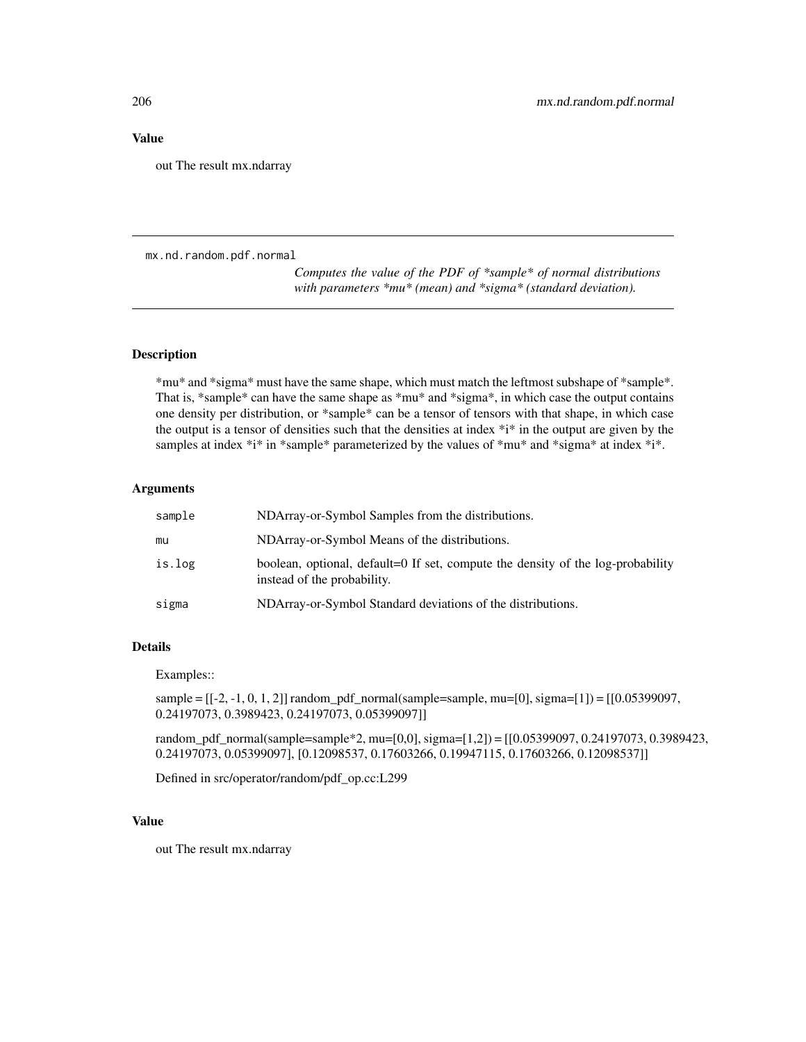## Value

out The result mx.ndarray

---

## mx.nd.random.pdf.normal

*Computes the value of the PDF of *sample* of normal distributions with parameters *mu* (mean) and *sigma* (standard deviation).*

---

### Description

*mu* and *sigma* must have the same shape, which must match the leftmost subshape of *sample*. That is, *sample* can have the same shape as *mu* and *sigma*, in which case the output contains one density per distribution, or *sample* can be a tensor of tensors with that shape, in which case the output is a tensor of densities such that the densities at index *i* in the output are given by the samples at index *i* in *sample* parameterized by the values of *mu* and *sigma* at index *i*.

### Arguments

| | |
|---|---|
| `sample` | NDArray-or-Symbol Samples from the distributions. |
| `mu` | NDArray-or-Symbol Means of the distributions. |
| `is.log` | boolean, optional, default=0 If set, compute the density of the log-probability instead of the probability. |
| `sigma` | NDArray-or-Symbol Standard deviations of the distributions. |

### Details

Examples::

sample = [[-2, -1, 0, 1, 2]] random_pdf_normal(sample=sample, mu=[0], sigma=[1]) = [[0.05399097, 0.24197073, 0.3989423, 0.24197073, 0.05399097]]

random_pdf_normal(sample=sample*2, mu=[0,0], sigma=[1,2]) = [[0.05399097, 0.24197073, 0.3989423, 0.24197073, 0.05399097], [0.12098537, 0.17603266, 0.19947115, 0.17603266, 0.12098537]]

Defined in src/operator/random/pdf_op.cc:L299

### Value

out The result mx.ndarray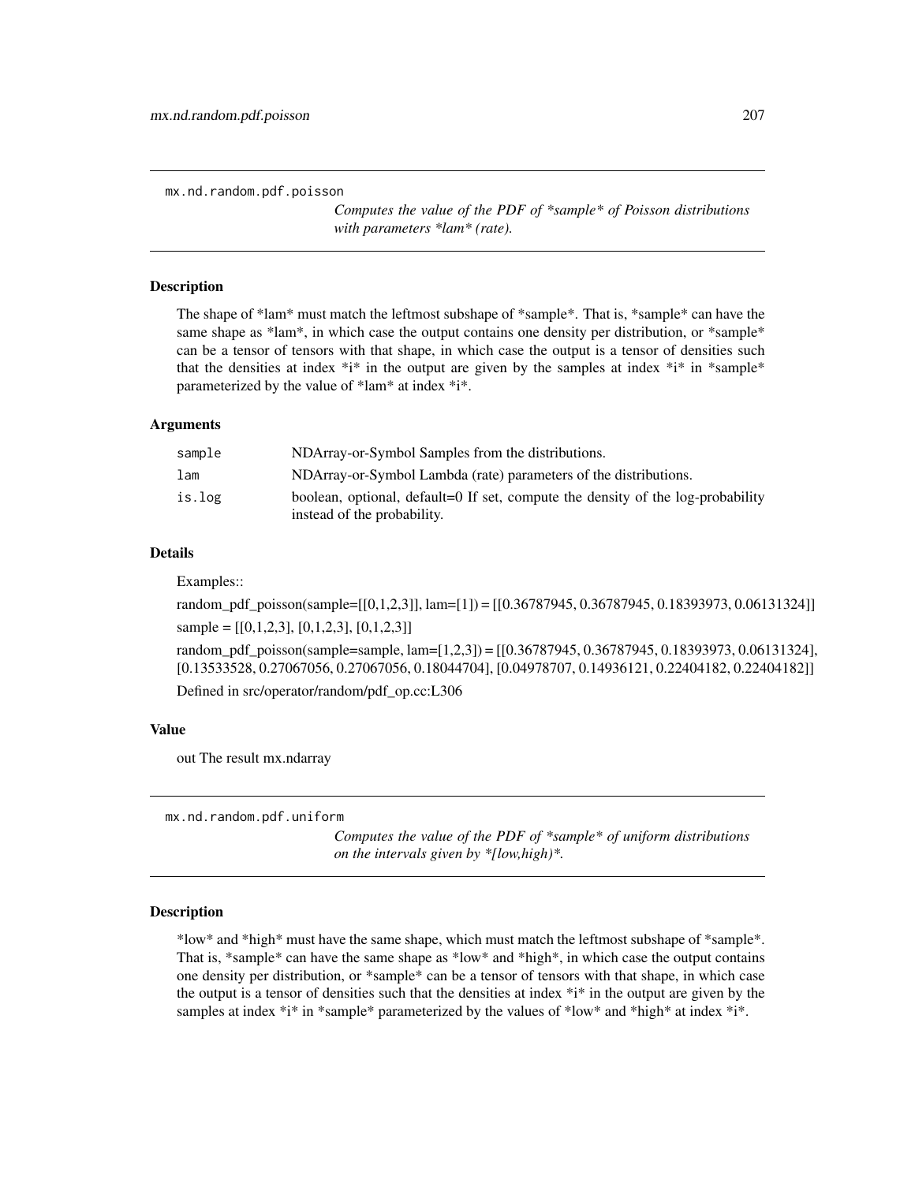## mx.nd.random.pdf.poisson

*Computes the value of the PDF of \*sample\* of Poisson distributions with parameters \*lam\* (rate).*

### Description

The shape of *lam* must match the leftmost subshape of *sample*. That is, *sample* can have the same shape as *lam*, in which case the output contains one density per distribution, or *sample* can be a tensor of tensors with that shape, in which case the output is a tensor of densities such that the densities at index *i* in the output are given by the samples at index *i* in *sample* parameterized by the value of *lam* at index *i*.

### Arguments

| | |
|---|---|
| `sample` | NDArray-or-Symbol Samples from the distributions. |
| `lam` | NDArray-or-Symbol Lambda (rate) parameters of the distributions. |
| `is.log` | boolean, optional, default=0 If set, compute the density of the log-probability instead of the probability. |

### Details

Examples::

random_pdf_poisson(sample=[[0,1,2,3]], lam=[1]) = [[0.36787945, 0.36787945, 0.18393973, 0.06131324]]

sample = [[0,1,2,3], [0,1,2,3], [0,1,2,3]]

random_pdf_poisson(sample=sample, lam=[1,2,3]) = [[0.36787945, 0.36787945, 0.18393973, 0.06131324], [0.13533528, 0.27067056, 0.27067056, 0.18044704], [0.04978707, 0.14936121, 0.22404182, 0.22404182]]

Defined in src/operator/random/pdf_op.cc:L306

### Value

out The result mx.ndarray

## mx.nd.random.pdf.uniform

*Computes the value of the PDF of \*sample\* of uniform distributions on the intervals given by \*[low,high)\*.*

### Description

*low* and *high* must have the same shape, which must match the leftmost subshape of *sample*. That is, *sample* can have the same shape as *low* and *high*, in which case the output contains one density per distribution, or *sample* can be a tensor of tensors with that shape, in which case the output is a tensor of densities such that the densities at index *i* in the output are given by the samples at index *i* in *sample* parameterized by the values of *low* and *high* at index *i*.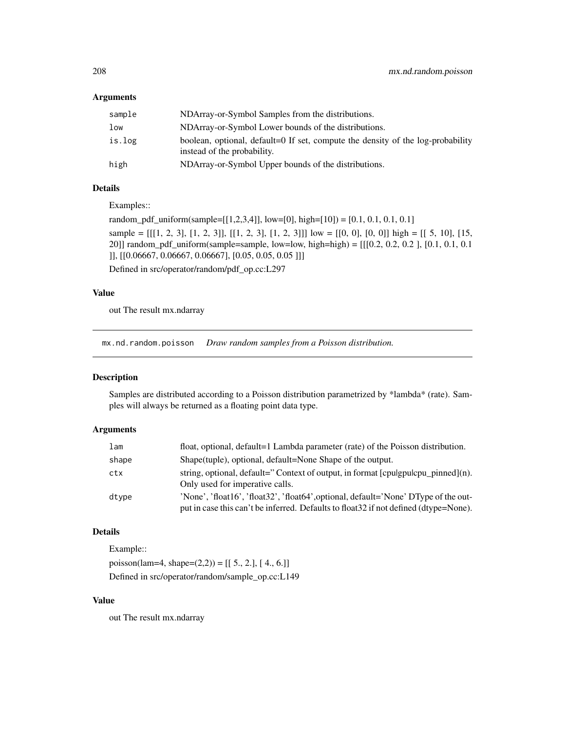## Arguments

| | |
|---|---|
| sample | NDArray-or-Symbol Samples from the distributions. |
| low | NDArray-or-Symbol Lower bounds of the distributions. |
| is.log | boolean, optional, default=0 If set, compute the density of the log-probability instead of the probability. |
| high | NDArray-or-Symbol Upper bounds of the distributions. |

## Details

Examples::

random_pdf_uniform(sample=[[1,2,3,4]], low=[0], high=[10]) = [0.1, 0.1, 0.1, 0.1]

sample = [[[1, 2, 3], [1, 2, 3]], [[1, 2, 3], [1, 2, 3]]] low = [[0, 0], [0, 0]] high = [[ 5, 10], [15, 20]] random_pdf_uniform(sample=sample, low=low, high=high) = [[[0.2, 0.2, 0.2 ], [0.1, 0.1, 0.1 ]], [[0.06667, 0.06667, 0.06667], [0.05, 0.05, 0.05 ]]]

Defined in src/operator/random/pdf_op.cc:L297

## Value

out The result mx.ndarray

---

# mx.nd.random.poisson *Draw random samples from a Poisson distribution.*

## Description

Samples are distributed according to a Poisson distribution parametrized by *lambda* (rate). Samples will always be returned as a floating point data type.

## Arguments

| | |
|---|---|
| lam | float, optional, default=1 Lambda parameter (rate) of the Poisson distribution. |
| shape | Shape(tuple), optional, default=None Shape of the output. |
| ctx | string, optional, default='' Context of output, in format [cpu\|gpu\|cpu_pinned](n). Only used for imperative calls. |
| dtype | 'None', 'float16', 'float32', 'float64',optional, default='None' DType of the output in case this can't be inferred. Defaults to float32 if not defined (dtype=None). |

## Details

Example::

poisson(lam=4, shape=(2,2)) = [[ 5., 2.], [ 4., 6.]]

Defined in src/operator/random/sample_op.cc:L149

## Value

out The result mx.ndarray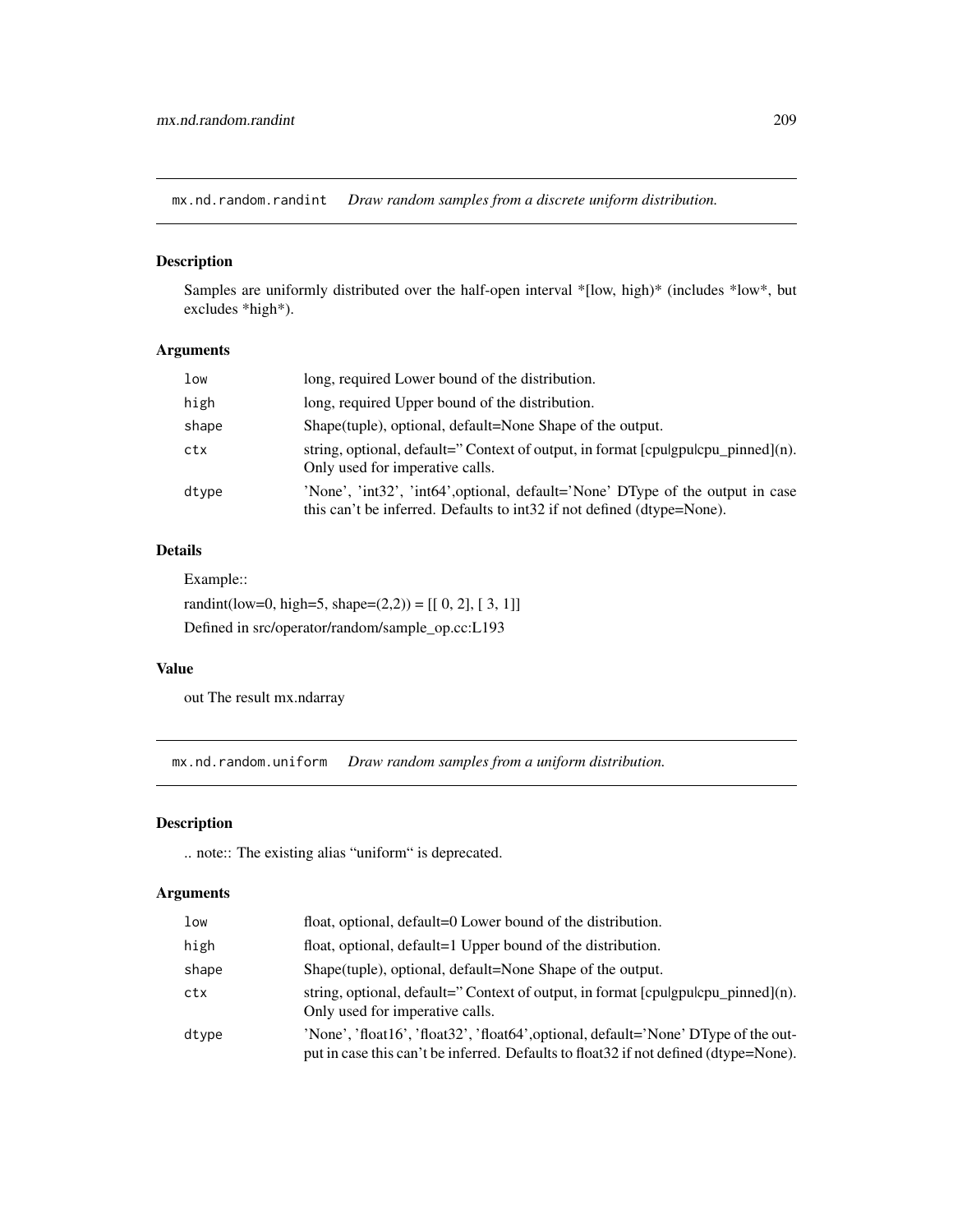## mx.nd.random.randint *Draw random samples from a discrete uniform distribution.*

### Description

Samples are uniformly distributed over the half-open interval *[low, high)* (includes *low*, but excludes *high*).

### Arguments

| | |
|---|---|
| `low` | long, required Lower bound of the distribution. |
| `high` | long, required Upper bound of the distribution. |
| `shape` | Shape(tuple), optional, default=None Shape of the output. |
| `ctx` | string, optional, default='' Context of output, in format [cpu\|gpu\|cpu_pinned](n). Only used for imperative calls. |
| `dtype` | 'None', 'int32', 'int64',optional, default='None' DType of the output in case this can't be inferred. Defaults to int32 if not defined (dtype=None). |

### Details

Example::

randint(low=0, high=5, shape=(2,2)) = [[ 0, 2], [ 3, 1]]

Defined in src/operator/random/sample_op.cc:L193

### Value

out The result mx.ndarray

## mx.nd.random.uniform *Draw random samples from a uniform distribution.*

### Description

.. note:: The existing alias "uniform" is deprecated.

### Arguments

| | |
|---|---|
| `low` | float, optional, default=0 Lower bound of the distribution. |
| `high` | float, optional, default=1 Upper bound of the distribution. |
| `shape` | Shape(tuple), optional, default=None Shape of the output. |
| `ctx` | string, optional, default='' Context of output, in format [cpu\|gpu\|cpu_pinned](n). Only used for imperative calls. |
| `dtype` | 'None', 'float16', 'float32', 'float64',optional, default='None' DType of the output in case this can't be inferred. Defaults to float32 if not defined (dtype=None). |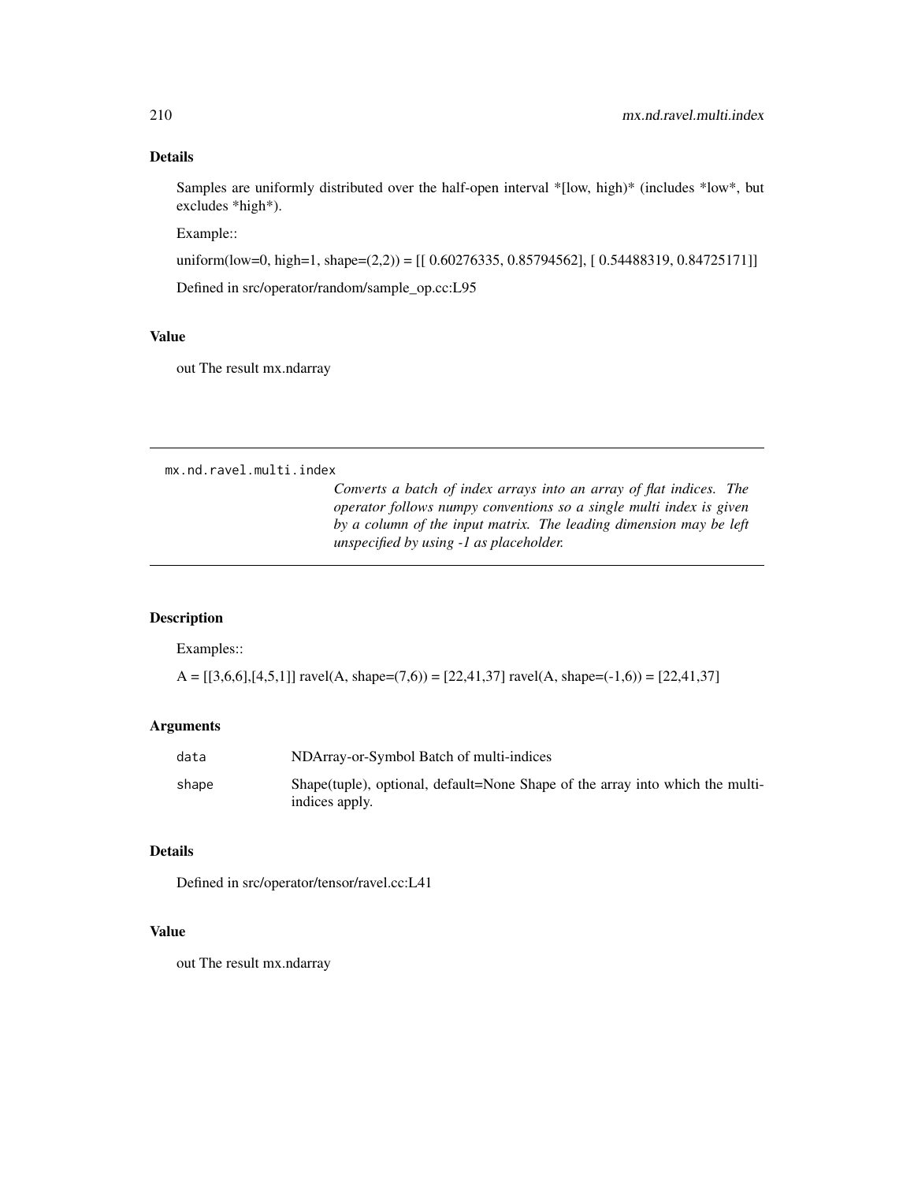## Details

Samples are uniformly distributed over the half-open interval *[low, high)* (includes *low*, but excludes *high*).

Example::

uniform(low=0, high=1, shape=(2,2)) = [[ 0.60276335, 0.85794562], [ 0.54488319, 0.84725171]]

Defined in src/operator/random/sample_op.cc:L95

## Value

out The result mx.ndarray

---

`mx.nd.ravel.multi.index`

*Converts a batch of index arrays into an array of flat indices. The operator follows numpy conventions so a single multi index is given by a column of the input matrix. The leading dimension may be left unspecified by using -1 as placeholder.*

---

## Description

Examples::

A = [[3,6,6],[4,5,1]] ravel(A, shape=(7,6)) = [22,41,37] ravel(A, shape=(-1,6)) = [22,41,37]

## Arguments

| | |
|---|---|
| `data` | NDArray-or-Symbol Batch of multi-indices |
| `shape` | Shape(tuple), optional, default=None Shape of the array into which the multi-indices apply. |

## Details

Defined in src/operator/tensor/ravel.cc:L41

## Value

out The result mx.ndarray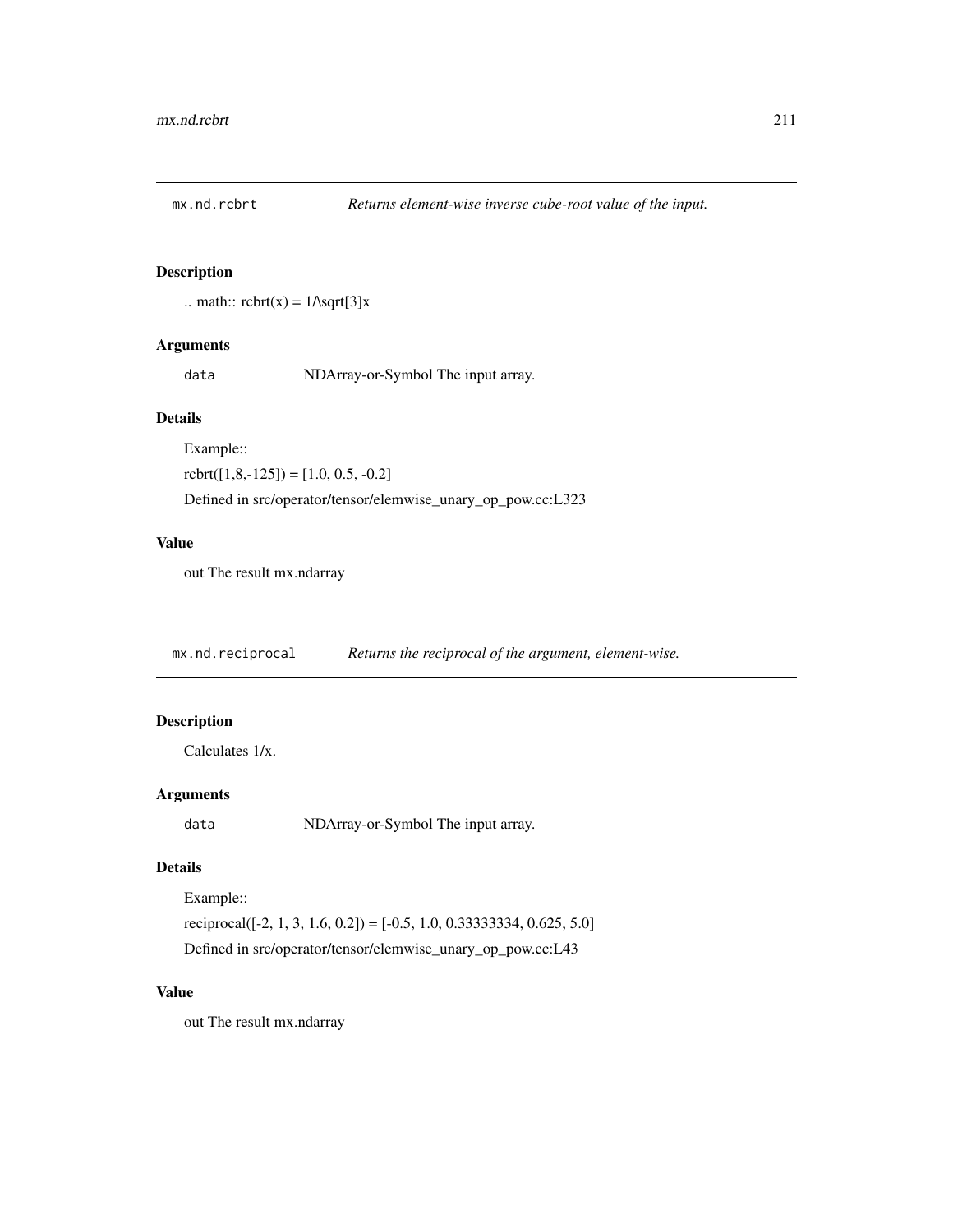## mx.nd.rcbrt *Returns element-wise inverse cube-root value of the input.*

### Description

.. math:: rcbrt(x) = 1/\sqrt[3]x

### Arguments

`data` NDArray-or-Symbol The input array.

### Details

Example::

rcbrt([1,8,-125]) = [1.0, 0.5, -0.2]

Defined in src/operator/tensor/elemwise_unary_op_pow.cc:L323

### Value

out The result mx.ndarray

## mx.nd.reciprocal *Returns the reciprocal of the argument, element-wise.*

### Description

Calculates 1/x.

### Arguments

`data` NDArray-or-Symbol The input array.

### Details

Example::

reciprocal([-2, 1, 3, 1.6, 0.2]) = [-0.5, 1.0, 0.33333334, 0.625, 5.0]

Defined in src/operator/tensor/elemwise_unary_op_pow.cc:L43

### Value

out The result mx.ndarray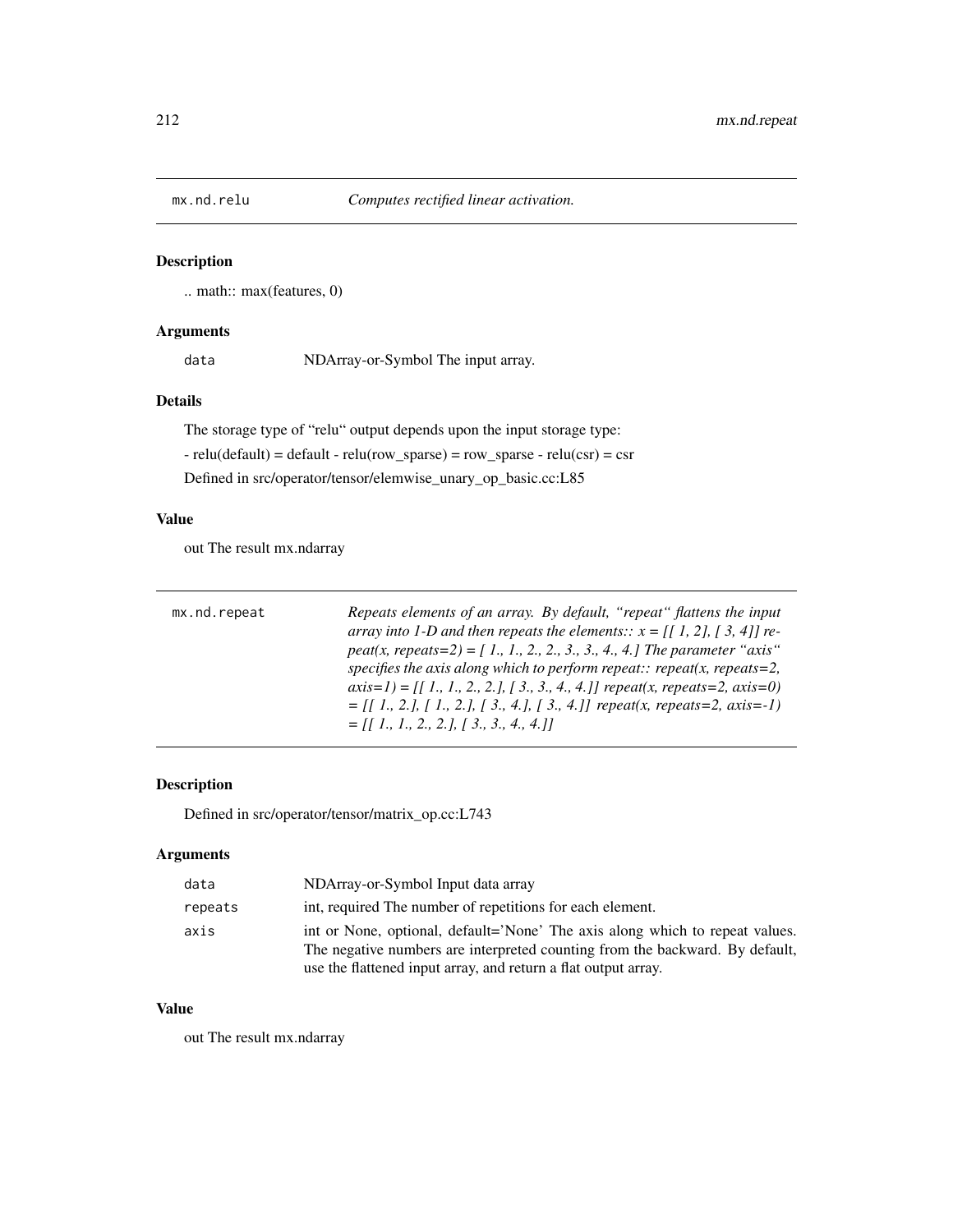## mx.nd.relu *Computes rectified linear activation.*

### Description

.. math:: max(features, 0)

### Arguments

| | |
|---|---|
| `data` | NDArray-or-Symbol The input array. |

### Details

The storage type of “relu“ output depends upon the input storage type:

- relu(default) = default - relu(row_sparse) = row_sparse - relu(csr) = csr

Defined in src/operator/tensor/elemwise_unary_op_basic.cc:L85

### Value

out The result mx.ndarray

## mx.nd.repeat *Repeats elements of an array. By default, “repeat“ flattens the input array into 1-D and then repeats the elements:: x = [[ 1, 2], [ 3, 4]] repeat(x, repeats=2) = [ 1., 1., 2., 2., 3., 3., 4., 4.] The parameter “axis“ specifies the axis along which to perform repeat:: repeat(x, repeats=2, axis=1) = [[ 1., 1., 2., 2.], [ 3., 3., 4., 4.]] repeat(x, repeats=2, axis=0) = [[ 1., 2.], [ 1., 2.], [ 3., 4.], [ 3., 4.]] repeat(x, repeats=2, axis=-1) = [[ 1., 1., 2., 2.], [ 3., 3., 4., 4.]]*

### Description

Defined in src/operator/tensor/matrix_op.cc:L743

### Arguments

| | |
|---|---|
| `data` | NDArray-or-Symbol Input data array |
| `repeats` | int, required The number of repetitions for each element. |
| `axis` | int or None, optional, default='None' The axis along which to repeat values. The negative numbers are interpreted counting from the backward. By default, use the flattened input array, and return a flat output array. |

### Value

out The result mx.ndarray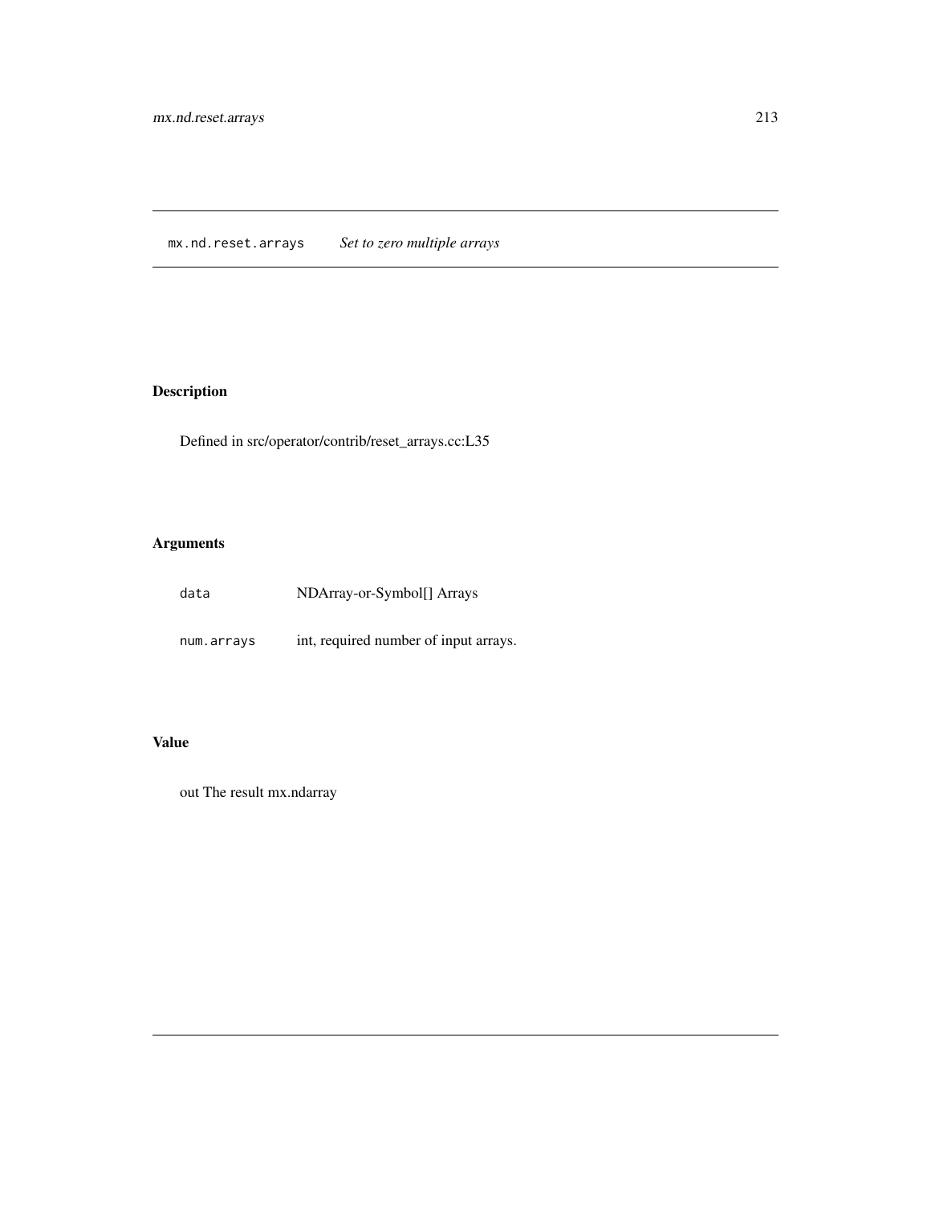## mx.nd.reset.arrays *Set to zero multiple arrays*

### Description

Defined in src/operator/contrib/reset_arrays.cc:L35

### Arguments

| | |
|---|---|
| `data` | NDArray-or-Symbol[] Arrays |
| `num.arrays` | int, required number of input arrays. |

### Value

out The result mx.ndarray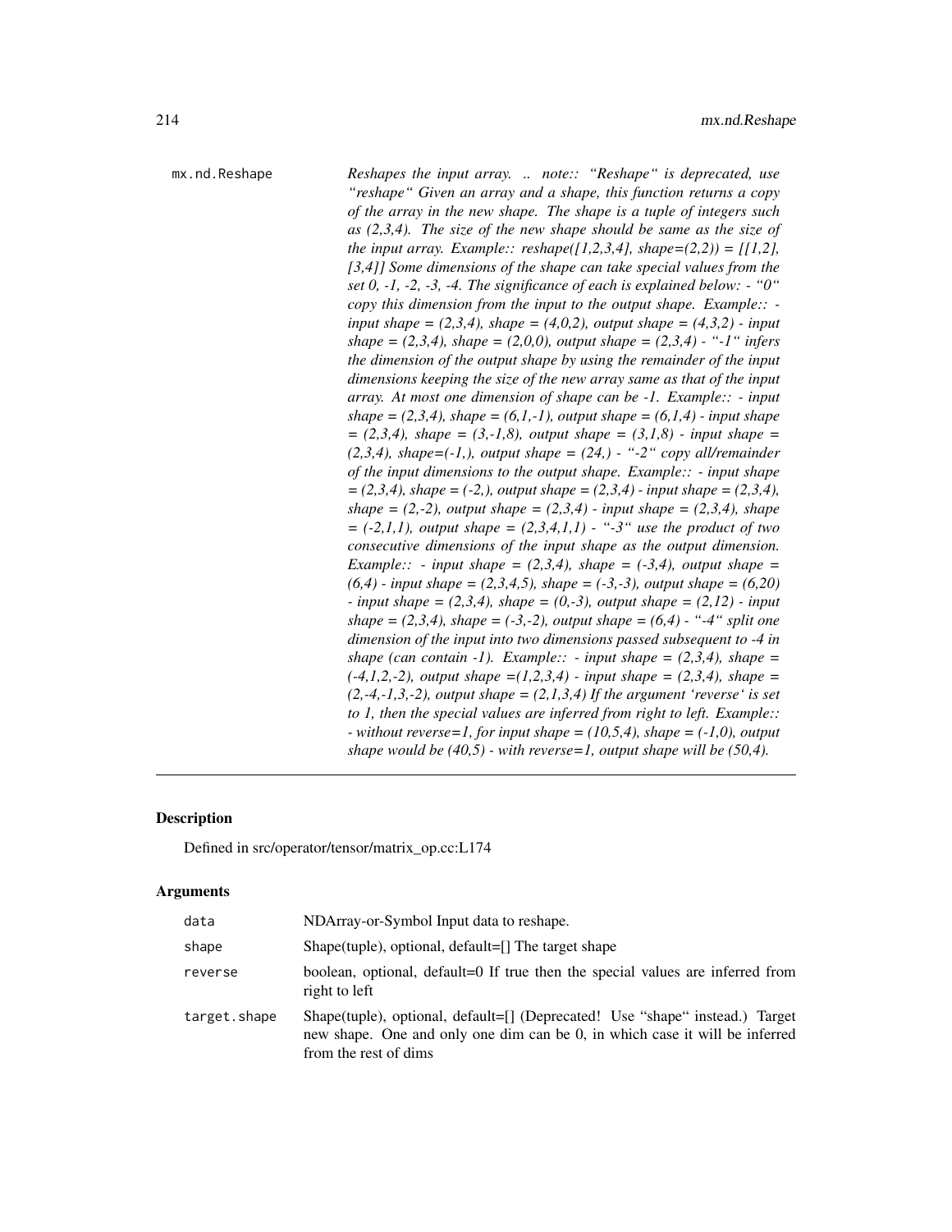`mx.nd.Reshape` *Reshapes the input array. .. note:: "Reshape" is deprecated, use "reshape" Given an array and a shape, this function returns a copy of the array in the new shape. The shape is a tuple of integers such as (2,3,4). The size of the new shape should be same as the size of the input array. Example:: reshape([1,2,3,4], shape=(2,2)) = [[1,2], [3,4]] Some dimensions of the shape can take special values from the set 0, -1, -2, -3, -4. The significance of each is explained below: - "0" copy this dimension from the input to the output shape. Example:: - input shape = (2,3,4), shape = (4,0,2), output shape = (4,3,2) - input shape = (2,3,4), shape = (2,0,0), output shape = (2,3,4) - "-1" infers the dimension of the output shape by using the remainder of the input dimensions keeping the size of the new array same as that of the input array. At most one dimension of shape can be -1. Example:: - input shape = (2,3,4), shape = (6,1,-1), output shape = (6,1,4) - input shape = (2,3,4), shape = (3,-1,8), output shape = (3,1,8) - input shape = (2,3,4), shape=(-1,), output shape = (24,) - "-2" copy all/remainder of the input dimensions to the output shape. Example:: - input shape = (2,3,4), shape = (-2,), output shape = (2,3,4) - input shape = (2,3,4), shape = (2,-2), output shape = (2,3,4) - input shape = (2,3,4), shape = (-2,1,1), output shape = (2,3,4,1,1) - "-3" use the product of two consecutive dimensions of the input shape as the output dimension. Example:: - input shape = (2,3,4), shape = (-3,4), output shape = (6,4) - input shape = (2,3,4,5), shape = (-3,-3), output shape = (6,20) - input shape = (2,3,4), shape = (0,-3), output shape = (2,12) - input shape = (2,3,4), shape = (-3,-2), output shape = (6,4) - "-4" split one dimension of the input into two dimensions passed subsequent to -4 in shape (can contain -1). Example:: - input shape = (2,3,4), shape = (-4,1,2,-2), output shape =(1,2,3,4) - input shape = (2,3,4), shape = (2,-4,-1,3,-2), output shape = (2,1,3,4) If the argument 'reverse' is set to 1, then the special values are inferred from right to left. Example:: - without reverse=1, for input shape = (10,5,4), shape = (-1,0), output shape would be (40,5) - with reverse=1, output shape will be (50,4).*

---

## Description

Defined in src/operator/tensor/matrix_op.cc:L174

## Arguments

| | |
|---|---|
| `data` | NDArray-or-Symbol Input data to reshape. |
| `shape` | Shape(tuple), optional, default=[] The target shape |
| `reverse` | boolean, optional, default=0 If true then the special values are inferred from right to left |
| `target.shape` | Shape(tuple), optional, default=[] (Deprecated! Use "shape" instead.) Target new shape. One and only one dim can be 0, in which case it will be inferred from the rest of dims |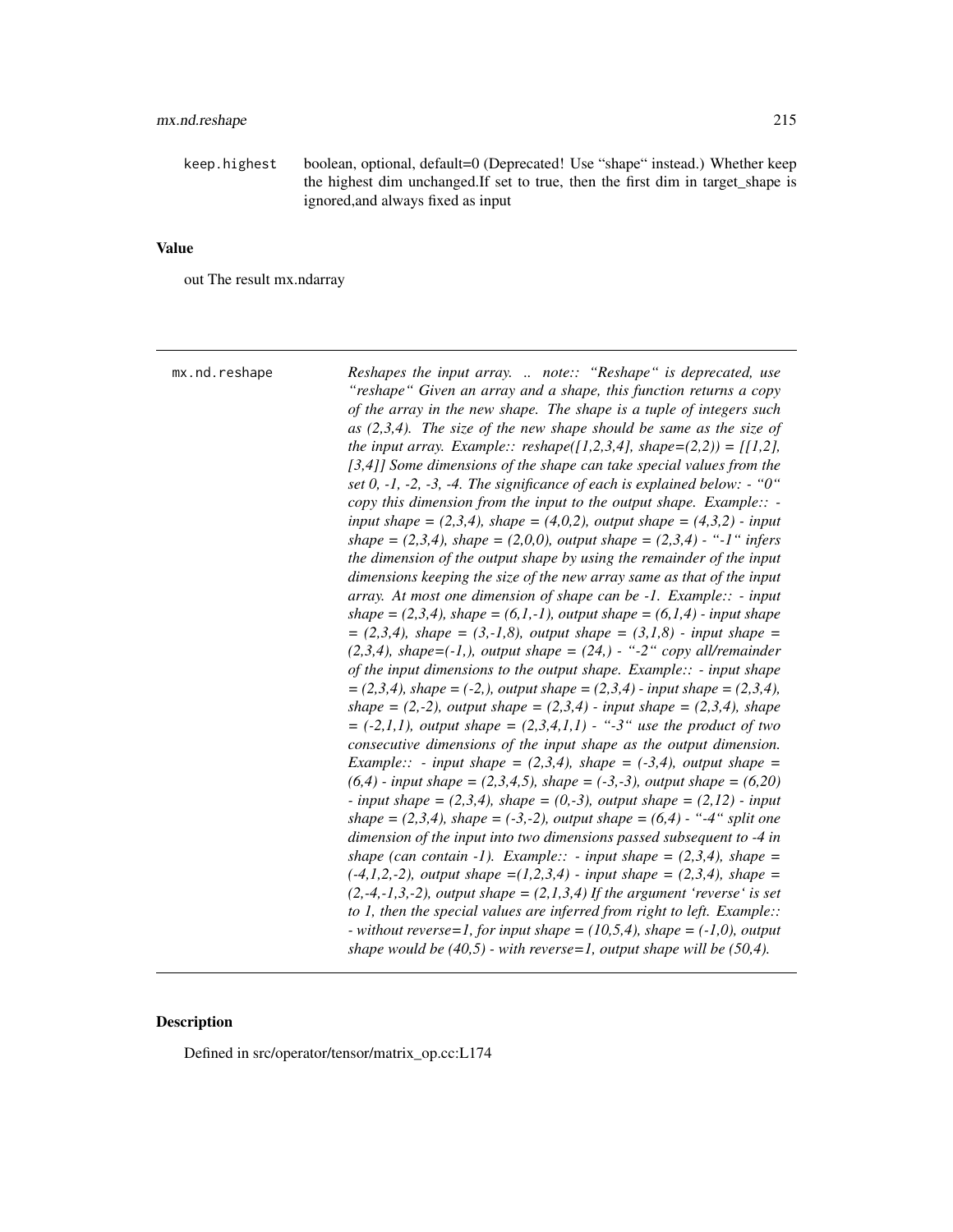keep.highest boolean, optional, default=0 (Deprecated! Use “shape“ instead.) Whether keep the highest dim unchanged.If set to true, then the first dim in target_shape is ignored,and always fixed as input

## Value

out The result mx.ndarray

---

mx.nd.reshape *Reshapes the input array. .. note:: “Reshape“ is deprecated, use “reshape“ Given an array and a shape, this function returns a copy of the array in the new shape. The shape is a tuple of integers such as (2,3,4). The size of the new shape should be same as the size of the input array. Example:: reshape([1,2,3,4], shape=(2,2)) = [[1,2], [3,4]] Some dimensions of the shape can take special values from the set 0, -1, -2, -3, -4. The significance of each is explained below: - “0“ copy this dimension from the input to the output shape. Example:: - input shape = (2,3,4), shape = (4,0,2), output shape = (4,3,2) - input shape = (2,3,4), shape = (2,0,0), output shape = (2,3,4) - “-1“ infers the dimension of the output shape by using the remainder of the input dimensions keeping the size of the new array same as that of the input array. At most one dimension of shape can be -1. Example:: - input shape = (2,3,4), shape = (6,1,-1), output shape = (6,1,4) - input shape = (2,3,4), shape = (3,-1,8), output shape = (3,1,8) - input shape = (2,3,4), shape=(-1,), output shape = (24,) - “-2“ copy all/remainder of the input dimensions to the output shape. Example:: - input shape = (2,3,4), shape = (-2,), output shape = (2,3,4) - input shape = (2,3,4), shape = (2,-2), output shape = (2,3,4) - input shape = (2,3,4), shape = (-2,1,1), output shape = (2,3,4,1,1) - “-3“ use the product of two consecutive dimensions of the input shape as the output dimension. Example:: - input shape = (2,3,4), shape = (-3,4), output shape = (6,4) - input shape = (2,3,4,5), shape = (-3,-3), output shape = (6,20) - input shape = (2,3,4), shape = (0,-3), output shape = (2,12) - input shape = (2,3,4), shape = (-3,-2), output shape = (6,4) - “-4“ split one dimension of the input into two dimensions passed subsequent to -4 in shape (can contain -1). Example:: - input shape = (2,3,4), shape = (-4,1,2,-2), output shape =(1,2,3,4) - input shape = (2,3,4), shape = (2,-4,-1,3,-2), output shape = (2,1,3,4) If the argument ‘reverse‘ is set to 1, then the special values are inferred from right to left. Example:: - without reverse=1, for input shape = (10,5,4), shape = (-1,0), output shape would be (40,5) - with reverse=1, output shape will be (50,4).*

---

## Description

Defined in src/operator/tensor/matrix_op.cc:L174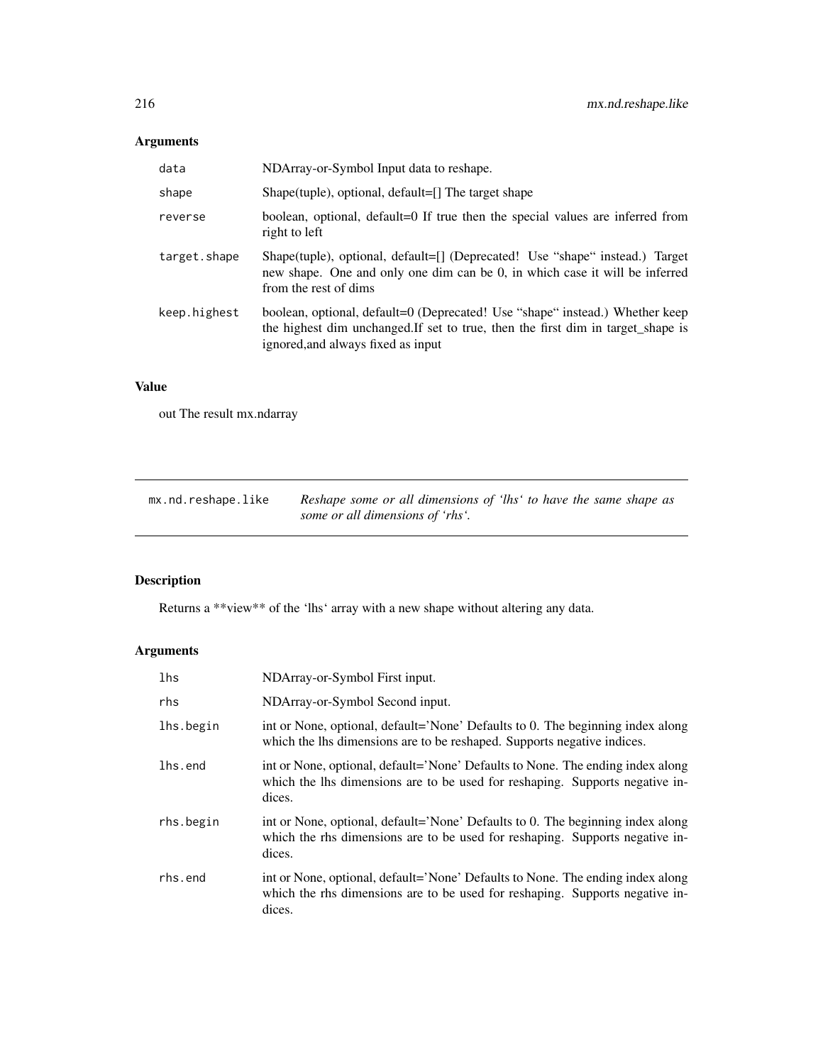## Arguments

| | |
|---|---|
| data | NDArray-or-Symbol Input data to reshape. |
| shape | Shape(tuple), optional, default=[] The target shape |
| reverse | boolean, optional, default=0 If true then the special values are inferred from right to left |
| target.shape | Shape(tuple), optional, default=[] (Deprecated! Use "shape" instead.) Target new shape. One and only one dim can be 0, in which case it will be inferred from the rest of dims |
| keep.highest | boolean, optional, default=0 (Deprecated! Use "shape" instead.) Whether keep the highest dim unchanged.If set to true, then the first dim in target_shape is ignored,and always fixed as input |

## Value

out The result mx.ndarray

---

# mx.nd.reshape.like

*Reshape some or all dimensions of 'lhs' to have the same shape as some or all dimensions of 'rhs'.*

---

## Description

Returns a **view** of the 'lhs' array with a new shape without altering any data.

## Arguments

| | |
|---|---|
| lhs | NDArray-or-Symbol First input. |
| rhs | NDArray-or-Symbol Second input. |
| lhs.begin | int or None, optional, default='None' Defaults to 0. The beginning index along which the lhs dimensions are to be reshaped. Supports negative indices. |
| lhs.end | int or None, optional, default='None' Defaults to None. The ending index along which the lhs dimensions are to be used for reshaping. Supports negative indices. |
| rhs.begin | int or None, optional, default='None' Defaults to 0. The beginning index along which the rhs dimensions are to be used for reshaping. Supports negative indices. |
| rhs.end | int or None, optional, default='None' Defaults to None. The ending index along which the rhs dimensions are to be used for reshaping. Supports negative indices. |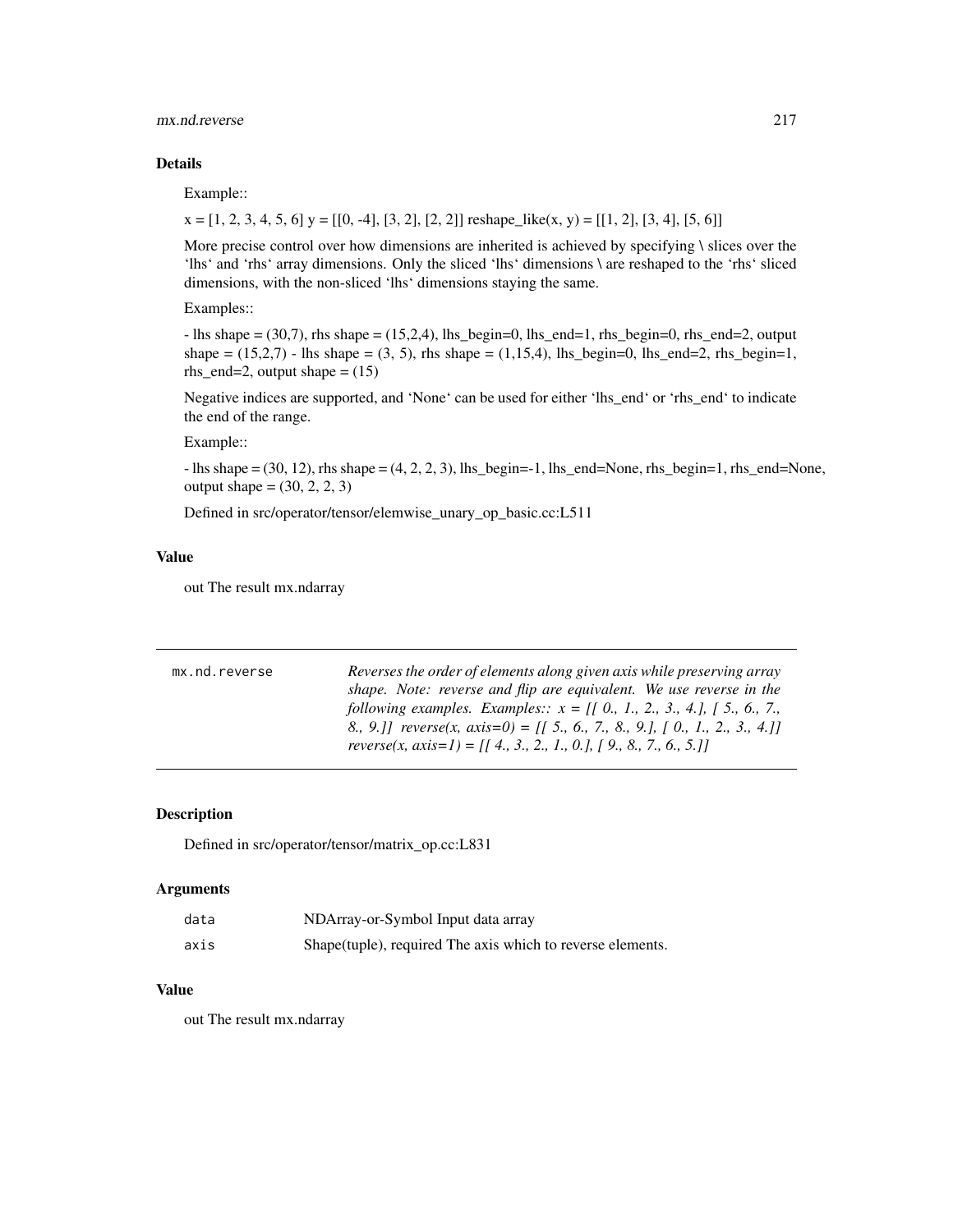## Details

Example::

x = [1, 2, 3, 4, 5, 6] y = [[0, -4], [3, 2], [2, 2]] reshape_like(x, y) = [[1, 2], [3, 4], [5, 6]]

More precise control over how dimensions are inherited is achieved by specifying \ slices over the 'lhs' and 'rhs' array dimensions. Only the sliced 'lhs' dimensions \ are reshaped to the 'rhs' sliced dimensions, with the non-sliced 'lhs' dimensions staying the same.

Examples::

- lhs shape = (30,7), rhs shape = (15,2,4), lhs_begin=0, lhs_end=1, rhs_begin=0, rhs_end=2, output shape = (15,2,7) - lhs shape = (3, 5), rhs shape = (1,15,4), lhs_begin=0, lhs_end=2, rhs_begin=1, rhs_end=2, output shape = (15)

Negative indices are supported, and 'None' can be used for either 'lhs_end' or 'rhs_end' to indicate the end of the range.

Example::

- lhs shape = (30, 12), rhs shape = (4, 2, 2, 3), lhs_begin=-1, lhs_end=None, rhs_begin=1, rhs_end=None, output shape = (30, 2, 2, 3)

Defined in src/operator/tensor/elemwise_unary_op_basic.cc:L511

## Value

out The result mx.ndarray

---

`mx.nd.reverse` *Reverses the order of elements along given axis while preserving array shape. Note: reverse and flip are equivalent. We use reverse in the following examples. Examples:: x = [[ 0., 1., 2., 3., 4.], [ 5., 6., 7., 8., 9.]] reverse(x, axis=0) = [[ 5., 6., 7., 8., 9.], [ 0., 1., 2., 3., 4.]] reverse(x, axis=1) = [[ 4., 3., 2., 1., 0.], [ 9., 8., 7., 6., 5.]]*

---

## Description

Defined in src/operator/tensor/matrix_op.cc:L831

## Arguments

| | |
|---|---|
| `data` | NDArray-or-Symbol Input data array |
| `axis` | Shape(tuple), required The axis which to reverse elements. |

## Value

out The result mx.ndarray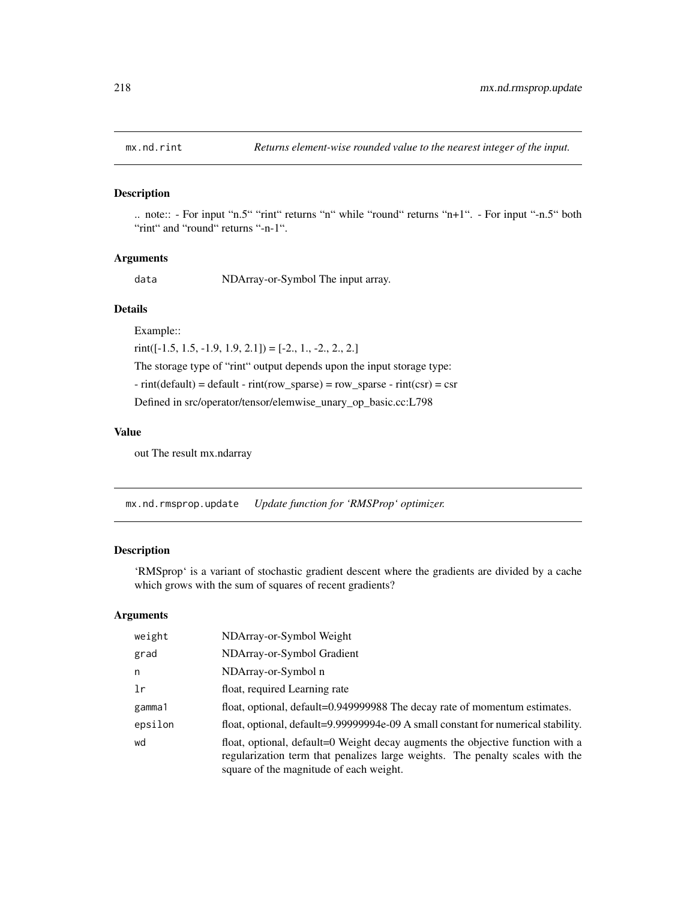## mx.nd.rint *Returns element-wise rounded value to the nearest integer of the input.*

### Description

.. note:: - For input "n.5" "rint" returns "n" while "round" returns "n+1". - For input "-n.5" both "rint" and "round" returns "-n-1".

### Arguments

| | |
|---|---|
| data | NDArray-or-Symbol The input array. |

### Details

Example::

rint([-1.5, 1.5, -1.9, 1.9, 2.1]) = [-2., 1., -2., 2., 2.]

The storage type of "rint" output depends upon the input storage type:

- rint(default) = default - rint(row_sparse) = row_sparse - rint(csr) = csr

Defined in src/operator/tensor/elemwise_unary_op_basic.cc:L798

### Value

out The result mx.ndarray

## mx.nd.rmsprop.update *Update function for 'RMSProp' optimizer.*

### Description

'RMSprop' is a variant of stochastic gradient descent where the gradients are divided by a cache which grows with the sum of squares of recent gradients?

### Arguments

| | |
|---|---|
| weight | NDArray-or-Symbol Weight |
| grad | NDArray-or-Symbol Gradient |
| n | NDArray-or-Symbol n |
| lr | float, required Learning rate |
| gamma1 | float, optional, default=0.949999988 The decay rate of momentum estimates. |
| epsilon | float, optional, default=9.99999994e-09 A small constant for numerical stability. |
| wd | float, optional, default=0 Weight decay augments the objective function with a regularization term that penalizes large weights. The penalty scales with the square of the magnitude of each weight. |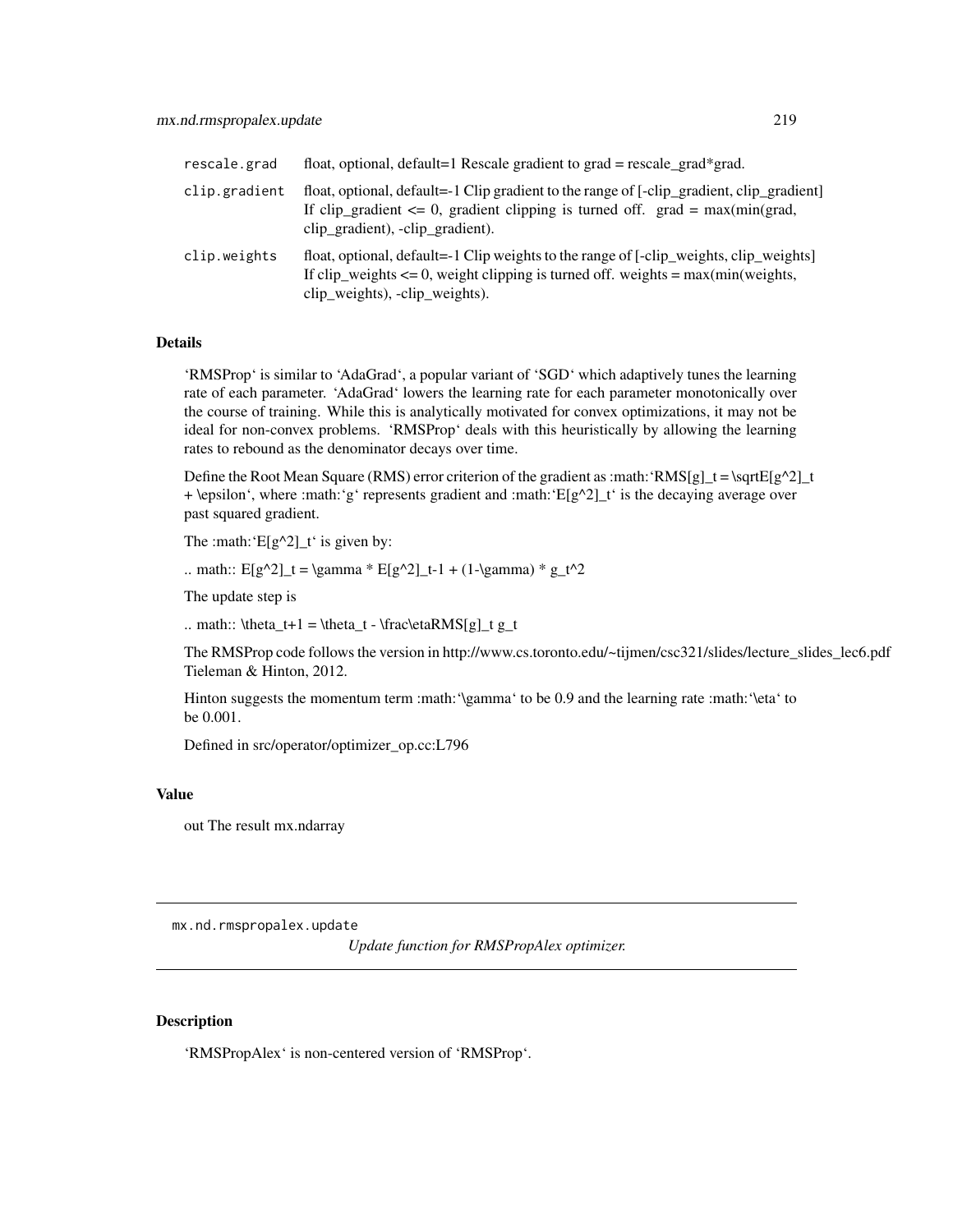| | |
|---|---|
| rescale.grad | float, optional, default=1 Rescale gradient to grad = rescale_grad*grad. |
| clip.gradient | float, optional, default=-1 Clip gradient to the range of [-clip_gradient, clip_gradient] If clip_gradient <= 0, gradient clipping is turned off. grad = max(min(grad, clip_gradient), -clip_gradient). |
| clip.weights | float, optional, default=-1 Clip weights to the range of [-clip_weights, clip_weights] If clip_weights <= 0, weight clipping is turned off. weights = max(min(weights, clip_weights), -clip_weights). |

### Details

'RMSProp' is similar to 'AdaGrad', a popular variant of 'SGD' which adaptively tunes the learning rate of each parameter. 'AdaGrad' lowers the learning rate for each parameter monotonically over the course of training. While this is analytically motivated for convex optimizations, it may not be ideal for non-convex problems. 'RMSProp' deals with this heuristically by allowing the learning rates to rebound as the denominator decays over time.

Define the Root Mean Square (RMS) error criterion of the gradient as :math:'RMS[g]_t = \sqrtE[g^2]_t + \epsilon', where :math:'g' represents gradient and :math:'E[g^2]_t' is the decaying average over past squared gradient.

The :math:'E[g^2]_t' is given by:

.. math:: E[g^2]_t = \gamma * E[g^2]_t-1 + (1-\gamma) * g_t^2

The update step is

.. math:: \theta_t+1 = \theta_t - \frac\etaRMS[g]_t g_t

The RMSProp code follows the version in http://www.cs.toronto.edu/~tijmen/csc321/slides/lecture_slides_lec6.pdf Tieleman & Hinton, 2012.

Hinton suggests the momentum term :math:'\gamma' to be 0.9 and the learning rate :math:'\eta' to be 0.001.

Defined in src/operator/optimizer_op.cc:L796

### Value

out The result mx.ndarray

---

## mx.nd.rmspropalex.update

*Update function for RMSPropAlex optimizer.*

### Description

'RMSPropAlex' is non-centered version of 'RMSProp'.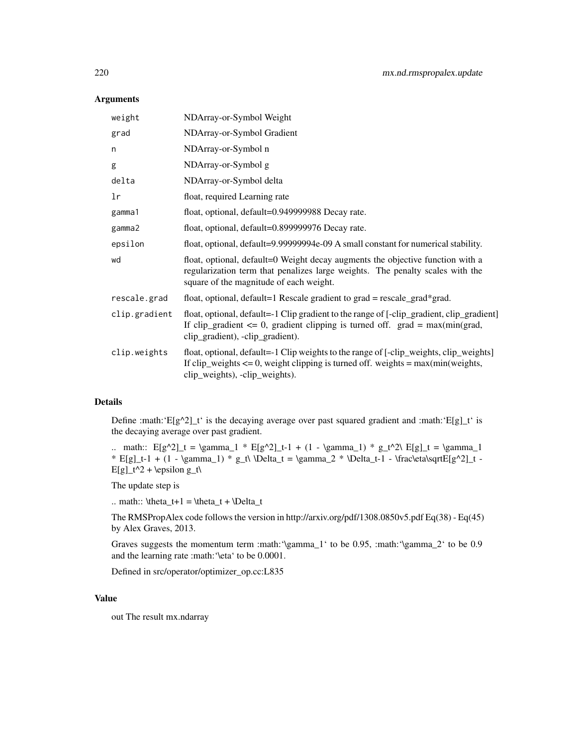### Arguments

| | |
|---|---|
| `weight` | NDArray-or-Symbol Weight |
| `grad` | NDArray-or-Symbol Gradient |
| `n` | NDArray-or-Symbol n |
| `g` | NDArray-or-Symbol g |
| `delta` | NDArray-or-Symbol delta |
| `lr` | float, required Learning rate |
| `gamma1` | float, optional, default=0.949999988 Decay rate. |
| `gamma2` | float, optional, default=0.899999976 Decay rate. |
| `epsilon` | float, optional, default=9.99999994e-09 A small constant for numerical stability. |
| `wd` | float, optional, default=0 Weight decay augments the objective function with a regularization term that penalizes large weights. The penalty scales with the square of the magnitude of each weight. |
| `rescale.grad` | float, optional, default=1 Rescale gradient to grad = rescale_grad*grad. |
| `clip.gradient` | float, optional, default=-1 Clip gradient to the range of [-clip_gradient, clip_gradient] If clip_gradient <= 0, gradient clipping is turned off. grad = max(min(grad, clip_gradient), -clip_gradient). |
| `clip.weights` | float, optional, default=-1 Clip weights to the range of [-clip_weights, clip_weights] If clip_weights <= 0, weight clipping is turned off. weights = max(min(weights, clip_weights), -clip_weights). |

### Details

Define :math:'E[g^2]_t' is the decaying average over past squared gradient and :math:'E[g]_t' is the decaying average over past gradient.

.. math:: E[g^2]_t = \gamma_1 * E[g^2]_t-1 + (1 - \gamma_1) * g_t^2\ E[g]_t = \gamma_1 * E[g]_t-1 + (1 - \gamma_1) * g_t\ \Delta_t = \gamma_2 * \Delta_t-1 - \frac\eta\sqrtE[g^2]_t - E[g]_t^2 + \epsilon g_t\

The update step is

.. math:: \theta_t+1 = \theta_t + \Delta_t

The RMSPropAlex code follows the version in http://arxiv.org/pdf/1308.0850v5.pdf Eq(38) - Eq(45) by Alex Graves, 2013.

Graves suggests the momentum term :math:'\gamma_1' to be 0.95, :math:'\gamma_2' to be 0.9 and the learning rate :math:'\eta' to be 0.0001.

Defined in src/operator/optimizer_op.cc:L835

### Value

out The result mx.ndarray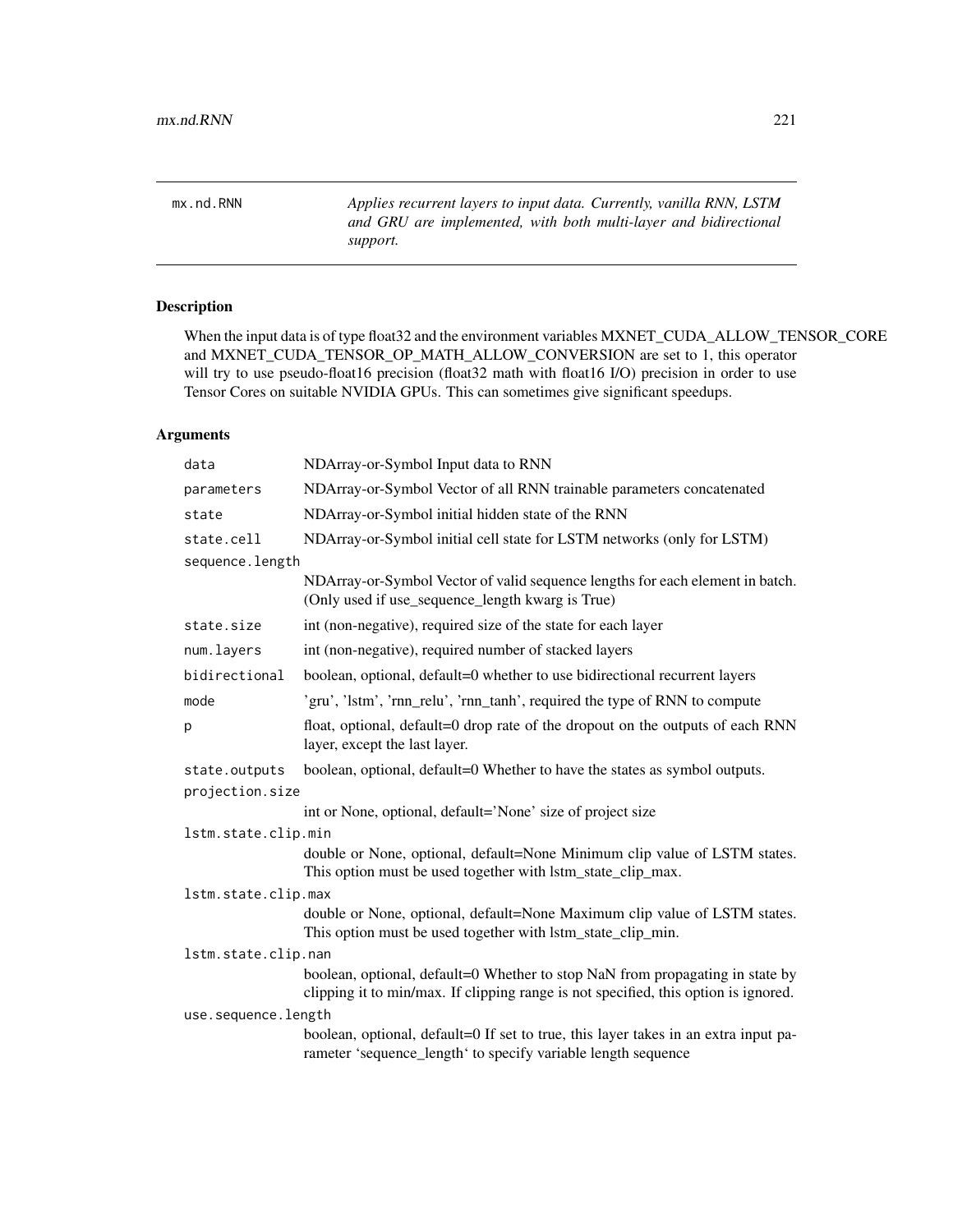# mx.nd.RNN

*Applies recurrent layers to input data. Currently, vanilla RNN, LSTM and GRU are implemented, with both multi-layer and bidirectional support.*

## Description

When the input data is of type float32 and the environment variables MXNET_CUDA_ALLOW_TENSOR_CORE and MXNET_CUDA_TENSOR_OP_MATH_ALLOW_CONVERSION are set to 1, this operator will try to use pseudo-float16 precision (float32 math with float16 I/O) precision in order to use Tensor Cores on suitable NVIDIA GPUs. This can sometimes give significant speedups.

## Arguments

| | |
|---|---|
| `data` | NDArray-or-Symbol Input data to RNN |
| `parameters` | NDArray-or-Symbol Vector of all RNN trainable parameters concatenated |
| `state` | NDArray-or-Symbol initial hidden state of the RNN |
| `state.cell` | NDArray-or-Symbol initial cell state for LSTM networks (only for LSTM) |
| `sequence.length` | NDArray-or-Symbol Vector of valid sequence lengths for each element in batch. (Only used if use_sequence_length kwarg is True) |
| `state.size` | int (non-negative), required size of the state for each layer |
| `num.layers` | int (non-negative), required number of stacked layers |
| `bidirectional` | boolean, optional, default=0 whether to use bidirectional recurrent layers |
| `mode` | 'gru', 'lstm', 'rnn_relu', 'rnn_tanh', required the type of RNN to compute |
| `p` | float, optional, default=0 drop rate of the dropout on the outputs of each RNN layer, except the last layer. |
| `state.outputs` | boolean, optional, default=0 Whether to have the states as symbol outputs. |
| `projection.size` | int or None, optional, default='None' size of project size |
| `lstm.state.clip.min` | double or None, optional, default=None Minimum clip value of LSTM states. This option must be used together with lstm_state_clip_max. |
| `lstm.state.clip.max` | double or None, optional, default=None Maximum clip value of LSTM states. This option must be used together with lstm_state_clip_min. |
| `lstm.state.clip.nan` | boolean, optional, default=0 Whether to stop NaN from propagating in state by clipping it to min/max. If clipping range is not specified, this option is ignored. |
| `use.sequence.length` | boolean, optional, default=0 If set to true, this layer takes in an extra input parameter 'sequence_length' to specify variable length sequence |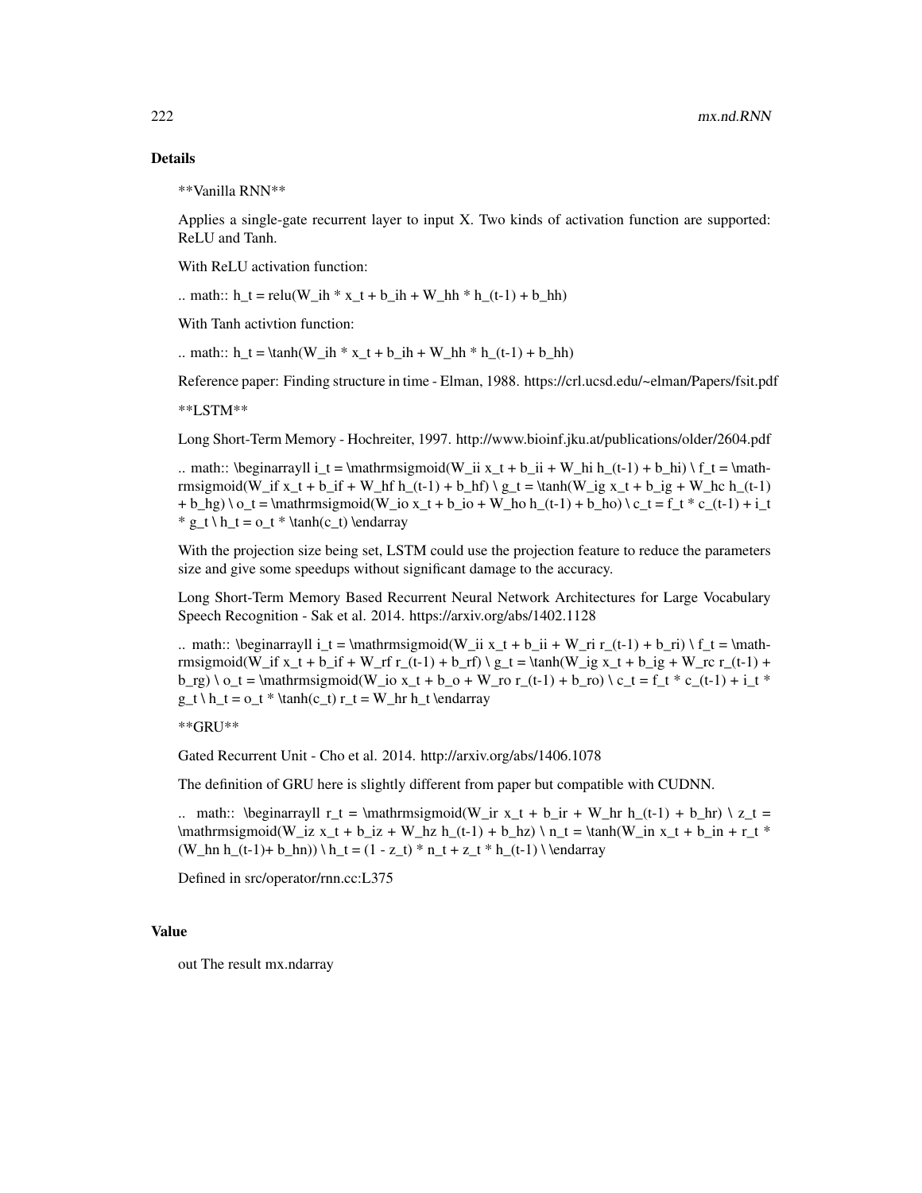## Details

**Vanilla RNN**

Applies a single-gate recurrent layer to input X. Two kinds of activation function are supported: ReLU and Tanh.

With ReLU activation function:

.. math:: $h_t = relu(W_{ih} * x_t + b_{ih} + W_{hh} * h_{(t-1)} + b_{hh})$

With Tanh activtion function:

.. math:: $h_t = \tanh(W_{ih} * x_t + b_{ih} + W_{hh} * h_{(t-1)} + b_{hh})$

Reference paper: Finding structure in time - Elman, 1988. https://crl.ucsd.edu/~elman/Papers/fsit.pdf

**LSTM**

Long Short-Term Memory - Hochreiter, 1997. http://www.bioinf.jku.at/publications/older/2604.pdf

.. math:: \beginarrayll $i_t = \mathrm{sigmoid}(W_{ii} x_t + b_{ii} + W_{hi} h_{(t-1)} + b_{hi})$ \ $f_t = \mathrm{sigmoid}(W_{if} x_t + b_{if} + W_{hf} h_{(t-1)} + b_{hf})$ \ $g_t = \tanh(W_{ig} x_t + b_{ig} + W_{hc} h_{(t-1)} + b_{hg})$ \ $o_t = \mathrm{sigmoid}(W_{io} x_t + b_{io} + W_{ho} h_{(t-1)} + b_{ho})$ \ $c_t = f_t * c_{(t-1)} + i_t * g_t$ \ $h_t = o_t * \tanh(c_t)$ \endarray

With the projection size being set, LSTM could use the projection feature to reduce the parameters size and give some speedups without significant damage to the accuracy.

Long Short-Term Memory Based Recurrent Neural Network Architectures for Large Vocabulary Speech Recognition - Sak et al. 2014. https://arxiv.org/abs/1402.1128

.. math:: \beginarrayll $i_t = \mathrm{sigmoid}(W_{ii} x_t + b_{ii} + W_{ri} r_{(t-1)} + b_{ri})$ \ $f_t = \mathrm{sigmoid}(W_{if} x_t + b_{if} + W_{rf} r_{(t-1)} + b_{rf})$ \ $g_t = \tanh(W_{ig} x_t + b_{ig} + W_{rc} r_{(t-1)} + b_{rg})$ \ $o_t = \mathrm{sigmoid}(W_{io} x_t + b_o + W_{ro} r_{(t-1)} + b_{ro})$ \ $c_t = f_t * c_{(t-1)} + i_t * g_t$ \ $h_t = o_t * \tanh(c_t)$ $r_t = W_{hr} h_t$ \endarray

**GRU**

Gated Recurrent Unit - Cho et al. 2014. http://arxiv.org/abs/1406.1078

The definition of GRU here is slightly different from paper but compatible with CUDNN.

.. math:: \beginarrayll $r_t = \mathrm{sigmoid}(W_{ir} x_t + b_{ir} + W_{hr} h_{(t-1)} + b_{hr})$ \ $z_t = \mathrm{sigmoid}(W_{iz} x_t + b_{iz} + W_{hz} h_{(t-1)} + b_{hz})$ \ $n_t = \tanh(W_{in} x_t + b_{in} + r_t * (W_{hn} h_{(t-1)}+ b_{hn}))$ \ $h_t = (1 - z_t) * n_t + z_t * h_{(t-1)}$ \ \endarray

Defined in src/operator/rnn.cc:L375

## Value

out The result mx.ndarray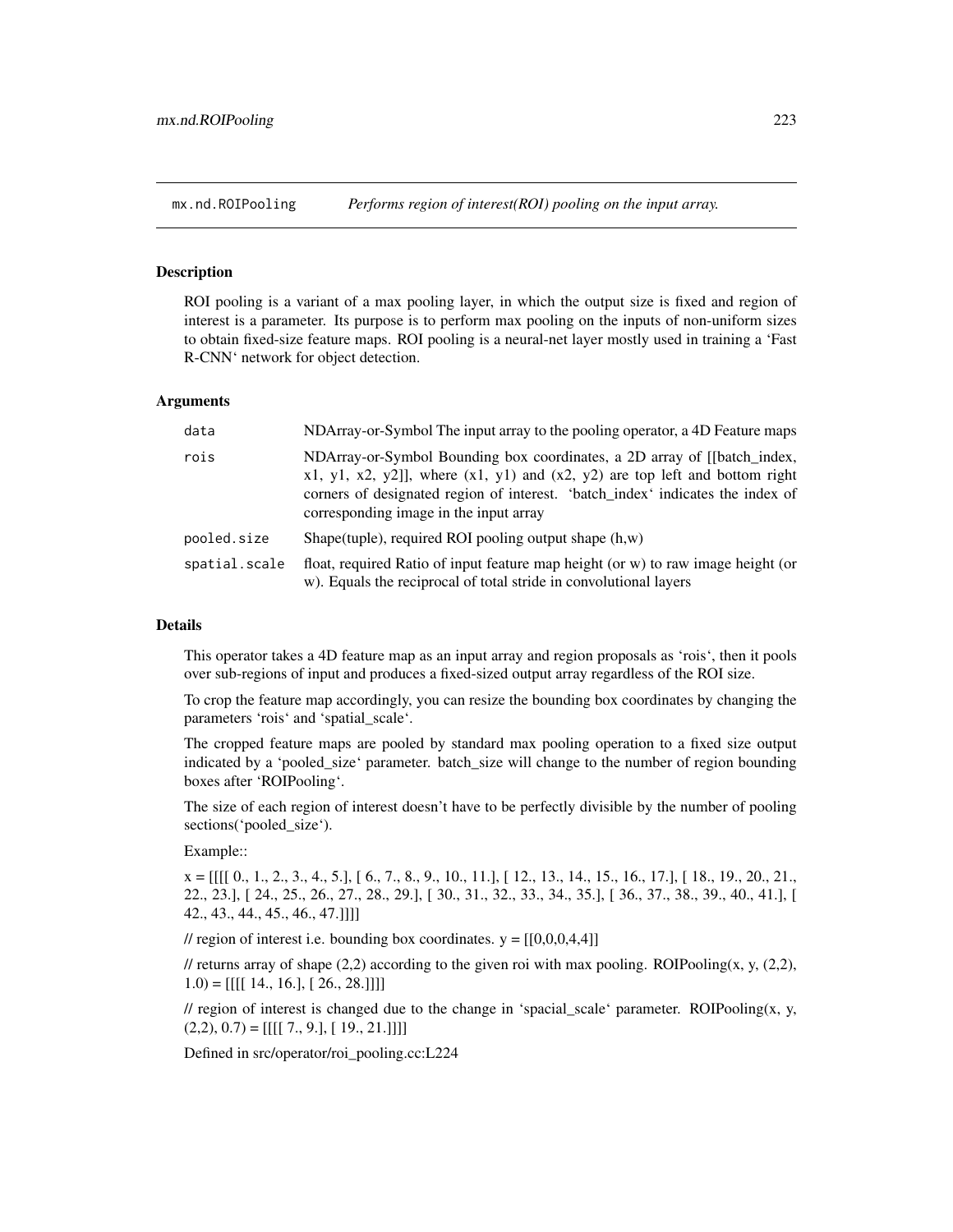## mx.nd.ROIPooling — *Performs region of interest(ROI) pooling on the input array.*

### Description

ROI pooling is a variant of a max pooling layer, in which the output size is fixed and region of interest is a parameter. Its purpose is to perform max pooling on the inputs of non-uniform sizes to obtain fixed-size feature maps. ROI pooling is a neural-net layer mostly used in training a 'Fast R-CNN' network for object detection.

### Arguments

| | |
|---|---|
| `data` | NDArray-or-Symbol The input array to the pooling operator, a 4D Feature maps |
| `rois` | NDArray-or-Symbol Bounding box coordinates, a 2D array of [[batch_index, x1, y1, x2, y2]], where (x1, y1) and (x2, y2) are top left and bottom right corners of designated region of interest. 'batch_index' indicates the index of corresponding image in the input array |
| `pooled.size` | Shape(tuple), required ROI pooling output shape (h,w) |
| `spatial.scale` | float, required Ratio of input feature map height (or w) to raw image height (or w). Equals the reciprocal of total stride in convolutional layers |

### Details

This operator takes a 4D feature map as an input array and region proposals as 'rois', then it pools over sub-regions of input and produces a fixed-sized output array regardless of the ROI size.

To crop the feature map accordingly, you can resize the bounding box coordinates by changing the parameters 'rois' and 'spatial_scale'.

The cropped feature maps are pooled by standard max pooling operation to a fixed size output indicated by a 'pooled_size' parameter. batch_size will change to the number of region bounding boxes after 'ROIPooling'.

The size of each region of interest doesn't have to be perfectly divisible by the number of pooling sections('pooled_size').

Example::

x = [[[[ 0., 1., 2., 3., 4., 5.], [ 6., 7., 8., 9., 10., 11.], [ 12., 13., 14., 15., 16., 17.], [ 18., 19., 20., 21., 22., 23.], [ 24., 25., 26., 27., 28., 29.], [ 30., 31., 32., 33., 34., 35.], [ 36., 37., 38., 39., 40., 41.], [ 42., 43., 44., 45., 46., 47.]]]]

// region of interest i.e. bounding box coordinates. y = [[0,0,0,4,4]]

// returns array of shape (2,2) according to the given roi with max pooling. ROIPooling(x, y, (2,2), 1.0) = [[[[ 14., 16.], [ 26., 28.]]]]

// region of interest is changed due to the change in 'spacial_scale' parameter. ROIPooling(x, y, (2,2), 0.7) = [[[[ 7., 9.], [ 19., 21.]]]]

Defined in src/operator/roi_pooling.cc:L224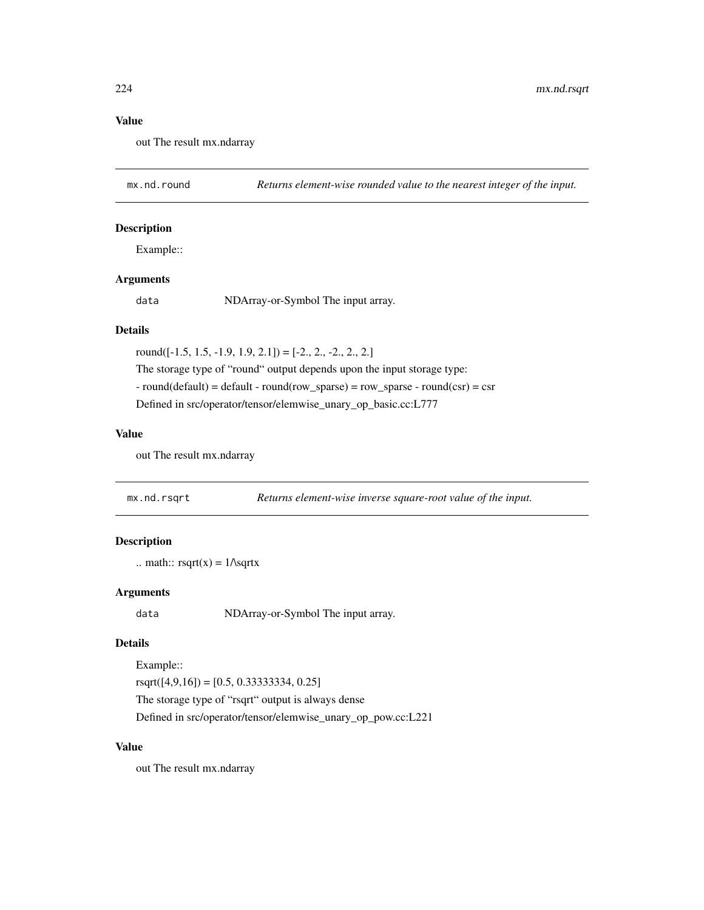### Value

out The result mx.ndarray

## mx.nd.round *Returns element-wise rounded value to the nearest integer of the input.*

### Description

Example::

### Arguments

data NDArray-or-Symbol The input array.

### Details

round([-1.5, 1.5, -1.9, 1.9, 2.1]) = [-2., 2., -2., 2., 2.]

The storage type of "round" output depends upon the input storage type:

- round(default) = default - round(row_sparse) = row_sparse - round(csr) = csr

Defined in src/operator/tensor/elemwise_unary_op_basic.cc:L777

### Value

out The result mx.ndarray

## mx.nd.rsqrt *Returns element-wise inverse square-root value of the input.*

### Description

.. math:: rsqrt(x) = 1/\sqrtx

### Arguments

data NDArray-or-Symbol The input array.

### Details

Example::

rsqrt([4,9,16]) = [0.5, 0.33333334, 0.25]

The storage type of "rsqrt" output is always dense

Defined in src/operator/tensor/elemwise_unary_op_pow.cc:L221

### Value

out The result mx.ndarray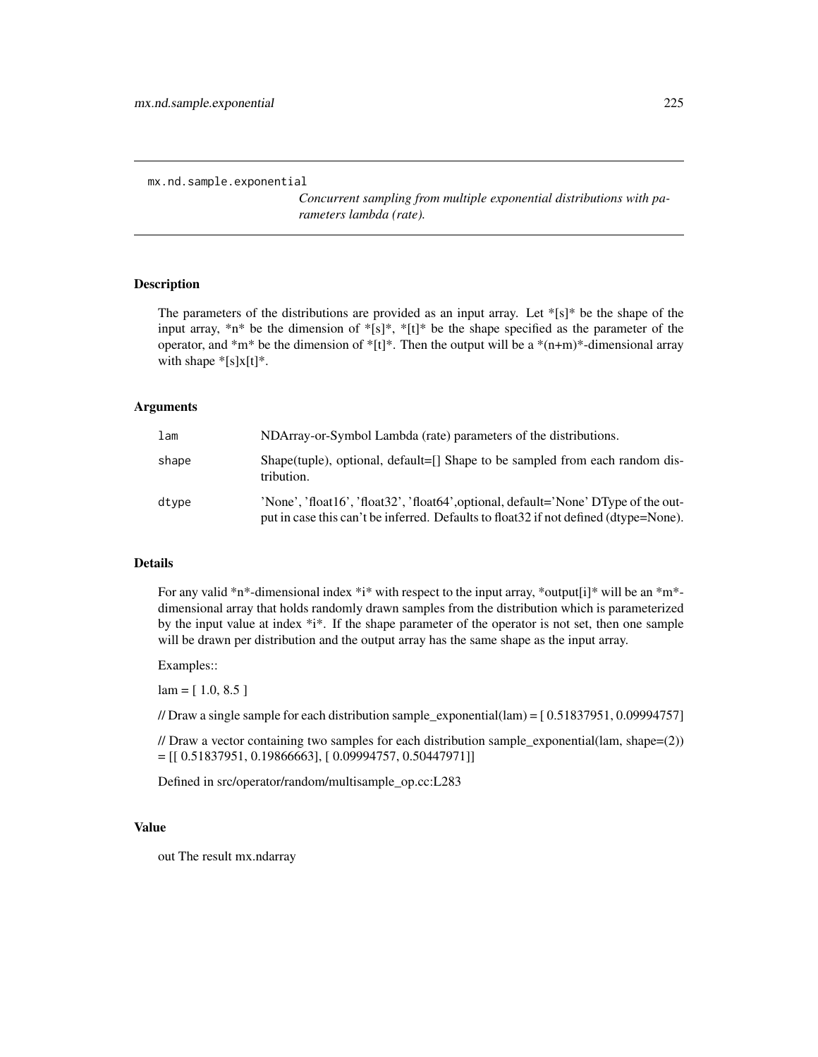```
mx.nd.sample.exponential
```

*Concurrent sampling from multiple exponential distributions with parameters lambda (rate).*

## Description

The parameters of the distributions are provided as an input array. Let *[s]* be the shape of the input array, *n* be the dimension of *[s]*, *[t]* be the shape specified as the parameter of the operator, and *m* be the dimension of *[t]*. Then the output will be a *(n+m)*-dimensional array with shape *[s]x[t]*.

## Arguments

| | |
|---|---|
| `lam` | NDArray-or-Symbol Lambda (rate) parameters of the distributions. |
| `shape` | Shape(tuple), optional, default=[] Shape to be sampled from each random distribution. |
| `dtype` | 'None', 'float16', 'float32', 'float64',optional, default='None' DType of the output in case this can't be inferred. Defaults to float32 if not defined (dtype=None). |

## Details

For any valid *n*-dimensional index *i* with respect to the input array, *output[i]* will be an *m*-dimensional array that holds randomly drawn samples from the distribution which is parameterized by the input value at index *i*. If the shape parameter of the operator is not set, then one sample will be drawn per distribution and the output array has the same shape as the input array.

Examples::

lam = [ 1.0, 8.5 ]

// Draw a single sample for each distribution sample_exponential(lam) = [ 0.51837951, 0.09994757]

// Draw a vector containing two samples for each distribution sample_exponential(lam, shape=(2)) = [[ 0.51837951, 0.19866663], [ 0.09994757, 0.50447971]]

Defined in src/operator/random/multisample_op.cc:L283

## Value

out The result mx.ndarray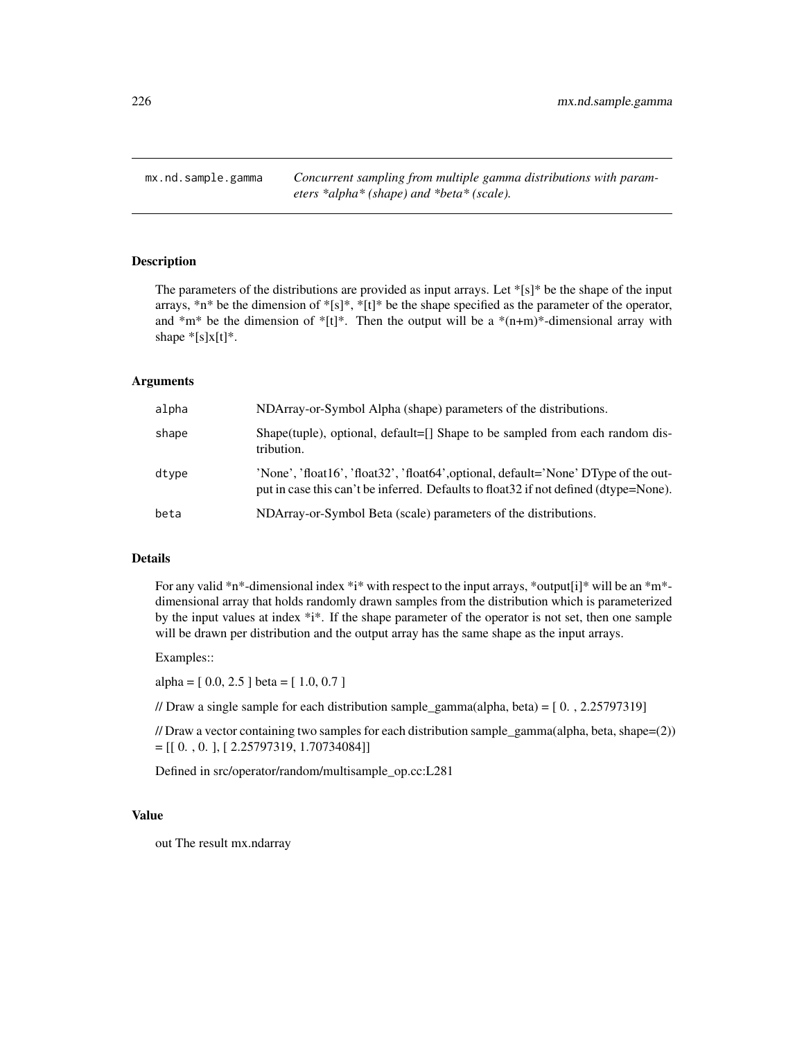## mx.nd.sample.gamma

*Concurrent sampling from multiple gamma distributions with parameters *alpha* (shape) and *beta* (scale).*

### Description

The parameters of the distributions are provided as input arrays. Let *[s]* be the shape of the input arrays, *n* be the dimension of *[s]*, *[t]* be the shape specified as the parameter of the operator, and *m* be the dimension of *[t]*. Then the output will be a *(n+m)*-dimensional array with shape *[s]x[t]*.

### Arguments

| | |
|---|---|
| alpha | NDArray-or-Symbol Alpha (shape) parameters of the distributions. |
| shape | Shape(tuple), optional, default=[] Shape to be sampled from each random distribution. |
| dtype | 'None', 'float16', 'float32', 'float64',optional, default='None' DType of the output in case this can't be inferred. Defaults to float32 if not defined (dtype=None). |
| beta | NDArray-or-Symbol Beta (scale) parameters of the distributions. |

### Details

For any valid *n*-dimensional index *i* with respect to the input arrays, *output[i]* will be an *m*-dimensional array that holds randomly drawn samples from the distribution which is parameterized by the input values at index *i*. If the shape parameter of the operator is not set, then one sample will be drawn per distribution and the output array has the same shape as the input arrays.

Examples::

alpha = [ 0.0, 2.5 ] beta = [ 1.0, 0.7 ]

// Draw a single sample for each distribution sample_gamma(alpha, beta) = [ 0. , 2.25797319]

// Draw a vector containing two samples for each distribution sample_gamma(alpha, beta, shape=(2)) = [[ 0. , 0. ], [ 2.25797319, 1.70734084]]

Defined in src/operator/random/multisample_op.cc:L281

### Value

out The result mx.ndarray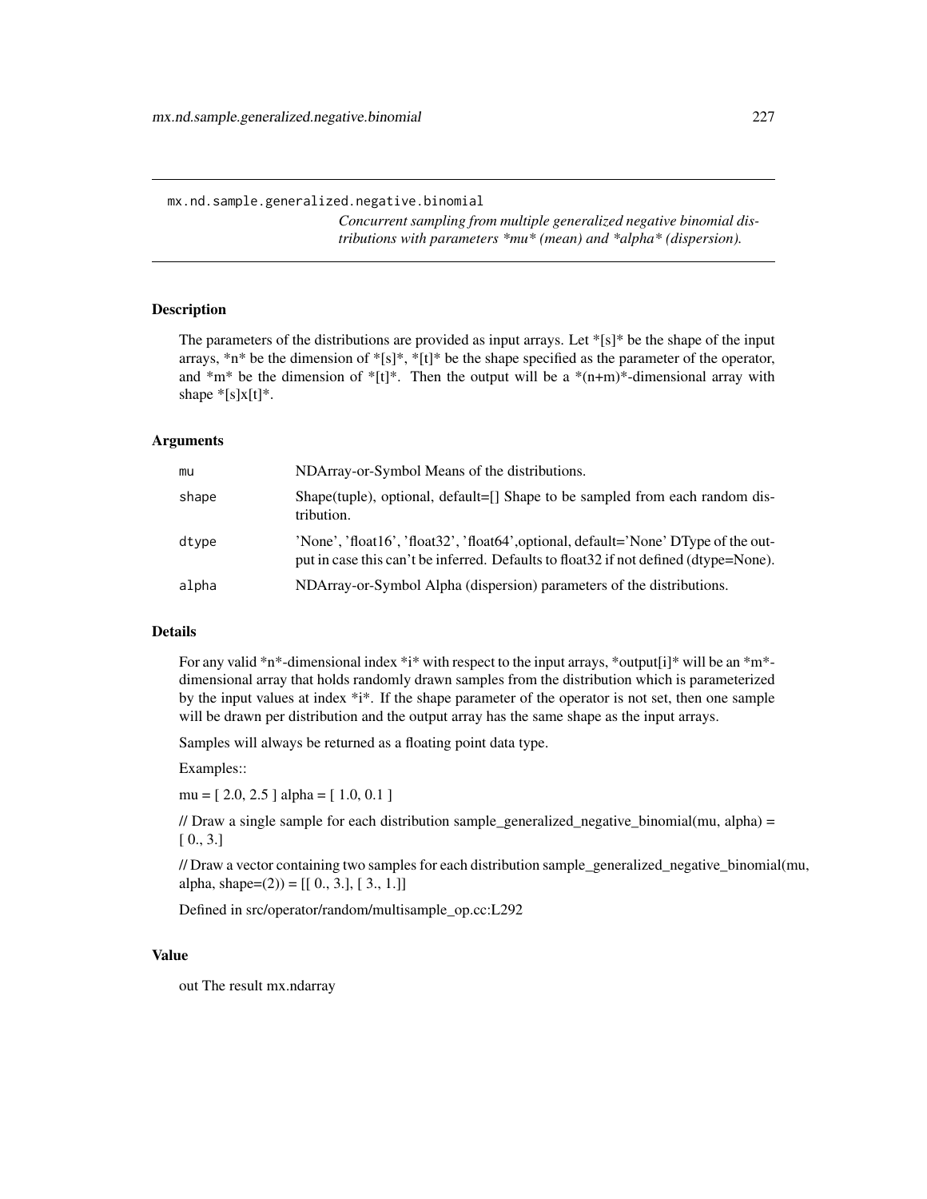```
mx.nd.sample.generalized.negative.binomial
```

*Concurrent sampling from multiple generalized negative binomial distributions with parameters *mu* (mean) and *alpha* (dispersion).*

## Description

The parameters of the distributions are provided as input arrays. Let *[s]* be the shape of the input arrays, *n* be the dimension of *[s]*, *[t]* be the shape specified as the parameter of the operator, and *m* be the dimension of *[t]*. Then the output will be a *(n+m)*-dimensional array with shape *[s]x[t]*.

## Arguments

| | |
|---|---|
| `mu` | NDArray-or-Symbol Means of the distributions. |
| `shape` | Shape(tuple), optional, default=[] Shape to be sampled from each random distribution. |
| `dtype` | 'None', 'float16', 'float32', 'float64',optional, default='None' DType of the output in case this can't be inferred. Defaults to float32 if not defined (dtype=None). |
| `alpha` | NDArray-or-Symbol Alpha (dispersion) parameters of the distributions. |

## Details

For any valid *n*-dimensional index *i* with respect to the input arrays, *output[i]* will be an *m*-dimensional array that holds randomly drawn samples from the distribution which is parameterized by the input values at index *i*. If the shape parameter of the operator is not set, then one sample will be drawn per distribution and the output array has the same shape as the input arrays.

Samples will always be returned as a floating point data type.

Examples::

mu = [ 2.0, 2.5 ] alpha = [ 1.0, 0.1 ]

// Draw a single sample for each distribution sample_generalized_negative_binomial(mu, alpha) = [ 0., 3.]

// Draw a vector containing two samples for each distribution sample_generalized_negative_binomial(mu, alpha, shape=(2)) = [[ 0., 3.], [ 3., 1.]]

Defined in src/operator/random/multisample_op.cc:L292

## Value

out The result mx.ndarray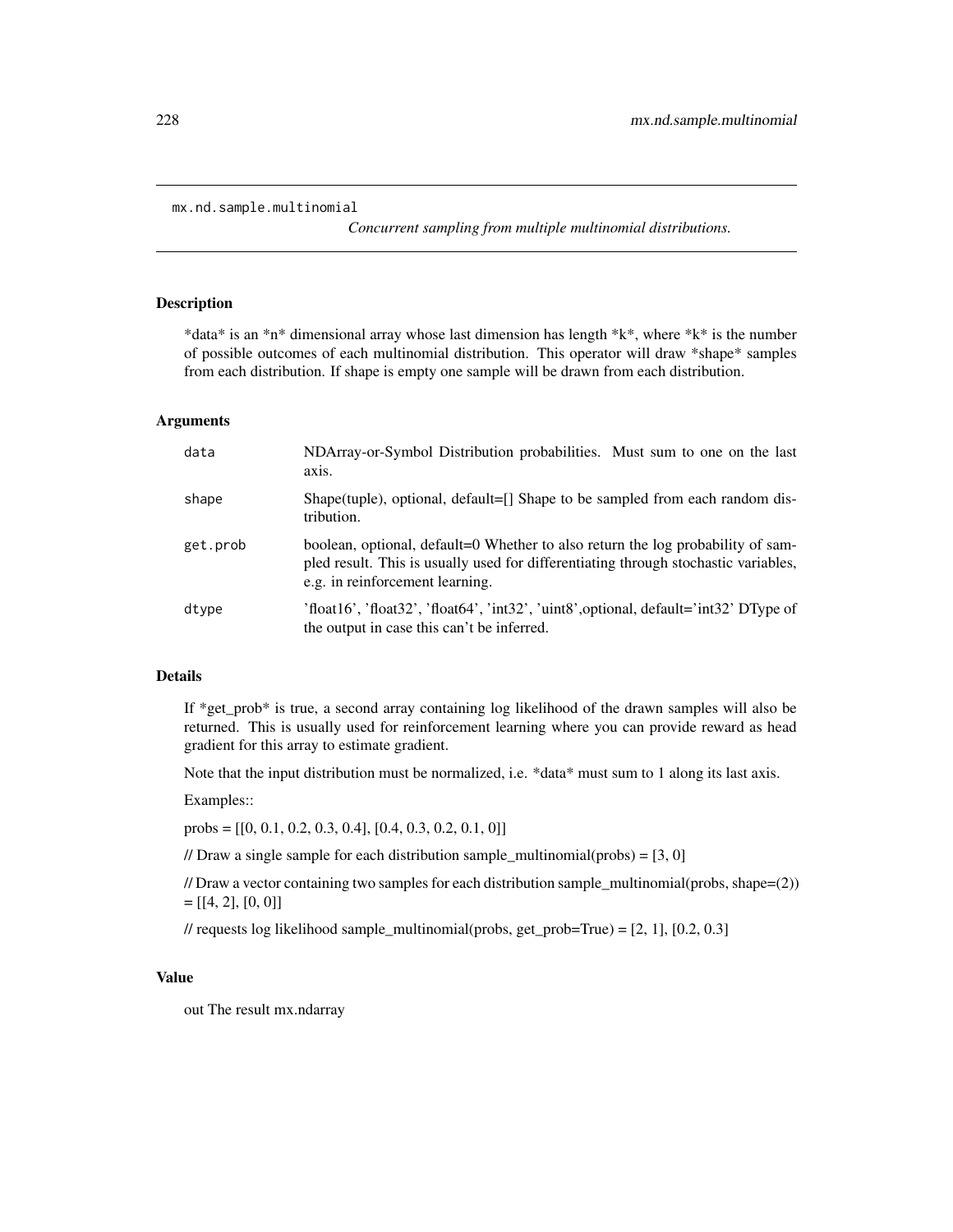```
mx.nd.sample.multinomial
```

*Concurrent sampling from multiple multinomial distributions.*

## Description

*data* is an *n* dimensional array whose last dimension has length *k*, where *k* is the number of possible outcomes of each multinomial distribution. This operator will draw *shape* samples from each distribution. If shape is empty one sample will be drawn from each distribution.

## Arguments

| | |
|---|---|
| `data` | NDArray-or-Symbol Distribution probabilities. Must sum to one on the last axis. |
| `shape` | Shape(tuple), optional, default=[] Shape to be sampled from each random distribution. |
| `get.prob` | boolean, optional, default=0 Whether to also return the log probability of sampled result. This is usually used for differentiating through stochastic variables, e.g. in reinforcement learning. |
| `dtype` | 'float16', 'float32', 'float64', 'int32', 'uint8',optional, default='int32' DType of the output in case this can't be inferred. |

## Details

If *get_prob* is true, a second array containing log likelihood of the drawn samples will also be returned. This is usually used for reinforcement learning where you can provide reward as head gradient for this array to estimate gradient.

Note that the input distribution must be normalized, i.e. *data* must sum to 1 along its last axis.

Examples::

probs = [[0, 0.1, 0.2, 0.3, 0.4], [0.4, 0.3, 0.2, 0.1, 0]]

// Draw a single sample for each distribution sample_multinomial(probs) = [3, 0]

// Draw a vector containing two samples for each distribution sample_multinomial(probs, shape=(2)) = [[4, 2], [0, 0]]

// requests log likelihood sample_multinomial(probs, get_prob=True) = [2, 1], [0.2, 0.3]

## Value

out The result mx.ndarray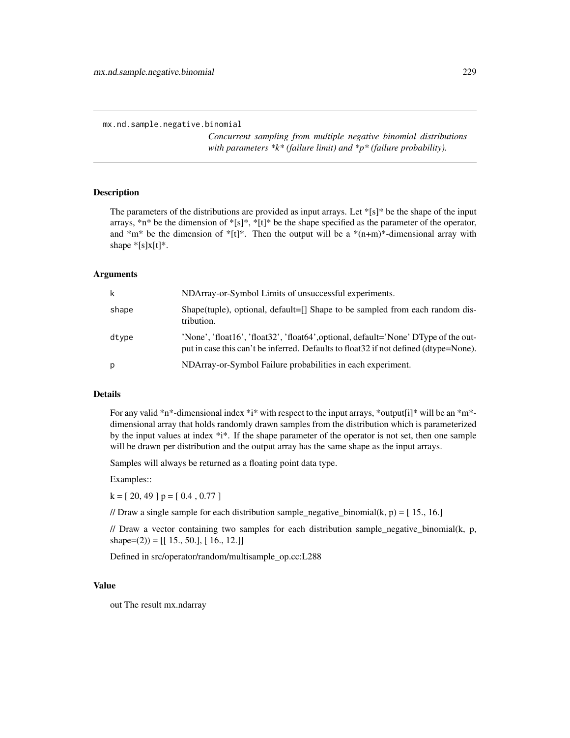## mx.nd.sample.negative.binomial

*Concurrent sampling from multiple negative binomial distributions with parameters *k* (failure limit) and *p* (failure probability).*

### Description

The parameters of the distributions are provided as input arrays. Let *[s]* be the shape of the input arrays, *n* be the dimension of *[s]*, *[t]* be the shape specified as the parameter of the operator, and *m* be the dimension of *[t]*. Then the output will be a *(n+m)*-dimensional array with shape *[s]x[t]*.

### Arguments

| | |
|---|---|
| k | NDArray-or-Symbol Limits of unsuccessful experiments. |
| shape | Shape(tuple), optional, default=[] Shape to be sampled from each random distribution. |
| dtype | 'None', 'float16', 'float32', 'float64',optional, default='None' DType of the output in case this can't be inferred. Defaults to float32 if not defined (dtype=None). |
| p | NDArray-or-Symbol Failure probabilities in each experiment. |

### Details

For any valid *n*-dimensional index *i* with respect to the input arrays, *output[i]* will be an *m*-dimensional array that holds randomly drawn samples from the distribution which is parameterized by the input values at index *i*. If the shape parameter of the operator is not set, then one sample will be drawn per distribution and the output array has the same shape as the input arrays.

Samples will always be returned as a floating point data type.

Examples::

k = [ 20, 49 ] p = [ 0.4 , 0.77 ]

// Draw a single sample for each distribution sample_negative_binomial(k, p) = [ 15., 16.]

// Draw a vector containing two samples for each distribution sample_negative_binomial(k, p, shape=(2)) = [[ 15., 50.], [ 16., 12.]]

Defined in src/operator/random/multisample_op.cc:L288

### Value

out The result mx.ndarray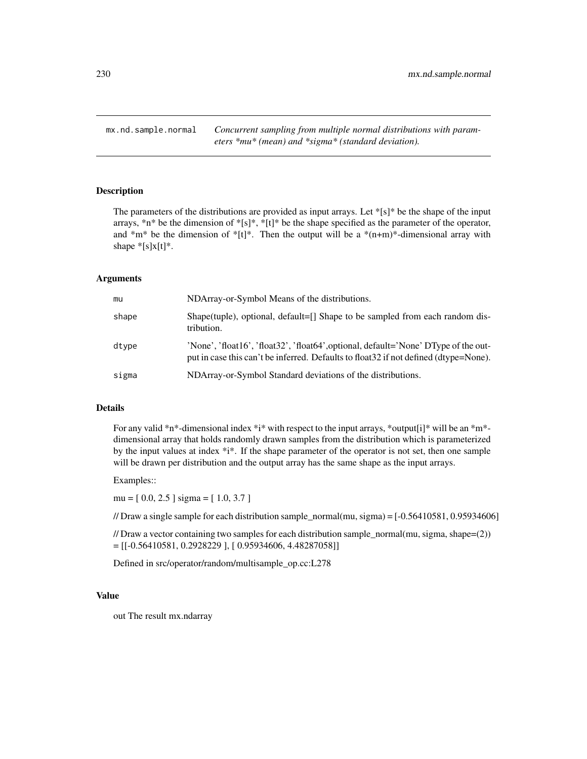mx.nd.sample.normal — *Concurrent sampling from multiple normal distributions with parameters *mu* (mean) and *sigma* (standard deviation).*

## Description

The parameters of the distributions are provided as input arrays. Let *[s]* be the shape of the input arrays, *n* be the dimension of *[s]*, *[t]* be the shape specified as the parameter of the operator, and *m* be the dimension of *[t]*. Then the output will be a *(n+m)*-dimensional array with shape *[s]x[t]*.

## Arguments

| | |
|---|---|
| `mu` | NDArray-or-Symbol Means of the distributions. |
| `shape` | Shape(tuple), optional, default=[] Shape to be sampled from each random distribution. |
| `dtype` | 'None', 'float16', 'float32', 'float64',optional, default='None' DType of the output in case this can't be inferred. Defaults to float32 if not defined (dtype=None). |
| `sigma` | NDArray-or-Symbol Standard deviations of the distributions. |

## Details

For any valid *n*-dimensional index *i* with respect to the input arrays, *output[i]* will be an *m*-dimensional array that holds randomly drawn samples from the distribution which is parameterized by the input values at index *i*. If the shape parameter of the operator is not set, then one sample will be drawn per distribution and the output array has the same shape as the input arrays.

Examples::

mu = [ 0.0, 2.5 ] sigma = [ 1.0, 3.7 ]

// Draw a single sample for each distribution sample_normal(mu, sigma) = [-0.56410581, 0.95934606]

// Draw a vector containing two samples for each distribution sample_normal(mu, sigma, shape=(2)) = [[-0.56410581, 0.2928229 ], [ 0.95934606, 4.48287058]]

Defined in src/operator/random/multisample_op.cc:L278

## Value

out The result mx.ndarray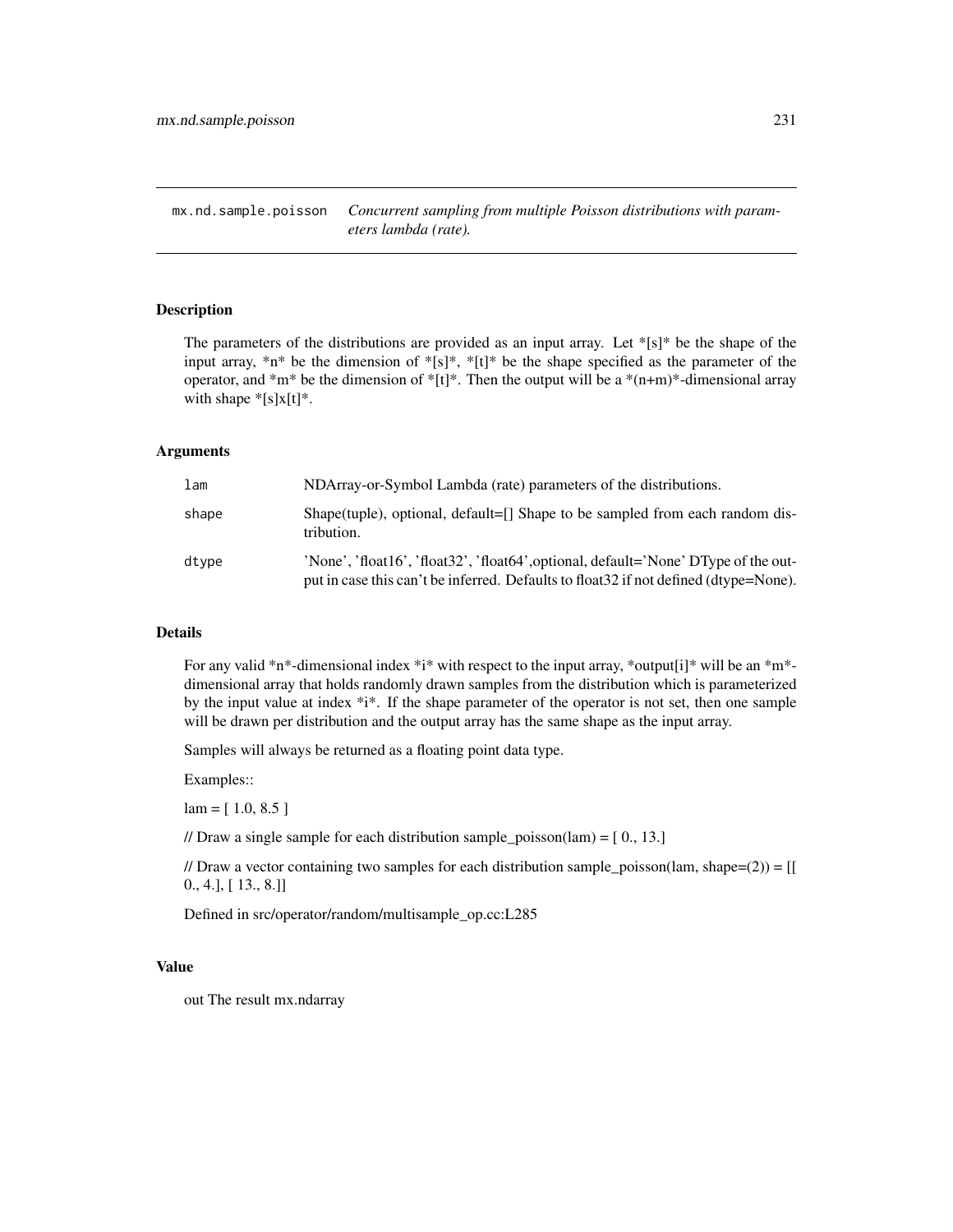mx.nd.sample.poisson    *Concurrent sampling from multiple Poisson distributions with parameters lambda (rate).*

## Description

The parameters of the distributions are provided as an input array. Let *[s]* be the shape of the input array, *n* be the dimension of *[s]*, *[t]* be the shape specified as the parameter of the operator, and *m* be the dimension of *[t]*. Then the output will be a *(n+m)*-dimensional array with shape *[s]x[t]*.

## Arguments

| | |
|---|---|
| `lam` | NDArray-or-Symbol Lambda (rate) parameters of the distributions. |
| `shape` | Shape(tuple), optional, default=[] Shape to be sampled from each random distribution. |
| `dtype` | 'None', 'float16', 'float32', 'float64',optional, default='None' DType of the output in case this can't be inferred. Defaults to float32 if not defined (dtype=None). |

## Details

For any valid *n*-dimensional index *i* with respect to the input array, *output[i]* will be an *m*-dimensional array that holds randomly drawn samples from the distribution which is parameterized by the input value at index *i*. If the shape parameter of the operator is not set, then one sample will be drawn per distribution and the output array has the same shape as the input array.

Samples will always be returned as a floating point data type.

Examples::

lam = [ 1.0, 8.5 ]

// Draw a single sample for each distribution sample_poisson(lam) = [ 0., 13.]

// Draw a vector containing two samples for each distribution sample_poisson(lam, shape=(2)) = [[ 0., 4.], [ 13., 8.]]

Defined in src/operator/random/multisample_op.cc:L285

## Value

out The result mx.ndarray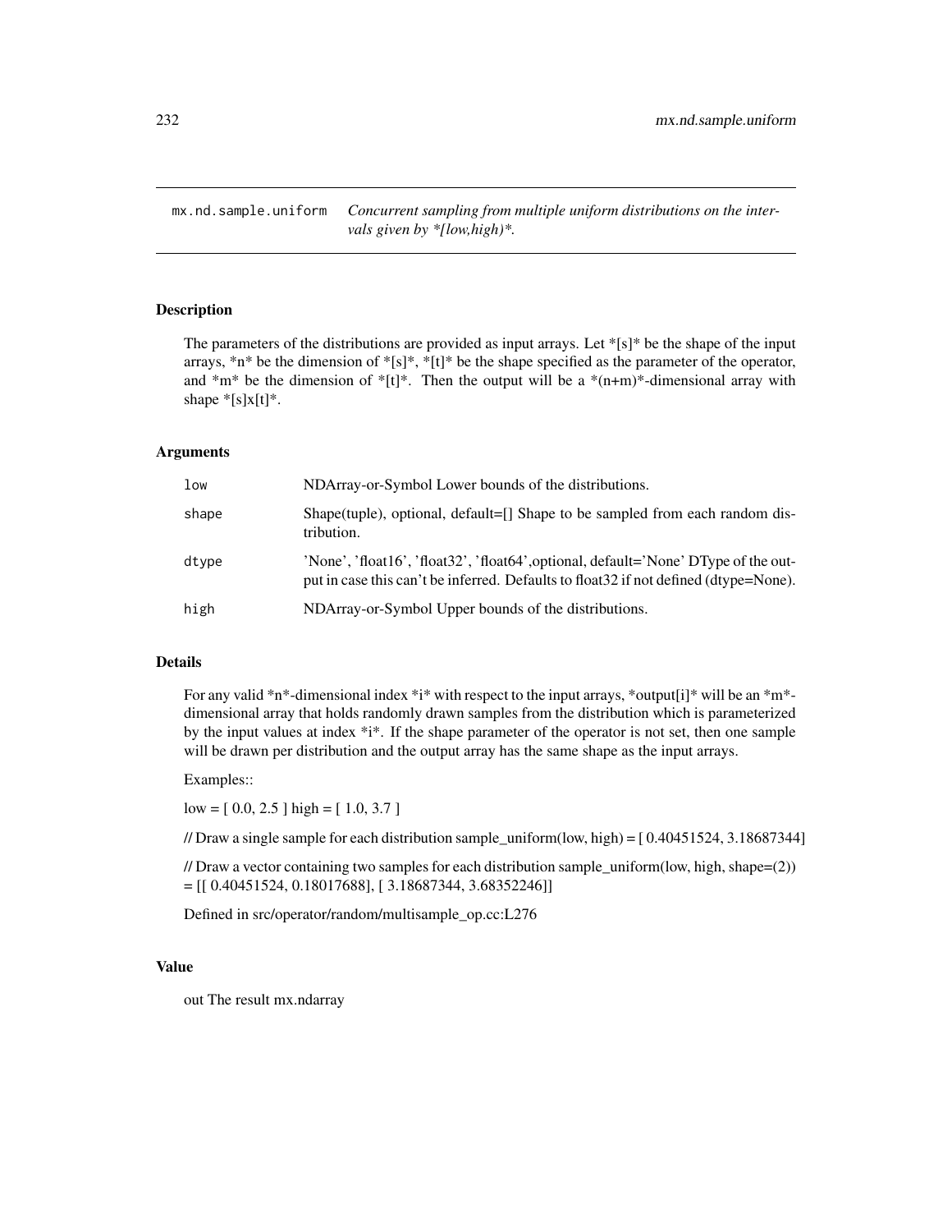mx.nd.sample.uniform *Concurrent sampling from multiple uniform distributions on the intervals given by *[low,high)*.*

## Description

The parameters of the distributions are provided as input arrays. Let *[s]* be the shape of the input arrays, *n* be the dimension of *[s]*, *[t]* be the shape specified as the parameter of the operator, and *m* be the dimension of *[t]*. Then the output will be a *(n+m)*-dimensional array with shape *[s]x[t]*.

## Arguments

| | |
|---|---|
| `low` | NDArray-or-Symbol Lower bounds of the distributions. |
| `shape` | Shape(tuple), optional, default=[] Shape to be sampled from each random distribution. |
| `dtype` | 'None', 'float16', 'float32', 'float64',optional, default='None' DType of the output in case this can't be inferred. Defaults to float32 if not defined (dtype=None). |
| `high` | NDArray-or-Symbol Upper bounds of the distributions. |

## Details

For any valid *n*-dimensional index *i* with respect to the input arrays, *output[i]* will be an *m*-dimensional array that holds randomly drawn samples from the distribution which is parameterized by the input values at index *i*. If the shape parameter of the operator is not set, then one sample will be drawn per distribution and the output array has the same shape as the input arrays.

Examples::

low = [ 0.0, 2.5 ] high = [ 1.0, 3.7 ]

// Draw a single sample for each distribution sample_uniform(low, high) = [ 0.40451524, 3.18687344]

// Draw a vector containing two samples for each distribution sample_uniform(low, high, shape=(2)) = [[ 0.40451524, 0.18017688], [ 3.18687344, 3.68352246]]

Defined in src/operator/random/multisample_op.cc:L276

## Value

out The result mx.ndarray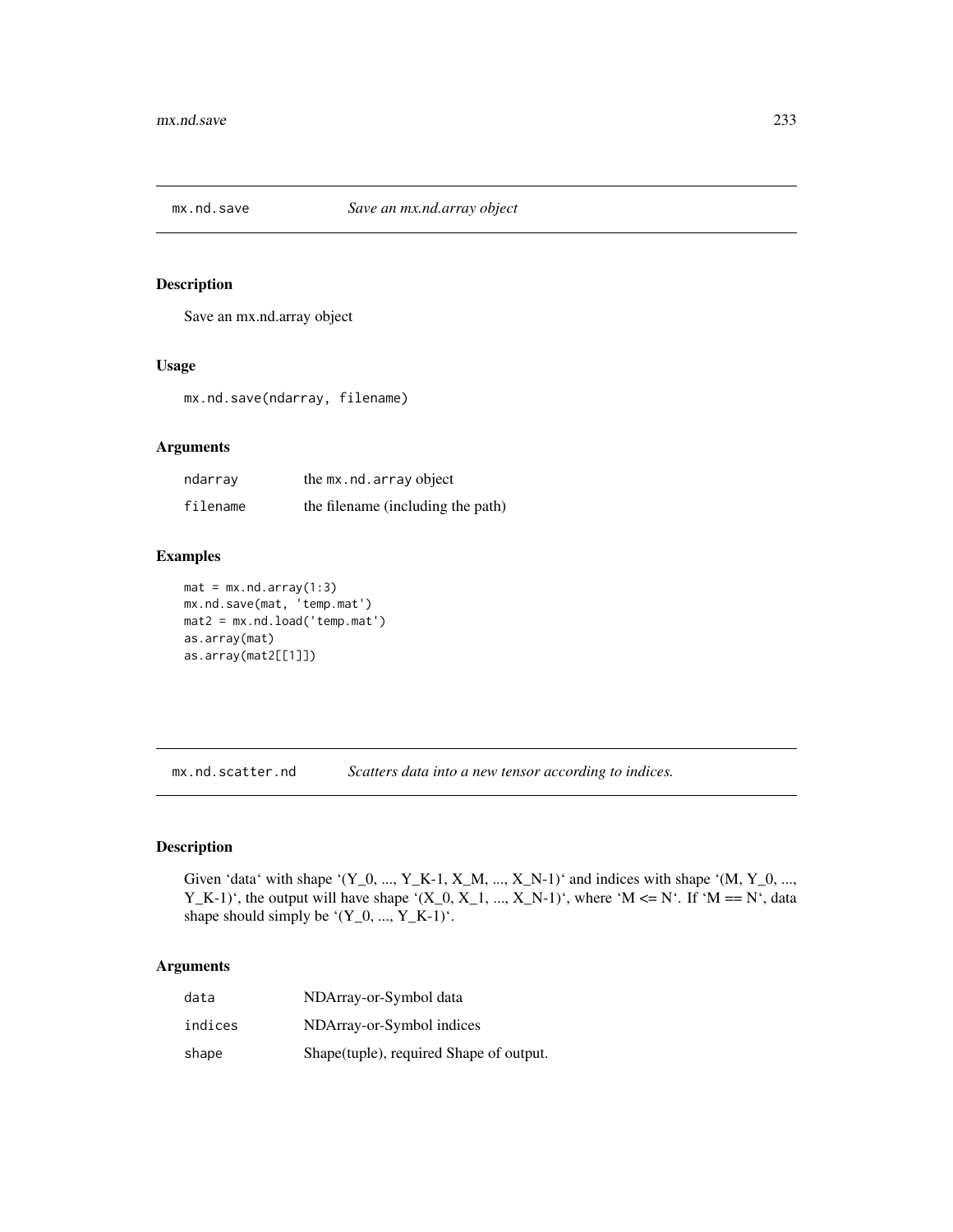## mx.nd.save *Save an mx.nd.array object*

### Description

Save an mx.nd.array object

### Usage

```
mx.nd.save(ndarray, filename)
```

### Arguments

| | |
|---|---|
| ndarray | the `mx.nd.array` object |
| filename | the filename (including the path) |

### Examples

```
mat = mx.nd.array(1:3)
mx.nd.save(mat, 'temp.mat')
mat2 = mx.nd.load('temp.mat')
as.array(mat)
as.array(mat2[[1]])
```

## mx.nd.scatter.nd *Scatters data into a new tensor according to indices.*

### Description

Given 'data' with shape '(Y_0, ..., Y_K-1, X_M, ..., X_N-1)' and indices with shape '(M, Y_0, ..., Y_K-1)', the output will have shape '(X_0, X_1, ..., X_N-1)', where 'M <= N'. If 'M == N', data shape should simply be '(Y_0, ..., Y_K-1)'.

### Arguments

| | |
|---|---|
| data | NDArray-or-Symbol data |
| indices | NDArray-or-Symbol indices |
| shape | Shape(tuple), required Shape of output. |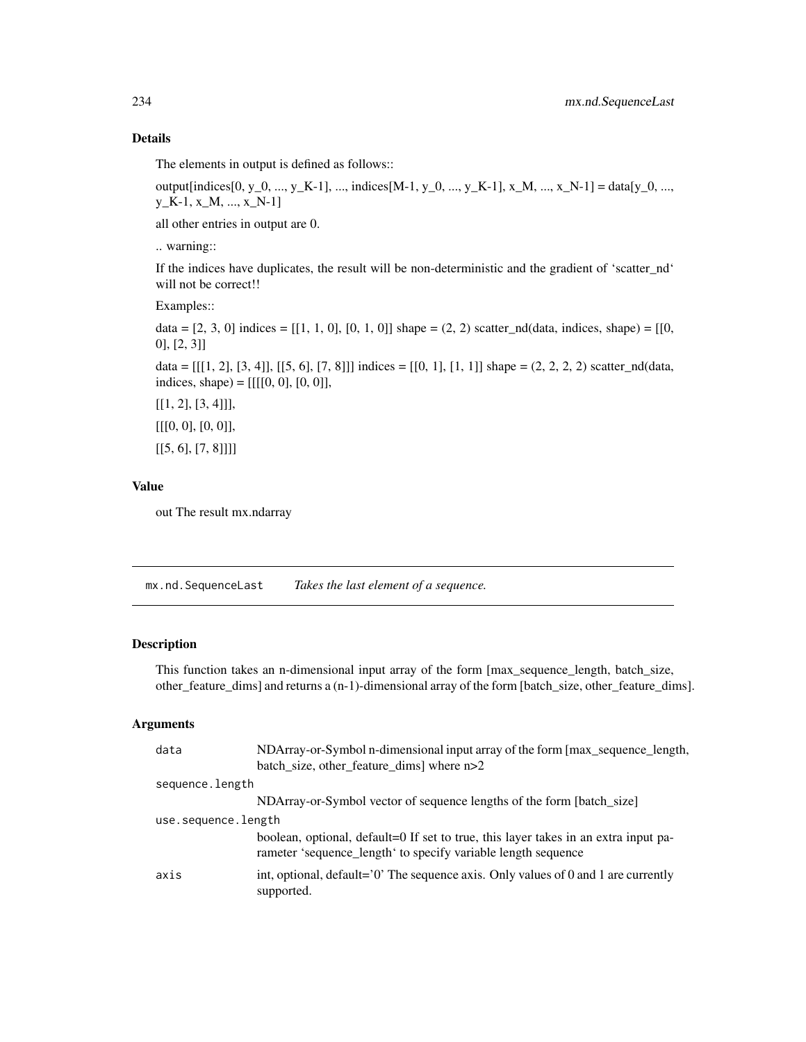### Details

The elements in output is defined as follows::

output[indices[0, y_0, ..., y_K-1], ..., indices[M-1, y_0, ..., y_K-1], x_M, ..., x_N-1] = data[y_0, ..., y_K-1, x_M, ..., x_N-1]

all other entries in output are 0.

.. warning::

If the indices have duplicates, the result will be non-deterministic and the gradient of 'scatter_nd' will not be correct!!

Examples::

data = [2, 3, 0] indices = [[1, 1, 0], [0, 1, 0]] shape = (2, 2) scatter_nd(data, indices, shape) = [[0, 0], [2, 3]]

data = [[[1, 2], [3, 4]], [[5, 6], [7, 8]]] indices = [[0, 1], [1, 1]] shape = (2, 2, 2, 2) scatter_nd(data, indices, shape) = [[[[0, 0], [0, 0]],

[[1, 2], [3, 4]]],

[[[0, 0], [0, 0]],

[[5, 6], [7, 8]]]]

### Value

out The result mx.ndarray

---

## mx.nd.SequenceLast    *Takes the last element of a sequence.*

### Description

This function takes an n-dimensional input array of the form [max_sequence_length, batch_size, other_feature_dims] and returns a (n-1)-dimensional array of the form [batch_size, other_feature_dims].

### Arguments

| | |
|---|---|
| `data` | NDArray-or-Symbol n-dimensional input array of the form [max_sequence_length, batch_size, other_feature_dims] where n>2 |
| `sequence.length` | NDArray-or-Symbol vector of sequence lengths of the form [batch_size] |
| `use.sequence.length` | boolean, optional, default=0 If set to true, this layer takes in an extra input parameter 'sequence_length' to specify variable length sequence |
| `axis` | int, optional, default='0' The sequence axis. Only values of 0 and 1 are currently supported. |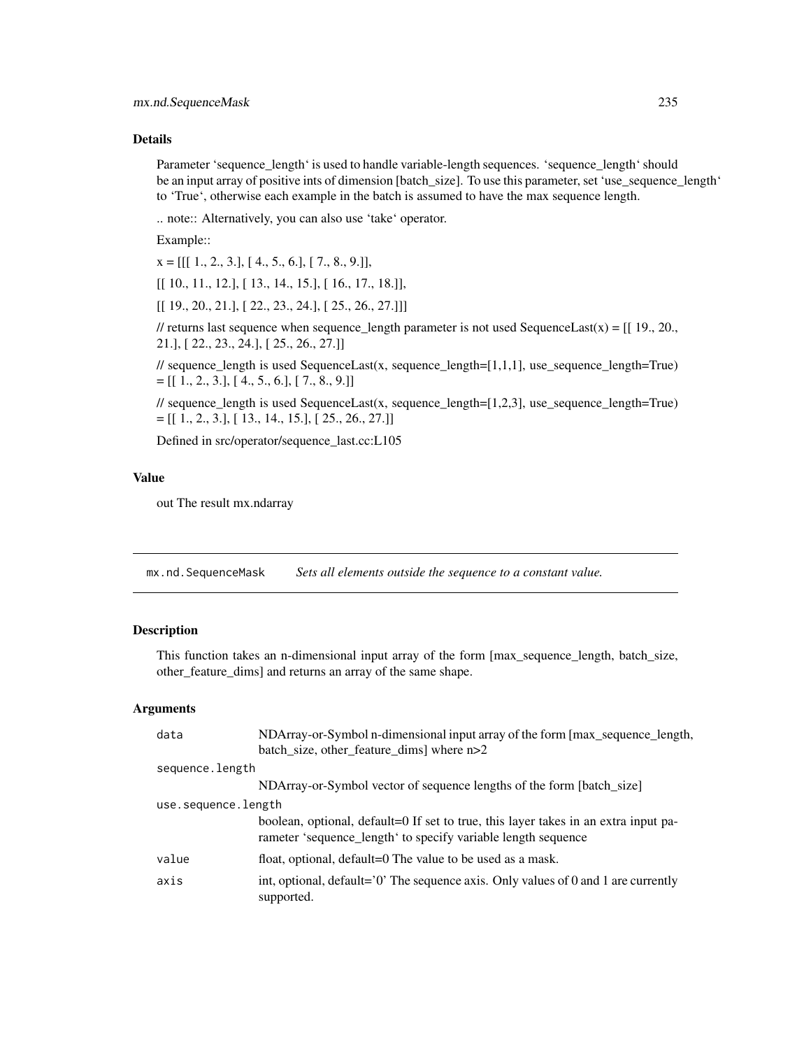### Details

Parameter 'sequence_length' is used to handle variable-length sequences. 'sequence_length' should be an input array of positive ints of dimension [batch_size]. To use this parameter, set 'use_sequence_length' to 'True', otherwise each example in the batch is assumed to have the max sequence length.

.. note:: Alternatively, you can also use 'take' operator.

Example::

x = [[[ 1., 2., 3.], [ 4., 5., 6.], [ 7., 8., 9.]],

[[ 10., 11., 12.], [ 13., 14., 15.], [ 16., 17., 18.]],

[[ 19., 20., 21.], [ 22., 23., 24.], [ 25., 26., 27.]]]

// returns last sequence when sequence_length parameter is not used SequenceLast(x) = [[ 19., 20., 21.], [ 22., 23., 24.], [ 25., 26., 27.]]

// sequence_length is used SequenceLast(x, sequence_length=[1,1,1], use_sequence_length=True) = [[ 1., 2., 3.], [ 4., 5., 6.], [ 7., 8., 9.]]

// sequence_length is used SequenceLast(x, sequence_length=[1,2,3], use_sequence_length=True) = [[ 1., 2., 3.], [ 13., 14., 15.], [ 25., 26., 27.]]

Defined in src/operator/sequence_last.cc:L105

### Value

out The result mx.ndarray

---

## mx.nd.SequenceMask — *Sets all elements outside the sequence to a constant value.*

---

### Description

This function takes an n-dimensional input array of the form [max_sequence_length, batch_size, other_feature_dims] and returns an array of the same shape.

### Arguments

| | |
|---|---|
| `data` | NDArray-or-Symbol n-dimensional input array of the form [max_sequence_length, batch_size, other_feature_dims] where n>2 |
| `sequence.length` | NDArray-or-Symbol vector of sequence lengths of the form [batch_size] |
| `use.sequence.length` | boolean, optional, default=0 If set to true, this layer takes in an extra input parameter 'sequence_length' to specify variable length sequence |
| `value` | float, optional, default=0 The value to be used as a mask. |
| `axis` | int, optional, default='0' The sequence axis. Only values of 0 and 1 are currently supported. |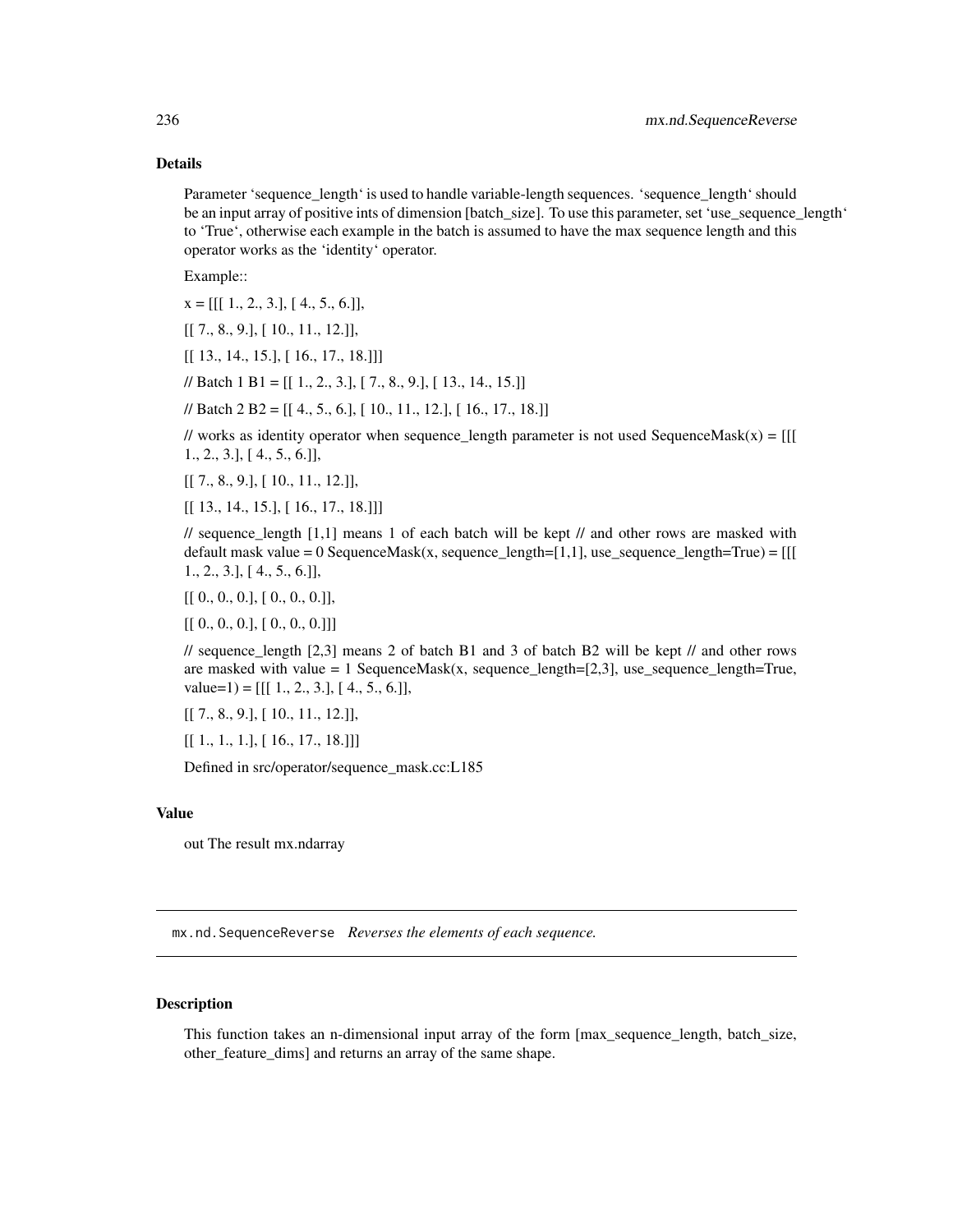### Details

Parameter 'sequence_length' is used to handle variable-length sequences. 'sequence_length' should be an input array of positive ints of dimension [batch_size]. To use this parameter, set 'use_sequence_length' to 'True', otherwise each example in the batch is assumed to have the max sequence length and this operator works as the 'identity' operator.

Example::

x = [[[ 1., 2., 3.], [ 4., 5., 6.]],

[[ 7., 8., 9.], [ 10., 11., 12.]],

[[ 13., 14., 15.], [ 16., 17., 18.]]]

// Batch 1 B1 = [[ 1., 2., 3.], [ 7., 8., 9.], [ 13., 14., 15.]]

// Batch 2 B2 = [[ 4., 5., 6.], [ 10., 11., 12.], [ 16., 17., 18.]]

// works as identity operator when sequence_length parameter is not used SequenceMask(x) = [[[ 1., 2., 3.], [ 4., 5., 6.]],

[[ 7., 8., 9.], [ 10., 11., 12.]],

[[ 13., 14., 15.], [ 16., 17., 18.]]]

// sequence_length [1,1] means 1 of each batch will be kept // and other rows are masked with default mask value = 0 SequenceMask(x, sequence_length=[1,1], use_sequence_length=True) = [[[ 1., 2., 3.], [ 4., 5., 6.]],

[[ 0., 0., 0.], [ 0., 0., 0.]],

[[ 0., 0., 0.], [ 0., 0., 0.]]]

// sequence_length [2,3] means 2 of batch B1 and 3 of batch B2 will be kept // and other rows are masked with value = 1 SequenceMask(x, sequence_length=[2,3], use_sequence_length=True, value=1) = [[[ 1., 2., 3.], [ 4., 5., 6.]],

[[ 7., 8., 9.], [ 10., 11., 12.]],

[[ 1., 1., 1.], [ 16., 17., 18.]]]

Defined in src/operator/sequence_mask.cc:L185

### Value

out The result mx.ndarray

---

## mx.nd.SequenceReverse *Reverses the elements of each sequence.*

---

### Description

This function takes an n-dimensional input array of the form [max_sequence_length, batch_size, other_feature_dims] and returns an array of the same shape.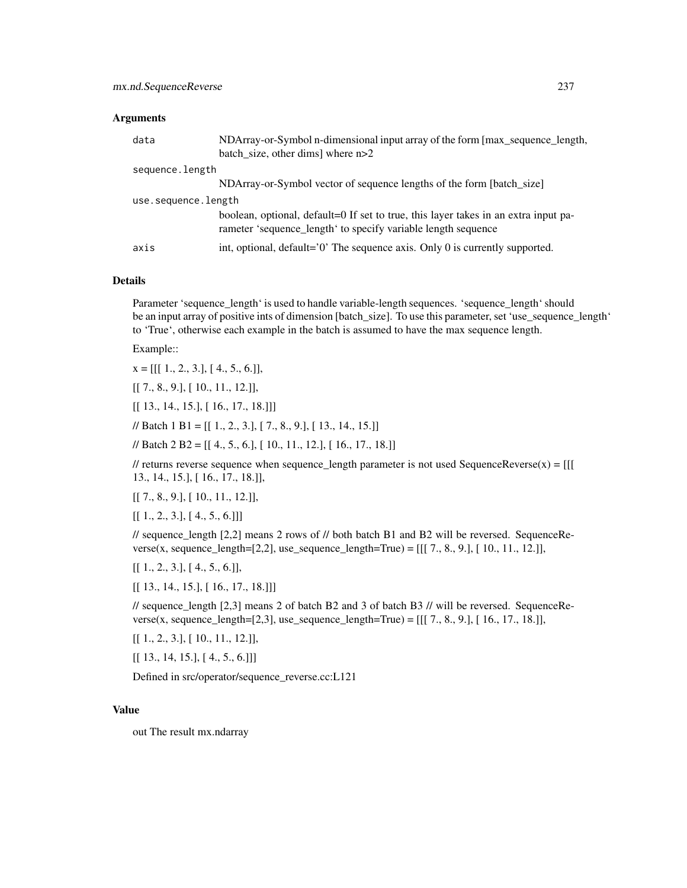## Arguments

| | |
|---|---|
| `data` | NDArray-or-Symbol n-dimensional input array of the form [max_sequence_length, batch_size, other dims] where n>2 |
| `sequence.length` | NDArray-or-Symbol vector of sequence lengths of the form [batch_size] |
| `use.sequence.length` | boolean, optional, default=0 If set to true, this layer takes in an extra input parameter 'sequence_length' to specify variable length sequence |
| `axis` | int, optional, default='0' The sequence axis. Only 0 is currently supported. |

## Details

Parameter 'sequence_length' is used to handle variable-length sequences. 'sequence_length' should be an input array of positive ints of dimension [batch_size]. To use this parameter, set 'use_sequence_length' to 'True', otherwise each example in the batch is assumed to have the max sequence length.

Example::

x = [[[ 1., 2., 3.], [ 4., 5., 6.]],

[[ 7., 8., 9.], [ 10., 11., 12.]],

[[ 13., 14., 15.], [ 16., 17., 18.]]]

// Batch 1 B1 = [[ 1., 2., 3.], [ 7., 8., 9.], [ 13., 14., 15.]]

// Batch 2 B2 = [[ 4., 5., 6.], [ 10., 11., 12.], [ 16., 17., 18.]]

// returns reverse sequence when sequence_length parameter is not used SequenceReverse(x) = [[[ 13., 14., 15.], [ 16., 17., 18.]],

[[ 7., 8., 9.], [ 10., 11., 12.]],

[[ 1., 2., 3.], [ 4., 5., 6.]]]

// sequence_length [2,2] means 2 rows of // both batch B1 and B2 will be reversed. SequenceReverse(x, sequence_length=[2,2], use_sequence_length=True) = [[[ 7., 8., 9.], [ 10., 11., 12.]],

[[ 1., 2., 3.], [ 4., 5., 6.]],

[[ 13., 14., 15.], [ 16., 17., 18.]]]

// sequence_length [2,3] means 2 of batch B2 and 3 of batch B3 // will be reversed. SequenceReverse(x, sequence_length=[2,3], use_sequence_length=True) = [[[ 7., 8., 9.], [ 16., 17., 18.]],

[[ 1., 2., 3.], [ 10., 11., 12.]],

[[ 13., 14, 15.], [ 4., 5., 6.]]]

Defined in src/operator/sequence_reverse.cc:L121

## Value

out The result mx.ndarray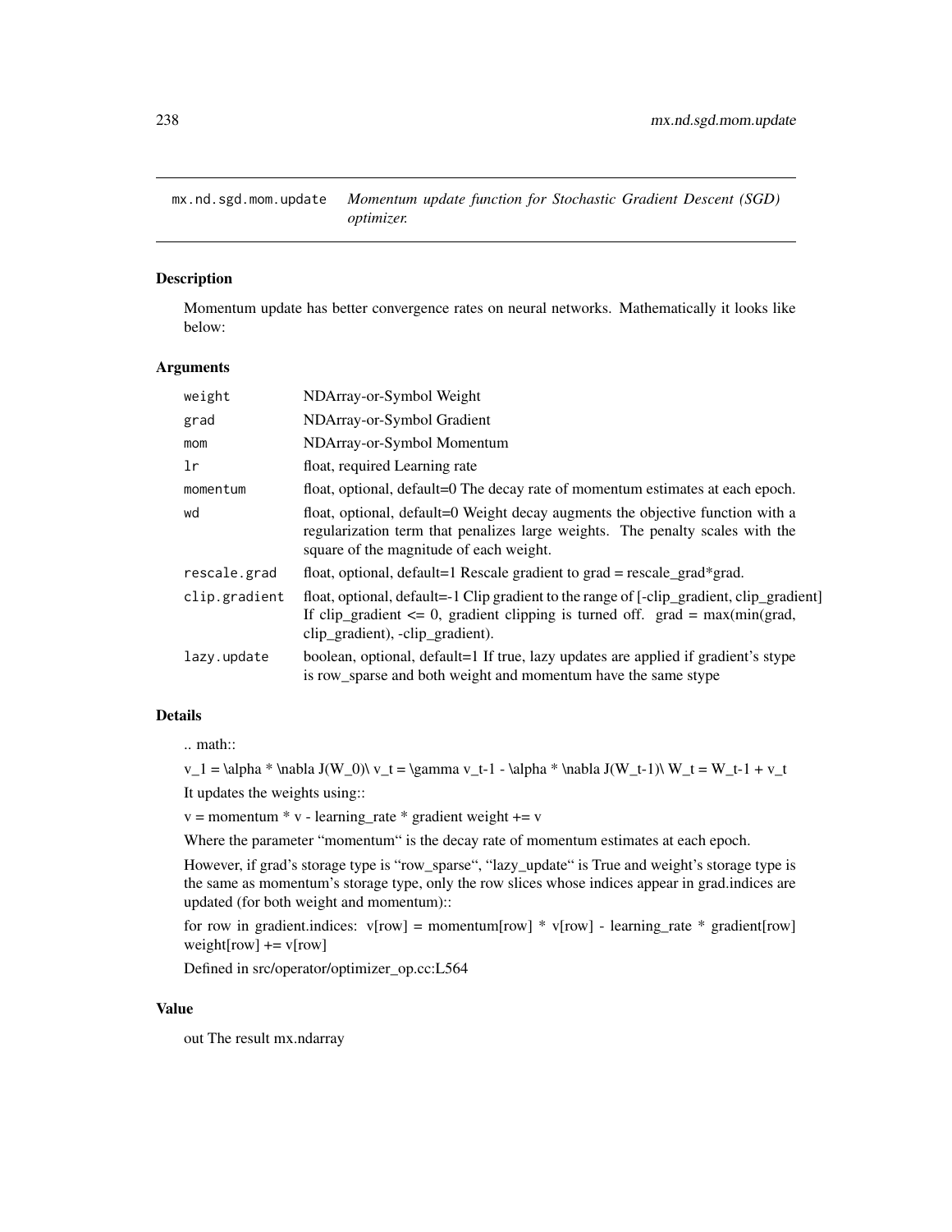## mx.nd.sgd.mom.update — *Momentum update function for Stochastic Gradient Descent (SGD) optimizer.*

### Description

Momentum update has better convergence rates on neural networks. Mathematically it looks like below:

### Arguments

| | |
|---|---|
| `weight` | NDArray-or-Symbol Weight |
| `grad` | NDArray-or-Symbol Gradient |
| `mom` | NDArray-or-Symbol Momentum |
| `lr` | float, required Learning rate |
| `momentum` | float, optional, default=0 The decay rate of momentum estimates at each epoch. |
| `wd` | float, optional, default=0 Weight decay augments the objective function with a regularization term that penalizes large weights. The penalty scales with the square of the magnitude of each weight. |
| `rescale.grad` | float, optional, default=1 Rescale gradient to grad = rescale_grad*grad. |
| `clip.gradient` | float, optional, default=-1 Clip gradient to the range of [-clip_gradient, clip_gradient] If clip_gradient <= 0, gradient clipping is turned off. grad = max(min(grad, clip_gradient), -clip_gradient). |
| `lazy.update` | boolean, optional, default=1 If true, lazy updates are applied if gradient's stype is row_sparse and both weight and momentum have the same stype |

### Details

.. math::

v_1 = \alpha * \nabla J(W_0)\ v_t = \gamma v_t-1 - \alpha * \nabla J(W_t-1)\ W_t = W_t-1 + v_t

It updates the weights using::

v = momentum * v - learning_rate * gradient weight += v

Where the parameter "momentum" is the decay rate of momentum estimates at each epoch.

However, if grad's storage type is "row_sparse", "lazy_update" is True and weight's storage type is the same as momentum's storage type, only the row slices whose indices appear in grad.indices are updated (for both weight and momentum)::

for row in gradient.indices: v[row] = momentum[row] * v[row] - learning_rate * gradient[row] weight[row] += v[row]

Defined in src/operator/optimizer_op.cc:L564

### Value

out The result mx.ndarray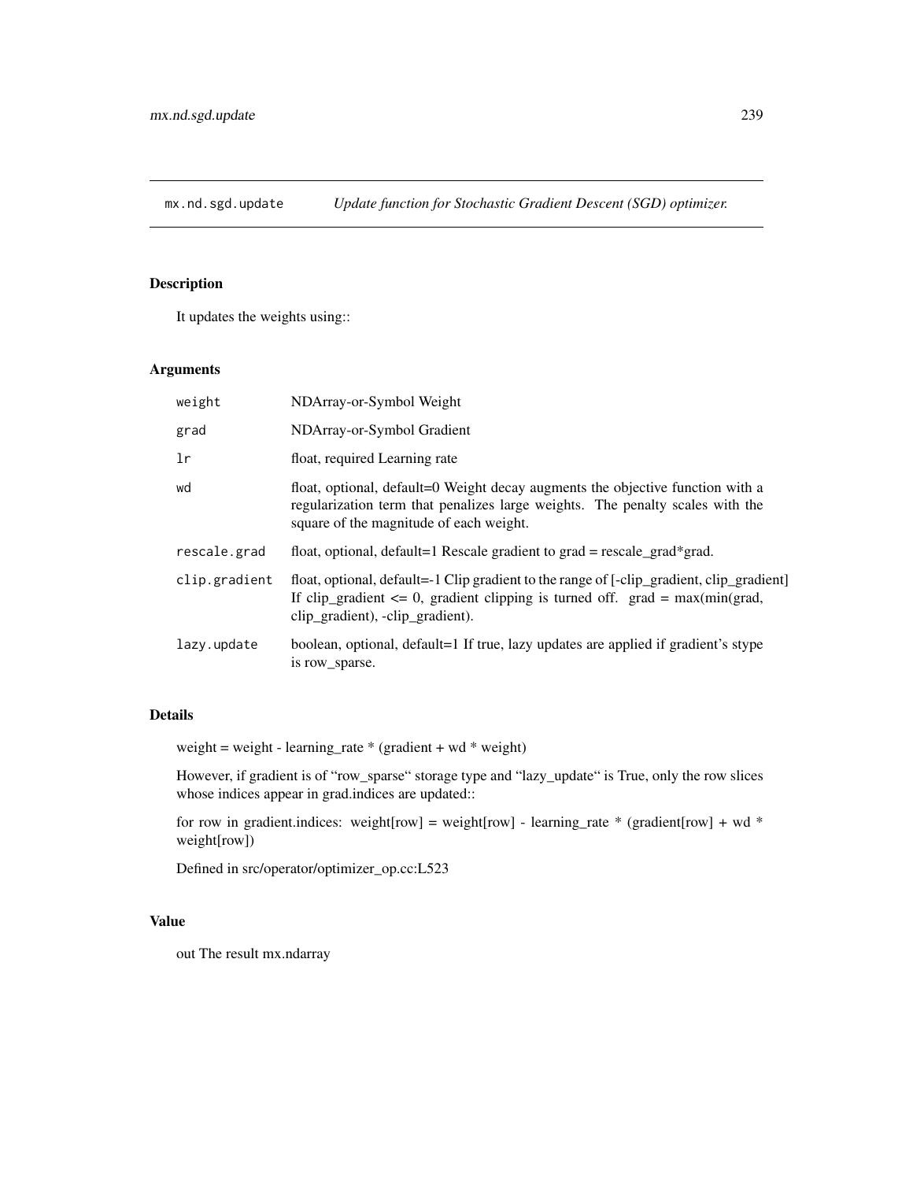## mx.nd.sgd.update — *Update function for Stochastic Gradient Descent (SGD) optimizer.*

### Description

It updates the weights using::

### Arguments

| | |
|---|---|
| `weight` | NDArray-or-Symbol Weight |
| `grad` | NDArray-or-Symbol Gradient |
| `lr` | float, required Learning rate |
| `wd` | float, optional, default=0 Weight decay augments the objective function with a regularization term that penalizes large weights. The penalty scales with the square of the magnitude of each weight. |
| `rescale.grad` | float, optional, default=1 Rescale gradient to grad = rescale_grad*grad. |
| `clip.gradient` | float, optional, default=-1 Clip gradient to the range of [-clip_gradient, clip_gradient] If clip_gradient <= 0, gradient clipping is turned off. grad = max(min(grad, clip_gradient), -clip_gradient). |
| `lazy.update` | boolean, optional, default=1 If true, lazy updates are applied if gradient's stype is row_sparse. |

### Details

weight = weight - learning_rate * (gradient + wd * weight)

However, if gradient is of "row_sparse" storage type and "lazy_update" is True, only the row slices whose indices appear in grad.indices are updated::

for row in gradient.indices: weight[row] = weight[row] - learning_rate * (gradient[row] + wd * weight[row])

Defined in src/operator/optimizer_op.cc:L523

### Value

out The result mx.ndarray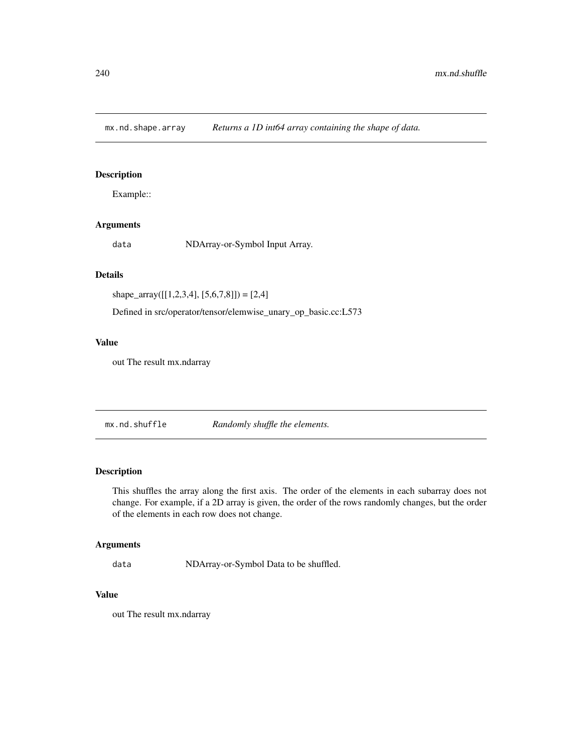## mx.nd.shape.array *Returns a 1D int64 array containing the shape of data.*

### Description

Example::

### Arguments

| | |
|---|---|
| `data` | NDArray-or-Symbol Input Array. |

### Details

shape_array([[1,2,3,4], [5,6,7,8]]) = [2,4]

Defined in src/operator/tensor/elemwise_unary_op_basic.cc:L573

### Value

out The result mx.ndarray

## mx.nd.shuffle *Randomly shuffle the elements.*

### Description

This shuffles the array along the first axis. The order of the elements in each subarray does not change. For example, if a 2D array is given, the order of the rows randomly changes, but the order of the elements in each row does not change.

### Arguments

| | |
|---|---|
| `data` | NDArray-or-Symbol Data to be shuffled. |

### Value

out The result mx.ndarray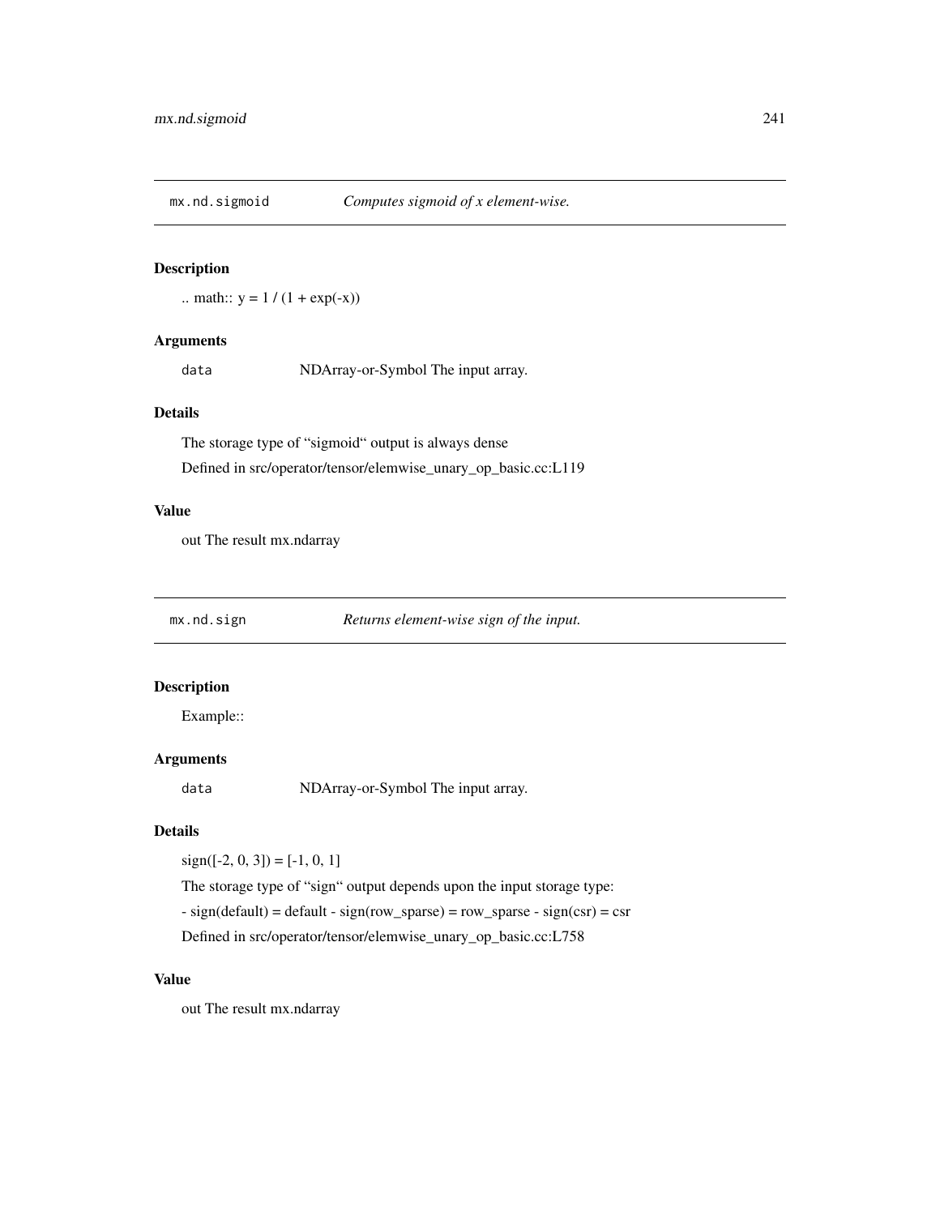## mx.nd.sigmoid *Computes sigmoid of x element-wise.*

### Description

.. math:: y = 1 / (1 + exp(-x))

### Arguments

| | |
|---|---|
| `data` | NDArray-or-Symbol The input array. |

### Details

The storage type of “sigmoid“ output is always dense

Defined in src/operator/tensor/elemwise_unary_op_basic.cc:L119

### Value

out The result mx.ndarray

## mx.nd.sign *Returns element-wise sign of the input.*

### Description

Example::

### Arguments

| | |
|---|---|
| `data` | NDArray-or-Symbol The input array. |

### Details

sign([-2, 0, 3]) = [-1, 0, 1]

The storage type of “sign“ output depends upon the input storage type:

- sign(default) = default - sign(row_sparse) = row_sparse - sign(csr) = csr

Defined in src/operator/tensor/elemwise_unary_op_basic.cc:L758

### Value

out The result mx.ndarray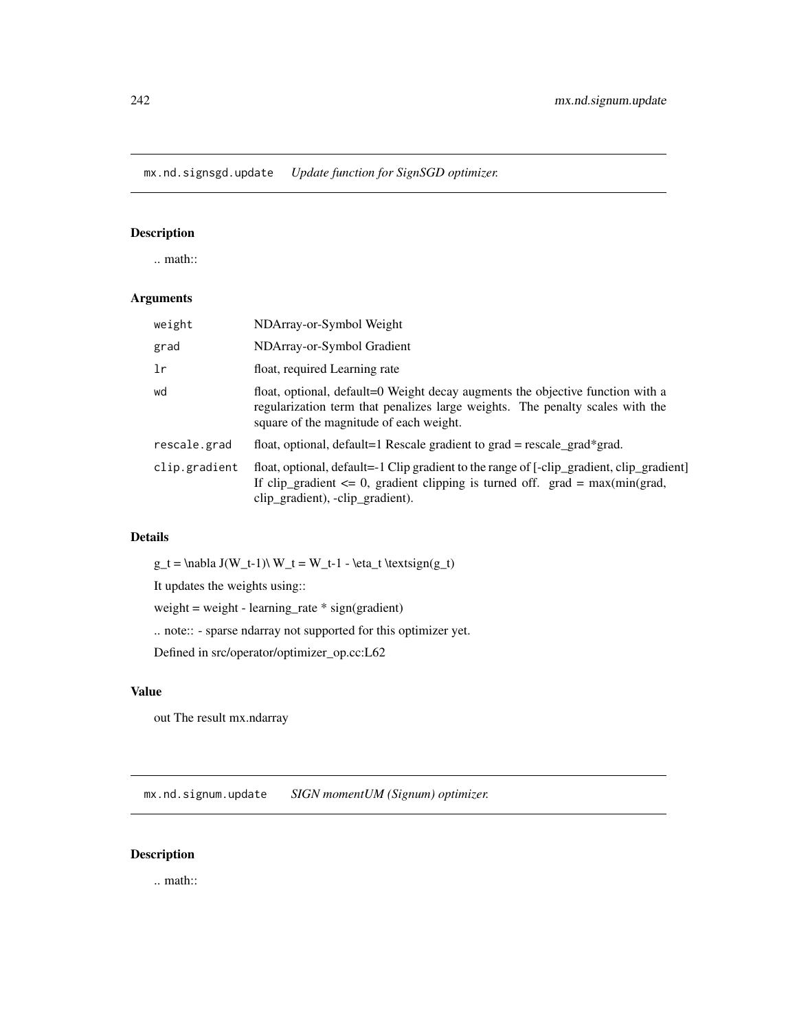## mx.nd.signsgd.update *Update function for SignSGD optimizer.*

### Description

.. math::

### Arguments

| | |
|---|---|
| `weight` | NDArray-or-Symbol Weight |
| `grad` | NDArray-or-Symbol Gradient |
| `lr` | float, required Learning rate |
| `wd` | float, optional, default=0 Weight decay augments the objective function with a regularization term that penalizes large weights. The penalty scales with the square of the magnitude of each weight. |
| `rescale.grad` | float, optional, default=1 Rescale gradient to grad = rescale_grad*grad. |
| `clip.gradient` | float, optional, default=-1 Clip gradient to the range of [-clip_gradient, clip_gradient] If clip_gradient <= 0, gradient clipping is turned off. grad = max(min(grad, clip_gradient), -clip_gradient). |

### Details

g_t = \nabla J(W_t-1)\ W_t = W_t-1 - \eta_t \textsign(g_t)

It updates the weights using::

weight = weight - learning_rate * sign(gradient)

.. note:: - sparse ndarray not supported for this optimizer yet.

Defined in src/operator/optimizer_op.cc:L62

### Value

out The result mx.ndarray

## mx.nd.signum.update *SIGN momentUM (Signum) optimizer.*

### Description

.. math::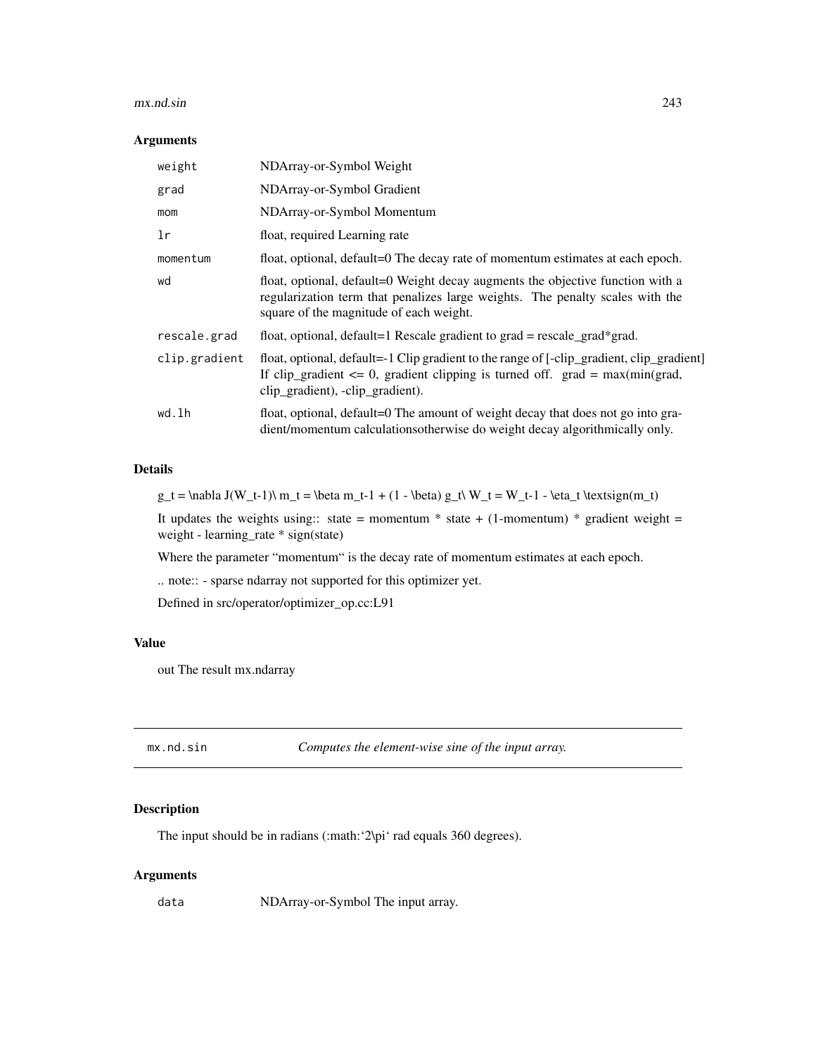## Arguments

| | |
|---|---|
| weight | NDArray-or-Symbol Weight |
| grad | NDArray-or-Symbol Gradient |
| mom | NDArray-or-Symbol Momentum |
| lr | float, required Learning rate |
| momentum | float, optional, default=0 The decay rate of momentum estimates at each epoch. |
| wd | float, optional, default=0 Weight decay augments the objective function with a regularization term that penalizes large weights. The penalty scales with the square of the magnitude of each weight. |
| rescale.grad | float, optional, default=1 Rescale gradient to grad = rescale_grad*grad. |
| clip.gradient | float, optional, default=-1 Clip gradient to the range of [-clip_gradient, clip_gradient] If clip_gradient <= 0, gradient clipping is turned off. grad = max(min(grad, clip_gradient), -clip_gradient). |
| wd.lh | float, optional, default=0 The amount of weight decay that does not go into gradient/momentum calculationsotherwise do weight decay algorithmically only. |

## Details

g_t = \nabla J(W_t-1)\ m_t = \beta m_t-1 + (1 - \beta) g_t\ W_t = W_t-1 - \eta_t \textsign(m_t)

It updates the weights using:: state = momentum * state + (1-momentum) * gradient weight = weight - learning_rate * sign(state)

Where the parameter "momentum" is the decay rate of momentum estimates at each epoch.

.. note:: - sparse ndarray not supported for this optimizer yet.

Defined in src/operator/optimizer_op.cc:L91

## Value

out The result mx.ndarray

---

# mx.nd.sin &emsp; *Computes the element-wise sine of the input array.*

## Description

The input should be in radians (:math:'2\pi' rad equals 360 degrees).

## Arguments

| | |
|---|---|
| data | NDArray-or-Symbol The input array. |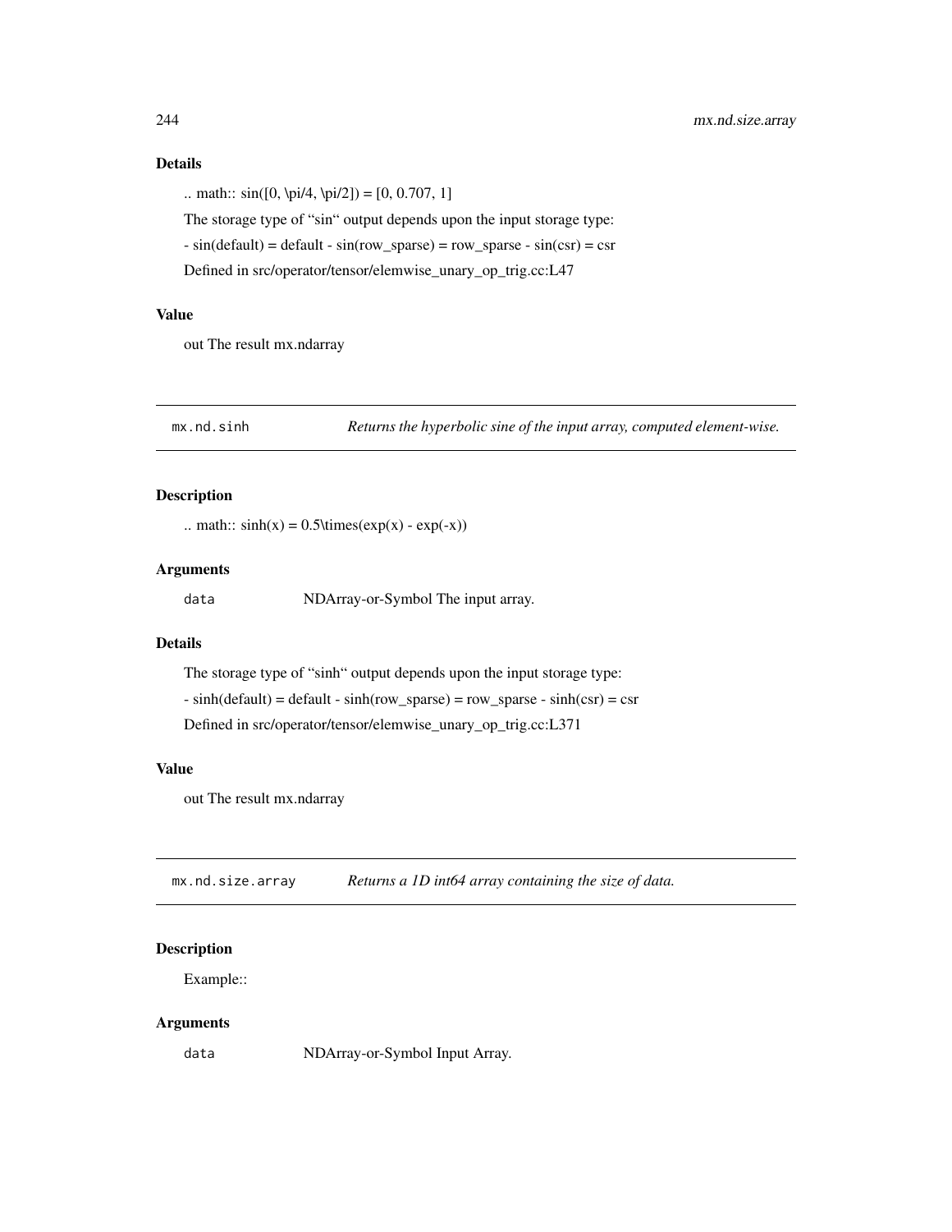### Details

.. math:: sin([0, \pi/4, \pi/2]) = [0, 0.707, 1]

The storage type of “sin“ output depends upon the input storage type:

- sin(default) = default - sin(row_sparse) = row_sparse - sin(csr) = csr

Defined in src/operator/tensor/elemwise_unary_op_trig.cc:L47

### Value

out The result mx.ndarray

---

## mx.nd.sinh — *Returns the hyperbolic sine of the input array, computed element-wise.*

### Description

.. math:: sinh(x) = 0.5\times(exp(x) - exp(-x))

### Arguments

| | |
|---|---|
| `data` | NDArray-or-Symbol The input array. |

### Details

The storage type of “sinh“ output depends upon the input storage type:

- sinh(default) = default - sinh(row_sparse) = row_sparse - sinh(csr) = csr

Defined in src/operator/tensor/elemwise_unary_op_trig.cc:L371

### Value

out The result mx.ndarray

---

## mx.nd.size.array — *Returns a 1D int64 array containing the size of data.*

### Description

Example::

### Arguments

| | |
|---|---|
| `data` | NDArray-or-Symbol Input Array. |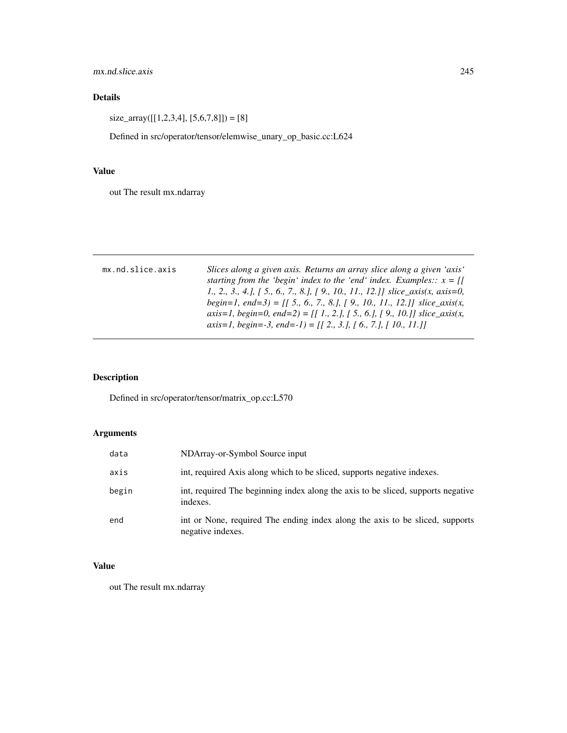## Details

size_array([[1,2,3,4], [5,6,7,8]]) = [8]

Defined in src/operator/tensor/elemwise_unary_op_basic.cc:L624

## Value

out The result mx.ndarray

---

| `mx.nd.slice.axis` | *Slices along a given axis. Returns an array slice along a given 'axis' starting from the 'begin' index to the 'end' index. Examples:: x = [[ 1., 2., 3., 4.], [ 5., 6., 7., 8.], [ 9., 10., 11., 12.]] slice_axis(x, axis=0, begin=1, end=3) = [[ 5., 6., 7., 8.], [ 9., 10., 11., 12.]] slice_axis(x, axis=1, begin=0, end=2) = [[ 1., 2.], [ 5., 6.], [ 9., 10.]] slice_axis(x, axis=1, begin=-3, end=-1) = [[ 2., 3.], [ 6., 7.], [ 10., 11.]]* |
|---|---|

## Description

Defined in src/operator/tensor/matrix_op.cc:L570

## Arguments

| | |
|---|---|
| `data` | NDArray-or-Symbol Source input |
| `axis` | int, required Axis along which to be sliced, supports negative indexes. |
| `begin` | int, required The beginning index along the axis to be sliced, supports negative indexes. |
| `end` | int or None, required The ending index along the axis to be sliced, supports negative indexes. |

## Value

out The result mx.ndarray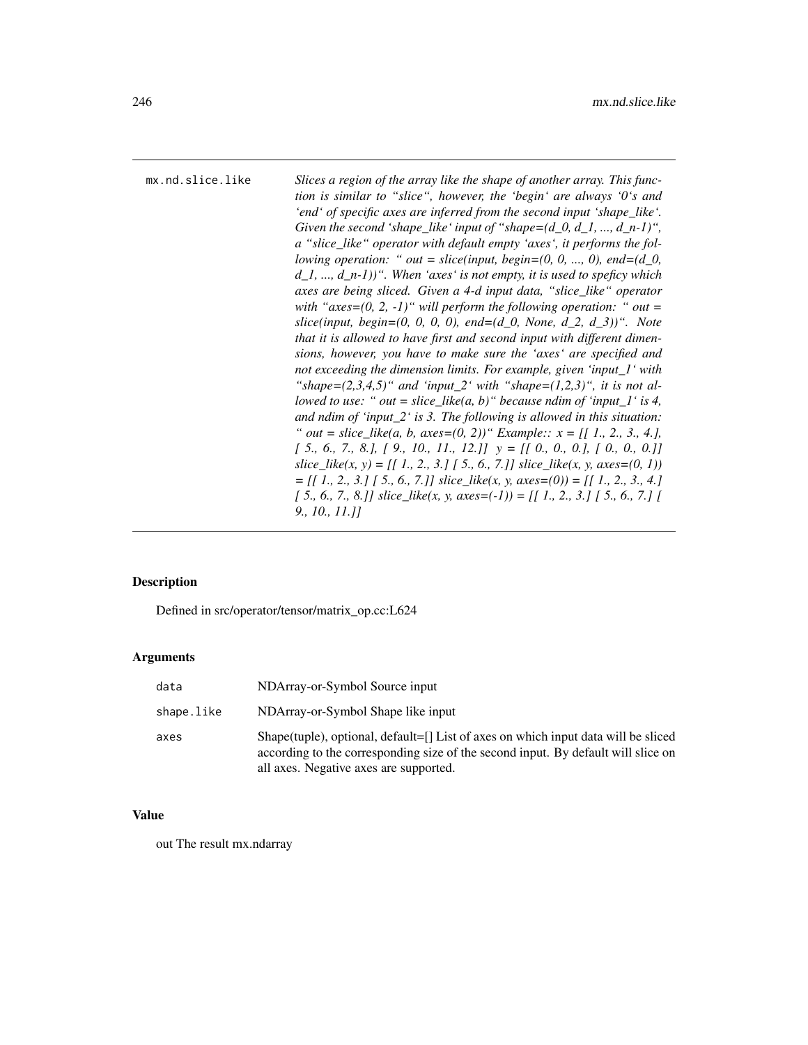`mx.nd.slice.like` *Slices a region of the array like the shape of another array. This function is similar to "slice", however, the 'begin' are always '0's and 'end' of specific axes are inferred from the second input 'shape_like'. Given the second 'shape_like' input of "shape=(d_0, d_1, ..., d_n-1)", a "slice_like" operator with default empty 'axes', it performs the following operation: " out = slice(input, begin=(0, 0, ..., 0), end=(d_0, d_1, ..., d_n-1))". When 'axes' is not empty, it is used to speficy which axes are being sliced. Given a 4-d input data, "slice_like" operator with "axes=(0, 2, -1)" will perform the following operation: " out = slice(input, begin=(0, 0, 0, 0), end=(d_0, None, d_2, d_3))". Note that it is allowed to have first and second input with different dimensions, however, you have to make sure the 'axes' are specified and not exceeding the dimension limits. For example, given 'input_1' with "shape=(2,3,4,5)" and 'input_2' with "shape=(1,2,3)", it is not allowed to use: " out = slice_like(a, b)" because ndim of 'input_1' is 4, and ndim of 'input_2' is 3. The following is allowed in this situation: " out = slice_like(a, b, axes=(0, 2))" Example:: x = [[ 1., 2., 3., 4.], [ 5., 6., 7., 8.], [ 9., 10., 11., 12.]] y = [[ 0., 0., 0.], [ 0., 0., 0.]] slice_like(x, y) = [[ 1., 2., 3.] [ 5., 6., 7.]] slice_like(x, y, axes=(0, 1)) = [[ 1., 2., 3.] [ 5., 6., 7.]] slice_like(x, y, axes=(0)) = [[ 1., 2., 3., 4.] [ 5., 6., 7., 8.]] slice_like(x, y, axes=(-1)) = [[ 1., 2., 3.] [ 5., 6., 7.] [ 9., 10., 11.]]*

## Description

Defined in src/operator/tensor/matrix_op.cc:L624

## Arguments

| | |
|---|---|
| `data` | NDArray-or-Symbol Source input |
| `shape.like` | NDArray-or-Symbol Shape like input |
| `axes` | Shape(tuple), optional, default=[] List of axes on which input data will be sliced according to the corresponding size of the second input. By default will slice on all axes. Negative axes are supported. |

## Value

out The result mx.ndarray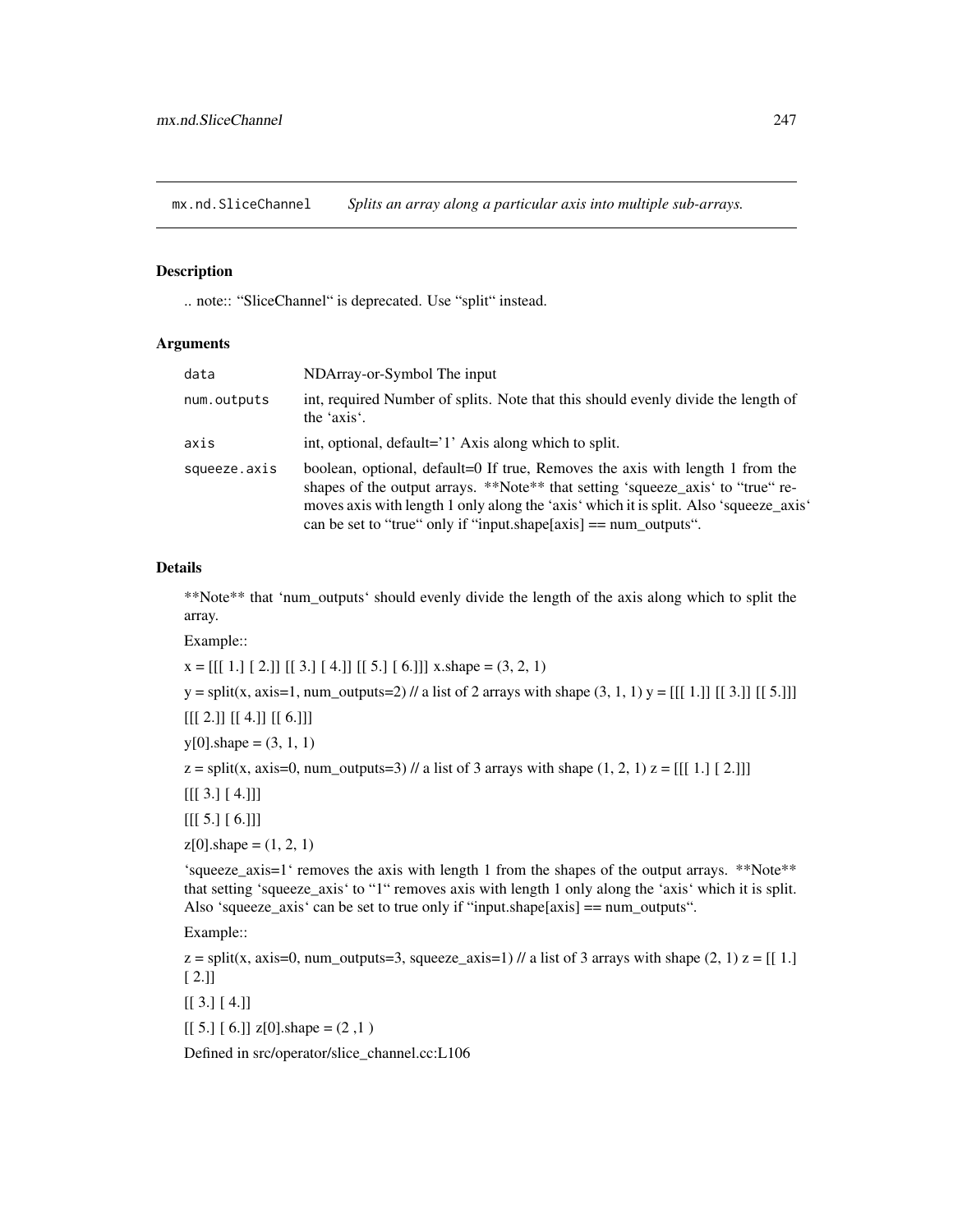## mx.nd.SliceChannel — *Splits an array along a particular axis into multiple sub-arrays.*

### Description

.. note:: “SliceChannel“ is deprecated. Use “split“ instead.

### Arguments

| | |
|---|---|
| `data` | NDArray-or-Symbol The input |
| `num.outputs` | int, required Number of splits. Note that this should evenly divide the length of the ‘axis‘. |
| `axis` | int, optional, default='1' Axis along which to split. |
| `squeeze.axis` | boolean, optional, default=0 If true, Removes the axis with length 1 from the shapes of the output arrays. **Note** that setting ‘squeeze_axis‘ to “true“ removes axis with length 1 only along the ‘axis‘ which it is split. Also ‘squeeze_axis‘ can be set to “true“ only if “input.shape[axis] == num_outputs“. |

### Details

**Note** that ‘num_outputs‘ should evenly divide the length of the axis along which to split the array.

Example::

x = [[[ 1.] [ 2.]] [[ 3.] [ 4.]] [[ 5.] [ 6.]]] x.shape = (3, 2, 1)

y = split(x, axis=1, num_outputs=2) // a list of 2 arrays with shape (3, 1, 1) y = [[[ 1.]] [[ 3.]] [[ 5.]]]

[[[ 2.]] [[ 4.]] [[ 6.]]]

y[0].shape = (3, 1, 1)

z = split(x, axis=0, num_outputs=3) // a list of 3 arrays with shape (1, 2, 1) z = [[[ 1.] [ 2.]]]

[[[ 3.] [ 4.]]]

[[[ 5.] [ 6.]]]

z[0].shape = (1, 2, 1)

‘squeeze_axis=1‘ removes the axis with length 1 from the shapes of the output arrays. **Note** that setting ‘squeeze_axis‘ to “1“ removes axis with length 1 only along the ‘axis‘ which it is split. Also ‘squeeze_axis‘ can be set to true only if “input.shape[axis] == num_outputs“.

Example::

z = split(x, axis=0, num_outputs=3, squeeze_axis=1) // a list of 3 arrays with shape (2, 1) z = [[ 1.] [ 2.]]

[[ 3.] [ 4.]]

[[ 5.] [ 6.]] z[0].shape = (2 ,1 )

Defined in src/operator/slice_channel.cc:L106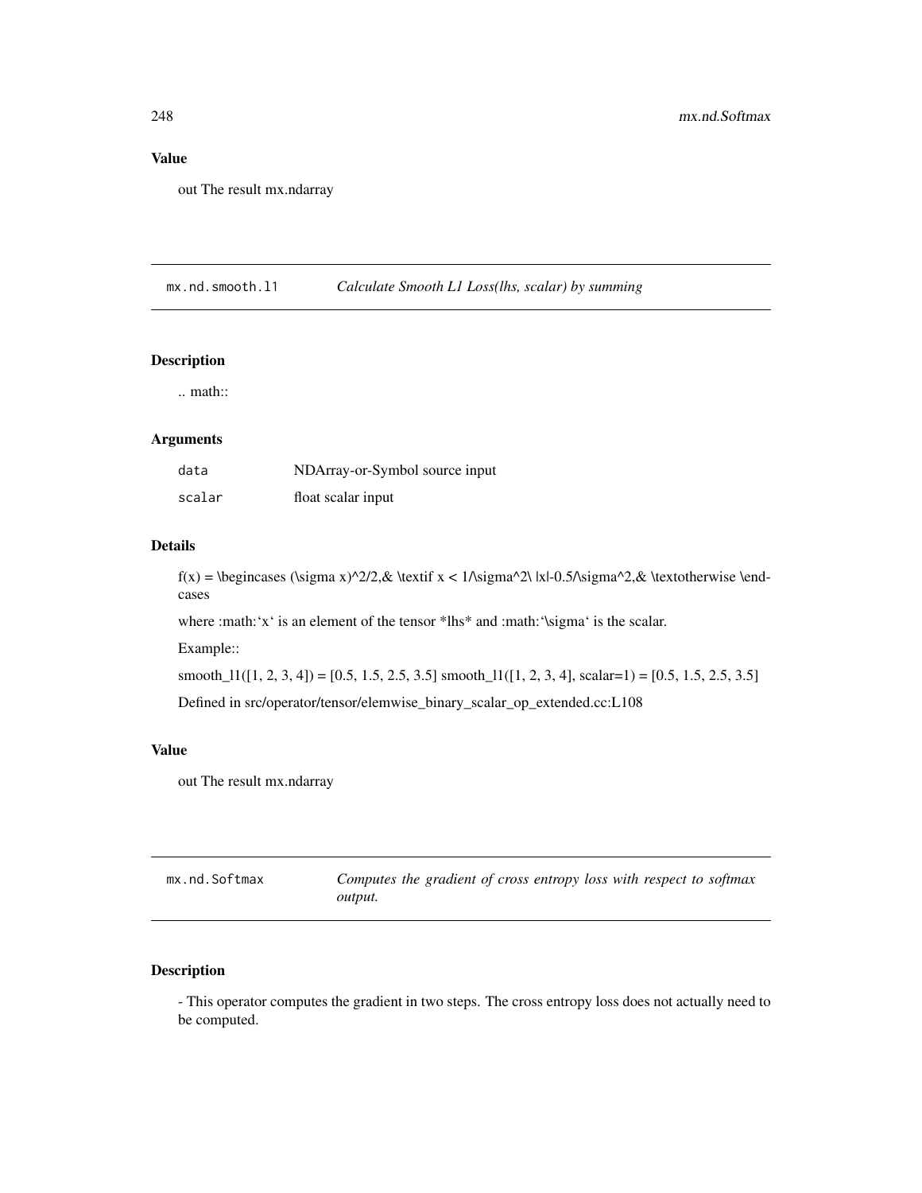## Value

out The result mx.ndarray

---

## mx.nd.smooth.l1 — *Calculate Smooth L1 Loss(lhs, scalar) by summing*

### Description

.. math::

### Arguments

| | |
|---|---|
| `data` | NDArray-or-Symbol source input |
| `scalar` | float scalar input |

### Details

f(x) = \begincases (\sigma x)^2/2,& \textif x < 1/\sigma^2\ |x|-0.5/\sigma^2,& \textotherwise \endcases

where :math:'x' is an element of the tensor *lhs* and :math:'\sigma' is the scalar.

Example::

smooth_l1([1, 2, 3, 4]) = [0.5, 1.5, 2.5, 3.5] smooth_l1([1, 2, 3, 4], scalar=1) = [0.5, 1.5, 2.5, 3.5]

Defined in src/operator/tensor/elemwise_binary_scalar_op_extended.cc:L108

### Value

out The result mx.ndarray

---

## mx.nd.Softmax — *Computes the gradient of cross entropy loss with respect to softmax output.*

### Description

- This operator computes the gradient in two steps. The cross entropy loss does not actually need to be computed.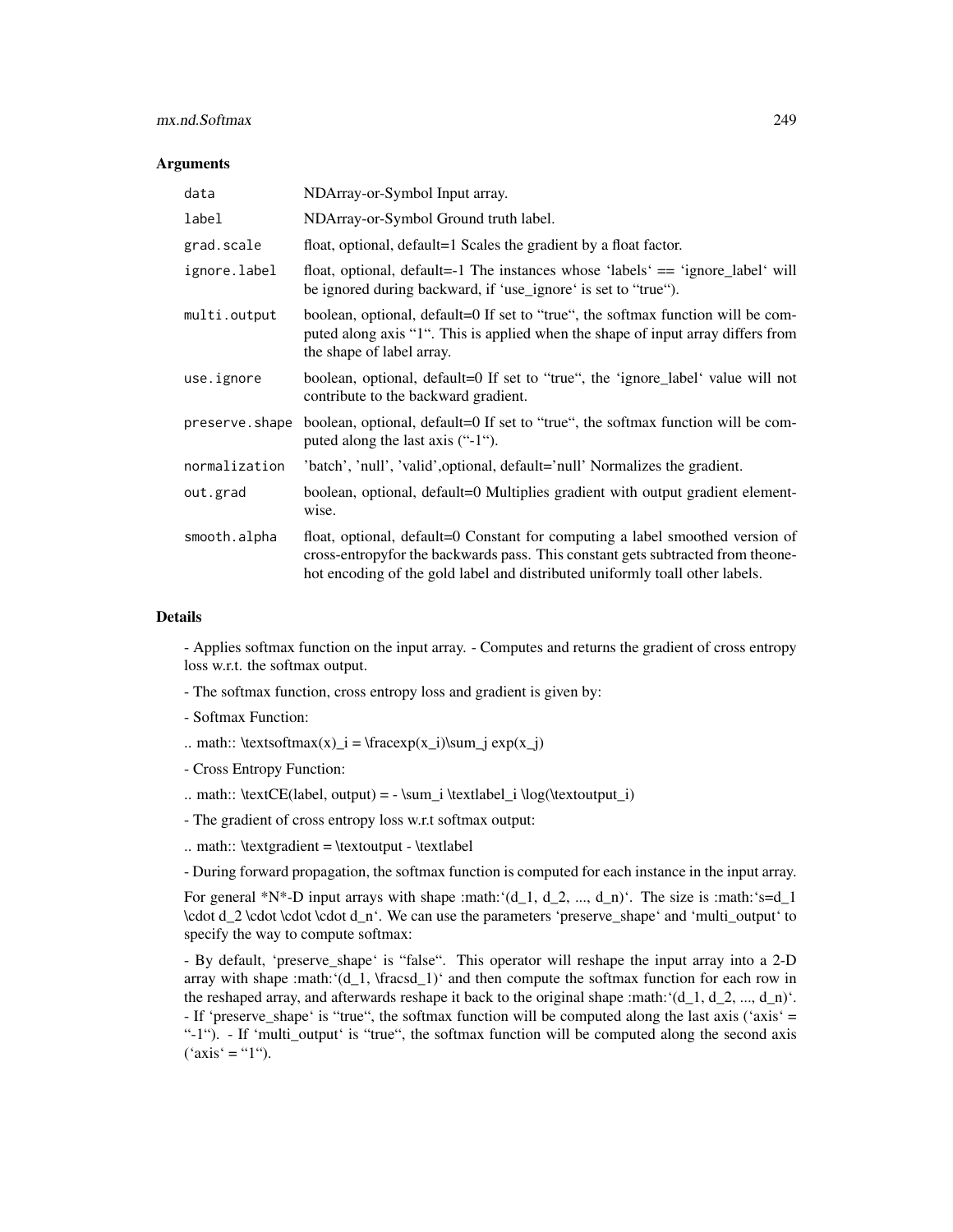## Arguments

| | |
|---|---|
| data | NDArray-or-Symbol Input array. |
| label | NDArray-or-Symbol Ground truth label. |
| grad.scale | float, optional, default=1 Scales the gradient by a float factor. |
| ignore.label | float, optional, default=-1 The instances whose 'labels' == 'ignore_label' will be ignored during backward, if 'use_ignore' is set to "true"). |
| multi.output | boolean, optional, default=0 If set to "true", the softmax function will be computed along axis "1". This is applied when the shape of input array differs from the shape of label array. |
| use.ignore | boolean, optional, default=0 If set to "true", the 'ignore_label' value will not contribute to the backward gradient. |
| preserve.shape | boolean, optional, default=0 If set to "true", the softmax function will be computed along the last axis ("-1"). |
| normalization | 'batch', 'null', 'valid',optional, default='null' Normalizes the gradient. |
| out.grad | boolean, optional, default=0 Multiplies gradient with output gradient element-wise. |
| smooth.alpha | float, optional, default=0 Constant for computing a label smoothed version of cross-entropyfor the backwards pass. This constant gets subtracted from theone-hot encoding of the gold label and distributed uniformly toall other labels. |

## Details

- Applies softmax function on the input array. - Computes and returns the gradient of cross entropy loss w.r.t. the softmax output.

- The softmax function, cross entropy loss and gradient is given by:

- Softmax Function:

.. math:: \textsoftmax(x)_i = \fracexp(x_i)\sum_j exp(x_j)

- Cross Entropy Function:

.. math:: \textCE(label, output) = - \sum_i \textlabel_i \log(\textoutput_i)

- The gradient of cross entropy loss w.r.t softmax output:

.. math:: \textgradient = \textoutput - \textlabel

- During forward propagation, the softmax function is computed for each instance in the input array.

For general *N*-D input arrays with shape :math:'(d_1, d_2, ..., d_n)'. The size is :math:'s=d_1 \cdot d_2 \cdot \cdot \cdot d_n'. We can use the parameters 'preserve_shape' and 'multi_output' to specify the way to compute softmax:

- By default, 'preserve_shape' is "false". This operator will reshape the input array into a 2-D array with shape :math:'(d_1, \fracsd_1)' and then compute the softmax function for each row in the reshaped array, and afterwards reshape it back to the original shape :math:'(d_1, d_2, ..., d_n)'. - If 'preserve_shape' is "true", the softmax function will be computed along the last axis ('axis' = "-1"). - If 'multi_output' is "true", the softmax function will be computed along the second axis ('axis' = "1").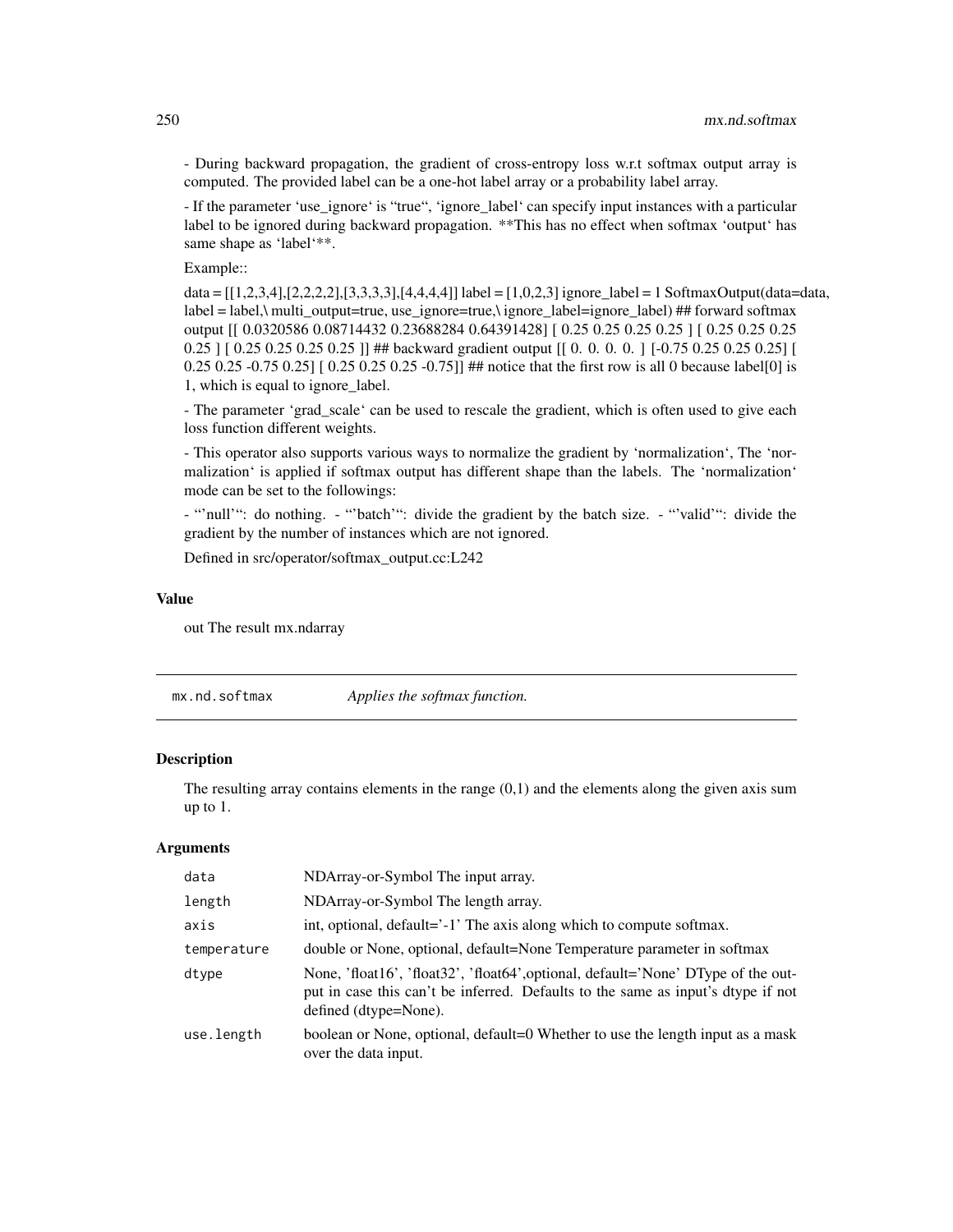- During backward propagation, the gradient of cross-entropy loss w.r.t softmax output array is computed. The provided label can be a one-hot label array or a probability label array.

- If the parameter 'use_ignore' is "true", 'ignore_label' can specify input instances with a particular label to be ignored during backward propagation. **This has no effect when softmax 'output' has same shape as 'label'**.

Example::

data = [[1,2,3,4],[2,2,2,2],[3,3,3,3],[4,4,4,4]] label = [1,0,2,3] ignore_label = 1 SoftmaxOutput(data=data, label = label,\ multi_output=true, use_ignore=true,\ ignore_label=ignore_label) ## forward softmax output [[ 0.0320586 0.08714432 0.23688284 0.64391428] [ 0.25 0.25 0.25 0.25 ] [ 0.25 0.25 0.25 0.25 ] [ 0.25 0.25 0.25 0.25 ]] ## backward gradient output [[ 0. 0. 0. 0. ] [-0.75 0.25 0.25 0.25] [ 0.25 0.25 -0.75 0.25] [ 0.25 0.25 0.25 -0.75]] ## notice that the first row is all 0 because label[0] is 1, which is equal to ignore_label.

- The parameter 'grad_scale' can be used to rescale the gradient, which is often used to give each loss function different weights.

- This operator also supports various ways to normalize the gradient by 'normalization', The 'normalization' is applied if softmax output has different shape than the labels. The 'normalization' mode can be set to the followings:

- "'null'": do nothing. - "'batch'": divide the gradient by the batch size. - "'valid'": divide the gradient by the number of instances which are not ignored.

Defined in src/operator/softmax_output.cc:L242

### Value

out The result mx.ndarray

---

## mx.nd.softmax *Applies the softmax function.*

### Description

The resulting array contains elements in the range (0,1) and the elements along the given axis sum up to 1.

### Arguments

| | |
|---|---|
| data | NDArray-or-Symbol The input array. |
| length | NDArray-or-Symbol The length array. |
| axis | int, optional, default='-1' The axis along which to compute softmax. |
| temperature | double or None, optional, default=None Temperature parameter in softmax |
| dtype | None, 'float16', 'float32', 'float64',optional, default='None' DType of the output in case this can't be inferred. Defaults to the same as input's dtype if not defined (dtype=None). |
| use.length | boolean or None, optional, default=0 Whether to use the length input as a mask over the data input. |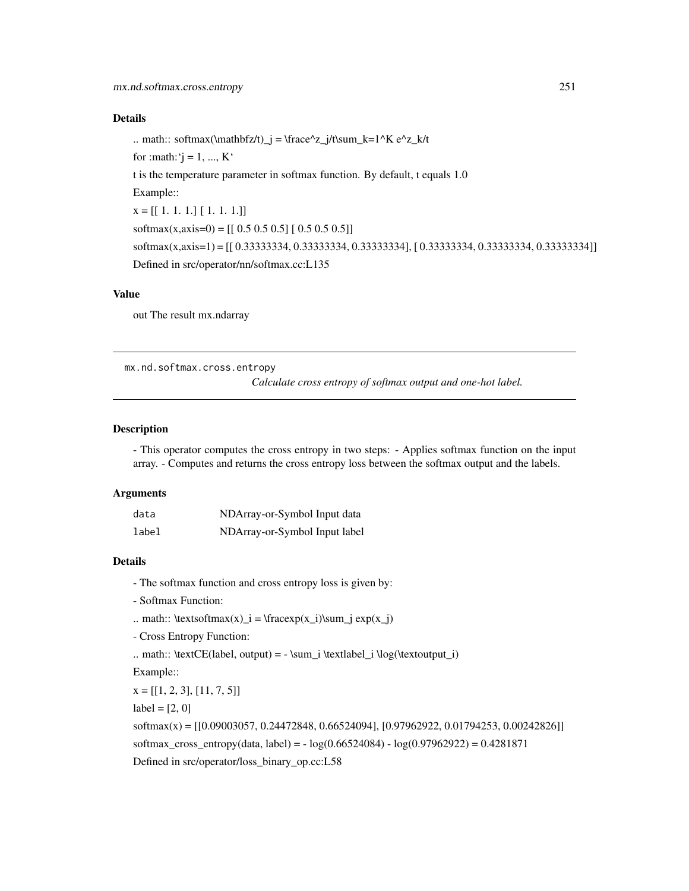## Details

.. math:: softmax(\mathbfz/t)_j = \frace^z_j/t\sum_k=1^K e^z_k/t

for :math:'j = 1, ..., K'

t is the temperature parameter in softmax function. By default, t equals 1.0

Example::

x = [[ 1. 1. 1.] [ 1. 1. 1.]]

softmax(x,axis=0) = [[ 0.5 0.5 0.5] [ 0.5 0.5 0.5]]

softmax(x,axis=1) = [[ 0.33333334, 0.33333334, 0.33333334], [ 0.33333334, 0.33333334, 0.33333334]]

Defined in src/operator/nn/softmax.cc:L135

## Value

out The result mx.ndarray

---

# mx.nd.softmax.cross.entropy

*Calculate cross entropy of softmax output and one-hot label.*

## Description

- This operator computes the cross entropy in two steps: - Applies softmax function on the input array. - Computes and returns the cross entropy loss between the softmax output and the labels.

## Arguments

| | |
|---|---|
| `data` | NDArray-or-Symbol Input data |
| `label` | NDArray-or-Symbol Input label |

## Details

- The softmax function and cross entropy loss is given by:

- Softmax Function:

.. math:: \textsoftmax(x)_i = \fracexp(x_i)\sum_j exp(x_j)

- Cross Entropy Function:

.. math:: \textCE(label, output) = - \sum_i \textlabel_i \log(\textoutput_i)

Example::

x = [[1, 2, 3], [11, 7, 5]]

label = [2, 0]

softmax(x) = [[0.09003057, 0.24472848, 0.66524094], [0.97962922, 0.01794253, 0.00242826]]

softmax_cross_entropy(data, label) = - log(0.66524084) - log(0.97962922) = 0.4281871

Defined in src/operator/loss_binary_op.cc:L58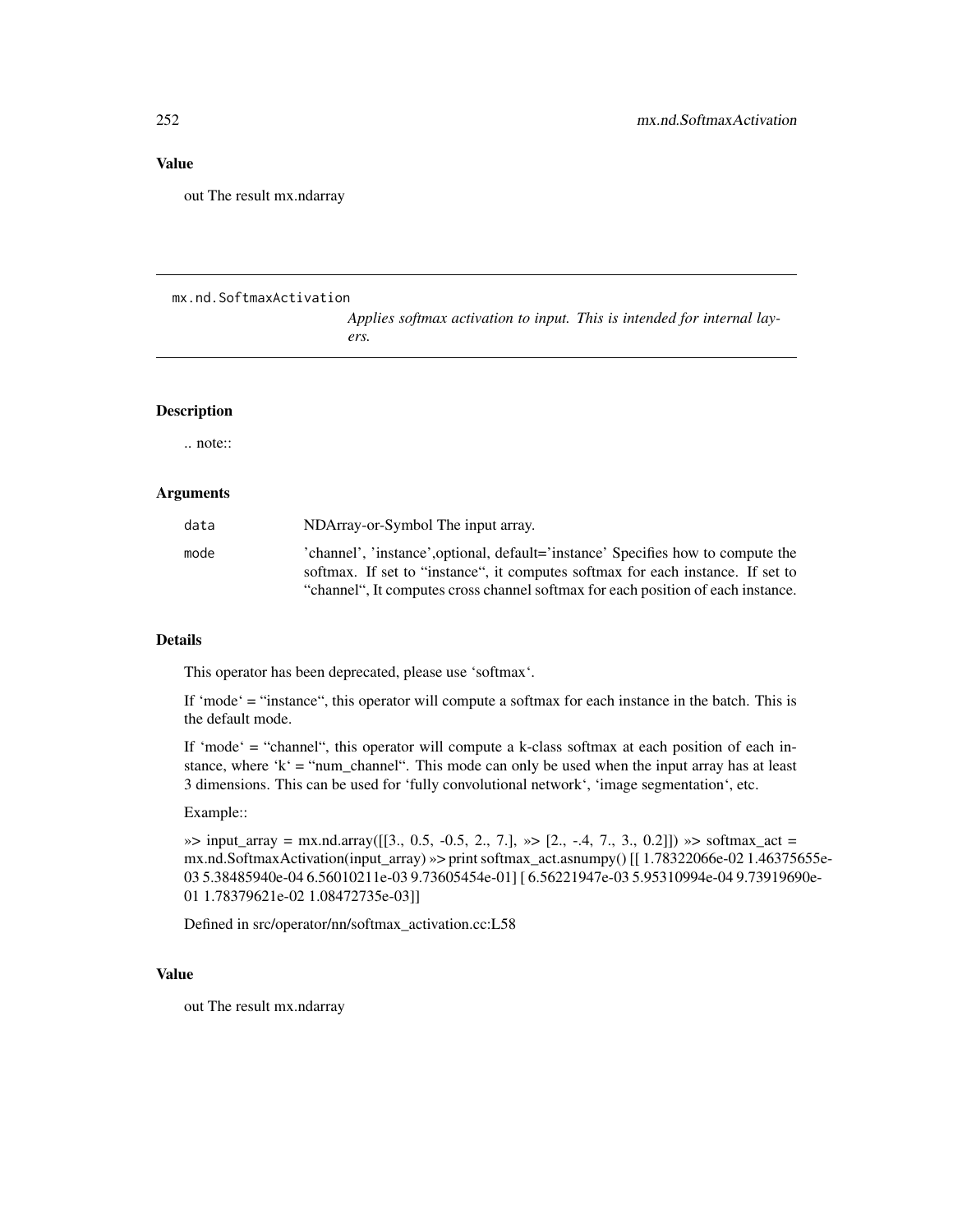## Value

out The result mx.ndarray

---

`mx.nd.SoftmaxActivation` — *Applies softmax activation to input. This is intended for internal layers.*

---

### Description

.. note::

### Arguments

| | |
|---|---|
| `data` | NDArray-or-Symbol The input array. |
| `mode` | 'channel', 'instance',optional, default='instance' Specifies how to compute the softmax. If set to "instance", it computes softmax for each instance. If set to "channel", It computes cross channel softmax for each position of each instance. |

### Details

This operator has been deprecated, please use 'softmax'.

If 'mode' = "instance", this operator will compute a softmax for each instance in the batch. This is the default mode.

If 'mode' = "channel", this operator will compute a k-class softmax at each position of each instance, where 'k' = "num_channel". This mode can only be used when the input array has at least 3 dimensions. This can be used for 'fully convolutional network', 'image segmentation', etc.

Example::

»> input_array = mx.nd.array([[3., 0.5, -0.5, 2., 7.], »> [2., -.4, 7., 3., 0.2]]) »> softmax_act = mx.nd.SoftmaxActivation(input_array) »> print softmax_act.asnumpy() [[ 1.78322066e-02 1.46375655e-03 5.38485940e-04 6.56010211e-03 9.73605454e-01] [ 6.56221947e-03 5.95310994e-04 9.73919690e-01 1.78379621e-02 1.08472735e-03]]

Defined in src/operator/nn/softmax_activation.cc:L58

### Value

out The result mx.ndarray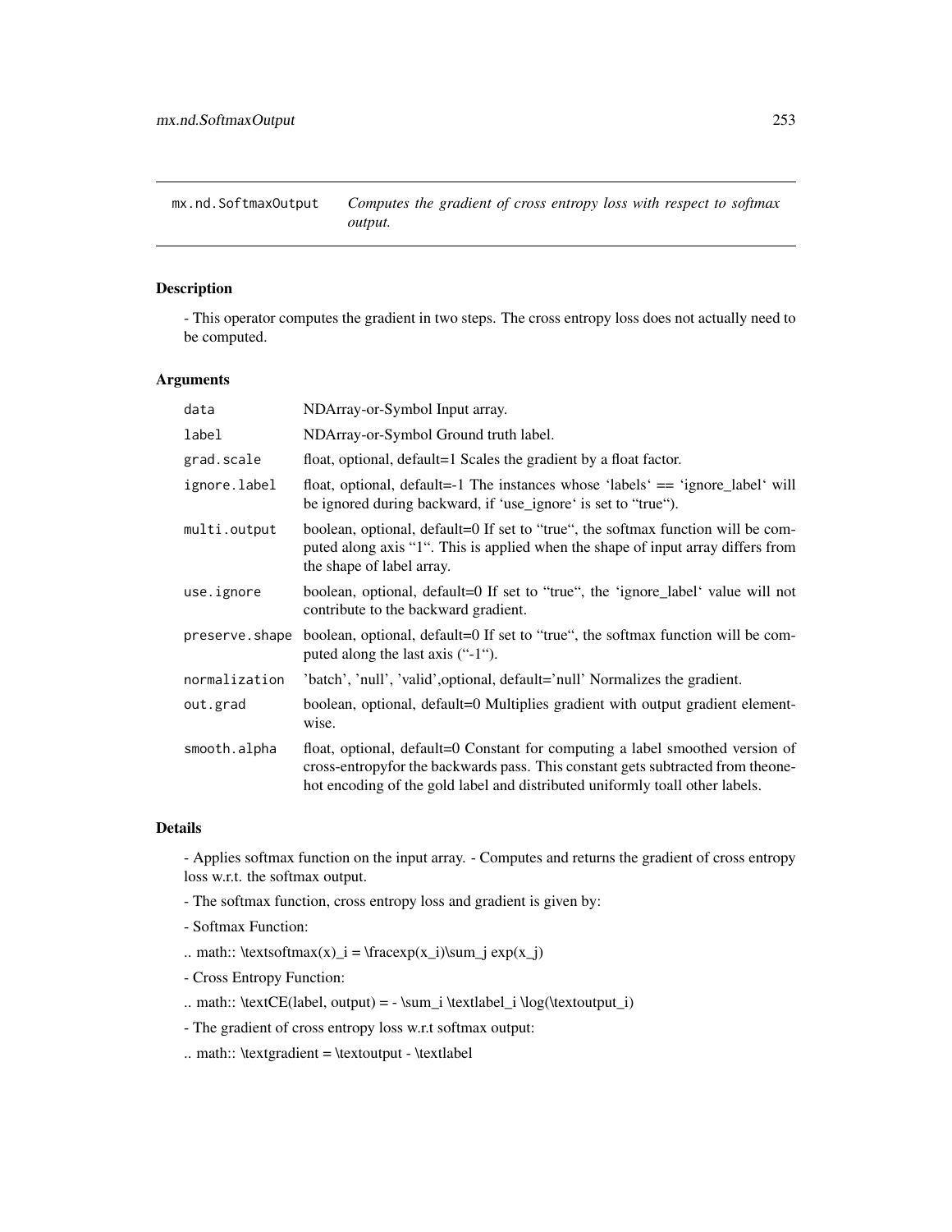## mx.nd.SoftmaxOutput — *Computes the gradient of cross entropy loss with respect to softmax output.*

### Description

- This operator computes the gradient in two steps. The cross entropy loss does not actually need to be computed.

### Arguments

| | |
|---|---|
| `data` | NDArray-or-Symbol Input array. |
| `label` | NDArray-or-Symbol Ground truth label. |
| `grad.scale` | float, optional, default=1 Scales the gradient by a float factor. |
| `ignore.label` | float, optional, default=-1 The instances whose 'labels' == 'ignore_label' will be ignored during backward, if 'use_ignore' is set to "true"). |
| `multi.output` | boolean, optional, default=0 If set to "true", the softmax function will be computed along axis "1". This is applied when the shape of input array differs from the shape of label array. |
| `use.ignore` | boolean, optional, default=0 If set to "true", the 'ignore_label' value will not contribute to the backward gradient. |
| `preserve.shape` | boolean, optional, default=0 If set to "true", the softmax function will be computed along the last axis ("-1"). |
| `normalization` | 'batch', 'null', 'valid',optional, default='null' Normalizes the gradient. |
| `out.grad` | boolean, optional, default=0 Multiplies gradient with output gradient element-wise. |
| `smooth.alpha` | float, optional, default=0 Constant for computing a label smoothed version of cross-entropyfor the backwards pass. This constant gets subtracted from theone-hot encoding of the gold label and distributed uniformly toall other labels. |

### Details

- Applies softmax function on the input array. - Computes and returns the gradient of cross entropy loss w.r.t. the softmax output.

- The softmax function, cross entropy loss and gradient is given by:

- Softmax Function:

.. math:: \textsoftmax(x)_i = \fracexp(x_i)\sum_j exp(x_j)

- Cross Entropy Function:

.. math:: \textCE(label, output) = - \sum_i \textlabel_i \log(\textoutput_i)

- The gradient of cross entropy loss w.r.t softmax output:

.. math:: \textgradient = \textoutput - \textlabel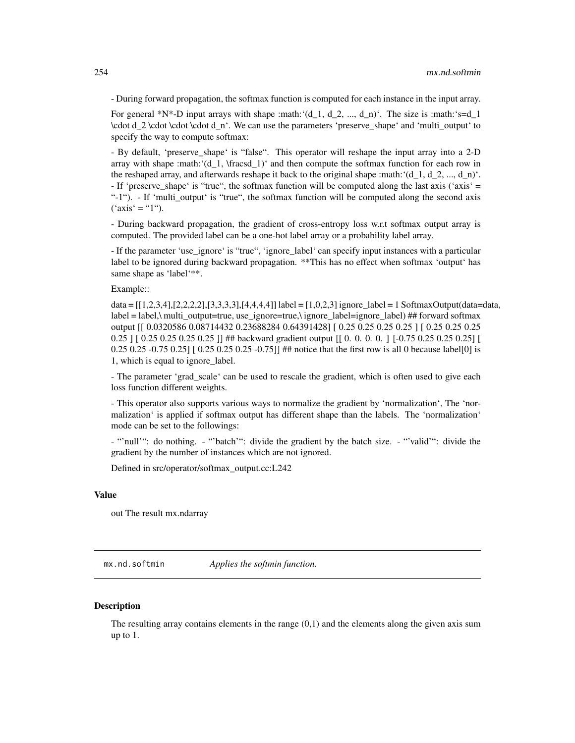- During forward propagation, the softmax function is computed for each instance in the input array.

For general *N*-D input arrays with shape :math:'(d_1, d_2, ..., d_n)'. The size is :math:'s=d_1 \cdot d_2 \cdot \cdot \cdot d_n'. We can use the parameters 'preserve_shape' and 'multi_output' to specify the way to compute softmax:

- By default, 'preserve_shape' is "false". This operator will reshape the input array into a 2-D array with shape :math:'(d_1, \fracsd_1)' and then compute the softmax function for each row in the reshaped array, and afterwards reshape it back to the original shape :math:'(d_1, d_2, ..., d_n)'. - If 'preserve_shape' is "true", the softmax function will be computed along the last axis ('axis' = "-1"). - If 'multi_output' is "true", the softmax function will be computed along the second axis ('axis' = "1").

- During backward propagation, the gradient of cross-entropy loss w.r.t softmax output array is computed. The provided label can be a one-hot label array or a probability label array.

- If the parameter 'use_ignore' is "true", 'ignore_label' can specify input instances with a particular label to be ignored during backward propagation. **This has no effect when softmax 'output' has same shape as 'label'**.

Example::

data = [[1,2,3,4],[2,2,2,2],[3,3,3,3],[4,4,4,4]] label = [1,0,2,3] ignore_label = 1 SoftmaxOutput(data=data, label = label,\ multi_output=true, use_ignore=true,\ ignore_label=ignore_label) ## forward softmax output [[ 0.0320586 0.08714432 0.23688284 0.64391428] [ 0.25 0.25 0.25 0.25 ] [ 0.25 0.25 0.25 0.25 ] [ 0.25 0.25 0.25 0.25 ]] ## backward gradient output [[ 0. 0. 0. 0. ] [-0.75 0.25 0.25 0.25] [ 0.25 0.25 -0.75 0.25] [ 0.25 0.25 0.25 -0.75]] ## notice that the first row is all 0 because label[0] is 1, which is equal to ignore_label.

- The parameter 'grad_scale' can be used to rescale the gradient, which is often used to give each loss function different weights.

- This operator also supports various ways to normalize the gradient by 'normalization', The 'normalization' is applied if softmax output has different shape than the labels. The 'normalization' mode can be set to the followings:

- "'null'": do nothing. - "'batch'": divide the gradient by the batch size. - "'valid'": divide the gradient by the number of instances which are not ignored.

Defined in src/operator/softmax_output.cc:L242

### Value

out The result mx.ndarray

---

## mx.nd.softmin *Applies the softmin function.*

---

### Description

The resulting array contains elements in the range (0,1) and the elements along the given axis sum up to 1.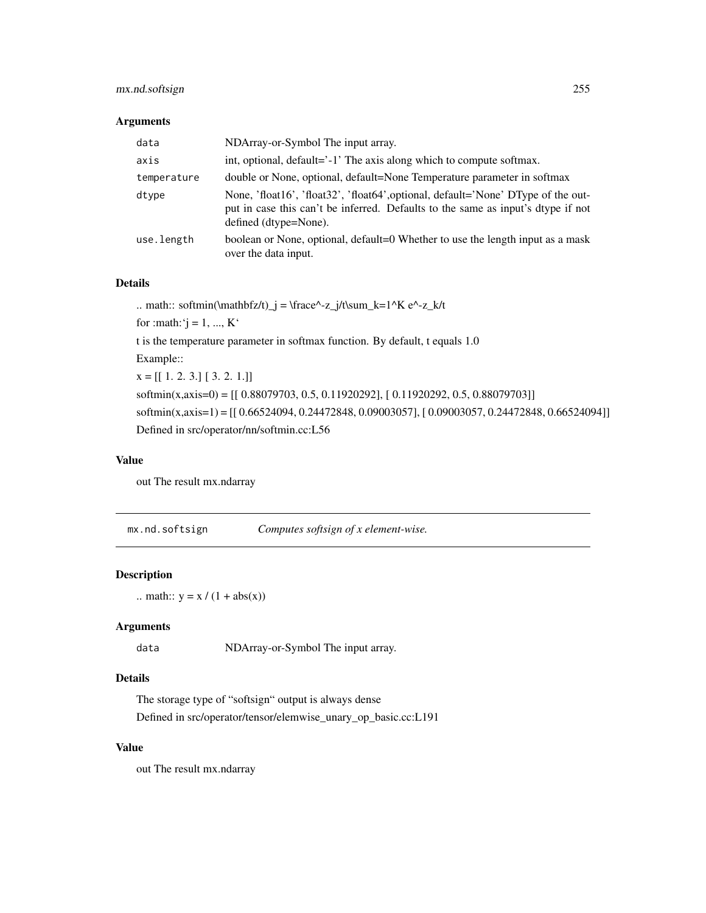### Arguments

| | |
|---|---|
| data | NDArray-or-Symbol The input array. |
| axis | int, optional, default='-1' The axis along which to compute softmax. |
| temperature | double or None, optional, default=None Temperature parameter in softmax |
| dtype | None, 'float16', 'float32', 'float64',optional, default='None' DType of the output in case this can't be inferred. Defaults to the same as input's dtype if not defined (dtype=None). |
| use.length | boolean or None, optional, default=0 Whether to use the length input as a mask over the data input. |

### Details

.. math:: softmin(\mathbfz/t)_j = \frace^-z_j/t\sum_k=1^K e^-z_k/t

for :math:`j = 1, ..., K`

t is the temperature parameter in softmax function. By default, t equals 1.0

Example::

x = [[ 1. 2. 3.] [ 3. 2. 1.]]

softmin(x,axis=0) = [[ 0.88079703, 0.5, 0.11920292], [ 0.11920292, 0.5, 0.88079703]]

softmin(x,axis=1) = [[ 0.66524094, 0.24472848, 0.09003057], [ 0.09003057, 0.24472848, 0.66524094]]

Defined in src/operator/nn/softmin.cc:L56

### Value

out The result mx.ndarray

---

## mx.nd.softsign *Computes softsign of x element-wise.*

### Description

.. math:: y = x / (1 + abs(x))

### Arguments

| | |
|---|---|
| data | NDArray-or-Symbol The input array. |

### Details

The storage type of "softsign" output is always dense

Defined in src/operator/tensor/elemwise_unary_op_basic.cc:L191

### Value

out The result mx.ndarray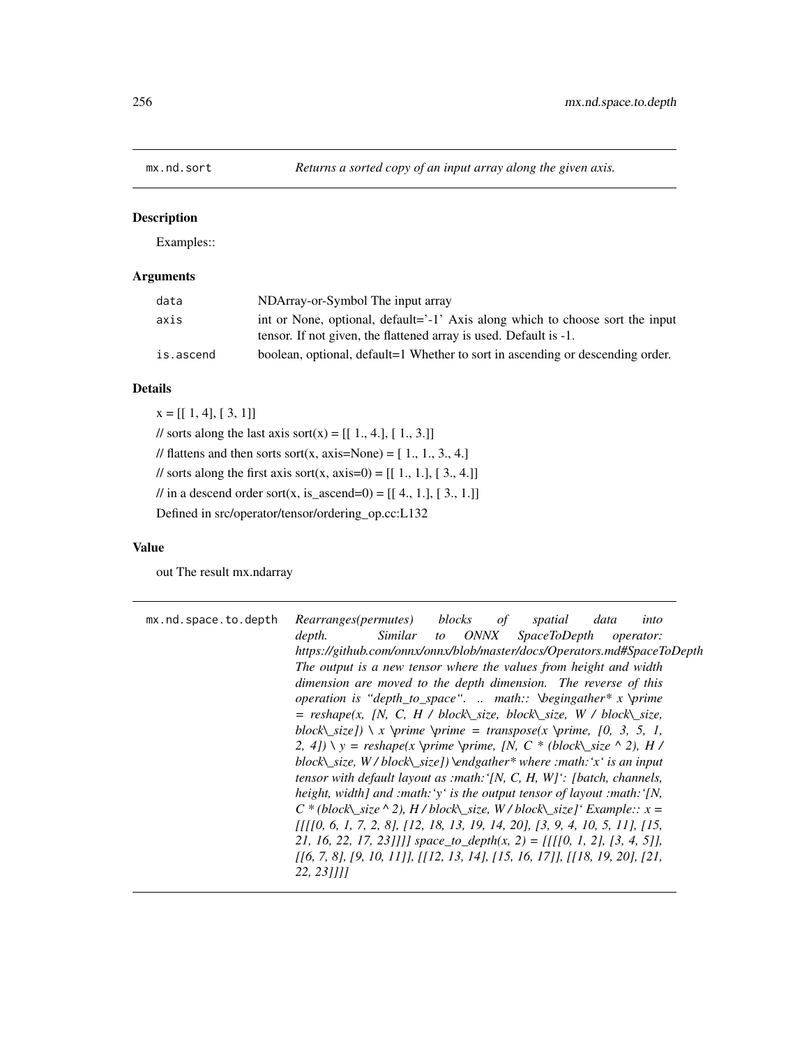## mx.nd.sort

*Returns a sorted copy of an input array along the given axis.*

### Description

Examples::

### Arguments

| | |
|---|---|
| data | NDArray-or-Symbol The input array |
| axis | int or None, optional, default='-1' Axis along which to choose sort the input tensor. If not given, the flattened array is used. Default is -1. |
| is.ascend | boolean, optional, default=1 Whether to sort in ascending or descending order. |

### Details

x = [[ 1, 4], [ 3, 1]]

// sorts along the last axis sort(x) = [[ 1., 4.], [ 1., 3.]]

// flattens and then sorts sort(x, axis=None) = [ 1., 1., 3., 4.]

// sorts along the first axis sort(x, axis=0) = [[ 1., 1.], [ 3., 4.]]

// in a descend order sort(x, is_ascend=0) = [[ 4., 1.], [ 3., 1.]]

Defined in src/operator/tensor/ordering_op.cc:L132

### Value

out The result mx.ndarray

## mx.nd.space.to.depth

*Rearranges(permutes) blocks of spatial data into depth. Similar to ONNX SpaceToDepth operator: https://github.com/onnx/onnx/blob/master/docs/Operators.md#SpaceToDepth The output is a new tensor where the values from height and width dimension are moved to the depth dimension. The reverse of this operation is "depth_to_space". .. math:: \begingather* x \prime = reshape(x, [N, C, H / block\_size, block\_size, W / block\_size, block\_size]) \ x \prime \prime = transpose(x \prime, [0, 3, 5, 1, 2, 4]) \ y = reshape(x \prime \prime, [N, C * (block\_size ^ 2), H / block\_size, W / block\_size]) \endgather* where :math:'x' is an input tensor with default layout as :math:'[N, C, H, W]': [batch, channels, height, width] and :math:'y' is the output tensor of layout :math:'[N, C * (block\_size ^ 2), H / block\_size, W / block\_size]' Example:: x = [[[[0, 6, 1, 7, 2, 8], [12, 18, 13, 19, 14, 20], [3, 9, 4, 10, 5, 11], [15, 21, 16, 22, 17, 23]]]] space_to_depth(x, 2) = [[[[0, 1, 2], [3, 4, 5]], [[6, 7, 8], [9, 10, 11]], [[12, 13, 14], [15, 16, 17]], [[18, 19, 20], [21, 22, 23]]]]*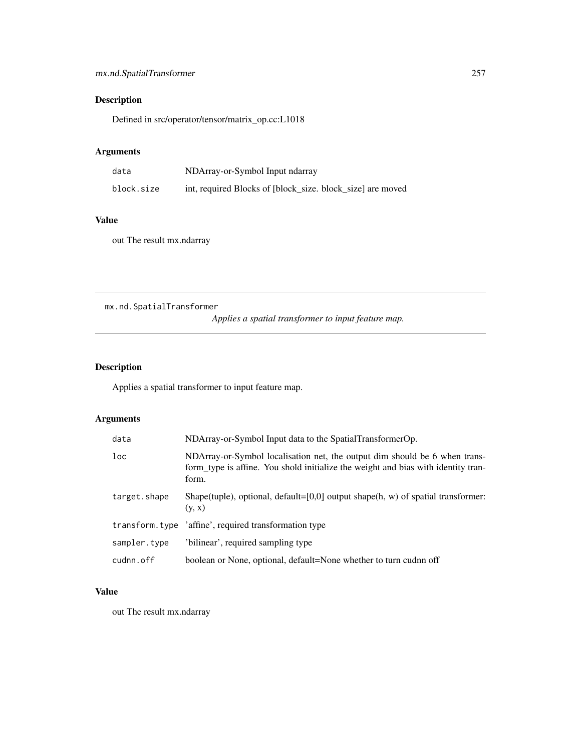## Description

Defined in src/operator/tensor/matrix_op.cc:L1018

## Arguments

| | |
|---|---|
| data | NDArray-or-Symbol Input ndarray |
| block.size | int, required Blocks of [block_size. block_size] are moved |

## Value

out The result mx.ndarray

---

# mx.nd.SpatialTransformer

*Applies a spatial transformer to input feature map.*

---

## Description

Applies a spatial transformer to input feature map.

## Arguments

| | |
|---|---|
| data | NDArray-or-Symbol Input data to the SpatialTransformerOp. |
| loc | NDArray-or-Symbol localisation net, the output dim should be 6 when transform_type is affine. You shold initialize the weight and bias with identity tranform. |
| target.shape | Shape(tuple), optional, default=[0,0] output shape(h, w) of spatial transformer: (y, x) |
| transform.type | 'affine', required transformation type |
| sampler.type | 'bilinear', required sampling type |
| cudnn.off | boolean or None, optional, default=None whether to turn cudnn off |

## Value

out The result mx.ndarray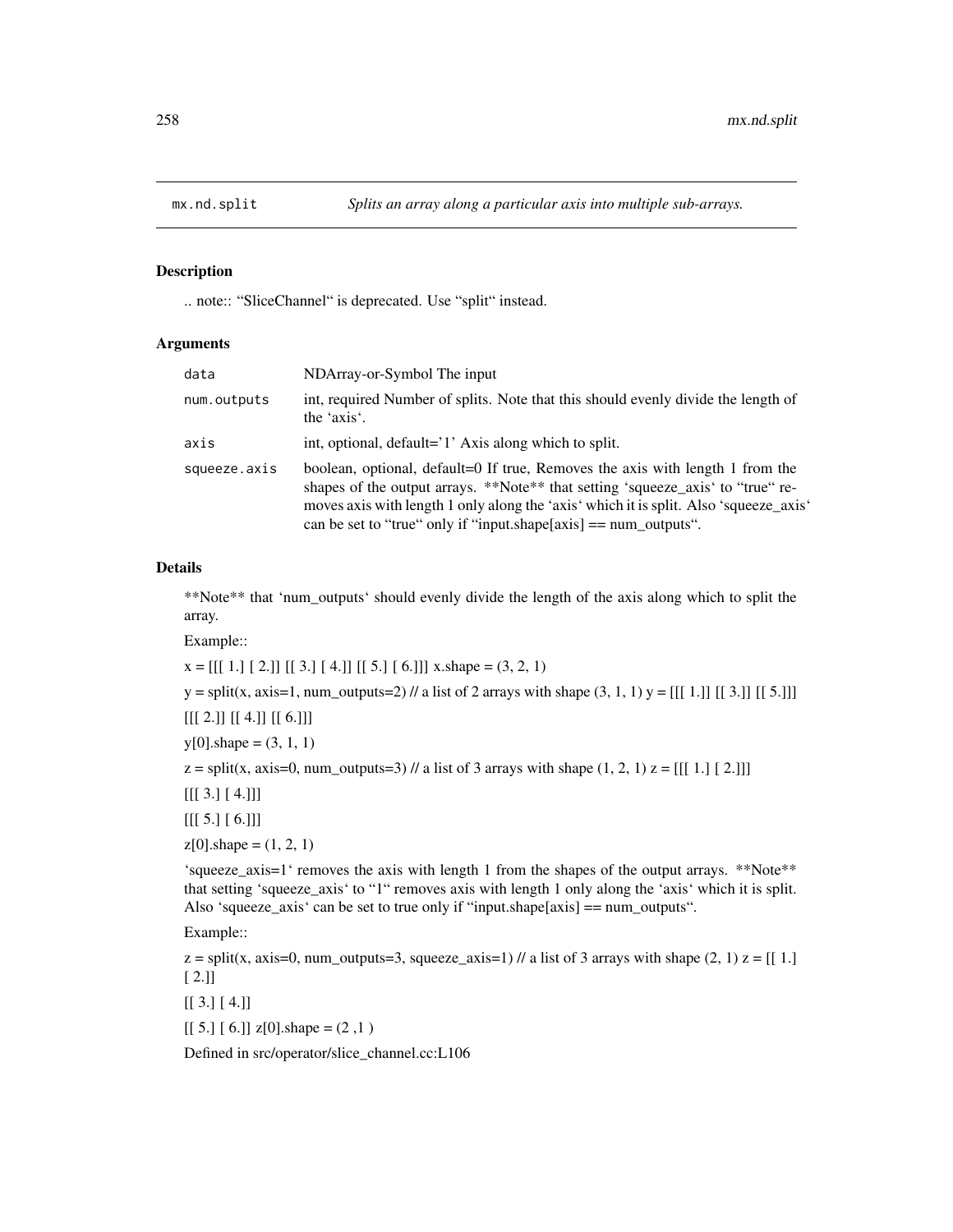## mx.nd.split

*Splits an array along a particular axis into multiple sub-arrays.*

### Description

.. note:: "SliceChannel" is deprecated. Use "split" instead.

### Arguments

| | |
|---|---|
| `data` | NDArray-or-Symbol The input |
| `num.outputs` | int, required Number of splits. Note that this should evenly divide the length of the 'axis'. |
| `axis` | int, optional, default='1' Axis along which to split. |
| `squeeze.axis` | boolean, optional, default=0 If true, Removes the axis with length 1 from the shapes of the output arrays. **Note** that setting 'squeeze_axis' to "true" removes axis with length 1 only along the 'axis' which it is split. Also 'squeeze_axis' can be set to "true" only if "input.shape[axis] == num_outputs". |

### Details

**Note** that 'num_outputs' should evenly divide the length of the axis along which to split the array.

Example::

x = [[[ 1.] [ 2.]] [[ 3.] [ 4.]] [[ 5.] [ 6.]]] x.shape = (3, 2, 1)

y = split(x, axis=1, num_outputs=2) // a list of 2 arrays with shape (3, 1, 1) y = [[[ 1.]] [[ 3.]] [[ 5.]]]

[[[ 2.]] [[ 4.]] [[ 6.]]]

y[0].shape = (3, 1, 1)

z = split(x, axis=0, num_outputs=3) // a list of 3 arrays with shape (1, 2, 1) z = [[[ 1.] [ 2.]]]

[[[ 3.] [ 4.]]]

[[[ 5.] [ 6.]]]

z[0].shape = (1, 2, 1)

'squeeze_axis=1' removes the axis with length 1 from the shapes of the output arrays. **Note** that setting 'squeeze_axis' to "1" removes axis with length 1 only along the 'axis' which it is split. Also 'squeeze_axis' can be set to true only if "input.shape[axis] == num_outputs".

Example::

z = split(x, axis=0, num_outputs=3, squeeze_axis=1) // a list of 3 arrays with shape (2, 1) z = [[ 1.] [ 2.]]

[[ 3.] [ 4.]]

[[ 5.] [ 6.]] z[0].shape = (2 ,1 )

Defined in src/operator/slice_channel.cc:L106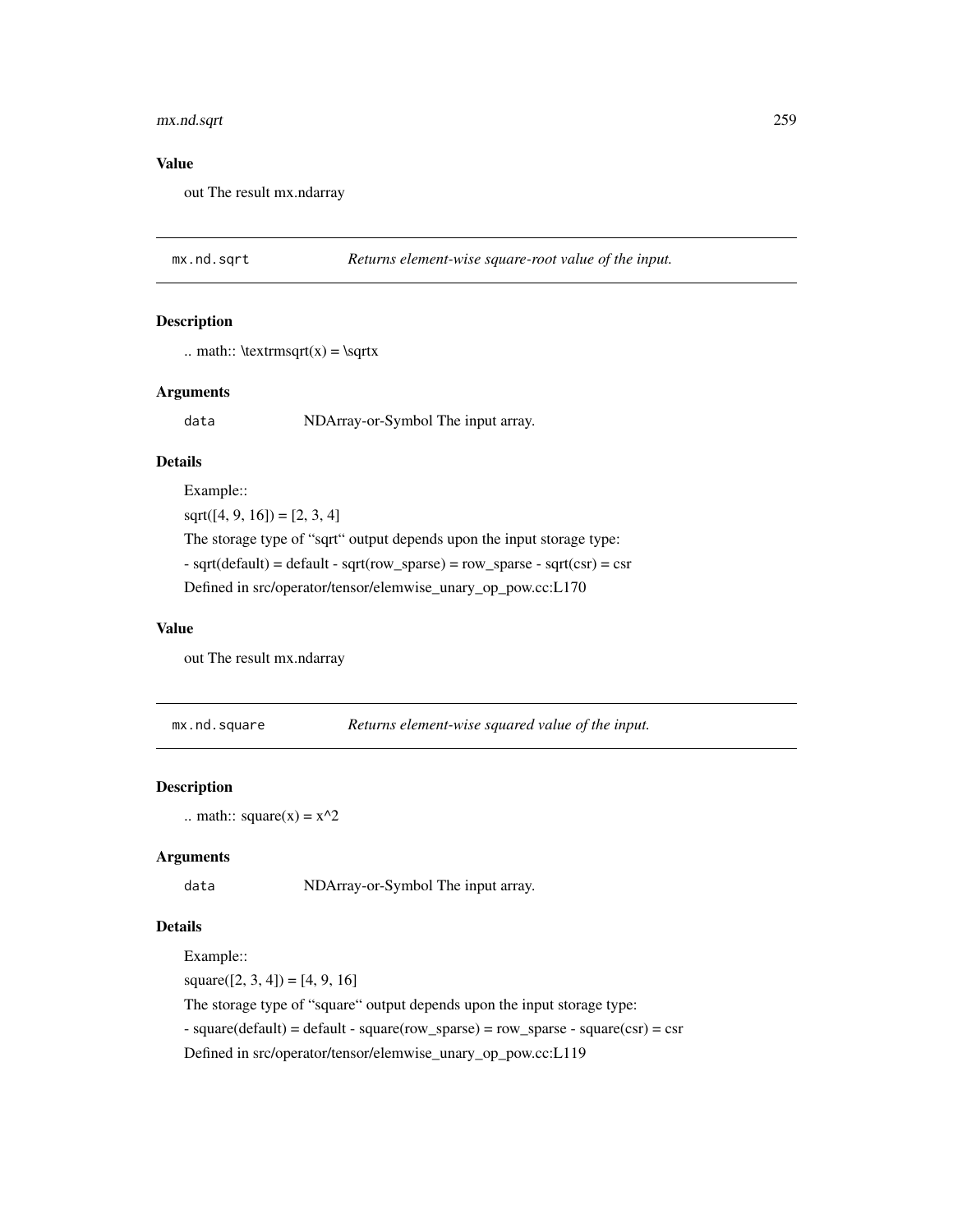## Value

out The result mx.ndarray

---

`mx.nd.sqrt` *Returns element-wise square-root value of the input.*

---

### Description

.. math:: \textrmsqrt(x) = \sqrtx

### Arguments

`data` NDArray-or-Symbol The input array.

### Details

Example::

sqrt([4, 9, 16]) = [2, 3, 4]

The storage type of “sqrt“ output depends upon the input storage type:

- sqrt(default) = default - sqrt(row_sparse) = row_sparse - sqrt(csr) = csr

Defined in src/operator/tensor/elemwise_unary_op_pow.cc:L170

### Value

out The result mx.ndarray

---

`mx.nd.square` *Returns element-wise squared value of the input.*

---

### Description

.. math:: square(x) = x^2

### Arguments

`data` NDArray-or-Symbol The input array.

### Details

Example::

square([2, 3, 4]) = [4, 9, 16]

The storage type of “square“ output depends upon the input storage type:

- square(default) = default - square(row_sparse) = row_sparse - square(csr) = csr

Defined in src/operator/tensor/elemwise_unary_op_pow.cc:L119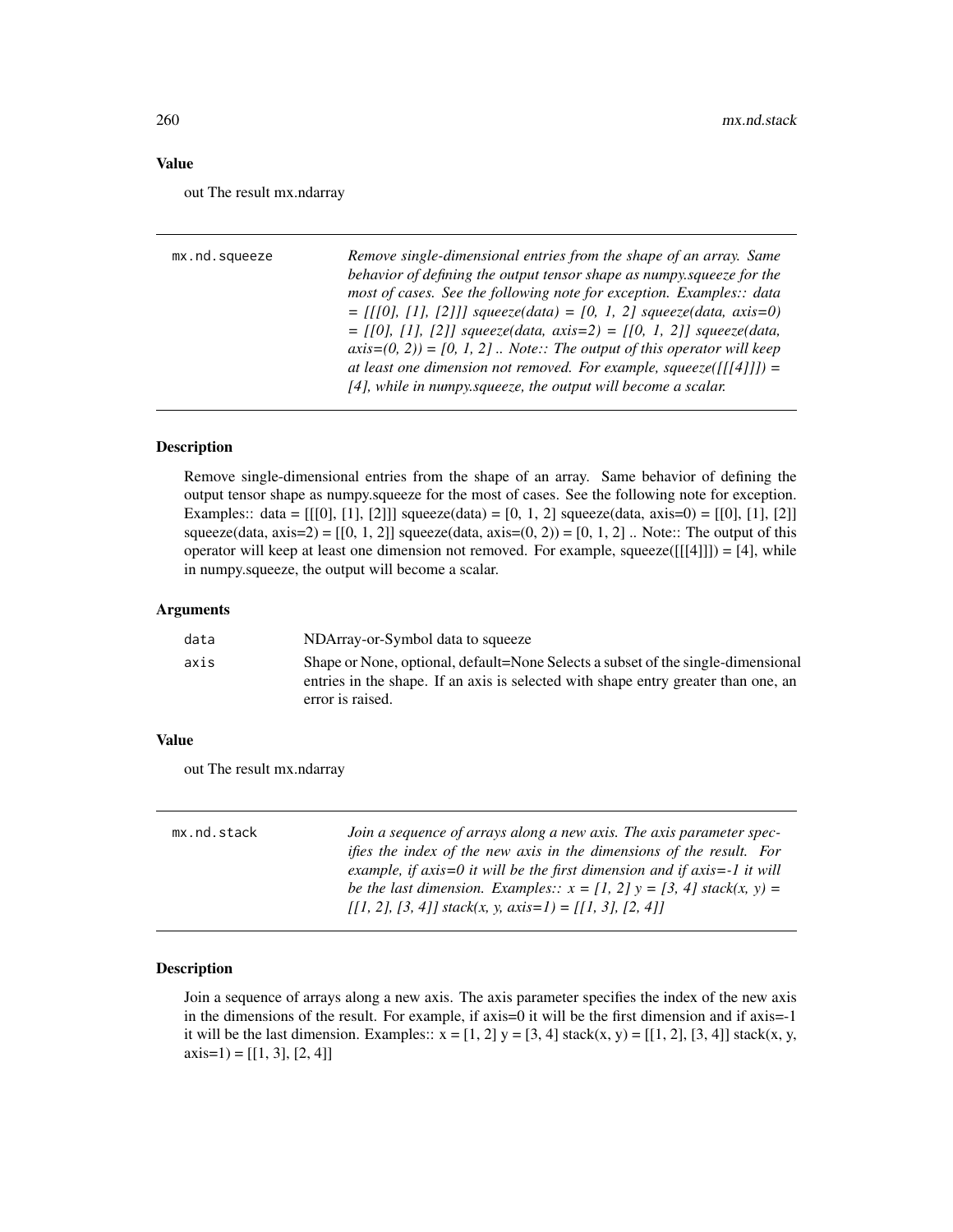### Value

out The result mx.ndarray

---

| mx.nd.squeeze | *Remove single-dimensional entries from the shape of an array. Same behavior of defining the output tensor shape as numpy.squeeze for the most of cases. See the following note for exception. Examples:: data = [[[0], [1], [2]]] squeeze(data) = [0, 1, 2] squeeze(data, axis=0) = [[0], [1], [2]] squeeze(data, axis=2) = [[0, 1, 2]] squeeze(data, axis=(0, 2)) = [0, 1, 2] .. Note:: The output of this operator will keep at least one dimension not removed. For example, squeeze([[[4]]]) = [4], while in numpy.squeeze, the output will become a scalar.* |
|---|---|

### Description

Remove single-dimensional entries from the shape of an array. Same behavior of defining the output tensor shape as numpy.squeeze for the most of cases. See the following note for exception. Examples:: data = [[[0], [1], [2]]] squeeze(data) = [0, 1, 2] squeeze(data, axis=0) = [[0], [1], [2]] squeeze(data, axis=2) = [[0, 1, 2]] squeeze(data, axis=(0, 2)) = [0, 1, 2] .. Note:: The output of this operator will keep at least one dimension not removed. For example, squeeze([[[4]]]) = [4], while in numpy.squeeze, the output will become a scalar.

### Arguments

| | |
|---|---|
| data | NDArray-or-Symbol data to squeeze |
| axis | Shape or None, optional, default=None Selects a subset of the single-dimensional entries in the shape. If an axis is selected with shape entry greater than one, an error is raised. |

### Value

out The result mx.ndarray

---

| mx.nd.stack | *Join a sequence of arrays along a new axis. The axis parameter specifies the index of the new axis in the dimensions of the result. For example, if axis=0 it will be the first dimension and if axis=-1 it will be the last dimension. Examples:: x = [1, 2] y = [3, 4] stack(x, y) = [[1, 2], [3, 4]] stack(x, y, axis=1) = [[1, 3], [2, 4]]* |
|---|---|

### Description

Join a sequence of arrays along a new axis. The axis parameter specifies the index of the new axis in the dimensions of the result. For example, if axis=0 it will be the first dimension and if axis=-1 it will be the last dimension. Examples:: x = [1, 2] y = [3, 4] stack(x, y) = [[1, 2], [3, 4]] stack(x, y, axis=1) = [[1, 3], [2, 4]]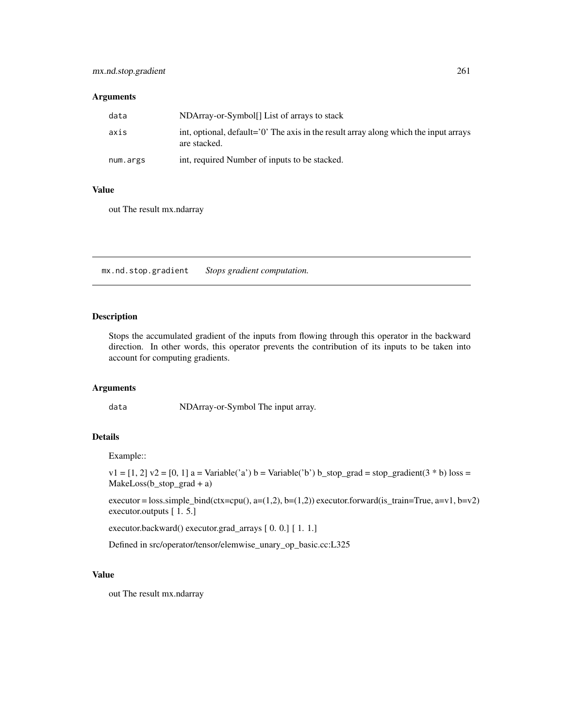## Arguments

| | |
|---|---|
| data | NDArray-or-Symbol[] List of arrays to stack |
| axis | int, optional, default='0' The axis in the result array along which the input arrays are stacked. |
| num.args | int, required Number of inputs to be stacked. |

## Value

out The result mx.ndarray

---

# mx.nd.stop.gradient *Stops gradient computation.*

---

## Description

Stops the accumulated gradient of the inputs from flowing through this operator in the backward direction. In other words, this operator prevents the contribution of its inputs to be taken into account for computing gradients.

## Arguments

| | |
|---|---|
| data | NDArray-or-Symbol The input array. |

## Details

Example::

v1 = [1, 2] v2 = [0, 1] a = Variable('a') b = Variable('b') b_stop_grad = stop_gradient(3 * b) loss = MakeLoss(b_stop_grad + a)

executor = loss.simple_bind(ctx=cpu(), a=(1,2), b=(1,2)) executor.forward(is_train=True, a=v1, b=v2) executor.outputs [ 1. 5.]

executor.backward() executor.grad_arrays [ 0. 0.] [ 1. 1.]

Defined in src/operator/tensor/elemwise_unary_op_basic.cc:L325

## Value

out The result mx.ndarray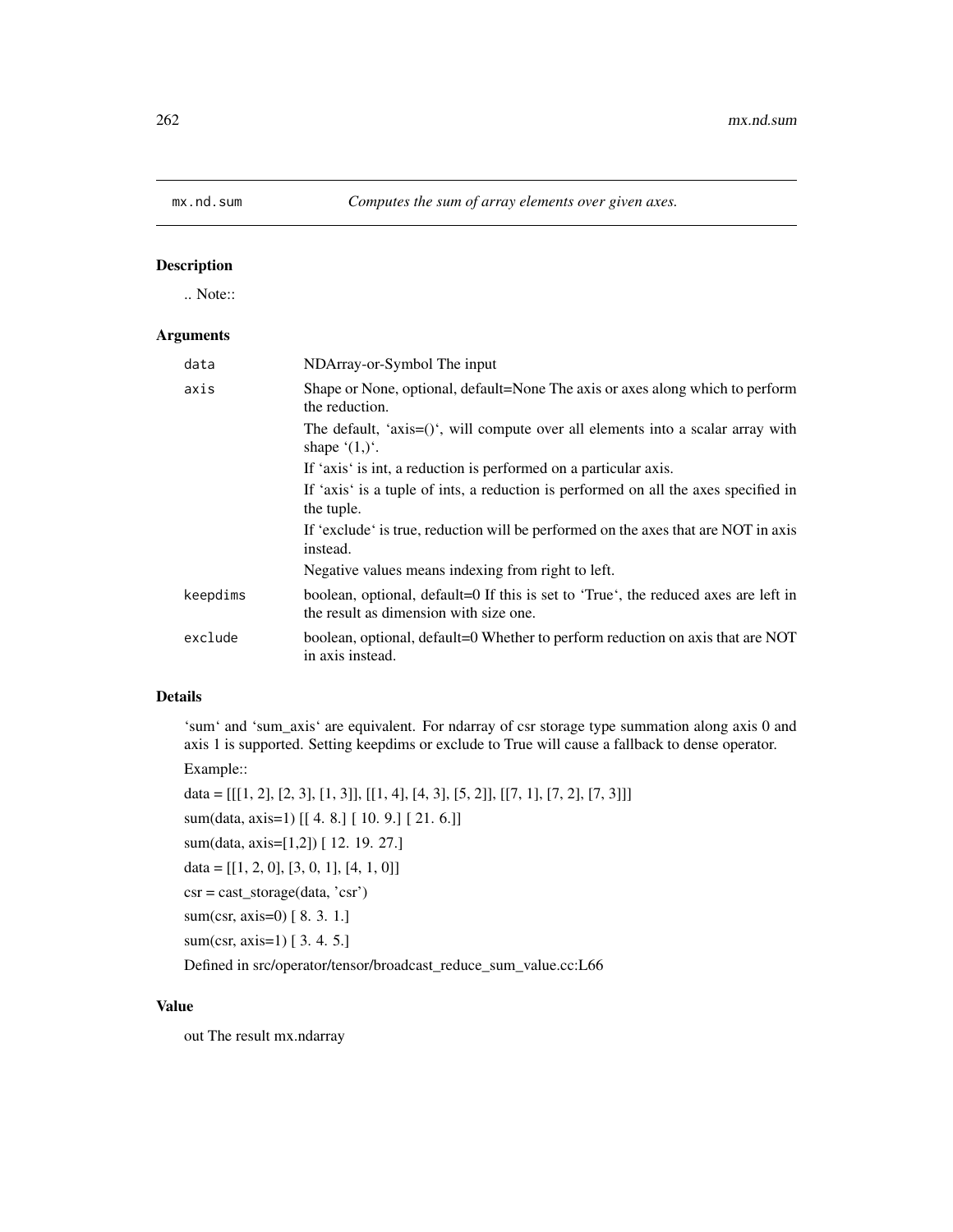# mx.nd.sum

*Computes the sum of array elements over given axes.*

## Description

.. Note::

## Arguments

| | |
|---|---|
| `data` | NDArray-or-Symbol The input |
| `axis` | Shape or None, optional, default=None The axis or axes along which to perform the reduction.<br>The default, ‘axis=()‘, will compute over all elements into a scalar array with shape ‘(1,)‘.<br>If ‘axis‘ is int, a reduction is performed on a particular axis.<br>If ‘axis‘ is a tuple of ints, a reduction is performed on all the axes specified in the tuple.<br>If ‘exclude‘ is true, reduction will be performed on the axes that are NOT in axis instead.<br>Negative values means indexing from right to left. |
| `keepdims` | boolean, optional, default=0 If this is set to ‘True‘, the reduced axes are left in the result as dimension with size one. |
| `exclude` | boolean, optional, default=0 Whether to perform reduction on axis that are NOT in axis instead. |

## Details

‘sum‘ and ‘sum_axis‘ are equivalent. For ndarray of csr storage type summation along axis 0 and axis 1 is supported. Setting keepdims or exclude to True will cause a fallback to dense operator.

Example::

data = [[[1, 2], [2, 3], [1, 3]], [[1, 4], [4, 3], [5, 2]], [[7, 1], [7, 2], [7, 3]]]

sum(data, axis=1) [[ 4. 8.] [ 10. 9.] [ 21. 6.]]

sum(data, axis=[1,2]) [ 12. 19. 27.]

data = [[1, 2, 0], [3, 0, 1], [4, 1, 0]]

csr = cast_storage(data, ’csr’)

sum(csr, axis=0) [ 8. 3. 1.]

sum(csr, axis=1) [ 3. 4. 5.]

Defined in src/operator/tensor/broadcast_reduce_sum_value.cc:L66

## Value

out The result mx.ndarray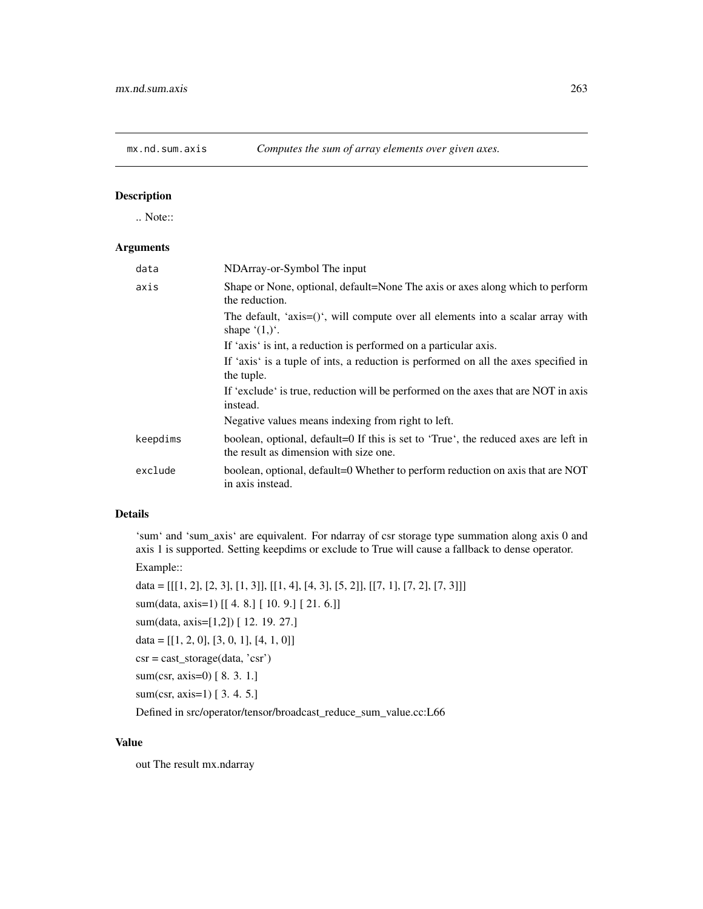## mx.nd.sum.axis *Computes the sum of array elements over given axes.*

### Description

.. Note::

### Arguments

| | |
|---|---|
| data | NDArray-or-Symbol The input |
| axis | Shape or None, optional, default=None The axis or axes along which to perform the reduction.<br>The default, 'axis=()', will compute over all elements into a scalar array with shape '(1,)'.<br>If 'axis' is int, a reduction is performed on a particular axis.<br>If 'axis' is a tuple of ints, a reduction is performed on all the axes specified in the tuple.<br>If 'exclude' is true, reduction will be performed on the axes that are NOT in axis instead.<br>Negative values means indexing from right to left. |
| keepdims | boolean, optional, default=0 If this is set to 'True', the reduced axes are left in the result as dimension with size one. |
| exclude | boolean, optional, default=0 Whether to perform reduction on axis that are NOT in axis instead. |

### Details

'sum' and 'sum_axis' are equivalent. For ndarray of csr storage type summation along axis 0 and axis 1 is supported. Setting keepdims or exclude to True will cause a fallback to dense operator.

Example::

data = [[[1, 2], [2, 3], [1, 3]], [[1, 4], [4, 3], [5, 2]], [[7, 1], [7, 2], [7, 3]]]

sum(data, axis=1) [[ 4. 8.] [ 10. 9.] [ 21. 6.]]

sum(data, axis=[1,2]) [ 12. 19. 27.]

data = [[1, 2, 0], [3, 0, 1], [4, 1, 0]]

csr = cast_storage(data, 'csr')

sum(csr, axis=0) [ 8. 3. 1.]

sum(csr, axis=1) [ 3. 4. 5.]

Defined in src/operator/tensor/broadcast_reduce_sum_value.cc:L66

### Value

out The result mx.ndarray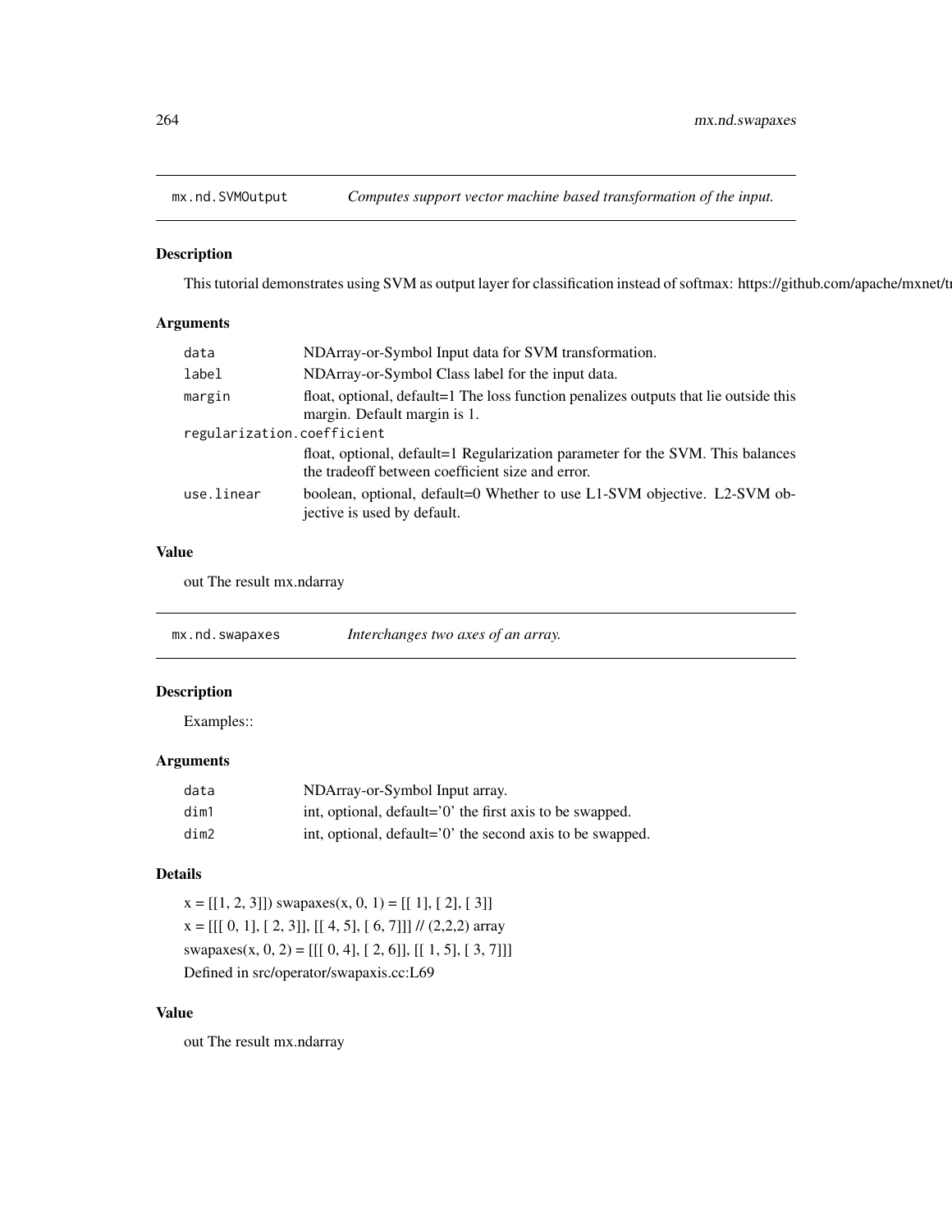## mx.nd.SVMOutput *Computes support vector machine based transformation of the input.*

### Description

This tutorial demonstrates using SVM as output layer for classification instead of softmax: https://github.com/apache/mxnet/t

### Arguments

| | |
|---|---|
| `data` | NDArray-or-Symbol Input data for SVM transformation. |
| `label` | NDArray-or-Symbol Class label for the input data. |
| `margin` | float, optional, default=1 The loss function penalizes outputs that lie outside this margin. Default margin is 1. |
| `regularization.coefficient` | float, optional, default=1 Regularization parameter for the SVM. This balances the tradeoff between coefficient size and error. |
| `use.linear` | boolean, optional, default=0 Whether to use L1-SVM objective. L2-SVM objective is used by default. |

### Value

out The result mx.ndarray

## mx.nd.swapaxes *Interchanges two axes of an array.*

### Description

Examples::

### Arguments

| | |
|---|---|
| `data` | NDArray-or-Symbol Input array. |
| `dim1` | int, optional, default='0' the first axis to be swapped. |
| `dim2` | int, optional, default='0' the second axis to be swapped. |

### Details

x = [[1, 2, 3]]) swapaxes(x, 0, 1) = [[ 1], [ 2], [ 3]]

x = [[[ 0, 1], [ 2, 3]], [[ 4, 5], [ 6, 7]]] // (2,2,2) array

swapaxes(x, 0, 2) = [[[ 0, 4], [ 2, 6]], [[ 1, 5], [ 3, 7]]]

Defined in src/operator/swapaxis.cc:L69

### Value

out The result mx.ndarray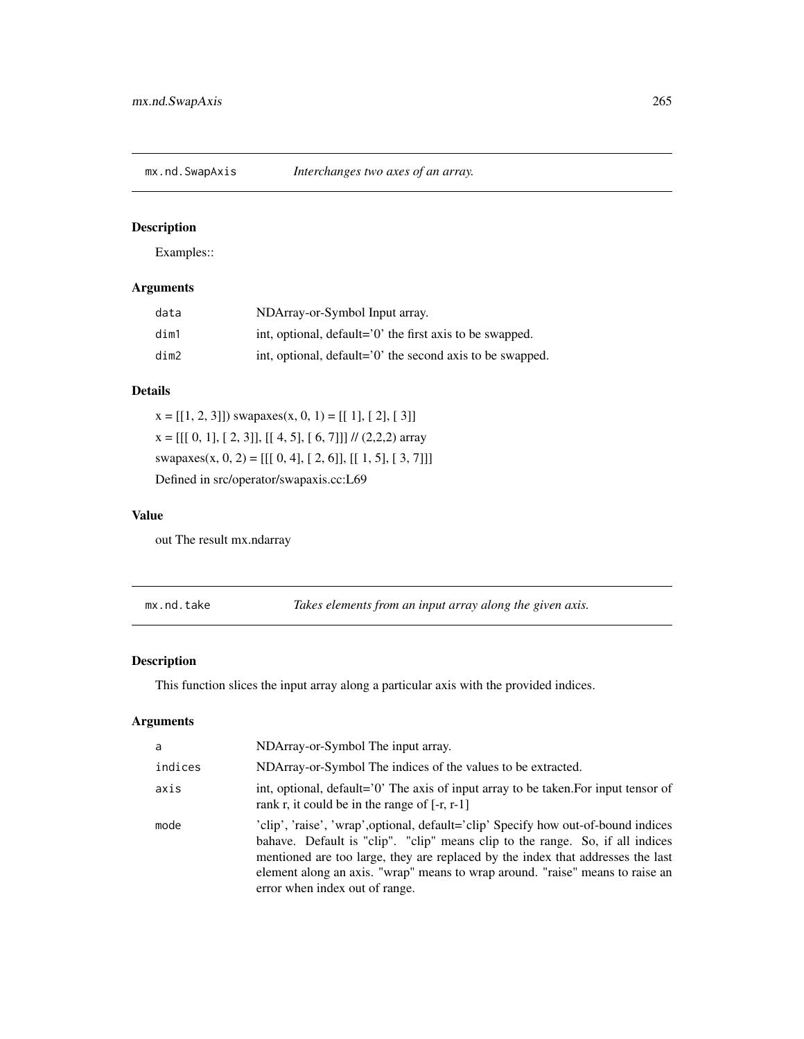## mx.nd.SwapAxis — *Interchanges two axes of an array.*

### Description

Examples::

### Arguments

| | |
|---|---|
| `data` | NDArray-or-Symbol Input array. |
| `dim1` | int, optional, default='0' the first axis to be swapped. |
| `dim2` | int, optional, default='0' the second axis to be swapped. |

### Details

x = [[1, 2, 3]]) swapaxes(x, 0, 1) = [[ 1], [ 2], [ 3]]

x = [[[ 0, 1], [ 2, 3]], [[ 4, 5], [ 6, 7]]] // (2,2,2) array

swapaxes(x, 0, 2) = [[[ 0, 4], [ 2, 6]], [[ 1, 5], [ 3, 7]]]

Defined in src/operator/swapaxis.cc:L69

### Value

out The result mx.ndarray

## mx.nd.take — *Takes elements from an input array along the given axis.*

### Description

This function slices the input array along a particular axis with the provided indices.

### Arguments

| | |
|---|---|
| `a` | NDArray-or-Symbol The input array. |
| `indices` | NDArray-or-Symbol The indices of the values to be extracted. |
| `axis` | int, optional, default='0' The axis of input array to be taken.For input tensor of rank r, it could be in the range of [-r, r-1] |
| `mode` | 'clip', 'raise', 'wrap',optional, default='clip' Specify how out-of-bound indices bahave. Default is "clip". "clip" means clip to the range. So, if all indices mentioned are too large, they are replaced by the index that addresses the last element along an axis. "wrap" means to wrap around. "raise" means to raise an error when index out of range. |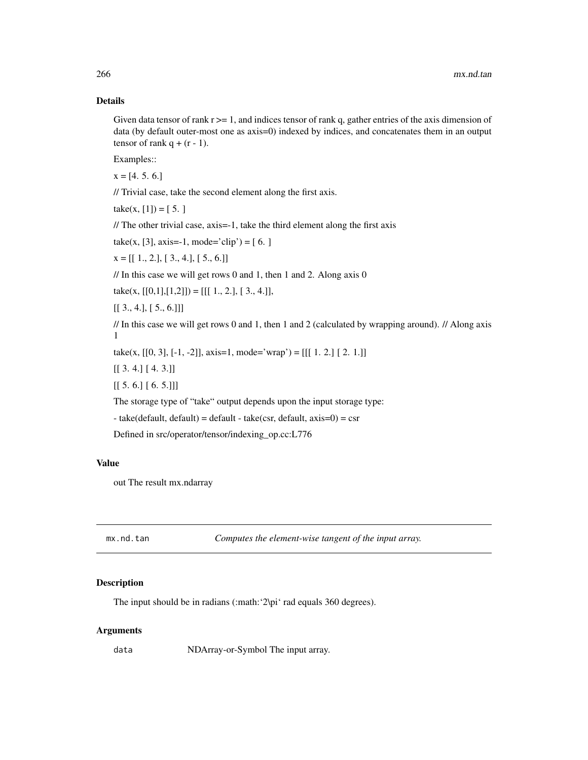## Details

Given data tensor of rank r >= 1, and indices tensor of rank q, gather entries of the axis dimension of data (by default outer-most one as axis=0) indexed by indices, and concatenates them in an output tensor of rank q + (r - 1).

Examples::

x = [4. 5. 6.]

// Trivial case, take the second element along the first axis.

take(x, [1]) = [ 5. ]

// The other trivial case, axis=-1, take the third element along the first axis

take(x, [3], axis=-1, mode='clip') = [ 6. ]

x = [[ 1., 2.], [ 3., 4.], [ 5., 6.]]

// In this case we will get rows 0 and 1, then 1 and 2. Along axis 0

take(x, [[0,1],[1,2]]) = [[[ 1., 2.], [ 3., 4.]],

[[ 3., 4.], [ 5., 6.]]]

// In this case we will get rows 0 and 1, then 1 and 2 (calculated by wrapping around). // Along axis 1

take(x, [[0, 3], [-1, -2]], axis=1, mode='wrap') = [[[ 1. 2.] [ 2. 1.]]

[[ 3. 4.] [ 4. 3.]]

[[ 5. 6.] [ 6. 5.]]]

The storage type of "take" output depends upon the input storage type:

- take(default, default) = default - take(csr, default, axis=0) = csr

Defined in src/operator/tensor/indexing_op.cc:L776

## Value

out The result mx.ndarray

---

`mx.nd.tan` *Computes the element-wise tangent of the input array.*

---

## Description

The input should be in radians (:math:'2\pi' rad equals 360 degrees).

## Arguments

`data` NDArray-or-Symbol The input array.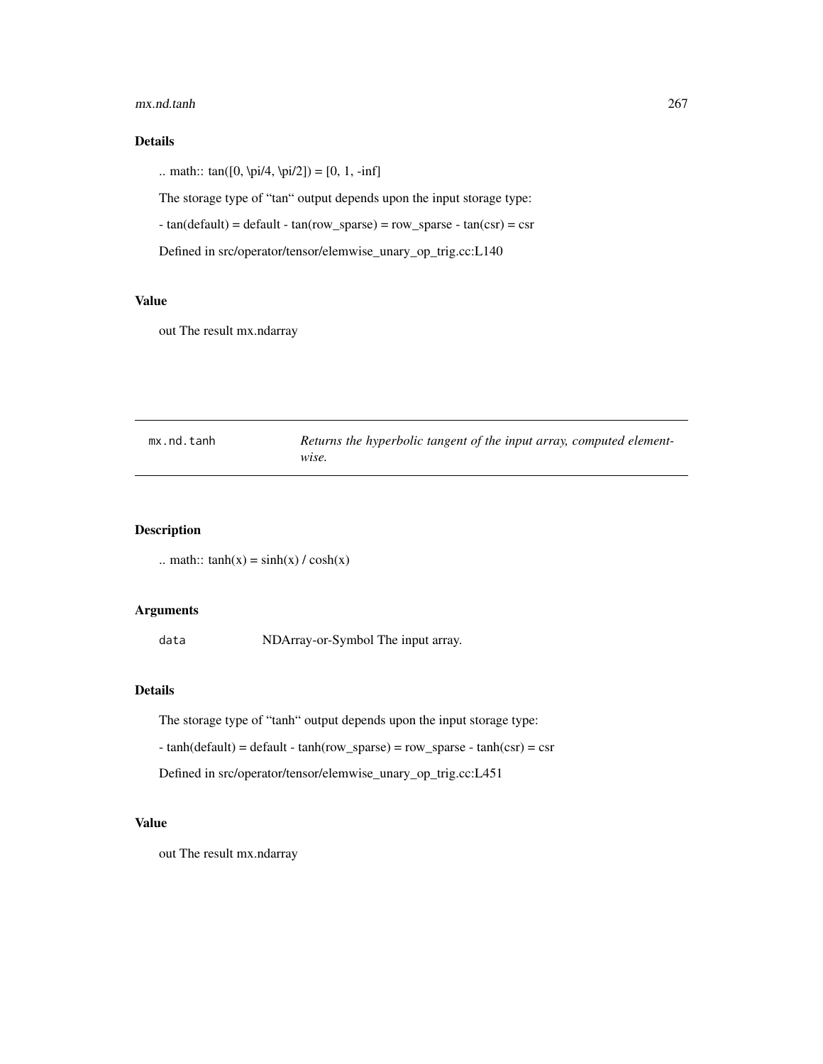### Details

.. math:: tan([0, \pi/4, \pi/2]) = [0, 1, -inf]

The storage type of "tan" output depends upon the input storage type:

- tan(default) = default - tan(row_sparse) = row_sparse - tan(csr) = csr

Defined in src/operator/tensor/elemwise_unary_op_trig.cc:L140

### Value

out The result mx.ndarray

---

## mx.nd.tanh — *Returns the hyperbolic tangent of the input array, computed element-wise.*

### Description

.. math:: tanh(x) = sinh(x) / cosh(x)

### Arguments

| | |
|---|---|
| `data` | NDArray-or-Symbol The input array. |

### Details

The storage type of "tanh" output depends upon the input storage type:

- tanh(default) = default - tanh(row_sparse) = row_sparse - tanh(csr) = csr

Defined in src/operator/tensor/elemwise_unary_op_trig.cc:L451

### Value

out The result mx.ndarray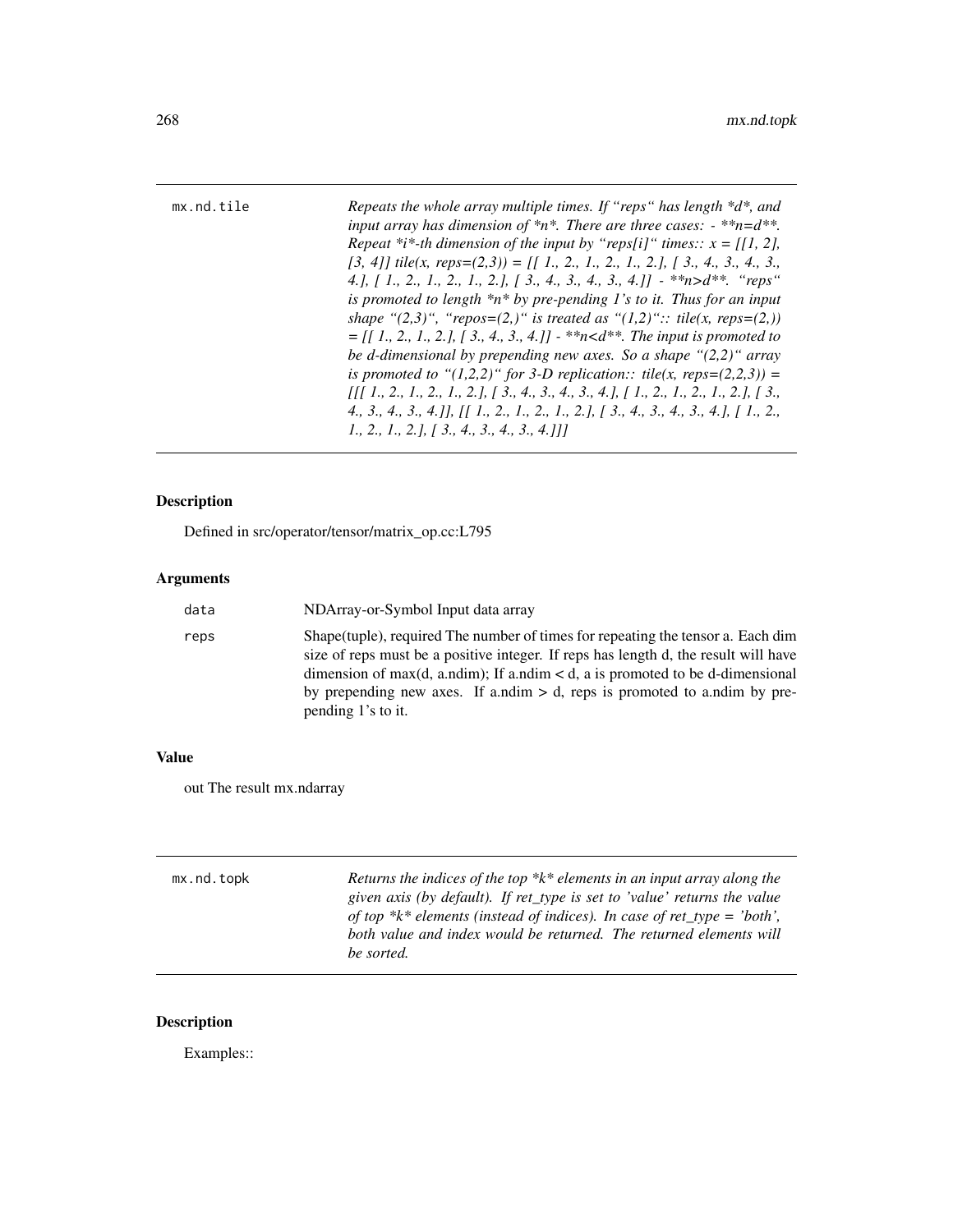| mx.nd.tile | *Repeats the whole array multiple times. If "reps" has length *d*, and input array has dimension of *n*. There are three cases: - **n=d**. Repeat *i*-th dimension of the input by "reps[i]" times:: x = [[1, 2], [3, 4]] tile(x, reps=(2,3)) = [[ 1., 2., 1., 2., 1., 2.], [ 3., 4., 3., 4., 3., 4.], [ 1., 2., 1., 2., 1., 2.], [ 3., 4., 3., 4., 3., 4.]] - **n>d**. "reps" is promoted to length *n* by pre-pending 1's to it. Thus for an input shape "(2,3)", "repos=(2,)" is treated as "(1,2)":: tile(x, reps=(2,)) = [[ 1., 2., 1., 2.], [ 3., 4., 3., 4.]] - **n<d**. The input is promoted to be d-dimensional by prepending new axes. So a shape "(2,2)" array is promoted to "(1,2,2)" for 3-D replication:: tile(x, reps=(2,2,3)) = [[[ 1., 2., 1., 2., 1., 2.], [ 3., 4., 3., 4., 3., 4.], [ 1., 2., 1., 2., 1., 2.], [ 3., 4., 3., 4., 3., 4.]], [[ 1., 2., 1., 2., 1., 2.], [ 3., 4., 3., 4., 3., 4.], [ 1., 2., 1., 2., 1., 2.], [ 3., 4., 3., 4., 3., 4.]]]* |
|---|---|

## Description

Defined in src/operator/tensor/matrix_op.cc:L795

## Arguments

| | |
|---|---|
| data | NDArray-or-Symbol Input data array |
| reps | Shape(tuple), required The number of times for repeating the tensor a. Each dim size of reps must be a positive integer. If reps has length d, the result will have dimension of max(d, a.ndim); If a.ndim < d, a is promoted to be d-dimensional by prepending new axes. If a.ndim > d, reps is promoted to a.ndim by prepending 1's to it. |

## Value

out The result mx.ndarray

| mx.nd.topk | *Returns the indices of the top *k* elements in an input array along the given axis (by default). If ret_type is set to 'value' returns the value of top *k* elements (instead of indices). In case of ret_type = 'both', both value and index would be returned. The returned elements will be sorted.* |
|---|---|

## Description

Examples::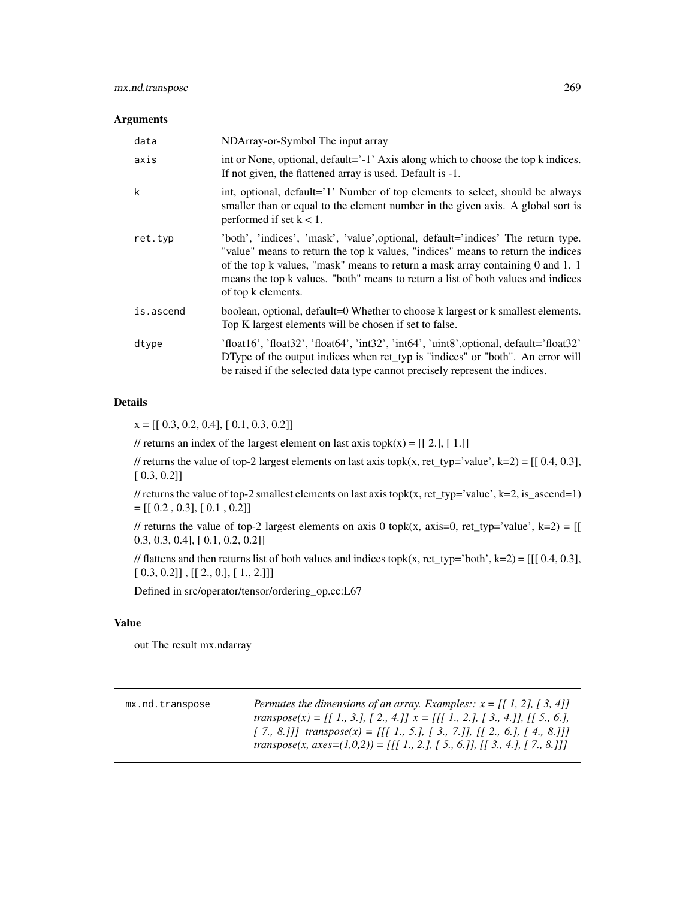## Arguments

| | |
|---|---|
| data | NDArray-or-Symbol The input array |
| axis | int or None, optional, default='-1' Axis along which to choose the top k indices. If not given, the flattened array is used. Default is -1. |
| k | int, optional, default='1' Number of top elements to select, should be always smaller than or equal to the element number in the given axis. A global sort is performed if set k < 1. |
| ret.typ | 'both', 'indices', 'mask', 'value',optional, default='indices' The return type. "value" means to return the top k values, "indices" means to return the indices of the top k values, "mask" means to return a mask array containing 0 and 1. 1 means the top k values. "both" means to return a list of both values and indices of top k elements. |
| is.ascend | boolean, optional, default=0 Whether to choose k largest or k smallest elements. Top K largest elements will be chosen if set to false. |
| dtype | 'float16', 'float32', 'float64', 'int32', 'int64', 'uint8',optional, default='float32' DType of the output indices when ret_typ is "indices" or "both". An error will be raised if the selected data type cannot precisely represent the indices. |

## Details

x = [[ 0.3, 0.2, 0.4], [ 0.1, 0.3, 0.2]]

// returns an index of the largest element on last axis topk(x) = [[ 2.], [ 1.]]

// returns the value of top-2 largest elements on last axis topk(x, ret_typ='value', k=2) = [[ 0.4, 0.3], [ 0.3, 0.2]]

// returns the value of top-2 smallest elements on last axis topk(x, ret_typ='value', k=2, is_ascend=1) = [[ 0.2 , 0.3], [ 0.1 , 0.2]]

// returns the value of top-2 largest elements on axis 0 topk(x, axis=0, ret_typ='value', k=2) = [[ 0.3, 0.3, 0.4], [ 0.1, 0.2, 0.2]]

// flattens and then returns list of both values and indices topk(x, ret_typ='both', k=2) = [[[ 0.4, 0.3], [ 0.3, 0.2]] , [[ 2., 0.], [ 1., 2.]]]

Defined in src/operator/tensor/ordering_op.cc:L67

## Value

out The result mx.ndarray

---

| | |
|---|---|
| mx.nd.transpose | *Permutes the dimensions of an array. Examples:: x = [[ 1, 2], [ 3, 4]] transpose(x) = [[ 1., 3.], [ 2., 4.]] x = [[[ 1., 2.], [ 3., 4.]], [[ 5., 6.], [ 7., 8.]]] transpose(x) = [[[ 1., 5.], [ 3., 7.]], [[ 2., 6.], [ 4., 8.]]] transpose(x, axes=(1,0,2)) = [[[ 1., 2.], [ 5., 6.]], [[ 3., 4.], [ 7., 8.]]]* |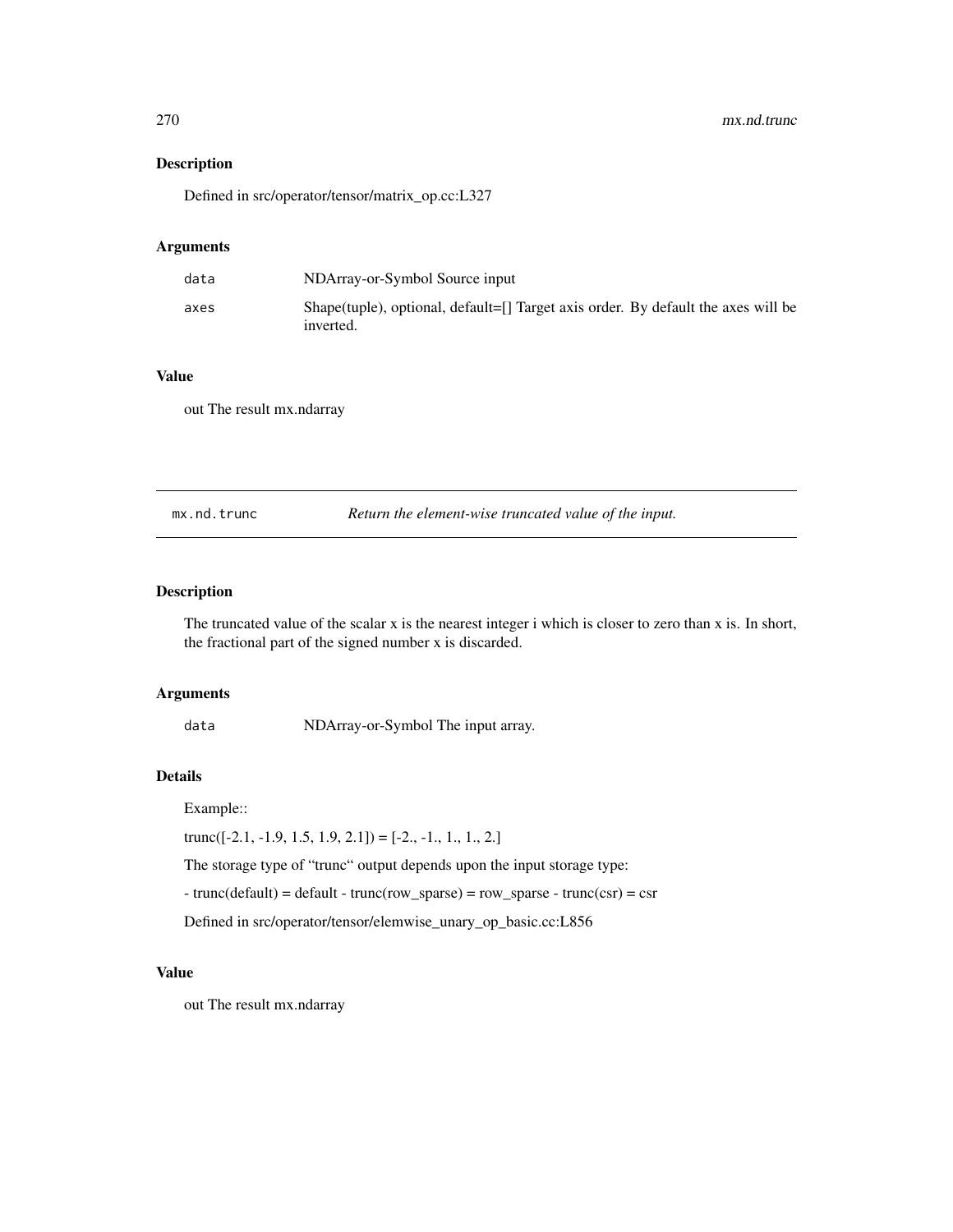## Description

Defined in src/operator/tensor/matrix_op.cc:L327

## Arguments

| | |
|---|---|
| data | NDArray-or-Symbol Source input |
| axes | Shape(tuple), optional, default=[] Target axis order. By default the axes will be inverted. |

## Value

out The result mx.ndarray

---

# mx.nd.trunc — *Return the element-wise truncated value of the input.*

## Description

The truncated value of the scalar x is the nearest integer i which is closer to zero than x is. In short, the fractional part of the signed number x is discarded.

## Arguments

| | |
|---|---|
| data | NDArray-or-Symbol The input array. |

## Details

Example::

trunc([-2.1, -1.9, 1.5, 1.9, 2.1]) = [-2., -1., 1., 1., 2.]

The storage type of "trunc" output depends upon the input storage type:

- trunc(default) = default - trunc(row_sparse) = row_sparse - trunc(csr) = csr

Defined in src/operator/tensor/elemwise_unary_op_basic.cc:L856

## Value

out The result mx.ndarray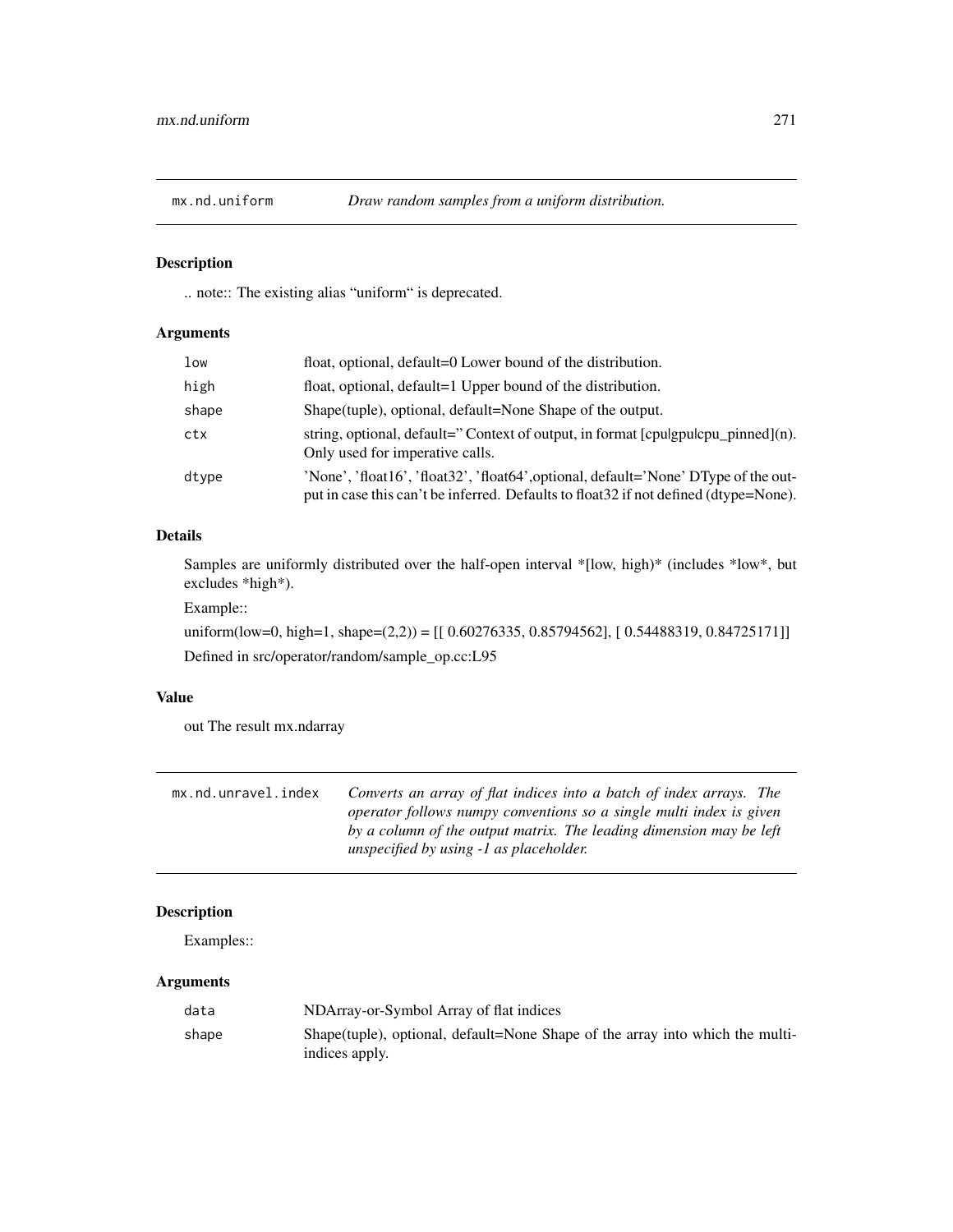## mx.nd.uniform — *Draw random samples from a uniform distribution.*

### Description

.. note:: The existing alias “uniform“ is deprecated.

### Arguments

| | |
|---|---|
| low | float, optional, default=0 Lower bound of the distribution. |
| high | float, optional, default=1 Upper bound of the distribution. |
| shape | Shape(tuple), optional, default=None Shape of the output. |
| ctx | string, optional, default=” Context of output, in format [cpu\|gpu\|cpu_pinned](n). Only used for imperative calls. |
| dtype | 'None', 'float16', 'float32', 'float64',optional, default='None' DType of the output in case this can't be inferred. Defaults to float32 if not defined (dtype=None). |

### Details

Samples are uniformly distributed over the half-open interval *[low, high)* (includes *low*, but excludes *high*).

Example::

uniform(low=0, high=1, shape=(2,2)) = [[ 0.60276335, 0.85794562], [ 0.54488319, 0.84725171]]

Defined in src/operator/random/sample_op.cc:L95

### Value

out The result mx.ndarray

## mx.nd.unravel.index — *Converts an array of flat indices into a batch of index arrays. The operator follows numpy conventions so a single multi index is given by a column of the output matrix. The leading dimension may be left unspecified by using -1 as placeholder.*

### Description

Examples::

### Arguments

| | |
|---|---|
| data | NDArray-or-Symbol Array of flat indices |
| shape | Shape(tuple), optional, default=None Shape of the array into which the multi-indices apply. |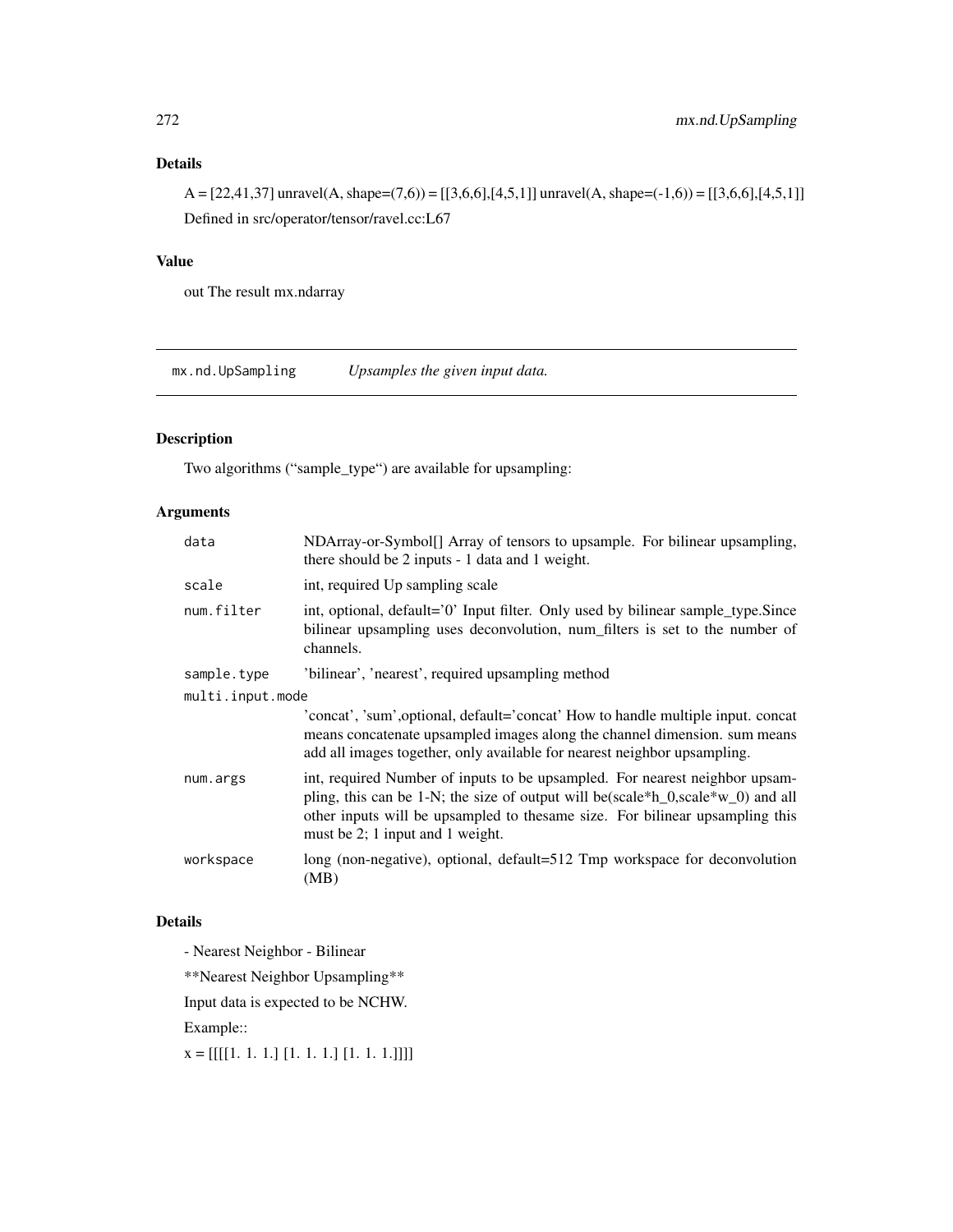## Details

A = [22,41,37] unravel(A, shape=(7,6)) = [[3,6,6],[4,5,1]] unravel(A, shape=(-1,6)) = [[3,6,6],[4,5,1]]

Defined in src/operator/tensor/ravel.cc:L67

## Value

out The result mx.ndarray

---

`mx.nd.UpSampling` *Upsamples the given input data.*

---

## Description

Two algorithms (“sample_type“) are available for upsampling:

## Arguments

| | |
|---|---|
| `data` | NDArray-or-Symbol[] Array of tensors to upsample. For bilinear upsampling, there should be 2 inputs - 1 data and 1 weight. |
| `scale` | int, required Up sampling scale |
| `num.filter` | int, optional, default='0' Input filter. Only used by bilinear sample_type.Since bilinear upsampling uses deconvolution, num_filters is set to the number of channels. |
| `sample.type` | 'bilinear', 'nearest', required upsampling method |
| `multi.input.mode` | 'concat', 'sum',optional, default='concat' How to handle multiple input. concat means concatenate upsampled images along the channel dimension. sum means add all images together, only available for nearest neighbor upsampling. |
| `num.args` | int, required Number of inputs to be upsampled. For nearest neighbor upsampling, this can be 1-N; the size of output will be(scale*h_0,scale*w_0) and all other inputs will be upsampled to thesame size. For bilinear upsampling this must be 2; 1 input and 1 weight. |
| `workspace` | long (non-negative), optional, default=512 Tmp workspace for deconvolution (MB) |

## Details

- Nearest Neighbor - Bilinear

**Nearest Neighbor Upsampling**

Input data is expected to be NCHW.

Example::

x = [[[[1. 1. 1.] [1. 1. 1.] [1. 1. 1.]]]]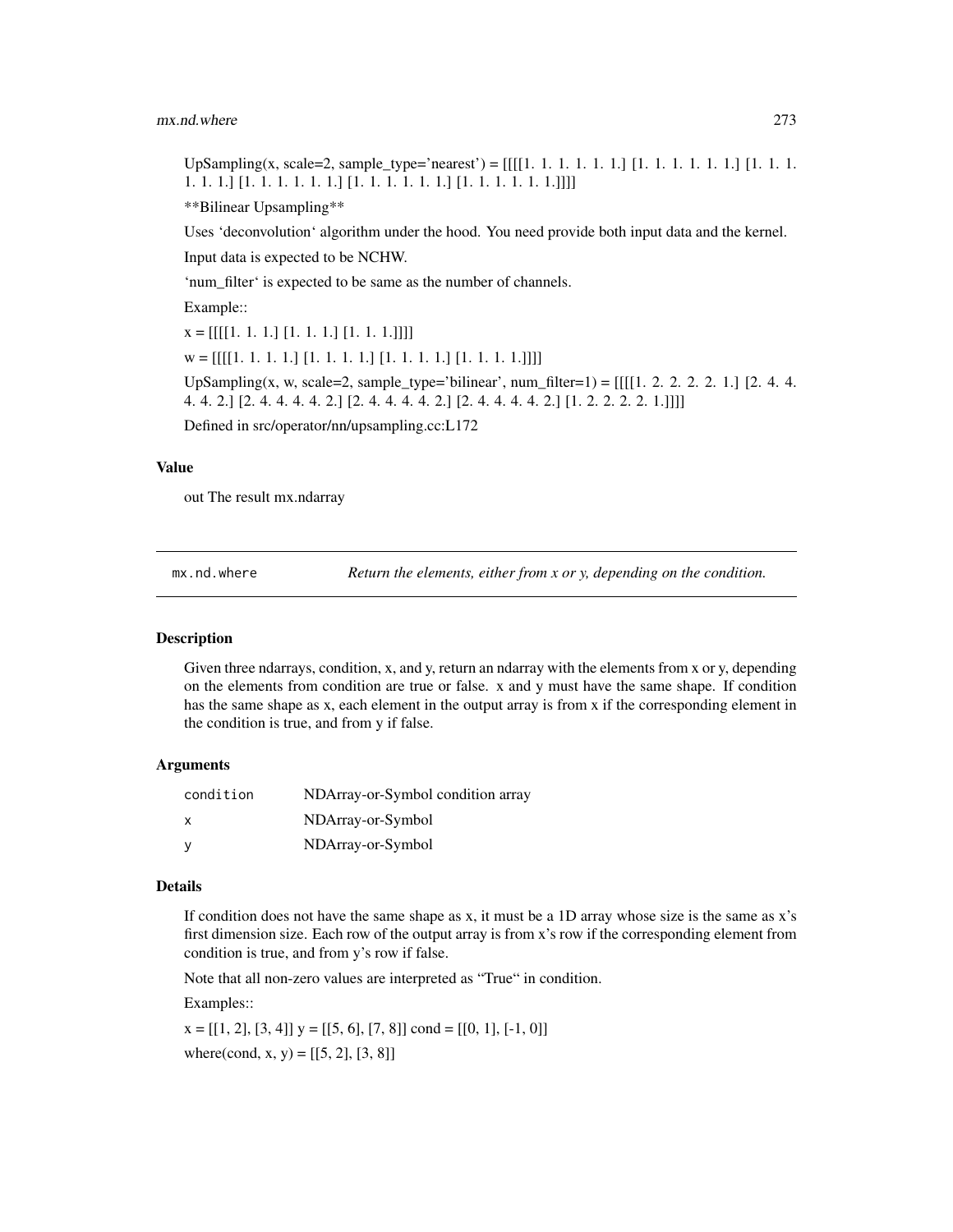UpSampling(x, scale=2, sample_type='nearest') = [[[[1. 1. 1. 1. 1. 1.] [1. 1. 1. 1. 1. 1.] [1. 1. 1. 1. 1. 1.] [1. 1. 1. 1. 1. 1.] [1. 1. 1. 1. 1. 1.] [1. 1. 1. 1. 1. 1.]]]]

**Bilinear Upsampling**

Uses 'deconvolution' algorithm under the hood. You need provide both input data and the kernel.

Input data is expected to be NCHW.

'num_filter' is expected to be same as the number of channels.

Example::

x = [[[[1. 1. 1.] [1. 1. 1.] [1. 1. 1.]]]]

w = [[[[1. 1. 1. 1.] [1. 1. 1. 1.] [1. 1. 1. 1.] [1. 1. 1. 1.]]]]

UpSampling(x, w, scale=2, sample_type='bilinear', num_filter=1) = [[[[1. 2. 2. 2. 2. 1.] [2. 4. 4. 4. 4. 2.] [2. 4. 4. 4. 4. 2.] [2. 4. 4. 4. 4. 2.] [2. 4. 4. 4. 4. 2.] [1. 2. 2. 2. 2. 1.]]]]

Defined in src/operator/nn/upsampling.cc:L172

### Value

out The result mx.ndarray

---

## mx.nd.where

*Return the elements, either from x or y, depending on the condition.*

### Description

Given three ndarrays, condition, x, and y, return an ndarray with the elements from x or y, depending on the elements from condition are true or false. x and y must have the same shape. If condition has the same shape as x, each element in the output array is from x if the corresponding element in the condition is true, and from y if false.

### Arguments

| | |
|---|---|
| `condition` | NDArray-or-Symbol condition array |
| `x` | NDArray-or-Symbol |
| `y` | NDArray-or-Symbol |

### Details

If condition does not have the same shape as x, it must be a 1D array whose size is the same as x's first dimension size. Each row of the output array is from x's row if the corresponding element from condition is true, and from y's row if false.

Note that all non-zero values are interpreted as "True" in condition.

Examples::

x = [[1, 2], [3, 4]] y = [[5, 6], [7, 8]] cond = [[0, 1], [-1, 0]]

where(cond, x, y) = [[5, 2], [3, 8]]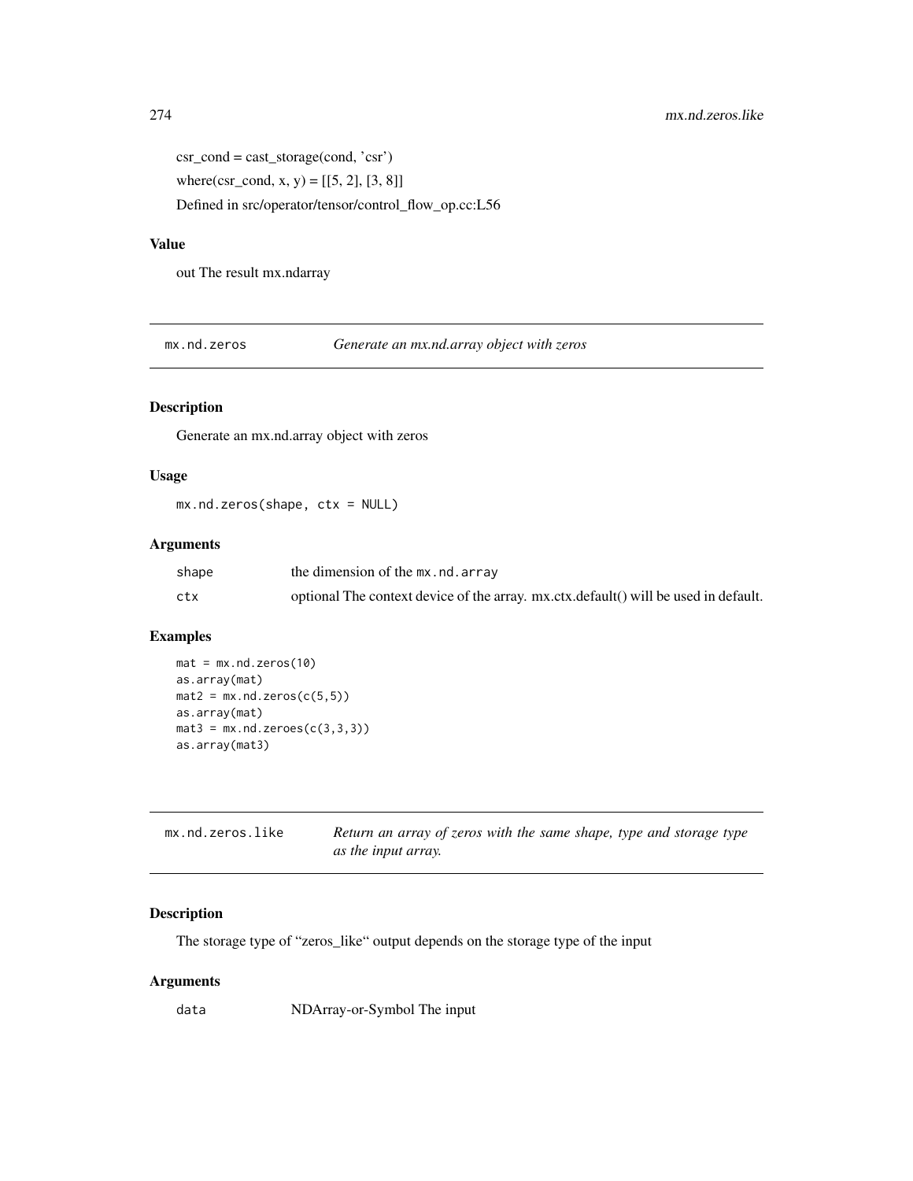csr_cond = cast_storage(cond, 'csr')

where(csr_cond, x, y) = [[5, 2], [3, 8]]

Defined in src/operator/tensor/control_flow_op.cc:L56

### Value

out The result mx.ndarray

---

## mx.nd.zeros — *Generate an mx.nd.array object with zeros*

### Description

Generate an mx.nd.array object with zeros

### Usage

```
mx.nd.zeros(shape, ctx = NULL)
```

### Arguments

| | |
|---|---|
| shape | the dimension of the `mx.nd.array` |
| ctx | optional The context device of the array. mx.ctx.default() will be used in default. |

### Examples

```
mat = mx.nd.zeros(10)
as.array(mat)
mat2 = mx.nd.zeros(c(5,5))
as.array(mat)
mat3 = mx.nd.zeroes(c(3,3,3))
as.array(mat3)
```

---

## mx.nd.zeros.like — *Return an array of zeros with the same shape, type and storage type as the input array.*

### Description

The storage type of "zeros_like" output depends on the storage type of the input

### Arguments

| | |
|---|---|
| data | NDArray-or-Symbol The input |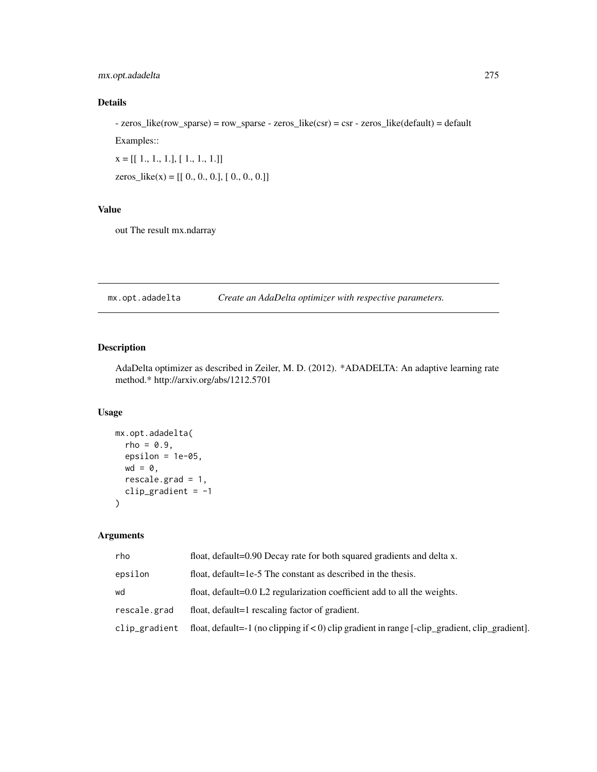## Details

- zeros_like(row_sparse) = row_sparse - zeros_like(csr) = csr - zeros_like(default) = default

Examples::

x = [[ 1., 1., 1.], [ 1., 1., 1.]]

zeros_like(x) = [[ 0., 0., 0.], [ 0., 0., 0.]]

## Value

out The result mx.ndarray

---

# mx.opt.adadelta — *Create an AdaDelta optimizer with respective parameters.*

---

## Description

AdaDelta optimizer as described in Zeiler, M. D. (2012). *ADADELTA: An adaptive learning rate method.* http://arxiv.org/abs/1212.5701

## Usage

```
mx.opt.adadelta(
  rho = 0.9,
  epsilon = 1e-05,
  wd = 0,
  rescale.grad = 1,
  clip_gradient = -1
)
```

## Arguments

| | |
|---|---|
| rho | float, default=0.90 Decay rate for both squared gradients and delta x. |
| epsilon | float, default=1e-5 The constant as described in the thesis. |
| wd | float, default=0.0 L2 regularization coefficient add to all the weights. |
| rescale.grad | float, default=1 rescaling factor of gradient. |
| clip_gradient | float, default=-1 (no clipping if < 0) clip gradient in range [-clip_gradient, clip_gradient]. |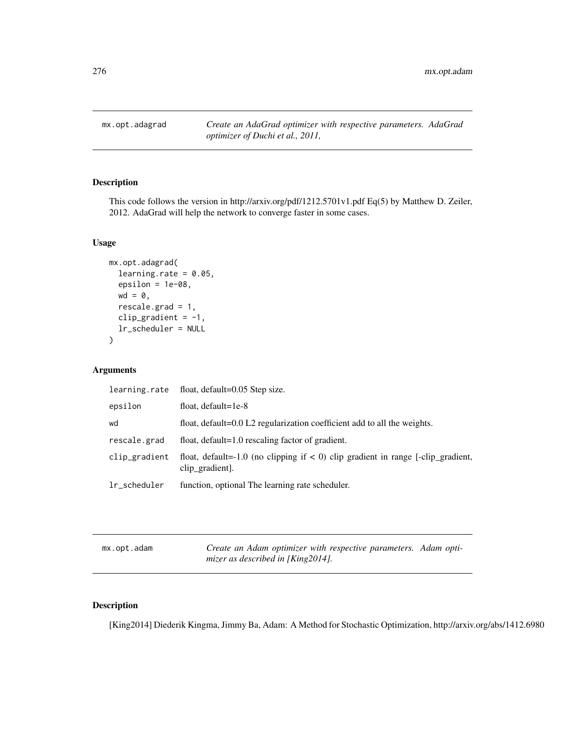## mx.opt.adagrad

*Create an AdaGrad optimizer with respective parameters. AdaGrad optimizer of Duchi et al., 2011,*

### Description

This code follows the version in http://arxiv.org/pdf/1212.5701v1.pdf Eq(5) by Matthew D. Zeiler, 2012. AdaGrad will help the network to converge faster in some cases.

### Usage

```
mx.opt.adagrad(
  learning.rate = 0.05,
  epsilon = 1e-08,
  wd = 0,
  rescale.grad = 1,
  clip_gradient = -1,
  lr_scheduler = NULL
)
```

### Arguments

| | |
|---|---|
| learning.rate | float, default=0.05 Step size. |
| epsilon | float, default=1e-8 |
| wd | float, default=0.0 L2 regularization coefficient add to all the weights. |
| rescale.grad | float, default=1.0 rescaling factor of gradient. |
| clip_gradient | float, default=-1.0 (no clipping if < 0) clip gradient in range [-clip_gradient, clip_gradient]. |
| lr_scheduler | function, optional The learning rate scheduler. |

## mx.opt.adam

*Create an Adam optimizer with respective parameters. Adam optimizer as described in [King2014].*

### Description

[King2014] Diederik Kingma, Jimmy Ba, Adam: A Method for Stochastic Optimization, http://arxiv.org/abs/1412.6980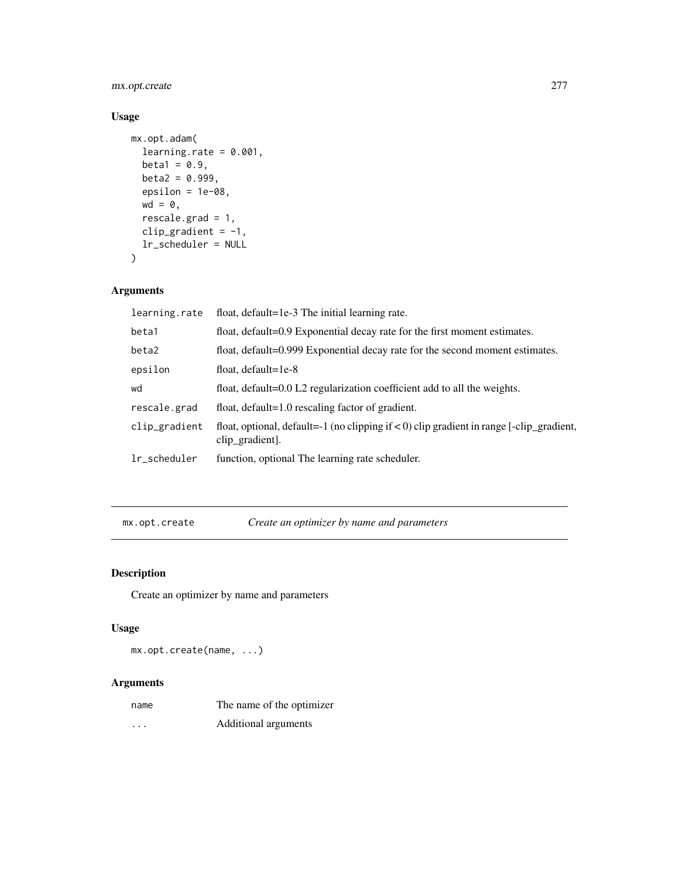### Usage

```
mx.opt.adam(
  learning.rate = 0.001,
  beta1 = 0.9,
  beta2 = 0.999,
  epsilon = 1e-08,
  wd = 0,
  rescale.grad = 1,
  clip_gradient = -1,
  lr_scheduler = NULL
)
```

### Arguments

| | |
|---|---|
| learning.rate | float, default=1e-3 The initial learning rate. |
| beta1 | float, default=0.9 Exponential decay rate for the first moment estimates. |
| beta2 | float, default=0.999 Exponential decay rate for the second moment estimates. |
| epsilon | float, default=1e-8 |
| wd | float, default=0.0 L2 regularization coefficient add to all the weights. |
| rescale.grad | float, default=1.0 rescaling factor of gradient. |
| clip_gradient | float, optional, default=-1 (no clipping if < 0) clip gradient in range [-clip_gradient, clip_gradient]. |
| lr_scheduler | function, optional The learning rate scheduler. |

---

## mx.opt.create *Create an optimizer by name and parameters*

### Description

Create an optimizer by name and parameters

### Usage

```
mx.opt.create(name, ...)
```

### Arguments

| | |
|---|---|
| name | The name of the optimizer |
| ... | Additional arguments |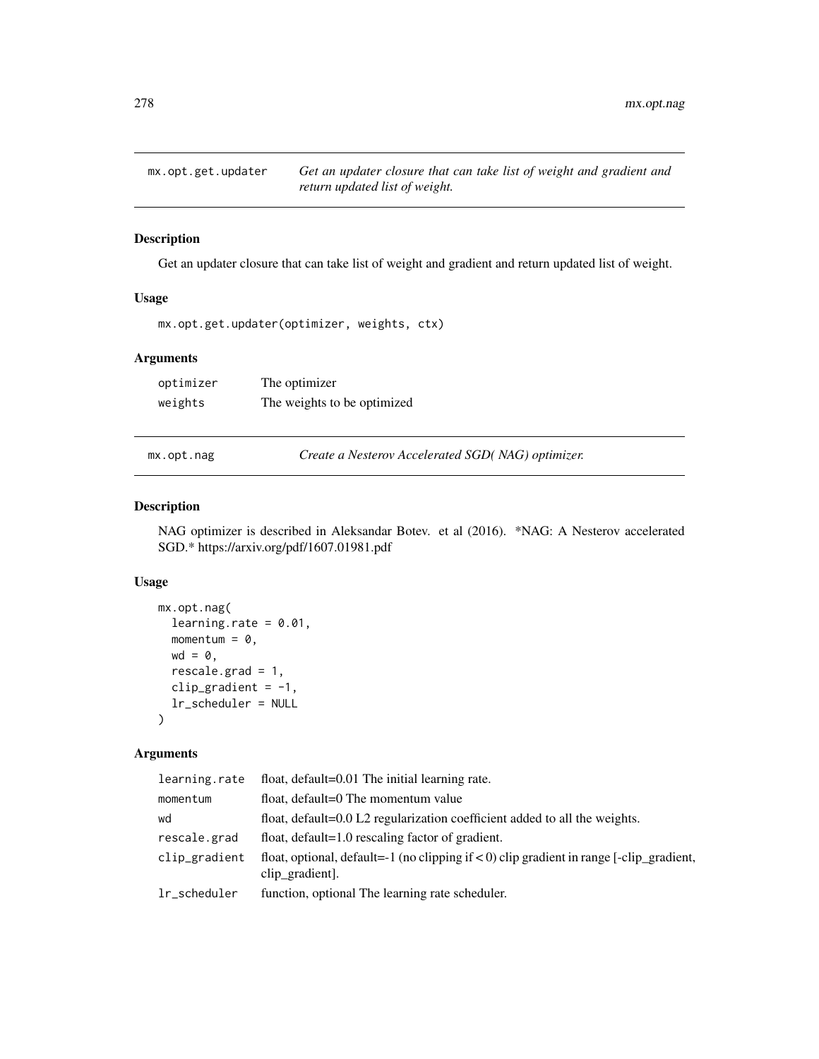## mx.opt.get.updater

*Get an updater closure that can take list of weight and gradient and return updated list of weight.*

### Description

Get an updater closure that can take list of weight and gradient and return updated list of weight.

### Usage

```
mx.opt.get.updater(optimizer, weights, ctx)
```

### Arguments

| | |
|---|---|
| optimizer | The optimizer |
| weights | The weights to be optimized |

## mx.opt.nag

*Create a Nesterov Accelerated SGD( NAG) optimizer.*

### Description

NAG optimizer is described in Aleksandar Botev. et al (2016). *NAG: A Nesterov accelerated SGD.* https://arxiv.org/pdf/1607.01981.pdf

### Usage

```
mx.opt.nag(
  learning.rate = 0.01,
  momentum = 0,
  wd = 0,
  rescale.grad = 1,
  clip_gradient = -1,
  lr_scheduler = NULL
)
```

### Arguments

| | |
|---|---|
| learning.rate | float, default=0.01 The initial learning rate. |
| momentum | float, default=0 The momentum value |
| wd | float, default=0.0 L2 regularization coefficient added to all the weights. |
| rescale.grad | float, default=1.0 rescaling factor of gradient. |
| clip_gradient | float, optional, default=-1 (no clipping if $< 0$) clip gradient in range [-clip_gradient, clip_gradient]. |
| lr_scheduler | function, optional The learning rate scheduler. |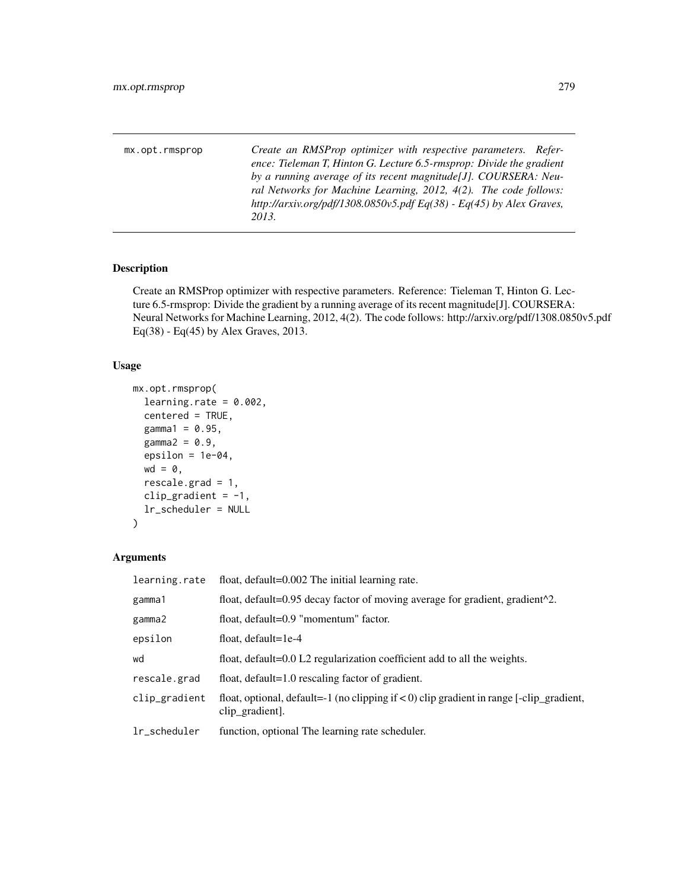| mx.opt.rmsprop | *Create an RMSProp optimizer with respective parameters. Reference: Tieleman T, Hinton G. Lecture 6.5-rmsprop: Divide the gradient by a running average of its recent magnitude[J]. COURSERA: Neural Networks for Machine Learning, 2012, 4(2). The code follows: http://arxiv.org/pdf/1308.0850v5.pdf Eq(38) - Eq(45) by Alex Graves, 2013.* |
|---|---|

## Description

Create an RMSProp optimizer with respective parameters. Reference: Tieleman T, Hinton G. Lecture 6.5-rmsprop: Divide the gradient by a running average of its recent magnitude[J]. COURSERA: Neural Networks for Machine Learning, 2012, 4(2). The code follows: http://arxiv.org/pdf/1308.0850v5.pdf Eq(38) - Eq(45) by Alex Graves, 2013.

## Usage

```
mx.opt.rmsprop(
  learning.rate = 0.002,
  centered = TRUE,
  gamma1 = 0.95,
  gamma2 = 0.9,
  epsilon = 1e-04,
  wd = 0,
  rescale.grad = 1,
  clip_gradient = -1,
  lr_scheduler = NULL
)
```

## Arguments

| | |
|---|---|
| learning.rate | float, default=0.002 The initial learning rate. |
| gamma1 | float, default=0.95 decay factor of moving average for gradient, gradient^2. |
| gamma2 | float, default=0.9 "momentum" factor. |
| epsilon | float, default=1e-4 |
| wd | float, default=0.0 L2 regularization coefficient add to all the weights. |
| rescale.grad | float, default=1.0 rescaling factor of gradient. |
| clip_gradient | float, optional, default=-1 (no clipping if < 0) clip gradient in range [-clip_gradient, clip_gradient]. |
| lr_scheduler | function, optional The learning rate scheduler. |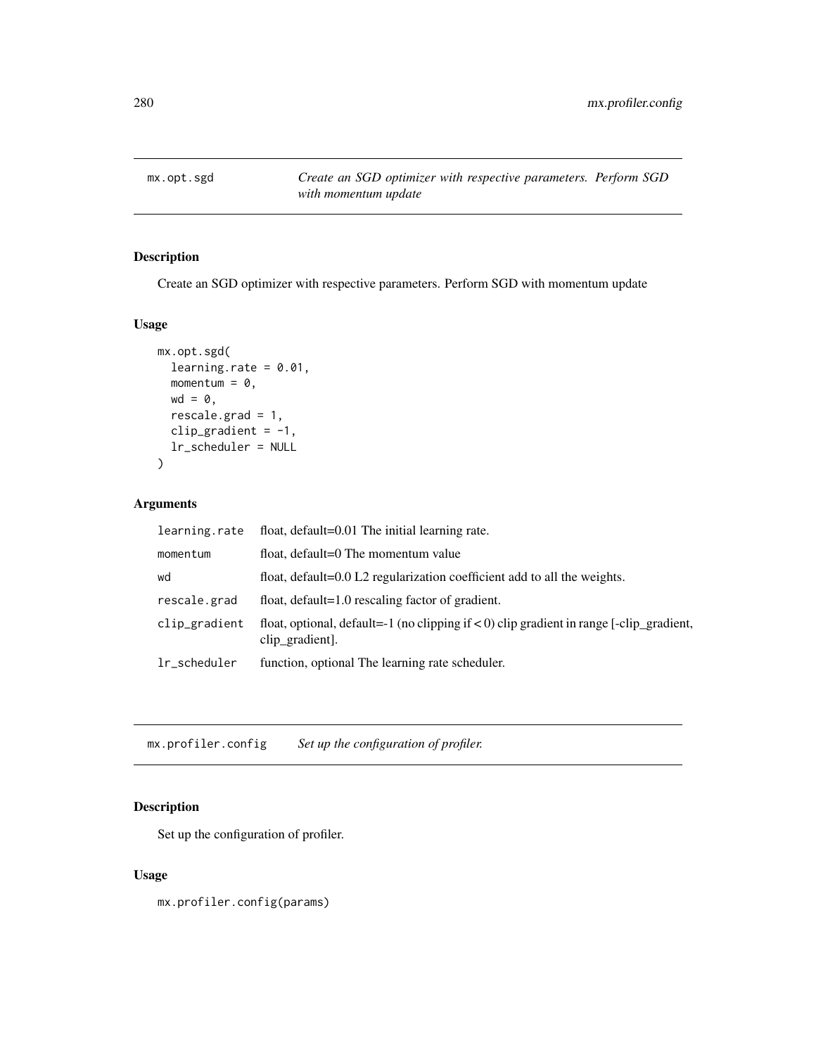## mx.opt.sgd

*Create an SGD optimizer with respective parameters. Perform SGD with momentum update*

### Description

Create an SGD optimizer with respective parameters. Perform SGD with momentum update

### Usage

```
mx.opt.sgd(
  learning.rate = 0.01,
  momentum = 0,
  wd = 0,
  rescale.grad = 1,
  clip_gradient = -1,
  lr_scheduler = NULL
)
```

### Arguments

| | |
|---|---|
| learning.rate | float, default=0.01 The initial learning rate. |
| momentum | float, default=0 The momentum value |
| wd | float, default=0.0 L2 regularization coefficient add to all the weights. |
| rescale.grad | float, default=1.0 rescaling factor of gradient. |
| clip_gradient | float, optional, default=-1 (no clipping if < 0) clip gradient in range [-clip_gradient, clip_gradient]. |
| lr_scheduler | function, optional The learning rate scheduler. |

## mx.profiler.config

*Set up the configuration of profiler.*

### Description

Set up the configuration of profiler.

### Usage

```
mx.profiler.config(params)
```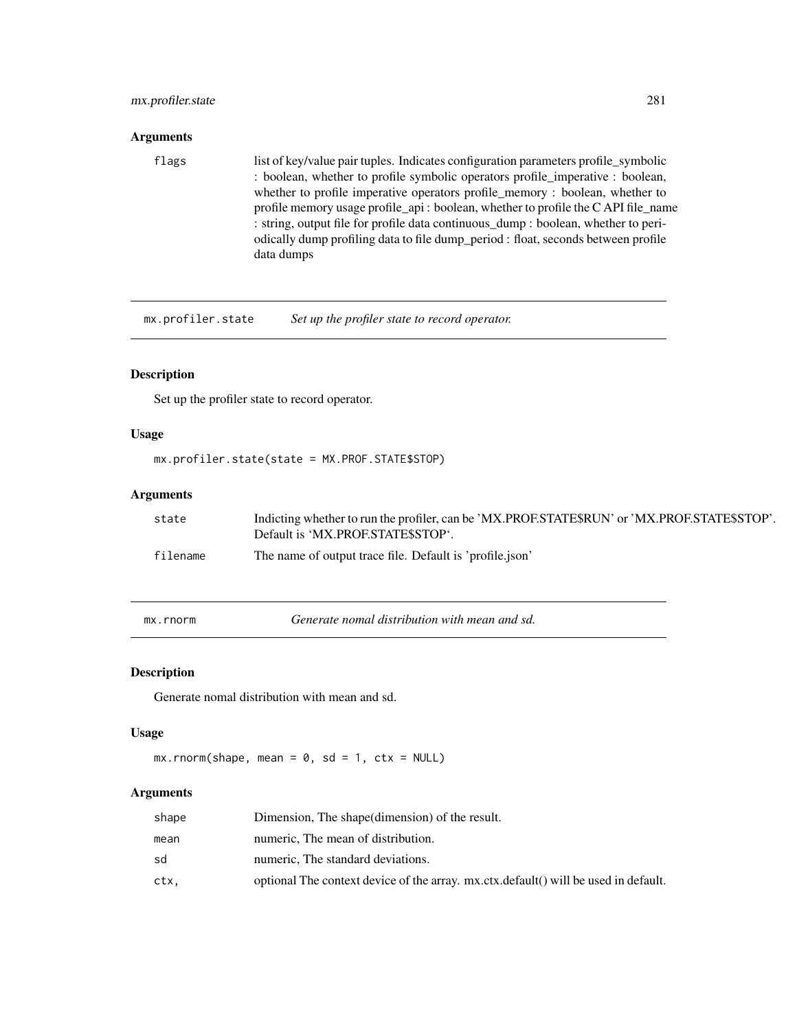## Arguments

flags list of key/value pair tuples. Indicates configuration parameters profile_symbolic : boolean, whether to profile symbolic operators profile_imperative : boolean, whether to profile imperative operators profile_memory : boolean, whether to profile memory usage profile_api : boolean, whether to profile the C API file_name : string, output file for profile data continuous_dump : boolean, whether to periodically dump profiling data to file dump_period : float, seconds between profile data dumps

---

# mx.profiler.state *Set up the profiler state to record operator.*

## Description

Set up the profiler state to record operator.

## Usage

```
mx.profiler.state(state = MX.PROF.STATE$STOP)
```

## Arguments

| | |
|---|---|
| state | Indicting whether to run the profiler, can be 'MX.PROF.STATE$RUN' or 'MX.PROF.STATE$STOP'. Default is 'MX.PROF.STATE$STOP'. |
| filename | The name of output trace file. Default is 'profile.json' |

---

# mx.rnorm *Generate nomal distribution with mean and sd.*

## Description

Generate nomal distribution with mean and sd.

## Usage

```
mx.rnorm(shape, mean = 0, sd = 1, ctx = NULL)
```

## Arguments

| | |
|---|---|
| shape | Dimension, The shape(dimension) of the result. |
| mean | numeric, The mean of distribution. |
| sd | numeric, The standard deviations. |
| ctx, | optional The context device of the array. mx.ctx.default() will be used in default. |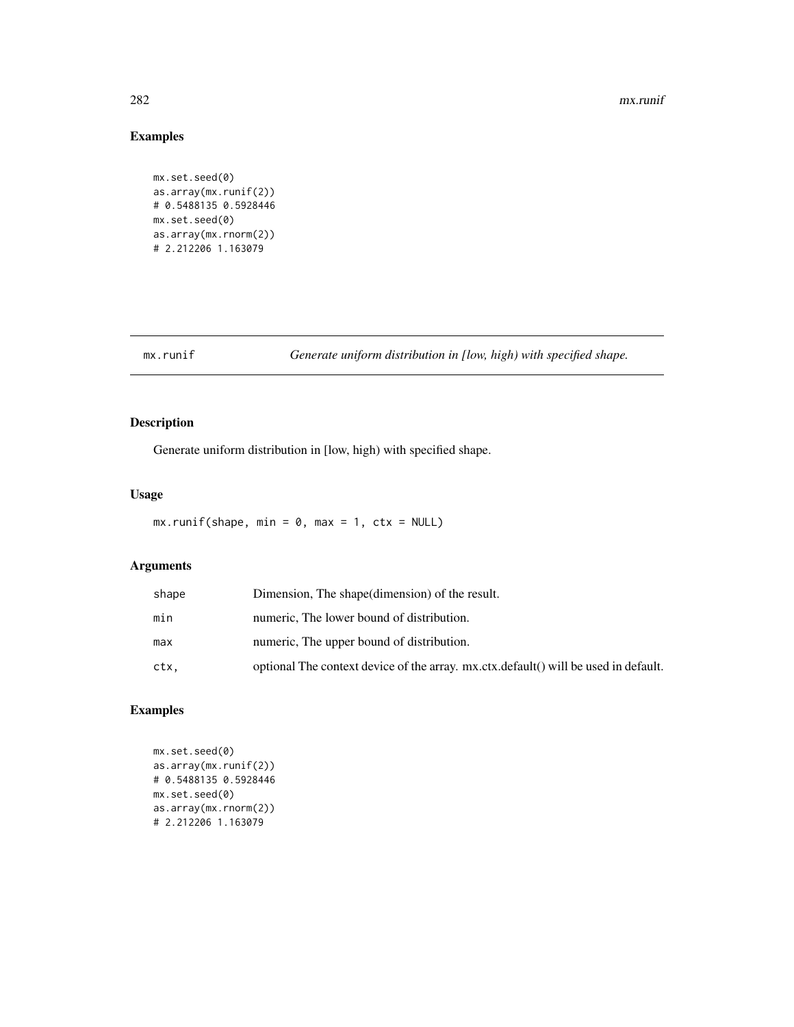## Examples

```
mx.set.seed(0)
as.array(mx.runif(2))
# 0.5488135 0.5928446
mx.set.seed(0)
as.array(mx.rnorm(2))
# 2.212206 1.163079
```

---

## mx.runif — *Generate uniform distribution in [low, high) with specified shape.*

### Description

Generate uniform distribution in [low, high) with specified shape.

### Usage

```
mx.runif(shape, min = 0, max = 1, ctx = NULL)
```

### Arguments

| | |
|---|---|
| `shape` | Dimension, The shape(dimension) of the result. |
| `min` | numeric, The lower bound of distribution. |
| `max` | numeric, The upper bound of distribution. |
| `ctx,` | optional The context device of the array. mx.ctx.default() will be used in default. |

### Examples

```
mx.set.seed(0)
as.array(mx.runif(2))
# 0.5488135 0.5928446
mx.set.seed(0)
as.array(mx.rnorm(2))
# 2.212206 1.163079
```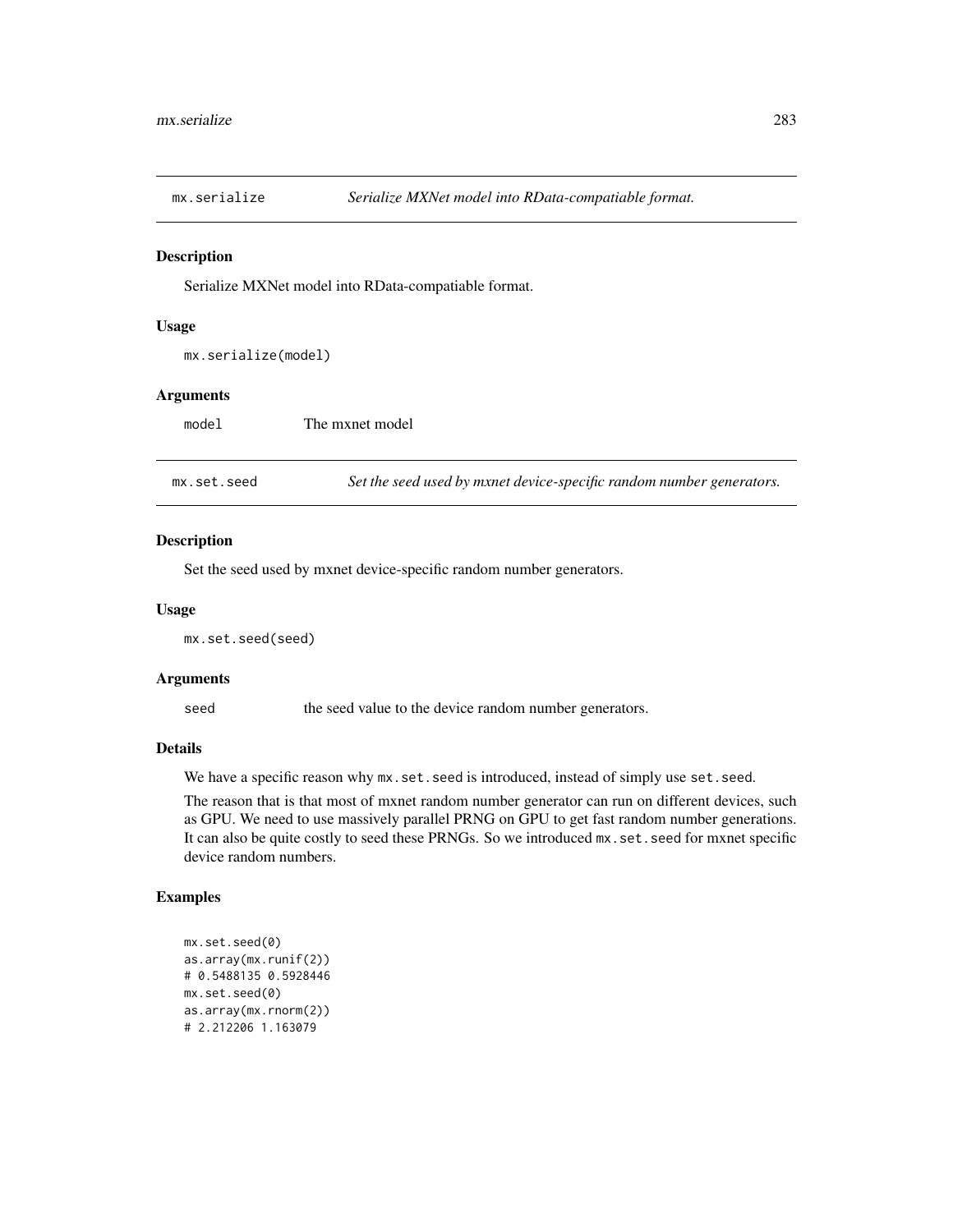## mx.serialize — *Serialize MXNet model into RData-compatiable format.*

### Description

Serialize MXNet model into RData-compatiable format.

### Usage

```
mx.serialize(model)
```

### Arguments

| | |
|---|---|
| `model` | The mxnet model |

## mx.set.seed — *Set the seed used by mxnet device-specific random number generators.*

### Description

Set the seed used by mxnet device-specific random number generators.

### Usage

```
mx.set.seed(seed)
```

### Arguments

| | |
|---|---|
| `seed` | the seed value to the device random number generators. |

### Details

We have a specific reason why `mx.set.seed` is introduced, instead of simply use `set.seed`.

The reason that is that most of mxnet random number generator can run on different devices, such as GPU. We need to use massively parallel PRNG on GPU to get fast random number generations. It can also be quite costly to seed these PRNGs. So we introduced `mx.set.seed` for mxnet specific device random numbers.

### Examples

```
mx.set.seed(0)
as.array(mx.runif(2))
# 0.5488135 0.5928446
mx.set.seed(0)
as.array(mx.rnorm(2))
# 2.212206 1.163079
```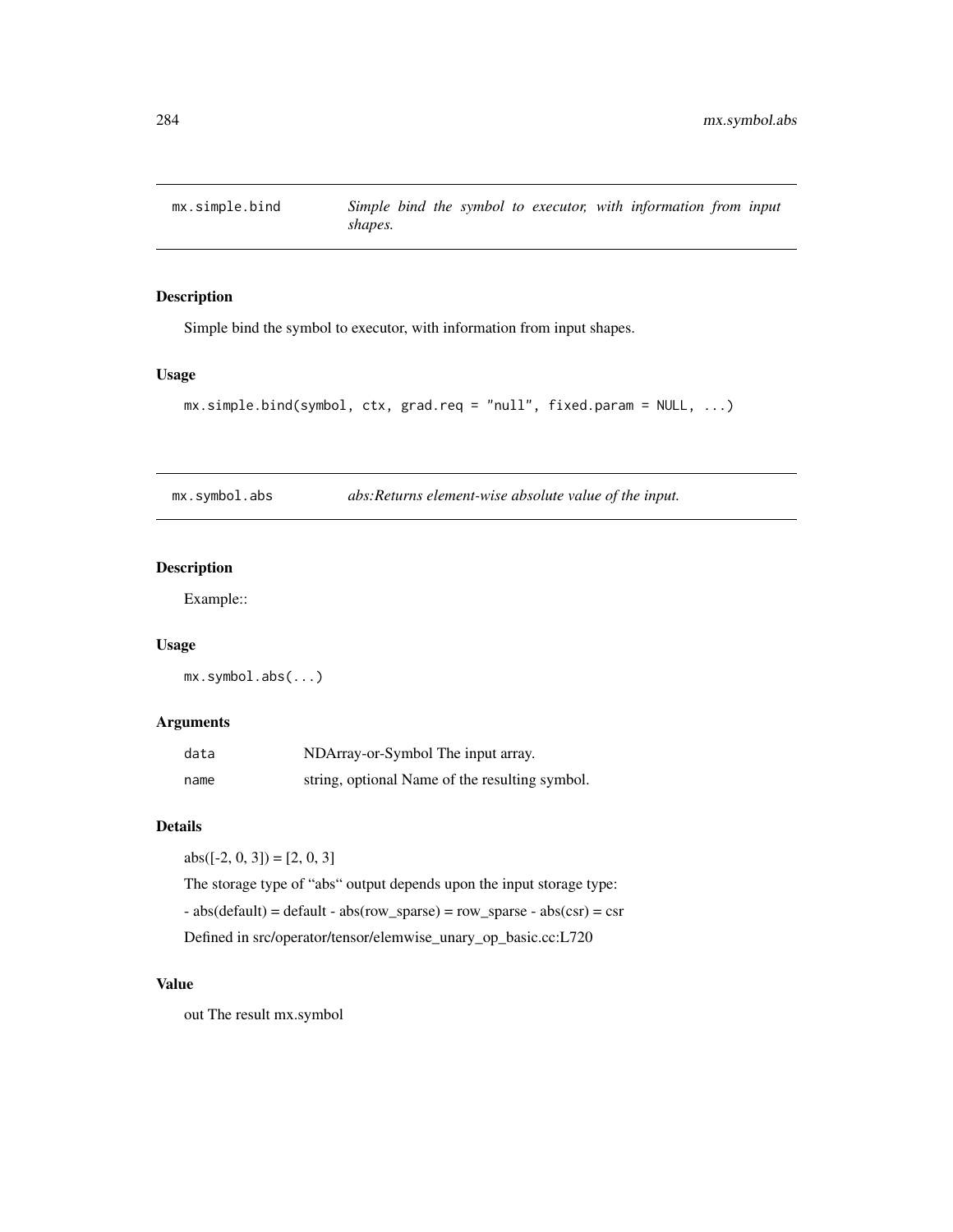## mx.simple.bind

*Simple bind the symbol to executor, with information from input shapes.*

### Description

Simple bind the symbol to executor, with information from input shapes.

### Usage

```
mx.simple.bind(symbol, ctx, grad.req = "null", fixed.param = NULL, ...)
```

## mx.symbol.abs

*abs:Returns element-wise absolute value of the input.*

### Description

Example::

### Usage

```
mx.symbol.abs(...)
```

### Arguments

| | |
|---|---|
| data | NDArray-or-Symbol The input array. |
| name | string, optional Name of the resulting symbol. |

### Details

abs([-2, 0, 3]) = [2, 0, 3]

The storage type of "abs" output depends upon the input storage type:

- abs(default) = default - abs(row_sparse) = row_sparse - abs(csr) = csr

Defined in src/operator/tensor/elemwise_unary_op_basic.cc:L720

### Value

out The result mx.symbol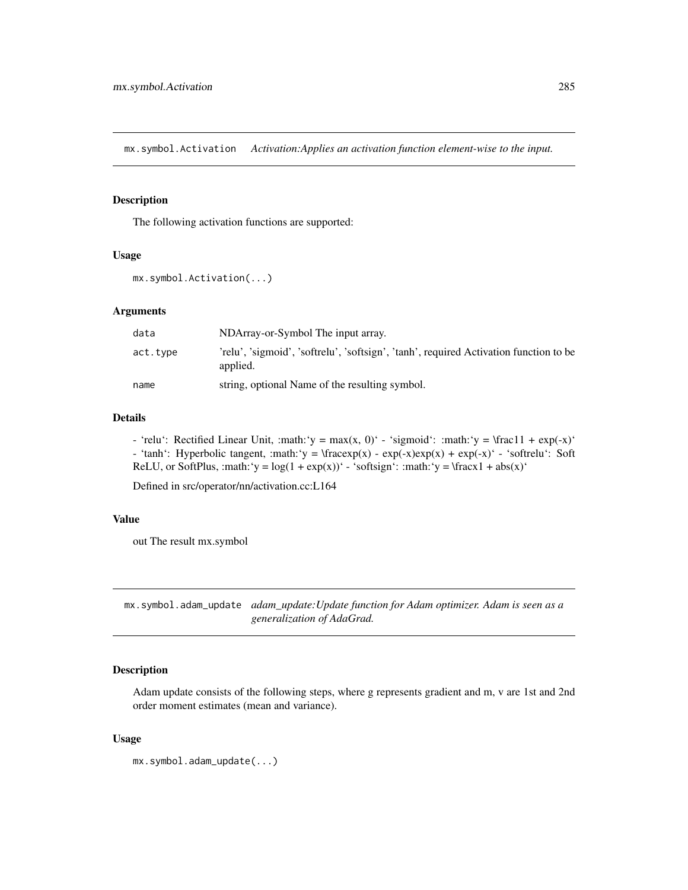## mx.symbol.Activation *Activation:Applies an activation function element-wise to the input.*

### Description

The following activation functions are supported:

### Usage

```
mx.symbol.Activation(...)
```

### Arguments

| | |
|---|---|
| data | NDArray-or-Symbol The input array. |
| act.type | 'relu', 'sigmoid', 'softrelu', 'softsign', 'tanh', required Activation function to be applied. |
| name | string, optional Name of the resulting symbol. |

### Details

- 'relu': Rectified Linear Unit, :math:'y = max(x, 0)' - 'sigmoid': :math:'y = \frac11 + exp(-x)' - 'tanh': Hyperbolic tangent, :math:'y = \fracexp(x) - exp(-x)exp(x) + exp(-x)' - 'softrelu': Soft ReLU, or SoftPlus, :math:'y = log(1 + exp(x))' - 'softsign': :math:'y = \fracx1 + abs(x)'

Defined in src/operator/nn/activation.cc:L164

### Value

out The result mx.symbol

## mx.symbol.adam_update *adam_update:Update function for Adam optimizer. Adam is seen as a generalization of AdaGrad.*

### Description

Adam update consists of the following steps, where g represents gradient and m, v are 1st and 2nd order moment estimates (mean and variance).

### Usage

```
mx.symbol.adam_update(...)
```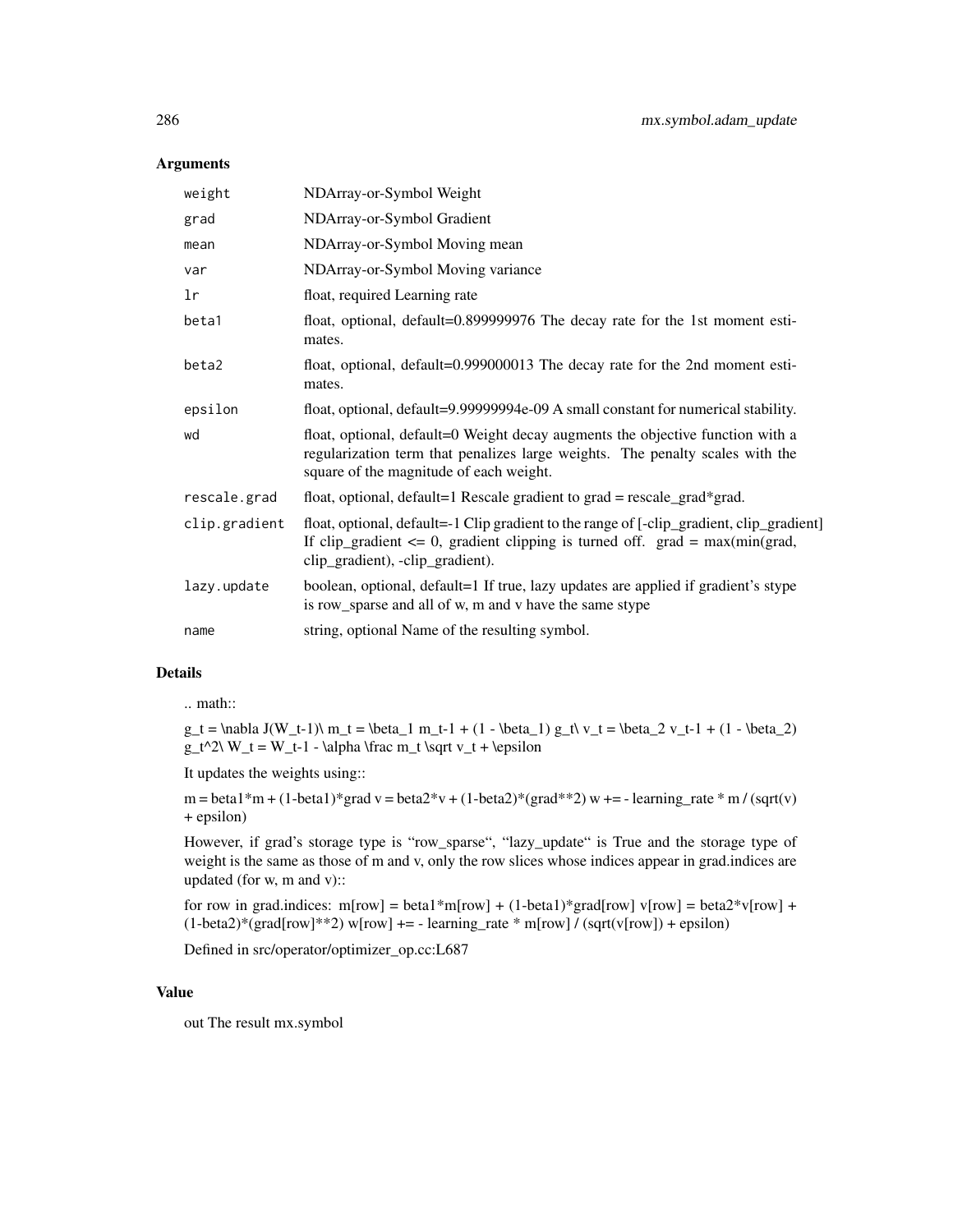## Arguments

| | |
|---|---|
| weight | NDArray-or-Symbol Weight |
| grad | NDArray-or-Symbol Gradient |
| mean | NDArray-or-Symbol Moving mean |
| var | NDArray-or-Symbol Moving variance |
| lr | float, required Learning rate |
| beta1 | float, optional, default=0.899999976 The decay rate for the 1st moment estimates. |
| beta2 | float, optional, default=0.999000013 The decay rate for the 2nd moment estimates. |
| epsilon | float, optional, default=9.99999994e-09 A small constant for numerical stability. |
| wd | float, optional, default=0 Weight decay augments the objective function with a regularization term that penalizes large weights. The penalty scales with the square of the magnitude of each weight. |
| rescale.grad | float, optional, default=1 Rescale gradient to grad = rescale_grad*grad. |
| clip.gradient | float, optional, default=-1 Clip gradient to the range of [-clip_gradient, clip_gradient] If clip_gradient <= 0, gradient clipping is turned off. grad = max(min(grad, clip_gradient), -clip_gradient). |
| lazy.update | boolean, optional, default=1 If true, lazy updates are applied if gradient's stype is row_sparse and all of w, m and v have the same stype |
| name | string, optional Name of the resulting symbol. |

## Details

.. math::

g_t = \nabla J(W_t-1)\ m_t = \beta_1 m_t-1 + (1 - \beta_1) g_t\ v_t = \beta_2 v_t-1 + (1 - \beta_2) g_t^2\ W_t = W_t-1 - \alpha \frac m_t \sqrt v_t + \epsilon

It updates the weights using::

m = beta1*m + (1-beta1)*grad v = beta2*v + (1-beta2)*(grad**2) w += - learning_rate * m / (sqrt(v) + epsilon)

However, if grad's storage type is "row_sparse", "lazy_update" is True and the storage type of weight is the same as those of m and v, only the row slices whose indices appear in grad.indices are updated (for w, m and v)::

for row in grad.indices: m[row] = beta1*m[row] + (1-beta1)*grad[row] v[row] = beta2*v[row] + (1-beta2)*(grad[row]**2) w[row] += - learning_rate * m[row] / (sqrt(v[row]) + epsilon)

Defined in src/operator/optimizer_op.cc:L687

## Value

out The result mx.symbol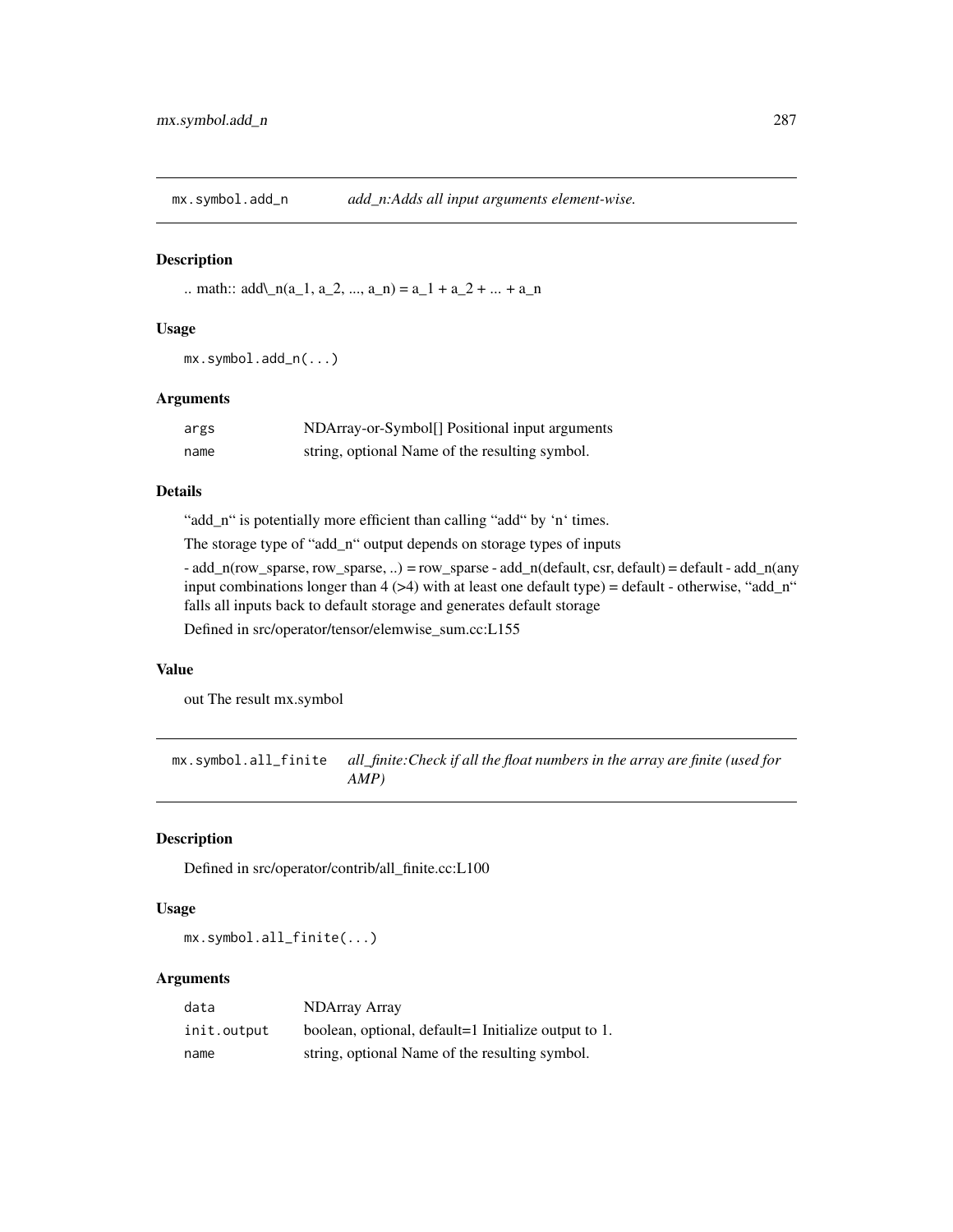## mx.symbol.add_n

*add_n:Adds all input arguments element-wise.*

### Description

.. math:: add\_n(a_1, a_2, ..., a_n) = a_1 + a_2 + ... + a_n

### Usage

```
mx.symbol.add_n(...)
```

### Arguments

| | |
|---|---|
| args | NDArray-or-Symbol[] Positional input arguments |
| name | string, optional Name of the resulting symbol. |

### Details

"add_n" is potentially more efficient than calling "add" by 'n' times.

The storage type of "add_n" output depends on storage types of inputs

- add_n(row_sparse, row_sparse, ..) = row_sparse - add_n(default, csr, default) = default - add_n(any input combinations longer than 4 (>4) with at least one default type) = default - otherwise, "add_n" falls all inputs back to default storage and generates default storage

Defined in src/operator/tensor/elemwise_sum.cc:L155

### Value

out The result mx.symbol

## mx.symbol.all_finite

*all_finite:Check if all the float numbers in the array are finite (used for AMP)*

### Description

Defined in src/operator/contrib/all_finite.cc:L100

### Usage

```
mx.symbol.all_finite(...)
```

### Arguments

| | |
|---|---|
| data | NDArray Array |
| init.output | boolean, optional, default=1 Initialize output to 1. |
| name | string, optional Name of the resulting symbol. |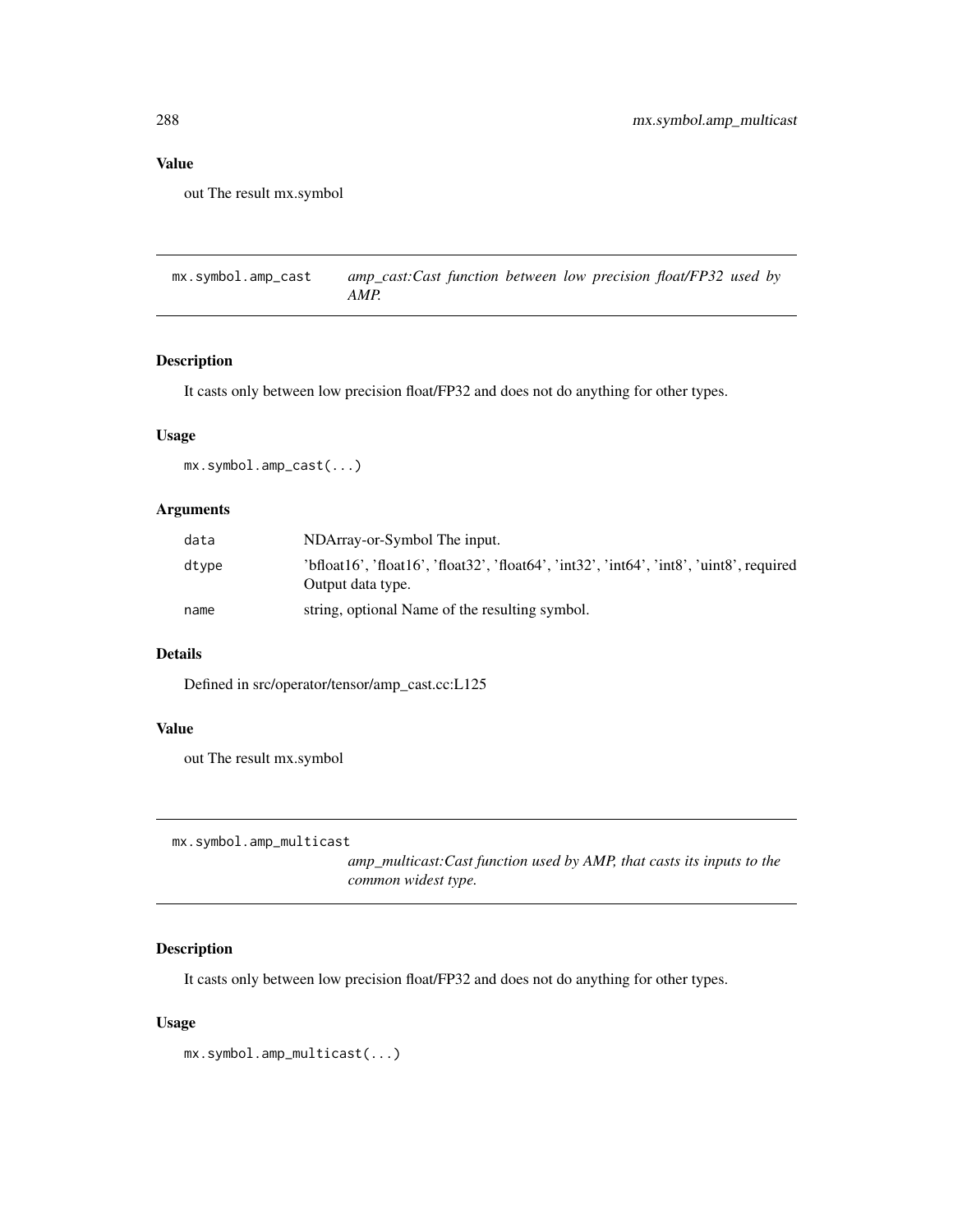### Value

out The result mx.symbol

## mx.symbol.amp_cast

*amp_cast:Cast function between low precision float/FP32 used by AMP.*

### Description

It casts only between low precision float/FP32 and does not do anything for other types.

### Usage

```
mx.symbol.amp_cast(...)
```

### Arguments

| | |
|---|---|
| data | NDArray-or-Symbol The input. |
| dtype | 'bfloat16', 'float16', 'float32', 'float64', 'int32', 'int64', 'int8', 'uint8', required Output data type. |
| name | string, optional Name of the resulting symbol. |

### Details

Defined in src/operator/tensor/amp_cast.cc:L125

### Value

out The result mx.symbol

## mx.symbol.amp_multicast

*amp_multicast:Cast function used by AMP, that casts its inputs to the common widest type.*

### Description

It casts only between low precision float/FP32 and does not do anything for other types.

### Usage

```
mx.symbol.amp_multicast(...)
```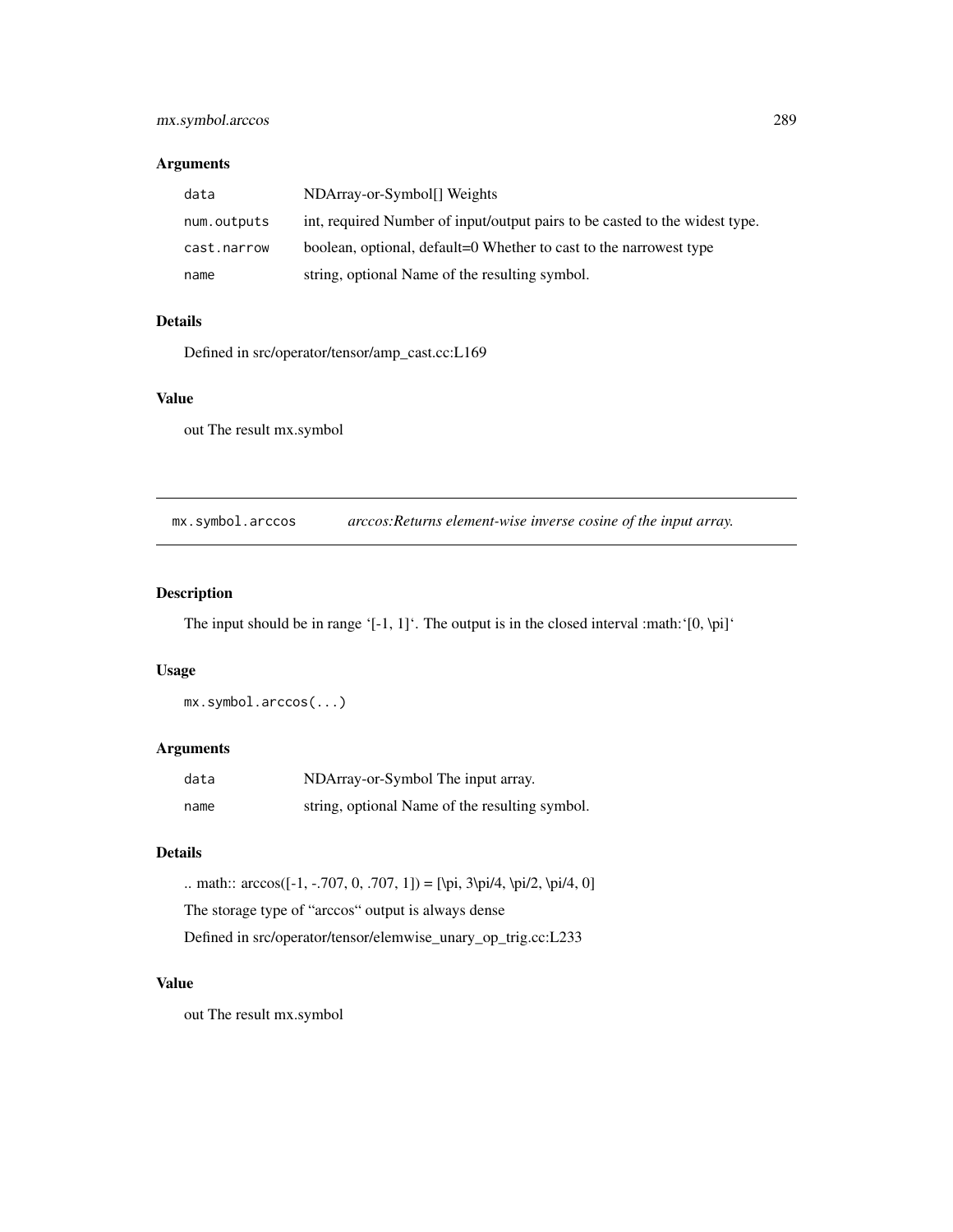## Arguments

| | |
|---|---|
| `data` | NDArray-or-Symbol[] Weights |
| `num.outputs` | int, required Number of input/output pairs to be casted to the widest type. |
| `cast.narrow` | boolean, optional, default=0 Whether to cast to the narrowest type |
| `name` | string, optional Name of the resulting symbol. |

## Details

Defined in src/operator/tensor/amp_cast.cc:L169

## Value

out The result mx.symbol

---

# `mx.symbol.arccos` *arccos:Returns element-wise inverse cosine of the input array.*

---

## Description

The input should be in range '[-1, 1]'. The output is in the closed interval :math:'[0, \pi]'

## Usage

```
mx.symbol.arccos(...)
```

## Arguments

| | |
|---|---|
| `data` | NDArray-or-Symbol The input array. |
| `name` | string, optional Name of the resulting symbol. |

## Details

.. math:: arccos([-1, -.707, 0, .707, 1]) = [\pi, 3\pi/4, \pi/2, \pi/4, 0]

The storage type of "arccos" output is always dense

Defined in src/operator/tensor/elemwise_unary_op_trig.cc:L233

## Value

out The result mx.symbol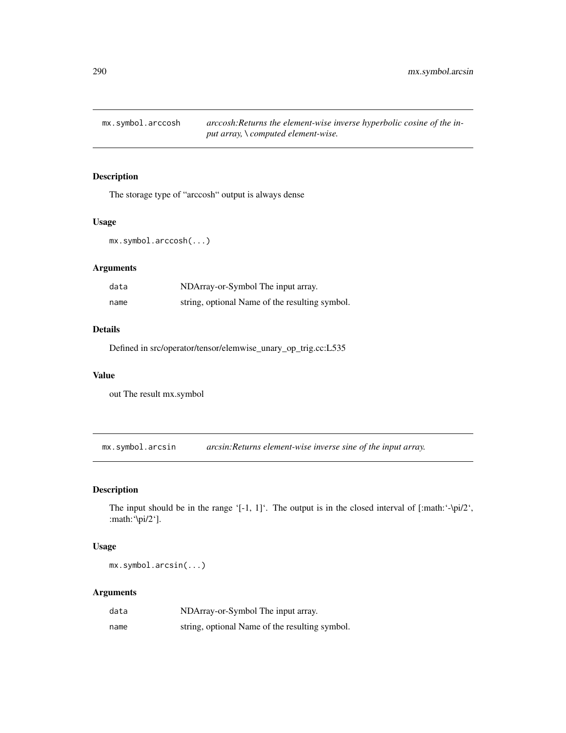## mx.symbol.arccosh

*arccosh:Returns the element-wise inverse hyperbolic cosine of the input array, \ computed element-wise.*

### Description

The storage type of “arccosh“ output is always dense

### Usage

```
mx.symbol.arccosh(...)
```

### Arguments

| | |
|---|---|
| `data` | NDArray-or-Symbol The input array. |
| `name` | string, optional Name of the resulting symbol. |

### Details

Defined in src/operator/tensor/elemwise_unary_op_trig.cc:L535

### Value

out The result mx.symbol

## mx.symbol.arcsin

*arcsin:Returns element-wise inverse sine of the input array.*

### Description

The input should be in the range ‘[-1, 1]‘. The output is in the closed interval of [:math:‘-\pi/2‘, :math:‘\pi/2‘].

### Usage

```
mx.symbol.arcsin(...)
```

### Arguments

| | |
|---|---|
| `data` | NDArray-or-Symbol The input array. |
| `name` | string, optional Name of the resulting symbol. |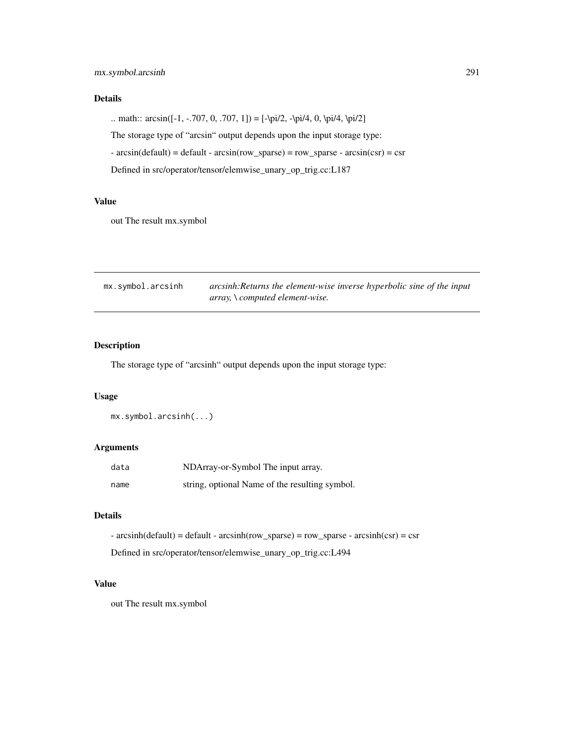## Details

.. math:: arcsin([-1, -.707, 0, .707, 1]) = [-\pi/2, -\pi/4, 0, \pi/4, \pi/2]

The storage type of "arcsin" output depends upon the input storage type:

- arcsin(default) = default - arcsin(row_sparse) = row_sparse - arcsin(csr) = csr

Defined in src/operator/tensor/elemwise_unary_op_trig.cc:L187

## Value

out The result mx.symbol

---

# mx.symbol.arcsinh

*arcsinh:Returns the element-wise inverse hyperbolic sine of the input array, \ computed element-wise.*

---

## Description

The storage type of "arcsinh" output depends upon the input storage type:

## Usage

```
mx.symbol.arcsinh(...)
```

## Arguments

| | |
|---|---|
| data | NDArray-or-Symbol The input array. |
| name | string, optional Name of the resulting symbol. |

## Details

- arcsinh(default) = default - arcsinh(row_sparse) = row_sparse - arcsinh(csr) = csr

Defined in src/operator/tensor/elemwise_unary_op_trig.cc:L494

## Value

out The result mx.symbol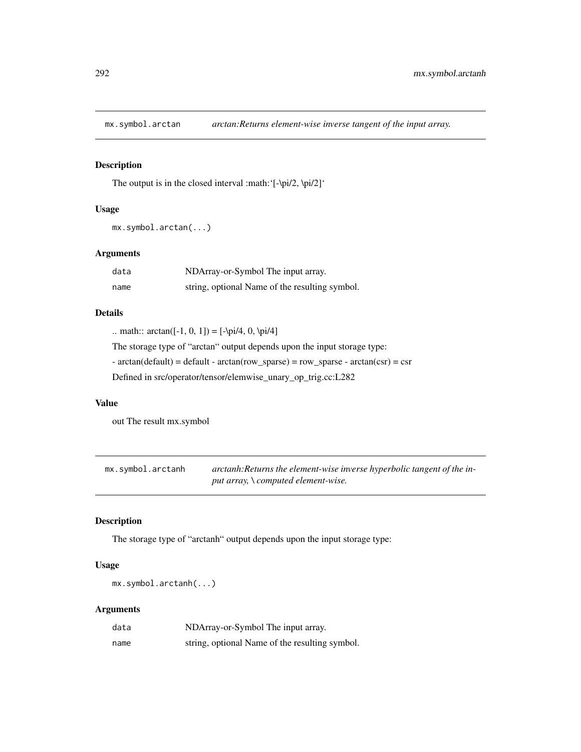## mx.symbol.arctan

*arctan:Returns element-wise inverse tangent of the input array.*

### Description

The output is in the closed interval :math:'[-\pi/2, \pi/2]'

### Usage

```
mx.symbol.arctan(...)
```

### Arguments

| | |
|---|---|
| data | NDArray-or-Symbol The input array. |
| name | string, optional Name of the resulting symbol. |

### Details

.. math:: arctan([-1, 0, 1]) = [-\pi/4, 0, \pi/4]

The storage type of "arctan" output depends upon the input storage type:

- arctan(default) = default - arctan(row_sparse) = row_sparse - arctan(csr) = csr

Defined in src/operator/tensor/elemwise_unary_op_trig.cc:L282

### Value

out The result mx.symbol

## mx.symbol.arctanh

*arctanh:Returns the element-wise inverse hyperbolic tangent of the input array, \ computed element-wise.*

### Description

The storage type of "arctanh" output depends upon the input storage type:

### Usage

```
mx.symbol.arctanh(...)
```

### Arguments

| | |
|---|---|
| data | NDArray-or-Symbol The input array. |
| name | string, optional Name of the resulting symbol. |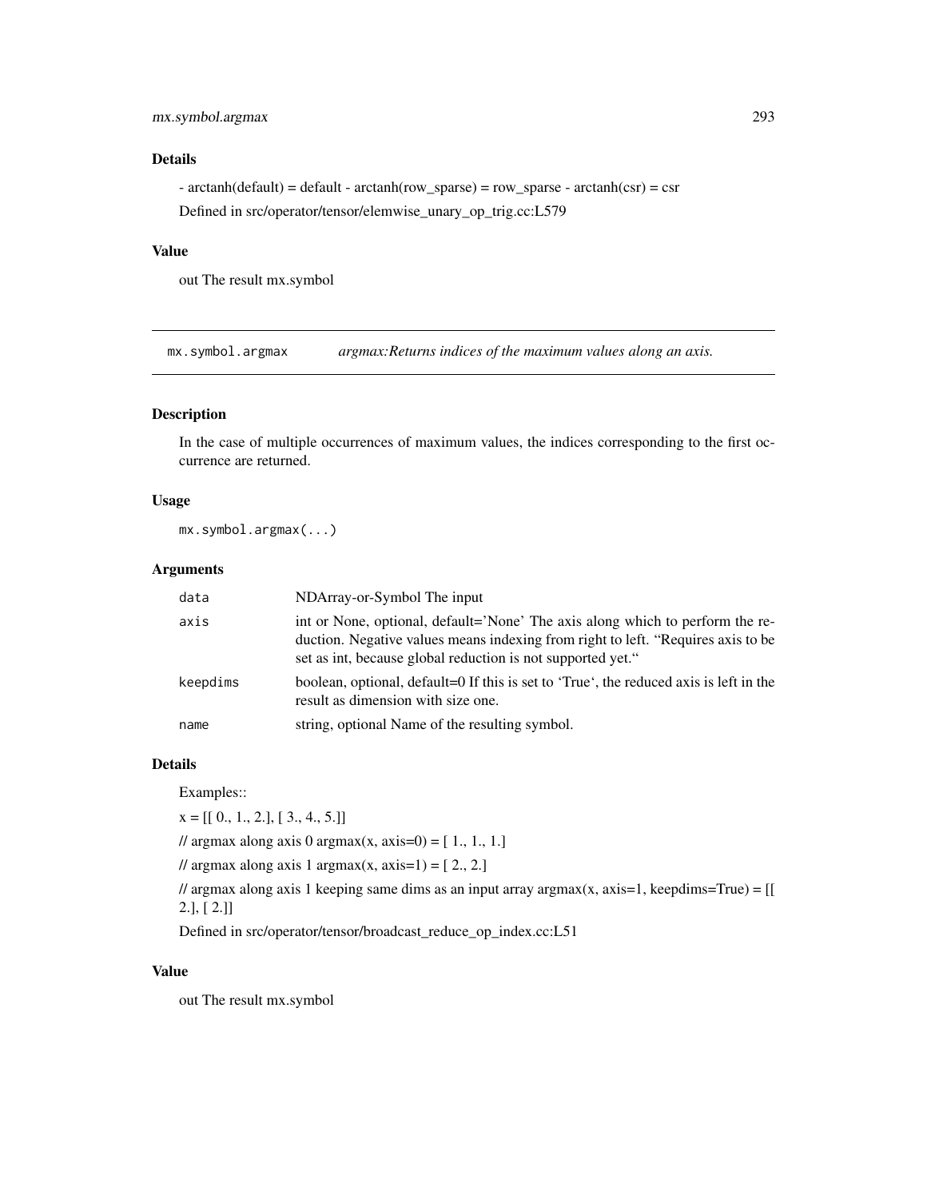### Details

- arctanh(default) = default - arctanh(row_sparse) = row_sparse - arctanh(csr) = csr

Defined in src/operator/tensor/elemwise_unary_op_trig.cc:L579

### Value

out The result mx.symbol

---

## mx.symbol.argmax *argmax:Returns indices of the maximum values along an axis.*

### Description

In the case of multiple occurrences of maximum values, the indices corresponding to the first occurrence are returned.

### Usage

```
mx.symbol.argmax(...)
```

### Arguments

| | |
|---|---|
| data | NDArray-or-Symbol The input |
| axis | int or None, optional, default='None' The axis along which to perform the reduction. Negative values means indexing from right to left. "Requires axis to be set as int, because global reduction is not supported yet." |
| keepdims | boolean, optional, default=0 If this is set to 'True', the reduced axis is left in the result as dimension with size one. |
| name | string, optional Name of the resulting symbol. |

### Details

Examples::

x = [[ 0., 1., 2.], [ 3., 4., 5.]]

// argmax along axis 0 argmax(x, axis=0) = [ 1., 1., 1.]

// argmax along axis 1 argmax(x, axis=1) = [ 2., 2.]

// argmax along axis 1 keeping same dims as an input array argmax(x, axis=1, keepdims=True) = [[ 2.], [ 2.]]

Defined in src/operator/tensor/broadcast_reduce_op_index.cc:L51

### Value

out The result mx.symbol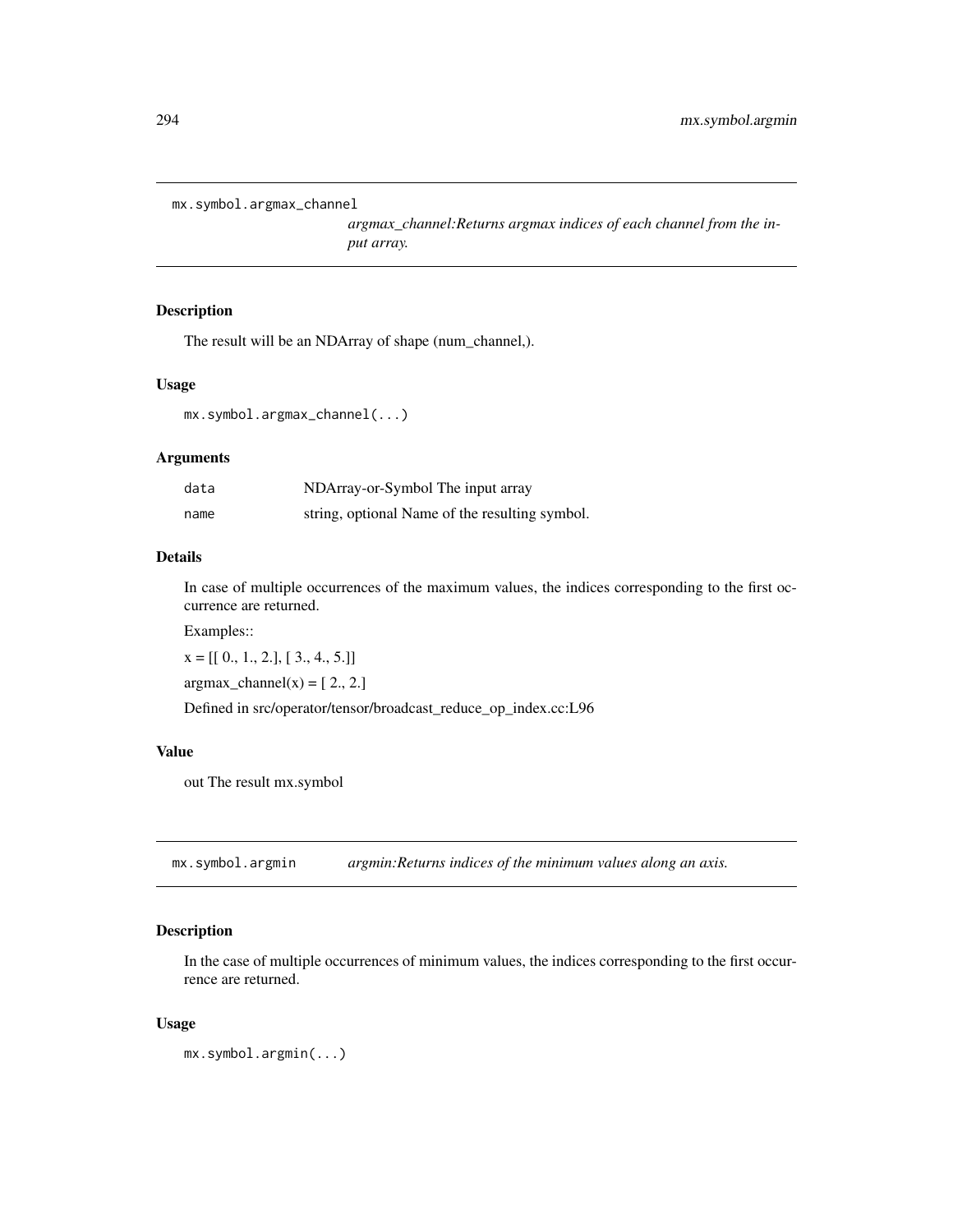## mx.symbol.argmax_channel

*argmax_channel:Returns argmax indices of each channel from the input array.*

### Description

The result will be an NDArray of shape (num_channel,).

### Usage

```
mx.symbol.argmax_channel(...)
```

### Arguments

| | |
|---|---|
| data | NDArray-or-Symbol The input array |
| name | string, optional Name of the resulting symbol. |

### Details

In case of multiple occurrences of the maximum values, the indices corresponding to the first occurrence are returned.

Examples::

x = [[ 0., 1., 2.], [ 3., 4., 5.]]

argmax_channel(x) = [ 2., 2.]

Defined in src/operator/tensor/broadcast_reduce_op_index.cc:L96

### Value

out The result mx.symbol

## mx.symbol.argmin

*argmin:Returns indices of the minimum values along an axis.*

### Description

In the case of multiple occurrences of minimum values, the indices corresponding to the first occurrence are returned.

### Usage

```
mx.symbol.argmin(...)
```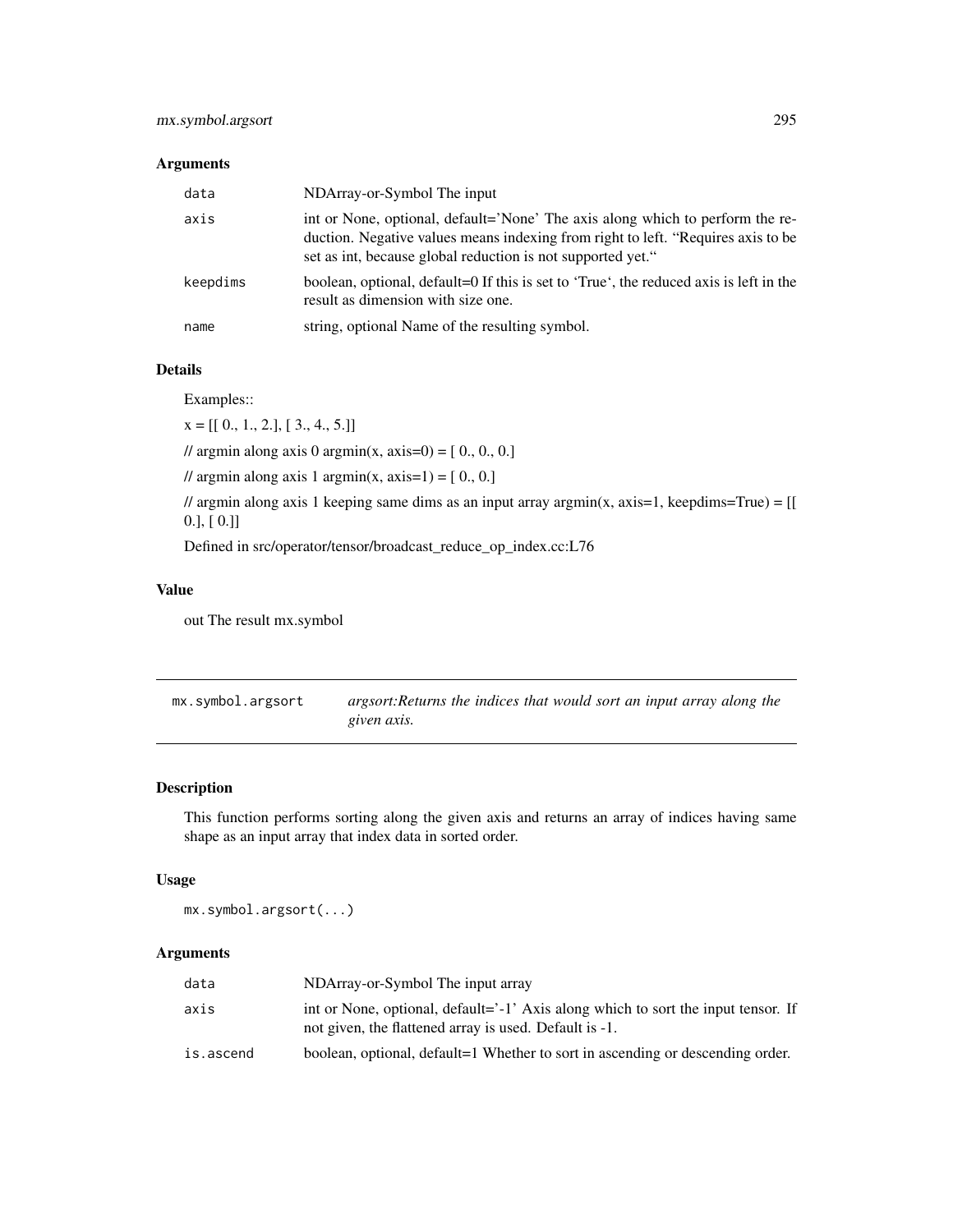### Arguments

| | |
|---|---|
| `data` | NDArray-or-Symbol The input |
| `axis` | int or None, optional, default='None' The axis along which to perform the reduction. Negative values means indexing from right to left. "Requires axis to be set as int, because global reduction is not supported yet." |
| `keepdims` | boolean, optional, default=0 If this is set to 'True', the reduced axis is left in the result as dimension with size one. |
| `name` | string, optional Name of the resulting symbol. |

### Details

Examples::

x = [[ 0., 1., 2.], [ 3., 4., 5.]]

// argmin along axis 0 argmin(x, axis=0) = [ 0., 0., 0.]

// argmin along axis 1 argmin(x, axis=1) = [ 0., 0.]

// argmin along axis 1 keeping same dims as an input array argmin(x, axis=1, keepdims=True) = [[ 0.], [ 0.]]

Defined in src/operator/tensor/broadcast_reduce_op_index.cc:L76

### Value

out The result mx.symbol

---

## mx.symbol.argsort

*argsort:Returns the indices that would sort an input array along the given axis.*

---

### Description

This function performs sorting along the given axis and returns an array of indices having same shape as an input array that index data in sorted order.

### Usage

```
mx.symbol.argsort(...)
```

### Arguments

| | |
|---|---|
| `data` | NDArray-or-Symbol The input array |
| `axis` | int or None, optional, default='-1' Axis along which to sort the input tensor. If not given, the flattened array is used. Default is -1. |
| `is.ascend` | boolean, optional, default=1 Whether to sort in ascending or descending order. |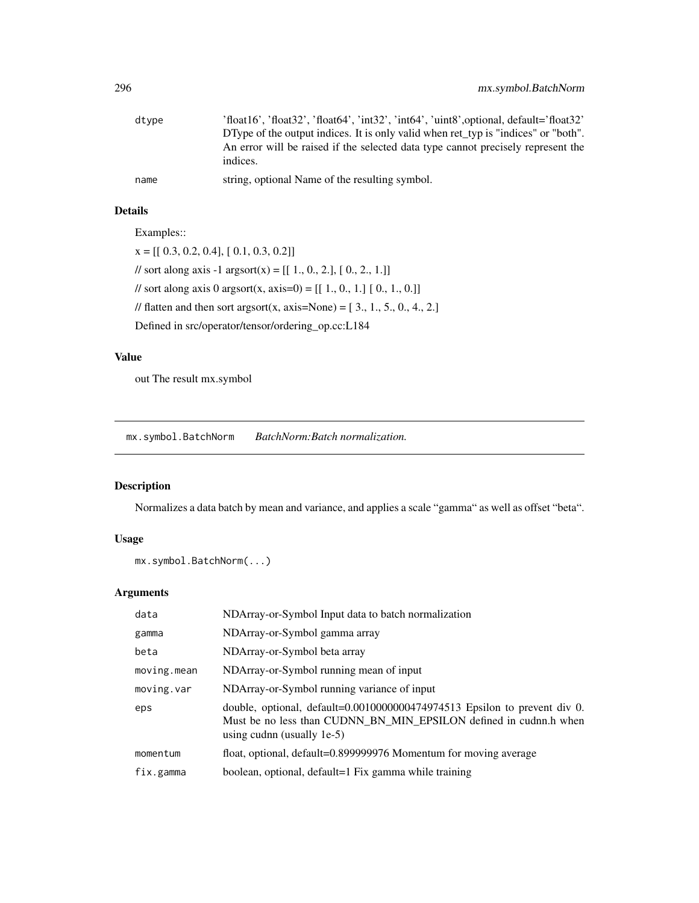| | |
|---|---|
| dtype | 'float16', 'float32', 'float64', 'int32', 'int64', 'uint8',optional, default='float32' DType of the output indices. It is only valid when ret_typ is "indices" or "both". An error will be raised if the selected data type cannot precisely represent the indices. |
| name | string, optional Name of the resulting symbol. |

### Details

Examples::

x = [[ 0.3, 0.2, 0.4], [ 0.1, 0.3, 0.2]]

// sort along axis -1 argsort(x) = [[ 1., 0., 2.], [ 0., 2., 1.]]

// sort along axis 0 argsort(x, axis=0) = [[ 1., 0., 1.] [ 0., 1., 0.]]

// flatten and then sort argsort(x, axis=None) = [ 3., 1., 5., 0., 4., 2.]

Defined in src/operator/tensor/ordering_op.cc:L184

### Value

out The result mx.symbol

---

## mx.symbol.BatchNorm *BatchNorm:Batch normalization.*

---

### Description

Normalizes a data batch by mean and variance, and applies a scale "gamma" as well as offset "beta".

### Usage

```
mx.symbol.BatchNorm(...)
```

### Arguments

| | |
|---|---|
| data | NDArray-or-Symbol Input data to batch normalization |
| gamma | NDArray-or-Symbol gamma array |
| beta | NDArray-or-Symbol beta array |
| moving.mean | NDArray-or-Symbol running mean of input |
| moving.var | NDArray-or-Symbol running variance of input |
| eps | double, optional, default=0.0010000000474974513 Epsilon to prevent div 0. Must be no less than CUDNN_BN_MIN_EPSILON defined in cudnn.h when using cudnn (usually 1e-5) |
| momentum | float, optional, default=0.899999976 Momentum for moving average |
| fix.gamma | boolean, optional, default=1 Fix gamma while training |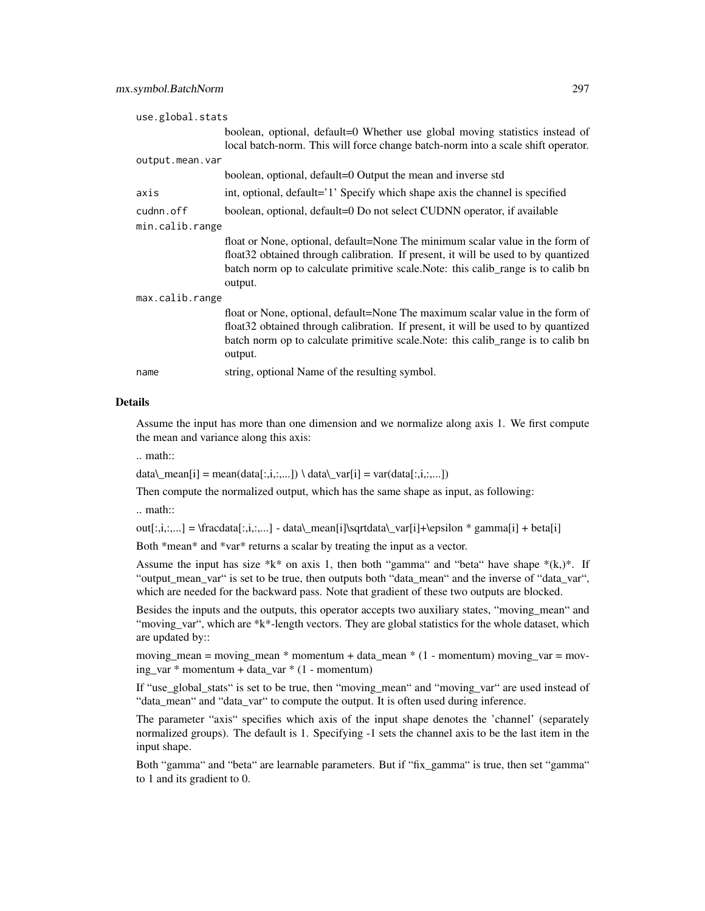| | |
|---|---|
| use.global.stats | boolean, optional, default=0 Whether use global moving statistics instead of local batch-norm. This will force change batch-norm into a scale shift operator. |
| output.mean.var | boolean, optional, default=0 Output the mean and inverse std |
| axis | int, optional, default='1' Specify which shape axis the channel is specified |
| cudnn.off | boolean, optional, default=0 Do not select CUDNN operator, if available |
| min.calib.range | float or None, optional, default=None The minimum scalar value in the form of float32 obtained through calibration. If present, it will be used to by quantized batch norm op to calculate primitive scale.Note: this calib_range is to calib bn output. |
| max.calib.range | float or None, optional, default=None The maximum scalar value in the form of float32 obtained through calibration. If present, it will be used to by quantized batch norm op to calculate primitive scale.Note: this calib_range is to calib bn output. |
| name | string, optional Name of the resulting symbol. |

## Details

Assume the input has more than one dimension and we normalize along axis 1. We first compute the mean and variance along this axis:

.. math::

data\_mean[i] = mean(data[:,i,:,...]) \ data\_var[i] = var(data[:,i,:,...])

Then compute the normalized output, which has the same shape as input, as following:

.. math::

out[:,i,:,...] = \fracdata[:,i,:,...] - data\_mean[i]\sqrtdata\_var[i]+\epsilon * gamma[i] + beta[i]

Both *mean* and *var* returns a scalar by treating the input as a vector.

Assume the input has size *k* on axis 1, then both "gamma" and "beta" have shape *(k,)*. If "output_mean_var" is set to be true, then outputs both "data_mean" and the inverse of "data_var", which are needed for the backward pass. Note that gradient of these two outputs are blocked.

Besides the inputs and the outputs, this operator accepts two auxiliary states, "moving_mean" and "moving_var", which are *k*-length vectors. They are global statistics for the whole dataset, which are updated by::

moving_mean = moving_mean * momentum + data_mean * (1 - momentum) moving_var = moving_var * momentum + data_var * (1 - momentum)

If "use_global_stats" is set to be true, then "moving_mean" and "moving_var" are used instead of "data_mean" and "data_var" to compute the output. It is often used during inference.

The parameter "axis" specifies which axis of the input shape denotes the 'channel' (separately normalized groups). The default is 1. Specifying -1 sets the channel axis to be the last item in the input shape.

Both "gamma" and "beta" are learnable parameters. But if "fix_gamma" is true, then set "gamma" to 1 and its gradient to 0.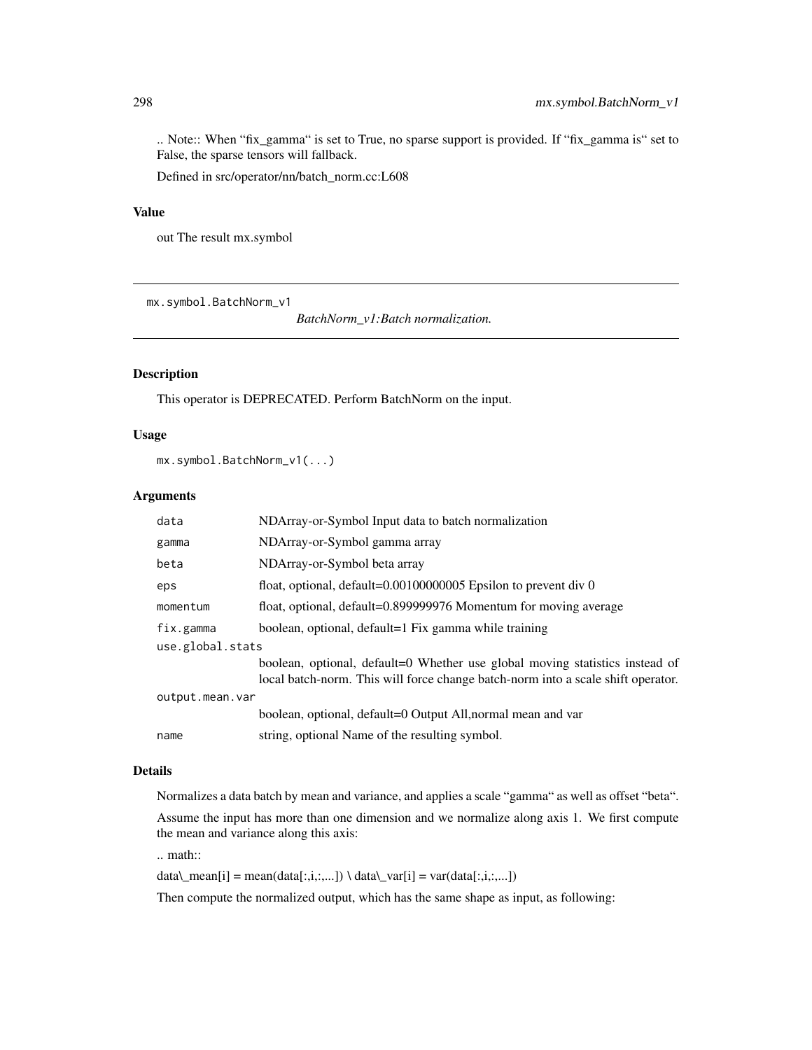.. Note:: When "fix_gamma" is set to True, no sparse support is provided. If "fix_gamma is" set to False, the sparse tensors will fallback.

Defined in src/operator/nn/batch_norm.cc:L608

### Value

out The result mx.symbol

---

## mx.symbol.BatchNorm_v1

*BatchNorm_v1:Batch normalization.*

### Description

This operator is DEPRECATED. Perform BatchNorm on the input.

### Usage

```
mx.symbol.BatchNorm_v1(...)
```

### Arguments

| | |
|---|---|
| `data` | NDArray-or-Symbol Input data to batch normalization |
| `gamma` | NDArray-or-Symbol gamma array |
| `beta` | NDArray-or-Symbol beta array |
| `eps` | float, optional, default=0.00100000005 Epsilon to prevent div 0 |
| `momentum` | float, optional, default=0.899999976 Momentum for moving average |
| `fix.gamma` | boolean, optional, default=1 Fix gamma while training |
| `use.global.stats` | boolean, optional, default=0 Whether use global moving statistics instead of local batch-norm. This will force change batch-norm into a scale shift operator. |
| `output.mean.var` | boolean, optional, default=0 Output All,normal mean and var |
| `name` | string, optional Name of the resulting symbol. |

### Details

Normalizes a data batch by mean and variance, and applies a scale "gamma" as well as offset "beta".

Assume the input has more than one dimension and we normalize along axis 1. We first compute the mean and variance along this axis:

.. math::

data\_mean[i] = mean(data[:,i,:,...]) \ data\_var[i] = var(data[:,i,:,...])

Then compute the normalized output, which has the same shape as input, as following: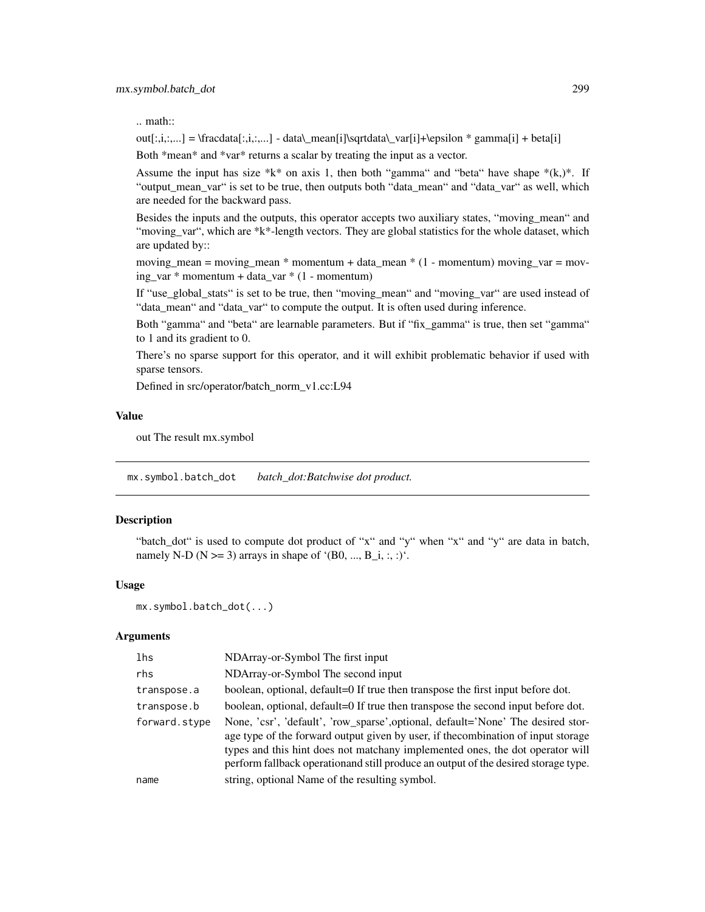.. math::

out[:,i,:,...] = \fracdata[:,i,:,...] - data\_mean[i]\sqrtdata\_var[i]+\epsilon * gamma[i] + beta[i]

Both *mean* and *var* returns a scalar by treating the input as a vector.

Assume the input has size *k* on axis 1, then both "gamma" and "beta" have shape *(k,)*. If "output_mean_var" is set to be true, then outputs both "data_mean" and "data_var" as well, which are needed for the backward pass.

Besides the inputs and the outputs, this operator accepts two auxiliary states, "moving_mean" and "moving_var", which are *k*-length vectors. They are global statistics for the whole dataset, which are updated by::

moving_mean = moving_mean * momentum + data_mean * (1 - momentum) moving_var = moving_var * momentum + data_var * (1 - momentum)

If "use_global_stats" is set to be true, then "moving_mean" and "moving_var" are used instead of "data_mean" and "data_var" to compute the output. It is often used during inference.

Both "gamma" and "beta" are learnable parameters. But if "fix_gamma" is true, then set "gamma" to 1 and its gradient to 0.

There's no sparse support for this operator, and it will exhibit problematic behavior if used with sparse tensors.

Defined in src/operator/batch_norm_v1.cc:L94

### Value

out The result mx.symbol

---

## mx.symbol.batch_dot *batch_dot:Batchwise dot product.*

### Description

"batch_dot" is used to compute dot product of "x" and "y" when "x" and "y" are data in batch, namely N-D (N >= 3) arrays in shape of '(B0, ..., B_i, :, :)'.

### Usage

```
mx.symbol.batch_dot(...)
```

### Arguments

| | |
|---|---|
| lhs | NDArray-or-Symbol The first input |
| rhs | NDArray-or-Symbol The second input |
| transpose.a | boolean, optional, default=0 If true then transpose the first input before dot. |
| transpose.b | boolean, optional, default=0 If true then transpose the second input before dot. |
| forward.stype | None, 'csr', 'default', 'row_sparse',optional, default='None' The desired storage type of the forward output given by user, if thecombination of input storage types and this hint does not matchany implemented ones, the dot operator will perform fallback operationand still produce an output of the desired storage type. |
| name | string, optional Name of the resulting symbol. |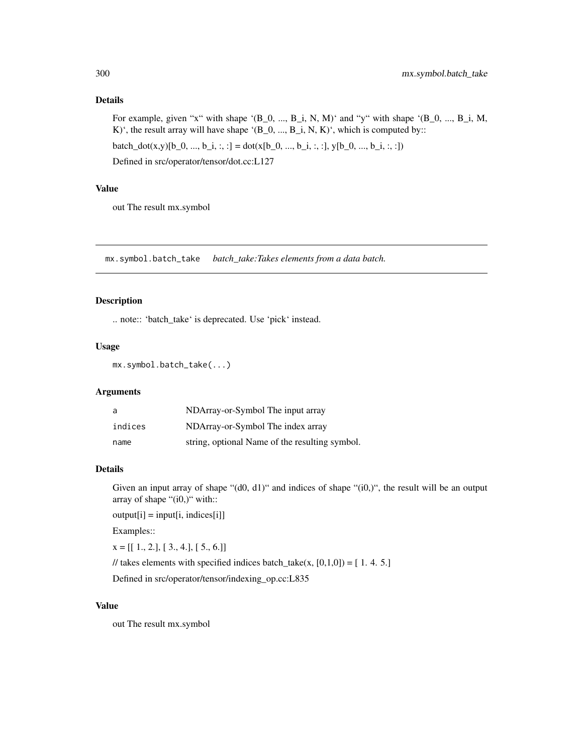### Details

For example, given "x" with shape '(B_0, ..., B_i, N, M)' and "y" with shape '(B_0, ..., B_i, M, K)', the result array will have shape '(B_0, ..., B_i, N, K)', which is computed by::

batch_dot(x,y)[b_0, ..., b_i, :, :] = dot(x[b_0, ..., b_i, :, :], y[b_0, ..., b_i, :, :])

Defined in src/operator/tensor/dot.cc:L127

### Value

out The result mx.symbol

---

## mx.symbol.batch_take    *batch_take:Takes elements from a data batch.*

---

### Description

.. note:: 'batch_take' is deprecated. Use 'pick' instead.

### Usage

```
mx.symbol.batch_take(...)
```

### Arguments

| | |
|---|---|
| a | NDArray-or-Symbol The input array |
| indices | NDArray-or-Symbol The index array |
| name | string, optional Name of the resulting symbol. |

### Details

Given an input array of shape "(d0, d1)" and indices of shape "(i0,)", the result will be an output array of shape "(i0,)" with::

output[i] = input[i, indices[i]]

Examples::

x = [[ 1., 2.], [ 3., 4.], [ 5., 6.]]

// takes elements with specified indices batch_take(x, [0,1,0]) = [ 1. 4. 5.]

Defined in src/operator/tensor/indexing_op.cc:L835

### Value

out The result mx.symbol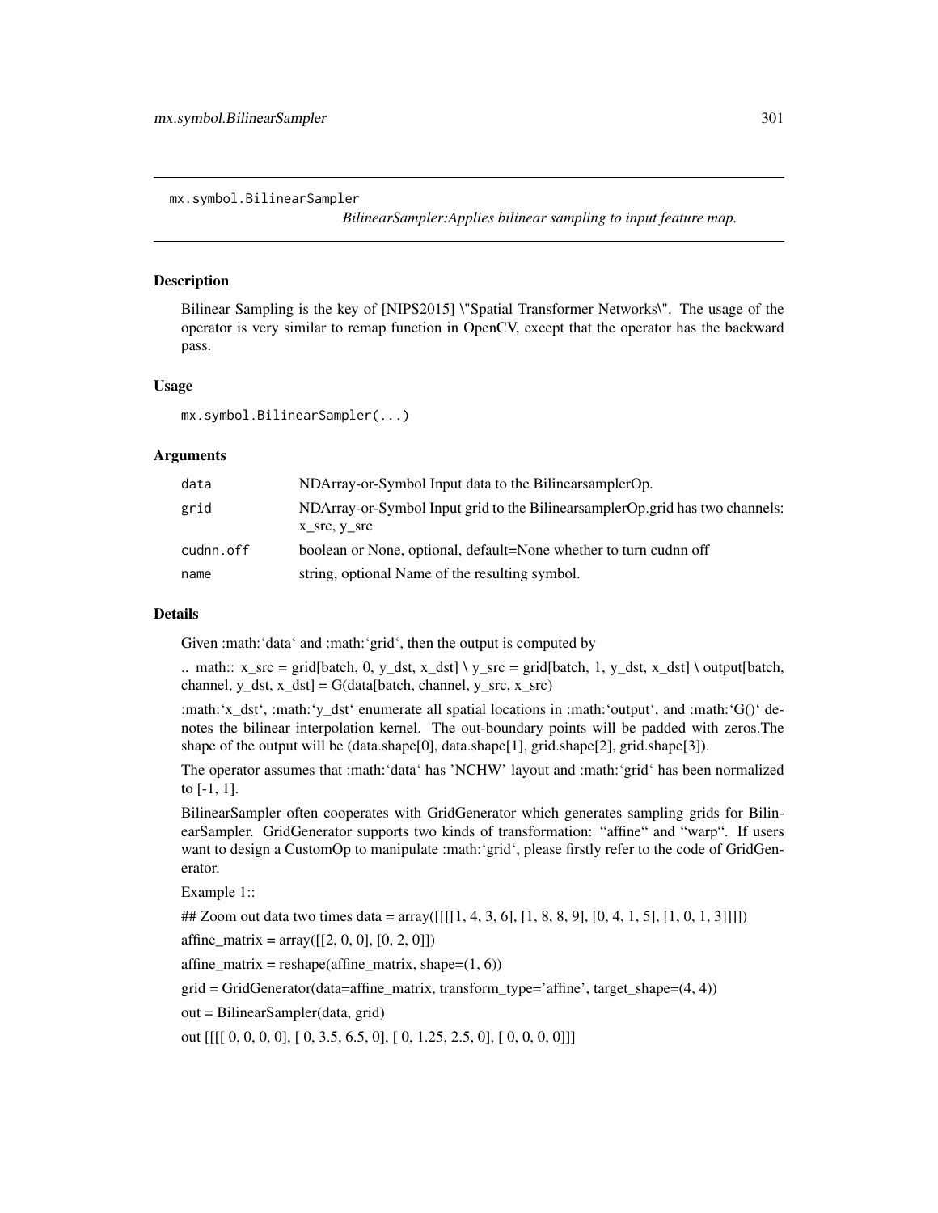mx.symbol.BilinearSampler

*BilinearSampler:Applies bilinear sampling to input feature map.*

## Description

Bilinear Sampling is the key of [NIPS2015] \"Spatial Transformer Networks\". The usage of the operator is very similar to remap function in OpenCV, except that the operator has the backward pass.

## Usage

```
mx.symbol.BilinearSampler(...)
```

## Arguments

| | |
|---|---|
| `data` | NDArray-or-Symbol Input data to the BilinearsamplerOp. |
| `grid` | NDArray-or-Symbol Input grid to the BilinearsamplerOp.grid has two channels: x_src, y_src |
| `cudnn.off` | boolean or None, optional, default=None whether to turn cudnn off |
| `name` | string, optional Name of the resulting symbol. |

## Details

Given :math:'data' and :math:'grid', then the output is computed by

.. math:: x_src = grid[batch, 0, y_dst, x_dst] \ y_src = grid[batch, 1, y_dst, x_dst] \ output[batch, channel, y_dst, x_dst] = G(data[batch, channel, y_src, x_src)

:math:'x_dst', :math:'y_dst' enumerate all spatial locations in :math:'output', and :math:'G()' denotes the bilinear interpolation kernel. The out-boundary points will be padded with zeros.The shape of the output will be (data.shape[0], data.shape[1], grid.shape[2], grid.shape[3]).

The operator assumes that :math:'data' has 'NCHW' layout and :math:'grid' has been normalized to [-1, 1].

BilinearSampler often cooperates with GridGenerator which generates sampling grids for BilinearSampler. GridGenerator supports two kinds of transformation: "affine" and "warp". If users want to design a CustomOp to manipulate :math:'grid', please firstly refer to the code of GridGenerator.

Example 1::

## Zoom out data two times data = array([[[[1, 4, 3, 6], [1, 8, 8, 9], [0, 4, 1, 5], [1, 0, 1, 3]]]])

affine_matrix = array([[2, 0, 0], [0, 2, 0]])

affine_matrix = reshape(affine_matrix, shape=(1, 6))

grid = GridGenerator(data=affine_matrix, transform_type='affine', target_shape=(4, 4))

out = BilinearSampler(data, grid)

out [[[[ 0, 0, 0, 0], [ 0, 3.5, 6.5, 0], [ 0, 1.25, 2.5, 0], [ 0, 0, 0, 0]]]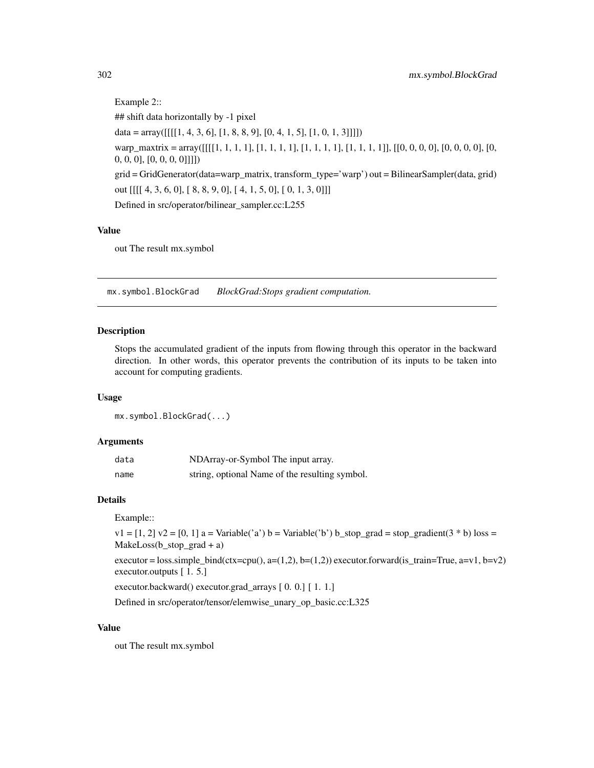Example 2::

## shift data horizontally by -1 pixel

data = array([[[[1, 4, 3, 6], [1, 8, 8, 9], [0, 4, 1, 5], [1, 0, 1, 3]]]])

warp_maxtrix = array([[[[1, 1, 1, 1], [1, 1, 1, 1], [1, 1, 1, 1], [1, 1, 1, 1]], [[0, 0, 0, 0], [0, 0, 0, 0], [0, 0, 0, 0], [0, 0, 0, 0]]]])

grid = GridGenerator(data=warp_matrix, transform_type='warp') out = BilinearSampler(data, grid)

out [[[[ 4, 3, 6, 0], [ 8, 8, 9, 0], [ 4, 1, 5, 0], [ 0, 1, 3, 0]]]

Defined in src/operator/bilinear_sampler.cc:L255

### Value

out The result mx.symbol

---

## mx.symbol.BlockGrad *BlockGrad:Stops gradient computation.*

### Description

Stops the accumulated gradient of the inputs from flowing through this operator in the backward direction. In other words, this operator prevents the contribution of its inputs to be taken into account for computing gradients.

### Usage

```
mx.symbol.BlockGrad(...)
```

### Arguments

| | |
|---|---|
| `data` | NDArray-or-Symbol The input array. |
| `name` | string, optional Name of the resulting symbol. |

### Details

Example::

v1 = [1, 2] v2 = [0, 1] a = Variable('a') b = Variable('b') b_stop_grad = stop_gradient(3 * b) loss = MakeLoss(b_stop_grad + a)

executor = loss.simple_bind(ctx=cpu(), a=(1,2), b=(1,2)) executor.forward(is_train=True, a=v1, b=v2) executor.outputs [ 1. 5.]

executor.backward() executor.grad_arrays [ 0. 0.] [ 1. 1.]

Defined in src/operator/tensor/elemwise_unary_op_basic.cc:L325

### Value

out The result mx.symbol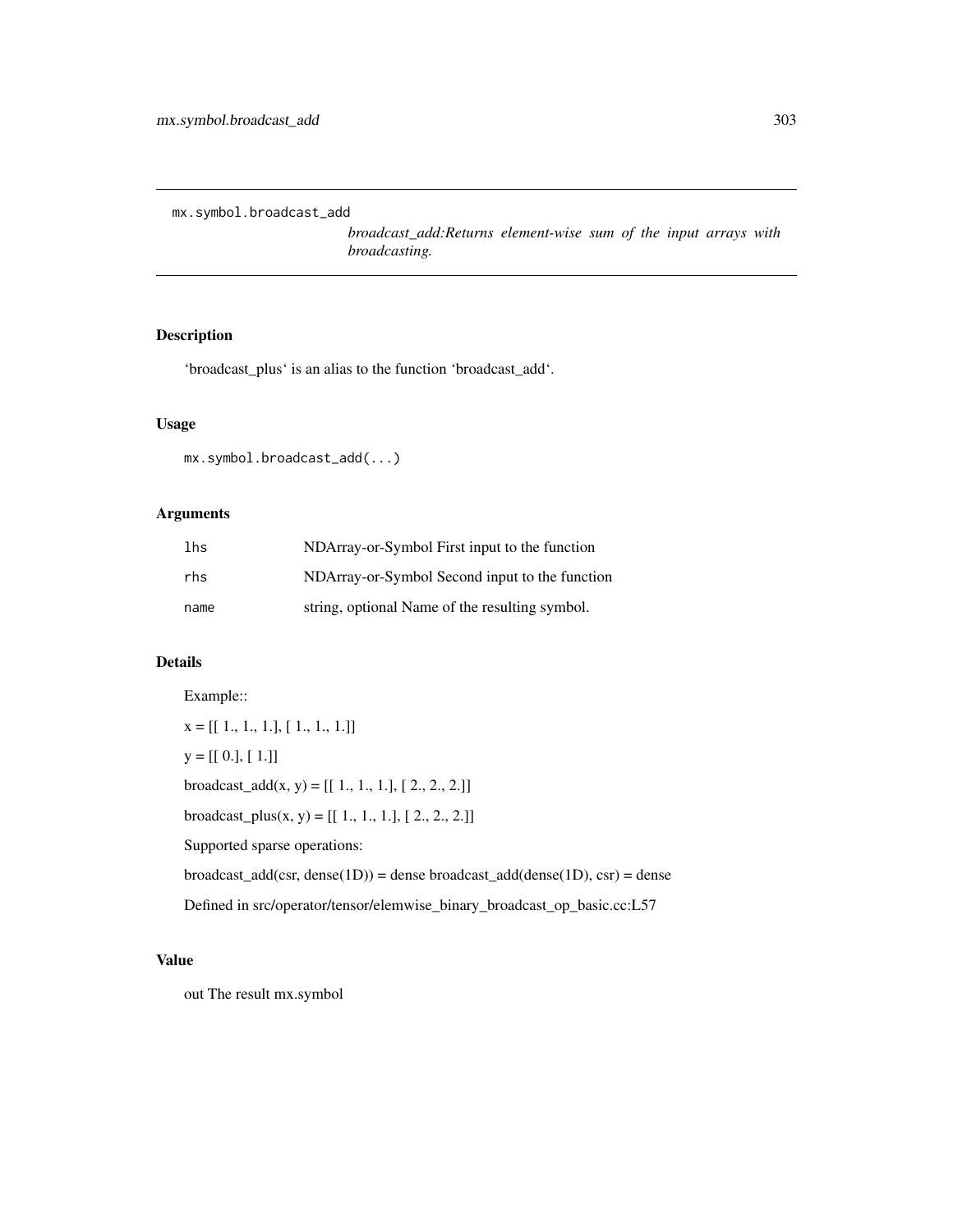## mx.symbol.broadcast_add

*broadcast_add:Returns element-wise sum of the input arrays with broadcasting.*

### Description

'broadcast_plus' is an alias to the function 'broadcast_add'.

### Usage

```
mx.symbol.broadcast_add(...)
```

### Arguments

| | |
|---|---|
| lhs | NDArray-or-Symbol First input to the function |
| rhs | NDArray-or-Symbol Second input to the function |
| name | string, optional Name of the resulting symbol. |

### Details

Example::

x = [[ 1., 1., 1.], [ 1., 1., 1.]]

y = [[ 0.], [ 1.]]

broadcast_add(x, y) = [[ 1., 1., 1.], [ 2., 2., 2.]]

broadcast_plus(x, y) = [[ 1., 1., 1.], [ 2., 2., 2.]]

Supported sparse operations:

broadcast_add(csr, dense(1D)) = dense broadcast_add(dense(1D), csr) = dense

Defined in src/operator/tensor/elemwise_binary_broadcast_op_basic.cc:L57

### Value

out The result mx.symbol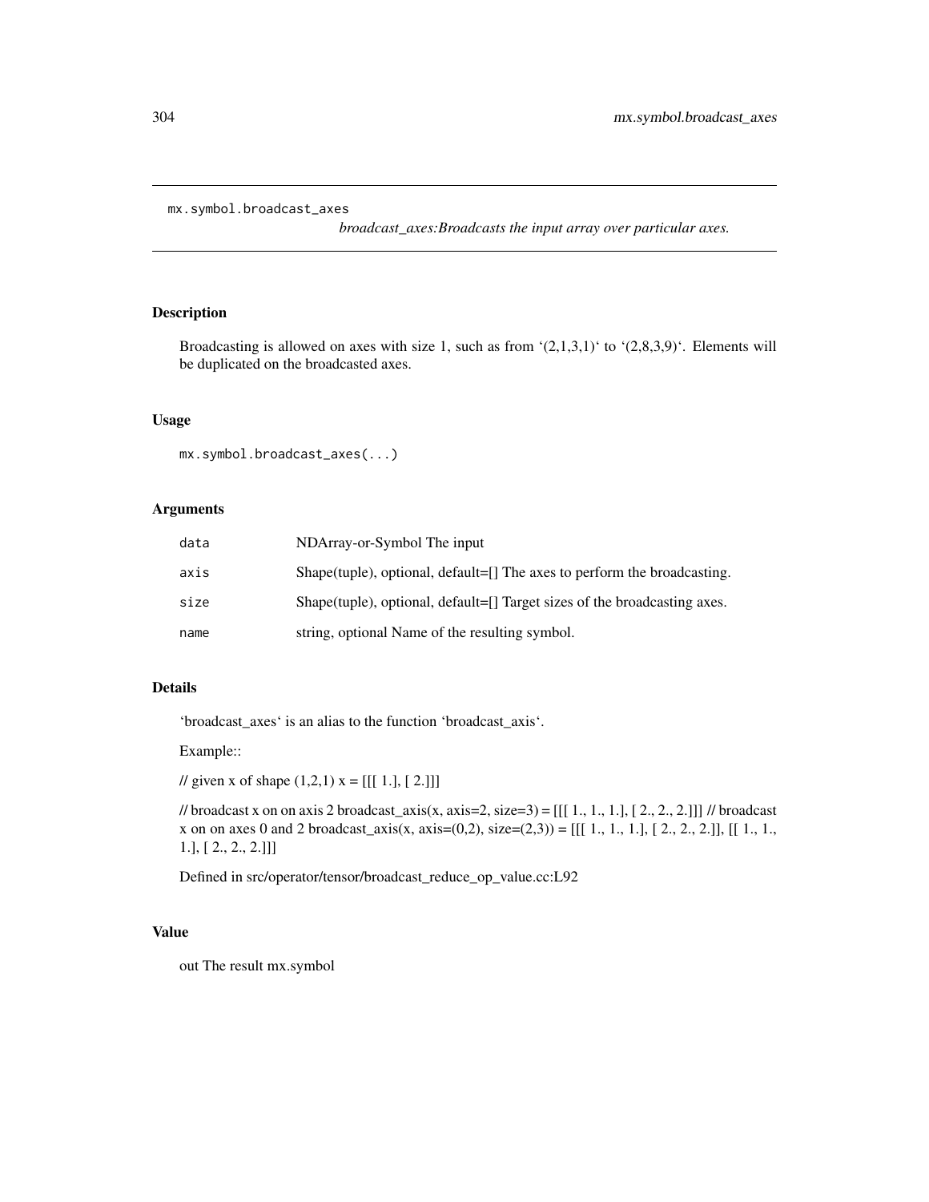mx.symbol.broadcast_axes

*broadcast_axes:Broadcasts the input array over particular axes.*

## Description

Broadcasting is allowed on axes with size 1, such as from '(2,1,3,1)' to '(2,8,3,9)'. Elements will be duplicated on the broadcasted axes.

## Usage

```
mx.symbol.broadcast_axes(...)
```

## Arguments

| | |
|---|---|
| data | NDArray-or-Symbol The input |
| axis | Shape(tuple), optional, default=[] The axes to perform the broadcasting. |
| size | Shape(tuple), optional, default=[] Target sizes of the broadcasting axes. |
| name | string, optional Name of the resulting symbol. |

## Details

'broadcast_axes' is an alias to the function 'broadcast_axis'.

Example::

// given x of shape (1,2,1) x = [[[ 1.], [ 2.]]]

// broadcast x on on axis 2 broadcast_axis(x, axis=2, size=3) = [[[ 1., 1., 1.], [ 2., 2., 2.]]] // broadcast x on on axes 0 and 2 broadcast_axis(x, axis=(0,2), size=(2,3)) = [[[ 1., 1., 1.], [ 2., 2., 2.]], [[ 1., 1., 1.], [ 2., 2., 2.]]]

Defined in src/operator/tensor/broadcast_reduce_op_value.cc:L92

## Value

out The result mx.symbol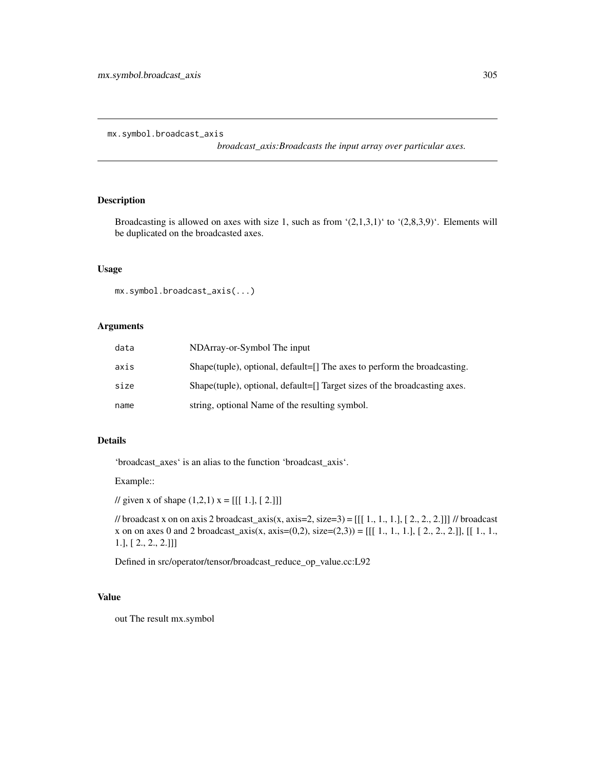mx.symbol.broadcast_axis

*broadcast_axis:Broadcasts the input array over particular axes.*

## Description

Broadcasting is allowed on axes with size 1, such as from '(2,1,3,1)' to '(2,8,3,9)'. Elements will be duplicated on the broadcasted axes.

## Usage

```
mx.symbol.broadcast_axis(...)
```

## Arguments

| | |
|---|---|
| data | NDArray-or-Symbol The input |
| axis | Shape(tuple), optional, default=[] The axes to perform the broadcasting. |
| size | Shape(tuple), optional, default=[] Target sizes of the broadcasting axes. |
| name | string, optional Name of the resulting symbol. |

## Details

'broadcast_axes' is an alias to the function 'broadcast_axis'.

Example::

// given x of shape (1,2,1) x = [[[ 1.], [ 2.]]]

// broadcast x on on axis 2 broadcast_axis(x, axis=2, size=3) = [[[ 1., 1., 1.], [ 2., 2., 2.]]] // broadcast x on on axes 0 and 2 broadcast_axis(x, axis=(0,2), size=(2,3)) = [[[ 1., 1., 1.], [ 2., 2., 2.]], [[ 1., 1., 1.], [ 2., 2., 2.]]]

Defined in src/operator/tensor/broadcast_reduce_op_value.cc:L92

## Value

out The result mx.symbol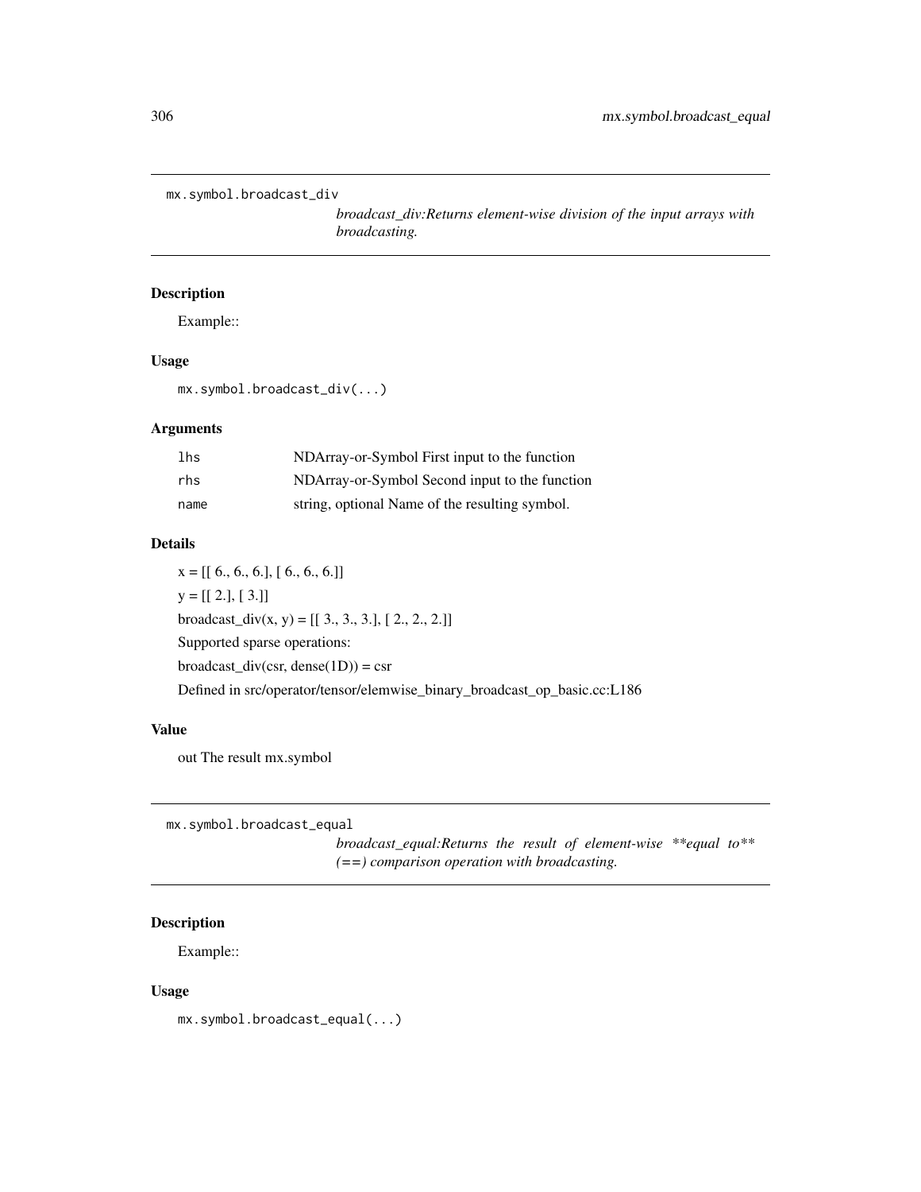## mx.symbol.broadcast_div

*broadcast_div:Returns element-wise division of the input arrays with broadcasting.*

### Description

Example::

### Usage

```
mx.symbol.broadcast_div(...)
```

### Arguments

| | |
|---|---|
| `lhs` | NDArray-or-Symbol First input to the function |
| `rhs` | NDArray-or-Symbol Second input to the function |
| `name` | string, optional Name of the resulting symbol. |

### Details

x = [[ 6., 6., 6.], [ 6., 6., 6.]]

y = [[ 2.], [ 3.]]

broadcast_div(x, y) = [[ 3., 3., 3.], [ 2., 2., 2.]]

Supported sparse operations:

broadcast_div(csr, dense(1D)) = csr

Defined in src/operator/tensor/elemwise_binary_broadcast_op_basic.cc:L186

### Value

out The result mx.symbol

## mx.symbol.broadcast_equal

*broadcast_equal:Returns the result of element-wise **equal to** (==) comparison operation with broadcasting.*

### Description

Example::

### Usage

```
mx.symbol.broadcast_equal(...)
```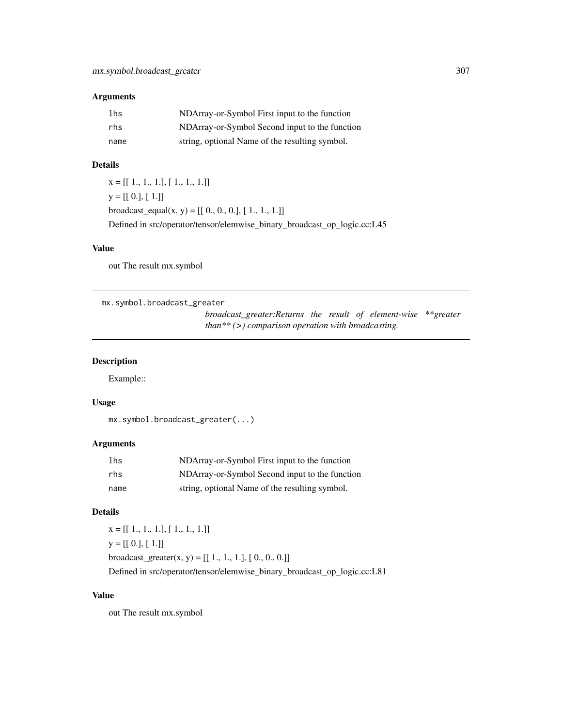### Arguments

| | |
|---|---|
| lhs | NDArray-or-Symbol First input to the function |
| rhs | NDArray-or-Symbol Second input to the function |
| name | string, optional Name of the resulting symbol. |

### Details

x = [[ 1., 1., 1.], [ 1., 1., 1.]]

y = [[ 0.], [ 1.]]

broadcast_equal(x, y) = [[ 0., 0., 0.], [ 1., 1., 1.]]

Defined in src/operator/tensor/elemwise_binary_broadcast_op_logic.cc:L45

### Value

out The result mx.symbol

---

## mx.symbol.broadcast_greater

*broadcast_greater:Returns the result of element-wise **greater than** (>) comparison operation with broadcasting.*

---

### Description

Example::

### Usage

```
mx.symbol.broadcast_greater(...)
```

### Arguments

| | |
|---|---|
| lhs | NDArray-or-Symbol First input to the function |
| rhs | NDArray-or-Symbol Second input to the function |
| name | string, optional Name of the resulting symbol. |

### Details

x = [[ 1., 1., 1.], [ 1., 1., 1.]]

y = [[ 0.], [ 1.]]

broadcast_greater(x, y) = [[ 1., 1., 1.], [ 0., 0., 0.]]

Defined in src/operator/tensor/elemwise_binary_broadcast_op_logic.cc:L81

### Value

out The result mx.symbol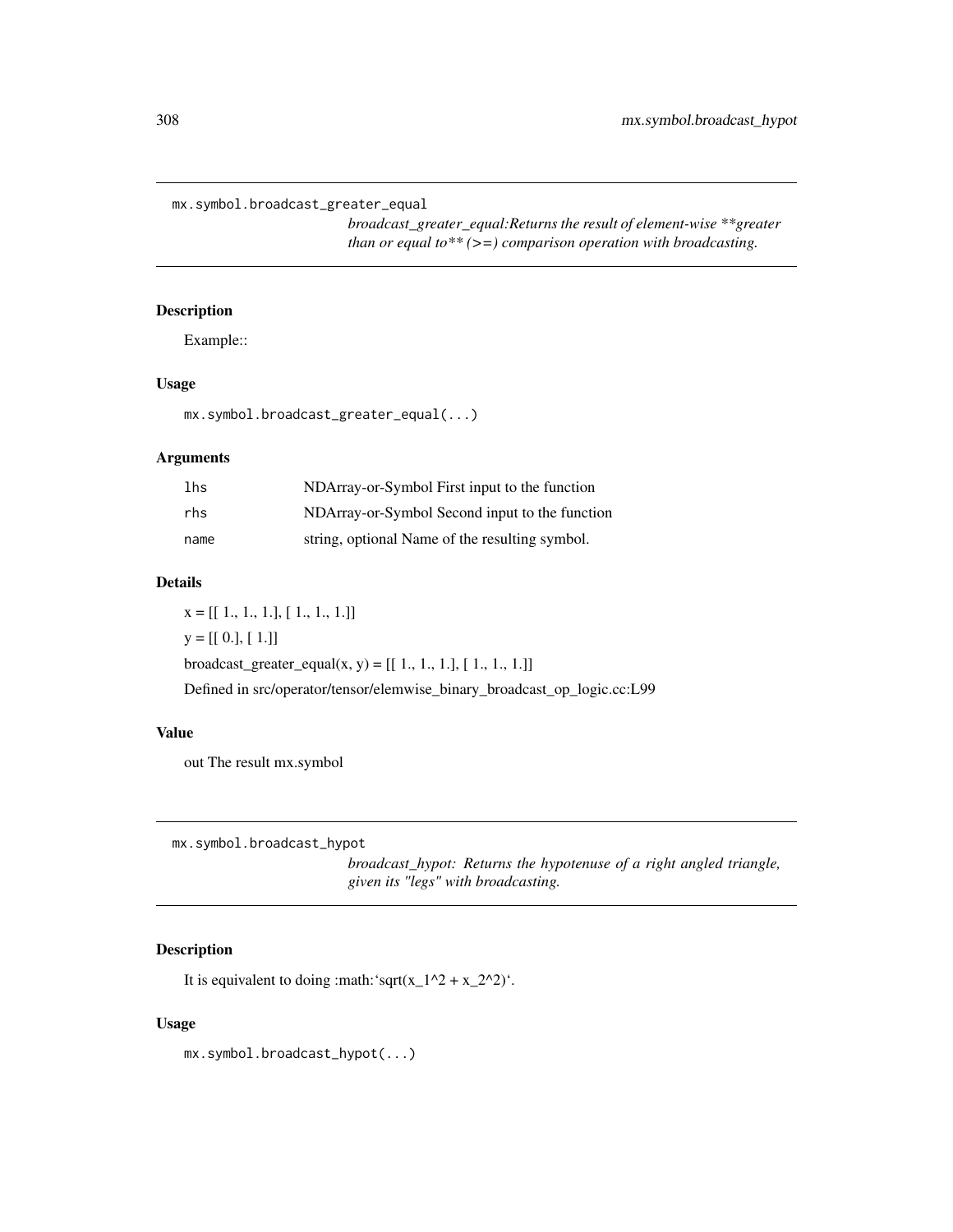## mx.symbol.broadcast_greater_equal

*broadcast_greater_equal:Returns the result of element-wise **greater than or equal to** (>=) comparison operation with broadcasting.*

### Description

Example::

### Usage

```
mx.symbol.broadcast_greater_equal(...)
```

### Arguments

| | |
|---|---|
| lhs | NDArray-or-Symbol First input to the function |
| rhs | NDArray-or-Symbol Second input to the function |
| name | string, optional Name of the resulting symbol. |

### Details

x = [[ 1., 1., 1.], [ 1., 1., 1.]]

y = [[ 0.], [ 1.]]

broadcast_greater_equal(x, y) = [[ 1., 1., 1.], [ 1., 1., 1.]]

Defined in src/operator/tensor/elemwise_binary_broadcast_op_logic.cc:L99

### Value

out The result mx.symbol

## mx.symbol.broadcast_hypot

*broadcast_hypot: Returns the hypotenuse of a right angled triangle, given its "legs" with broadcasting.*

### Description

It is equivalent to doing :math:'sqrt(x_1^2 + x_2^2)'.

### Usage

```
mx.symbol.broadcast_hypot(...)
```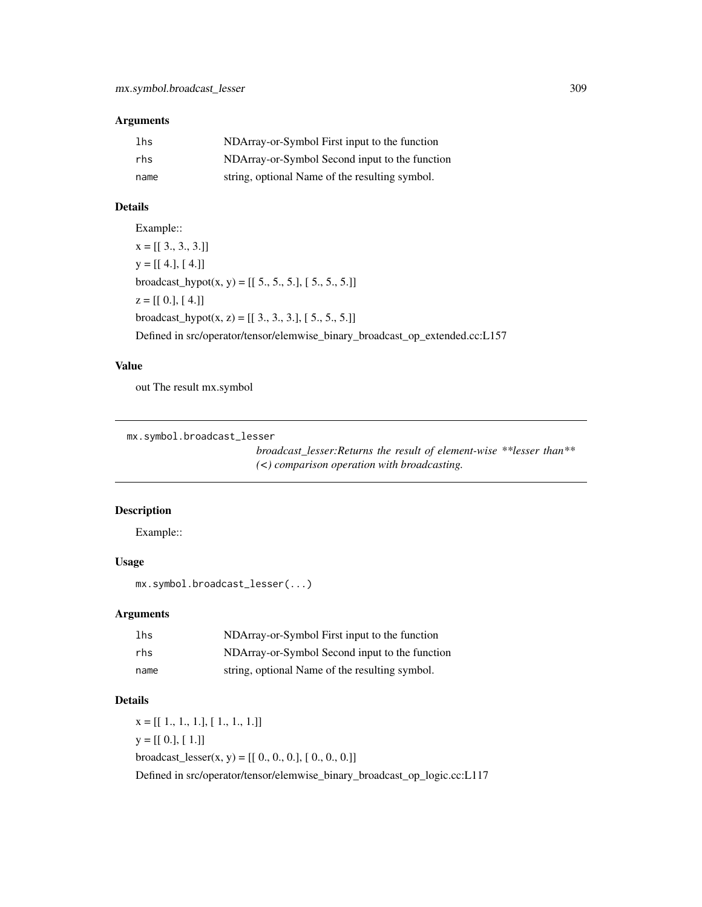## Arguments

| | |
|---|---|
| `lhs` | NDArray-or-Symbol First input to the function |
| `rhs` | NDArray-or-Symbol Second input to the function |
| `name` | string, optional Name of the resulting symbol. |

## Details

Example::

x = [[ 3., 3., 3.]]

y = [[ 4.], [ 4.]]

broadcast_hypot(x, y) = [[ 5., 5., 5.], [ 5., 5., 5.]]

z = [[ 0.], [ 4.]]

broadcast_hypot(x, z) = [[ 3., 3., 3.], [ 5., 5., 5.]]

Defined in src/operator/tensor/elemwise_binary_broadcast_op_extended.cc:L157

## Value

out The result mx.symbol

---

`mx.symbol.broadcast_lesser`

*broadcast_lesser:Returns the result of element-wise **lesser than** (<) comparison operation with broadcasting.*

---

## Description

Example::

## Usage

```
mx.symbol.broadcast_lesser(...)
```

## Arguments

| | |
|---|---|
| `lhs` | NDArray-or-Symbol First input to the function |
| `rhs` | NDArray-or-Symbol Second input to the function |
| `name` | string, optional Name of the resulting symbol. |

## Details

x = [[ 1., 1., 1.], [ 1., 1., 1.]]

y = [[ 0.], [ 1.]]

broadcast_lesser(x, y) = [[ 0., 0., 0.], [ 0., 0., 0.]]

Defined in src/operator/tensor/elemwise_binary_broadcast_op_logic.cc:L117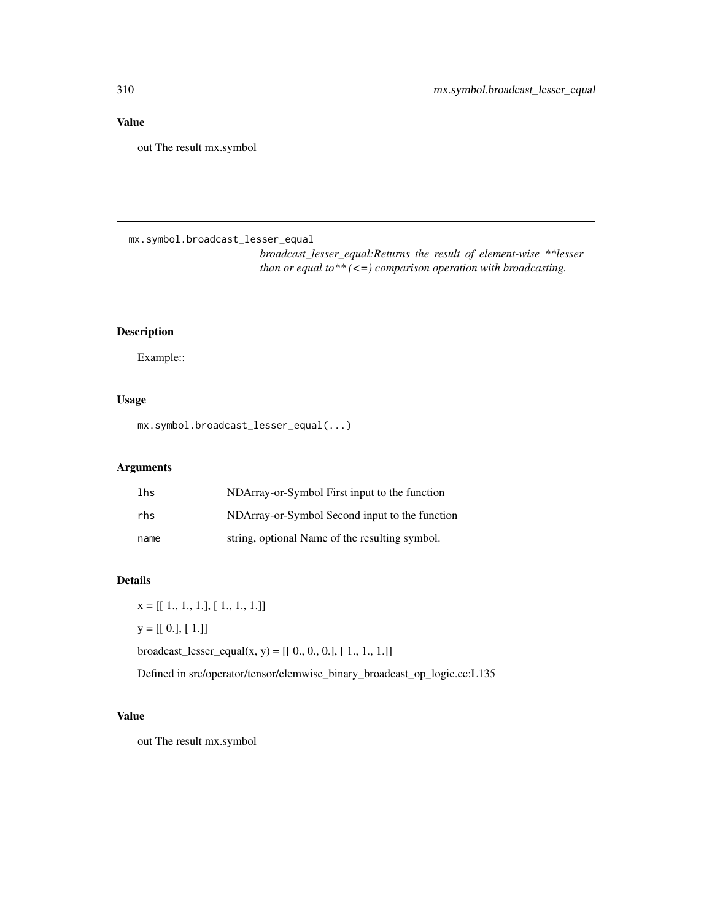## Value

out The result mx.symbol

---

mx.symbol.broadcast_lesser_equal

*broadcast_lesser_equal:Returns the result of element-wise **lesser than or equal to** (<=) comparison operation with broadcasting.*

---

### Description

Example::

### Usage

```
mx.symbol.broadcast_lesser_equal(...)
```

### Arguments

| | |
|---|---|
| `lhs` | NDArray-or-Symbol First input to the function |
| `rhs` | NDArray-or-Symbol Second input to the function |
| `name` | string, optional Name of the resulting symbol. |

### Details

x = [[ 1., 1., 1.], [ 1., 1., 1.]]

y = [[ 0.], [ 1.]]

broadcast_lesser_equal(x, y) = [[ 0., 0., 0.], [ 1., 1., 1.]]

Defined in src/operator/tensor/elemwise_binary_broadcast_op_logic.cc:L135

### Value

out The result mx.symbol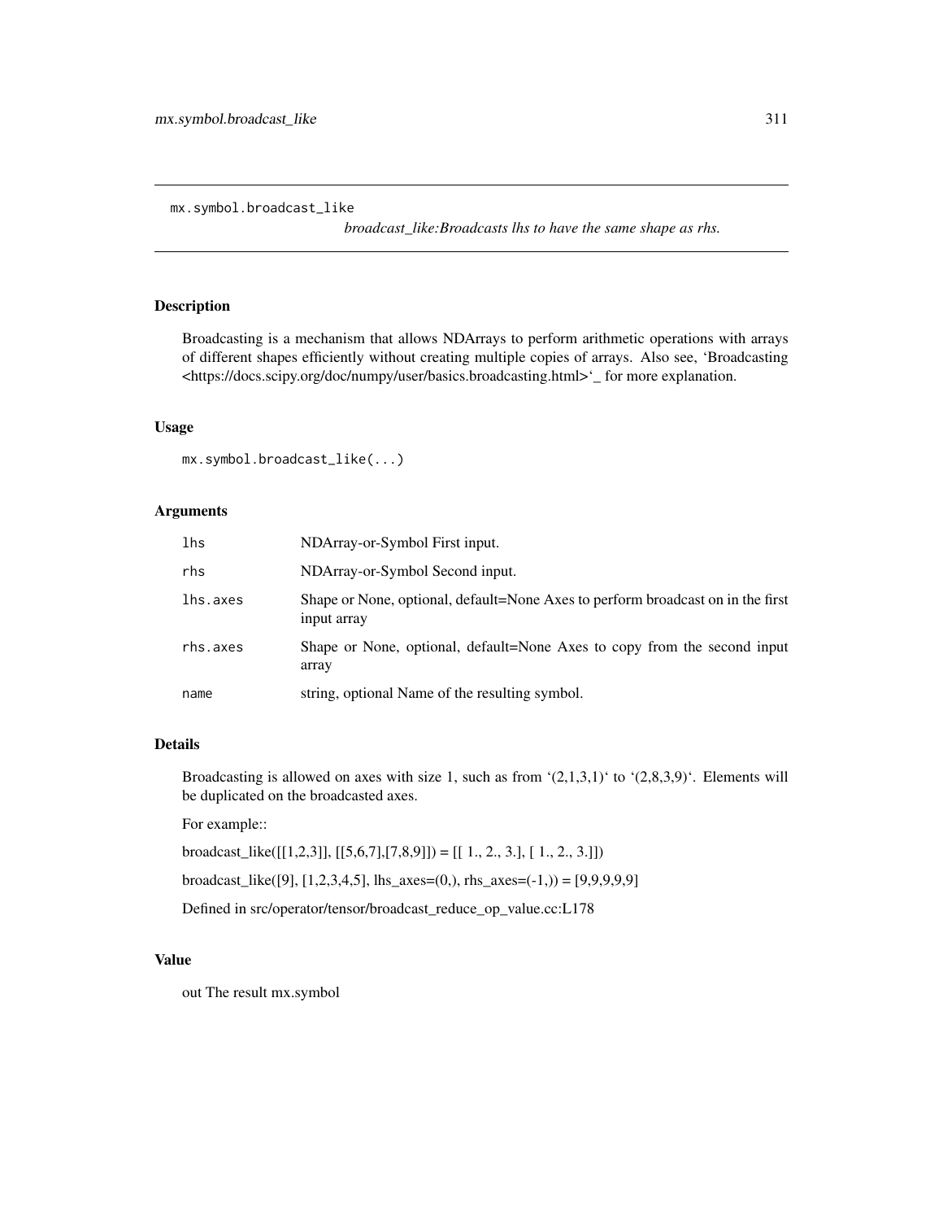mx.symbol.broadcast_like

*broadcast_like:Broadcasts lhs to have the same shape as rhs.*

## Description

Broadcasting is a mechanism that allows NDArrays to perform arithmetic operations with arrays of different shapes efficiently without creating multiple copies of arrays. Also see, 'Broadcasting <https://docs.scipy.org/doc/numpy/user/basics.broadcasting.html>'_ for more explanation.

## Usage

```
mx.symbol.broadcast_like(...)
```

## Arguments

| | |
|---|---|
| lhs | NDArray-or-Symbol First input. |
| rhs | NDArray-or-Symbol Second input. |
| lhs.axes | Shape or None, optional, default=None Axes to perform broadcast on in the first input array |
| rhs.axes | Shape or None, optional, default=None Axes to copy from the second input array |
| name | string, optional Name of the resulting symbol. |

## Details

Broadcasting is allowed on axes with size 1, such as from '(2,1,3,1)' to '(2,8,3,9)'. Elements will be duplicated on the broadcasted axes.

For example::

broadcast_like([[1,2,3]], [[5,6,7],[7,8,9]]) = [[ 1., 2., 3.], [ 1., 2., 3.]])

broadcast_like([9], [1,2,3,4,5], lhs_axes=(0,), rhs_axes=(-1,)) = [9,9,9,9,9]

Defined in src/operator/tensor/broadcast_reduce_op_value.cc:L178

## Value

out The result mx.symbol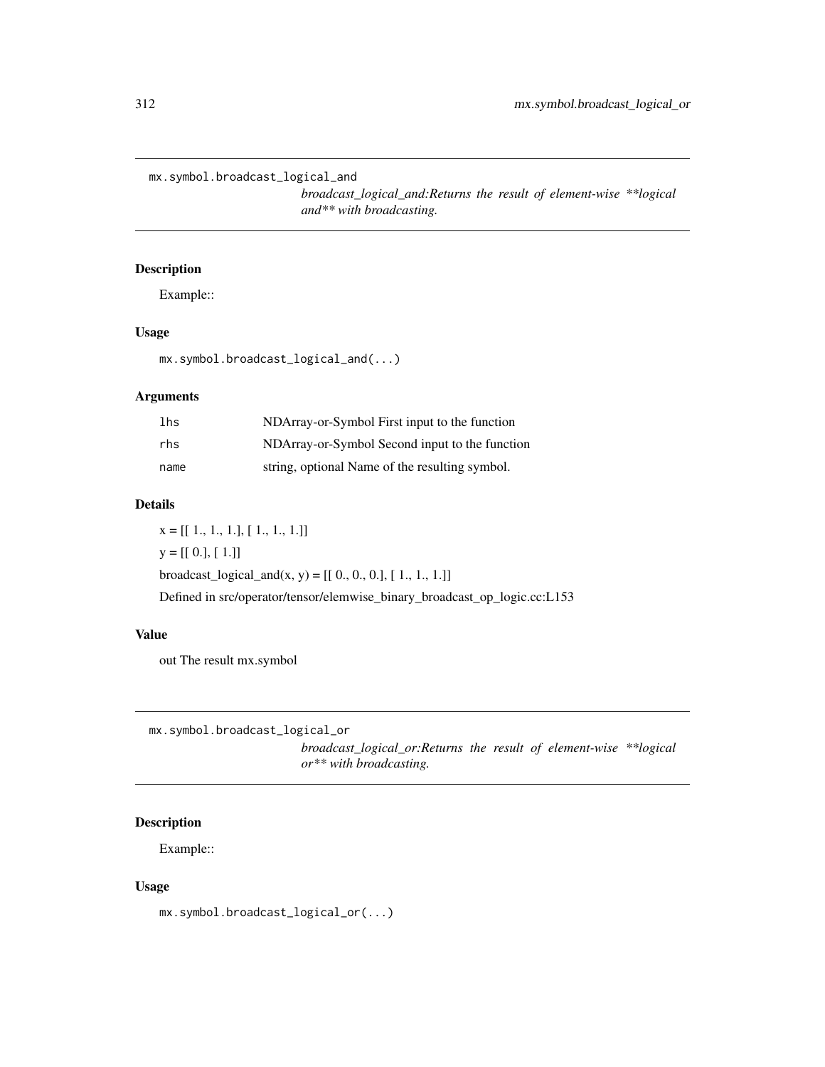## mx.symbol.broadcast_logical_and

*broadcast_logical_and:Returns the result of element-wise **logical and** with broadcasting.*

### Description

Example::

### Usage

```
mx.symbol.broadcast_logical_and(...)
```

### Arguments

| | |
|---|---|
| `lhs` | NDArray-or-Symbol First input to the function |
| `rhs` | NDArray-or-Symbol Second input to the function |
| `name` | string, optional Name of the resulting symbol. |

### Details

x = [[ 1., 1., 1.], [ 1., 1., 1.]]

y = [[ 0.], [ 1.]]

broadcast_logical_and(x, y) = [[ 0., 0., 0.], [ 1., 1., 1.]]

Defined in src/operator/tensor/elemwise_binary_broadcast_op_logic.cc:L153

### Value

out The result mx.symbol

## mx.symbol.broadcast_logical_or

*broadcast_logical_or:Returns the result of element-wise **logical or** with broadcasting.*

### Description

Example::

### Usage

```
mx.symbol.broadcast_logical_or(...)
```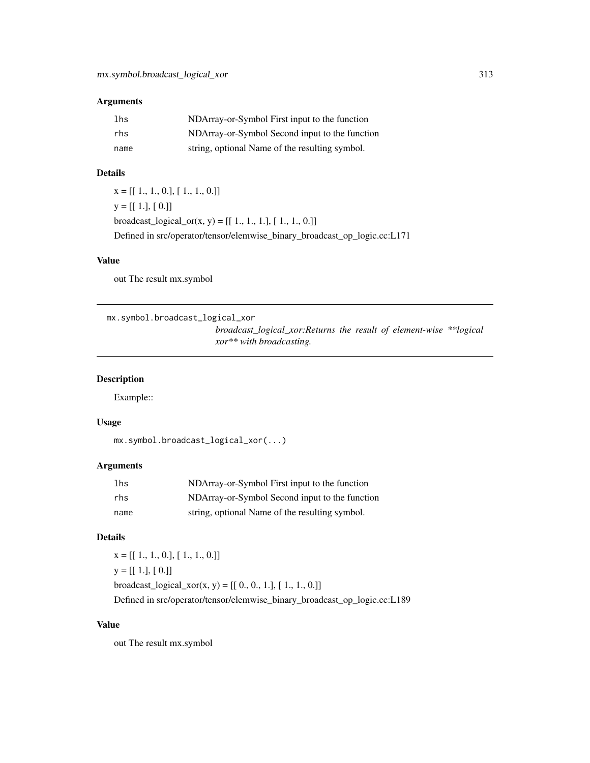## Arguments

| | |
|---|---|
| `lhs` | NDArray-or-Symbol First input to the function |
| `rhs` | NDArray-or-Symbol Second input to the function |
| `name` | string, optional Name of the resulting symbol. |

## Details

x = [[ 1., 1., 0.], [ 1., 1., 0.]]

y = [[ 1.], [ 0.]]

broadcast_logical_or(x, y) = [[ 1., 1., 1.], [ 1., 1., 0.]]

Defined in src/operator/tensor/elemwise_binary_broadcast_op_logic.cc:L171

## Value

out The result mx.symbol

---

# mx.symbol.broadcast_logical_xor

*broadcast_logical_xor:Returns the result of element-wise **logical xor** with broadcasting.*

## Description

Example::

## Usage

```
mx.symbol.broadcast_logical_xor(...)
```

## Arguments

| | |
|---|---|
| `lhs` | NDArray-or-Symbol First input to the function |
| `rhs` | NDArray-or-Symbol Second input to the function |
| `name` | string, optional Name of the resulting symbol. |

## Details

x = [[ 1., 1., 0.], [ 1., 1., 0.]]

y = [[ 1.], [ 0.]]

broadcast_logical_xor(x, y) = [[ 0., 0., 1.], [ 1., 1., 0.]]

Defined in src/operator/tensor/elemwise_binary_broadcast_op_logic.cc:L189

## Value

out The result mx.symbol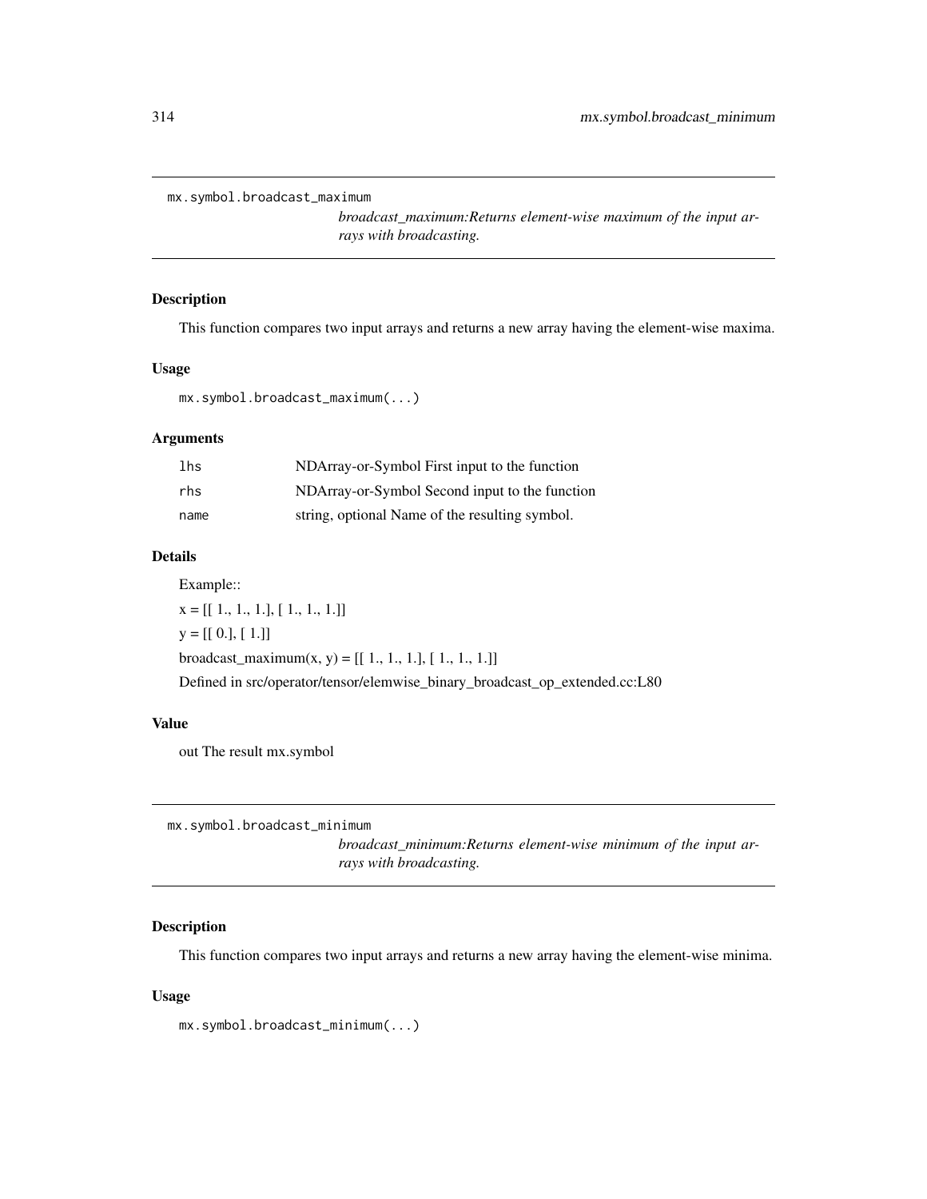## mx.symbol.broadcast_maximum

*broadcast_maximum:Returns element-wise maximum of the input arrays with broadcasting.*

### Description

This function compares two input arrays and returns a new array having the element-wise maxima.

### Usage

```
mx.symbol.broadcast_maximum(...)
```

### Arguments

| | |
|---|---|
| lhs | NDArray-or-Symbol First input to the function |
| rhs | NDArray-or-Symbol Second input to the function |
| name | string, optional Name of the resulting symbol. |

### Details

Example::

x = [[ 1., 1., 1.], [ 1., 1., 1.]]

y = [[ 0.], [ 1.]]

broadcast_maximum(x, y) = [[ 1., 1., 1.], [ 1., 1., 1.]]

Defined in src/operator/tensor/elemwise_binary_broadcast_op_extended.cc:L80

### Value

out The result mx.symbol

## mx.symbol.broadcast_minimum

*broadcast_minimum:Returns element-wise minimum of the input arrays with broadcasting.*

### Description

This function compares two input arrays and returns a new array having the element-wise minima.

### Usage

```
mx.symbol.broadcast_minimum(...)
```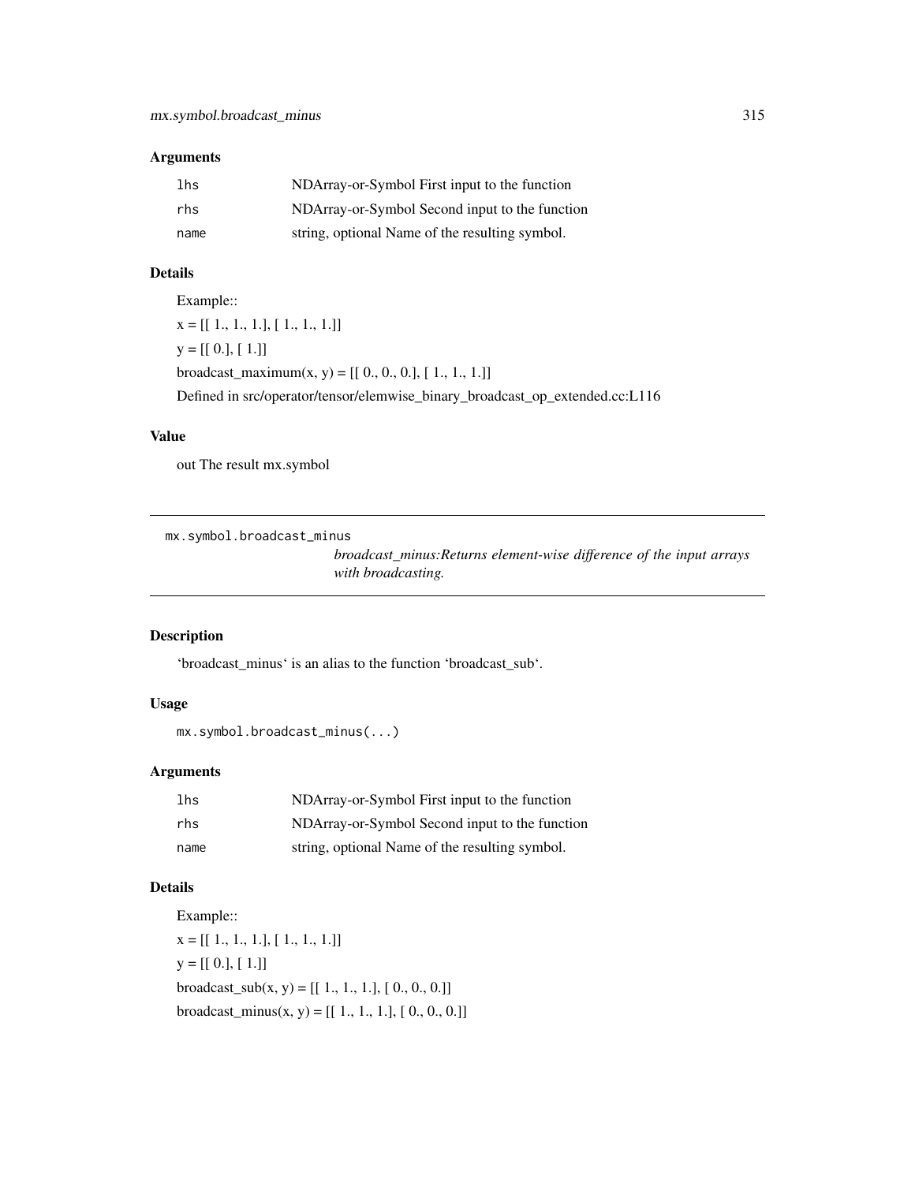## Arguments

| | |
|---|---|
| lhs | NDArray-or-Symbol First input to the function |
| rhs | NDArray-or-Symbol Second input to the function |
| name | string, optional Name of the resulting symbol. |

## Details

Example::

x = [[ 1., 1., 1.], [ 1., 1., 1.]]

y = [[ 0.], [ 1.]]

broadcast_maximum(x, y) = [[ 0., 0., 0.], [ 1., 1., 1.]]

Defined in src/operator/tensor/elemwise_binary_broadcast_op_extended.cc:L116

## Value

out The result mx.symbol

---

# mx.symbol.broadcast_minus

*broadcast_minus:Returns element-wise difference of the input arrays with broadcasting.*

---

## Description

'broadcast_minus' is an alias to the function 'broadcast_sub'.

## Usage

```
mx.symbol.broadcast_minus(...)
```

## Arguments

| | |
|---|---|
| lhs | NDArray-or-Symbol First input to the function |
| rhs | NDArray-or-Symbol Second input to the function |
| name | string, optional Name of the resulting symbol. |

## Details

Example::

x = [[ 1., 1., 1.], [ 1., 1., 1.]]

y = [[ 0.], [ 1.]]

broadcast_sub(x, y) = [[ 1., 1., 1.], [ 0., 0., 0.]]

broadcast_minus(x, y) = [[ 1., 1., 1.], [ 0., 0., 0.]]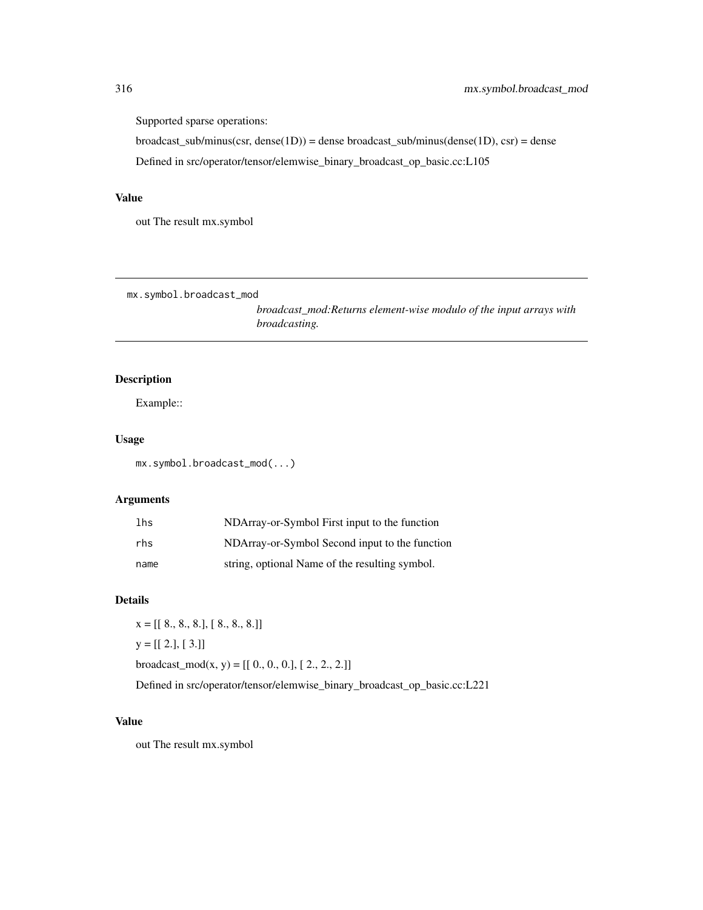Supported sparse operations:

broadcast_sub/minus(csr, dense(1D)) = dense broadcast_sub/minus(dense(1D), csr) = dense

Defined in src/operator/tensor/elemwise_binary_broadcast_op_basic.cc:L105

### Value

out The result mx.symbol

---

## mx.symbol.broadcast_mod

*broadcast_mod:Returns element-wise modulo of the input arrays with broadcasting.*

---

### Description

Example::

### Usage

```
mx.symbol.broadcast_mod(...)
```

### Arguments

| | |
|---|---|
| `lhs` | NDArray-or-Symbol First input to the function |
| `rhs` | NDArray-or-Symbol Second input to the function |
| `name` | string, optional Name of the resulting symbol. |

### Details

x = [[ 8., 8., 8.], [ 8., 8., 8.]]

y = [[ 2.], [ 3.]]

broadcast_mod(x, y) = [[ 0., 0., 0.], [ 2., 2., 2.]]

Defined in src/operator/tensor/elemwise_binary_broadcast_op_basic.cc:L221

### Value

out The result mx.symbol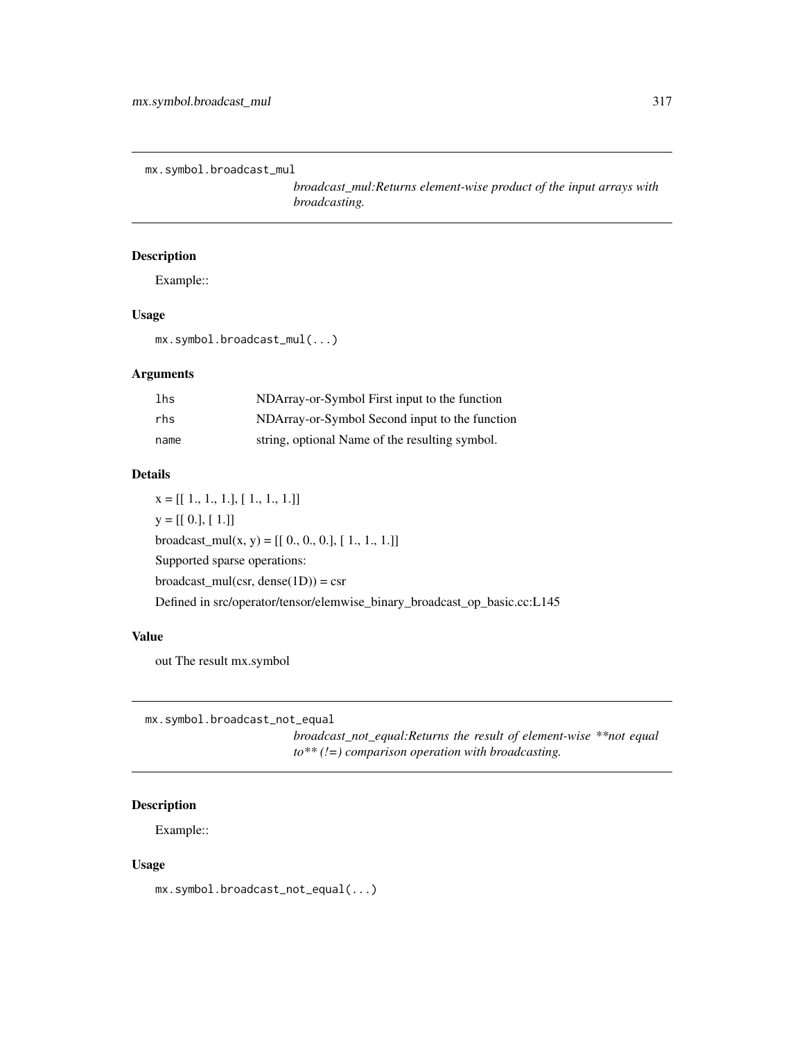## mx.symbol.broadcast_mul

*broadcast_mul:Returns element-wise product of the input arrays with broadcasting.*

### Description

Example::

### Usage

```
mx.symbol.broadcast_mul(...)
```

### Arguments

| | |
|---|---|
| `lhs` | NDArray-or-Symbol First input to the function |
| `rhs` | NDArray-or-Symbol Second input to the function |
| `name` | string, optional Name of the resulting symbol. |

### Details

x = [[ 1., 1., 1.], [ 1., 1., 1.]]

y = [[ 0.], [ 1.]]

broadcast_mul(x, y) = [[ 0., 0., 0.], [ 1., 1., 1.]]

Supported sparse operations:

broadcast_mul(csr, dense(1D)) = csr

Defined in src/operator/tensor/elemwise_binary_broadcast_op_basic.cc:L145

### Value

out The result mx.symbol

## mx.symbol.broadcast_not_equal

*broadcast_not_equal:Returns the result of element-wise **not equal to** (!=) comparison operation with broadcasting.*

### Description

Example::

### Usage

```
mx.symbol.broadcast_not_equal(...)
```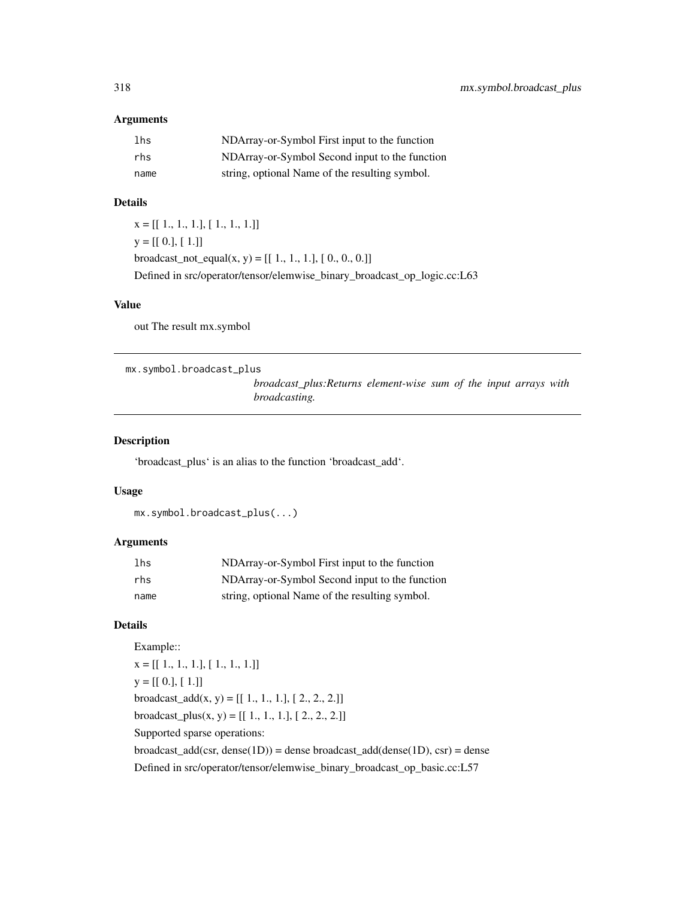### Arguments

| | |
|---|---|
| lhs | NDArray-or-Symbol First input to the function |
| rhs | NDArray-or-Symbol Second input to the function |
| name | string, optional Name of the resulting symbol. |

### Details

x = [[ 1., 1., 1.], [ 1., 1., 1.]]

y = [[ 0.], [ 1.]]

broadcast_not_equal(x, y) = [[ 1., 1., 1.], [ 0., 0., 0.]]

Defined in src/operator/tensor/elemwise_binary_broadcast_op_logic.cc:L63

### Value

out The result mx.symbol

---

## mx.symbol.broadcast_plus

*broadcast_plus:Returns element-wise sum of the input arrays with broadcasting.*

---

### Description

'broadcast_plus' is an alias to the function 'broadcast_add'.

### Usage

```
mx.symbol.broadcast_plus(...)
```

### Arguments

| | |
|---|---|
| lhs | NDArray-or-Symbol First input to the function |
| rhs | NDArray-or-Symbol Second input to the function |
| name | string, optional Name of the resulting symbol. |

### Details

Example::

x = [[ 1., 1., 1.], [ 1., 1., 1.]]

y = [[ 0.], [ 1.]]

broadcast_add(x, y) = [[ 1., 1., 1.], [ 2., 2., 2.]]

broadcast_plus(x, y) = [[ 1., 1., 1.], [ 2., 2., 2.]]

Supported sparse operations:

broadcast_add(csr, dense(1D)) = dense broadcast_add(dense(1D), csr) = dense

Defined in src/operator/tensor/elemwise_binary_broadcast_op_basic.cc:L57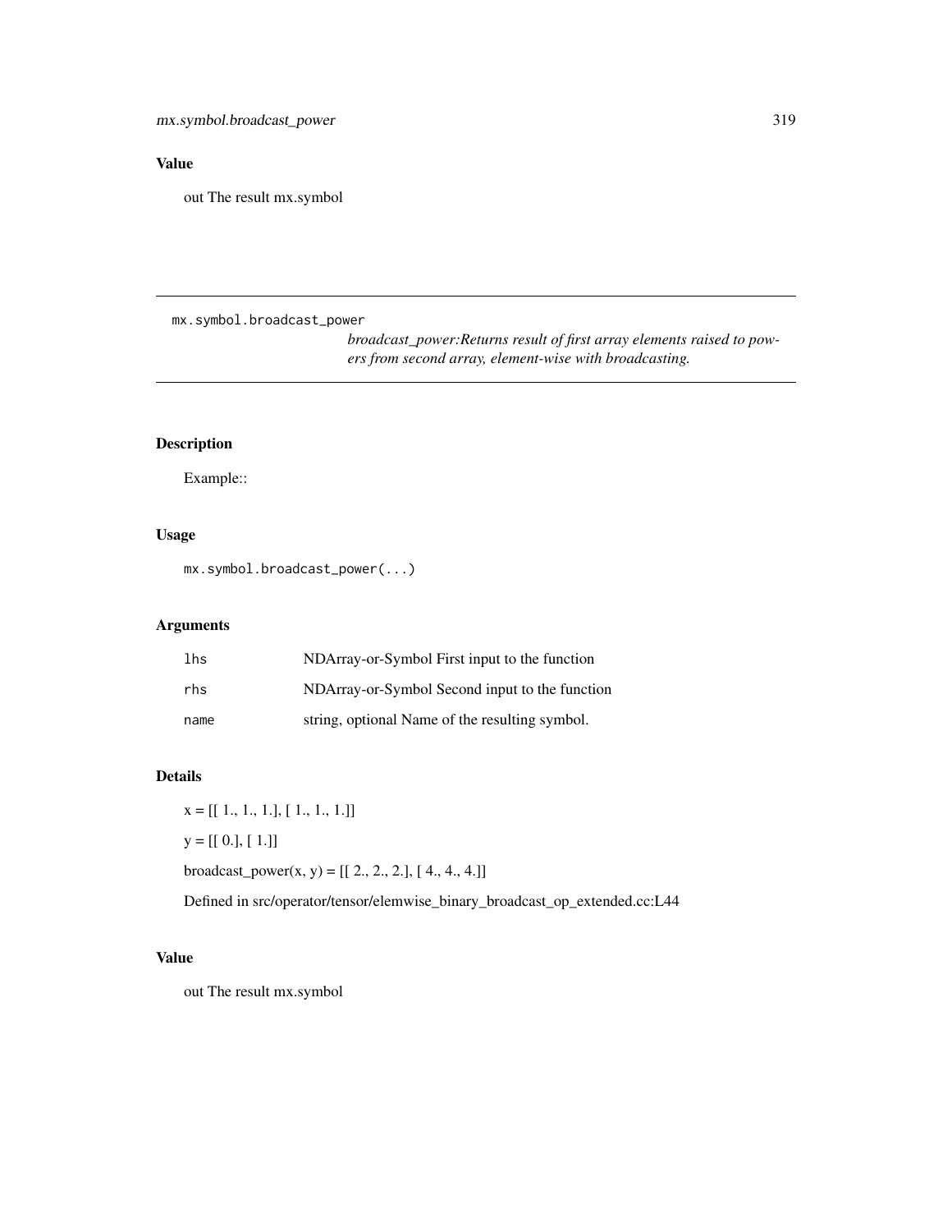## Value

out The result mx.symbol

---

mx.symbol.broadcast_power

*broadcast_power:Returns result of first array elements raised to powers from second array, element-wise with broadcasting.*

---

## Description

Example::

## Usage

```
mx.symbol.broadcast_power(...)
```

## Arguments

| | |
|---|---|
| `lhs` | NDArray-or-Symbol First input to the function |
| `rhs` | NDArray-or-Symbol Second input to the function |
| `name` | string, optional Name of the resulting symbol. |

## Details

x = [[ 1., 1., 1.], [ 1., 1., 1.]]

y = [[ 0.], [ 1.]]

broadcast_power(x, y) = [[ 2., 2., 2.], [ 4., 4., 4.]]

Defined in src/operator/tensor/elemwise_binary_broadcast_op_extended.cc:L44

## Value

out The result mx.symbol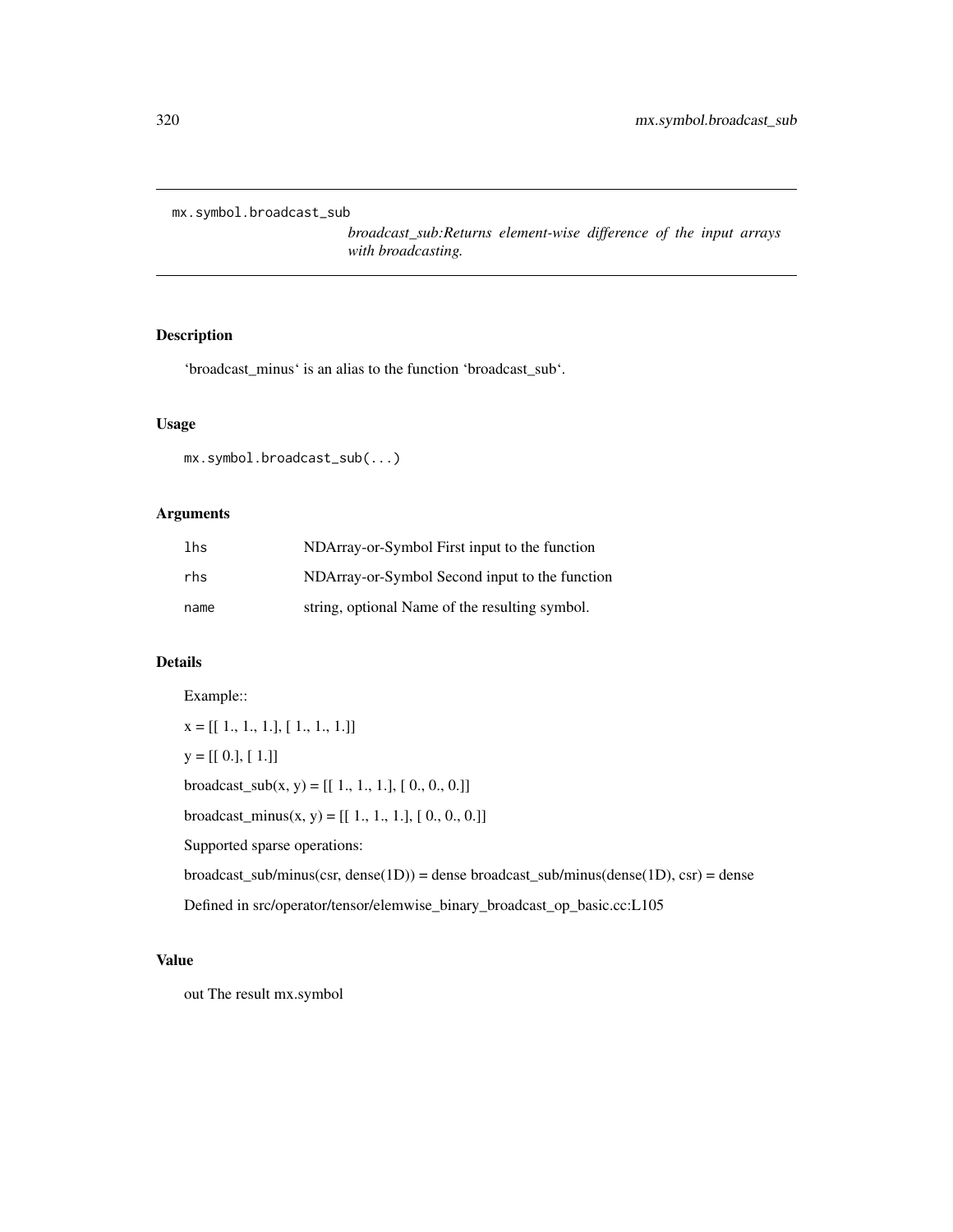## mx.symbol.broadcast_sub

*broadcast_sub:Returns element-wise difference of the input arrays with broadcasting.*

### Description

'broadcast_minus' is an alias to the function 'broadcast_sub'.

### Usage

```
mx.symbol.broadcast_sub(...)
```

### Arguments

| | |
|---|---|
| lhs | NDArray-or-Symbol First input to the function |
| rhs | NDArray-or-Symbol Second input to the function |
| name | string, optional Name of the resulting symbol. |

### Details

Example::

x = [[ 1., 1., 1.], [ 1., 1., 1.]]

y = [[ 0.], [ 1.]]

broadcast_sub(x, y) = [[ 1., 1., 1.], [ 0., 0., 0.]]

broadcast_minus(x, y) = [[ 1., 1., 1.], [ 0., 0., 0.]]

Supported sparse operations:

broadcast_sub/minus(csr, dense(1D)) = dense broadcast_sub/minus(dense(1D), csr) = dense

Defined in src/operator/tensor/elemwise_binary_broadcast_op_basic.cc:L105

### Value

out The result mx.symbol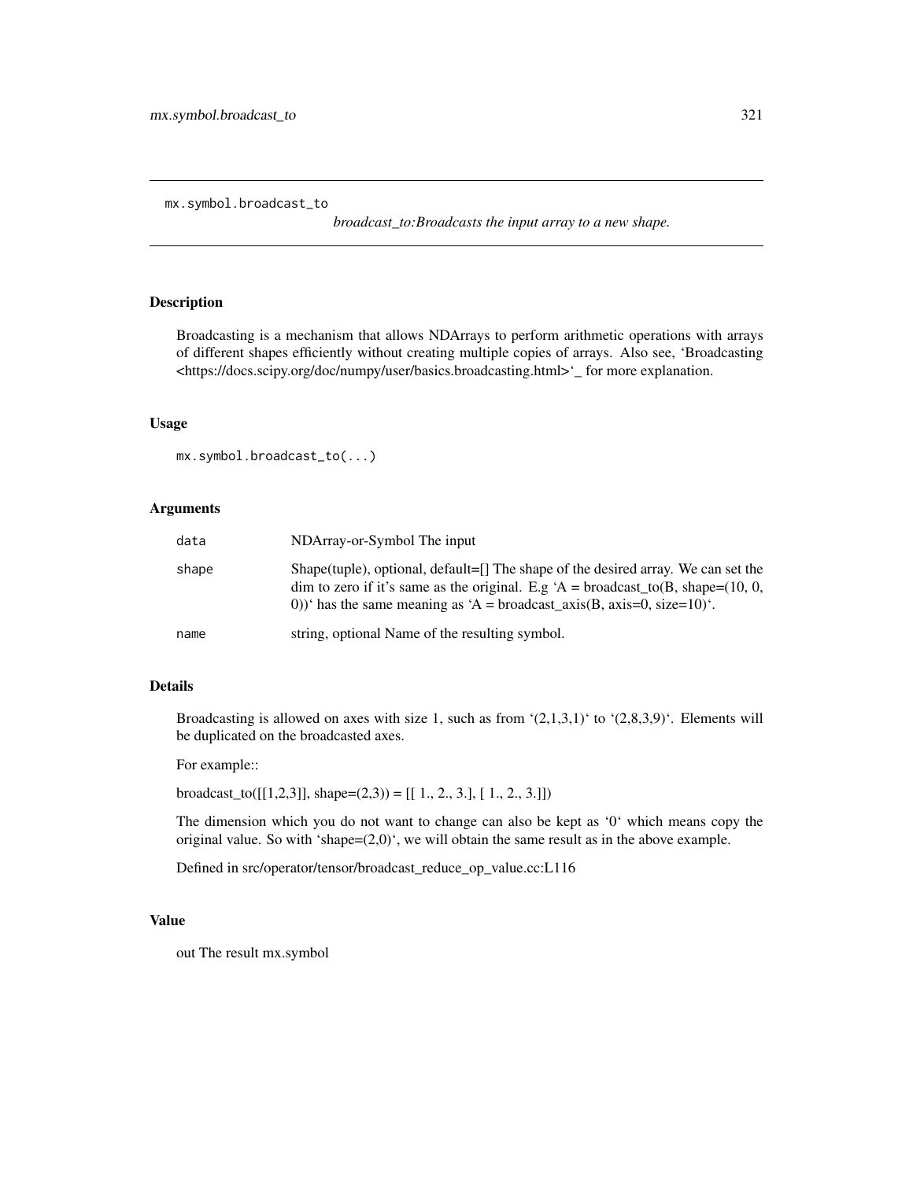`mx.symbol.broadcast_to` 

*broadcast_to:Broadcasts the input array to a new shape.*

## Description

Broadcasting is a mechanism that allows NDArrays to perform arithmetic operations with arrays of different shapes efficiently without creating multiple copies of arrays. Also see, 'Broadcasting <https://docs.scipy.org/doc/numpy/user/basics.broadcasting.html>'_ for more explanation.

## Usage

```
mx.symbol.broadcast_to(...)
```

## Arguments

| | |
|---|---|
| `data` | NDArray-or-Symbol The input |
| `shape` | Shape(tuple), optional, default=[] The shape of the desired array. We can set the dim to zero if it's same as the original. E.g 'A = broadcast_to(B, shape=(10, 0, 0))' has the same meaning as 'A = broadcast_axis(B, axis=0, size=10)'. |
| `name` | string, optional Name of the resulting symbol. |

## Details

Broadcasting is allowed on axes with size 1, such as from '(2,1,3,1)' to '(2,8,3,9)'. Elements will be duplicated on the broadcasted axes.

For example::

broadcast_to([[1,2,3]], shape=(2,3)) = [[ 1., 2., 3.], [ 1., 2., 3.]])

The dimension which you do not want to change can also be kept as '0' which means copy the original value. So with 'shape=(2,0)', we will obtain the same result as in the above example.

Defined in src/operator/tensor/broadcast_reduce_op_value.cc:L116

## Value

out The result mx.symbol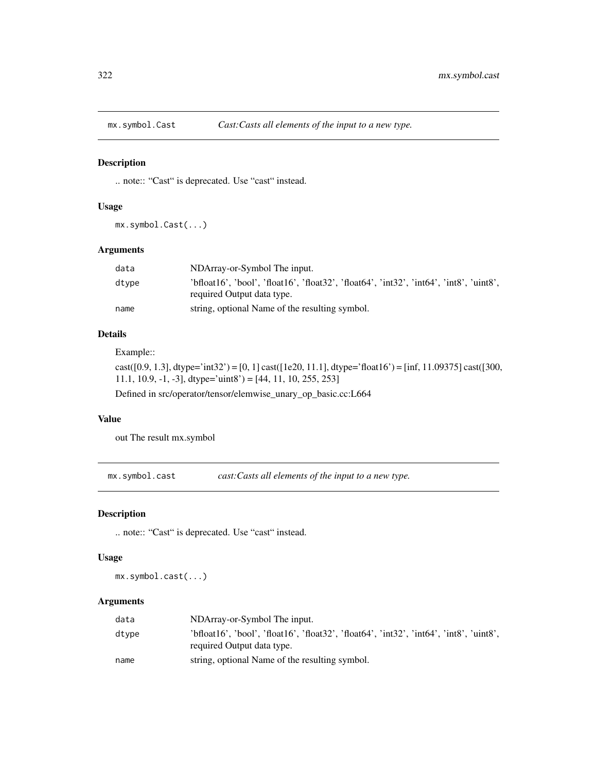## mx.symbol.Cast *Cast:Casts all elements of the input to a new type.*

### Description

.. note:: "Cast" is deprecated. Use "cast" instead.

### Usage

```
mx.symbol.Cast(...)
```

### Arguments

| | |
|---|---|
| data | NDArray-or-Symbol The input. |
| dtype | 'bfloat16', 'bool', 'float16', 'float32', 'float64', 'int32', 'int64', 'int8', 'uint8', required Output data type. |
| name | string, optional Name of the resulting symbol. |

### Details

Example::

cast([0.9, 1.3], dtype='int32') = [0, 1] cast([1e20, 11.1], dtype='float16') = [inf, 11.09375] cast([300, 11.1, 10.9, -1, -3], dtype='uint8') = [44, 11, 10, 255, 253]

Defined in src/operator/tensor/elemwise_unary_op_basic.cc:L664

### Value

out The result mx.symbol

## mx.symbol.cast *cast:Casts all elements of the input to a new type.*

### Description

.. note:: "Cast" is deprecated. Use "cast" instead.

### Usage

```
mx.symbol.cast(...)
```

### Arguments

| | |
|---|---|
| data | NDArray-or-Symbol The input. |
| dtype | 'bfloat16', 'bool', 'float16', 'float32', 'float64', 'int32', 'int64', 'int8', 'uint8', required Output data type. |
| name | string, optional Name of the resulting symbol. |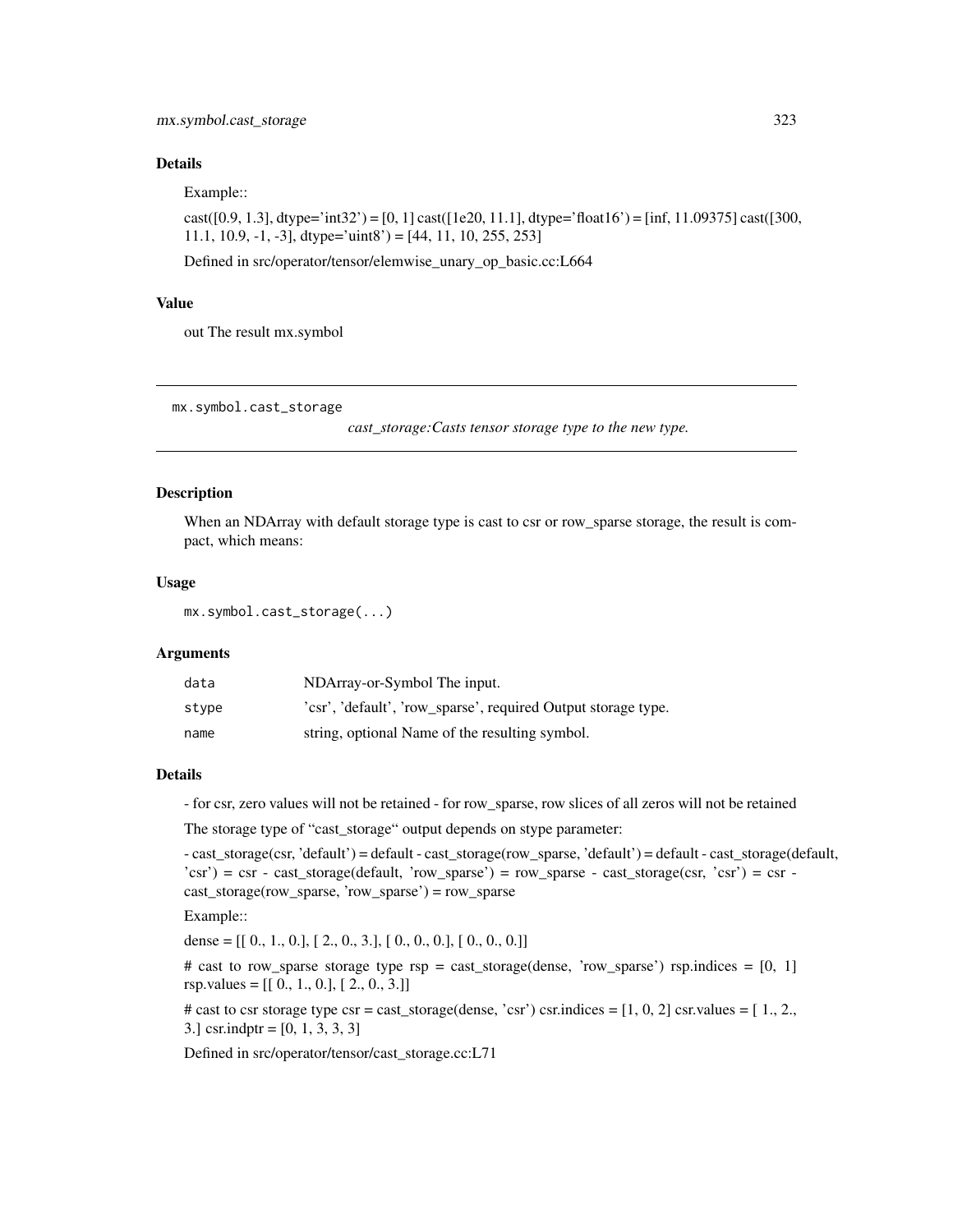### Details

Example::

cast([0.9, 1.3], dtype='int32') = [0, 1] cast([1e20, 11.1], dtype='float16') = [inf, 11.09375] cast([300, 11.1, 10.9, -1, -3], dtype='uint8') = [44, 11, 10, 255, 253]

Defined in src/operator/tensor/elemwise_unary_op_basic.cc:L664

### Value

out The result mx.symbol

---

## mx.symbol.cast_storage

*cast_storage:Casts tensor storage type to the new type.*

---

### Description

When an NDArray with default storage type is cast to csr or row_sparse storage, the result is compact, which means:

### Usage

```
mx.symbol.cast_storage(...)
```

### Arguments

| | |
|---|---|
| data | NDArray-or-Symbol The input. |
| stype | 'csr', 'default', 'row_sparse', required Output storage type. |
| name | string, optional Name of the resulting symbol. |

### Details

- for csr, zero values will not be retained - for row_sparse, row slices of all zeros will not be retained

The storage type of "cast_storage" output depends on stype parameter:

- cast_storage(csr, 'default') = default - cast_storage(row_sparse, 'default') = default - cast_storage(default, 'csr') = csr - cast_storage(default, 'row_sparse') = row_sparse - cast_storage(csr, 'csr') = csr - cast_storage(row_sparse, 'row_sparse') = row_sparse

Example::

dense = [[ 0., 1., 0.], [ 2., 0., 3.], [ 0., 0., 0.], [ 0., 0., 0.]]

# cast to row_sparse storage type rsp = cast_storage(dense, 'row_sparse') rsp.indices = [0, 1] rsp.values = [[ 0., 1., 0.], [ 2., 0., 3.]]

# cast to csr storage type csr = cast_storage(dense, 'csr') csr.indices = [1, 0, 2] csr.values = [ 1., 2., 3.] csr.indptr = [0, 1, 3, 3, 3]

Defined in src/operator/tensor/cast_storage.cc:L71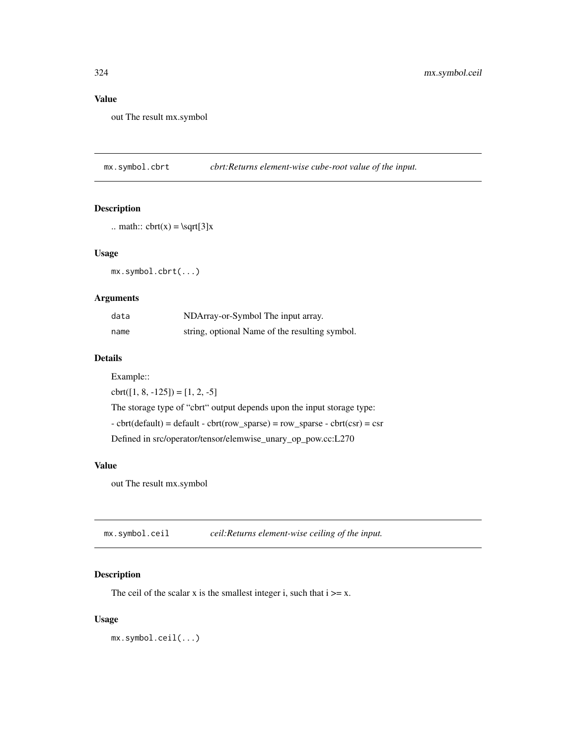### Value

out The result mx.symbol

---

## mx.symbol.cbrt — *cbrt:Returns element-wise cube-root value of the input.*

### Description

.. math:: cbrt(x) = \sqrt[3]x

### Usage

```
mx.symbol.cbrt(...)
```

### Arguments

| | |
|---|---|
| `data` | NDArray-or-Symbol The input array. |
| `name` | string, optional Name of the resulting symbol. |

### Details

Example::

cbrt([1, 8, -125]) = [1, 2, -5]

The storage type of "cbrt" output depends upon the input storage type:

- cbrt(default) = default - cbrt(row_sparse) = row_sparse - cbrt(csr) = csr

Defined in src/operator/tensor/elemwise_unary_op_pow.cc:L270

### Value

out The result mx.symbol

---

## mx.symbol.ceil — *ceil:Returns element-wise ceiling of the input.*

### Description

The ceil of the scalar x is the smallest integer i, such that i >= x.

### Usage

```
mx.symbol.ceil(...)
```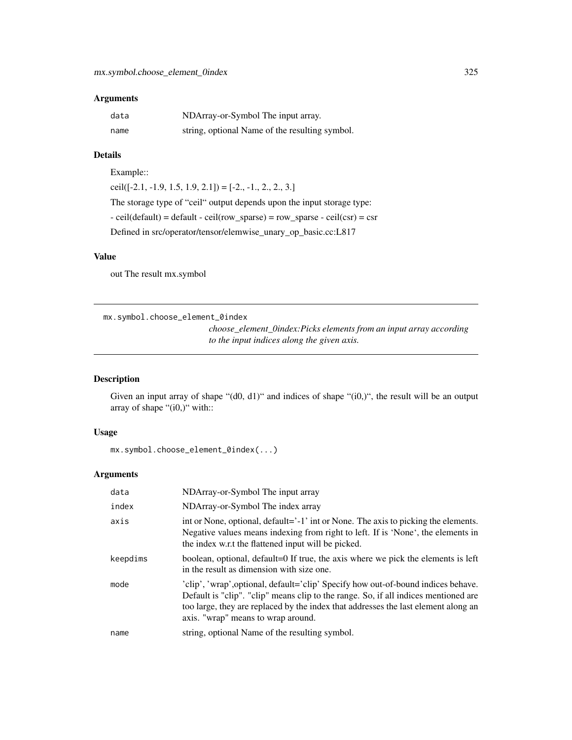## Arguments

| | |
|---|---|
| data | NDArray-or-Symbol The input array. |
| name | string, optional Name of the resulting symbol. |

## Details

Example::

ceil([-2.1, -1.9, 1.5, 1.9, 2.1]) = [-2., -1., 2., 2., 3.]

The storage type of "ceil" output depends upon the input storage type:

- ceil(default) = default - ceil(row_sparse) = row_sparse - ceil(csr) = csr

Defined in src/operator/tensor/elemwise_unary_op_basic.cc:L817

## Value

out The result mx.symbol

---

# mx.symbol.choose_element_0index

*choose_element_0index:Picks elements from an input array according to the input indices along the given axis.*

---

## Description

Given an input array of shape "(d0, d1)" and indices of shape "(i0,)", the result will be an output array of shape "(i0,)" with::

## Usage

```
mx.symbol.choose_element_0index(...)
```

## Arguments

| | |
|---|---|
| data | NDArray-or-Symbol The input array |
| index | NDArray-or-Symbol The index array |
| axis | int or None, optional, default='-1' int or None. The axis to picking the elements. Negative values means indexing from right to left. If is 'None', the elements in the index w.r.t the flattened input will be picked. |
| keepdims | boolean, optional, default=0 If true, the axis where we pick the elements is left in the result as dimension with size one. |
| mode | 'clip', 'wrap',optional, default='clip' Specify how out-of-bound indices behave. Default is "clip". "clip" means clip to the range. So, if all indices mentioned are too large, they are replaced by the index that addresses the last element along an axis. "wrap" means to wrap around. |
| name | string, optional Name of the resulting symbol. |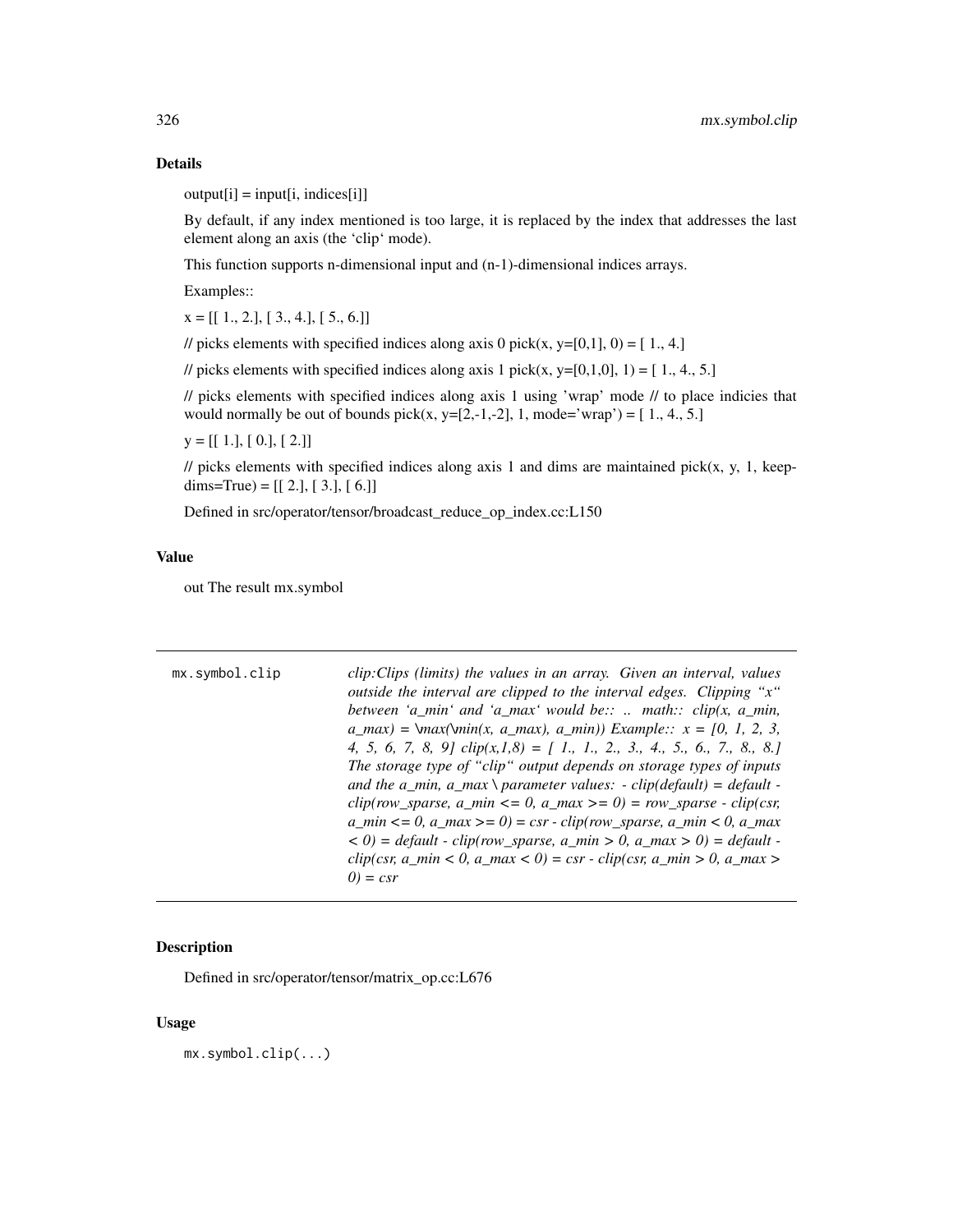## Details

output[i] = input[i, indices[i]]

By default, if any index mentioned is too large, it is replaced by the index that addresses the last element along an axis (the 'clip' mode).

This function supports n-dimensional input and (n-1)-dimensional indices arrays.

Examples::

x = [[ 1., 2.], [ 3., 4.], [ 5., 6.]]

// picks elements with specified indices along axis 0 pick(x, y=[0,1], 0) = [ 1., 4.]

// picks elements with specified indices along axis 1 pick(x, y=[0,1,0], 1) = [ 1., 4., 5.]

// picks elements with specified indices along axis 1 using 'wrap' mode // to place indicies that would normally be out of bounds pick(x, y=[2,-1,-2], 1, mode='wrap') = [ 1., 4., 5.]

y = [[ 1.], [ 0.], [ 2.]]

// picks elements with specified indices along axis 1 and dims are maintained pick(x, y, 1, keepdims=True) = [[ 2.], [ 3.], [ 6.]]

Defined in src/operator/tensor/broadcast_reduce_op_index.cc:L150

## Value

out The result mx.symbol

---

`mx.symbol.clip` *clip:Clips (limits) the values in an array. Given an interval, values outside the interval are clipped to the interval edges. Clipping "x" between 'a_min' and 'a_max' would be:: .. math:: clip(x, a_min, a_max) = \max(\min(x, a_max), a_min)) Example:: x = [0, 1, 2, 3, 4, 5, 6, 7, 8, 9] clip(x,1,8) = [ 1., 1., 2., 3., 4., 5., 6., 7., 8., 8.] The storage type of "clip" output depends on storage types of inputs and the a_min, a_max \ parameter values: - clip(default) = default - clip(row_sparse, a_min <= 0, a_max >= 0) = row_sparse - clip(csr, a_min <= 0, a_max >= 0) = csr - clip(row_sparse, a_min < 0, a_max < 0) = default - clip(row_sparse, a_min > 0, a_max > 0) = default - clip(csr, a_min < 0, a_max < 0) = csr - clip(csr, a_min > 0, a_max > 0) = csr*

---

## Description

Defined in src/operator/tensor/matrix_op.cc:L676

## Usage

```
mx.symbol.clip(...)
```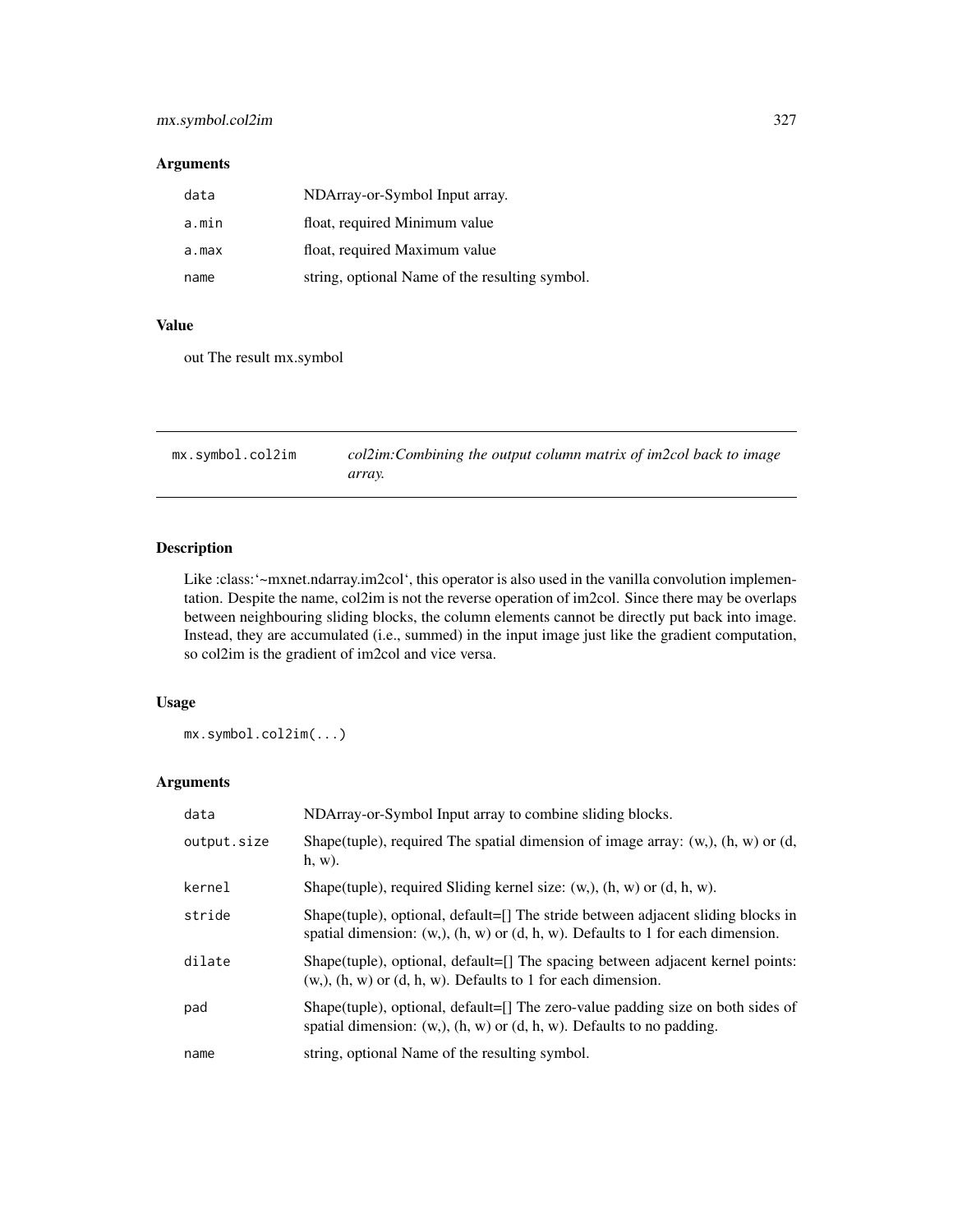## Arguments

| | |
|---|---|
| data | NDArray-or-Symbol Input array. |
| a.min | float, required Minimum value |
| a.max | float, required Maximum value |
| name | string, optional Name of the resulting symbol. |

## Value

out The result mx.symbol

---

# mx.symbol.col2im — *col2im:Combining the output column matrix of im2col back to image array.*

---

## Description

Like :class:'~mxnet.ndarray.im2col', this operator is also used in the vanilla convolution implementation. Despite the name, col2im is not the reverse operation of im2col. Since there may be overlaps between neighbouring sliding blocks, the column elements cannot be directly put back into image. Instead, they are accumulated (i.e., summed) in the input image just like the gradient computation, so col2im is the gradient of im2col and vice versa.

## Usage

```
mx.symbol.col2im(...)
```

## Arguments

| | |
|---|---|
| data | NDArray-or-Symbol Input array to combine sliding blocks. |
| output.size | Shape(tuple), required The spatial dimension of image array: (w,), (h, w) or (d, h, w). |
| kernel | Shape(tuple), required Sliding kernel size: (w,), (h, w) or (d, h, w). |
| stride | Shape(tuple), optional, default=[] The stride between adjacent sliding blocks in spatial dimension: (w,), (h, w) or (d, h, w). Defaults to 1 for each dimension. |
| dilate | Shape(tuple), optional, default=[] The spacing between adjacent kernel points: (w,), (h, w) or (d, h, w). Defaults to 1 for each dimension. |
| pad | Shape(tuple), optional, default=[] The zero-value padding size on both sides of spatial dimension: (w,), (h, w) or (d, h, w). Defaults to no padding. |
| name | string, optional Name of the resulting symbol. |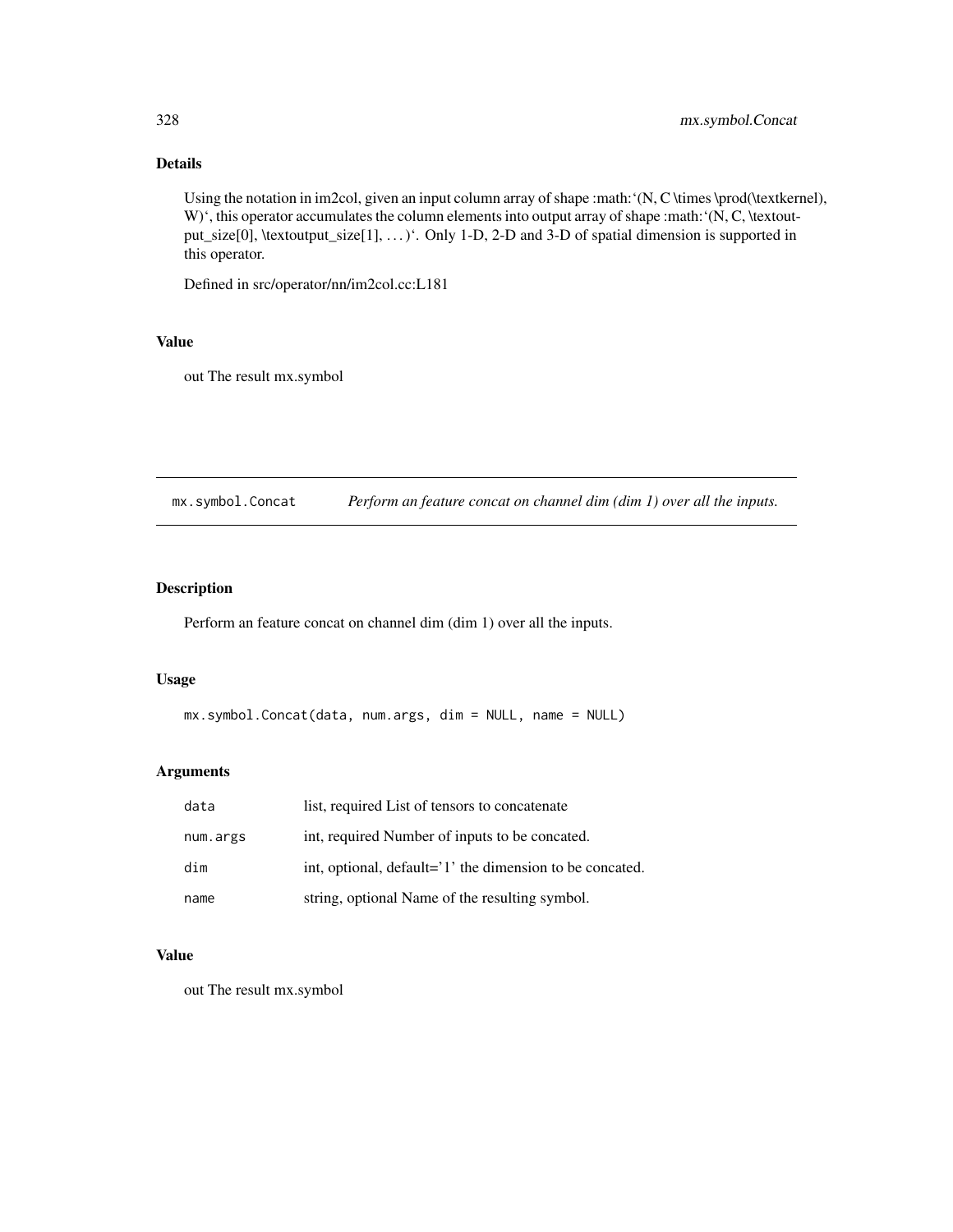## Details

Using the notation in im2col, given an input column array of shape :math:‘(N, C \times \prod(\textkernel), W)‘, this operator accumulates the column elements into output array of shape :math:‘(N, C, \textoutput_size[0], \textoutput_size[1], ...)‘. Only 1-D, 2-D and 3-D of spatial dimension is supported in this operator.

Defined in src/operator/nn/im2col.cc:L181

## Value

out The result mx.symbol

---

# mx.symbol.Concat *Perform an feature concat on channel dim (dim 1) over all the inputs.*

---

## Description

Perform an feature concat on channel dim (dim 1) over all the inputs.

## Usage

```
mx.symbol.Concat(data, num.args, dim = NULL, name = NULL)
```

## Arguments

| | |
|---|---|
| data | list, required List of tensors to concatenate |
| num.args | int, required Number of inputs to be concated. |
| dim | int, optional, default='1' the dimension to be concated. |
| name | string, optional Name of the resulting symbol. |

## Value

out The result mx.symbol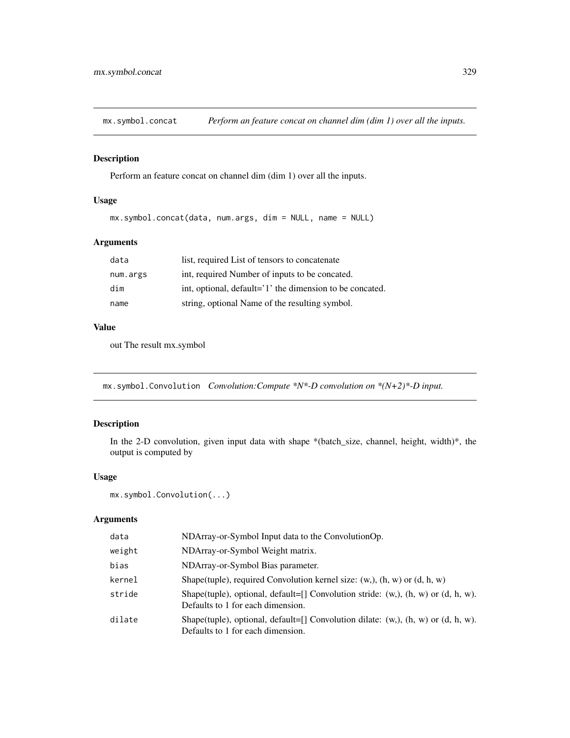## mx.symbol.concat — *Perform an feature concat on channel dim (dim 1) over all the inputs.*

### Description

Perform an feature concat on channel dim (dim 1) over all the inputs.

### Usage

```
mx.symbol.concat(data, num.args, dim = NULL, name = NULL)
```

### Arguments

| | |
|---|---|
| data | list, required List of tensors to concatenate |
| num.args | int, required Number of inputs to be concated. |
| dim | int, optional, default='1' the dimension to be concated. |
| name | string, optional Name of the resulting symbol. |

### Value

out The result mx.symbol

## mx.symbol.Convolution — *Convolution:Compute *N*-D convolution on *(N+2)*-D input.*

### Description

In the 2-D convolution, given input data with shape *(batch_size, channel, height, width)*, the output is computed by

### Usage

```
mx.symbol.Convolution(...)
```

### Arguments

| | |
|---|---|
| data | NDArray-or-Symbol Input data to the ConvolutionOp. |
| weight | NDArray-or-Symbol Weight matrix. |
| bias | NDArray-or-Symbol Bias parameter. |
| kernel | Shape(tuple), required Convolution kernel size: (w,), (h, w) or (d, h, w) |
| stride | Shape(tuple), optional, default=[] Convolution stride: (w,), (h, w) or (d, h, w). Defaults to 1 for each dimension. |
| dilate | Shape(tuple), optional, default=[] Convolution dilate: (w,), (h, w) or (d, h, w). Defaults to 1 for each dimension. |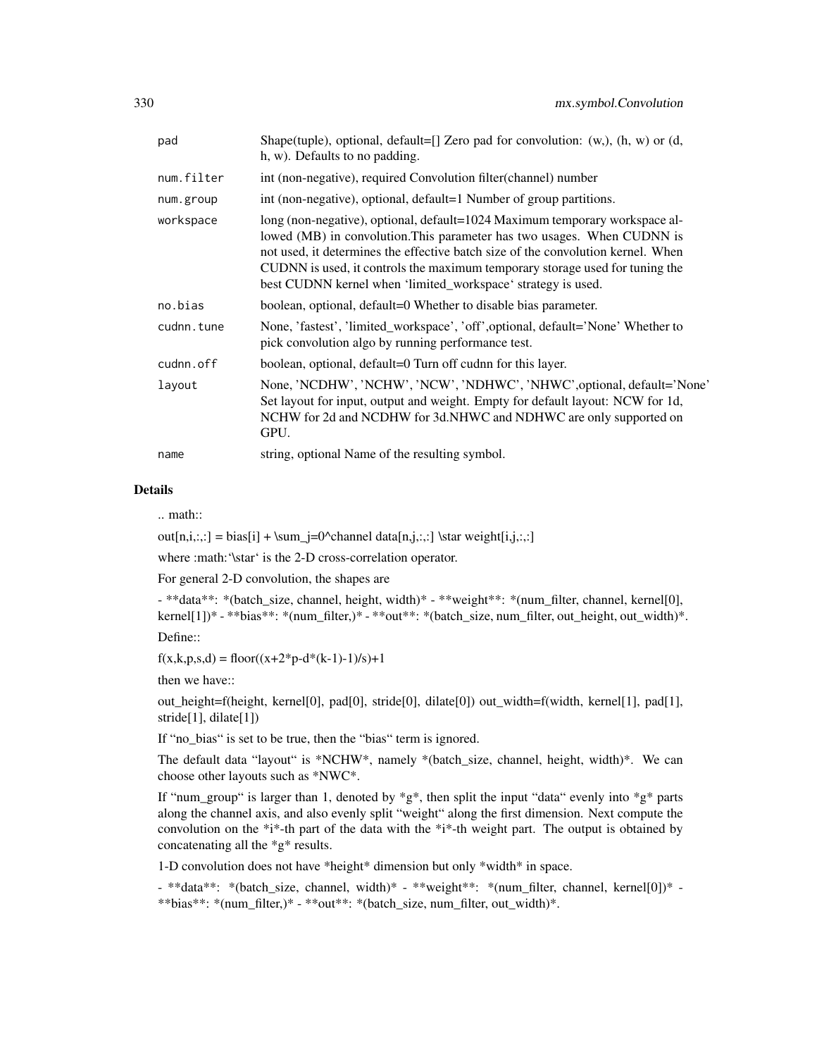| | |
|---|---|
| pad | Shape(tuple), optional, default=[] Zero pad for convolution: (w,), (h, w) or (d, h, w). Defaults to no padding. |
| num.filter | int (non-negative), required Convolution filter(channel) number |
| num.group | int (non-negative), optional, default=1 Number of group partitions. |
| workspace | long (non-negative), optional, default=1024 Maximum temporary workspace allowed (MB) in convolution.This parameter has two usages. When CUDNN is not used, it determines the effective batch size of the convolution kernel. When CUDNN is used, it controls the maximum temporary storage used for tuning the best CUDNN kernel when 'limited_workspace' strategy is used. |
| no.bias | boolean, optional, default=0 Whether to disable bias parameter. |
| cudnn.tune | None, 'fastest', 'limited_workspace', 'off',optional, default='None' Whether to pick convolution algo by running performance test. |
| cudnn.off | boolean, optional, default=0 Turn off cudnn for this layer. |
| layout | None, 'NCDHW', 'NCHW', 'NCW', 'NDHWC', 'NHWC',optional, default='None' Set layout for input, output and weight. Empty for default layout: NCW for 1d, NCHW for 2d and NCDHW for 3d.NHWC and NDHWC are only supported on GPU. |
| name | string, optional Name of the resulting symbol. |

## Details

.. math::

out[n,i,:,:] = bias[i] + \sum_j=0^channel data[n,j,:,:] \star weight[i,j,:,:]

where :math:'\star' is the 2-D cross-correlation operator.

For general 2-D convolution, the shapes are

- **data**: *(batch_size, channel, height, width)* - **weight**: *(num_filter, channel, kernel[0], kernel[1])* - **bias**: *(num_filter,)* - **out**: *(batch_size, num_filter, out_height, out_width)*.

Define::

f(x,k,p,s,d) = floor((x+2*p-d*(k-1)-1)/s)+1

then we have::

out_height=f(height, kernel[0], pad[0], stride[0], dilate[0]) out_width=f(width, kernel[1], pad[1], stride[1], dilate[1])

If "no_bias" is set to be true, then the "bias" term is ignored.

The default data "layout" is *NCHW*, namely *(batch_size, channel, height, width)*. We can choose other layouts such as *NWC*.

If "num_group" is larger than 1, denoted by *g*, then split the input "data" evenly into *g* parts along the channel axis, and also evenly split "weight" along the first dimension. Next compute the convolution on the *i*-th part of the data with the *i*-th weight part. The output is obtained by concatenating all the *g* results.

1-D convolution does not have *height* dimension but only *width* in space.

- **data**: *(batch_size, channel, width)* - **weight**: *(num_filter, channel, kernel[0])* - **bias**: *(num_filter,)* - **out**: *(batch_size, num_filter, out_width)*.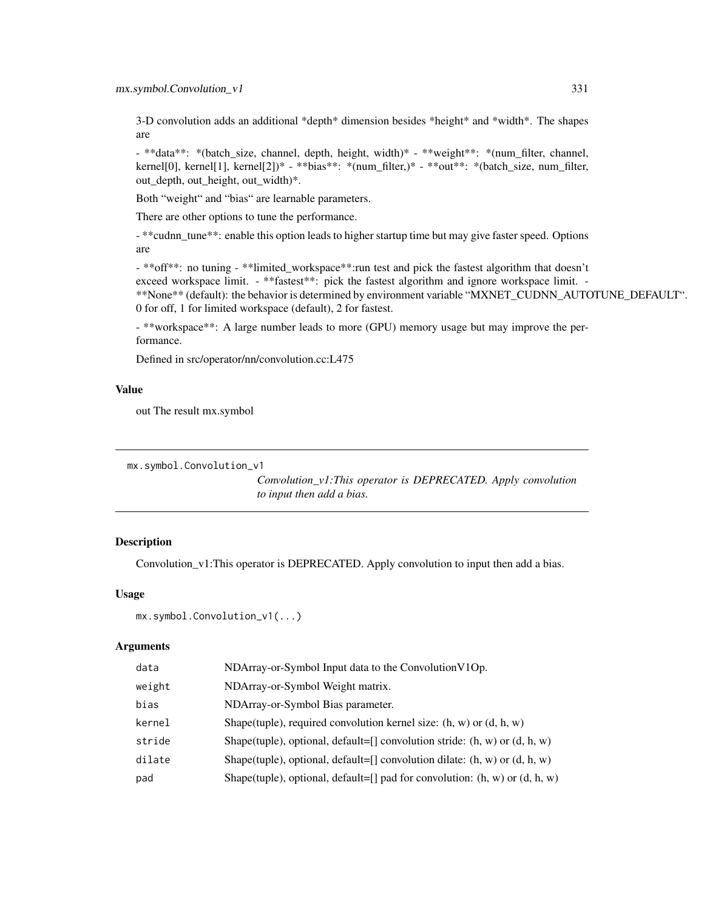3-D convolution adds an additional *depth* besides *height* and *width*. The shapes are

- **data**: *(batch_size, channel, depth, height, width)* - **weight**: *(num_filter, channel, kernel[0], kernel[1], kernel[2])* - **bias**: *(num_filter,)* - **out**: *(batch_size, num_filter, out_depth, out_height, out_width)*.

Both "weight" and "bias" are learnable parameters.

There are other options to tune the performance.

- **cudnn_tune**: enable this option leads to higher startup time but may give faster speed. Options are

- **off**: no tuning - **limited_workspace**:run test and pick the fastest algorithm that doesn't exceed workspace limit. - **fastest**: pick the fastest algorithm and ignore workspace limit. - **None** (default): the behavior is determined by environment variable "MXNET_CUDNN_AUTOTUNE_DEFAULT". 0 for off, 1 for limited workspace (default), 2 for fastest.

- **workspace**: A large number leads to more (GPU) memory usage but may improve the performance.

Defined in src/operator/nn/convolution.cc:L475

### Value

out The result mx.symbol

---

## mx.symbol.Convolution_v1

*Convolution_v1:This operator is DEPRECATED. Apply convolution to input then add a bias.*

---

### Description

Convolution_v1:This operator is DEPRECATED. Apply convolution to input then add a bias.

### Usage

```
mx.symbol.Convolution_v1(...)
```

### Arguments

| | |
|---|---|
| data | NDArray-or-Symbol Input data to the ConvolutionV1Op. |
| weight | NDArray-or-Symbol Weight matrix. |
| bias | NDArray-or-Symbol Bias parameter. |
| kernel | Shape(tuple), required convolution kernel size: (h, w) or (d, h, w) |
| stride | Shape(tuple), optional, default=[] convolution stride: (h, w) or (d, h, w) |
| dilate | Shape(tuple), optional, default=[] convolution dilate: (h, w) or (d, h, w) |
| pad | Shape(tuple), optional, default=[] pad for convolution: (h, w) or (d, h, w) |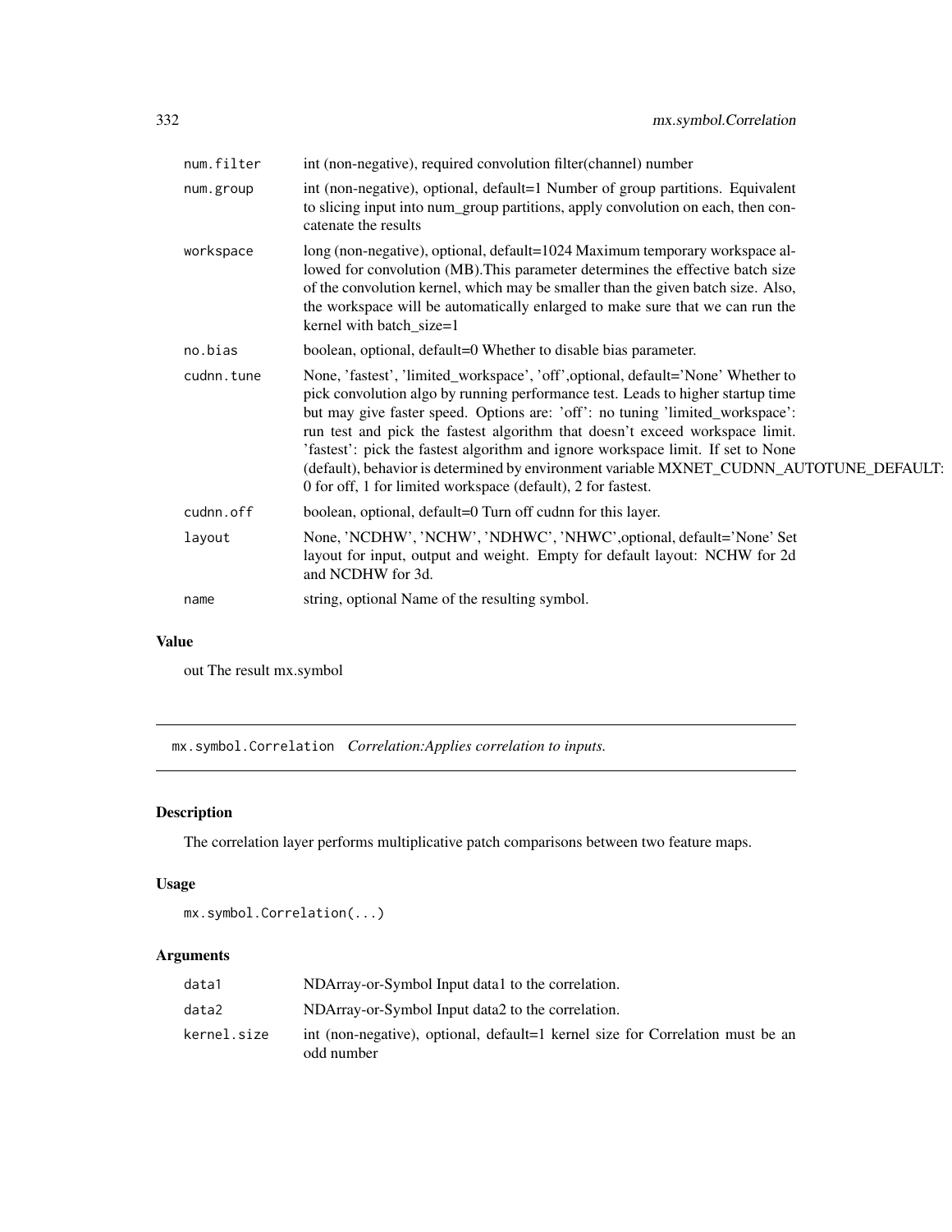| | |
|---|---|
| num.filter | int (non-negative), required convolution filter(channel) number |
| num.group | int (non-negative), optional, default=1 Number of group partitions. Equivalent to slicing input into num_group partitions, apply convolution on each, then concatenate the results |
| workspace | long (non-negative), optional, default=1024 Maximum temporary workspace allowed for convolution (MB).This parameter determines the effective batch size of the convolution kernel, which may be smaller than the given batch size. Also, the workspace will be automatically enlarged to make sure that we can run the kernel with batch_size=1 |
| no.bias | boolean, optional, default=0 Whether to disable bias parameter. |
| cudnn.tune | None, 'fastest', 'limited_workspace', 'off',optional, default='None' Whether to pick convolution algo by running performance test. Leads to higher startup time but may give faster speed. Options are: 'off': no tuning 'limited_workspace': run test and pick the fastest algorithm that doesn't exceed workspace limit. 'fastest': pick the fastest algorithm and ignore workspace limit. If set to None (default), behavior is determined by environment variable MXNET_CUDNN_AUTOTUNE_DEFAULT: 0 for off, 1 for limited workspace (default), 2 for fastest. |
| cudnn.off | boolean, optional, default=0 Turn off cudnn for this layer. |
| layout | None, 'NCDHW', 'NCHW', 'NDHWC', 'NHWC',optional, default='None' Set layout for input, output and weight. Empty for default layout: NCHW for 2d and NCDHW for 3d. |
| name | string, optional Name of the resulting symbol. |

## Value

out The result mx.symbol

---

## mx.symbol.Correlation *Correlation:Applies correlation to inputs.*

### Description

The correlation layer performs multiplicative patch comparisons between two feature maps.

### Usage

```
mx.symbol.Correlation(...)
```

### Arguments

| | |
|---|---|
| data1 | NDArray-or-Symbol Input data1 to the correlation. |
| data2 | NDArray-or-Symbol Input data2 to the correlation. |
| kernel.size | int (non-negative), optional, default=1 kernel size for Correlation must be an odd number |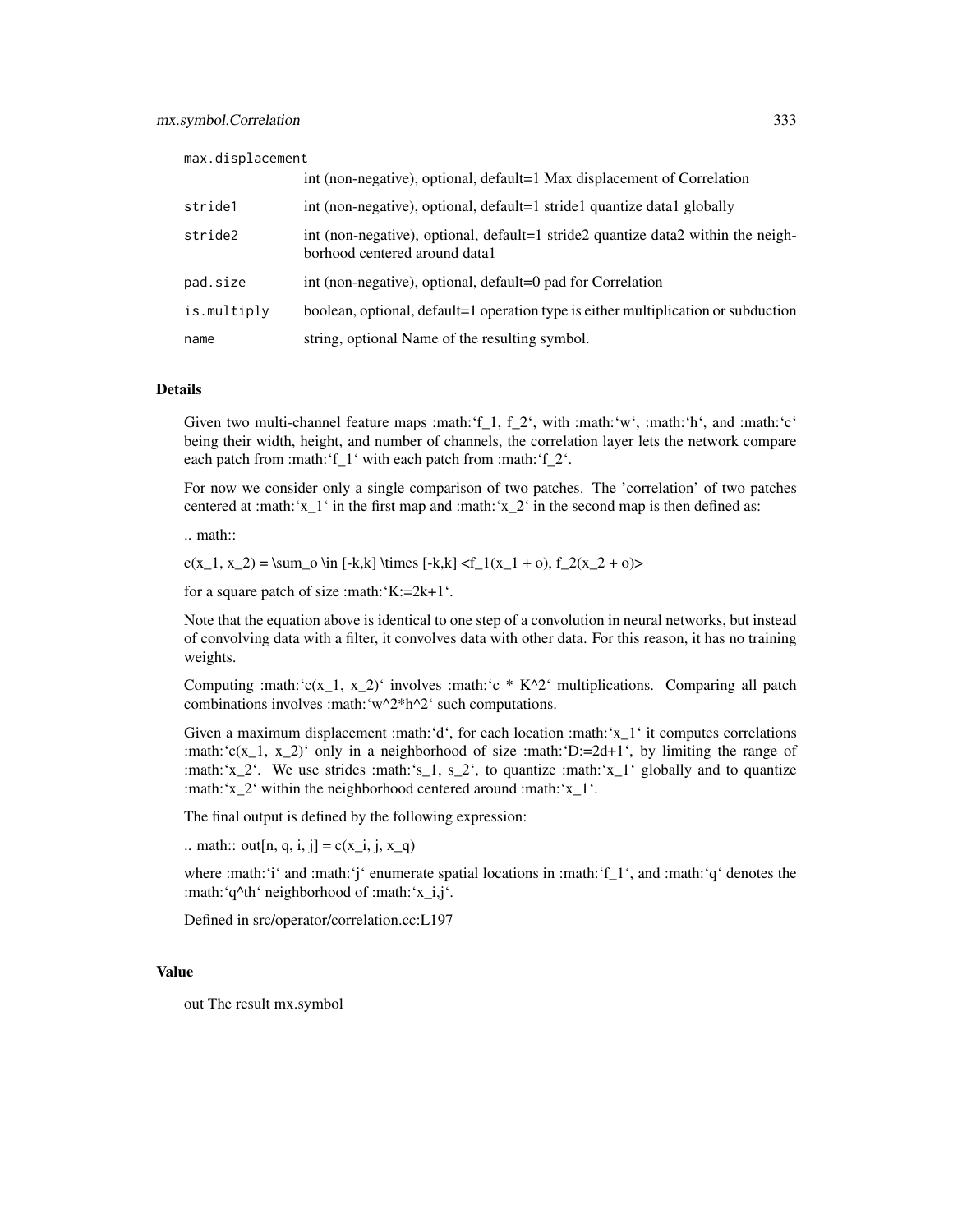| | |
|---|---|
| max.displacement | int (non-negative), optional, default=1 Max displacement of Correlation |
| stride1 | int (non-negative), optional, default=1 stride1 quantize data1 globally |
| stride2 | int (non-negative), optional, default=1 stride2 quantize data2 within the neighborhood centered around data1 |
| pad.size | int (non-negative), optional, default=0 pad for Correlation |
| is.multiply | boolean, optional, default=1 operation type is either multiplication or subduction |
| name | string, optional Name of the resulting symbol. |

## Details

Given two multi-channel feature maps :math:‘f_1, f_2‘, with :math:‘w‘, :math:‘h‘, and :math:‘c‘ being their width, height, and number of channels, the correlation layer lets the network compare each patch from :math:‘f_1‘ with each patch from :math:‘f_2‘.

For now we consider only a single comparison of two patches. The 'correlation' of two patches centered at :math:‘x_1‘ in the first map and :math:‘x_2‘ in the second map is then defined as:

.. math::

c(x_1, x_2) = \sum_o \in [-k,k] \times [-k,k] <f_1(x_1 + o), f_2(x_2 + o)>

for a square patch of size :math:‘K:=2k+1‘.

Note that the equation above is identical to one step of a convolution in neural networks, but instead of convolving data with a filter, it convolves data with other data. For this reason, it has no training weights.

Computing :math:‘c(x_1, x_2)‘ involves :math:‘c * K^2‘ multiplications. Comparing all patch combinations involves :math:‘w^2*h^2‘ such computations.

Given a maximum displacement :math:‘d‘, for each location :math:‘x_1‘ it computes correlations :math:‘c(x_1, x_2)‘ only in a neighborhood of size :math:‘D:=2d+1‘, by limiting the range of :math:‘x_2‘. We use strides :math:‘s_1, s_2‘, to quantize :math:‘x_1‘ globally and to quantize :math:‘x_2‘ within the neighborhood centered around :math:‘x_1‘.

The final output is defined by the following expression:

.. math:: out[n, q, i, j] = c(x_i, j, x_q)

where :math:‘i‘ and :math:‘j‘ enumerate spatial locations in :math:‘f_1‘, and :math:‘q‘ denotes the :math:‘q^th‘ neighborhood of :math:‘x_i,j‘.

Defined in src/operator/correlation.cc:L197

## Value

out The result mx.symbol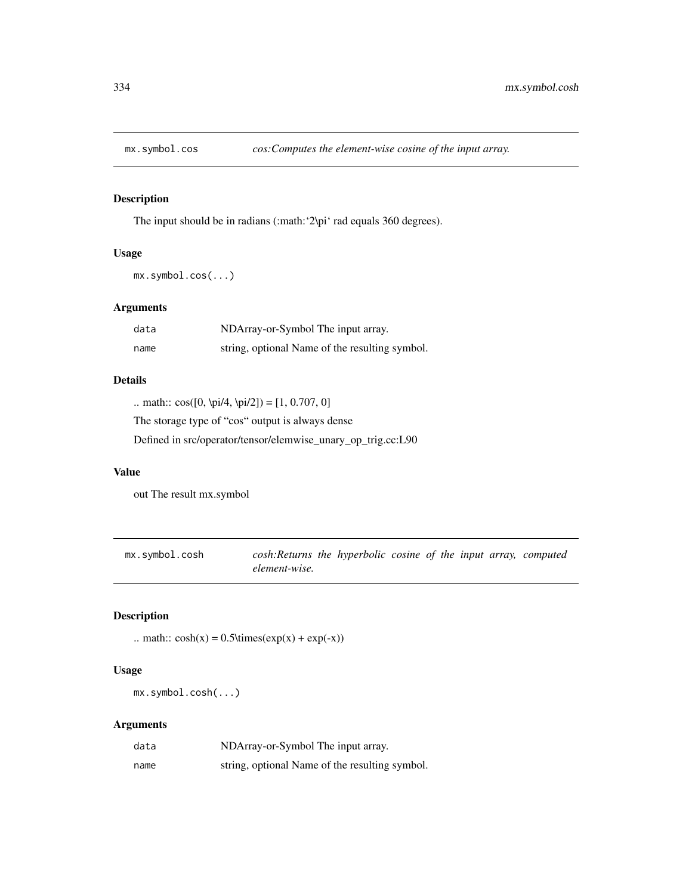## mx.symbol.cos

*cos:Computes the element-wise cosine of the input array.*

### Description

The input should be in radians (:math:'2\pi' rad equals 360 degrees).

### Usage

```
mx.symbol.cos(...)
```

### Arguments

| | |
|---|---|
| data | NDArray-or-Symbol The input array. |
| name | string, optional Name of the resulting symbol. |

### Details

.. math:: cos([0, \pi/4, \pi/2]) = [1, 0.707, 0]

The storage type of "cos" output is always dense

Defined in src/operator/tensor/elemwise_unary_op_trig.cc:L90

### Value

out The result mx.symbol

## mx.symbol.cosh

*cosh:Returns the hyperbolic cosine of the input array, computed element-wise.*

### Description

.. math:: cosh(x) = 0.5\times(exp(x) + exp(-x))

### Usage

```
mx.symbol.cosh(...)
```

### Arguments

| | |
|---|---|
| data | NDArray-or-Symbol The input array. |
| name | string, optional Name of the resulting symbol. |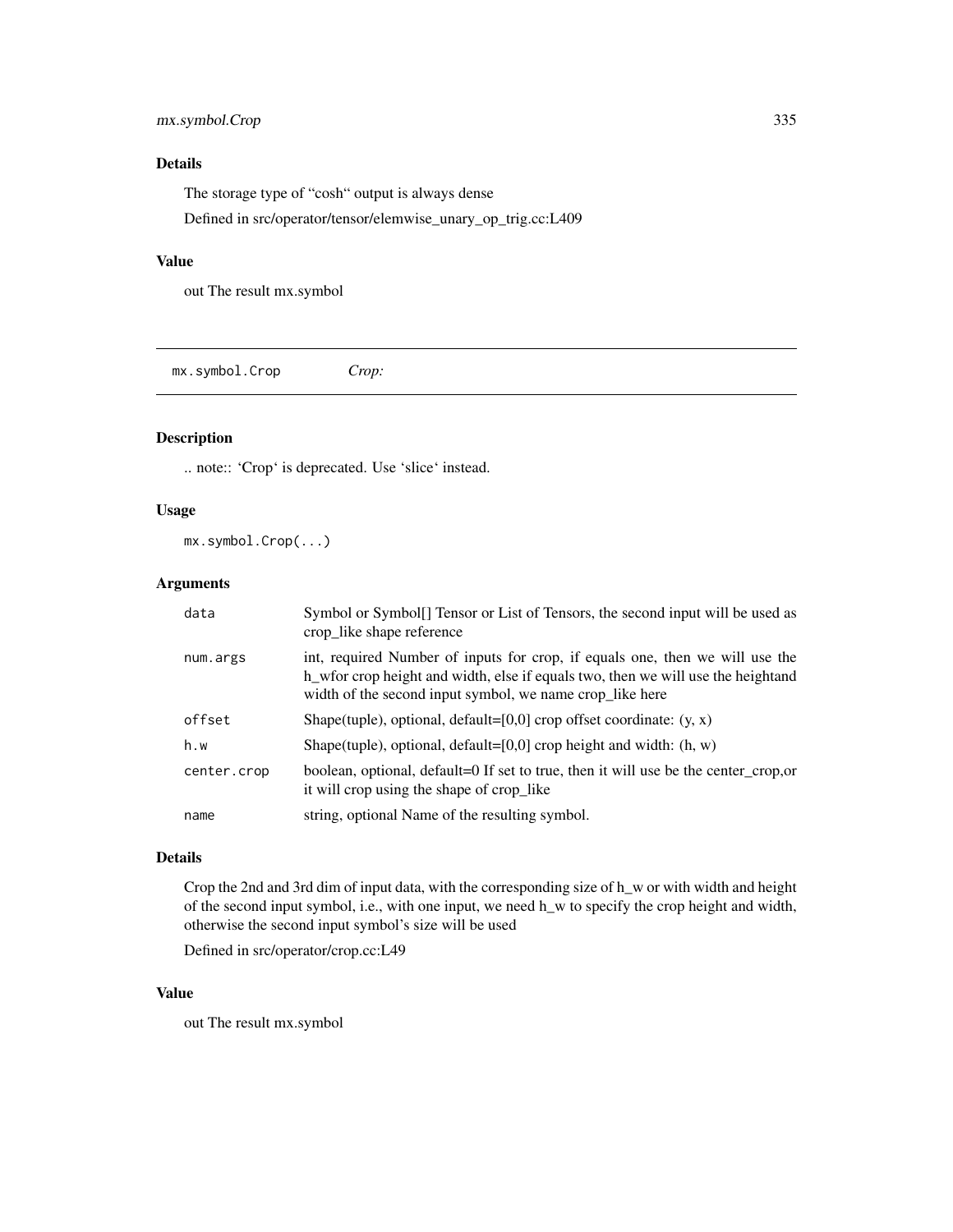### Details

The storage type of "cosh" output is always dense

Defined in src/operator/tensor/elemwise_unary_op_trig.cc:L409

### Value

out The result mx.symbol

---

## mx.symbol.Crop *Crop:*

### Description

.. note:: 'Crop' is deprecated. Use 'slice' instead.

### Usage

```
mx.symbol.Crop(...)
```

### Arguments

| | |
|---|---|
| `data` | Symbol or Symbol[] Tensor or List of Tensors, the second input will be used as crop_like shape reference |
| `num.args` | int, required Number of inputs for crop, if equals one, then we will use the h_wfor crop height and width, else if equals two, then we will use the heightand width of the second input symbol, we name crop_like here |
| `offset` | Shape(tuple), optional, default=[0,0] crop offset coordinate: (y, x) |
| `h.w` | Shape(tuple), optional, default=[0,0] crop height and width: (h, w) |
| `center.crop` | boolean, optional, default=0 If set to true, then it will use be the center_crop,or it will crop using the shape of crop_like |
| `name` | string, optional Name of the resulting symbol. |

### Details

Crop the 2nd and 3rd dim of input data, with the corresponding size of h_w or with width and height of the second input symbol, i.e., with one input, we need h_w to specify the crop height and width, otherwise the second input symbol's size will be used

Defined in src/operator/crop.cc:L49

### Value

out The result mx.symbol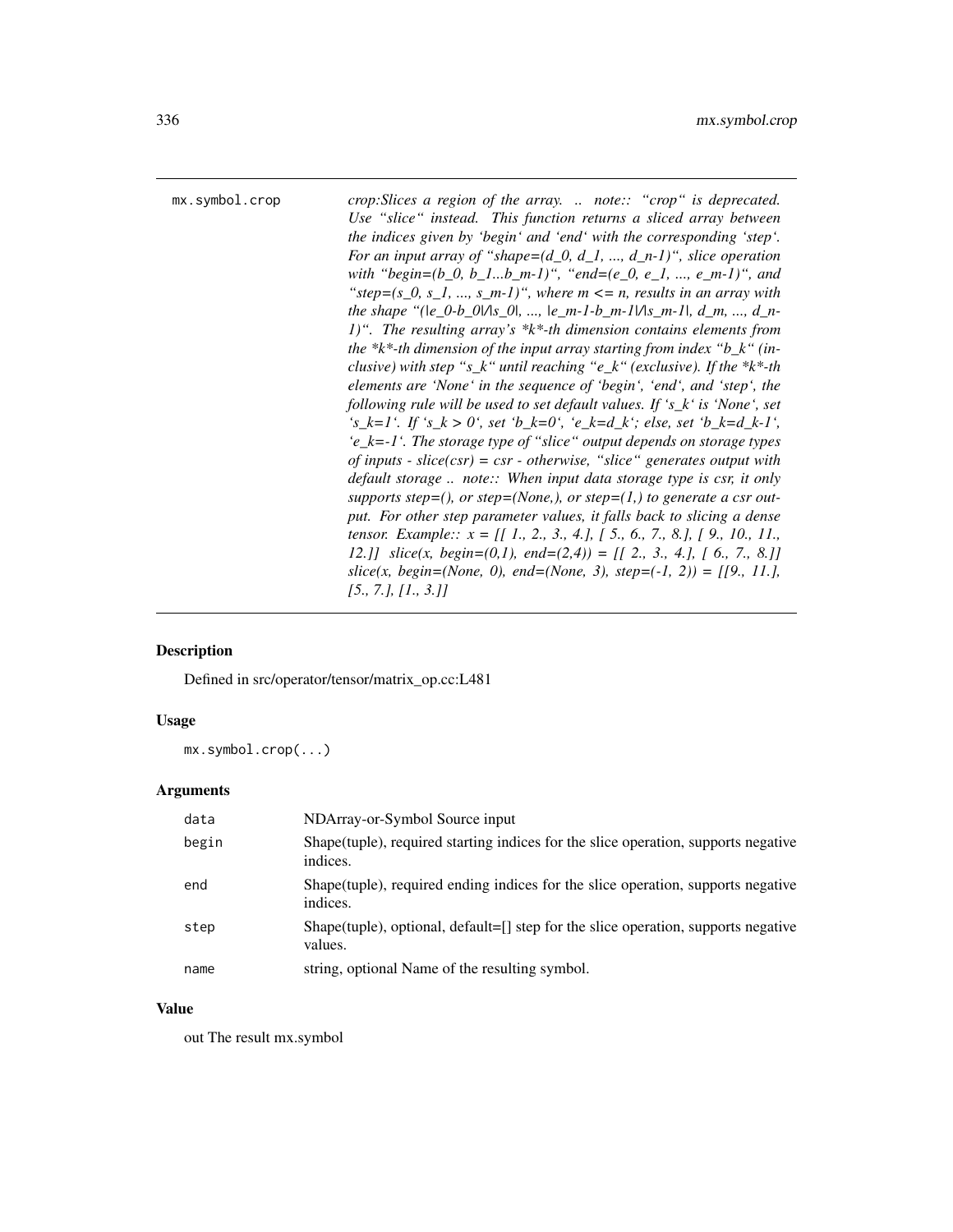mx.symbol.crop *crop:Slices a region of the array. .. note:: "crop" is deprecated. Use "slice" instead. This function returns a sliced array between the indices given by 'begin' and 'end' with the corresponding 'step'. For an input array of "shape=(d_0, d_1, ..., d_n-1)", slice operation with "begin=(b_0, b_1...b_m-1)", "end=(e_0, e_1, ..., e_m-1)", and "step=(s_0, s_1, ..., s_m-1)", where m <= n, results in an array with the shape "(|e_0-b_0|/|s_0|, ..., |e_m-1-b_m-1|/|s_m-1|, d_m, ..., d_n-1)". The resulting array's *k*-th dimension contains elements from the *k*-th dimension of the input array starting from index "b_k" (inclusive) with step "s_k" until reaching "e_k" (exclusive). If the *k*-th elements are 'None' in the sequence of 'begin', 'end', and 'step', the following rule will be used to set default values. If 's_k' is 'None', set 's_k=1'. If 's_k > 0', set 'b_k=0', 'e_k=d_k'; else, set 'b_k=d_k-1', 'e_k=-1'. The storage type of "slice" output depends on storage types of inputs - slice(csr) = csr - otherwise, "slice" generates output with default storage .. note:: When input data storage type is csr, it only supports step=(), or step=(None,), or step=(1,) to generate a csr output. For other step parameter values, it falls back to slicing a dense tensor. Example:: x = [[ 1., 2., 3., 4.], [ 5., 6., 7., 8.], [ 9., 10., 11., 12.]] slice(x, begin=(0,1), end=(2,4)) = [[ 2., 3., 4.], [ 6., 7., 8.]] slice(x, begin=(None, 0), end=(None, 3), step=(-1, 2)) = [[9., 11.], [5., 7.], [1., 3.]]*

## Description

Defined in src/operator/tensor/matrix_op.cc:L481

## Usage

```
mx.symbol.crop(...)
```

## Arguments

| | |
|---|---|
| data | NDArray-or-Symbol Source input |
| begin | Shape(tuple), required starting indices for the slice operation, supports negative indices. |
| end | Shape(tuple), required ending indices for the slice operation, supports negative indices. |
| step | Shape(tuple), optional, default=[] step for the slice operation, supports negative values. |
| name | string, optional Name of the resulting symbol. |

## Value

out The result mx.symbol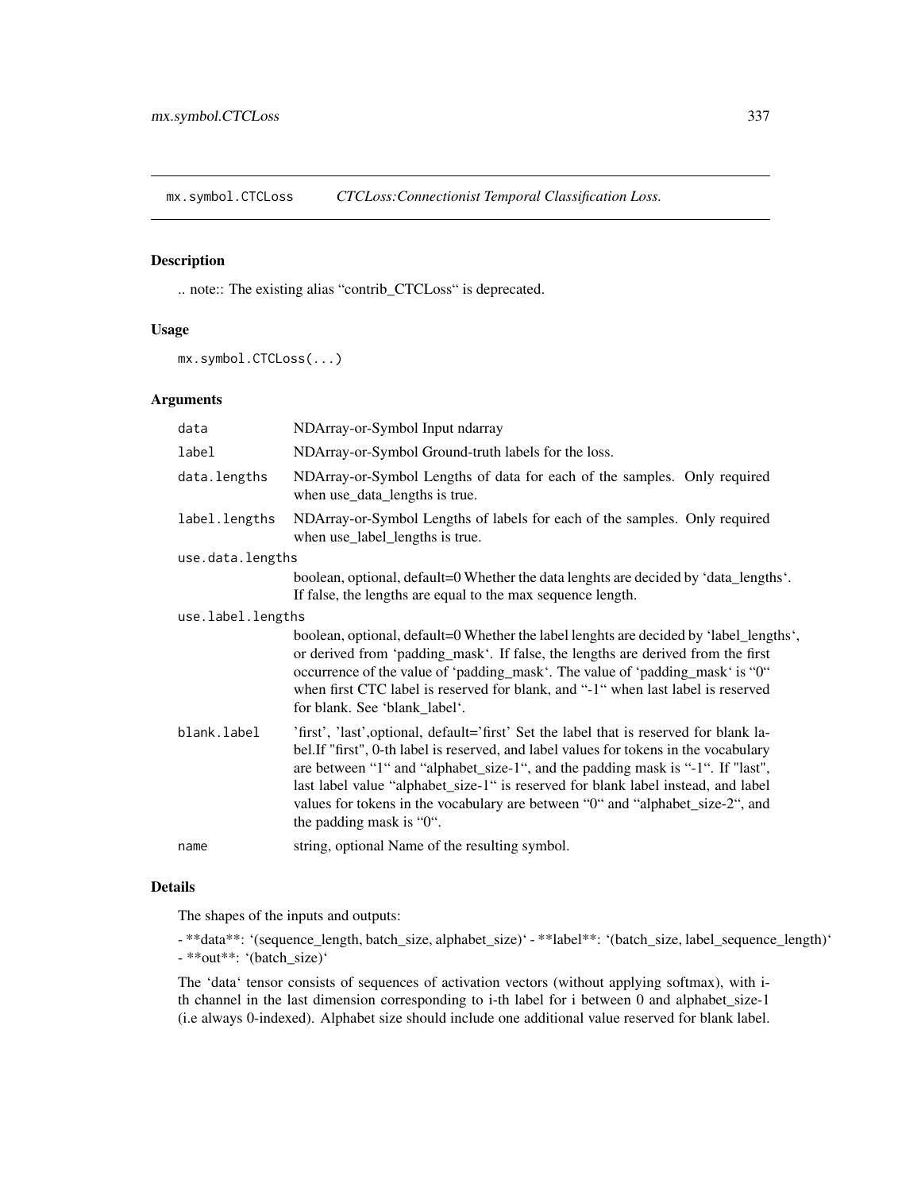## mx.symbol.CTCLoss — *CTCLoss:Connectionist Temporal Classification Loss.*

### Description

.. note:: The existing alias “contrib_CTCLoss“ is deprecated.

### Usage

```
mx.symbol.CTCLoss(...)
```

### Arguments

| | |
|---|---|
| `data` | NDArray-or-Symbol Input ndarray |
| `label` | NDArray-or-Symbol Ground-truth labels for the loss. |
| `data.lengths` | NDArray-or-Symbol Lengths of data for each of the samples. Only required when use_data_lengths is true. |
| `label.lengths` | NDArray-or-Symbol Lengths of labels for each of the samples. Only required when use_label_lengths is true. |
| `use.data.lengths` | boolean, optional, default=0 Whether the data lenghts are decided by 'data_lengths'. If false, the lengths are equal to the max sequence length. |
| `use.label.lengths` | boolean, optional, default=0 Whether the label lenghts are decided by 'label_lengths', or derived from 'padding_mask'. If false, the lengths are derived from the first occurrence of the value of 'padding_mask'. The value of 'padding_mask' is “0“ when first CTC label is reserved for blank, and “-1“ when last label is reserved for blank. See 'blank_label'. |
| `blank.label` | 'first', 'last',optional, default='first' Set the label that is reserved for blank label.If "first", 0-th label is reserved, and label values for tokens in the vocabulary are between “1“ and “alphabet_size-1“, and the padding mask is “-1“. If "last", last label value “alphabet_size-1“ is reserved for blank label instead, and label values for tokens in the vocabulary are between “0“ and “alphabet_size-2“, and the padding mask is “0“. |
| `name` | string, optional Name of the resulting symbol. |

### Details

The shapes of the inputs and outputs:

- **data**: '(sequence_length, batch_size, alphabet_size)' - **label**: '(batch_size, label_sequence_length)' - **out**: '(batch_size)'

The 'data' tensor consists of sequences of activation vectors (without applying softmax), with i-th channel in the last dimension corresponding to i-th label for i between 0 and alphabet_size-1 (i.e always 0-indexed). Alphabet size should include one additional value reserved for blank label.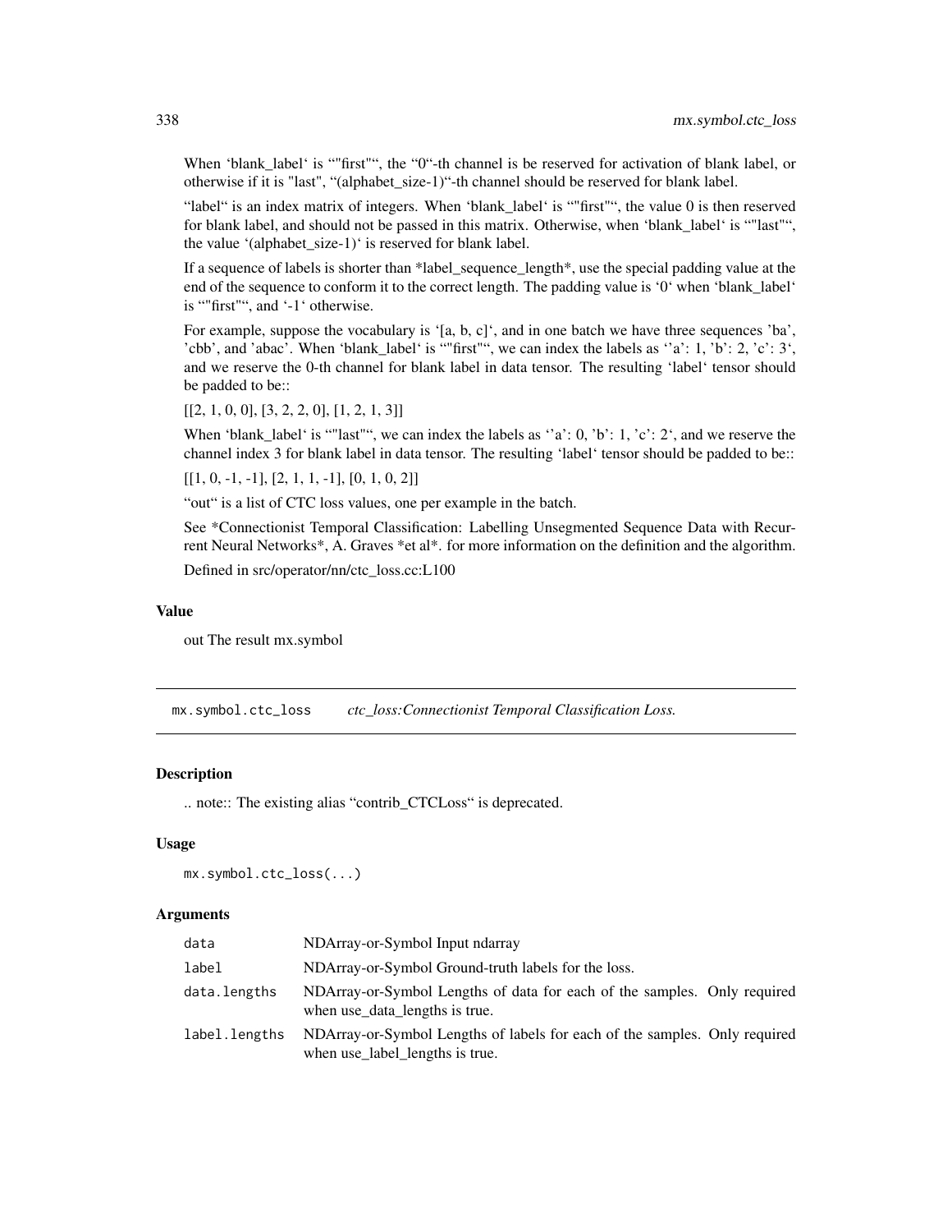When 'blank_label' is '"first"', the "0"-th channel is be reserved for activation of blank label, or otherwise if it is "last", "(alphabet_size-1)"-th channel should be reserved for blank label.

"label" is an index matrix of integers. When 'blank_label' is '"first"', the value 0 is then reserved for blank label, and should not be passed in this matrix. Otherwise, when 'blank_label' is '"last"', the value '(alphabet_size-1)' is reserved for blank label.

If a sequence of labels is shorter than *label_sequence_length*, use the special padding value at the end of the sequence to conform it to the correct length. The padding value is '0' when 'blank_label' is '"first"', and '-1' otherwise.

For example, suppose the vocabulary is '[a, b, c]', and in one batch we have three sequences 'ba', 'cbb', and 'abac'. When 'blank_label' is '"first"', we can index the labels as ''a': 1, 'b': 2, 'c': 3', and we reserve the 0-th channel for blank label in data tensor. The resulting 'label' tensor should be padded to be::

[[2, 1, 0, 0], [3, 2, 2, 0], [1, 2, 1, 3]]

When 'blank_label' is '"last"', we can index the labels as ''a': 0, 'b': 1, 'c': 2', and we reserve the channel index 3 for blank label in data tensor. The resulting 'label' tensor should be padded to be::

[[1, 0, -1, -1], [2, 1, 1, -1], [0, 1, 0, 2]]

"out" is a list of CTC loss values, one per example in the batch.

See *Connectionist Temporal Classification: Labelling Unsegmented Sequence Data with Recurrent Neural Networks*, A. Graves *et al*. for more information on the definition and the algorithm.

Defined in src/operator/nn/ctc_loss.cc:L100

### Value

out The result mx.symbol

---

## mx.symbol.ctc_loss *ctc_loss:Connectionist Temporal Classification Loss.*

### Description

.. note:: The existing alias "contrib_CTCLoss" is deprecated.

### Usage

```
mx.symbol.ctc_loss(...)
```

### Arguments

| | |
|---|---|
| data | NDArray-or-Symbol Input ndarray |
| label | NDArray-or-Symbol Ground-truth labels for the loss. |
| data.lengths | NDArray-or-Symbol Lengths of data for each of the samples. Only required when use_data_lengths is true. |
| label.lengths | NDArray-or-Symbol Lengths of labels for each of the samples. Only required when use_label_lengths is true. |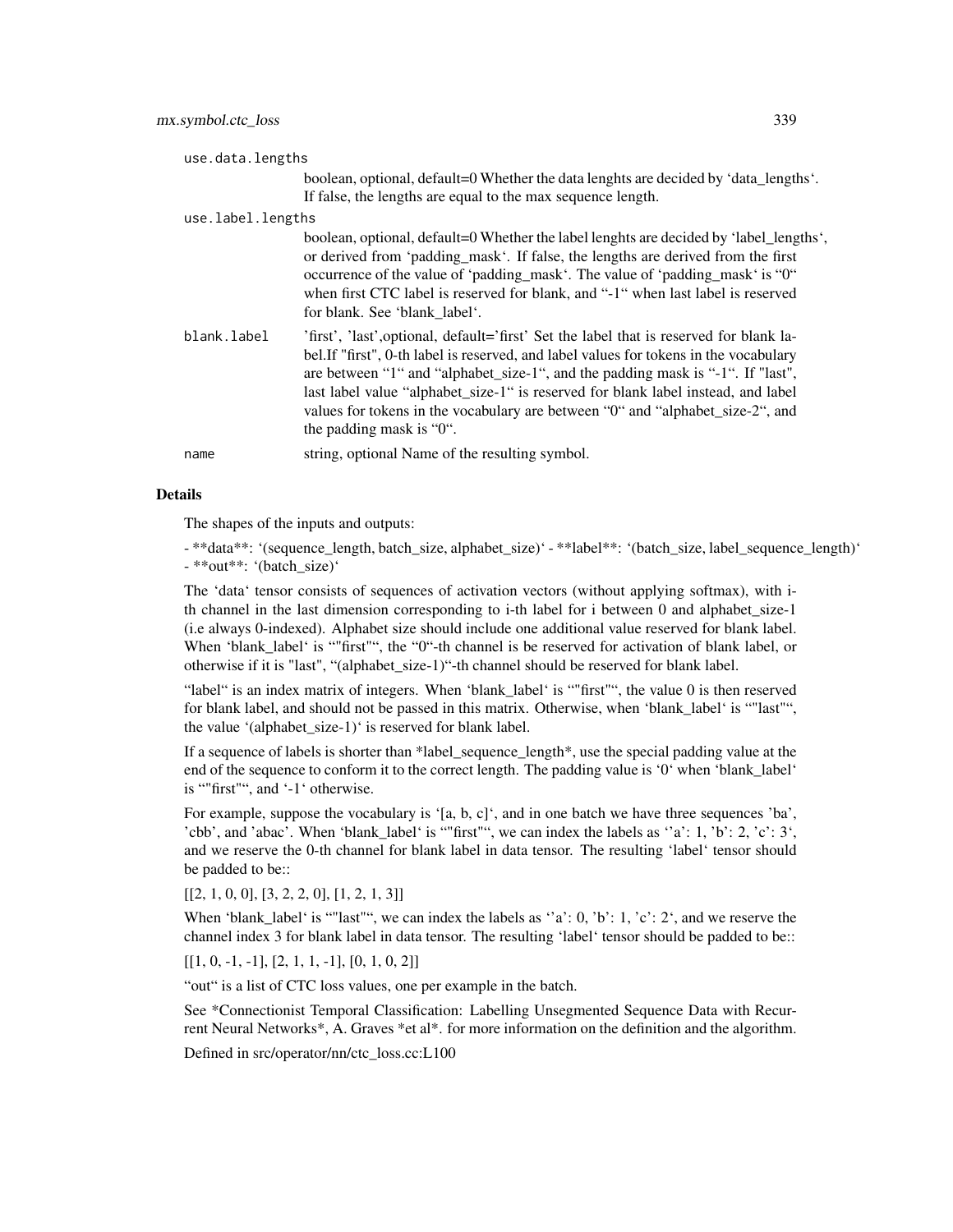use.data.lengths
: boolean, optional, default=0 Whether the data lenghts are decided by 'data_lengths'. If false, the lengths are equal to the max sequence length.

use.label.lengths
: boolean, optional, default=0 Whether the label lenghts are decided by 'label_lengths', or derived from 'padding_mask'. If false, the lengths are derived from the first occurrence of the value of 'padding_mask'. The value of 'padding_mask' is "0" when first CTC label is reserved for blank, and "-1" when last label is reserved for blank. See 'blank_label'.

blank.label
: 'first', 'last',optional, default='first' Set the label that is reserved for blank label.If "first", 0-th label is reserved, and label values for tokens in the vocabulary are between "1" and "alphabet_size-1", and the padding mask is "-1". If "last", last label value "alphabet_size-1" is reserved for blank label instead, and label values for tokens in the vocabulary are between "0" and "alphabet_size-2", and the padding mask is "0".

name
: string, optional Name of the resulting symbol.

## Details

The shapes of the inputs and outputs:

- **data**: '(sequence_length, batch_size, alphabet_size)' - **label**: '(batch_size, label_sequence_length)' - **out**: '(batch_size)'

The 'data' tensor consists of sequences of activation vectors (without applying softmax), with i-th channel in the last dimension corresponding to i-th label for i between 0 and alphabet_size-1 (i.e always 0-indexed). Alphabet size should include one additional value reserved for blank label. When 'blank_label' is ""first"", the "0"-th channel is be reserved for activation of blank label, or otherwise if it is "last", "(alphabet_size-1)"-th channel should be reserved for blank label.

"label" is an index matrix of integers. When 'blank_label' is ""first"", the value 0 is then reserved for blank label, and should not be passed in this matrix. Otherwise, when 'blank_label' is ""last"", the value '(alphabet_size-1)' is reserved for blank label.

If a sequence of labels is shorter than *label_sequence_length*, use the special padding value at the end of the sequence to conform it to the correct length. The padding value is '0' when 'blank_label' is ""first"", and '-1' otherwise.

For example, suppose the vocabulary is '[a, b, c]', and in one batch we have three sequences 'ba', 'cbb', and 'abac'. When 'blank_label' is ""first"", we can index the labels as ''a': 1, 'b': 2, 'c': 3', and we reserve the 0-th channel for blank label in data tensor. The resulting 'label' tensor should be padded to be::

[[2, 1, 0, 0], [3, 2, 2, 0], [1, 2, 1, 3]]

When 'blank_label' is ""last"", we can index the labels as ''a': 0, 'b': 1, 'c': 2', and we reserve the channel index 3 for blank label in data tensor. The resulting 'label' tensor should be padded to be::

[[1, 0, -1, -1], [2, 1, 1, -1], [0, 1, 0, 2]]

"out" is a list of CTC loss values, one per example in the batch.

See *Connectionist Temporal Classification: Labelling Unsegmented Sequence Data with Recurrent Neural Networks*, A. Graves *et al*. for more information on the definition and the algorithm.

Defined in src/operator/nn/ctc_loss.cc:L100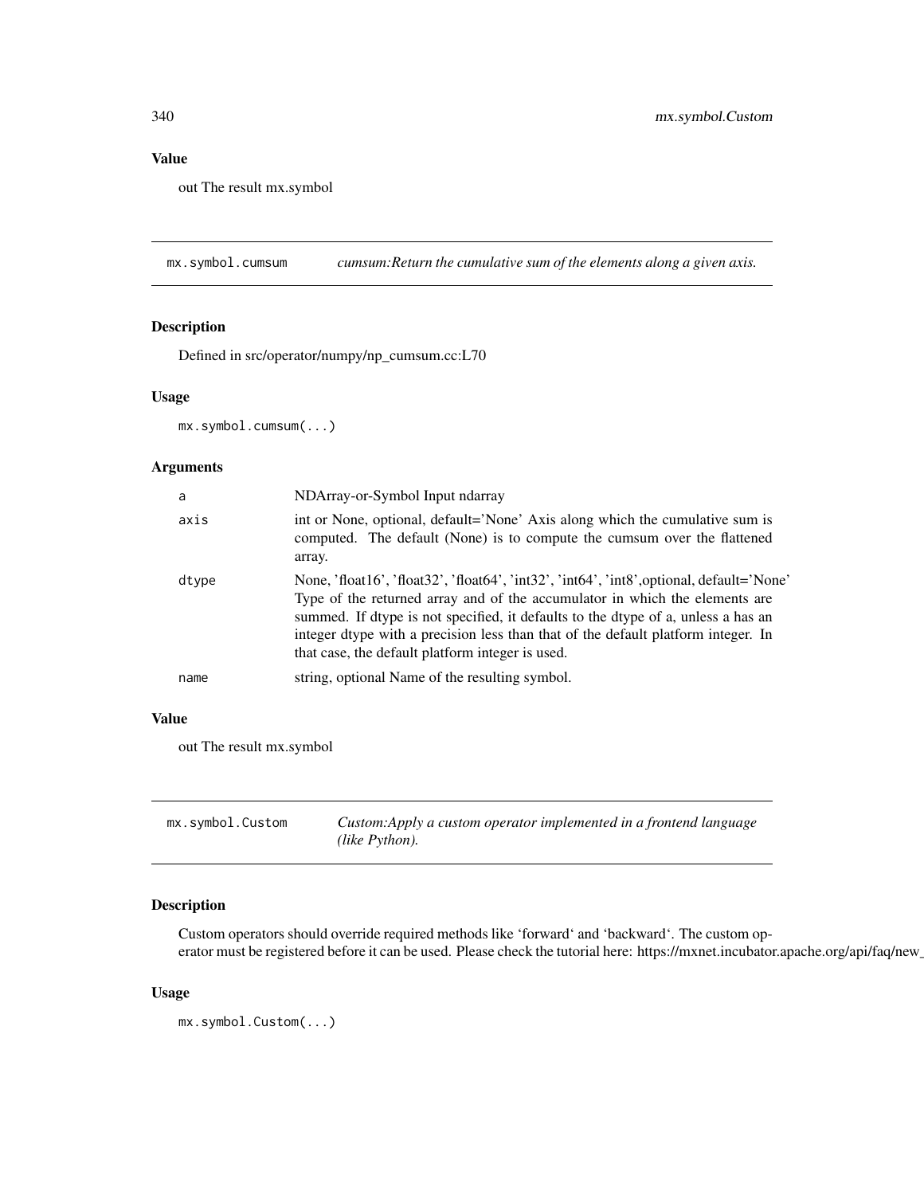## Value

out The result mx.symbol

---

## mx.symbol.cumsum — *cumsum:Return the cumulative sum of the elements along a given axis.*

### Description

Defined in src/operator/numpy/np_cumsum.cc:L70

### Usage

```
mx.symbol.cumsum(...)
```

### Arguments

| | |
|---|---|
| `a` | NDArray-or-Symbol Input ndarray |
| `axis` | int or None, optional, default='None' Axis along which the cumulative sum is computed. The default (None) is to compute the cumsum over the flattened array. |
| `dtype` | None, 'float16', 'float32', 'float64', 'int32', 'int64', 'int8',optional, default='None' Type of the returned array and of the accumulator in which the elements are summed. If dtype is not specified, it defaults to the dtype of a, unless a has an integer dtype with a precision less than that of the default platform integer. In that case, the default platform integer is used. |
| `name` | string, optional Name of the resulting symbol. |

### Value

out The result mx.symbol

---

## mx.symbol.Custom — *Custom:Apply a custom operator implemented in a frontend language (like Python).*

### Description

Custom operators should override required methods like 'forward' and 'backward'. The custom operator must be registered before it can be used. Please check the tutorial here: https://mxnet.incubator.apache.org/api/faq/new_

### Usage

```
mx.symbol.Custom(...)
```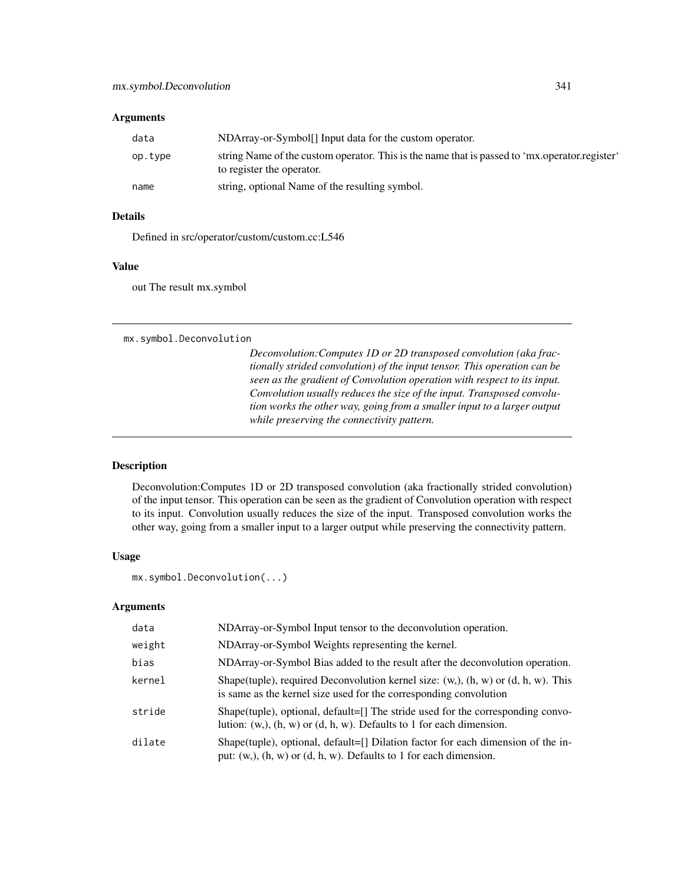## Arguments

| | |
|---|---|
| data | NDArray-or-Symbol[] Input data for the custom operator. |
| op.type | string Name of the custom operator. This is the name that is passed to 'mx.operator.register' to register the operator. |
| name | string, optional Name of the resulting symbol. |

## Details

Defined in src/operator/custom/custom.cc:L546

## Value

out The result mx.symbol

---

`mx.symbol.Deconvolution`

*Deconvolution:Computes 1D or 2D transposed convolution (aka fractionally strided convolution) of the input tensor. This operation can be seen as the gradient of Convolution operation with respect to its input. Convolution usually reduces the size of the input. Transposed convolution works the other way, going from a smaller input to a larger output while preserving the connectivity pattern.*

---

## Description

Deconvolution:Computes 1D or 2D transposed convolution (aka fractionally strided convolution) of the input tensor. This operation can be seen as the gradient of Convolution operation with respect to its input. Convolution usually reduces the size of the input. Transposed convolution works the other way, going from a smaller input to a larger output while preserving the connectivity pattern.

## Usage

```
mx.symbol.Deconvolution(...)
```

## Arguments

| | |
|---|---|
| data | NDArray-or-Symbol Input tensor to the deconvolution operation. |
| weight | NDArray-or-Symbol Weights representing the kernel. |
| bias | NDArray-or-Symbol Bias added to the result after the deconvolution operation. |
| kernel | Shape(tuple), required Deconvolution kernel size: (w,), (h, w) or (d, h, w). This is same as the kernel size used for the corresponding convolution |
| stride | Shape(tuple), optional, default=[] The stride used for the corresponding convolution: (w,), (h, w) or (d, h, w). Defaults to 1 for each dimension. |
| dilate | Shape(tuple), optional, default=[] Dilation factor for each dimension of the input: (w,), (h, w) or (d, h, w). Defaults to 1 for each dimension. |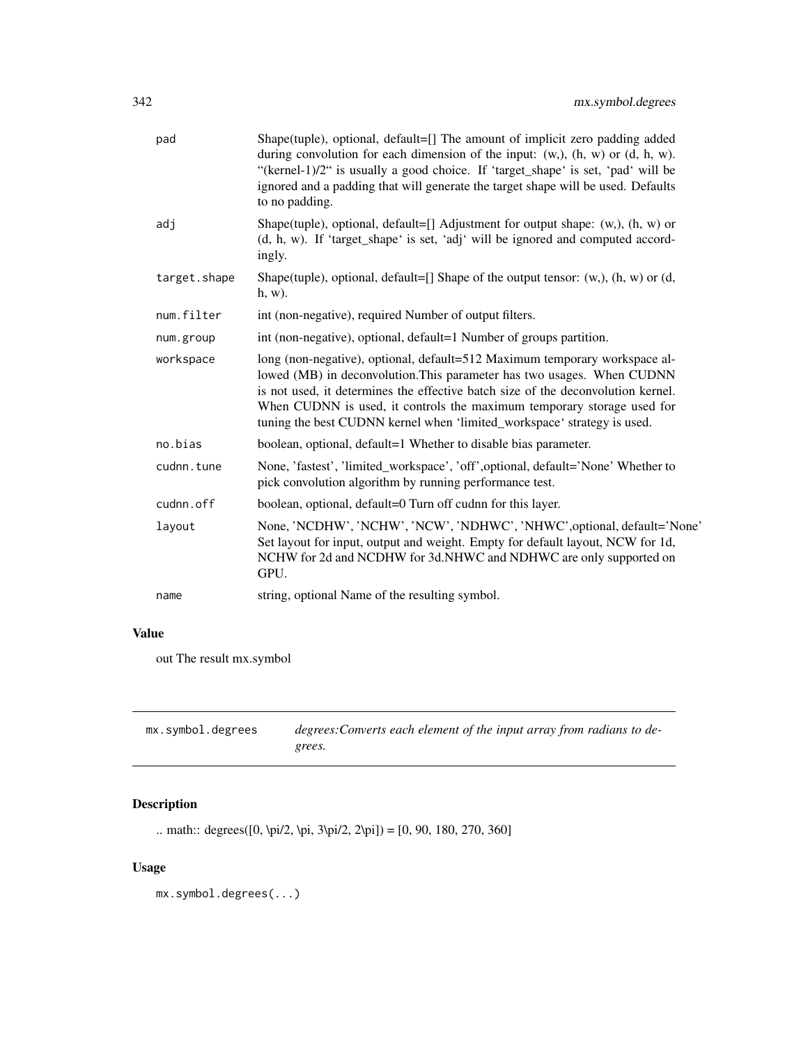| | |
|---|---|
| pad | Shape(tuple), optional, default=[] The amount of implicit zero padding added during convolution for each dimension of the input: (w,), (h, w) or (d, h, w). "(kernel-1)/2" is usually a good choice. If 'target_shape' is set, 'pad' will be ignored and a padding that will generate the target shape will be used. Defaults to no padding. |
| adj | Shape(tuple), optional, default=[] Adjustment for output shape: (w,), (h, w) or (d, h, w). If 'target_shape' is set, 'adj' will be ignored and computed accordingly. |
| target.shape | Shape(tuple), optional, default=[] Shape of the output tensor: (w,), (h, w) or (d, h, w). |
| num.filter | int (non-negative), required Number of output filters. |
| num.group | int (non-negative), optional, default=1 Number of groups partition. |
| workspace | long (non-negative), optional, default=512 Maximum temporary workspace allowed (MB) in deconvolution.This parameter has two usages. When CUDNN is not used, it determines the effective batch size of the deconvolution kernel. When CUDNN is used, it controls the maximum temporary storage used for tuning the best CUDNN kernel when 'limited_workspace' strategy is used. |
| no.bias | boolean, optional, default=1 Whether to disable bias parameter. |
| cudnn.tune | None, 'fastest', 'limited_workspace', 'off',optional, default='None' Whether to pick convolution algorithm by running performance test. |
| cudnn.off | boolean, optional, default=0 Turn off cudnn for this layer. |
| layout | None, 'NCDHW', 'NCHW', 'NCW', 'NDHWC', 'NHWC',optional, default='None' Set layout for input, output and weight. Empty for default layout, NCW for 1d, NCHW for 2d and NCDHW for 3d.NHWC and NDHWC are only supported on GPU. |
| name | string, optional Name of the resulting symbol. |

### Value

out The result mx.symbol

## mx.symbol.degrees — *degrees:Converts each element of the input array from radians to degrees.*

### Description

.. math:: degrees([0, \pi/2, \pi, 3\pi/2, 2\pi]) = [0, 90, 180, 270, 360]

### Usage

```
mx.symbol.degrees(...)
```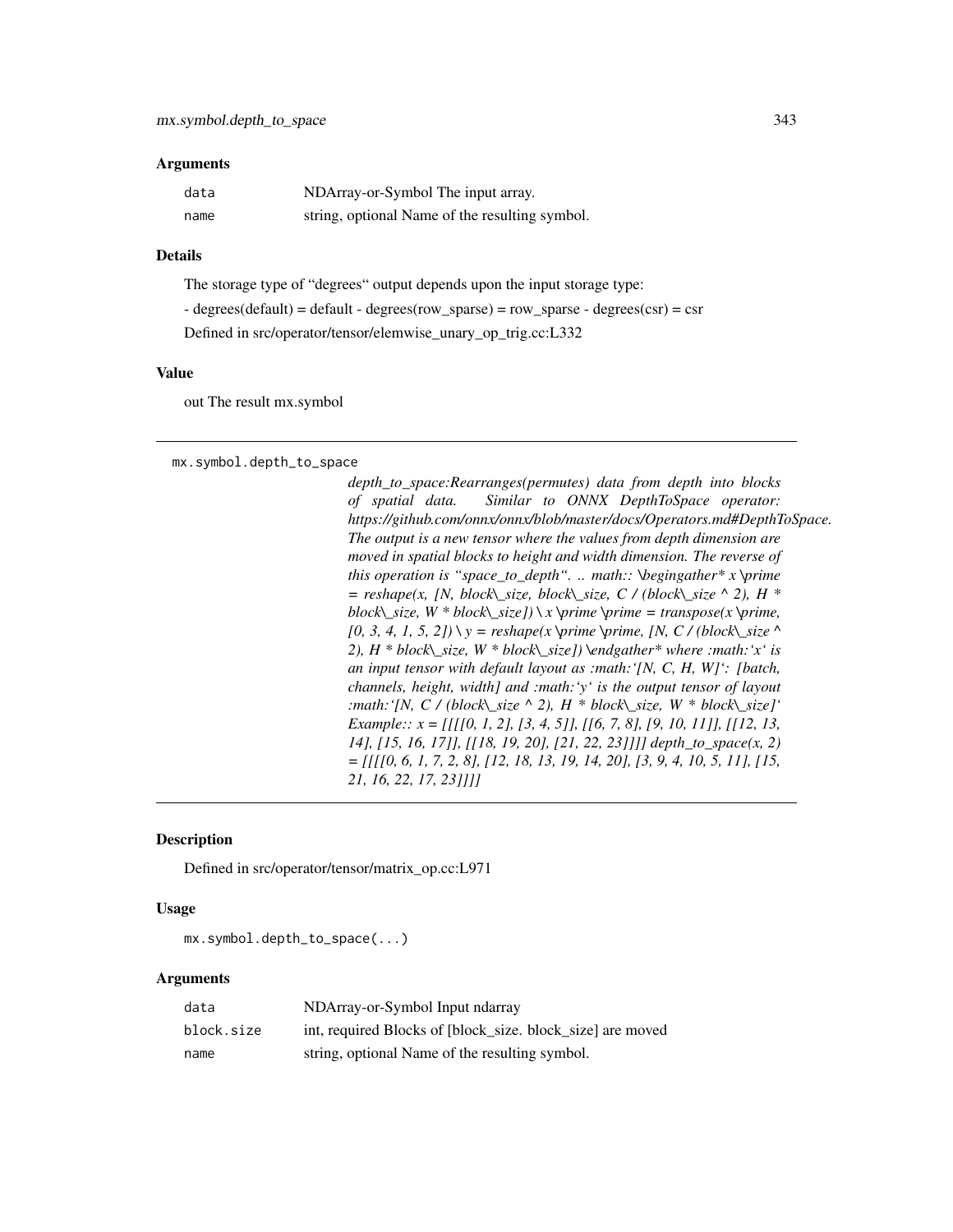## Arguments

| | |
|---|---|
| data | NDArray-or-Symbol The input array. |
| name | string, optional Name of the resulting symbol. |

## Details

The storage type of "degrees" output depends upon the input storage type:

- degrees(default) = default - degrees(row_sparse) = row_sparse - degrees(csr) = csr

Defined in src/operator/tensor/elemwise_unary_op_trig.cc:L332

## Value

out The result mx.symbol

---

`mx.symbol.depth_to_space`

*depth_to_space:Rearranges(permutes) data from depth into blocks of spatial data. Similar to ONNX DepthToSpace operator: https://github.com/onnx/onnx/blob/master/docs/Operators.md#DepthToSpace. The output is a new tensor where the values from depth dimension are moved in spatial blocks to height and width dimension. The reverse of this operation is "space_to_depth". .. math:: \begingather* x \prime = reshape(x, [N, block\_size, block\_size, C / (block\_size ^ 2), H * block\_size, W * block\_size]) \ x \prime \prime = transpose(x \prime, [0, 3, 4, 1, 5, 2]) \ y = reshape(x \prime \prime, [N, C / (block\_size ^ 2), H * block\_size, W * block\_size]) \endgather* where :math:'x' is an input tensor with default layout as :math:'[N, C, H, W]': [batch, channels, height, width] and :math:'y' is the output tensor of layout :math:'[N, C / (block\_size ^ 2), H * block\_size, W * block\_size]' Example:: x = [[[[0, 1, 2], [3, 4, 5]], [[6, 7, 8], [9, 10, 11]], [[12, 13, 14], [15, 16, 17]], [[18, 19, 20], [21, 22, 23]]]] depth_to_space(x, 2) = [[[[0, 6, 1, 7, 2, 8], [12, 18, 13, 19, 14, 20], [3, 9, 4, 10, 5, 11], [15, 21, 16, 22, 17, 23]]]]*

---

## Description

Defined in src/operator/tensor/matrix_op.cc:L971

## Usage

```
mx.symbol.depth_to_space(...)
```

## Arguments

| | |
|---|---|
| data | NDArray-or-Symbol Input ndarray |
| block.size | int, required Blocks of [block_size. block_size] are moved |
| name | string, optional Name of the resulting symbol. |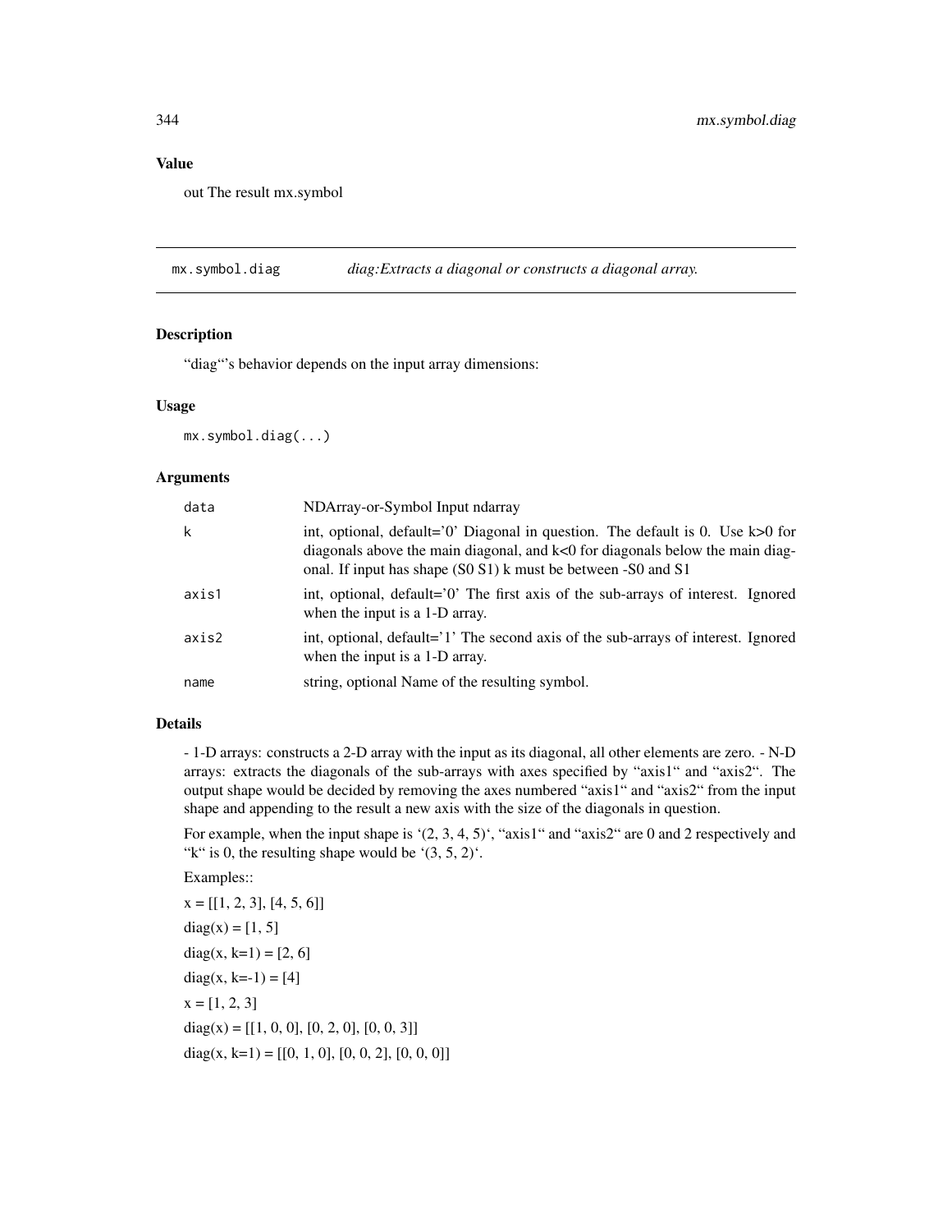## Value

out The result mx.symbol

## mx.symbol.diag *diag:Extracts a diagonal or constructs a diagonal array.*

### Description

“diag“'s behavior depends on the input array dimensions:

### Usage

```
mx.symbol.diag(...)
```

### Arguments

| | |
|---|---|
| data | NDArray-or-Symbol Input ndarray |
| k | int, optional, default='0' Diagonal in question. The default is 0. Use k>0 for diagonals above the main diagonal, and k<0 for diagonals below the main diagonal. If input has shape (S0 S1) k must be between -S0 and S1 |
| axis1 | int, optional, default='0' The first axis of the sub-arrays of interest. Ignored when the input is a 1-D array. |
| axis2 | int, optional, default='1' The second axis of the sub-arrays of interest. Ignored when the input is a 1-D array. |
| name | string, optional Name of the resulting symbol. |

### Details

- 1-D arrays: constructs a 2-D array with the input as its diagonal, all other elements are zero. - N-D arrays: extracts the diagonals of the sub-arrays with axes specified by “axis1“ and “axis2“. The output shape would be decided by removing the axes numbered “axis1“ and “axis2“ from the input shape and appending to the result a new axis with the size of the diagonals in question.

For example, when the input shape is '(2, 3, 4, 5)', “axis1“ and “axis2“ are 0 and 2 respectively and “k“ is 0, the resulting shape would be '(3, 5, 2)'.

Examples::

x = [[1, 2, 3], [4, 5, 6]]

diag(x) = [1, 5]

diag(x, k=1) = [2, 6]

diag(x, k=-1) = [4]

x = [1, 2, 3]

diag(x) = [[1, 0, 0], [0, 2, 0], [0, 0, 3]]

diag(x, k=1) = [[0, 1, 0], [0, 0, 2], [0, 0, 0]]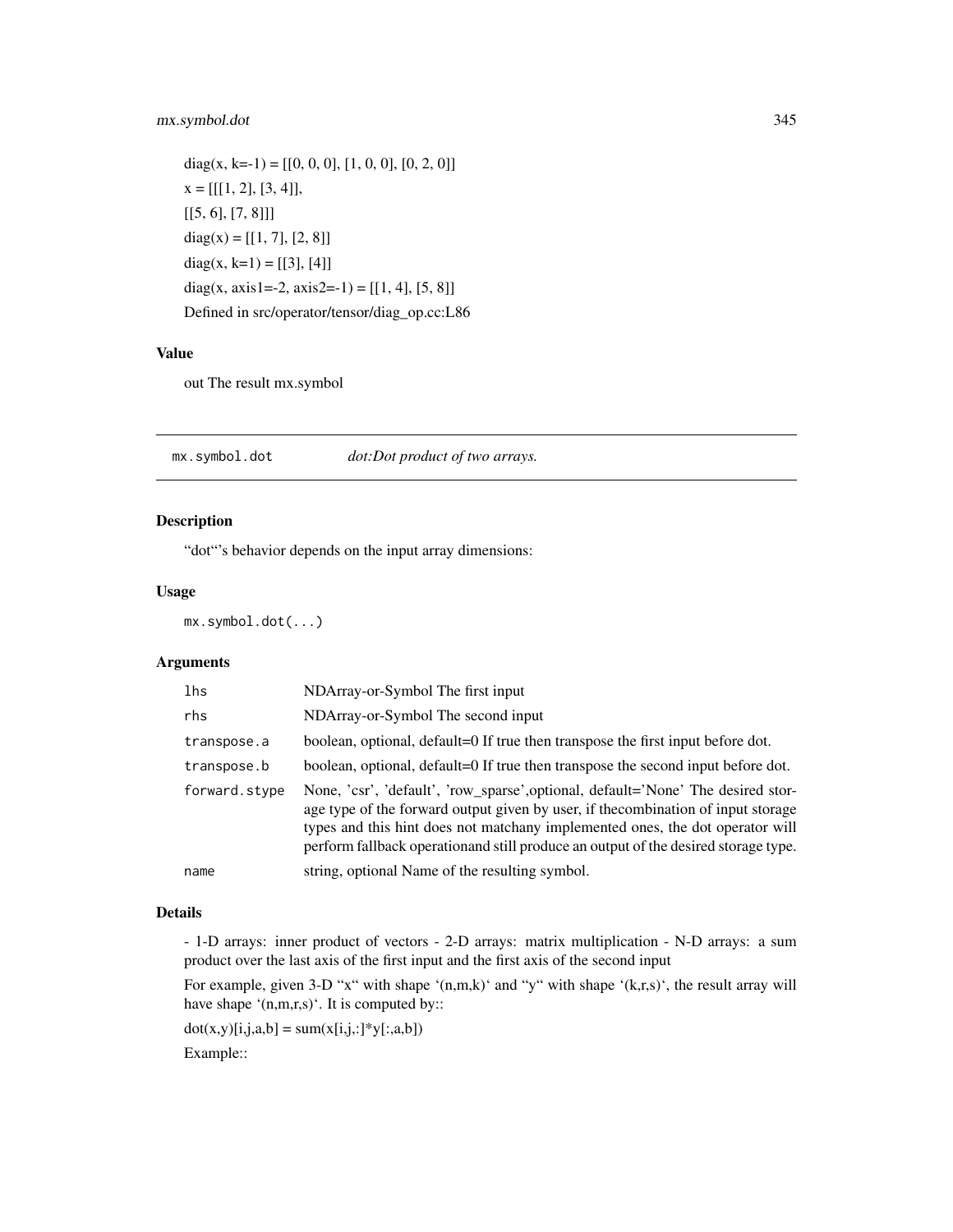diag(x, k=-1) = [[0, 0, 0], [1, 0, 0], [0, 2, 0]]

x = [[[1, 2], [3, 4]],

[[5, 6], [7, 8]]]

diag(x) = [[1, 7], [2, 8]]

diag(x, k=1) = [[3], [4]]

diag(x, axis1=-2, axis2=-1) = [[1, 4], [5, 8]]

Defined in src/operator/tensor/diag_op.cc:L86

### Value

out The result mx.symbol

---

## mx.symbol.dot — *dot:Dot product of two arrays.*

### Description

"dot"'s behavior depends on the input array dimensions:

### Usage

```
mx.symbol.dot(...)
```

### Arguments

| | |
|---|---|
| `lhs` | NDArray-or-Symbol The first input |
| `rhs` | NDArray-or-Symbol The second input |
| `transpose.a` | boolean, optional, default=0 If true then transpose the first input before dot. |
| `transpose.b` | boolean, optional, default=0 If true then transpose the second input before dot. |
| `forward.stype` | None, 'csr', 'default', 'row_sparse',optional, default='None' The desired storage type of the forward output given by user, if thecombination of input storage types and this hint does not matchany implemented ones, the dot operator will perform fallback operationand still produce an output of the desired storage type. |
| `name` | string, optional Name of the resulting symbol. |

### Details

- 1-D arrays: inner product of vectors - 2-D arrays: matrix multiplication - N-D arrays: a sum product over the last axis of the first input and the first axis of the second input

For example, given 3-D "x" with shape '(n,m,k)' and "y" with shape '(k,r,s)', the result array will have shape '(n,m,r,s)'. It is computed by::

dot(x,y)[i,j,a,b] = sum(x[i,j,:]*y[:,a,b])

Example::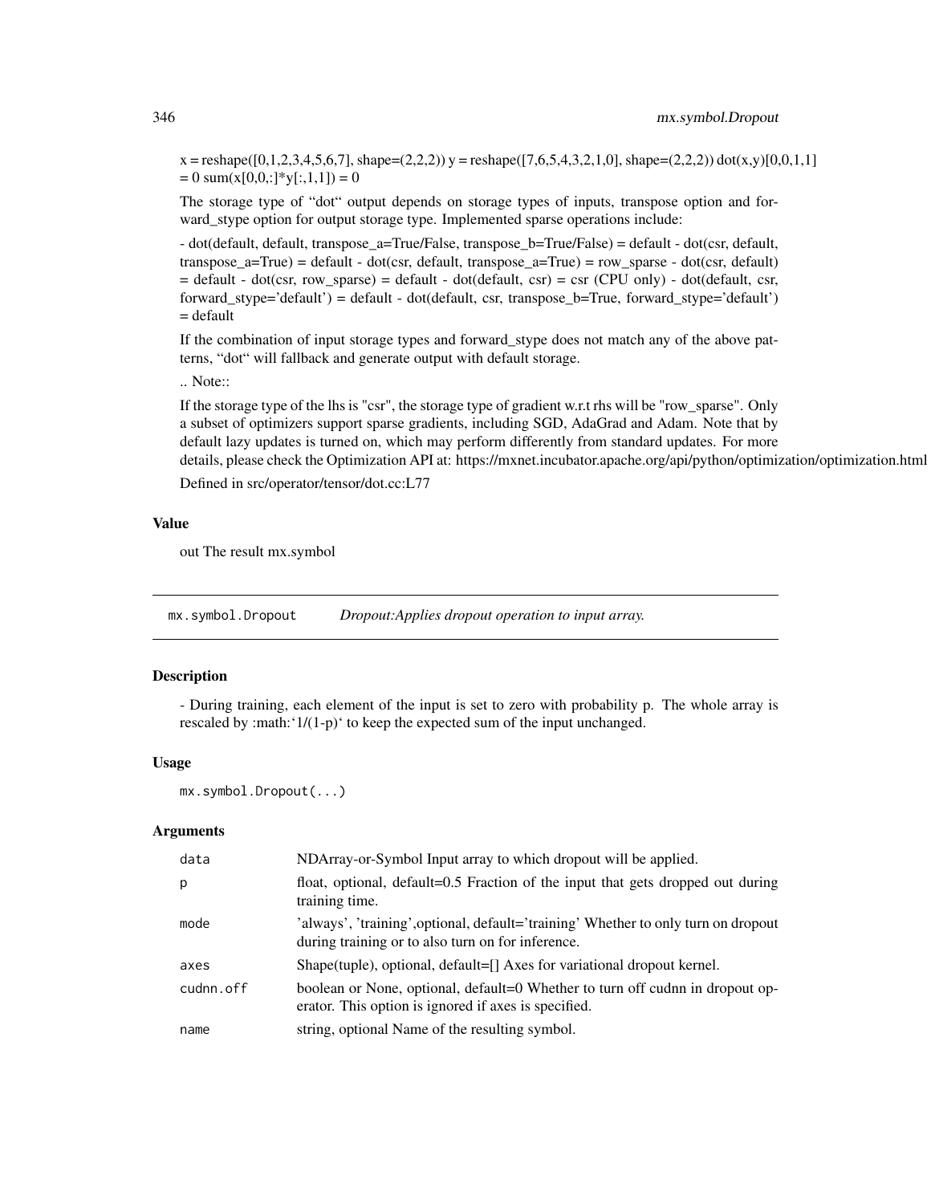x = reshape([0,1,2,3,4,5,6,7], shape=(2,2,2)) y = reshape([7,6,5,4,3,2,1,0], shape=(2,2,2)) dot(x,y)[0,0,1,1] = 0 sum(x[0,0,:]*y[:,1,1]) = 0

The storage type of "dot" output depends on storage types of inputs, transpose option and forward_stype option for output storage type. Implemented sparse operations include:

- dot(default, default, transpose_a=True/False, transpose_b=True/False) = default - dot(csr, default, transpose_a=True) = default - dot(csr, default, transpose_a=True) = row_sparse - dot(csr, default) = default - dot(csr, row_sparse) = default - dot(default, csr) = csr (CPU only) - dot(default, csr, forward_stype='default') = default - dot(default, csr, transpose_b=True, forward_stype='default') = default

If the combination of input storage types and forward_stype does not match any of the above patterns, "dot" will fallback and generate output with default storage.

.. Note::

If the storage type of the lhs is "csr", the storage type of gradient w.r.t rhs will be "row_sparse". Only a subset of optimizers support sparse gradients, including SGD, AdaGrad and Adam. Note that by default lazy updates is turned on, which may perform differently from standard updates. For more details, please check the Optimization API at: https://mxnet.incubator.apache.org/api/python/optimization/optimization.html

Defined in src/operator/tensor/dot.cc:L77

### Value

out The result mx.symbol

## mx.symbol.Dropout — *Dropout:Applies dropout operation to input array.*

### Description

- During training, each element of the input is set to zero with probability p. The whole array is rescaled by :math:'1/(1-p)' to keep the expected sum of the input unchanged.

### Usage

```
mx.symbol.Dropout(...)
```

### Arguments

| | |
|---|---|
| `data` | NDArray-or-Symbol Input array to which dropout will be applied. |
| `p` | float, optional, default=0.5 Fraction of the input that gets dropped out during training time. |
| `mode` | 'always', 'training',optional, default='training' Whether to only turn on dropout during training or to also turn on for inference. |
| `axes` | Shape(tuple), optional, default=[] Axes for variational dropout kernel. |
| `cudnn.off` | boolean or None, optional, default=0 Whether to turn off cudnn in dropout operator. This option is ignored if axes is specified. |
| `name` | string, optional Name of the resulting symbol. |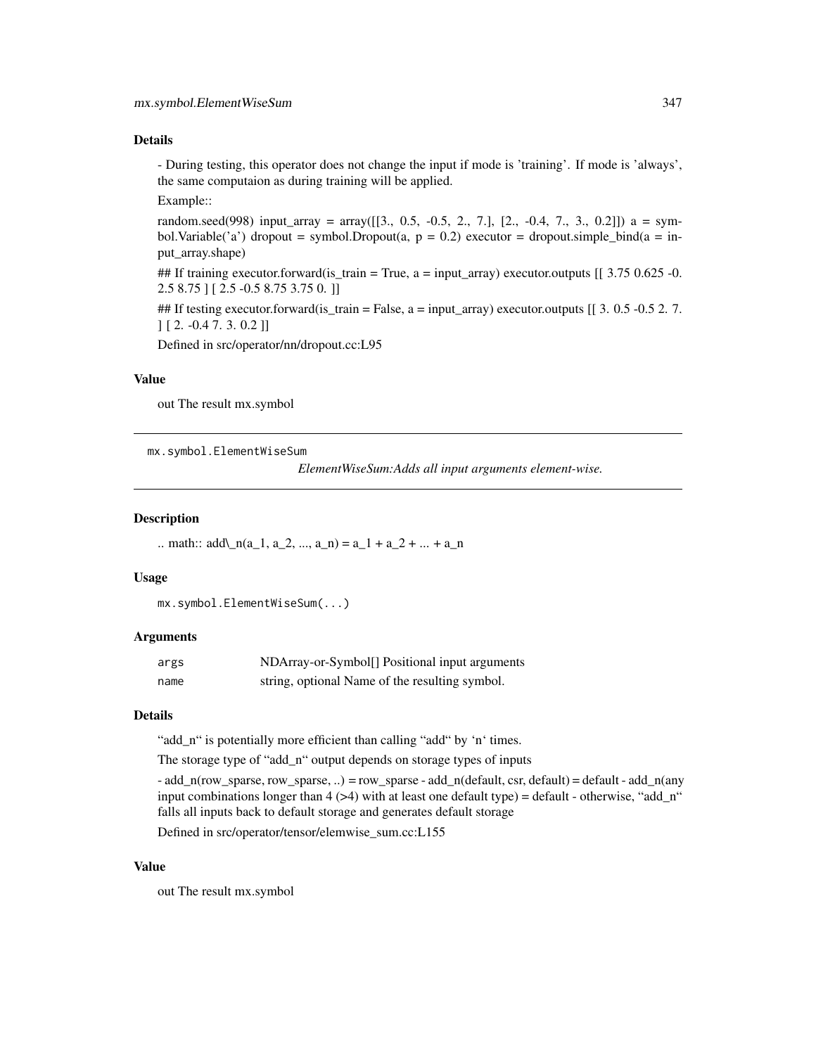### Details

- During testing, this operator does not change the input if mode is 'training'. If mode is 'always', the same computaion as during training will be applied.

Example::

random.seed(998) input_array = array([[3., 0.5, -0.5, 2., 7.], [2., -0.4, 7., 3., 0.2]]) a = symbol.Variable('a') dropout = symbol.Dropout(a, p = 0.2) executor = dropout.simple_bind(a = input_array.shape)

## If training executor.forward(is_train = True, a = input_array) executor.outputs [[ 3.75 0.625 -0. 2.5 8.75 ] [ 2.5 -0.5 8.75 3.75 0. ]]

## If testing executor.forward(is_train = False, a = input_array) executor.outputs [[ 3. 0.5 -0.5 2. 7. ] [ 2. -0.4 7. 3. 0.2 ]]

Defined in src/operator/nn/dropout.cc:L95

### Value

out The result mx.symbol

---

## mx.symbol.ElementWiseSum

*ElementWiseSum:Adds all input arguments element-wise.*

### Description

.. math:: add\_n(a_1, a_2, ..., a_n) = a_1 + a_2 + ... + a_n

### Usage

```
mx.symbol.ElementWiseSum(...)
```

### Arguments

| | |
|---|---|
| `args` | NDArray-or-Symbol[] Positional input arguments |
| `name` | string, optional Name of the resulting symbol. |

### Details

"add_n" is potentially more efficient than calling "add" by 'n' times.

The storage type of "add_n" output depends on storage types of inputs

- add_n(row_sparse, row_sparse, ..) = row_sparse - add_n(default, csr, default) = default - add_n(any input combinations longer than 4 (>4) with at least one default type) = default - otherwise, "add_n" falls all inputs back to default storage and generates default storage

Defined in src/operator/tensor/elemwise_sum.cc:L155

### Value

out The result mx.symbol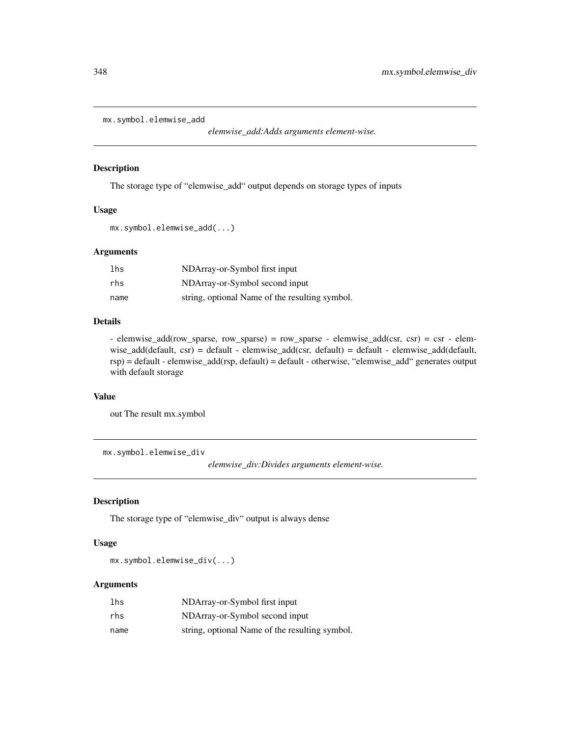## mx.symbol.elemwise_add

*elemwise_add:Adds arguments element-wise.*

### Description

The storage type of “elemwise_add“ output depends on storage types of inputs

### Usage

```
mx.symbol.elemwise_add(...)
```

### Arguments

| | |
|---|---|
| lhs | NDArray-or-Symbol first input |
| rhs | NDArray-or-Symbol second input |
| name | string, optional Name of the resulting symbol. |

### Details

- elemwise_add(row_sparse, row_sparse) = row_sparse - elemwise_add(csr, csr) = csr - elemwise_add(default, csr) = default - elemwise_add(csr, default) = default - elemwise_add(default, rsp) = default - elemwise_add(rsp, default) = default - otherwise, “elemwise_add“ generates output with default storage

### Value

out The result mx.symbol

## mx.symbol.elemwise_div

*elemwise_div:Divides arguments element-wise.*

### Description

The storage type of “elemwise_div“ output is always dense

### Usage

```
mx.symbol.elemwise_div(...)
```

### Arguments

| | |
|---|---|
| lhs | NDArray-or-Symbol first input |
| rhs | NDArray-or-Symbol second input |
| name | string, optional Name of the resulting symbol. |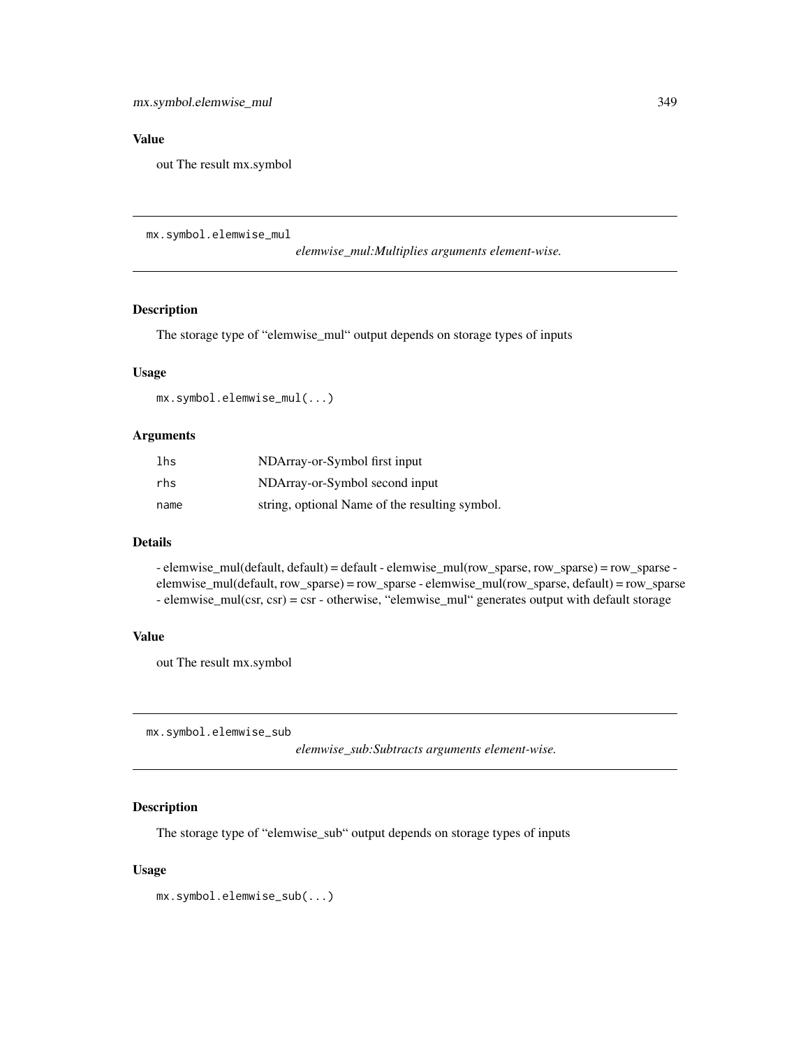### Value

out The result mx.symbol

---

## mx.symbol.elemwise_mul

*elemwise_mul:Multiplies arguments element-wise.*

### Description

The storage type of "elemwise_mul" output depends on storage types of inputs

### Usage

```
mx.symbol.elemwise_mul(...)
```

### Arguments

| | |
|---|---|
| `lhs` | NDArray-or-Symbol first input |
| `rhs` | NDArray-or-Symbol second input |
| `name` | string, optional Name of the resulting symbol. |

### Details

- elemwise_mul(default, default) = default - elemwise_mul(row_sparse, row_sparse) = row_sparse - elemwise_mul(default, row_sparse) = row_sparse - elemwise_mul(row_sparse, default) = row_sparse - elemwise_mul(csr, csr) = csr - otherwise, "elemwise_mul" generates output with default storage

### Value

out The result mx.symbol

---

## mx.symbol.elemwise_sub

*elemwise_sub:Subtracts arguments element-wise.*

### Description

The storage type of "elemwise_sub" output depends on storage types of inputs

### Usage

```
mx.symbol.elemwise_sub(...)
```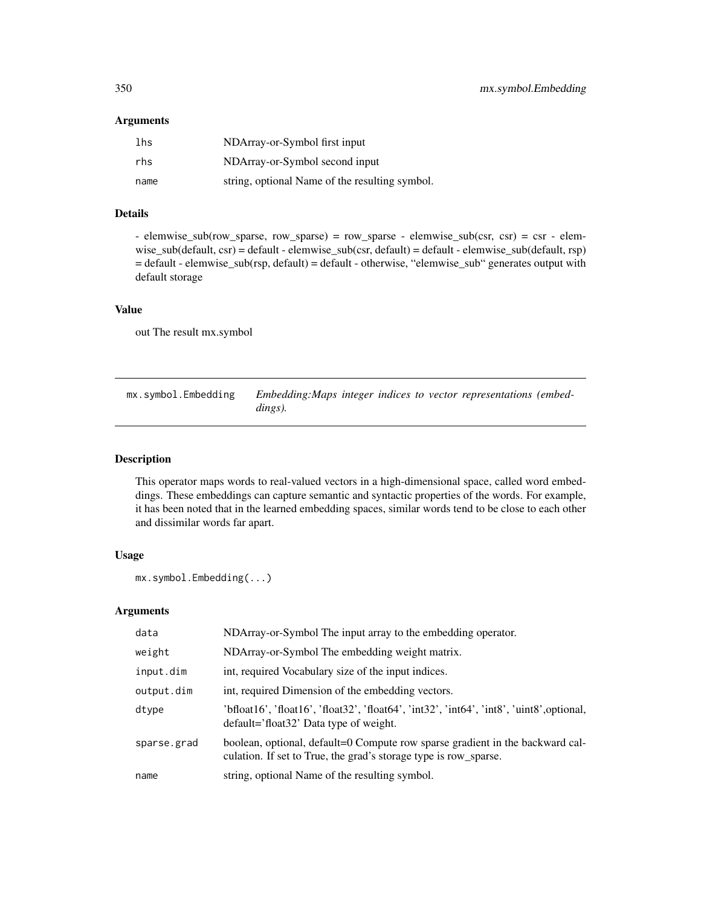## Arguments

| | |
|---|---|
| lhs | NDArray-or-Symbol first input |
| rhs | NDArray-or-Symbol second input |
| name | string, optional Name of the resulting symbol. |

## Details

- elemwise_sub(row_sparse, row_sparse) = row_sparse - elemwise_sub(csr, csr) = csr - elemwise_sub(default, csr) = default - elemwise_sub(csr, default) = default - elemwise_sub(default, rsp) = default - elemwise_sub(rsp, default) = default - otherwise, "elemwise_sub" generates output with default storage

## Value

out The result mx.symbol

---

# mx.symbol.Embedding *Embedding:Maps integer indices to vector representations (embeddings).*

## Description

This operator maps words to real-valued vectors in a high-dimensional space, called word embeddings. These embeddings can capture semantic and syntactic properties of the words. For example, it has been noted that in the learned embedding spaces, similar words tend to be close to each other and dissimilar words far apart.

## Usage

```
mx.symbol.Embedding(...)
```

## Arguments

| | |
|---|---|
| data | NDArray-or-Symbol The input array to the embedding operator. |
| weight | NDArray-or-Symbol The embedding weight matrix. |
| input.dim | int, required Vocabulary size of the input indices. |
| output.dim | int, required Dimension of the embedding vectors. |
| dtype | 'bfloat16', 'float16', 'float32', 'float64', 'int32', 'int64', 'int8', 'uint8',optional, default='float32' Data type of weight. |
| sparse.grad | boolean, optional, default=0 Compute row sparse gradient in the backward calculation. If set to True, the grad's storage type is row_sparse. |
| name | string, optional Name of the resulting symbol. |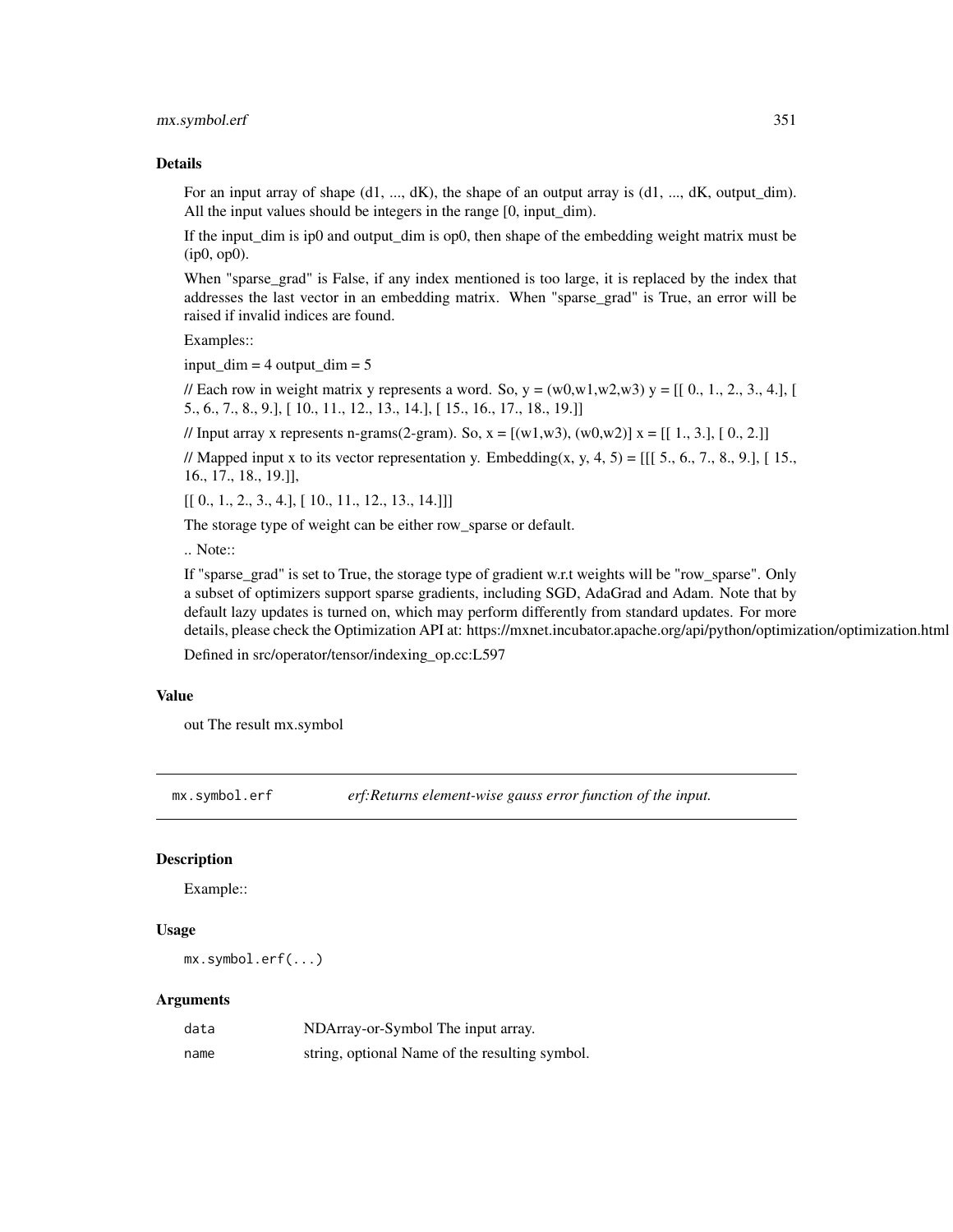### Details

For an input array of shape (d1, ..., dK), the shape of an output array is (d1, ..., dK, output_dim). All the input values should be integers in the range [0, input_dim).

If the input_dim is ip0 and output_dim is op0, then shape of the embedding weight matrix must be (ip0, op0).

When "sparse_grad" is False, if any index mentioned is too large, it is replaced by the index that addresses the last vector in an embedding matrix. When "sparse_grad" is True, an error will be raised if invalid indices are found.

Examples::

input_dim = 4 output_dim = 5

// Each row in weight matrix y represents a word. So, y = (w0,w1,w2,w3) y = [[ 0., 1., 2., 3., 4.], [ 5., 6., 7., 8., 9.], [ 10., 11., 12., 13., 14.], [ 15., 16., 17., 18., 19.]]

// Input array x represents n-grams(2-gram). So, x = [(w1,w3), (w0,w2)] x = [[ 1., 3.], [ 0., 2.]]

// Mapped input x to its vector representation y. Embedding(x, y, 4, 5) = [[[ 5., 6., 7., 8., 9.], [ 15., 16., 17., 18., 19.]],

[[ 0., 1., 2., 3., 4.], [ 10., 11., 12., 13., 14.]]]

The storage type of weight can be either row_sparse or default.

.. Note::

If "sparse_grad" is set to True, the storage type of gradient w.r.t weights will be "row_sparse". Only a subset of optimizers support sparse gradients, including SGD, AdaGrad and Adam. Note that by default lazy updates is turned on, which may perform differently from standard updates. For more details, please check the Optimization API at: https://mxnet.incubator.apache.org/api/python/optimization/optimization.html

Defined in src/operator/tensor/indexing_op.cc:L597

### Value

out The result mx.symbol

---

## mx.symbol.erf — *erf:Returns element-wise gauss error function of the input.*

### Description

Example::

### Usage

```
mx.symbol.erf(...)
```

### Arguments

| | |
|---|---|
| data | NDArray-or-Symbol The input array. |
| name | string, optional Name of the resulting symbol. |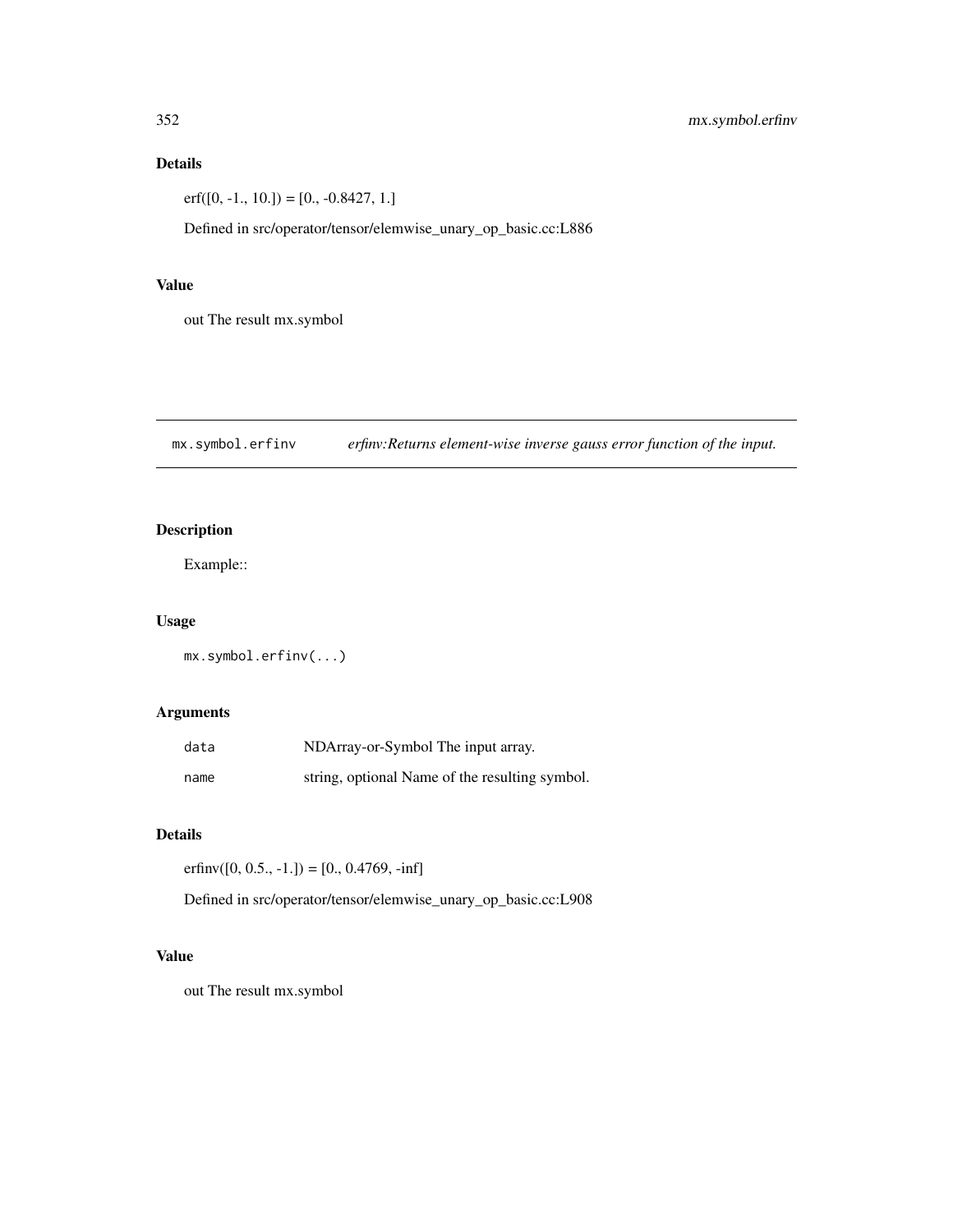## Details

erf([0, -1., 10.]) = [0., -0.8427, 1.]

Defined in src/operator/tensor/elemwise_unary_op_basic.cc:L886

## Value

out The result mx.symbol

---

# mx.symbol.erfinv    *erfinv:Returns element-wise inverse gauss error function of the input.*

## Description

Example::

## Usage

```
mx.symbol.erfinv(...)
```

## Arguments

| | |
|---|---|
| `data` | NDArray-or-Symbol The input array. |
| `name` | string, optional Name of the resulting symbol. |

## Details

erfinv([0, 0.5., -1.]) = [0., 0.4769, -inf]

Defined in src/operator/tensor/elemwise_unary_op_basic.cc:L908

## Value

out The result mx.symbol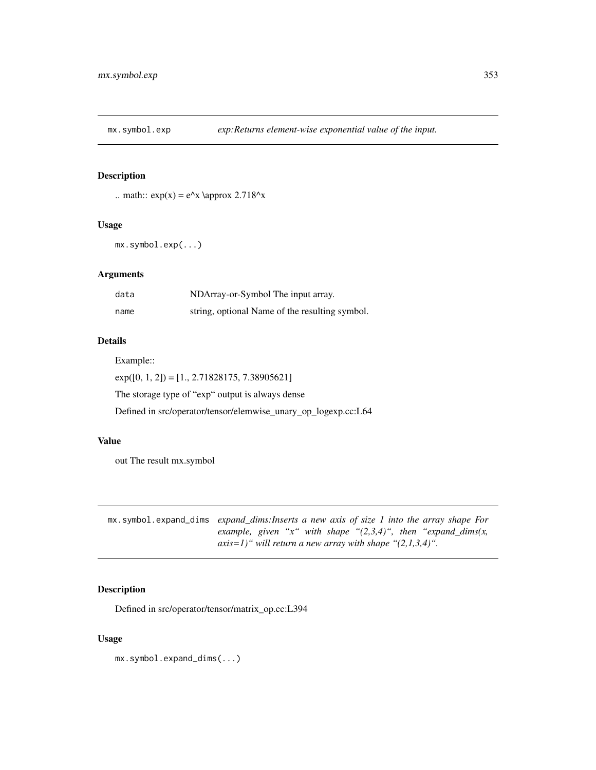## mx.symbol.exp

*exp:Returns element-wise exponential value of the input.*

### Description

.. math:: exp(x) = e^x \approx 2.718^x

### Usage

```
mx.symbol.exp(...)
```

### Arguments

| | |
|---|---|
| data | NDArray-or-Symbol The input array. |
| name | string, optional Name of the resulting symbol. |

### Details

Example::

exp([0, 1, 2]) = [1., 2.71828175, 7.38905621]

The storage type of "exp" output is always dense

Defined in src/operator/tensor/elemwise_unary_op_logexp.cc:L64

### Value

out The result mx.symbol

## mx.symbol.expand_dims

*expand_dims:Inserts a new axis of size 1 into the array shape For example, given "x" with shape "(2,3,4)", then "expand_dims(x, axis=1)" will return a new array with shape "(2,1,3,4)".*

### Description

Defined in src/operator/tensor/matrix_op.cc:L394

### Usage

```
mx.symbol.expand_dims(...)
```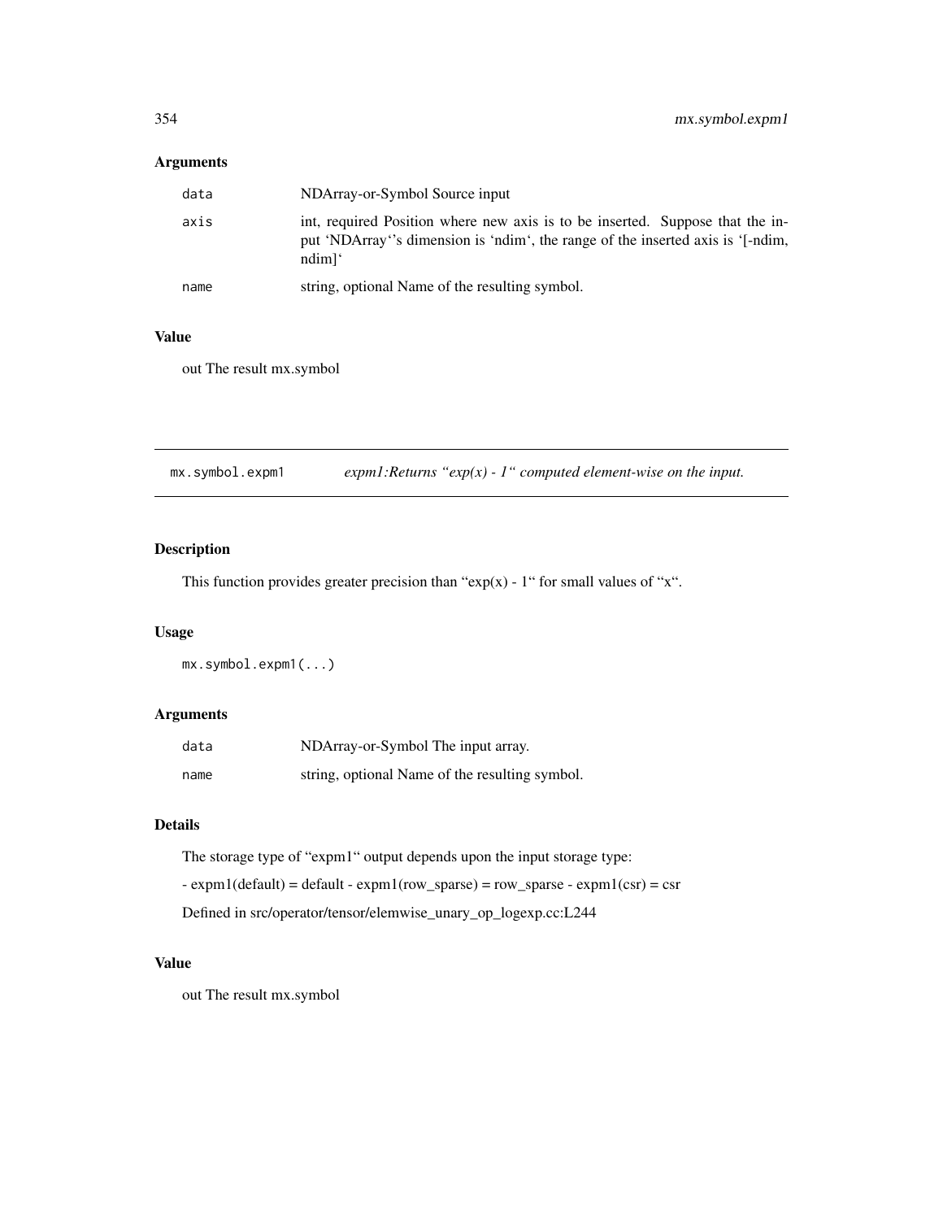## Arguments

| | |
|---|---|
| data | NDArray-or-Symbol Source input |
| axis | int, required Position where new axis is to be inserted. Suppose that the input 'NDArray''s dimension is 'ndim', the range of the inserted axis is '[-ndim, ndim]' |
| name | string, optional Name of the resulting symbol. |

## Value

out The result mx.symbol

---

# mx.symbol.expm1 *expm1:Returns "exp(x) - 1" computed element-wise on the input.*

## Description

This function provides greater precision than "exp(x) - 1" for small values of "x".

## Usage

```
mx.symbol.expm1(...)
```

## Arguments

| | |
|---|---|
| data | NDArray-or-Symbol The input array. |
| name | string, optional Name of the resulting symbol. |

## Details

The storage type of "expm1" output depends upon the input storage type:

- expm1(default) = default - expm1(row_sparse) = row_sparse - expm1(csr) = csr

Defined in src/operator/tensor/elemwise_unary_op_logexp.cc:L244

## Value

out The result mx.symbol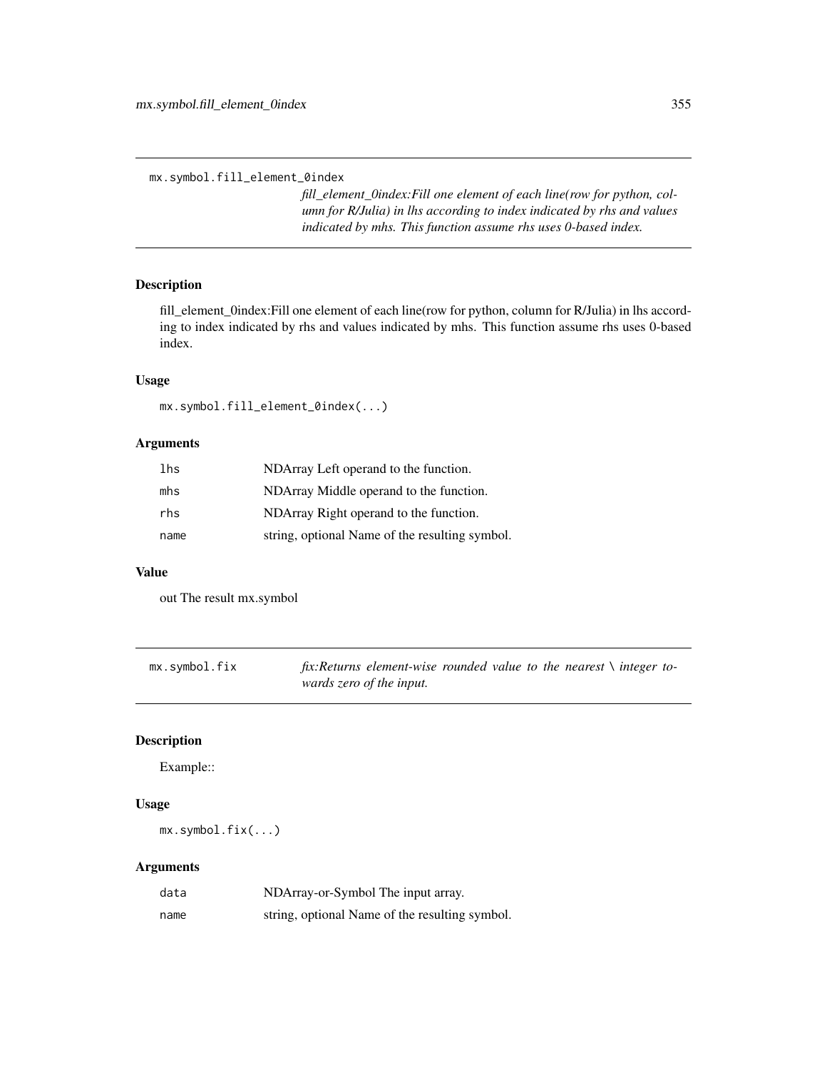`mx.symbol.fill_element_0index`

*fill_element_0index:Fill one element of each line(row for python, column for R/Julia) in lhs according to index indicated by rhs and values indicated by mhs. This function assume rhs uses 0-based index.*

## Description

fill_element_0index:Fill one element of each line(row for python, column for R/Julia) in lhs according to index indicated by rhs and values indicated by mhs. This function assume rhs uses 0-based index.

## Usage

```
mx.symbol.fill_element_0index(...)
```

## Arguments

| | |
|---|---|
| lhs | NDArray Left operand to the function. |
| mhs | NDArray Middle operand to the function. |
| rhs | NDArray Right operand to the function. |
| name | string, optional Name of the resulting symbol. |

## Value

out The result mx.symbol

---

`mx.symbol.fix`

*fix:Returns element-wise rounded value to the nearest \ integer towards zero of the input.*

## Description

Example::

## Usage

```
mx.symbol.fix(...)
```

## Arguments

| | |
|---|---|
| data | NDArray-or-Symbol The input array. |
| name | string, optional Name of the resulting symbol. |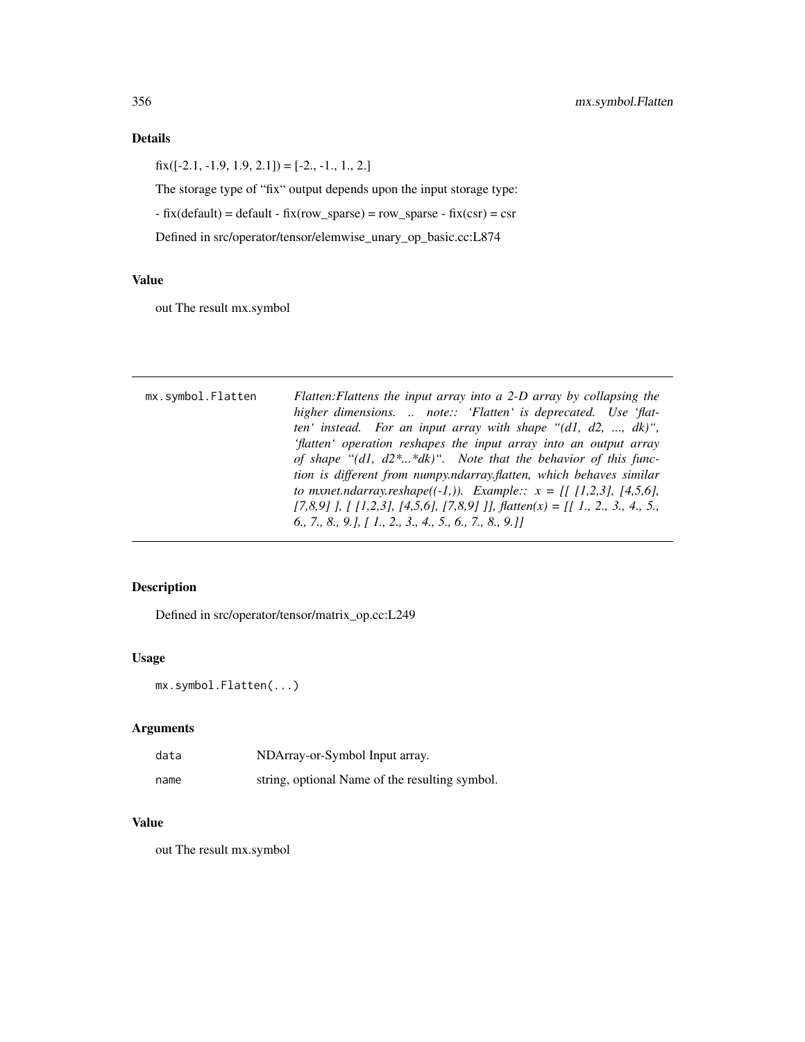## Details

fix([-2.1, -1.9, 1.9, 2.1]) = [-2., -1., 1., 2.]

The storage type of "fix" output depends upon the input storage type:

- fix(default) = default - fix(row_sparse) = row_sparse - fix(csr) = csr

Defined in src/operator/tensor/elemwise_unary_op_basic.cc:L874

## Value

out The result mx.symbol

---

mx.symbol.Flatten *Flatten:Flattens the input array into a 2-D array by collapsing the higher dimensions. .. note:: 'Flatten' is deprecated. Use 'flatten' instead. For an input array with shape "(d1, d2, ..., dk)", 'flatten' operation reshapes the input array into an output array of shape "(d1, d2*...*dk)". Note that the behavior of this function is different from numpy.ndarray.flatten, which behaves similar to mxnet.ndarray.reshape((-1,)). Example:: x = [[ [1,2,3], [4,5,6], [7,8,9] ], [ [1,2,3], [4,5,6], [7,8,9] ]], flatten(x) = [[ 1., 2., 3., 4., 5., 6., 7., 8., 9.], [ 1., 2., 3., 4., 5., 6., 7., 8., 9.]]*

---

## Description

Defined in src/operator/tensor/matrix_op.cc:L249

## Usage

```
mx.symbol.Flatten(...)
```

## Arguments

| | |
|---|---|
| data | NDArray-or-Symbol Input array. |
| name | string, optional Name of the resulting symbol. |

## Value

out The result mx.symbol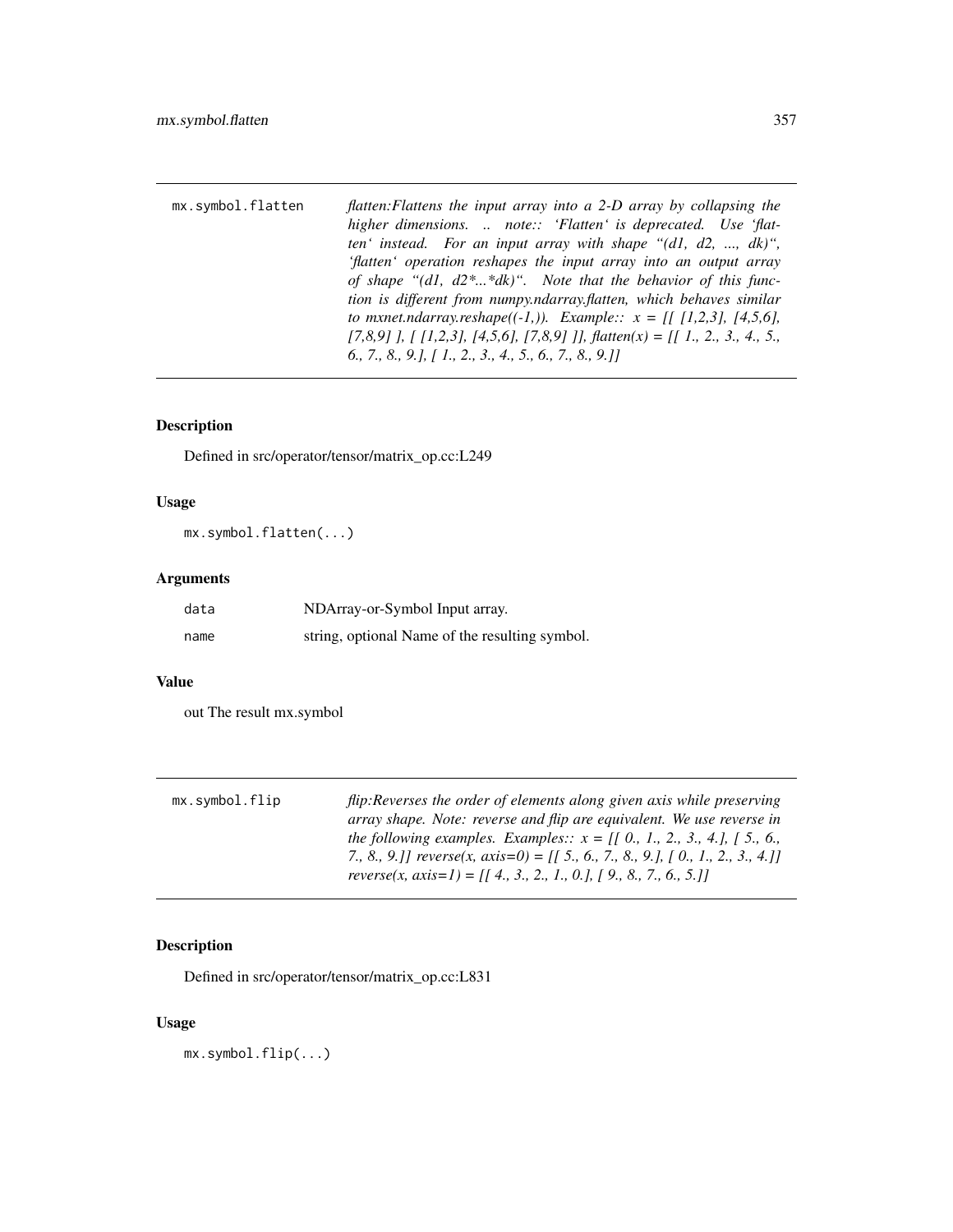## mx.symbol.flatten

*flatten:Flattens the input array into a 2-D array by collapsing the higher dimensions. .. note:: 'Flatten' is deprecated. Use 'flatten' instead. For an input array with shape "(d1, d2, ..., dk)", 'flatten' operation reshapes the input array into an output array of shape "(d1, d2*...*dk)". Note that the behavior of this function is different from numpy.ndarray.flatten, which behaves similar to mxnet.ndarray.reshape((-1,)). Example:: x = [[ [1,2,3], [4,5,6], [7,8,9] ], [ [1,2,3], [4,5,6], [7,8,9] ]], flatten(x) = [[ 1., 2., 3., 4., 5., 6., 7., 8., 9.], [ 1., 2., 3., 4., 5., 6., 7., 8., 9.]]*

### Description

Defined in src/operator/tensor/matrix_op.cc:L249

### Usage

```
mx.symbol.flatten(...)
```

### Arguments

| | |
|---|---|
| data | NDArray-or-Symbol Input array. |
| name | string, optional Name of the resulting symbol. |

### Value

out The result mx.symbol

## mx.symbol.flip

*flip:Reverses the order of elements along given axis while preserving array shape. Note: reverse and flip are equivalent. We use reverse in the following examples. Examples:: x = [[ 0., 1., 2., 3., 4.], [ 5., 6., 7., 8., 9.]] reverse(x, axis=0) = [[ 5., 6., 7., 8., 9.], [ 0., 1., 2., 3., 4.]] reverse(x, axis=1) = [[ 4., 3., 2., 1., 0.], [ 9., 8., 7., 6., 5.]]*

### Description

Defined in src/operator/tensor/matrix_op.cc:L831

### Usage

```
mx.symbol.flip(...)
```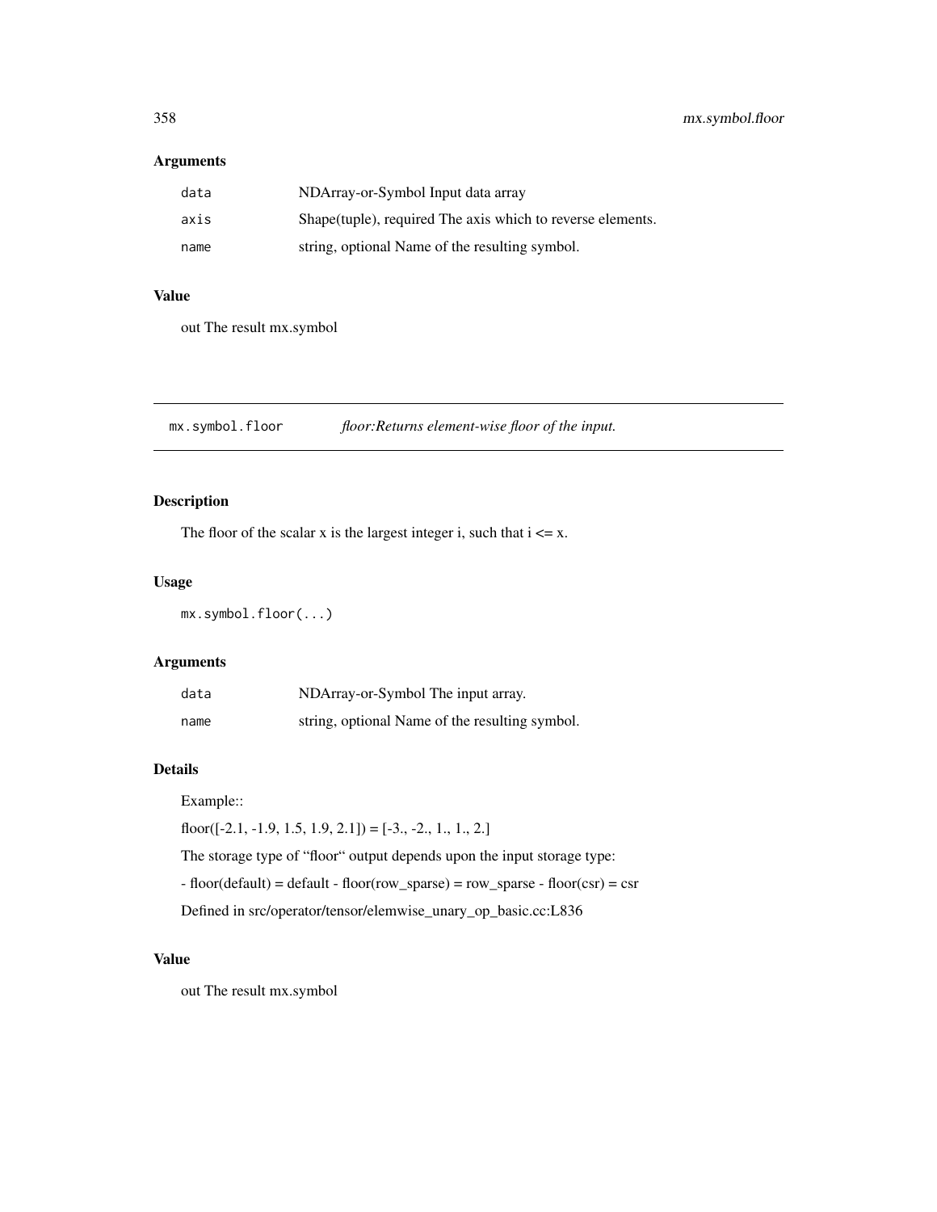## Arguments

| | |
|---|---|
| data | NDArray-or-Symbol Input data array |
| axis | Shape(tuple), required The axis which to reverse elements. |
| name | string, optional Name of the resulting symbol. |

## Value

out The result mx.symbol

---

# mx.symbol.floor *floor:Returns element-wise floor of the input.*

---

## Description

The floor of the scalar x is the largest integer i, such that i <= x.

## Usage

```
mx.symbol.floor(...)
```

## Arguments

| | |
|---|---|
| data | NDArray-or-Symbol The input array. |
| name | string, optional Name of the resulting symbol. |

## Details

Example::

floor([-2.1, -1.9, 1.5, 1.9, 2.1]) = [-3., -2., 1., 1., 2.]

The storage type of "floor" output depends upon the input storage type:

- floor(default) = default - floor(row_sparse) = row_sparse - floor(csr) = csr

Defined in src/operator/tensor/elemwise_unary_op_basic.cc:L836

## Value

out The result mx.symbol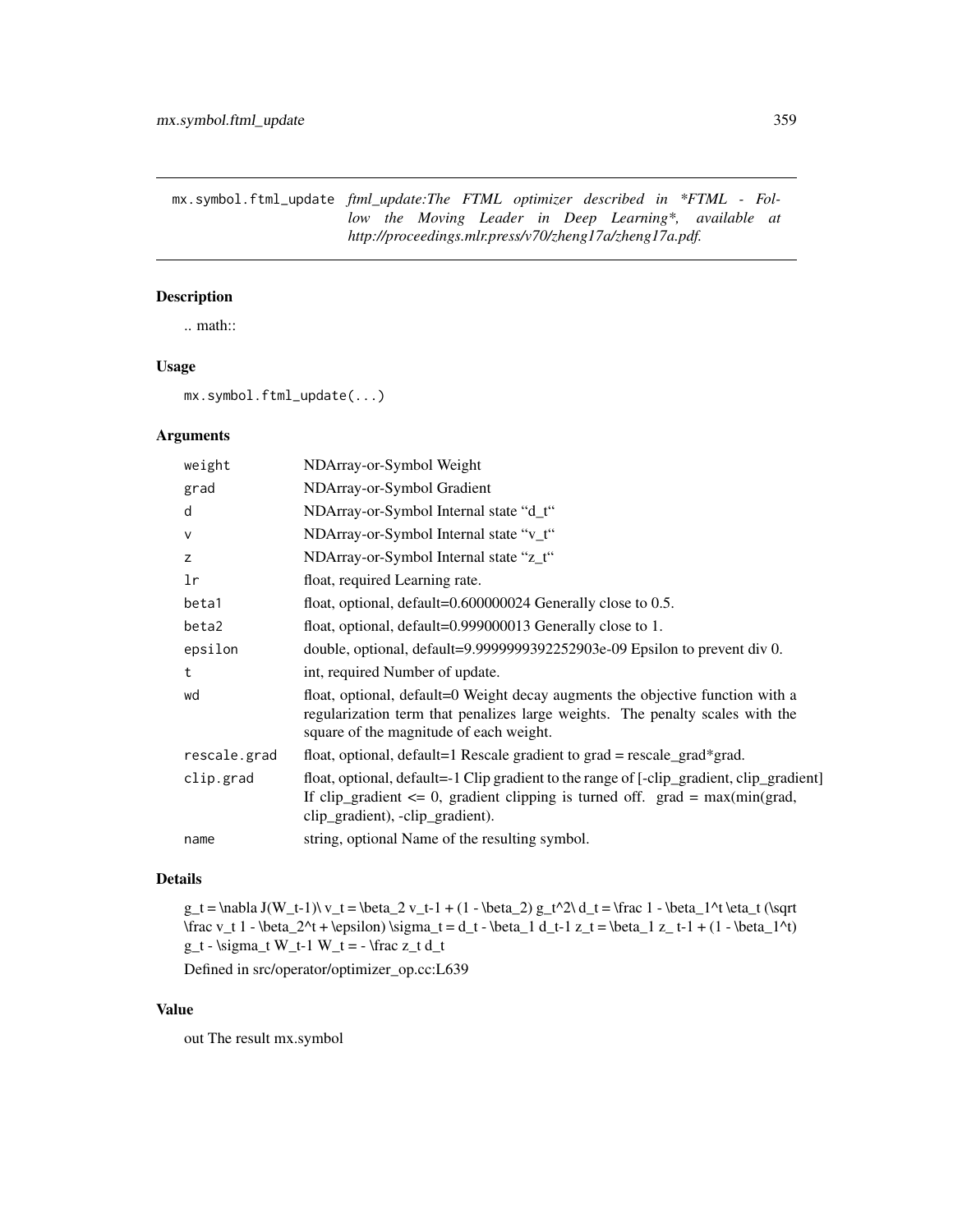mx.symbol.ftml_update *ftml_update:The FTML optimizer described in *FTML - Follow the Moving Leader in Deep Learning*, available at http://proceedings.mlr.press/v70/zheng17a/zheng17a.pdf.*

## Description

.. math::

## Usage

```
mx.symbol.ftml_update(...)
```

## Arguments

| | |
|---|---|
| weight | NDArray-or-Symbol Weight |
| grad | NDArray-or-Symbol Gradient |
| d | NDArray-or-Symbol Internal state "d_t" |
| v | NDArray-or-Symbol Internal state "v_t" |
| z | NDArray-or-Symbol Internal state "z_t" |
| lr | float, required Learning rate. |
| beta1 | float, optional, default=0.600000024 Generally close to 0.5. |
| beta2 | float, optional, default=0.999000013 Generally close to 1. |
| epsilon | double, optional, default=9.9999999392252903e-09 Epsilon to prevent div 0. |
| t | int, required Number of update. |
| wd | float, optional, default=0 Weight decay augments the objective function with a regularization term that penalizes large weights. The penalty scales with the square of the magnitude of each weight. |
| rescale.grad | float, optional, default=1 Rescale gradient to grad = rescale_grad*grad. |
| clip.grad | float, optional, default=-1 Clip gradient to the range of [-clip_gradient, clip_gradient] If clip_gradient <= 0, gradient clipping is turned off. grad = max(min(grad, clip_gradient), -clip_gradient). |
| name | string, optional Name of the resulting symbol. |

## Details

g_t = \nabla J(W_t-1)\ v_t = \beta_2 v_t-1 + (1 - \beta_2) g_t^2\ d_t = \frac 1 - \beta_1^t \eta_t (\sqrt \frac v_t 1 - \beta_2^t + \epsilon) \sigma_t = d_t - \beta_1 d_t-1 z_t = \beta_1 z_ t-1 + (1 - \beta_1^t) g_t - \sigma_t W_t-1 W_t = - \frac z_t d_t

Defined in src/operator/optimizer_op.cc:L639

## Value

out The result mx.symbol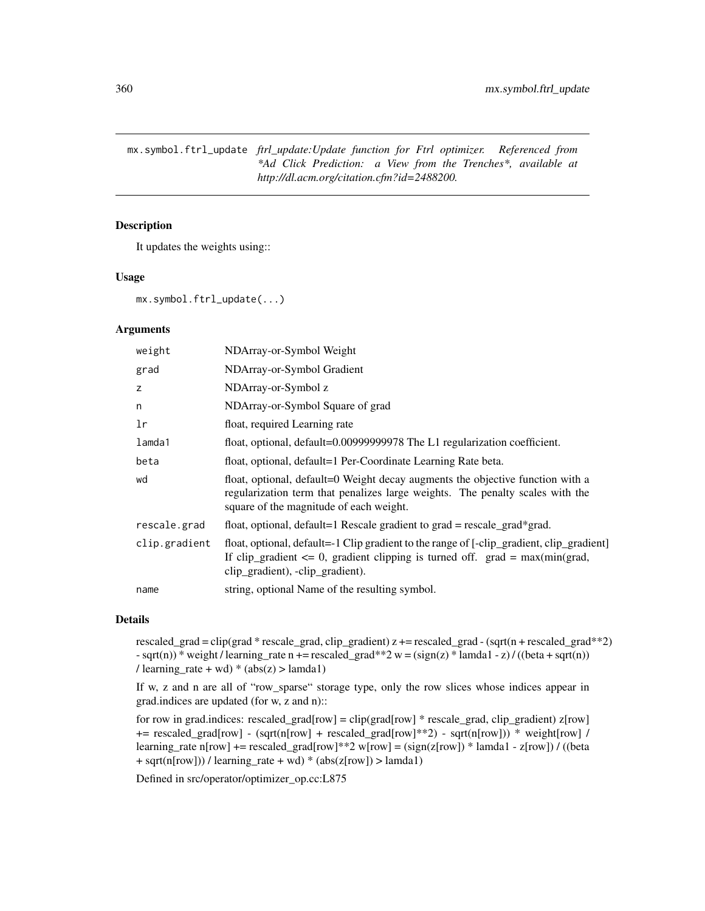## mx.symbol.ftrl_update

*ftrl_update:Update function for Ftrl optimizer. Referenced from \*Ad Click Prediction: a View from the Trenches\*, available at http://dl.acm.org/citation.cfm?id=2488200.*

### Description

It updates the weights using::

### Usage

```
mx.symbol.ftrl_update(...)
```

### Arguments

| | |
|---|---|
| `weight` | NDArray-or-Symbol Weight |
| `grad` | NDArray-or-Symbol Gradient |
| `z` | NDArray-or-Symbol z |
| `n` | NDArray-or-Symbol Square of grad |
| `lr` | float, required Learning rate |
| `lamda1` | float, optional, default=0.00999999978 The L1 regularization coefficient. |
| `beta` | float, optional, default=1 Per-Coordinate Learning Rate beta. |
| `wd` | float, optional, default=0 Weight decay augments the objective function with a regularization term that penalizes large weights. The penalty scales with the square of the magnitude of each weight. |
| `rescale.grad` | float, optional, default=1 Rescale gradient to grad = rescale_grad*grad. |
| `clip.gradient` | float, optional, default=-1 Clip gradient to the range of [-clip_gradient, clip_gradient] If clip_gradient <= 0, gradient clipping is turned off. grad = max(min(grad, clip_gradient), -clip_gradient). |
| `name` | string, optional Name of the resulting symbol. |

### Details

rescaled_grad = clip(grad * rescale_grad, clip_gradient) z += rescaled_grad - (sqrt(n + rescaled_grad**2) - sqrt(n)) * weight / learning_rate n += rescaled_grad**2 w = (sign(z) * lamda1 - z) / ((beta + sqrt(n)) / learning_rate + wd) * (abs(z) > lamda1)

If w, z and n are all of "row_sparse" storage type, only the row slices whose indices appear in grad.indices are updated (for w, z and n)::

for row in grad.indices: rescaled_grad[row] = clip(grad[row] * rescale_grad, clip_gradient) z[row] += rescaled_grad[row] - (sqrt(n[row] + rescaled_grad[row]**2) - sqrt(n[row])) * weight[row] / learning_rate n[row] += rescaled_grad[row]**2 w[row] = (sign(z[row]) * lamda1 - z[row]) / ((beta + sqrt(n[row])) / learning_rate + wd) * (abs(z[row]) > lamda1)

Defined in src/operator/optimizer_op.cc:L875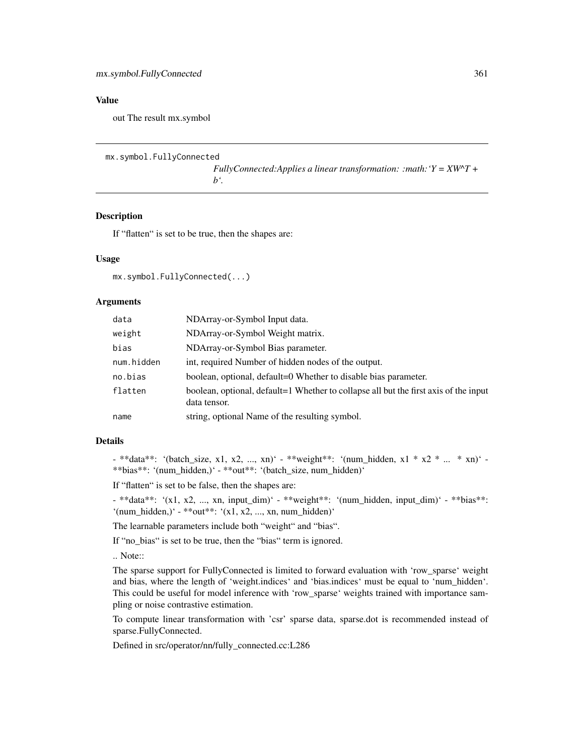## Value

out The result mx.symbol

---

`mx.symbol.FullyConnected`

*FullyConnected:Applies a linear transformation: :math:'Y = XW^T + b'.*

---

### Description

If "flatten" is set to be true, then the shapes are:

### Usage

```
mx.symbol.FullyConnected(...)
```

### Arguments

| | |
|---|---|
| `data` | NDArray-or-Symbol Input data. |
| `weight` | NDArray-or-Symbol Weight matrix. |
| `bias` | NDArray-or-Symbol Bias parameter. |
| `num.hidden` | int, required Number of hidden nodes of the output. |
| `no.bias` | boolean, optional, default=0 Whether to disable bias parameter. |
| `flatten` | boolean, optional, default=1 Whether to collapse all but the first axis of the input data tensor. |
| `name` | string, optional Name of the resulting symbol. |

### Details

- **data**: '(batch_size, x1, x2, ..., xn)' - **weight**: '(num_hidden, x1 * x2 * ... * xn)' - **bias**: '(num_hidden,)' - **out**: '(batch_size, num_hidden)'

If "flatten" is set to be false, then the shapes are:

- **data**: '(x1, x2, ..., xn, input_dim)' - **weight**: '(num_hidden, input_dim)' - **bias**: '(num_hidden,)' - **out**: '(x1, x2, ..., xn, num_hidden)'

The learnable parameters include both "weight" and "bias".

If "no_bias" is set to be true, then the "bias" term is ignored.

.. Note::

The sparse support for FullyConnected is limited to forward evaluation with 'row_sparse' weight and bias, where the length of 'weight.indices' and 'bias.indices' must be equal to 'num_hidden'. This could be useful for model inference with 'row_sparse' weights trained with importance sampling or noise contrastive estimation.

To compute linear transformation with 'csr' sparse data, sparse.dot is recommended instead of sparse.FullyConnected.

Defined in src/operator/nn/fully_connected.cc:L286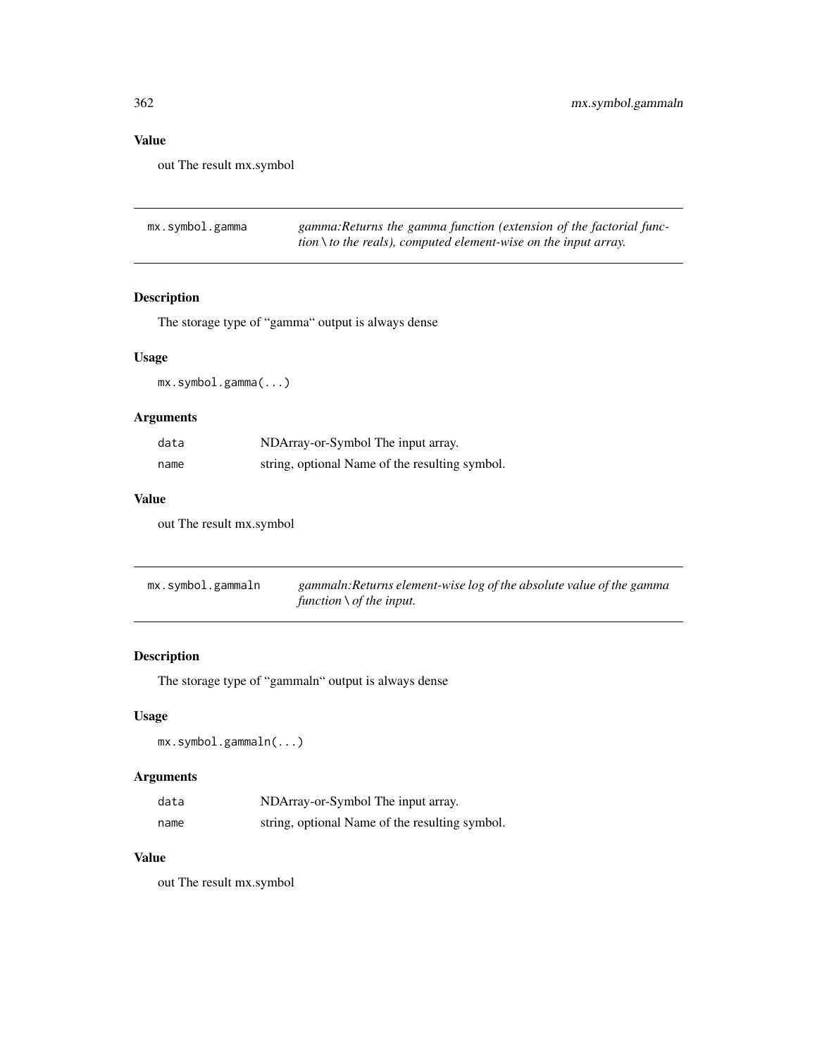## Value

out The result mx.symbol

---

`mx.symbol.gamma` *gamma:Returns the gamma function (extension of the factorial function \ to the reals), computed element-wise on the input array.*

---

### Description

The storage type of "gamma" output is always dense

### Usage

```
mx.symbol.gamma(...)
```

### Arguments

| | |
|---|---|
| `data` | NDArray-or-Symbol The input array. |
| `name` | string, optional Name of the resulting symbol. |

### Value

out The result mx.symbol

---

`mx.symbol.gammaln` *gammaln:Returns element-wise log of the absolute value of the gamma function \ of the input.*

---

### Description

The storage type of "gammaln" output is always dense

### Usage

```
mx.symbol.gammaln(...)
```

### Arguments

| | |
|---|---|
| `data` | NDArray-or-Symbol The input array. |
| `name` | string, optional Name of the resulting symbol. |

### Value

out The result mx.symbol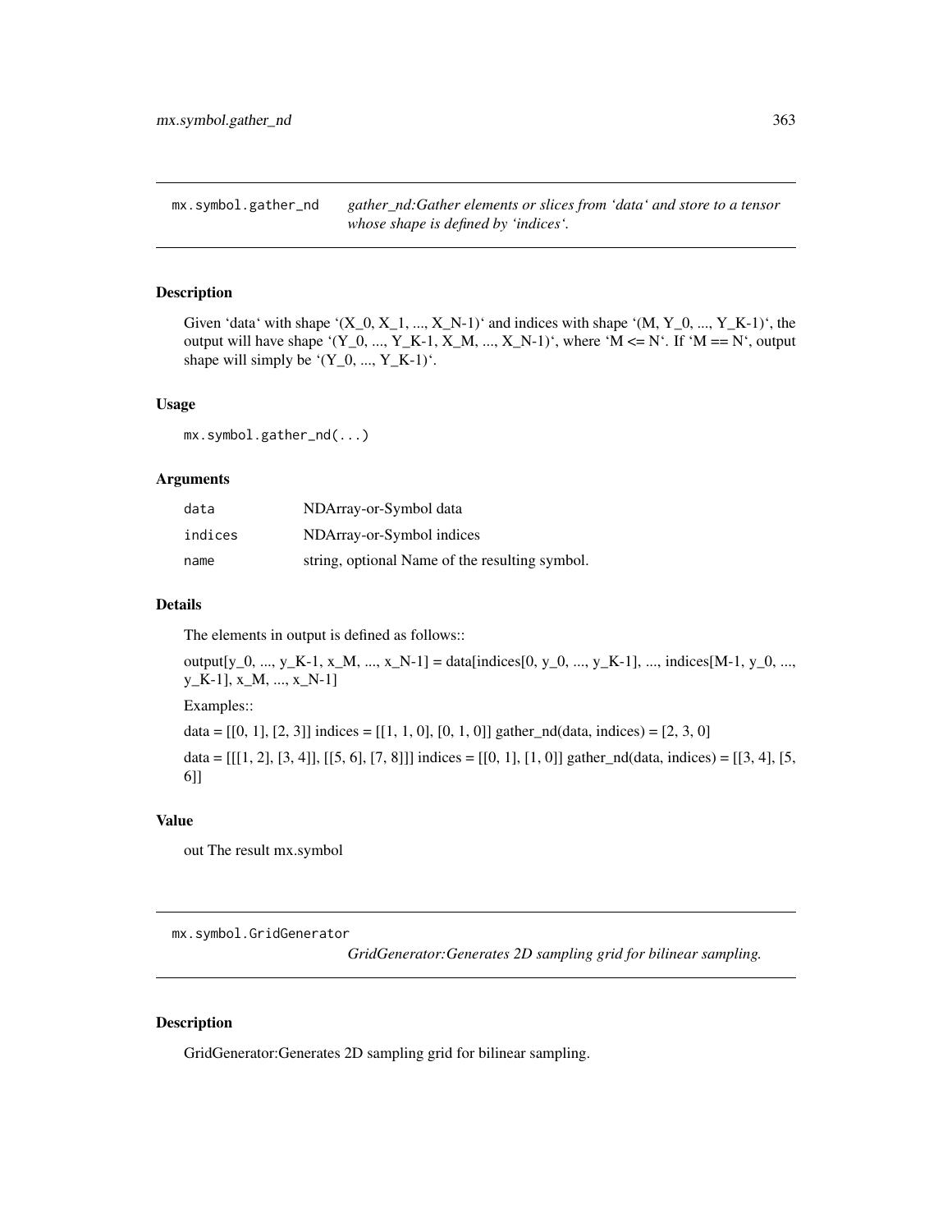## mx.symbol.gather_nd

*gather_nd:Gather elements or slices from 'data' and store to a tensor whose shape is defined by 'indices'.*

### Description

Given 'data' with shape '(X_0, X_1, ..., X_N-1)' and indices with shape '(M, Y_0, ..., Y_K-1)', the output will have shape '(Y_0, ..., Y_K-1, X_M, ..., X_N-1)', where 'M <= N'. If 'M == N', output shape will simply be '(Y_0, ..., Y_K-1)'.

### Usage

```
mx.symbol.gather_nd(...)
```

### Arguments

| | |
|---|---|
| data | NDArray-or-Symbol data |
| indices | NDArray-or-Symbol indices |
| name | string, optional Name of the resulting symbol. |

### Details

The elements in output is defined as follows::

output[y_0, ..., y_K-1, x_M, ..., x_N-1] = data[indices[0, y_0, ..., y_K-1], ..., indices[M-1, y_0, ..., y_K-1], x_M, ..., x_N-1]

Examples::

data = [[0, 1], [2, 3]] indices = [[1, 1, 0], [0, 1, 0]] gather_nd(data, indices) = [2, 3, 0]

data = [[[1, 2], [3, 4]], [[5, 6], [7, 8]]] indices = [[0, 1], [1, 0]] gather_nd(data, indices) = [[3, 4], [5, 6]]

### Value

out The result mx.symbol

## mx.symbol.GridGenerator

*GridGenerator:Generates 2D sampling grid for bilinear sampling.*

### Description

GridGenerator:Generates 2D sampling grid for bilinear sampling.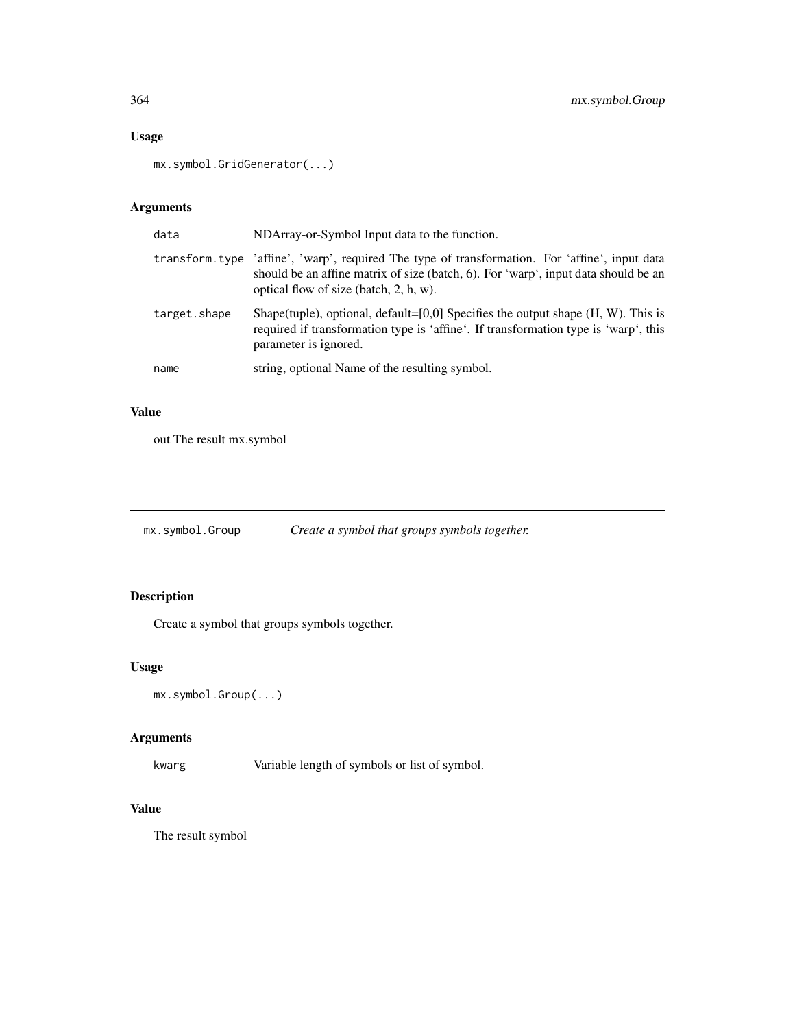## Usage

```
mx.symbol.GridGenerator(...)
```

## Arguments

| | |
|---|---|
| `data` | NDArray-or-Symbol Input data to the function. |
| `transform.type` | 'affine', 'warp', required The type of transformation. For 'affine', input data should be an affine matrix of size (batch, 6). For 'warp', input data should be an optical flow of size (batch, 2, h, w). |
| `target.shape` | Shape(tuple), optional, default=[0,0] Specifies the output shape (H, W). This is required if transformation type is 'affine'. If transformation type is 'warp', this parameter is ignored. |
| `name` | string, optional Name of the resulting symbol. |

## Value

out The result mx.symbol

---

# `mx.symbol.Group` *Create a symbol that groups symbols together.*

---

## Description

Create a symbol that groups symbols together.

## Usage

```
mx.symbol.Group(...)
```

## Arguments

| | |
|---|---|
| `kwarg` | Variable length of symbols or list of symbol. |

## Value

The result symbol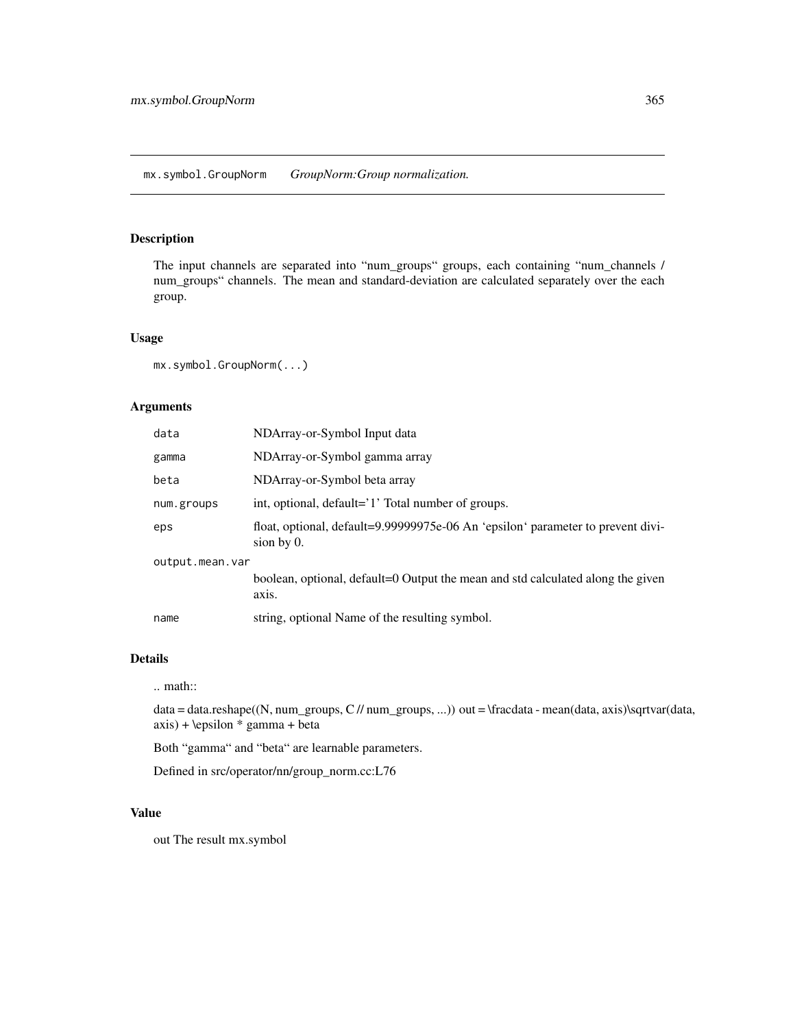mx.symbol.GroupNorm *GroupNorm:Group normalization.*

## Description

The input channels are separated into "num_groups" groups, each containing "num_channels / num_groups" channels. The mean and standard-deviation are calculated separately over the each group.

## Usage

```
mx.symbol.GroupNorm(...)
```

## Arguments

| | |
|---|---|
| `data` | NDArray-or-Symbol Input data |
| `gamma` | NDArray-or-Symbol gamma array |
| `beta` | NDArray-or-Symbol beta array |
| `num.groups` | int, optional, default='1' Total number of groups. |
| `eps` | float, optional, default=9.99999975e-06 An 'epsilon' parameter to prevent division by 0. |
| `output.mean.var` | boolean, optional, default=0 Output the mean and std calculated along the given axis. |
| `name` | string, optional Name of the resulting symbol. |

## Details

.. math::

data = data.reshape((N, num_groups, C // num_groups, ...)) out = \fracdata - mean(data, axis)\sqrtvar(data, axis) + \epsilon * gamma + beta

Both "gamma" and "beta" are learnable parameters.

Defined in src/operator/nn/group_norm.cc:L76

## Value

out The result mx.symbol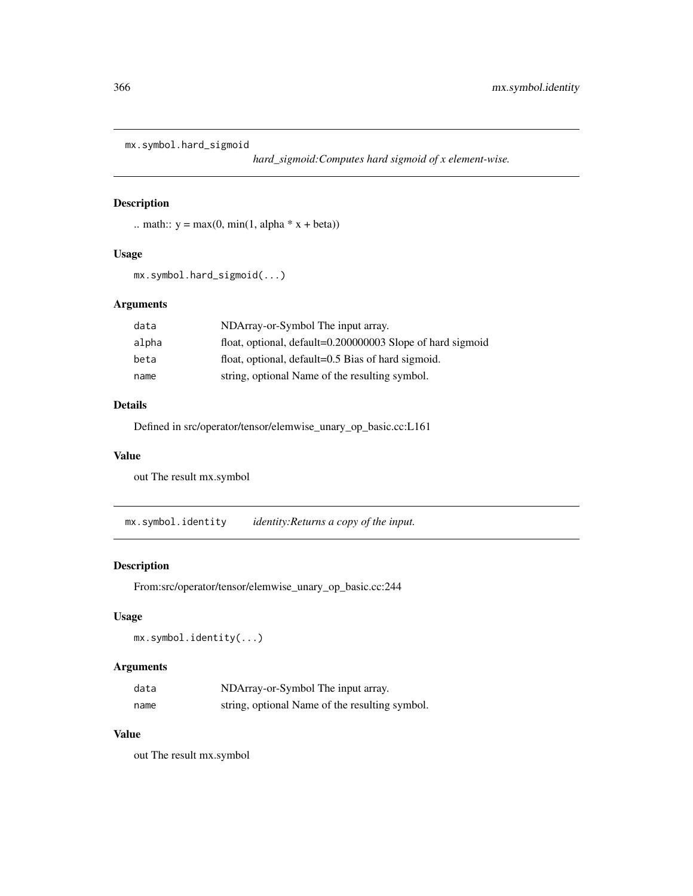## mx.symbol.hard_sigmoid

*hard_sigmoid:Computes hard sigmoid of x element-wise.*

### Description

.. math:: y = max(0, min(1, alpha * x + beta))

### Usage

```
mx.symbol.hard_sigmoid(...)
```

### Arguments

| | |
|---|---|
| `data` | NDArray-or-Symbol The input array. |
| `alpha` | float, optional, default=0.200000003 Slope of hard sigmoid |
| `beta` | float, optional, default=0.5 Bias of hard sigmoid. |
| `name` | string, optional Name of the resulting symbol. |

### Details

Defined in src/operator/tensor/elemwise_unary_op_basic.cc:L161

### Value

out The result mx.symbol

## mx.symbol.identity

*identity:Returns a copy of the input.*

### Description

From:src/operator/tensor/elemwise_unary_op_basic.cc:244

### Usage

```
mx.symbol.identity(...)
```

### Arguments

| | |
|---|---|
| `data` | NDArray-or-Symbol The input array. |
| `name` | string, optional Name of the resulting symbol. |

### Value

out The result mx.symbol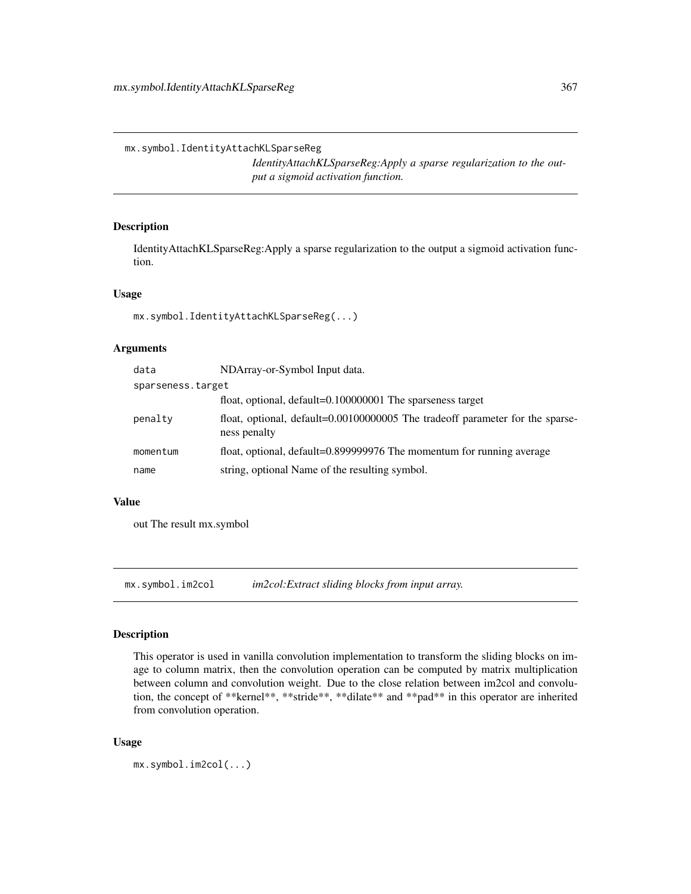## mx.symbol.IdentityAttachKLSparseReg

*IdentityAttachKLSparseReg:Apply a sparse regularization to the output a sigmoid activation function.*

### Description

IdentityAttachKLSparseReg:Apply a sparse regularization to the output a sigmoid activation function.

### Usage

```
mx.symbol.IdentityAttachKLSparseReg(...)
```

### Arguments

| | |
|---|---|
| `data` | NDArray-or-Symbol Input data. |
| `sparseness.target` | float, optional, default=0.100000001 The sparseness target |
| `penalty` | float, optional, default=0.00100000005 The tradeoff parameter for the sparseness penalty |
| `momentum` | float, optional, default=0.899999976 The momentum for running average |
| `name` | string, optional Name of the resulting symbol. |

### Value

out The result mx.symbol

## mx.symbol.im2col

*im2col:Extract sliding blocks from input array.*

### Description

This operator is used in vanilla convolution implementation to transform the sliding blocks on image to column matrix, then the convolution operation can be computed by matrix multiplication between column and convolution weight. Due to the close relation between im2col and convolution, the concept of **kernel**, **stride**, **dilate** and **pad** in this operator are inherited from convolution operation.

### Usage

```
mx.symbol.im2col(...)
```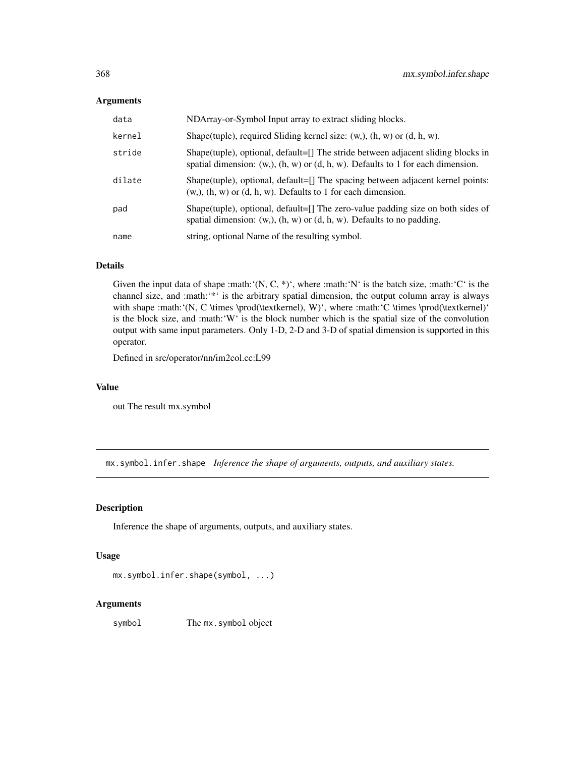## Arguments

| | |
|---|---|
| `data` | NDArray-or-Symbol Input array to extract sliding blocks. |
| `kernel` | Shape(tuple), required Sliding kernel size: (w,), (h, w) or (d, h, w). |
| `stride` | Shape(tuple), optional, default=[] The stride between adjacent sliding blocks in spatial dimension: (w,), (h, w) or (d, h, w). Defaults to 1 for each dimension. |
| `dilate` | Shape(tuple), optional, default=[] The spacing between adjacent kernel points: (w,), (h, w) or (d, h, w). Defaults to 1 for each dimension. |
| `pad` | Shape(tuple), optional, default=[] The zero-value padding size on both sides of spatial dimension: (w,), (h, w) or (d, h, w). Defaults to no padding. |
| `name` | string, optional Name of the resulting symbol. |

## Details

Given the input data of shape :math:'(N, C, *)', where :math:'N' is the batch size, :math:'C' is the channel size, and :math:'*' is the arbitrary spatial dimension, the output column array is always with shape :math:'(N, C \times \prod(\textkernel), W)', where :math:'C \times \prod(\textkernel)' is the block size, and :math:'W' is the block number which is the spatial size of the convolution output with same input parameters. Only 1-D, 2-D and 3-D of spatial dimension is supported in this operator.

Defined in src/operator/nn/im2col.cc:L99

## Value

out The result mx.symbol

---

# `mx.symbol.infer.shape` *Inference the shape of arguments, outputs, and auxiliary states.*

## Description

Inference the shape of arguments, outputs, and auxiliary states.

## Usage

```
mx.symbol.infer.shape(symbol, ...)
```

## Arguments

| | |
|---|---|
| `symbol` | The `mx.symbol` object |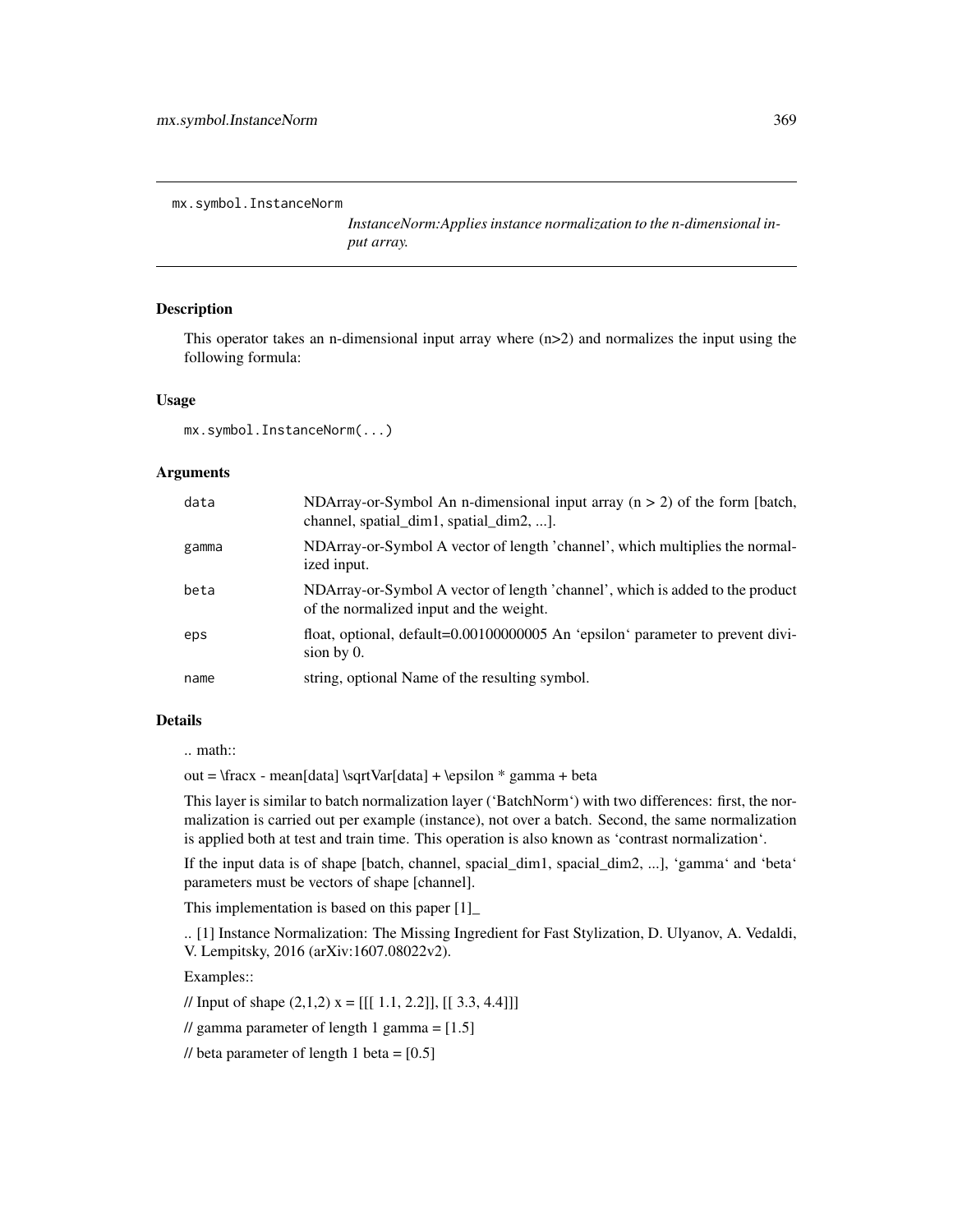mx.symbol.InstanceNorm

*InstanceNorm:Applies instance normalization to the n-dimensional input array.*

## Description

This operator takes an n-dimensional input array where (n>2) and normalizes the input using the following formula:

## Usage

```
mx.symbol.InstanceNorm(...)
```

## Arguments

| | |
|---|---|
| data | NDArray-or-Symbol An n-dimensional input array (n > 2) of the form [batch, channel, spatial_dim1, spatial_dim2, ...]. |
| gamma | NDArray-or-Symbol A vector of length 'channel', which multiplies the normalized input. |
| beta | NDArray-or-Symbol A vector of length 'channel', which is added to the product of the normalized input and the weight. |
| eps | float, optional, default=0.00100000005 An 'epsilon' parameter to prevent division by 0. |
| name | string, optional Name of the resulting symbol. |

## Details

.. math::

out = \fracx - mean[data] \sqrtVar[data] + \epsilon * gamma + beta

This layer is similar to batch normalization layer ('BatchNorm') with two differences: first, the normalization is carried out per example (instance), not over a batch. Second, the same normalization is applied both at test and train time. This operation is also known as 'contrast normalization'.

If the input data is of shape [batch, channel, spacial_dim1, spacial_dim2, ...], 'gamma' and 'beta' parameters must be vectors of shape [channel].

This implementation is based on this paper [1]_

.. [1] Instance Normalization: The Missing Ingredient for Fast Stylization, D. Ulyanov, A. Vedaldi, V. Lempitsky, 2016 (arXiv:1607.08022v2).

Examples::

// Input of shape (2,1,2) x = [[[ 1.1, 2.2]], [[ 3.3, 4.4]]]

// gamma parameter of length 1 gamma = [1.5]

// beta parameter of length 1 beta = [0.5]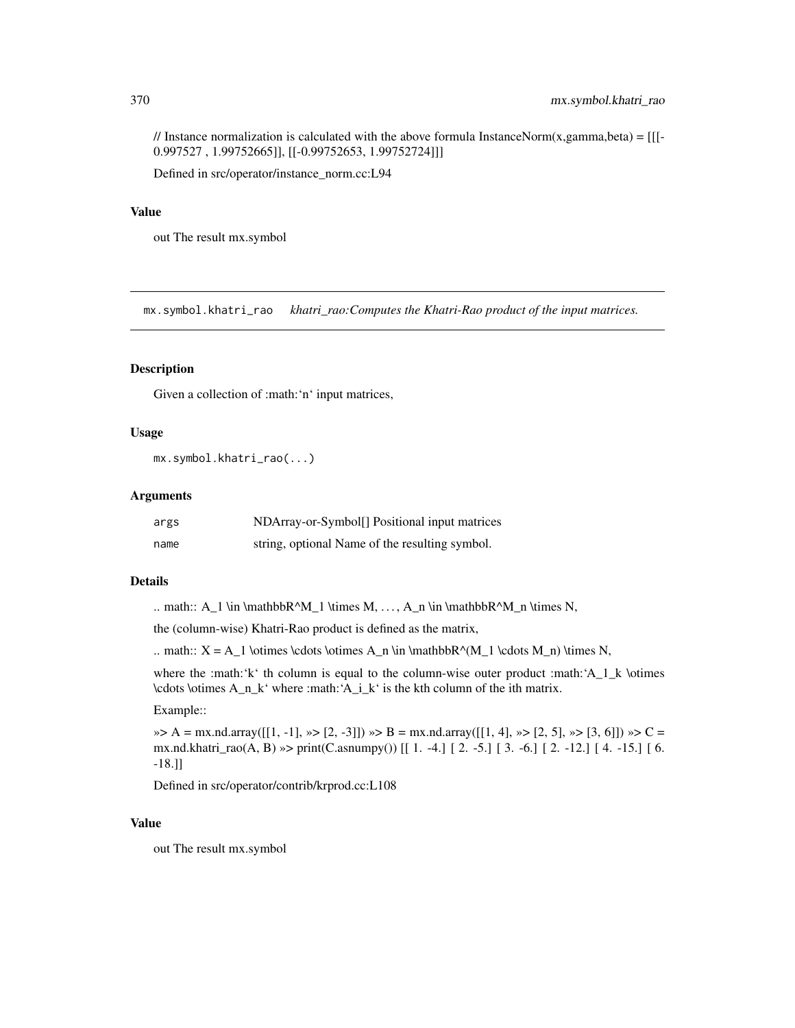// Instance normalization is calculated with the above formula InstanceNorm(x,gamma,beta) = [[[-0.997527 , 1.99752665]], [[-0.99752653, 1.99752724]]]

Defined in src/operator/instance_norm.cc:L94

### Value

out The result mx.symbol

---

## mx.symbol.khatri_rao &nbsp;&nbsp;&nbsp; *khatri_rao:Computes the Khatri-Rao product of the input matrices.*

---

### Description

Given a collection of :math:'n' input matrices,

### Usage

```
mx.symbol.khatri_rao(...)
```

### Arguments

| | |
|---|---|
| `args` | NDArray-or-Symbol[] Positional input matrices |
| `name` | string, optional Name of the resulting symbol. |

### Details

.. math:: A_1 \in \mathbbR^M_1 \times M, ..., A_n \in \mathbbR^M_n \times N,

the (column-wise) Khatri-Rao product is defined as the matrix,

.. math:: X = A_1 \otimes \cdots \otimes A_n \in \mathbbR^(M_1 \cdots M_n) \times N,

where the :math:'k' th column is equal to the column-wise outer product :math:'A_1_k \otimes \cdots \otimes A_n_k' where :math:'A_i_k' is the kth column of the ith matrix.

Example::

»> A = mx.nd.array([[1, -1], »> [2, -3]]) »> B = mx.nd.array([[1, 4], »> [2, 5], »> [3, 6]]) »> C = mx.nd.khatri_rao(A, B) »> print(C.asnumpy()) [[ 1. -4.] [ 2. -5.] [ 3. -6.] [ 2. -12.] [ 4. -15.] [ 6. -18.]]

Defined in src/operator/contrib/krprod.cc:L108

### Value

out The result mx.symbol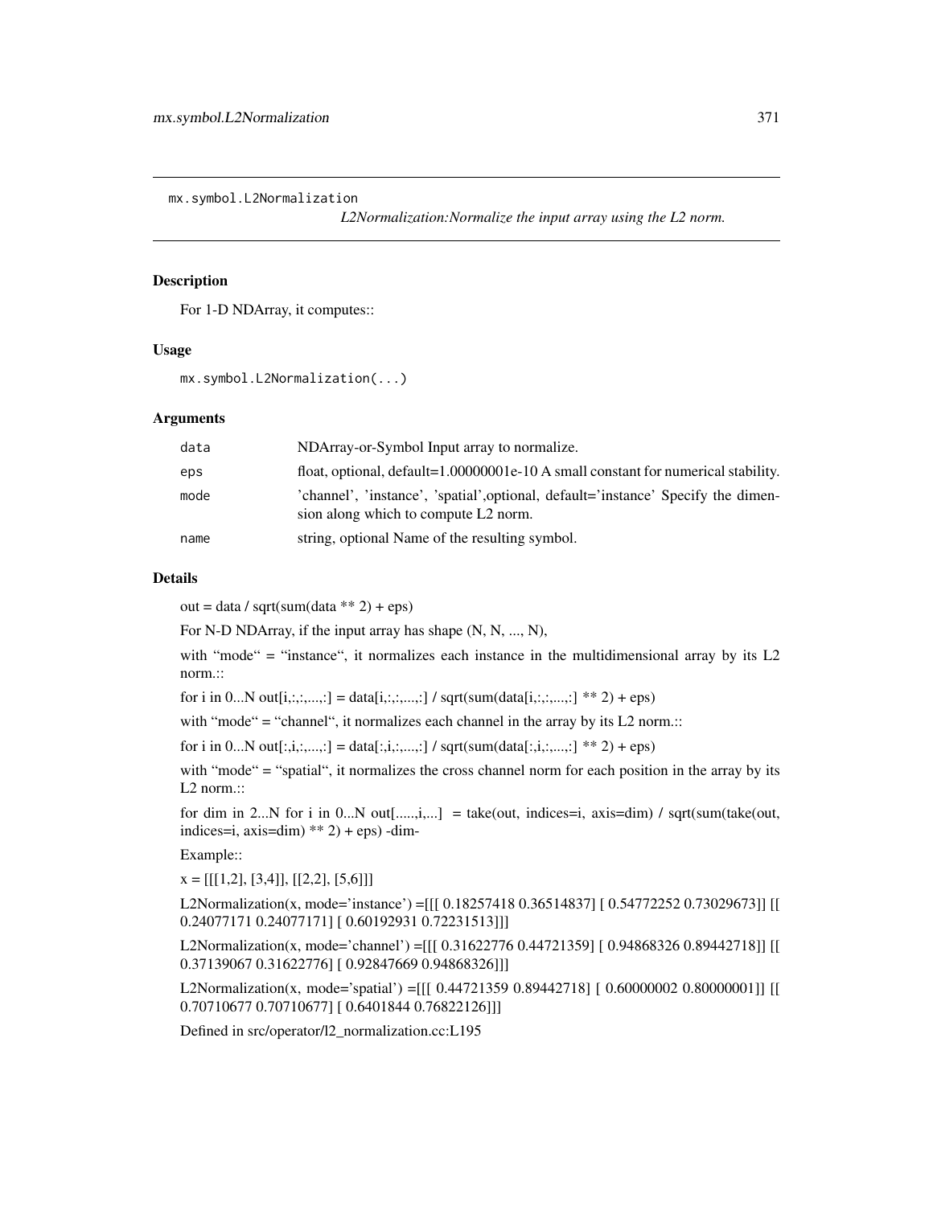mx.symbol.L2Normalization &nbsp;&nbsp;&nbsp;&nbsp; *L2Normalization:Normalize the input array using the L2 norm.*

## Description

For 1-D NDArray, it computes::

## Usage

```
mx.symbol.L2Normalization(...)
```

## Arguments

| | |
|---|---|
| data | NDArray-or-Symbol Input array to normalize. |
| eps | float, optional, default=1.00000001e-10 A small constant for numerical stability. |
| mode | 'channel', 'instance', 'spatial',optional, default='instance' Specify the dimension along which to compute L2 norm. |
| name | string, optional Name of the resulting symbol. |

## Details

out = data / sqrt(sum(data ** 2) + eps)

For N-D NDArray, if the input array has shape (N, N, ..., N),

with "mode" = "instance", it normalizes each instance in the multidimensional array by its L2 norm.::

for i in 0...N out[i,:,:,...,:] = data[i,:,:,...,:] / sqrt(sum(data[i,:,:,...,:] ** 2) + eps)

with "mode" = "channel", it normalizes each channel in the array by its L2 norm.::

for i in 0...N out[:,i,:,...,:] = data[:,i,:,...,:] / sqrt(sum(data[:,i,:,...,:] ** 2) + eps)

with "mode" = "spatial", it normalizes the cross channel norm for each position in the array by its L2 norm.::

for dim in 2...N for i in 0...N out[.....,i,...] = take(out, indices=i, axis=dim) / sqrt(sum(take(out, indices=i, axis=dim) ** 2) + eps) -dim-

Example::

x = [[[1,2], [3,4]], [[2,2], [5,6]]]

L2Normalization(x, mode='instance') =[[[ 0.18257418 0.36514837] [ 0.54772252 0.73029673]] [[ 0.24077171 0.24077171] [ 0.60192931 0.72231513]]]

L2Normalization(x, mode='channel') =[[[ 0.31622776 0.44721359] [ 0.94868326 0.89442718]] [[ 0.37139067 0.31622776] [ 0.92847669 0.94868326]]]

L2Normalization(x, mode='spatial') =[[[ 0.44721359 0.89442718] [ 0.60000002 0.80000001]] [[ 0.70710677 0.70710677] [ 0.6401844 0.76822126]]]

Defined in src/operator/l2_normalization.cc:L195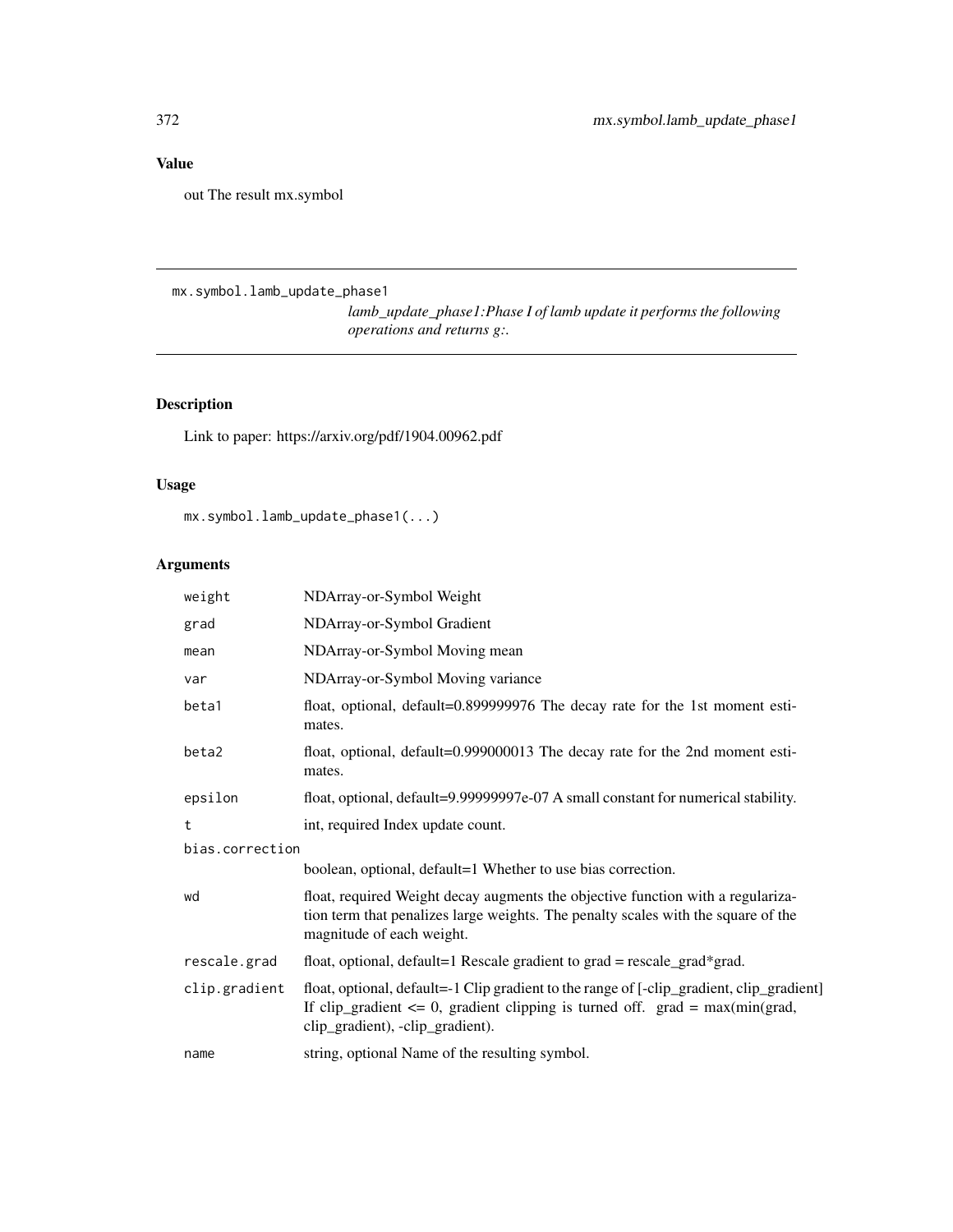## Value

out The result mx.symbol

---

mx.symbol.lamb_update_phase1

*lamb_update_phase1:Phase I of lamb update it performs the following operations and returns g:.*

---

## Description

Link to paper: https://arxiv.org/pdf/1904.00962.pdf

## Usage

```
mx.symbol.lamb_update_phase1(...)
```

## Arguments

| | |
|---|---|
| weight | NDArray-or-Symbol Weight |
| grad | NDArray-or-Symbol Gradient |
| mean | NDArray-or-Symbol Moving mean |
| var | NDArray-or-Symbol Moving variance |
| beta1 | float, optional, default=0.899999976 The decay rate for the 1st moment estimates. |
| beta2 | float, optional, default=0.999000013 The decay rate for the 2nd moment estimates. |
| epsilon | float, optional, default=9.99999997e-07 A small constant for numerical stability. |
| t | int, required Index update count. |
| bias.correction | boolean, optional, default=1 Whether to use bias correction. |
| wd | float, required Weight decay augments the objective function with a regularization term that penalizes large weights. The penalty scales with the square of the magnitude of each weight. |
| rescale.grad | float, optional, default=1 Rescale gradient to grad = rescale_grad*grad. |
| clip.gradient | float, optional, default=-1 Clip gradient to the range of [-clip_gradient, clip_gradient] If clip_gradient <= 0, gradient clipping is turned off. grad = max(min(grad, clip_gradient), -clip_gradient). |
| name | string, optional Name of the resulting symbol. |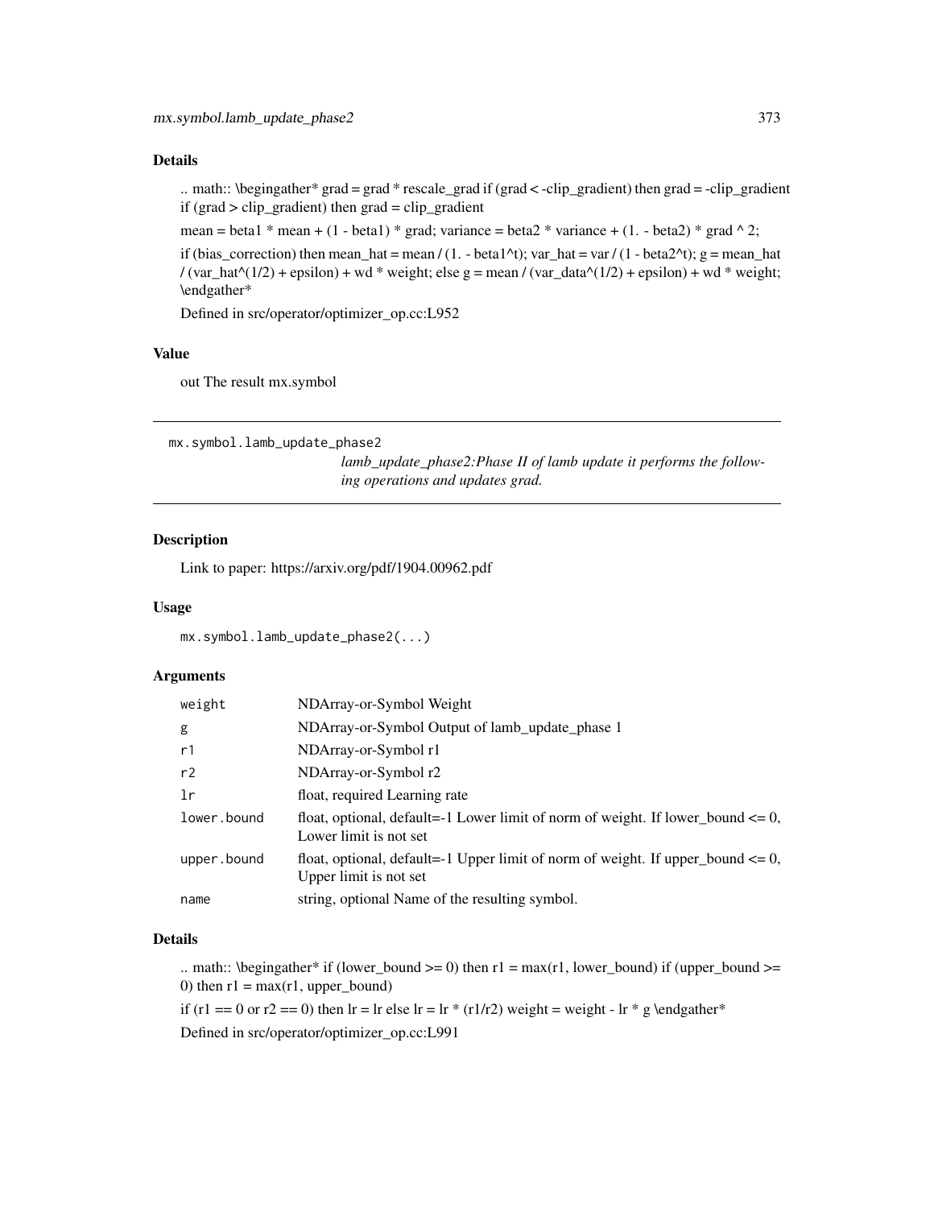### Details

.. math:: \begingather* grad = grad * rescale_grad if (grad < -clip_gradient) then grad = -clip_gradient if (grad > clip_gradient) then grad = clip_gradient

mean = beta1 * mean + (1 - beta1) * grad; variance = beta2 * variance + (1. - beta2) * grad ^ 2;

if (bias_correction) then mean_hat = mean / (1. - beta1^t); var_hat = var / (1 - beta2^t); g = mean_hat / (var_hat^(1/2) + epsilon) + wd * weight; else g = mean / (var_data^(1/2) + epsilon) + wd * weight; \endgather*

Defined in src/operator/optimizer_op.cc:L952

### Value

out The result mx.symbol

---

## mx.symbol.lamb_update_phase2

*lamb_update_phase2:Phase II of lamb update it performs the following operations and updates grad.*

---

### Description

Link to paper: https://arxiv.org/pdf/1904.00962.pdf

### Usage

```
mx.symbol.lamb_update_phase2(...)
```

### Arguments

| | |
|---|---|
| `weight` | NDArray-or-Symbol Weight |
| `g` | NDArray-or-Symbol Output of lamb_update_phase 1 |
| `r1` | NDArray-or-Symbol r1 |
| `r2` | NDArray-or-Symbol r2 |
| `lr` | float, required Learning rate |
| `lower.bound` | float, optional, default=-1 Lower limit of norm of weight. If lower_bound <= 0, Lower limit is not set |
| `upper.bound` | float, optional, default=-1 Upper limit of norm of weight. If upper_bound <= 0, Upper limit is not set |
| `name` | string, optional Name of the resulting symbol. |

### Details

.. math:: \begingather* if (lower_bound >= 0) then r1 = max(r1, lower_bound) if (upper_bound >= 0) then r1 = max(r1, upper_bound)

if (r1 == 0 or r2 == 0) then lr = lr else lr = lr * (r1/r2) weight = weight - lr * g \endgather*

Defined in src/operator/optimizer_op.cc:L991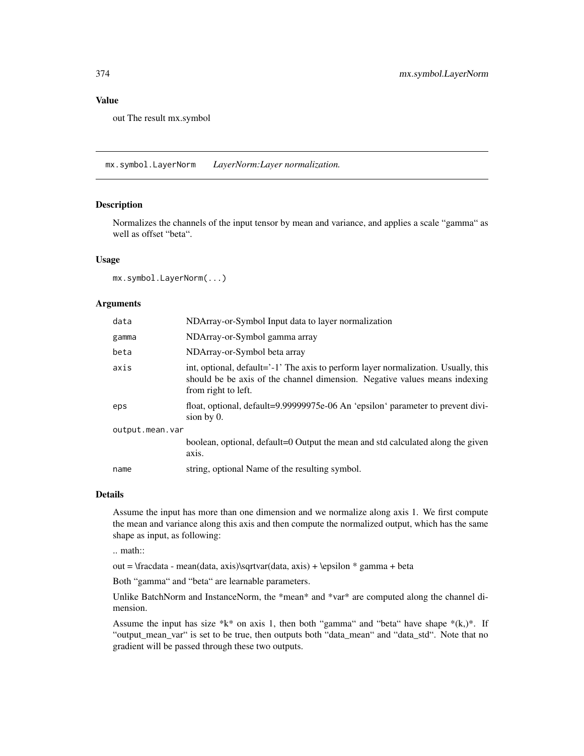## Value

out The result mx.symbol

---

## mx.symbol.LayerNorm *LayerNorm:Layer normalization.*

### Description

Normalizes the channels of the input tensor by mean and variance, and applies a scale "gamma" as well as offset "beta".

### Usage

```
mx.symbol.LayerNorm(...)
```

### Arguments

| | |
|---|---|
| `data` | NDArray-or-Symbol Input data to layer normalization |
| `gamma` | NDArray-or-Symbol gamma array |
| `beta` | NDArray-or-Symbol beta array |
| `axis` | int, optional, default='-1' The axis to perform layer normalization. Usually, this should be be axis of the channel dimension. Negative values means indexing from right to left. |
| `eps` | float, optional, default=9.99999975e-06 An 'epsilon' parameter to prevent division by 0. |
| `output.mean.var` | boolean, optional, default=0 Output the mean and std calculated along the given axis. |
| `name` | string, optional Name of the resulting symbol. |

### Details

Assume the input has more than one dimension and we normalize along axis 1. We first compute the mean and variance along this axis and then compute the normalized output, which has the same shape as input, as following:

.. math::

out = \fracdata - mean(data, axis)\sqrtvar(data, axis) + \epsilon * gamma + beta

Both "gamma" and "beta" are learnable parameters.

Unlike BatchNorm and InstanceNorm, the *mean* and *var* are computed along the channel dimension.

Assume the input has size *k* on axis 1, then both "gamma" and "beta" have shape *(k,)*. If "output_mean_var" is set to be true, then outputs both "data_mean" and "data_std". Note that no gradient will be passed through these two outputs.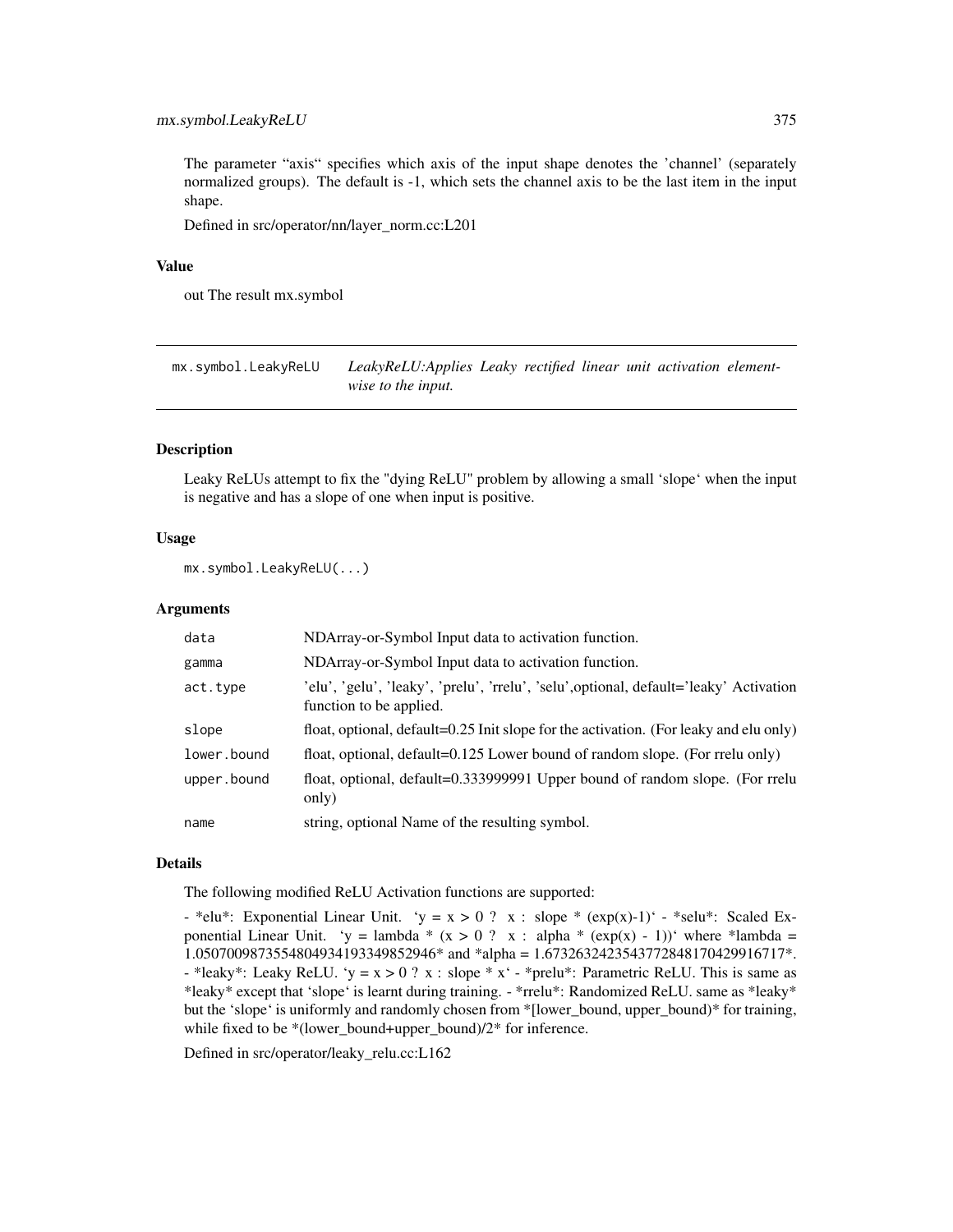The parameter "axis" specifies which axis of the input shape denotes the 'channel' (separately normalized groups). The default is -1, which sets the channel axis to be the last item in the input shape.

Defined in src/operator/nn/layer_norm.cc:L201

### Value

out The result mx.symbol

---

## mx.symbol.LeakyReLU *LeakyReLU:Applies Leaky rectified linear unit activation element-wise to the input.*

---

### Description

Leaky ReLUs attempt to fix the "dying ReLU" problem by allowing a small 'slope' when the input is negative and has a slope of one when input is positive.

### Usage

```
mx.symbol.LeakyReLU(...)
```

### Arguments

| | |
|---|---|
| data | NDArray-or-Symbol Input data to activation function. |
| gamma | NDArray-or-Symbol Input data to activation function. |
| act.type | 'elu', 'gelu', 'leaky', 'prelu', 'rrelu', 'selu',optional, default='leaky' Activation function to be applied. |
| slope | float, optional, default=0.25 Init slope for the activation. (For leaky and elu only) |
| lower.bound | float, optional, default=0.125 Lower bound of random slope. (For rrelu only) |
| upper.bound | float, optional, default=0.333999991 Upper bound of random slope. (For rrelu only) |
| name | string, optional Name of the resulting symbol. |

### Details

The following modified ReLU Activation functions are supported:

- *elu*: Exponential Linear Unit. 'y = x > 0 ? x : slope * (exp(x)-1)' - *selu*: Scaled Exponential Linear Unit. 'y = lambda * (x > 0 ? x : alpha * (exp(x) - 1))' where *lambda = 1.0507009873554804934193349852946* and *alpha = 1.6732632423543772848170429916717*. - *leaky*: Leaky ReLU. 'y = x > 0 ? x : slope * x' - *prelu*: Parametric ReLU. This is same as *leaky* except that 'slope' is learnt during training. - *rrelu*: Randomized ReLU. same as *leaky* but the 'slope' is uniformly and randomly chosen from *[lower_bound, upper_bound)* for training, while fixed to be *(lower_bound+upper_bound)/2* for inference.

Defined in src/operator/leaky_relu.cc:L162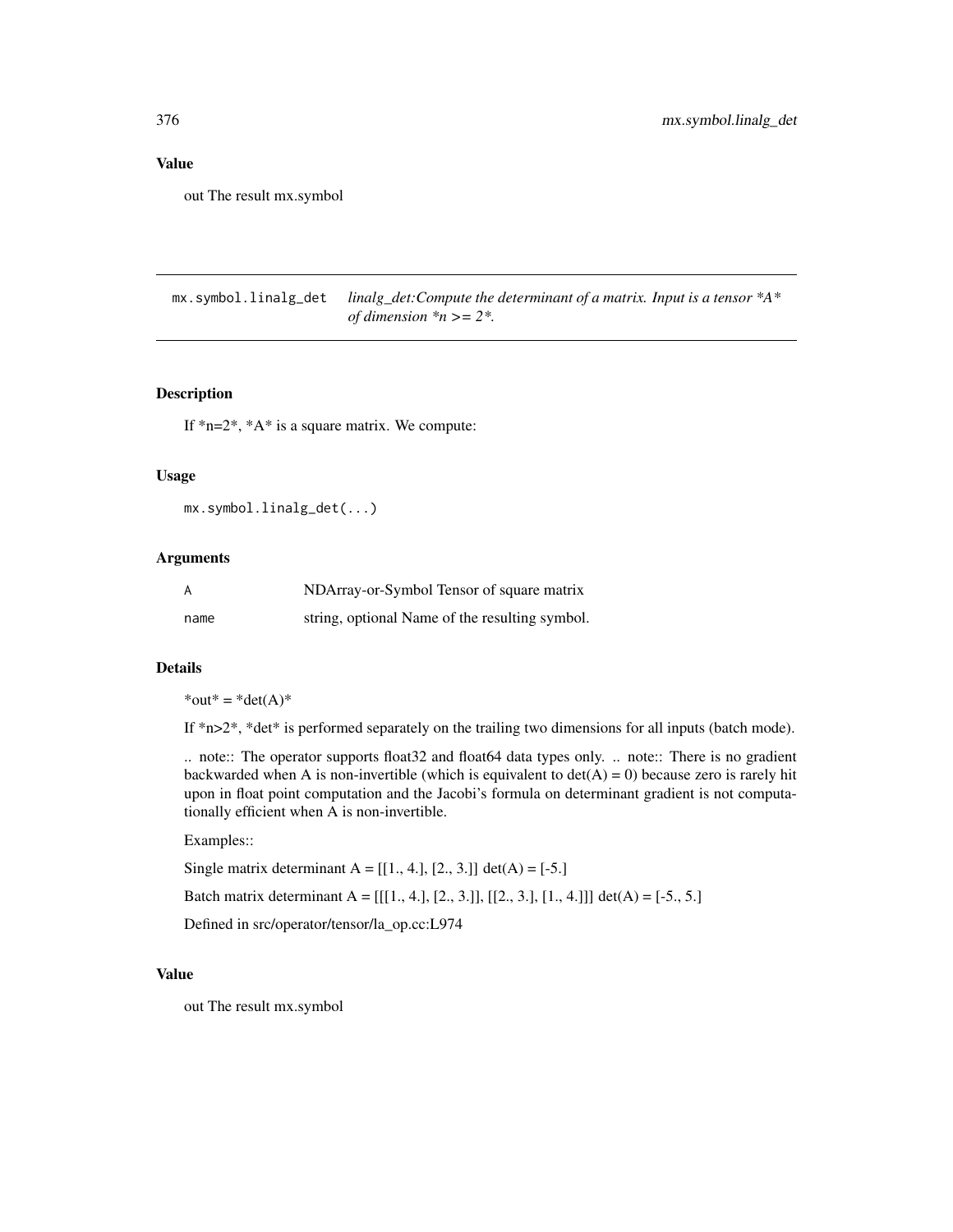## Value

out The result mx.symbol

---

mx.symbol.linalg_det    *linalg_det:Compute the determinant of a matrix. Input is a tensor *A* of dimension *n >= 2*.*

---

## Description

If *n=2*, *A* is a square matrix. We compute:

## Usage

```
mx.symbol.linalg_det(...)
```

## Arguments

| | |
|---|---|
| A | NDArray-or-Symbol Tensor of square matrix |
| name | string, optional Name of the resulting symbol. |

## Details

*out* = *det(A)*

If *n>2*, *det* is performed separately on the trailing two dimensions for all inputs (batch mode).

.. note:: The operator supports float32 and float64 data types only. .. note:: There is no gradient backwarded when A is non-invertible (which is equivalent to det(A) = 0) because zero is rarely hit upon in float point computation and the Jacobi's formula on determinant gradient is not computationally efficient when A is non-invertible.

Examples::

Single matrix determinant A = [[1., 4.], [2., 3.]] det(A) = [-5.]

Batch matrix determinant A = [[[1., 4.], [2., 3.]], [[2., 3.], [1., 4.]]] det(A) = [-5., 5.]

Defined in src/operator/tensor/la_op.cc:L974

## Value

out The result mx.symbol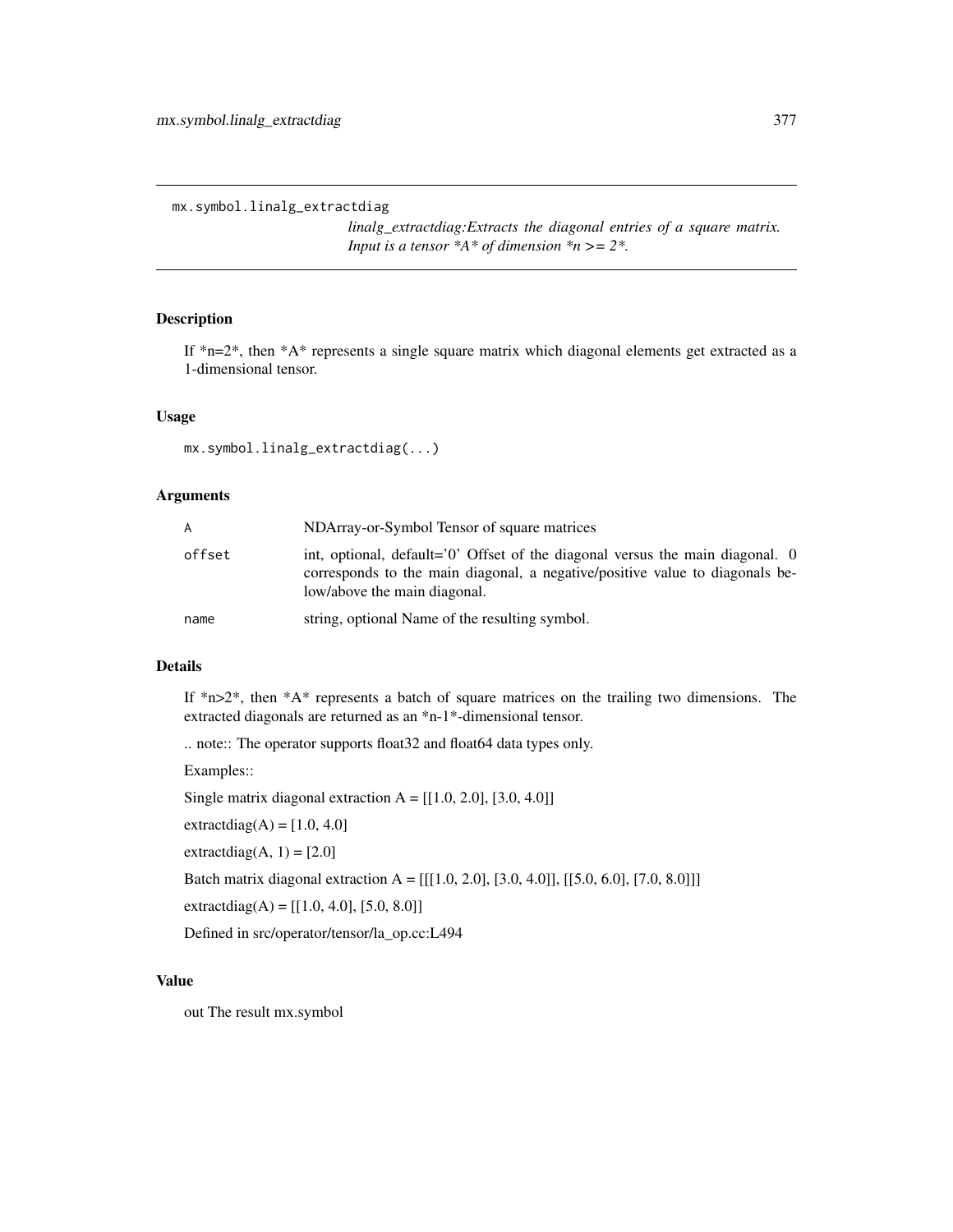```
mx.symbol.linalg_extractdiag
```

*linalg_extractdiag:Extracts the diagonal entries of a square matrix. Input is a tensor *A* of dimension *n >= 2*.*

## Description

If *n=2*, then *A* represents a single square matrix which diagonal elements get extracted as a 1-dimensional tensor.

## Usage

```
mx.symbol.linalg_extractdiag(...)
```

## Arguments

| | |
|---|---|
| `A` | NDArray-or-Symbol Tensor of square matrices |
| `offset` | int, optional, default='0' Offset of the diagonal versus the main diagonal. 0 corresponds to the main diagonal, a negative/positive value to diagonals below/above the main diagonal. |
| `name` | string, optional Name of the resulting symbol. |

## Details

If *n>2*, then *A* represents a batch of square matrices on the trailing two dimensions. The extracted diagonals are returned as an *n-1*-dimensional tensor.

.. note:: The operator supports float32 and float64 data types only.

Examples::

Single matrix diagonal extraction A = [[1.0, 2.0], [3.0, 4.0]]

extractdiag(A) = [1.0, 4.0]

extractdiag(A, 1) = [2.0]

Batch matrix diagonal extraction A = [[[1.0, 2.0], [3.0, 4.0]], [[5.0, 6.0], [7.0, 8.0]]]

extractdiag(A) = [[1.0, 4.0], [5.0, 8.0]]

Defined in src/operator/tensor/la_op.cc:L494

## Value

out The result mx.symbol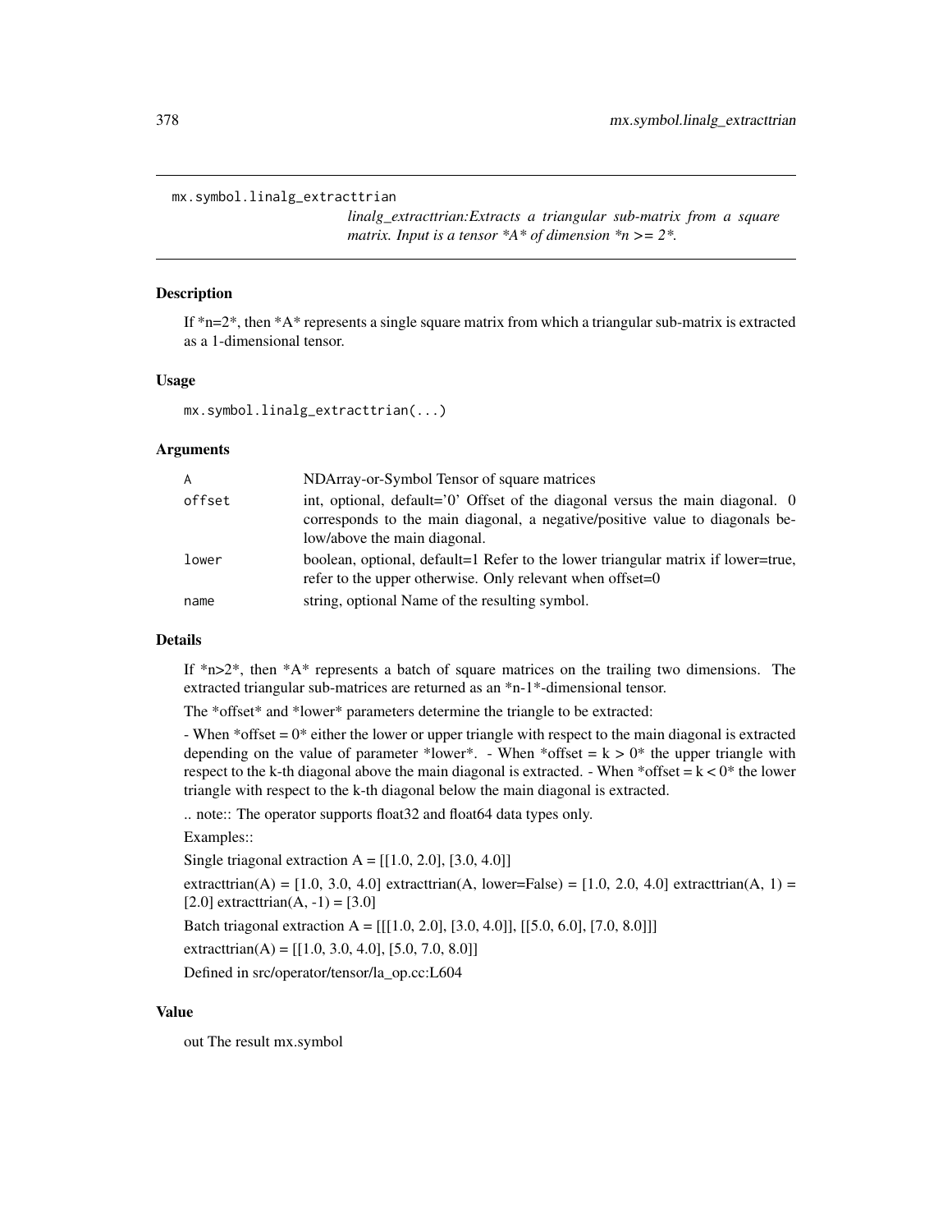```
mx.symbol.linalg_extracttrian
```

*linalg_extracttrian:Extracts a triangular sub-matrix from a square matrix. Input is a tensor *A* of dimension *n >= 2*.*

## Description

If *n=2*, then *A* represents a single square matrix from which a triangular sub-matrix is extracted as a 1-dimensional tensor.

## Usage

```
mx.symbol.linalg_extracttrian(...)
```

## Arguments

| | |
|---|---|
| A | NDArray-or-Symbol Tensor of square matrices |
| offset | int, optional, default='0' Offset of the diagonal versus the main diagonal. 0 corresponds to the main diagonal, a negative/positive value to diagonals below/above the main diagonal. |
| lower | boolean, optional, default=1 Refer to the lower triangular matrix if lower=true, refer to the upper otherwise. Only relevant when offset=0 |
| name | string, optional Name of the resulting symbol. |

## Details

If *n>2*, then *A* represents a batch of square matrices on the trailing two dimensions. The extracted triangular sub-matrices are returned as an *n-1*-dimensional tensor.

The *offset* and *lower* parameters determine the triangle to be extracted:

- When *offset = 0* either the lower or upper triangle with respect to the main diagonal is extracted depending on the value of parameter *lower*. - When *offset = k > 0* the upper triangle with respect to the k-th diagonal above the main diagonal is extracted. - When *offset = k < 0* the lower triangle with respect to the k-th diagonal below the main diagonal is extracted.

.. note:: The operator supports float32 and float64 data types only.

Examples::

Single triagonal extraction A = [[1.0, 2.0], [3.0, 4.0]]

extracttrian(A) = [1.0, 3.0, 4.0] extracttrian(A, lower=False) = [1.0, 2.0, 4.0] extracttrian(A, 1) = [2.0] extracttrian(A, -1) = [3.0]

Batch triagonal extraction A = [[[1.0, 2.0], [3.0, 4.0]], [[5.0, 6.0], [7.0, 8.0]]]

extracttrian(A) = [[1.0, 3.0, 4.0], [5.0, 7.0, 8.0]]

Defined in src/operator/tensor/la_op.cc:L604

## Value

out The result mx.symbol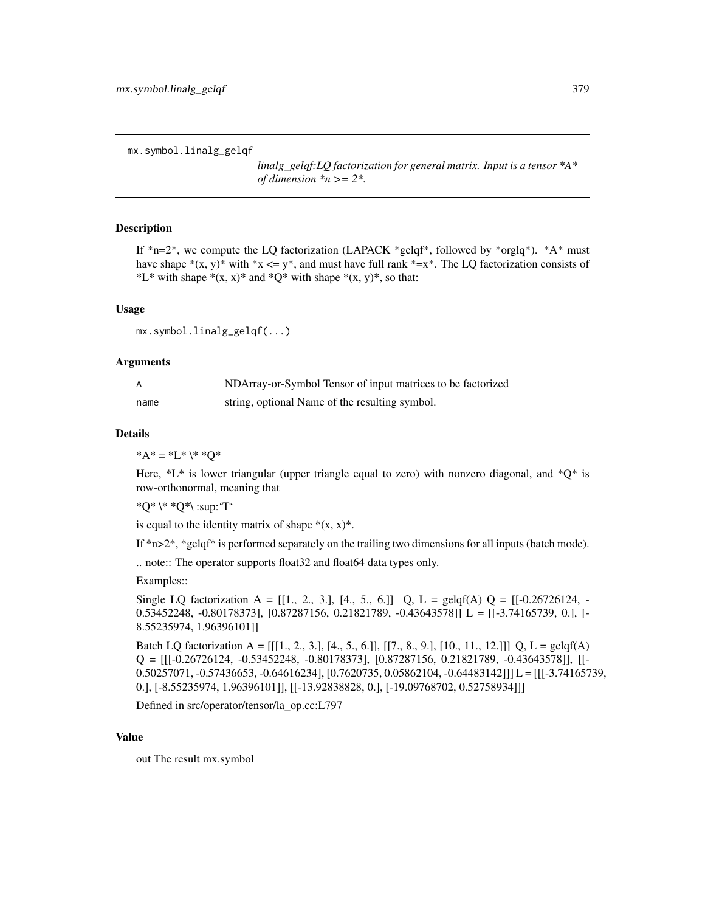```
mx.symbol.linalg_gelqf
```

*linalg_gelqf:LQ factorization for general matrix. Input is a tensor *A* of dimension *n >= 2*.*

## Description

If *n=2*, we compute the LQ factorization (LAPACK *gelqf*, followed by *orglq*). *A* must have shape *(x, y)* with *x <= y*, and must have full rank *=x*. The LQ factorization consists of *L* with shape *(x, x)* and *Q* with shape *(x, y)*, so that:

## Usage

```
mx.symbol.linalg_gelqf(...)
```

## Arguments

| | |
|---|---|
| `A` | NDArray-or-Symbol Tensor of input matrices to be factorized |
| `name` | string, optional Name of the resulting symbol. |

## Details

*A* = *L* \* *Q*

Here, *L* is lower triangular (upper triangle equal to zero) with nonzero diagonal, and *Q* is row-orthonormal, meaning that

*Q* \* *Q*\ :sup:‘T‘

is equal to the identity matrix of shape *(x, x)*.

If *n>2*, *gelqf* is performed separately on the trailing two dimensions for all inputs (batch mode).

.. note:: The operator supports float32 and float64 data types only.

Examples::

Single LQ factorization A = [[1., 2., 3.], [4., 5., 6.]] Q, L = gelqf(A) Q = [[-0.26726124, -0.53452248, -0.80178373], [0.87287156, 0.21821789, -0.43643578]] L = [[-3.74165739, 0.], [-8.55235974, 1.96396101]]

Batch LQ factorization A = [[[1., 2., 3.], [4., 5., 6.]], [[7., 8., 9.], [10., 11., 12.]]] Q, L = gelqf(A) Q = [[[-0.26726124, -0.53452248, -0.80178373], [0.87287156, 0.21821789, -0.43643578]], [[-0.50257071, -0.57436653, -0.64616234], [0.7620735, 0.05862104, -0.64483142]]] L = [[[-3.74165739, 0.], [-8.55235974, 1.96396101]], [[-13.92838828, 0.], [-19.09768702, 0.52758934]]]

Defined in src/operator/tensor/la_op.cc:L797

## Value

out The result mx.symbol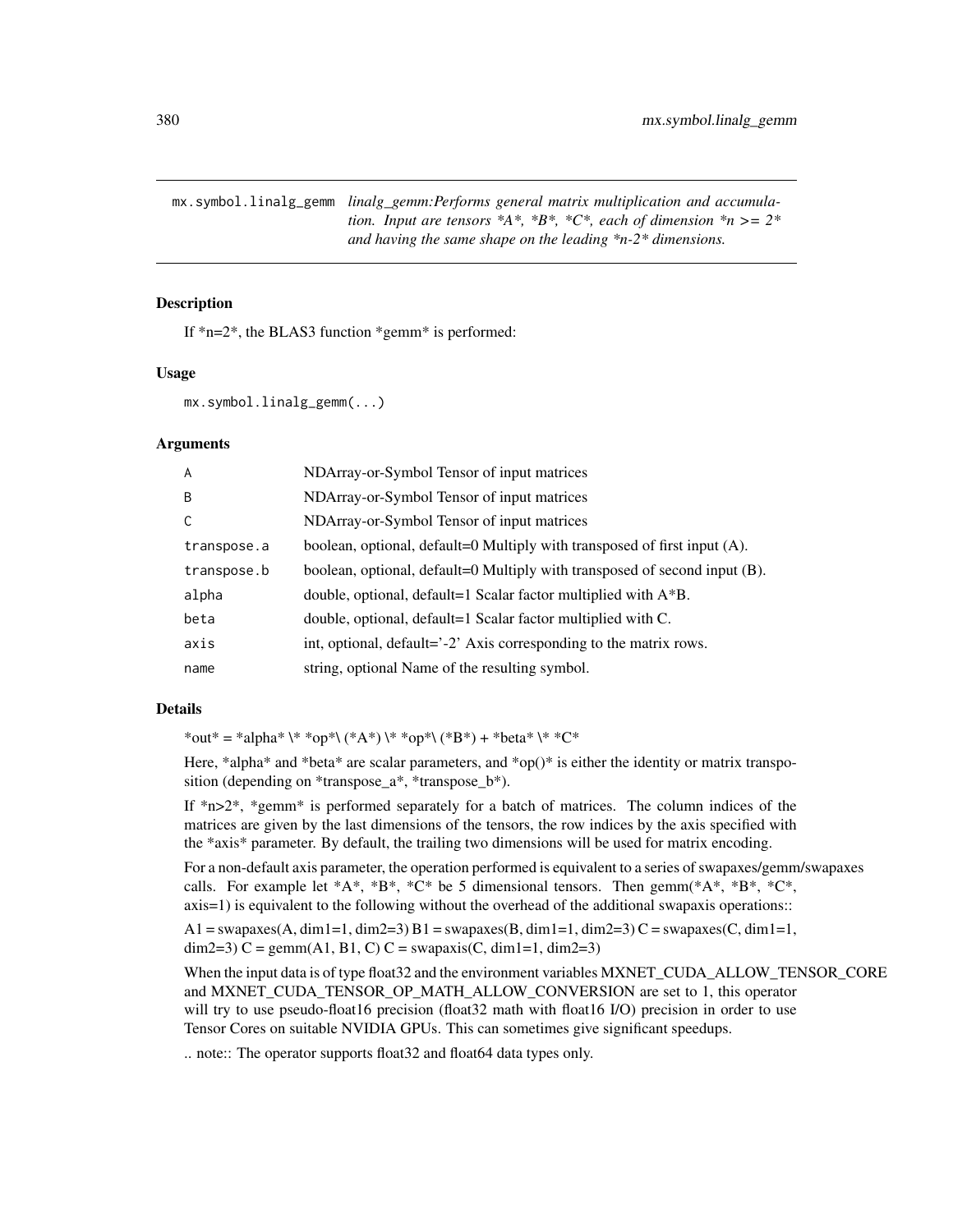## mx.symbol.linalg_gemm

*linalg_gemm:Performs general matrix multiplication and accumulation. Input are tensors *A*, *B*, *C*, each of dimension *n >= 2* and having the same shape on the leading *n-2* dimensions.*

### Description

If *n=2*, the BLAS3 function *gemm* is performed:

### Usage

```
mx.symbol.linalg_gemm(...)
```

### Arguments

| | |
|---|---|
| A | NDArray-or-Symbol Tensor of input matrices |
| B | NDArray-or-Symbol Tensor of input matrices |
| C | NDArray-or-Symbol Tensor of input matrices |
| transpose.a | boolean, optional, default=0 Multiply with transposed of first input (A). |
| transpose.b | boolean, optional, default=0 Multiply with transposed of second input (B). |
| alpha | double, optional, default=1 Scalar factor multiplied with A*B. |
| beta | double, optional, default=1 Scalar factor multiplied with C. |
| axis | int, optional, default='-2' Axis corresponding to the matrix rows. |
| name | string, optional Name of the resulting symbol. |

### Details

*out* = *alpha* \* *op*\ (*A*) \* *op*\ (*B*) + *beta* \* *C*

Here, *alpha* and *beta* are scalar parameters, and *op()* is either the identity or matrix transposition (depending on *transpose_a*, *transpose_b*).

If *n>2*, *gemm* is performed separately for a batch of matrices. The column indices of the matrices are given by the last dimensions of the tensors, the row indices by the axis specified with the *axis* parameter. By default, the trailing two dimensions will be used for matrix encoding.

For a non-default axis parameter, the operation performed is equivalent to a series of swapaxes/gemm/swapaxes calls. For example let *A*, *B*, *C* be 5 dimensional tensors. Then gemm(*A*, *B*, *C*, axis=1) is equivalent to the following without the overhead of the additional swapaxis operations::

A1 = swapaxes(A, dim1=1, dim2=3) B1 = swapaxes(B, dim1=1, dim2=3) C = swapaxes(C, dim1=1, dim2=3) C = gemm(A1, B1, C) C = swapaxis(C, dim1=1, dim2=3)

When the input data is of type float32 and the environment variables MXNET_CUDA_ALLOW_TENSOR_CORE and MXNET_CUDA_TENSOR_OP_MATH_ALLOW_CONVERSION are set to 1, this operator will try to use pseudo-float16 precision (float32 math with float16 I/O) precision in order to use Tensor Cores on suitable NVIDIA GPUs. This can sometimes give significant speedups.

.. note:: The operator supports float32 and float64 data types only.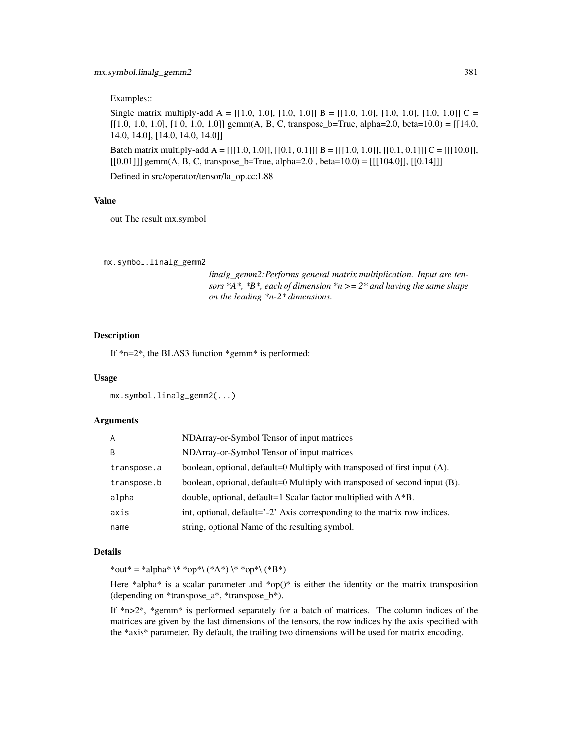Examples::

Single matrix multiply-add A = [[1.0, 1.0], [1.0, 1.0]] B = [[1.0, 1.0], [1.0, 1.0], [1.0, 1.0]] C = [[1.0, 1.0, 1.0], [1.0, 1.0, 1.0]] gemm(A, B, C, transpose_b=True, alpha=2.0, beta=10.0) = [[14.0, 14.0, 14.0], [14.0, 14.0, 14.0]]

Batch matrix multiply-add A = [[[1.0, 1.0]], [[0.1, 0.1]]] B = [[[1.0, 1.0]], [[0.1, 0.1]]] C = [[[10.0]], [[0.01]]] gemm(A, B, C, transpose_b=True, alpha=2.0 , beta=10.0) = [[[104.0]], [[0.14]]]

Defined in src/operator/tensor/la_op.cc:L88

### Value

out The result mx.symbol

---

## mx.symbol.linalg_gemm2

*linalg_gemm2:Performs general matrix multiplication. Input are tensors *A*, *B*, each of dimension *n >= 2* and having the same shape on the leading *n-2* dimensions.*

---

### Description

If *n=2*, the BLAS3 function *gemm* is performed:

### Usage

```
mx.symbol.linalg_gemm2(...)
```

### Arguments

| | |
|---|---|
| A | NDArray-or-Symbol Tensor of input matrices |
| B | NDArray-or-Symbol Tensor of input matrices |
| transpose.a | boolean, optional, default=0 Multiply with transposed of first input (A). |
| transpose.b | boolean, optional, default=0 Multiply with transposed of second input (B). |
| alpha | double, optional, default=1 Scalar factor multiplied with A*B. |
| axis | int, optional, default='-2' Axis corresponding to the matrix row indices. |
| name | string, optional Name of the resulting symbol. |

### Details

*out* = *alpha* \* *op*\ (*A*) \* *op*\ (*B*)

Here *alpha* is a scalar parameter and *op()* is either the identity or the matrix transposition (depending on *transpose_a*, *transpose_b*).

If *n>2*, *gemm* is performed separately for a batch of matrices. The column indices of the matrices are given by the last dimensions of the tensors, the row indices by the axis specified with the *axis* parameter. By default, the trailing two dimensions will be used for matrix encoding.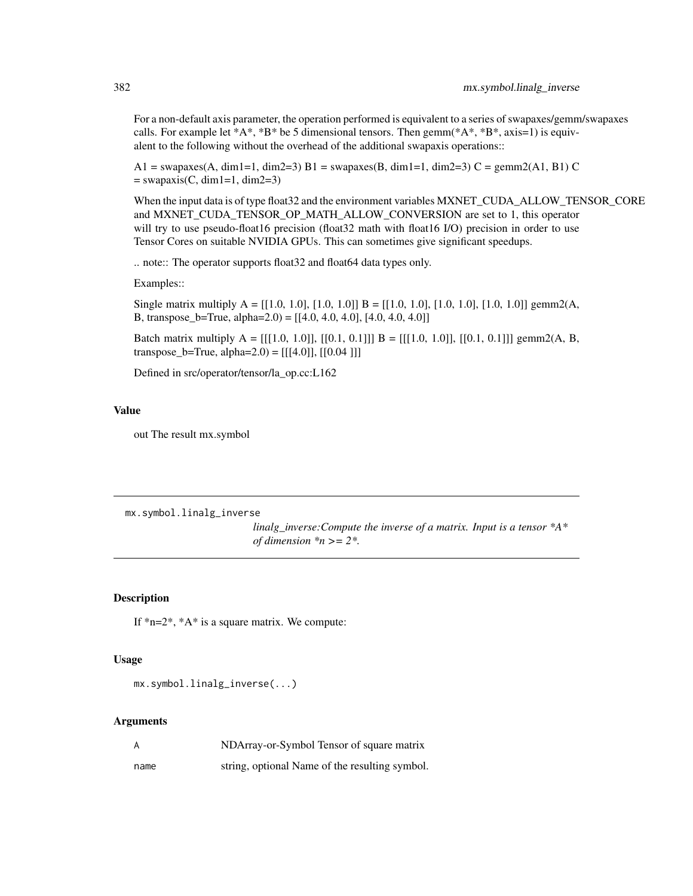For a non-default axis parameter, the operation performed is equivalent to a series of swapaxes/gemm/swapaxes calls. For example let *A*, *B* be 5 dimensional tensors. Then gemm(*A*, *B*, axis=1) is equivalent to the following without the overhead of the additional swapaxis operations::

A1 = swapaxes(A, dim1=1, dim2=3) B1 = swapaxes(B, dim1=1, dim2=3) C = gemm2(A1, B1) C = swapaxis(C, dim1=1, dim2=3)

When the input data is of type float32 and the environment variables MXNET_CUDA_ALLOW_TENSOR_CORE and MXNET_CUDA_TENSOR_OP_MATH_ALLOW_CONVERSION are set to 1, this operator will try to use pseudo-float16 precision (float32 math with float16 I/O) precision in order to use Tensor Cores on suitable NVIDIA GPUs. This can sometimes give significant speedups.

.. note:: The operator supports float32 and float64 data types only.

Examples::

Single matrix multiply A = [[1.0, 1.0], [1.0, 1.0]] B = [[1.0, 1.0], [1.0, 1.0], [1.0, 1.0]] gemm2(A, B, transpose_b=True, alpha=2.0) = [[4.0, 4.0, 4.0], [4.0, 4.0, 4.0]]

Batch matrix multiply A = [[[1.0, 1.0]], [[0.1, 0.1]]] B = [[[1.0, 1.0]], [[0.1, 0.1]]] gemm2(A, B, transpose_b=True, alpha=2.0) = [[[4.0]], [[0.04 ]]]

Defined in src/operator/tensor/la_op.cc:L162

### Value

out The result mx.symbol

---

## mx.symbol.linalg_inverse

*linalg_inverse:Compute the inverse of a matrix. Input is a tensor *A* of dimension *n >= 2*.*

---

### Description

If *n=2*, *A* is a square matrix. We compute:

### Usage

```
mx.symbol.linalg_inverse(...)
```

### Arguments

| | |
|---|---|
| A | NDArray-or-Symbol Tensor of square matrix |
| name | string, optional Name of the resulting symbol. |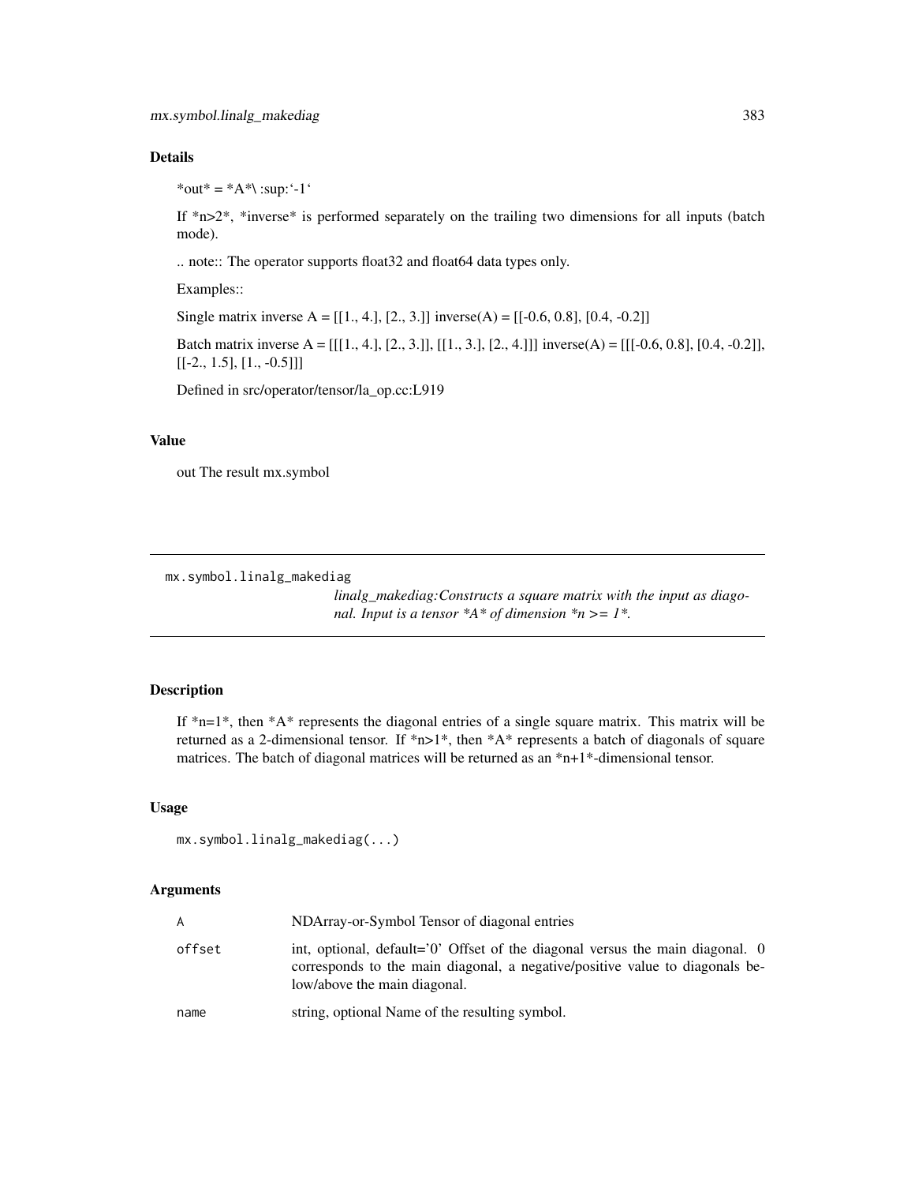## Details

*out* = *A*\ :sup:`-1`

If *n>2*, *inverse* is performed separately on the trailing two dimensions for all inputs (batch mode).

.. note:: The operator supports float32 and float64 data types only.

Examples::

Single matrix inverse A = [[1., 4.], [2., 3.]] inverse(A) = [[-0.6, 0.8], [0.4, -0.2]]

Batch matrix inverse A = [[[1., 4.], [2., 3.]], [[1., 3.], [2., 4.]]] inverse(A) = [[[-0.6, 0.8], [0.4, -0.2]], [[-2., 1.5], [1., -0.5]]]

Defined in src/operator/tensor/la_op.cc:L919

## Value

out The result mx.symbol

---

# mx.symbol.linalg_makediag

*linalg_makediag:Constructs a square matrix with the input as diagonal. Input is a tensor *A* of dimension *n >= 1*.*

---

## Description

If *n=1*, then *A* represents the diagonal entries of a single square matrix. This matrix will be returned as a 2-dimensional tensor. If *n>1*, then *A* represents a batch of diagonals of square matrices. The batch of diagonal matrices will be returned as an *n+1*-dimensional tensor.

## Usage

```
mx.symbol.linalg_makediag(...)
```

## Arguments

| | |
|---|---|
| A | NDArray-or-Symbol Tensor of diagonal entries |
| offset | int, optional, default='0' Offset of the diagonal versus the main diagonal. 0 corresponds to the main diagonal, a negative/positive value to diagonals below/above the main diagonal. |
| name | string, optional Name of the resulting symbol. |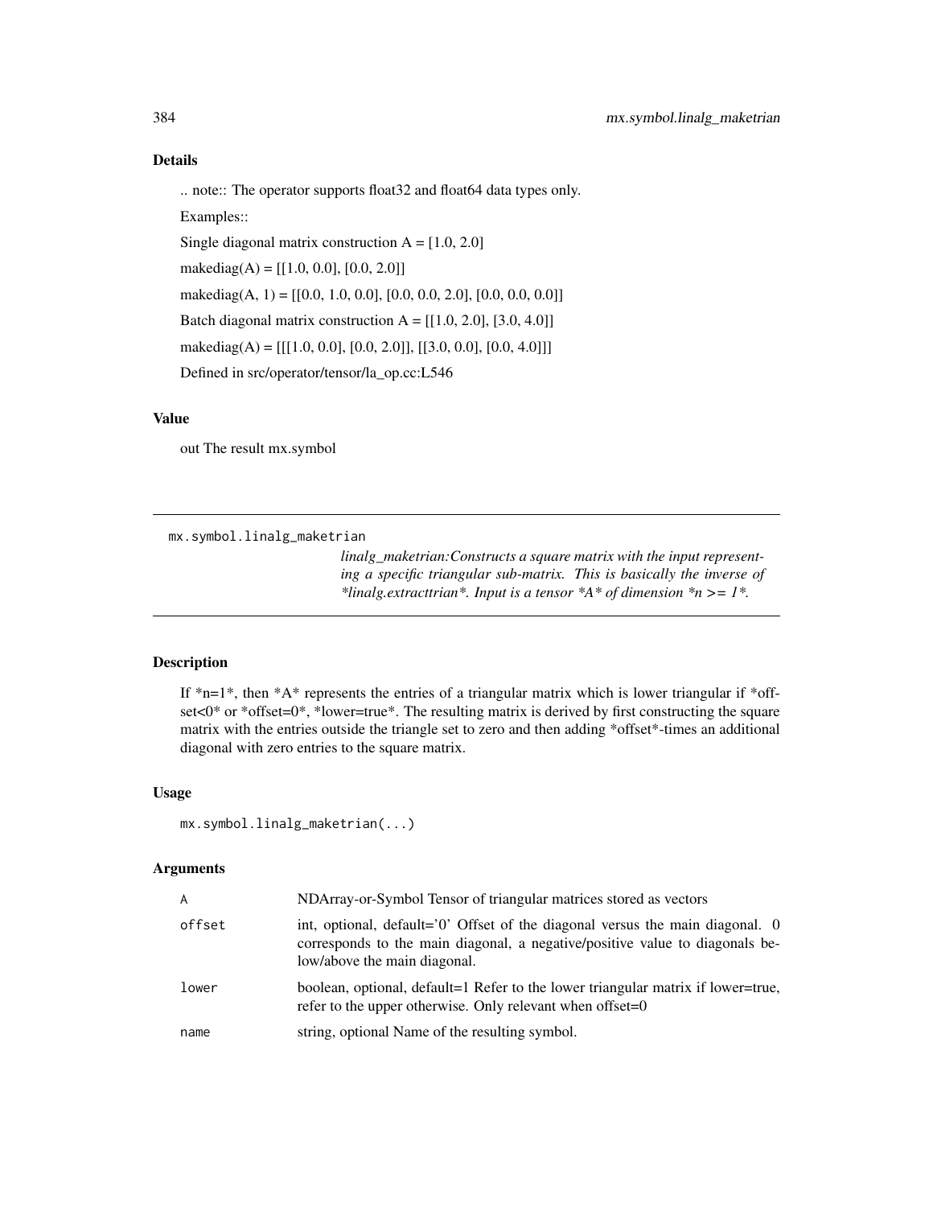## Details

.. note:: The operator supports float32 and float64 data types only.

Examples::

Single diagonal matrix construction A = [1.0, 2.0]

makediag(A) = [[1.0, 0.0], [0.0, 2.0]]

makediag(A, 1) = [[0.0, 1.0, 0.0], [0.0, 0.0, 2.0], [0.0, 0.0, 0.0]]

Batch diagonal matrix construction A = [[1.0, 2.0], [3.0, 4.0]]

makediag(A) = [[[1.0, 0.0], [0.0, 2.0]], [[3.0, 0.0], [0.0, 4.0]]]

Defined in src/operator/tensor/la_op.cc:L546

## Value

out The result mx.symbol

---

`mx.symbol.linalg_maketrian`

*linalg_maketrian:Constructs a square matrix with the input representing a specific triangular sub-matrix. This is basically the inverse of *linalg.extracttrian*. Input is a tensor *A* of dimension *n >= 1*.*

---

## Description

If *n=1*, then *A* represents the entries of a triangular matrix which is lower triangular if *offset<0* or *offset=0*, *lower=true*. The resulting matrix is derived by first constructing the square matrix with the entries outside the triangle set to zero and then adding *offset*-times an additional diagonal with zero entries to the square matrix.

## Usage

```
mx.symbol.linalg_maketrian(...)
```

## Arguments

| | |
|---|---|
| A | NDArray-or-Symbol Tensor of triangular matrices stored as vectors |
| offset | int, optional, default='0' Offset of the diagonal versus the main diagonal. 0 corresponds to the main diagonal, a negative/positive value to diagonals below/above the main diagonal. |
| lower | boolean, optional, default=1 Refer to the lower triangular matrix if lower=true, refer to the upper otherwise. Only relevant when offset=0 |
| name | string, optional Name of the resulting symbol. |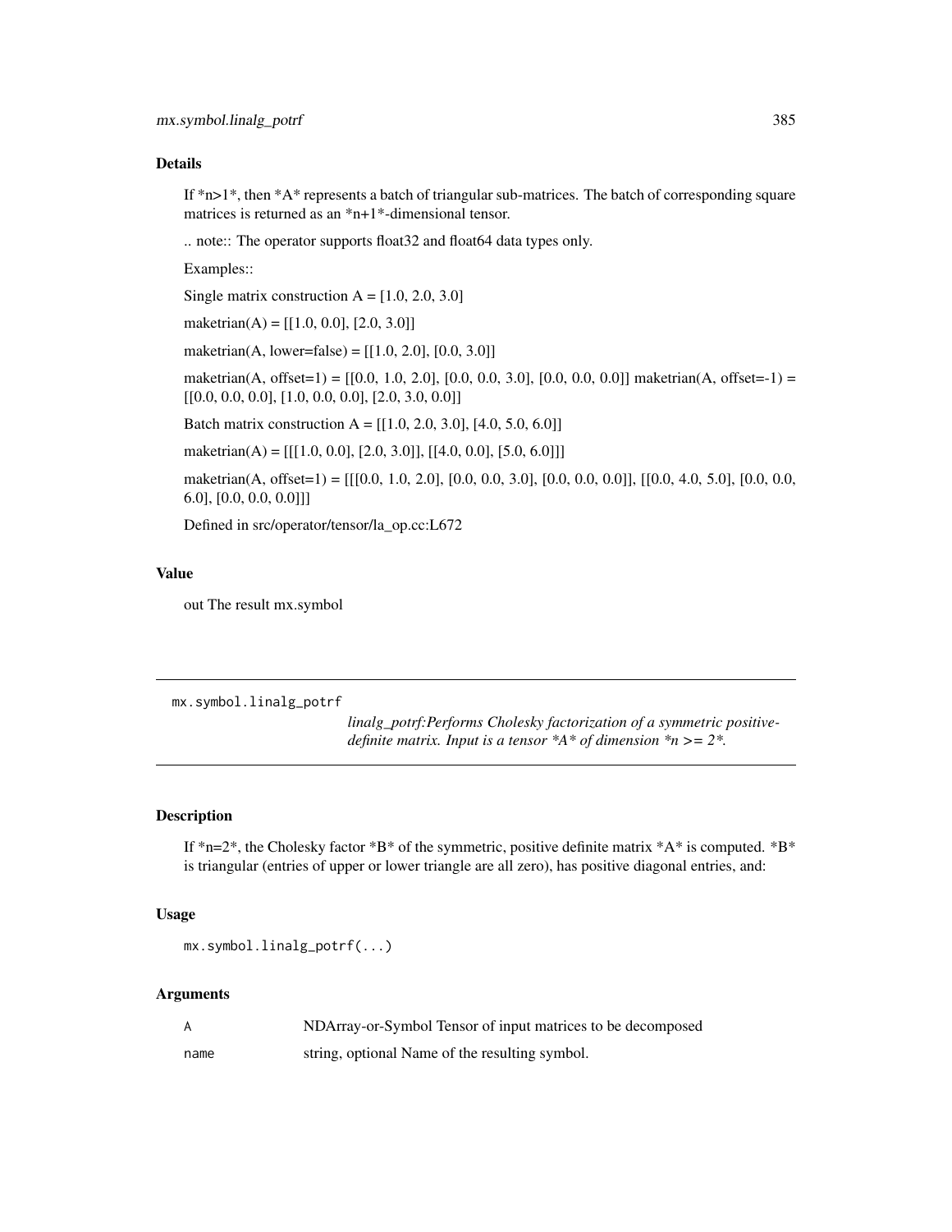## Details

If *n>1*, then *A* represents a batch of triangular sub-matrices. The batch of corresponding square matrices is returned as an *n+1*-dimensional tensor.

.. note:: The operator supports float32 and float64 data types only.

Examples::

Single matrix construction A = [1.0, 2.0, 3.0]

maketrian(A) = [[1.0, 0.0], [2.0, 3.0]]

maketrian(A, lower=false) = [[1.0, 2.0], [0.0, 3.0]]

maketrian(A, offset=1) = [[0.0, 1.0, 2.0], [0.0, 0.0, 3.0], [0.0, 0.0, 0.0]] maketrian(A, offset=-1) = [[0.0, 0.0, 0.0], [1.0, 0.0, 0.0], [2.0, 3.0, 0.0]]

Batch matrix construction A = [[1.0, 2.0, 3.0], [4.0, 5.0, 6.0]]

maketrian(A) = [[[1.0, 0.0], [2.0, 3.0]], [[4.0, 0.0], [5.0, 6.0]]]

maketrian(A, offset=1) = [[[0.0, 1.0, 2.0], [0.0, 0.0, 3.0], [0.0, 0.0, 0.0]], [[0.0, 4.0, 5.0], [0.0, 0.0, 6.0], [0.0, 0.0, 0.0]]]

Defined in src/operator/tensor/la_op.cc:L672

## Value

out The result mx.symbol

---

# mx.symbol.linalg_potrf

*linalg_potrf:Performs Cholesky factorization of a symmetric positive-definite matrix. Input is a tensor *A* of dimension *n >= 2*.*

---

## Description

If *n=2*, the Cholesky factor *B* of the symmetric, positive definite matrix *A* is computed. *B* is triangular (entries of upper or lower triangle are all zero), has positive diagonal entries, and:

## Usage

```
mx.symbol.linalg_potrf(...)
```

## Arguments

| | |
|---|---|
| A | NDArray-or-Symbol Tensor of input matrices to be decomposed |
| name | string, optional Name of the resulting symbol. |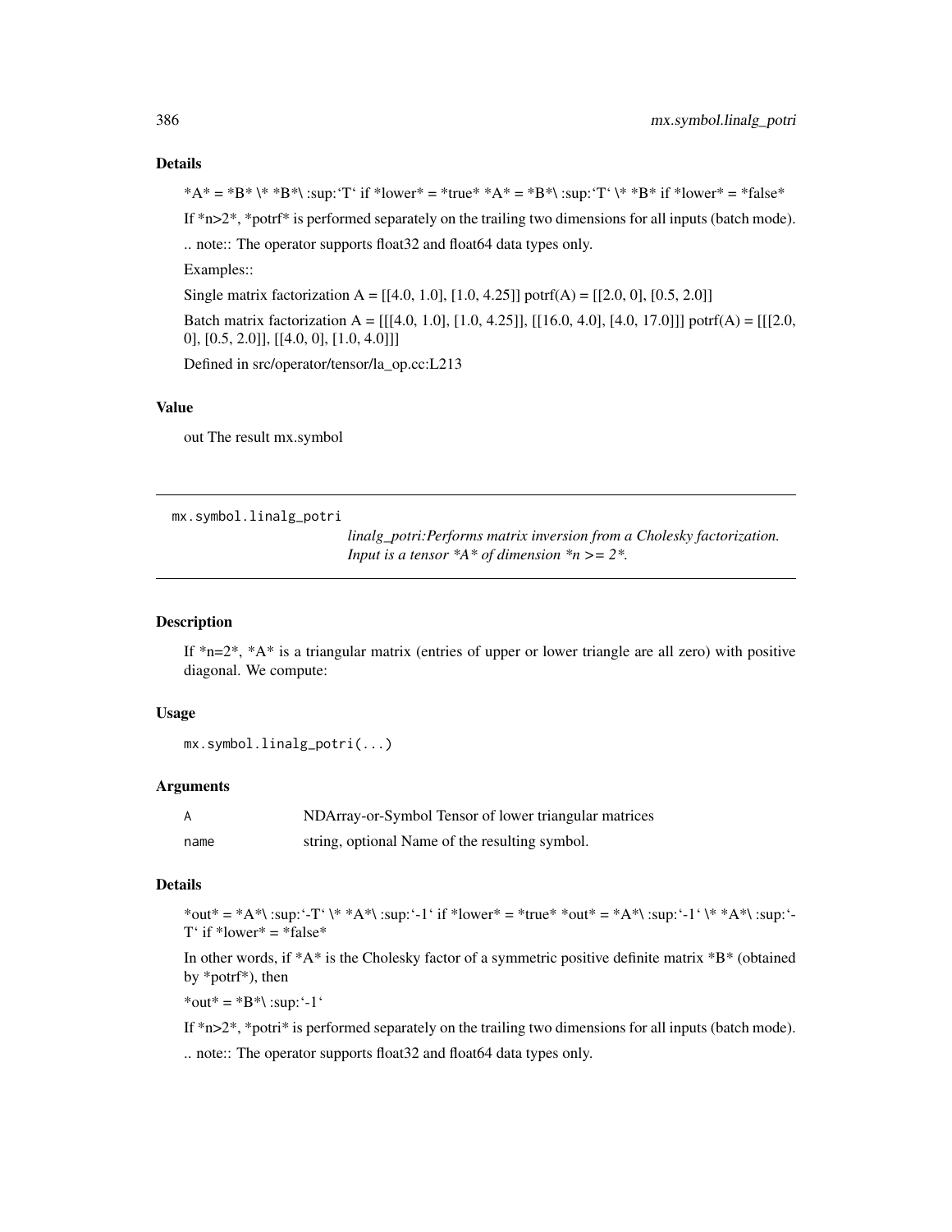### Details

*A* = *B* \* *B*\ :sup:‘T‘ if *lower* = *true* *A* = *B*\ :sup:‘T‘ \* *B* if *lower* = *false*

If *n>2*, *potrf* is performed separately on the trailing two dimensions for all inputs (batch mode).

.. note:: The operator supports float32 and float64 data types only.

Examples::

Single matrix factorization A = [[4.0, 1.0], [1.0, 4.25]] potrf(A) = [[2.0, 0], [0.5, 2.0]]

Batch matrix factorization A = [[[4.0, 1.0], [1.0, 4.25]], [[16.0, 4.0], [4.0, 17.0]]] potrf(A) = [[[2.0, 0], [0.5, 2.0]], [[4.0, 0], [1.0, 4.0]]]

Defined in src/operator/tensor/la_op.cc:L213

### Value

out The result mx.symbol

---

## mx.symbol.linalg_potri

*linalg_potri:Performs matrix inversion from a Cholesky factorization. Input is a tensor *A* of dimension *n >= 2*.*

---

### Description

If *n=2*, *A* is a triangular matrix (entries of upper or lower triangle are all zero) with positive diagonal. We compute:

### Usage

```
mx.symbol.linalg_potri(...)
```

### Arguments

| | |
|---|---|
| A | NDArray-or-Symbol Tensor of lower triangular matrices |
| name | string, optional Name of the resulting symbol. |

### Details

*out* = *A*\ :sup:‘-T‘ \* *A*\ :sup:‘-1‘ if *lower* = *true* *out* = *A*\ :sup:‘-1‘ \* *A*\ :sup:‘-T‘ if *lower* = *false*

In other words, if *A* is the Cholesky factor of a symmetric positive definite matrix *B* (obtained by *potrf*), then

*out* = *B*\ :sup:‘-1‘

If *n>2*, *potri* is performed separately on the trailing two dimensions for all inputs (batch mode).

.. note:: The operator supports float32 and float64 data types only.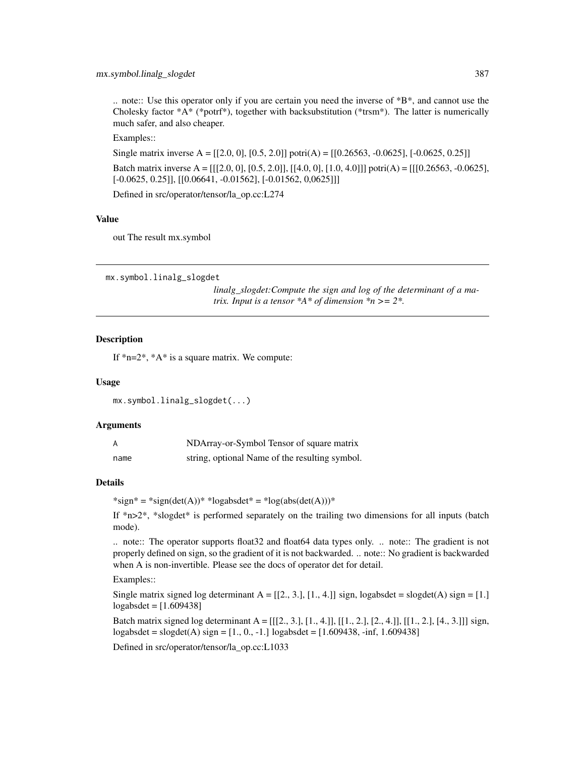.. note:: Use this operator only if you are certain you need the inverse of *B*, and cannot use the Cholesky factor *A* (*potrf*), together with backsubstitution (*trsm*). The latter is numerically much safer, and also cheaper.

Examples::

Single matrix inverse A = [[2.0, 0], [0.5, 2.0]] potri(A) = [[0.26563, -0.0625], [-0.0625, 0.25]]

Batch matrix inverse A = [[[2.0, 0], [0.5, 2.0]], [[4.0, 0], [1.0, 4.0]]] potri(A) = [[[0.26563, -0.0625], [-0.0625, 0.25]], [[0.06641, -0.01562], [-0.01562, 0,0625]]]

Defined in src/operator/tensor/la_op.cc:L274

### Value

out The result mx.symbol

---

## mx.symbol.linalg_slogdet

*linalg_slogdet:Compute the sign and log of the determinant of a matrix. Input is a tensor *A* of dimension *n >= 2*.*

### Description

If *n=2*, *A* is a square matrix. We compute:

### Usage

```
mx.symbol.linalg_slogdet(...)
```

### Arguments

| | |
|---|---|
| A | NDArray-or-Symbol Tensor of square matrix |
| name | string, optional Name of the resulting symbol. |

### Details

*sign* = *sign(det(A))* *logabsdet* = *log(abs(det(A)))*

If *n>2*, *slogdet* is performed separately on the trailing two dimensions for all inputs (batch mode).

.. note:: The operator supports float32 and float64 data types only. .. note:: The gradient is not properly defined on sign, so the gradient of it is not backwarded. .. note:: No gradient is backwarded when A is non-invertible. Please see the docs of operator det for detail.

Examples::

Single matrix signed log determinant A = [[2., 3.], [1., 4.]] sign, logabsdet = slogdet(A) sign = [1.] logabsdet = [1.609438]

Batch matrix signed log determinant A = [[[2., 3.], [1., 4.]], [[1., 2.], [2., 4.]], [[1., 2.], [4., 3.]]] sign, logabsdet = slogdet(A) sign = [1., 0., -1.] logabsdet = [1.609438, -inf, 1.609438]

Defined in src/operator/tensor/la_op.cc:L1033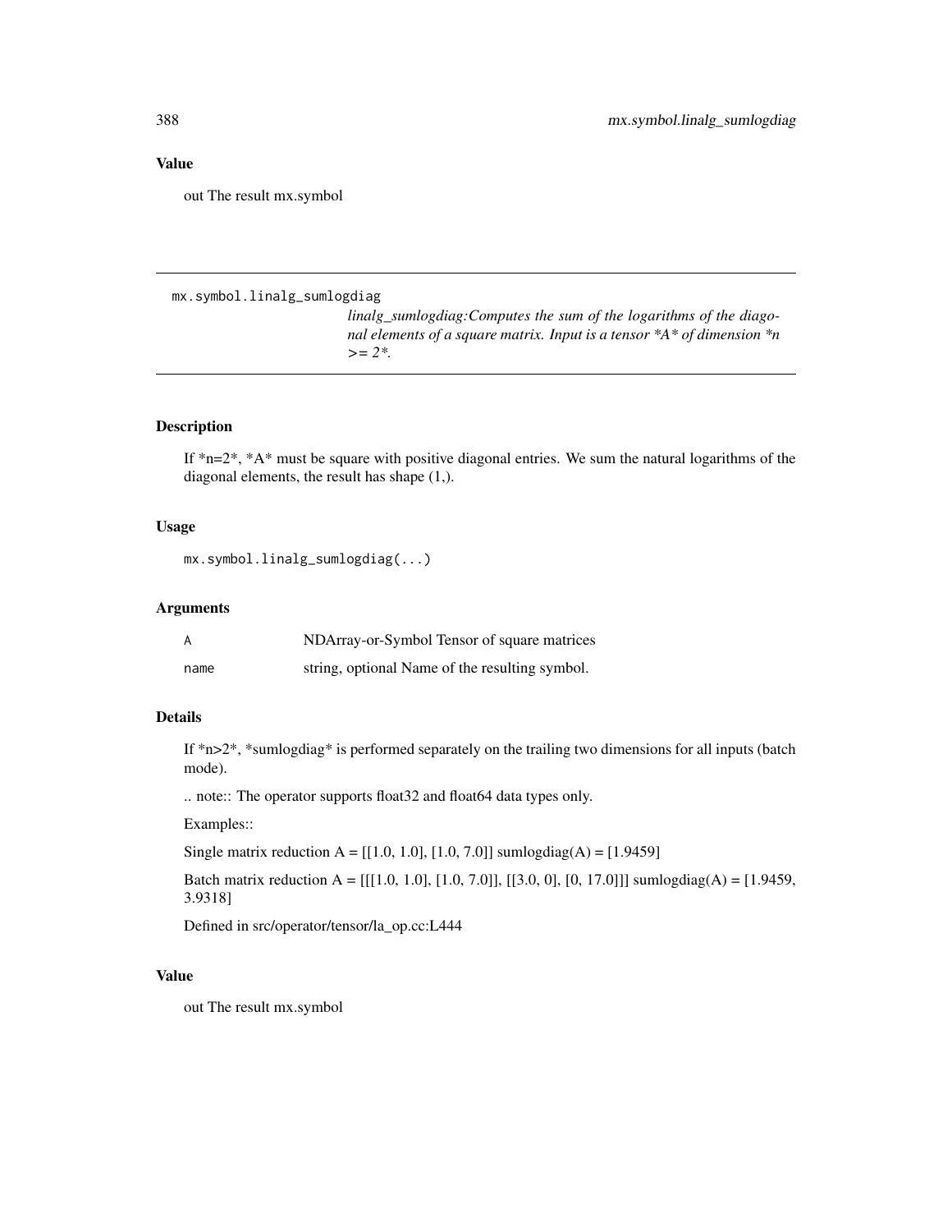## Value

out The result mx.symbol

---

mx.symbol.linalg_sumlogdiag

*linalg_sumlogdiag:Computes the sum of the logarithms of the diagonal elements of a square matrix. Input is a tensor *A* of dimension *n >= 2*.*

---

### Description

If *n=2*, *A* must be square with positive diagonal entries. We sum the natural logarithms of the diagonal elements, the result has shape (1,).

### Usage

```
mx.symbol.linalg_sumlogdiag(...)
```

### Arguments

| | |
|---|---|
| A | NDArray-or-Symbol Tensor of square matrices |
| name | string, optional Name of the resulting symbol. |

### Details

If *n>2*, *sumlogdiag* is performed separately on the trailing two dimensions for all inputs (batch mode).

.. note:: The operator supports float32 and float64 data types only.

Examples::

Single matrix reduction A = [[1.0, 1.0], [1.0, 7.0]] sumlogdiag(A) = [1.9459]

Batch matrix reduction A = [[[1.0, 1.0], [1.0, 7.0]], [[3.0, 0], [0, 17.0]]] sumlogdiag(A) = [1.9459, 3.9318]

Defined in src/operator/tensor/la_op.cc:L444

### Value

out The result mx.symbol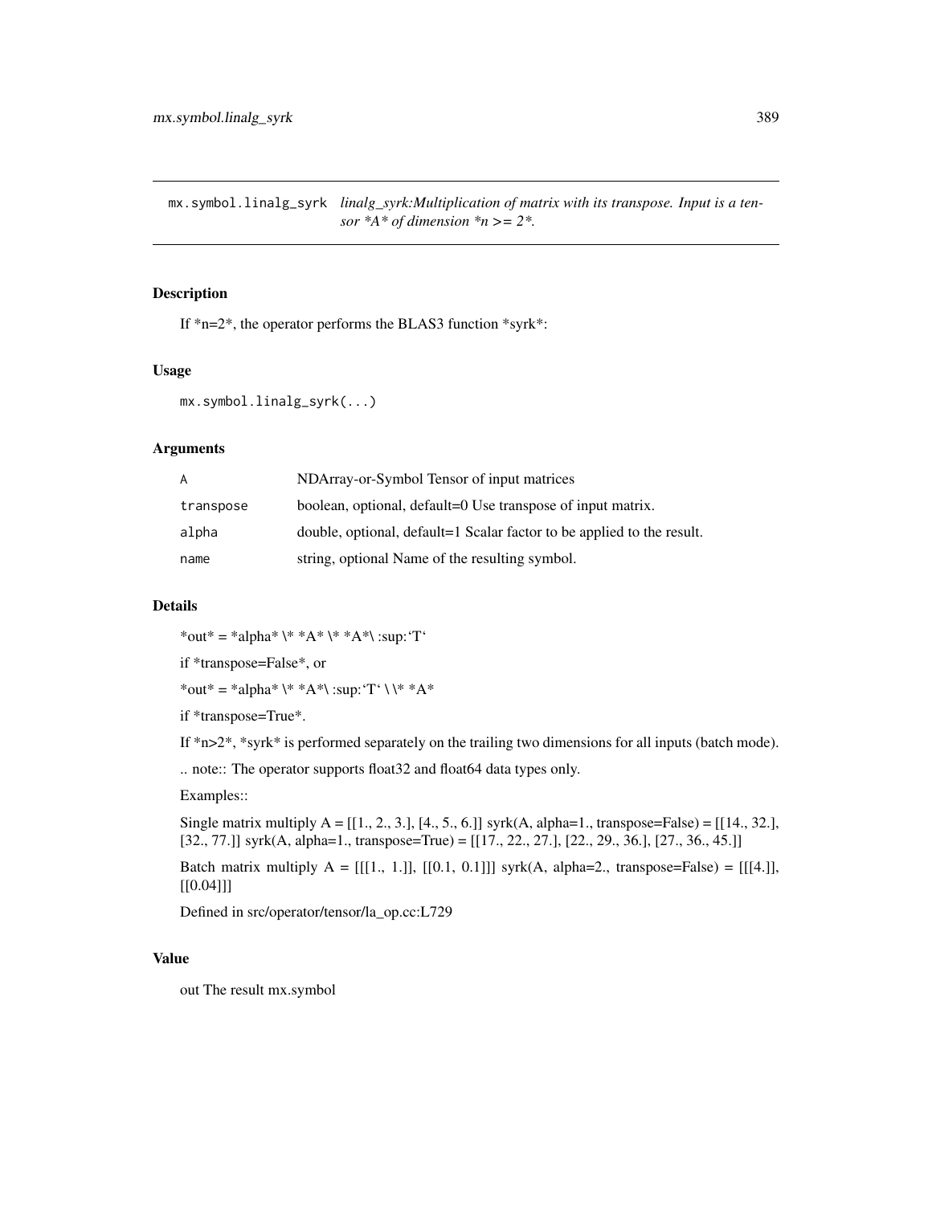mx.symbol.linalg_syrk *linalg_syrk:Multiplication of matrix with its transpose. Input is a tensor *A* of dimension *n >= 2*.*

## Description

If *n=2*, the operator performs the BLAS3 function *syrk*:

## Usage

```
mx.symbol.linalg_syrk(...)
```

## Arguments

| | |
|---|---|
| A | NDArray-or-Symbol Tensor of input matrices |
| transpose | boolean, optional, default=0 Use transpose of input matrix. |
| alpha | double, optional, default=1 Scalar factor to be applied to the result. |
| name | string, optional Name of the resulting symbol. |

## Details

*out* = *alpha* \* *A* \* *A*\ :sup:'T'

if *transpose=False*, or

*out* = *alpha* \* *A*\ :sup:'T' \ \* *A*

if *transpose=True*.

If *n>2*, *syrk* is performed separately on the trailing two dimensions for all inputs (batch mode).

.. note:: The operator supports float32 and float64 data types only.

Examples::

Single matrix multiply A = [[1., 2., 3.], [4., 5., 6.]] syrk(A, alpha=1., transpose=False) = [[14., 32.], [32., 77.]] syrk(A, alpha=1., transpose=True) = [[17., 22., 27.], [22., 29., 36.], [27., 36., 45.]]

Batch matrix multiply A = [[[1., 1.]], [[0.1, 0.1]]] syrk(A, alpha=2., transpose=False) = [[[4.]], [[0.04]]]

Defined in src/operator/tensor/la_op.cc:L729

## Value

out The result mx.symbol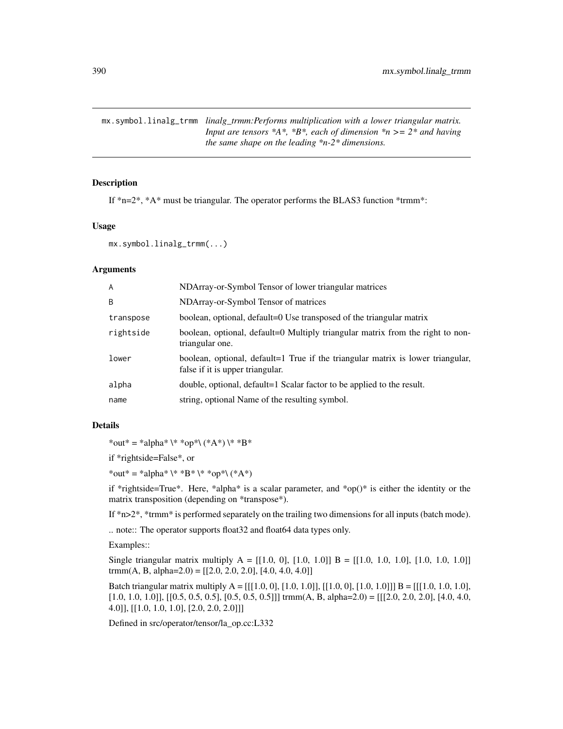`mx.symbol.linalg_trmm` *linalg_trmm:Performs multiplication with a lower triangular matrix. Input are tensors *A*, *B*, each of dimension *n >= 2* and having the same shape on the leading *n-2* dimensions.*

## Description

If *n=2*, *A* must be triangular. The operator performs the BLAS3 function *trmm*:

## Usage

```
mx.symbol.linalg_trmm(...)
```

## Arguments

| | |
|---|---|
| `A` | NDArray-or-Symbol Tensor of lower triangular matrices |
| `B` | NDArray-or-Symbol Tensor of matrices |
| `transpose` | boolean, optional, default=0 Use transposed of the triangular matrix |
| `rightside` | boolean, optional, default=0 Multiply triangular matrix from the right to non-triangular one. |
| `lower` | boolean, optional, default=1 True if the triangular matrix is lower triangular, false if it is upper triangular. |
| `alpha` | double, optional, default=1 Scalar factor to be applied to the result. |
| `name` | string, optional Name of the resulting symbol. |

## Details

*out* = *alpha* \* *op*\ (*A*) \* *B*

if *rightside=False*, or

*out* = *alpha* \* *B* \* *op*\ (*A*)

if *rightside=True*. Here, *alpha* is a scalar parameter, and *op()* is either the identity or the matrix transposition (depending on *transpose*).

If *n>2*, *trmm* is performed separately on the trailing two dimensions for all inputs (batch mode).

.. note:: The operator supports float32 and float64 data types only.

Examples::

Single triangular matrix multiply A = [[1.0, 0], [1.0, 1.0]] B = [[1.0, 1.0, 1.0], [1.0, 1.0, 1.0]] trmm(A, B, alpha=2.0) = [[2.0, 2.0, 2.0], [4.0, 4.0, 4.0]]

Batch triangular matrix multiply A = [[[1.0, 0], [1.0, 1.0]], [[1.0, 0], [1.0, 1.0]]] B = [[[1.0, 1.0, 1.0], [1.0, 1.0, 1.0]], [[0.5, 0.5, 0.5], [0.5, 0.5, 0.5]]] trmm(A, B, alpha=2.0) = [[[2.0, 2.0, 2.0], [4.0, 4.0, 4.0]], [[1.0, 1.0, 1.0], [2.0, 2.0, 2.0]]]

Defined in src/operator/tensor/la_op.cc:L332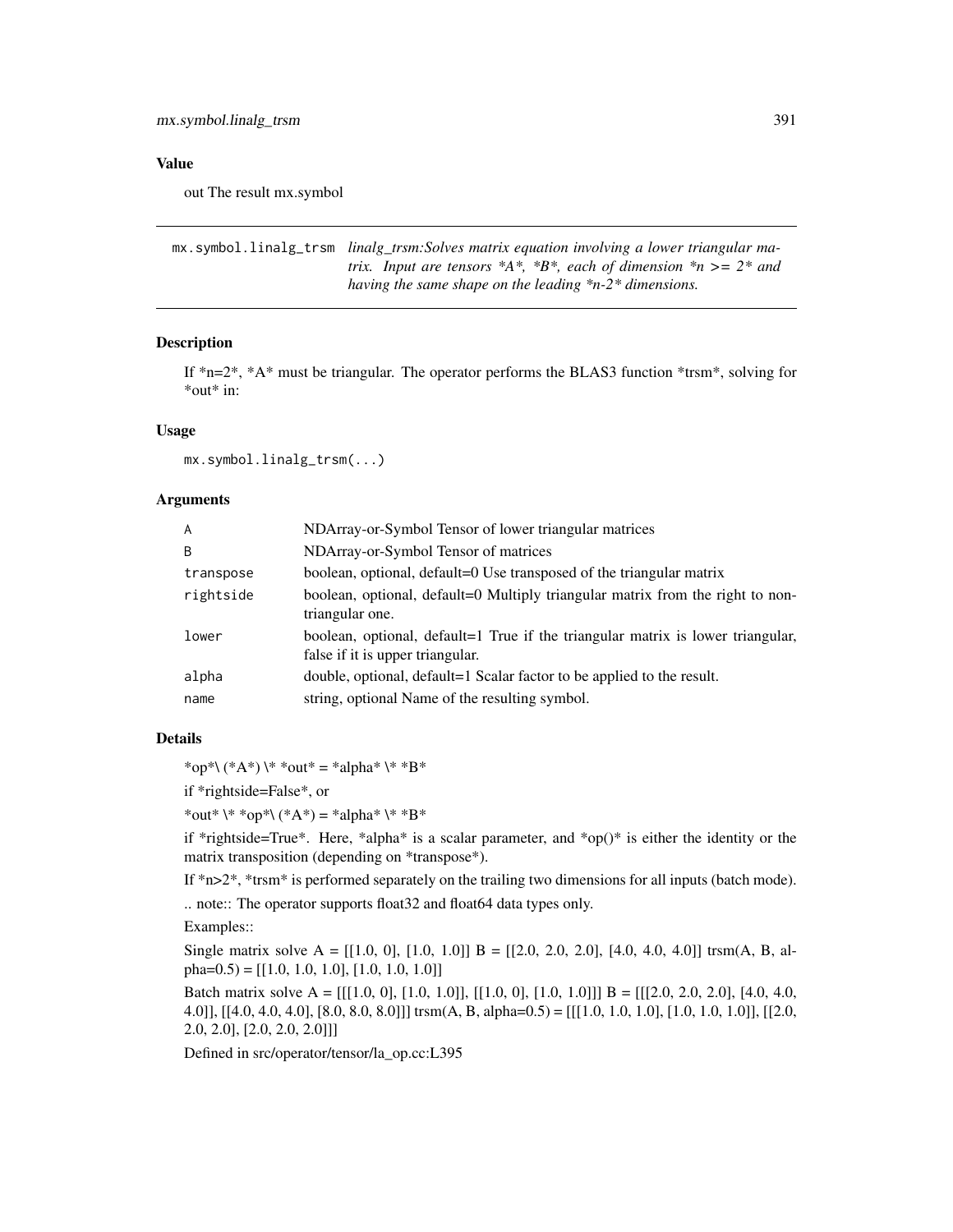## Value

out The result mx.symbol

---

`mx.symbol.linalg_trsm` *linalg_trsm:Solves matrix equation involving a lower triangular matrix. Input are tensors *A*, *B*, each of dimension *n >= 2* and having the same shape on the leading *n-2* dimensions.*

---

### Description

If *n=2*, *A* must be triangular. The operator performs the BLAS3 function *trsm*, solving for *out* in:

### Usage

```
mx.symbol.linalg_trsm(...)
```

### Arguments

| | |
|---|---|
| `A` | NDArray-or-Symbol Tensor of lower triangular matrices |
| `B` | NDArray-or-Symbol Tensor of matrices |
| `transpose` | boolean, optional, default=0 Use transposed of the triangular matrix |
| `rightside` | boolean, optional, default=0 Multiply triangular matrix from the right to non-triangular one. |
| `lower` | boolean, optional, default=1 True if the triangular matrix is lower triangular, false if it is upper triangular. |
| `alpha` | double, optional, default=1 Scalar factor to be applied to the result. |
| `name` | string, optional Name of the resulting symbol. |

### Details

*op*\ (*A*) \* *out* = *alpha* \* *B*

if *rightside=False*, or

*out* \* *op*\ (*A*) = *alpha* \* *B*

if *rightside=True*. Here, *alpha* is a scalar parameter, and *op()* is either the identity or the matrix transposition (depending on *transpose*).

If *n>2*, *trsm* is performed separately on the trailing two dimensions for all inputs (batch mode).

.. note:: The operator supports float32 and float64 data types only.

Examples::

Single matrix solve A = [[1.0, 0], [1.0, 1.0]] B = [[2.0, 2.0, 2.0], [4.0, 4.0, 4.0]] trsm(A, B, alpha=0.5) = [[1.0, 1.0, 1.0], [1.0, 1.0, 1.0]]

Batch matrix solve A = [[[1.0, 0], [1.0, 1.0]], [[1.0, 0], [1.0, 1.0]]] B = [[[2.0, 2.0, 2.0], [4.0, 4.0, 4.0]], [[4.0, 4.0, 4.0], [8.0, 8.0, 8.0]]] trsm(A, B, alpha=0.5) = [[[1.0, 1.0, 1.0], [1.0, 1.0, 1.0]], [[2.0, 2.0, 2.0], [2.0, 2.0, 2.0]]]

Defined in src/operator/tensor/la_op.cc:L395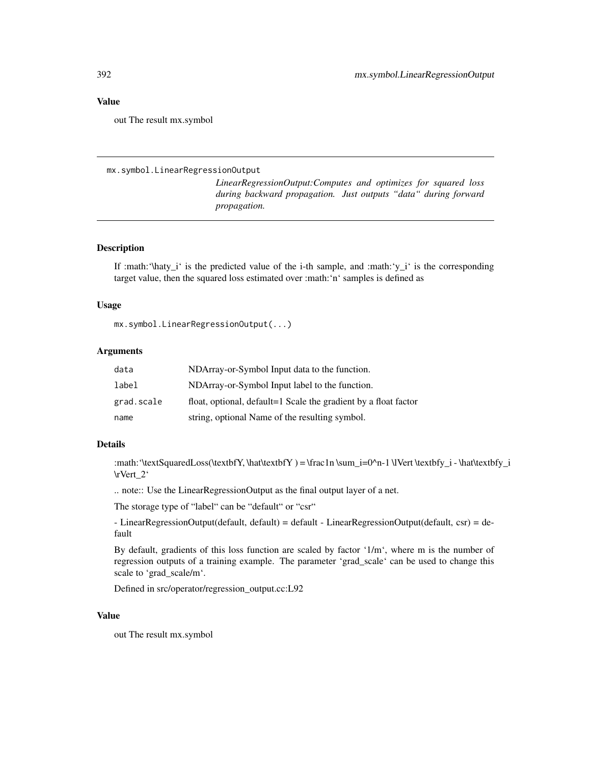## Value

out The result mx.symbol

---

mx.symbol.LinearRegressionOutput

*LinearRegressionOutput:Computes and optimizes for squared loss during backward propagation. Just outputs "data" during forward propagation.*

---

### Description

If :math:'\haty_i' is the predicted value of the i-th sample, and :math:'y_i' is the corresponding target value, then the squared loss estimated over :math:'n' samples is defined as

### Usage

```
mx.symbol.LinearRegressionOutput(...)
```

### Arguments

| | |
|---|---|
| data | NDArray-or-Symbol Input data to the function. |
| label | NDArray-or-Symbol Input label to the function. |
| grad.scale | float, optional, default=1 Scale the gradient by a float factor |
| name | string, optional Name of the resulting symbol. |

### Details

:math:'\textSquaredLoss(\textbfY, \hat\textbfY ) = \frac1n \sum_i=0^n-1 \lVert \textbfy_i - \hat\textbfy_i \rVert_2'

.. note:: Use the LinearRegressionOutput as the final output layer of a net.

The storage type of "label" can be "default" or "csr"

- LinearRegressionOutput(default, default) = default - LinearRegressionOutput(default, csr) = default

By default, gradients of this loss function are scaled by factor '1/m', where m is the number of regression outputs of a training example. The parameter 'grad_scale' can be used to change this scale to 'grad_scale/m'.

Defined in src/operator/regression_output.cc:L92

### Value

out The result mx.symbol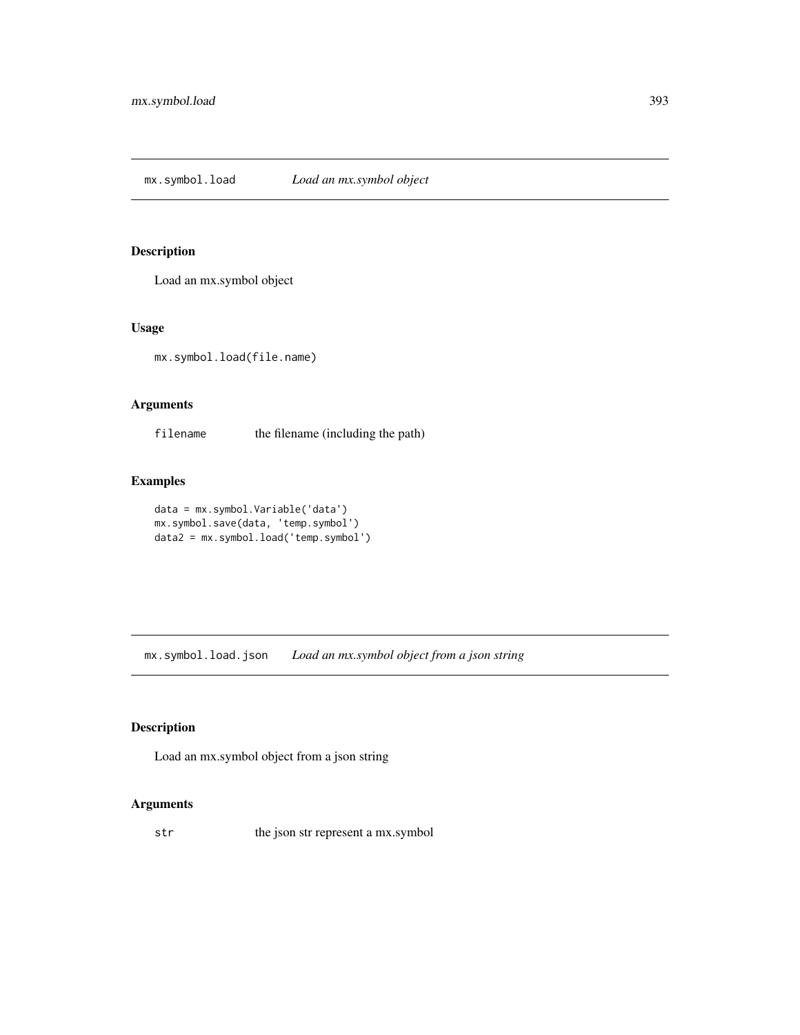## mx.symbol.load *Load an mx.symbol object*

### Description

Load an mx.symbol object

### Usage

```
mx.symbol.load(file.name)
```

### Arguments

| | |
|---|---|
| filename | the filename (including the path) |

### Examples

```
data = mx.symbol.Variable('data')
mx.symbol.save(data, 'temp.symbol')
data2 = mx.symbol.load('temp.symbol')
```

## mx.symbol.load.json *Load an mx.symbol object from a json string*

### Description

Load an mx.symbol object from a json string

### Arguments

| | |
|---|---|
| str | the json str represent a mx.symbol |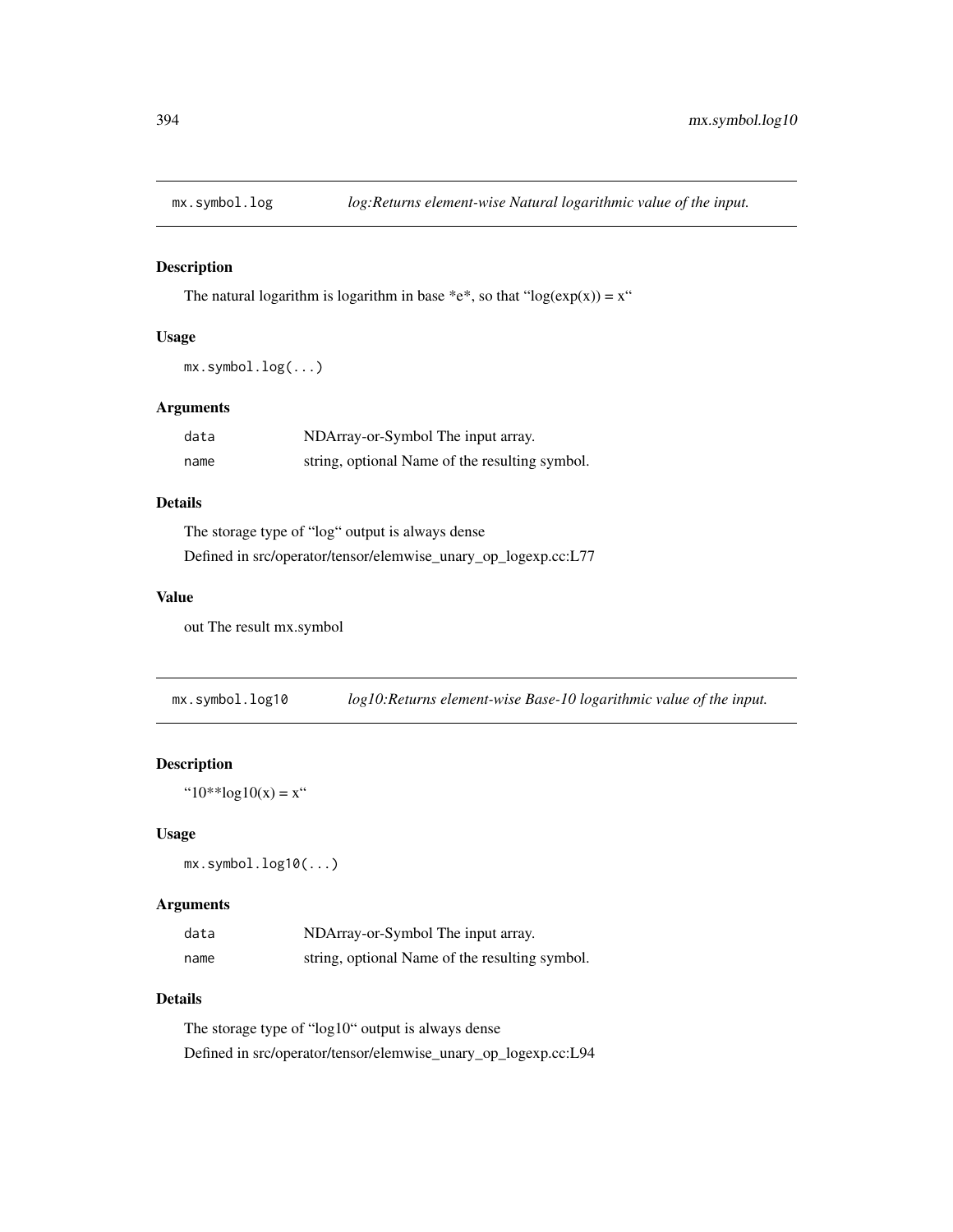## mx.symbol.log — *log:Returns element-wise Natural logarithmic value of the input.*

### Description

The natural logarithm is logarithm in base *e*, so that "log(exp(x)) = x"

### Usage

```
mx.symbol.log(...)
```

### Arguments

| | |
|---|---|
| `data` | NDArray-or-Symbol The input array. |
| `name` | string, optional Name of the resulting symbol. |

### Details

The storage type of "log" output is always dense

Defined in src/operator/tensor/elemwise_unary_op_logexp.cc:L77

### Value

out The result mx.symbol

## mx.symbol.log10 — *log10:Returns element-wise Base-10 logarithmic value of the input.*

### Description

"10**log10(x) = x"

### Usage

```
mx.symbol.log10(...)
```

### Arguments

| | |
|---|---|
| `data` | NDArray-or-Symbol The input array. |
| `name` | string, optional Name of the resulting symbol. |

### Details

The storage type of "log10" output is always dense

Defined in src/operator/tensor/elemwise_unary_op_logexp.cc:L94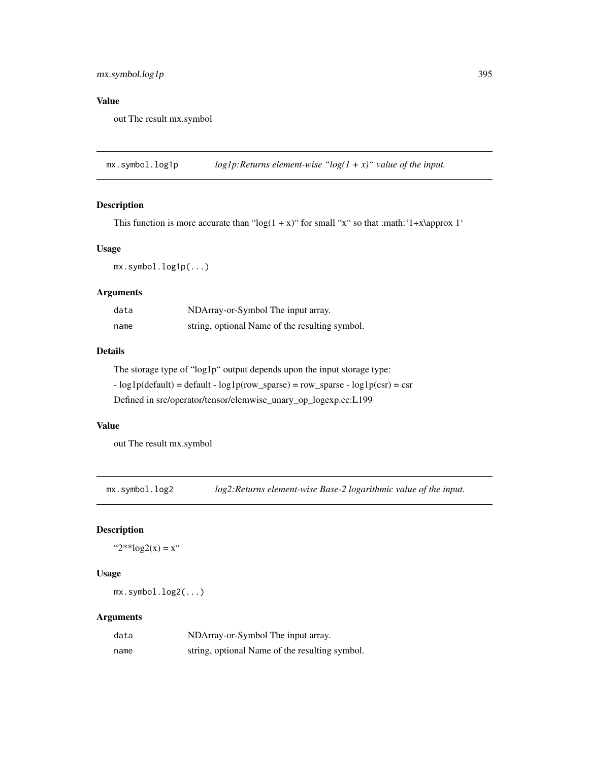## Value

out The result mx.symbol

---

`mx.symbol.log1p` *log1p:Returns element-wise "log(1 + x)" value of the input.*

---

### Description

This function is more accurate than "log(1 + x)" for small "x" so that :math:'1+x\approx 1'

### Usage

```
mx.symbol.log1p(...)
```

### Arguments

| | |
|---|---|
| `data` | NDArray-or-Symbol The input array. |
| `name` | string, optional Name of the resulting symbol. |

### Details

The storage type of "log1p" output depends upon the input storage type:

- log1p(default) = default - log1p(row_sparse) = row_sparse - log1p(csr) = csr

Defined in src/operator/tensor/elemwise_unary_op_logexp.cc:L199

### Value

out The result mx.symbol

---

`mx.symbol.log2` *log2:Returns element-wise Base-2 logarithmic value of the input.*

---

### Description

"2**log2(x) = x"

### Usage

```
mx.symbol.log2(...)
```

### Arguments

| | |
|---|---|
| `data` | NDArray-or-Symbol The input array. |
| `name` | string, optional Name of the resulting symbol. |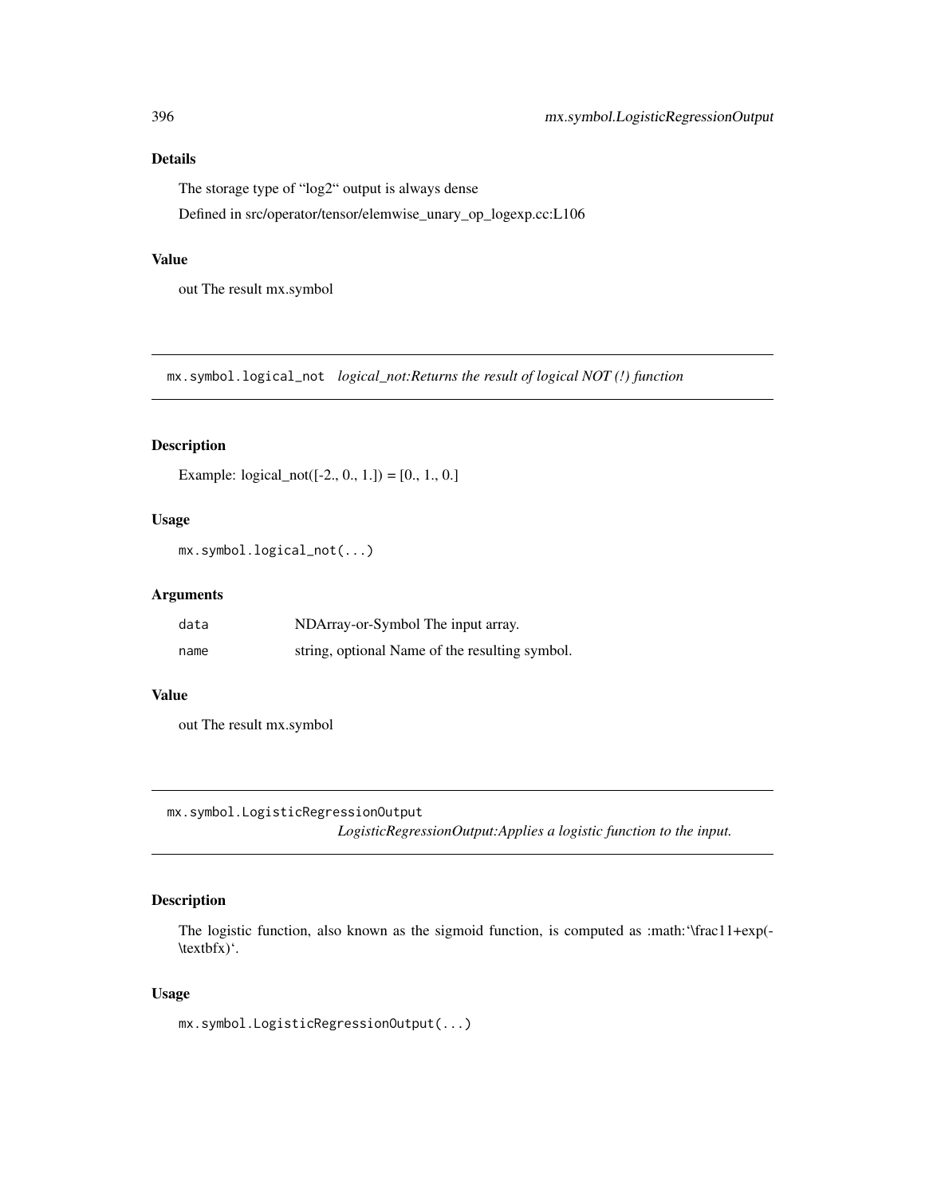## Details

The storage type of "log2" output is always dense

Defined in src/operator/tensor/elemwise_unary_op_logexp.cc:L106

## Value

out The result mx.symbol

---

# mx.symbol.logical_not *logical_not:Returns the result of logical NOT (!) function*

## Description

Example: logical_not([-2., 0., 1.]) = [0., 1., 0.]

## Usage

```
mx.symbol.logical_not(...)
```

## Arguments

| | |
|---|---|
| data | NDArray-or-Symbol The input array. |
| name | string, optional Name of the resulting symbol. |

## Value

out The result mx.symbol

---

# mx.symbol.LogisticRegressionOutput *LogisticRegressionOutput:Applies a logistic function to the input.*

## Description

The logistic function, also known as the sigmoid function, is computed as :math:'\frac11+exp(-\textbfx)'.

## Usage

```
mx.symbol.LogisticRegressionOutput(...)
```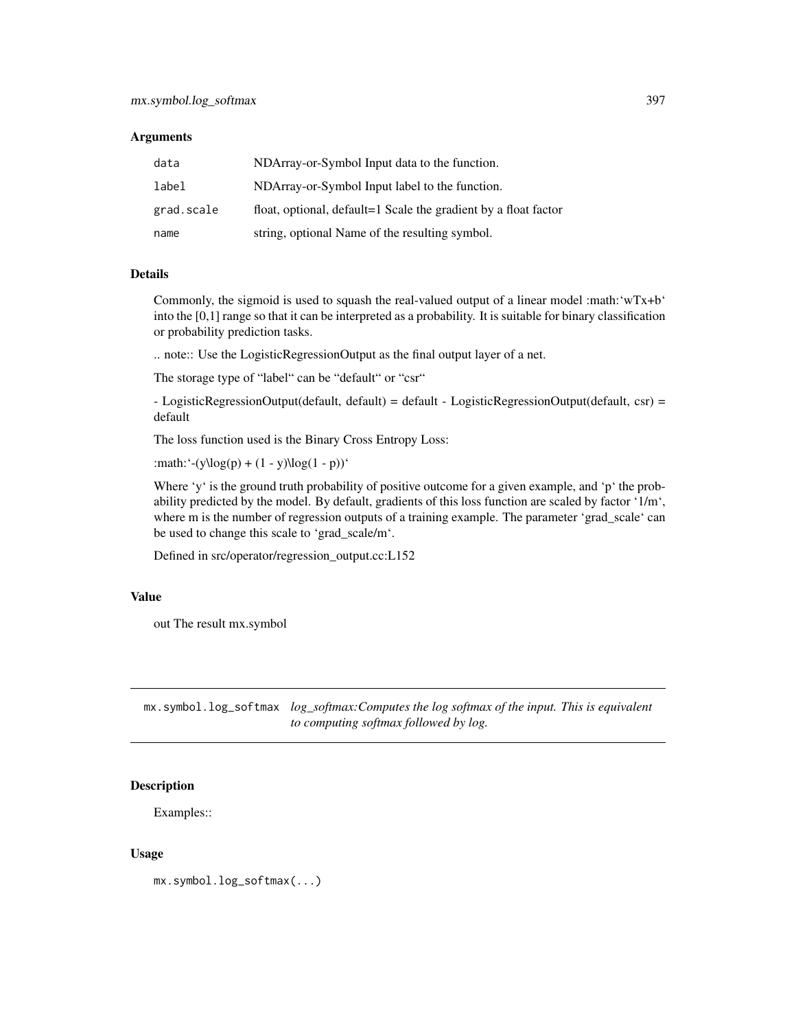### Arguments

| | |
|---|---|
| data | NDArray-or-Symbol Input data to the function. |
| label | NDArray-or-Symbol Input label to the function. |
| grad.scale | float, optional, default=1 Scale the gradient by a float factor |
| name | string, optional Name of the resulting symbol. |

### Details

Commonly, the sigmoid is used to squash the real-valued output of a linear model :math:'wTx+b' into the [0,1] range so that it can be interpreted as a probability. It is suitable for binary classification or probability prediction tasks.

.. note:: Use the LogisticRegressionOutput as the final output layer of a net.

The storage type of "label" can be "default" or "csr"

- LogisticRegressionOutput(default, default) = default - LogisticRegressionOutput(default, csr) = default

The loss function used is the Binary Cross Entropy Loss:

:math:'-(y\log(p) + (1 - y)\log(1 - p))'

Where 'y' is the ground truth probability of positive outcome for a given example, and 'p' the probability predicted by the model. By default, gradients of this loss function are scaled by factor '1/m', where m is the number of regression outputs of a training example. The parameter 'grad_scale' can be used to change this scale to 'grad_scale/m'.

Defined in src/operator/regression_output.cc:L152

### Value

out The result mx.symbol

---

## mx.symbol.log_softmax

*log_softmax:Computes the log softmax of the input. This is equivalent to computing softmax followed by log.*

---

### Description

Examples::

### Usage

```
mx.symbol.log_softmax(...)
```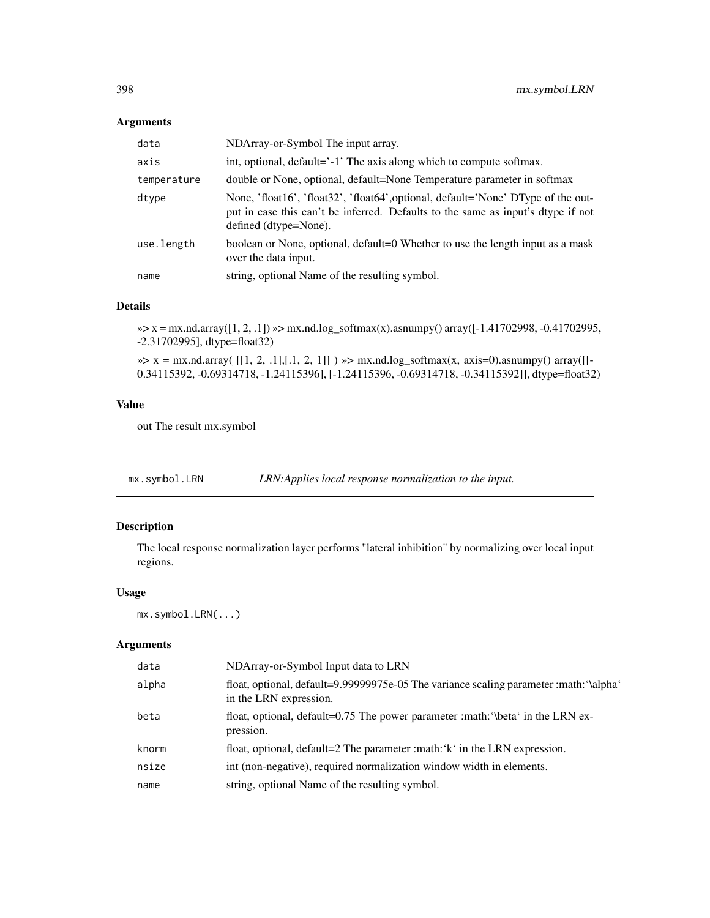## Arguments

| | |
|---|---|
| `data` | NDArray-or-Symbol The input array. |
| `axis` | int, optional, default='-1' The axis along which to compute softmax. |
| `temperature` | double or None, optional, default=None Temperature parameter in softmax |
| `dtype` | None, 'float16', 'float32', 'float64',optional, default='None' DType of the output in case this can't be inferred. Defaults to the same as input's dtype if not defined (dtype=None). |
| `use.length` | boolean or None, optional, default=0 Whether to use the length input as a mask over the data input. |
| `name` | string, optional Name of the resulting symbol. |

## Details

»> x = mx.nd.array([1, 2, .1]) »> mx.nd.log_softmax(x).asnumpy() array([-1.41702998, -0.41702995, -2.31702995], dtype=float32)

»> x = mx.nd.array( [[1, 2, .1],[.1, 2, 1]] ) »> mx.nd.log_softmax(x, axis=0).asnumpy() array([[-0.34115392, -0.69314718, -1.24115396], [-1.24115396, -0.69314718, -0.34115392]], dtype=float32)

## Value

out The result mx.symbol

---

# `mx.symbol.LRN` *LRN:Applies local response normalization to the input.*

---

## Description

The local response normalization layer performs "lateral inhibition" by normalizing over local input regions.

## Usage

```
mx.symbol.LRN(...)
```

## Arguments

| | |
|---|---|
| `data` | NDArray-or-Symbol Input data to LRN |
| `alpha` | float, optional, default=9.99999975e-05 The variance scaling parameter :math:'\alpha' in the LRN expression. |
| `beta` | float, optional, default=0.75 The power parameter :math:'\beta' in the LRN expression. |
| `knorm` | float, optional, default=2 The parameter :math:'k' in the LRN expression. |
| `nsize` | int (non-negative), required normalization window width in elements. |
| `name` | string, optional Name of the resulting symbol. |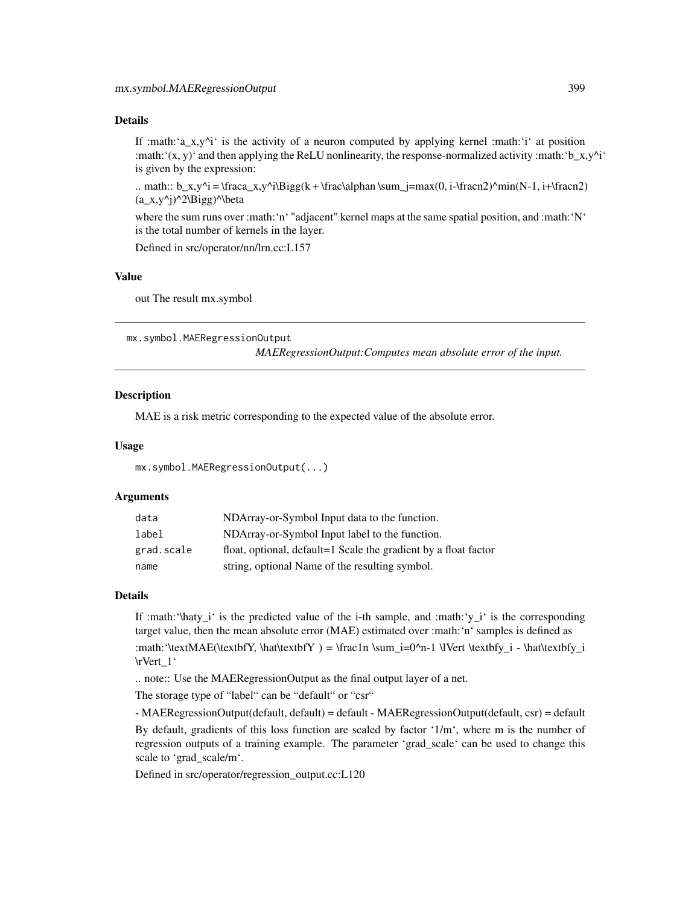### Details

If :math:'a_x,y^i' is the activity of a neuron computed by applying kernel :math:'i' at position :math:'(x, y)' and then applying the ReLU nonlinearity, the response-normalized activity :math:'b_x,y^i' is given by the expression:

.. math:: b_x,y^i = \fraca_x,y^i\Bigg(k + \frac\alphan \sum_j=max(0, i-\fracn2)^min(N-1, i+\fracn2) (a_x,y^j)^2\Bigg)^\beta

where the sum runs over :math:'n' "adjacent" kernel maps at the same spatial position, and :math:'N' is the total number of kernels in the layer.

Defined in src/operator/nn/lrn.cc:L157

### Value

out The result mx.symbol

---

## mx.symbol.MAERegressionOutput

*MAERegressionOutput:Computes mean absolute error of the input.*

---

### Description

MAE is a risk metric corresponding to the expected value of the absolute error.

### Usage

```
mx.symbol.MAERegressionOutput(...)
```

### Arguments

| | |
|---|---|
| `data` | NDArray-or-Symbol Input data to the function. |
| `label` | NDArray-or-Symbol Input label to the function. |
| `grad.scale` | float, optional, default=1 Scale the gradient by a float factor |
| `name` | string, optional Name of the resulting symbol. |

### Details

If :math:'\haty_i' is the predicted value of the i-th sample, and :math:'y_i' is the corresponding target value, then the mean absolute error (MAE) estimated over :math:'n' samples is defined as

:math:'\textMAE(\textbfY, \hat\textbfY ) = \frac1n \sum_i=0^n-1 \lVert \textbfy_i - \hat\textbfy_i \rVert_1'

.. note:: Use the MAERegressionOutput as the final output layer of a net.

The storage type of "label" can be "default" or "csr"

- MAERegressionOutput(default, default) = default - MAERegressionOutput(default, csr) = default

By default, gradients of this loss function are scaled by factor '1/m', where m is the number of regression outputs of a training example. The parameter 'grad_scale' can be used to change this scale to 'grad_scale/m'.

Defined in src/operator/regression_output.cc:L120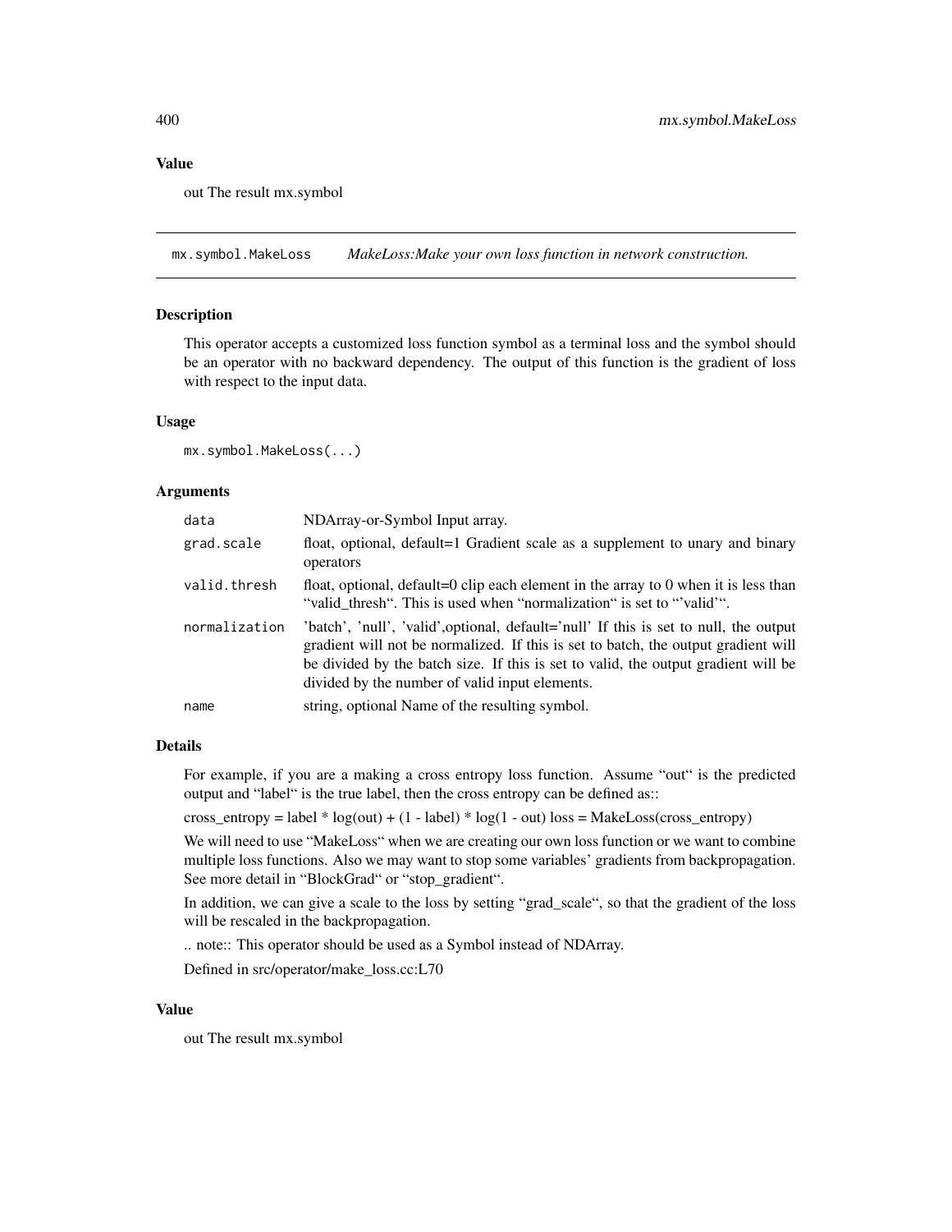#### Value

out The result mx.symbol

---

## mx.symbol.MakeLoss    *MakeLoss:Make your own loss function in network construction.*

#### Description

This operator accepts a customized loss function symbol as a terminal loss and the symbol should be an operator with no backward dependency. The output of this function is the gradient of loss with respect to the input data.

#### Usage

```
mx.symbol.MakeLoss(...)
```

#### Arguments

| | |
|---|---|
| `data` | NDArray-or-Symbol Input array. |
| `grad.scale` | float, optional, default=1 Gradient scale as a supplement to unary and binary operators |
| `valid.thresh` | float, optional, default=0 clip each element in the array to 0 when it is less than "valid_thresh". This is used when "normalization" is set to "'valid'". |
| `normalization` | 'batch', 'null', 'valid',optional, default='null' If this is set to null, the output gradient will not be normalized. If this is set to batch, the output gradient will be divided by the batch size. If this is set to valid, the output gradient will be divided by the number of valid input elements. |
| `name` | string, optional Name of the resulting symbol. |

#### Details

For example, if you are a making a cross entropy loss function. Assume "out" is the predicted output and "label" is the true label, then the cross entropy can be defined as::

cross_entropy = label * log(out) + (1 - label) * log(1 - out) loss = MakeLoss(cross_entropy)

We will need to use "MakeLoss" when we are creating our own loss function or we want to combine multiple loss functions. Also we may want to stop some variables' gradients from backpropagation. See more detail in "BlockGrad" or "stop_gradient".

In addition, we can give a scale to the loss by setting "grad_scale", so that the gradient of the loss will be rescaled in the backpropagation.

.. note:: This operator should be used as a Symbol instead of NDArray.

Defined in src/operator/make_loss.cc:L70

#### Value

out The result mx.symbol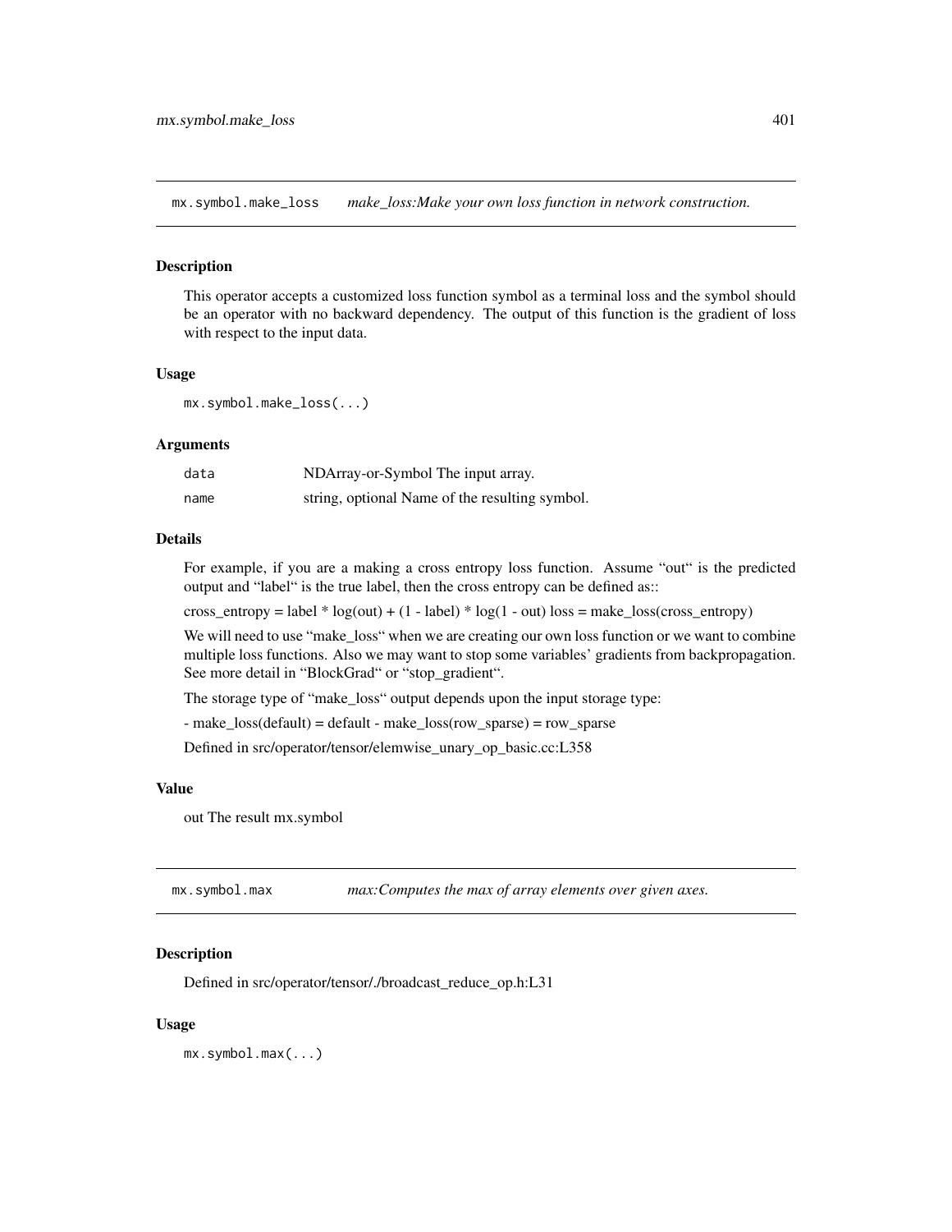## mx.symbol.make_loss *make_loss:Make your own loss function in network construction.*

### Description

This operator accepts a customized loss function symbol as a terminal loss and the symbol should be an operator with no backward dependency. The output of this function is the gradient of loss with respect to the input data.

### Usage

```
mx.symbol.make_loss(...)
```

### Arguments

| | |
|---|---|
| `data` | NDArray-or-Symbol The input array. |
| `name` | string, optional Name of the resulting symbol. |

### Details

For example, if you are a making a cross entropy loss function. Assume "out" is the predicted output and "label" is the true label, then the cross entropy can be defined as::

cross_entropy = label * log(out) + (1 - label) * log(1 - out) loss = make_loss(cross_entropy)

We will need to use "make_loss" when we are creating our own loss function or we want to combine multiple loss functions. Also we may want to stop some variables' gradients from backpropagation. See more detail in "BlockGrad" or "stop_gradient".

The storage type of "make_loss" output depends upon the input storage type:

- make_loss(default) = default - make_loss(row_sparse) = row_sparse

Defined in src/operator/tensor/elemwise_unary_op_basic.cc:L358

### Value

out The result mx.symbol

## mx.symbol.max *max:Computes the max of array elements over given axes.*

### Description

Defined in src/operator/tensor/./broadcast_reduce_op.h:L31

### Usage

```
mx.symbol.max(...)
```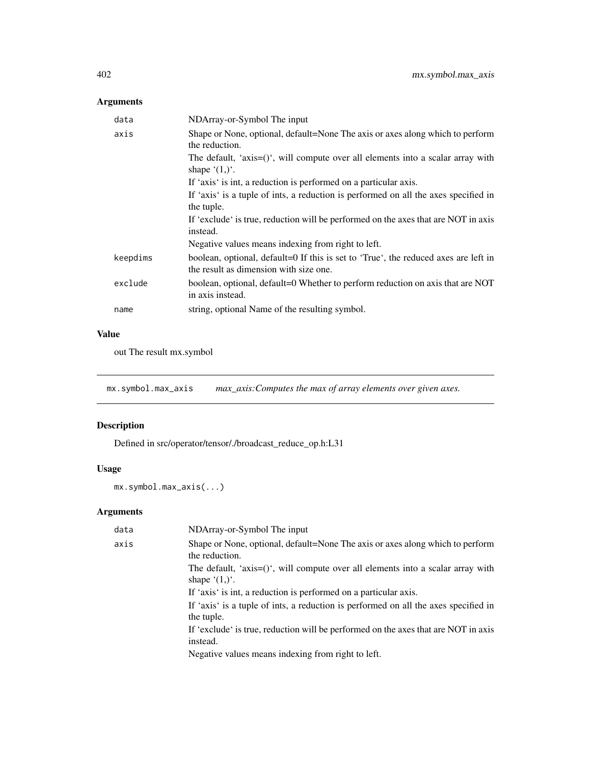## Arguments

| | |
|---|---|
| data | NDArray-or-Symbol The input |
| axis | Shape or None, optional, default=None The axis or axes along which to perform the reduction. The default, 'axis=()', will compute over all elements into a scalar array with shape '(1,)'. If 'axis' is int, a reduction is performed on a particular axis. If 'axis' is a tuple of ints, a reduction is performed on all the axes specified in the tuple. If 'exclude' is true, reduction will be performed on the axes that are NOT in axis instead. Negative values means indexing from right to left. |
| keepdims | boolean, optional, default=0 If this is set to 'True', the reduced axes are left in the result as dimension with size one. |
| exclude | boolean, optional, default=0 Whether to perform reduction on axis that are NOT in axis instead. |
| name | string, optional Name of the resulting symbol. |

## Value

out The result mx.symbol

---

`mx.symbol.max_axis` *max_axis:Computes the max of array elements over given axes.*

---

## Description

Defined in src/operator/tensor/./broadcast_reduce_op.h:L31

## Usage

```
mx.symbol.max_axis(...)
```

## Arguments

| | |
|---|---|
| data | NDArray-or-Symbol The input |
| axis | Shape or None, optional, default=None The axis or axes along which to perform the reduction. The default, 'axis=()', will compute over all elements into a scalar array with shape '(1,)'. If 'axis' is int, a reduction is performed on a particular axis. If 'axis' is a tuple of ints, a reduction is performed on all the axes specified in the tuple. If 'exclude' is true, reduction will be performed on the axes that are NOT in axis instead. Negative values means indexing from right to left. |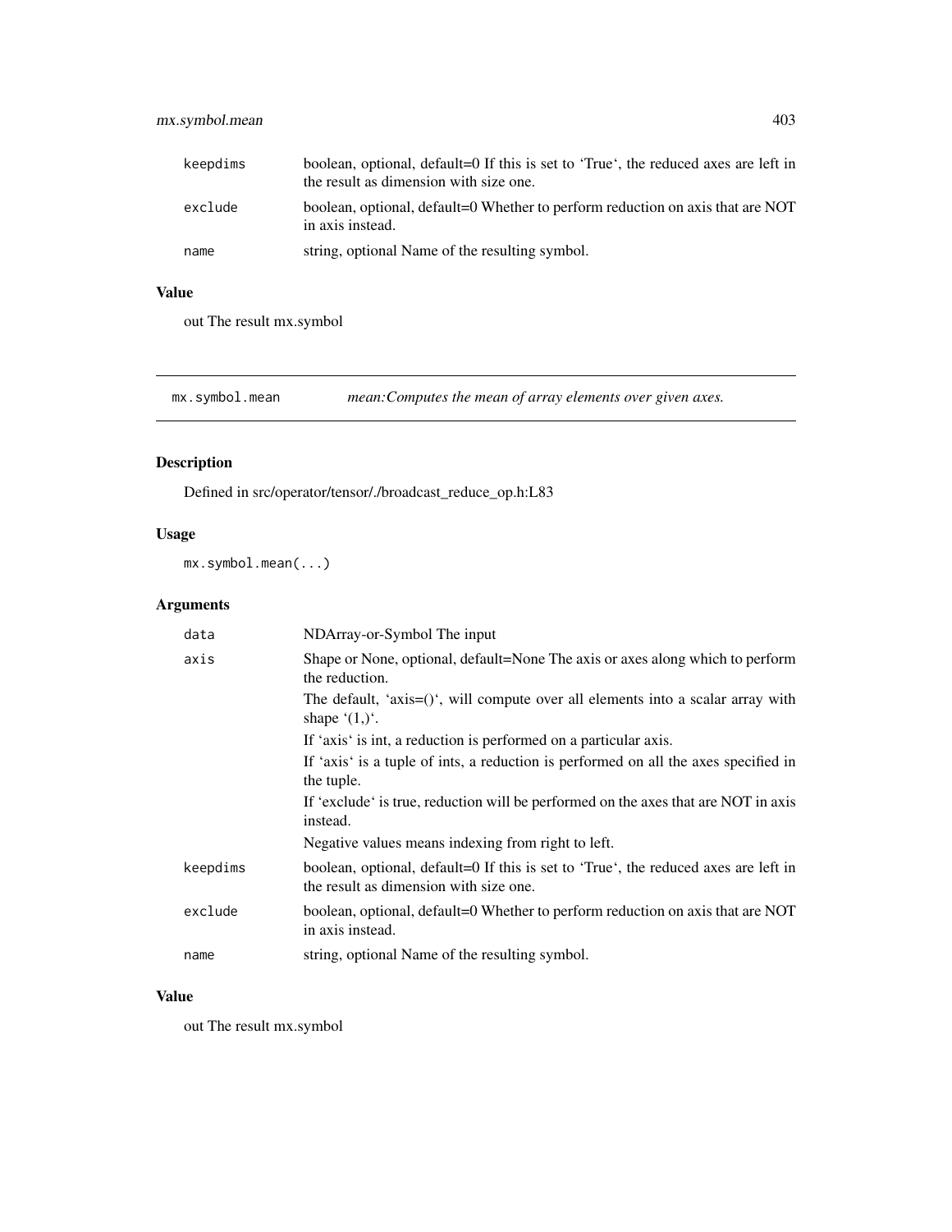| | |
|---|---|
| keepdims | boolean, optional, default=0 If this is set to 'True', the reduced axes are left in the result as dimension with size one. |
| exclude | boolean, optional, default=0 Whether to perform reduction on axis that are NOT in axis instead. |
| name | string, optional Name of the resulting symbol. |

## Value

out The result mx.symbol

---

## mx.symbol.mean — *mean:Computes the mean of array elements over given axes.*

---

### Description

Defined in src/operator/tensor/./broadcast_reduce_op.h:L83

### Usage

```
mx.symbol.mean(...)
```

### Arguments

| | |
|---|---|
| data | NDArray-or-Symbol The input |
| axis | Shape or None, optional, default=None The axis or axes along which to perform the reduction.<br>The default, 'axis=()', will compute over all elements into a scalar array with shape '(1,)'.<br>If 'axis' is int, a reduction is performed on a particular axis.<br>If 'axis' is a tuple of ints, a reduction is performed on all the axes specified in the tuple.<br>If 'exclude' is true, reduction will be performed on the axes that are NOT in axis instead.<br>Negative values means indexing from right to left. |
| keepdims | boolean, optional, default=0 If this is set to 'True', the reduced axes are left in the result as dimension with size one. |
| exclude | boolean, optional, default=0 Whether to perform reduction on axis that are NOT in axis instead. |
| name | string, optional Name of the resulting symbol. |

### Value

out The result mx.symbol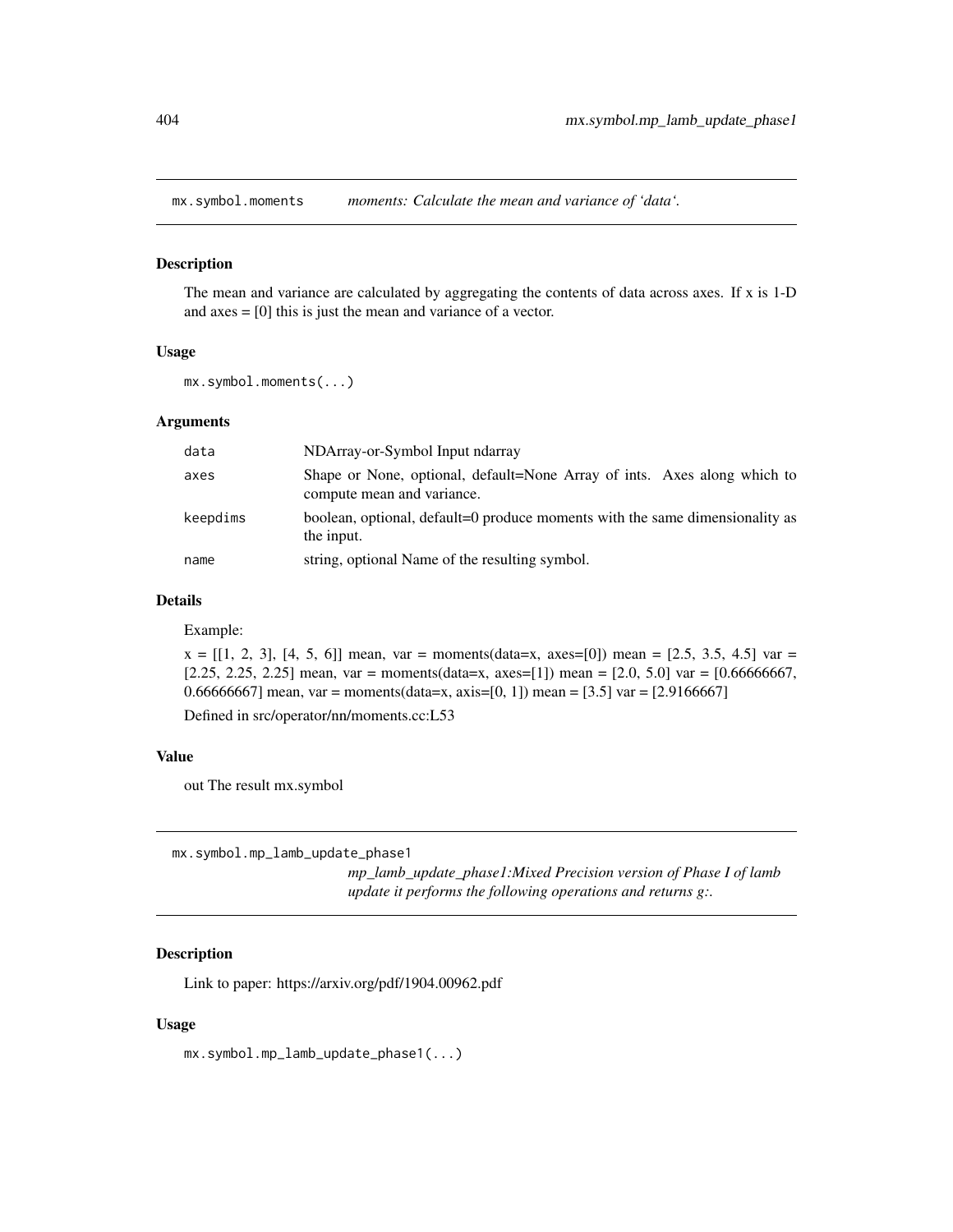## mx.symbol.moments — *moments: Calculate the mean and variance of 'data'.*

### Description

The mean and variance are calculated by aggregating the contents of data across axes. If x is 1-D and axes = [0] this is just the mean and variance of a vector.

### Usage

```
mx.symbol.moments(...)
```

### Arguments

| | |
|---|---|
| `data` | NDArray-or-Symbol Input ndarray |
| `axes` | Shape or None, optional, default=None Array of ints. Axes along which to compute mean and variance. |
| `keepdims` | boolean, optional, default=0 produce moments with the same dimensionality as the input. |
| `name` | string, optional Name of the resulting symbol. |

### Details

Example:

x = [[1, 2, 3], [4, 5, 6]] mean, var = moments(data=x, axes=[0]) mean = [2.5, 3.5, 4.5] var = [2.25, 2.25, 2.25] mean, var = moments(data=x, axes=[1]) mean = [2.0, 5.0] var = [0.66666667, 0.66666667] mean, var = moments(data=x, axis=[0, 1]) mean = [3.5] var = [2.9166667]

Defined in src/operator/nn/moments.cc:L53

### Value

out The result mx.symbol

## mx.symbol.mp_lamb_update_phase1 — *mp_lamb_update_phase1:Mixed Precision version of Phase I of lamb update it performs the following operations and returns g:.*

### Description

Link to paper: https://arxiv.org/pdf/1904.00962.pdf

### Usage

```
mx.symbol.mp_lamb_update_phase1(...)
```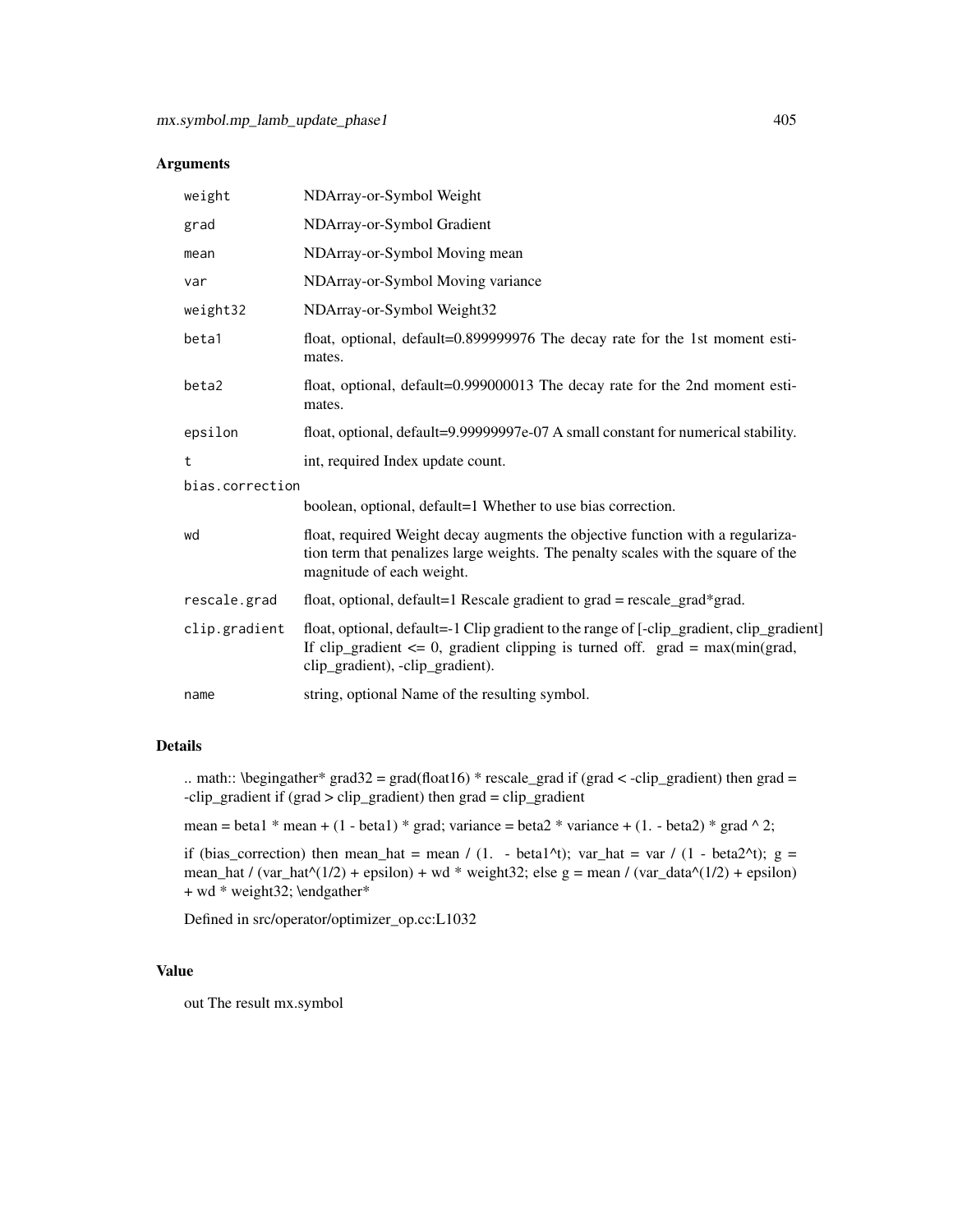## Arguments

| | |
|---|---|
| weight | NDArray-or-Symbol Weight |
| grad | NDArray-or-Symbol Gradient |
| mean | NDArray-or-Symbol Moving mean |
| var | NDArray-or-Symbol Moving variance |
| weight32 | NDArray-or-Symbol Weight32 |
| beta1 | float, optional, default=0.899999976 The decay rate for the 1st moment estimates. |
| beta2 | float, optional, default=0.999000013 The decay rate for the 2nd moment estimates. |
| epsilon | float, optional, default=9.99999997e-07 A small constant for numerical stability. |
| t | int, required Index update count. |
| bias.correction | boolean, optional, default=1 Whether to use bias correction. |
| wd | float, required Weight decay augments the objective function with a regularization term that penalizes large weights. The penalty scales with the square of the magnitude of each weight. |
| rescale.grad | float, optional, default=1 Rescale gradient to grad = rescale_grad*grad. |
| clip.gradient | float, optional, default=-1 Clip gradient to the range of [-clip_gradient, clip_gradient] If clip_gradient <= 0, gradient clipping is turned off. grad = max(min(grad, clip_gradient), -clip_gradient). |
| name | string, optional Name of the resulting symbol. |

## Details

.. math:: \begingather* grad32 = grad(float16) * rescale_grad if (grad < -clip_gradient) then grad = -clip_gradient if (grad > clip_gradient) then grad = clip_gradient

mean = beta1 * mean + (1 - beta1) * grad; variance = beta2 * variance + (1. - beta2) * grad ^ 2;

if (bias_correction) then mean_hat = mean / (1. - beta1^t); var_hat = var / (1 - beta2^t); g = mean_hat / (var_hat^(1/2) + epsilon) + wd * weight32; else g = mean / (var_data^(1/2) + epsilon) + wd * weight32; \endgather*

Defined in src/operator/optimizer_op.cc:L1032

## Value

out The result mx.symbol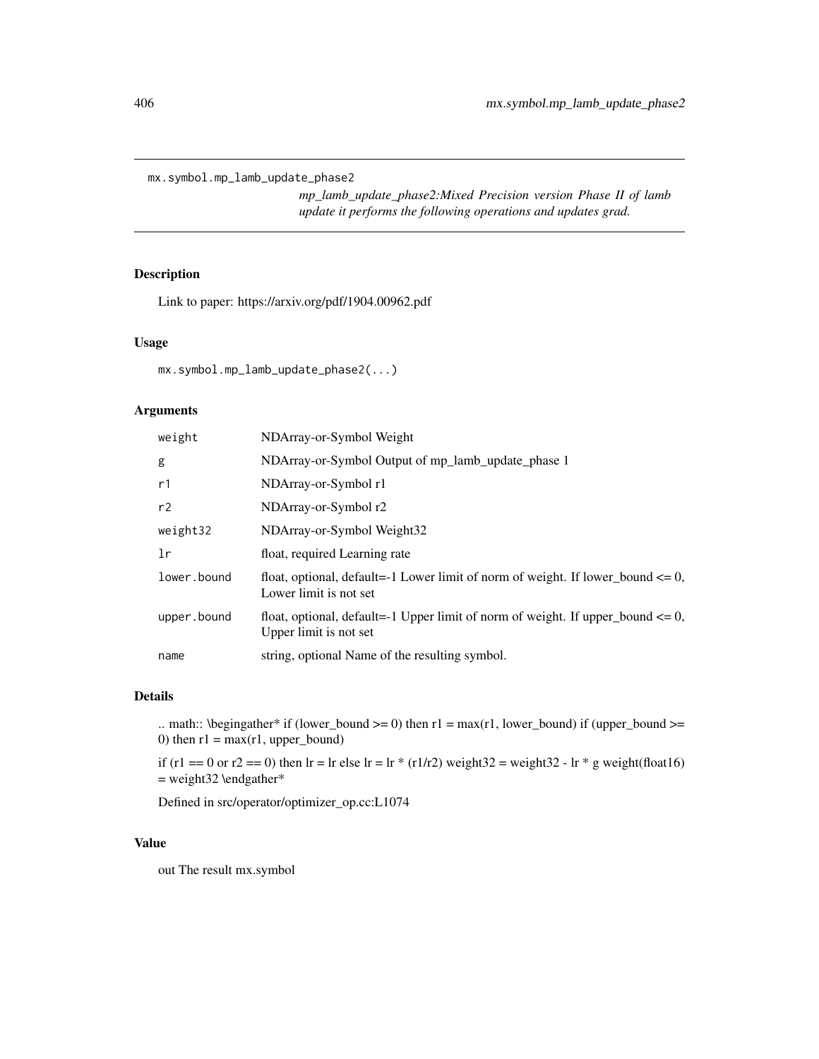```
mx.symbol.mp_lamb_update_phase2
```

*mp_lamb_update_phase2:Mixed Precision version Phase II of lamb update it performs the following operations and updates grad.*

## Description

Link to paper: https://arxiv.org/pdf/1904.00962.pdf

## Usage

```
mx.symbol.mp_lamb_update_phase2(...)
```

## Arguments

| | |
|---|---|
| `weight` | NDArray-or-Symbol Weight |
| `g` | NDArray-or-Symbol Output of mp_lamb_update_phase 1 |
| `r1` | NDArray-or-Symbol r1 |
| `r2` | NDArray-or-Symbol r2 |
| `weight32` | NDArray-or-Symbol Weight32 |
| `lr` | float, required Learning rate |
| `lower.bound` | float, optional, default=-1 Lower limit of norm of weight. If lower_bound <= 0, Lower limit is not set |
| `upper.bound` | float, optional, default=-1 Upper limit of norm of weight. If upper_bound <= 0, Upper limit is not set |
| `name` | string, optional Name of the resulting symbol. |

## Details

.. math:: \begingather* if (lower_bound >= 0) then r1 = max(r1, lower_bound) if (upper_bound >= 0) then r1 = max(r1, upper_bound)

if (r1 == 0 or r2 == 0) then lr = lr else lr = lr * (r1/r2) weight32 = weight32 - lr * g weight(float16) = weight32 \endgather*

Defined in src/operator/optimizer_op.cc:L1074

## Value

out The result mx.symbol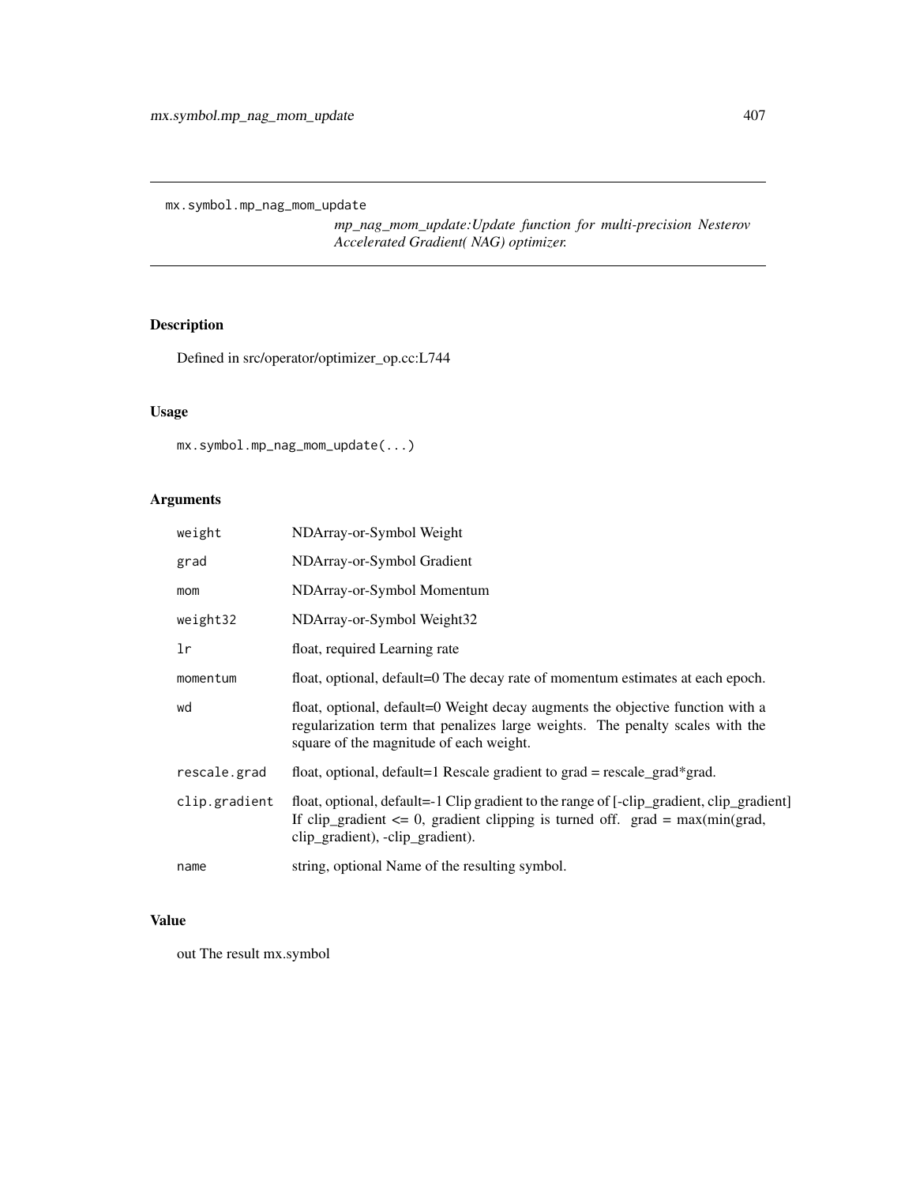## mx.symbol.mp_nag_mom_update

*mp_nag_mom_update:Update function for multi-precision Nesterov Accelerated Gradient( NAG) optimizer.*

### Description

Defined in src/operator/optimizer_op.cc:L744

### Usage

```
mx.symbol.mp_nag_mom_update(...)
```

### Arguments

| | |
|---|---|
| weight | NDArray-or-Symbol Weight |
| grad | NDArray-or-Symbol Gradient |
| mom | NDArray-or-Symbol Momentum |
| weight32 | NDArray-or-Symbol Weight32 |
| lr | float, required Learning rate |
| momentum | float, optional, default=0 The decay rate of momentum estimates at each epoch. |
| wd | float, optional, default=0 Weight decay augments the objective function with a regularization term that penalizes large weights. The penalty scales with the square of the magnitude of each weight. |
| rescale.grad | float, optional, default=1 Rescale gradient to grad = rescale_grad*grad. |
| clip.gradient | float, optional, default=-1 Clip gradient to the range of [-clip_gradient, clip_gradient] If clip_gradient <= 0, gradient clipping is turned off. grad = max(min(grad, clip_gradient), -clip_gradient). |
| name | string, optional Name of the resulting symbol. |

### Value

out The result mx.symbol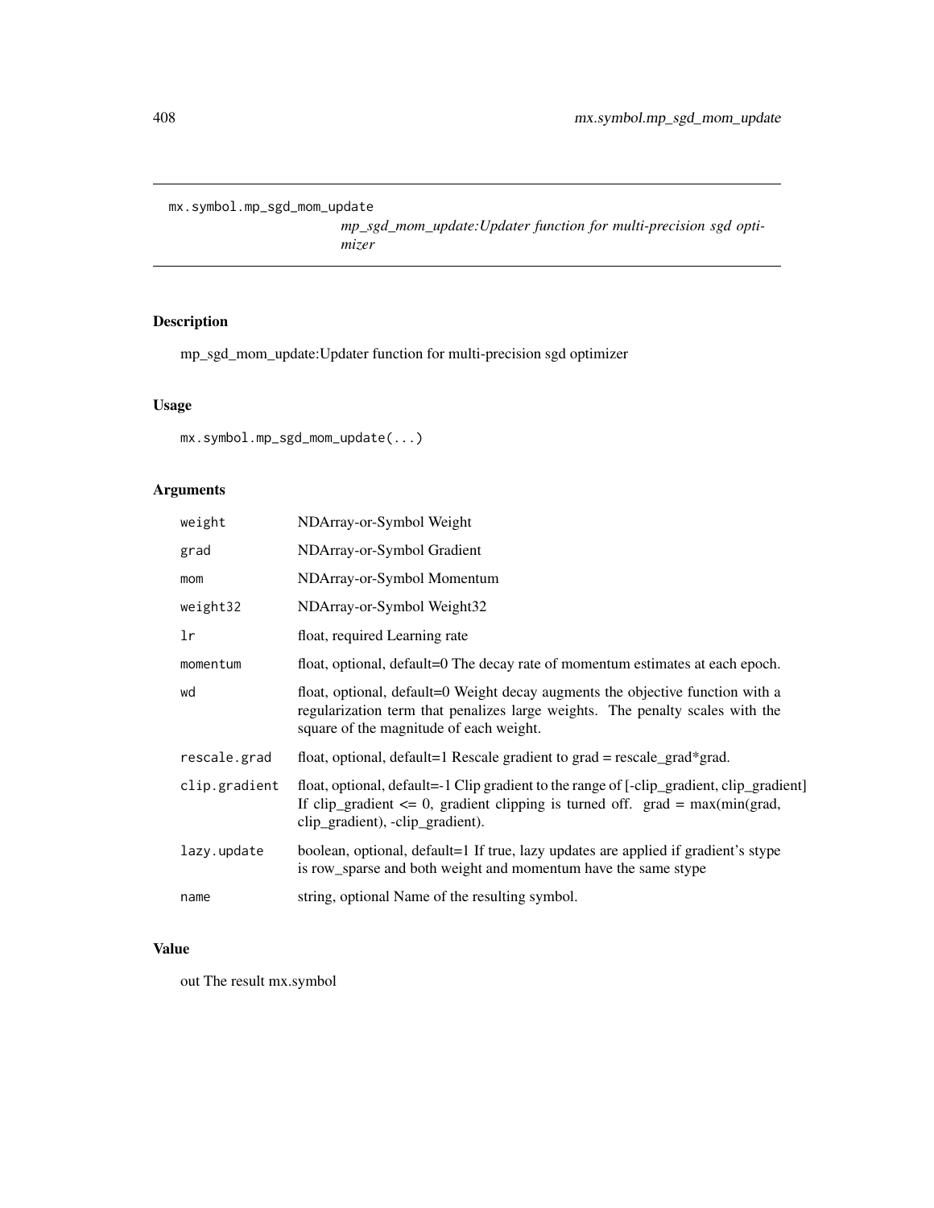mx.symbol.mp_sgd_mom_update

*mp_sgd_mom_update:Updater function for multi-precision sgd optimizer*

## Description

mp_sgd_mom_update:Updater function for multi-precision sgd optimizer

## Usage

```
mx.symbol.mp_sgd_mom_update(...)
```

## Arguments

| | |
|---|---|
| weight | NDArray-or-Symbol Weight |
| grad | NDArray-or-Symbol Gradient |
| mom | NDArray-or-Symbol Momentum |
| weight32 | NDArray-or-Symbol Weight32 |
| lr | float, required Learning rate |
| momentum | float, optional, default=0 The decay rate of momentum estimates at each epoch. |
| wd | float, optional, default=0 Weight decay augments the objective function with a regularization term that penalizes large weights. The penalty scales with the square of the magnitude of each weight. |
| rescale.grad | float, optional, default=1 Rescale gradient to grad = rescale_grad*grad. |
| clip.gradient | float, optional, default=-1 Clip gradient to the range of [-clip_gradient, clip_gradient] If clip_gradient <= 0, gradient clipping is turned off. grad = max(min(grad, clip_gradient), -clip_gradient). |
| lazy.update | boolean, optional, default=1 If true, lazy updates are applied if gradient's stype is row_sparse and both weight and momentum have the same stype |
| name | string, optional Name of the resulting symbol. |

## Value

out The result mx.symbol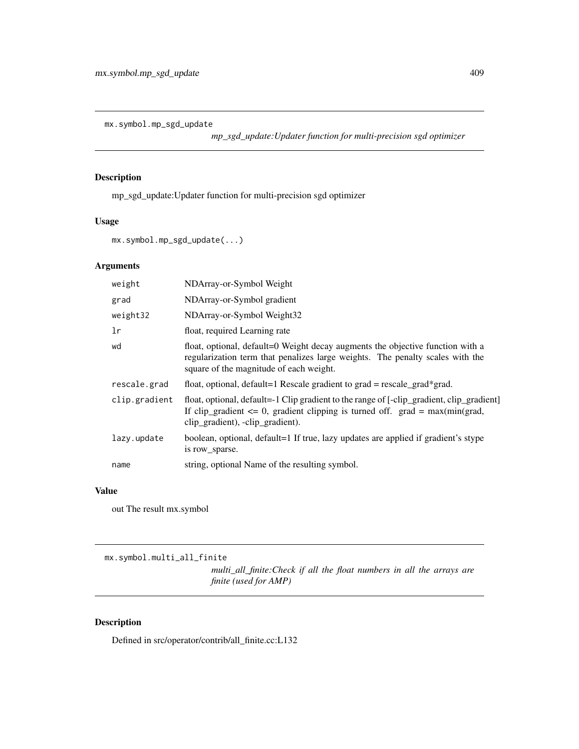## mx.symbol.mp_sgd_update

*mp_sgd_update:Updater function for multi-precision sgd optimizer*

### Description

mp_sgd_update:Updater function for multi-precision sgd optimizer

### Usage

```
mx.symbol.mp_sgd_update(...)
```

### Arguments

| | |
|---|---|
| `weight` | NDArray-or-Symbol Weight |
| `grad` | NDArray-or-Symbol gradient |
| `weight32` | NDArray-or-Symbol Weight32 |
| `lr` | float, required Learning rate |
| `wd` | float, optional, default=0 Weight decay augments the objective function with a regularization term that penalizes large weights. The penalty scales with the square of the magnitude of each weight. |
| `rescale.grad` | float, optional, default=1 Rescale gradient to grad = rescale_grad*grad. |
| `clip.gradient` | float, optional, default=-1 Clip gradient to the range of [-clip_gradient, clip_gradient] If clip_gradient <= 0, gradient clipping is turned off. grad = max(min(grad, clip_gradient), -clip_gradient). |
| `lazy.update` | boolean, optional, default=1 If true, lazy updates are applied if gradient's stype is row_sparse. |
| `name` | string, optional Name of the resulting symbol. |

### Value

out The result mx.symbol

## mx.symbol.multi_all_finite

*multi_all_finite:Check if all the float numbers in all the arrays are finite (used for AMP)*

### Description

Defined in src/operator/contrib/all_finite.cc:L132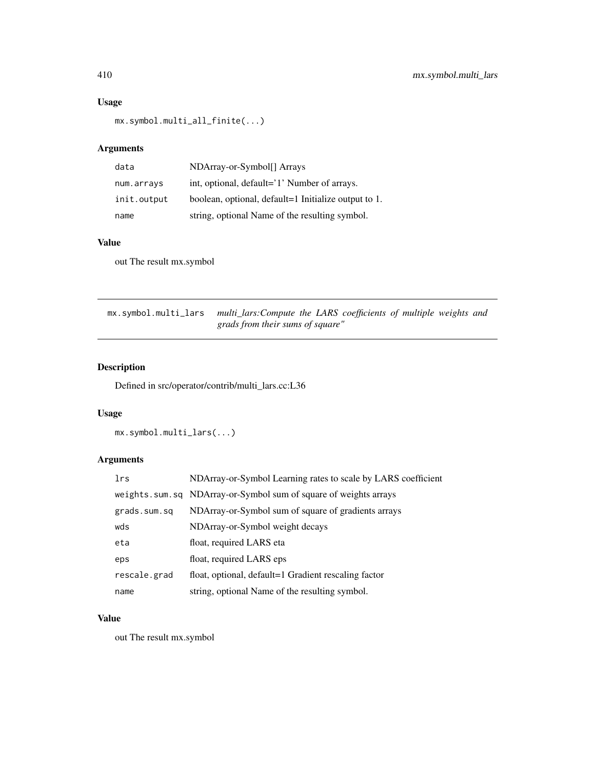## Usage

```
mx.symbol.multi_all_finite(...)
```

## Arguments

| | |
|---|---|
| data | NDArray-or-Symbol[] Arrays |
| num.arrays | int, optional, default='1' Number of arrays. |
| init.output | boolean, optional, default=1 Initialize output to 1. |
| name | string, optional Name of the resulting symbol. |

## Value

out The result mx.symbol

---

# mx.symbol.multi_lars *multi_lars:Compute the LARS coefficients of multiple weights and grads from their sums of square"*

---

## Description

Defined in src/operator/contrib/multi_lars.cc:L36

## Usage

```
mx.symbol.multi_lars(...)
```

## Arguments

| | |
|---|---|
| lrs | NDArray-or-Symbol Learning rates to scale by LARS coefficient |
| weights.sum.sq | NDArray-or-Symbol sum of square of weights arrays |
| grads.sum.sq | NDArray-or-Symbol sum of square of gradients arrays |
| wds | NDArray-or-Symbol weight decays |
| eta | float, required LARS eta |
| eps | float, required LARS eps |
| rescale.grad | float, optional, default=1 Gradient rescaling factor |
| name | string, optional Name of the resulting symbol. |

## Value

out The result mx.symbol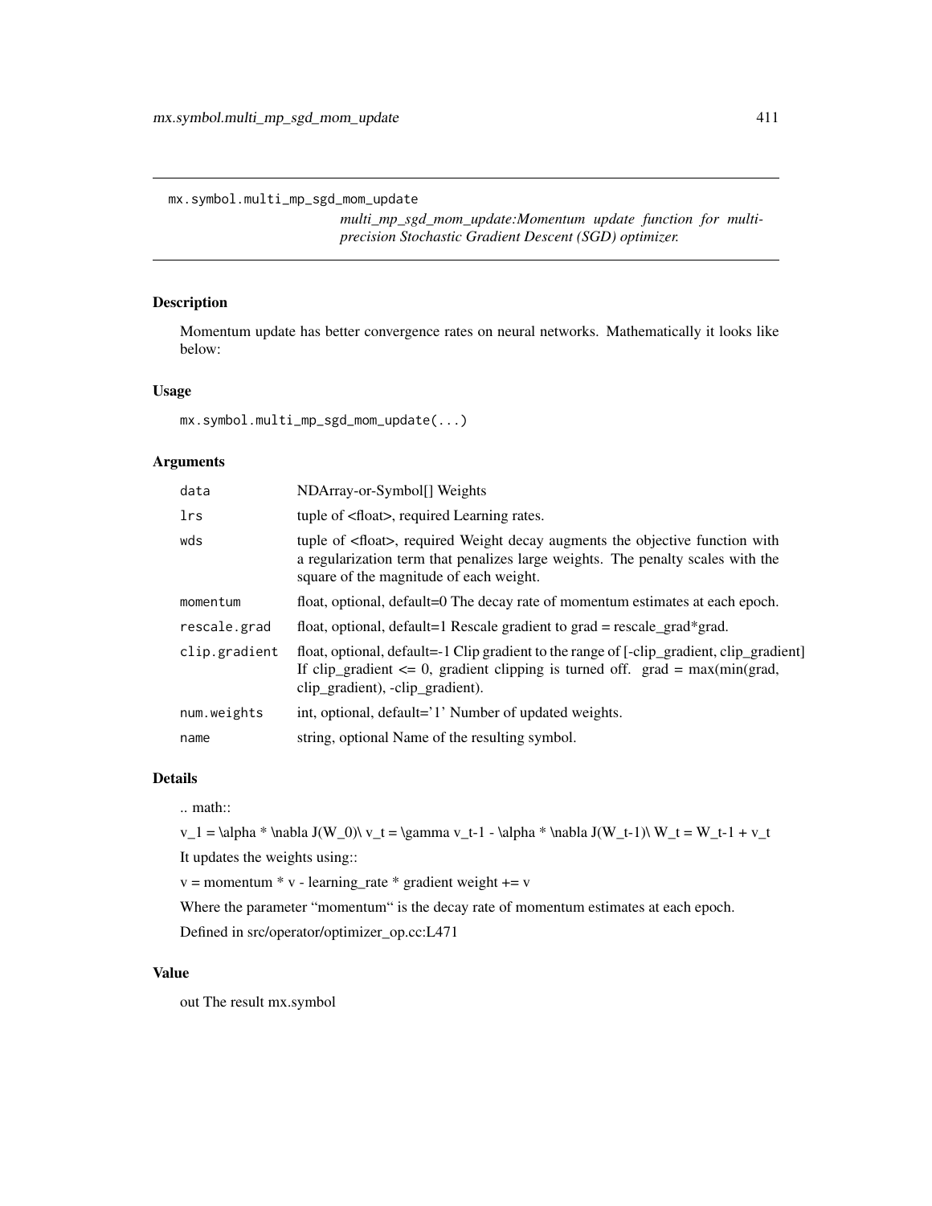```
mx.symbol.multi_mp_sgd_mom_update
```

*multi_mp_sgd_mom_update:Momentum update function for multi-precision Stochastic Gradient Descent (SGD) optimizer.*

## Description

Momentum update has better convergence rates on neural networks. Mathematically it looks like below:

## Usage

```
mx.symbol.multi_mp_sgd_mom_update(...)
```

## Arguments

| | |
|---|---|
| `data` | NDArray-or-Symbol[] Weights |
| `lrs` | tuple of <float>, required Learning rates. |
| `wds` | tuple of <float>, required Weight decay augments the objective function with a regularization term that penalizes large weights. The penalty scales with the square of the magnitude of each weight. |
| `momentum` | float, optional, default=0 The decay rate of momentum estimates at each epoch. |
| `rescale.grad` | float, optional, default=1 Rescale gradient to grad = rescale_grad*grad. |
| `clip.gradient` | float, optional, default=-1 Clip gradient to the range of [-clip_gradient, clip_gradient] If clip_gradient <= 0, gradient clipping is turned off. grad = max(min(grad, clip_gradient), -clip_gradient). |
| `num.weights` | int, optional, default='1' Number of updated weights. |
| `name` | string, optional Name of the resulting symbol. |

## Details

.. math::

v_1 = \alpha * \nabla J(W_0)\ v_t = \gamma v_t-1 - \alpha * \nabla J(W_t-1)\ W_t = W_t-1 + v_t

It updates the weights using::

v = momentum * v - learning_rate * gradient weight += v

Where the parameter "momentum" is the decay rate of momentum estimates at each epoch.

Defined in src/operator/optimizer_op.cc:L471

## Value

out The result mx.symbol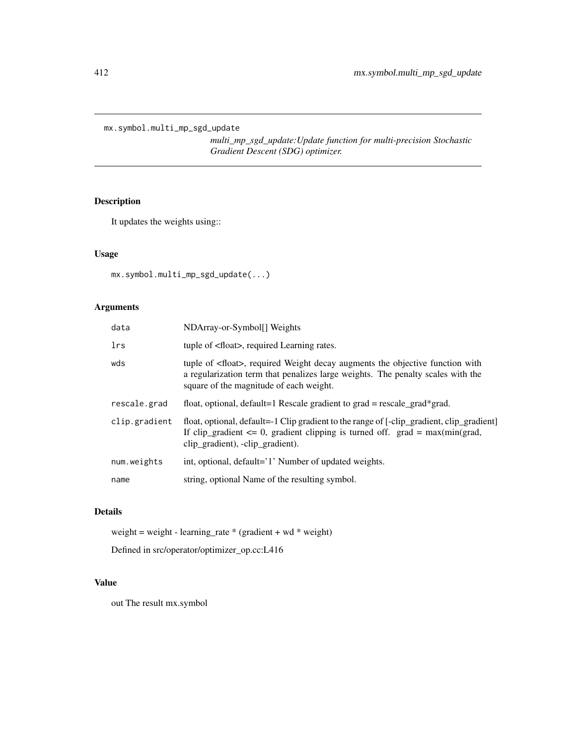`mx.symbol.multi_mp_sgd_update`

*multi_mp_sgd_update:Update function for multi-precision Stochastic Gradient Descent (SDG) optimizer.*

## Description

It updates the weights using::

## Usage

```
mx.symbol.multi_mp_sgd_update(...)
```

## Arguments

| | |
|---|---|
| `data` | NDArray-or-Symbol[] Weights |
| `lrs` | tuple of <float>, required Learning rates. |
| `wds` | tuple of <float>, required Weight decay augments the objective function with a regularization term that penalizes large weights. The penalty scales with the square of the magnitude of each weight. |
| `rescale.grad` | float, optional, default=1 Rescale gradient to grad = rescale_grad*grad. |
| `clip.gradient` | float, optional, default=-1 Clip gradient to the range of [-clip_gradient, clip_gradient] If clip_gradient <= 0, gradient clipping is turned off. grad = max(min(grad, clip_gradient), -clip_gradient). |
| `num.weights` | int, optional, default='1' Number of updated weights. |
| `name` | string, optional Name of the resulting symbol. |

## Details

weight = weight - learning_rate * (gradient + wd * weight)

Defined in src/operator/optimizer_op.cc:L416

## Value

out The result mx.symbol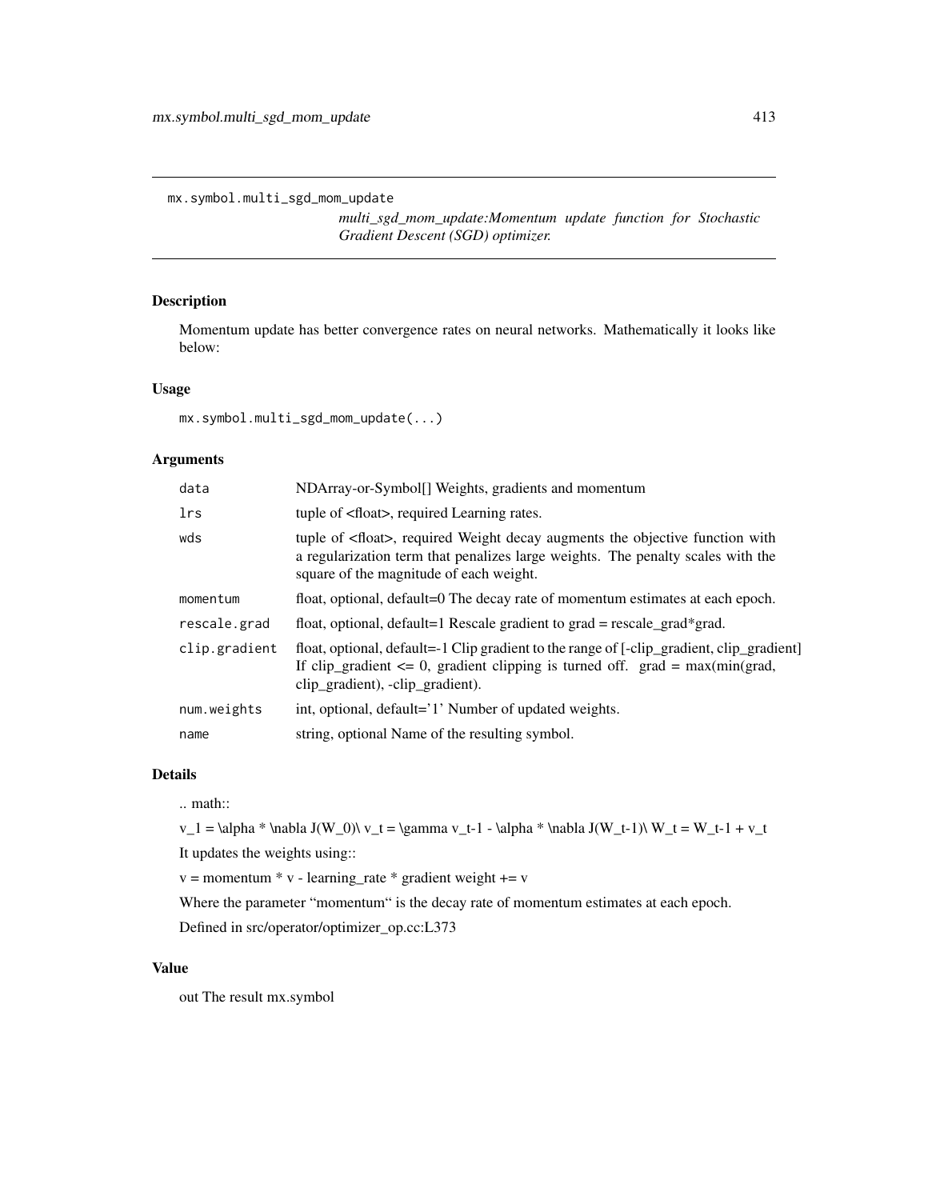## mx.symbol.multi_sgd_mom_update

*multi_sgd_mom_update:Momentum update function for Stochastic Gradient Descent (SGD) optimizer.*

### Description

Momentum update has better convergence rates on neural networks. Mathematically it looks like below:

### Usage

```
mx.symbol.multi_sgd_mom_update(...)
```

### Arguments

| | |
|---|---|
| `data` | NDArray-or-Symbol[] Weights, gradients and momentum |
| `lrs` | tuple of <float>, required Learning rates. |
| `wds` | tuple of <float>, required Weight decay augments the objective function with a regularization term that penalizes large weights. The penalty scales with the square of the magnitude of each weight. |
| `momentum` | float, optional, default=0 The decay rate of momentum estimates at each epoch. |
| `rescale.grad` | float, optional, default=1 Rescale gradient to grad = rescale_grad*grad. |
| `clip.gradient` | float, optional, default=-1 Clip gradient to the range of [-clip_gradient, clip_gradient] If clip_gradient <= 0, gradient clipping is turned off. grad = max(min(grad, clip_gradient), -clip_gradient). |
| `num.weights` | int, optional, default='1' Number of updated weights. |
| `name` | string, optional Name of the resulting symbol. |

### Details

.. math::

v_1 = \alpha * \nabla J(W_0)\ v_t = \gamma v_t-1 - \alpha * \nabla J(W_t-1)\ W_t = W_t-1 + v_t

It updates the weights using::

v = momentum * v - learning_rate * gradient weight += v

Where the parameter "momentum" is the decay rate of momentum estimates at each epoch.

Defined in src/operator/optimizer_op.cc:L373

### Value

out The result mx.symbol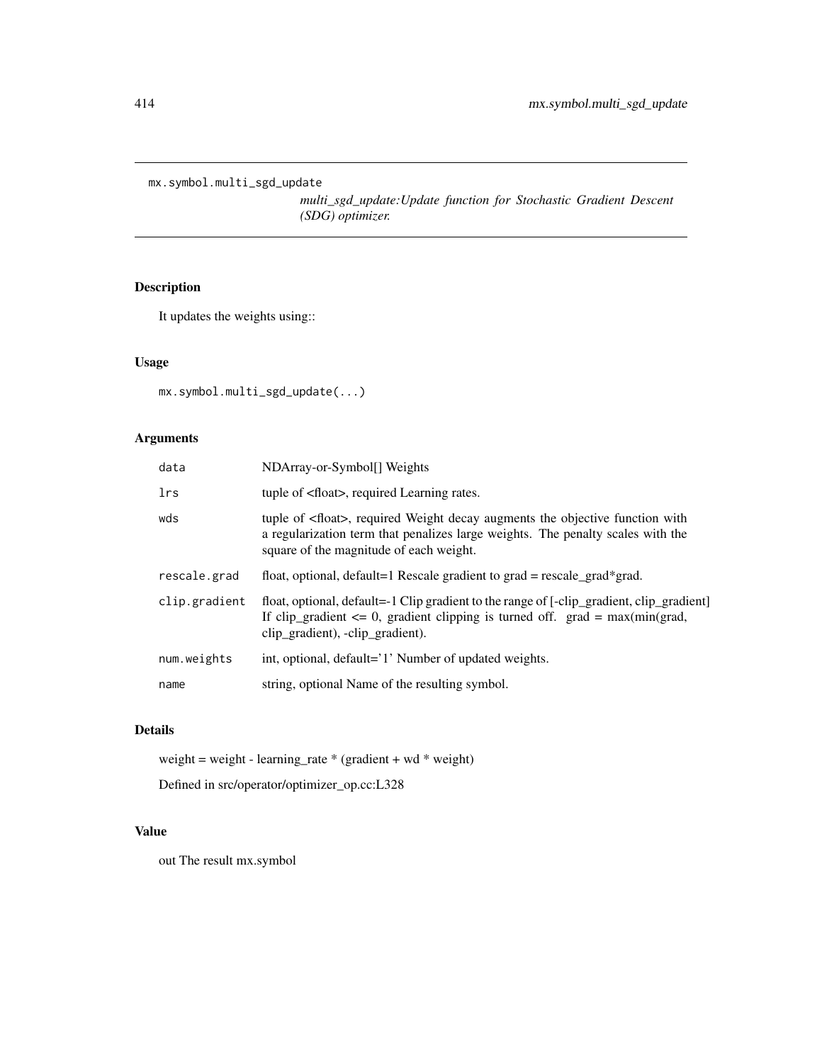```
mx.symbol.multi_sgd_update
```

*multi_sgd_update:Update function for Stochastic Gradient Descent (SDG) optimizer.*

## Description

It updates the weights using::

## Usage

```
mx.symbol.multi_sgd_update(...)
```

## Arguments

| | |
|---|---|
| `data` | NDArray-or-Symbol[] Weights |
| `lrs` | tuple of <float>, required Learning rates. |
| `wds` | tuple of <float>, required Weight decay augments the objective function with a regularization term that penalizes large weights. The penalty scales with the square of the magnitude of each weight. |
| `rescale.grad` | float, optional, default=1 Rescale gradient to grad = rescale_grad*grad. |
| `clip.gradient` | float, optional, default=-1 Clip gradient to the range of [-clip_gradient, clip_gradient] If clip_gradient <= 0, gradient clipping is turned off. grad = max(min(grad, clip_gradient), -clip_gradient). |
| `num.weights` | int, optional, default='1' Number of updated weights. |
| `name` | string, optional Name of the resulting symbol. |

## Details

weight = weight - learning_rate * (gradient + wd * weight)

Defined in src/operator/optimizer_op.cc:L328

## Value

out The result mx.symbol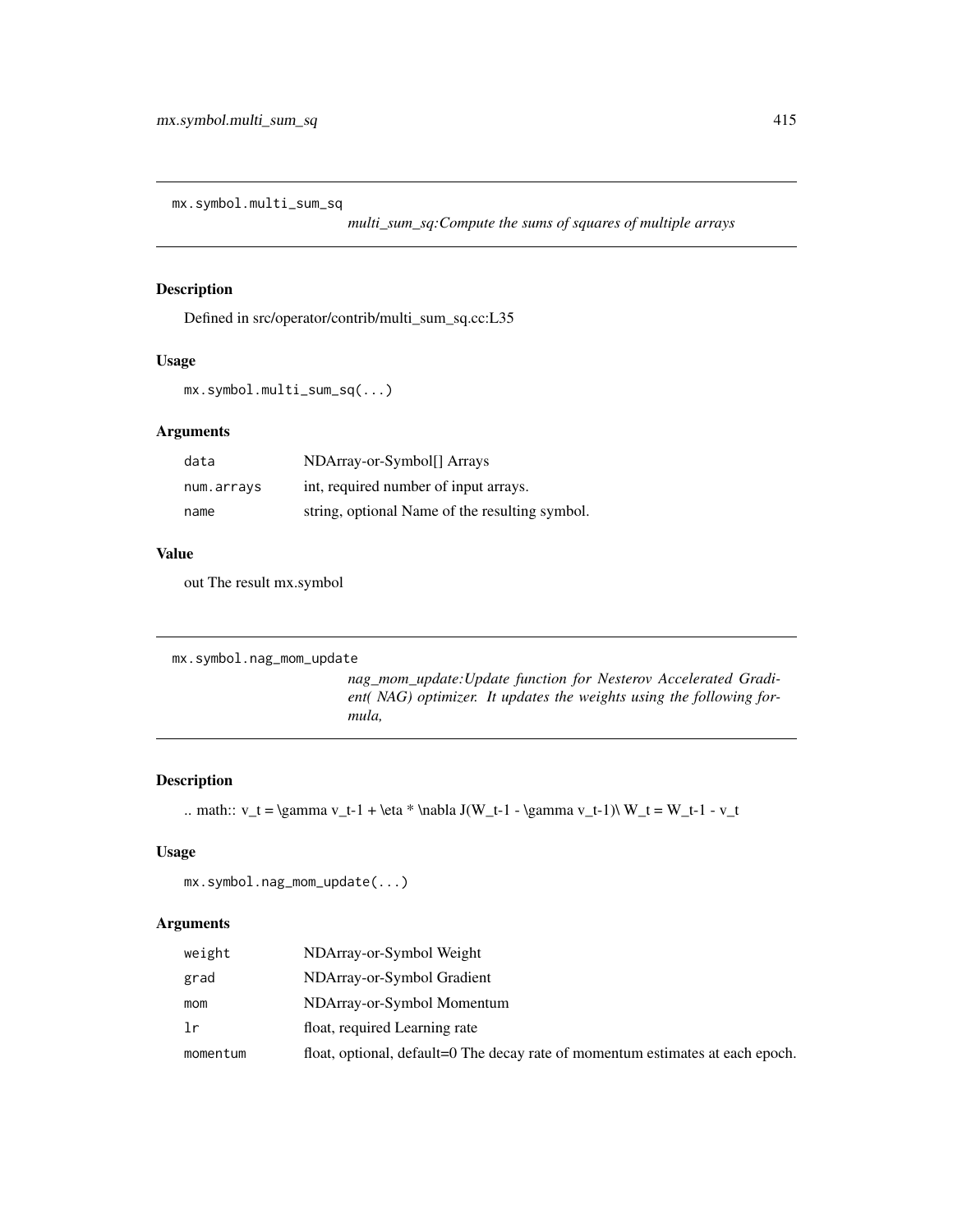## mx.symbol.multi_sum_sq

*multi_sum_sq:Compute the sums of squares of multiple arrays*

### Description

Defined in src/operator/contrib/multi_sum_sq.cc:L35

### Usage

```
mx.symbol.multi_sum_sq(...)
```

### Arguments

| | |
|---|---|
| data | NDArray-or-Symbol[] Arrays |
| num.arrays | int, required number of input arrays. |
| name | string, optional Name of the resulting symbol. |

### Value

out The result mx.symbol

## mx.symbol.nag_mom_update

*nag_mom_update:Update function for Nesterov Accelerated Gradient( NAG) optimizer. It updates the weights using the following formula,*

### Description

.. math:: v_t = \gamma v_t-1 + \eta * \nabla J(W_t-1 - \gamma v_t-1)\ W_t = W_t-1 - v_t

### Usage

```
mx.symbol.nag_mom_update(...)
```

### Arguments

| | |
|---|---|
| weight | NDArray-or-Symbol Weight |
| grad | NDArray-or-Symbol Gradient |
| mom | NDArray-or-Symbol Momentum |
| lr | float, required Learning rate |
| momentum | float, optional, default=0 The decay rate of momentum estimates at each epoch. |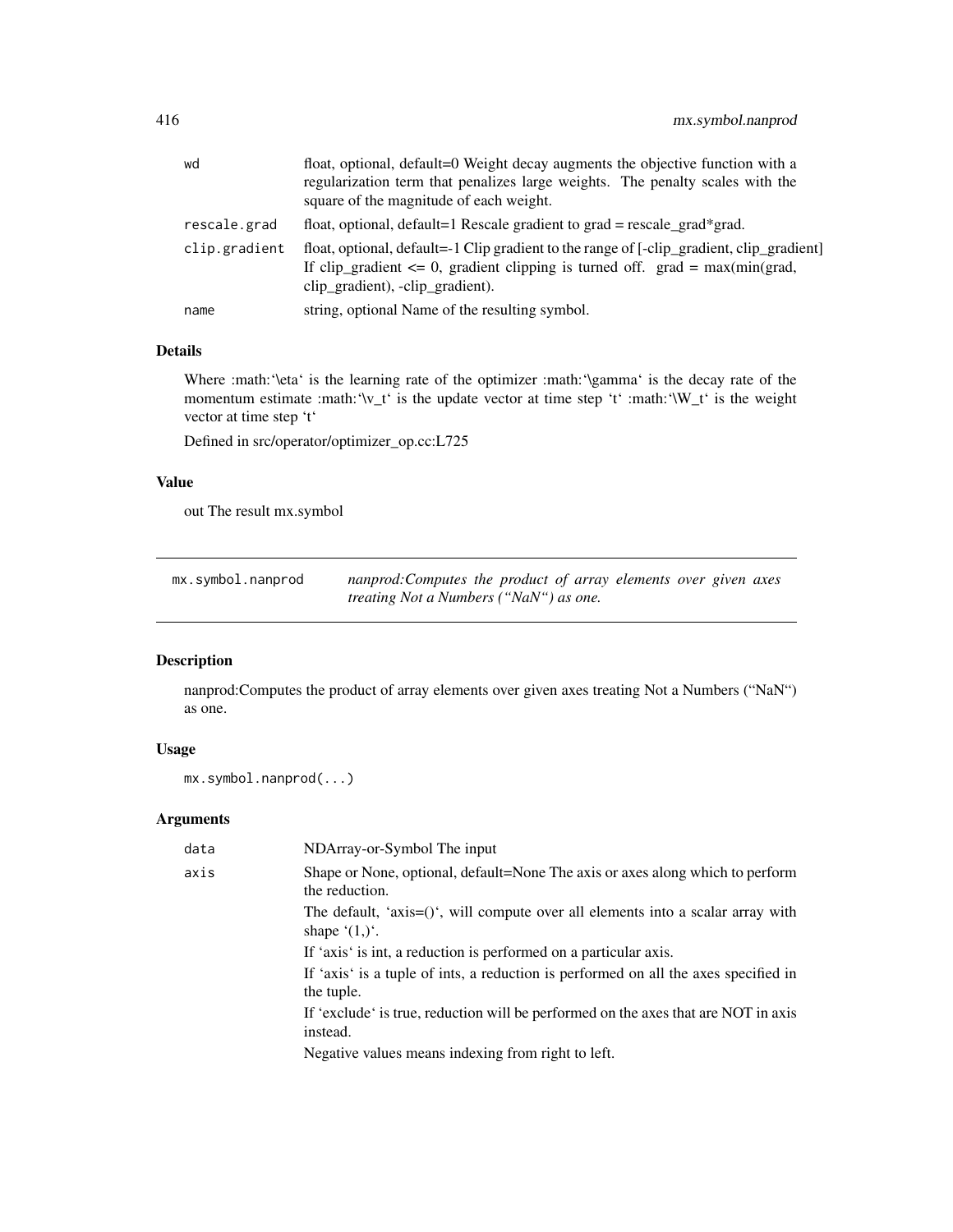| | |
|---|---|
| wd | float, optional, default=0 Weight decay augments the objective function with a regularization term that penalizes large weights. The penalty scales with the square of the magnitude of each weight. |
| rescale.grad | float, optional, default=1 Rescale gradient to grad = rescale_grad*grad. |
| clip.gradient | float, optional, default=-1 Clip gradient to the range of [-clip_gradient, clip_gradient] If clip_gradient <= 0, gradient clipping is turned off. grad = max(min(grad, clip_gradient), -clip_gradient). |
| name | string, optional Name of the resulting symbol. |

### Details

Where :math:'\eta' is the learning rate of the optimizer :math:'\gamma' is the decay rate of the momentum estimate :math:'\v_t' is the update vector at time step 't' :math:'\W_t' is the weight vector at time step 't'

Defined in src/operator/optimizer_op.cc:L725

### Value

out The result mx.symbol

---

## mx.symbol.nanprod

*nanprod:Computes the product of array elements over given axes treating Not a Numbers ("NaN") as one.*

---

### Description

nanprod:Computes the product of array elements over given axes treating Not a Numbers ("NaN") as one.

### Usage

```
mx.symbol.nanprod(...)
```

### Arguments

| | |
|---|---|
| data | NDArray-or-Symbol The input |
| axis | Shape or None, optional, default=None The axis or axes along which to perform the reduction.<br>The default, 'axis=()', will compute over all elements into a scalar array with shape '(1,)'.<br>If 'axis' is int, a reduction is performed on a particular axis.<br>If 'axis' is a tuple of ints, a reduction is performed on all the axes specified in the tuple.<br>If 'exclude' is true, reduction will be performed on the axes that are NOT in axis instead.<br>Negative values means indexing from right to left. |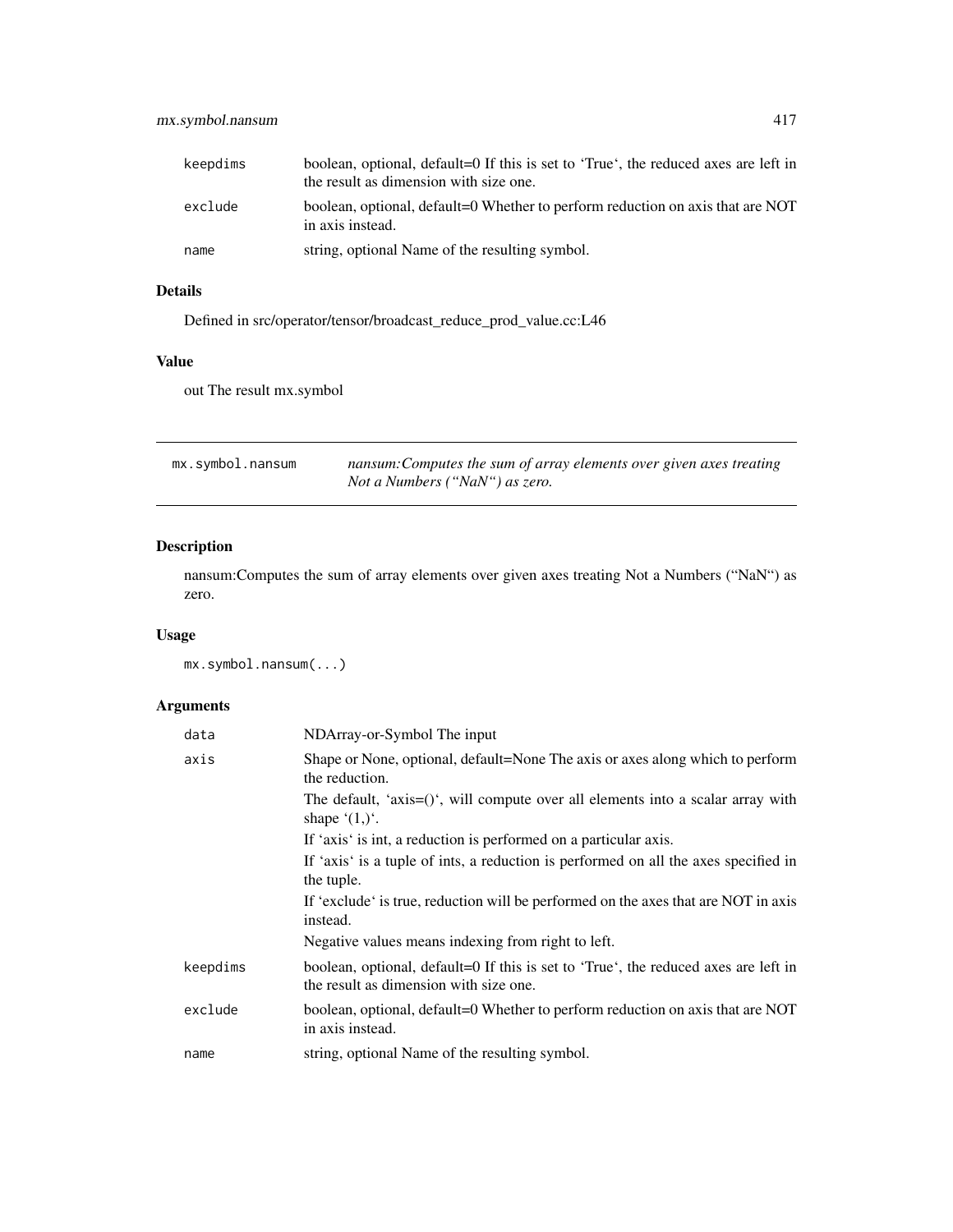| | |
|---|---|
| keepdims | boolean, optional, default=0 If this is set to 'True', the reduced axes are left in the result as dimension with size one. |
| exclude | boolean, optional, default=0 Whether to perform reduction on axis that are NOT in axis instead. |
| name | string, optional Name of the resulting symbol. |

### Details

Defined in src/operator/tensor/broadcast_reduce_prod_value.cc:L46

### Value

out The result mx.symbol

---

## mx.symbol.nansum

*nansum:Computes the sum of array elements over given axes treating Not a Numbers ("NaN") as zero.*

---

### Description

nansum:Computes the sum of array elements over given axes treating Not a Numbers ("NaN") as zero.

### Usage

```
mx.symbol.nansum(...)
```

### Arguments

| | |
|---|---|
| data | NDArray-or-Symbol The input |
| axis | Shape or None, optional, default=None The axis or axes along which to perform the reduction.<br>The default, 'axis=()', will compute over all elements into a scalar array with shape '(1,)'.<br>If 'axis' is int, a reduction is performed on a particular axis.<br>If 'axis' is a tuple of ints, a reduction is performed on all the axes specified in the tuple.<br>If 'exclude' is true, reduction will be performed on the axes that are NOT in axis instead.<br>Negative values means indexing from right to left. |
| keepdims | boolean, optional, default=0 If this is set to 'True', the reduced axes are left in the result as dimension with size one. |
| exclude | boolean, optional, default=0 Whether to perform reduction on axis that are NOT in axis instead. |
| name | string, optional Name of the resulting symbol. |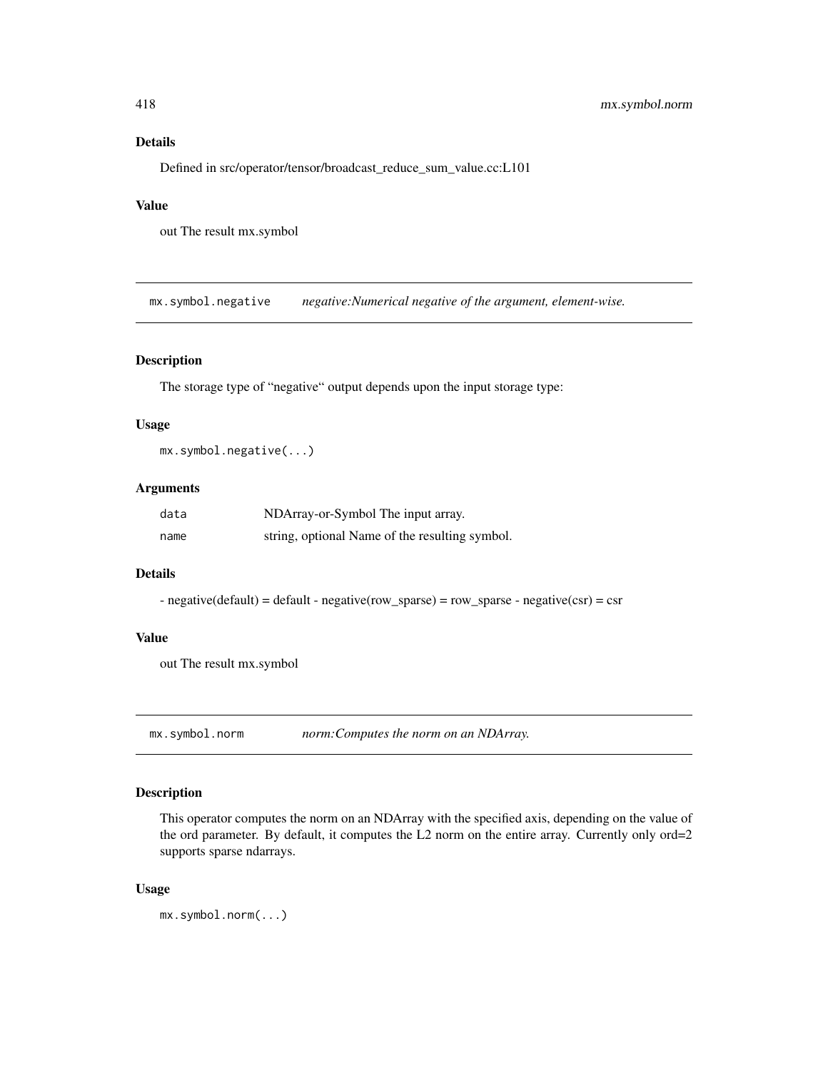### Details

Defined in src/operator/tensor/broadcast_reduce_sum_value.cc:L101

### Value

out The result mx.symbol

## mx.symbol.negative — *negative:Numerical negative of the argument, element-wise.*

### Description

The storage type of "negative" output depends upon the input storage type:

### Usage

```
mx.symbol.negative(...)
```

### Arguments

| | |
|---|---|
| data | NDArray-or-Symbol The input array. |
| name | string, optional Name of the resulting symbol. |

### Details

- negative(default) = default - negative(row_sparse) = row_sparse - negative(csr) = csr

### Value

out The result mx.symbol

## mx.symbol.norm — *norm:Computes the norm on an NDArray.*

### Description

This operator computes the norm on an NDArray with the specified axis, depending on the value of the ord parameter. By default, it computes the L2 norm on the entire array. Currently only ord=2 supports sparse ndarrays.

### Usage

```
mx.symbol.norm(...)
```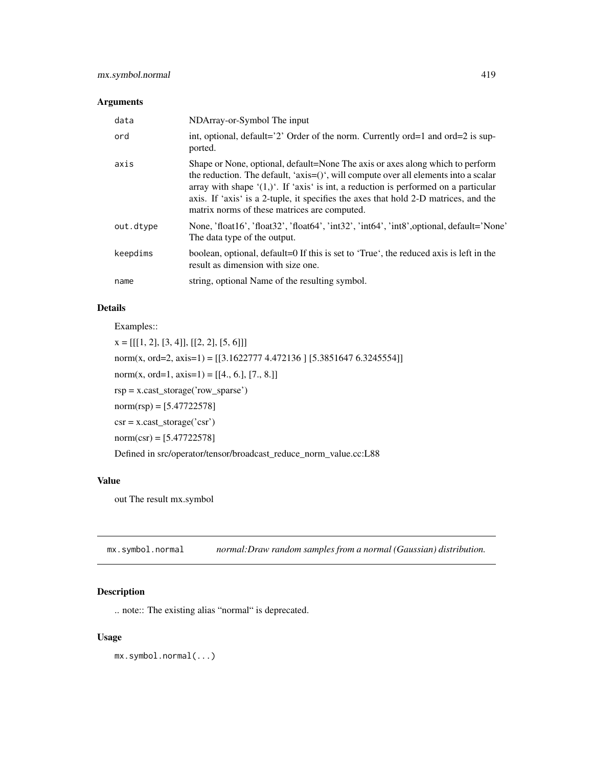## Arguments

| | |
|---|---|
| data | NDArray-or-Symbol The input |
| ord | int, optional, default='2' Order of the norm. Currently ord=1 and ord=2 is supported. |
| axis | Shape or None, optional, default=None The axis or axes along which to perform the reduction. The default, 'axis=()', will compute over all elements into a scalar array with shape '(1,)'. If 'axis' is int, a reduction is performed on a particular axis. If 'axis' is a 2-tuple, it specifies the axes that hold 2-D matrices, and the matrix norms of these matrices are computed. |
| out.dtype | None, 'float16', 'float32', 'float64', 'int32', 'int64', 'int8',optional, default='None' The data type of the output. |
| keepdims | boolean, optional, default=0 If this is set to 'True', the reduced axis is left in the result as dimension with size one. |
| name | string, optional Name of the resulting symbol. |

## Details

Examples::

x = [[[1, 2], [3, 4]], [[2, 2], [5, 6]]]

norm(x, ord=2, axis=1) = [[3.1622777 4.472136 ] [5.3851647 6.3245554]]

norm(x, ord=1, axis=1) = [[4., 6.], [7., 8.]]

rsp = x.cast_storage('row_sparse')

norm(rsp) = [5.47722578]

csr = x.cast_storage('csr')

norm(csr) = [5.47722578]

Defined in src/operator/tensor/broadcast_reduce_norm_value.cc:L88

## Value

out The result mx.symbol

---

# mx.symbol.normal *normal:Draw random samples from a normal (Gaussian) distribution.*

## Description

.. note:: The existing alias "normal" is deprecated.

## Usage

```
mx.symbol.normal(...)
```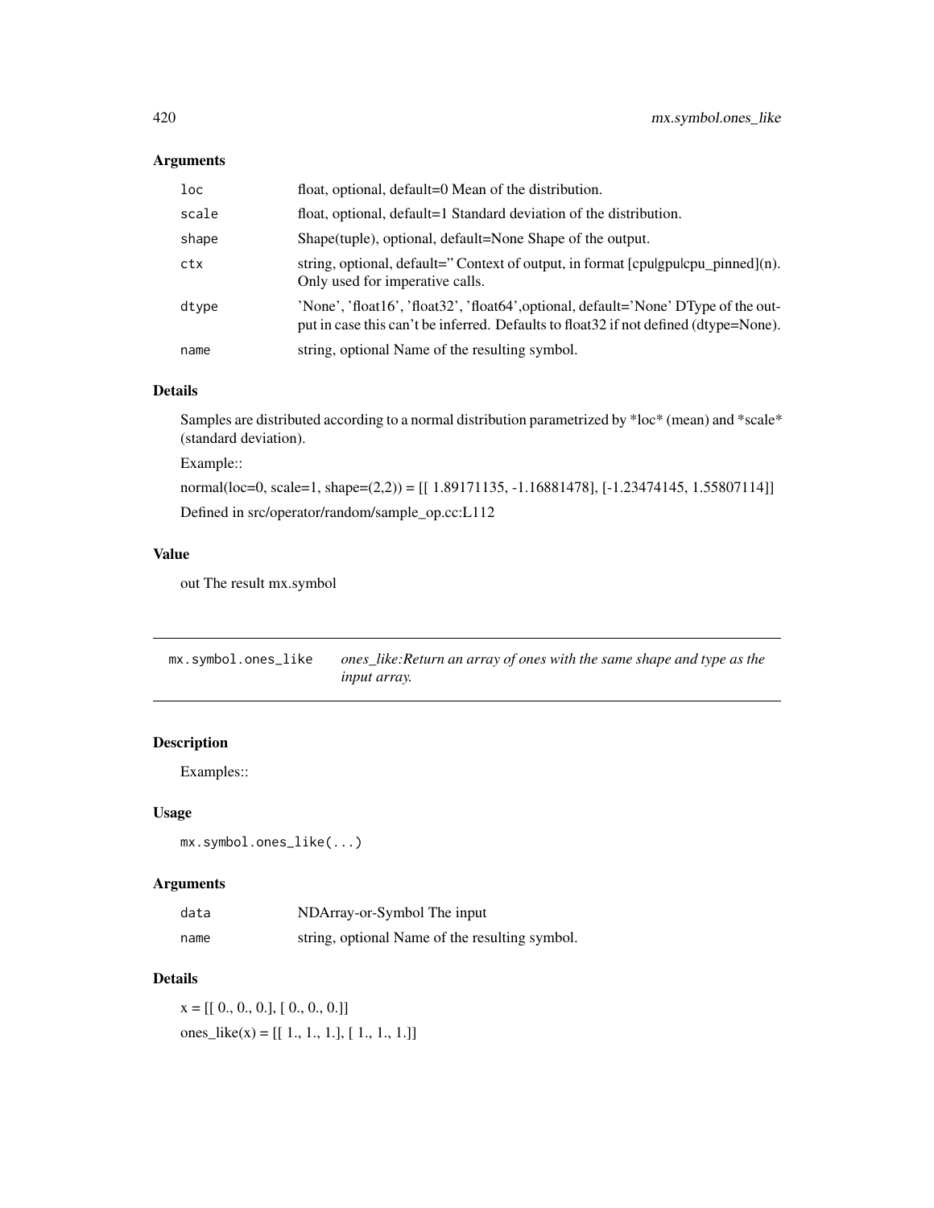## Arguments

| | |
|---|---|
| `loc` | float, optional, default=0 Mean of the distribution. |
| `scale` | float, optional, default=1 Standard deviation of the distribution. |
| `shape` | Shape(tuple), optional, default=None Shape of the output. |
| `ctx` | string, optional, default='' Context of output, in format [cpu\|gpu\|cpu_pinned](n). Only used for imperative calls. |
| `dtype` | 'None', 'float16', 'float32', 'float64',optional, default='None' DType of the output in case this can't be inferred. Defaults to float32 if not defined (dtype=None). |
| `name` | string, optional Name of the resulting symbol. |

## Details

Samples are distributed according to a normal distribution parametrized by *loc* (mean) and *scale* (standard deviation).

Example::

normal(loc=0, scale=1, shape=(2,2)) = [[ 1.89171135, -1.16881478], [-1.23474145, 1.55807114]]

Defined in src/operator/random/sample_op.cc:L112

## Value

out The result mx.symbol

---

# `mx.symbol.ones_like` *ones_like:Return an array of ones with the same shape and type as the input array.*

---

## Description

Examples::

## Usage

```
mx.symbol.ones_like(...)
```

## Arguments

| | |
|---|---|
| `data` | NDArray-or-Symbol The input |
| `name` | string, optional Name of the resulting symbol. |

## Details

x = [[ 0., 0., 0.], [ 0., 0., 0.]]

ones_like(x) = [[ 1., 1., 1.], [ 1., 1., 1.]]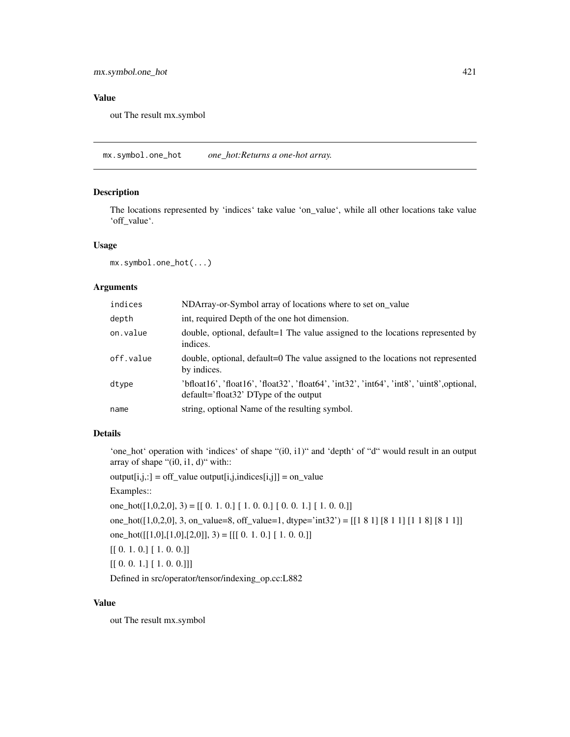## Value

out The result mx.symbol

---

## mx.symbol.one_hot    *one_hot:Returns a one-hot array.*

### Description

The locations represented by 'indices' take value 'on_value', while all other locations take value 'off_value'.

### Usage

```
mx.symbol.one_hot(...)
```

### Arguments

| | |
|---|---|
| `indices` | NDArray-or-Symbol array of locations where to set on_value |
| `depth` | int, required Depth of the one hot dimension. |
| `on.value` | double, optional, default=1 The value assigned to the locations represented by indices. |
| `off.value` | double, optional, default=0 The value assigned to the locations not represented by indices. |
| `dtype` | 'bfloat16', 'float16', 'float32', 'float64', 'int32', 'int64', 'int8', 'uint8',optional, default='float32' DType of the output |
| `name` | string, optional Name of the resulting symbol. |

### Details

'one_hot' operation with 'indices' of shape "(i0, i1)" and 'depth' of "d" would result in an output array of shape "(i0, i1, d)" with::

output[i,j,:] = off_value output[i,j,indices[i,j]] = on_value

Examples::

one_hot([1,0,2,0], 3) = [[ 0. 1. 0.] [ 1. 0. 0.] [ 0. 0. 1.] [ 1. 0. 0.]]

one_hot([1,0,2,0], 3, on_value=8, off_value=1, dtype='int32') = [[1 8 1] [8 1 1] [1 1 8] [8 1 1]]

one_hot([[1,0],[1,0],[2,0]], 3) = [[[ 0. 1. 0.] [ 1. 0. 0.]]

[[ 0. 1. 0.] [ 1. 0. 0.]]

[[ 0. 0. 1.] [ 1. 0. 0.]]]

Defined in src/operator/tensor/indexing_op.cc:L882

### Value

out The result mx.symbol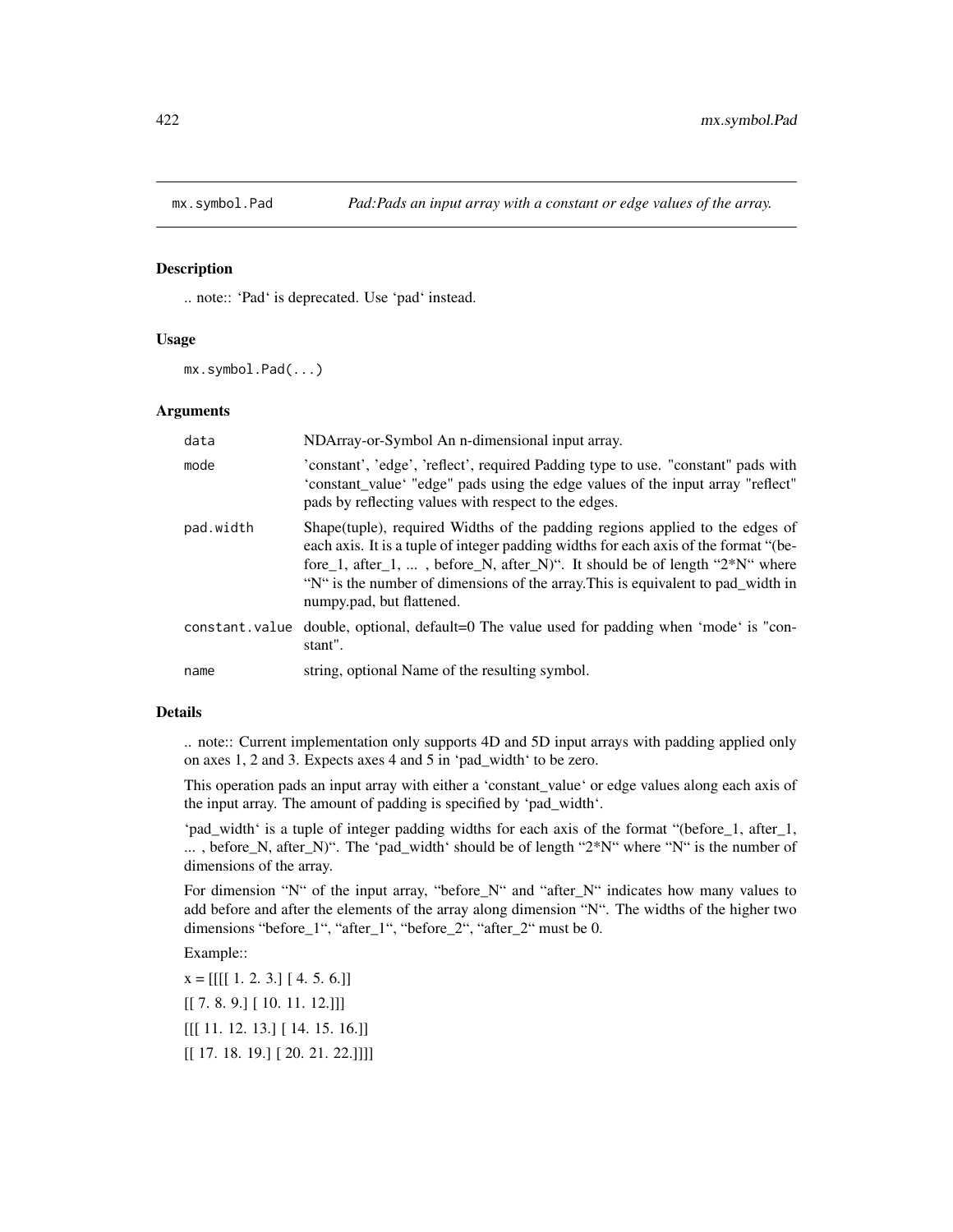## mx.symbol.Pad

*Pad:Pads an input array with a constant or edge values of the array.*

### Description

.. note:: 'Pad' is deprecated. Use 'pad' instead.

### Usage

```
mx.symbol.Pad(...)
```

### Arguments

| | |
|---|---|
| data | NDArray-or-Symbol An n-dimensional input array. |
| mode | 'constant', 'edge', 'reflect', required Padding type to use. "constant" pads with 'constant_value' "edge" pads using the edge values of the input array "reflect" pads by reflecting values with respect to the edges. |
| pad.width | Shape(tuple), required Widths of the padding regions applied to the edges of each axis. It is a tuple of integer padding widths for each axis of the format "(before_1, after_1, ... , before_N, after_N)". It should be of length "2*N" where "N" is the number of dimensions of the array.This is equivalent to pad_width in numpy.pad, but flattened. |
| constant.value | double, optional, default=0 The value used for padding when 'mode' is "constant". |
| name | string, optional Name of the resulting symbol. |

### Details

.. note:: Current implementation only supports 4D and 5D input arrays with padding applied only on axes 1, 2 and 3. Expects axes 4 and 5 in 'pad_width' to be zero.

This operation pads an input array with either a 'constant_value' or edge values along each axis of the input array. The amount of padding is specified by 'pad_width'.

'pad_width' is a tuple of integer padding widths for each axis of the format "(before_1, after_1, ... , before_N, after_N)". The 'pad_width' should be of length "2*N" where "N" is the number of dimensions of the array.

For dimension "N" of the input array, "before_N" and "after_N" indicates how many values to add before and after the elements of the array along dimension "N". The widths of the higher two dimensions "before_1", "after_1", "before_2", "after_2" must be 0.

Example::

x = [[[[ 1. 2. 3.] [ 4. 5. 6.]]

[[ 7. 8. 9.] [ 10. 11. 12.]]]

[[[ 11. 12. 13.] [ 14. 15. 16.]]

[[ 17. 18. 19.] [ 20. 21. 22.]]]]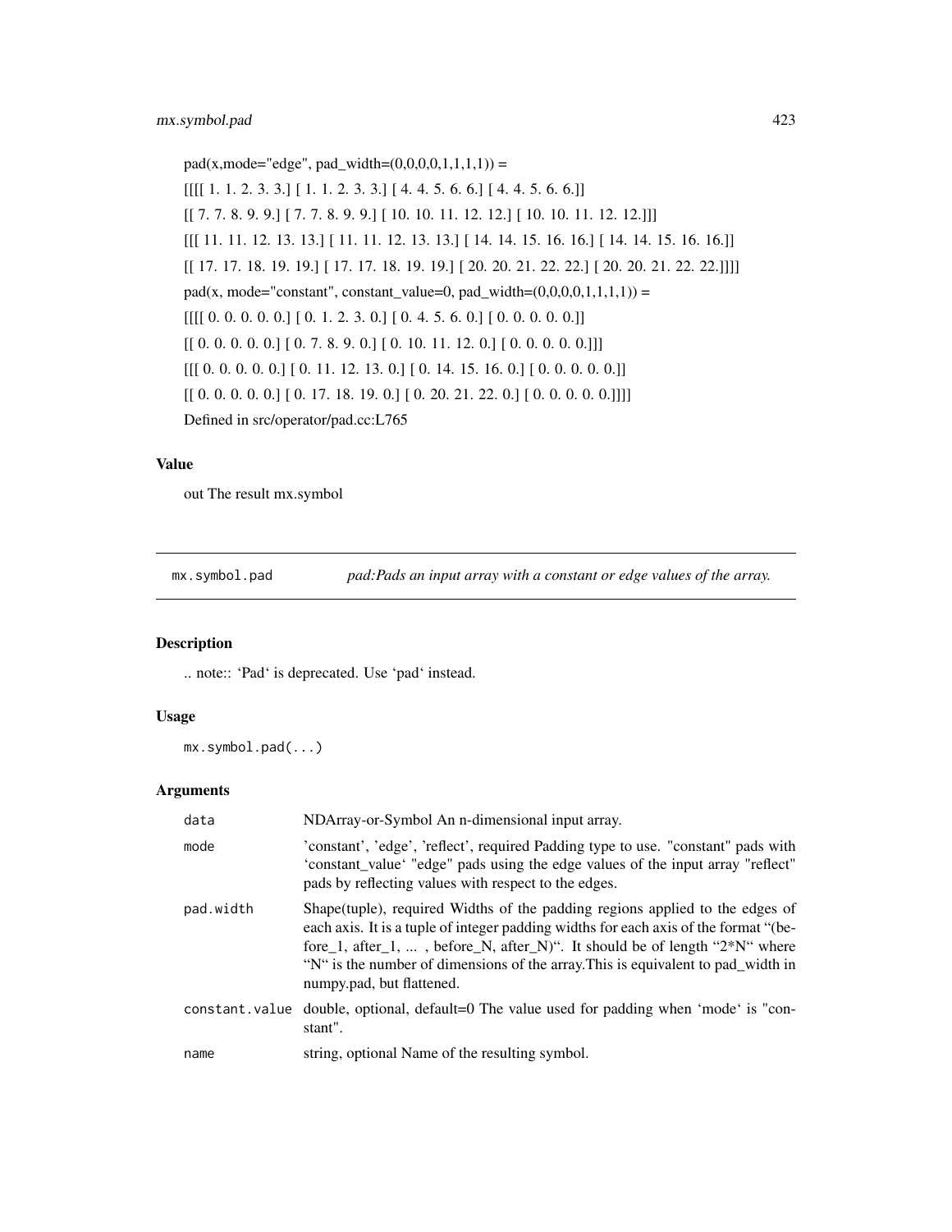pad(x,mode="edge", pad_width=(0,0,0,0,1,1,1,1)) =

[[[[ 1. 1. 2. 3. 3.] [ 1. 1. 2. 3. 3.] [ 4. 4. 5. 6. 6.] [ 4. 4. 5. 6. 6.]]

[[ 7. 7. 8. 9. 9.] [ 7. 7. 8. 9. 9.] [ 10. 10. 11. 12. 12.] [ 10. 10. 11. 12. 12.]]]

[[[ 11. 11. 12. 13. 13.] [ 11. 11. 12. 13. 13.] [ 14. 14. 15. 16. 16.] [ 14. 14. 15. 16. 16.]]

[[ 17. 17. 18. 19. 19.] [ 17. 17. 18. 19. 19.] [ 20. 20. 21. 22. 22.] [ 20. 20. 21. 22. 22.]]]]

pad(x, mode="constant", constant_value=0, pad_width=(0,0,0,0,1,1,1,1)) =

[[[[ 0. 0. 0. 0. 0.] [ 0. 1. 2. 3. 0.] [ 0. 4. 5. 6. 0.] [ 0. 0. 0. 0. 0.]]

[[ 0. 0. 0. 0. 0.] [ 0. 7. 8. 9. 0.] [ 0. 10. 11. 12. 0.] [ 0. 0. 0. 0. 0.]]]

[[[ 0. 0. 0. 0. 0.] [ 0. 11. 12. 13. 0.] [ 0. 14. 15. 16. 0.] [ 0. 0. 0. 0. 0.]]

[[ 0. 0. 0. 0. 0.] [ 0. 17. 18. 19. 0.] [ 0. 20. 21. 22. 0.] [ 0. 0. 0. 0. 0.]]]]

Defined in src/operator/pad.cc:L765

### Value

out The result mx.symbol

---

## mx.symbol.pad — *pad:Pads an input array with a constant or edge values of the array.*

### Description

.. note:: 'Pad' is deprecated. Use 'pad' instead.

### Usage

```
mx.symbol.pad(...)
```

### Arguments

| | |
|---|---|
| data | NDArray-or-Symbol An n-dimensional input array. |
| mode | 'constant', 'edge', 'reflect', required Padding type to use. "constant" pads with 'constant_value' "edge" pads using the edge values of the input array "reflect" pads by reflecting values with respect to the edges. |
| pad.width | Shape(tuple), required Widths of the padding regions applied to the edges of each axis. It is a tuple of integer padding widths for each axis of the format "(before_1, after_1, ... , before_N, after_N)". It should be of length "2*N" where "N" is the number of dimensions of the array.This is equivalent to pad_width in numpy.pad, but flattened. |
| constant.value | double, optional, default=0 The value used for padding when 'mode' is "constant". |
| name | string, optional Name of the resulting symbol. |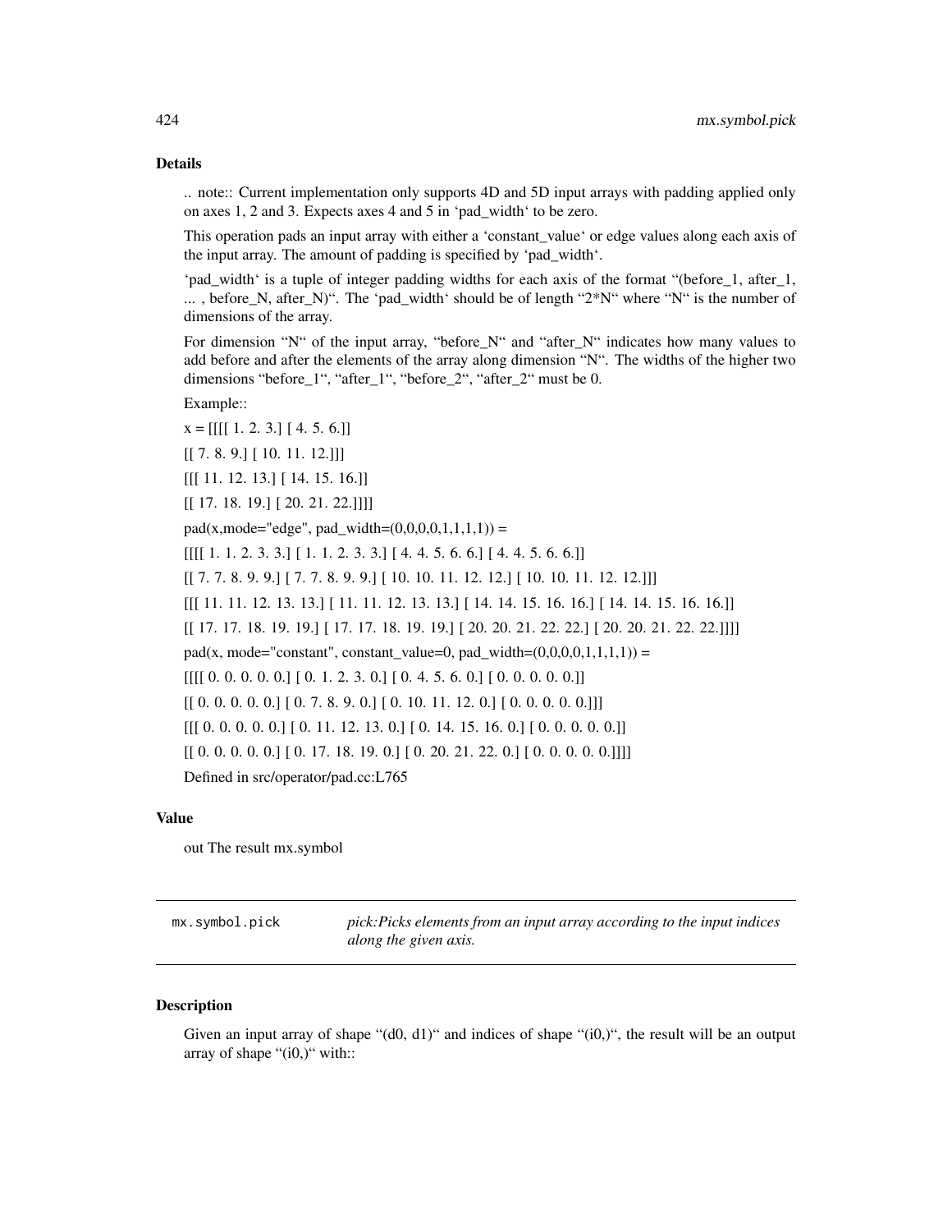## Details

.. note:: Current implementation only supports 4D and 5D input arrays with padding applied only on axes 1, 2 and 3. Expects axes 4 and 5 in 'pad_width' to be zero.

This operation pads an input array with either a 'constant_value' or edge values along each axis of the input array. The amount of padding is specified by 'pad_width'.

'pad_width' is a tuple of integer padding widths for each axis of the format "(before_1, after_1, ... , before_N, after_N)". The 'pad_width' should be of length "2*N" where "N" is the number of dimensions of the array.

For dimension "N" of the input array, "before_N" and "after_N" indicates how many values to add before and after the elements of the array along dimension "N". The widths of the higher two dimensions "before_1", "after_1", "before_2", "after_2" must be 0.

Example::

x = [[[[ 1. 2. 3.] [ 4. 5. 6.]]

[[ 7. 8. 9.] [ 10. 11. 12.]]]

[[[ 11. 12. 13.] [ 14. 15. 16.]]

[[ 17. 18. 19.] [ 20. 21. 22.]]]]

pad(x,mode="edge", pad_width=(0,0,0,0,1,1,1,1)) =

[[[[ 1. 1. 2. 3. 3.] [ 1. 1. 2. 3. 3.] [ 4. 4. 5. 6. 6.] [ 4. 4. 5. 6. 6.]]

[[ 7. 7. 8. 9. 9.] [ 7. 7. 8. 9. 9.] [ 10. 10. 11. 12. 12.] [ 10. 10. 11. 12. 12.]]]

[[[ 11. 11. 12. 13. 13.] [ 11. 11. 12. 13. 13.] [ 14. 14. 15. 16. 16.] [ 14. 14. 15. 16. 16.]]

[[ 17. 17. 18. 19. 19.] [ 17. 17. 18. 19. 19.] [ 20. 20. 21. 22. 22.] [ 20. 20. 21. 22. 22.]]]]

pad(x, mode="constant", constant_value=0, pad_width=(0,0,0,0,1,1,1,1)) =

[[[[ 0. 0. 0. 0. 0.] [ 0. 1. 2. 3. 0.] [ 0. 4. 5. 6. 0.] [ 0. 0. 0. 0. 0.]]

[[ 0. 0. 0. 0. 0.] [ 0. 7. 8. 9. 0.] [ 0. 10. 11. 12. 0.] [ 0. 0. 0. 0. 0.]]]

[[[ 0. 0. 0. 0. 0.] [ 0. 11. 12. 13. 0.] [ 0. 14. 15. 16. 0.] [ 0. 0. 0. 0. 0.]]

[[ 0. 0. 0. 0. 0.] [ 0. 17. 18. 19. 0.] [ 0. 20. 21. 22. 0.] [ 0. 0. 0. 0. 0.]]]]

Defined in src/operator/pad.cc:L765

## Value

out The result mx.symbol

---

`mx.symbol.pick` *pick:Picks elements from an input array according to the input indices along the given axis.*

---

## Description

Given an input array of shape "(d0, d1)" and indices of shape "(i0,)", the result will be an output array of shape "(i0,)" with::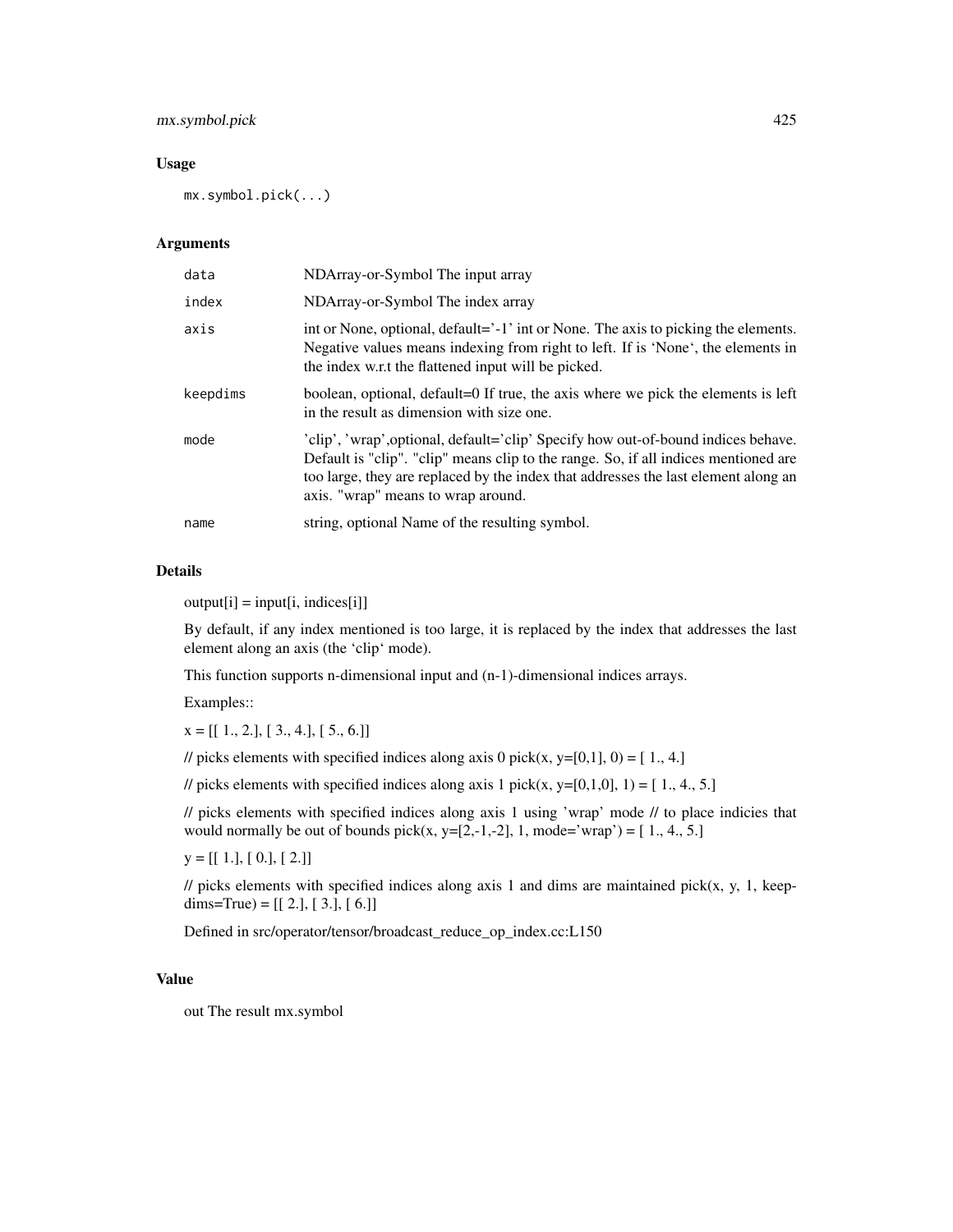## Usage

```
mx.symbol.pick(...)
```

## Arguments

| | |
|---|---|
| data | NDArray-or-Symbol The input array |
| index | NDArray-or-Symbol The index array |
| axis | int or None, optional, default='-1' int or None. The axis to picking the elements. Negative values means indexing from right to left. If is 'None', the elements in the index w.r.t the flattened input will be picked. |
| keepdims | boolean, optional, default=0 If true, the axis where we pick the elements is left in the result as dimension with size one. |
| mode | 'clip', 'wrap',optional, default='clip' Specify how out-of-bound indices behave. Default is "clip". "clip" means clip to the range. So, if all indices mentioned are too large, they are replaced by the index that addresses the last element along an axis. "wrap" means to wrap around. |
| name | string, optional Name of the resulting symbol. |

## Details

output[i] = input[i, indices[i]]

By default, if any index mentioned is too large, it is replaced by the index that addresses the last element along an axis (the 'clip' mode).

This function supports n-dimensional input and (n-1)-dimensional indices arrays.

Examples::

x = [[ 1., 2.], [ 3., 4.], [ 5., 6.]]

// picks elements with specified indices along axis 0 pick(x, y=[0,1], 0) = [ 1., 4.]

// picks elements with specified indices along axis 1 pick(x, y=[0,1,0], 1) = [ 1., 4., 5.]

// picks elements with specified indices along axis 1 using 'wrap' mode // to place indicies that would normally be out of bounds pick(x, y=[2,-1,-2], 1, mode='wrap') = [ 1., 4., 5.]

y = [[ 1.], [ 0.], [ 2.]]

// picks elements with specified indices along axis 1 and dims are maintained pick(x, y, 1, keepdims=True) = [[ 2.], [ 3.], [ 6.]]

Defined in src/operator/tensor/broadcast_reduce_op_index.cc:L150

## Value

out The result mx.symbol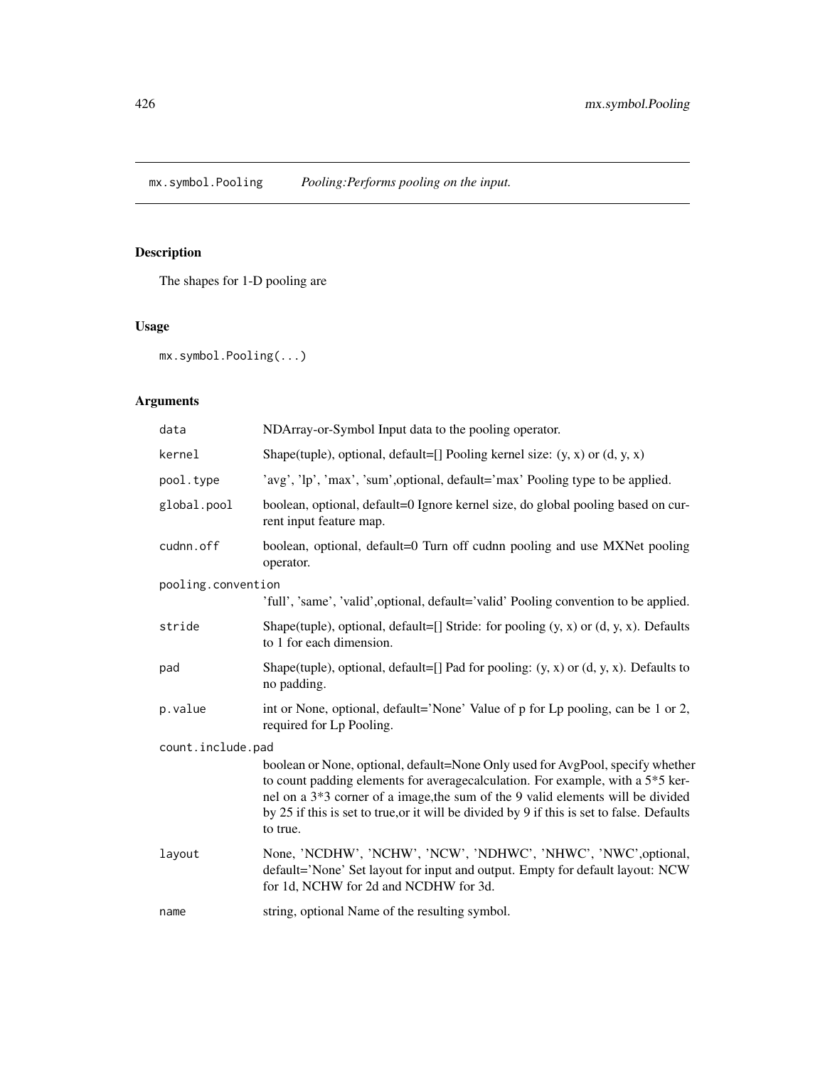mx.symbol.Pooling *Pooling:Performs pooling on the input.*

## Description

The shapes for 1-D pooling are

## Usage

```
mx.symbol.Pooling(...)
```

## Arguments

| | |
|---|---|
| `data` | NDArray-or-Symbol Input data to the pooling operator. |
| `kernel` | Shape(tuple), optional, default=[] Pooling kernel size: (y, x) or (d, y, x) |
| `pool.type` | 'avg', 'lp', 'max', 'sum',optional, default='max' Pooling type to be applied. |
| `global.pool` | boolean, optional, default=0 Ignore kernel size, do global pooling based on current input feature map. |
| `cudnn.off` | boolean, optional, default=0 Turn off cudnn pooling and use MXNet pooling operator. |
| `pooling.convention` | 'full', 'same', 'valid',optional, default='valid' Pooling convention to be applied. |
| `stride` | Shape(tuple), optional, default=[] Stride: for pooling (y, x) or (d, y, x). Defaults to 1 for each dimension. |
| `pad` | Shape(tuple), optional, default=[] Pad for pooling: (y, x) or (d, y, x). Defaults to no padding. |
| `p.value` | int or None, optional, default='None' Value of p for Lp pooling, can be 1 or 2, required for Lp Pooling. |
| `count.include.pad` | boolean or None, optional, default=None Only used for AvgPool, specify whether to count padding elements for averagecalculation. For example, with a 5*5 kernel on a 3*3 corner of a image,the sum of the 9 valid elements will be divided by 25 if this is set to true,or it will be divided by 9 if this is set to false. Defaults to true. |
| `layout` | None, 'NCDHW', 'NCHW', 'NCW', 'NDHWC', 'NHWC', 'NWC',optional, default='None' Set layout for input and output. Empty for default layout: NCW for 1d, NCHW for 2d and NCDHW for 3d. |
| `name` | string, optional Name of the resulting symbol. |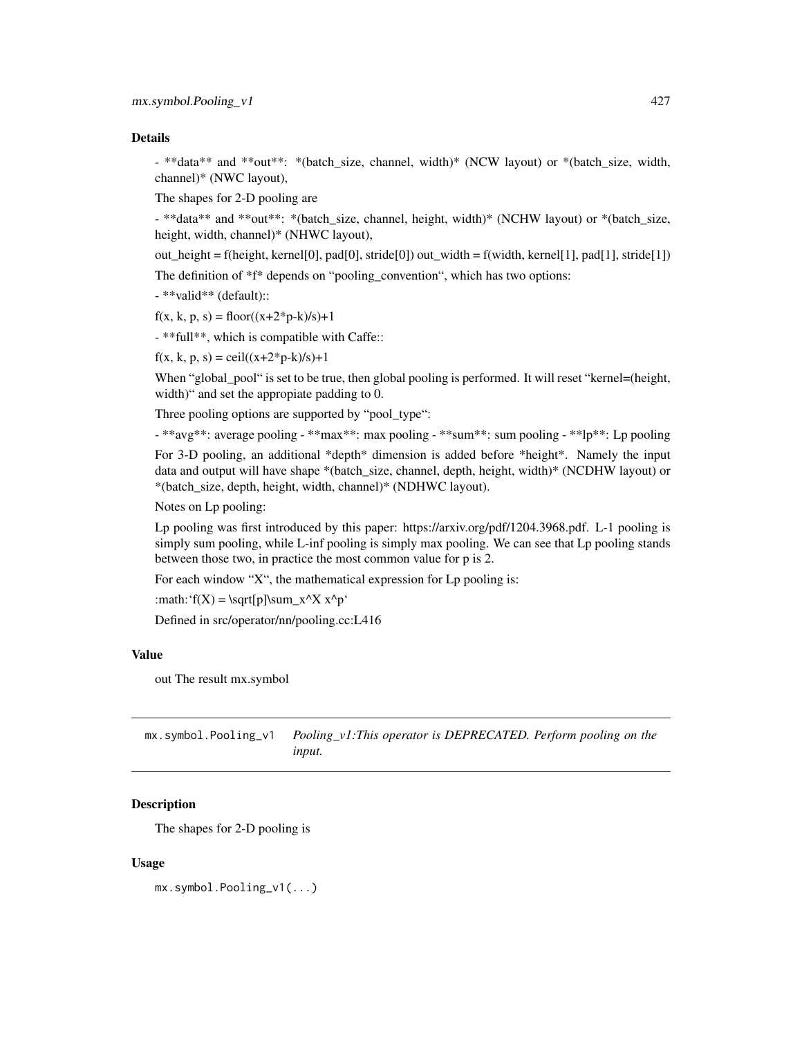### Details

- **data** and **out**: *(batch_size, channel, width)* (NCW layout) or *(batch_size, width, channel)* (NWC layout),

The shapes for 2-D pooling are

- **data** and **out**: *(batch_size, channel, height, width)* (NCHW layout) or *(batch_size, height, width, channel)* (NHWC layout),

out_height = f(height, kernel[0], pad[0], stride[0]) out_width = f(width, kernel[1], pad[1], stride[1])

The definition of *f* depends on "pooling_convention", which has two options:

- **valid** (default)::

f(x, k, p, s) = floor((x+2*p-k)/s)+1

- **full**, which is compatible with Caffe::

f(x, k, p, s) = ceil((x+2*p-k)/s)+1

When "global_pool" is set to be true, then global pooling is performed. It will reset "kernel=(height, width)" and set the appropiate padding to 0.

Three pooling options are supported by "pool_type":

- **avg**: average pooling - **max**: max pooling - **sum**: sum pooling - **lp**: Lp pooling

For 3-D pooling, an additional *depth* dimension is added before *height*. Namely the input data and output will have shape *(batch_size, channel, depth, height, width)* (NCDHW layout) or *(batch_size, depth, height, width, channel)* (NDHWC layout).

Notes on Lp pooling:

Lp pooling was first introduced by this paper: https://arxiv.org/pdf/1204.3968.pdf. L-1 pooling is simply sum pooling, while L-inf pooling is simply max pooling. We can see that Lp pooling stands between those two, in practice the most common value for p is 2.

For each window "X", the mathematical expression for Lp pooling is:

:math:'f(X) = \sqrt[p]\sum_x^X x^p'

Defined in src/operator/nn/pooling.cc:L416

### Value

out The result mx.symbol

---

## mx.symbol.Pooling_v1 — *Pooling_v1:This operator is DEPRECATED. Perform pooling on the input.*

### Description

The shapes for 2-D pooling is

### Usage

```
mx.symbol.Pooling_v1(...)
```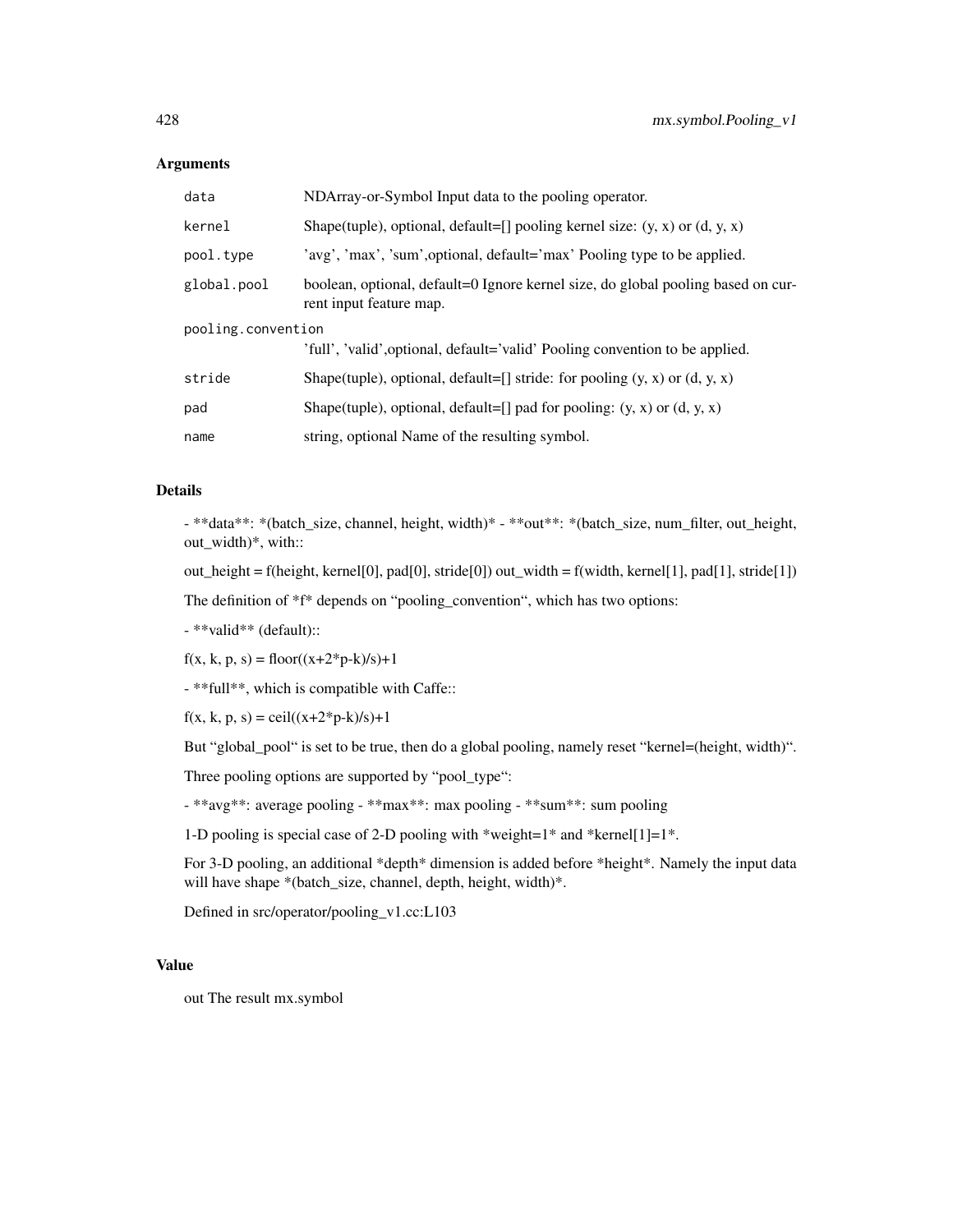## Arguments

| | |
|---|---|
| `data` | NDArray-or-Symbol Input data to the pooling operator. |
| `kernel` | Shape(tuple), optional, default=[] pooling kernel size: (y, x) or (d, y, x) |
| `pool.type` | 'avg', 'max', 'sum',optional, default='max' Pooling type to be applied. |
| `global.pool` | boolean, optional, default=0 Ignore kernel size, do global pooling based on current input feature map. |
| `pooling.convention` | 'full', 'valid',optional, default='valid' Pooling convention to be applied. |
| `stride` | Shape(tuple), optional, default=[] stride: for pooling (y, x) or (d, y, x) |
| `pad` | Shape(tuple), optional, default=[] pad for pooling: (y, x) or (d, y, x) |
| `name` | string, optional Name of the resulting symbol. |

## Details

- **data**: *(batch_size, channel, height, width)* - **out**: *(batch_size, num_filter, out_height, out_width)*, with::

out_height = f(height, kernel[0], pad[0], stride[0]) out_width = f(width, kernel[1], pad[1], stride[1])

The definition of *f* depends on "pooling_convention", which has two options:

- **valid** (default)::

f(x, k, p, s) = floor((x+2*p-k)/s)+1

- **full**, which is compatible with Caffe::

f(x, k, p, s) = ceil((x+2*p-k)/s)+1

But "global_pool" is set to be true, then do a global pooling, namely reset "kernel=(height, width)".

Three pooling options are supported by "pool_type":

- **avg**: average pooling - **max**: max pooling - **sum**: sum pooling

1-D pooling is special case of 2-D pooling with *weight=1* and *kernel[1]=1*.

For 3-D pooling, an additional *depth* dimension is added before *height*. Namely the input data will have shape *(batch_size, channel, depth, height, width)*.

Defined in src/operator/pooling_v1.cc:L103

## Value

out The result mx.symbol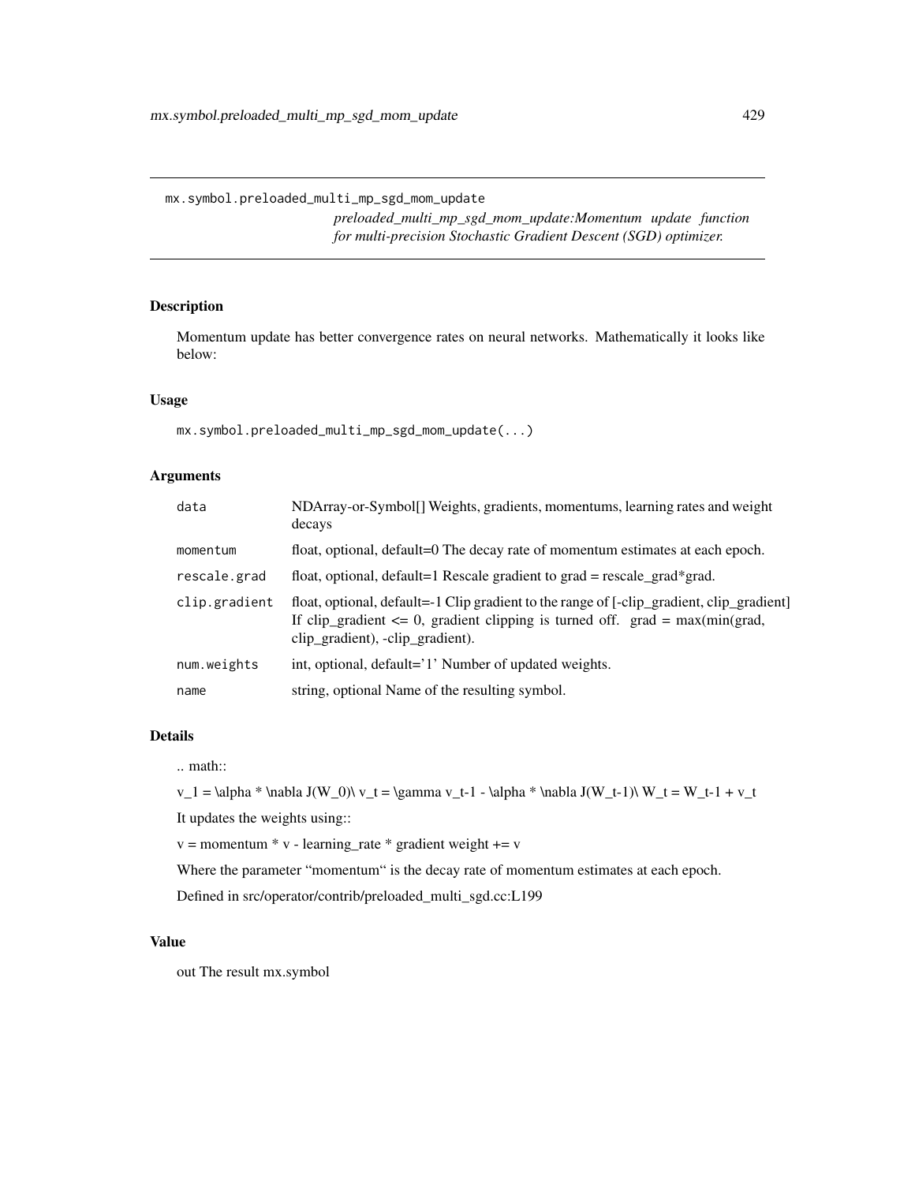mx.symbol.preloaded_multi_mp_sgd_mom_update

*preloaded_multi_mp_sgd_mom_update:Momentum update function for multi-precision Stochastic Gradient Descent (SGD) optimizer.*

## Description

Momentum update has better convergence rates on neural networks. Mathematically it looks like below:

## Usage

```
mx.symbol.preloaded_multi_mp_sgd_mom_update(...)
```

## Arguments

| | |
|---|---|
| data | NDArray-or-Symbol[] Weights, gradients, momentums, learning rates and weight decays |
| momentum | float, optional, default=0 The decay rate of momentum estimates at each epoch. |
| rescale.grad | float, optional, default=1 Rescale gradient to grad = rescale_grad*grad. |
| clip.gradient | float, optional, default=-1 Clip gradient to the range of [-clip_gradient, clip_gradient] If clip_gradient <= 0, gradient clipping is turned off. grad = max(min(grad, clip_gradient), -clip_gradient). |
| num.weights | int, optional, default='1' Number of updated weights. |
| name | string, optional Name of the resulting symbol. |

## Details

.. math::

v_1 = \alpha * \nabla J(W_0)\ v_t = \gamma v_t-1 - \alpha * \nabla J(W_t-1)\ W_t = W_t-1 + v_t

It updates the weights using::

v = momentum * v - learning_rate * gradient weight += v

Where the parameter "momentum" is the decay rate of momentum estimates at each epoch.

Defined in src/operator/contrib/preloaded_multi_sgd.cc:L199

## Value

out The result mx.symbol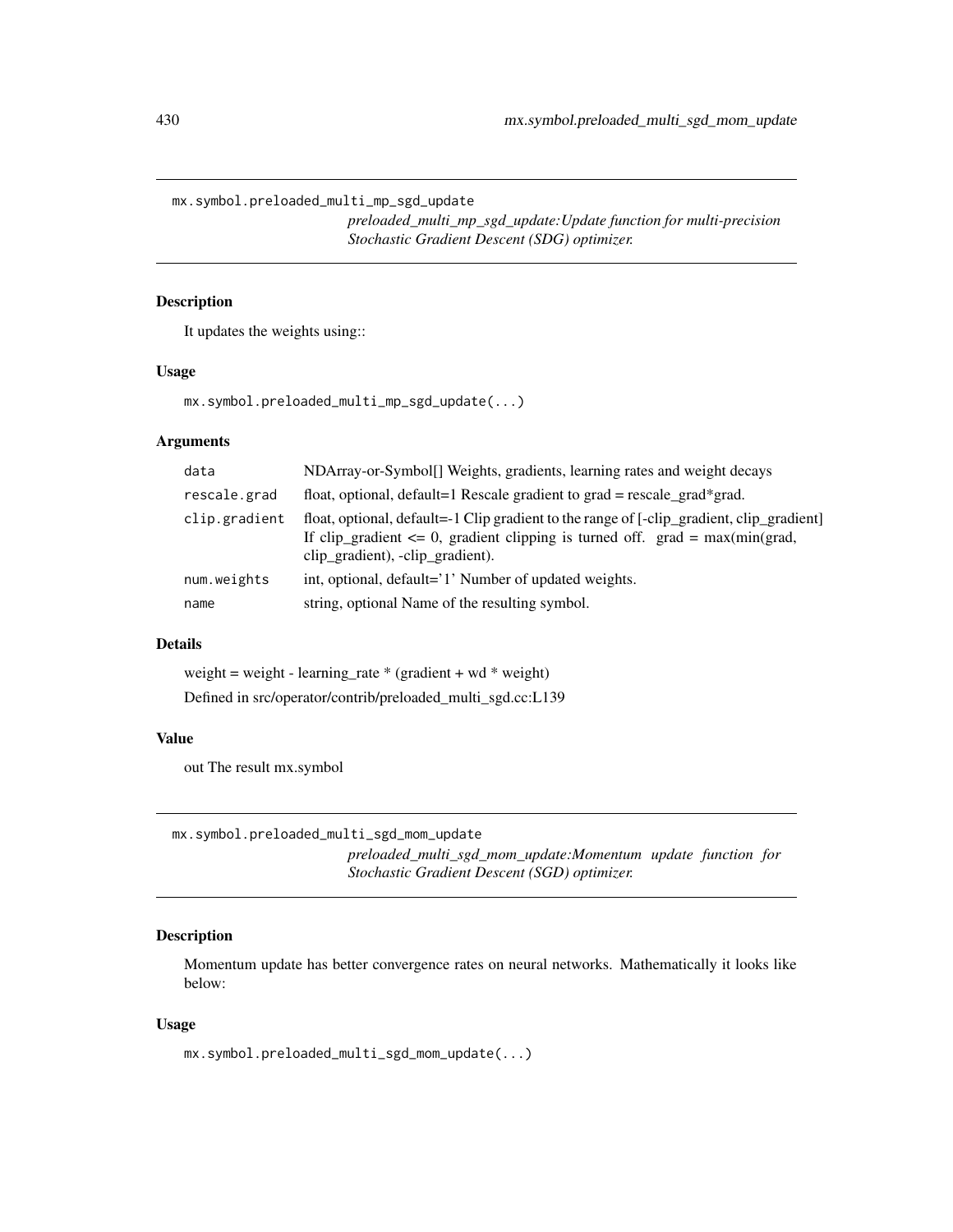## mx.symbol.preloaded_multi_mp_sgd_update

*preloaded_multi_mp_sgd_update:Update function for multi-precision Stochastic Gradient Descent (SDG) optimizer.*

### Description

It updates the weights using::

### Usage

```
mx.symbol.preloaded_multi_mp_sgd_update(...)
```

### Arguments

| | |
|---|---|
| data | NDArray-or-Symbol[] Weights, gradients, learning rates and weight decays |
| rescale.grad | float, optional, default=1 Rescale gradient to grad = rescale_grad*grad. |
| clip.gradient | float, optional, default=-1 Clip gradient to the range of [-clip_gradient, clip_gradient] If clip_gradient <= 0, gradient clipping is turned off. grad = max(min(grad, clip_gradient), -clip_gradient). |
| num.weights | int, optional, default='1' Number of updated weights. |
| name | string, optional Name of the resulting symbol. |

### Details

weight = weight - learning_rate * (gradient + wd * weight)

Defined in src/operator/contrib/preloaded_multi_sgd.cc:L139

### Value

out The result mx.symbol

## mx.symbol.preloaded_multi_sgd_mom_update

*preloaded_multi_sgd_mom_update:Momentum update function for Stochastic Gradient Descent (SGD) optimizer.*

### Description

Momentum update has better convergence rates on neural networks. Mathematically it looks like below:

### Usage

```
mx.symbol.preloaded_multi_sgd_mom_update(...)
```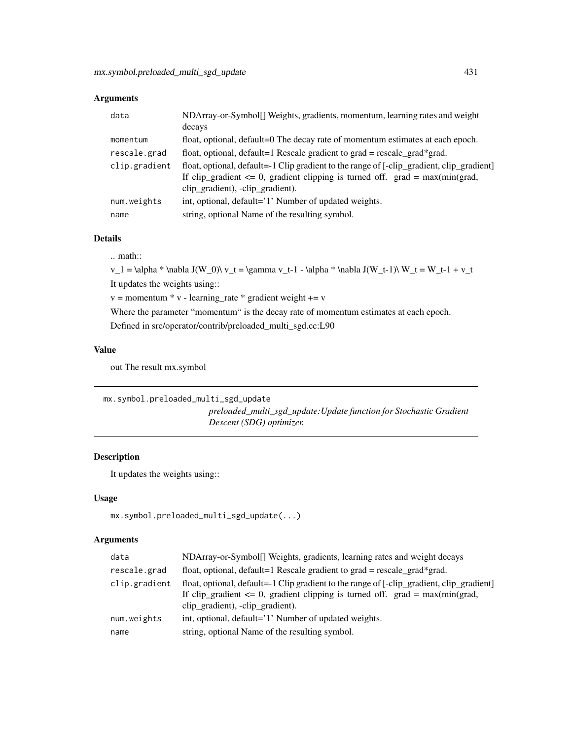## Arguments

| | |
|---|---|
| data | NDArray-or-Symbol[] Weights, gradients, momentum, learning rates and weight decays |
| momentum | float, optional, default=0 The decay rate of momentum estimates at each epoch. |
| rescale.grad | float, optional, default=1 Rescale gradient to grad = rescale_grad*grad. |
| clip.gradient | float, optional, default=-1 Clip gradient to the range of [-clip_gradient, clip_gradient] If clip_gradient <= 0, gradient clipping is turned off. grad = max(min(grad, clip_gradient), -clip_gradient). |
| num.weights | int, optional, default='1' Number of updated weights. |
| name | string, optional Name of the resulting symbol. |

## Details

.. math::

v_1 = \alpha * \nabla J(W_0)\ v_t = \gamma v_t-1 - \alpha * \nabla J(W_t-1)\ W_t = W_t-1 + v_t

It updates the weights using::

v = momentum * v - learning_rate * gradient weight += v

Where the parameter "momentum" is the decay rate of momentum estimates at each epoch.

Defined in src/operator/contrib/preloaded_multi_sgd.cc:L90

## Value

out The result mx.symbol

---

`mx.symbol.preloaded_multi_sgd_update`

*preloaded_multi_sgd_update:Update function for Stochastic Gradient Descent (SDG) optimizer.*

---

## Description

It updates the weights using::

## Usage

```
mx.symbol.preloaded_multi_sgd_update(...)
```

## Arguments

| | |
|---|---|
| data | NDArray-or-Symbol[] Weights, gradients, learning rates and weight decays |
| rescale.grad | float, optional, default=1 Rescale gradient to grad = rescale_grad*grad. |
| clip.gradient | float, optional, default=-1 Clip gradient to the range of [-clip_gradient, clip_gradient] If clip_gradient <= 0, gradient clipping is turned off. grad = max(min(grad, clip_gradient), -clip_gradient). |
| num.weights | int, optional, default='1' Number of updated weights. |
| name | string, optional Name of the resulting symbol. |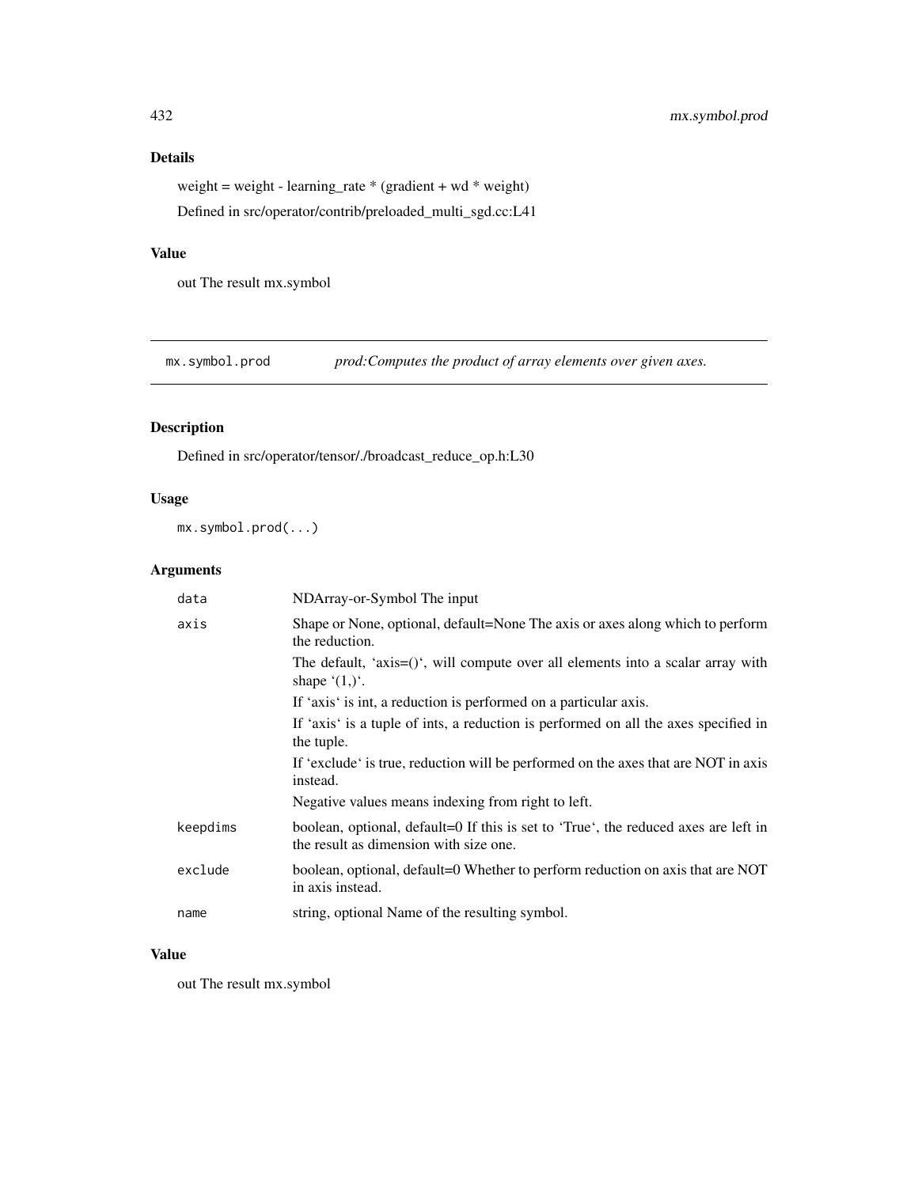## Details

weight = weight - learning_rate * (gradient + wd * weight)

Defined in src/operator/contrib/preloaded_multi_sgd.cc:L41

## Value

out The result mx.symbol

---

# mx.symbol.prod

*prod:Computes the product of array elements over given axes.*

## Description

Defined in src/operator/tensor/./broadcast_reduce_op.h:L30

## Usage

```
mx.symbol.prod(...)
```

## Arguments

| | |
|---|---|
| `data` | NDArray-or-Symbol The input |
| `axis` | Shape or None, optional, default=None The axis or axes along which to perform the reduction.<br>The default, 'axis=()', will compute over all elements into a scalar array with shape '(1,)'.<br>If 'axis' is int, a reduction is performed on a particular axis.<br>If 'axis' is a tuple of ints, a reduction is performed on all the axes specified in the tuple.<br>If 'exclude' is true, reduction will be performed on the axes that are NOT in axis instead.<br>Negative values means indexing from right to left. |
| `keepdims` | boolean, optional, default=0 If this is set to 'True', the reduced axes are left in the result as dimension with size one. |
| `exclude` | boolean, optional, default=0 Whether to perform reduction on axis that are NOT in axis instead. |
| `name` | string, optional Name of the resulting symbol. |

## Value

out The result mx.symbol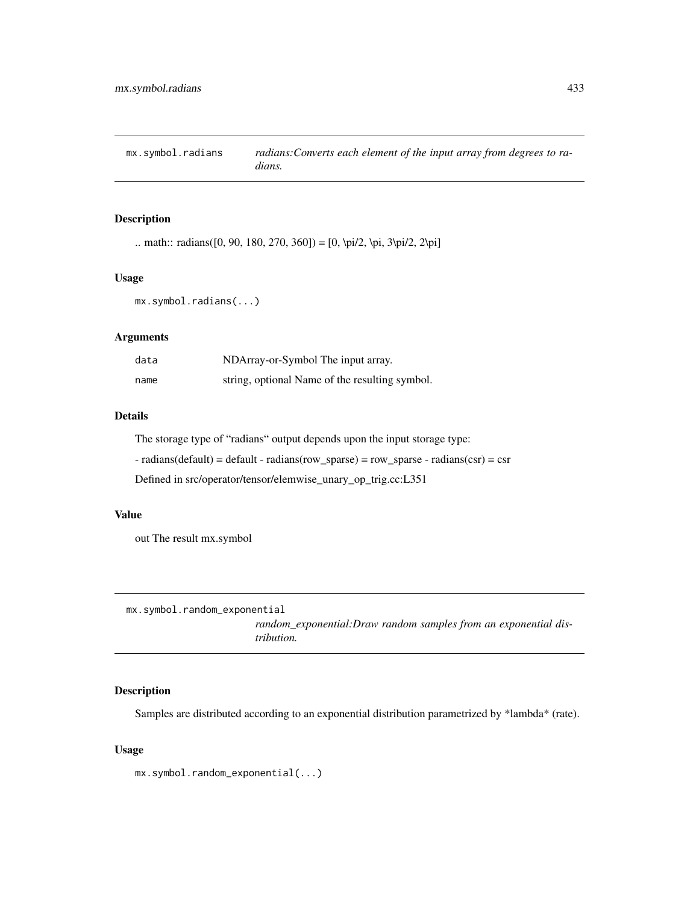## mx.symbol.radians

*radians:Converts each element of the input array from degrees to radians.*

### Description

.. math:: radians([0, 90, 180, 270, 360]) = [0, \pi/2, \pi, 3\pi/2, 2\pi]

### Usage

```
mx.symbol.radians(...)
```

### Arguments

| | |
|---|---|
| `data` | NDArray-or-Symbol The input array. |
| `name` | string, optional Name of the resulting symbol. |

### Details

The storage type of "radians" output depends upon the input storage type:

- radians(default) = default - radians(row_sparse) = row_sparse - radians(csr) = csr

Defined in src/operator/tensor/elemwise_unary_op_trig.cc:L351

### Value

out The result mx.symbol

## mx.symbol.random_exponential

*random_exponential:Draw random samples from an exponential distribution.*

### Description

Samples are distributed according to an exponential distribution parametrized by *lambda* (rate).

### Usage

```
mx.symbol.random_exponential(...)
```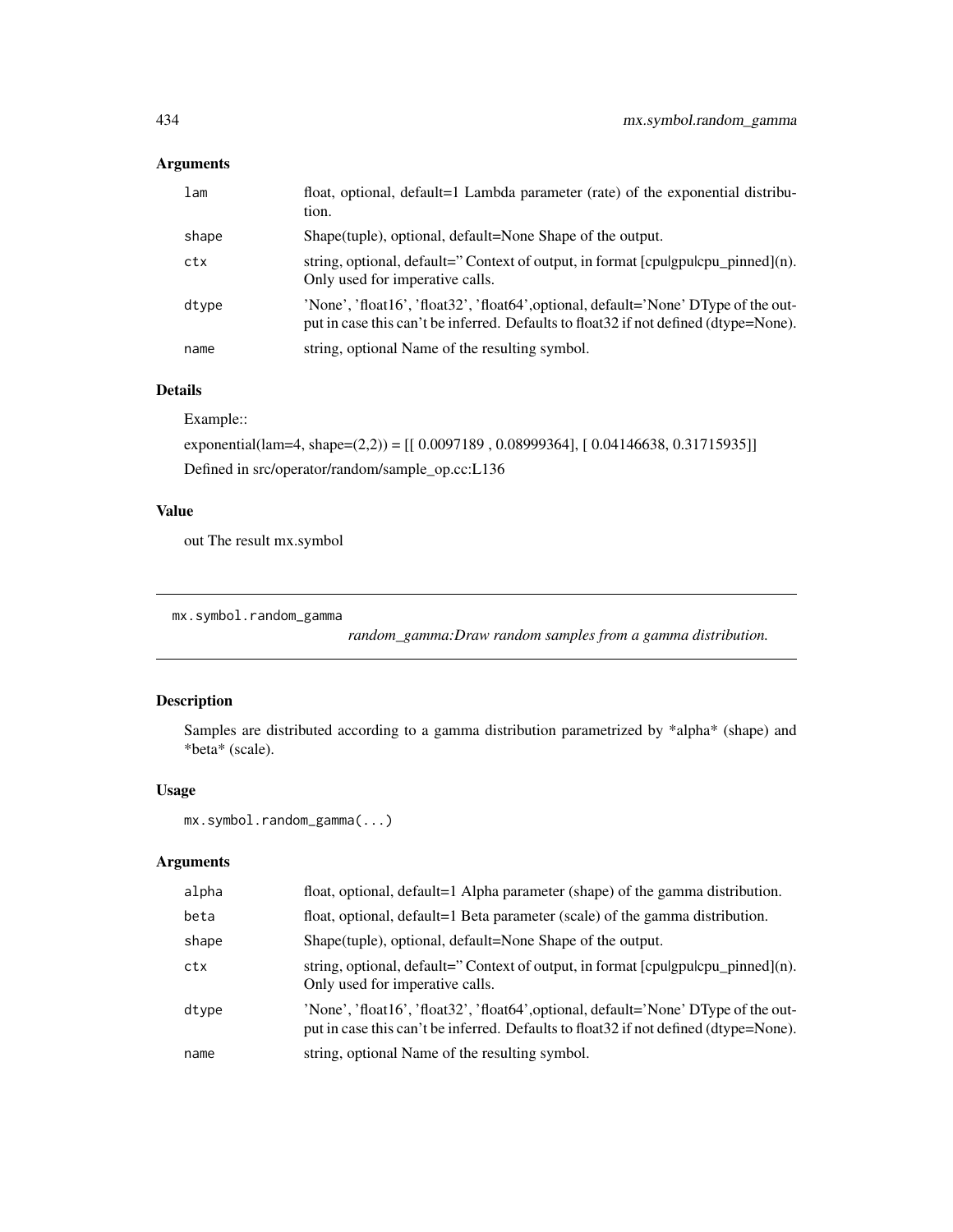## Arguments

| | |
|---|---|
| lam | float, optional, default=1 Lambda parameter (rate) of the exponential distribution. |
| shape | Shape(tuple), optional, default=None Shape of the output. |
| ctx | string, optional, default='' Context of output, in format [cpu|gpu|cpu_pinned](n). Only used for imperative calls. |
| dtype | 'None', 'float16', 'float32', 'float64',optional, default='None' DType of the output in case this can't be inferred. Defaults to float32 if not defined (dtype=None). |
| name | string, optional Name of the resulting symbol. |

## Details

Example::

exponential(lam=4, shape=(2,2)) = [[ 0.0097189 , 0.08999364], [ 0.04146638, 0.31715935]]

Defined in src/operator/random/sample_op.cc:L136

## Value

out The result mx.symbol

---

# mx.symbol.random_gamma

*random_gamma:Draw random samples from a gamma distribution.*

---

## Description

Samples are distributed according to a gamma distribution parametrized by *alpha* (shape) and *beta* (scale).

## Usage

```
mx.symbol.random_gamma(...)
```

## Arguments

| | |
|---|---|
| alpha | float, optional, default=1 Alpha parameter (shape) of the gamma distribution. |
| beta | float, optional, default=1 Beta parameter (scale) of the gamma distribution. |
| shape | Shape(tuple), optional, default=None Shape of the output. |
| ctx | string, optional, default='' Context of output, in format [cpu|gpu|cpu_pinned](n). Only used for imperative calls. |
| dtype | 'None', 'float16', 'float32', 'float64',optional, default='None' DType of the output in case this can't be inferred. Defaults to float32 if not defined (dtype=None). |
| name | string, optional Name of the resulting symbol. |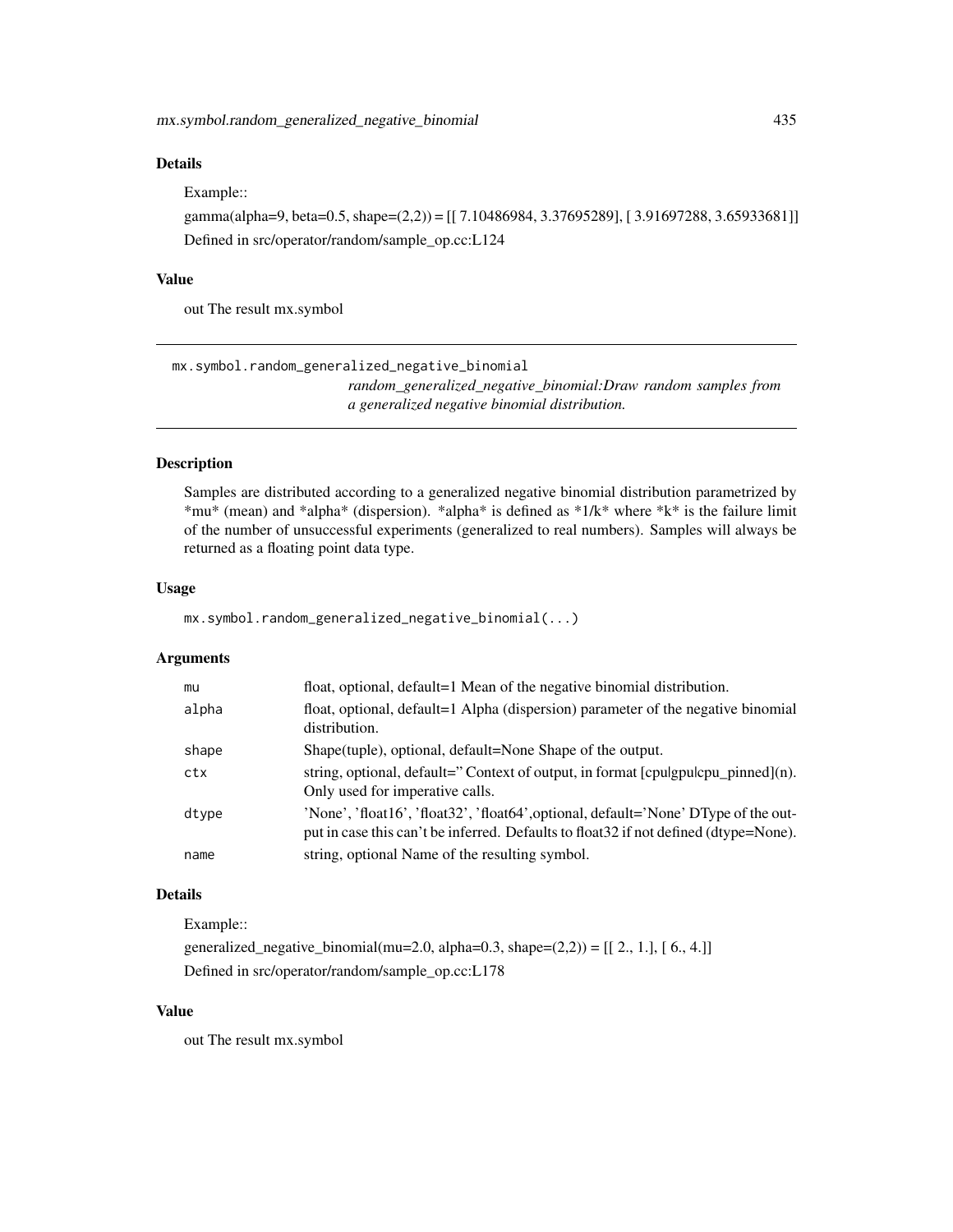### Details

Example::

gamma(alpha=9, beta=0.5, shape=(2,2)) = [[ 7.10486984, 3.37695289], [ 3.91697288, 3.65933681]]

Defined in src/operator/random/sample_op.cc:L124

### Value

out The result mx.symbol

---

## mx.symbol.random_generalized_negative_binomial

*random_generalized_negative_binomial:Draw random samples from a generalized negative binomial distribution.*

---

### Description

Samples are distributed according to a generalized negative binomial distribution parametrized by *mu* (mean) and *alpha* (dispersion). *alpha* is defined as *1/k* where *k* is the failure limit of the number of unsuccessful experiments (generalized to real numbers). Samples will always be returned as a floating point data type.

### Usage

```
mx.symbol.random_generalized_negative_binomial(...)
```

### Arguments

| | |
|---|---|
| mu | float, optional, default=1 Mean of the negative binomial distribution. |
| alpha | float, optional, default=1 Alpha (dispersion) parameter of the negative binomial distribution. |
| shape | Shape(tuple), optional, default=None Shape of the output. |
| ctx | string, optional, default='' Context of output, in format [cpu\|gpu\|cpu_pinned](n). Only used for imperative calls. |
| dtype | 'None', 'float16', 'float32', 'float64',optional, default='None' DType of the output in case this can't be inferred. Defaults to float32 if not defined (dtype=None). |
| name | string, optional Name of the resulting symbol. |

### Details

Example::

generalized_negative_binomial(mu=2.0, alpha=0.3, shape=(2,2)) = [[ 2., 1.], [ 6., 4.]]

Defined in src/operator/random/sample_op.cc:L178

### Value

out The result mx.symbol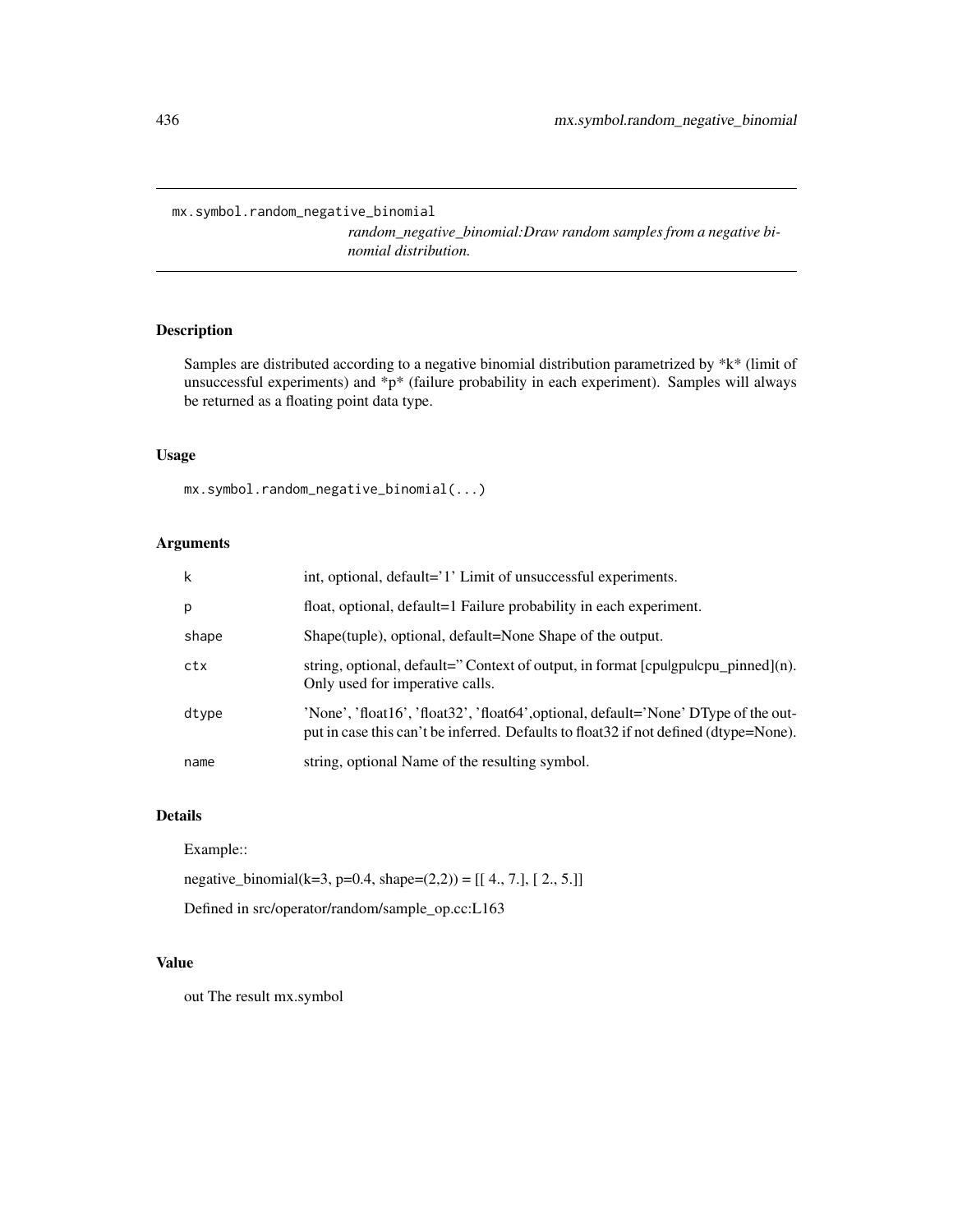`mx.symbol.random_negative_binomial`

*random_negative_binomial:Draw random samples from a negative binomial distribution.*

## Description

Samples are distributed according to a negative binomial distribution parametrized by *k* (limit of unsuccessful experiments) and *p* (failure probability in each experiment). Samples will always be returned as a floating point data type.

## Usage

```
mx.symbol.random_negative_binomial(...)
```

## Arguments

| | |
|---|---|
| `k` | int, optional, default='1' Limit of unsuccessful experiments. |
| `p` | float, optional, default=1 Failure probability in each experiment. |
| `shape` | Shape(tuple), optional, default=None Shape of the output. |
| `ctx` | string, optional, default='' Context of output, in format [cpu\|gpu\|cpu_pinned](n). Only used for imperative calls. |
| `dtype` | 'None', 'float16', 'float32', 'float64',optional, default='None' DType of the output in case this can't be inferred. Defaults to float32 if not defined (dtype=None). |
| `name` | string, optional Name of the resulting symbol. |

## Details

Example::

negative_binomial(k=3, p=0.4, shape=(2,2)) = [[ 4., 7.], [ 2., 5.]]

Defined in src/operator/random/sample_op.cc:L163

## Value

out The result mx.symbol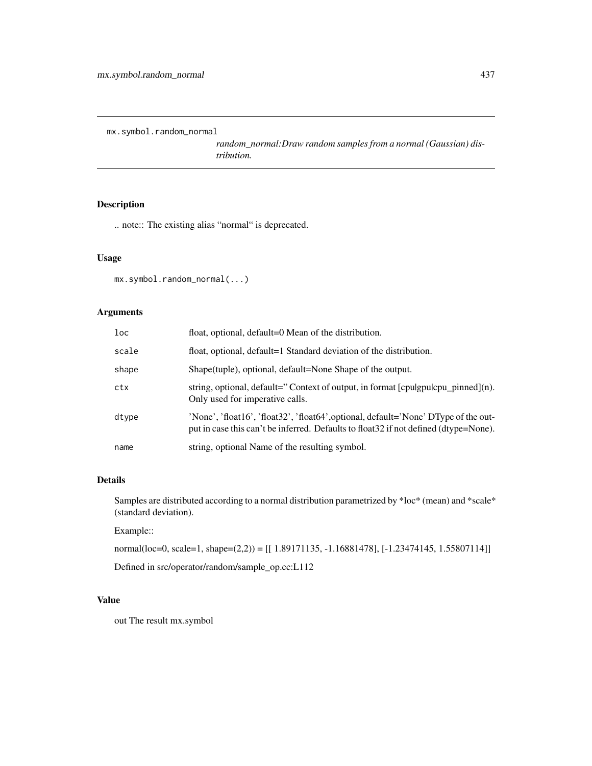`mx.symbol.random_normal`

*random_normal:Draw random samples from a normal (Gaussian) distribution.*

## Description

.. note:: The existing alias "normal" is deprecated.

## Usage

```
mx.symbol.random_normal(...)
```

## Arguments

| | |
|---|---|
| `loc` | float, optional, default=0 Mean of the distribution. |
| `scale` | float, optional, default=1 Standard deviation of the distribution. |
| `shape` | Shape(tuple), optional, default=None Shape of the output. |
| `ctx` | string, optional, default='' Context of output, in format [cpu\|gpu\|cpu_pinned](n). Only used for imperative calls. |
| `dtype` | 'None', 'float16', 'float32', 'float64',optional, default='None' DType of the output in case this can't be inferred. Defaults to float32 if not defined (dtype=None). |
| `name` | string, optional Name of the resulting symbol. |

## Details

Samples are distributed according to a normal distribution parametrized by *loc* (mean) and *scale* (standard deviation).

Example::

normal(loc=0, scale=1, shape=(2,2)) = [[ 1.89171135, -1.16881478], [-1.23474145, 1.55807114]]

Defined in src/operator/random/sample_op.cc:L112

## Value

out The result mx.symbol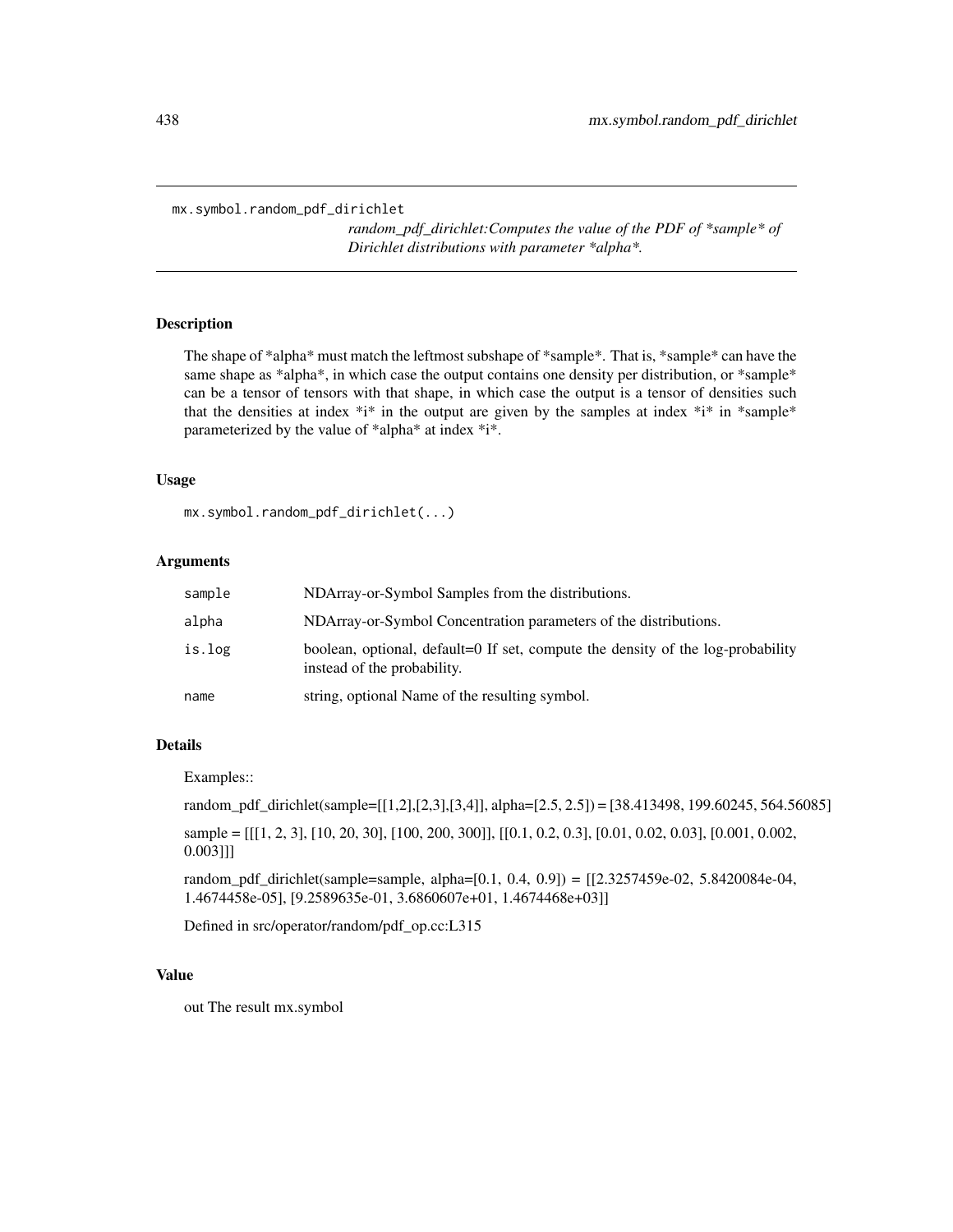mx.symbol.random_pdf_dirichlet

*random_pdf_dirichlet:Computes the value of the PDF of *sample* of Dirichlet distributions with parameter *alpha*.*

## Description

The shape of *alpha* must match the leftmost subshape of *sample*. That is, *sample* can have the same shape as *alpha*, in which case the output contains one density per distribution, or *sample* can be a tensor of tensors with that shape, in which case the output is a tensor of densities such that the densities at index *i* in the output are given by the samples at index *i* in *sample* parameterized by the value of *alpha* at index *i*.

## Usage

```
mx.symbol.random_pdf_dirichlet(...)
```

## Arguments

| | |
|---|---|
| `sample` | NDArray-or-Symbol Samples from the distributions. |
| `alpha` | NDArray-or-Symbol Concentration parameters of the distributions. |
| `is.log` | boolean, optional, default=0 If set, compute the density of the log-probability instead of the probability. |
| `name` | string, optional Name of the resulting symbol. |

## Details

Examples::

random_pdf_dirichlet(sample=[[1,2],[2,3],[3,4]], alpha=[2.5, 2.5]) = [38.413498, 199.60245, 564.56085]

sample = [[[1, 2, 3], [10, 20, 30], [100, 200, 300]], [[0.1, 0.2, 0.3], [0.01, 0.02, 0.03], [0.001, 0.002, 0.003]]]

random_pdf_dirichlet(sample=sample, alpha=[0.1, 0.4, 0.9]) = [[2.3257459e-02, 5.8420084e-04, 1.4674458e-05], [9.2589635e-01, 3.6860607e+01, 1.4674468e+03]]

Defined in src/operator/random/pdf_op.cc:L315

## Value

out The result mx.symbol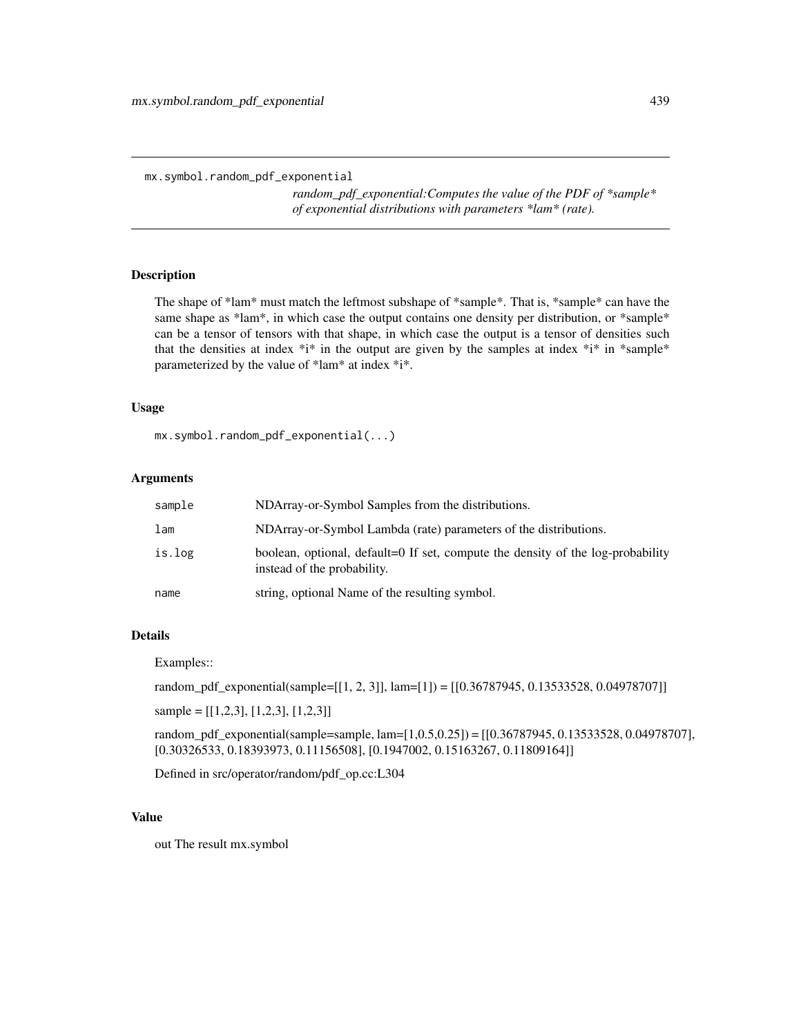mx.symbol.random_pdf_exponential

*random_pdf_exponential:Computes the value of the PDF of *sample* of exponential distributions with parameters *lam* (rate).*

## Description

The shape of *lam* must match the leftmost subshape of *sample*. That is, *sample* can have the same shape as *lam*, in which case the output contains one density per distribution, or *sample* can be a tensor of tensors with that shape, in which case the output is a tensor of densities such that the densities at index *i* in the output are given by the samples at index *i* in *sample* parameterized by the value of *lam* at index *i*.

## Usage

```
mx.symbol.random_pdf_exponential(...)
```

## Arguments

| | |
|---|---|
| `sample` | NDArray-or-Symbol Samples from the distributions. |
| `lam` | NDArray-or-Symbol Lambda (rate) parameters of the distributions. |
| `is.log` | boolean, optional, default=0 If set, compute the density of the log-probability instead of the probability. |
| `name` | string, optional Name of the resulting symbol. |

## Details

Examples::

random_pdf_exponential(sample=[[1, 2, 3]], lam=[1]) = [[0.36787945, 0.13533528, 0.04978707]]

sample = [[1,2,3], [1,2,3], [1,2,3]]

random_pdf_exponential(sample=sample, lam=[1,0.5,0.25]) = [[0.36787945, 0.13533528, 0.04978707], [0.30326533, 0.18393973, 0.11156508], [0.1947002, 0.15163267, 0.11809164]]

Defined in src/operator/random/pdf_op.cc:L304

## Value

out The result mx.symbol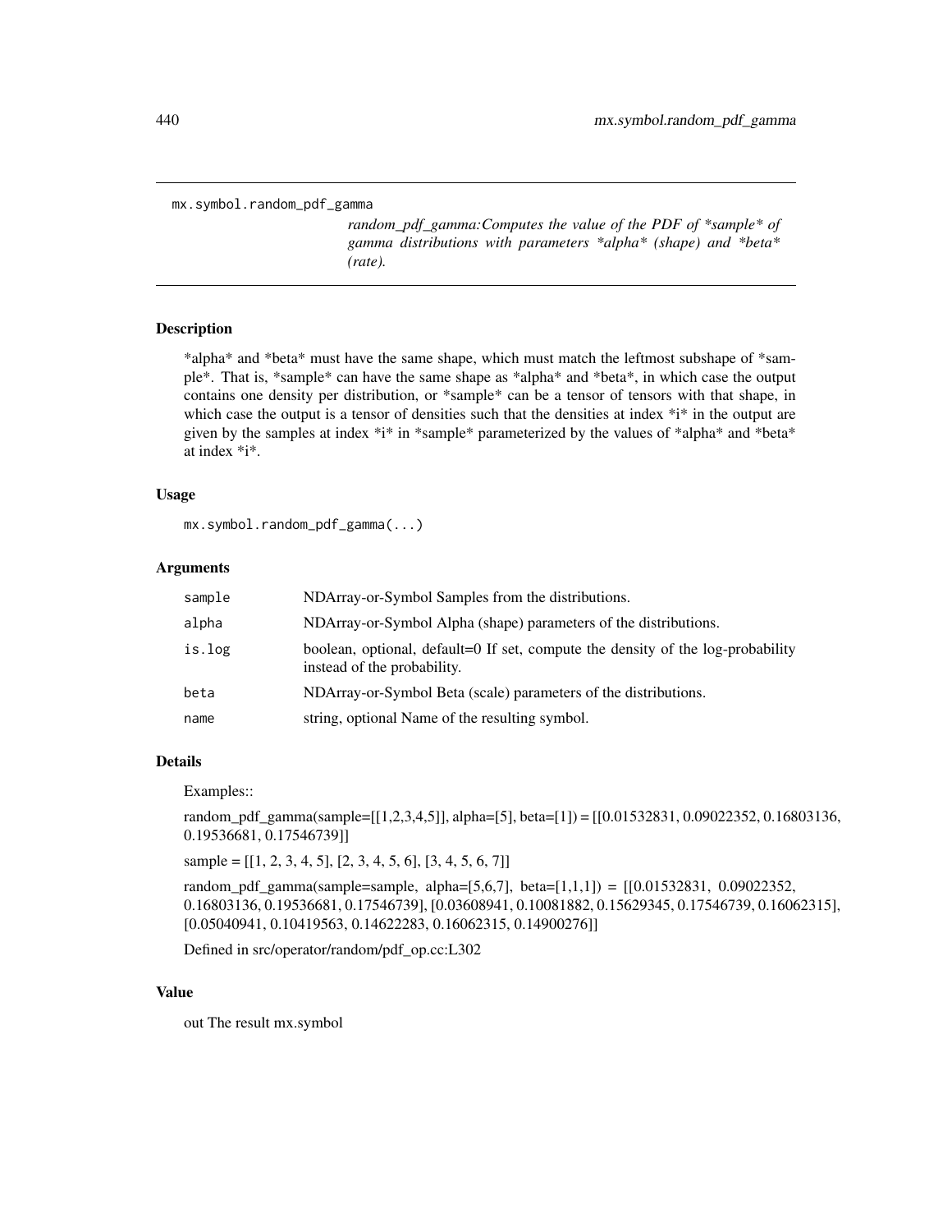mx.symbol.random_pdf_gamma

*random_pdf_gamma:Computes the value of the PDF of *sample* of gamma distributions with parameters *alpha* (shape) and *beta* (rate).*

## Description

*alpha* and *beta* must have the same shape, which must match the leftmost subshape of *sample*. That is, *sample* can have the same shape as *alpha* and *beta*, in which case the output contains one density per distribution, or *sample* can be a tensor of tensors with that shape, in which case the output is a tensor of densities such that the densities at index *i* in the output are given by the samples at index *i* in *sample* parameterized by the values of *alpha* and *beta* at index *i*.

## Usage

```
mx.symbol.random_pdf_gamma(...)
```

## Arguments

| | |
|---|---|
| `sample` | NDArray-or-Symbol Samples from the distributions. |
| `alpha` | NDArray-or-Symbol Alpha (shape) parameters of the distributions. |
| `is.log` | boolean, optional, default=0 If set, compute the density of the log-probability instead of the probability. |
| `beta` | NDArray-or-Symbol Beta (scale) parameters of the distributions. |
| `name` | string, optional Name of the resulting symbol. |

## Details

Examples::

random_pdf_gamma(sample=[[1,2,3,4,5]], alpha=[5], beta=[1]) = [[0.01532831, 0.09022352, 0.16803136, 0.19536681, 0.17546739]]

sample = [[1, 2, 3, 4, 5], [2, 3, 4, 5, 6], [3, 4, 5, 6, 7]]

random_pdf_gamma(sample=sample, alpha=[5,6,7], beta=[1,1,1]) = [[0.01532831, 0.09022352, 0.16803136, 0.19536681, 0.17546739], [0.03608941, 0.10081882, 0.15629345, 0.17546739, 0.16062315], [0.05040941, 0.10419563, 0.14622283, 0.16062315, 0.14900276]]

Defined in src/operator/random/pdf_op.cc:L302

## Value

out The result mx.symbol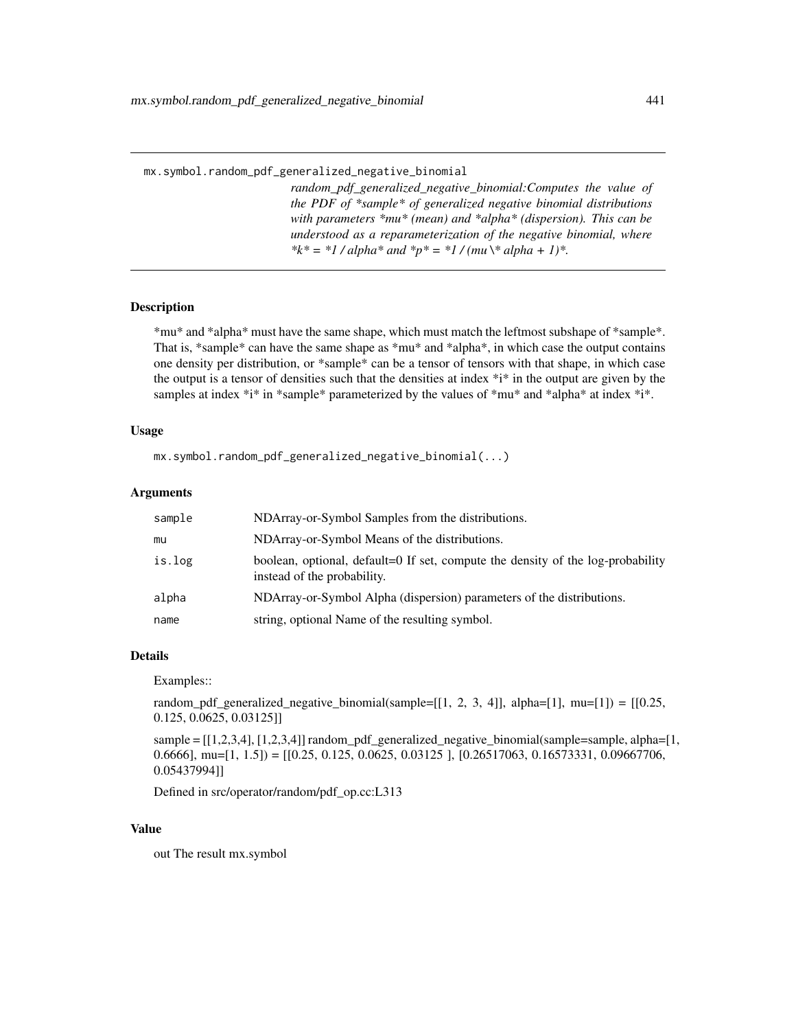## mx.symbol.random_pdf_generalized_negative_binomial

*random_pdf_generalized_negative_binomial:Computes the value of the PDF of *sample* of generalized negative binomial distributions with parameters *mu* (mean) and *alpha* (dispersion). This can be understood as a reparameterization of the negative binomial, where *k* = *1 / alpha* and *p* = *1 / (mu \* alpha + 1)*.*

### Description

*mu* and *alpha* must have the same shape, which must match the leftmost subshape of *sample*. That is, *sample* can have the same shape as *mu* and *alpha*, in which case the output contains one density per distribution, or *sample* can be a tensor of tensors with that shape, in which case the output is a tensor of densities such that the densities at index *i* in the output are given by the samples at index *i* in *sample* parameterized by the values of *mu* and *alpha* at index *i*.

### Usage

```
mx.symbol.random_pdf_generalized_negative_binomial(...)
```

### Arguments

| | |
|---|---|
| `sample` | NDArray-or-Symbol Samples from the distributions. |
| `mu` | NDArray-or-Symbol Means of the distributions. |
| `is.log` | boolean, optional, default=0 If set, compute the density of the log-probability instead of the probability. |
| `alpha` | NDArray-or-Symbol Alpha (dispersion) parameters of the distributions. |
| `name` | string, optional Name of the resulting symbol. |

### Details

Examples::

random_pdf_generalized_negative_binomial(sample=[[1, 2, 3, 4]], alpha=[1], mu=[1]) = [[0.25, 0.125, 0.0625, 0.03125]]

sample = [[1,2,3,4], [1,2,3,4]] random_pdf_generalized_negative_binomial(sample=sample, alpha=[1, 0.6666], mu=[1, 1.5]) = [[0.25, 0.125, 0.0625, 0.03125 ], [0.26517063, 0.16573331, 0.09667706, 0.05437994]]

Defined in src/operator/random/pdf_op.cc:L313

### Value

out The result mx.symbol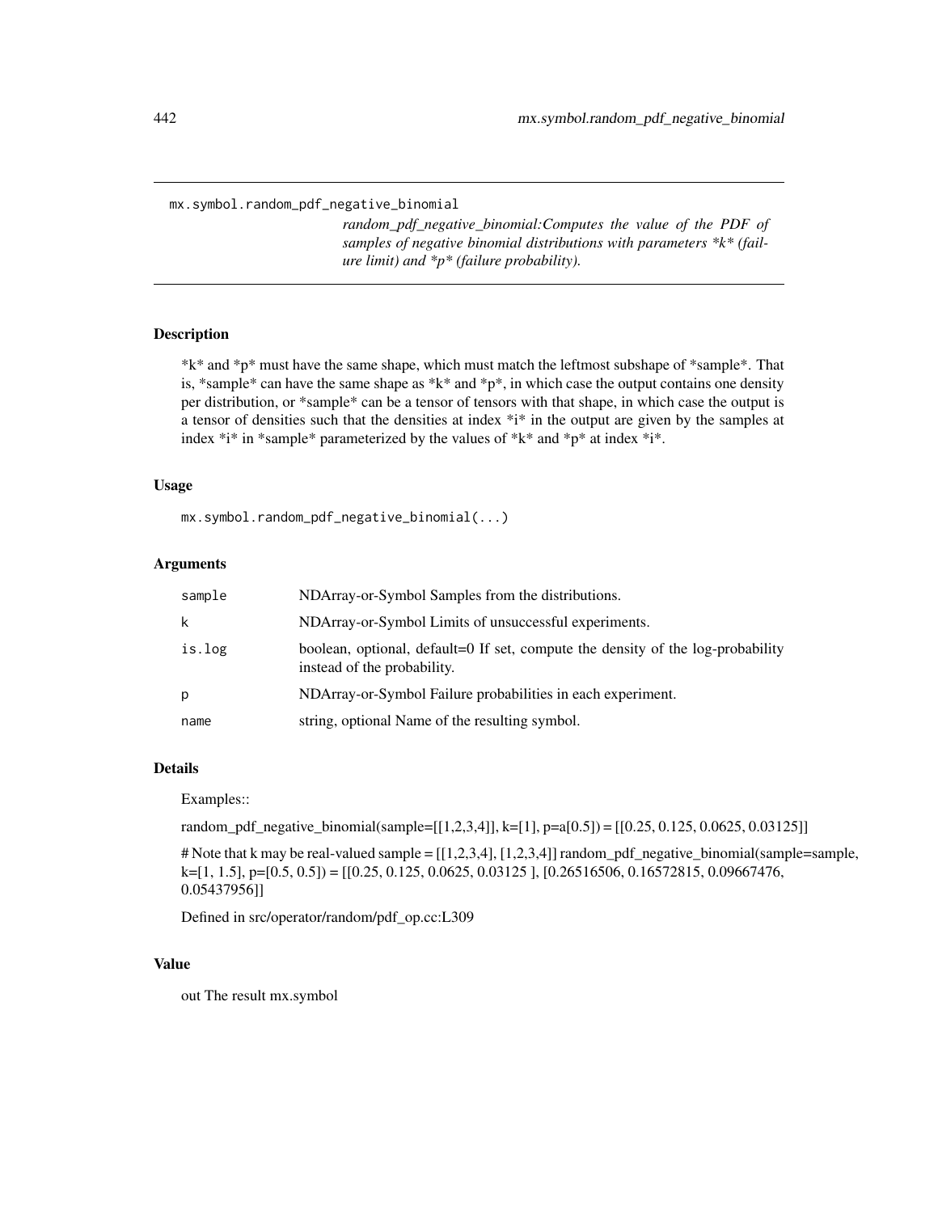```
mx.symbol.random_pdf_negative_binomial
```

*random_pdf_negative_binomial:Computes the value of the PDF of samples of negative binomial distributions with parameters *k* (failure limit) and *p* (failure probability).*

## Description

*k* and *p* must have the same shape, which must match the leftmost subshape of *sample*. That is, *sample* can have the same shape as *k* and *p*, in which case the output contains one density per distribution, or *sample* can be a tensor of tensors with that shape, in which case the output is a tensor of densities such that the densities at index *i* in the output are given by the samples at index *i* in *sample* parameterized by the values of *k* and *p* at index *i*.

## Usage

```
mx.symbol.random_pdf_negative_binomial(...)
```

## Arguments

| | |
|---|---|
| `sample` | NDArray-or-Symbol Samples from the distributions. |
| `k` | NDArray-or-Symbol Limits of unsuccessful experiments. |
| `is.log` | boolean, optional, default=0 If set, compute the density of the log-probability instead of the probability. |
| `p` | NDArray-or-Symbol Failure probabilities in each experiment. |
| `name` | string, optional Name of the resulting symbol. |

## Details

Examples::

random_pdf_negative_binomial(sample=[[1,2,3,4]], k=[1], p=a[0.5]) = [[0.25, 0.125, 0.0625, 0.03125]]

# Note that k may be real-valued sample = [[1,2,3,4], [1,2,3,4]] random_pdf_negative_binomial(sample=sample, k=[1, 1.5], p=[0.5, 0.5]) = [[0.25, 0.125, 0.0625, 0.03125 ], [0.26516506, 0.16572815, 0.09667476, 0.05437956]]

Defined in src/operator/random/pdf_op.cc:L309

## Value

out The result mx.symbol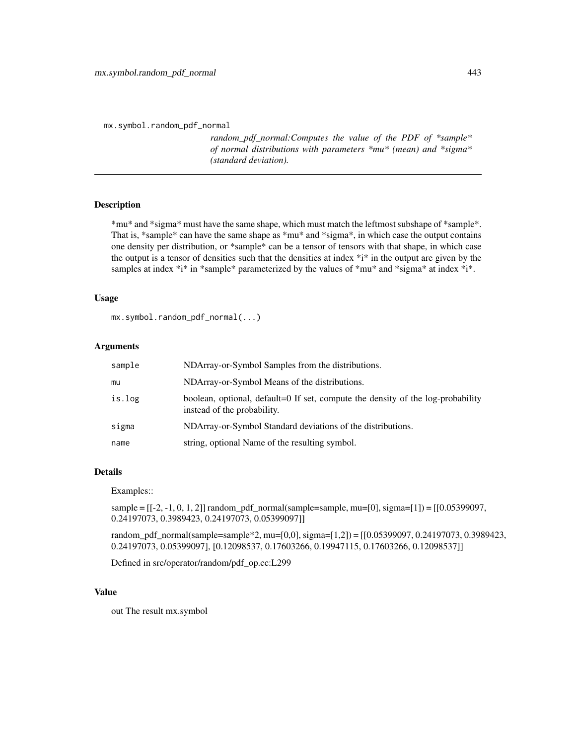mx.symbol.random_pdf_normal

*random_pdf_normal:Computes the value of the PDF of *sample* of normal distributions with parameters *mu* (mean) and *sigma* (standard deviation).*

## Description

*mu* and *sigma* must have the same shape, which must match the leftmost subshape of *sample*. That is, *sample* can have the same shape as *mu* and *sigma*, in which case the output contains one density per distribution, or *sample* can be a tensor of tensors with that shape, in which case the output is a tensor of densities such that the densities at index *i* in the output are given by the samples at index *i* in *sample* parameterized by the values of *mu* and *sigma* at index *i*.

## Usage

```
mx.symbol.random_pdf_normal(...)
```

## Arguments

| | |
|---|---|
| `sample` | NDArray-or-Symbol Samples from the distributions. |
| `mu` | NDArray-or-Symbol Means of the distributions. |
| `is.log` | boolean, optional, default=0 If set, compute the density of the log-probability instead of the probability. |
| `sigma` | NDArray-or-Symbol Standard deviations of the distributions. |
| `name` | string, optional Name of the resulting symbol. |

## Details

Examples::

sample = [[-2, -1, 0, 1, 2]] random_pdf_normal(sample=sample, mu=[0], sigma=[1]) = [[0.05399097, 0.24197073, 0.3989423, 0.24197073, 0.05399097]]

random_pdf_normal(sample=sample*2, mu=[0,0], sigma=[1,2]) = [[0.05399097, 0.24197073, 0.3989423, 0.24197073, 0.05399097], [0.12098537, 0.17603266, 0.19947115, 0.17603266, 0.12098537]]

Defined in src/operator/random/pdf_op.cc:L299

## Value

out The result mx.symbol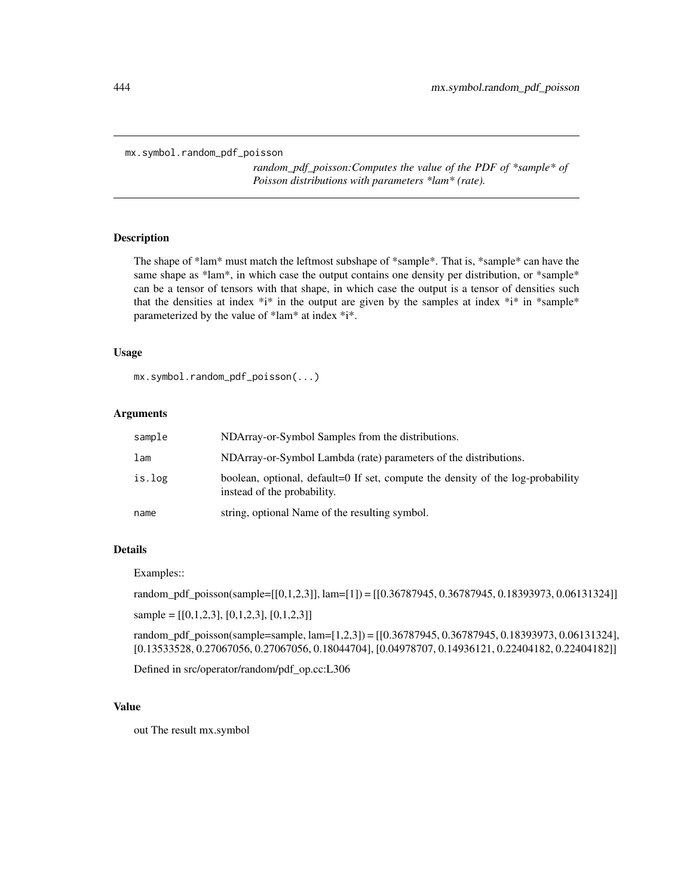## mx.symbol.random_pdf_poisson

*random_pdf_poisson:Computes the value of the PDF of *sample* of Poisson distributions with parameters *lam* (rate).*

### Description

The shape of *lam* must match the leftmost subshape of *sample*. That is, *sample* can have the same shape as *lam*, in which case the output contains one density per distribution, or *sample* can be a tensor of tensors with that shape, in which case the output is a tensor of densities such that the densities at index *i* in the output are given by the samples at index *i* in *sample* parameterized by the value of *lam* at index *i*.

### Usage

```
mx.symbol.random_pdf_poisson(...)
```

### Arguments

| | |
|---|---|
| `sample` | NDArray-or-Symbol Samples from the distributions. |
| `lam` | NDArray-or-Symbol Lambda (rate) parameters of the distributions. |
| `is.log` | boolean, optional, default=0 If set, compute the density of the log-probability instead of the probability. |
| `name` | string, optional Name of the resulting symbol. |

### Details

Examples::

random_pdf_poisson(sample=[[0,1,2,3]], lam=[1]) = [[0.36787945, 0.36787945, 0.18393973, 0.06131324]]

sample = [[0,1,2,3], [0,1,2,3], [0,1,2,3]]

random_pdf_poisson(sample=sample, lam=[1,2,3]) = [[0.36787945, 0.36787945, 0.18393973, 0.06131324], [0.13533528, 0.27067056, 0.27067056, 0.18044704], [0.04978707, 0.14936121, 0.22404182, 0.22404182]]

Defined in src/operator/random/pdf_op.cc:L306

### Value

out The result mx.symbol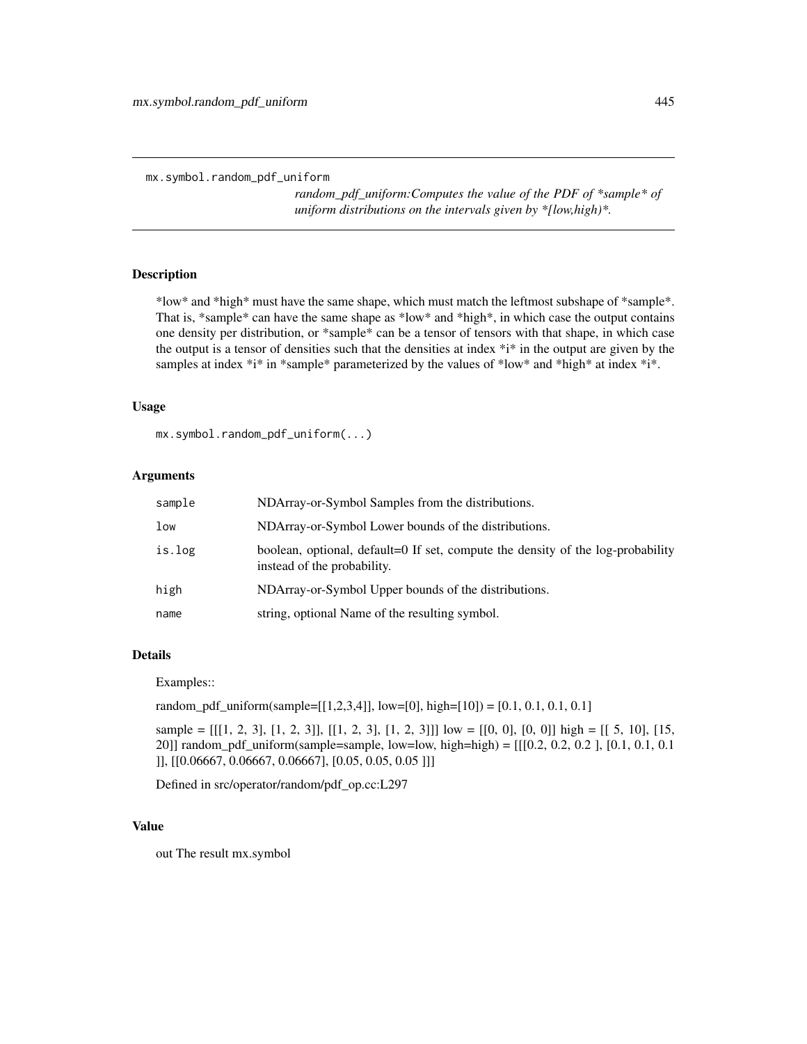mx.symbol.random_pdf_uniform

*random_pdf_uniform:Computes the value of the PDF of *sample* of uniform distributions on the intervals given by *[low,high)*.*

## Description

*low* and *high* must have the same shape, which must match the leftmost subshape of *sample*. That is, *sample* can have the same shape as *low* and *high*, in which case the output contains one density per distribution, or *sample* can be a tensor of tensors with that shape, in which case the output is a tensor of densities such that the densities at index *i* in the output are given by the samples at index *i* in *sample* parameterized by the values of *low* and *high* at index *i*.

## Usage

```
mx.symbol.random_pdf_uniform(...)
```

## Arguments

| | |
|---|---|
| `sample` | NDArray-or-Symbol Samples from the distributions. |
| `low` | NDArray-or-Symbol Lower bounds of the distributions. |
| `is.log` | boolean, optional, default=0 If set, compute the density of the log-probability instead of the probability. |
| `high` | NDArray-or-Symbol Upper bounds of the distributions. |
| `name` | string, optional Name of the resulting symbol. |

## Details

Examples::

random_pdf_uniform(sample=[[1,2,3,4]], low=[0], high=[10]) = [0.1, 0.1, 0.1, 0.1]

sample = [[[1, 2, 3], [1, 2, 3]], [[1, 2, 3], [1, 2, 3]]] low = [[0, 0], [0, 0]] high = [[ 5, 10], [15, 20]] random_pdf_uniform(sample=sample, low=low, high=high) = [[[0.2, 0.2, 0.2 ], [0.1, 0.1, 0.1 ]], [[0.06667, 0.06667, 0.06667], [0.05, 0.05, 0.05 ]]]

Defined in src/operator/random/pdf_op.cc:L297

## Value

out The result mx.symbol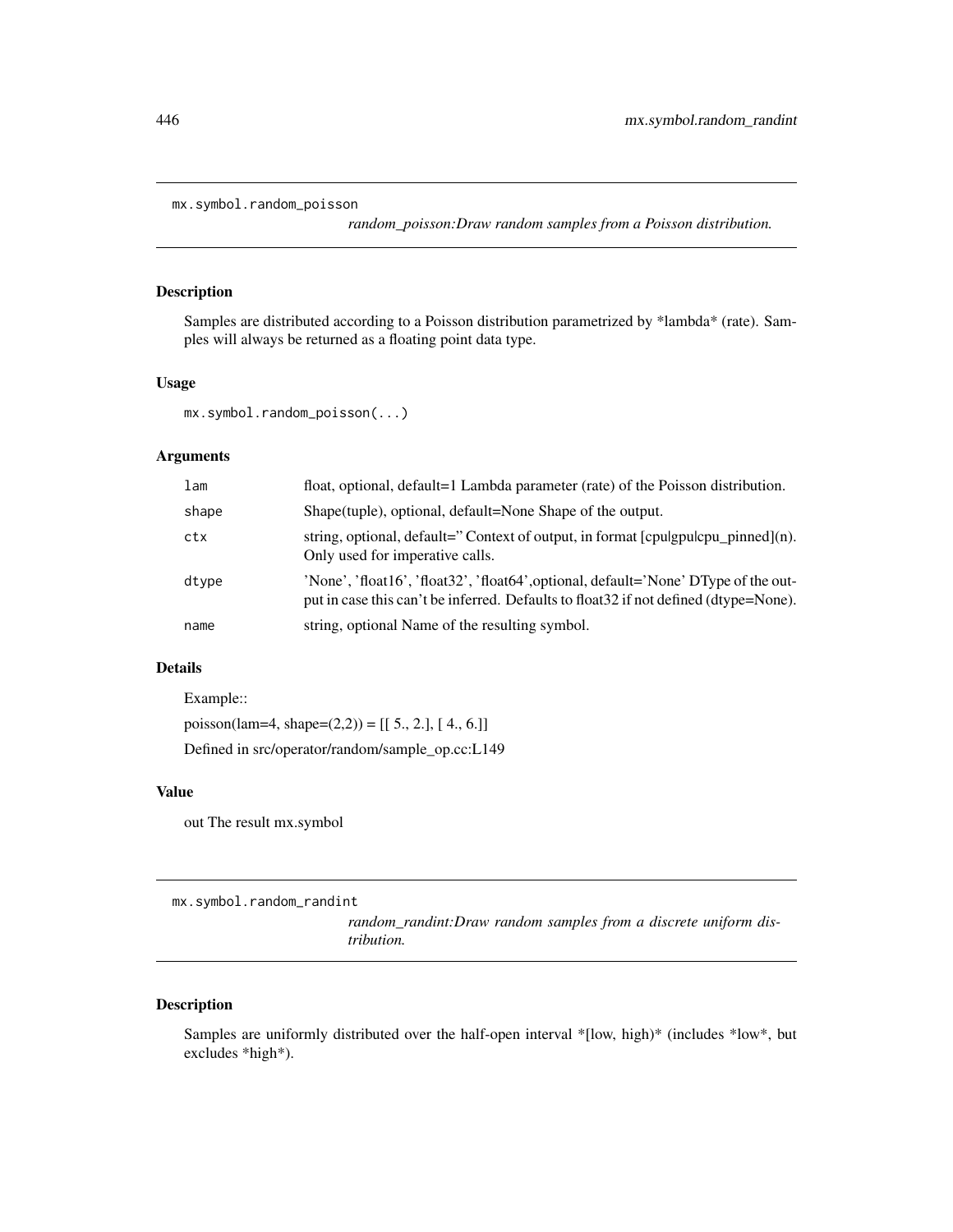## mx.symbol.random_poisson

*random_poisson:Draw random samples from a Poisson distribution.*

### Description

Samples are distributed according to a Poisson distribution parametrized by *lambda* (rate). Samples will always be returned as a floating point data type.

### Usage

```
mx.symbol.random_poisson(...)
```

### Arguments

| | |
|---|---|
| `lam` | float, optional, default=1 Lambda parameter (rate) of the Poisson distribution. |
| `shape` | Shape(tuple), optional, default=None Shape of the output. |
| `ctx` | string, optional, default='' Context of output, in format [cpu|gpu|cpu_pinned](n). Only used for imperative calls. |
| `dtype` | 'None', 'float16', 'float32', 'float64',optional, default='None' DType of the output in case this can't be inferred. Defaults to float32 if not defined (dtype=None). |
| `name` | string, optional Name of the resulting symbol. |

### Details

Example::

poisson(lam=4, shape=(2,2)) = [[ 5., 2.], [ 4., 6.]]

Defined in src/operator/random/sample_op.cc:L149

### Value

out The result mx.symbol

## mx.symbol.random_randint

*random_randint:Draw random samples from a discrete uniform distribution.*

### Description

Samples are uniformly distributed over the half-open interval *[low, high)* (includes *low*, but excludes *high*).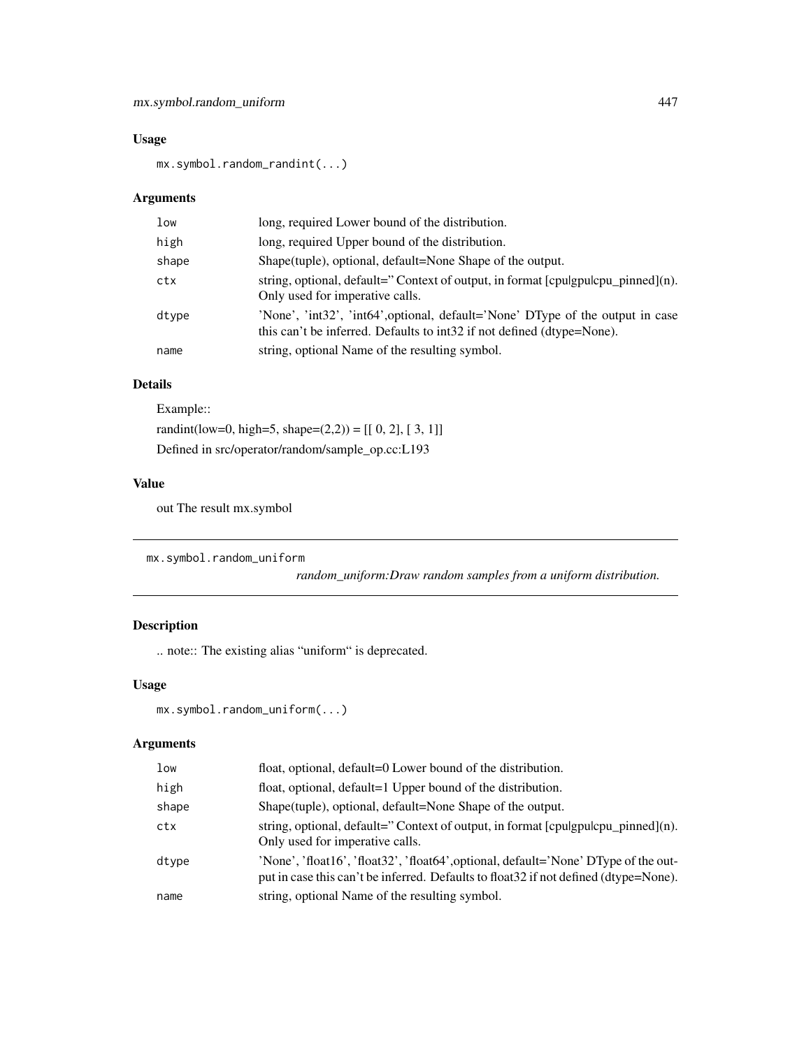## Usage

```
mx.symbol.random_randint(...)
```

## Arguments

| | |
|---|---|
| low | long, required Lower bound of the distribution. |
| high | long, required Upper bound of the distribution. |
| shape | Shape(tuple), optional, default=None Shape of the output. |
| ctx | string, optional, default=" Context of output, in format [cpu\|gpu\|cpu_pinned](n). Only used for imperative calls. |
| dtype | 'None', 'int32', 'int64',optional, default='None' DType of the output in case this can't be inferred. Defaults to int32 if not defined (dtype=None). |
| name | string, optional Name of the resulting symbol. |

## Details

Example::

randint(low=0, high=5, shape=(2,2)) = [[ 0, 2], [ 3, 1]]

Defined in src/operator/random/sample_op.cc:L193

## Value

out The result mx.symbol

---

# mx.symbol.random_uniform

*random_uniform:Draw random samples from a uniform distribution.*

---

## Description

.. note:: The existing alias "uniform" is deprecated.

## Usage

```
mx.symbol.random_uniform(...)
```

## Arguments

| | |
|---|---|
| low | float, optional, default=0 Lower bound of the distribution. |
| high | float, optional, default=1 Upper bound of the distribution. |
| shape | Shape(tuple), optional, default=None Shape of the output. |
| ctx | string, optional, default=" Context of output, in format [cpu\|gpu\|cpu_pinned](n). Only used for imperative calls. |
| dtype | 'None', 'float16', 'float32', 'float64',optional, default='None' DType of the output in case this can't be inferred. Defaults to float32 if not defined (dtype=None). |
| name | string, optional Name of the resulting symbol. |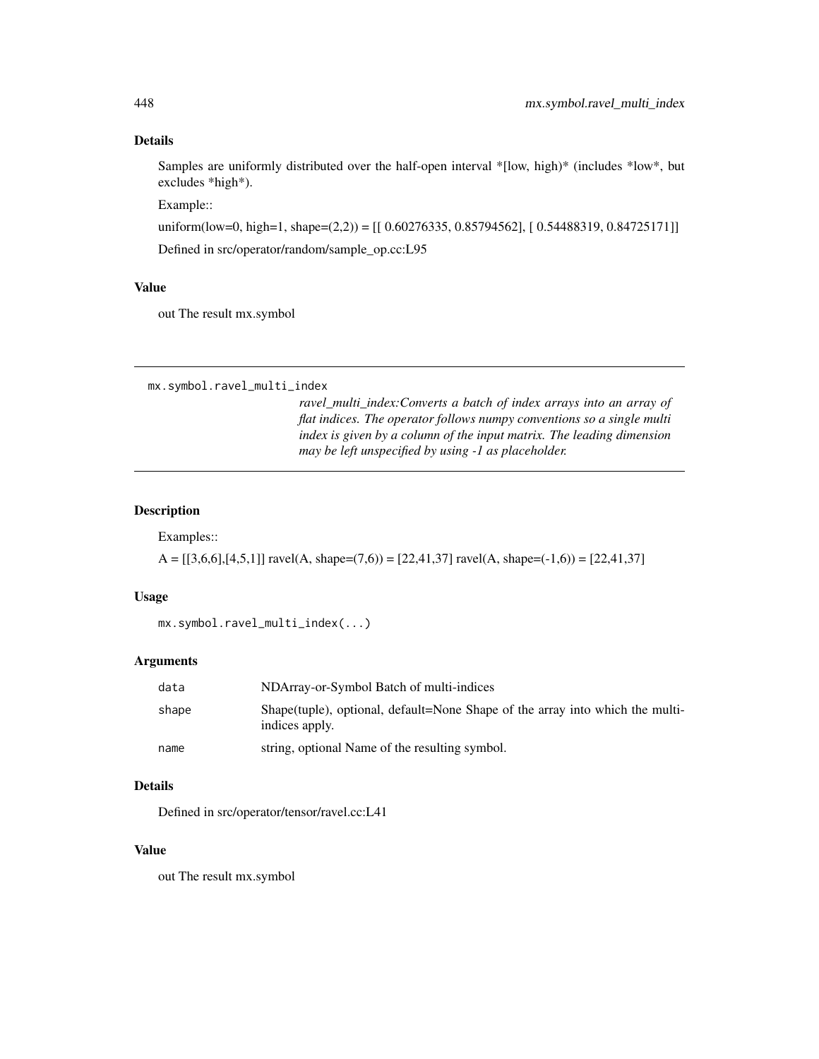## Details

Samples are uniformly distributed over the half-open interval *[low, high)* (includes *low*, but excludes *high*).

Example::

uniform(low=0, high=1, shape=(2,2)) = [[ 0.60276335, 0.85794562], [ 0.54488319, 0.84725171]]

Defined in src/operator/random/sample_op.cc:L95

## Value

out The result mx.symbol

---

```
mx.symbol.ravel_multi_index
```

*ravel_multi_index:Converts a batch of index arrays into an array of flat indices. The operator follows numpy conventions so a single multi index is given by a column of the input matrix. The leading dimension may be left unspecified by using -1 as placeholder.*

---

## Description

Examples::

A = [[3,6,6],[4,5,1]] ravel(A, shape=(7,6)) = [22,41,37] ravel(A, shape=(-1,6)) = [22,41,37]

## Usage

```
mx.symbol.ravel_multi_index(...)
```

## Arguments

| | |
|---|---|
| `data` | NDArray-or-Symbol Batch of multi-indices |
| `shape` | Shape(tuple), optional, default=None Shape of the array into which the multi-indices apply. |
| `name` | string, optional Name of the resulting symbol. |

## Details

Defined in src/operator/tensor/ravel.cc:L41

## Value

out The result mx.symbol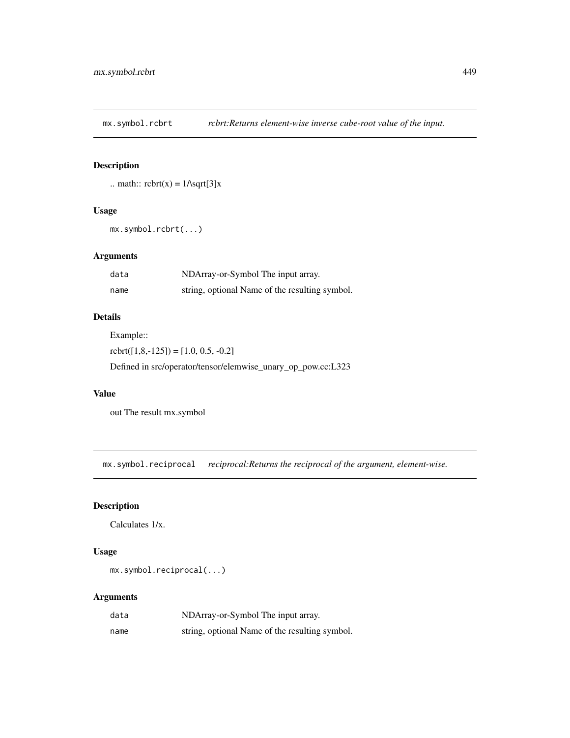## mx.symbol.rcbrt *rcbrt:Returns element-wise inverse cube-root value of the input.*

### Description

.. math:: rcbrt(x) = 1/\sqrt[3]x

### Usage

```
mx.symbol.rcbrt(...)
```

### Arguments

| | |
|---|---|
| data | NDArray-or-Symbol The input array. |
| name | string, optional Name of the resulting symbol. |

### Details

Example::

rcbrt([1,8,-125]) = [1.0, 0.5, -0.2]

Defined in src/operator/tensor/elemwise_unary_op_pow.cc:L323

### Value

out The result mx.symbol

## mx.symbol.reciprocal *reciprocal:Returns the reciprocal of the argument, element-wise.*

### Description

Calculates 1/x.

### Usage

```
mx.symbol.reciprocal(...)
```

### Arguments

| | |
|---|---|
| data | NDArray-or-Symbol The input array. |
| name | string, optional Name of the resulting symbol. |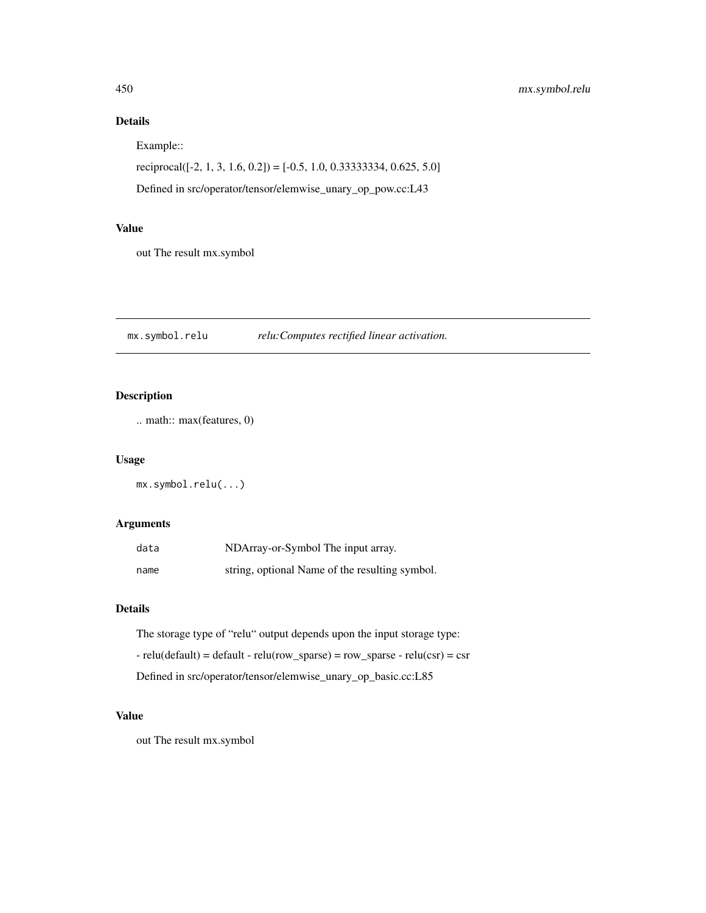## Details

Example::

reciprocal([-2, 1, 3, 1.6, 0.2]) = [-0.5, 1.0, 0.33333334, 0.625, 5.0]

Defined in src/operator/tensor/elemwise_unary_op_pow.cc:L43

## Value

out The result mx.symbol

---

# mx.symbol.relu *relu:Computes rectified linear activation.*

---

## Description

.. math:: max(features, 0)

## Usage

```
mx.symbol.relu(...)
```

## Arguments

| | |
|---|---|
| `data` | NDArray-or-Symbol The input array. |
| `name` | string, optional Name of the resulting symbol. |

## Details

The storage type of "relu" output depends upon the input storage type:

- relu(default) = default - relu(row_sparse) = row_sparse - relu(csr) = csr

Defined in src/operator/tensor/elemwise_unary_op_basic.cc:L85

## Value

out The result mx.symbol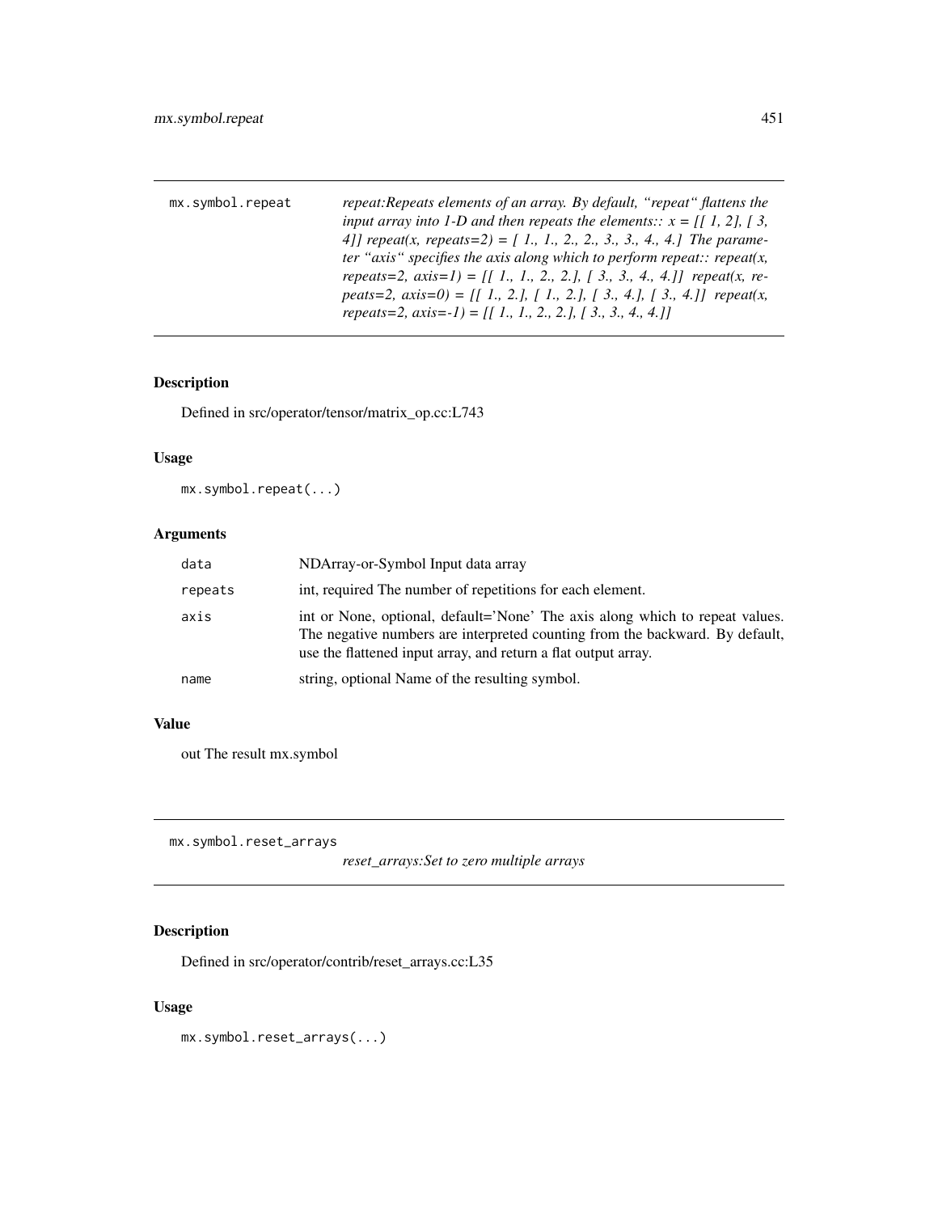mx.symbol.repeat *repeat:Repeats elements of an array. By default, "repeat" flattens the input array into 1-D and then repeats the elements:: x = [[ 1, 2], [ 3, 4]] repeat(x, repeats=2) = [ 1., 1., 2., 2., 3., 3., 4., 4.] The parameter "axis" specifies the axis along which to perform repeat:: repeat(x, repeats=2, axis=1) = [[ 1., 1., 2., 2.], [ 3., 3., 4., 4.]] repeat(x, repeats=2, axis=0) = [[ 1., 2.], [ 1., 2.], [ 3., 4.], [ 3., 4.]] repeat(x, repeats=2, axis=-1) = [[ 1., 1., 2., 2.], [ 3., 3., 4., 4.]]*

## Description

Defined in src/operator/tensor/matrix_op.cc:L743

## Usage

```
mx.symbol.repeat(...)
```

## Arguments

| | |
|---|---|
| data | NDArray-or-Symbol Input data array |
| repeats | int, required The number of repetitions for each element. |
| axis | int or None, optional, default='None' The axis along which to repeat values. The negative numbers are interpreted counting from the backward. By default, use the flattened input array, and return a flat output array. |
| name | string, optional Name of the resulting symbol. |

## Value

out The result mx.symbol

---

mx.symbol.reset_arrays *reset_arrays:Set to zero multiple arrays*

## Description

Defined in src/operator/contrib/reset_arrays.cc:L35

## Usage

```
mx.symbol.reset_arrays(...)
```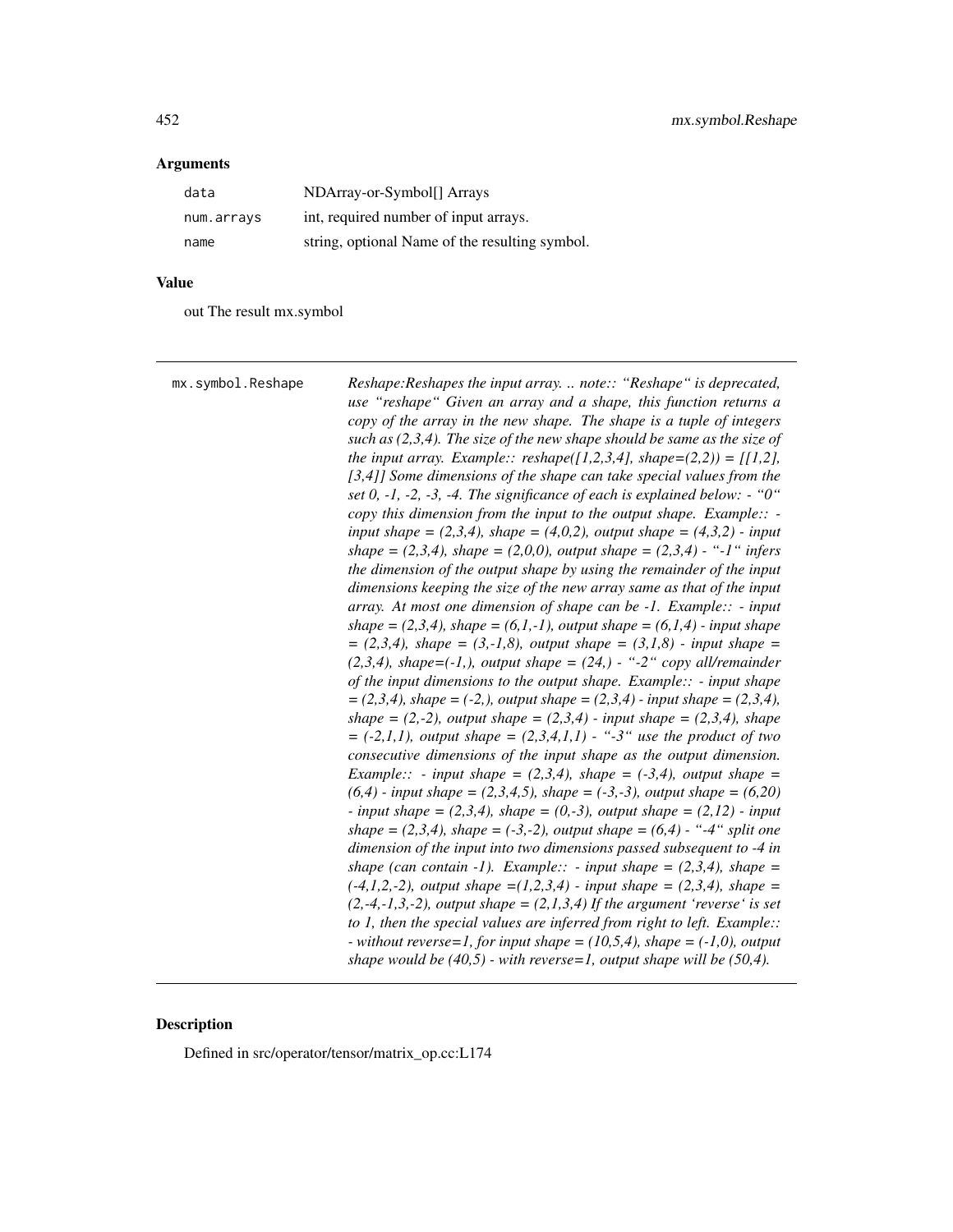## Arguments

| | |
|---|---|
| data | NDArray-or-Symbol[] Arrays |
| num.arrays | int, required number of input arrays. |
| name | string, optional Name of the resulting symbol. |

## Value

out The result mx.symbol

---

| | |
|---|---|
| mx.symbol.Reshape | *Reshape:Reshapes the input array. .. note:: "Reshape" is deprecated, use "reshape" Given an array and a shape, this function returns a copy of the array in the new shape. The shape is a tuple of integers such as (2,3,4). The size of the new shape should be same as the size of the input array. Example:: reshape([1,2,3,4], shape=(2,2)) = [[1,2], [3,4]] Some dimensions of the shape can take special values from the set 0, -1, -2, -3, -4. The significance of each is explained below: - "0" copy this dimension from the input to the output shape. Example:: - input shape = (2,3,4), shape = (4,0,2), output shape = (4,3,2) - input shape = (2,3,4), shape = (2,0,0), output shape = (2,3,4) - "-1" infers the dimension of the output shape by using the remainder of the input dimensions keeping the size of the new array same as that of the input array. At most one dimension of shape can be -1. Example:: - input shape = (2,3,4), shape = (6,1,-1), output shape = (6,1,4) - input shape = (2,3,4), shape = (3,-1,8), output shape = (3,1,8) - input shape = (2,3,4), shape=(-1,), output shape = (24,) - "-2" copy all/remainder of the input dimensions to the output shape. Example:: - input shape = (2,3,4), shape = (-2,), output shape = (2,3,4) - input shape = (2,3,4), shape = (2,-2), output shape = (2,3,4) - input shape = (2,3,4), shape = (-2,1,1), output shape = (2,3,4,1,1) - "-3" use the product of two consecutive dimensions of the input shape as the output dimension. Example:: - input shape = (2,3,4), shape = (-3,4), output shape = (6,4) - input shape = (2,3,4,5), shape = (-3,-3), output shape = (6,20) - input shape = (2,3,4), shape = (0,-3), output shape = (2,12) - input shape = (2,3,4), shape = (-3,-2), output shape = (6,4) - "-4" split one dimension of the input into two dimensions passed subsequent to -4 in shape (can contain -1). Example:: - input shape = (2,3,4), shape = (-4,1,2,-2), output shape =(1,2,3,4) - input shape = (2,3,4), shape = (2,-4,-1,3,-2), output shape = (2,1,3,4) If the argument 'reverse' is set to 1, then the special values are inferred from right to left. Example:: - without reverse=1, for input shape = (10,5,4), shape = (-1,0), output shape would be (40,5) - with reverse=1, output shape will be (50,4).* |

---

## Description

Defined in src/operator/tensor/matrix_op.cc:L174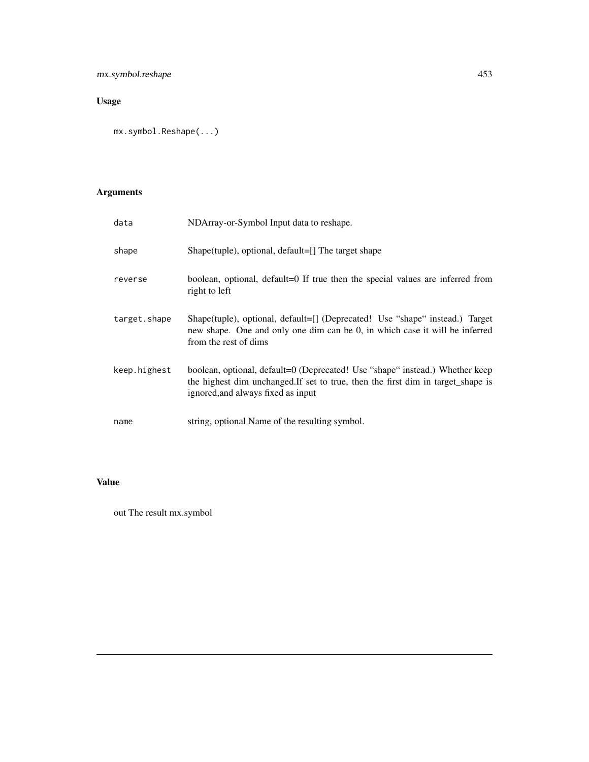## Usage

```
mx.symbol.Reshape(...)
```

## Arguments

| | |
|---|---|
| data | NDArray-or-Symbol Input data to reshape. |
| shape | Shape(tuple), optional, default=[] The target shape |
| reverse | boolean, optional, default=0 If true then the special values are inferred from right to left |
| target.shape | Shape(tuple), optional, default=[] (Deprecated! Use "shape" instead.) Target new shape. One and only one dim can be 0, in which case it will be inferred from the rest of dims |
| keep.highest | boolean, optional, default=0 (Deprecated! Use "shape" instead.) Whether keep the highest dim unchanged.If set to true, then the first dim in target_shape is ignored,and always fixed as input |
| name | string, optional Name of the resulting symbol. |

## Value

out The result mx.symbol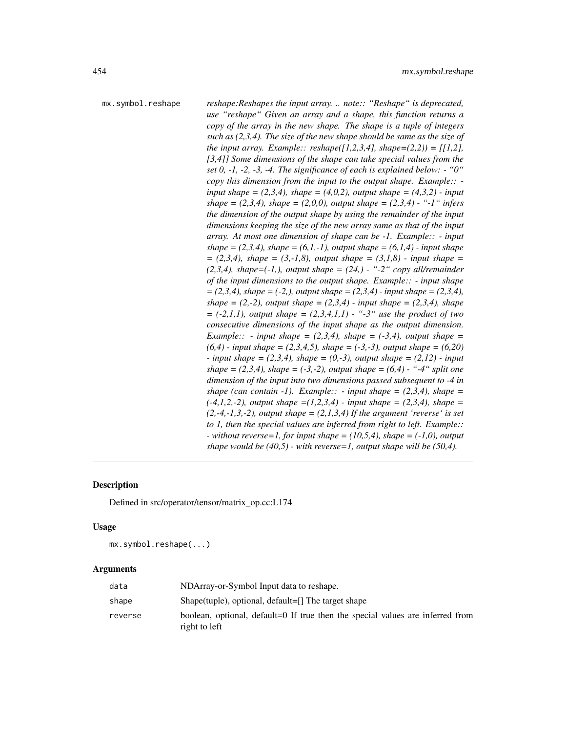mx.symbol.reshape *reshape:Reshapes the input array. .. note:: "Reshape" is deprecated, use "reshape" Given an array and a shape, this function returns a copy of the array in the new shape. The shape is a tuple of integers such as (2,3,4). The size of the new shape should be same as the size of the input array. Example:: reshape([1,2,3,4], shape=(2,2)) = [[1,2], [3,4]] Some dimensions of the shape can take special values from the set 0, -1, -2, -3, -4. The significance of each is explained below: - "0" copy this dimension from the input to the output shape. Example:: - input shape = (2,3,4), shape = (4,0,2), output shape = (4,3,2) - input shape = (2,3,4), shape = (2,0,0), output shape = (2,3,4) - "-1" infers the dimension of the output shape by using the remainder of the input dimensions keeping the size of the new array same as that of the input array. At most one dimension of shape can be -1. Example:: - input shape = (2,3,4), shape = (6,1,-1), output shape = (6,1,4) - input shape = (2,3,4), shape = (3,-1,8), output shape = (3,1,8) - input shape = (2,3,4), shape=(-1,), output shape = (24,) - "-2" copy all/remainder of the input dimensions to the output shape. Example:: - input shape = (2,3,4), shape = (-2,), output shape = (2,3,4) - input shape = (2,3,4), shape = (2,-2), output shape = (2,3,4) - input shape = (2,3,4), shape = (-2,1,1), output shape = (2,3,4,1,1) - "-3" use the product of two consecutive dimensions of the input shape as the output dimension. Example:: - input shape = (2,3,4), shape = (-3,4), output shape = (6,4) - input shape = (2,3,4,5), shape = (-3,-3), output shape = (6,20) - input shape = (2,3,4), shape = (0,-3), output shape = (2,12) - input shape = (2,3,4), shape = (-3,-2), output shape = (6,4) - "-4" split one dimension of the input into two dimensions passed subsequent to -4 in shape (can contain -1). Example:: - input shape = (2,3,4), shape = (-4,1,2,-2), output shape =(1,2,3,4) - input shape = (2,3,4), shape = (2,-4,-1,3,-2), output shape = (2,1,3,4) If the argument 'reverse' is set to 1, then the special values are inferred from right to left. Example:: - without reverse=1, for input shape = (10,5,4), shape = (-1,0), output shape would be (40,5) - with reverse=1, output shape will be (50,4).*

## Description

Defined in src/operator/tensor/matrix_op.cc:L174

## Usage

```
mx.symbol.reshape(...)
```

## Arguments

| | |
|---|---|
| data | NDArray-or-Symbol Input data to reshape. |
| shape | Shape(tuple), optional, default=[] The target shape |
| reverse | boolean, optional, default=0 If true then the special values are inferred from right to left |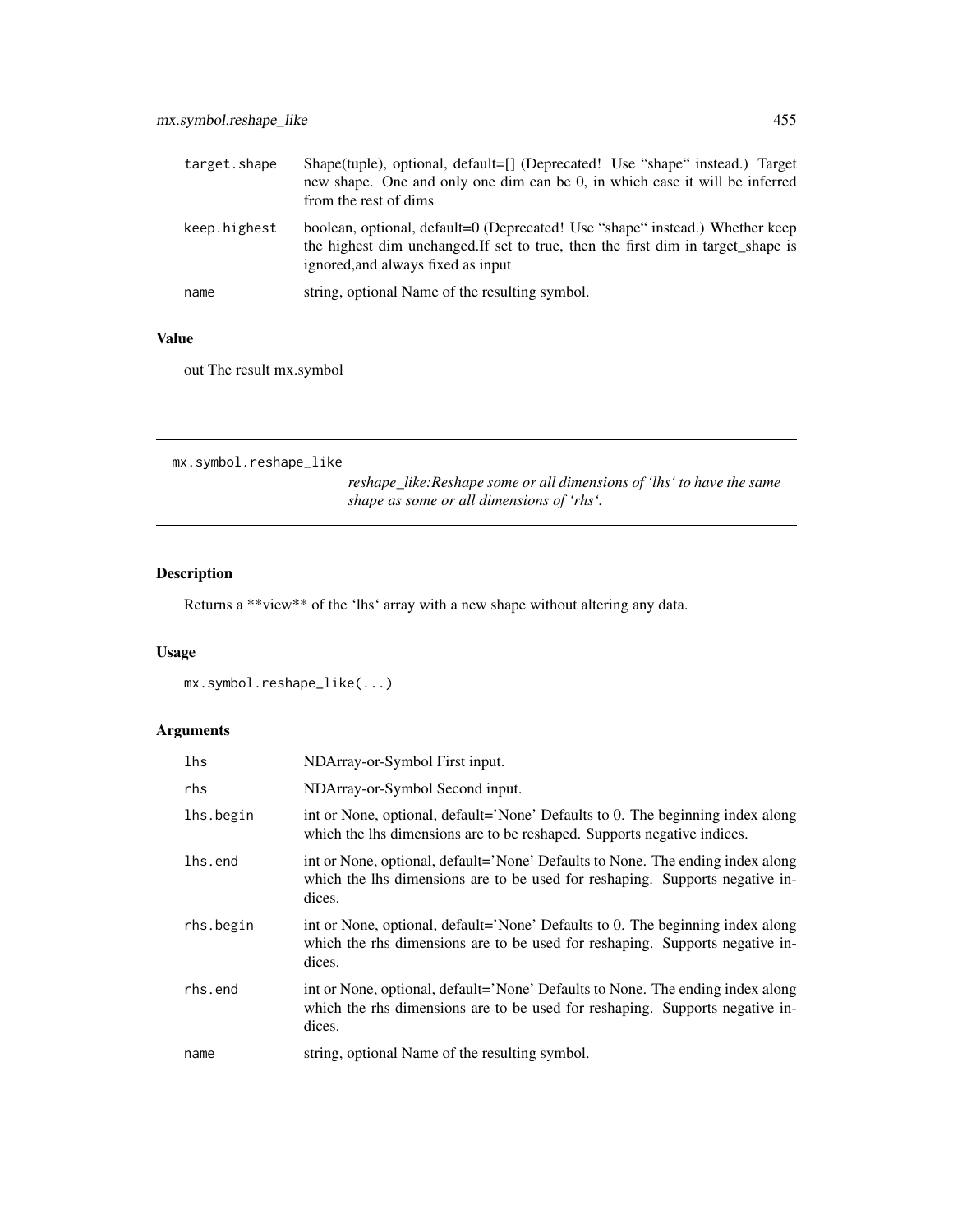| | |
|---|---|
| target.shape | Shape(tuple), optional, default=[] (Deprecated! Use "shape" instead.) Target new shape. One and only one dim can be 0, in which case it will be inferred from the rest of dims |
| keep.highest | boolean, optional, default=0 (Deprecated! Use "shape" instead.) Whether keep the highest dim unchanged.If set to true, then the first dim in target_shape is ignored,and always fixed as input |
| name | string, optional Name of the resulting symbol. |

### Value

out The result mx.symbol

## mx.symbol.reshape_like

*reshape_like:Reshape some or all dimensions of 'lhs' to have the same shape as some or all dimensions of 'rhs'.*

### Description

Returns a **view** of the 'lhs' array with a new shape without altering any data.

### Usage

```
mx.symbol.reshape_like(...)
```

### Arguments

| | |
|---|---|
| lhs | NDArray-or-Symbol First input. |
| rhs | NDArray-or-Symbol Second input. |
| lhs.begin | int or None, optional, default='None' Defaults to 0. The beginning index along which the lhs dimensions are to be reshaped. Supports negative indices. |
| lhs.end | int or None, optional, default='None' Defaults to None. The ending index along which the lhs dimensions are to be used for reshaping. Supports negative indices. |
| rhs.begin | int or None, optional, default='None' Defaults to 0. The beginning index along which the rhs dimensions are to be used for reshaping. Supports negative indices. |
| rhs.end | int or None, optional, default='None' Defaults to None. The ending index along which the rhs dimensions are to be used for reshaping. Supports negative indices. |
| name | string, optional Name of the resulting symbol. |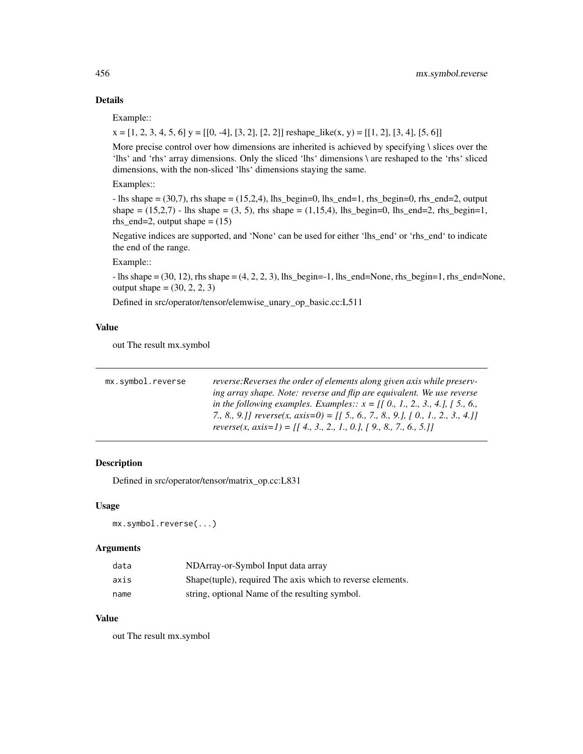## Details

Example::

x = [1, 2, 3, 4, 5, 6] y = [[0, -4], [3, 2], [2, 2]] reshape_like(x, y) = [[1, 2], [3, 4], [5, 6]]

More precise control over how dimensions are inherited is achieved by specifying \ slices over the 'lhs' and 'rhs' array dimensions. Only the sliced 'lhs' dimensions \ are reshaped to the 'rhs' sliced dimensions, with the non-sliced 'lhs' dimensions staying the same.

Examples::

- lhs shape = (30,7), rhs shape = (15,2,4), lhs_begin=0, lhs_end=1, rhs_begin=0, rhs_end=2, output shape = (15,2,7) - lhs shape = (3, 5), rhs shape = (1,15,4), lhs_begin=0, lhs_end=2, rhs_begin=1, rhs_end=2, output shape = (15)

Negative indices are supported, and 'None' can be used for either 'lhs_end' or 'rhs_end' to indicate the end of the range.

Example::

- lhs shape = (30, 12), rhs shape = (4, 2, 2, 3), lhs_begin=-1, lhs_end=None, rhs_begin=1, rhs_end=None, output shape = (30, 2, 2, 3)

Defined in src/operator/tensor/elemwise_unary_op_basic.cc:L511

## Value

out The result mx.symbol

---

`mx.symbol.reverse` *reverse:Reverses the order of elements along given axis while preserving array shape. Note: reverse and flip are equivalent. We use reverse in the following examples. Examples:: x = [[ 0., 1., 2., 3., 4.], [ 5., 6., 7., 8., 9.]] reverse(x, axis=0) = [[ 5., 6., 7., 8., 9.], [ 0., 1., 2., 3., 4.]] reverse(x, axis=1) = [[ 4., 3., 2., 1., 0.], [ 9., 8., 7., 6., 5.]]*

---

## Description

Defined in src/operator/tensor/matrix_op.cc:L831

## Usage

```
mx.symbol.reverse(...)
```

## Arguments

| | |
|---|---|
| `data` | NDArray-or-Symbol Input data array |
| `axis` | Shape(tuple), required The axis which to reverse elements. |
| `name` | string, optional Name of the resulting symbol. |

## Value

out The result mx.symbol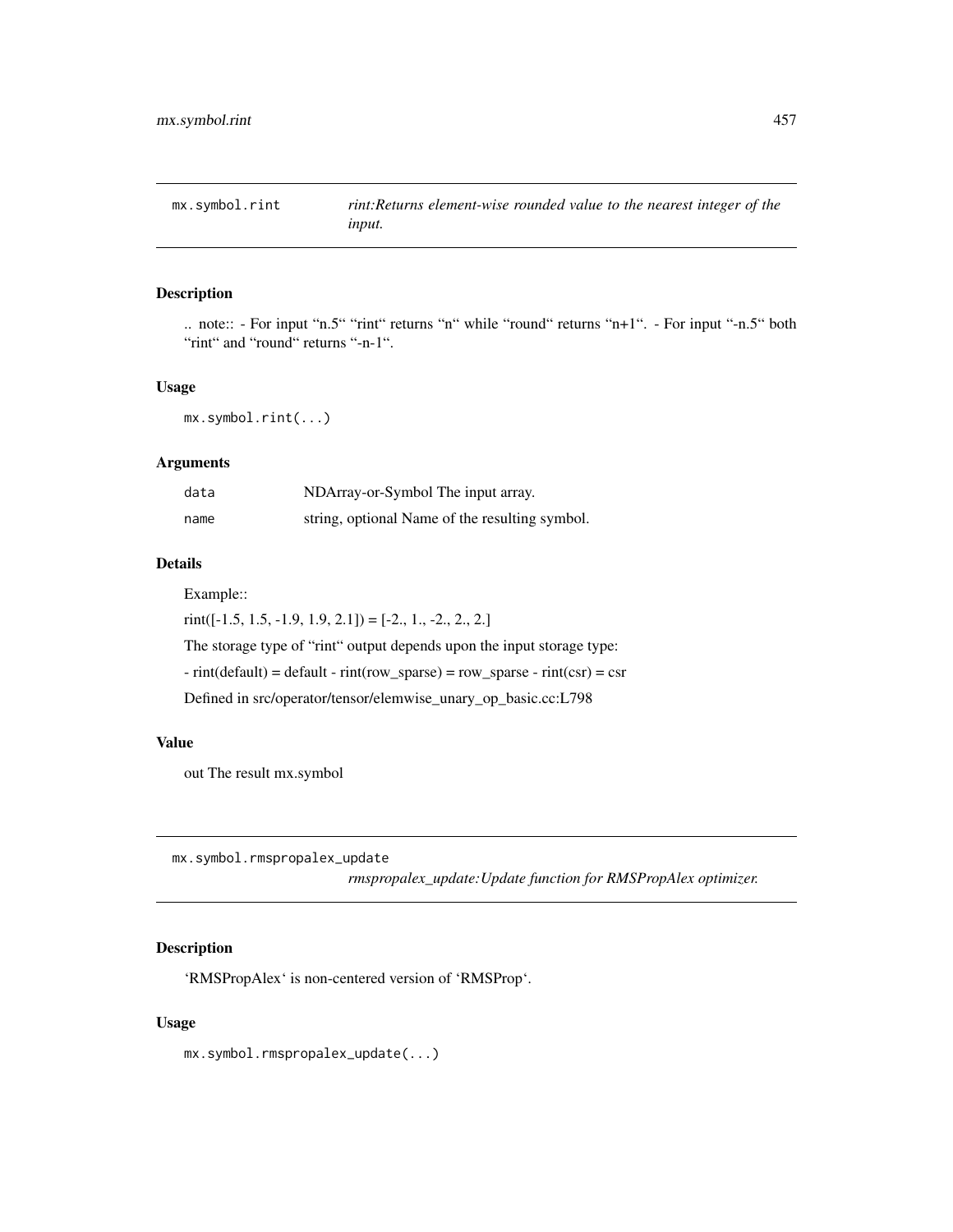## mx.symbol.rint

*rint:Returns element-wise rounded value to the nearest integer of the input.*

### Description

.. note:: - For input "n.5" "rint" returns "n" while "round" returns "n+1". - For input "-n.5" both "rint" and "round" returns "-n-1".

### Usage

```
mx.symbol.rint(...)
```

### Arguments

| | |
|---|---|
| `data` | NDArray-or-Symbol The input array. |
| `name` | string, optional Name of the resulting symbol. |

### Details

Example::

rint([-1.5, 1.5, -1.9, 1.9, 2.1]) = [-2., 1., -2., 2., 2.]

The storage type of "rint" output depends upon the input storage type:

- rint(default) = default - rint(row_sparse) = row_sparse - rint(csr) = csr

Defined in src/operator/tensor/elemwise_unary_op_basic.cc:L798

### Value

out The result mx.symbol

## mx.symbol.rmspropalex_update

*rmspropalex_update:Update function for RMSPropAlex optimizer.*

### Description

'RMSPropAlex' is non-centered version of 'RMSProp'.

### Usage

```
mx.symbol.rmspropalex_update(...)
```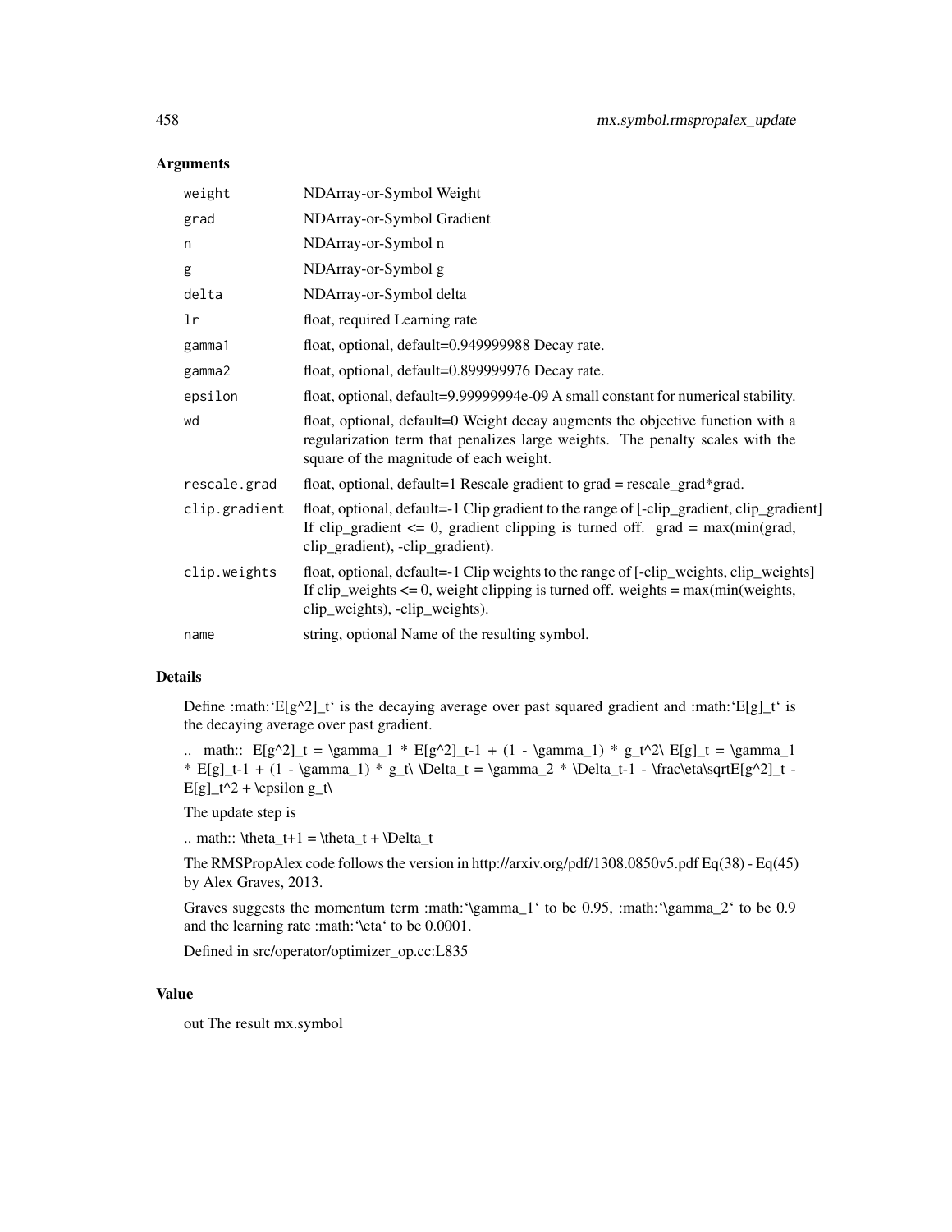## Arguments

| | |
|---|---|
| weight | NDArray-or-Symbol Weight |
| grad | NDArray-or-Symbol Gradient |
| n | NDArray-or-Symbol n |
| g | NDArray-or-Symbol g |
| delta | NDArray-or-Symbol delta |
| lr | float, required Learning rate |
| gamma1 | float, optional, default=0.949999988 Decay rate. |
| gamma2 | float, optional, default=0.899999976 Decay rate. |
| epsilon | float, optional, default=9.99999994e-09 A small constant for numerical stability. |
| wd | float, optional, default=0 Weight decay augments the objective function with a regularization term that penalizes large weights. The penalty scales with the square of the magnitude of each weight. |
| rescale.grad | float, optional, default=1 Rescale gradient to grad = rescale_grad*grad. |
| clip.gradient | float, optional, default=-1 Clip gradient to the range of [-clip_gradient, clip_gradient] If clip_gradient <= 0, gradient clipping is turned off. grad = max(min(grad, clip_gradient), -clip_gradient). |
| clip.weights | float, optional, default=-1 Clip weights to the range of [-clip_weights, clip_weights] If clip_weights <= 0, weight clipping is turned off. weights = max(min(weights, clip_weights), -clip_weights). |
| name | string, optional Name of the resulting symbol. |

## Details

Define :math:`E[g^2]_t` is the decaying average over past squared gradient and :math:`E[g]_t` is the decaying average over past gradient.

.. math:: E[g^2]_t = \gamma_1 * E[g^2]_t-1 + (1 - \gamma_1) * g_t^2\ E[g]_t = \gamma_1 * E[g]_t-1 + (1 - \gamma_1) * g_t\ \Delta_t = \gamma_2 * \Delta_t-1 - \frac\eta\sqrtE[g^2]_t - E[g]_t^2 + \epsilon g_t\

The update step is

.. math:: \theta_t+1 = \theta_t + \Delta_t

The RMSPropAlex code follows the version in http://arxiv.org/pdf/1308.0850v5.pdf Eq(38) - Eq(45) by Alex Graves, 2013.

Graves suggests the momentum term :math:`\gamma_1` to be 0.95, :math:`\gamma_2` to be 0.9 and the learning rate :math:`\eta` to be 0.0001.

Defined in src/operator/optimizer_op.cc:L835

## Value

out The result mx.symbol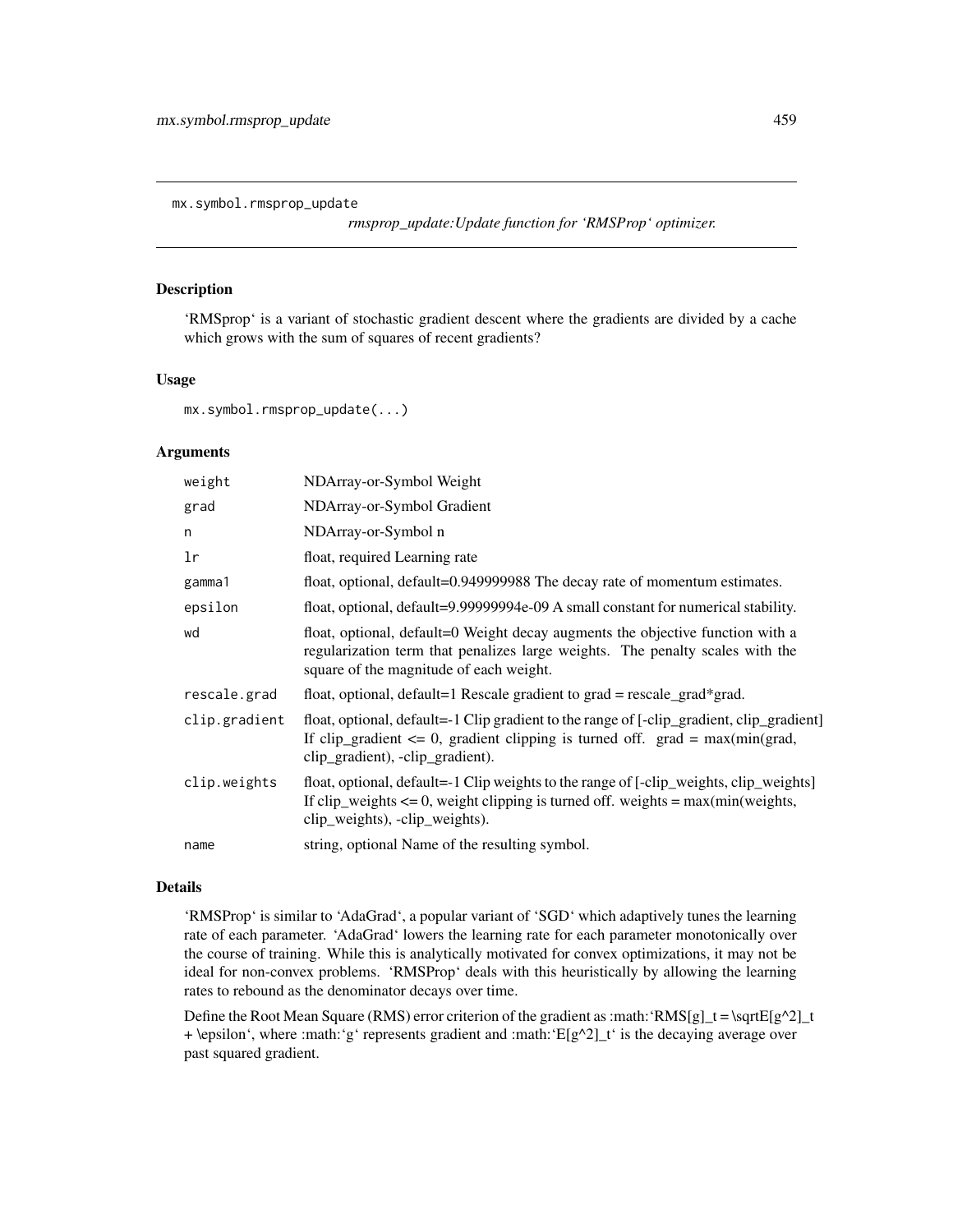mx.symbol.rmsprop_update *rmsprop_update:Update function for 'RMSProp' optimizer.*

## Description

'RMSprop' is a variant of stochastic gradient descent where the gradients are divided by a cache which grows with the sum of squares of recent gradients?

## Usage

```
mx.symbol.rmsprop_update(...)
```

## Arguments

| | |
|---|---|
| weight | NDArray-or-Symbol Weight |
| grad | NDArray-or-Symbol Gradient |
| n | NDArray-or-Symbol n |
| lr | float, required Learning rate |
| gamma1 | float, optional, default=0.949999988 The decay rate of momentum estimates. |
| epsilon | float, optional, default=9.99999994e-09 A small constant for numerical stability. |
| wd | float, optional, default=0 Weight decay augments the objective function with a regularization term that penalizes large weights. The penalty scales with the square of the magnitude of each weight. |
| rescale.grad | float, optional, default=1 Rescale gradient to grad = rescale_grad*grad. |
| clip.gradient | float, optional, default=-1 Clip gradient to the range of [-clip_gradient, clip_gradient] If clip_gradient <= 0, gradient clipping is turned off. grad = max(min(grad, clip_gradient), -clip_gradient). |
| clip.weights | float, optional, default=-1 Clip weights to the range of [-clip_weights, clip_weights] If clip_weights <= 0, weight clipping is turned off. weights = max(min(weights, clip_weights), -clip_weights). |
| name | string, optional Name of the resulting symbol. |

## Details

'RMSProp' is similar to 'AdaGrad', a popular variant of 'SGD' which adaptively tunes the learning rate of each parameter. 'AdaGrad' lowers the learning rate for each parameter monotonically over the course of training. While this is analytically motivated for convex optimizations, it may not be ideal for non-convex problems. 'RMSProp' deals with this heuristically by allowing the learning rates to rebound as the denominator decays over time.

Define the Root Mean Square (RMS) error criterion of the gradient as :math:'RMS[g]_t = \sqrtE[g^2]_t + \epsilon', where :math:'g' represents gradient and :math:'E[g^2]_t' is the decaying average over past squared gradient.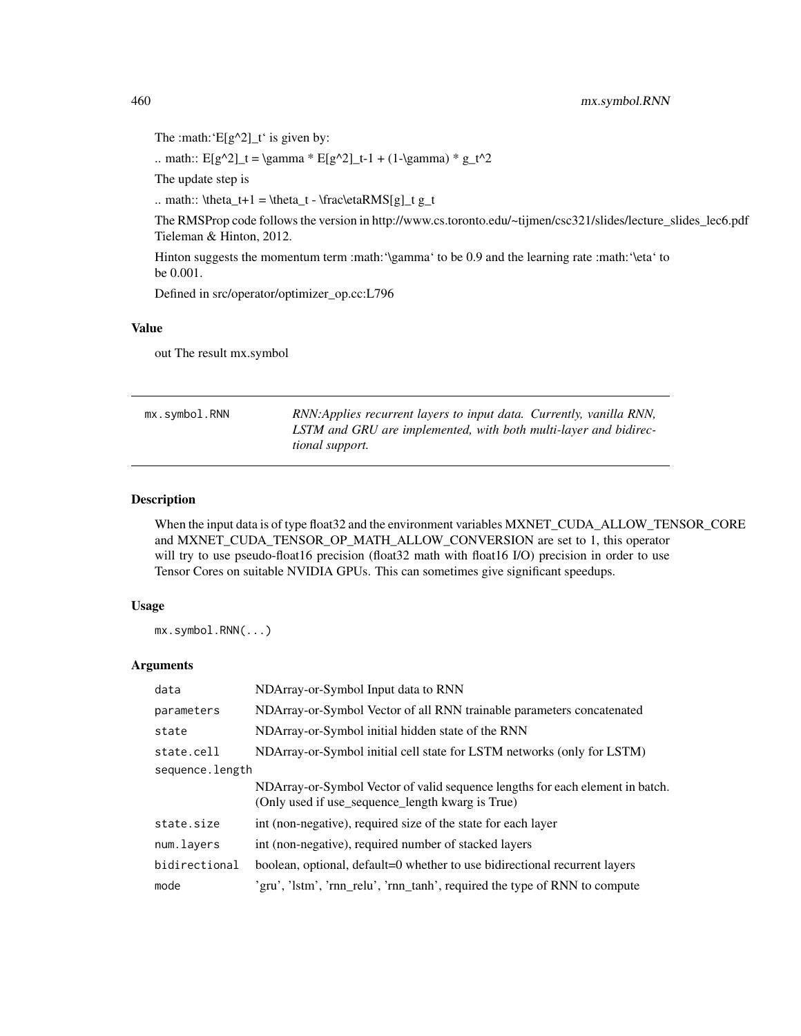The :math:`E[g^2]_t` is given by:

.. math:: E[g^2]_t = \gamma * E[g^2]_t-1 + (1-\gamma) * g_t^2

The update step is

.. math:: \theta_t+1 = \theta_t - \frac\etaRMS[g]_t g_t

The RMSProp code follows the version in http://www.cs.toronto.edu/~tijmen/csc321/slides/lecture_slides_lec6.pdf Tieleman & Hinton, 2012.

Hinton suggests the momentum term :math:`\gamma` to be 0.9 and the learning rate :math:`\eta` to be 0.001.

Defined in src/operator/optimizer_op.cc:L796

### Value

out The result mx.symbol

---

`mx.symbol.RNN` *RNN:Applies recurrent layers to input data. Currently, vanilla RNN, LSTM and GRU are implemented, with both multi-layer and bidirectional support.*

---

### Description

When the input data is of type float32 and the environment variables MXNET_CUDA_ALLOW_TENSOR_CORE and MXNET_CUDA_TENSOR_OP_MATH_ALLOW_CONVERSION are set to 1, this operator will try to use pseudo-float16 precision (float32 math with float16 I/O) precision in order to use Tensor Cores on suitable NVIDIA GPUs. This can sometimes give significant speedups.

### Usage

```
mx.symbol.RNN(...)
```

### Arguments

| | |
|---|---|
| `data` | NDArray-or-Symbol Input data to RNN |
| `parameters` | NDArray-or-Symbol Vector of all RNN trainable parameters concatenated |
| `state` | NDArray-or-Symbol initial hidden state of the RNN |
| `state.cell` | NDArray-or-Symbol initial cell state for LSTM networks (only for LSTM) |
| `sequence.length` | NDArray-or-Symbol Vector of valid sequence lengths for each element in batch. (Only used if use_sequence_length kwarg is True) |
| `state.size` | int (non-negative), required size of the state for each layer |
| `num.layers` | int (non-negative), required number of stacked layers |
| `bidirectional` | boolean, optional, default=0 whether to use bidirectional recurrent layers |
| `mode` | 'gru', 'lstm', 'rnn_relu', 'rnn_tanh', required the type of RNN to compute |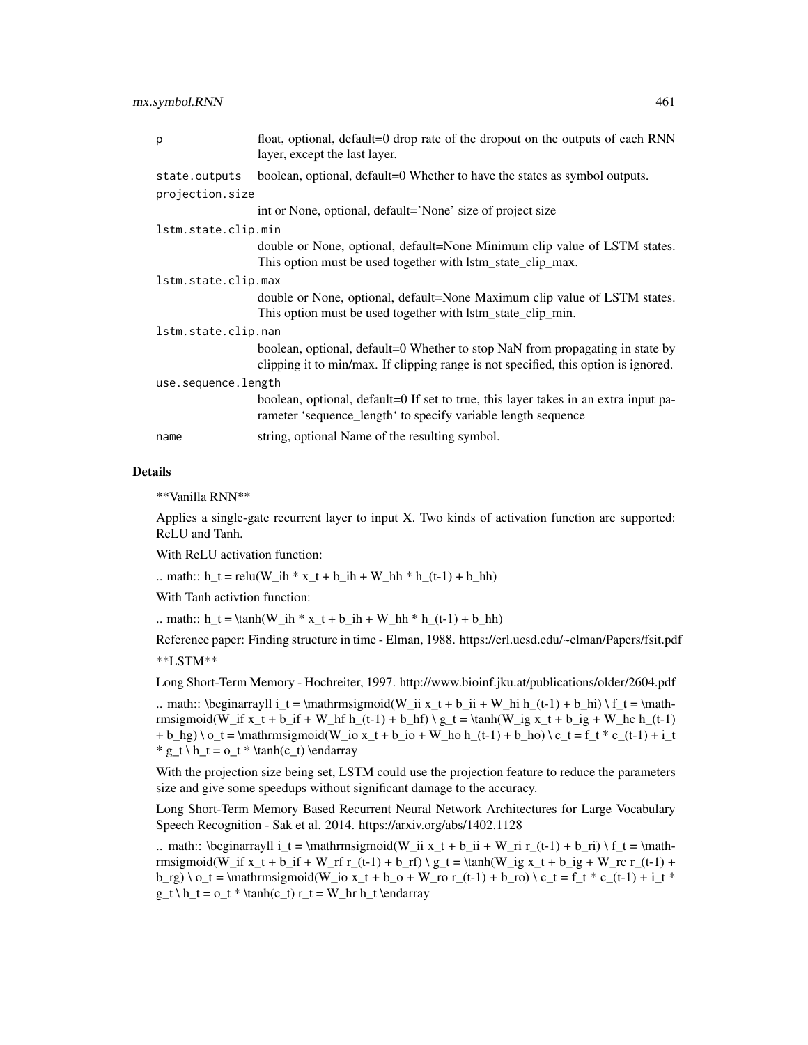| | |
|---|---|
| p | float, optional, default=0 drop rate of the dropout on the outputs of each RNN layer, except the last layer. |
| state.outputs | boolean, optional, default=0 Whether to have the states as symbol outputs. |
| projection.size | int or None, optional, default='None' size of project size |
| lstm.state.clip.min | double or None, optional, default=None Minimum clip value of LSTM states. This option must be used together with lstm_state_clip_max. |
| lstm.state.clip.max | double or None, optional, default=None Maximum clip value of LSTM states. This option must be used together with lstm_state_clip_min. |
| lstm.state.clip.nan | boolean, optional, default=0 Whether to stop NaN from propagating in state by clipping it to min/max. If clipping range is not specified, this option is ignored. |
| use.sequence.length | boolean, optional, default=0 If set to true, this layer takes in an extra input parameter 'sequence_length' to specify variable length sequence |
| name | string, optional Name of the resulting symbol. |

## Details

**Vanilla RNN**

Applies a single-gate recurrent layer to input X. Two kinds of activation function are supported: ReLU and Tanh.

With ReLU activation function:

.. math:: h_t = relu(W_ih * x_t + b_ih + W_hh * h_(t-1) + b_hh)

With Tanh activtion function:

.. math:: h_t = \tanh(W_ih * x_t + b_ih + W_hh * h_(t-1) + b_hh)

Reference paper: Finding structure in time - Elman, 1988. https://crl.ucsd.edu/~elman/Papers/fsit.pdf

**LSTM**

Long Short-Term Memory - Hochreiter, 1997. http://www.bioinf.jku.at/publications/older/2604.pdf

.. math:: \beginarrayll i_t = \mathrmsigmoid(W_ii x_t + b_ii + W_hi h_(t-1) + b_hi) \ f_t = \mathrmsigmoid(W_if x_t + b_if + W_hf h_(t-1) + b_hf) \ g_t = \tanh(W_ig x_t + b_ig + W_hc h_(t-1) + b_hg) \ o_t = \mathrmsigmoid(W_io x_t + b_io + W_ho h_(t-1) + b_ho) \ c_t = f_t * c_(t-1) + i_t * g_t \ h_t = o_t * \tanh(c_t) \endarray

With the projection size being set, LSTM could use the projection feature to reduce the parameters size and give some speedups without significant damage to the accuracy.

Long Short-Term Memory Based Recurrent Neural Network Architectures for Large Vocabulary Speech Recognition - Sak et al. 2014. https://arxiv.org/abs/1402.1128

.. math:: \beginarrayll i_t = \mathrmsigmoid(W_ii x_t + b_ii + W_ri r_(t-1) + b_ri) \ f_t = \mathrmsigmoid(W_if x_t + b_if + W_rf r_(t-1) + b_rf) \ g_t = \tanh(W_ig x_t + b_ig + W_rc r_(t-1) + b_rg) \ o_t = \mathrmsigmoid(W_io x_t + b_o + W_ro r_(t-1) + b_ro) \ c_t = f_t * c_(t-1) + i_t * g_t \ h_t = o_t * \tanh(c_t) r_t = W_hr h_t \endarray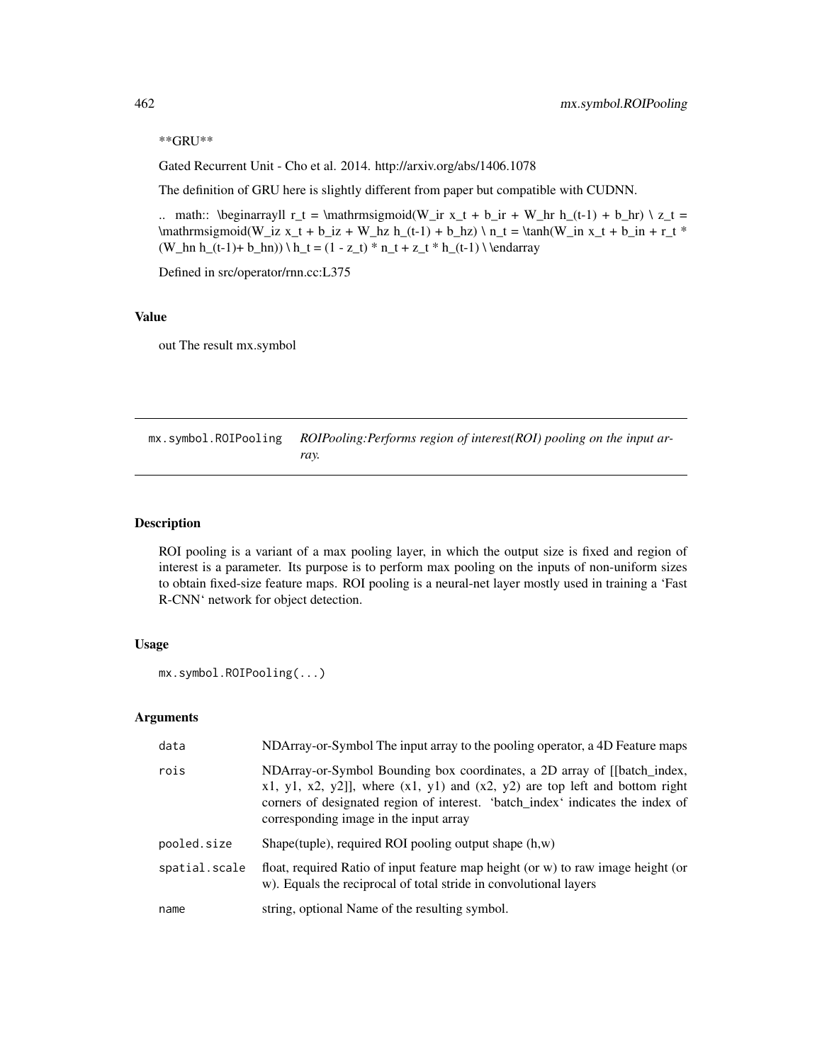**GRU**

Gated Recurrent Unit - Cho et al. 2014. http://arxiv.org/abs/1406.1078

The definition of GRU here is slightly different from paper but compatible with CUDNN.

.. math:: \beginarrayll r_t = \mathrmsigmoid(W_ir x_t + b_ir + W_hr h_(t-1) + b_hr) \ z_t = \mathrmsigmoid(W_iz x_t + b_iz + W_hz h_(t-1) + b_hz) \ n_t = \tanh(W_in x_t + b_in + r_t * (W_hn h_(t-1)+ b_hn)) \ h_t = (1 - z_t) * n_t + z_t * h_(t-1) \ \endarray

Defined in src/operator/rnn.cc:L375

## Value

out The result mx.symbol

---

# mx.symbol.ROIPooling — *ROIPooling:Performs region of interest(ROI) pooling on the input array.*

## Description

ROI pooling is a variant of a max pooling layer, in which the output size is fixed and region of interest is a parameter. Its purpose is to perform max pooling on the inputs of non-uniform sizes to obtain fixed-size feature maps. ROI pooling is a neural-net layer mostly used in training a 'Fast R-CNN' network for object detection.

## Usage

```
mx.symbol.ROIPooling(...)
```

## Arguments

| | |
|---|---|
| data | NDArray-or-Symbol The input array to the pooling operator, a 4D Feature maps |
| rois | NDArray-or-Symbol Bounding box coordinates, a 2D array of [[batch_index, x1, y1, x2, y2]], where (x1, y1) and (x2, y2) are top left and bottom right corners of designated region of interest. 'batch_index' indicates the index of corresponding image in the input array |
| pooled.size | Shape(tuple), required ROI pooling output shape (h,w) |
| spatial.scale | float, required Ratio of input feature map height (or w) to raw image height (or w). Equals the reciprocal of total stride in convolutional layers |
| name | string, optional Name of the resulting symbol. |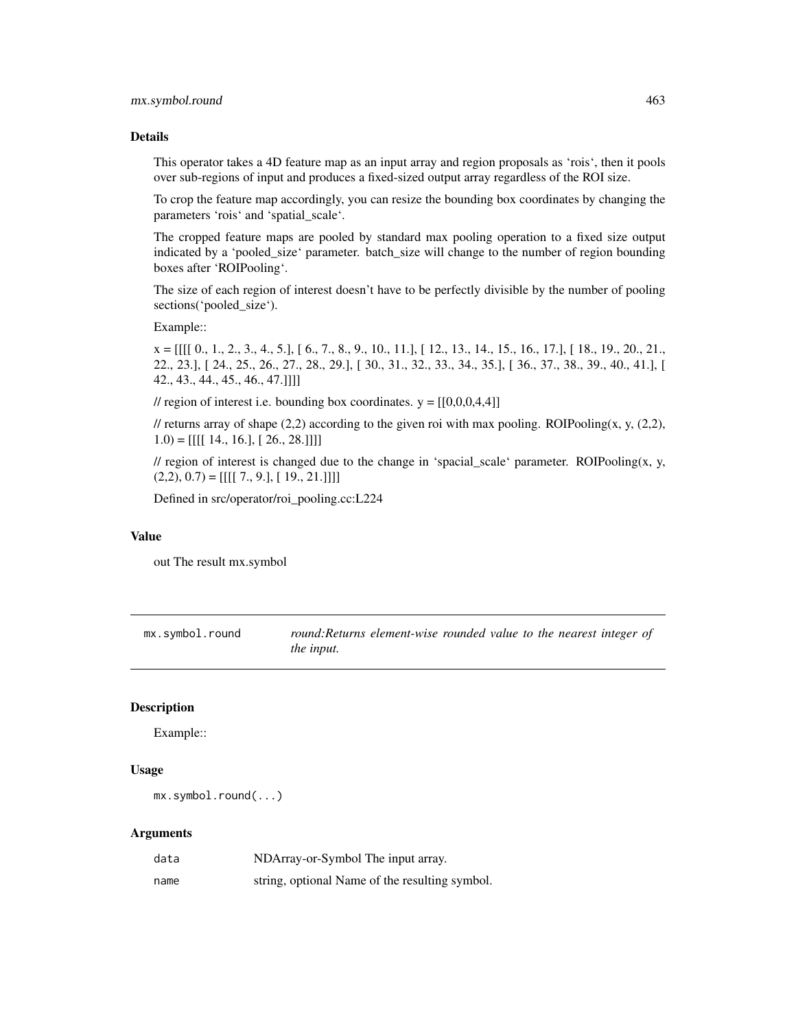### Details

This operator takes a 4D feature map as an input array and region proposals as 'rois', then it pools over sub-regions of input and produces a fixed-sized output array regardless of the ROI size.

To crop the feature map accordingly, you can resize the bounding box coordinates by changing the parameters 'rois' and 'spatial_scale'.

The cropped feature maps are pooled by standard max pooling operation to a fixed size output indicated by a 'pooled_size' parameter. batch_size will change to the number of region bounding boxes after 'ROIPooling'.

The size of each region of interest doesn't have to be perfectly divisible by the number of pooling sections('pooled_size').

Example::

x = [[[[ 0., 1., 2., 3., 4., 5.], [ 6., 7., 8., 9., 10., 11.], [ 12., 13., 14., 15., 16., 17.], [ 18., 19., 20., 21., 22., 23.], [ 24., 25., 26., 27., 28., 29.], [ 30., 31., 32., 33., 34., 35.], [ 36., 37., 38., 39., 40., 41.], [ 42., 43., 44., 45., 46., 47.]]]]

// region of interest i.e. bounding box coordinates. y = [[0,0,0,4,4]]

// returns array of shape (2,2) according to the given roi with max pooling. ROIPooling(x, y, (2,2), 1.0) = [[[[ 14., 16.], [ 26., 28.]]]]

// region of interest is changed due to the change in 'spacial_scale' parameter. ROIPooling(x, y, (2,2), 0.7) = [[[[ 7., 9.], [ 19., 21.]]]]

Defined in src/operator/roi_pooling.cc:L224

### Value

out The result mx.symbol

---

## mx.symbol.round

*round:Returns element-wise rounded value to the nearest integer of the input.*

---

### Description

Example::

### Usage

```
mx.symbol.round(...)
```

### Arguments

| | |
|---|---|
| `data` | NDArray-or-Symbol The input array. |
| `name` | string, optional Name of the resulting symbol. |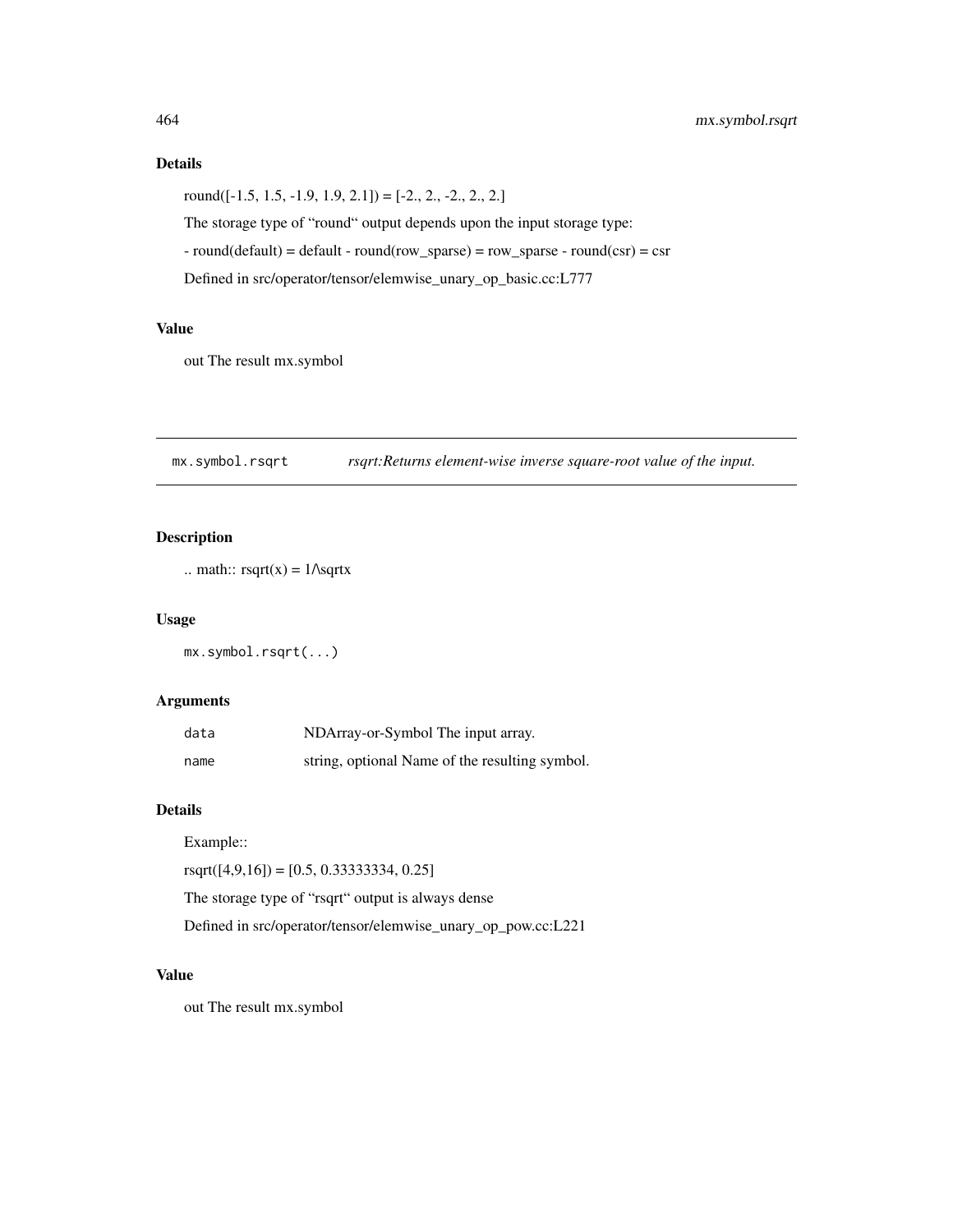## Details

round([-1.5, 1.5, -1.9, 1.9, 2.1]) = [-2., 2., -2., 2., 2.]

The storage type of "round" output depends upon the input storage type:

- round(default) = default - round(row_sparse) = row_sparse - round(csr) = csr

Defined in src/operator/tensor/elemwise_unary_op_basic.cc:L777

## Value

out The result mx.symbol

---

# mx.symbol.rsqrt — *rsqrt:Returns element-wise inverse square-root value of the input.*

---

## Description

.. math:: rsqrt(x) = 1/\sqrtx

## Usage

```
mx.symbol.rsqrt(...)
```

## Arguments

| | |
|---|---|
| `data` | NDArray-or-Symbol The input array. |
| `name` | string, optional Name of the resulting symbol. |

## Details

Example::

rsqrt([4,9,16]) = [0.5, 0.33333334, 0.25]

The storage type of "rsqrt" output is always dense

Defined in src/operator/tensor/elemwise_unary_op_pow.cc:L221

## Value

out The result mx.symbol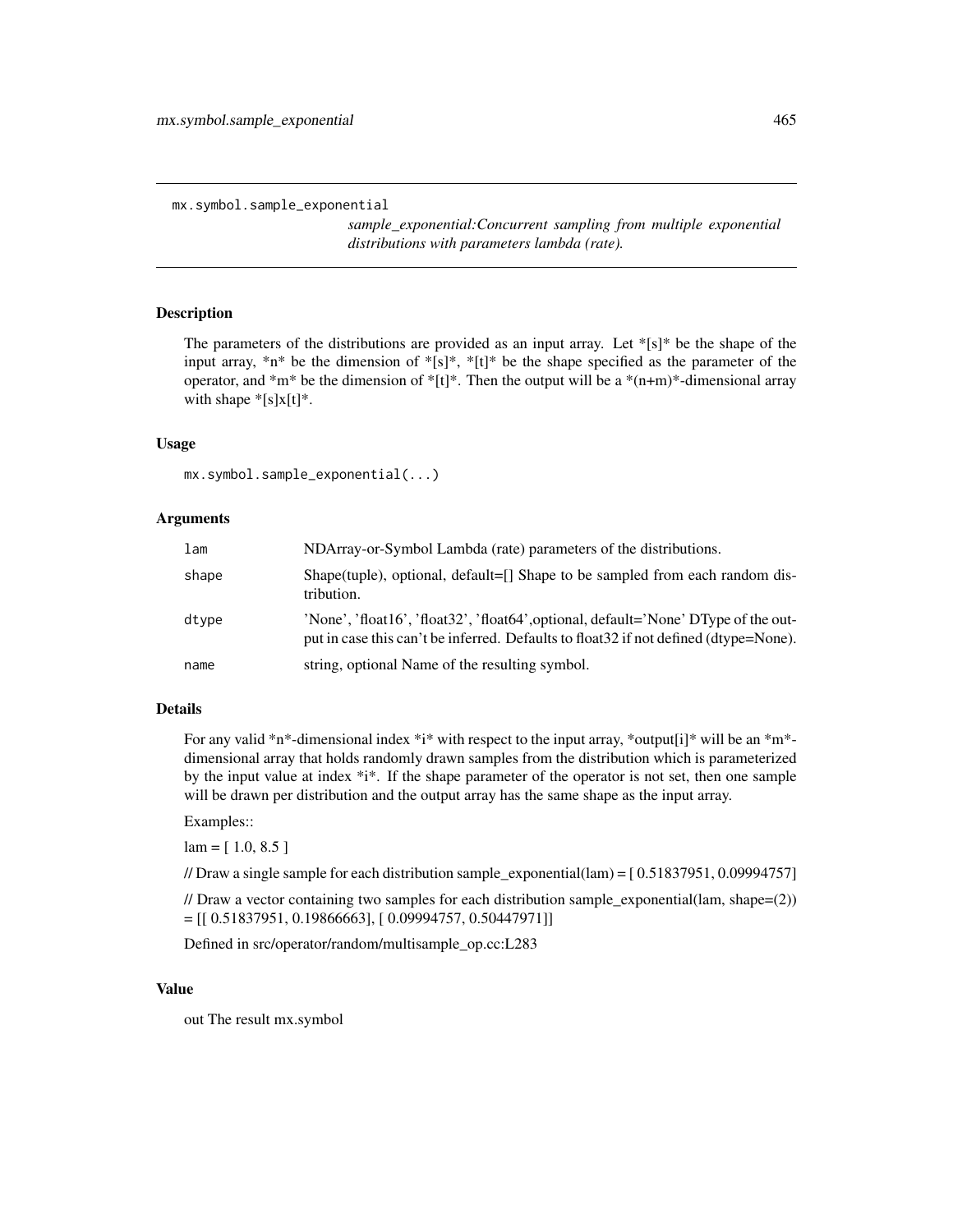mx.symbol.sample_exponential

*sample_exponential:Concurrent sampling from multiple exponential distributions with parameters lambda (rate).*

## Description

The parameters of the distributions are provided as an input array. Let *[s]* be the shape of the input array, *n* be the dimension of *[s]*, *[t]* be the shape specified as the parameter of the operator, and *m* be the dimension of *[t]*. Then the output will be a *(n+m)*-dimensional array with shape *[s]x[t]*.

## Usage

```
mx.symbol.sample_exponential(...)
```

## Arguments

| | |
|---|---|
| `lam` | NDArray-or-Symbol Lambda (rate) parameters of the distributions. |
| `shape` | Shape(tuple), optional, default=[] Shape to be sampled from each random distribution. |
| `dtype` | 'None', 'float16', 'float32', 'float64',optional, default='None' DType of the output in case this can't be inferred. Defaults to float32 if not defined (dtype=None). |
| `name` | string, optional Name of the resulting symbol. |

## Details

For any valid *n*-dimensional index *i* with respect to the input array, *output[i]* will be an *m*-dimensional array that holds randomly drawn samples from the distribution which is parameterized by the input value at index *i*. If the shape parameter of the operator is not set, then one sample will be drawn per distribution and the output array has the same shape as the input array.

Examples::

lam = [ 1.0, 8.5 ]

// Draw a single sample for each distribution sample_exponential(lam) = [ 0.51837951, 0.09994757]

// Draw a vector containing two samples for each distribution sample_exponential(lam, shape=(2)) = [[ 0.51837951, 0.19866663], [ 0.09994757, 0.50447971]]

Defined in src/operator/random/multisample_op.cc:L283

## Value

out The result mx.symbol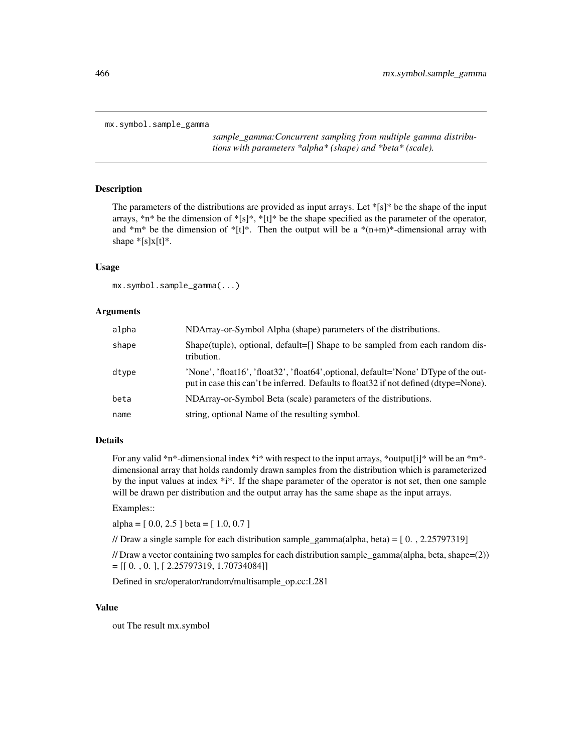```
mx.symbol.sample_gamma
```

*sample_gamma:Concurrent sampling from multiple gamma distributions with parameters *alpha* (shape) and *beta* (scale).*

## Description

The parameters of the distributions are provided as input arrays. Let *[s]* be the shape of the input arrays, *n* be the dimension of *[s]*, *[t]* be the shape specified as the parameter of the operator, and *m* be the dimension of *[t]*. Then the output will be a *(n+m)*-dimensional array with shape *[s]x[t]*.

## Usage

```
mx.symbol.sample_gamma(...)
```

## Arguments

| | |
|---|---|
| alpha | NDArray-or-Symbol Alpha (shape) parameters of the distributions. |
| shape | Shape(tuple), optional, default=[] Shape to be sampled from each random distribution. |
| dtype | 'None', 'float16', 'float32', 'float64',optional, default='None' DType of the output in case this can't be inferred. Defaults to float32 if not defined (dtype=None). |
| beta | NDArray-or-Symbol Beta (scale) parameters of the distributions. |
| name | string, optional Name of the resulting symbol. |

## Details

For any valid *n*-dimensional index *i* with respect to the input arrays, *output[i]* will be an *m*-dimensional array that holds randomly drawn samples from the distribution which is parameterized by the input values at index *i*. If the shape parameter of the operator is not set, then one sample will be drawn per distribution and the output array has the same shape as the input arrays.

Examples::

alpha = [ 0.0, 2.5 ] beta = [ 1.0, 0.7 ]

// Draw a single sample for each distribution sample_gamma(alpha, beta) = [ 0. , 2.25797319]

// Draw a vector containing two samples for each distribution sample_gamma(alpha, beta, shape=(2)) = [[ 0. , 0. ], [ 2.25797319, 1.70734084]]

Defined in src/operator/random/multisample_op.cc:L281

## Value

out The result mx.symbol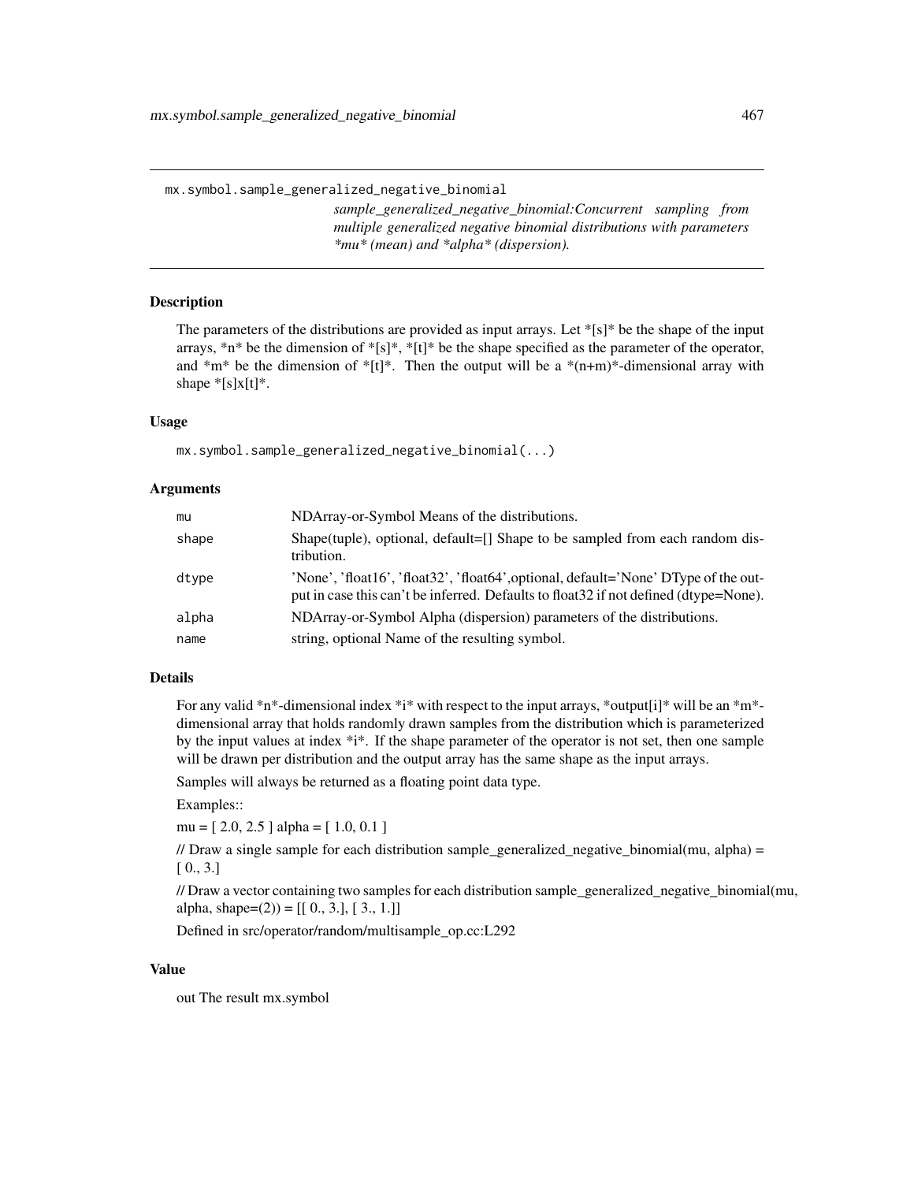`mx.symbol.sample_generalized_negative_binomial`

*sample_generalized_negative_binomial:Concurrent sampling from multiple generalized negative binomial distributions with parameters \*mu\* (mean) and \*alpha\* (dispersion).*

## Description

The parameters of the distributions are provided as input arrays. Let *[s]* be the shape of the input arrays, *n* be the dimension of *[s]*, *[t]* be the shape specified as the parameter of the operator, and *m* be the dimension of *[t]*. Then the output will be a *(n+m)*-dimensional array with shape *[s]x[t]*.

## Usage

```
mx.symbol.sample_generalized_negative_binomial(...)
```

## Arguments

| | |
|---|---|
| `mu` | NDArray-or-Symbol Means of the distributions. |
| `shape` | Shape(tuple), optional, default=[] Shape to be sampled from each random distribution. |
| `dtype` | 'None', 'float16', 'float32', 'float64',optional, default='None' DType of the output in case this can't be inferred. Defaults to float32 if not defined (dtype=None). |
| `alpha` | NDArray-or-Symbol Alpha (dispersion) parameters of the distributions. |
| `name` | string, optional Name of the resulting symbol. |

## Details

For any valid *n*-dimensional index *i* with respect to the input arrays, *output[i]* will be an *m*-dimensional array that holds randomly drawn samples from the distribution which is parameterized by the input values at index *i*. If the shape parameter of the operator is not set, then one sample will be drawn per distribution and the output array has the same shape as the input arrays.

Samples will always be returned as a floating point data type.

Examples::

mu = [ 2.0, 2.5 ] alpha = [ 1.0, 0.1 ]

// Draw a single sample for each distribution sample_generalized_negative_binomial(mu, alpha) = [ 0., 3.]

// Draw a vector containing two samples for each distribution sample_generalized_negative_binomial(mu, alpha, shape=(2)) = [[ 0., 3.], [ 3., 1.]]

Defined in src/operator/random/multisample_op.cc:L292

## Value

out The result mx.symbol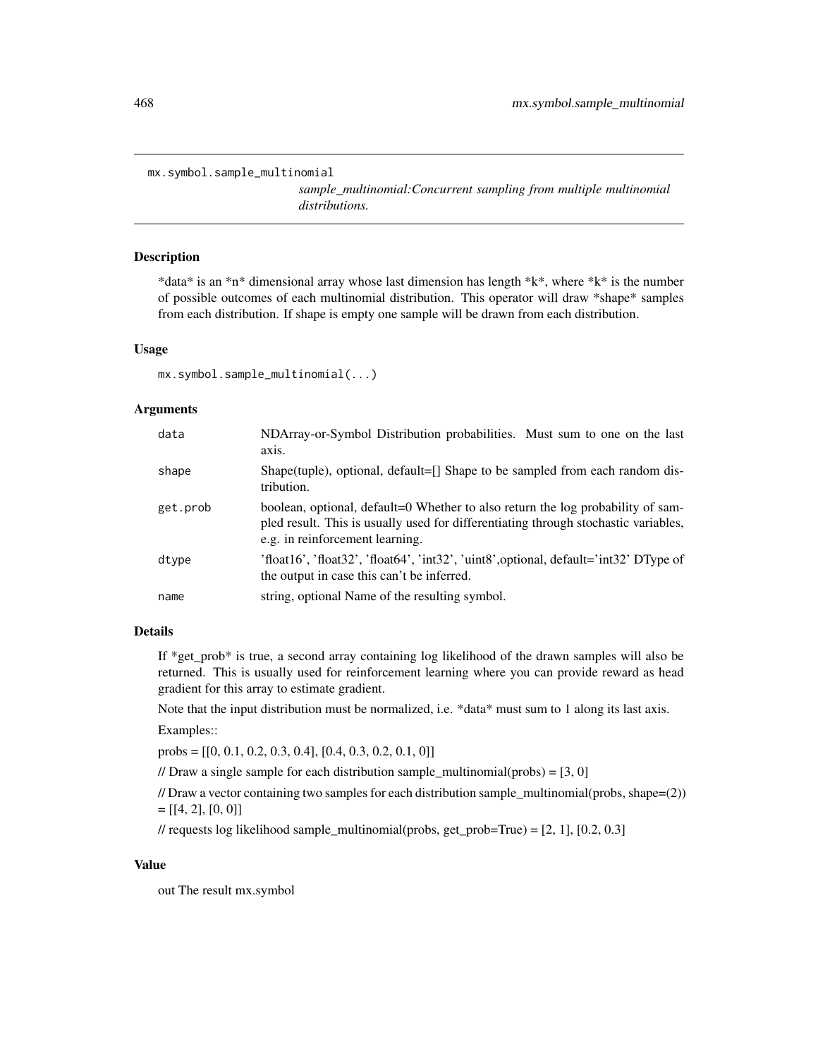```
mx.symbol.sample_multinomial
```

*sample_multinomial:Concurrent sampling from multiple multinomial distributions.*

## Description

*data* is an *n* dimensional array whose last dimension has length *k*, where *k* is the number of possible outcomes of each multinomial distribution. This operator will draw *shape* samples from each distribution. If shape is empty one sample will be drawn from each distribution.

## Usage

```
mx.symbol.sample_multinomial(...)
```

## Arguments

| | |
|---|---|
| `data` | NDArray-or-Symbol Distribution probabilities. Must sum to one on the last axis. |
| `shape` | Shape(tuple), optional, default=[] Shape to be sampled from each random distribution. |
| `get.prob` | boolean, optional, default=0 Whether to also return the log probability of sampled result. This is usually used for differentiating through stochastic variables, e.g. in reinforcement learning. |
| `dtype` | 'float16', 'float32', 'float64', 'int32', 'uint8',optional, default='int32' DType of the output in case this can't be inferred. |
| `name` | string, optional Name of the resulting symbol. |

## Details

If *get_prob* is true, a second array containing log likelihood of the drawn samples will also be returned. This is usually used for reinforcement learning where you can provide reward as head gradient for this array to estimate gradient.

Note that the input distribution must be normalized, i.e. *data* must sum to 1 along its last axis.

Examples::

probs = [[0, 0.1, 0.2, 0.3, 0.4], [0.4, 0.3, 0.2, 0.1, 0]]

// Draw a single sample for each distribution sample_multinomial(probs) = [3, 0]

// Draw a vector containing two samples for each distribution sample_multinomial(probs, shape=(2)) = [[4, 2], [0, 0]]

// requests log likelihood sample_multinomial(probs, get_prob=True) = [2, 1], [0.2, 0.3]

## Value

out The result mx.symbol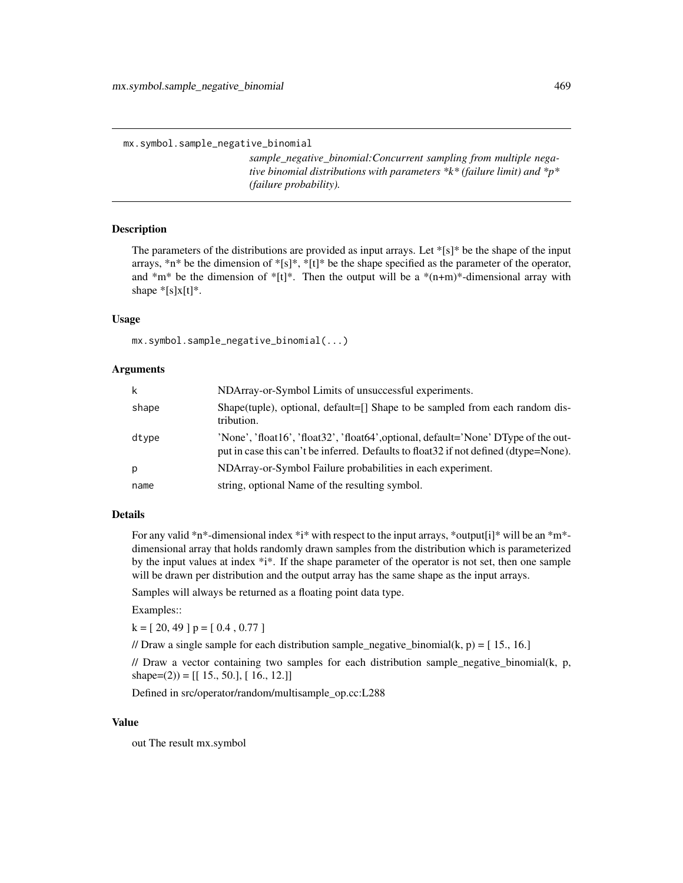mx.symbol.sample_negative_binomial

*sample_negative_binomial:Concurrent sampling from multiple negative binomial distributions with parameters *k* (failure limit) and *p* (failure probability).*

## Description

The parameters of the distributions are provided as input arrays. Let *[s]* be the shape of the input arrays, *n* be the dimension of *[s]*, *[t]* be the shape specified as the parameter of the operator, and *m* be the dimension of *[t]*. Then the output will be a *(n+m)*-dimensional array with shape *[s]x[t]*.

## Usage

```
mx.symbol.sample_negative_binomial(...)
```

## Arguments

| | |
|---|---|
| k | NDArray-or-Symbol Limits of unsuccessful experiments. |
| shape | Shape(tuple), optional, default=[] Shape to be sampled from each random distribution. |
| dtype | 'None', 'float16', 'float32', 'float64',optional, default='None' DType of the output in case this can't be inferred. Defaults to float32 if not defined (dtype=None). |
| p | NDArray-or-Symbol Failure probabilities in each experiment. |
| name | string, optional Name of the resulting symbol. |

## Details

For any valid *n*-dimensional index *i* with respect to the input arrays, *output[i]* will be an *m*-dimensional array that holds randomly drawn samples from the distribution which is parameterized by the input values at index *i*. If the shape parameter of the operator is not set, then one sample will be drawn per distribution and the output array has the same shape as the input arrays.

Samples will always be returned as a floating point data type.

Examples::

k = [ 20, 49 ] p = [ 0.4 , 0.77 ]

// Draw a single sample for each distribution sample_negative_binomial(k, p) = [ 15., 16.]

// Draw a vector containing two samples for each distribution sample_negative_binomial(k, p, shape=(2)) = [[ 15., 50.], [ 16., 12.]]

Defined in src/operator/random/multisample_op.cc:L288

## Value

out The result mx.symbol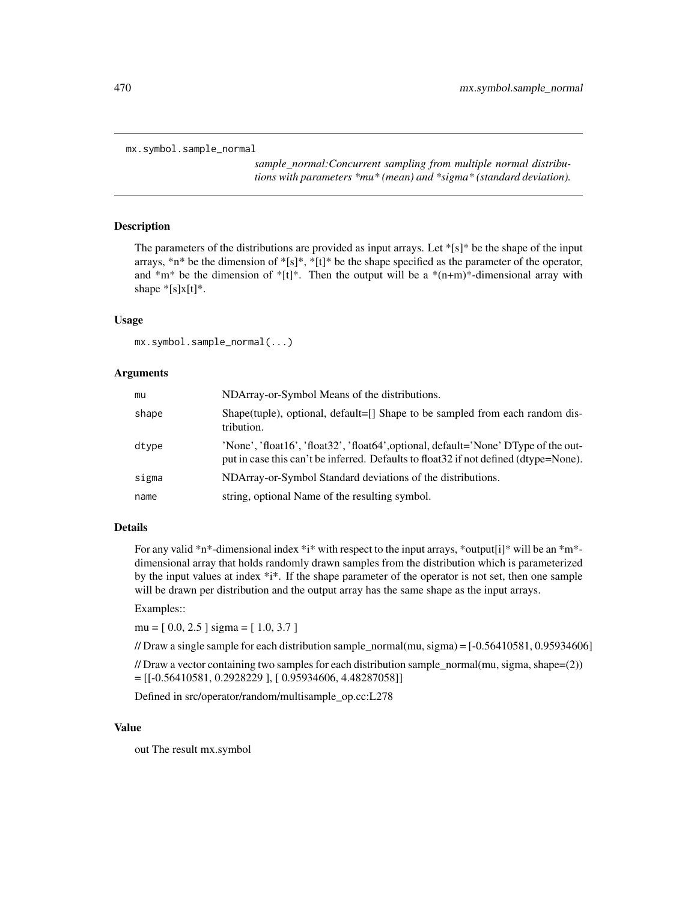```
mx.symbol.sample_normal
```

*sample_normal:Concurrent sampling from multiple normal distributions with parameters *mu* (mean) and *sigma* (standard deviation).*

## Description

The parameters of the distributions are provided as input arrays. Let *[s]* be the shape of the input arrays, *n* be the dimension of *[s]*, *[t]* be the shape specified as the parameter of the operator, and *m* be the dimension of *[t]*. Then the output will be a *(n+m)*-dimensional array with shape *[s]x[t]*.

## Usage

```
mx.symbol.sample_normal(...)
```

## Arguments

| | |
|---|---|
| `mu` | NDArray-or-Symbol Means of the distributions. |
| `shape` | Shape(tuple), optional, default=[] Shape to be sampled from each random distribution. |
| `dtype` | 'None', 'float16', 'float32', 'float64',optional, default='None' DType of the output in case this can't be inferred. Defaults to float32 if not defined (dtype=None). |
| `sigma` | NDArray-or-Symbol Standard deviations of the distributions. |
| `name` | string, optional Name of the resulting symbol. |

## Details

For any valid *n*-dimensional index *i* with respect to the input arrays, *output[i]* will be an *m*-dimensional array that holds randomly drawn samples from the distribution which is parameterized by the input values at index *i*. If the shape parameter of the operator is not set, then one sample will be drawn per distribution and the output array has the same shape as the input arrays.

Examples::

mu = [ 0.0, 2.5 ] sigma = [ 1.0, 3.7 ]

// Draw a single sample for each distribution sample_normal(mu, sigma) = [-0.56410581, 0.95934606]

// Draw a vector containing two samples for each distribution sample_normal(mu, sigma, shape=(2)) = [[-0.56410581, 0.2928229 ], [ 0.95934606, 4.48287058]]

Defined in src/operator/random/multisample_op.cc:L278

## Value

out The result mx.symbol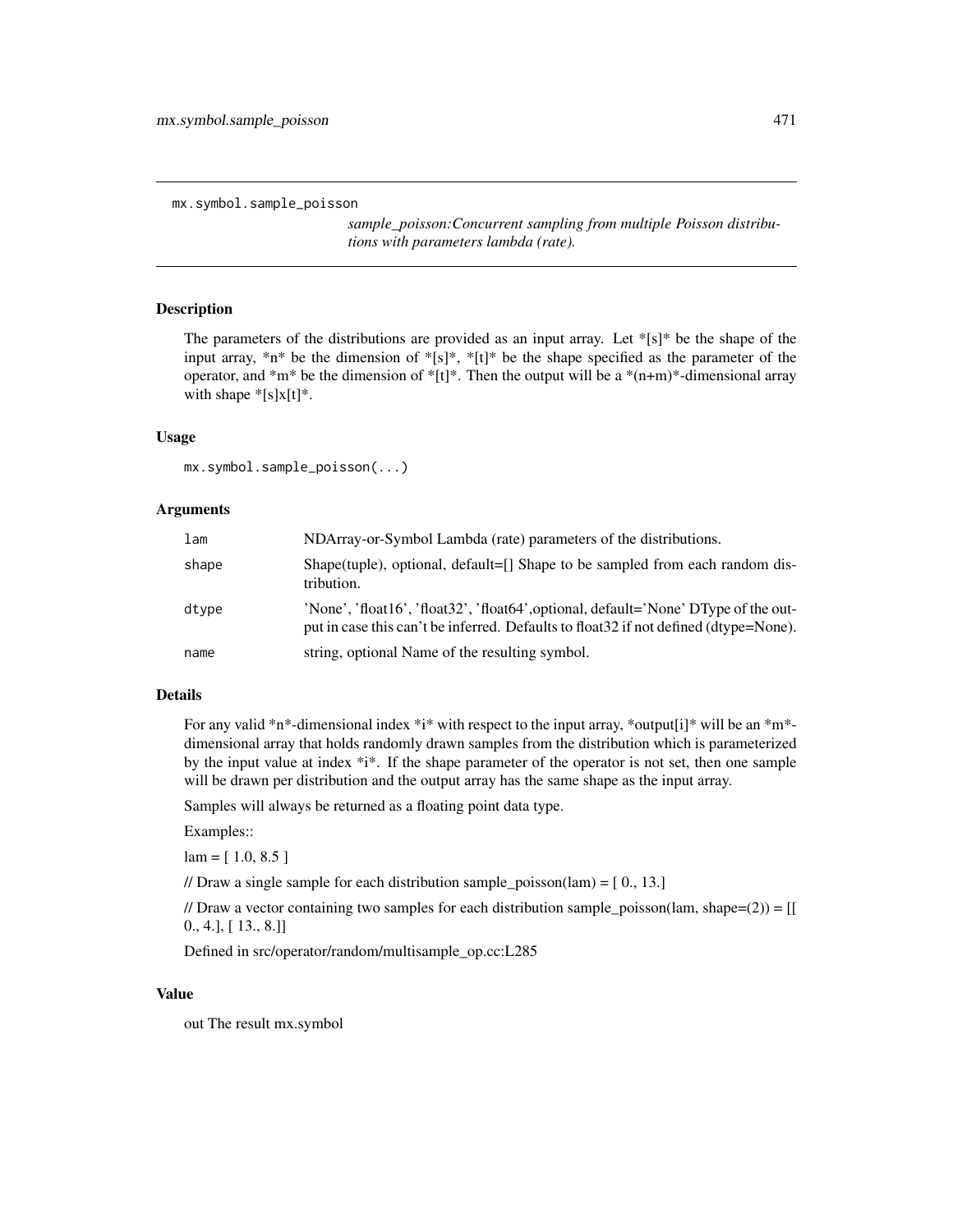```
mx.symbol.sample_poisson
```

*sample_poisson:Concurrent sampling from multiple Poisson distributions with parameters lambda (rate).*

## Description

The parameters of the distributions are provided as an input array. Let *[s]* be the shape of the input array, *n* be the dimension of *[s]*, *[t]* be the shape specified as the parameter of the operator, and *m* be the dimension of *[t]*. Then the output will be a *(n+m)*-dimensional array with shape *[s]x[t]*.

## Usage

```
mx.symbol.sample_poisson(...)
```

## Arguments

| | |
|---|---|
| lam | NDArray-or-Symbol Lambda (rate) parameters of the distributions. |
| shape | Shape(tuple), optional, default=[] Shape to be sampled from each random distribution. |
| dtype | 'None', 'float16', 'float32', 'float64',optional, default='None' DType of the output in case this can't be inferred. Defaults to float32 if not defined (dtype=None). |
| name | string, optional Name of the resulting symbol. |

## Details

For any valid *n*-dimensional index *i* with respect to the input array, *output[i]* will be an *m*-dimensional array that holds randomly drawn samples from the distribution which is parameterized by the input value at index *i*. If the shape parameter of the operator is not set, then one sample will be drawn per distribution and the output array has the same shape as the input array.

Samples will always be returned as a floating point data type.

Examples::

lam = [ 1.0, 8.5 ]

// Draw a single sample for each distribution sample_poisson(lam) = [ 0., 13.]

// Draw a vector containing two samples for each distribution sample_poisson(lam, shape=(2)) = [[ 0., 4.], [ 13., 8.]]

Defined in src/operator/random/multisample_op.cc:L285

## Value

out The result mx.symbol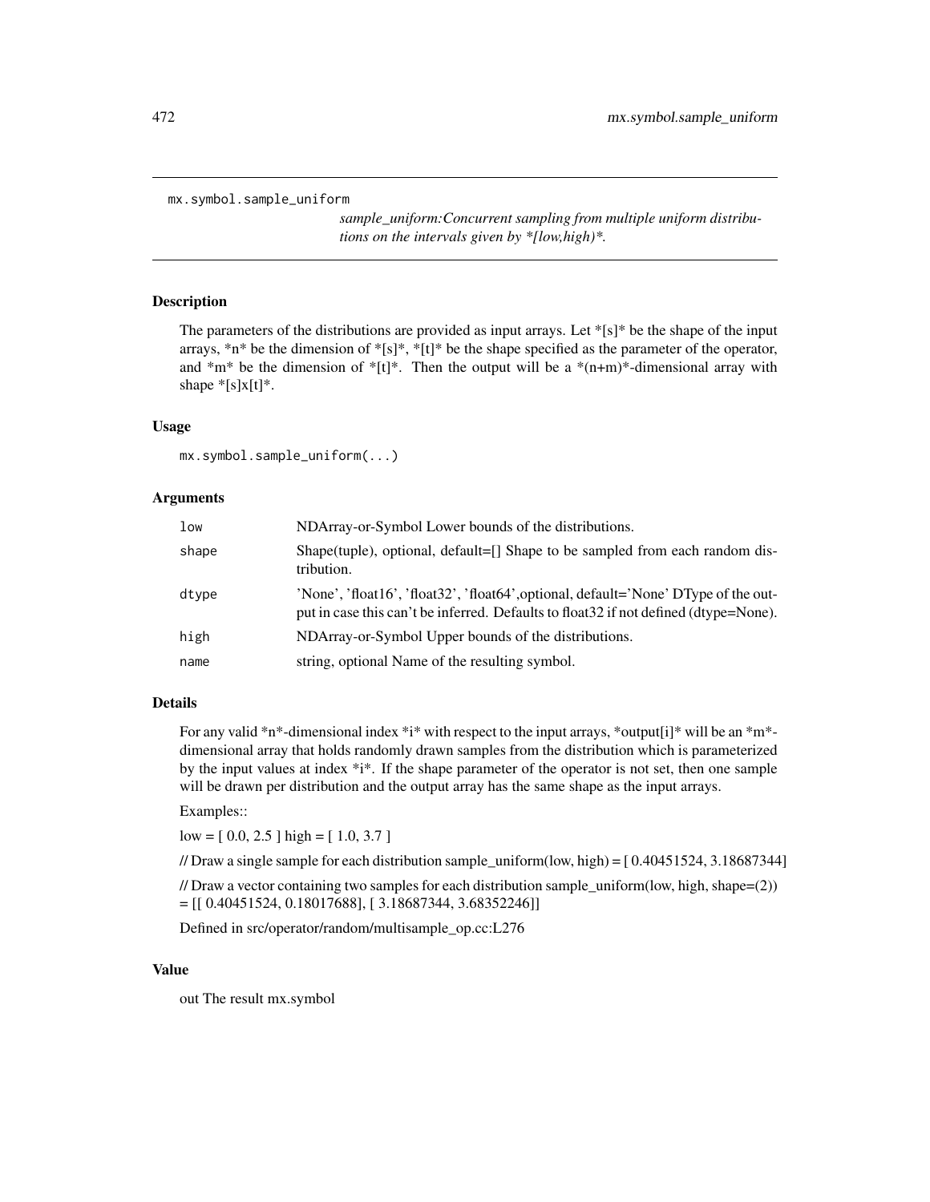`mx.symbol.sample_uniform`

*sample_uniform:Concurrent sampling from multiple uniform distributions on the intervals given by *[low,high)*.*

## Description

The parameters of the distributions are provided as input arrays. Let *[s]* be the shape of the input arrays, *n* be the dimension of *[s]*, *[t]* be the shape specified as the parameter of the operator, and *m* be the dimension of *[t]*. Then the output will be a *(n+m)*-dimensional array with shape *[s]x[t]*.

## Usage

```
mx.symbol.sample_uniform(...)
```

## Arguments

| | |
|---|---|
| `low` | NDArray-or-Symbol Lower bounds of the distributions. |
| `shape` | Shape(tuple), optional, default=[] Shape to be sampled from each random distribution. |
| `dtype` | 'None', 'float16', 'float32', 'float64',optional, default='None' DType of the output in case this can't be inferred. Defaults to float32 if not defined (dtype=None). |
| `high` | NDArray-or-Symbol Upper bounds of the distributions. |
| `name` | string, optional Name of the resulting symbol. |

## Details

For any valid *n*-dimensional index *i* with respect to the input arrays, *output[i]* will be an *m*-dimensional array that holds randomly drawn samples from the distribution which is parameterized by the input values at index *i*. If the shape parameter of the operator is not set, then one sample will be drawn per distribution and the output array has the same shape as the input arrays.

Examples::

low = [ 0.0, 2.5 ] high = [ 1.0, 3.7 ]

// Draw a single sample for each distribution sample_uniform(low, high) = [ 0.40451524, 3.18687344]

// Draw a vector containing two samples for each distribution sample_uniform(low, high, shape=(2)) = [[ 0.40451524, 0.18017688], [ 3.18687344, 3.68352246]]

Defined in src/operator/random/multisample_op.cc:L276

## Value

out The result mx.symbol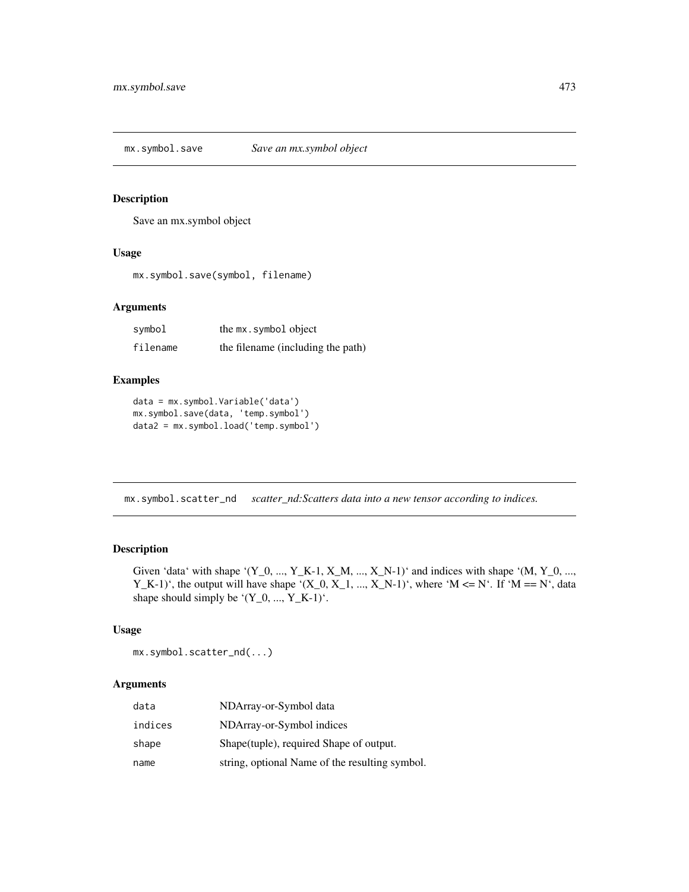## mx.symbol.save *Save an mx.symbol object*

### Description

Save an mx.symbol object

### Usage

```
mx.symbol.save(symbol, filename)
```

### Arguments

| | |
|---|---|
| `symbol` | the `mx.symbol` object |
| `filename` | the filename (including the path) |

### Examples

```
data = mx.symbol.Variable('data')
mx.symbol.save(data, 'temp.symbol')
data2 = mx.symbol.load('temp.symbol')
```

## mx.symbol.scatter_nd *scatter_nd:Scatters data into a new tensor according to indices.*

### Description

Given 'data' with shape '(Y_0, ..., Y_K-1, X_M, ..., X_N-1)' and indices with shape '(M, Y_0, ..., Y_K-1)', the output will have shape '(X_0, X_1, ..., X_N-1)', where 'M <= N'. If 'M == N', data shape should simply be '(Y_0, ..., Y_K-1)'.

### Usage

```
mx.symbol.scatter_nd(...)
```

### Arguments

| | |
|---|---|
| `data` | NDArray-or-Symbol data |
| `indices` | NDArray-or-Symbol indices |
| `shape` | Shape(tuple), required Shape of output. |
| `name` | string, optional Name of the resulting symbol. |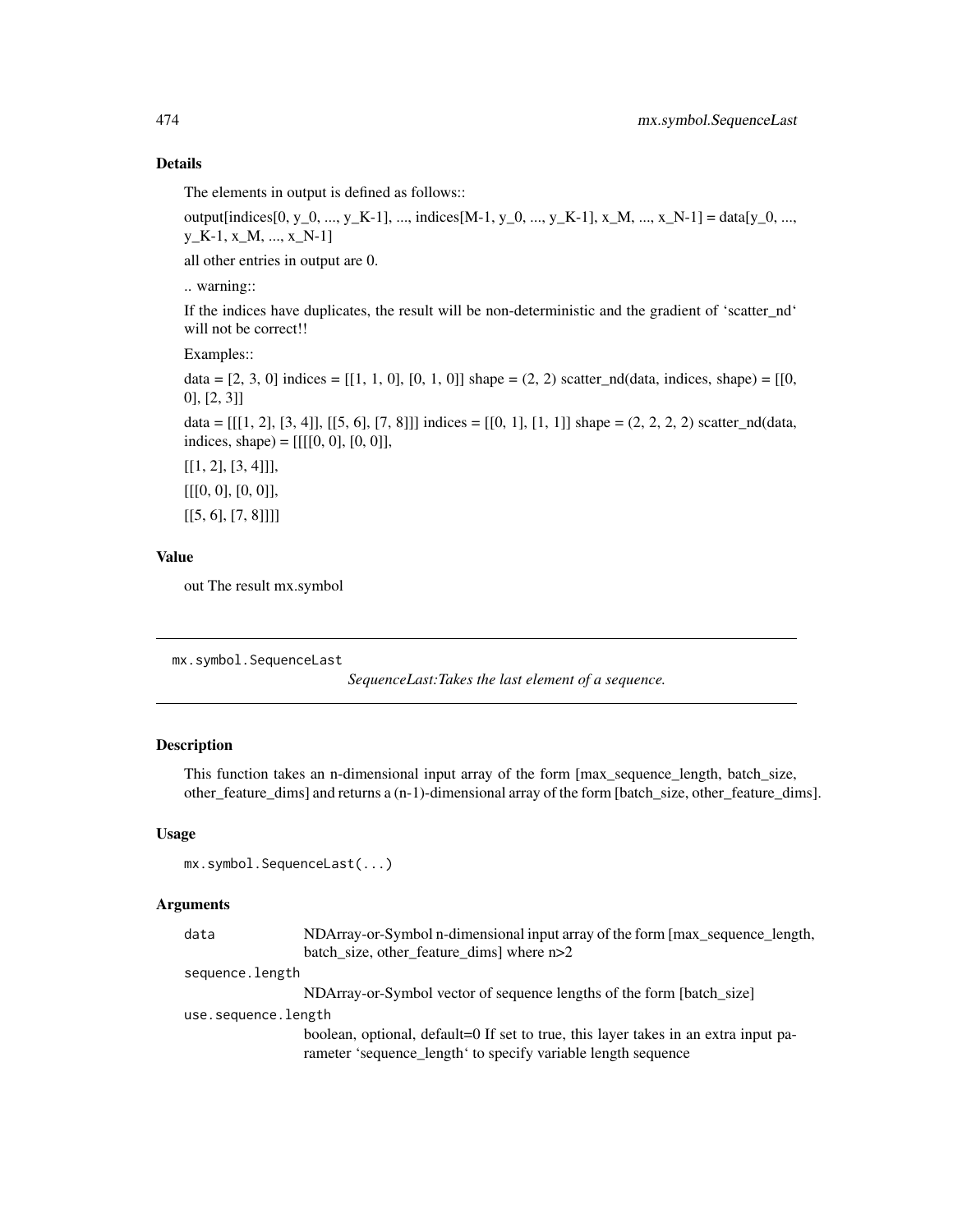### Details

The elements in output is defined as follows::

output[indices[0, y_0, ..., y_K-1], ..., indices[M-1, y_0, ..., y_K-1], x_M, ..., x_N-1] = data[y_0, ..., y_K-1, x_M, ..., x_N-1]

all other entries in output are 0.

.. warning::

If the indices have duplicates, the result will be non-deterministic and the gradient of ‘scatter_nd‘ will not be correct!!

Examples::

data = [2, 3, 0] indices = [[1, 1, 0], [0, 1, 0]] shape = (2, 2) scatter_nd(data, indices, shape) = [[0, 0], [2, 3]]

data = [[[1, 2], [3, 4]], [[5, 6], [7, 8]]] indices = [[0, 1], [1, 1]] shape = (2, 2, 2, 2) scatter_nd(data, indices, shape) = [[[[0, 0], [0, 0]],

[[1, 2], [3, 4]]],

[[[0, 0], [0, 0]],

[[5, 6], [7, 8]]]]

### Value

out The result mx.symbol

---

## mx.symbol.SequenceLast

*SequenceLast:Takes the last element of a sequence.*

### Description

This function takes an n-dimensional input array of the form [max_sequence_length, batch_size, other_feature_dims] and returns a (n-1)-dimensional array of the form [batch_size, other_feature_dims].

### Usage

```
mx.symbol.SequenceLast(...)
```

### Arguments

| | |
|---|---|
| `data` | NDArray-or-Symbol n-dimensional input array of the form [max_sequence_length, batch_size, other_feature_dims] where n>2 |
| `sequence.length` | NDArray-or-Symbol vector of sequence lengths of the form [batch_size] |
| `use.sequence.length` | boolean, optional, default=0 If set to true, this layer takes in an extra input parameter ‘sequence_length‘ to specify variable length sequence |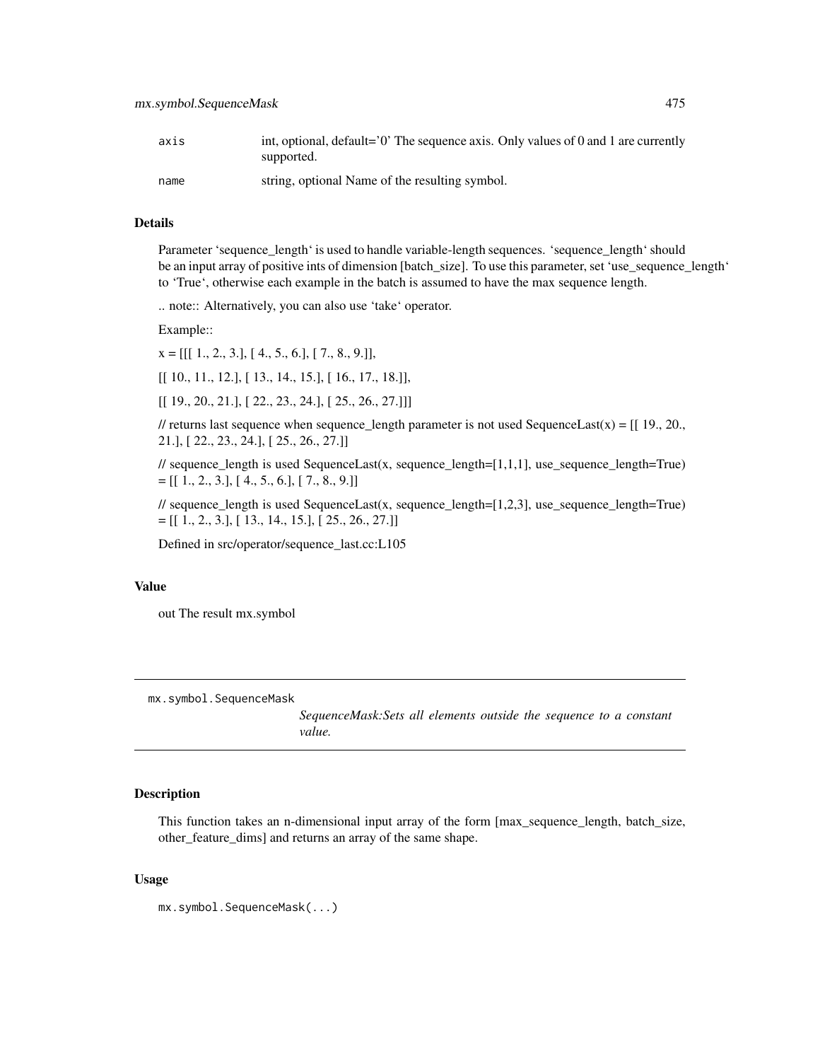| | |
|---|---|
| axis | int, optional, default='0' The sequence axis. Only values of 0 and 1 are currently supported. |
| name | string, optional Name of the resulting symbol. |

### Details

Parameter 'sequence_length' is used to handle variable-length sequences. 'sequence_length' should be an input array of positive ints of dimension [batch_size]. To use this parameter, set 'use_sequence_length' to 'True', otherwise each example in the batch is assumed to have the max sequence length.

.. note:: Alternatively, you can also use 'take' operator.

Example::

x = [[[ 1., 2., 3.], [ 4., 5., 6.], [ 7., 8., 9.]],

[[ 10., 11., 12.], [ 13., 14., 15.], [ 16., 17., 18.]],

[[ 19., 20., 21.], [ 22., 23., 24.], [ 25., 26., 27.]]]

// returns last sequence when sequence_length parameter is not used SequenceLast(x) = [[ 19., 20., 21.], [ 22., 23., 24.], [ 25., 26., 27.]]

// sequence_length is used SequenceLast(x, sequence_length=[1,1,1], use_sequence_length=True) = [[ 1., 2., 3.], [ 4., 5., 6.], [ 7., 8., 9.]]

// sequence_length is used SequenceLast(x, sequence_length=[1,2,3], use_sequence_length=True) = [[ 1., 2., 3.], [ 13., 14., 15.], [ 25., 26., 27.]]

Defined in src/operator/sequence_last.cc:L105

### Value

out The result mx.symbol

---

## mx.symbol.SequenceMask

*SequenceMask:Sets all elements outside the sequence to a constant value.*

---

### Description

This function takes an n-dimensional input array of the form [max_sequence_length, batch_size, other_feature_dims] and returns an array of the same shape.

### Usage

```
mx.symbol.SequenceMask(...)
```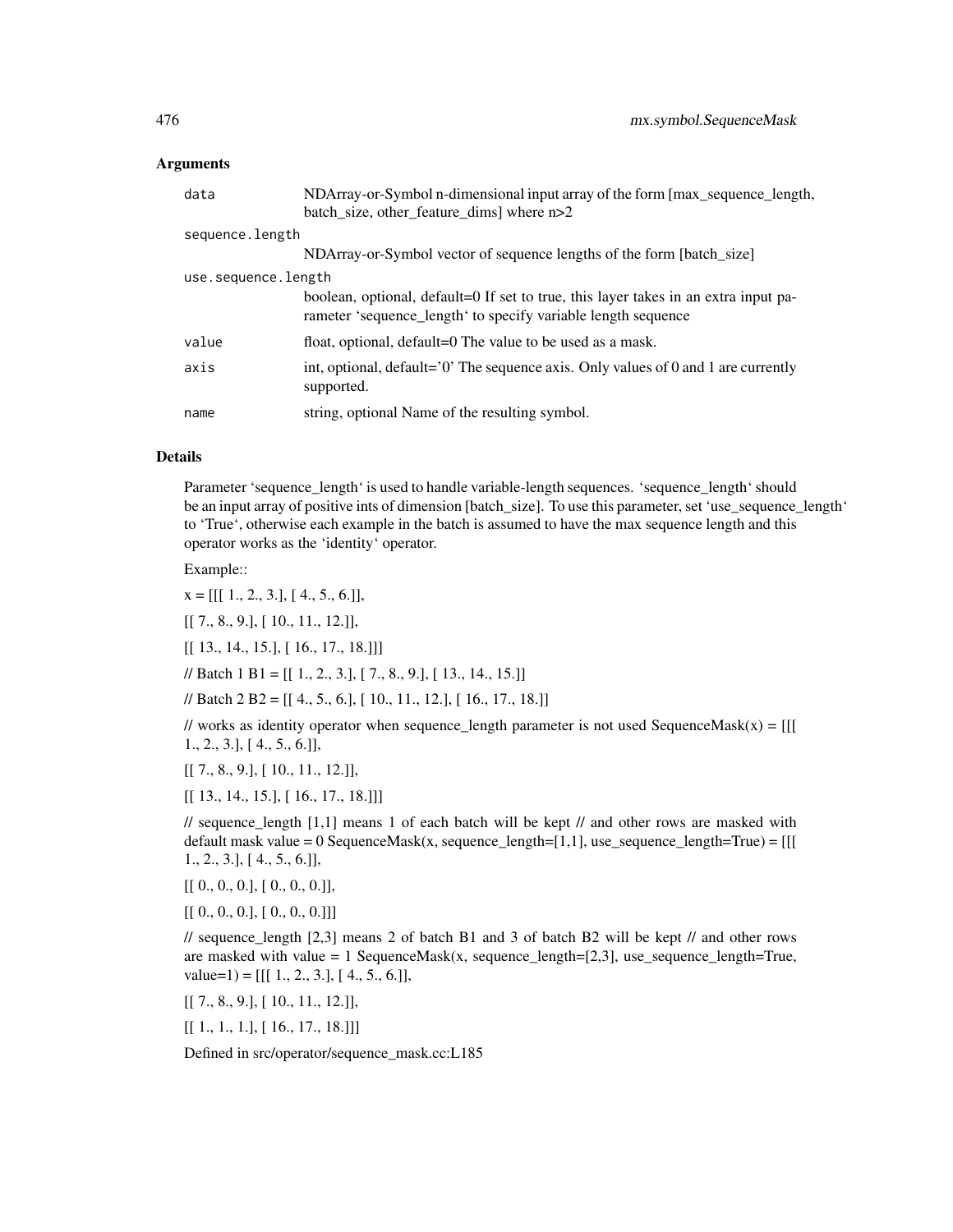### Arguments

| | |
|---|---|
| data | NDArray-or-Symbol n-dimensional input array of the form [max_sequence_length, batch_size, other_feature_dims] where n>2 |
| sequence.length | NDArray-or-Symbol vector of sequence lengths of the form [batch_size] |
| use.sequence.length | boolean, optional, default=0 If set to true, this layer takes in an extra input parameter 'sequence_length' to specify variable length sequence |
| value | float, optional, default=0 The value to be used as a mask. |
| axis | int, optional, default='0' The sequence axis. Only values of 0 and 1 are currently supported. |
| name | string, optional Name of the resulting symbol. |

### Details

Parameter 'sequence_length' is used to handle variable-length sequences. 'sequence_length' should be an input array of positive ints of dimension [batch_size]. To use this parameter, set 'use_sequence_length' to 'True', otherwise each example in the batch is assumed to have the max sequence length and this operator works as the 'identity' operator.

Example::

x = [[[ 1., 2., 3.], [ 4., 5., 6.]],

[[ 7., 8., 9.], [ 10., 11., 12.]],

[[ 13., 14., 15.], [ 16., 17., 18.]]]

// Batch 1 B1 = [[ 1., 2., 3.], [ 7., 8., 9.], [ 13., 14., 15.]]

// Batch 2 B2 = [[ 4., 5., 6.], [ 10., 11., 12.], [ 16., 17., 18.]]

// works as identity operator when sequence_length parameter is not used SequenceMask(x) = [[[ 1., 2., 3.], [ 4., 5., 6.]],

[[ 7., 8., 9.], [ 10., 11., 12.]],

[[ 13., 14., 15.], [ 16., 17., 18.]]]

// sequence_length [1,1] means 1 of each batch will be kept // and other rows are masked with default mask value = 0 SequenceMask(x, sequence_length=[1,1], use_sequence_length=True) = [[[ 1., 2., 3.], [ 4., 5., 6.]],

[[ 0., 0., 0.], [ 0., 0., 0.]],

[[ 0., 0., 0.], [ 0., 0., 0.]]]

// sequence_length [2,3] means 2 of batch B1 and 3 of batch B2 will be kept // and other rows are masked with value = 1 SequenceMask(x, sequence_length=[2,3], use_sequence_length=True, value=1) = [[[ 1., 2., 3.], [ 4., 5., 6.]],

[[ 7., 8., 9.], [ 10., 11., 12.]],

[[ 1., 1., 1.], [ 16., 17., 18.]]]

Defined in src/operator/sequence_mask.cc:L185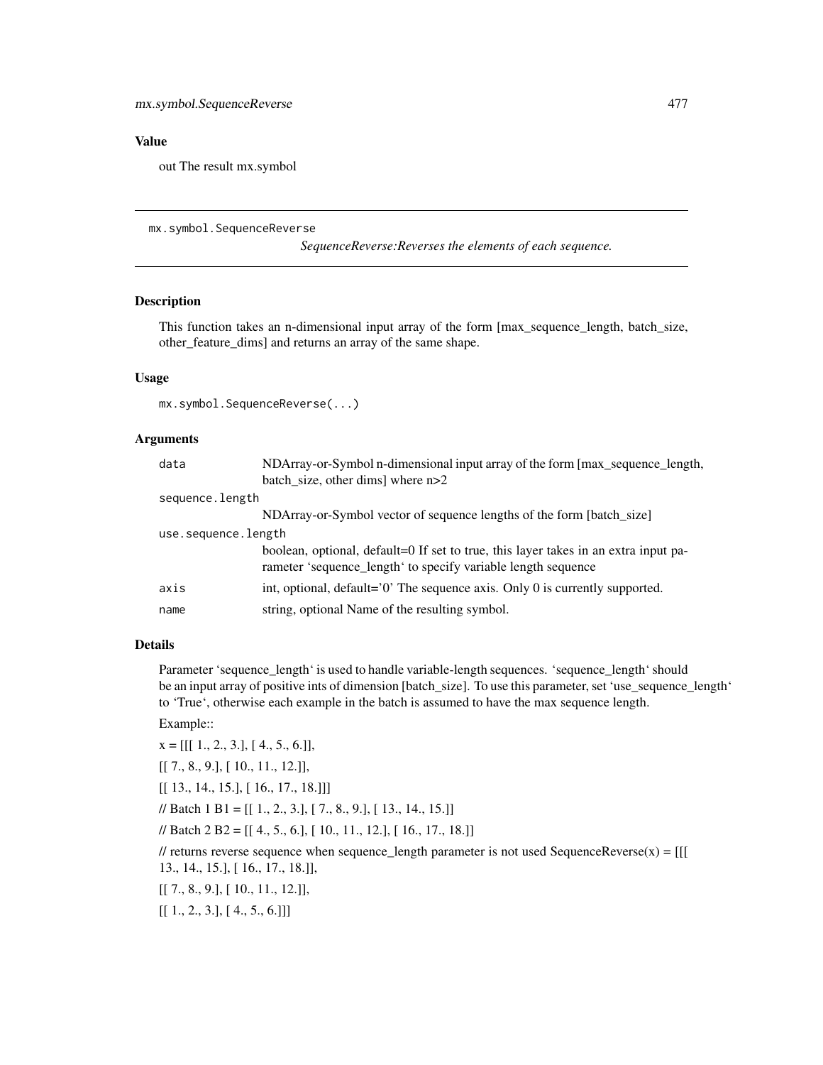## Value

out The result mx.symbol

---

mx.symbol.SequenceReverse &nbsp;&nbsp;&nbsp;&nbsp; *SequenceReverse:Reverses the elements of each sequence.*

---

### Description

This function takes an n-dimensional input array of the form [max_sequence_length, batch_size, other_feature_dims] and returns an array of the same shape.

### Usage

```
mx.symbol.SequenceReverse(...)
```

### Arguments

| | |
|---|---|
| `data` | NDArray-or-Symbol n-dimensional input array of the form [max_sequence_length, batch_size, other dims] where n>2 |
| `sequence.length` | NDArray-or-Symbol vector of sequence lengths of the form [batch_size] |
| `use.sequence.length` | boolean, optional, default=0 If set to true, this layer takes in an extra input parameter 'sequence_length' to specify variable length sequence |
| `axis` | int, optional, default='0' The sequence axis. Only 0 is currently supported. |
| `name` | string, optional Name of the resulting symbol. |

### Details

Parameter 'sequence_length' is used to handle variable-length sequences. 'sequence_length' should be an input array of positive ints of dimension [batch_size]. To use this parameter, set 'use_sequence_length' to 'True', otherwise each example in the batch is assumed to have the max sequence length.

Example::

x = [[[ 1., 2., 3.], [ 4., 5., 6.]],

[[ 7., 8., 9.], [ 10., 11., 12.]],

[[ 13., 14., 15.], [ 16., 17., 18.]]]

// Batch 1 B1 = [[ 1., 2., 3.], [ 7., 8., 9.], [ 13., 14., 15.]]

// Batch 2 B2 = [[ 4., 5., 6.], [ 10., 11., 12.], [ 16., 17., 18.]]

// returns reverse sequence when sequence_length parameter is not used SequenceReverse(x) = [[[ 13., 14., 15.], [ 16., 17., 18.]],

[[ 7., 8., 9.], [ 10., 11., 12.]],

[[ 1., 2., 3.], [ 4., 5., 6.]]]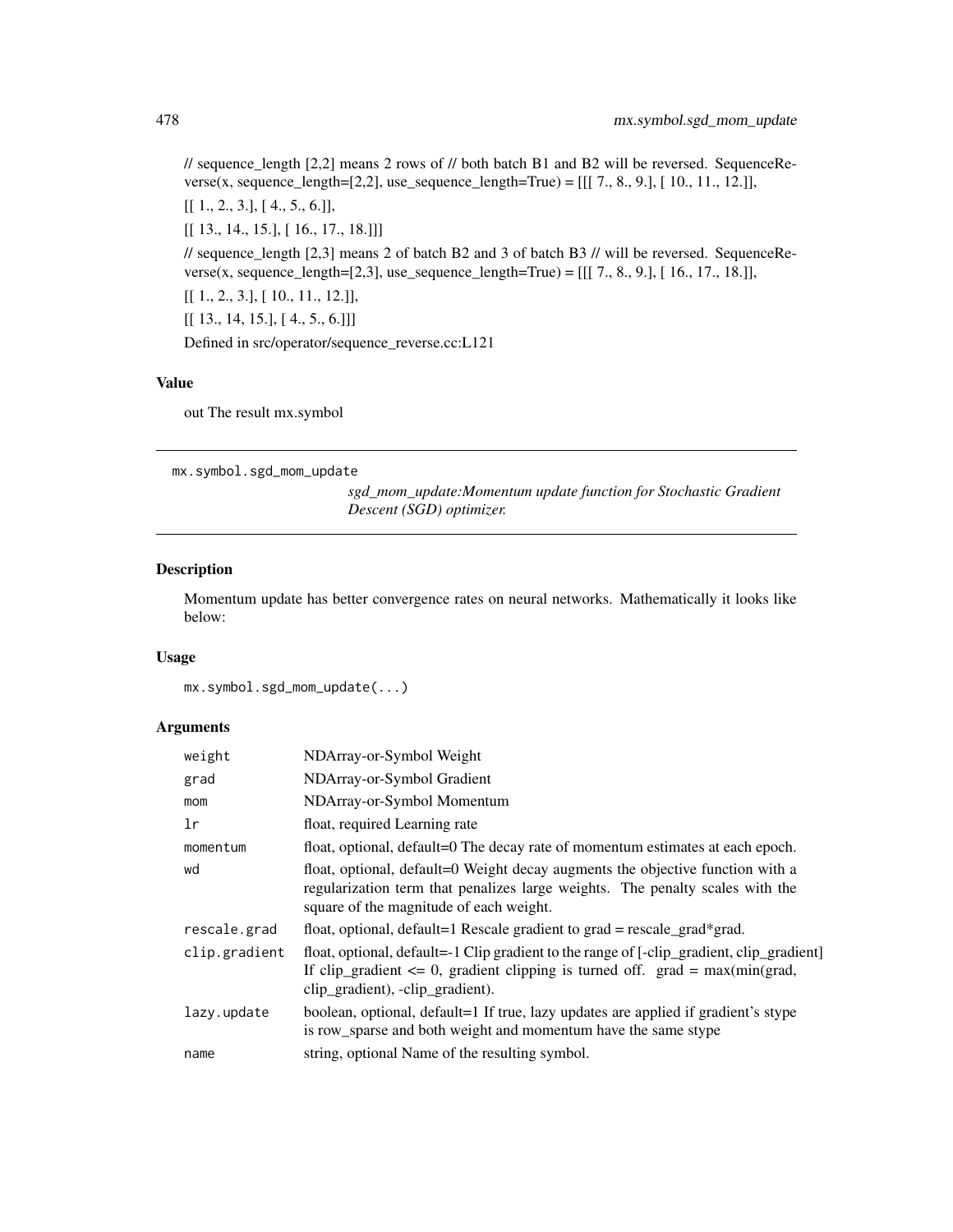// sequence_length [2,2] means 2 rows of // both batch B1 and B2 will be reversed. SequenceReverse(x, sequence_length=[2,2], use_sequence_length=True) = [[[ 7., 8., 9.], [ 10., 11., 12.]],

[[ 1., 2., 3.], [ 4., 5., 6.]],

[[ 13., 14., 15.], [ 16., 17., 18.]]]

// sequence_length [2,3] means 2 of batch B2 and 3 of batch B3 // will be reversed. SequenceReverse(x, sequence_length=[2,3], use_sequence_length=True) = [[[ 7., 8., 9.], [ 16., 17., 18.]],

[[ 1., 2., 3.], [ 10., 11., 12.]],

[[ 13., 14, 15.], [ 4., 5., 6.]]]

Defined in src/operator/sequence_reverse.cc:L121

### Value

out The result mx.symbol

---

## mx.symbol.sgd_mom_update

*sgd_mom_update:Momentum update function for Stochastic Gradient Descent (SGD) optimizer.*

---

### Description

Momentum update has better convergence rates on neural networks. Mathematically it looks like below:

### Usage

```
mx.symbol.sgd_mom_update(...)
```

### Arguments

| | |
|---|---|
| `weight` | NDArray-or-Symbol Weight |
| `grad` | NDArray-or-Symbol Gradient |
| `mom` | NDArray-or-Symbol Momentum |
| `lr` | float, required Learning rate |
| `momentum` | float, optional, default=0 The decay rate of momentum estimates at each epoch. |
| `wd` | float, optional, default=0 Weight decay augments the objective function with a regularization term that penalizes large weights. The penalty scales with the square of the magnitude of each weight. |
| `rescale.grad` | float, optional, default=1 Rescale gradient to grad = rescale_grad*grad. |
| `clip.gradient` | float, optional, default=-1 Clip gradient to the range of [-clip_gradient, clip_gradient] If clip_gradient <= 0, gradient clipping is turned off. grad = max(min(grad, clip_gradient), -clip_gradient). |
| `lazy.update` | boolean, optional, default=1 If true, lazy updates are applied if gradient's stype is row_sparse and both weight and momentum have the same stype |
| `name` | string, optional Name of the resulting symbol. |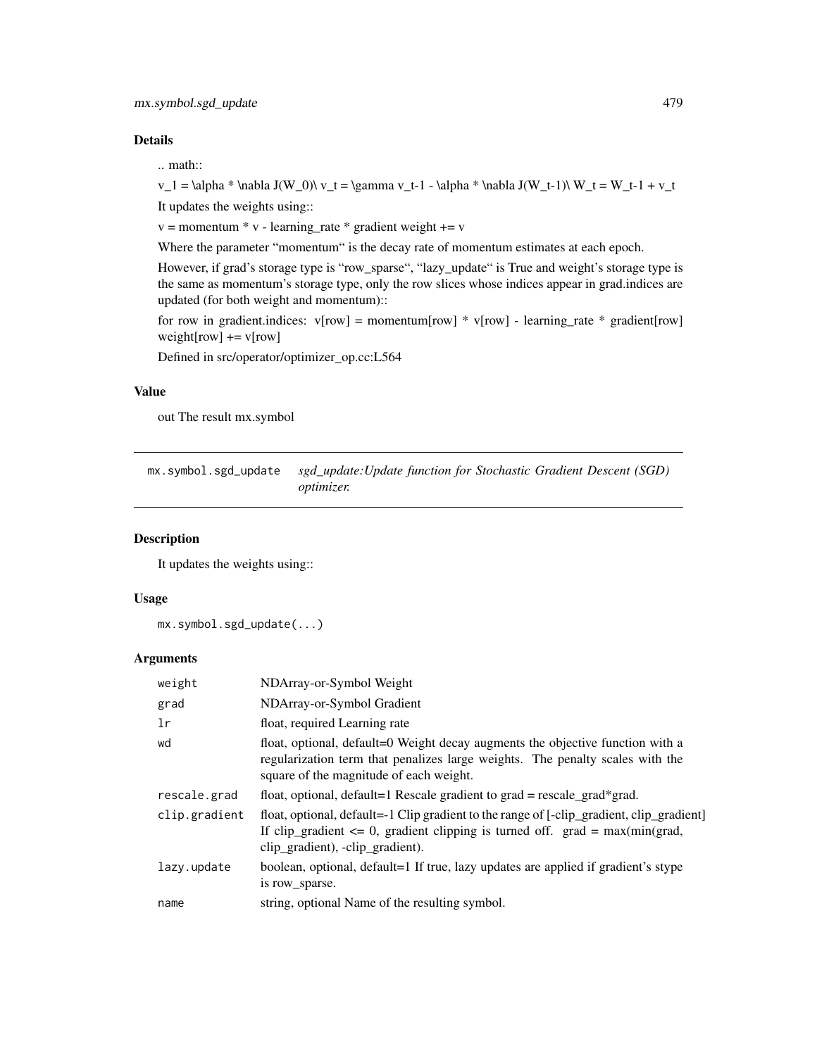## Details

.. math::

v_1 = \alpha * \nabla J(W_0)\ v_t = \gamma v_t-1 - \alpha * \nabla J(W_t-1)\ W_t = W_t-1 + v_t

It updates the weights using::

v = momentum * v - learning_rate * gradient weight += v

Where the parameter "momentum" is the decay rate of momentum estimates at each epoch.

However, if grad's storage type is "row_sparse", "lazy_update" is True and weight's storage type is the same as momentum's storage type, only the row slices whose indices appear in grad.indices are updated (for both weight and momentum)::

for row in gradient.indices: v[row] = momentum[row] * v[row] - learning_rate * gradient[row] weight[row] += v[row]

Defined in src/operator/optimizer_op.cc:L564

## Value

out The result mx.symbol

---

`mx.symbol.sgd_update` *sgd_update:Update function for Stochastic Gradient Descent (SGD) optimizer.*

---

## Description

It updates the weights using::

## Usage

```
mx.symbol.sgd_update(...)
```

## Arguments

| | |
|---|---|
| `weight` | NDArray-or-Symbol Weight |
| `grad` | NDArray-or-Symbol Gradient |
| `lr` | float, required Learning rate |
| `wd` | float, optional, default=0 Weight decay augments the objective function with a regularization term that penalizes large weights. The penalty scales with the square of the magnitude of each weight. |
| `rescale.grad` | float, optional, default=1 Rescale gradient to grad = rescale_grad*grad. |
| `clip.gradient` | float, optional, default=-1 Clip gradient to the range of [-clip_gradient, clip_gradient] If clip_gradient <= 0, gradient clipping is turned off. grad = max(min(grad, clip_gradient), -clip_gradient). |
| `lazy.update` | boolean, optional, default=1 If true, lazy updates are applied if gradient's stype is row_sparse. |
| `name` | string, optional Name of the resulting symbol. |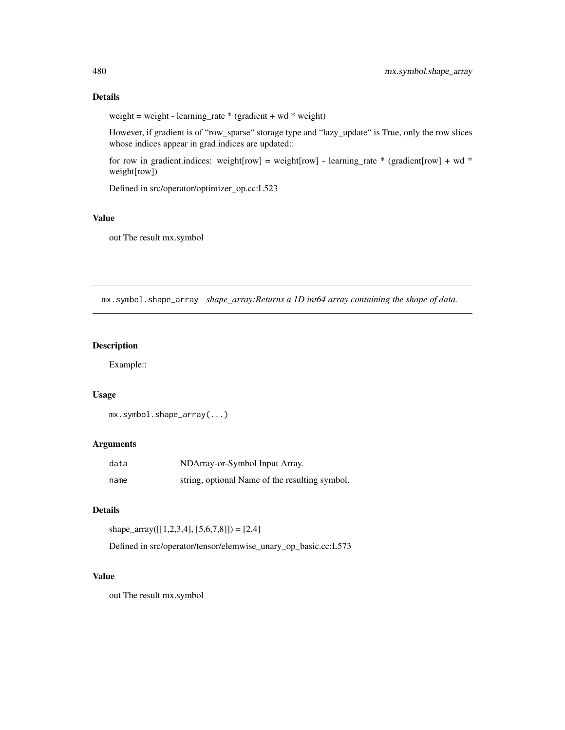## Details

weight = weight - learning_rate * (gradient + wd * weight)

However, if gradient is of "row_sparse" storage type and "lazy_update" is True, only the row slices whose indices appear in grad.indices are updated::

for row in gradient.indices: weight[row] = weight[row] - learning_rate * (gradient[row] + wd * weight[row])

Defined in src/operator/optimizer_op.cc:L523

## Value

out The result mx.symbol

---

# mx.symbol.shape_array *shape_array:Returns a 1D int64 array containing the shape of data.*

## Description

Example::

## Usage

```
mx.symbol.shape_array(...)
```

## Arguments

| | |
|---|---|
| data | NDArray-or-Symbol Input Array. |
| name | string, optional Name of the resulting symbol. |

## Details

shape_array([[1,2,3,4], [5,6,7,8]]) = [2,4]

Defined in src/operator/tensor/elemwise_unary_op_basic.cc:L573

## Value

out The result mx.symbol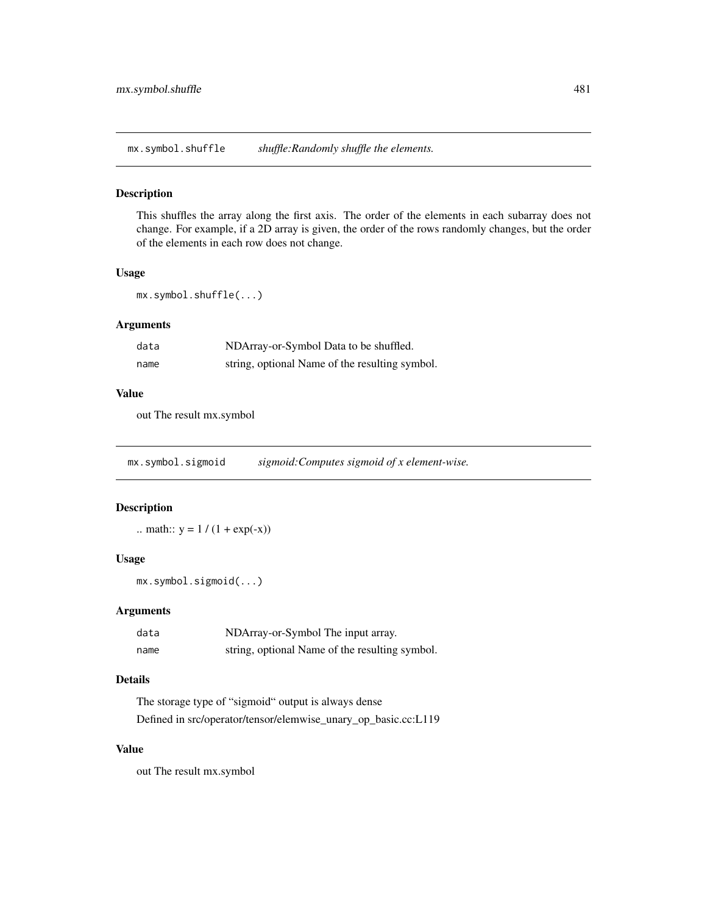## mx.symbol.shuffle *shuffle:Randomly shuffle the elements.*

### Description

This shuffles the array along the first axis. The order of the elements in each subarray does not change. For example, if a 2D array is given, the order of the rows randomly changes, but the order of the elements in each row does not change.

### Usage

```
mx.symbol.shuffle(...)
```

### Arguments

| | |
|---|---|
| data | NDArray-or-Symbol Data to be shuffled. |
| name | string, optional Name of the resulting symbol. |

### Value

out The result mx.symbol

## mx.symbol.sigmoid *sigmoid:Computes sigmoid of x element-wise.*

### Description

.. math:: y = 1 / (1 + exp(-x))

### Usage

```
mx.symbol.sigmoid(...)
```

### Arguments

| | |
|---|---|
| data | NDArray-or-Symbol The input array. |
| name | string, optional Name of the resulting symbol. |

### Details

The storage type of "sigmoid" output is always dense

Defined in src/operator/tensor/elemwise_unary_op_basic.cc:L119

### Value

out The result mx.symbol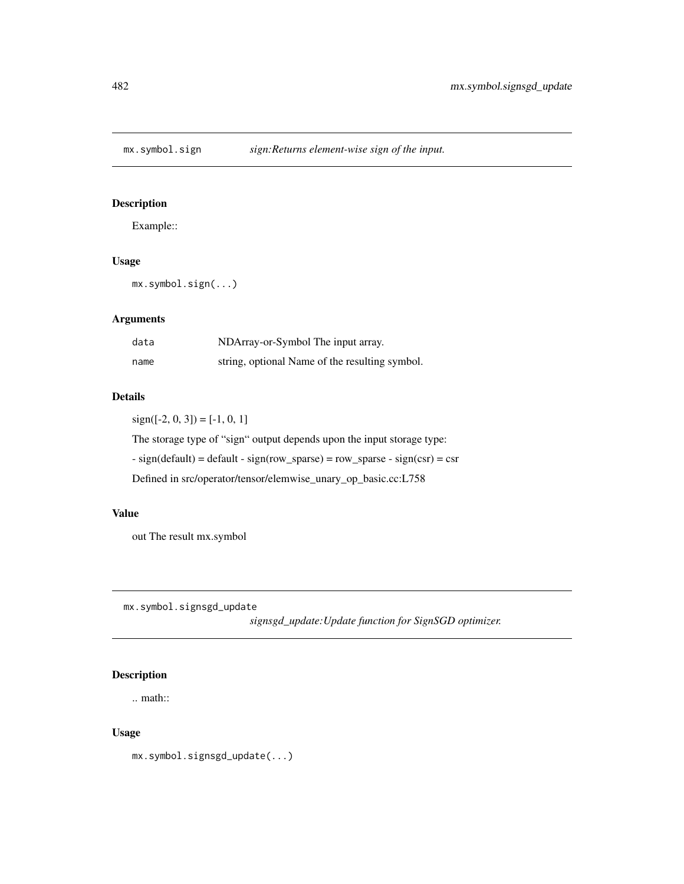## mx.symbol.sign *sign:Returns element-wise sign of the input.*

### Description

Example::

### Usage

```
mx.symbol.sign(...)
```

### Arguments

| | |
|---|---|
| `data` | NDArray-or-Symbol The input array. |
| `name` | string, optional Name of the resulting symbol. |

### Details

sign([-2, 0, 3]) = [-1, 0, 1]

The storage type of "sign" output depends upon the input storage type:

- sign(default) = default - sign(row_sparse) = row_sparse - sign(csr) = csr

Defined in src/operator/tensor/elemwise_unary_op_basic.cc:L758

### Value

out The result mx.symbol

## mx.symbol.signsgd_update *signsgd_update:Update function for SignSGD optimizer.*

### Description

.. math::

### Usage

```
mx.symbol.signsgd_update(...)
```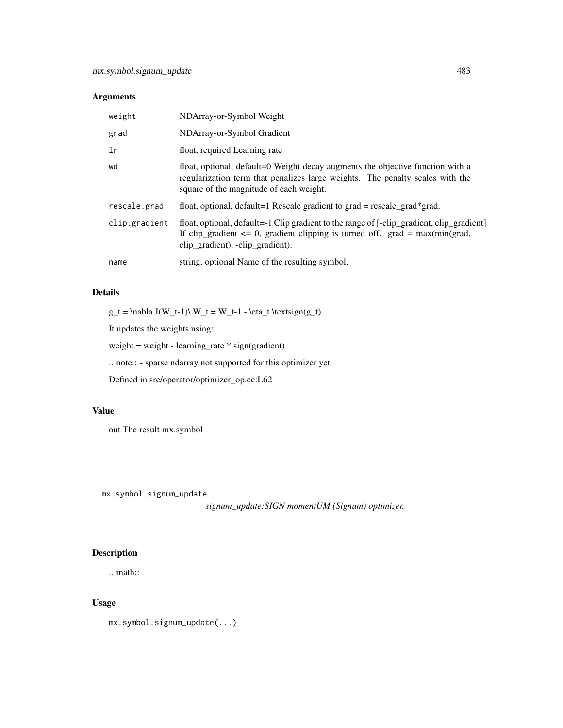## Arguments

| | |
|---|---|
| `weight` | NDArray-or-Symbol Weight |
| `grad` | NDArray-or-Symbol Gradient |
| `lr` | float, required Learning rate |
| `wd` | float, optional, default=0 Weight decay augments the objective function with a regularization term that penalizes large weights. The penalty scales with the square of the magnitude of each weight. |
| `rescale.grad` | float, optional, default=1 Rescale gradient to grad = rescale_grad*grad. |
| `clip.gradient` | float, optional, default=-1 Clip gradient to the range of [-clip_gradient, clip_gradient] If clip_gradient <= 0, gradient clipping is turned off. grad = max(min(grad, clip_gradient), -clip_gradient). |
| `name` | string, optional Name of the resulting symbol. |

## Details

g_t = \nabla J(W_t-1)\ W_t = W_t-1 - \eta_t \textsign(g_t)

It updates the weights using::

weight = weight - learning_rate * sign(gradient)

.. note:: - sparse ndarray not supported for this optimizer yet.

Defined in src/operator/optimizer_op.cc:L62

## Value

out The result mx.symbol

---

`mx.symbol.signum_update` *signum_update:SIGN momentUM (Signum) optimizer.*

---

## Description

.. math::

## Usage

```
mx.symbol.signum_update(...)
```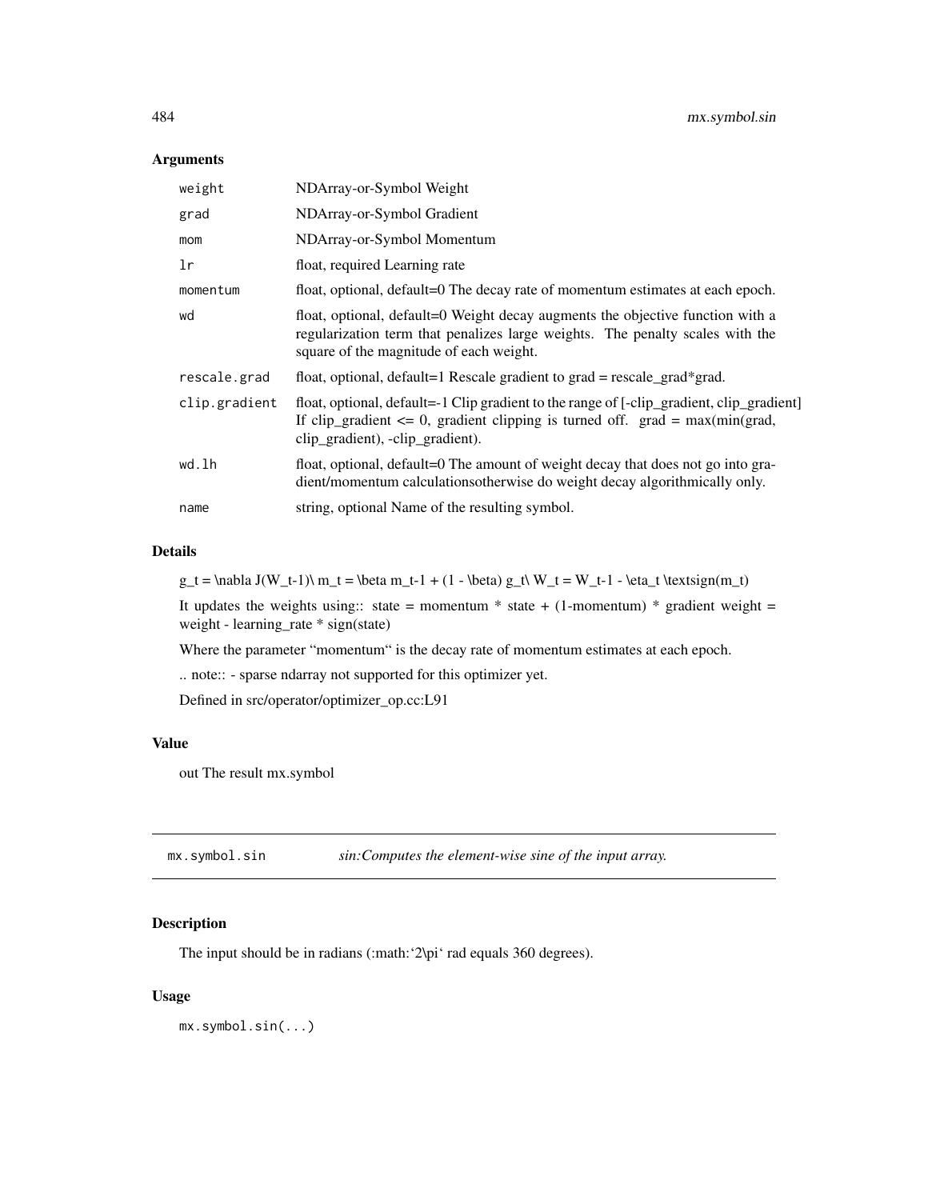## Arguments

| | |
|---|---|
| `weight` | NDArray-or-Symbol Weight |
| `grad` | NDArray-or-Symbol Gradient |
| `mom` | NDArray-or-Symbol Momentum |
| `lr` | float, required Learning rate |
| `momentum` | float, optional, default=0 The decay rate of momentum estimates at each epoch. |
| `wd` | float, optional, default=0 Weight decay augments the objective function with a regularization term that penalizes large weights. The penalty scales with the square of the magnitude of each weight. |
| `rescale.grad` | float, optional, default=1 Rescale gradient to grad = rescale_grad*grad. |
| `clip.gradient` | float, optional, default=-1 Clip gradient to the range of [-clip_gradient, clip_gradient] If clip_gradient <= 0, gradient clipping is turned off. grad = max(min(grad, clip_gradient), -clip_gradient). |
| `wd.lh` | float, optional, default=0 The amount of weight decay that does not go into gradient/momentum calculationsotherwise do weight decay algorithmically only. |
| `name` | string, optional Name of the resulting symbol. |

## Details

g_t = \nabla J(W_t-1)\ m_t = \beta m_t-1 + (1 - \beta) g_t\ W_t = W_t-1 - \eta_t \textsign(m_t)

It updates the weights using:: state = momentum * state + (1-momentum) * gradient weight = weight - learning_rate * sign(state)

Where the parameter "momentum" is the decay rate of momentum estimates at each epoch.

.. note:: - sparse ndarray not supported for this optimizer yet.

Defined in src/operator/optimizer_op.cc:L91

## Value

out The result mx.symbol

---

`mx.symbol.sin` *sin:Computes the element-wise sine of the input array.*

---

## Description

The input should be in radians (:math:'2\pi' rad equals 360 degrees).

## Usage

```
mx.symbol.sin(...)
```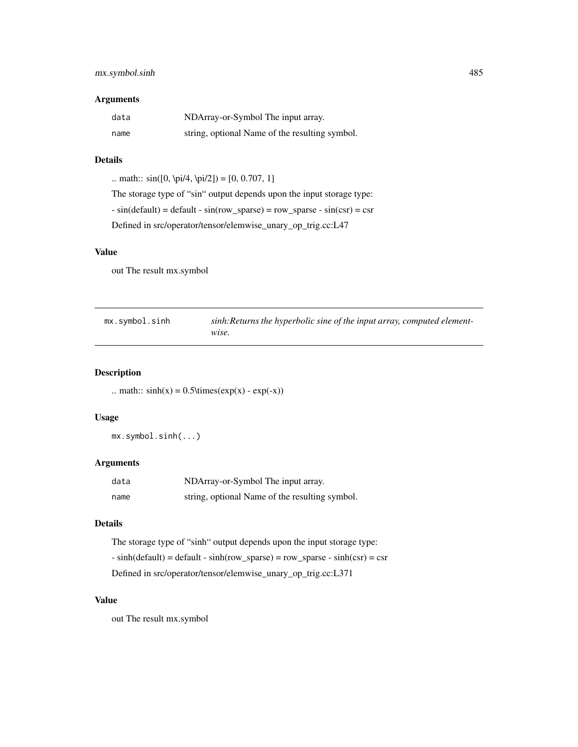### Arguments

| | |
|---|---|
| data | NDArray-or-Symbol The input array. |
| name | string, optional Name of the resulting symbol. |

### Details

.. math:: sin([0, \pi/4, \pi/2]) = [0, 0.707, 1]

The storage type of "sin" output depends upon the input storage type:

- sin(default) = default - sin(row_sparse) = row_sparse - sin(csr) = csr

Defined in src/operator/tensor/elemwise_unary_op_trig.cc:L47

### Value

out The result mx.symbol

---

## mx.symbol.sinh    *sinh:Returns the hyperbolic sine of the input array, computed element-wise.*

---

### Description

.. math:: sinh(x) = 0.5\times(exp(x) - exp(-x))

### Usage

```
mx.symbol.sinh(...)
```

### Arguments

| | |
|---|---|
| data | NDArray-or-Symbol The input array. |
| name | string, optional Name of the resulting symbol. |

### Details

The storage type of "sinh" output depends upon the input storage type:

- sinh(default) = default - sinh(row_sparse) = row_sparse - sinh(csr) = csr

Defined in src/operator/tensor/elemwise_unary_op_trig.cc:L371

### Value

out The result mx.symbol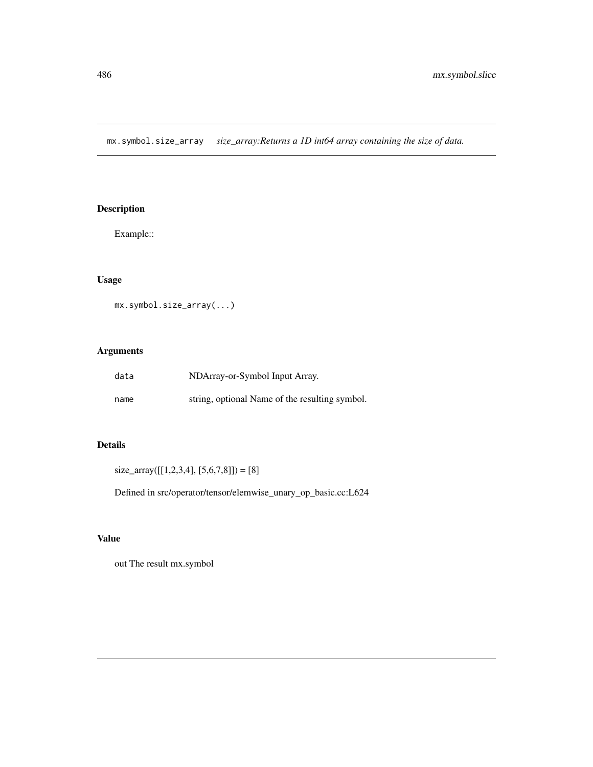# mx.symbol.size_array

*size_array:Returns a 1D int64 array containing the size of data.*

## Description

Example::

## Usage

```
mx.symbol.size_array(...)
```

## Arguments

| | |
|---|---|
| `data` | NDArray-or-Symbol Input Array. |
| `name` | string, optional Name of the resulting symbol. |

## Details

size_array([[1,2,3,4], [5,6,7,8]]) = [8]

Defined in src/operator/tensor/elemwise_unary_op_basic.cc:L624

## Value

out The result mx.symbol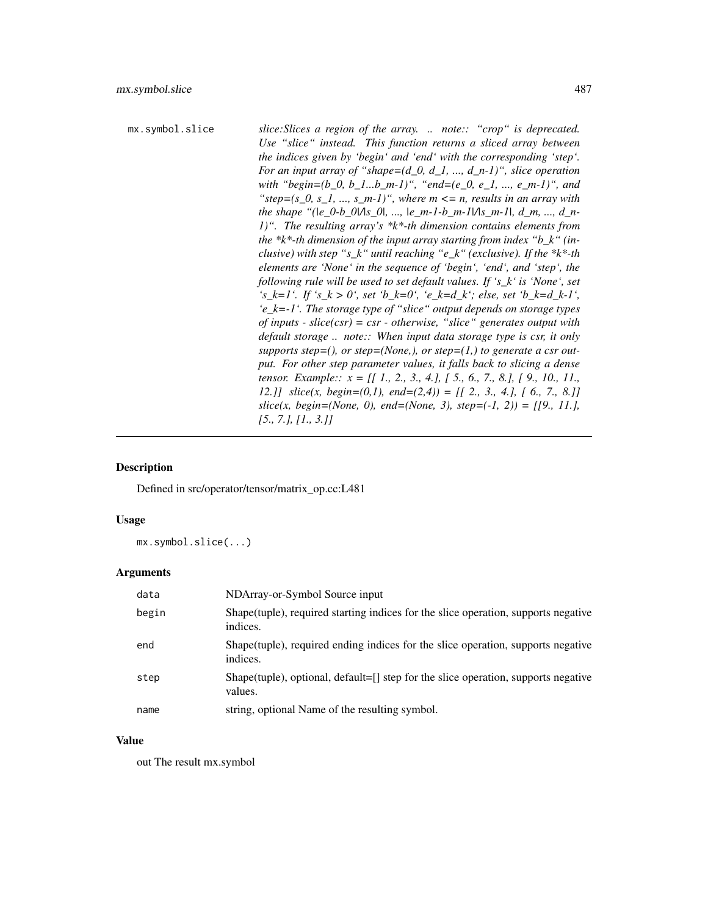mx.symbol.slice    *slice:Slices a region of the array. .. note:: "crop" is deprecated. Use "slice" instead. This function returns a sliced array between the indices given by 'begin' and 'end' with the corresponding 'step'. For an input array of "shape=(d_0, d_1, ..., d_n-1)", slice operation with "begin=(b_0, b_1...b_m-1)", "end=(e_0, e_1, ..., e_m-1)", and "step=(s_0, s_1, ..., s_m-1)", where m <= n, results in an array with the shape "(|e_0-b_0|/|s_0|, ..., |e_m-1-b_m-1|/|s_m-1|, d_m, ..., d_n-1)". The resulting array's *k*-th dimension contains elements from the *k*-th dimension of the input array starting from index "b_k" (inclusive) with step "s_k" until reaching "e_k" (exclusive). If the *k*-th elements are 'None' in the sequence of 'begin', 'end', and 'step', the following rule will be used to set default values. If 's_k' is 'None', set 's_k=1'. If 's_k > 0', set 'b_k=0', 'e_k=d_k'; else, set 'b_k=d_k-1', 'e_k=-1'. The storage type of "slice" output depends on storage types of inputs - slice(csr) = csr - otherwise, "slice" generates output with default storage .. note:: When input data storage type is csr, it only supports step=(), or step=(None,), or step=(1,) to generate a csr output. For other step parameter values, it falls back to slicing a dense tensor. Example:: x = [[ 1., 2., 3., 4.], [ 5., 6., 7., 8.], [ 9., 10., 11., 12.]] slice(x, begin=(0,1), end=(2,4)) = [[ 2., 3., 4.], [ 6., 7., 8.]] slice(x, begin=(None, 0), end=(None, 3), step=(-1, 2)) = [[9., 11.], [5., 7.], [1., 3.]]*

## Description

Defined in src/operator/tensor/matrix_op.cc:L481

## Usage

```
mx.symbol.slice(...)
```

## Arguments

| | |
|---|---|
| data | NDArray-or-Symbol Source input |
| begin | Shape(tuple), required starting indices for the slice operation, supports negative indices. |
| end | Shape(tuple), required ending indices for the slice operation, supports negative indices. |
| step | Shape(tuple), optional, default=[] step for the slice operation, supports negative values. |
| name | string, optional Name of the resulting symbol. |

## Value

out The result mx.symbol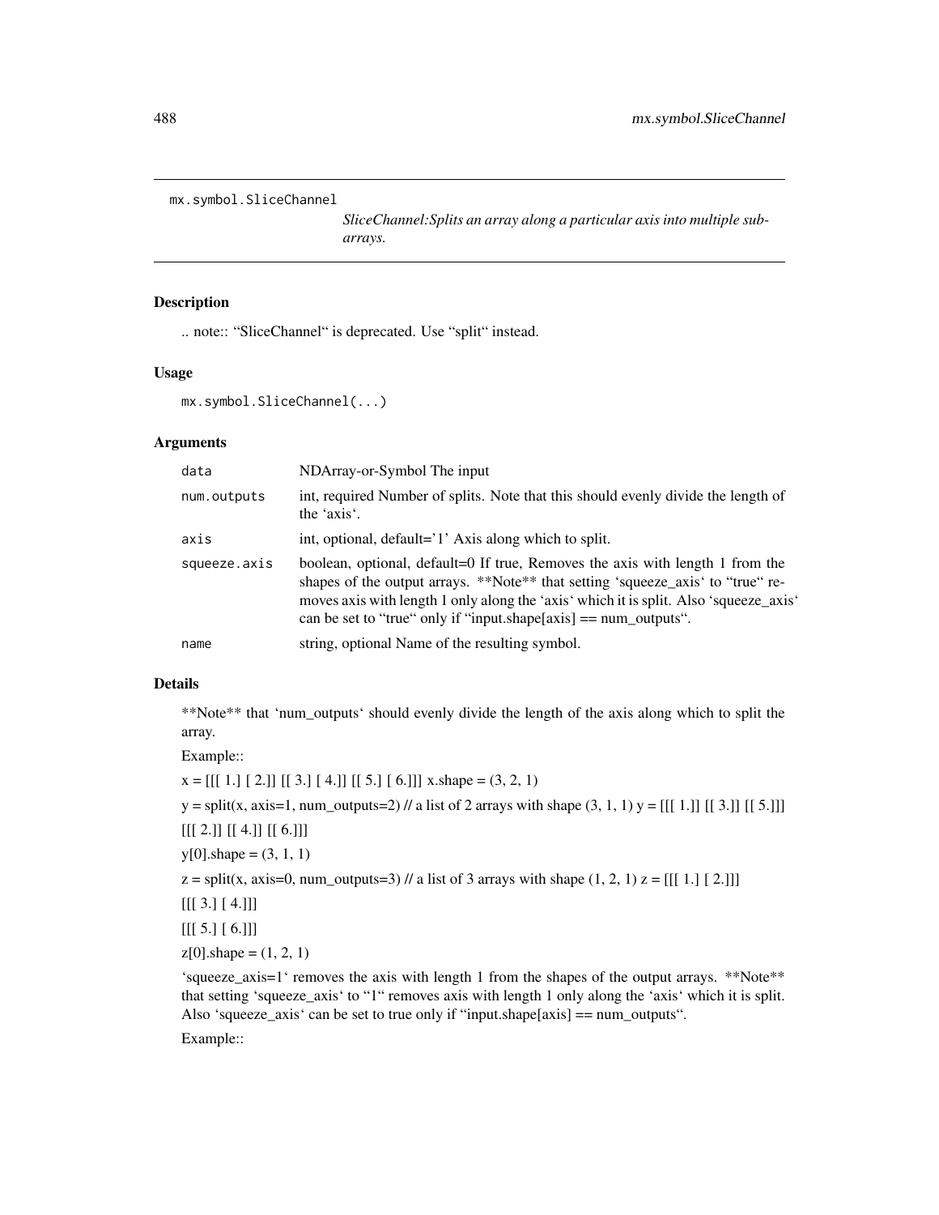## mx.symbol.SliceChannel

*SliceChannel:Splits an array along a particular axis into multiple sub-arrays.*

### Description

.. note:: “SliceChannel“ is deprecated. Use “split“ instead.

### Usage

```
mx.symbol.SliceChannel(...)
```

### Arguments

| | |
|---|---|
| data | NDArray-or-Symbol The input |
| num.outputs | int, required Number of splits. Note that this should evenly divide the length of the ‘axis‘. |
| axis | int, optional, default='1' Axis along which to split. |
| squeeze.axis | boolean, optional, default=0 If true, Removes the axis with length 1 from the shapes of the output arrays. **Note** that setting ‘squeeze_axis‘ to “true“ removes axis with length 1 only along the ‘axis‘ which it is split. Also ‘squeeze_axis‘ can be set to “true“ only if “input.shape[axis] == num_outputs“. |
| name | string, optional Name of the resulting symbol. |

### Details

**Note** that ‘num_outputs‘ should evenly divide the length of the axis along which to split the array.

Example::

x = [[[ 1.] [ 2.]] [[ 3.] [ 4.]] [[ 5.] [ 6.]]] x.shape = (3, 2, 1)

y = split(x, axis=1, num_outputs=2) // a list of 2 arrays with shape (3, 1, 1) y = [[[ 1.]] [[ 3.]] [[ 5.]]]

[[[ 2.]] [[ 4.]] [[ 6.]]]

y[0].shape = (3, 1, 1)

z = split(x, axis=0, num_outputs=3) // a list of 3 arrays with shape (1, 2, 1) z = [[[ 1.] [ 2.]]]

[[[ 3.] [ 4.]]]

[[[ 5.] [ 6.]]]

z[0].shape = (1, 2, 1)

‘squeeze_axis=1‘ removes the axis with length 1 from the shapes of the output arrays. **Note** that setting ‘squeeze_axis‘ to “1“ removes axis with length 1 only along the ‘axis‘ which it is split. Also ‘squeeze_axis‘ can be set to true only if “input.shape[axis] == num_outputs“.

Example::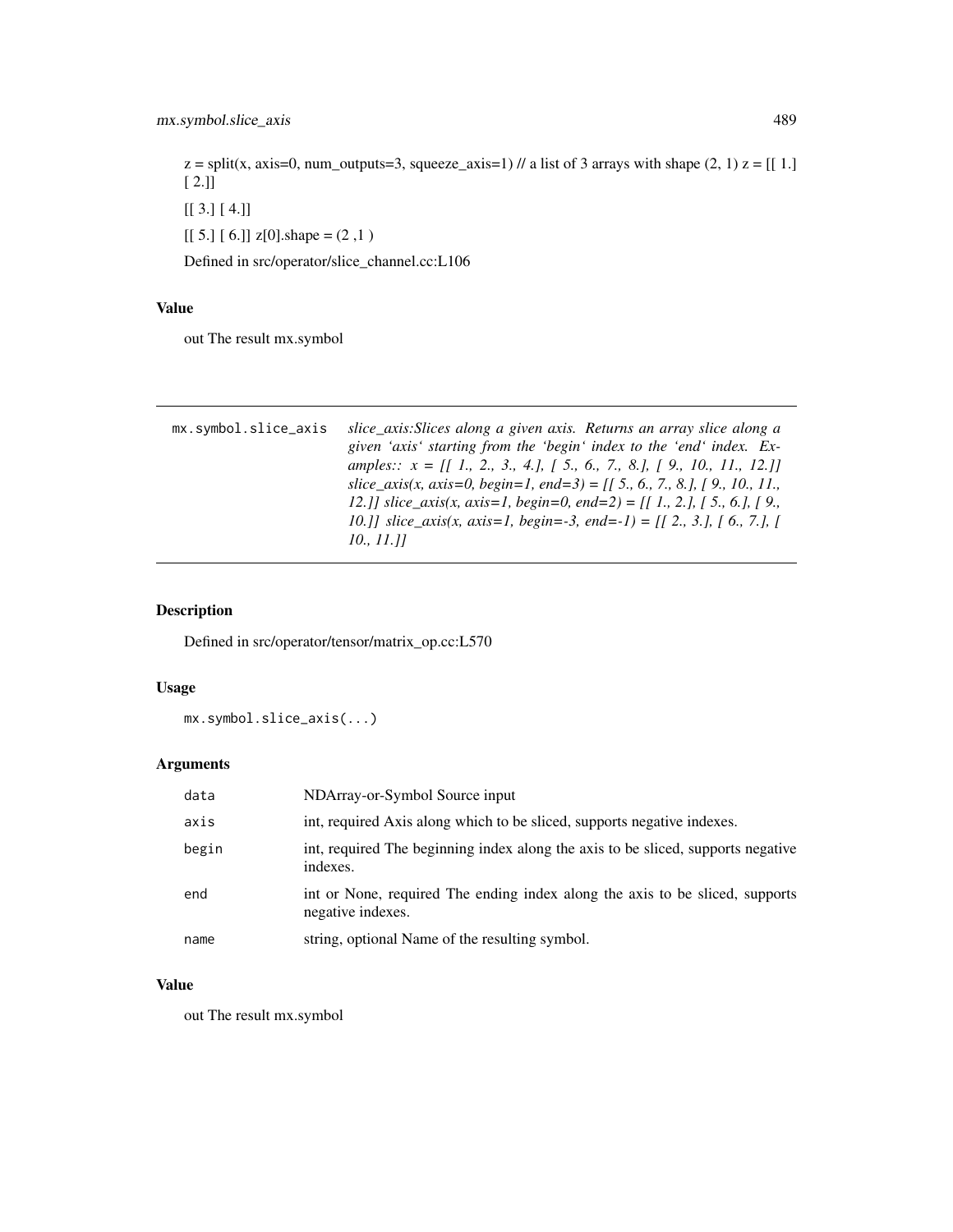z = split(x, axis=0, num_outputs=3, squeeze_axis=1) // a list of 3 arrays with shape (2, 1) z = [[ 1.] [ 2.]]

[[ 3.] [ 4.]]

[[ 5.] [ 6.]] z[0].shape = (2 ,1 )

Defined in src/operator/slice_channel.cc:L106

### Value

out The result mx.symbol

---

## mx.symbol.slice_axis

*slice_axis:Slices along a given axis. Returns an array slice along a given 'axis' starting from the 'begin' index to the 'end' index. Examples:: x = [[ 1., 2., 3., 4.], [ 5., 6., 7., 8.], [ 9., 10., 11., 12.]] slice_axis(x, axis=0, begin=1, end=3) = [[ 5., 6., 7., 8.], [ 9., 10., 11., 12.]] slice_axis(x, axis=1, begin=0, end=2) = [[ 1., 2.], [ 5., 6.], [ 9., 10.]] slice_axis(x, axis=1, begin=-3, end=-1) = [[ 2., 3.], [ 6., 7.], [ 10., 11.]]*

---

### Description

Defined in src/operator/tensor/matrix_op.cc:L570

### Usage

```
mx.symbol.slice_axis(...)
```

### Arguments

| | |
|---|---|
| data | NDArray-or-Symbol Source input |
| axis | int, required Axis along which to be sliced, supports negative indexes. |
| begin | int, required The beginning index along the axis to be sliced, supports negative indexes. |
| end | int or None, required The ending index along the axis to be sliced, supports negative indexes. |
| name | string, optional Name of the resulting symbol. |

### Value

out The result mx.symbol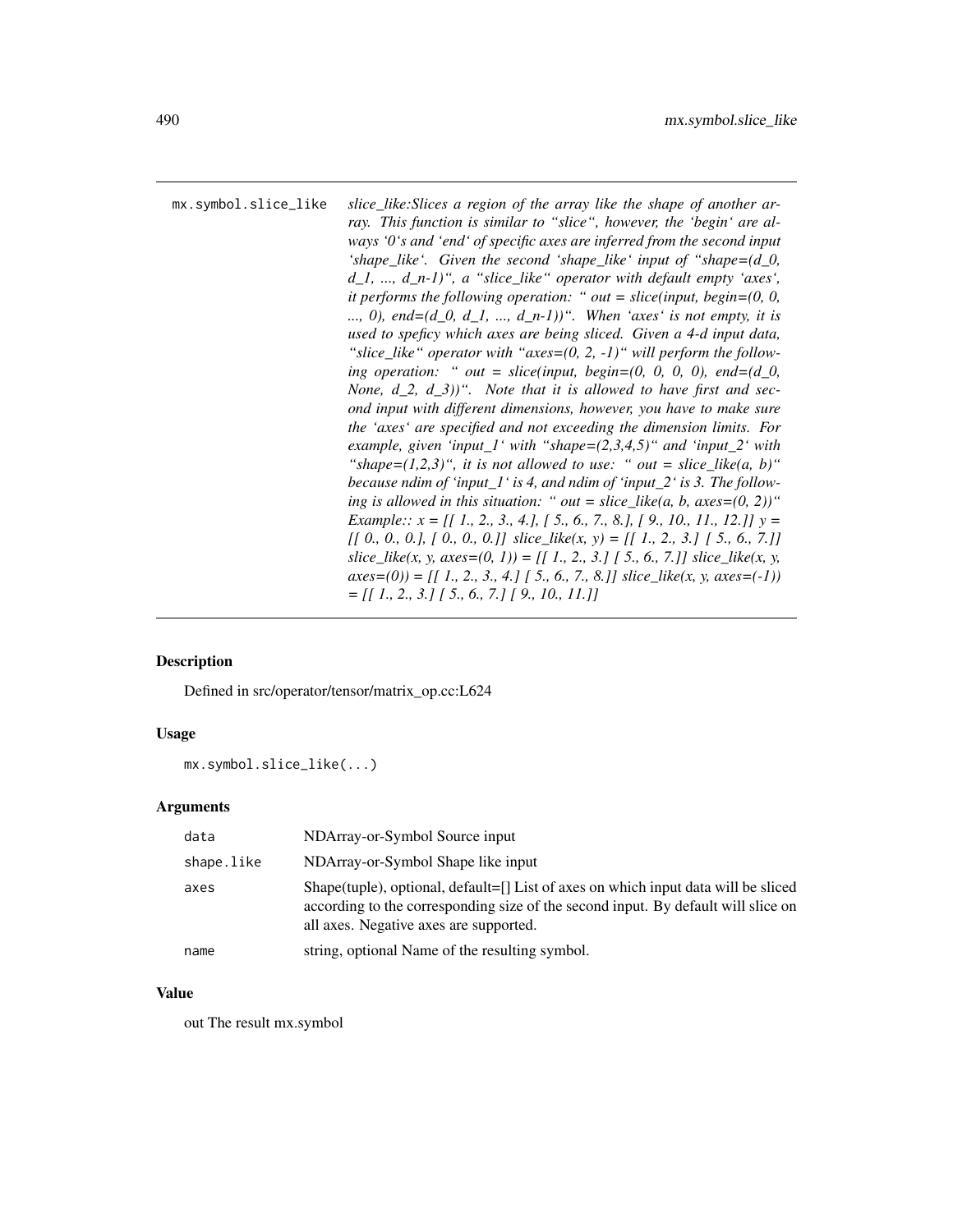mx.symbol.slice_like     *slice_like:Slices a region of the array like the shape of another array. This function is similar to "slice", however, the 'begin' are always '0's and 'end' of specific axes are inferred from the second input 'shape_like'. Given the second 'shape_like' input of "shape=(d_0, d_1, ..., d_n-1)", a "slice_like" operator with default empty 'axes', it performs the following operation: " out = slice(input, begin=(0, 0, ..., 0), end=(d_0, d_1, ..., d_n-1))". When 'axes' is not empty, it is used to speficy which axes are being sliced. Given a 4-d input data, "slice_like" operator with "axes=(0, 2, -1)" will perform the following operation: " out = slice(input, begin=(0, 0, 0, 0), end=(d_0, None, d_2, d_3))". Note that it is allowed to have first and second input with different dimensions, however, you have to make sure the 'axes' are specified and not exceeding the dimension limits. For example, given 'input_1' with "shape=(2,3,4,5)" and 'input_2' with "shape=(1,2,3)", it is not allowed to use: " out = slice_like(a, b)" because ndim of 'input_1' is 4, and ndim of 'input_2' is 3. The following is allowed in this situation: " out = slice_like(a, b, axes=(0, 2))" Example:: x = [[ 1., 2., 3., 4.], [ 5., 6., 7., 8.], [ 9., 10., 11., 12.]] y = [[ 0., 0., 0.], [ 0., 0., 0.]] slice_like(x, y) = [[ 1., 2., 3.] [ 5., 6., 7.]] slice_like(x, y, axes=(0, 1)) = [[ 1., 2., 3.] [ 5., 6., 7.]] slice_like(x, y, axes=(0)) = [[ 1., 2., 3., 4.] [ 5., 6., 7., 8.]] slice_like(x, y, axes=(-1)) = [[ 1., 2., 3.] [ 5., 6., 7.] [ 9., 10., 11.]]*

## Description

Defined in src/operator/tensor/matrix_op.cc:L624

## Usage

```
mx.symbol.slice_like(...)
```

## Arguments

| | |
|---|---|
| data | NDArray-or-Symbol Source input |
| shape.like | NDArray-or-Symbol Shape like input |
| axes | Shape(tuple), optional, default=[] List of axes on which input data will be sliced according to the corresponding size of the second input. By default will slice on all axes. Negative axes are supported. |
| name | string, optional Name of the resulting symbol. |

## Value

out The result mx.symbol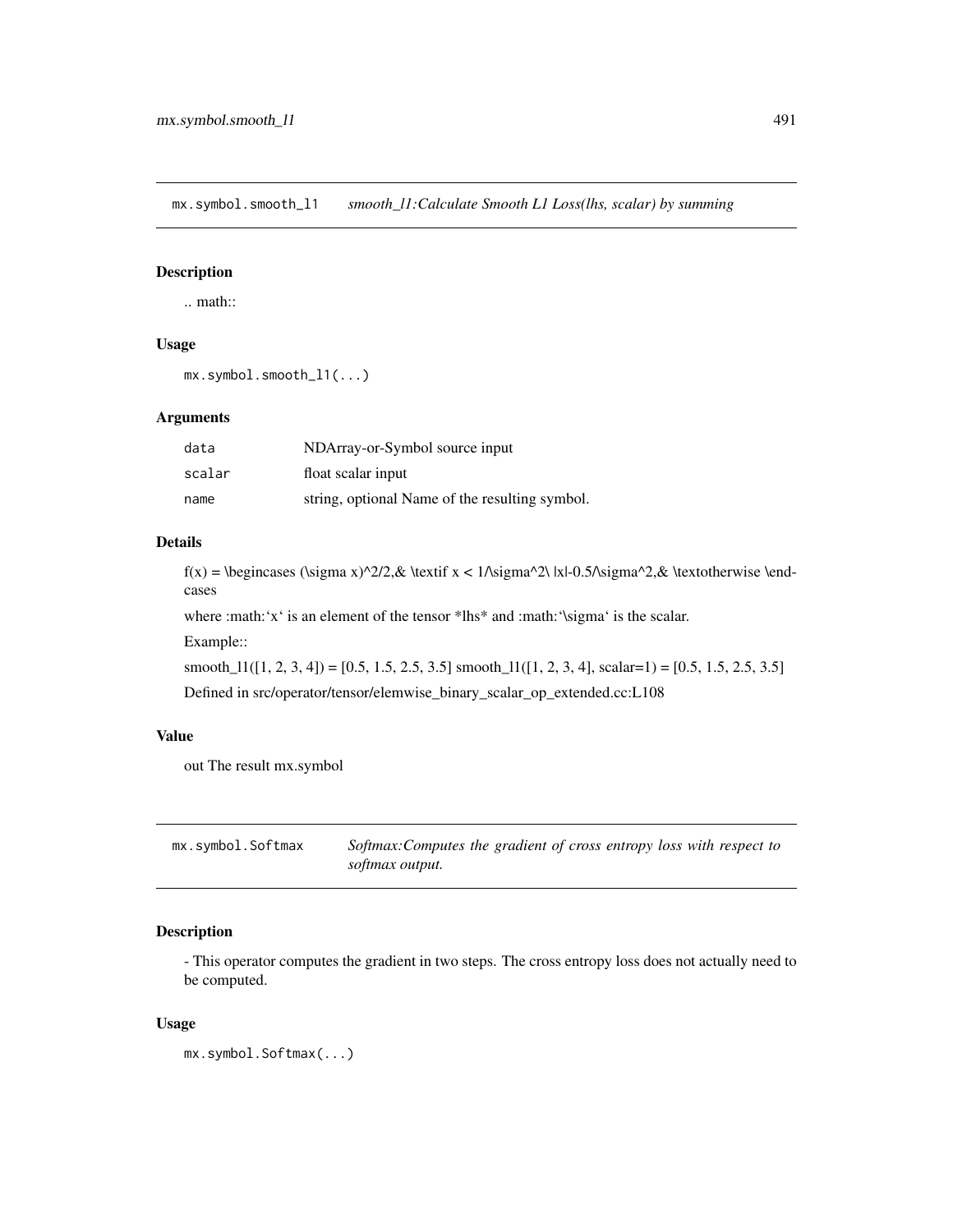## mx.symbol.smooth_l1 — *smooth_l1:Calculate Smooth L1 Loss(lhs, scalar) by summing*

### Description

.. math::

### Usage

```
mx.symbol.smooth_l1(...)
```

### Arguments

| | |
|---|---|
| data | NDArray-or-Symbol source input |
| scalar | float scalar input |
| name | string, optional Name of the resulting symbol. |

### Details

f(x) = \begincases (\sigma x)^2/2,& \textif x < 1/\sigma^2\ |x|-0.5/\sigma^2,& \textotherwise \endcases

where :math:'x' is an element of the tensor *lhs* and :math:'\sigma' is the scalar.

Example::

smooth_l1([1, 2, 3, 4]) = [0.5, 1.5, 2.5, 3.5] smooth_l1([1, 2, 3, 4], scalar=1) = [0.5, 1.5, 2.5, 3.5]

Defined in src/operator/tensor/elemwise_binary_scalar_op_extended.cc:L108

### Value

out The result mx.symbol

## mx.symbol.Softmax — *Softmax:Computes the gradient of cross entropy loss with respect to softmax output.*

### Description

- This operator computes the gradient in two steps. The cross entropy loss does not actually need to be computed.

### Usage

```
mx.symbol.Softmax(...)
```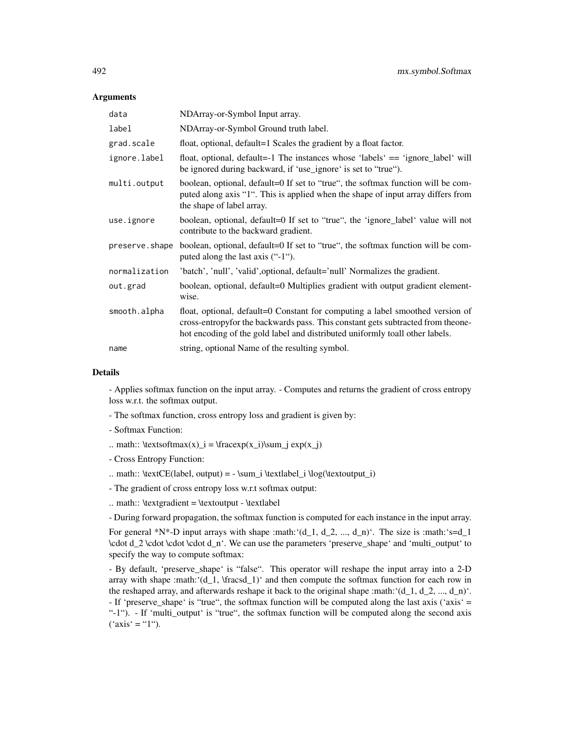### Arguments

| | |
|---|---|
| data | NDArray-or-Symbol Input array. |
| label | NDArray-or-Symbol Ground truth label. |
| grad.scale | float, optional, default=1 Scales the gradient by a float factor. |
| ignore.label | float, optional, default=-1 The instances whose 'labels' == 'ignore_label' will be ignored during backward, if 'use_ignore' is set to "true"). |
| multi.output | boolean, optional, default=0 If set to "true", the softmax function will be computed along axis "1". This is applied when the shape of input array differs from the shape of label array. |
| use.ignore | boolean, optional, default=0 If set to "true", the 'ignore_label' value will not contribute to the backward gradient. |
| preserve.shape | boolean, optional, default=0 If set to "true", the softmax function will be computed along the last axis ("-1"). |
| normalization | 'batch', 'null', 'valid',optional, default='null' Normalizes the gradient. |
| out.grad | boolean, optional, default=0 Multiplies gradient with output gradient element-wise. |
| smooth.alpha | float, optional, default=0 Constant for computing a label smoothed version of cross-entropyfor the backwards pass. This constant gets subtracted from theone-hot encoding of the gold label and distributed uniformly toall other labels. |
| name | string, optional Name of the resulting symbol. |

### Details

- Applies softmax function on the input array. - Computes and returns the gradient of cross entropy loss w.r.t. the softmax output.

- The softmax function, cross entropy loss and gradient is given by:

- Softmax Function:

.. math:: \textsoftmax(x)_i = \fracexp(x_i)\sum_j exp(x_j)

- Cross Entropy Function:

.. math:: \textCE(label, output) = - \sum_i \textlabel_i \log(\textoutput_i)

- The gradient of cross entropy loss w.r.t softmax output:

.. math:: \textgradient = \textoutput - \textlabel

- During forward propagation, the softmax function is computed for each instance in the input array.

For general *N*-D input arrays with shape :math:'(d_1, d_2, ..., d_n)'. The size is :math:'s=d_1 \cdot d_2 \cdot \cdot \cdot d_n'. We can use the parameters 'preserve_shape' and 'multi_output' to specify the way to compute softmax:

- By default, 'preserve_shape' is "false". This operator will reshape the input array into a 2-D array with shape :math:'(d_1, \fracsd_1)' and then compute the softmax function for each row in the reshaped array, and afterwards reshape it back to the original shape :math:'(d_1, d_2, ..., d_n)'. - If 'preserve_shape' is "true", the softmax function will be computed along the last axis ('axis' = "-1"). - If 'multi_output' is "true", the softmax function will be computed along the second axis ('axis' = "1").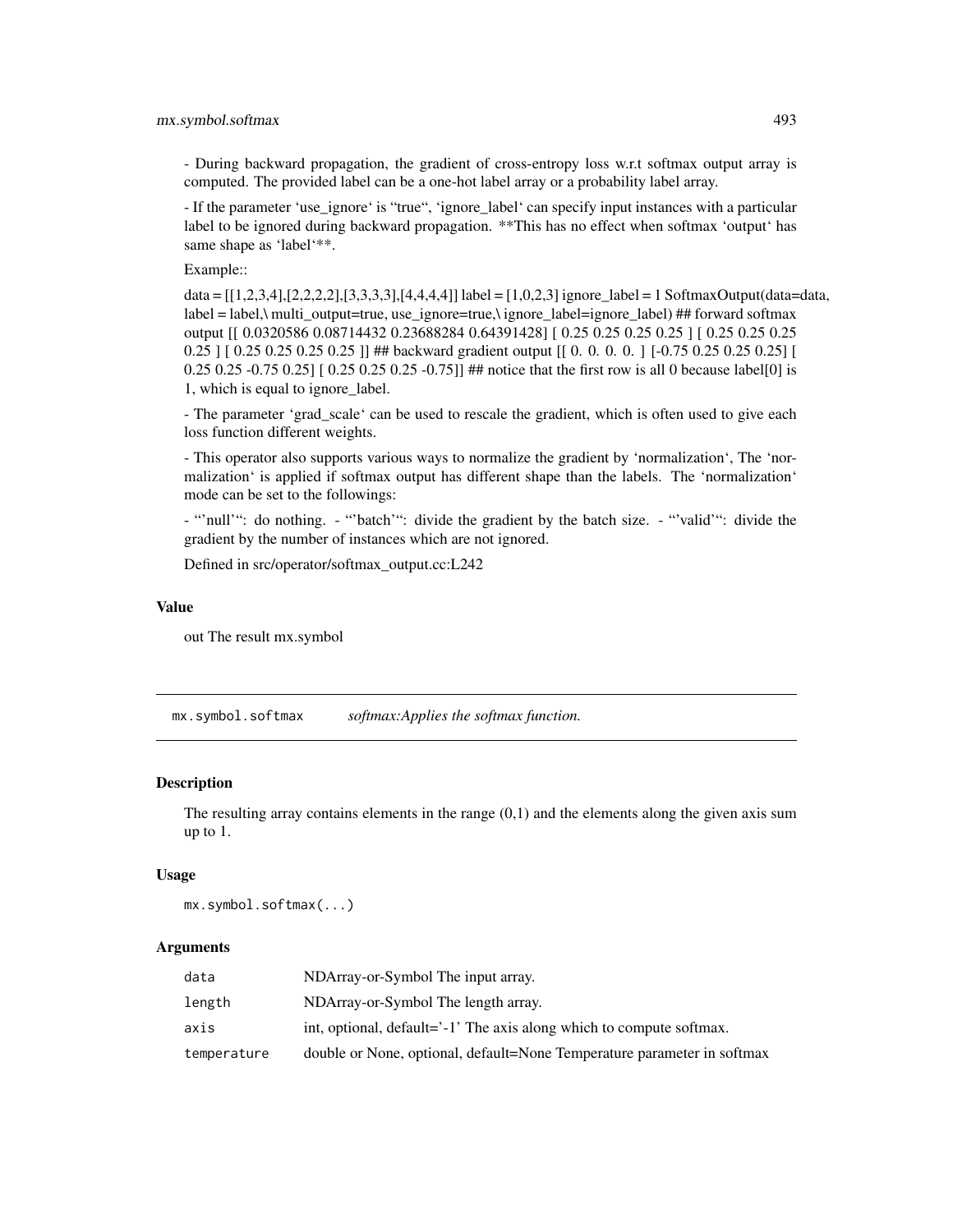- During backward propagation, the gradient of cross-entropy loss w.r.t softmax output array is computed. The provided label can be a one-hot label array or a probability label array.

- If the parameter 'use_ignore' is "true", 'ignore_label' can specify input instances with a particular label to be ignored during backward propagation. **This has no effect when softmax 'output' has same shape as 'label'**.

Example::

data = [[1,2,3,4],[2,2,2,2],[3,3,3,3],[4,4,4,4]] label = [1,0,2,3] ignore_label = 1 SoftmaxOutput(data=data, label = label,\ multi_output=true, use_ignore=true,\ ignore_label=ignore_label) ## forward softmax output [[ 0.0320586 0.08714432 0.23688284 0.64391428] [ 0.25 0.25 0.25 0.25 ] [ 0.25 0.25 0.25 0.25 ] [ 0.25 0.25 0.25 0.25 ]] ## backward gradient output [[ 0. 0. 0. 0. ] [-0.75 0.25 0.25 0.25] [ 0.25 0.25 -0.75 0.25] [ 0.25 0.25 0.25 -0.75]] ## notice that the first row is all 0 because label[0] is 1, which is equal to ignore_label.

- The parameter 'grad_scale' can be used to rescale the gradient, which is often used to give each loss function different weights.

- This operator also supports various ways to normalize the gradient by 'normalization', The 'normalization' is applied if softmax output has different shape than the labels. The 'normalization' mode can be set to the followings:

- "'null'": do nothing. - "'batch'": divide the gradient by the batch size. - "'valid'": divide the gradient by the number of instances which are not ignored.

Defined in src/operator/softmax_output.cc:L242

### Value

out The result mx.symbol

---

## mx.symbol.softmax — *softmax:Applies the softmax function.*

### Description

The resulting array contains elements in the range (0,1) and the elements along the given axis sum up to 1.

### Usage

```
mx.symbol.softmax(...)
```

### Arguments

| | |
|---|---|
| `data` | NDArray-or-Symbol The input array. |
| `length` | NDArray-or-Symbol The length array. |
| `axis` | int, optional, default='-1' The axis along which to compute softmax. |
| `temperature` | double or None, optional, default=None Temperature parameter in softmax |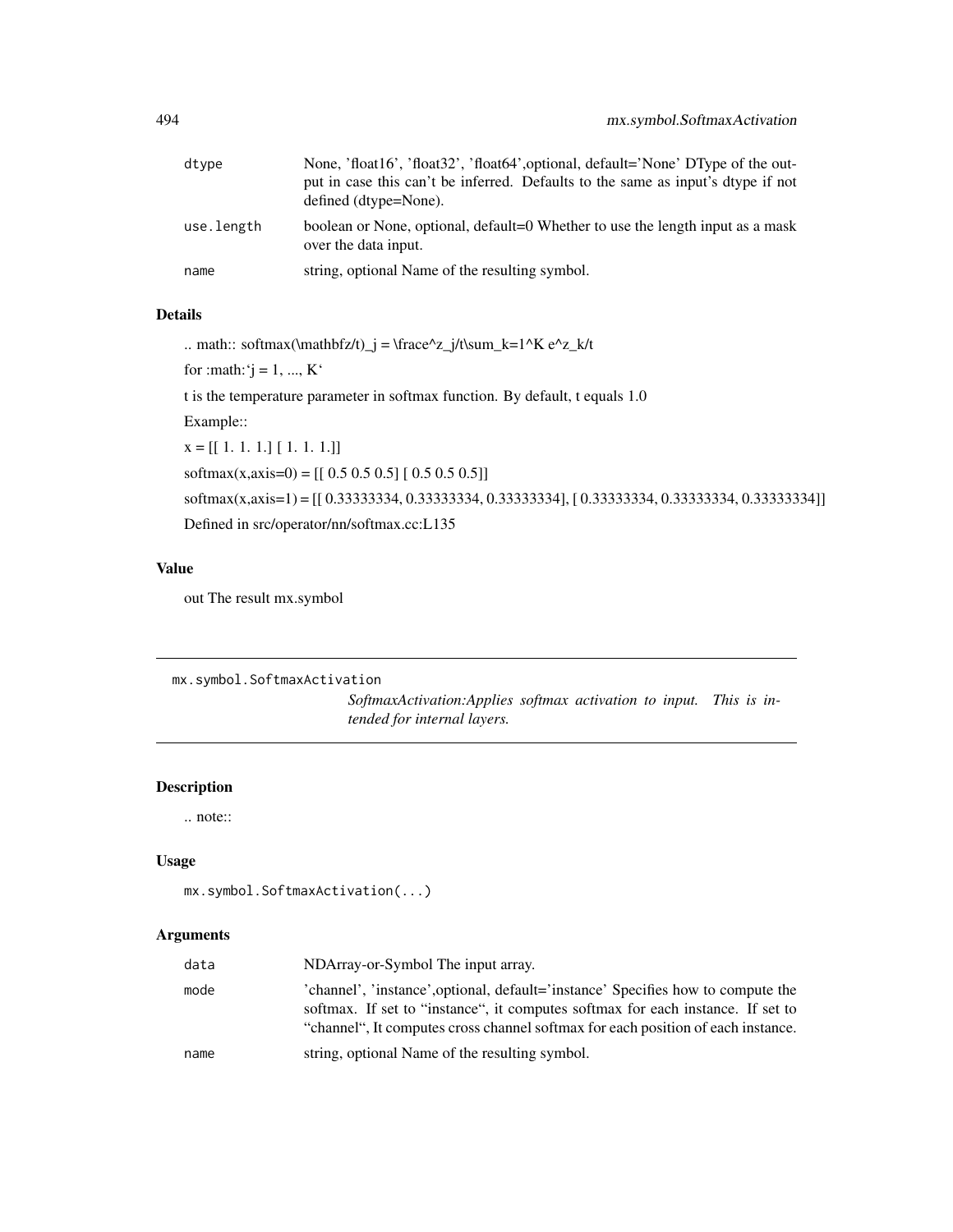| | |
|---|---|
| dtype | None, 'float16', 'float32', 'float64',optional, default='None' DType of the output in case this can't be inferred. Defaults to the same as input's dtype if not defined (dtype=None). |
| use.length | boolean or None, optional, default=0 Whether to use the length input as a mask over the data input. |
| name | string, optional Name of the resulting symbol. |

### Details

.. math:: softmax(\mathbfz/t)_j = \frace^z_j/t\sum_k=1^K e^z_k/t

for :math:`j = 1, ..., K`

t is the temperature parameter in softmax function. By default, t equals 1.0

Example::

x = [[ 1. 1. 1.] [ 1. 1. 1.]]

softmax(x,axis=0) = [[ 0.5 0.5 0.5] [ 0.5 0.5 0.5]]

softmax(x,axis=1) = [[ 0.33333334, 0.33333334, 0.33333334], [ 0.33333334, 0.33333334, 0.33333334]]

Defined in src/operator/nn/softmax.cc:L135

### Value

out The result mx.symbol

---

## mx.symbol.SoftmaxActivation

*SoftmaxActivation:Applies softmax activation to input. This is intended for internal layers.*

---

### Description

.. note::

### Usage

```
mx.symbol.SoftmaxActivation(...)
```

### Arguments

| | |
|---|---|
| data | NDArray-or-Symbol The input array. |
| mode | 'channel', 'instance',optional, default='instance' Specifies how to compute the softmax. If set to "instance", it computes softmax for each instance. If set to "channel", It computes cross channel softmax for each position of each instance. |
| name | string, optional Name of the resulting symbol. |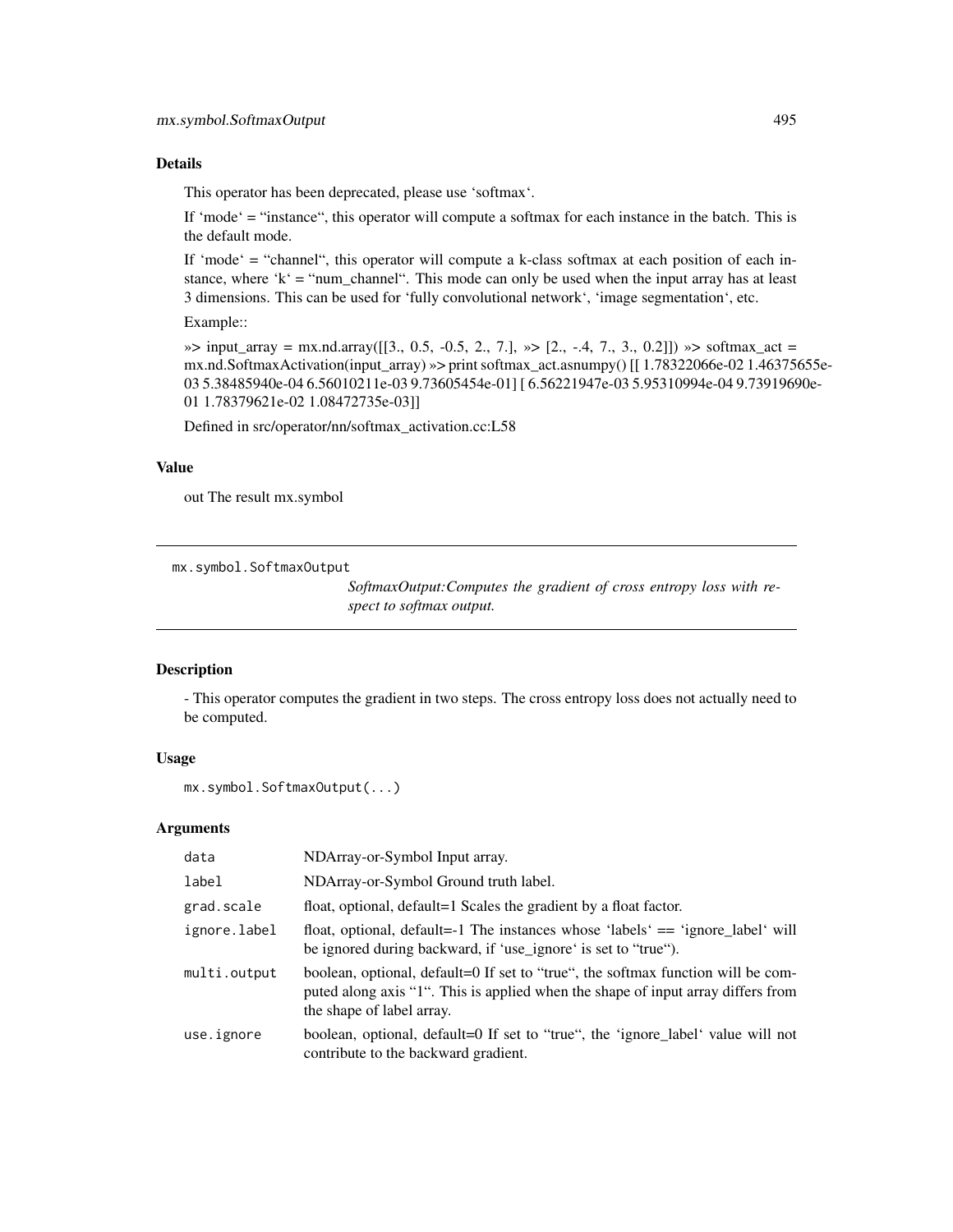## Details

This operator has been deprecated, please use 'softmax'.

If 'mode' = "instance", this operator will compute a softmax for each instance in the batch. This is the default mode.

If 'mode' = "channel", this operator will compute a k-class softmax at each position of each instance, where 'k' = "num_channel". This mode can only be used when the input array has at least 3 dimensions. This can be used for 'fully convolutional network', 'image segmentation', etc.

Example::

»> input_array = mx.nd.array([[3., 0.5, -0.5, 2., 7.], »> [2., -.4, 7., 3., 0.2]]) »> softmax_act = mx.nd.SoftmaxActivation(input_array) »> print softmax_act.asnumpy() [[ 1.78322066e-02 1.46375655e-03 5.38485940e-04 6.56010211e-03 9.73605454e-01] [ 6.56221947e-03 5.95310994e-04 9.73919690e-01 1.78379621e-02 1.08472735e-03]]

Defined in src/operator/nn/softmax_activation.cc:L58

## Value

out The result mx.symbol

---

`mx.symbol.SoftmaxOutput` *SoftmaxOutput:Computes the gradient of cross entropy loss with respect to softmax output.*

---

## Description

- This operator computes the gradient in two steps. The cross entropy loss does not actually need to be computed.

## Usage

```
mx.symbol.SoftmaxOutput(...)
```

## Arguments

| | |
|---|---|
| `data` | NDArray-or-Symbol Input array. |
| `label` | NDArray-or-Symbol Ground truth label. |
| `grad.scale` | float, optional, default=1 Scales the gradient by a float factor. |
| `ignore.label` | float, optional, default=-1 The instances whose 'labels' == 'ignore_label' will be ignored during backward, if 'use_ignore' is set to "true"). |
| `multi.output` | boolean, optional, default=0 If set to "true", the softmax function will be computed along axis "1". This is applied when the shape of input array differs from the shape of label array. |
| `use.ignore` | boolean, optional, default=0 If set to "true", the 'ignore_label' value will not contribute to the backward gradient. |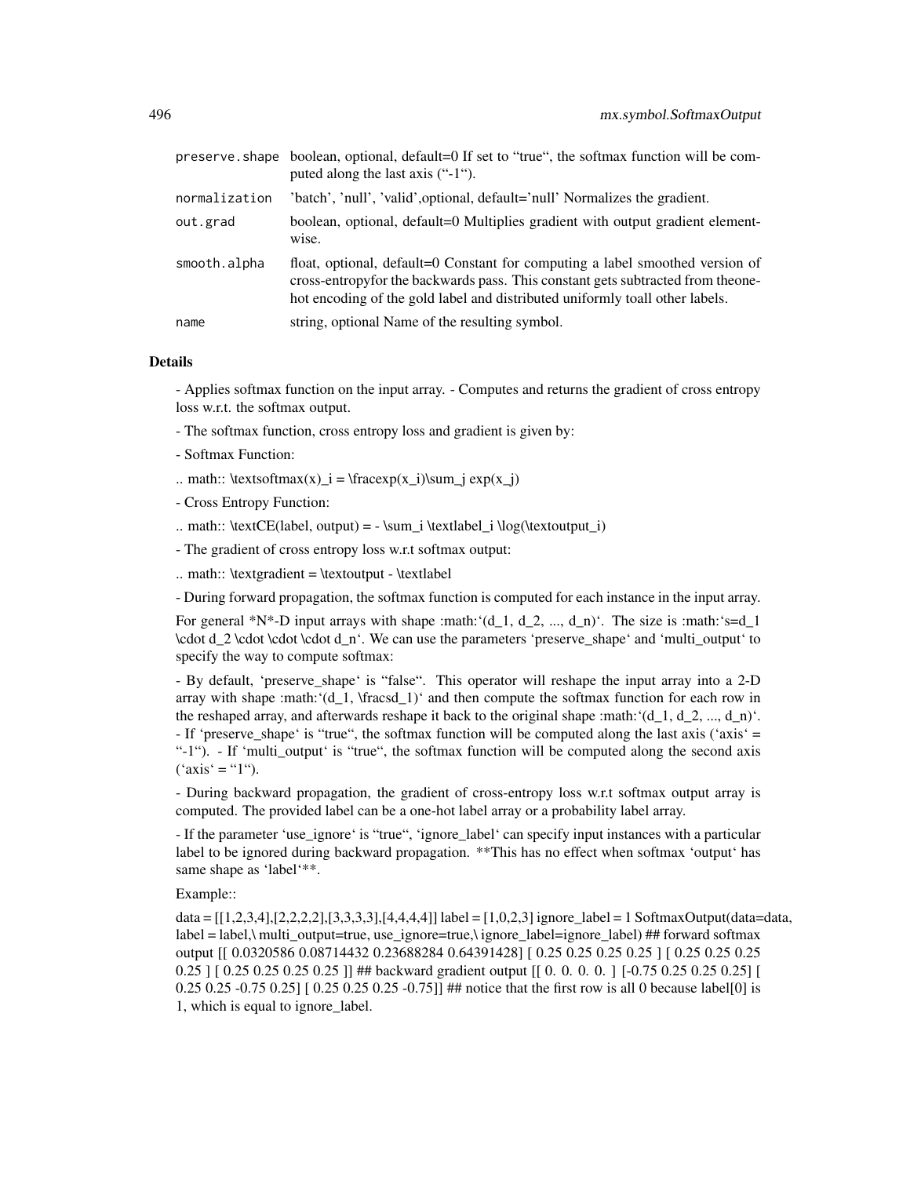| | |
|---|---|
| preserve.shape | boolean, optional, default=0 If set to "true", the softmax function will be computed along the last axis ("-1"). |
| normalization | 'batch', 'null', 'valid',optional, default='null' Normalizes the gradient. |
| out.grad | boolean, optional, default=0 Multiplies gradient with output gradient element-wise. |
| smooth.alpha | float, optional, default=0 Constant for computing a label smoothed version of cross-entropyfor the backwards pass. This constant gets subtracted from theone-hot encoding of the gold label and distributed uniformly toall other labels. |
| name | string, optional Name of the resulting symbol. |

## Details

- Applies softmax function on the input array. - Computes and returns the gradient of cross entropy loss w.r.t. the softmax output.

- The softmax function, cross entropy loss and gradient is given by:

- Softmax Function:

.. math:: \textsoftmax(x)_i = \fracexp(x_i)\sum_j exp(x_j)

- Cross Entropy Function:

.. math:: \textCE(label, output) = - \sum_i \textlabel_i \log(\textoutput_i)

- The gradient of cross entropy loss w.r.t softmax output:

.. math:: \textgradient = \textoutput - \textlabel

- During forward propagation, the softmax function is computed for each instance in the input array.

For general *N*-D input arrays with shape :math:'(d_1, d_2, ..., d_n)'. The size is :math:'s=d_1 \cdot d_2 \cdot \cdot \cdot d_n'. We can use the parameters 'preserve_shape' and 'multi_output' to specify the way to compute softmax:

- By default, 'preserve_shape' is "false". This operator will reshape the input array into a 2-D array with shape :math:'(d_1, \fracsd_1)' and then compute the softmax function for each row in the reshaped array, and afterwards reshape it back to the original shape :math:'(d_1, d_2, ..., d_n)'. - If 'preserve_shape' is "true", the softmax function will be computed along the last axis ('axis' = "-1"). - If 'multi_output' is "true", the softmax function will be computed along the second axis ('axis' = "1").

- During backward propagation, the gradient of cross-entropy loss w.r.t softmax output array is computed. The provided label can be a one-hot label array or a probability label array.

- If the parameter 'use_ignore' is "true", 'ignore_label' can specify input instances with a particular label to be ignored during backward propagation. **This has no effect when softmax 'output' has same shape as 'label'**.

Example::

data = [[1,2,3,4],[2,2,2,2],[3,3,3,3],[4,4,4,4]] label = [1,0,2,3] ignore_label = 1 SoftmaxOutput(data=data, label = label,\ multi_output=true, use_ignore=true,\ ignore_label=ignore_label) ## forward softmax output [[ 0.0320586 0.08714432 0.23688284 0.64391428] [ 0.25 0.25 0.25 0.25 ] [ 0.25 0.25 0.25 0.25 ] [ 0.25 0.25 0.25 0.25 ]] ## backward gradient output [[ 0. 0. 0. 0. ] [-0.75 0.25 0.25 0.25] [ 0.25 0.25 -0.75 0.25] [ 0.25 0.25 0.25 -0.75]] ## notice that the first row is all 0 because label[0] is 1, which is equal to ignore_label.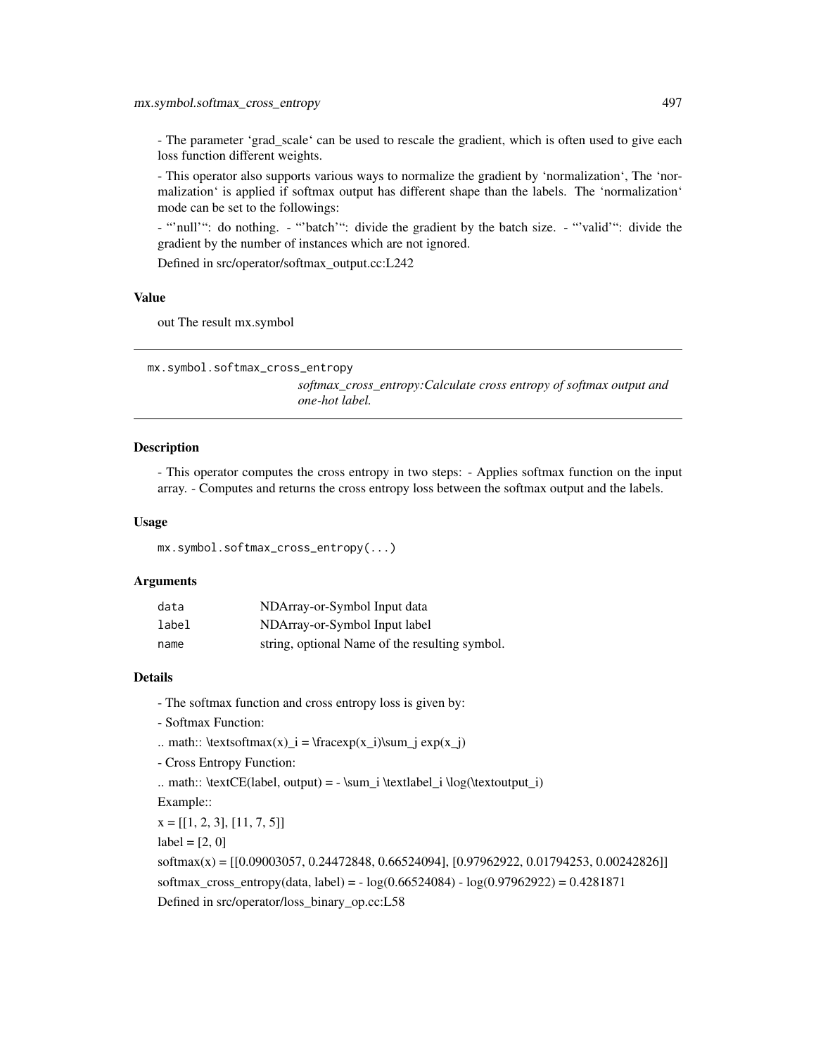- The parameter 'grad_scale' can be used to rescale the gradient, which is often used to give each loss function different weights.

- This operator also supports various ways to normalize the gradient by 'normalization', The 'normalization' is applied if softmax output has different shape than the labels. The 'normalization' mode can be set to the followings:

- "'null'": do nothing. - "'batch'": divide the gradient by the batch size. - "'valid'": divide the gradient by the number of instances which are not ignored.

Defined in src/operator/softmax_output.cc:L242

### Value

out The result mx.symbol

---

`mx.symbol.softmax_cross_entropy`

*softmax_cross_entropy:Calculate cross entropy of softmax output and one-hot label.*

---

### Description

- This operator computes the cross entropy in two steps: - Applies softmax function on the input array. - Computes and returns the cross entropy loss between the softmax output and the labels.

### Usage

```
mx.symbol.softmax_cross_entropy(...)
```

### Arguments

| | |
|---|---|
| `data` | NDArray-or-Symbol Input data |
| `label` | NDArray-or-Symbol Input label |
| `name` | string, optional Name of the resulting symbol. |

### Details

- The softmax function and cross entropy loss is given by:

- Softmax Function:

.. math:: \textsoftmax(x)_i = \fracexp(x_i)\sum_j exp(x_j)

- Cross Entropy Function:

.. math:: \textCE(label, output) = - \sum_i \textlabel_i \log(\textoutput_i)

Example::

x = [[1, 2, 3], [11, 7, 5]]

label = [2, 0]

softmax(x) = [[0.09003057, 0.24472848, 0.66524094], [0.97962922, 0.01794253, 0.00242826]]

softmax_cross_entropy(data, label) = - log(0.66524084) - log(0.97962922) = 0.4281871

Defined in src/operator/loss_binary_op.cc:L58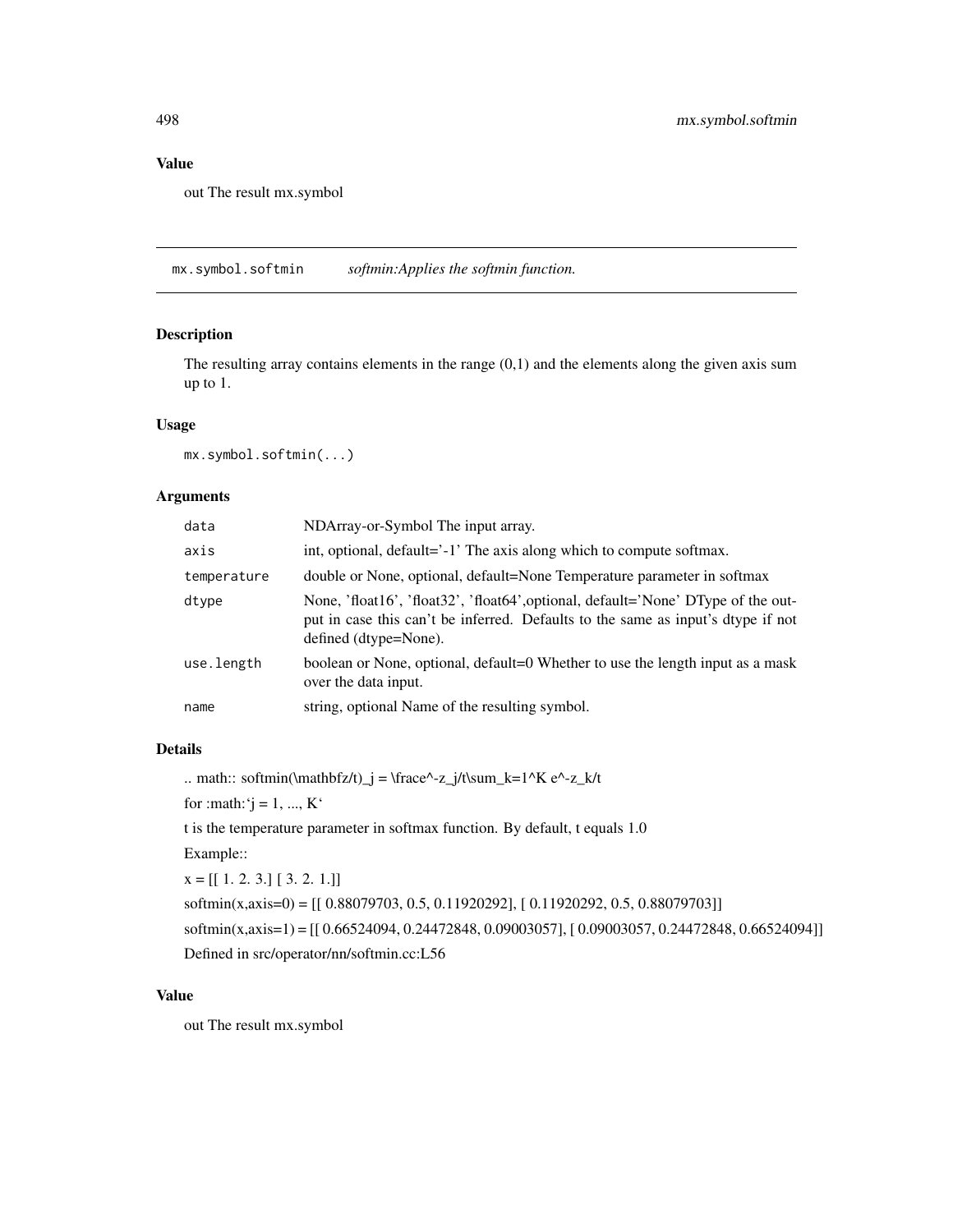## Value

out The result mx.symbol

---

## mx.symbol.softmin *softmin:Applies the softmin function.*

### Description

The resulting array contains elements in the range (0,1) and the elements along the given axis sum up to 1.

### Usage

```
mx.symbol.softmin(...)
```

### Arguments

| | |
|---|---|
| `data` | NDArray-or-Symbol The input array. |
| `axis` | int, optional, default='-1' The axis along which to compute softmax. |
| `temperature` | double or None, optional, default=None Temperature parameter in softmax |
| `dtype` | None, 'float16', 'float32', 'float64',optional, default='None' DType of the output in case this can't be inferred. Defaults to the same as input's dtype if not defined (dtype=None). |
| `use.length` | boolean or None, optional, default=0 Whether to use the length input as a mask over the data input. |
| `name` | string, optional Name of the resulting symbol. |

### Details

.. math:: softmin(\mathbfz/t)_j = \frace^-z_j/t\sum_k=1^K e^-z_k/t

for :math:'j = 1, ..., K'

t is the temperature parameter in softmax function. By default, t equals 1.0

Example::

x = [[ 1. 2. 3.] [ 3. 2. 1.]]

softmin(x,axis=0) = [[ 0.88079703, 0.5, 0.11920292], [ 0.11920292, 0.5, 0.88079703]]

softmin(x,axis=1) = [[ 0.66524094, 0.24472848, 0.09003057], [ 0.09003057, 0.24472848, 0.66524094]]

Defined in src/operator/nn/softmin.cc:L56

### Value

out The result mx.symbol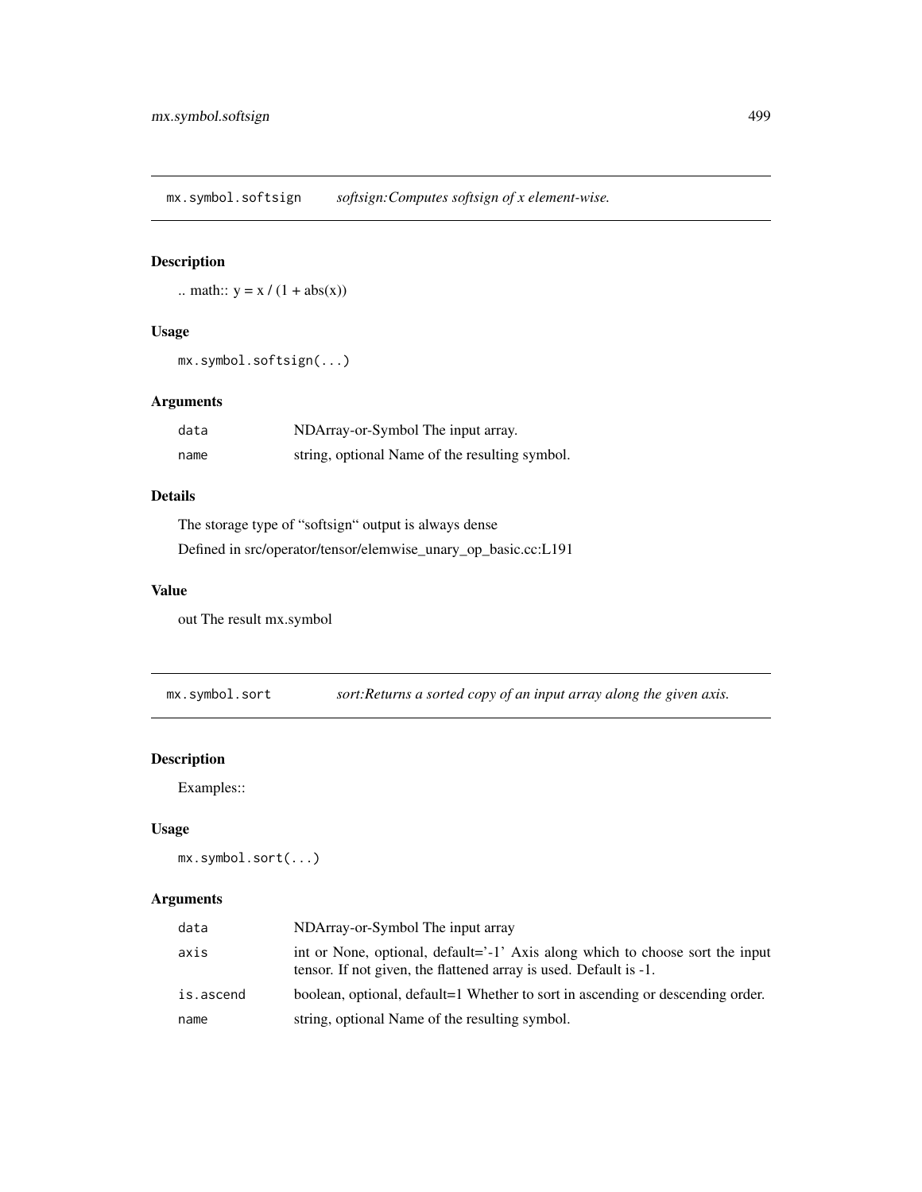## mx.symbol.softsign — *softsign:Computes softsign of x element-wise.*

### Description

.. math:: y = x / (1 + abs(x))

### Usage

```
mx.symbol.softsign(...)
```

### Arguments

| | |
|---|---|
| `data` | NDArray-or-Symbol The input array. |
| `name` | string, optional Name of the resulting symbol. |

### Details

The storage type of "softsign" output is always dense

Defined in src/operator/tensor/elemwise_unary_op_basic.cc:L191

### Value

out The result mx.symbol

## mx.symbol.sort — *sort:Returns a sorted copy of an input array along the given axis.*

### Description

Examples::

### Usage

```
mx.symbol.sort(...)
```

### Arguments

| | |
|---|---|
| `data` | NDArray-or-Symbol The input array |
| `axis` | int or None, optional, default='-1' Axis along which to choose sort the input tensor. If not given, the flattened array is used. Default is -1. |
| `is.ascend` | boolean, optional, default=1 Whether to sort in ascending or descending order. |
| `name` | string, optional Name of the resulting symbol. |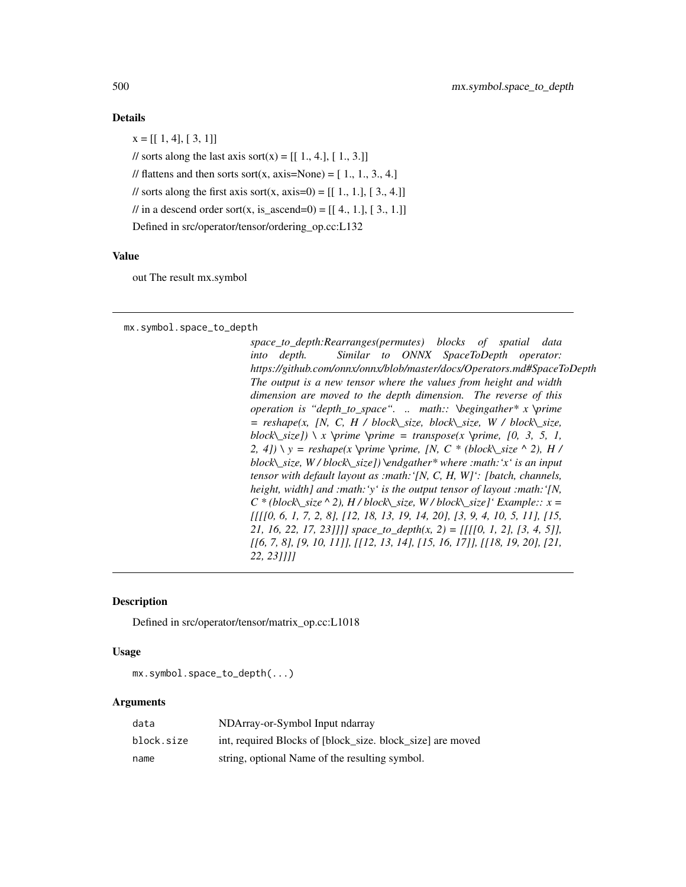### Details

x = [[ 1, 4], [ 3, 1]]

// sorts along the last axis sort(x) = [[ 1., 4.], [ 1., 3.]]

// flattens and then sorts sort(x, axis=None) = [ 1., 1., 3., 4.]

// sorts along the first axis sort(x, axis=0) = [[ 1., 1.], [ 3., 4.]]

// in a descend order sort(x, is_ascend=0) = [[ 4., 1.], [ 3., 1.]]

Defined in src/operator/tensor/ordering_op.cc:L132

### Value

out The result mx.symbol

---

`mx.symbol.space_to_depth`

*space_to_depth:Rearranges(permutes) blocks of spatial data into depth. Similar to ONNX SpaceToDepth operator: https://github.com/onnx/onnx/blob/master/docs/Operators.md#SpaceToDepth The output is a new tensor where the values from height and width dimension are moved to the depth dimension. The reverse of this operation is "depth_to_space". .. math:: \begingather* x \prime = reshape(x, [N, C, H / block\_size, block\_size, W / block\_size, block\_size]) \ x \prime \prime = transpose(x \prime, [0, 3, 5, 1, 2, 4]) \ y = reshape(x \prime \prime, [N, C * (block\_size ^ 2), H / block\_size, W / block\_size]) \endgather* where :math:'x' is an input tensor with default layout as :math:'[N, C, H, W]': [batch, channels, height, width] and :math:'y' is the output tensor of layout :math:'[N, C * (block\_size ^ 2), H / block\_size, W / block\_size]' Example:: x = [[[[0, 6, 1, 7, 2, 8], [12, 18, 13, 19, 14, 20], [3, 9, 4, 10, 5, 11], [15, 21, 16, 22, 17, 23]]]] space_to_depth(x, 2) = [[[[0, 1, 2], [3, 4, 5]], [[6, 7, 8], [9, 10, 11]], [[12, 13, 14], [15, 16, 17]], [[18, 19, 20], [21, 22, 23]]]]*

---

### Description

Defined in src/operator/tensor/matrix_op.cc:L1018

### Usage

```
mx.symbol.space_to_depth(...)
```

### Arguments

| | |
|---|---|
| `data` | NDArray-or-Symbol Input ndarray |
| `block.size` | int, required Blocks of [block_size. block_size] are moved |
| `name` | string, optional Name of the resulting symbol. |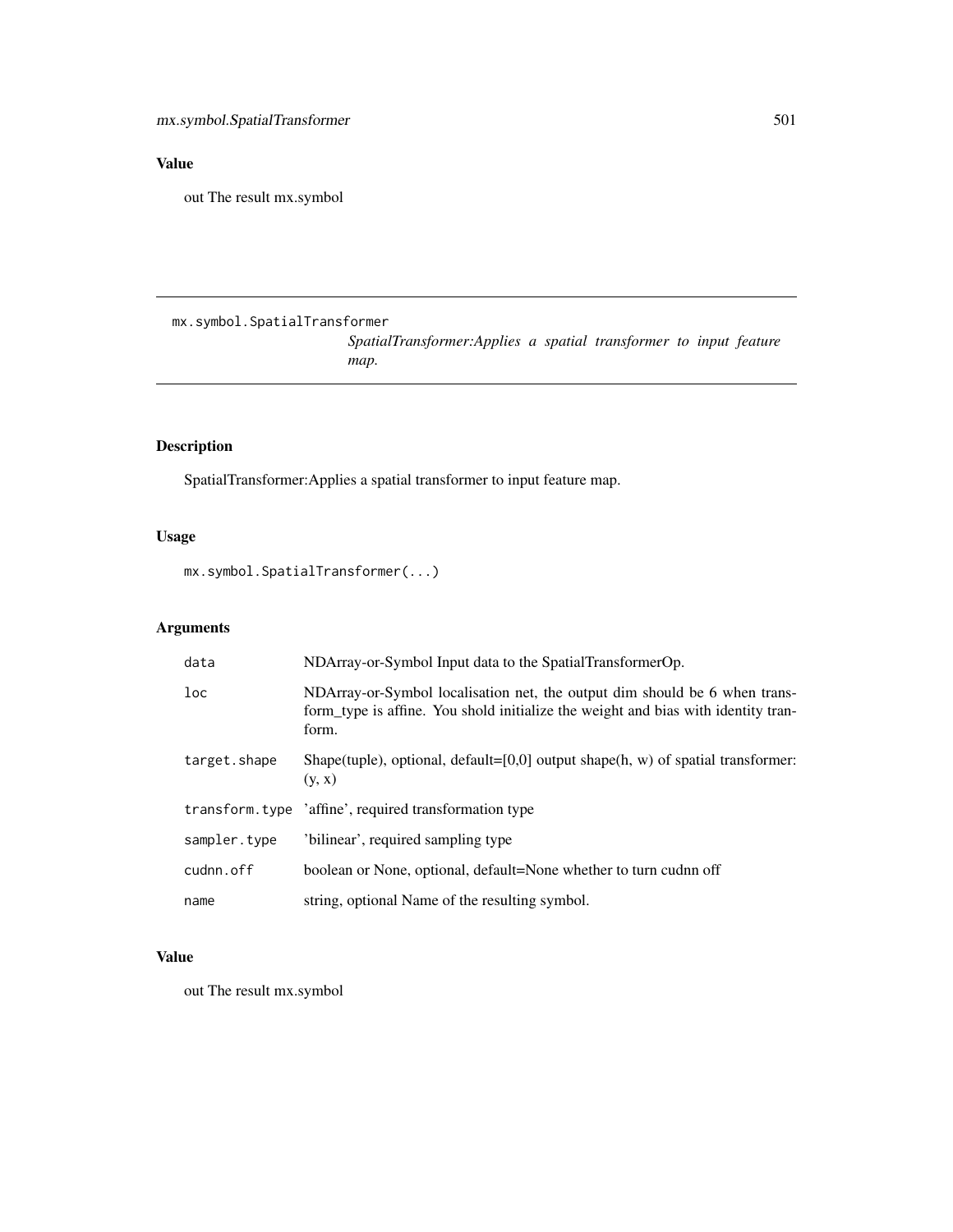## Value

out The result mx.symbol

---

mx.symbol.SpatialTransformer

*SpatialTransformer:Applies a spatial transformer to input feature map.*

---

## Description

SpatialTransformer:Applies a spatial transformer to input feature map.

## Usage

```
mx.symbol.SpatialTransformer(...)
```

## Arguments

| | |
|---|---|
| `data` | NDArray-or-Symbol Input data to the SpatialTransformerOp. |
| `loc` | NDArray-or-Symbol localisation net, the output dim should be 6 when transform_type is affine. You shold initialize the weight and bias with identity tranform. |
| `target.shape` | Shape(tuple), optional, default=[0,0] output shape(h, w) of spatial transformer: (y, x) |
| `transform.type` | 'affine', required transformation type |
| `sampler.type` | 'bilinear', required sampling type |
| `cudnn.off` | boolean or None, optional, default=None whether to turn cudnn off |
| `name` | string, optional Name of the resulting symbol. |

## Value

out The result mx.symbol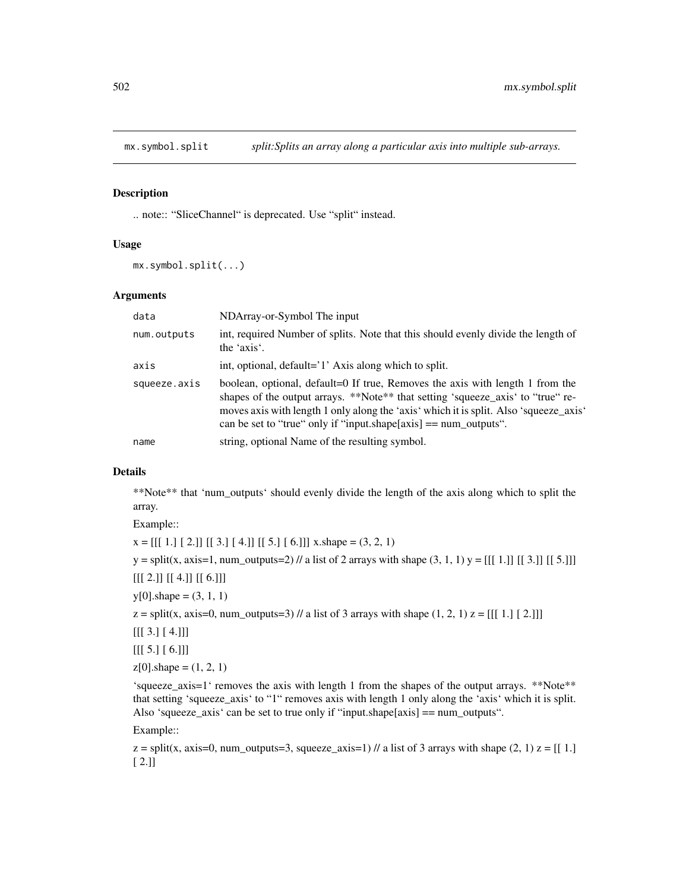## mx.symbol.split

*split:Splits an array along a particular axis into multiple sub-arrays.*

### Description

.. note:: “SliceChannel“ is deprecated. Use “split“ instead.

### Usage

```
mx.symbol.split(...)
```

### Arguments

| | |
|---|---|
| data | NDArray-or-Symbol The input |
| num.outputs | int, required Number of splits. Note that this should evenly divide the length of the ‘axis‘. |
| axis | int, optional, default='1' Axis along which to split. |
| squeeze.axis | boolean, optional, default=0 If true, Removes the axis with length 1 from the shapes of the output arrays. **Note** that setting ‘squeeze_axis‘ to “true“ removes axis with length 1 only along the ‘axis‘ which it is split. Also ‘squeeze_axis‘ can be set to “true“ only if “input.shape[axis] == num_outputs“. |
| name | string, optional Name of the resulting symbol. |

### Details

**Note** that ‘num_outputs‘ should evenly divide the length of the axis along which to split the array.

Example::

x = [[[ 1.] [ 2.]] [[ 3.] [ 4.]] [[ 5.] [ 6.]]] x.shape = (3, 2, 1)

y = split(x, axis=1, num_outputs=2) // a list of 2 arrays with shape (3, 1, 1) y = [[[ 1.]] [[ 3.]] [[ 5.]]]

[[[ 2.]] [[ 4.]] [[ 6.]]]

y[0].shape = (3, 1, 1)

z = split(x, axis=0, num_outputs=3) // a list of 3 arrays with shape (1, 2, 1) z = [[[ 1.] [ 2.]]]

[[[ 3.] [ 4.]]]

[[[ 5.] [ 6.]]]

z[0].shape = (1, 2, 1)

‘squeeze_axis=1‘ removes the axis with length 1 from the shapes of the output arrays. **Note** that setting ‘squeeze_axis‘ to “1“ removes axis with length 1 only along the ‘axis‘ which it is split. Also ‘squeeze_axis‘ can be set to true only if “input.shape[axis] == num_outputs“.

Example::

z = split(x, axis=0, num_outputs=3, squeeze_axis=1) // a list of 3 arrays with shape (2, 1) z = [[ 1.] [ 2.]]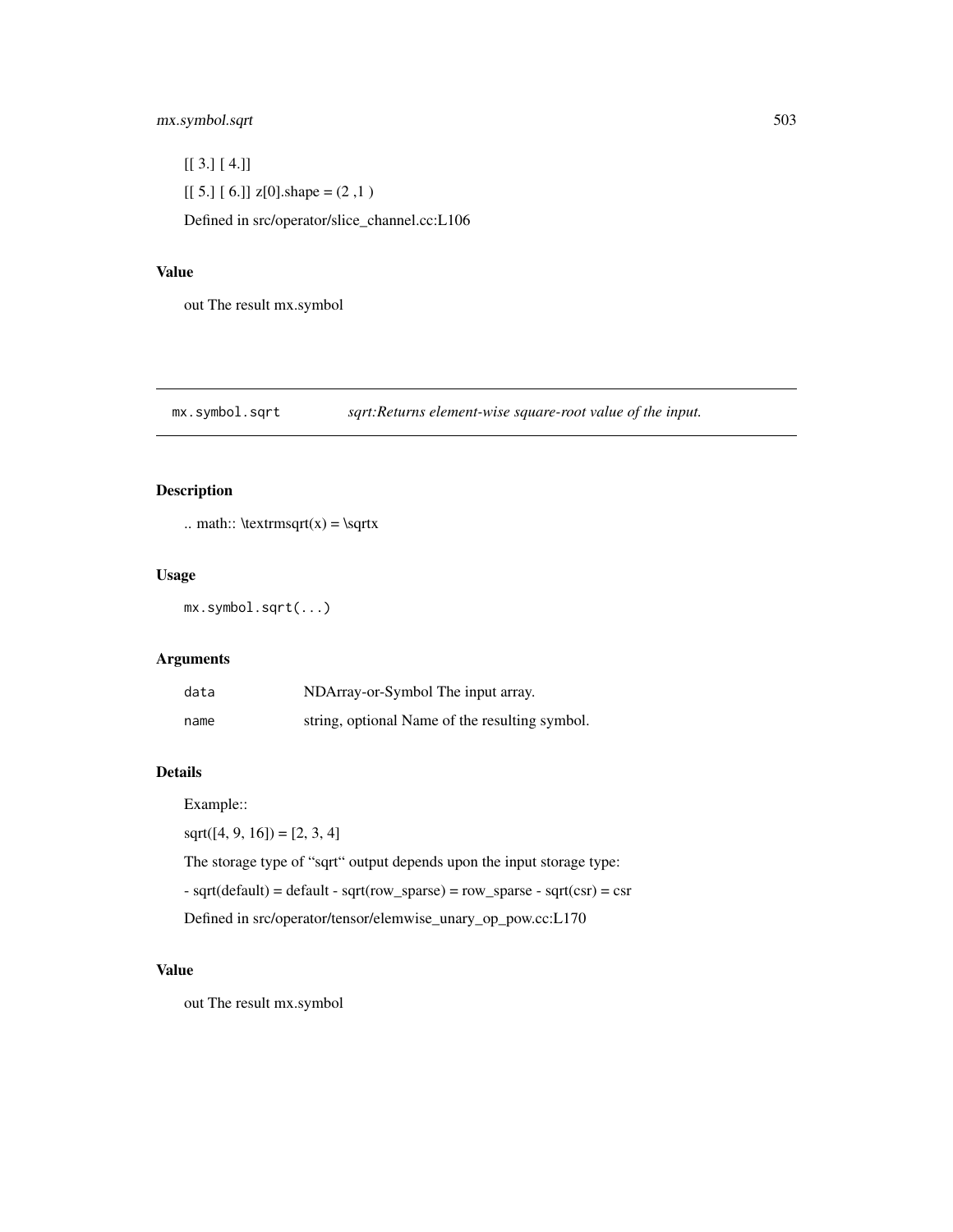[[ 3.] [ 4.]]

[[ 5.] [ 6.]] z[0].shape = (2 ,1 )

Defined in src/operator/slice_channel.cc:L106

### Value

out The result mx.symbol

---

## mx.symbol.sqrt *sqrt:Returns element-wise square-root value of the input.*

---

### Description

.. math:: \textrmsqrt(x) = \sqrtx

### Usage

```
mx.symbol.sqrt(...)
```

### Arguments

| | |
|---|---|
| data | NDArray-or-Symbol The input array. |
| name | string, optional Name of the resulting symbol. |

### Details

Example::

sqrt([4, 9, 16]) = [2, 3, 4]

The storage type of "sqrt" output depends upon the input storage type:

- sqrt(default) = default - sqrt(row_sparse) = row_sparse - sqrt(csr) = csr

Defined in src/operator/tensor/elemwise_unary_op_pow.cc:L170

### Value

out The result mx.symbol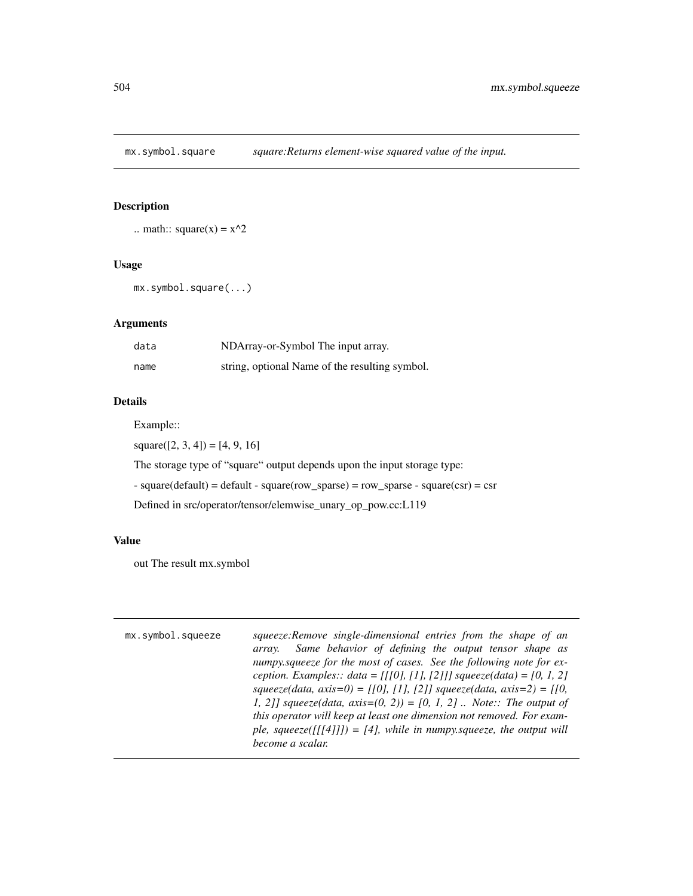## mx.symbol.square — *square:Returns element-wise squared value of the input.*

### Description

.. math:: square(x) = x^2

### Usage

```
mx.symbol.square(...)
```

### Arguments

| | |
|---|---|
| `data` | NDArray-or-Symbol The input array. |
| `name` | string, optional Name of the resulting symbol. |

### Details

Example::

square([2, 3, 4]) = [4, 9, 16]

The storage type of "square" output depends upon the input storage type:

- square(default) = default - square(row_sparse) = row_sparse - square(csr) = csr

Defined in src/operator/tensor/elemwise_unary_op_pow.cc:L119

### Value

out The result mx.symbol

## mx.symbol.squeeze — *squeeze:Remove single-dimensional entries from the shape of an array. Same behavior of defining the output tensor shape as numpy.squeeze for the most of cases. See the following note for exception. Examples:: data = [[[0], [1], [2]]] squeeze(data) = [0, 1, 2] squeeze(data, axis=0) = [[0], [1], [2]] squeeze(data, axis=2) = [[0, 1, 2]] squeeze(data, axis=(0, 2)) = [0, 1, 2] .. Note:: The output of this operator will keep at least one dimension not removed. For example, squeeze([[[4]]]) = [4], while in numpy.squeeze, the output will become a scalar.*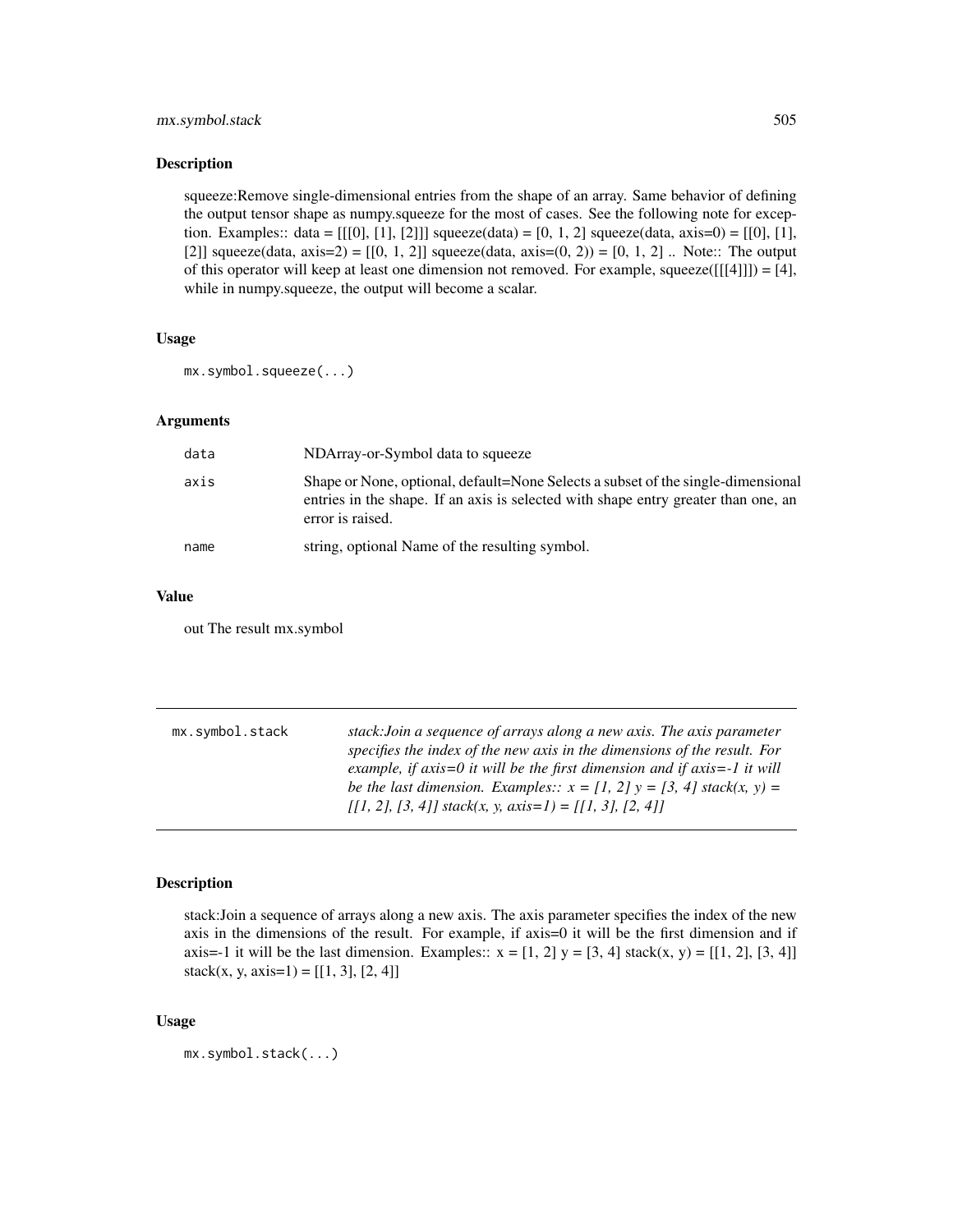## Description

squeeze:Remove single-dimensional entries from the shape of an array. Same behavior of defining the output tensor shape as numpy.squeeze for the most of cases. See the following note for exception. Examples:: data = [[[0], [1], [2]]] squeeze(data) = [0, 1, 2] squeeze(data, axis=0) = [[0], [1], [2]] squeeze(data, axis=2) = [[0, 1, 2]] squeeze(data, axis=(0, 2)) = [0, 1, 2] .. Note:: The output of this operator will keep at least one dimension not removed. For example, squeeze([[[4]]]) = [4], while in numpy.squeeze, the output will become a scalar.

## Usage

```
mx.symbol.squeeze(...)
```

## Arguments

| | |
|---|---|
| `data` | NDArray-or-Symbol data to squeeze |
| `axis` | Shape or None, optional, default=None Selects a subset of the single-dimensional entries in the shape. If an axis is selected with shape entry greater than one, an error is raised. |
| `name` | string, optional Name of the resulting symbol. |

## Value

out The result mx.symbol

---

# mx.symbol.stack

*stack:Join a sequence of arrays along a new axis. The axis parameter specifies the index of the new axis in the dimensions of the result. For example, if axis=0 it will be the first dimension and if axis=-1 it will be the last dimension. Examples:: x = [1, 2] y = [3, 4] stack(x, y) = [[1, 2], [3, 4]] stack(x, y, axis=1) = [[1, 3], [2, 4]]*

---

## Description

stack:Join a sequence of arrays along a new axis. The axis parameter specifies the index of the new axis in the dimensions of the result. For example, if axis=0 it will be the first dimension and if axis=-1 it will be the last dimension. Examples:: x = [1, 2] y = [3, 4] stack(x, y) = [[1, 2], [3, 4]] stack(x, y, axis=1) = [[1, 3], [2, 4]]

## Usage

```
mx.symbol.stack(...)
```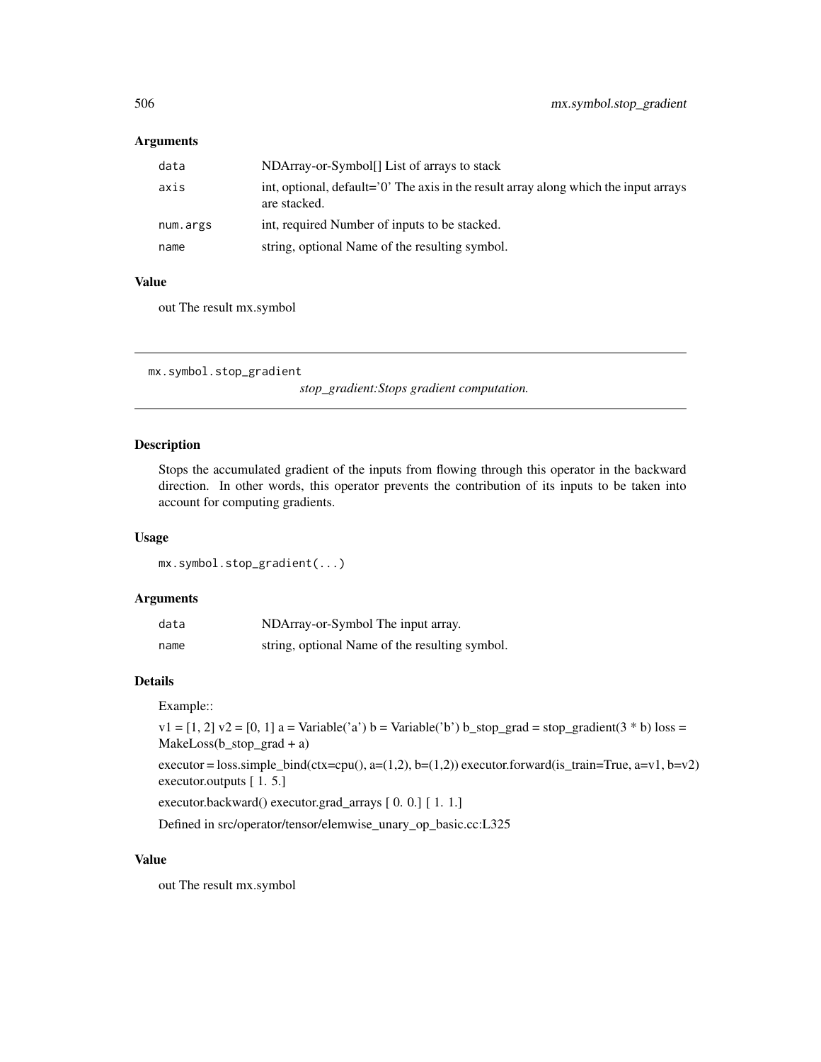### Arguments

| | |
|---|---|
| data | NDArray-or-Symbol[] List of arrays to stack |
| axis | int, optional, default='0' The axis in the result array along which the input arrays are stacked. |
| num.args | int, required Number of inputs to be stacked. |
| name | string, optional Name of the resulting symbol. |

### Value

out The result mx.symbol

---

## mx.symbol.stop_gradient

*stop_gradient:Stops gradient computation.*

---

### Description

Stops the accumulated gradient of the inputs from flowing through this operator in the backward direction. In other words, this operator prevents the contribution of its inputs to be taken into account for computing gradients.

### Usage

```
mx.symbol.stop_gradient(...)
```

### Arguments

| | |
|---|---|
| data | NDArray-or-Symbol The input array. |
| name | string, optional Name of the resulting symbol. |

### Details

Example::

v1 = [1, 2] v2 = [0, 1] a = Variable('a') b = Variable('b') b_stop_grad = stop_gradient(3 * b) loss = MakeLoss(b_stop_grad + a)

executor = loss.simple_bind(ctx=cpu(), a=(1,2), b=(1,2)) executor.forward(is_train=True, a=v1, b=v2) executor.outputs [ 1. 5.]

executor.backward() executor.grad_arrays [ 0. 0.] [ 1. 1.]

Defined in src/operator/tensor/elemwise_unary_op_basic.cc:L325

### Value

out The result mx.symbol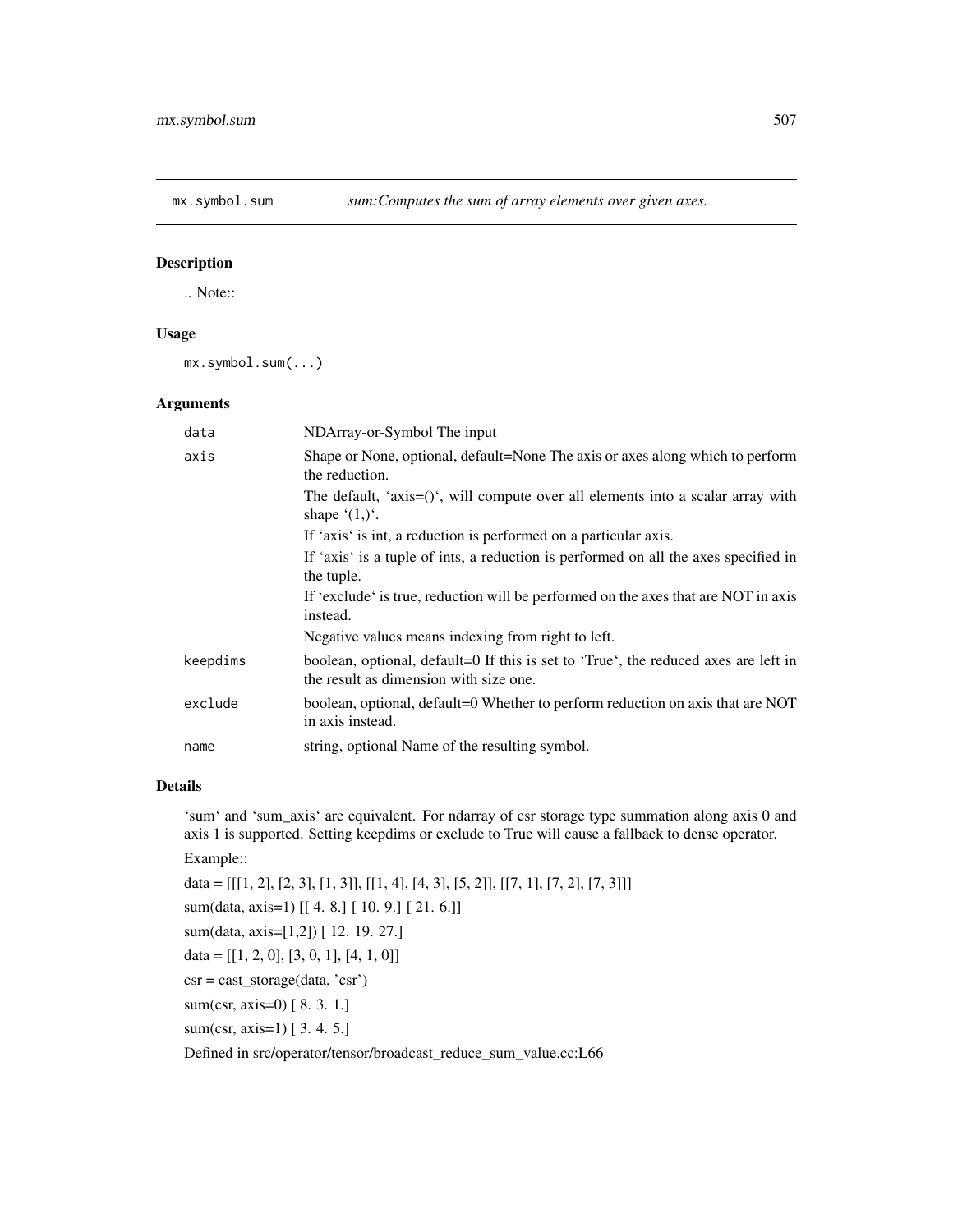## mx.symbol.sum — *sum:Computes the sum of array elements over given axes.*

### Description

.. Note::

### Usage

```
mx.symbol.sum(...)
```

### Arguments

| | |
|---|---|
| `data` | NDArray-or-Symbol The input |
| `axis` | Shape or None, optional, default=None The axis or axes along which to perform the reduction.<br>The default, ‘axis=()‘, will compute over all elements into a scalar array with shape ‘(1,)‘.<br>If ‘axis‘ is int, a reduction is performed on a particular axis.<br>If ‘axis‘ is a tuple of ints, a reduction is performed on all the axes specified in the tuple.<br>If ‘exclude‘ is true, reduction will be performed on the axes that are NOT in axis instead.<br>Negative values means indexing from right to left. |
| `keepdims` | boolean, optional, default=0 If this is set to ‘True‘, the reduced axes are left in the result as dimension with size one. |
| `exclude` | boolean, optional, default=0 Whether to perform reduction on axis that are NOT in axis instead. |
| `name` | string, optional Name of the resulting symbol. |

### Details

‘sum‘ and ‘sum_axis‘ are equivalent. For ndarray of csr storage type summation along axis 0 and axis 1 is supported. Setting keepdims or exclude to True will cause a fallback to dense operator.

Example::

data = [[[1, 2], [2, 3], [1, 3]], [[1, 4], [4, 3], [5, 2]], [[7, 1], [7, 2], [7, 3]]]

sum(data, axis=1) [[ 4. 8.] [ 10. 9.] [ 21. 6.]]

sum(data, axis=[1,2]) [ 12. 19. 27.]

data = [[1, 2, 0], [3, 0, 1], [4, 1, 0]]

csr = cast_storage(data, 'csr')

sum(csr, axis=0) [ 8. 3. 1.]

sum(csr, axis=1) [ 3. 4. 5.]

Defined in src/operator/tensor/broadcast_reduce_sum_value.cc:L66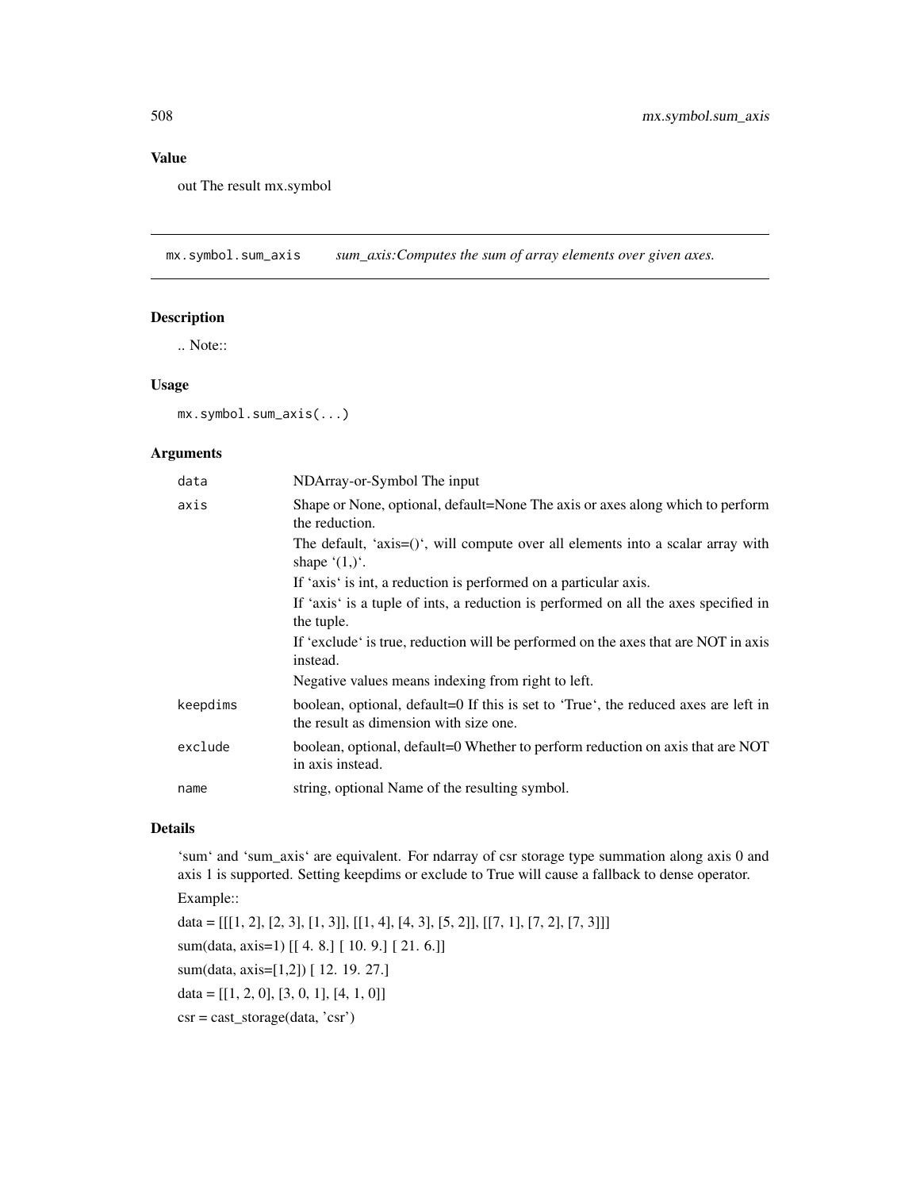## Value

out The result mx.symbol

---

`mx.symbol.sum_axis` *sum_axis:Computes the sum of array elements over given axes.*

---

### Description

.. Note::

### Usage

```
mx.symbol.sum_axis(...)
```

### Arguments

| | |
|---|---|
| `data` | NDArray-or-Symbol The input |
| `axis` | Shape or None, optional, default=None The axis or axes along which to perform the reduction.<br>The default, 'axis=()', will compute over all elements into a scalar array with shape '(1,)'.<br>If 'axis' is int, a reduction is performed on a particular axis.<br>If 'axis' is a tuple of ints, a reduction is performed on all the axes specified in the tuple.<br>If 'exclude' is true, reduction will be performed on the axes that are NOT in axis instead.<br>Negative values means indexing from right to left. |
| `keepdims` | boolean, optional, default=0 If this is set to 'True', the reduced axes are left in the result as dimension with size one. |
| `exclude` | boolean, optional, default=0 Whether to perform reduction on axis that are NOT in axis instead. |
| `name` | string, optional Name of the resulting symbol. |

### Details

'sum' and 'sum_axis' are equivalent. For ndarray of csr storage type summation along axis 0 and axis 1 is supported. Setting keepdims or exclude to True will cause a fallback to dense operator.

Example::

data = [[[1, 2], [2, 3], [1, 3]], [[1, 4], [4, 3], [5, 2]], [[7, 1], [7, 2], [7, 3]]]

sum(data, axis=1) [[ 4. 8.] [ 10. 9.] [ 21. 6.]]

sum(data, axis=[1,2]) [ 12. 19. 27.]

data = [[1, 2, 0], [3, 0, 1], [4, 1, 0]]

csr = cast_storage(data, 'csr')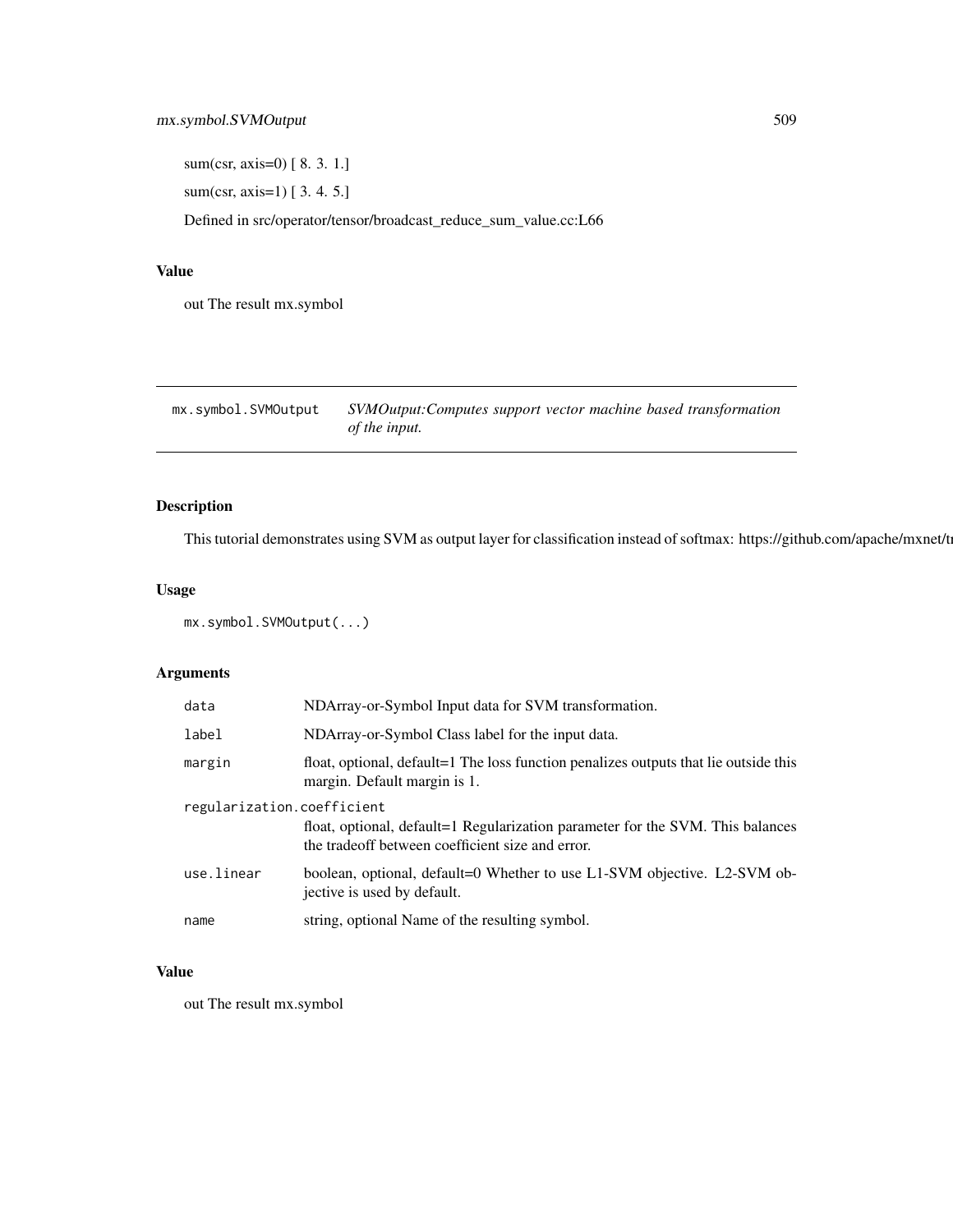sum(csr, axis=0) [ 8. 3. 1.]

sum(csr, axis=1) [ 3. 4. 5.]

Defined in src/operator/tensor/broadcast_reduce_sum_value.cc:L66

### Value

out The result mx.symbol

---

## mx.symbol.SVMOutput *SVMOutput:Computes support vector machine based transformation of the input.*

---

### Description

This tutorial demonstrates using SVM as output layer for classification instead of softmax: https://github.com/apache/mxnet/t

### Usage

```
mx.symbol.SVMOutput(...)
```

### Arguments

| | |
|---|---|
| `data` | NDArray-or-Symbol Input data for SVM transformation. |
| `label` | NDArray-or-Symbol Class label for the input data. |
| `margin` | float, optional, default=1 The loss function penalizes outputs that lie outside this margin. Default margin is 1. |
| `regularization.coefficient` | float, optional, default=1 Regularization parameter for the SVM. This balances the tradeoff between coefficient size and error. |
| `use.linear` | boolean, optional, default=0 Whether to use L1-SVM objective. L2-SVM objective is used by default. |
| `name` | string, optional Name of the resulting symbol. |

### Value

out The result mx.symbol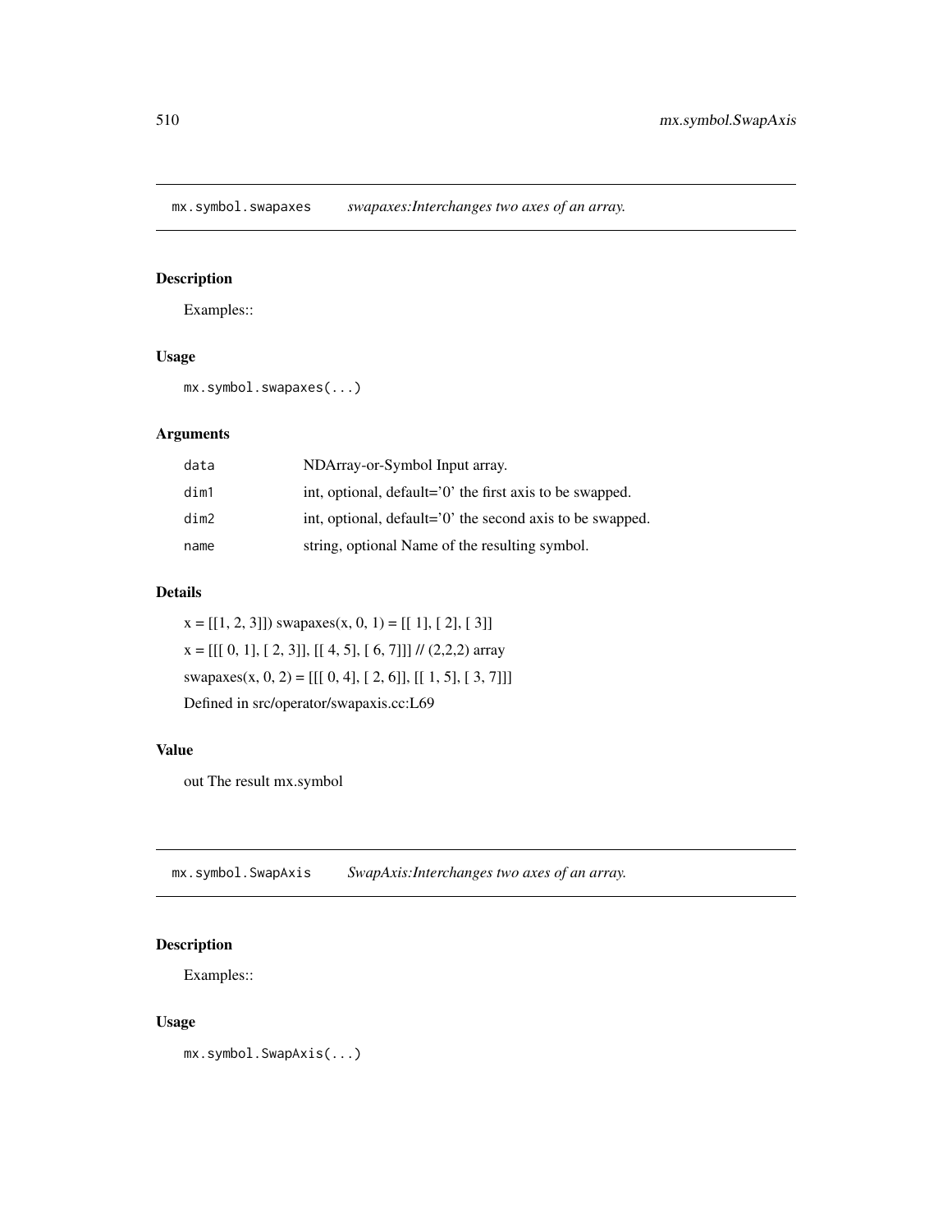## mx.symbol.swapaxes *swapaxes:Interchanges two axes of an array.*

### Description

Examples::

### Usage

```
mx.symbol.swapaxes(...)
```

### Arguments

| | |
|---|---|
| `data` | NDArray-or-Symbol Input array. |
| `dim1` | int, optional, default='0' the first axis to be swapped. |
| `dim2` | int, optional, default='0' the second axis to be swapped. |
| `name` | string, optional Name of the resulting symbol. |

### Details

x = [[1, 2, 3]]) swapaxes(x, 0, 1) = [[ 1], [ 2], [ 3]]

x = [[[ 0, 1], [ 2, 3]], [[ 4, 5], [ 6, 7]]] // (2,2,2) array

swapaxes(x, 0, 2) = [[[ 0, 4], [ 2, 6]], [[ 1, 5], [ 3, 7]]]

Defined in src/operator/swapaxis.cc:L69

### Value

out The result mx.symbol

## mx.symbol.SwapAxis *SwapAxis:Interchanges two axes of an array.*

### Description

Examples::

### Usage

```
mx.symbol.SwapAxis(...)
```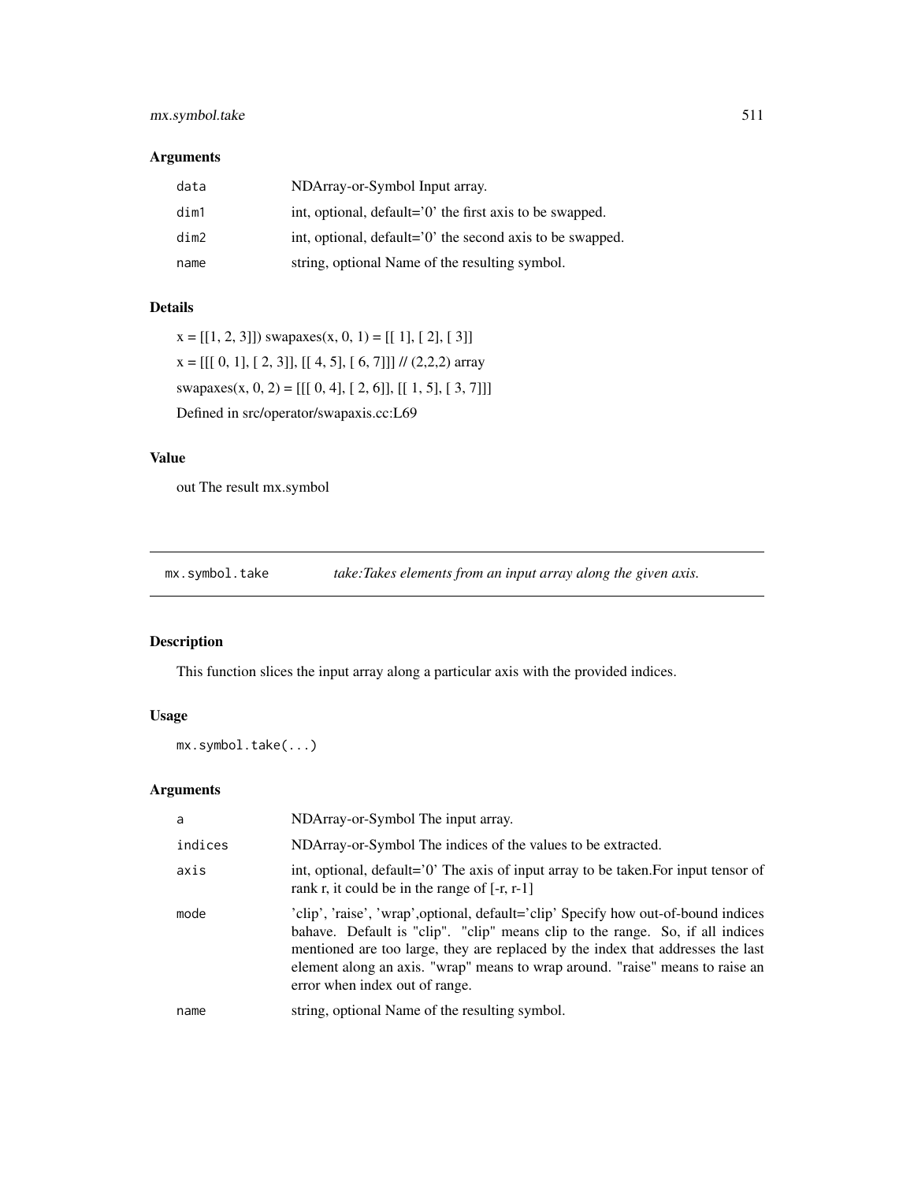### Arguments

| | |
|---|---|
| data | NDArray-or-Symbol Input array. |
| dim1 | int, optional, default='0' the first axis to be swapped. |
| dim2 | int, optional, default='0' the second axis to be swapped. |
| name | string, optional Name of the resulting symbol. |

### Details

x = [[1, 2, 3]]) swapaxes(x, 0, 1) = [[ 1], [ 2], [ 3]]

x = [[[ 0, 1], [ 2, 3]], [[ 4, 5], [ 6, 7]]] // (2,2,2) array

swapaxes(x, 0, 2) = [[[ 0, 4], [ 2, 6]], [[ 1, 5], [ 3, 7]]]

Defined in src/operator/swapaxis.cc:L69

### Value

out The result mx.symbol

---

## mx.symbol.take *take:Takes elements from an input array along the given axis.*

---

### Description

This function slices the input array along a particular axis with the provided indices.

### Usage

```
mx.symbol.take(...)
```

### Arguments

| | |
|---|---|
| a | NDArray-or-Symbol The input array. |
| indices | NDArray-or-Symbol The indices of the values to be extracted. |
| axis | int, optional, default='0' The axis of input array to be taken.For input tensor of rank r, it could be in the range of [-r, r-1] |
| mode | 'clip', 'raise', 'wrap',optional, default='clip' Specify how out-of-bound indices bahave. Default is "clip". "clip" means clip to the range. So, if all indices mentioned are too large, they are replaced by the index that addresses the last element along an axis. "wrap" means to wrap around. "raise" means to raise an error when index out of range. |
| name | string, optional Name of the resulting symbol. |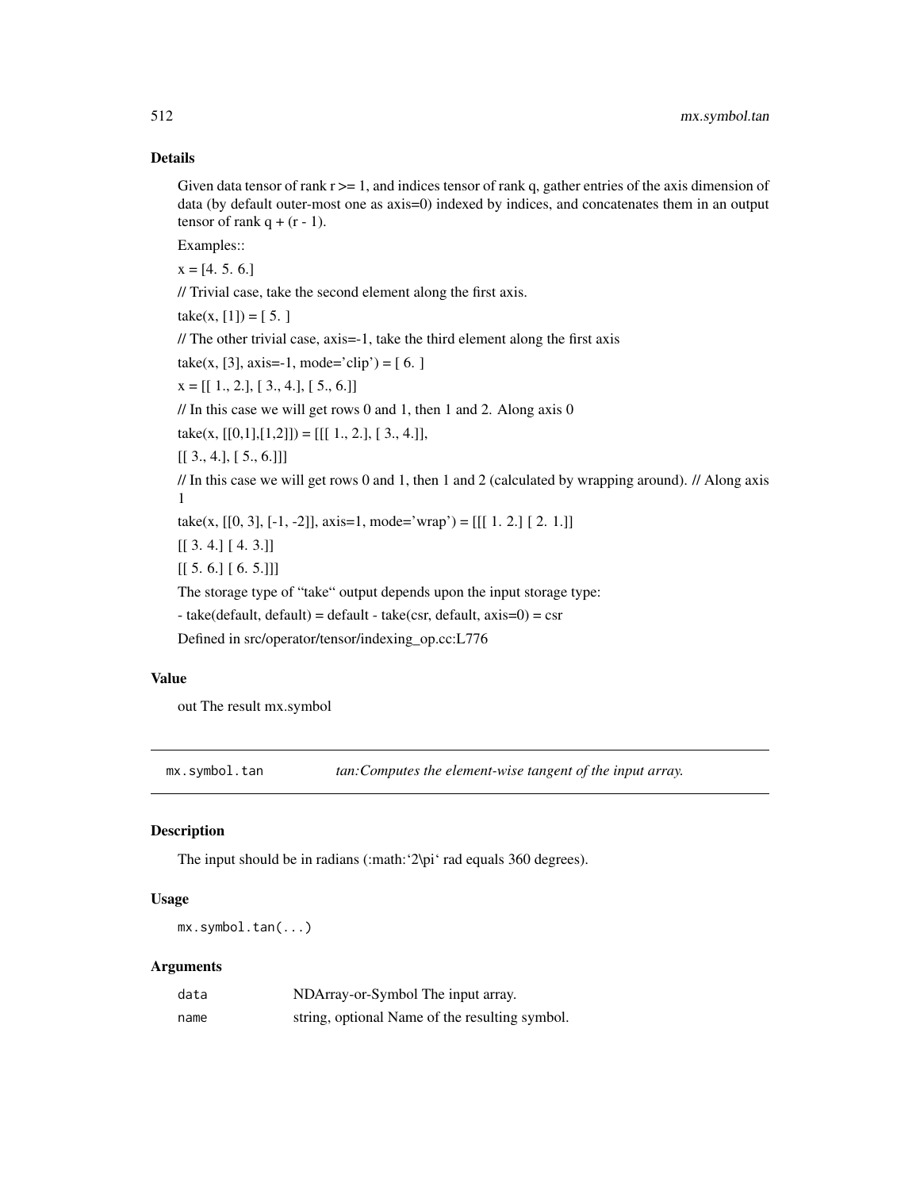### Details

Given data tensor of rank r >= 1, and indices tensor of rank q, gather entries of the axis dimension of data (by default outer-most one as axis=0) indexed by indices, and concatenates them in an output tensor of rank q + (r - 1).

Examples::

x = [4. 5. 6.]

// Trivial case, take the second element along the first axis.

take(x, [1]) = [ 5. ]

// The other trivial case, axis=-1, take the third element along the first axis

take(x, [3], axis=-1, mode='clip') = [ 6. ]

x = [[ 1., 2.], [ 3., 4.], [ 5., 6.]]

// In this case we will get rows 0 and 1, then 1 and 2. Along axis 0

take(x, [[0,1],[1,2]]) = [[[ 1., 2.], [ 3., 4.]],

[[ 3., 4.], [ 5., 6.]]]

// In this case we will get rows 0 and 1, then 1 and 2 (calculated by wrapping around). // Along axis 1

take(x, [[0, 3], [-1, -2]], axis=1, mode='wrap') = [[[ 1. 2.] [ 2. 1.]]

[[ 3. 4.] [ 4. 3.]]

[[ 5. 6.] [ 6. 5.]]]

The storage type of "take" output depends upon the input storage type:

- take(default, default) = default - take(csr, default, axis=0) = csr

Defined in src/operator/tensor/indexing_op.cc:L776

### Value

out The result mx.symbol

## mx.symbol.tan — *tan:Computes the element-wise tangent of the input array.*

### Description

The input should be in radians (:math:'2\pi' rad equals 360 degrees).

### Usage

```
mx.symbol.tan(...)
```

### Arguments

| | |
|---|---|
| `data` | NDArray-or-Symbol The input array. |
| `name` | string, optional Name of the resulting symbol. |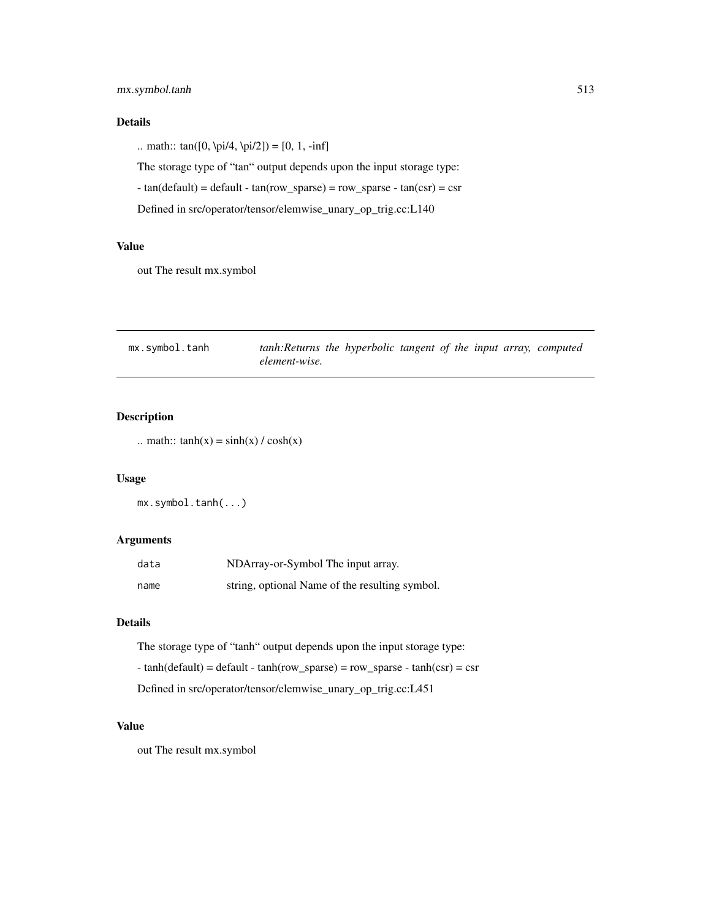### Details

.. math:: tan([0, \pi/4, \pi/2]) = [0, 1, -inf]

The storage type of "tan" output depends upon the input storage type:

- tan(default) = default - tan(row_sparse) = row_sparse - tan(csr) = csr

Defined in src/operator/tensor/elemwise_unary_op_trig.cc:L140

### Value

out The result mx.symbol

---

## mx.symbol.tanh — *tanh:Returns the hyperbolic tangent of the input array, computed element-wise.*

### Description

.. math:: tanh(x) = sinh(x) / cosh(x)

### Usage

```
mx.symbol.tanh(...)
```

### Arguments

| | |
|---|---|
| `data` | NDArray-or-Symbol The input array. |
| `name` | string, optional Name of the resulting symbol. |

### Details

The storage type of "tanh" output depends upon the input storage type:

- tanh(default) = default - tanh(row_sparse) = row_sparse - tanh(csr) = csr

Defined in src/operator/tensor/elemwise_unary_op_trig.cc:L451

### Value

out The result mx.symbol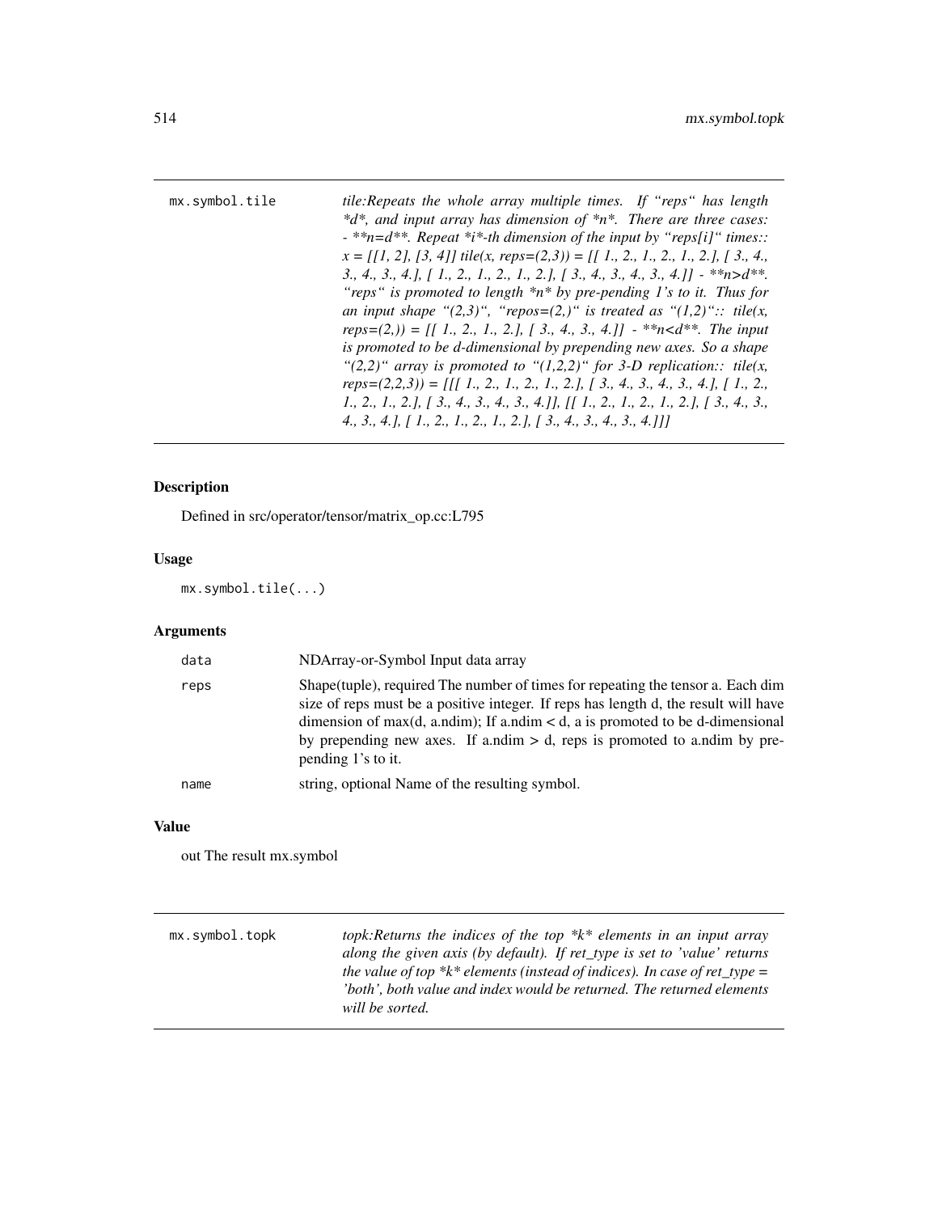## mx.symbol.tile

*tile:Repeats the whole array multiple times. If "reps" has length \*d\*, and input array has dimension of \*n\*. There are three cases: - \*\*n=d\*\*. Repeat \*i\*-th dimension of the input by "reps[i]" times:: x = [[1, 2], [3, 4]] tile(x, reps=(2,3)) = [[ 1., 2., 1., 2., 1., 2.], [ 3., 4., 3., 4., 3., 4.], [ 1., 2., 1., 2., 1., 2.], [ 3., 4., 3., 4., 3., 4.]] - \*\*n>d\*\*. "reps" is promoted to length \*n\* by pre-pending 1's to it. Thus for an input shape "(2,3)", "repos=(2,)" is treated as "(1,2)":: tile(x, reps=(2,)) = [[ 1., 2., 1., 2.], [ 3., 4., 3., 4.]] - \*\*n<d\*\*. The input is promoted to be d-dimensional by prepending new axes. So a shape "(2,2)" array is promoted to "(1,2,2)" for 3-D replication:: tile(x, reps=(2,2,3)) = [[[ 1., 2., 1., 2., 1., 2.], [ 3., 4., 3., 4., 3., 4.], [ 1., 2., 1., 2., 1., 2.], [ 3., 4., 3., 4., 3., 4.]], [[ 1., 2., 1., 2., 1., 2.], [ 3., 4., 3., 4., 3., 4.], [ 1., 2., 1., 2., 1., 2.], [ 3., 4., 3., 4., 3., 4.]]]*

### Description

Defined in src/operator/tensor/matrix_op.cc:L795

### Usage

```
mx.symbol.tile(...)
```

### Arguments

| | |
|---|---|
| data | NDArray-or-Symbol Input data array |
| reps | Shape(tuple), required The number of times for repeating the tensor a. Each dim size of reps must be a positive integer. If reps has length d, the result will have dimension of max(d, a.ndim); If a.ndim < d, a is promoted to be d-dimensional by prepending new axes. If a.ndim > d, reps is promoted to a.ndim by pre-pending 1's to it. |
| name | string, optional Name of the resulting symbol. |

### Value

out The result mx.symbol

## mx.symbol.topk

*topk:Returns the indices of the top \*k\* elements in an input array along the given axis (by default). If ret_type is set to 'value' returns the value of top \*k\* elements (instead of indices). In case of ret_type = 'both', both value and index would be returned. The returned elements will be sorted.*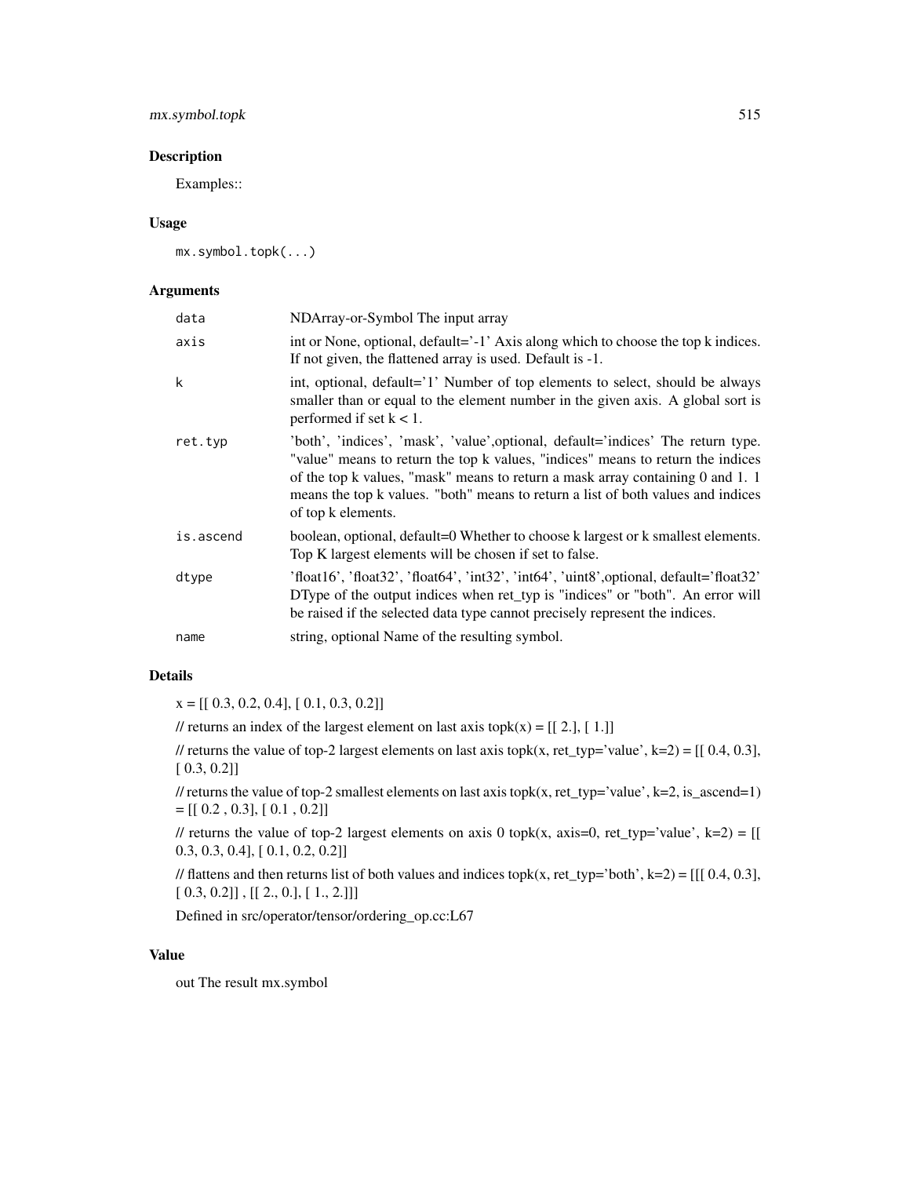## Description

Examples::

## Usage

```
mx.symbol.topk(...)
```

## Arguments

| | |
|---|---|
| `data` | NDArray-or-Symbol The input array |
| `axis` | int or None, optional, default='-1' Axis along which to choose the top k indices. If not given, the flattened array is used. Default is -1. |
| `k` | int, optional, default='1' Number of top elements to select, should be always smaller than or equal to the element number in the given axis. A global sort is performed if set k < 1. |
| `ret.typ` | 'both', 'indices', 'mask', 'value',optional, default='indices' The return type. "value" means to return the top k values, "indices" means to return the indices of the top k values, "mask" means to return a mask array containing 0 and 1. 1 means the top k values. "both" means to return a list of both values and indices of top k elements. |
| `is.ascend` | boolean, optional, default=0 Whether to choose k largest or k smallest elements. Top K largest elements will be chosen if set to false. |
| `dtype` | 'float16', 'float32', 'float64', 'int32', 'int64', 'uint8',optional, default='float32' DType of the output indices when ret_typ is "indices" or "both". An error will be raised if the selected data type cannot precisely represent the indices. |
| `name` | string, optional Name of the resulting symbol. |

## Details

x = [[ 0.3, 0.2, 0.4], [ 0.1, 0.3, 0.2]]

// returns an index of the largest element on last axis topk(x) = [[ 2.], [ 1.]]

// returns the value of top-2 largest elements on last axis topk(x, ret_typ='value', k=2) = [[ 0.4, 0.3], [ 0.3, 0.2]]

// returns the value of top-2 smallest elements on last axis topk(x, ret_typ='value', k=2, is_ascend=1) = [[ 0.2 , 0.3], [ 0.1 , 0.2]]

// returns the value of top-2 largest elements on axis 0 topk(x, axis=0, ret_typ='value', k=2) = [[ 0.3, 0.3, 0.4], [ 0.1, 0.2, 0.2]]

// flattens and then returns list of both values and indices topk(x, ret_typ='both', k=2) = [[[ 0.4, 0.3], [ 0.3, 0.2]] , [[ 2., 0.], [ 1., 2.]]]

Defined in src/operator/tensor/ordering_op.cc:L67

## Value

out The result mx.symbol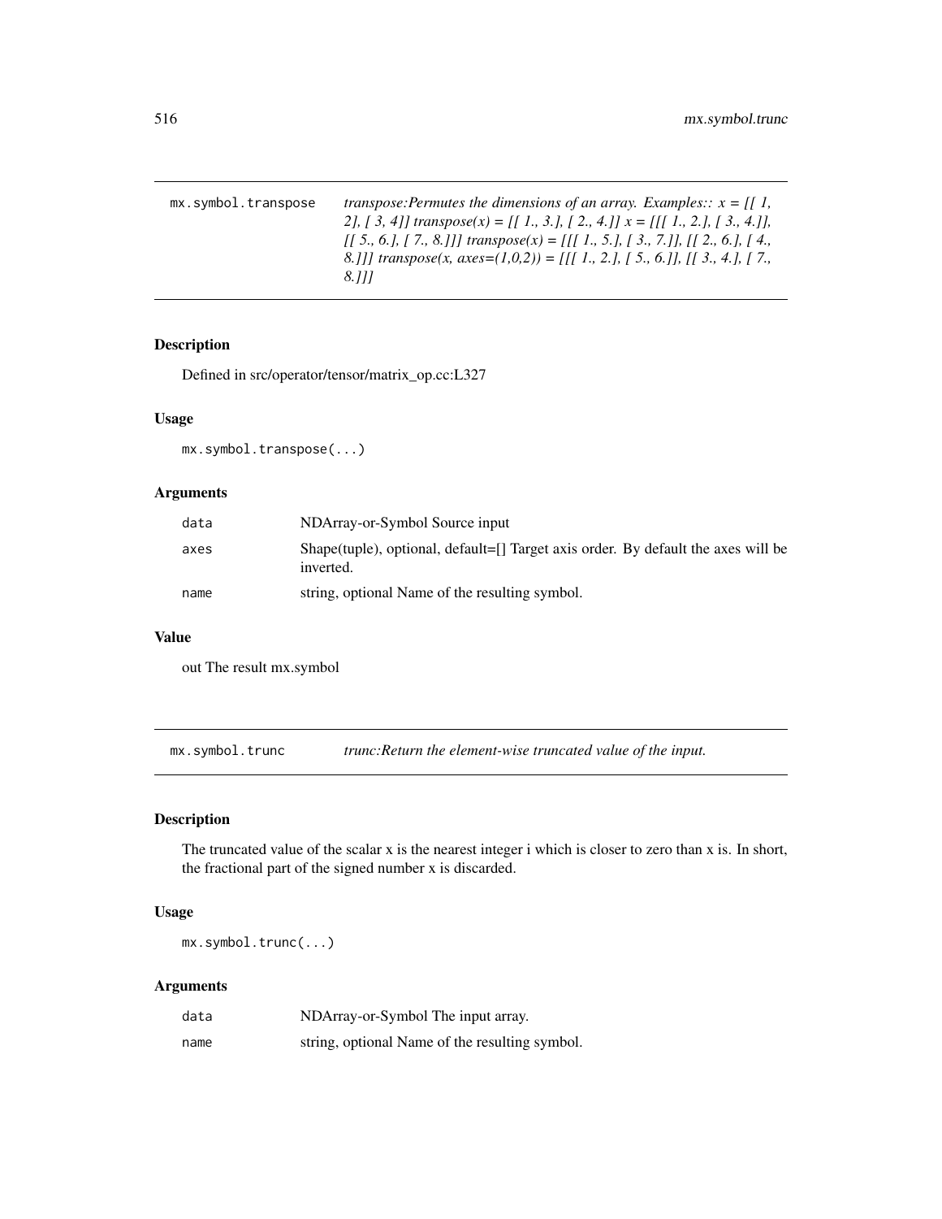## mx.symbol.transpose

*transpose:Permutes the dimensions of an array. Examples:: x = [[ 1, 2], [ 3, 4]] transpose(x) = [[ 1., 3.], [ 2., 4.]] x = [[[ 1., 2.], [ 3., 4.]], [[ 5., 6.], [ 7., 8.]]] transpose(x) = [[[ 1., 5.], [ 3., 7.]], [[ 2., 6.], [ 4., 8.]]] transpose(x, axes=(1,0,2)) = [[[ 1., 2.], [ 5., 6.]], [[ 3., 4.], [ 7., 8.]]]*

### Description

Defined in src/operator/tensor/matrix_op.cc:L327

### Usage

```
mx.symbol.transpose(...)
```

### Arguments

| | |
|---|---|
| data | NDArray-or-Symbol Source input |
| axes | Shape(tuple), optional, default=[] Target axis order. By default the axes will be inverted. |
| name | string, optional Name of the resulting symbol. |

### Value

out The result mx.symbol

## mx.symbol.trunc

*trunc:Return the element-wise truncated value of the input.*

### Description

The truncated value of the scalar x is the nearest integer i which is closer to zero than x is. In short, the fractional part of the signed number x is discarded.

### Usage

```
mx.symbol.trunc(...)
```

### Arguments

| | |
|---|---|
| data | NDArray-or-Symbol The input array. |
| name | string, optional Name of the resulting symbol. |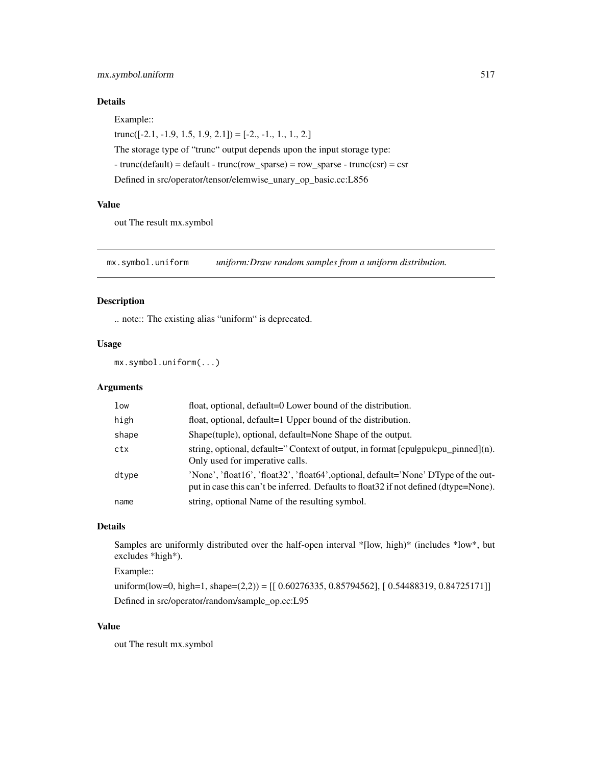### Details

Example::

trunc([-2.1, -1.9, 1.5, 1.9, 2.1]) = [-2., -1., 1., 1., 2.]

The storage type of "trunc" output depends upon the input storage type:

- trunc(default) = default - trunc(row_sparse) = row_sparse - trunc(csr) = csr

Defined in src/operator/tensor/elemwise_unary_op_basic.cc:L856

### Value

out The result mx.symbol

---

## mx.symbol.uniform — *uniform:Draw random samples from a uniform distribution.*

---

### Description

.. note:: The existing alias "uniform" is deprecated.

### Usage

```
mx.symbol.uniform(...)
```

### Arguments

| | |
|---|---|
| `low` | float, optional, default=0 Lower bound of the distribution. |
| `high` | float, optional, default=1 Upper bound of the distribution. |
| `shape` | Shape(tuple), optional, default=None Shape of the output. |
| `ctx` | string, optional, default='' Context of output, in format [cpu\|gpu\|cpu_pinned](n). Only used for imperative calls. |
| `dtype` | 'None', 'float16', 'float32', 'float64',optional, default='None' DType of the output in case this can't be inferred. Defaults to float32 if not defined (dtype=None). |
| `name` | string, optional Name of the resulting symbol. |

### Details

Samples are uniformly distributed over the half-open interval *[low, high)* (includes *low*, but excludes *high*).

Example::

uniform(low=0, high=1, shape=(2,2)) = [[ 0.60276335, 0.85794562], [ 0.54488319, 0.84725171]]

Defined in src/operator/random/sample_op.cc:L95

### Value

out The result mx.symbol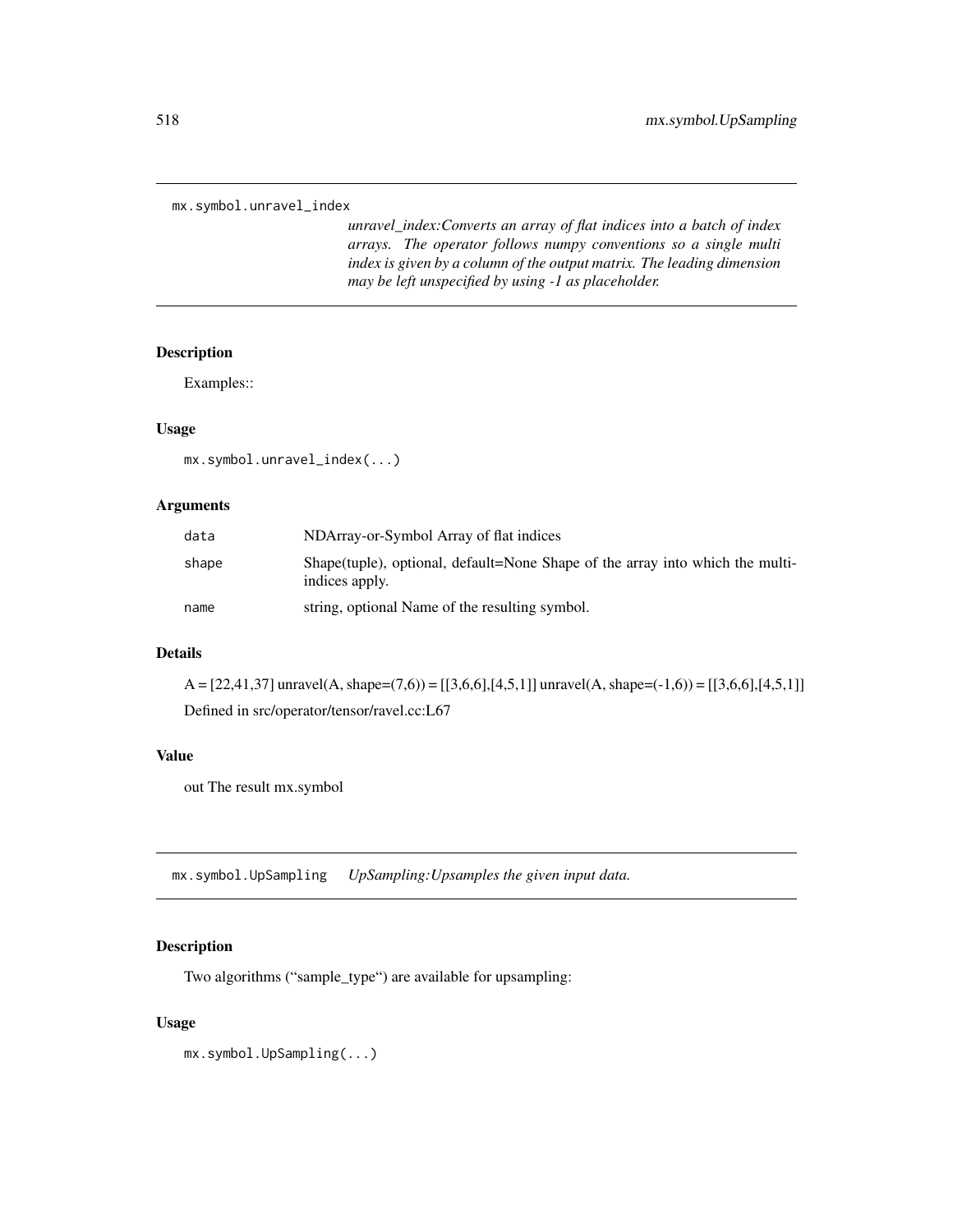## mx.symbol.unravel_index

*unravel_index:Converts an array of flat indices into a batch of index arrays. The operator follows numpy conventions so a single multi index is given by a column of the output matrix. The leading dimension may be left unspecified by using -1 as placeholder.*

### Description

Examples::

### Usage

```
mx.symbol.unravel_index(...)
```

### Arguments

| | |
|---|---|
| `data` | NDArray-or-Symbol Array of flat indices |
| `shape` | Shape(tuple), optional, default=None Shape of the array into which the multi-indices apply. |
| `name` | string, optional Name of the resulting symbol. |

### Details

A = [22,41,37] unravel(A, shape=(7,6)) = [[3,6,6],[4,5,1]] unravel(A, shape=(-1,6)) = [[3,6,6],[4,5,1]]

Defined in src/operator/tensor/ravel.cc:L67

### Value

out The result mx.symbol

## mx.symbol.UpSampling

*UpSampling:Upsamples the given input data.*

### Description

Two algorithms ("sample_type") are available for upsampling:

### Usage

```
mx.symbol.UpSampling(...)
```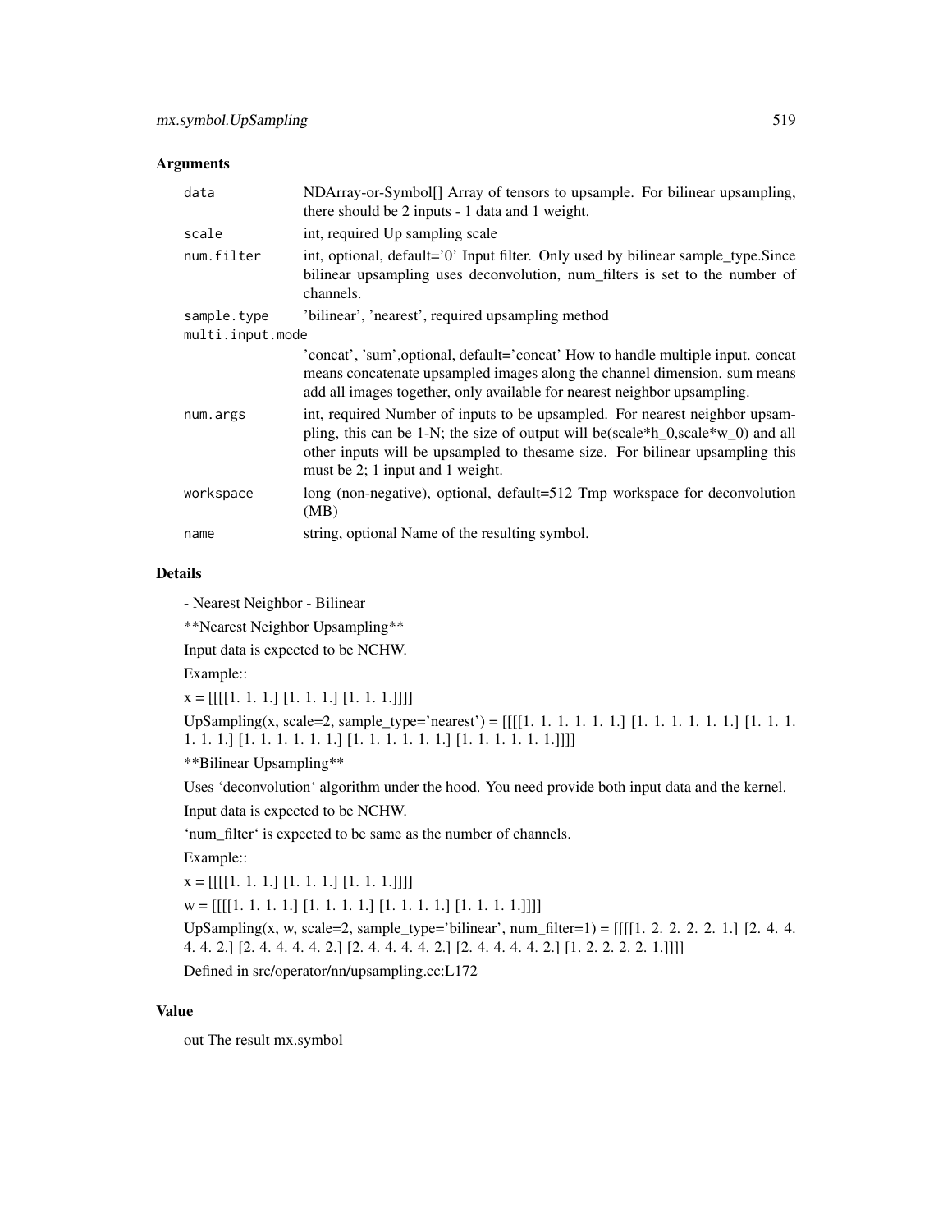## Arguments

| | |
|---|---|
| data | NDArray-or-Symbol[] Array of tensors to upsample. For bilinear upsampling, there should be 2 inputs - 1 data and 1 weight. |
| scale | int, required Up sampling scale |
| num.filter | int, optional, default='0' Input filter. Only used by bilinear sample_type.Since bilinear upsampling uses deconvolution, num_filters is set to the number of channels. |
| sample.type | 'bilinear', 'nearest', required upsampling method |
| multi.input.mode | 'concat', 'sum',optional, default='concat' How to handle multiple input. concat means concatenate upsampled images along the channel dimension. sum means add all images together, only available for nearest neighbor upsampling. |
| num.args | int, required Number of inputs to be upsampled. For nearest neighbor upsampling, this can be 1-N; the size of output will be(scale*h_0,scale*w_0) and all other inputs will be upsampled to thesame size. For bilinear upsampling this must be 2; 1 input and 1 weight. |
| workspace | long (non-negative), optional, default=512 Tmp workspace for deconvolution (MB) |
| name | string, optional Name of the resulting symbol. |

## Details

- Nearest Neighbor - Bilinear

**Nearest Neighbor Upsampling**

Input data is expected to be NCHW.

Example::

x = [[[[1. 1. 1.] [1. 1. 1.] [1. 1. 1.]]]]

UpSampling(x, scale=2, sample_type='nearest') = [[[[1. 1. 1. 1. 1. 1.] [1. 1. 1. 1. 1. 1.] [1. 1. 1. 1. 1. 1.] [1. 1. 1. 1. 1. 1.] [1. 1. 1. 1. 1. 1.] [1. 1. 1. 1. 1. 1.]]]]

**Bilinear Upsampling**

Uses 'deconvolution' algorithm under the hood. You need provide both input data and the kernel.

Input data is expected to be NCHW.

'num_filter' is expected to be same as the number of channels.

Example::

x = [[[[1. 1. 1.] [1. 1. 1.] [1. 1. 1.]]]]

w = [[[[1. 1. 1. 1.] [1. 1. 1. 1.] [1. 1. 1. 1.] [1. 1. 1. 1.]]]]

UpSampling(x, w, scale=2, sample_type='bilinear', num_filter=1) = [[[[1. 2. 2. 2. 2. 1.] [2. 4. 4. 4. 4. 2.] [2. 4. 4. 4. 4. 2.] [2. 4. 4. 4. 4. 2.] [2. 4. 4. 4. 4. 2.] [1. 2. 2. 2. 2. 1.]]]]

Defined in src/operator/nn/upsampling.cc:L172

## Value

out The result mx.symbol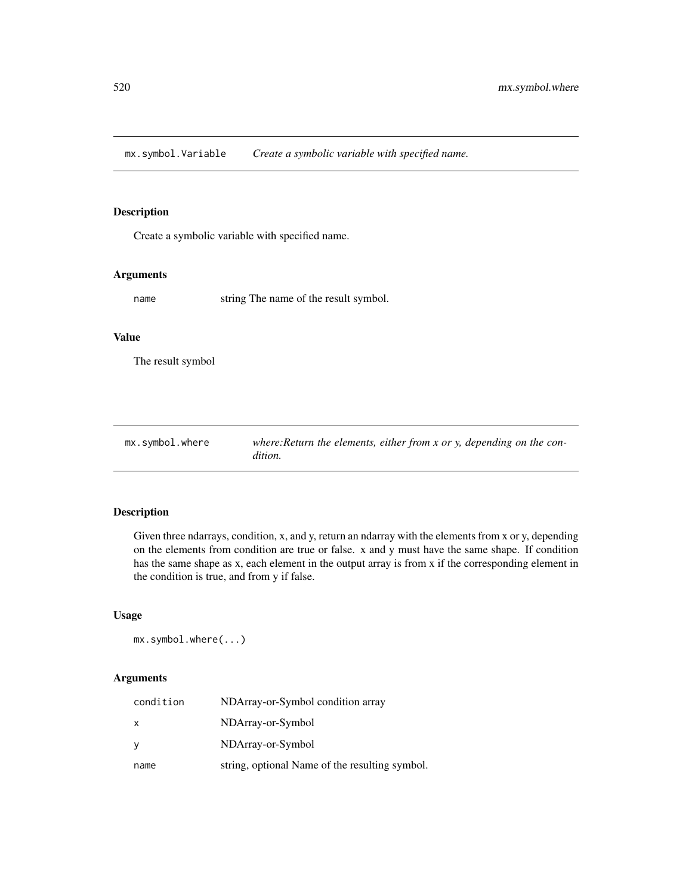## `mx.symbol.Variable` *Create a symbolic variable with specified name.*

### Description

Create a symbolic variable with specified name.

### Arguments

| | |
|---|---|
| `name` | string The name of the result symbol. |

### Value

The result symbol

## `mx.symbol.where` *where:Return the elements, either from x or y, depending on the condition.*

### Description

Given three ndarrays, condition, x, and y, return an ndarray with the elements from x or y, depending on the elements from condition are true or false. x and y must have the same shape. If condition has the same shape as x, each element in the output array is from x if the corresponding element in the condition is true, and from y if false.

### Usage

```
mx.symbol.where(...)
```

### Arguments

| | |
|---|---|
| `condition` | NDArray-or-Symbol condition array |
| `x` | NDArray-or-Symbol |
| `y` | NDArray-or-Symbol |
| `name` | string, optional Name of the resulting symbol. |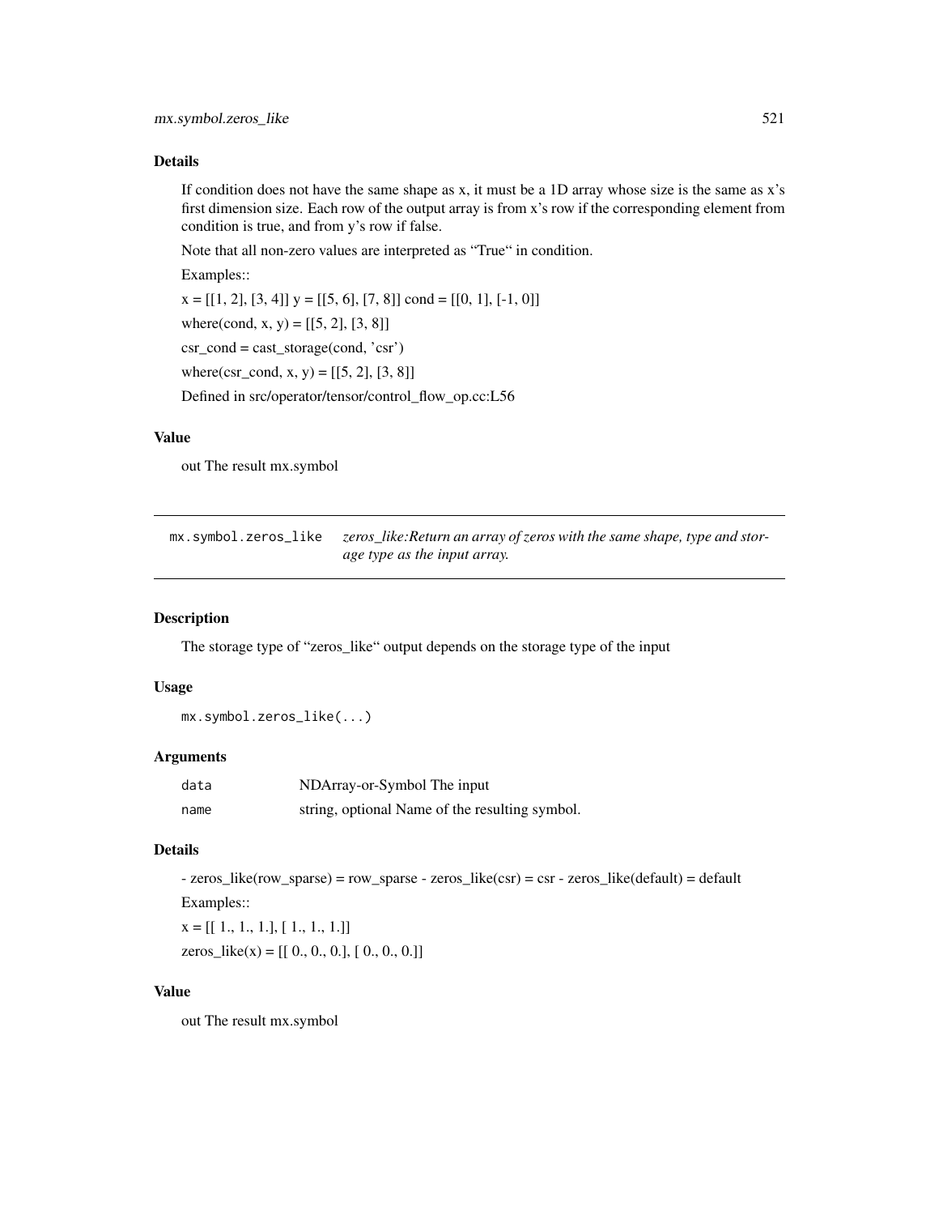## Details

If condition does not have the same shape as x, it must be a 1D array whose size is the same as x's first dimension size. Each row of the output array is from x's row if the corresponding element from condition is true, and from y's row if false.

Note that all non-zero values are interpreted as "True" in condition.

Examples::

x = [[1, 2], [3, 4]] y = [[5, 6], [7, 8]] cond = [[0, 1], [-1, 0]]

where(cond, x, y) = [[5, 2], [3, 8]]

csr_cond = cast_storage(cond, 'csr')

where(csr_cond, x, y) = [[5, 2], [3, 8]]

Defined in src/operator/tensor/control_flow_op.cc:L56

## Value

out The result mx.symbol

---

# mx.symbol.zeros_like

*zeros_like:Return an array of zeros with the same shape, type and storage type as the input array.*

---

## Description

The storage type of "zeros_like" output depends on the storage type of the input

## Usage

```
mx.symbol.zeros_like(...)
```

## Arguments

| | |
|---|---|
| data | NDArray-or-Symbol The input |
| name | string, optional Name of the resulting symbol. |

## Details

- zeros_like(row_sparse) = row_sparse - zeros_like(csr) = csr - zeros_like(default) = default

Examples::

x = [[ 1., 1., 1.], [ 1., 1., 1.]]

zeros_like(x) = [[ 0., 0., 0.], [ 0., 0., 0.]]

## Value

out The result mx.symbol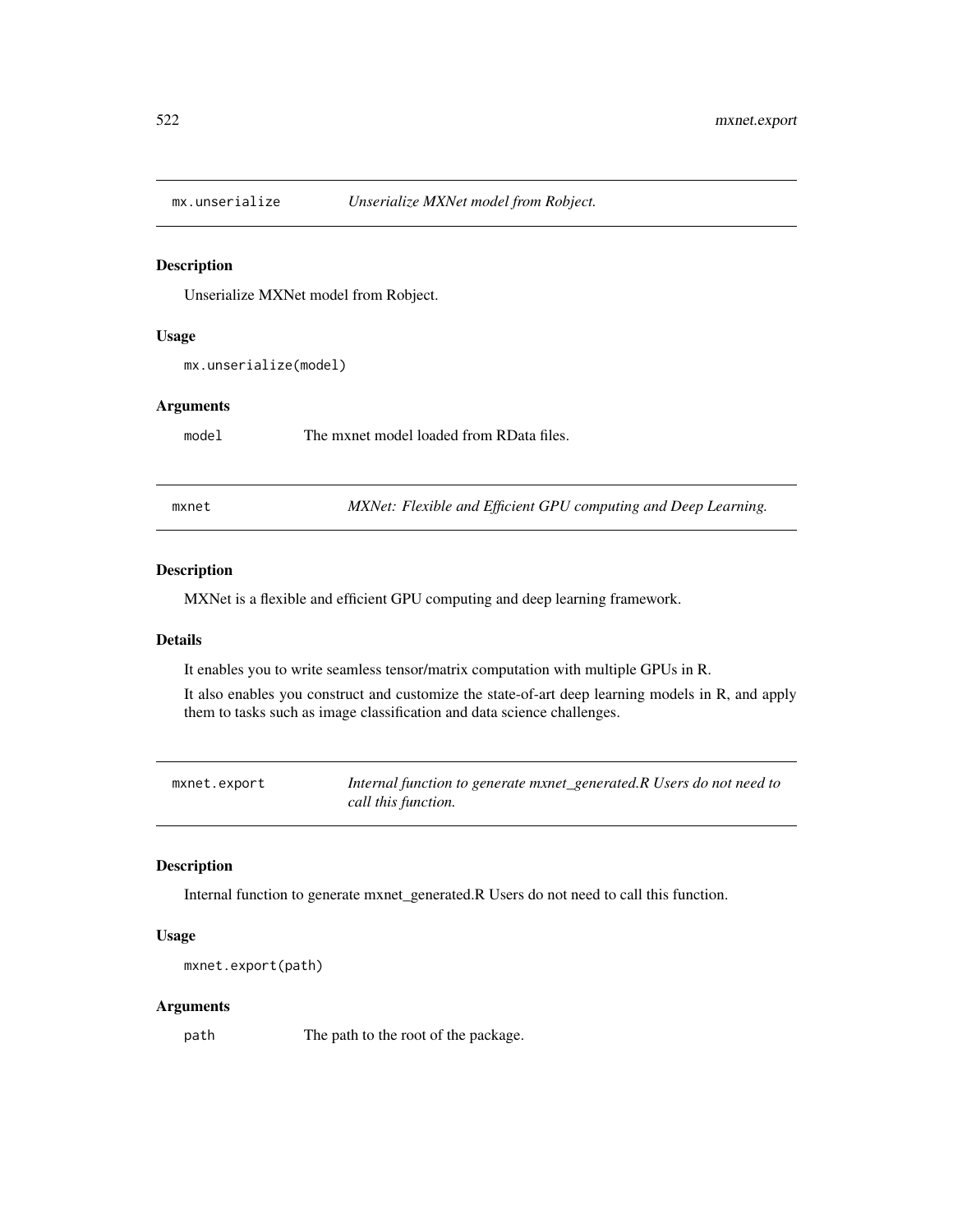## mx.unserialize — *Unserialize MXNet model from Robject.*

### Description

Unserialize MXNet model from Robject.

### Usage

```
mx.unserialize(model)
```

### Arguments

| | |
|---|---|
| `model` | The mxnet model loaded from RData files. |

## mxnet — *MXNet: Flexible and Efficient GPU computing and Deep Learning.*

### Description

MXNet is a flexible and efficient GPU computing and deep learning framework.

### Details

It enables you to write seamless tensor/matrix computation with multiple GPUs in R.

It also enables you construct and customize the state-of-art deep learning models in R, and apply them to tasks such as image classification and data science challenges.

## mxnet.export — *Internal function to generate mxnet_generated.R Users do not need to call this function.*

### Description

Internal function to generate mxnet_generated.R Users do not need to call this function.

### Usage

```
mxnet.export(path)
```

### Arguments

| | |
|---|---|
| `path` | The path to the root of the package. |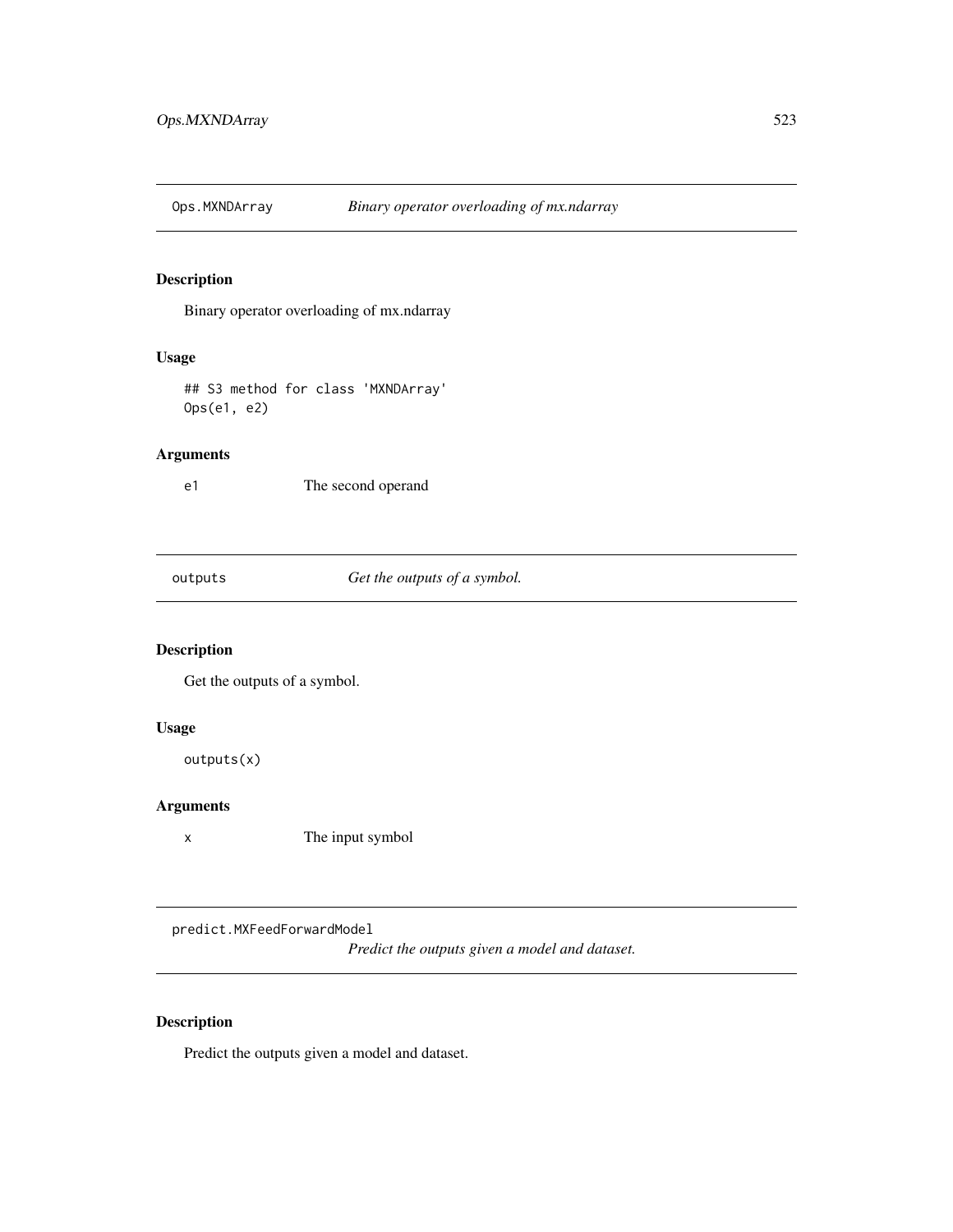## Ops.MXNDArray — *Binary operator overloading of mx.ndarray*

### Description

Binary operator overloading of mx.ndarray

### Usage

```
## S3 method for class 'MXNDArray'
Ops(e1, e2)
```

### Arguments

| | |
|---|---|
| e1 | The second operand |

## outputs — *Get the outputs of a symbol.*

### Description

Get the outputs of a symbol.

### Usage

```
outputs(x)
```

### Arguments

| | |
|---|---|
| x | The input symbol |

## predict.MXFeedForwardModel — *Predict the outputs given a model and dataset.*

### Description

Predict the outputs given a model and dataset.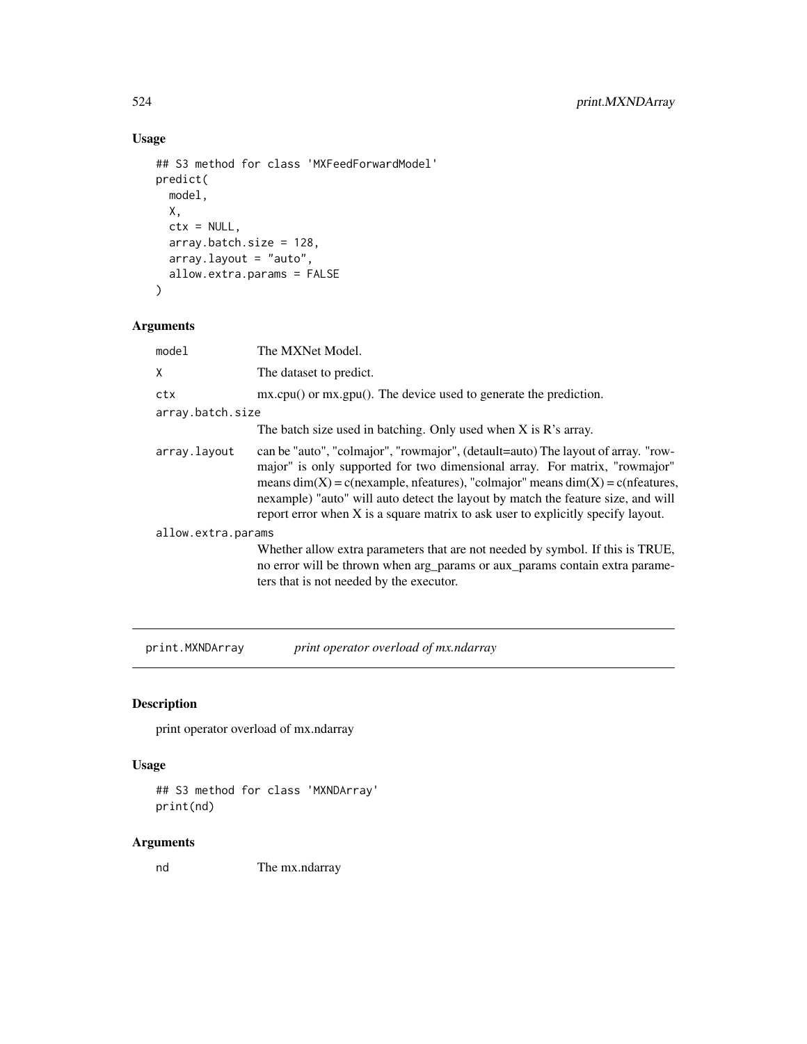## Usage

```
## S3 method for class 'MXFeedForwardModel'
predict(
  model,
  X,
  ctx = NULL,
  array.batch.size = 128,
  array.layout = "auto",
  allow.extra.params = FALSE
)
```

## Arguments

| | |
|---|---|
| model | The MXNet Model. |
| X | The dataset to predict. |
| ctx | mx.cpu() or mx.gpu(). The device used to generate the prediction. |
| array.batch.size | The batch size used in batching. Only used when X is R's array. |
| array.layout | can be "auto", "colmajor", "rowmajor", (detault=auto) The layout of array. "rowmajor" is only supported for two dimensional array. For matrix, "rowmajor" means dim(X) = c(nexample, nfeatures), "colmajor" means dim(X) = c(nfeatures, nexample) "auto" will auto detect the layout by match the feature size, and will report error when X is a square matrix to ask user to explicitly specify layout. |
| allow.extra.params | Whether allow extra parameters that are not needed by symbol. If this is TRUE, no error will be thrown when arg_params or aux_params contain extra parameters that is not needed by the executor. |

---

# print.MXNDArray *print operator overload of mx.ndarray*

## Description

print operator overload of mx.ndarray

## Usage

```
## S3 method for class 'MXNDArray'
print(nd)
```

## Arguments

| | |
|---|---|
| nd | The mx.ndarray |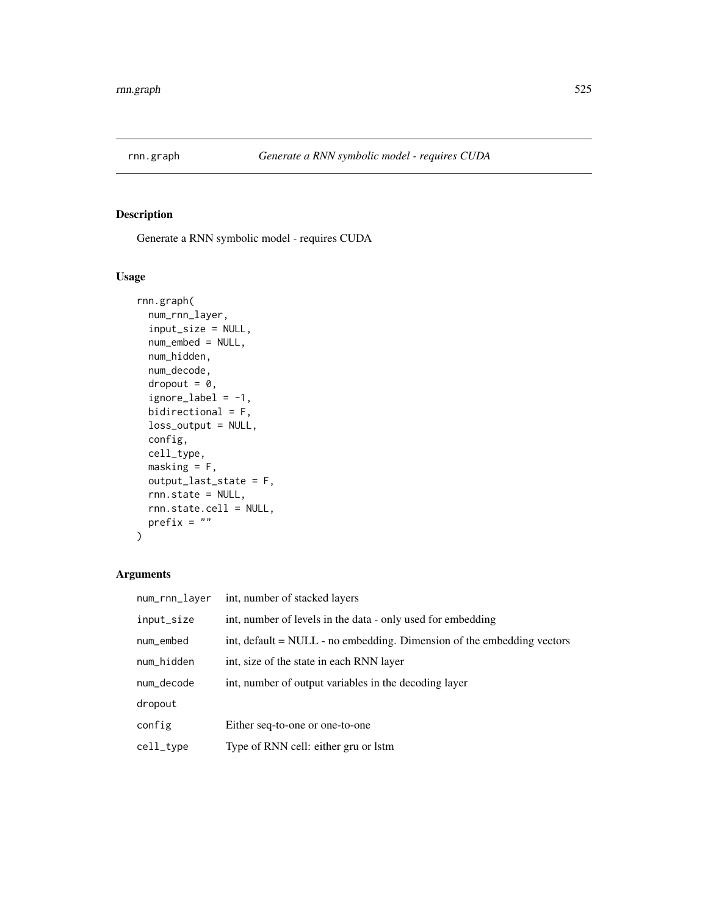## rnn.graph *Generate a RNN symbolic model - requires CUDA*

### Description

Generate a RNN symbolic model - requires CUDA

### Usage

```
rnn.graph(
  num_rnn_layer,
  input_size = NULL,
  num_embed = NULL,
  num_hidden,
  num_decode,
  dropout = 0,
  ignore_label = -1,
  bidirectional = F,
  loss_output = NULL,
  config,
  cell_type,
  masking = F,
  output_last_state = F,
  rnn.state = NULL,
  rnn.state.cell = NULL,
  prefix = ""
)
```

### Arguments

| | |
|---|---|
| `num_rnn_layer` | int, number of stacked layers |
| `input_size` | int, number of levels in the data - only used for embedding |
| `num_embed` | int, default = NULL - no embedding. Dimension of the embedding vectors |
| `num_hidden` | int, size of the state in each RNN layer |
| `num_decode` | int, number of output variables in the decoding layer |
| `dropout` | |
| `config` | Either seq-to-one or one-to-one |
| `cell_type` | Type of RNN cell: either gru or lstm |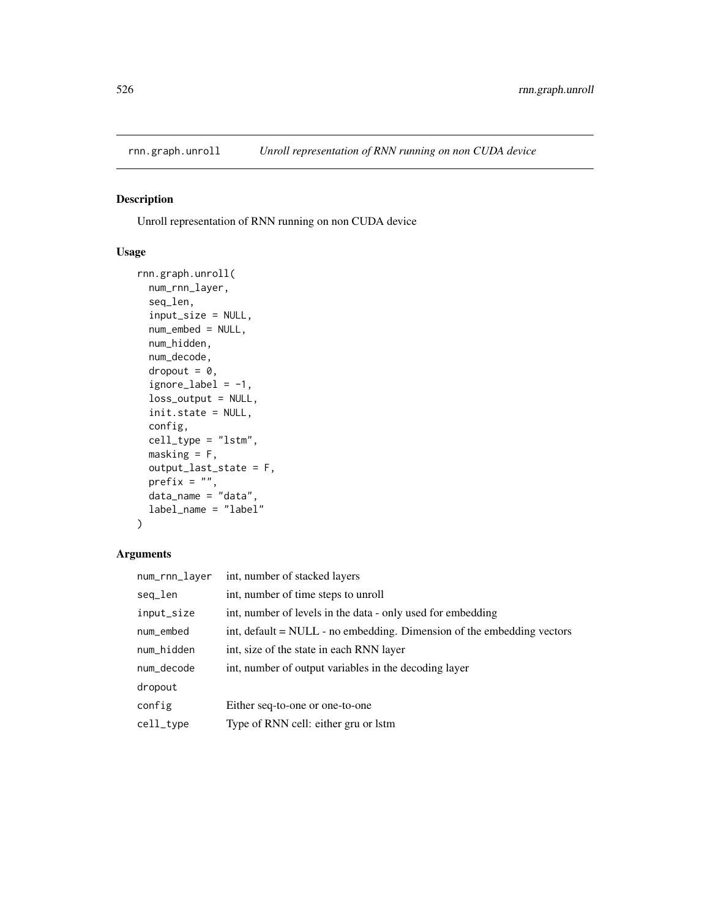## rnn.graph.unroll *Unroll representation of RNN running on non CUDA device*

### Description

Unroll representation of RNN running on non CUDA device

### Usage

```
rnn.graph.unroll(
  num_rnn_layer,
  seq_len,
  input_size = NULL,
  num_embed = NULL,
  num_hidden,
  num_decode,
  dropout = 0,
  ignore_label = -1,
  loss_output = NULL,
  init.state = NULL,
  config,
  cell_type = "lstm",
  masking = F,
  output_last_state = F,
  prefix = "",
  data_name = "data",
  label_name = "label"
)
```

### Arguments

| | |
|---|---|
| num_rnn_layer | int, number of stacked layers |
| seq_len | int, number of time steps to unroll |
| input_size | int, number of levels in the data - only used for embedding |
| num_embed | int, default = NULL - no embedding. Dimension of the embedding vectors |
| num_hidden | int, size of the state in each RNN layer |
| num_decode | int, number of output variables in the decoding layer |
| dropout | |
| config | Either seq-to-one or one-to-one |
| cell_type | Type of RNN cell: either gru or lstm |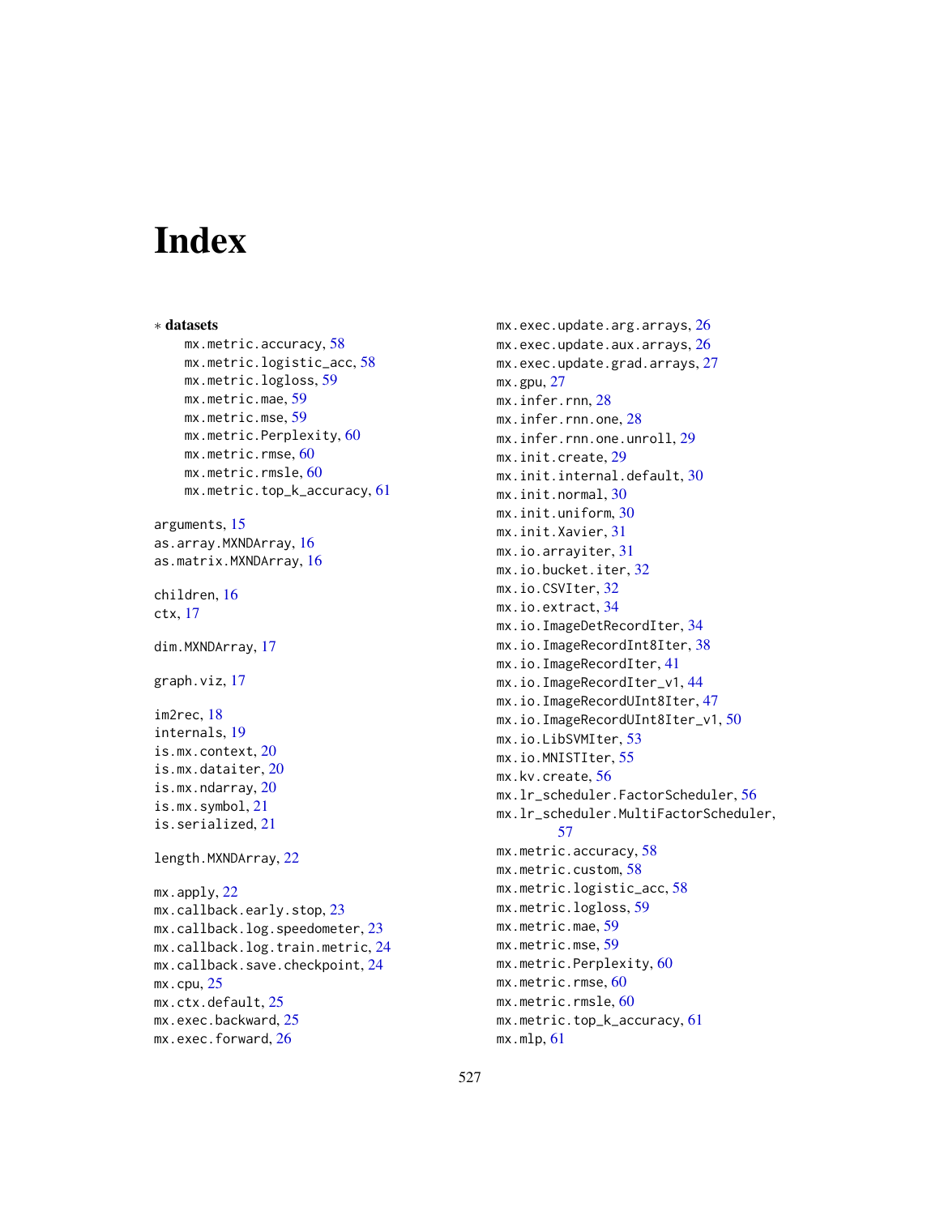# Index

∗ **datasets**

- mx.metric.accuracy, 58
- mx.metric.logistic_acc, 58
- mx.metric.logloss, 59
- mx.metric.mae, 59
- mx.metric.mse, 59
- mx.metric.Perplexity, 60
- mx.metric.rmse, 60
- mx.metric.rmsle, 60
- mx.metric.top_k_accuracy, 61

arguments, 15
as.array.MXNDArray, 16
as.matrix.MXNDArray, 16

children, 16
ctx, 17

dim.MXNDArray, 17

graph.viz, 17

im2rec, 18
internals, 19
is.mx.context, 20
is.mx.dataiter, 20
is.mx.ndarray, 20
is.mx.symbol, 21
is.serialized, 21

length.MXNDArray, 22

mx.apply, 22
mx.callback.early.stop, 23
mx.callback.log.speedometer, 23
mx.callback.log.train.metric, 24
mx.callback.save.checkpoint, 24
mx.cpu, 25
mx.ctx.default, 25
mx.exec.backward, 25
mx.exec.forward, 26
mx.exec.update.arg.arrays, 26
mx.exec.update.aux.arrays, 26
mx.exec.update.grad.arrays, 27
mx.gpu, 27
mx.infer.rnn, 28
mx.infer.rnn.one, 28
mx.infer.rnn.one.unroll, 29
mx.init.create, 29
mx.init.internal.default, 30
mx.init.normal, 30
mx.init.uniform, 30
mx.init.Xavier, 31
mx.io.arrayiter, 31
mx.io.bucket.iter, 32
mx.io.CSVIter, 32
mx.io.extract, 34
mx.io.ImageDetRecordIter, 34
mx.io.ImageRecordInt8Iter, 38
mx.io.ImageRecordIter, 41
mx.io.ImageRecordIter_v1, 44
mx.io.ImageRecordUInt8Iter, 47
mx.io.ImageRecordUInt8Iter_v1, 50
mx.io.LibSVMIter, 53
mx.io.MNISTIter, 55
mx.kv.create, 56
mx.lr_scheduler.FactorScheduler, 56
mx.lr_scheduler.MultiFactorScheduler, 57
mx.metric.accuracy, 58
mx.metric.custom, 58
mx.metric.logistic_acc, 58
mx.metric.logloss, 59
mx.metric.mae, 59
mx.metric.mse, 59
mx.metric.Perplexity, 60
mx.metric.rmse, 60
mx.metric.rmsle, 60
mx.metric.top_k_accuracy, 61
mx.mlp, 61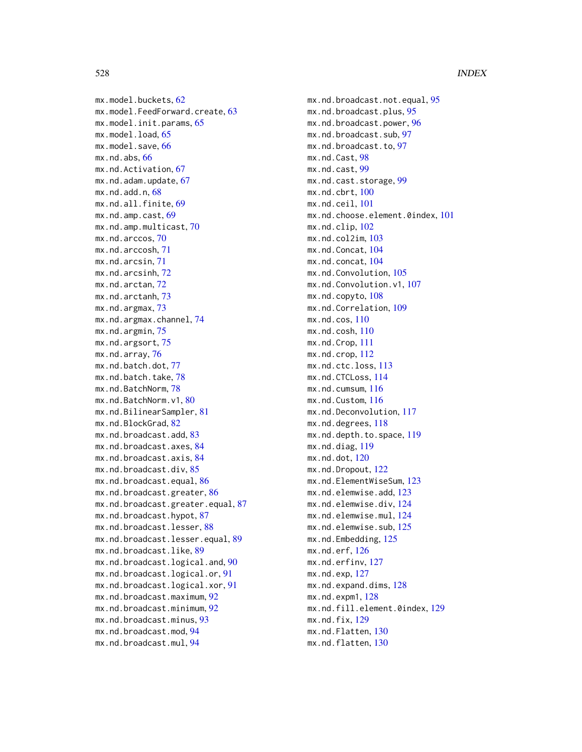mx.model.buckets, 62
mx.model.FeedForward.create, 63
mx.model.init.params, 65
mx.model.load, 65
mx.model.save, 66
mx.nd.abs, 66
mx.nd.Activation, 67
mx.nd.adam.update, 67
mx.nd.add.n, 68
mx.nd.all.finite, 69
mx.nd.amp.cast, 69
mx.nd.amp.multicast, 70
mx.nd.arccos, 70
mx.nd.arccosh, 71
mx.nd.arcsin, 71
mx.nd.arcsinh, 72
mx.nd.arctan, 72
mx.nd.arctanh, 73
mx.nd.argmax, 73
mx.nd.argmax.channel, 74
mx.nd.argmin, 75
mx.nd.argsort, 75
mx.nd.array, 76
mx.nd.batch.dot, 77
mx.nd.batch.take, 78
mx.nd.BatchNorm, 78
mx.nd.BatchNorm.v1, 80
mx.nd.BilinearSampler, 81
mx.nd.BlockGrad, 82
mx.nd.broadcast.add, 83
mx.nd.broadcast.axes, 84
mx.nd.broadcast.axis, 84
mx.nd.broadcast.div, 85
mx.nd.broadcast.equal, 86
mx.nd.broadcast.greater, 86
mx.nd.broadcast.greater.equal, 87
mx.nd.broadcast.hypot, 87
mx.nd.broadcast.lesser, 88
mx.nd.broadcast.lesser.equal, 89
mx.nd.broadcast.like, 89
mx.nd.broadcast.logical.and, 90
mx.nd.broadcast.logical.or, 91
mx.nd.broadcast.logical.xor, 91
mx.nd.broadcast.maximum, 92
mx.nd.broadcast.minimum, 92
mx.nd.broadcast.minus, 93
mx.nd.broadcast.mod, 94
mx.nd.broadcast.mul, 94
mx.nd.broadcast.not.equal, 95
mx.nd.broadcast.plus, 95
mx.nd.broadcast.power, 96
mx.nd.broadcast.sub, 97
mx.nd.broadcast.to, 97
mx.nd.Cast, 98
mx.nd.cast, 99
mx.nd.cast.storage, 99
mx.nd.cbrt, 100
mx.nd.ceil, 101
mx.nd.choose.element.0index, 101
mx.nd.clip, 102
mx.nd.col2im, 103
mx.nd.Concat, 104
mx.nd.concat, 104
mx.nd.Convolution, 105
mx.nd.Convolution.v1, 107
mx.nd.copyto, 108
mx.nd.Correlation, 109
mx.nd.cos, 110
mx.nd.cosh, 110
mx.nd.Crop, 111
mx.nd.crop, 112
mx.nd.ctc.loss, 113
mx.nd.CTCLoss, 114
mx.nd.cumsum, 116
mx.nd.Custom, 116
mx.nd.Deconvolution, 117
mx.nd.degrees, 118
mx.nd.depth.to.space, 119
mx.nd.diag, 119
mx.nd.dot, 120
mx.nd.Dropout, 122
mx.nd.ElementWiseSum, 123
mx.nd.elemwise.add, 123
mx.nd.elemwise.div, 124
mx.nd.elemwise.mul, 124
mx.nd.elemwise.sub, 125
mx.nd.Embedding, 125
mx.nd.erf, 126
mx.nd.erfinv, 127
mx.nd.exp, 127
mx.nd.expand.dims, 128
mx.nd.expm1, 128
mx.nd.fill.element.0index, 129
mx.nd.fix, 129
mx.nd.Flatten, 130
mx.nd.flatten, 130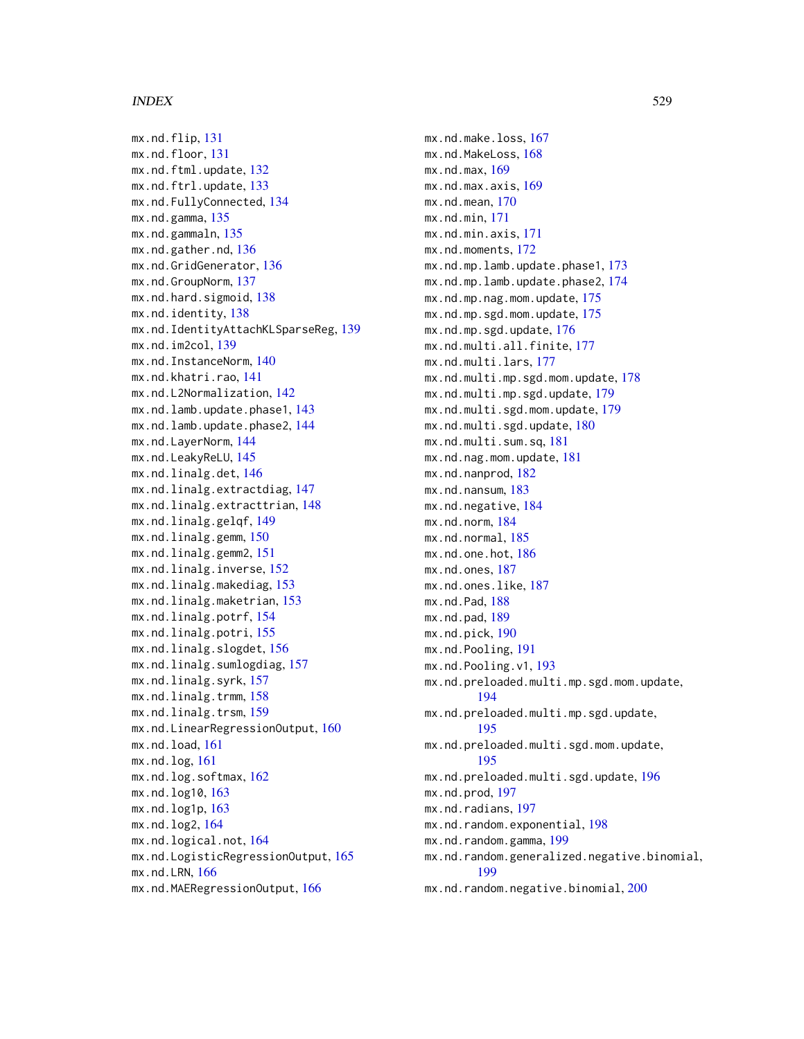mx.nd.flip, 131
mx.nd.floor, 131
mx.nd.ftml.update, 132
mx.nd.ftrl.update, 133
mx.nd.FullyConnected, 134
mx.nd.gamma, 135
mx.nd.gammaln, 135
mx.nd.gather.nd, 136
mx.nd.GridGenerator, 136
mx.nd.GroupNorm, 137
mx.nd.hard.sigmoid, 138
mx.nd.identity, 138
mx.nd.IdentityAttachKLSparseReg, 139
mx.nd.im2col, 139
mx.nd.InstanceNorm, 140
mx.nd.khatri.rao, 141
mx.nd.L2Normalization, 142
mx.nd.lamb.update.phase1, 143
mx.nd.lamb.update.phase2, 144
mx.nd.LayerNorm, 144
mx.nd.LeakyReLU, 145
mx.nd.linalg.det, 146
mx.nd.linalg.extractdiag, 147
mx.nd.linalg.extracttrian, 148
mx.nd.linalg.gelqf, 149
mx.nd.linalg.gemm, 150
mx.nd.linalg.gemm2, 151
mx.nd.linalg.inverse, 152
mx.nd.linalg.makediag, 153
mx.nd.linalg.maketrian, 153
mx.nd.linalg.potrf, 154
mx.nd.linalg.potri, 155
mx.nd.linalg.slogdet, 156
mx.nd.linalg.sumlogdiag, 157
mx.nd.linalg.syrk, 157
mx.nd.linalg.trmm, 158
mx.nd.linalg.trsm, 159
mx.nd.LinearRegressionOutput, 160
mx.nd.load, 161
mx.nd.log, 161
mx.nd.log.softmax, 162
mx.nd.log10, 163
mx.nd.log1p, 163
mx.nd.log2, 164
mx.nd.logical.not, 164
mx.nd.LogisticRegressionOutput, 165
mx.nd.LRN, 166
mx.nd.MAERegressionOutput, 166
mx.nd.make.loss, 167
mx.nd.MakeLoss, 168
mx.nd.max, 169
mx.nd.max.axis, 169
mx.nd.mean, 170
mx.nd.min, 171
mx.nd.min.axis, 171
mx.nd.moments, 172
mx.nd.mp.lamb.update.phase1, 173
mx.nd.mp.lamb.update.phase2, 174
mx.nd.mp.nag.mom.update, 175
mx.nd.mp.sgd.mom.update, 175
mx.nd.mp.sgd.update, 176
mx.nd.multi.all.finite, 177
mx.nd.multi.lars, 177
mx.nd.multi.mp.sgd.mom.update, 178
mx.nd.multi.mp.sgd.update, 179
mx.nd.multi.sgd.mom.update, 179
mx.nd.multi.sgd.update, 180
mx.nd.multi.sum.sq, 181
mx.nd.nag.mom.update, 181
mx.nd.nanprod, 182
mx.nd.nansum, 183
mx.nd.negative, 184
mx.nd.norm, 184
mx.nd.normal, 185
mx.nd.one.hot, 186
mx.nd.ones, 187
mx.nd.ones.like, 187
mx.nd.Pad, 188
mx.nd.pad, 189
mx.nd.pick, 190
mx.nd.Pooling, 191
mx.nd.Pooling.v1, 193
mx.nd.preloaded.multi.mp.sgd.mom.update, 194
mx.nd.preloaded.multi.mp.sgd.update, 195
mx.nd.preloaded.multi.sgd.mom.update, 195
mx.nd.preloaded.multi.sgd.update, 196
mx.nd.prod, 197
mx.nd.radians, 197
mx.nd.random.exponential, 198
mx.nd.random.gamma, 199
mx.nd.random.generalized.negative.binomial, 199
mx.nd.random.negative.binomial, 200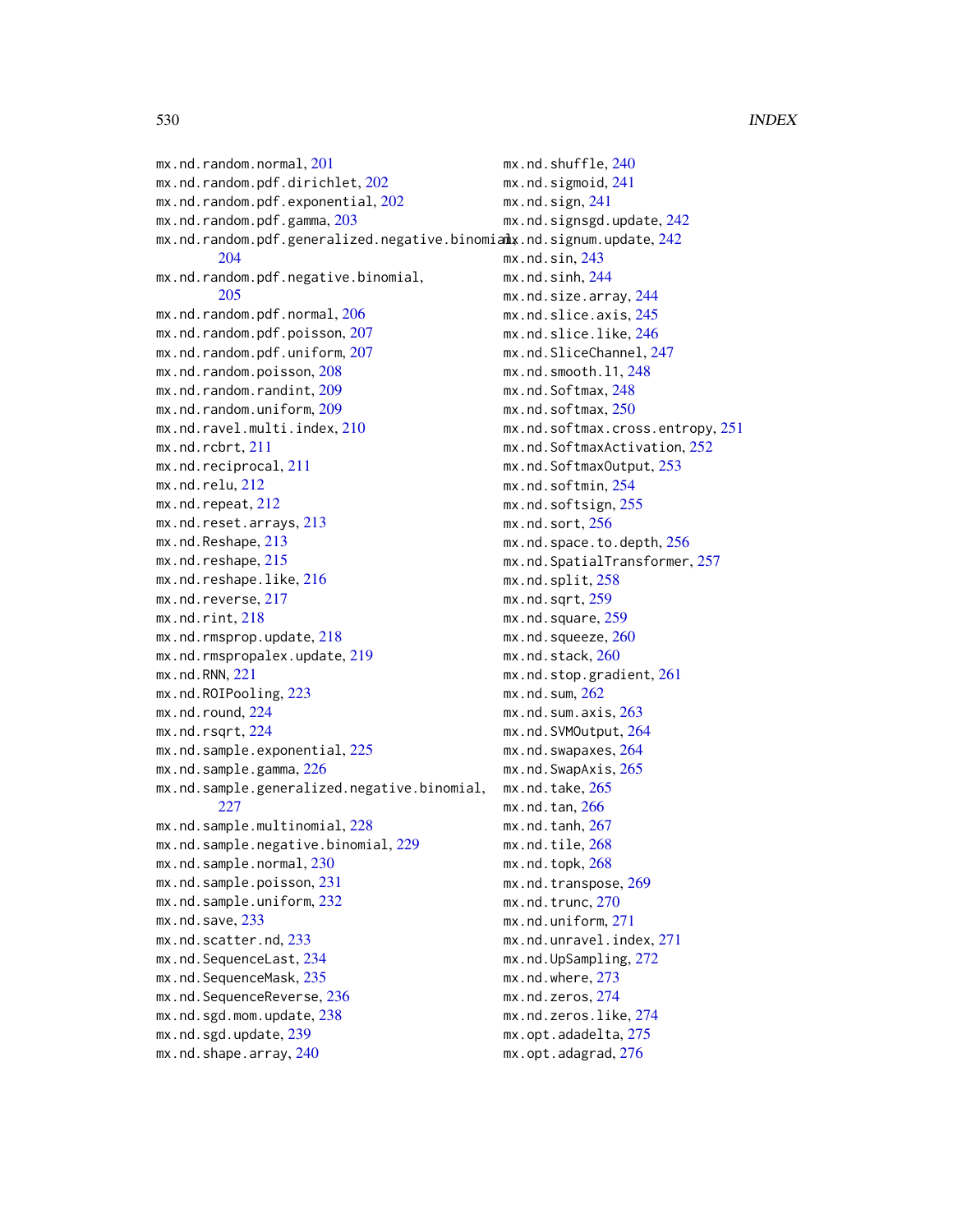mx.nd.random.normal, 201
mx.nd.random.pdf.dirichlet, 202
mx.nd.random.pdf.exponential, 202
mx.nd.random.pdf.gamma, 203
mx.nd.random.pdf.generalized.negative.binomial, 204
mx.nd.random.pdf.negative.binomial, 205
mx.nd.random.pdf.normal, 206
mx.nd.random.pdf.poisson, 207
mx.nd.random.pdf.uniform, 207
mx.nd.random.poisson, 208
mx.nd.random.randint, 209
mx.nd.random.uniform, 209
mx.nd.ravel.multi.index, 210
mx.nd.rcbrt, 211
mx.nd.reciprocal, 211
mx.nd.relu, 212
mx.nd.repeat, 212
mx.nd.reset.arrays, 213
mx.nd.Reshape, 213
mx.nd.reshape, 215
mx.nd.reshape.like, 216
mx.nd.reverse, 217
mx.nd.rint, 218
mx.nd.rmsprop.update, 218
mx.nd.rmspropalex.update, 219
mx.nd.RNN, 221
mx.nd.ROIPooling, 223
mx.nd.round, 224
mx.nd.rsqrt, 224
mx.nd.sample.exponential, 225
mx.nd.sample.gamma, 226
mx.nd.sample.generalized.negative.binomial, 227
mx.nd.sample.multinomial, 228
mx.nd.sample.negative.binomial, 229
mx.nd.sample.normal, 230
mx.nd.sample.poisson, 231
mx.nd.sample.uniform, 232
mx.nd.save, 233
mx.nd.scatter.nd, 233
mx.nd.SequenceLast, 234
mx.nd.SequenceMask, 235
mx.nd.SequenceReverse, 236
mx.nd.sgd.mom.update, 238
mx.nd.sgd.update, 239
mx.nd.shape.array, 240
mx.nd.shuffle, 240
mx.nd.sigmoid, 241
mx.nd.sign, 241
mx.nd.signsgd.update, 242
mx.nd.signum.update, 242
mx.nd.sin, 243
mx.nd.sinh, 244
mx.nd.size.array, 244
mx.nd.slice.axis, 245
mx.nd.slice.like, 246
mx.nd.SliceChannel, 247
mx.nd.smooth.l1, 248
mx.nd.Softmax, 248
mx.nd.softmax, 250
mx.nd.softmax.cross.entropy, 251
mx.nd.SoftmaxActivation, 252
mx.nd.SoftmaxOutput, 253
mx.nd.softmin, 254
mx.nd.softsign, 255
mx.nd.sort, 256
mx.nd.space.to.depth, 256
mx.nd.SpatialTransformer, 257
mx.nd.split, 258
mx.nd.sqrt, 259
mx.nd.square, 259
mx.nd.squeeze, 260
mx.nd.stack, 260
mx.nd.stop.gradient, 261
mx.nd.sum, 262
mx.nd.sum.axis, 263
mx.nd.SVMOutput, 264
mx.nd.swapaxes, 264
mx.nd.SwapAxis, 265
mx.nd.take, 265
mx.nd.tan, 266
mx.nd.tanh, 267
mx.nd.tile, 268
mx.nd.topk, 268
mx.nd.transpose, 269
mx.nd.trunc, 270
mx.nd.uniform, 271
mx.nd.unravel.index, 271
mx.nd.UpSampling, 272
mx.nd.where, 273
mx.nd.zeros, 274
mx.nd.zeros.like, 274
mx.opt.adadelta, 275
mx.opt.adagrad, 276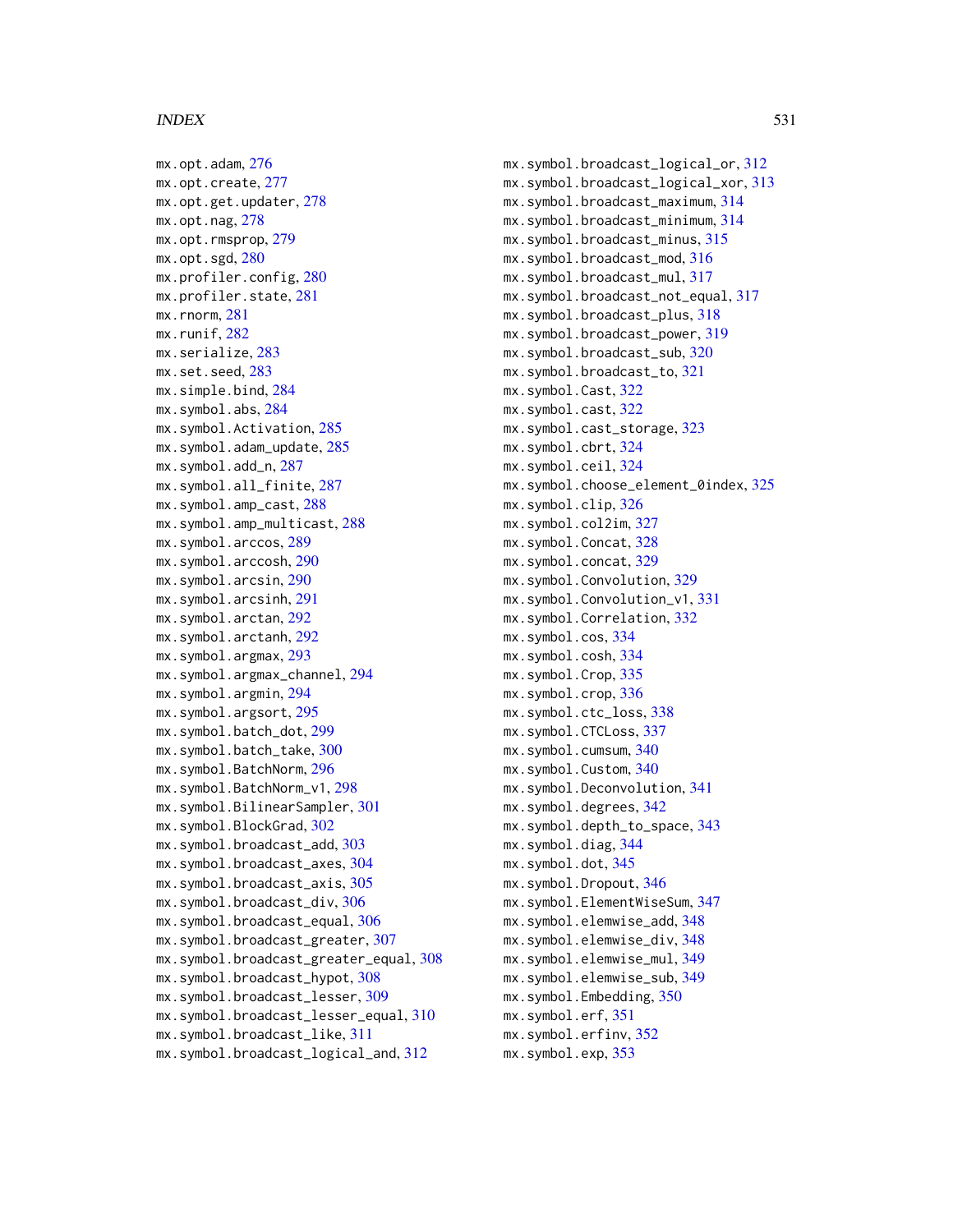mx.opt.adam, 276
mx.opt.create, 277
mx.opt.get.updater, 278
mx.opt.nag, 278
mx.opt.rmsprop, 279
mx.opt.sgd, 280
mx.profiler.config, 280
mx.profiler.state, 281
mx.rnorm, 281
mx.runif, 282
mx.serialize, 283
mx.set.seed, 283
mx.simple.bind, 284
mx.symbol.abs, 284
mx.symbol.Activation, 285
mx.symbol.adam_update, 285
mx.symbol.add_n, 287
mx.symbol.all_finite, 287
mx.symbol.amp_cast, 288
mx.symbol.amp_multicast, 288
mx.symbol.arccos, 289
mx.symbol.arccosh, 290
mx.symbol.arcsin, 290
mx.symbol.arcsinh, 291
mx.symbol.arctan, 292
mx.symbol.arctanh, 292
mx.symbol.argmax, 293
mx.symbol.argmax_channel, 294
mx.symbol.argmin, 294
mx.symbol.argsort, 295
mx.symbol.batch_dot, 299
mx.symbol.batch_take, 300
mx.symbol.BatchNorm, 296
mx.symbol.BatchNorm_v1, 298
mx.symbol.BilinearSampler, 301
mx.symbol.BlockGrad, 302
mx.symbol.broadcast_add, 303
mx.symbol.broadcast_axes, 304
mx.symbol.broadcast_axis, 305
mx.symbol.broadcast_div, 306
mx.symbol.broadcast_equal, 306
mx.symbol.broadcast_greater, 307
mx.symbol.broadcast_greater_equal, 308
mx.symbol.broadcast_hypot, 308
mx.symbol.broadcast_lesser, 309
mx.symbol.broadcast_lesser_equal, 310
mx.symbol.broadcast_like, 311
mx.symbol.broadcast_logical_and, 312
mx.symbol.broadcast_logical_or, 312
mx.symbol.broadcast_logical_xor, 313
mx.symbol.broadcast_maximum, 314
mx.symbol.broadcast_minimum, 314
mx.symbol.broadcast_minus, 315
mx.symbol.broadcast_mod, 316
mx.symbol.broadcast_mul, 317
mx.symbol.broadcast_not_equal, 317
mx.symbol.broadcast_plus, 318
mx.symbol.broadcast_power, 319
mx.symbol.broadcast_sub, 320
mx.symbol.broadcast_to, 321
mx.symbol.Cast, 322
mx.symbol.cast, 322
mx.symbol.cast_storage, 323
mx.symbol.cbrt, 324
mx.symbol.ceil, 324
mx.symbol.choose_element_0index, 325
mx.symbol.clip, 326
mx.symbol.col2im, 327
mx.symbol.Concat, 328
mx.symbol.concat, 329
mx.symbol.Convolution, 329
mx.symbol.Convolution_v1, 331
mx.symbol.Correlation, 332
mx.symbol.cos, 334
mx.symbol.cosh, 334
mx.symbol.Crop, 335
mx.symbol.crop, 336
mx.symbol.ctc_loss, 338
mx.symbol.CTCLoss, 337
mx.symbol.cumsum, 340
mx.symbol.Custom, 340
mx.symbol.Deconvolution, 341
mx.symbol.degrees, 342
mx.symbol.depth_to_space, 343
mx.symbol.diag, 344
mx.symbol.dot, 345
mx.symbol.Dropout, 346
mx.symbol.ElementWiseSum, 347
mx.symbol.elemwise_add, 348
mx.symbol.elemwise_div, 348
mx.symbol.elemwise_mul, 349
mx.symbol.elemwise_sub, 349
mx.symbol.Embedding, 350
mx.symbol.erf, 351
mx.symbol.erfinv, 352
mx.symbol.exp, 353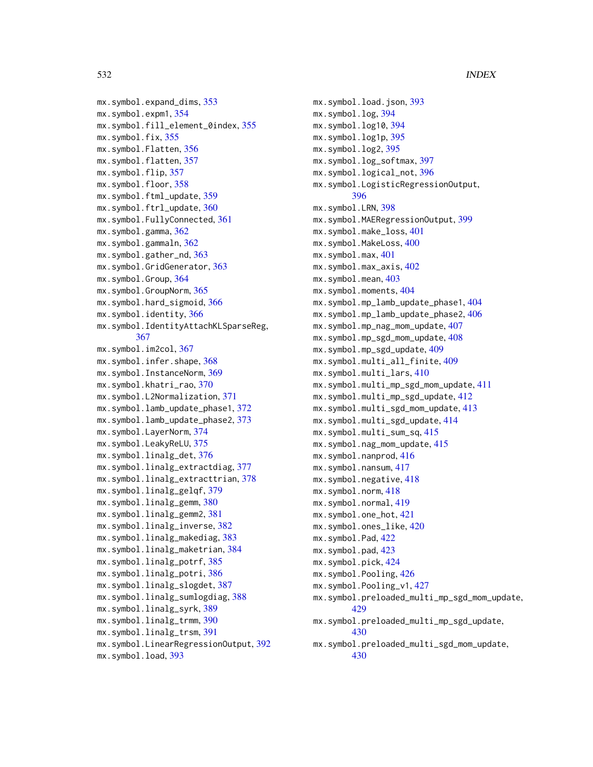mx.symbol.expand_dims, 353
mx.symbol.expm1, 354
mx.symbol.fill_element_0index, 355
mx.symbol.fix, 355
mx.symbol.Flatten, 356
mx.symbol.flatten, 357
mx.symbol.flip, 357
mx.symbol.floor, 358
mx.symbol.ftml_update, 359
mx.symbol.ftrl_update, 360
mx.symbol.FullyConnected, 361
mx.symbol.gamma, 362
mx.symbol.gammaln, 362
mx.symbol.gather_nd, 363
mx.symbol.GridGenerator, 363
mx.symbol.Group, 364
mx.symbol.GroupNorm, 365
mx.symbol.hard_sigmoid, 366
mx.symbol.identity, 366
mx.symbol.IdentityAttachKLSparseReg, 367
mx.symbol.im2col, 367
mx.symbol.infer.shape, 368
mx.symbol.InstanceNorm, 369
mx.symbol.khatri_rao, 370
mx.symbol.L2Normalization, 371
mx.symbol.lamb_update_phase1, 372
mx.symbol.lamb_update_phase2, 373
mx.symbol.LayerNorm, 374
mx.symbol.LeakyReLU, 375
mx.symbol.linalg_det, 376
mx.symbol.linalg_extractdiag, 377
mx.symbol.linalg_extracttrian, 378
mx.symbol.linalg_gelqf, 379
mx.symbol.linalg_gemm, 380
mx.symbol.linalg_gemm2, 381
mx.symbol.linalg_inverse, 382
mx.symbol.linalg_makediag, 383
mx.symbol.linalg_maketrian, 384
mx.symbol.linalg_potrf, 385
mx.symbol.linalg_potri, 386
mx.symbol.linalg_slogdet, 387
mx.symbol.linalg_sumlogdiag, 388
mx.symbol.linalg_syrk, 389
mx.symbol.linalg_trmm, 390
mx.symbol.linalg_trsm, 391
mx.symbol.LinearRegressionOutput, 392
mx.symbol.load, 393
mx.symbol.load.json, 393
mx.symbol.log, 394
mx.symbol.log10, 394
mx.symbol.log1p, 395
mx.symbol.log2, 395
mx.symbol.log_softmax, 397
mx.symbol.logical_not, 396
mx.symbol.LogisticRegressionOutput, 396
mx.symbol.LRN, 398
mx.symbol.MAERegressionOutput, 399
mx.symbol.make_loss, 401
mx.symbol.MakeLoss, 400
mx.symbol.max, 401
mx.symbol.max_axis, 402
mx.symbol.mean, 403
mx.symbol.moments, 404
mx.symbol.mp_lamb_update_phase1, 404
mx.symbol.mp_lamb_update_phase2, 406
mx.symbol.mp_nag_mom_update, 407
mx.symbol.mp_sgd_mom_update, 408
mx.symbol.mp_sgd_update, 409
mx.symbol.multi_all_finite, 409
mx.symbol.multi_lars, 410
mx.symbol.multi_mp_sgd_mom_update, 411
mx.symbol.multi_mp_sgd_update, 412
mx.symbol.multi_sgd_mom_update, 413
mx.symbol.multi_sgd_update, 414
mx.symbol.multi_sum_sq, 415
mx.symbol.nag_mom_update, 415
mx.symbol.nanprod, 416
mx.symbol.nansum, 417
mx.symbol.negative, 418
mx.symbol.norm, 418
mx.symbol.normal, 419
mx.symbol.one_hot, 421
mx.symbol.ones_like, 420
mx.symbol.Pad, 422
mx.symbol.pad, 423
mx.symbol.pick, 424
mx.symbol.Pooling, 426
mx.symbol.Pooling_v1, 427
mx.symbol.preloaded_multi_mp_sgd_mom_update, 429
mx.symbol.preloaded_multi_mp_sgd_update, 430
mx.symbol.preloaded_multi_sgd_mom_update, 430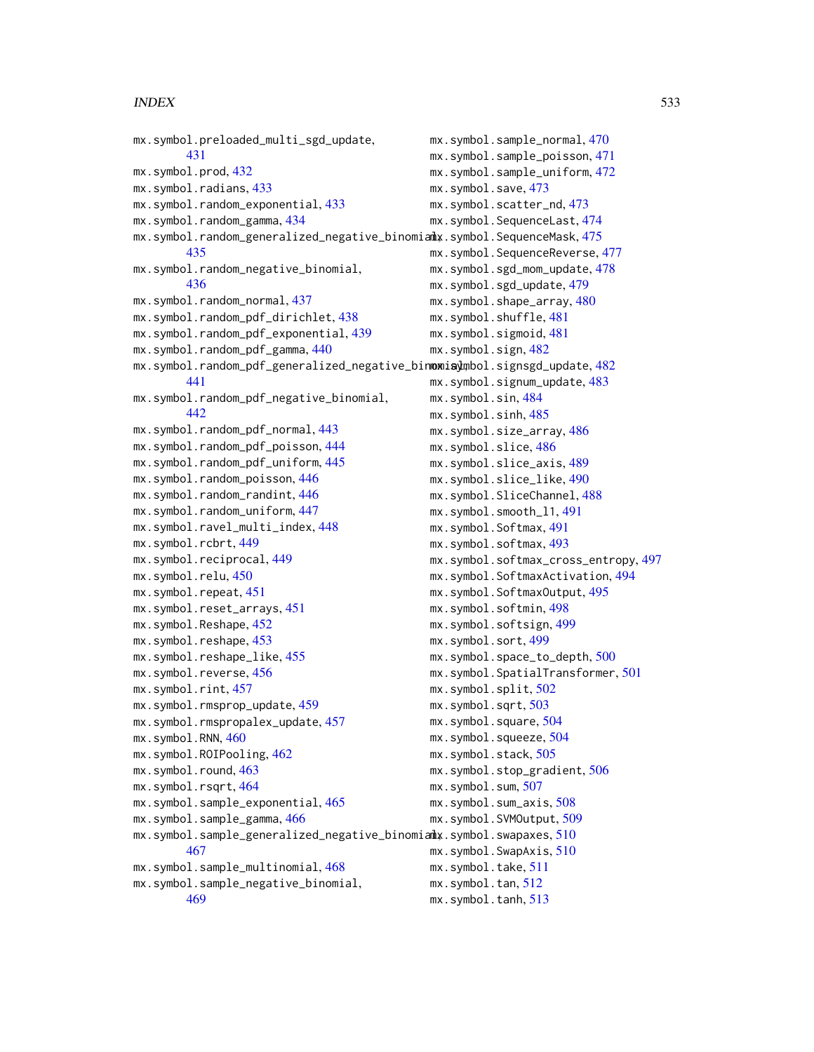mx.symbol.preloaded_multi_sgd_update, 431
mx.symbol.prod, 432
mx.symbol.radians, 433
mx.symbol.random_exponential, 433
mx.symbol.random_gamma, 434
mx.symbol.random_generalized_negative_binomial, 435
mx.symbol.random_negative_binomial, 436
mx.symbol.random_normal, 437
mx.symbol.random_pdf_dirichlet, 438
mx.symbol.random_pdf_exponential, 439
mx.symbol.random_pdf_gamma, 440
mx.symbol.random_pdf_generalized_negative_binomial, 441
mx.symbol.random_pdf_negative_binomial, 442
mx.symbol.random_pdf_normal, 443
mx.symbol.random_pdf_poisson, 444
mx.symbol.random_pdf_uniform, 445
mx.symbol.random_poisson, 446
mx.symbol.random_randint, 446
mx.symbol.random_uniform, 447
mx.symbol.ravel_multi_index, 448
mx.symbol.rcbrt, 449
mx.symbol.reciprocal, 449
mx.symbol.relu, 450
mx.symbol.repeat, 451
mx.symbol.reset_arrays, 451
mx.symbol.Reshape, 452
mx.symbol.reshape, 453
mx.symbol.reshape_like, 455
mx.symbol.reverse, 456
mx.symbol.rint, 457
mx.symbol.rmsprop_update, 459
mx.symbol.rmspropalex_update, 457
mx.symbol.RNN, 460
mx.symbol.ROIPooling, 462
mx.symbol.round, 463
mx.symbol.rsqrt, 464
mx.symbol.sample_exponential, 465
mx.symbol.sample_gamma, 466
mx.symbol.sample_generalized_negative_binomial, 467
mx.symbol.sample_multinomial, 468
mx.symbol.sample_negative_binomial, 469
mx.symbol.sample_normal, 470
mx.symbol.sample_poisson, 471
mx.symbol.sample_uniform, 472
mx.symbol.save, 473
mx.symbol.scatter_nd, 473
mx.symbol.SequenceLast, 474
mx.symbol.SequenceMask, 475
mx.symbol.SequenceReverse, 477
mx.symbol.sgd_mom_update, 478
mx.symbol.sgd_update, 479
mx.symbol.shape_array, 480
mx.symbol.shuffle, 481
mx.symbol.sigmoid, 481
mx.symbol.sign, 482
mx.symbol.signsgd_update, 482
mx.symbol.signum_update, 483
mx.symbol.sin, 484
mx.symbol.sinh, 485
mx.symbol.size_array, 486
mx.symbol.slice, 486
mx.symbol.slice_axis, 489
mx.symbol.slice_like, 490
mx.symbol.SliceChannel, 488
mx.symbol.smooth_l1, 491
mx.symbol.Softmax, 491
mx.symbol.softmax, 493
mx.symbol.softmax_cross_entropy, 497
mx.symbol.SoftmaxActivation, 494
mx.symbol.SoftmaxOutput, 495
mx.symbol.softmin, 498
mx.symbol.softsign, 499
mx.symbol.sort, 499
mx.symbol.space_to_depth, 500
mx.symbol.SpatialTransformer, 501
mx.symbol.split, 502
mx.symbol.sqrt, 503
mx.symbol.square, 504
mx.symbol.squeeze, 504
mx.symbol.stack, 505
mx.symbol.stop_gradient, 506
mx.symbol.sum, 507
mx.symbol.sum_axis, 508
mx.symbol.SVMOutput, 509
mx.symbol.swapaxes, 510
mx.symbol.SwapAxis, 510
mx.symbol.take, 511
mx.symbol.tan, 512
mx.symbol.tanh, 513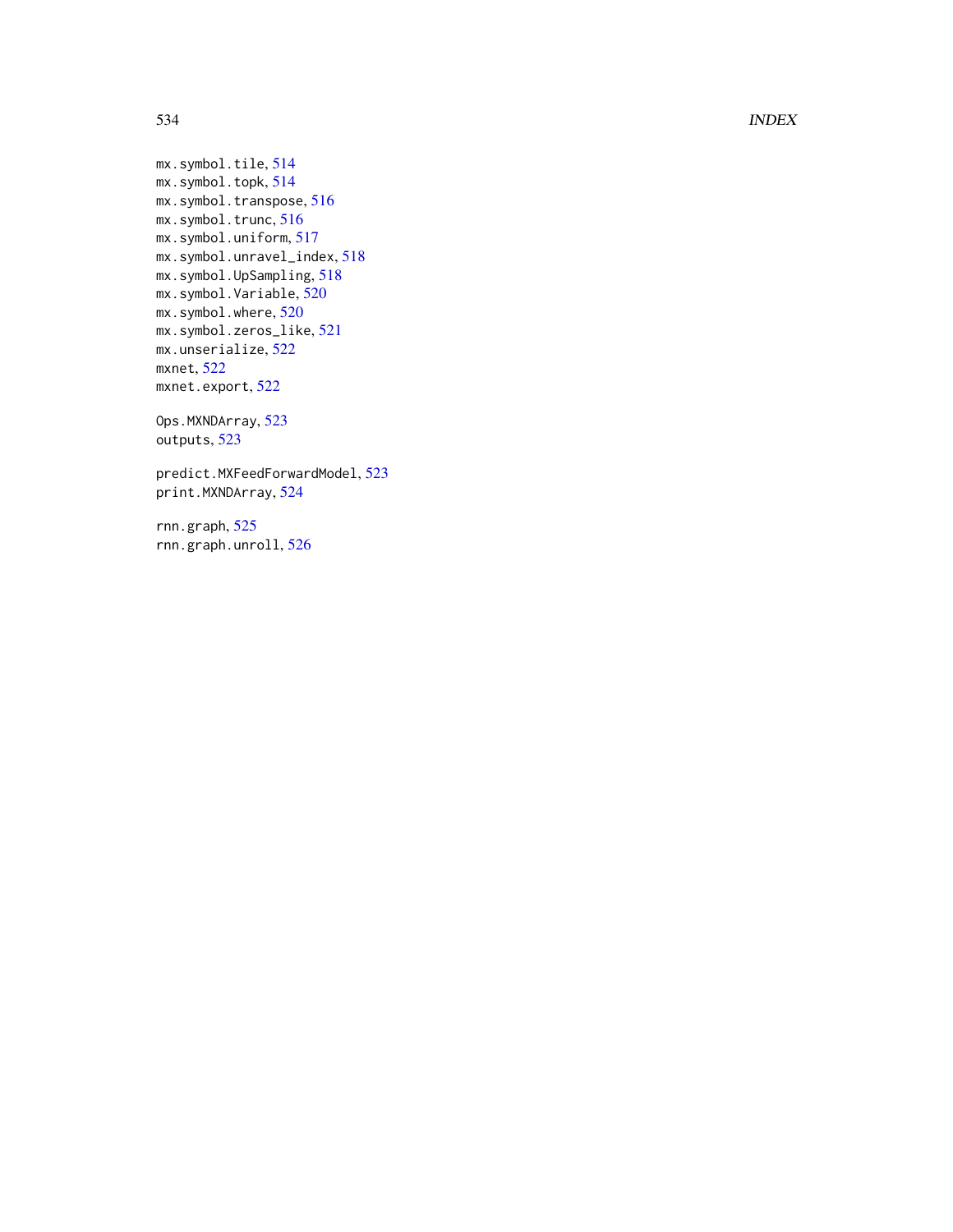mx.symbol.tile, 514
mx.symbol.topk, 514
mx.symbol.transpose, 516
mx.symbol.trunc, 516
mx.symbol.uniform, 517
mx.symbol.unravel_index, 518
mx.symbol.UpSampling, 518
mx.symbol.Variable, 520
mx.symbol.where, 520
mx.symbol.zeros_like, 521
mx.unserialize, 522
mxnet, 522
mxnet.export, 522

Ops.MXNDArray, 523
outputs, 523

predict.MXFeedForwardModel, 523
print.MXNDArray, 524

rnn.graph, 525
rnn.graph.unroll, 526